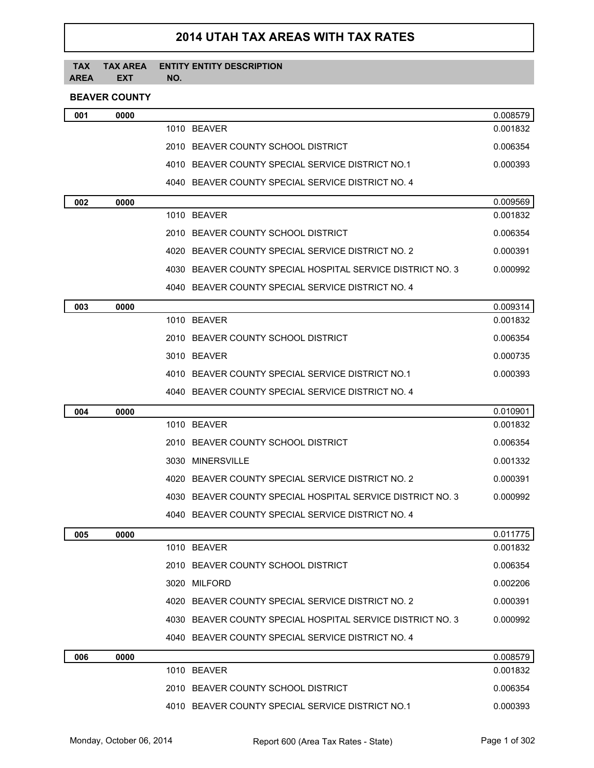# 2014 UTAH TAX AREAS WITH TAX RATES

| TAX AREA | TAX AREA EXT | ENTITY NO. | ENTITY DESCRIPTION | |
|---|---|---|---|---|

## BEAVER COUNTY

| TAX AREA | TAX AREA EXT | ENTITY NO. | ENTITY DESCRIPTION | RATE |
|---|---|---|---|---|
| **001** | **0000** | | | 0.008579 |
| | | 1010 | BEAVER | 0.001832 |
| | | 2010 | BEAVER COUNTY SCHOOL DISTRICT | 0.006354 |
| | | 4010 | BEAVER COUNTY SPECIAL SERVICE DISTRICT NO.1 | 0.000393 |
| | | 4040 | BEAVER COUNTY SPECIAL SERVICE DISTRICT NO. 4 | |
| **002** | **0000** | | | 0.009569 |
| | | 1010 | BEAVER | 0.001832 |
| | | 2010 | BEAVER COUNTY SCHOOL DISTRICT | 0.006354 |
| | | 4020 | BEAVER COUNTY SPECIAL SERVICE DISTRICT NO. 2 | 0.000391 |
| | | 4030 | BEAVER COUNTY SPECIAL HOSPITAL SERVICE DISTRICT NO. 3 | 0.000992 |
| | | 4040 | BEAVER COUNTY SPECIAL SERVICE DISTRICT NO. 4 | |
| **003** | **0000** | | | 0.009314 |
| | | 1010 | BEAVER | 0.001832 |
| | | 2010 | BEAVER COUNTY SCHOOL DISTRICT | 0.006354 |
| | | 3010 | BEAVER | 0.000735 |
| | | 4010 | BEAVER COUNTY SPECIAL SERVICE DISTRICT NO.1 | 0.000393 |
| | | 4040 | BEAVER COUNTY SPECIAL SERVICE DISTRICT NO. 4 | |
| **004** | **0000** | | | 0.010901 |
| | | 1010 | BEAVER | 0.001832 |
| | | 2010 | BEAVER COUNTY SCHOOL DISTRICT | 0.006354 |
| | | 3030 | MINERSVILLE | 0.001332 |
| | | 4020 | BEAVER COUNTY SPECIAL SERVICE DISTRICT NO. 2 | 0.000391 |
| | | 4030 | BEAVER COUNTY SPECIAL HOSPITAL SERVICE DISTRICT NO. 3 | 0.000992 |
| | | 4040 | BEAVER COUNTY SPECIAL SERVICE DISTRICT NO. 4 | |
| **005** | **0000** | | | 0.011775 |
| | | 1010 | BEAVER | 0.001832 |
| | | 2010 | BEAVER COUNTY SCHOOL DISTRICT | 0.006354 |
| | | 3020 | MILFORD | 0.002206 |
| | | 4020 | BEAVER COUNTY SPECIAL SERVICE DISTRICT NO. 2 | 0.000391 |
| | | 4030 | BEAVER COUNTY SPECIAL HOSPITAL SERVICE DISTRICT NO. 3 | 0.000992 |
| | | 4040 | BEAVER COUNTY SPECIAL SERVICE DISTRICT NO. 4 | |
| **006** | **0000** | | | 0.008579 |
| | | 1010 | BEAVER | 0.001832 |
| | | 2010 | BEAVER COUNTY SCHOOL DISTRICT | 0.006354 |
| | | 4010 | BEAVER COUNTY SPECIAL SERVICE DISTRICT NO.1 | 0.000393 |

Monday, October 06, 2014 Report 600 (Area Tax Rates - State)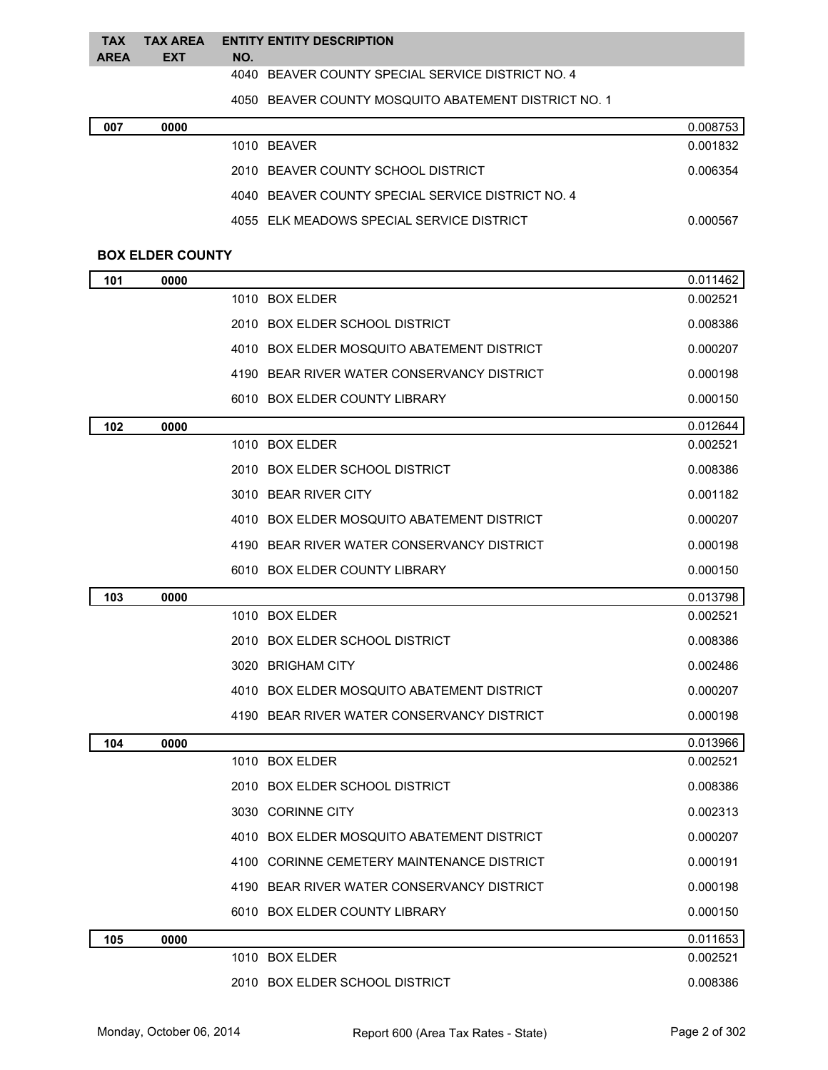| TAX AREA | TAX AREA EXT | ENTITY NO. | ENTITY DESCRIPTION | |
|---|---|---|---|---|
| | | 4040 | BEAVER COUNTY SPECIAL SERVICE DISTRICT NO. 4 | |
| | | 4050 | BEAVER COUNTY MOSQUITO ABATEMENT DISTRICT NO. 1 | |
| **007** | **0000** | | | 0.008753 |
| | | 1010 | BEAVER | 0.001832 |
| | | 2010 | BEAVER COUNTY SCHOOL DISTRICT | 0.006354 |
| | | 4040 | BEAVER COUNTY SPECIAL SERVICE DISTRICT NO. 4 | |
| | | 4055 | ELK MEADOWS SPECIAL SERVICE DISTRICT | 0.000567 |

**BOX ELDER COUNTY**

| TAX AREA | TAX AREA EXT | ENTITY NO. | ENTITY DESCRIPTION | |
|---|---|---|---|---|
| **101** | **0000** | | | 0.011462 |
| | | 1010 | BOX ELDER | 0.002521 |
| | | 2010 | BOX ELDER SCHOOL DISTRICT | 0.008386 |
| | | 4010 | BOX ELDER MOSQUITO ABATEMENT DISTRICT | 0.000207 |
| | | 4190 | BEAR RIVER WATER CONSERVANCY DISTRICT | 0.000198 |
| | | 6010 | BOX ELDER COUNTY LIBRARY | 0.000150 |
| **102** | **0000** | | | 0.012644 |
| | | 1010 | BOX ELDER | 0.002521 |
| | | 2010 | BOX ELDER SCHOOL DISTRICT | 0.008386 |
| | | 3010 | BEAR RIVER CITY | 0.001182 |
| | | 4010 | BOX ELDER MOSQUITO ABATEMENT DISTRICT | 0.000207 |
| | | 4190 | BEAR RIVER WATER CONSERVANCY DISTRICT | 0.000198 |
| | | 6010 | BOX ELDER COUNTY LIBRARY | 0.000150 |
| **103** | **0000** | | | 0.013798 |
| | | 1010 | BOX ELDER | 0.002521 |
| | | 2010 | BOX ELDER SCHOOL DISTRICT | 0.008386 |
| | | 3020 | BRIGHAM CITY | 0.002486 |
| | | 4010 | BOX ELDER MOSQUITO ABATEMENT DISTRICT | 0.000207 |
| | | 4190 | BEAR RIVER WATER CONSERVANCY DISTRICT | 0.000198 |
| **104** | **0000** | | | 0.013966 |
| | | 1010 | BOX ELDER | 0.002521 |
| | | 2010 | BOX ELDER SCHOOL DISTRICT | 0.008386 |
| | | 3030 | CORINNE CITY | 0.002313 |
| | | 4010 | BOX ELDER MOSQUITO ABATEMENT DISTRICT | 0.000207 |
| | | 4100 | CORINNE CEMETERY MAINTENANCE DISTRICT | 0.000191 |
| | | 4190 | BEAR RIVER WATER CONSERVANCY DISTRICT | 0.000198 |
| | | 6010 | BOX ELDER COUNTY LIBRARY | 0.000150 |
| **105** | **0000** | | | 0.011653 |
| | | 1010 | BOX ELDER | 0.002521 |
| | | 2010 | BOX ELDER SCHOOL DISTRICT | 0.008386 |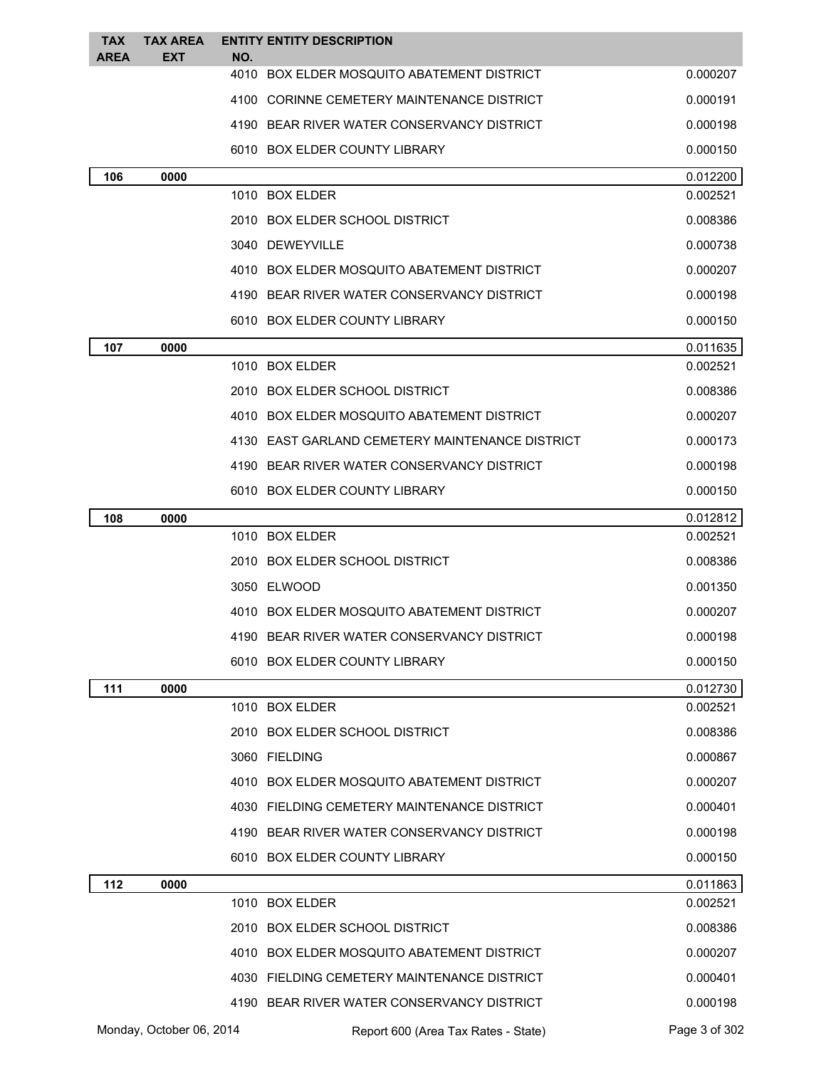| TAX AREA | TAX AREA EXT | ENTITY NO. | ENTITY DESCRIPTION | |
|---|---|---|---|---|
| | | 4010 | BOX ELDER MOSQUITO ABATEMENT DISTRICT | 0.000207 |
| | | 4100 | CORINNE CEMETERY MAINTENANCE DISTRICT | 0.000191 |
| | | 4190 | BEAR RIVER WATER CONSERVANCY DISTRICT | 0.000198 |
| | | 6010 | BOX ELDER COUNTY LIBRARY | 0.000150 |
| **106** | **0000** | | | 0.012200 |
| | | 1010 | BOX ELDER | 0.002521 |
| | | 2010 | BOX ELDER SCHOOL DISTRICT | 0.008386 |
| | | 3040 | DEWEYVILLE | 0.000738 |
| | | 4010 | BOX ELDER MOSQUITO ABATEMENT DISTRICT | 0.000207 |
| | | 4190 | BEAR RIVER WATER CONSERVANCY DISTRICT | 0.000198 |
| | | 6010 | BOX ELDER COUNTY LIBRARY | 0.000150 |
| **107** | **0000** | | | 0.011635 |
| | | 1010 | BOX ELDER | 0.002521 |
| | | 2010 | BOX ELDER SCHOOL DISTRICT | 0.008386 |
| | | 4010 | BOX ELDER MOSQUITO ABATEMENT DISTRICT | 0.000207 |
| | | 4130 | EAST GARLAND CEMETERY MAINTENANCE DISTRICT | 0.000173 |
| | | 4190 | BEAR RIVER WATER CONSERVANCY DISTRICT | 0.000198 |
| | | 6010 | BOX ELDER COUNTY LIBRARY | 0.000150 |
| **108** | **0000** | | | 0.012812 |
| | | 1010 | BOX ELDER | 0.002521 |
| | | 2010 | BOX ELDER SCHOOL DISTRICT | 0.008386 |
| | | 3050 | ELWOOD | 0.001350 |
| | | 4010 | BOX ELDER MOSQUITO ABATEMENT DISTRICT | 0.000207 |
| | | 4190 | BEAR RIVER WATER CONSERVANCY DISTRICT | 0.000198 |
| | | 6010 | BOX ELDER COUNTY LIBRARY | 0.000150 |
| **111** | **0000** | | | 0.012730 |
| | | 1010 | BOX ELDER | 0.002521 |
| | | 2010 | BOX ELDER SCHOOL DISTRICT | 0.008386 |
| | | 3060 | FIELDING | 0.000867 |
| | | 4010 | BOX ELDER MOSQUITO ABATEMENT DISTRICT | 0.000207 |
| | | 4030 | FIELDING CEMETERY MAINTENANCE DISTRICT | 0.000401 |
| | | 4190 | BEAR RIVER WATER CONSERVANCY DISTRICT | 0.000198 |
| | | 6010 | BOX ELDER COUNTY LIBRARY | 0.000150 |
| **112** | **0000** | | | 0.011863 |
| | | 1010 | BOX ELDER | 0.002521 |
| | | 2010 | BOX ELDER SCHOOL DISTRICT | 0.008386 |
| | | 4010 | BOX ELDER MOSQUITO ABATEMENT DISTRICT | 0.000207 |
| | | 4030 | FIELDING CEMETERY MAINTENANCE DISTRICT | 0.000401 |
| | | 4190 | BEAR RIVER WATER CONSERVANCY DISTRICT | 0.000198 |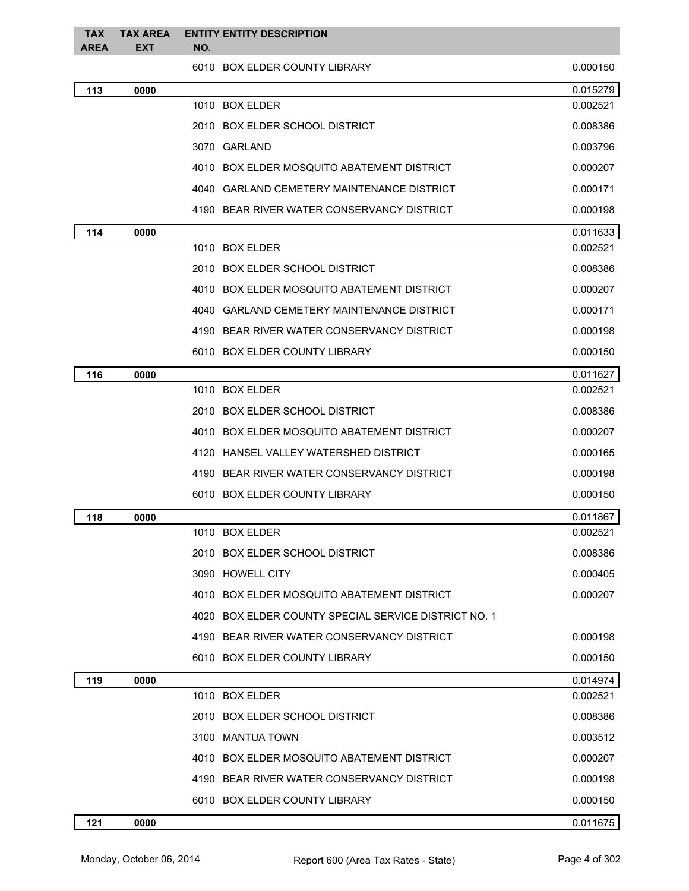| TAX AREA | TAX AREA EXT | ENTITY NO. | ENTITY DESCRIPTION | |
|---|---|---|---|---|
| | | 6010 | BOX ELDER COUNTY LIBRARY | 0.000150 |
| **113** | **0000** | | | 0.015279 |
| | | 1010 | BOX ELDER | 0.002521 |
| | | 2010 | BOX ELDER SCHOOL DISTRICT | 0.008386 |
| | | 3070 | GARLAND | 0.003796 |
| | | 4010 | BOX ELDER MOSQUITO ABATEMENT DISTRICT | 0.000207 |
| | | 4040 | GARLAND CEMETERY MAINTENANCE DISTRICT | 0.000171 |
| | | 4190 | BEAR RIVER WATER CONSERVANCY DISTRICT | 0.000198 |
| **114** | **0000** | | | 0.011633 |
| | | 1010 | BOX ELDER | 0.002521 |
| | | 2010 | BOX ELDER SCHOOL DISTRICT | 0.008386 |
| | | 4010 | BOX ELDER MOSQUITO ABATEMENT DISTRICT | 0.000207 |
| | | 4040 | GARLAND CEMETERY MAINTENANCE DISTRICT | 0.000171 |
| | | 4190 | BEAR RIVER WATER CONSERVANCY DISTRICT | 0.000198 |
| | | 6010 | BOX ELDER COUNTY LIBRARY | 0.000150 |
| **116** | **0000** | | | 0.011627 |
| | | 1010 | BOX ELDER | 0.002521 |
| | | 2010 | BOX ELDER SCHOOL DISTRICT | 0.008386 |
| | | 4010 | BOX ELDER MOSQUITO ABATEMENT DISTRICT | 0.000207 |
| | | 4120 | HANSEL VALLEY WATERSHED DISTRICT | 0.000165 |
| | | 4190 | BEAR RIVER WATER CONSERVANCY DISTRICT | 0.000198 |
| | | 6010 | BOX ELDER COUNTY LIBRARY | 0.000150 |
| **118** | **0000** | | | 0.011867 |
| | | 1010 | BOX ELDER | 0.002521 |
| | | 2010 | BOX ELDER SCHOOL DISTRICT | 0.008386 |
| | | 3090 | HOWELL CITY | 0.000405 |
| | | 4010 | BOX ELDER MOSQUITO ABATEMENT DISTRICT | 0.000207 |
| | | 4020 | BOX ELDER COUNTY SPECIAL SERVICE DISTRICT NO. 1 | |
| | | 4190 | BEAR RIVER WATER CONSERVANCY DISTRICT | 0.000198 |
| | | 6010 | BOX ELDER COUNTY LIBRARY | 0.000150 |
| **119** | **0000** | | | 0.014974 |
| | | 1010 | BOX ELDER | 0.002521 |
| | | 2010 | BOX ELDER SCHOOL DISTRICT | 0.008386 |
| | | 3100 | MANTUA TOWN | 0.003512 |
| | | 4010 | BOX ELDER MOSQUITO ABATEMENT DISTRICT | 0.000207 |
| | | 4190 | BEAR RIVER WATER CONSERVANCY DISTRICT | 0.000198 |
| | | 6010 | BOX ELDER COUNTY LIBRARY | 0.000150 |
| **121** | **0000** | | | 0.011675 |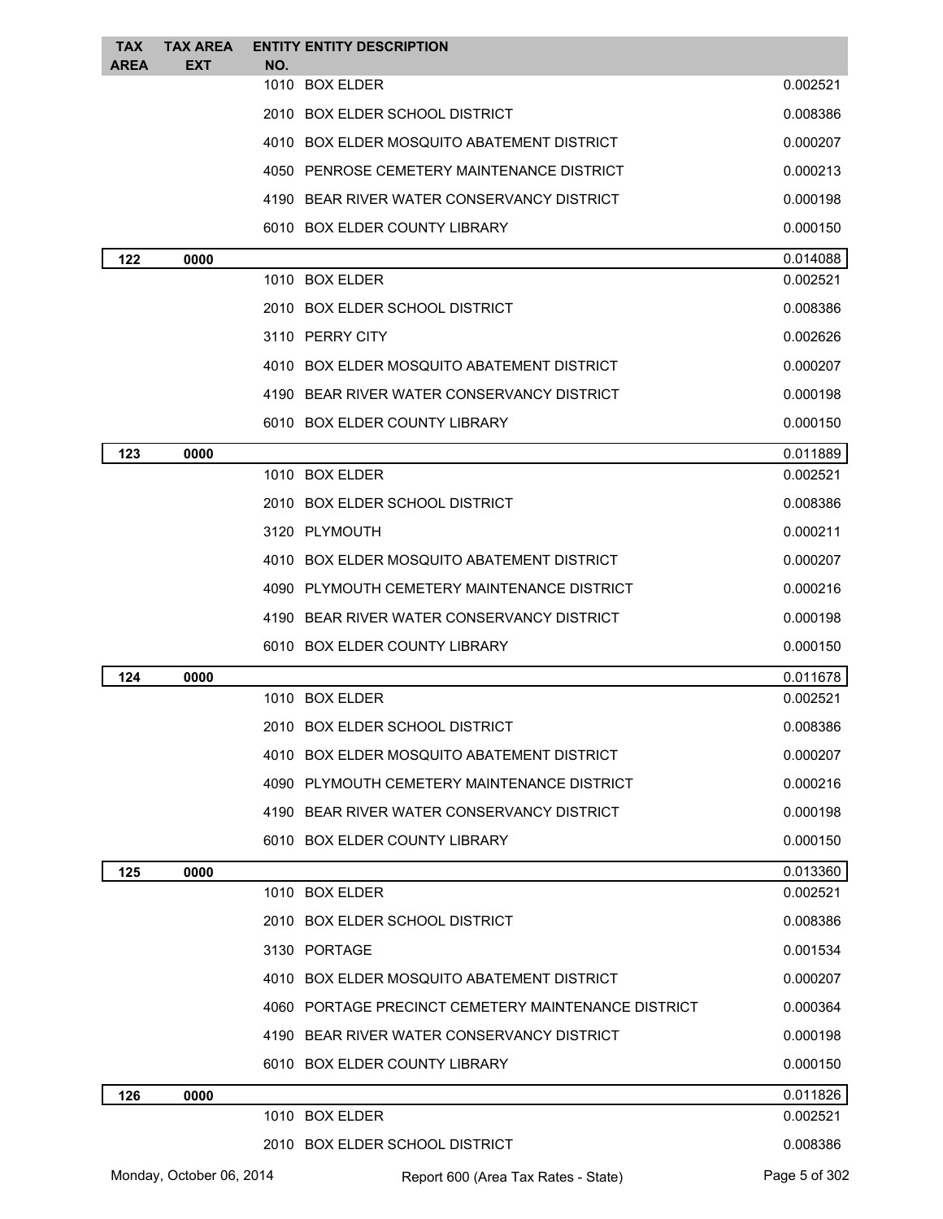| TAX AREA | TAX AREA EXT | ENTITY NO. | ENTITY DESCRIPTION | |
|---|---|---|---|---|
| | | 1010 | BOX ELDER | 0.002521 |
| | | 2010 | BOX ELDER SCHOOL DISTRICT | 0.008386 |
| | | 4010 | BOX ELDER MOSQUITO ABATEMENT DISTRICT | 0.000207 |
| | | 4050 | PENROSE CEMETERY MAINTENANCE DISTRICT | 0.000213 |
| | | 4190 | BEAR RIVER WATER CONSERVANCY DISTRICT | 0.000198 |
| | | 6010 | BOX ELDER COUNTY LIBRARY | 0.000150 |
| **122** | **0000** | | | 0.014088 |
| | | 1010 | BOX ELDER | 0.002521 |
| | | 2010 | BOX ELDER SCHOOL DISTRICT | 0.008386 |
| | | 3110 | PERRY CITY | 0.002626 |
| | | 4010 | BOX ELDER MOSQUITO ABATEMENT DISTRICT | 0.000207 |
| | | 4190 | BEAR RIVER WATER CONSERVANCY DISTRICT | 0.000198 |
| | | 6010 | BOX ELDER COUNTY LIBRARY | 0.000150 |
| **123** | **0000** | | | 0.011889 |
| | | 1010 | BOX ELDER | 0.002521 |
| | | 2010 | BOX ELDER SCHOOL DISTRICT | 0.008386 |
| | | 3120 | PLYMOUTH | 0.000211 |
| | | 4010 | BOX ELDER MOSQUITO ABATEMENT DISTRICT | 0.000207 |
| | | 4090 | PLYMOUTH CEMETERY MAINTENANCE DISTRICT | 0.000216 |
| | | 4190 | BEAR RIVER WATER CONSERVANCY DISTRICT | 0.000198 |
| | | 6010 | BOX ELDER COUNTY LIBRARY | 0.000150 |
| **124** | **0000** | | | 0.011678 |
| | | 1010 | BOX ELDER | 0.002521 |
| | | 2010 | BOX ELDER SCHOOL DISTRICT | 0.008386 |
| | | 4010 | BOX ELDER MOSQUITO ABATEMENT DISTRICT | 0.000207 |
| | | 4090 | PLYMOUTH CEMETERY MAINTENANCE DISTRICT | 0.000216 |
| | | 4190 | BEAR RIVER WATER CONSERVANCY DISTRICT | 0.000198 |
| | | 6010 | BOX ELDER COUNTY LIBRARY | 0.000150 |
| **125** | **0000** | | | 0.013360 |
| | | 1010 | BOX ELDER | 0.002521 |
| | | 2010 | BOX ELDER SCHOOL DISTRICT | 0.008386 |
| | | 3130 | PORTAGE | 0.001534 |
| | | 4010 | BOX ELDER MOSQUITO ABATEMENT DISTRICT | 0.000207 |
| | | 4060 | PORTAGE PRECINCT CEMETERY MAINTENANCE DISTRICT | 0.000364 |
| | | 4190 | BEAR RIVER WATER CONSERVANCY DISTRICT | 0.000198 |
| | | 6010 | BOX ELDER COUNTY LIBRARY | 0.000150 |
| **126** | **0000** | | | 0.011826 |
| | | 1010 | BOX ELDER | 0.002521 |
| | | 2010 | BOX ELDER SCHOOL DISTRICT | 0.008386 |

Monday, October 06, 2014 — Report 600 (Area Tax Rates - State)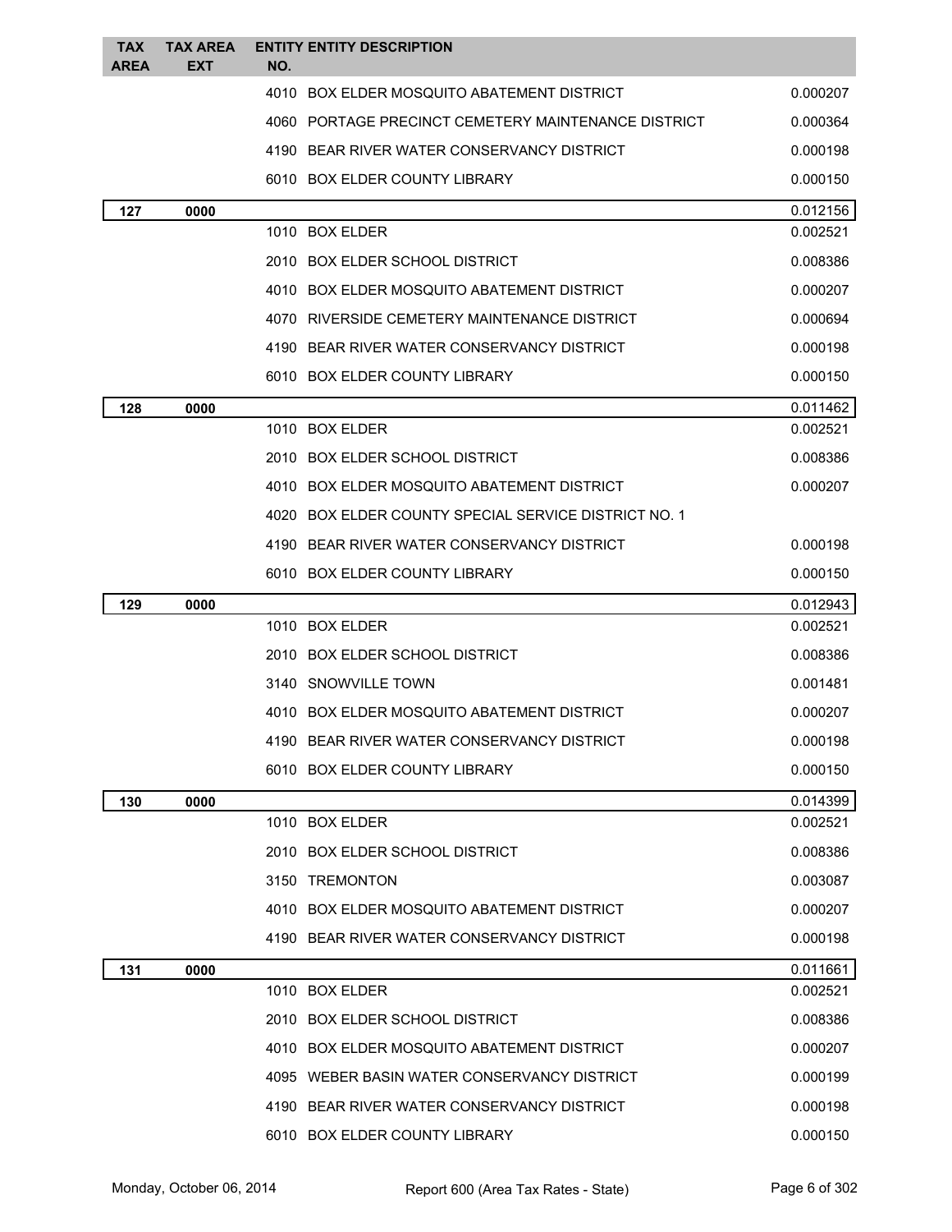| TAX AREA | TAX AREA EXT | ENTITY NO. | ENTITY DESCRIPTION | |
|---|---|---|---|---|
| | | 4010 | BOX ELDER MOSQUITO ABATEMENT DISTRICT | 0.000207 |
| | | 4060 | PORTAGE PRECINCT CEMETERY MAINTENANCE DISTRICT | 0.000364 |
| | | 4190 | BEAR RIVER WATER CONSERVANCY DISTRICT | 0.000198 |
| | | 6010 | BOX ELDER COUNTY LIBRARY | 0.000150 |
| **127** | **0000** | | | 0.012156 |
| | | 1010 | BOX ELDER | 0.002521 |
| | | 2010 | BOX ELDER SCHOOL DISTRICT | 0.008386 |
| | | 4010 | BOX ELDER MOSQUITO ABATEMENT DISTRICT | 0.000207 |
| | | 4070 | RIVERSIDE CEMETERY MAINTENANCE DISTRICT | 0.000694 |
| | | 4190 | BEAR RIVER WATER CONSERVANCY DISTRICT | 0.000198 |
| | | 6010 | BOX ELDER COUNTY LIBRARY | 0.000150 |
| **128** | **0000** | | | 0.011462 |
| | | 1010 | BOX ELDER | 0.002521 |
| | | 2010 | BOX ELDER SCHOOL DISTRICT | 0.008386 |
| | | 4010 | BOX ELDER MOSQUITO ABATEMENT DISTRICT | 0.000207 |
| | | 4020 | BOX ELDER COUNTY SPECIAL SERVICE DISTRICT NO. 1 | |
| | | 4190 | BEAR RIVER WATER CONSERVANCY DISTRICT | 0.000198 |
| | | 6010 | BOX ELDER COUNTY LIBRARY | 0.000150 |
| **129** | **0000** | | | 0.012943 |
| | | 1010 | BOX ELDER | 0.002521 |
| | | 2010 | BOX ELDER SCHOOL DISTRICT | 0.008386 |
| | | 3140 | SNOWVILLE TOWN | 0.001481 |
| | | 4010 | BOX ELDER MOSQUITO ABATEMENT DISTRICT | 0.000207 |
| | | 4190 | BEAR RIVER WATER CONSERVANCY DISTRICT | 0.000198 |
| | | 6010 | BOX ELDER COUNTY LIBRARY | 0.000150 |
| **130** | **0000** | | | 0.014399 |
| | | 1010 | BOX ELDER | 0.002521 |
| | | 2010 | BOX ELDER SCHOOL DISTRICT | 0.008386 |
| | | 3150 | TREMONTON | 0.003087 |
| | | 4010 | BOX ELDER MOSQUITO ABATEMENT DISTRICT | 0.000207 |
| | | 4190 | BEAR RIVER WATER CONSERVANCY DISTRICT | 0.000198 |
| **131** | **0000** | | | 0.011661 |
| | | 1010 | BOX ELDER | 0.002521 |
| | | 2010 | BOX ELDER SCHOOL DISTRICT | 0.008386 |
| | | 4010 | BOX ELDER MOSQUITO ABATEMENT DISTRICT | 0.000207 |
| | | 4095 | WEBER BASIN WATER CONSERVANCY DISTRICT | 0.000199 |
| | | 4190 | BEAR RIVER WATER CONSERVANCY DISTRICT | 0.000198 |
| | | 6010 | BOX ELDER COUNTY LIBRARY | 0.000150 |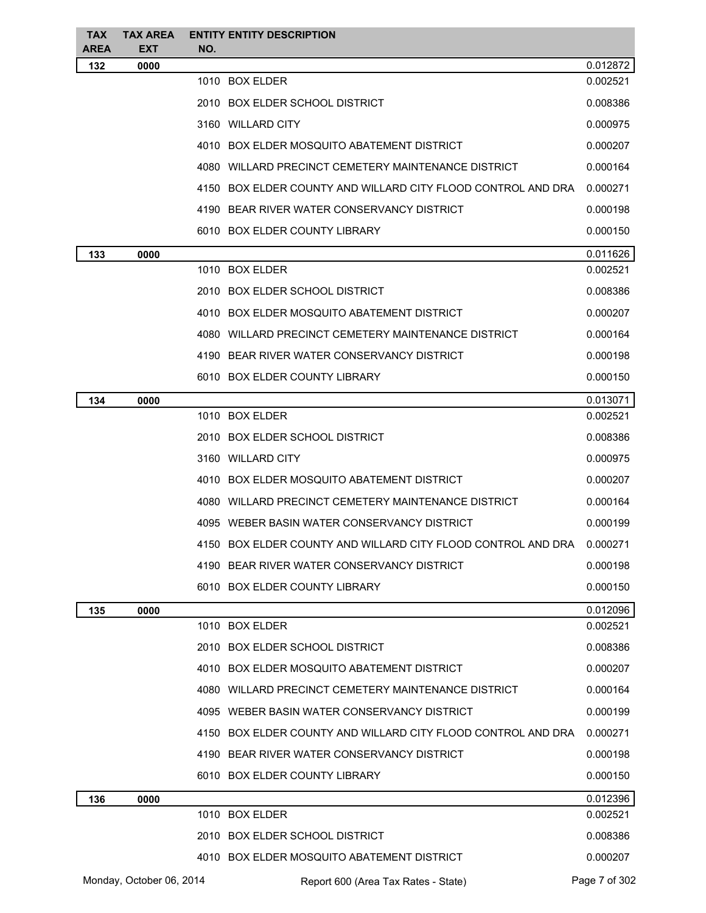| TAX AREA | TAX AREA EXT | ENTITY NO. | ENTITY DESCRIPTION | |
|---|---|---|---|---|
| 132 | 0000 | | | 0.012872 |
| | | 1010 | BOX ELDER | 0.002521 |
| | | 2010 | BOX ELDER SCHOOL DISTRICT | 0.008386 |
| | | 3160 | WILLARD CITY | 0.000975 |
| | | 4010 | BOX ELDER MOSQUITO ABATEMENT DISTRICT | 0.000207 |
| | | 4080 | WILLARD PRECINCT CEMETERY MAINTENANCE DISTRICT | 0.000164 |
| | | 4150 | BOX ELDER COUNTY AND WILLARD CITY FLOOD CONTROL AND DRA | 0.000271 |
| | | 4190 | BEAR RIVER WATER CONSERVANCY DISTRICT | 0.000198 |
| | | 6010 | BOX ELDER COUNTY LIBRARY | 0.000150 |
| 133 | 0000 | | | 0.011626 |
| | | 1010 | BOX ELDER | 0.002521 |
| | | 2010 | BOX ELDER SCHOOL DISTRICT | 0.008386 |
| | | 4010 | BOX ELDER MOSQUITO ABATEMENT DISTRICT | 0.000207 |
| | | 4080 | WILLARD PRECINCT CEMETERY MAINTENANCE DISTRICT | 0.000164 |
| | | 4190 | BEAR RIVER WATER CONSERVANCY DISTRICT | 0.000198 |
| | | 6010 | BOX ELDER COUNTY LIBRARY | 0.000150 |
| 134 | 0000 | | | 0.013071 |
| | | 1010 | BOX ELDER | 0.002521 |
| | | 2010 | BOX ELDER SCHOOL DISTRICT | 0.008386 |
| | | 3160 | WILLARD CITY | 0.000975 |
| | | 4010 | BOX ELDER MOSQUITO ABATEMENT DISTRICT | 0.000207 |
| | | 4080 | WILLARD PRECINCT CEMETERY MAINTENANCE DISTRICT | 0.000164 |
| | | 4095 | WEBER BASIN WATER CONSERVANCY DISTRICT | 0.000199 |
| | | 4150 | BOX ELDER COUNTY AND WILLARD CITY FLOOD CONTROL AND DRA | 0.000271 |
| | | 4190 | BEAR RIVER WATER CONSERVANCY DISTRICT | 0.000198 |
| | | 6010 | BOX ELDER COUNTY LIBRARY | 0.000150 |
| 135 | 0000 | | | 0.012096 |
| | | 1010 | BOX ELDER | 0.002521 |
| | | 2010 | BOX ELDER SCHOOL DISTRICT | 0.008386 |
| | | 4010 | BOX ELDER MOSQUITO ABATEMENT DISTRICT | 0.000207 |
| | | 4080 | WILLARD PRECINCT CEMETERY MAINTENANCE DISTRICT | 0.000164 |
| | | 4095 | WEBER BASIN WATER CONSERVANCY DISTRICT | 0.000199 |
| | | 4150 | BOX ELDER COUNTY AND WILLARD CITY FLOOD CONTROL AND DRA | 0.000271 |
| | | 4190 | BEAR RIVER WATER CONSERVANCY DISTRICT | 0.000198 |
| | | 6010 | BOX ELDER COUNTY LIBRARY | 0.000150 |
| 136 | 0000 | | | 0.012396 |
| | | 1010 | BOX ELDER | 0.002521 |
| | | 2010 | BOX ELDER SCHOOL DISTRICT | 0.008386 |
| | | 4010 | BOX ELDER MOSQUITO ABATEMENT DISTRICT | 0.000207 |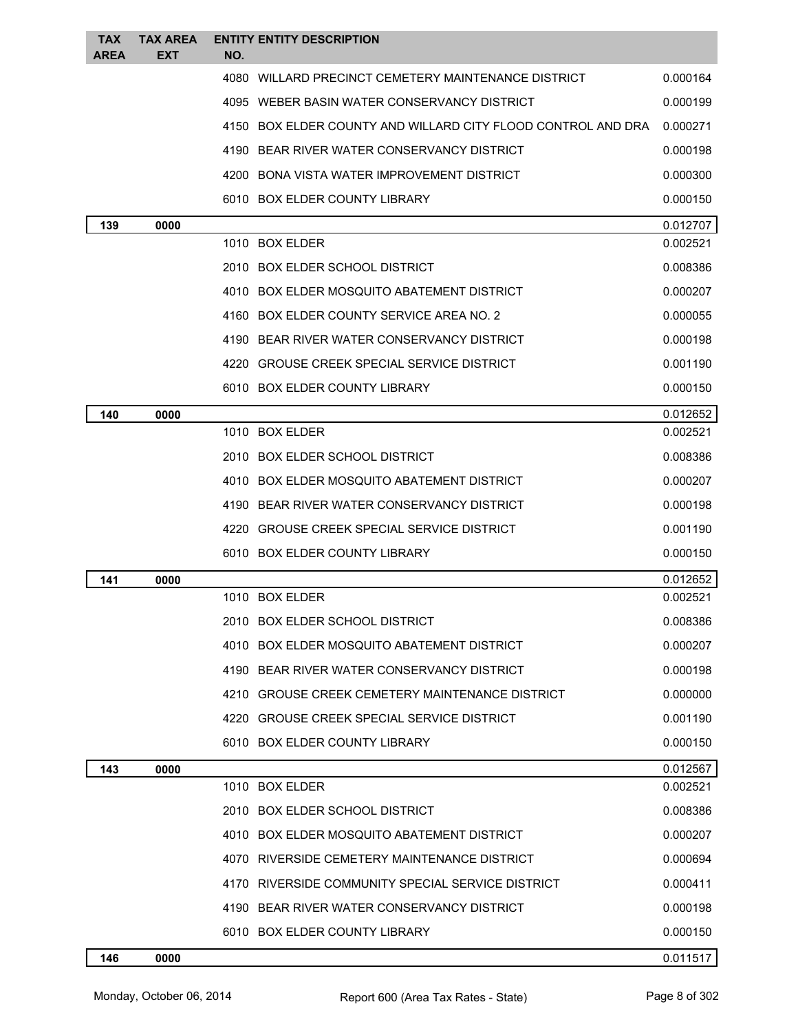| TAX AREA | TAX AREA EXT | ENTITY NO. | ENTITY DESCRIPTION | |
|---|---|---|---|---|
| | | 4080 | WILLARD PRECINCT CEMETERY MAINTENANCE DISTRICT | 0.000164 |
| | | 4095 | WEBER BASIN WATER CONSERVANCY DISTRICT | 0.000199 |
| | | 4150 | BOX ELDER COUNTY AND WILLARD CITY FLOOD CONTROL AND DRA | 0.000271 |
| | | 4190 | BEAR RIVER WATER CONSERVANCY DISTRICT | 0.000198 |
| | | 4200 | BONA VISTA WATER IMPROVEMENT DISTRICT | 0.000300 |
| | | 6010 | BOX ELDER COUNTY LIBRARY | 0.000150 |
| **139** | **0000** | | | 0.012707 |
| | | 1010 | BOX ELDER | 0.002521 |
| | | 2010 | BOX ELDER SCHOOL DISTRICT | 0.008386 |
| | | 4010 | BOX ELDER MOSQUITO ABATEMENT DISTRICT | 0.000207 |
| | | 4160 | BOX ELDER COUNTY SERVICE AREA NO. 2 | 0.000055 |
| | | 4190 | BEAR RIVER WATER CONSERVANCY DISTRICT | 0.000198 |
| | | 4220 | GROUSE CREEK SPECIAL SERVICE DISTRICT | 0.001190 |
| | | 6010 | BOX ELDER COUNTY LIBRARY | 0.000150 |
| **140** | **0000** | | | 0.012652 |
| | | 1010 | BOX ELDER | 0.002521 |
| | | 2010 | BOX ELDER SCHOOL DISTRICT | 0.008386 |
| | | 4010 | BOX ELDER MOSQUITO ABATEMENT DISTRICT | 0.000207 |
| | | 4190 | BEAR RIVER WATER CONSERVANCY DISTRICT | 0.000198 |
| | | 4220 | GROUSE CREEK SPECIAL SERVICE DISTRICT | 0.001190 |
| | | 6010 | BOX ELDER COUNTY LIBRARY | 0.000150 |
| **141** | **0000** | | | 0.012652 |
| | | 1010 | BOX ELDER | 0.002521 |
| | | 2010 | BOX ELDER SCHOOL DISTRICT | 0.008386 |
| | | 4010 | BOX ELDER MOSQUITO ABATEMENT DISTRICT | 0.000207 |
| | | 4190 | BEAR RIVER WATER CONSERVANCY DISTRICT | 0.000198 |
| | | 4210 | GROUSE CREEK CEMETERY MAINTENANCE DISTRICT | 0.000000 |
| | | 4220 | GROUSE CREEK SPECIAL SERVICE DISTRICT | 0.001190 |
| | | 6010 | BOX ELDER COUNTY LIBRARY | 0.000150 |
| **143** | **0000** | | | 0.012567 |
| | | 1010 | BOX ELDER | 0.002521 |
| | | 2010 | BOX ELDER SCHOOL DISTRICT | 0.008386 |
| | | 4010 | BOX ELDER MOSQUITO ABATEMENT DISTRICT | 0.000207 |
| | | 4070 | RIVERSIDE CEMETERY MAINTENANCE DISTRICT | 0.000694 |
| | | 4170 | RIVERSIDE COMMUNITY SPECIAL SERVICE DISTRICT | 0.000411 |
| | | 4190 | BEAR RIVER WATER CONSERVANCY DISTRICT | 0.000198 |
| | | 6010 | BOX ELDER COUNTY LIBRARY | 0.000150 |
| **146** | **0000** | | | 0.011517 |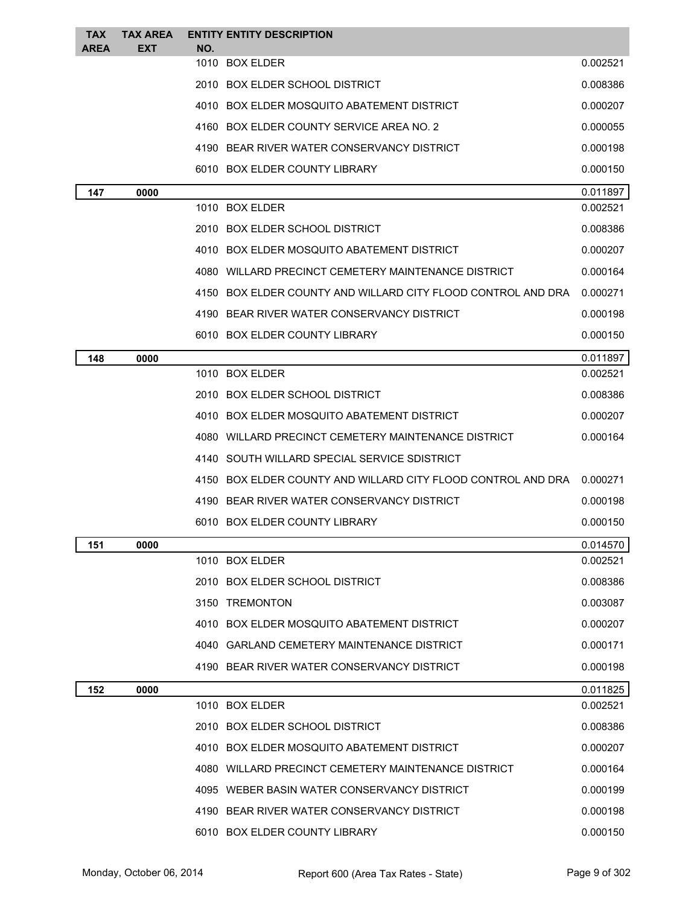| TAX AREA | TAX AREA EXT | ENTITY NO. | ENTITY DESCRIPTION | |
|---|---|---|---|---|
| | | 1010 | BOX ELDER | 0.002521 |
| | | 2010 | BOX ELDER SCHOOL DISTRICT | 0.008386 |
| | | 4010 | BOX ELDER MOSQUITO ABATEMENT DISTRICT | 0.000207 |
| | | 4160 | BOX ELDER COUNTY SERVICE AREA NO. 2 | 0.000055 |
| | | 4190 | BEAR RIVER WATER CONSERVANCY DISTRICT | 0.000198 |
| | | 6010 | BOX ELDER COUNTY LIBRARY | 0.000150 |
| **147** | **0000** | | | 0.011897 |
| | | 1010 | BOX ELDER | 0.002521 |
| | | 2010 | BOX ELDER SCHOOL DISTRICT | 0.008386 |
| | | 4010 | BOX ELDER MOSQUITO ABATEMENT DISTRICT | 0.000207 |
| | | 4080 | WILLARD PRECINCT CEMETERY MAINTENANCE DISTRICT | 0.000164 |
| | | 4150 | BOX ELDER COUNTY AND WILLARD CITY FLOOD CONTROL AND DRA | 0.000271 |
| | | 4190 | BEAR RIVER WATER CONSERVANCY DISTRICT | 0.000198 |
| | | 6010 | BOX ELDER COUNTY LIBRARY | 0.000150 |
| **148** | **0000** | | | 0.011897 |
| | | 1010 | BOX ELDER | 0.002521 |
| | | 2010 | BOX ELDER SCHOOL DISTRICT | 0.008386 |
| | | 4010 | BOX ELDER MOSQUITO ABATEMENT DISTRICT | 0.000207 |
| | | 4080 | WILLARD PRECINCT CEMETERY MAINTENANCE DISTRICT | 0.000164 |
| | | 4140 | SOUTH WILLARD SPECIAL SERVICE SDISTRICT | |
| | | 4150 | BOX ELDER COUNTY AND WILLARD CITY FLOOD CONTROL AND DRA | 0.000271 |
| | | 4190 | BEAR RIVER WATER CONSERVANCY DISTRICT | 0.000198 |
| | | 6010 | BOX ELDER COUNTY LIBRARY | 0.000150 |
| **151** | **0000** | | | 0.014570 |
| | | 1010 | BOX ELDER | 0.002521 |
| | | 2010 | BOX ELDER SCHOOL DISTRICT | 0.008386 |
| | | 3150 | TREMONTON | 0.003087 |
| | | 4010 | BOX ELDER MOSQUITO ABATEMENT DISTRICT | 0.000207 |
| | | 4040 | GARLAND CEMETERY MAINTENANCE DISTRICT | 0.000171 |
| | | 4190 | BEAR RIVER WATER CONSERVANCY DISTRICT | 0.000198 |
| **152** | **0000** | | | 0.011825 |
| | | 1010 | BOX ELDER | 0.002521 |
| | | 2010 | BOX ELDER SCHOOL DISTRICT | 0.008386 |
| | | 4010 | BOX ELDER MOSQUITO ABATEMENT DISTRICT | 0.000207 |
| | | 4080 | WILLARD PRECINCT CEMETERY MAINTENANCE DISTRICT | 0.000164 |
| | | 4095 | WEBER BASIN WATER CONSERVANCY DISTRICT | 0.000199 |
| | | 4190 | BEAR RIVER WATER CONSERVANCY DISTRICT | 0.000198 |
| | | 6010 | BOX ELDER COUNTY LIBRARY | 0.000150 |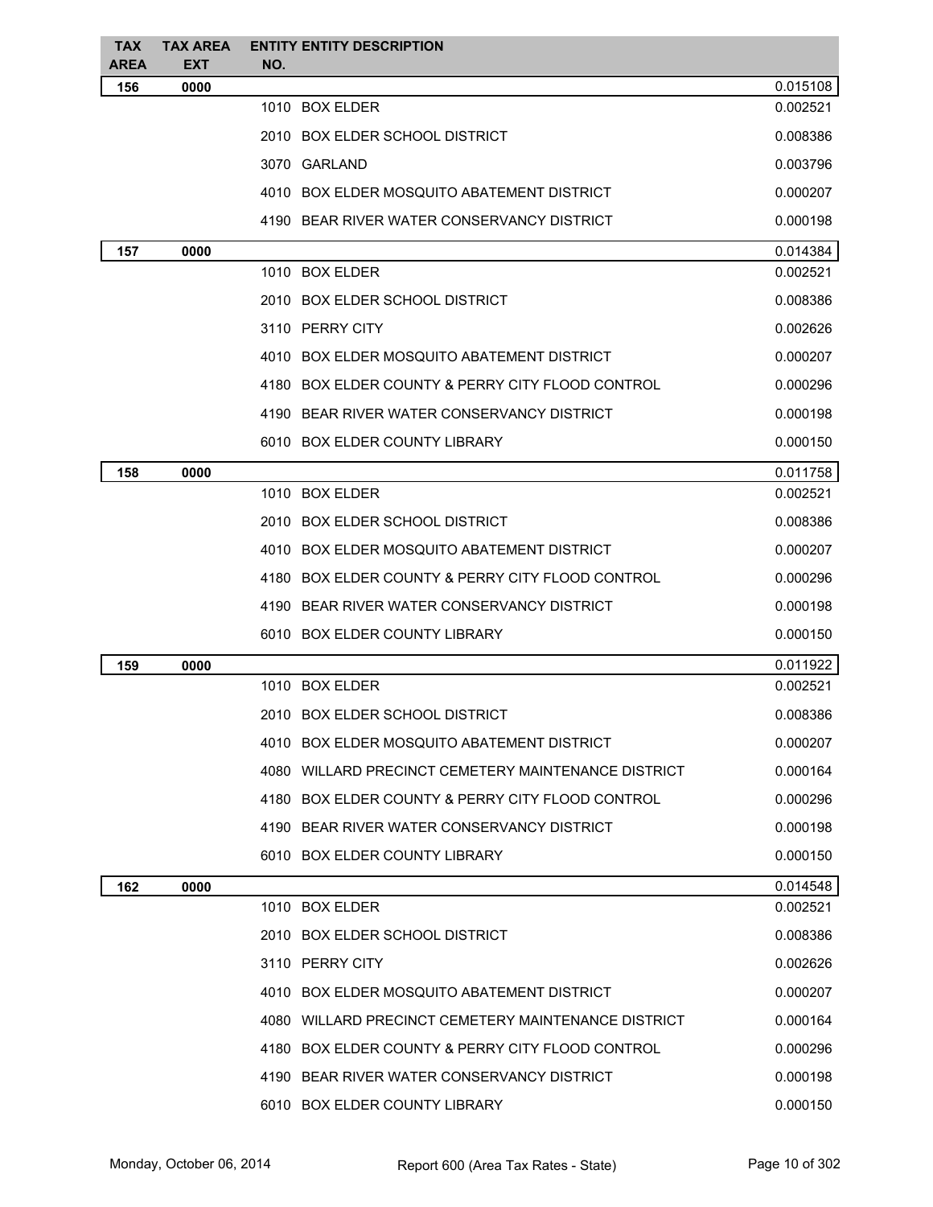| TAX AREA | TAX AREA EXT | ENTITY NO. | ENTITY DESCRIPTION | |
|---|---|---|---|---|
| **156** | **0000** | | | 0.015108 |
| | | 1010 | BOX ELDER | 0.002521 |
| | | 2010 | BOX ELDER SCHOOL DISTRICT | 0.008386 |
| | | 3070 | GARLAND | 0.003796 |
| | | 4010 | BOX ELDER MOSQUITO ABATEMENT DISTRICT | 0.000207 |
| | | 4190 | BEAR RIVER WATER CONSERVANCY DISTRICT | 0.000198 |
| **157** | **0000** | | | 0.014384 |
| | | 1010 | BOX ELDER | 0.002521 |
| | | 2010 | BOX ELDER SCHOOL DISTRICT | 0.008386 |
| | | 3110 | PERRY CITY | 0.002626 |
| | | 4010 | BOX ELDER MOSQUITO ABATEMENT DISTRICT | 0.000207 |
| | | 4180 | BOX ELDER COUNTY & PERRY CITY FLOOD CONTROL | 0.000296 |
| | | 4190 | BEAR RIVER WATER CONSERVANCY DISTRICT | 0.000198 |
| | | 6010 | BOX ELDER COUNTY LIBRARY | 0.000150 |
| **158** | **0000** | | | 0.011758 |
| | | 1010 | BOX ELDER | 0.002521 |
| | | 2010 | BOX ELDER SCHOOL DISTRICT | 0.008386 |
| | | 4010 | BOX ELDER MOSQUITO ABATEMENT DISTRICT | 0.000207 |
| | | 4180 | BOX ELDER COUNTY & PERRY CITY FLOOD CONTROL | 0.000296 |
| | | 4190 | BEAR RIVER WATER CONSERVANCY DISTRICT | 0.000198 |
| | | 6010 | BOX ELDER COUNTY LIBRARY | 0.000150 |
| **159** | **0000** | | | 0.011922 |
| | | 1010 | BOX ELDER | 0.002521 |
| | | 2010 | BOX ELDER SCHOOL DISTRICT | 0.008386 |
| | | 4010 | BOX ELDER MOSQUITO ABATEMENT DISTRICT | 0.000207 |
| | | 4080 | WILLARD PRECINCT CEMETERY MAINTENANCE DISTRICT | 0.000164 |
| | | 4180 | BOX ELDER COUNTY & PERRY CITY FLOOD CONTROL | 0.000296 |
| | | 4190 | BEAR RIVER WATER CONSERVANCY DISTRICT | 0.000198 |
| | | 6010 | BOX ELDER COUNTY LIBRARY | 0.000150 |
| **162** | **0000** | | | 0.014548 |
| | | 1010 | BOX ELDER | 0.002521 |
| | | 2010 | BOX ELDER SCHOOL DISTRICT | 0.008386 |
| | | 3110 | PERRY CITY | 0.002626 |
| | | 4010 | BOX ELDER MOSQUITO ABATEMENT DISTRICT | 0.000207 |
| | | 4080 | WILLARD PRECINCT CEMETERY MAINTENANCE DISTRICT | 0.000164 |
| | | 4180 | BOX ELDER COUNTY & PERRY CITY FLOOD CONTROL | 0.000296 |
| | | 4190 | BEAR RIVER WATER CONSERVANCY DISTRICT | 0.000198 |
| | | 6010 | BOX ELDER COUNTY LIBRARY | 0.000150 |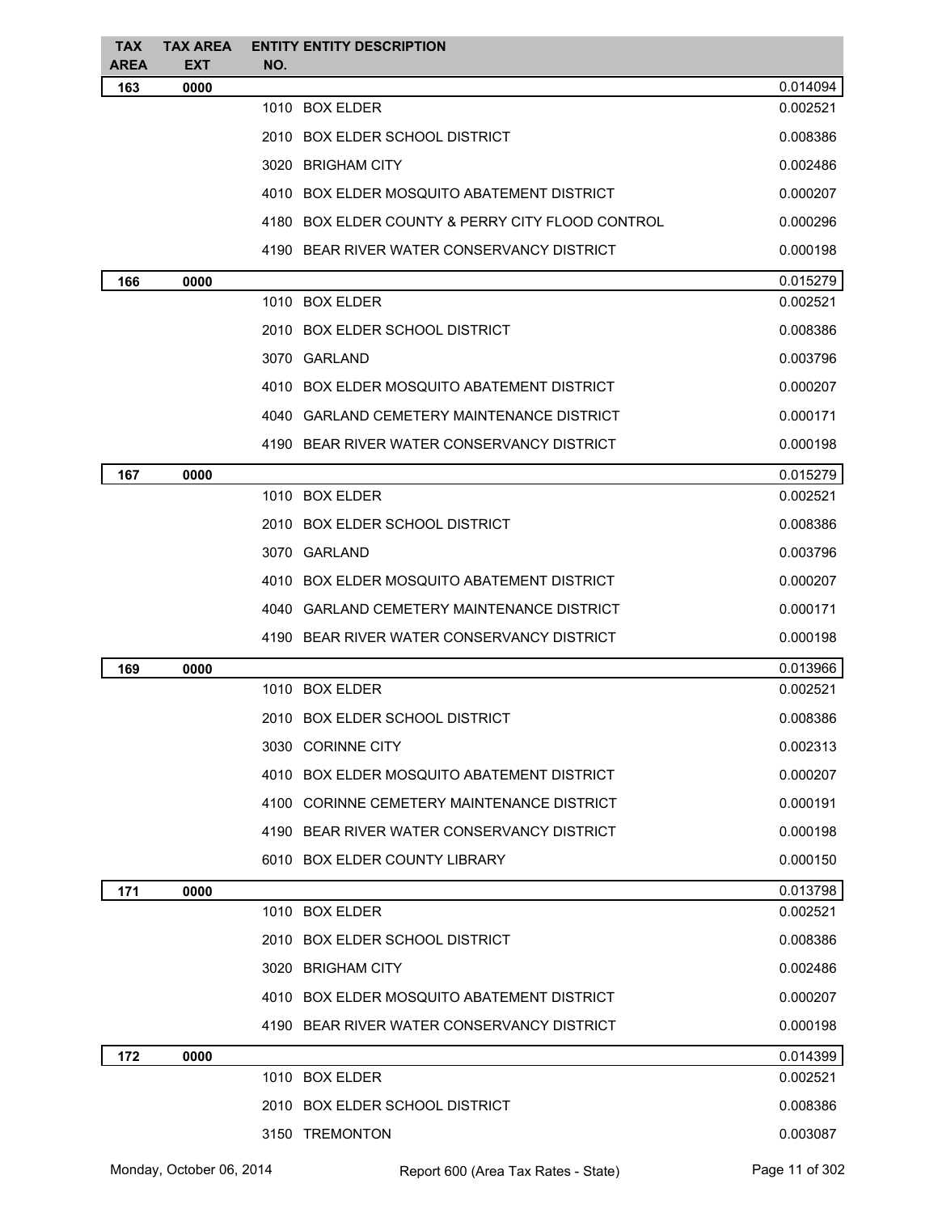| TAX AREA | TAX AREA EXT | ENTITY NO. | ENTITY DESCRIPTION | |
|---|---|---|---|---|
| **163** | **0000** | | | 0.014094 |
| | | 1010 | BOX ELDER | 0.002521 |
| | | 2010 | BOX ELDER SCHOOL DISTRICT | 0.008386 |
| | | 3020 | BRIGHAM CITY | 0.002486 |
| | | 4010 | BOX ELDER MOSQUITO ABATEMENT DISTRICT | 0.000207 |
| | | 4180 | BOX ELDER COUNTY & PERRY CITY FLOOD CONTROL | 0.000296 |
| | | 4190 | BEAR RIVER WATER CONSERVANCY DISTRICT | 0.000198 |
| **166** | **0000** | | | 0.015279 |
| | | 1010 | BOX ELDER | 0.002521 |
| | | 2010 | BOX ELDER SCHOOL DISTRICT | 0.008386 |
| | | 3070 | GARLAND | 0.003796 |
| | | 4010 | BOX ELDER MOSQUITO ABATEMENT DISTRICT | 0.000207 |
| | | 4040 | GARLAND CEMETERY MAINTENANCE DISTRICT | 0.000171 |
| | | 4190 | BEAR RIVER WATER CONSERVANCY DISTRICT | 0.000198 |
| **167** | **0000** | | | 0.015279 |
| | | 1010 | BOX ELDER | 0.002521 |
| | | 2010 | BOX ELDER SCHOOL DISTRICT | 0.008386 |
| | | 3070 | GARLAND | 0.003796 |
| | | 4010 | BOX ELDER MOSQUITO ABATEMENT DISTRICT | 0.000207 |
| | | 4040 | GARLAND CEMETERY MAINTENANCE DISTRICT | 0.000171 |
| | | 4190 | BEAR RIVER WATER CONSERVANCY DISTRICT | 0.000198 |
| **169** | **0000** | | | 0.013966 |
| | | 1010 | BOX ELDER | 0.002521 |
| | | 2010 | BOX ELDER SCHOOL DISTRICT | 0.008386 |
| | | 3030 | CORINNE CITY | 0.002313 |
| | | 4010 | BOX ELDER MOSQUITO ABATEMENT DISTRICT | 0.000207 |
| | | 4100 | CORINNE CEMETERY MAINTENANCE DISTRICT | 0.000191 |
| | | 4190 | BEAR RIVER WATER CONSERVANCY DISTRICT | 0.000198 |
| | | 6010 | BOX ELDER COUNTY LIBRARY | 0.000150 |
| **171** | **0000** | | | 0.013798 |
| | | 1010 | BOX ELDER | 0.002521 |
| | | 2010 | BOX ELDER SCHOOL DISTRICT | 0.008386 |
| | | 3020 | BRIGHAM CITY | 0.002486 |
| | | 4010 | BOX ELDER MOSQUITO ABATEMENT DISTRICT | 0.000207 |
| | | 4190 | BEAR RIVER WATER CONSERVANCY DISTRICT | 0.000198 |
| **172** | **0000** | | | 0.014399 |
| | | 1010 | BOX ELDER | 0.002521 |
| | | 2010 | BOX ELDER SCHOOL DISTRICT | 0.008386 |
| | | 3150 | TREMONTON | 0.003087 |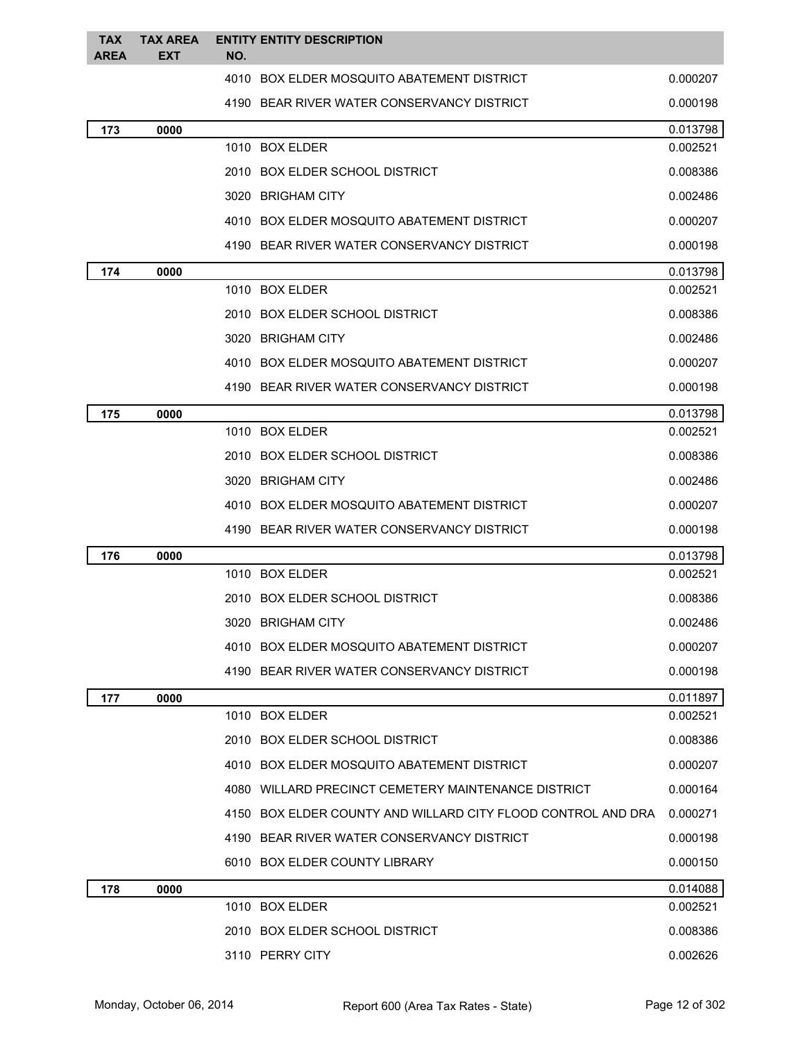| TAX AREA | TAX AREA EXT | ENTITY NO. | ENTITY DESCRIPTION | |
|---|---|---|---|---|
| | | 4010 | BOX ELDER MOSQUITO ABATEMENT DISTRICT | 0.000207 |
| | | 4190 | BEAR RIVER WATER CONSERVANCY DISTRICT | 0.000198 |
| **173** | **0000** | | | 0.013798 |
| | | 1010 | BOX ELDER | 0.002521 |
| | | 2010 | BOX ELDER SCHOOL DISTRICT | 0.008386 |
| | | 3020 | BRIGHAM CITY | 0.002486 |
| | | 4010 | BOX ELDER MOSQUITO ABATEMENT DISTRICT | 0.000207 |
| | | 4190 | BEAR RIVER WATER CONSERVANCY DISTRICT | 0.000198 |
| **174** | **0000** | | | 0.013798 |
| | | 1010 | BOX ELDER | 0.002521 |
| | | 2010 | BOX ELDER SCHOOL DISTRICT | 0.008386 |
| | | 3020 | BRIGHAM CITY | 0.002486 |
| | | 4010 | BOX ELDER MOSQUITO ABATEMENT DISTRICT | 0.000207 |
| | | 4190 | BEAR RIVER WATER CONSERVANCY DISTRICT | 0.000198 |
| **175** | **0000** | | | 0.013798 |
| | | 1010 | BOX ELDER | 0.002521 |
| | | 2010 | BOX ELDER SCHOOL DISTRICT | 0.008386 |
| | | 3020 | BRIGHAM CITY | 0.002486 |
| | | 4010 | BOX ELDER MOSQUITO ABATEMENT DISTRICT | 0.000207 |
| | | 4190 | BEAR RIVER WATER CONSERVANCY DISTRICT | 0.000198 |
| **176** | **0000** | | | 0.013798 |
| | | 1010 | BOX ELDER | 0.002521 |
| | | 2010 | BOX ELDER SCHOOL DISTRICT | 0.008386 |
| | | 3020 | BRIGHAM CITY | 0.002486 |
| | | 4010 | BOX ELDER MOSQUITO ABATEMENT DISTRICT | 0.000207 |
| | | 4190 | BEAR RIVER WATER CONSERVANCY DISTRICT | 0.000198 |
| **177** | **0000** | | | 0.011897 |
| | | 1010 | BOX ELDER | 0.002521 |
| | | 2010 | BOX ELDER SCHOOL DISTRICT | 0.008386 |
| | | 4010 | BOX ELDER MOSQUITO ABATEMENT DISTRICT | 0.000207 |
| | | 4080 | WILLARD PRECINCT CEMETERY MAINTENANCE DISTRICT | 0.000164 |
| | | 4150 | BOX ELDER COUNTY AND WILLARD CITY FLOOD CONTROL AND DRA | 0.000271 |
| | | 4190 | BEAR RIVER WATER CONSERVANCY DISTRICT | 0.000198 |
| | | 6010 | BOX ELDER COUNTY LIBRARY | 0.000150 |
| **178** | **0000** | | | 0.014088 |
| | | 1010 | BOX ELDER | 0.002521 |
| | | 2010 | BOX ELDER SCHOOL DISTRICT | 0.008386 |
| | | 3110 | PERRY CITY | 0.002626 |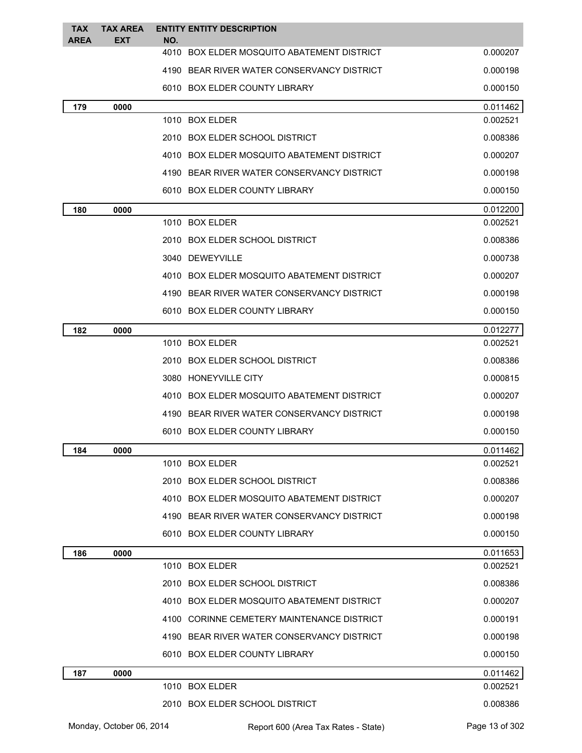| TAX AREA | TAX AREA EXT | ENTITY NO. | ENTITY DESCRIPTION | |
|---|---|---|---|---|
| | | 4010 | BOX ELDER MOSQUITO ABATEMENT DISTRICT | 0.000207 |
| | | 4190 | BEAR RIVER WATER CONSERVANCY DISTRICT | 0.000198 |
| | | 6010 | BOX ELDER COUNTY LIBRARY | 0.000150 |
| **179** | **0000** | | | 0.011462 |
| | | 1010 | BOX ELDER | 0.002521 |
| | | 2010 | BOX ELDER SCHOOL DISTRICT | 0.008386 |
| | | 4010 | BOX ELDER MOSQUITO ABATEMENT DISTRICT | 0.000207 |
| | | 4190 | BEAR RIVER WATER CONSERVANCY DISTRICT | 0.000198 |
| | | 6010 | BOX ELDER COUNTY LIBRARY | 0.000150 |
| **180** | **0000** | | | 0.012200 |
| | | 1010 | BOX ELDER | 0.002521 |
| | | 2010 | BOX ELDER SCHOOL DISTRICT | 0.008386 |
| | | 3040 | DEWEYVILLE | 0.000738 |
| | | 4010 | BOX ELDER MOSQUITO ABATEMENT DISTRICT | 0.000207 |
| | | 4190 | BEAR RIVER WATER CONSERVANCY DISTRICT | 0.000198 |
| | | 6010 | BOX ELDER COUNTY LIBRARY | 0.000150 |
| **182** | **0000** | | | 0.012277 |
| | | 1010 | BOX ELDER | 0.002521 |
| | | 2010 | BOX ELDER SCHOOL DISTRICT | 0.008386 |
| | | 3080 | HONEYVILLE CITY | 0.000815 |
| | | 4010 | BOX ELDER MOSQUITO ABATEMENT DISTRICT | 0.000207 |
| | | 4190 | BEAR RIVER WATER CONSERVANCY DISTRICT | 0.000198 |
| | | 6010 | BOX ELDER COUNTY LIBRARY | 0.000150 |
| **184** | **0000** | | | 0.011462 |
| | | 1010 | BOX ELDER | 0.002521 |
| | | 2010 | BOX ELDER SCHOOL DISTRICT | 0.008386 |
| | | 4010 | BOX ELDER MOSQUITO ABATEMENT DISTRICT | 0.000207 |
| | | 4190 | BEAR RIVER WATER CONSERVANCY DISTRICT | 0.000198 |
| | | 6010 | BOX ELDER COUNTY LIBRARY | 0.000150 |
| **186** | **0000** | | | 0.011653 |
| | | 1010 | BOX ELDER | 0.002521 |
| | | 2010 | BOX ELDER SCHOOL DISTRICT | 0.008386 |
| | | 4010 | BOX ELDER MOSQUITO ABATEMENT DISTRICT | 0.000207 |
| | | 4100 | CORINNE CEMETERY MAINTENANCE DISTRICT | 0.000191 |
| | | 4190 | BEAR RIVER WATER CONSERVANCY DISTRICT | 0.000198 |
| | | 6010 | BOX ELDER COUNTY LIBRARY | 0.000150 |
| **187** | **0000** | | | 0.011462 |
| | | 1010 | BOX ELDER | 0.002521 |
| | | 2010 | BOX ELDER SCHOOL DISTRICT | 0.008386 |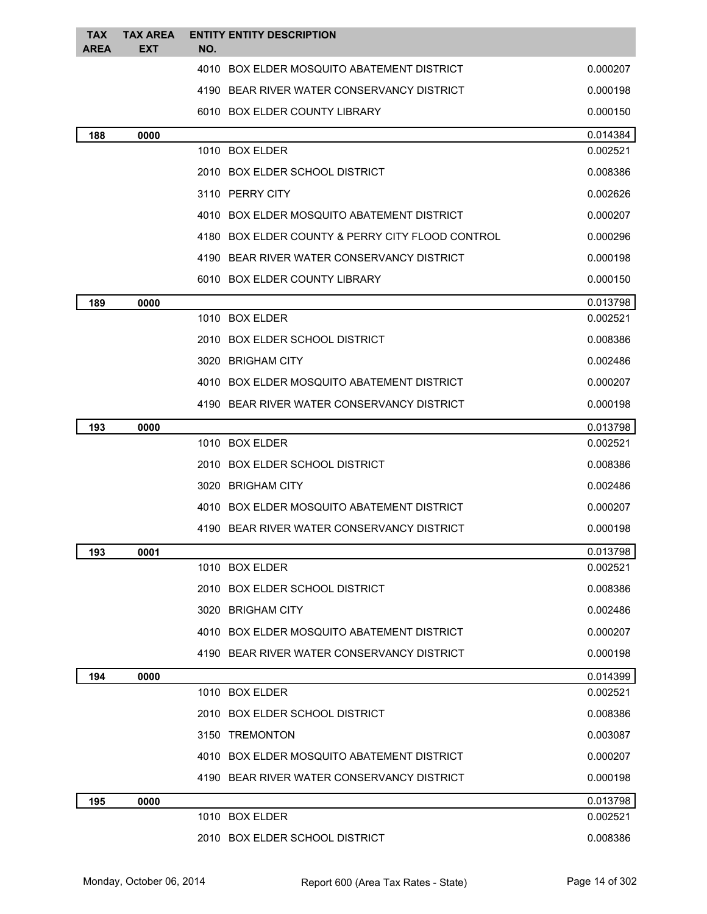| TAX AREA | TAX AREA EXT | ENTITY NO. | ENTITY DESCRIPTION | |
|---|---|---|---|---|
| | | 4010 | BOX ELDER MOSQUITO ABATEMENT DISTRICT | 0.000207 |
| | | 4190 | BEAR RIVER WATER CONSERVANCY DISTRICT | 0.000198 |
| | | 6010 | BOX ELDER COUNTY LIBRARY | 0.000150 |
| **188** | **0000** | | | 0.014384 |
| | | 1010 | BOX ELDER | 0.002521 |
| | | 2010 | BOX ELDER SCHOOL DISTRICT | 0.008386 |
| | | 3110 | PERRY CITY | 0.002626 |
| | | 4010 | BOX ELDER MOSQUITO ABATEMENT DISTRICT | 0.000207 |
| | | 4180 | BOX ELDER COUNTY & PERRY CITY FLOOD CONTROL | 0.000296 |
| | | 4190 | BEAR RIVER WATER CONSERVANCY DISTRICT | 0.000198 |
| | | 6010 | BOX ELDER COUNTY LIBRARY | 0.000150 |
| **189** | **0000** | | | 0.013798 |
| | | 1010 | BOX ELDER | 0.002521 |
| | | 2010 | BOX ELDER SCHOOL DISTRICT | 0.008386 |
| | | 3020 | BRIGHAM CITY | 0.002486 |
| | | 4010 | BOX ELDER MOSQUITO ABATEMENT DISTRICT | 0.000207 |
| | | 4190 | BEAR RIVER WATER CONSERVANCY DISTRICT | 0.000198 |
| **193** | **0000** | | | 0.013798 |
| | | 1010 | BOX ELDER | 0.002521 |
| | | 2010 | BOX ELDER SCHOOL DISTRICT | 0.008386 |
| | | 3020 | BRIGHAM CITY | 0.002486 |
| | | 4010 | BOX ELDER MOSQUITO ABATEMENT DISTRICT | 0.000207 |
| | | 4190 | BEAR RIVER WATER CONSERVANCY DISTRICT | 0.000198 |
| **193** | **0001** | | | 0.013798 |
| | | 1010 | BOX ELDER | 0.002521 |
| | | 2010 | BOX ELDER SCHOOL DISTRICT | 0.008386 |
| | | 3020 | BRIGHAM CITY | 0.002486 |
| | | 4010 | BOX ELDER MOSQUITO ABATEMENT DISTRICT | 0.000207 |
| | | 4190 | BEAR RIVER WATER CONSERVANCY DISTRICT | 0.000198 |
| **194** | **0000** | | | 0.014399 |
| | | 1010 | BOX ELDER | 0.002521 |
| | | 2010 | BOX ELDER SCHOOL DISTRICT | 0.008386 |
| | | 3150 | TREMONTON | 0.003087 |
| | | 4010 | BOX ELDER MOSQUITO ABATEMENT DISTRICT | 0.000207 |
| | | 4190 | BEAR RIVER WATER CONSERVANCY DISTRICT | 0.000198 |
| **195** | **0000** | | | 0.013798 |
| | | 1010 | BOX ELDER | 0.002521 |
| | | 2010 | BOX ELDER SCHOOL DISTRICT | 0.008386 |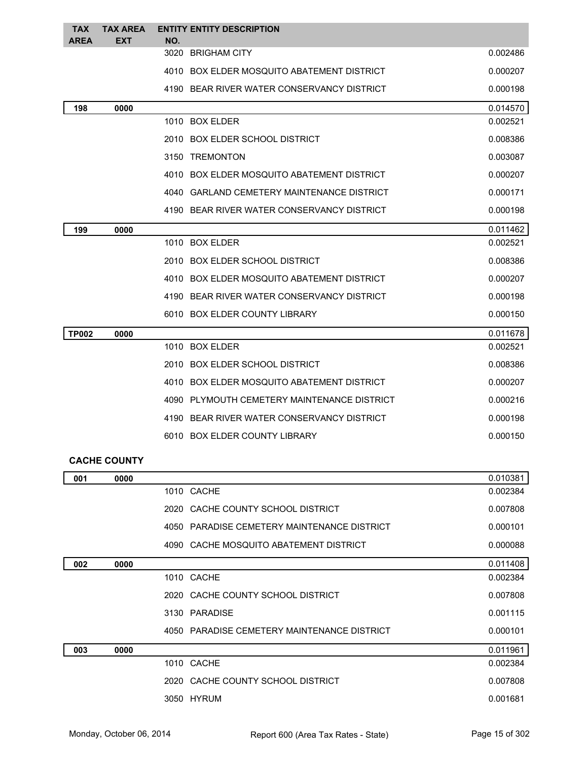| TAX AREA | TAX AREA EXT | ENTITY NO. | ENTITY DESCRIPTION | |
|---|---|---|---|---|
| | | 3020 | BRIGHAM CITY | 0.002486 |
| | | 4010 | BOX ELDER MOSQUITO ABATEMENT DISTRICT | 0.000207 |
| | | 4190 | BEAR RIVER WATER CONSERVANCY DISTRICT | 0.000198 |
| **198** | **0000** | | | 0.014570 |
| | | 1010 | BOX ELDER | 0.002521 |
| | | 2010 | BOX ELDER SCHOOL DISTRICT | 0.008386 |
| | | 3150 | TREMONTON | 0.003087 |
| | | 4010 | BOX ELDER MOSQUITO ABATEMENT DISTRICT | 0.000207 |
| | | 4040 | GARLAND CEMETERY MAINTENANCE DISTRICT | 0.000171 |
| | | 4190 | BEAR RIVER WATER CONSERVANCY DISTRICT | 0.000198 |
| **199** | **0000** | | | 0.011462 |
| | | 1010 | BOX ELDER | 0.002521 |
| | | 2010 | BOX ELDER SCHOOL DISTRICT | 0.008386 |
| | | 4010 | BOX ELDER MOSQUITO ABATEMENT DISTRICT | 0.000207 |
| | | 4190 | BEAR RIVER WATER CONSERVANCY DISTRICT | 0.000198 |
| | | 6010 | BOX ELDER COUNTY LIBRARY | 0.000150 |
| **TP002** | **0000** | | | 0.011678 |
| | | 1010 | BOX ELDER | 0.002521 |
| | | 2010 | BOX ELDER SCHOOL DISTRICT | 0.008386 |
| | | 4010 | BOX ELDER MOSQUITO ABATEMENT DISTRICT | 0.000207 |
| | | 4090 | PLYMOUTH CEMETERY MAINTENANCE DISTRICT | 0.000216 |
| | | 4190 | BEAR RIVER WATER CONSERVANCY DISTRICT | 0.000198 |
| | | 6010 | BOX ELDER COUNTY LIBRARY | 0.000150 |

**CACHE COUNTY**

| TAX AREA | TAX AREA EXT | ENTITY NO. | ENTITY DESCRIPTION | |
|---|---|---|---|---|
| **001** | **0000** | | | 0.010381 |
| | | 1010 | CACHE | 0.002384 |
| | | 2020 | CACHE COUNTY SCHOOL DISTRICT | 0.007808 |
| | | 4050 | PARADISE CEMETERY MAINTENANCE DISTRICT | 0.000101 |
| | | 4090 | CACHE MOSQUITO ABATEMENT DISTRICT | 0.000088 |
| **002** | **0000** | | | 0.011408 |
| | | 1010 | CACHE | 0.002384 |
| | | 2020 | CACHE COUNTY SCHOOL DISTRICT | 0.007808 |
| | | 3130 | PARADISE | 0.001115 |
| | | 4050 | PARADISE CEMETERY MAINTENANCE DISTRICT | 0.000101 |
| **003** | **0000** | | | 0.011961 |
| | | 1010 | CACHE | 0.002384 |
| | | 2020 | CACHE COUNTY SCHOOL DISTRICT | 0.007808 |
| | | 3050 | HYRUM | 0.001681 |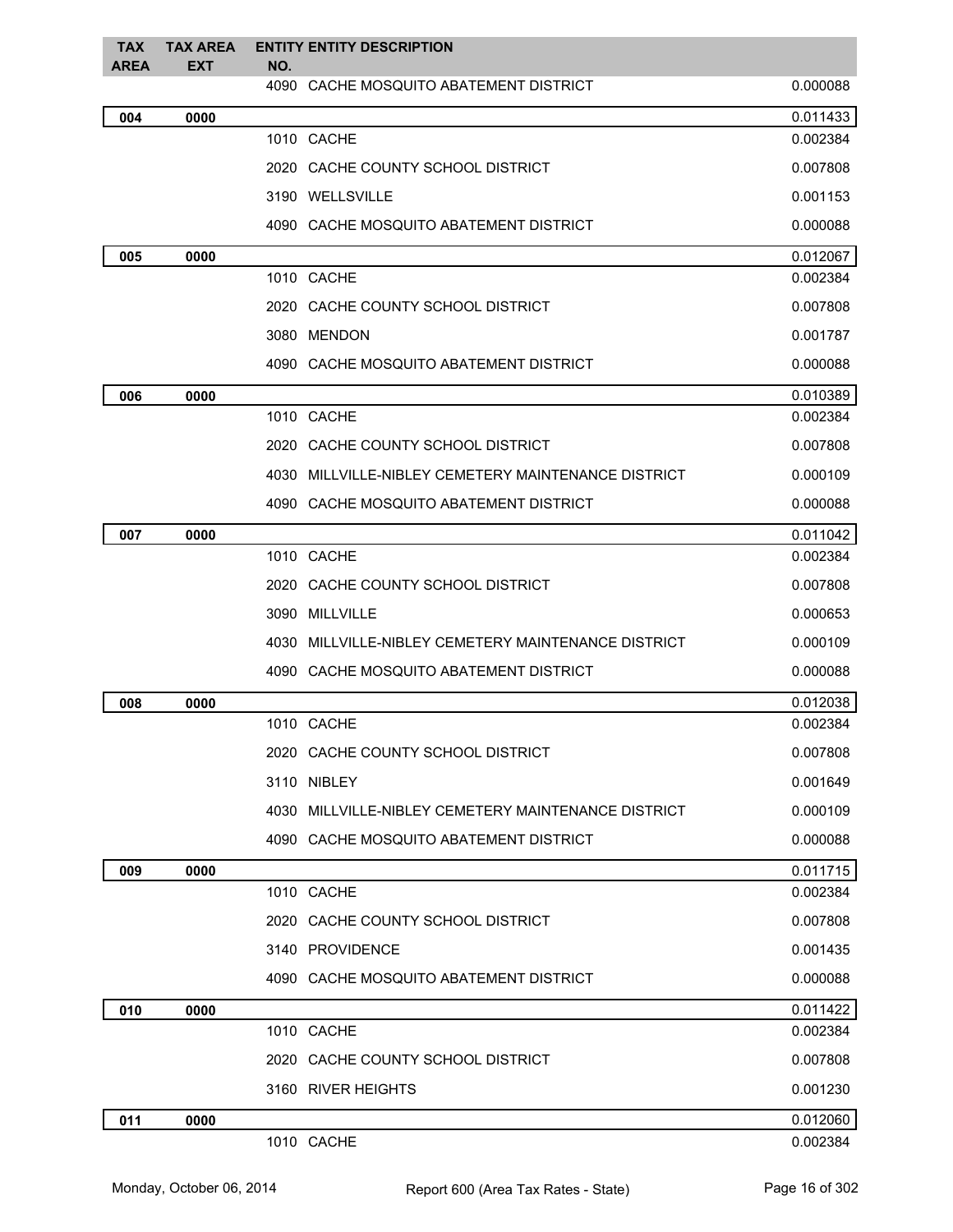| TAX AREA | TAX AREA EXT | ENTITY NO. | ENTITY DESCRIPTION | |
|---|---|---|---|---|
| | | 4090 | CACHE MOSQUITO ABATEMENT DISTRICT | 0.000088 |
| **004** | **0000** | | | 0.011433 |
| | | 1010 | CACHE | 0.002384 |
| | | 2020 | CACHE COUNTY SCHOOL DISTRICT | 0.007808 |
| | | 3190 | WELLSVILLE | 0.001153 |
| | | 4090 | CACHE MOSQUITO ABATEMENT DISTRICT | 0.000088 |
| **005** | **0000** | | | 0.012067 |
| | | 1010 | CACHE | 0.002384 |
| | | 2020 | CACHE COUNTY SCHOOL DISTRICT | 0.007808 |
| | | 3080 | MENDON | 0.001787 |
| | | 4090 | CACHE MOSQUITO ABATEMENT DISTRICT | 0.000088 |
| **006** | **0000** | | | 0.010389 |
| | | 1010 | CACHE | 0.002384 |
| | | 2020 | CACHE COUNTY SCHOOL DISTRICT | 0.007808 |
| | | 4030 | MILLVILLE-NIBLEY CEMETERY MAINTENANCE DISTRICT | 0.000109 |
| | | 4090 | CACHE MOSQUITO ABATEMENT DISTRICT | 0.000088 |
| **007** | **0000** | | | 0.011042 |
| | | 1010 | CACHE | 0.002384 |
| | | 2020 | CACHE COUNTY SCHOOL DISTRICT | 0.007808 |
| | | 3090 | MILLVILLE | 0.000653 |
| | | 4030 | MILLVILLE-NIBLEY CEMETERY MAINTENANCE DISTRICT | 0.000109 |
| | | 4090 | CACHE MOSQUITO ABATEMENT DISTRICT | 0.000088 |
| **008** | **0000** | | | 0.012038 |
| | | 1010 | CACHE | 0.002384 |
| | | 2020 | CACHE COUNTY SCHOOL DISTRICT | 0.007808 |
| | | 3110 | NIBLEY | 0.001649 |
| | | 4030 | MILLVILLE-NIBLEY CEMETERY MAINTENANCE DISTRICT | 0.000109 |
| | | 4090 | CACHE MOSQUITO ABATEMENT DISTRICT | 0.000088 |
| **009** | **0000** | | | 0.011715 |
| | | 1010 | CACHE | 0.002384 |
| | | 2020 | CACHE COUNTY SCHOOL DISTRICT | 0.007808 |
| | | 3140 | PROVIDENCE | 0.001435 |
| | | 4090 | CACHE MOSQUITO ABATEMENT DISTRICT | 0.000088 |
| **010** | **0000** | | | 0.011422 |
| | | 1010 | CACHE | 0.002384 |
| | | 2020 | CACHE COUNTY SCHOOL DISTRICT | 0.007808 |
| | | 3160 | RIVER HEIGHTS | 0.001230 |
| **011** | **0000** | | | 0.012060 |
| | | 1010 | CACHE | 0.002384 |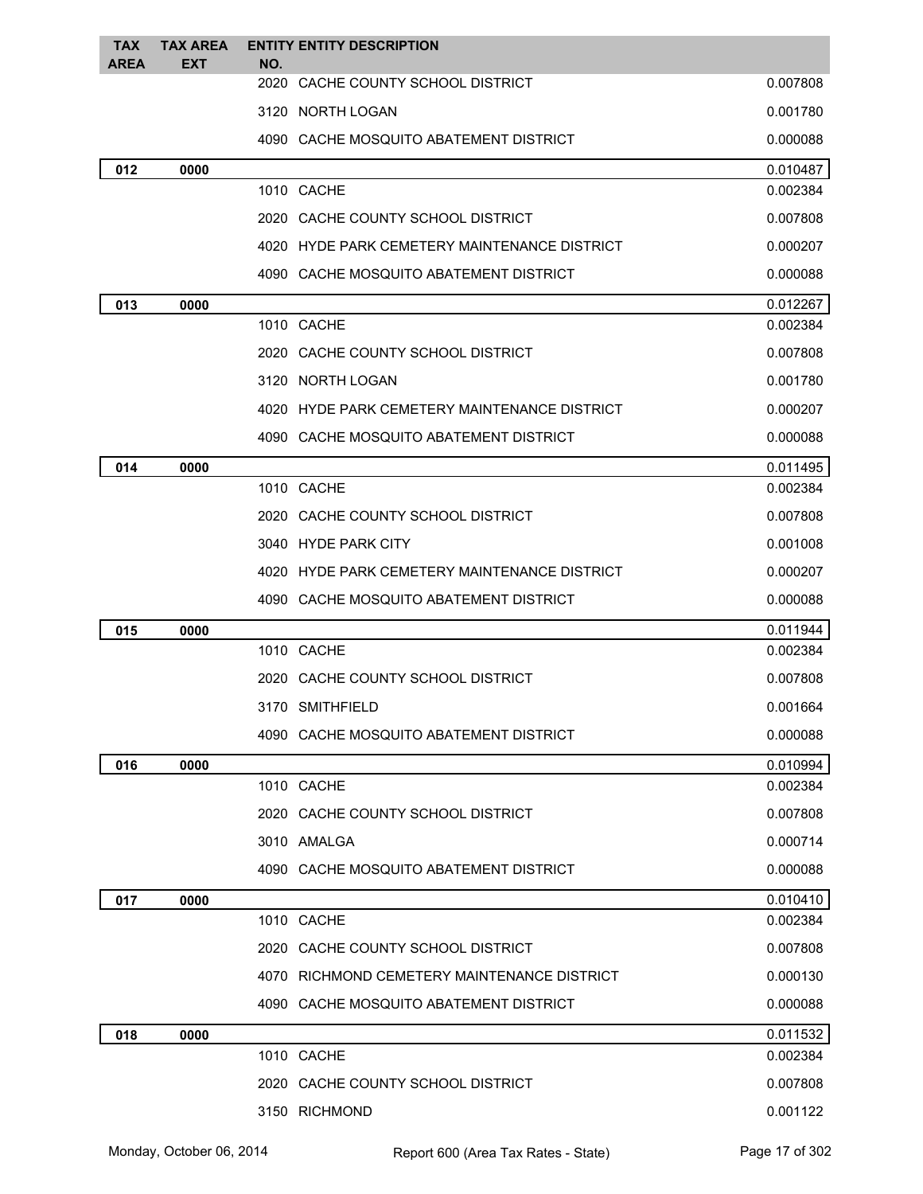| TAX AREA | TAX AREA EXT | ENTITY NO. | ENTITY DESCRIPTION | |
|---|---|---|---|---|
| | | 2020 | CACHE COUNTY SCHOOL DISTRICT | 0.007808 |
| | | 3120 | NORTH LOGAN | 0.001780 |
| | | 4090 | CACHE MOSQUITO ABATEMENT DISTRICT | 0.000088 |
| 012 | 0000 | | | 0.010487 |
| | | 1010 | CACHE | 0.002384 |
| | | 2020 | CACHE COUNTY SCHOOL DISTRICT | 0.007808 |
| | | 4020 | HYDE PARK CEMETERY MAINTENANCE DISTRICT | 0.000207 |
| | | 4090 | CACHE MOSQUITO ABATEMENT DISTRICT | 0.000088 |
| 013 | 0000 | | | 0.012267 |
| | | 1010 | CACHE | 0.002384 |
| | | 2020 | CACHE COUNTY SCHOOL DISTRICT | 0.007808 |
| | | 3120 | NORTH LOGAN | 0.001780 |
| | | 4020 | HYDE PARK CEMETERY MAINTENANCE DISTRICT | 0.000207 |
| | | 4090 | CACHE MOSQUITO ABATEMENT DISTRICT | 0.000088 |
| 014 | 0000 | | | 0.011495 |
| | | 1010 | CACHE | 0.002384 |
| | | 2020 | CACHE COUNTY SCHOOL DISTRICT | 0.007808 |
| | | 3040 | HYDE PARK CITY | 0.001008 |
| | | 4020 | HYDE PARK CEMETERY MAINTENANCE DISTRICT | 0.000207 |
| | | 4090 | CACHE MOSQUITO ABATEMENT DISTRICT | 0.000088 |
| 015 | 0000 | | | 0.011944 |
| | | 1010 | CACHE | 0.002384 |
| | | 2020 | CACHE COUNTY SCHOOL DISTRICT | 0.007808 |
| | | 3170 | SMITHFIELD | 0.001664 |
| | | 4090 | CACHE MOSQUITO ABATEMENT DISTRICT | 0.000088 |
| 016 | 0000 | | | 0.010994 |
| | | 1010 | CACHE | 0.002384 |
| | | 2020 | CACHE COUNTY SCHOOL DISTRICT | 0.007808 |
| | | 3010 | AMALGA | 0.000714 |
| | | 4090 | CACHE MOSQUITO ABATEMENT DISTRICT | 0.000088 |
| 017 | 0000 | | | 0.010410 |
| | | 1010 | CACHE | 0.002384 |
| | | 2020 | CACHE COUNTY SCHOOL DISTRICT | 0.007808 |
| | | 4070 | RICHMOND CEMETERY MAINTENANCE DISTRICT | 0.000130 |
| | | 4090 | CACHE MOSQUITO ABATEMENT DISTRICT | 0.000088 |
| 018 | 0000 | | | 0.011532 |
| | | 1010 | CACHE | 0.002384 |
| | | 2020 | CACHE COUNTY SCHOOL DISTRICT | 0.007808 |
| | | 3150 | RICHMOND | 0.001122 |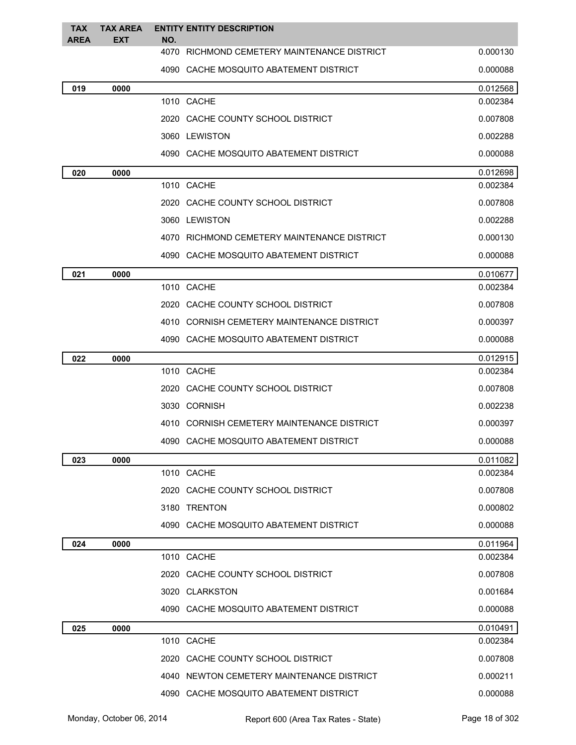| TAX AREA | TAX AREA EXT | ENTITY NO. | ENTITY DESCRIPTION | |
|---|---|---|---|---|
| | | 4070 | RICHMOND CEMETERY MAINTENANCE DISTRICT | 0.000130 |
| | | 4090 | CACHE MOSQUITO ABATEMENT DISTRICT | 0.000088 |
| **019** | **0000** | | | 0.012568 |
| | | 1010 | CACHE | 0.002384 |
| | | 2020 | CACHE COUNTY SCHOOL DISTRICT | 0.007808 |
| | | 3060 | LEWISTON | 0.002288 |
| | | 4090 | CACHE MOSQUITO ABATEMENT DISTRICT | 0.000088 |
| **020** | **0000** | | | 0.012698 |
| | | 1010 | CACHE | 0.002384 |
| | | 2020 | CACHE COUNTY SCHOOL DISTRICT | 0.007808 |
| | | 3060 | LEWISTON | 0.002288 |
| | | 4070 | RICHMOND CEMETERY MAINTENANCE DISTRICT | 0.000130 |
| | | 4090 | CACHE MOSQUITO ABATEMENT DISTRICT | 0.000088 |
| **021** | **0000** | | | 0.010677 |
| | | 1010 | CACHE | 0.002384 |
| | | 2020 | CACHE COUNTY SCHOOL DISTRICT | 0.007808 |
| | | 4010 | CORNISH CEMETERY MAINTENANCE DISTRICT | 0.000397 |
| | | 4090 | CACHE MOSQUITO ABATEMENT DISTRICT | 0.000088 |
| **022** | **0000** | | | 0.012915 |
| | | 1010 | CACHE | 0.002384 |
| | | 2020 | CACHE COUNTY SCHOOL DISTRICT | 0.007808 |
| | | 3030 | CORNISH | 0.002238 |
| | | 4010 | CORNISH CEMETERY MAINTENANCE DISTRICT | 0.000397 |
| | | 4090 | CACHE MOSQUITO ABATEMENT DISTRICT | 0.000088 |
| **023** | **0000** | | | 0.011082 |
| | | 1010 | CACHE | 0.002384 |
| | | 2020 | CACHE COUNTY SCHOOL DISTRICT | 0.007808 |
| | | 3180 | TRENTON | 0.000802 |
| | | 4090 | CACHE MOSQUITO ABATEMENT DISTRICT | 0.000088 |
| **024** | **0000** | | | 0.011964 |
| | | 1010 | CACHE | 0.002384 |
| | | 2020 | CACHE COUNTY SCHOOL DISTRICT | 0.007808 |
| | | 3020 | CLARKSTON | 0.001684 |
| | | 4090 | CACHE MOSQUITO ABATEMENT DISTRICT | 0.000088 |
| **025** | **0000** | | | 0.010491 |
| | | 1010 | CACHE | 0.002384 |
| | | 2020 | CACHE COUNTY SCHOOL DISTRICT | 0.007808 |
| | | 4040 | NEWTON CEMETERY MAINTENANCE DISTRICT | 0.000211 |
| | | 4090 | CACHE MOSQUITO ABATEMENT DISTRICT | 0.000088 |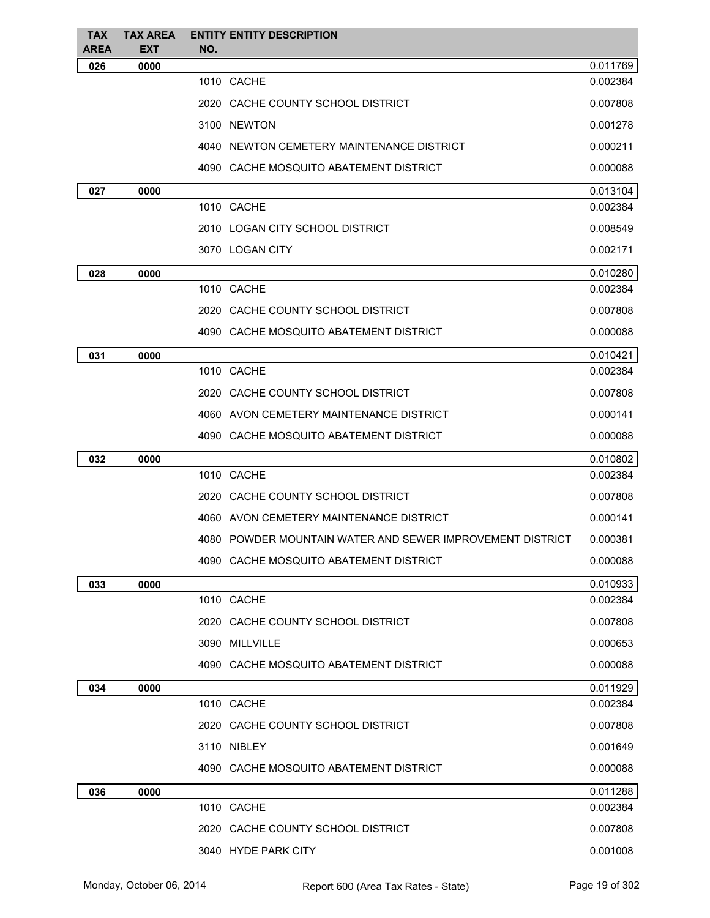| TAX AREA | TAX AREA EXT | ENTITY NO. | ENTITY DESCRIPTION | |
|---|---|---|---|---|
| 026 | 0000 | | | 0.011769 |
| | | 1010 | CACHE | 0.002384 |
| | | 2020 | CACHE COUNTY SCHOOL DISTRICT | 0.007808 |
| | | 3100 | NEWTON | 0.001278 |
| | | 4040 | NEWTON CEMETERY MAINTENANCE DISTRICT | 0.000211 |
| | | 4090 | CACHE MOSQUITO ABATEMENT DISTRICT | 0.000088 |
| 027 | 0000 | | | 0.013104 |
| | | 1010 | CACHE | 0.002384 |
| | | 2010 | LOGAN CITY SCHOOL DISTRICT | 0.008549 |
| | | 3070 | LOGAN CITY | 0.002171 |
| 028 | 0000 | | | 0.010280 |
| | | 1010 | CACHE | 0.002384 |
| | | 2020 | CACHE COUNTY SCHOOL DISTRICT | 0.007808 |
| | | 4090 | CACHE MOSQUITO ABATEMENT DISTRICT | 0.000088 |
| 031 | 0000 | | | 0.010421 |
| | | 1010 | CACHE | 0.002384 |
| | | 2020 | CACHE COUNTY SCHOOL DISTRICT | 0.007808 |
| | | 4060 | AVON CEMETERY MAINTENANCE DISTRICT | 0.000141 |
| | | 4090 | CACHE MOSQUITO ABATEMENT DISTRICT | 0.000088 |
| 032 | 0000 | | | 0.010802 |
| | | 1010 | CACHE | 0.002384 |
| | | 2020 | CACHE COUNTY SCHOOL DISTRICT | 0.007808 |
| | | 4060 | AVON CEMETERY MAINTENANCE DISTRICT | 0.000141 |
| | | 4080 | POWDER MOUNTAIN WATER AND SEWER IMPROVEMENT DISTRICT | 0.000381 |
| | | 4090 | CACHE MOSQUITO ABATEMENT DISTRICT | 0.000088 |
| 033 | 0000 | | | 0.010933 |
| | | 1010 | CACHE | 0.002384 |
| | | 2020 | CACHE COUNTY SCHOOL DISTRICT | 0.007808 |
| | | 3090 | MILLVILLE | 0.000653 |
| | | 4090 | CACHE MOSQUITO ABATEMENT DISTRICT | 0.000088 |
| 034 | 0000 | | | 0.011929 |
| | | 1010 | CACHE | 0.002384 |
| | | 2020 | CACHE COUNTY SCHOOL DISTRICT | 0.007808 |
| | | 3110 | NIBLEY | 0.001649 |
| | | 4090 | CACHE MOSQUITO ABATEMENT DISTRICT | 0.000088 |
| 036 | 0000 | | | 0.011288 |
| | | 1010 | CACHE | 0.002384 |
| | | 2020 | CACHE COUNTY SCHOOL DISTRICT | 0.007808 |
| | | 3040 | HYDE PARK CITY | 0.001008 |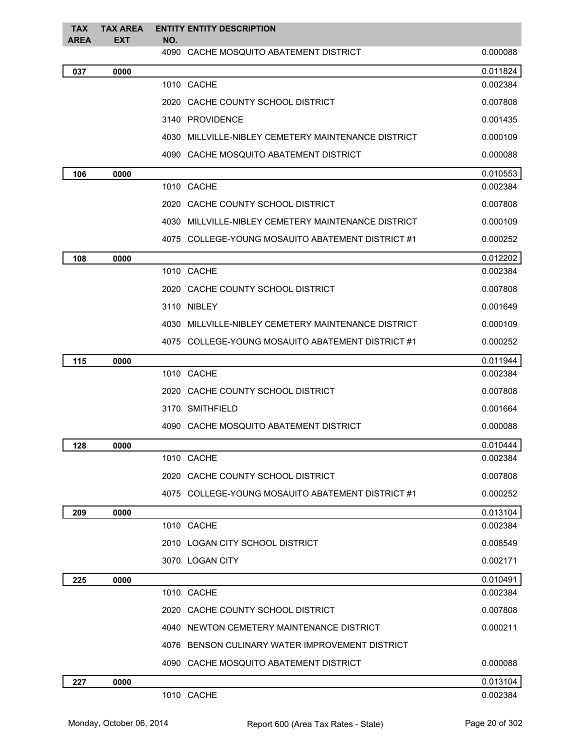| TAX AREA | TAX AREA EXT | ENTITY NO. | ENTITY DESCRIPTION | |
|---|---|---|---|---|
| | | 4090 | CACHE MOSQUITO ABATEMENT DISTRICT | 0.000088 |
| **037** | **0000** | | | 0.011824 |
| | | 1010 | CACHE | 0.002384 |
| | | 2020 | CACHE COUNTY SCHOOL DISTRICT | 0.007808 |
| | | 3140 | PROVIDENCE | 0.001435 |
| | | 4030 | MILLVILLE-NIBLEY CEMETERY MAINTENANCE DISTRICT | 0.000109 |
| | | 4090 | CACHE MOSQUITO ABATEMENT DISTRICT | 0.000088 |
| **106** | **0000** | | | 0.010553 |
| | | 1010 | CACHE | 0.002384 |
| | | 2020 | CACHE COUNTY SCHOOL DISTRICT | 0.007808 |
| | | 4030 | MILLVILLE-NIBLEY CEMETERY MAINTENANCE DISTRICT | 0.000109 |
| | | 4075 | COLLEGE-YOUNG MOSAUITO ABATEMENT DISTRICT #1 | 0.000252 |
| **108** | **0000** | | | 0.012202 |
| | | 1010 | CACHE | 0.002384 |
| | | 2020 | CACHE COUNTY SCHOOL DISTRICT | 0.007808 |
| | | 3110 | NIBLEY | 0.001649 |
| | | 4030 | MILLVILLE-NIBLEY CEMETERY MAINTENANCE DISTRICT | 0.000109 |
| | | 4075 | COLLEGE-YOUNG MOSAUITO ABATEMENT DISTRICT #1 | 0.000252 |
| **115** | **0000** | | | 0.011944 |
| | | 1010 | CACHE | 0.002384 |
| | | 2020 | CACHE COUNTY SCHOOL DISTRICT | 0.007808 |
| | | 3170 | SMITHFIELD | 0.001664 |
| | | 4090 | CACHE MOSQUITO ABATEMENT DISTRICT | 0.000088 |
| **128** | **0000** | | | 0.010444 |
| | | 1010 | CACHE | 0.002384 |
| | | 2020 | CACHE COUNTY SCHOOL DISTRICT | 0.007808 |
| | | 4075 | COLLEGE-YOUNG MOSAUITO ABATEMENT DISTRICT #1 | 0.000252 |
| **209** | **0000** | | | 0.013104 |
| | | 1010 | CACHE | 0.002384 |
| | | 2010 | LOGAN CITY SCHOOL DISTRICT | 0.008549 |
| | | 3070 | LOGAN CITY | 0.002171 |
| **225** | **0000** | | | 0.010491 |
| | | 1010 | CACHE | 0.002384 |
| | | 2020 | CACHE COUNTY SCHOOL DISTRICT | 0.007808 |
| | | 4040 | NEWTON CEMETERY MAINTENANCE DISTRICT | 0.000211 |
| | | 4076 | BENSON CULINARY WATER IMPROVEMENT DISTRICT | |
| | | 4090 | CACHE MOSQUITO ABATEMENT DISTRICT | 0.000088 |
| **227** | **0000** | | | 0.013104 |
| | | 1010 | CACHE | 0.002384 |

Monday, October 06, 2014 Report 600 (Area Tax Rates - State)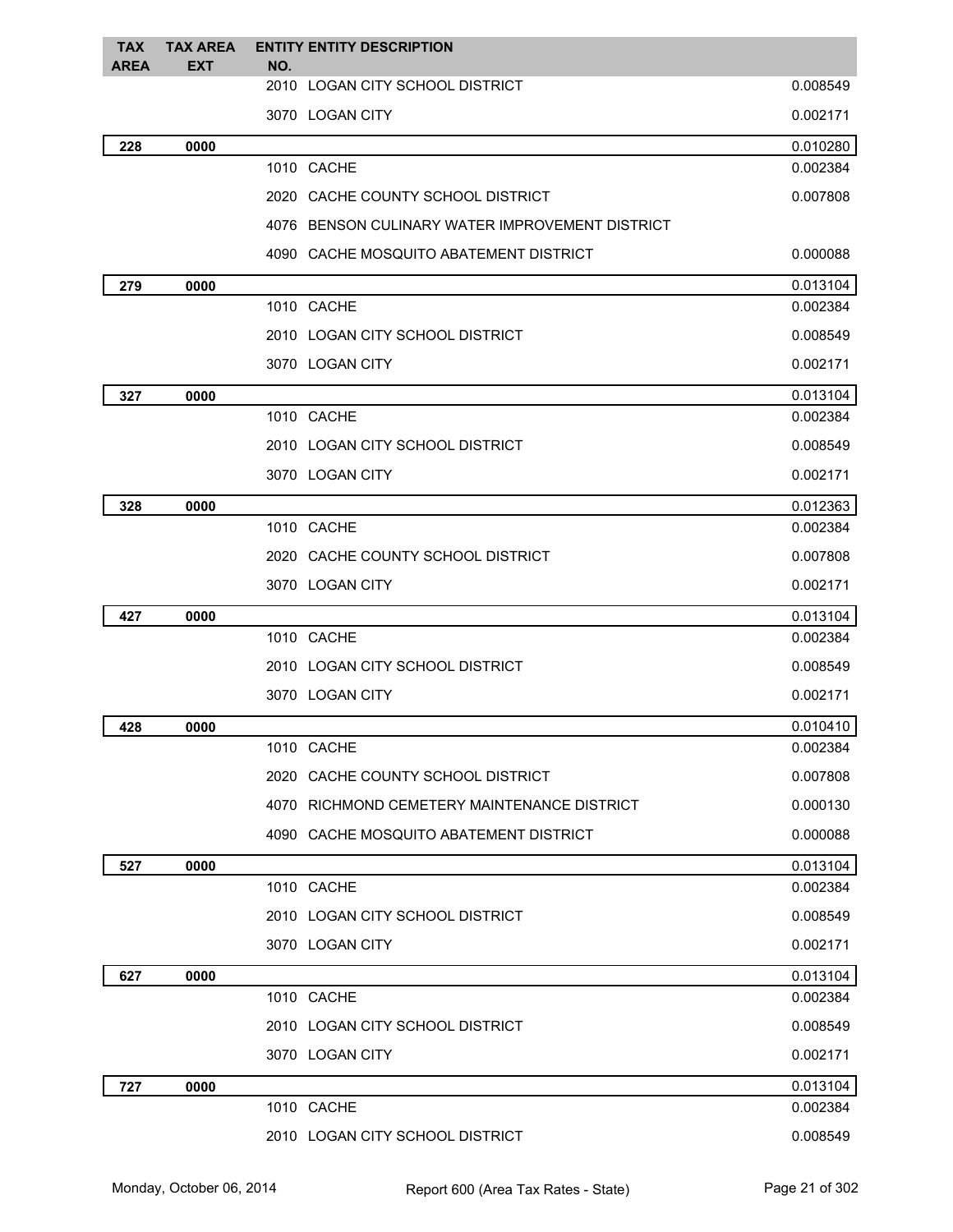| TAX AREA | TAX AREA EXT | ENTITY NO. | ENTITY DESCRIPTION | |
|---|---|---|---|---|
| | | 2010 | LOGAN CITY SCHOOL DISTRICT | 0.008549 |
| | | 3070 | LOGAN CITY | 0.002171 |
| **228** | **0000** | | | 0.010280 |
| | | 1010 | CACHE | 0.002384 |
| | | 2020 | CACHE COUNTY SCHOOL DISTRICT | 0.007808 |
| | | 4076 | BENSON CULINARY WATER IMPROVEMENT DISTRICT | |
| | | 4090 | CACHE MOSQUITO ABATEMENT DISTRICT | 0.000088 |
| **279** | **0000** | | | 0.013104 |
| | | 1010 | CACHE | 0.002384 |
| | | 2010 | LOGAN CITY SCHOOL DISTRICT | 0.008549 |
| | | 3070 | LOGAN CITY | 0.002171 |
| **327** | **0000** | | | 0.013104 |
| | | 1010 | CACHE | 0.002384 |
| | | 2010 | LOGAN CITY SCHOOL DISTRICT | 0.008549 |
| | | 3070 | LOGAN CITY | 0.002171 |
| **328** | **0000** | | | 0.012363 |
| | | 1010 | CACHE | 0.002384 |
| | | 2020 | CACHE COUNTY SCHOOL DISTRICT | 0.007808 |
| | | 3070 | LOGAN CITY | 0.002171 |
| **427** | **0000** | | | 0.013104 |
| | | 1010 | CACHE | 0.002384 |
| | | 2010 | LOGAN CITY SCHOOL DISTRICT | 0.008549 |
| | | 3070 | LOGAN CITY | 0.002171 |
| **428** | **0000** | | | 0.010410 |
| | | 1010 | CACHE | 0.002384 |
| | | 2020 | CACHE COUNTY SCHOOL DISTRICT | 0.007808 |
| | | 4070 | RICHMOND CEMETERY MAINTENANCE DISTRICT | 0.000130 |
| | | 4090 | CACHE MOSQUITO ABATEMENT DISTRICT | 0.000088 |
| **527** | **0000** | | | 0.013104 |
| | | 1010 | CACHE | 0.002384 |
| | | 2010 | LOGAN CITY SCHOOL DISTRICT | 0.008549 |
| | | 3070 | LOGAN CITY | 0.002171 |
| **627** | **0000** | | | 0.013104 |
| | | 1010 | CACHE | 0.002384 |
| | | 2010 | LOGAN CITY SCHOOL DISTRICT | 0.008549 |
| | | 3070 | LOGAN CITY | 0.002171 |
| **727** | **0000** | | | 0.013104 |
| | | 1010 | CACHE | 0.002384 |
| | | 2010 | LOGAN CITY SCHOOL DISTRICT | 0.008549 |

Monday, October 06, 2014 Report 600 (Area Tax Rates - State)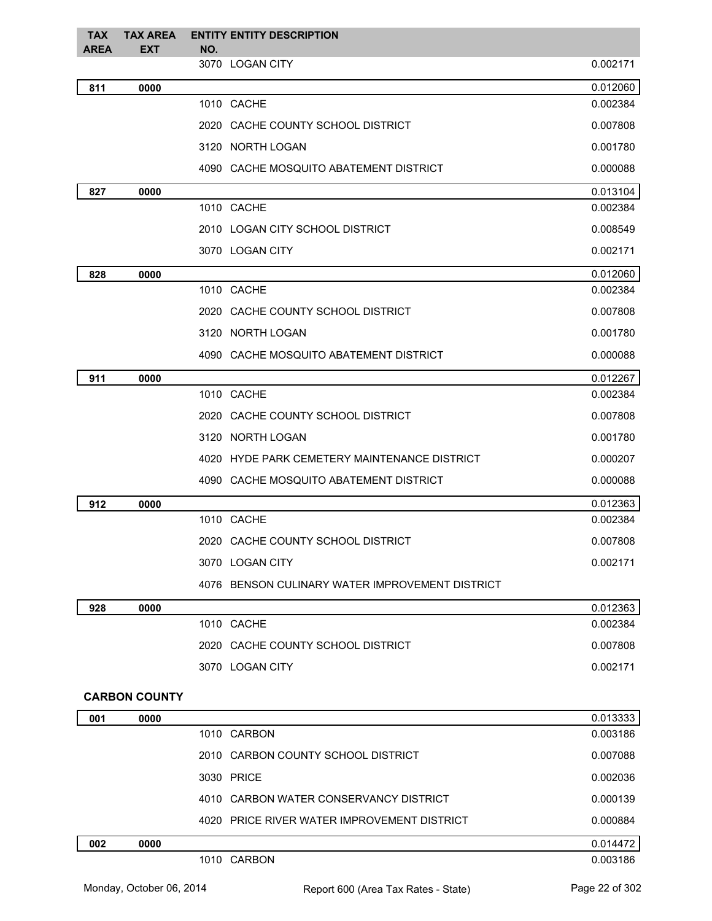| TAX AREA | TAX AREA EXT | ENTITY NO. | ENTITY DESCRIPTION | |
|---|---|---|---|---|
| | | 3070 | LOGAN CITY | 0.002171 |
| **811** | **0000** | | | 0.012060 |
| | | 1010 | CACHE | 0.002384 |
| | | 2020 | CACHE COUNTY SCHOOL DISTRICT | 0.007808 |
| | | 3120 | NORTH LOGAN | 0.001780 |
| | | 4090 | CACHE MOSQUITO ABATEMENT DISTRICT | 0.000088 |
| **827** | **0000** | | | 0.013104 |
| | | 1010 | CACHE | 0.002384 |
| | | 2010 | LOGAN CITY SCHOOL DISTRICT | 0.008549 |
| | | 3070 | LOGAN CITY | 0.002171 |
| **828** | **0000** | | | 0.012060 |
| | | 1010 | CACHE | 0.002384 |
| | | 2020 | CACHE COUNTY SCHOOL DISTRICT | 0.007808 |
| | | 3120 | NORTH LOGAN | 0.001780 |
| | | 4090 | CACHE MOSQUITO ABATEMENT DISTRICT | 0.000088 |
| **911** | **0000** | | | 0.012267 |
| | | 1010 | CACHE | 0.002384 |
| | | 2020 | CACHE COUNTY SCHOOL DISTRICT | 0.007808 |
| | | 3120 | NORTH LOGAN | 0.001780 |
| | | 4020 | HYDE PARK CEMETERY MAINTENANCE DISTRICT | 0.000207 |
| | | 4090 | CACHE MOSQUITO ABATEMENT DISTRICT | 0.000088 |
| **912** | **0000** | | | 0.012363 |
| | | 1010 | CACHE | 0.002384 |
| | | 2020 | CACHE COUNTY SCHOOL DISTRICT | 0.007808 |
| | | 3070 | LOGAN CITY | 0.002171 |
| | | 4076 | BENSON CULINARY WATER IMPROVEMENT DISTRICT | |
| **928** | **0000** | | | 0.012363 |
| | | 1010 | CACHE | 0.002384 |
| | | 2020 | CACHE COUNTY SCHOOL DISTRICT | 0.007808 |
| | | 3070 | LOGAN CITY | 0.002171 |

**CARBON COUNTY**

| TAX AREA | TAX AREA EXT | ENTITY NO. | ENTITY DESCRIPTION | |
|---|---|---|---|---|
| **001** | **0000** | | | 0.013333 |
| | | 1010 | CARBON | 0.003186 |
| | | 2010 | CARBON COUNTY SCHOOL DISTRICT | 0.007088 |
| | | 3030 | PRICE | 0.002036 |
| | | 4010 | CARBON WATER CONSERVANCY DISTRICT | 0.000139 |
| | | 4020 | PRICE RIVER WATER IMPROVEMENT DISTRICT | 0.000884 |
| **002** | **0000** | | | 0.014472 |
| | | 1010 | CARBON | 0.003186 |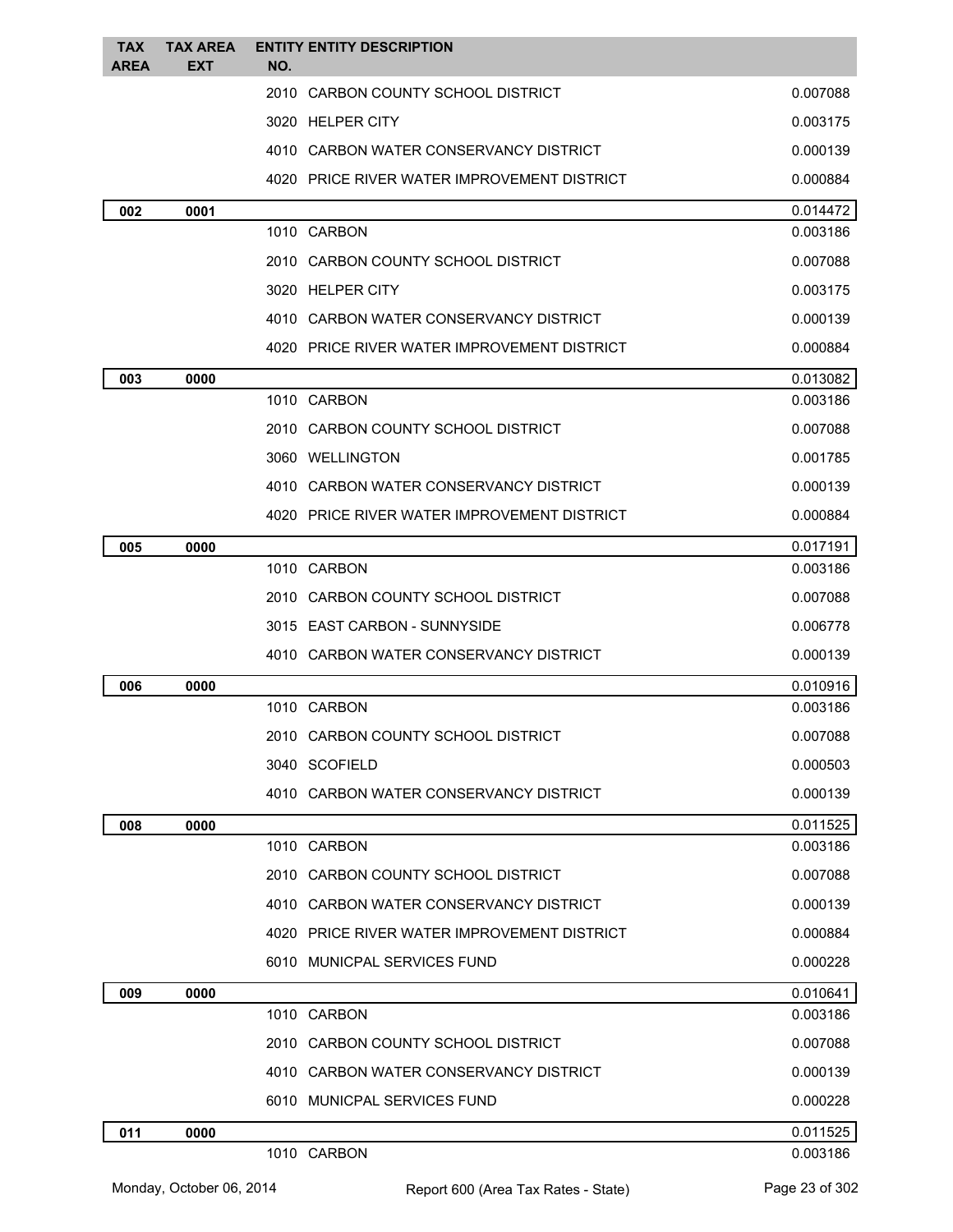| TAX AREA | TAX AREA EXT | ENTITY NO. | ENTITY DESCRIPTION | |
|---|---|---|---|---|
| | | 2010 | CARBON COUNTY SCHOOL DISTRICT | 0.007088 |
| | | 3020 | HELPER CITY | 0.003175 |
| | | 4010 | CARBON WATER CONSERVANCY DISTRICT | 0.000139 |
| | | 4020 | PRICE RIVER WATER IMPROVEMENT DISTRICT | 0.000884 |
| **002** | **0001** | | | 0.014472 |
| | | 1010 | CARBON | 0.003186 |
| | | 2010 | CARBON COUNTY SCHOOL DISTRICT | 0.007088 |
| | | 3020 | HELPER CITY | 0.003175 |
| | | 4010 | CARBON WATER CONSERVANCY DISTRICT | 0.000139 |
| | | 4020 | PRICE RIVER WATER IMPROVEMENT DISTRICT | 0.000884 |
| **003** | **0000** | | | 0.013082 |
| | | 1010 | CARBON | 0.003186 |
| | | 2010 | CARBON COUNTY SCHOOL DISTRICT | 0.007088 |
| | | 3060 | WELLINGTON | 0.001785 |
| | | 4010 | CARBON WATER CONSERVANCY DISTRICT | 0.000139 |
| | | 4020 | PRICE RIVER WATER IMPROVEMENT DISTRICT | 0.000884 |
| **005** | **0000** | | | 0.017191 |
| | | 1010 | CARBON | 0.003186 |
| | | 2010 | CARBON COUNTY SCHOOL DISTRICT | 0.007088 |
| | | 3015 | EAST CARBON - SUNNYSIDE | 0.006778 |
| | | 4010 | CARBON WATER CONSERVANCY DISTRICT | 0.000139 |
| **006** | **0000** | | | 0.010916 |
| | | 1010 | CARBON | 0.003186 |
| | | 2010 | CARBON COUNTY SCHOOL DISTRICT | 0.007088 |
| | | 3040 | SCOFIELD | 0.000503 |
| | | 4010 | CARBON WATER CONSERVANCY DISTRICT | 0.000139 |
| **008** | **0000** | | | 0.011525 |
| | | 1010 | CARBON | 0.003186 |
| | | 2010 | CARBON COUNTY SCHOOL DISTRICT | 0.007088 |
| | | 4010 | CARBON WATER CONSERVANCY DISTRICT | 0.000139 |
| | | 4020 | PRICE RIVER WATER IMPROVEMENT DISTRICT | 0.000884 |
| | | 6010 | MUNICPAL SERVICES FUND | 0.000228 |
| **009** | **0000** | | | 0.010641 |
| | | 1010 | CARBON | 0.003186 |
| | | 2010 | CARBON COUNTY SCHOOL DISTRICT | 0.007088 |
| | | 4010 | CARBON WATER CONSERVANCY DISTRICT | 0.000139 |
| | | 6010 | MUNICPAL SERVICES FUND | 0.000228 |
| **011** | **0000** | | | 0.011525 |
| | | 1010 | CARBON | 0.003186 |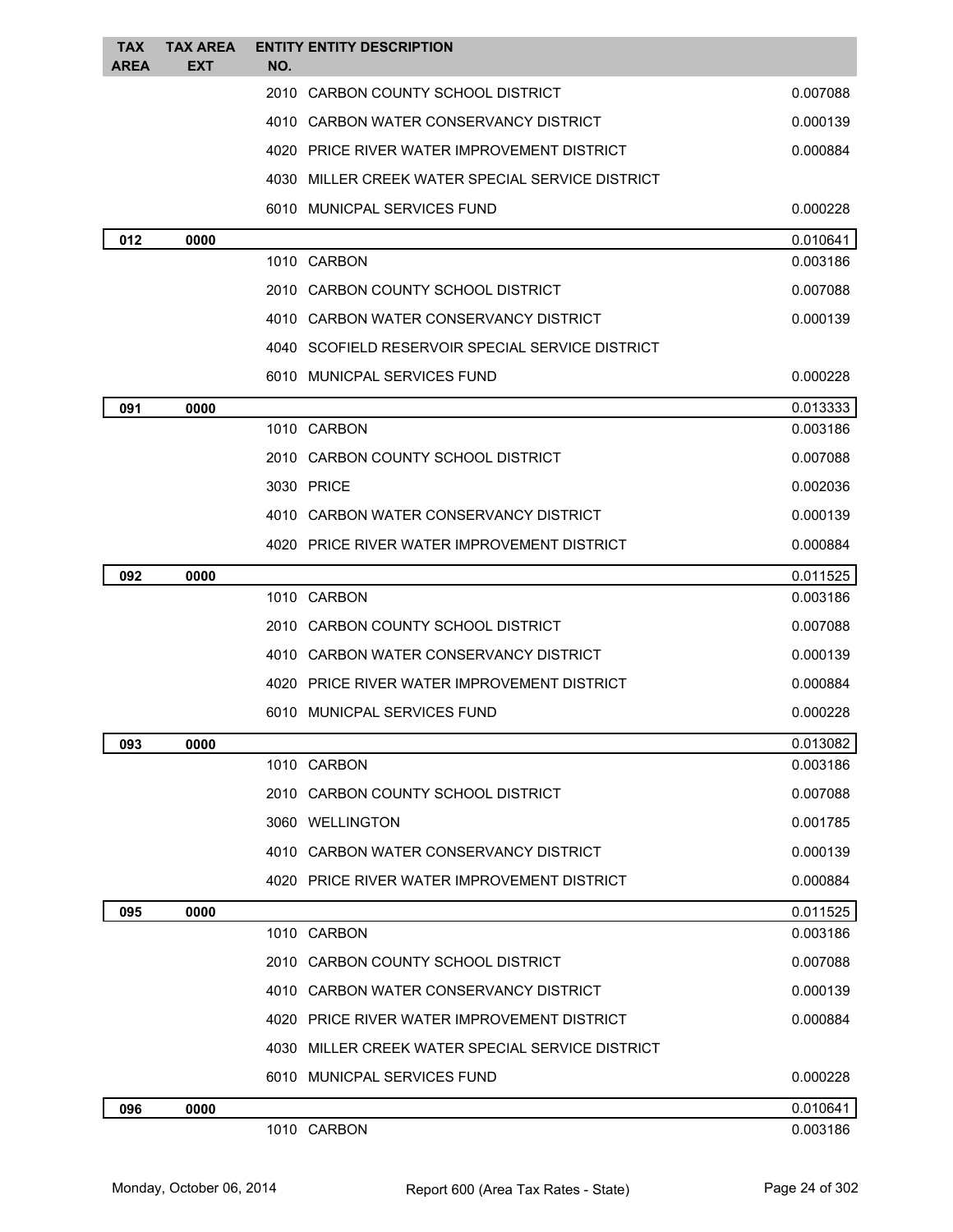| TAX AREA | TAX AREA EXT | ENTITY NO. | ENTITY DESCRIPTION | |
|---|---|---|---|---|
| | | 2010 | CARBON COUNTY SCHOOL DISTRICT | 0.007088 |
| | | 4010 | CARBON WATER CONSERVANCY DISTRICT | 0.000139 |
| | | 4020 | PRICE RIVER WATER IMPROVEMENT DISTRICT | 0.000884 |
| | | 4030 | MILLER CREEK WATER SPECIAL SERVICE DISTRICT | |
| | | 6010 | MUNICPAL SERVICES FUND | 0.000228 |
| **012** | **0000** | | | 0.010641 |
| | | 1010 | CARBON | 0.003186 |
| | | 2010 | CARBON COUNTY SCHOOL DISTRICT | 0.007088 |
| | | 4010 | CARBON WATER CONSERVANCY DISTRICT | 0.000139 |
| | | 4040 | SCOFIELD RESERVOIR SPECIAL SERVICE DISTRICT | |
| | | 6010 | MUNICPAL SERVICES FUND | 0.000228 |
| **091** | **0000** | | | 0.013333 |
| | | 1010 | CARBON | 0.003186 |
| | | 2010 | CARBON COUNTY SCHOOL DISTRICT | 0.007088 |
| | | 3030 | PRICE | 0.002036 |
| | | 4010 | CARBON WATER CONSERVANCY DISTRICT | 0.000139 |
| | | 4020 | PRICE RIVER WATER IMPROVEMENT DISTRICT | 0.000884 |
| **092** | **0000** | | | 0.011525 |
| | | 1010 | CARBON | 0.003186 |
| | | 2010 | CARBON COUNTY SCHOOL DISTRICT | 0.007088 |
| | | 4010 | CARBON WATER CONSERVANCY DISTRICT | 0.000139 |
| | | 4020 | PRICE RIVER WATER IMPROVEMENT DISTRICT | 0.000884 |
| | | 6010 | MUNICPAL SERVICES FUND | 0.000228 |
| **093** | **0000** | | | 0.013082 |
| | | 1010 | CARBON | 0.003186 |
| | | 2010 | CARBON COUNTY SCHOOL DISTRICT | 0.007088 |
| | | 3060 | WELLINGTON | 0.001785 |
| | | 4010 | CARBON WATER CONSERVANCY DISTRICT | 0.000139 |
| | | 4020 | PRICE RIVER WATER IMPROVEMENT DISTRICT | 0.000884 |
| **095** | **0000** | | | 0.011525 |
| | | 1010 | CARBON | 0.003186 |
| | | 2010 | CARBON COUNTY SCHOOL DISTRICT | 0.007088 |
| | | 4010 | CARBON WATER CONSERVANCY DISTRICT | 0.000139 |
| | | 4020 | PRICE RIVER WATER IMPROVEMENT DISTRICT | 0.000884 |
| | | 4030 | MILLER CREEK WATER SPECIAL SERVICE DISTRICT | |
| | | 6010 | MUNICPAL SERVICES FUND | 0.000228 |
| **096** | **0000** | | | 0.010641 |
| | | 1010 | CARBON | 0.003186 |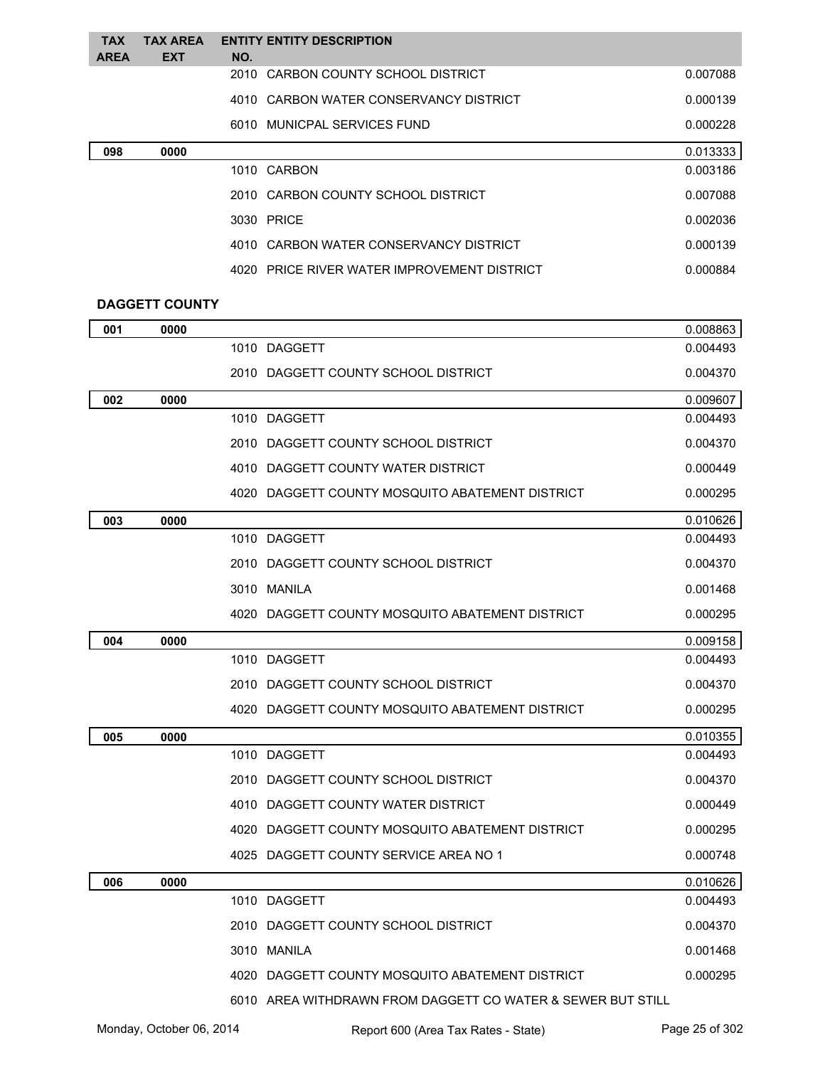| TAX AREA | TAX AREA EXT | ENTITY NO. | ENTITY DESCRIPTION | |
|---|---|---|---|---|
| | | 2010 | CARBON COUNTY SCHOOL DISTRICT | 0.007088 |
| | | 4010 | CARBON WATER CONSERVANCY DISTRICT | 0.000139 |
| | | 6010 | MUNICPAL SERVICES FUND | 0.000228 |
| **098** | **0000** | | | 0.013333 |
| | | 1010 | CARBON | 0.003186 |
| | | 2010 | CARBON COUNTY SCHOOL DISTRICT | 0.007088 |
| | | 3030 | PRICE | 0.002036 |
| | | 4010 | CARBON WATER CONSERVANCY DISTRICT | 0.000139 |
| | | 4020 | PRICE RIVER WATER IMPROVEMENT DISTRICT | 0.000884 |

**DAGGETT COUNTY**

| TAX AREA | TAX AREA EXT | ENTITY NO. | ENTITY DESCRIPTION | |
|---|---|---|---|---|
| **001** | **0000** | | | 0.008863 |
| | | 1010 | DAGGETT | 0.004493 |
| | | 2010 | DAGGETT COUNTY SCHOOL DISTRICT | 0.004370 |
| **002** | **0000** | | | 0.009607 |
| | | 1010 | DAGGETT | 0.004493 |
| | | 2010 | DAGGETT COUNTY SCHOOL DISTRICT | 0.004370 |
| | | 4010 | DAGGETT COUNTY WATER DISTRICT | 0.000449 |
| | | 4020 | DAGGETT COUNTY MOSQUITO ABATEMENT DISTRICT | 0.000295 |
| **003** | **0000** | | | 0.010626 |
| | | 1010 | DAGGETT | 0.004493 |
| | | 2010 | DAGGETT COUNTY SCHOOL DISTRICT | 0.004370 |
| | | 3010 | MANILA | 0.001468 |
| | | 4020 | DAGGETT COUNTY MOSQUITO ABATEMENT DISTRICT | 0.000295 |
| **004** | **0000** | | | 0.009158 |
| | | 1010 | DAGGETT | 0.004493 |
| | | 2010 | DAGGETT COUNTY SCHOOL DISTRICT | 0.004370 |
| | | 4020 | DAGGETT COUNTY MOSQUITO ABATEMENT DISTRICT | 0.000295 |
| **005** | **0000** | | | 0.010355 |
| | | 1010 | DAGGETT | 0.004493 |
| | | 2010 | DAGGETT COUNTY SCHOOL DISTRICT | 0.004370 |
| | | 4010 | DAGGETT COUNTY WATER DISTRICT | 0.000449 |
| | | 4020 | DAGGETT COUNTY MOSQUITO ABATEMENT DISTRICT | 0.000295 |
| | | 4025 | DAGGETT COUNTY SERVICE AREA NO 1 | 0.000748 |
| **006** | **0000** | | | 0.010626 |
| | | 1010 | DAGGETT | 0.004493 |
| | | 2010 | DAGGETT COUNTY SCHOOL DISTRICT | 0.004370 |
| | | 3010 | MANILA | 0.001468 |
| | | 4020 | DAGGETT COUNTY MOSQUITO ABATEMENT DISTRICT | 0.000295 |
| | | 6010 | AREA WITHDRAWN FROM DAGGETT CO WATER & SEWER BUT STILL | |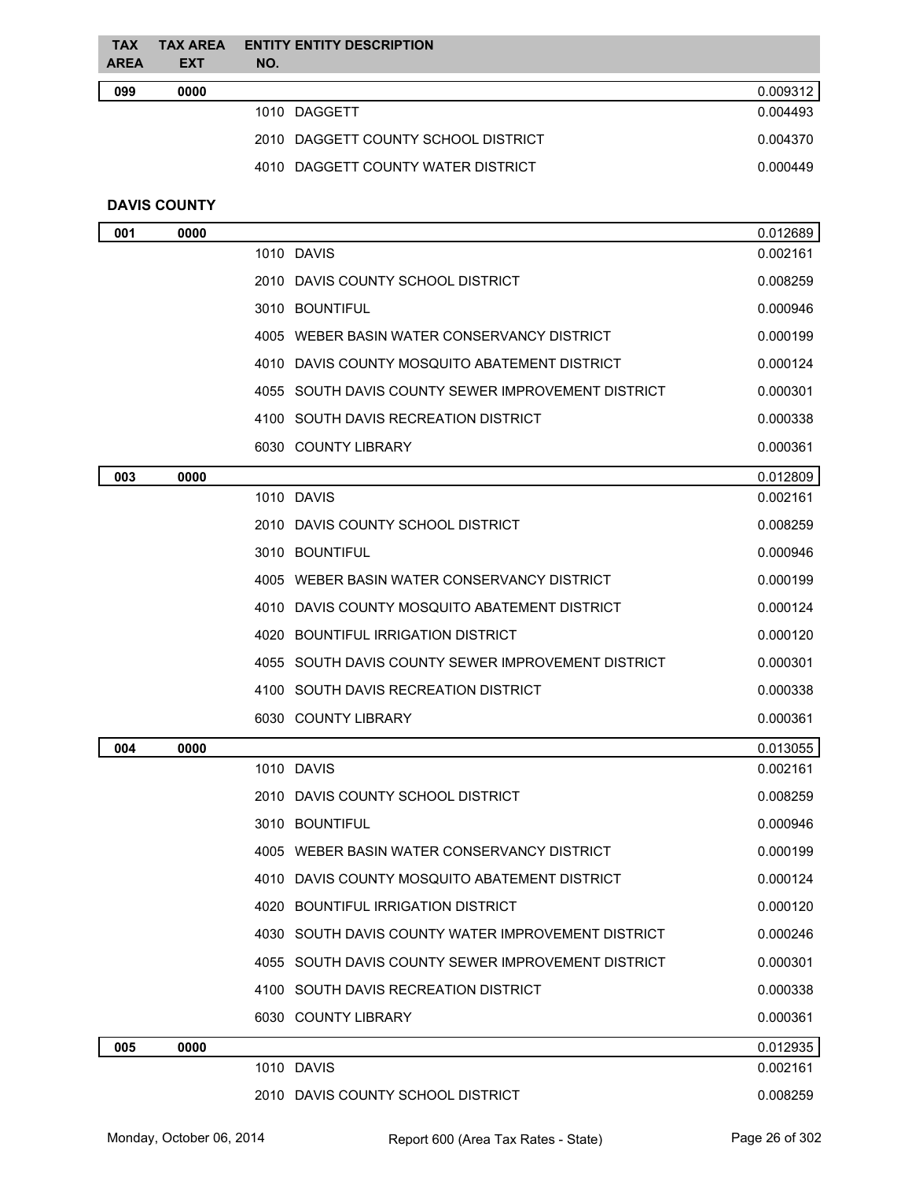| TAX AREA | TAX AREA EXT | ENTITY NO. | ENTITY DESCRIPTION | |
|---|---|---|---|---|
| **099** | **0000** | | | 0.009312 |
| | | 1010 | DAGGETT | 0.004493 |
| | | 2010 | DAGGETT COUNTY SCHOOL DISTRICT | 0.004370 |
| | | 4010 | DAGGETT COUNTY WATER DISTRICT | 0.000449 |

**DAVIS COUNTY**

| TAX AREA | TAX AREA EXT | ENTITY NO. | ENTITY DESCRIPTION | |
|---|---|---|---|---|
| **001** | **0000** | | | 0.012689 |
| | | 1010 | DAVIS | 0.002161 |
| | | 2010 | DAVIS COUNTY SCHOOL DISTRICT | 0.008259 |
| | | 3010 | BOUNTIFUL | 0.000946 |
| | | 4005 | WEBER BASIN WATER CONSERVANCY DISTRICT | 0.000199 |
| | | 4010 | DAVIS COUNTY MOSQUITO ABATEMENT DISTRICT | 0.000124 |
| | | 4055 | SOUTH DAVIS COUNTY SEWER IMPROVEMENT DISTRICT | 0.000301 |
| | | 4100 | SOUTH DAVIS RECREATION DISTRICT | 0.000338 |
| | | 6030 | COUNTY LIBRARY | 0.000361 |
| **003** | **0000** | | | 0.012809 |
| | | 1010 | DAVIS | 0.002161 |
| | | 2010 | DAVIS COUNTY SCHOOL DISTRICT | 0.008259 |
| | | 3010 | BOUNTIFUL | 0.000946 |
| | | 4005 | WEBER BASIN WATER CONSERVANCY DISTRICT | 0.000199 |
| | | 4010 | DAVIS COUNTY MOSQUITO ABATEMENT DISTRICT | 0.000124 |
| | | 4020 | BOUNTIFUL IRRIGATION DISTRICT | 0.000120 |
| | | 4055 | SOUTH DAVIS COUNTY SEWER IMPROVEMENT DISTRICT | 0.000301 |
| | | 4100 | SOUTH DAVIS RECREATION DISTRICT | 0.000338 |
| | | 6030 | COUNTY LIBRARY | 0.000361 |
| **004** | **0000** | | | 0.013055 |
| | | 1010 | DAVIS | 0.002161 |
| | | 2010 | DAVIS COUNTY SCHOOL DISTRICT | 0.008259 |
| | | 3010 | BOUNTIFUL | 0.000946 |
| | | 4005 | WEBER BASIN WATER CONSERVANCY DISTRICT | 0.000199 |
| | | 4010 | DAVIS COUNTY MOSQUITO ABATEMENT DISTRICT | 0.000124 |
| | | 4020 | BOUNTIFUL IRRIGATION DISTRICT | 0.000120 |
| | | 4030 | SOUTH DAVIS COUNTY WATER IMPROVEMENT DISTRICT | 0.000246 |
| | | 4055 | SOUTH DAVIS COUNTY SEWER IMPROVEMENT DISTRICT | 0.000301 |
| | | 4100 | SOUTH DAVIS RECREATION DISTRICT | 0.000338 |
| | | 6030 | COUNTY LIBRARY | 0.000361 |
| **005** | **0000** | | | 0.012935 |
| | | 1010 | DAVIS | 0.002161 |
| | | 2010 | DAVIS COUNTY SCHOOL DISTRICT | 0.008259 |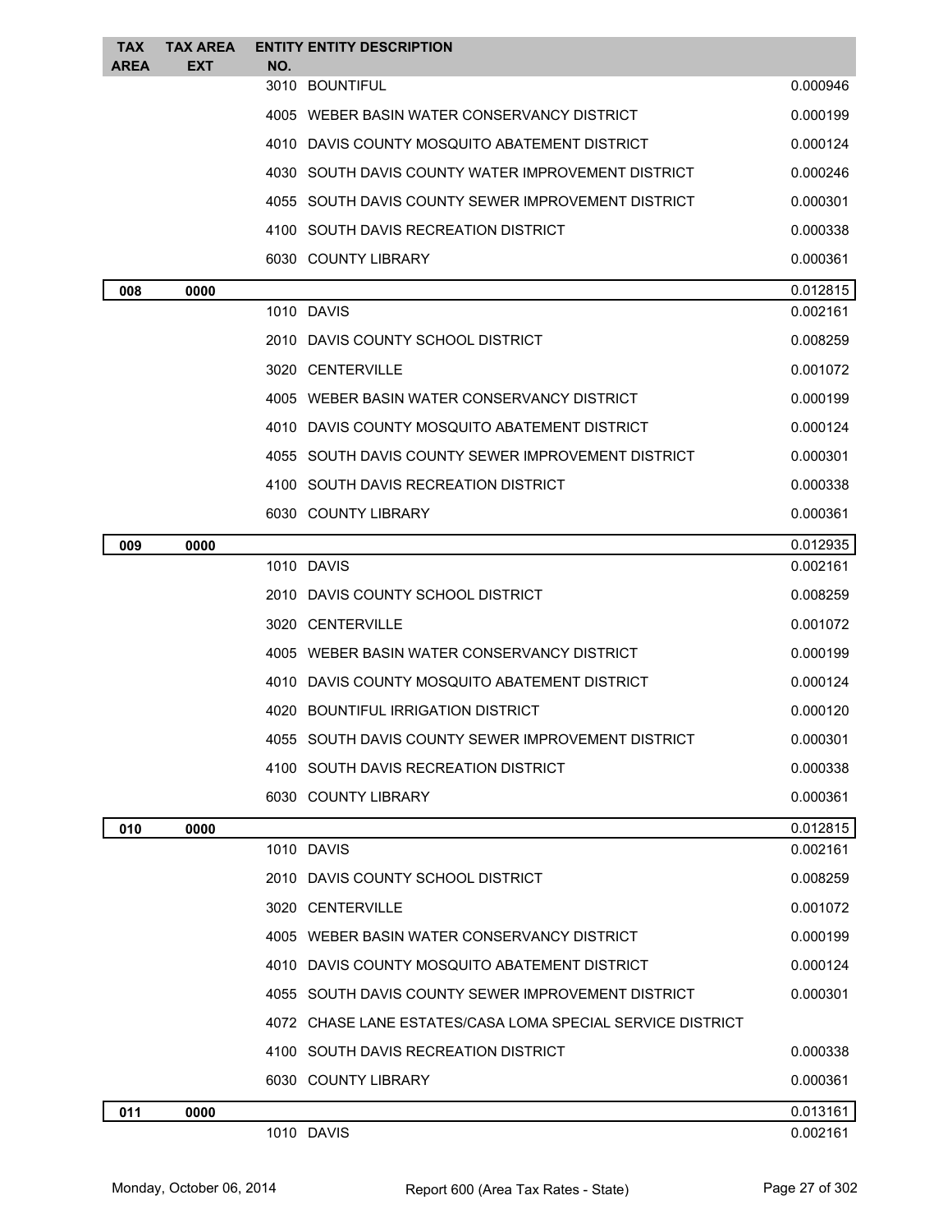| TAX AREA | TAX AREA EXT | ENTITY NO. | ENTITY DESCRIPTION | |
|---|---|---|---|---|
| | | 3010 | BOUNTIFUL | 0.000946 |
| | | 4005 | WEBER BASIN WATER CONSERVANCY DISTRICT | 0.000199 |
| | | 4010 | DAVIS COUNTY MOSQUITO ABATEMENT DISTRICT | 0.000124 |
| | | 4030 | SOUTH DAVIS COUNTY WATER IMPROVEMENT DISTRICT | 0.000246 |
| | | 4055 | SOUTH DAVIS COUNTY SEWER IMPROVEMENT DISTRICT | 0.000301 |
| | | 4100 | SOUTH DAVIS RECREATION DISTRICT | 0.000338 |
| | | 6030 | COUNTY LIBRARY | 0.000361 |
| **008** | **0000** | | | 0.012815 |
| | | 1010 | DAVIS | 0.002161 |
| | | 2010 | DAVIS COUNTY SCHOOL DISTRICT | 0.008259 |
| | | 3020 | CENTERVILLE | 0.001072 |
| | | 4005 | WEBER BASIN WATER CONSERVANCY DISTRICT | 0.000199 |
| | | 4010 | DAVIS COUNTY MOSQUITO ABATEMENT DISTRICT | 0.000124 |
| | | 4055 | SOUTH DAVIS COUNTY SEWER IMPROVEMENT DISTRICT | 0.000301 |
| | | 4100 | SOUTH DAVIS RECREATION DISTRICT | 0.000338 |
| | | 6030 | COUNTY LIBRARY | 0.000361 |
| **009** | **0000** | | | 0.012935 |
| | | 1010 | DAVIS | 0.002161 |
| | | 2010 | DAVIS COUNTY SCHOOL DISTRICT | 0.008259 |
| | | 3020 | CENTERVILLE | 0.001072 |
| | | 4005 | WEBER BASIN WATER CONSERVANCY DISTRICT | 0.000199 |
| | | 4010 | DAVIS COUNTY MOSQUITO ABATEMENT DISTRICT | 0.000124 |
| | | 4020 | BOUNTIFUL IRRIGATION DISTRICT | 0.000120 |
| | | 4055 | SOUTH DAVIS COUNTY SEWER IMPROVEMENT DISTRICT | 0.000301 |
| | | 4100 | SOUTH DAVIS RECREATION DISTRICT | 0.000338 |
| | | 6030 | COUNTY LIBRARY | 0.000361 |
| **010** | **0000** | | | 0.012815 |
| | | 1010 | DAVIS | 0.002161 |
| | | 2010 | DAVIS COUNTY SCHOOL DISTRICT | 0.008259 |
| | | 3020 | CENTERVILLE | 0.001072 |
| | | 4005 | WEBER BASIN WATER CONSERVANCY DISTRICT | 0.000199 |
| | | 4010 | DAVIS COUNTY MOSQUITO ABATEMENT DISTRICT | 0.000124 |
| | | 4055 | SOUTH DAVIS COUNTY SEWER IMPROVEMENT DISTRICT | 0.000301 |
| | | 4072 | CHASE LANE ESTATES/CASA LOMA SPECIAL SERVICE DISTRICT | |
| | | 4100 | SOUTH DAVIS RECREATION DISTRICT | 0.000338 |
| | | 6030 | COUNTY LIBRARY | 0.000361 |
| **011** | **0000** | | | 0.013161 |
| | | 1010 | DAVIS | 0.002161 |

Monday, October 06, 2014 — Report 600 (Area Tax Rates - State)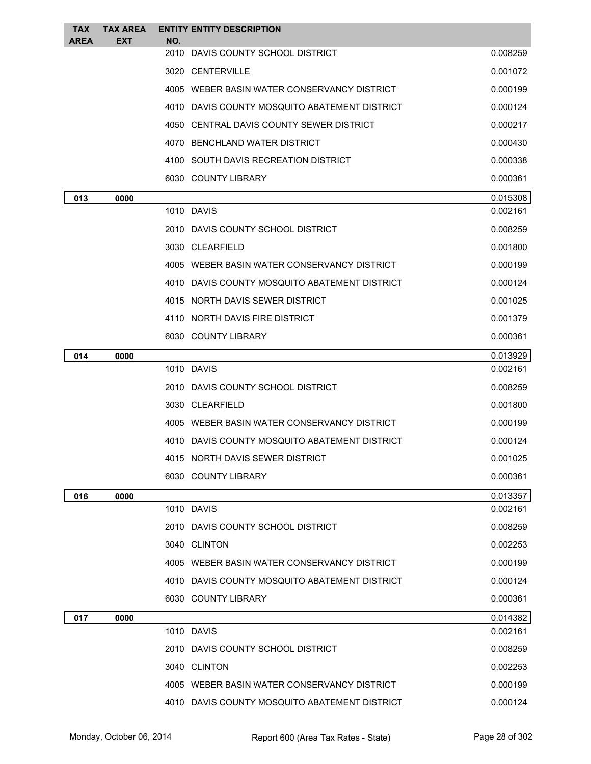| TAX AREA | TAX AREA EXT | ENTITY NO. | ENTITY DESCRIPTION | |
|---|---|---|---|---|
| | | 2010 | DAVIS COUNTY SCHOOL DISTRICT | 0.008259 |
| | | 3020 | CENTERVILLE | 0.001072 |
| | | 4005 | WEBER BASIN WATER CONSERVANCY DISTRICT | 0.000199 |
| | | 4010 | DAVIS COUNTY MOSQUITO ABATEMENT DISTRICT | 0.000124 |
| | | 4050 | CENTRAL DAVIS COUNTY SEWER DISTRICT | 0.000217 |
| | | 4070 | BENCHLAND WATER DISTRICT | 0.000430 |
| | | 4100 | SOUTH DAVIS RECREATION DISTRICT | 0.000338 |
| | | 6030 | COUNTY LIBRARY | 0.000361 |
| **013** | **0000** | | | 0.015308 |
| | | 1010 | DAVIS | 0.002161 |
| | | 2010 | DAVIS COUNTY SCHOOL DISTRICT | 0.008259 |
| | | 3030 | CLEARFIELD | 0.001800 |
| | | 4005 | WEBER BASIN WATER CONSERVANCY DISTRICT | 0.000199 |
| | | 4010 | DAVIS COUNTY MOSQUITO ABATEMENT DISTRICT | 0.000124 |
| | | 4015 | NORTH DAVIS SEWER DISTRICT | 0.001025 |
| | | 4110 | NORTH DAVIS FIRE DISTRICT | 0.001379 |
| | | 6030 | COUNTY LIBRARY | 0.000361 |
| **014** | **0000** | | | 0.013929 |
| | | 1010 | DAVIS | 0.002161 |
| | | 2010 | DAVIS COUNTY SCHOOL DISTRICT | 0.008259 |
| | | 3030 | CLEARFIELD | 0.001800 |
| | | 4005 | WEBER BASIN WATER CONSERVANCY DISTRICT | 0.000199 |
| | | 4010 | DAVIS COUNTY MOSQUITO ABATEMENT DISTRICT | 0.000124 |
| | | 4015 | NORTH DAVIS SEWER DISTRICT | 0.001025 |
| | | 6030 | COUNTY LIBRARY | 0.000361 |
| **016** | **0000** | | | 0.013357 |
| | | 1010 | DAVIS | 0.002161 |
| | | 2010 | DAVIS COUNTY SCHOOL DISTRICT | 0.008259 |
| | | 3040 | CLINTON | 0.002253 |
| | | 4005 | WEBER BASIN WATER CONSERVANCY DISTRICT | 0.000199 |
| | | 4010 | DAVIS COUNTY MOSQUITO ABATEMENT DISTRICT | 0.000124 |
| | | 6030 | COUNTY LIBRARY | 0.000361 |
| **017** | **0000** | | | 0.014382 |
| | | 1010 | DAVIS | 0.002161 |
| | | 2010 | DAVIS COUNTY SCHOOL DISTRICT | 0.008259 |
| | | 3040 | CLINTON | 0.002253 |
| | | 4005 | WEBER BASIN WATER CONSERVANCY DISTRICT | 0.000199 |
| | | 4010 | DAVIS COUNTY MOSQUITO ABATEMENT DISTRICT | 0.000124 |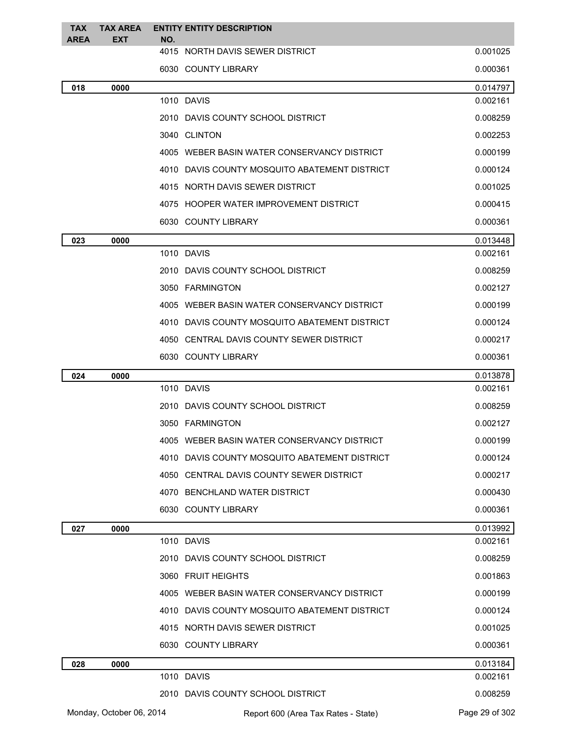| TAX AREA | TAX AREA EXT | ENTITY NO. | ENTITY DESCRIPTION | |
|---|---|---|---|---|
| | | 4015 | NORTH DAVIS SEWER DISTRICT | 0.001025 |
| | | 6030 | COUNTY LIBRARY | 0.000361 |
| **018** | **0000** | | | 0.014797 |
| | | 1010 | DAVIS | 0.002161 |
| | | 2010 | DAVIS COUNTY SCHOOL DISTRICT | 0.008259 |
| | | 3040 | CLINTON | 0.002253 |
| | | 4005 | WEBER BASIN WATER CONSERVANCY DISTRICT | 0.000199 |
| | | 4010 | DAVIS COUNTY MOSQUITO ABATEMENT DISTRICT | 0.000124 |
| | | 4015 | NORTH DAVIS SEWER DISTRICT | 0.001025 |
| | | 4075 | HOOPER WATER IMPROVEMENT DISTRICT | 0.000415 |
| | | 6030 | COUNTY LIBRARY | 0.000361 |
| **023** | **0000** | | | 0.013448 |
| | | 1010 | DAVIS | 0.002161 |
| | | 2010 | DAVIS COUNTY SCHOOL DISTRICT | 0.008259 |
| | | 3050 | FARMINGTON | 0.002127 |
| | | 4005 | WEBER BASIN WATER CONSERVANCY DISTRICT | 0.000199 |
| | | 4010 | DAVIS COUNTY MOSQUITO ABATEMENT DISTRICT | 0.000124 |
| | | 4050 | CENTRAL DAVIS COUNTY SEWER DISTRICT | 0.000217 |
| | | 6030 | COUNTY LIBRARY | 0.000361 |
| **024** | **0000** | | | 0.013878 |
| | | 1010 | DAVIS | 0.002161 |
| | | 2010 | DAVIS COUNTY SCHOOL DISTRICT | 0.008259 |
| | | 3050 | FARMINGTON | 0.002127 |
| | | 4005 | WEBER BASIN WATER CONSERVANCY DISTRICT | 0.000199 |
| | | 4010 | DAVIS COUNTY MOSQUITO ABATEMENT DISTRICT | 0.000124 |
| | | 4050 | CENTRAL DAVIS COUNTY SEWER DISTRICT | 0.000217 |
| | | 4070 | BENCHLAND WATER DISTRICT | 0.000430 |
| | | 6030 | COUNTY LIBRARY | 0.000361 |
| **027** | **0000** | | | 0.013992 |
| | | 1010 | DAVIS | 0.002161 |
| | | 2010 | DAVIS COUNTY SCHOOL DISTRICT | 0.008259 |
| | | 3060 | FRUIT HEIGHTS | 0.001863 |
| | | 4005 | WEBER BASIN WATER CONSERVANCY DISTRICT | 0.000199 |
| | | 4010 | DAVIS COUNTY MOSQUITO ABATEMENT DISTRICT | 0.000124 |
| | | 4015 | NORTH DAVIS SEWER DISTRICT | 0.001025 |
| | | 6030 | COUNTY LIBRARY | 0.000361 |
| **028** | **0000** | | | 0.013184 |
| | | 1010 | DAVIS | 0.002161 |
| | | 2010 | DAVIS COUNTY SCHOOL DISTRICT | 0.008259 |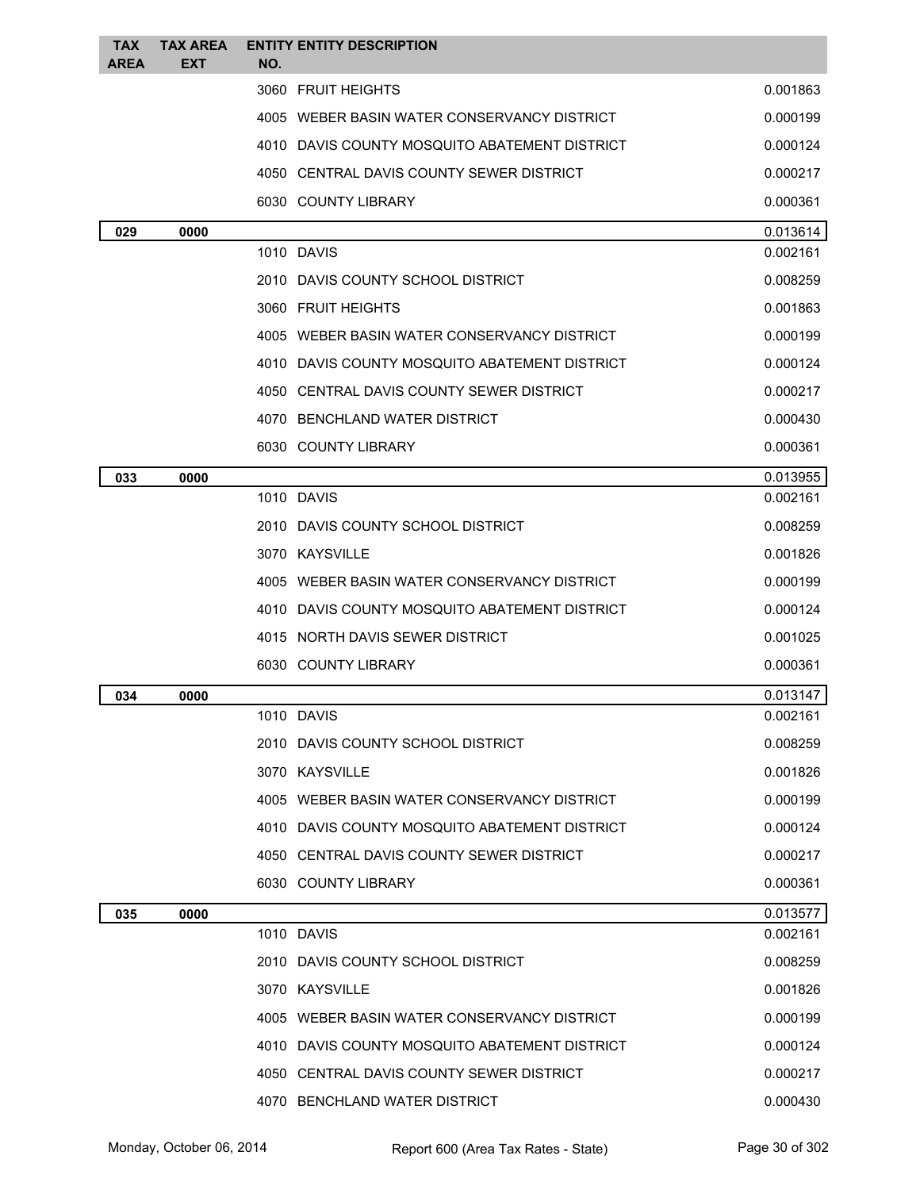| TAX AREA | TAX AREA EXT | ENTITY NO. | ENTITY DESCRIPTION | |
|---|---|---|---|---|
| | | 3060 | FRUIT HEIGHTS | 0.001863 |
| | | 4005 | WEBER BASIN WATER CONSERVANCY DISTRICT | 0.000199 |
| | | 4010 | DAVIS COUNTY MOSQUITO ABATEMENT DISTRICT | 0.000124 |
| | | 4050 | CENTRAL DAVIS COUNTY SEWER DISTRICT | 0.000217 |
| | | 6030 | COUNTY LIBRARY | 0.000361 |
| **029** | **0000** | | | 0.013614 |
| | | 1010 | DAVIS | 0.002161 |
| | | 2010 | DAVIS COUNTY SCHOOL DISTRICT | 0.008259 |
| | | 3060 | FRUIT HEIGHTS | 0.001863 |
| | | 4005 | WEBER BASIN WATER CONSERVANCY DISTRICT | 0.000199 |
| | | 4010 | DAVIS COUNTY MOSQUITO ABATEMENT DISTRICT | 0.000124 |
| | | 4050 | CENTRAL DAVIS COUNTY SEWER DISTRICT | 0.000217 |
| | | 4070 | BENCHLAND WATER DISTRICT | 0.000430 |
| | | 6030 | COUNTY LIBRARY | 0.000361 |
| **033** | **0000** | | | 0.013955 |
| | | 1010 | DAVIS | 0.002161 |
| | | 2010 | DAVIS COUNTY SCHOOL DISTRICT | 0.008259 |
| | | 3070 | KAYSVILLE | 0.001826 |
| | | 4005 | WEBER BASIN WATER CONSERVANCY DISTRICT | 0.000199 |
| | | 4010 | DAVIS COUNTY MOSQUITO ABATEMENT DISTRICT | 0.000124 |
| | | 4015 | NORTH DAVIS SEWER DISTRICT | 0.001025 |
| | | 6030 | COUNTY LIBRARY | 0.000361 |
| **034** | **0000** | | | 0.013147 |
| | | 1010 | DAVIS | 0.002161 |
| | | 2010 | DAVIS COUNTY SCHOOL DISTRICT | 0.008259 |
| | | 3070 | KAYSVILLE | 0.001826 |
| | | 4005 | WEBER BASIN WATER CONSERVANCY DISTRICT | 0.000199 |
| | | 4010 | DAVIS COUNTY MOSQUITO ABATEMENT DISTRICT | 0.000124 |
| | | 4050 | CENTRAL DAVIS COUNTY SEWER DISTRICT | 0.000217 |
| | | 6030 | COUNTY LIBRARY | 0.000361 |
| **035** | **0000** | | | 0.013577 |
| | | 1010 | DAVIS | 0.002161 |
| | | 2010 | DAVIS COUNTY SCHOOL DISTRICT | 0.008259 |
| | | 3070 | KAYSVILLE | 0.001826 |
| | | 4005 | WEBER BASIN WATER CONSERVANCY DISTRICT | 0.000199 |
| | | 4010 | DAVIS COUNTY MOSQUITO ABATEMENT DISTRICT | 0.000124 |
| | | 4050 | CENTRAL DAVIS COUNTY SEWER DISTRICT | 0.000217 |
| | | 4070 | BENCHLAND WATER DISTRICT | 0.000430 |

Monday, October 06, 2014 — Report 600 (Area Tax Rates - State)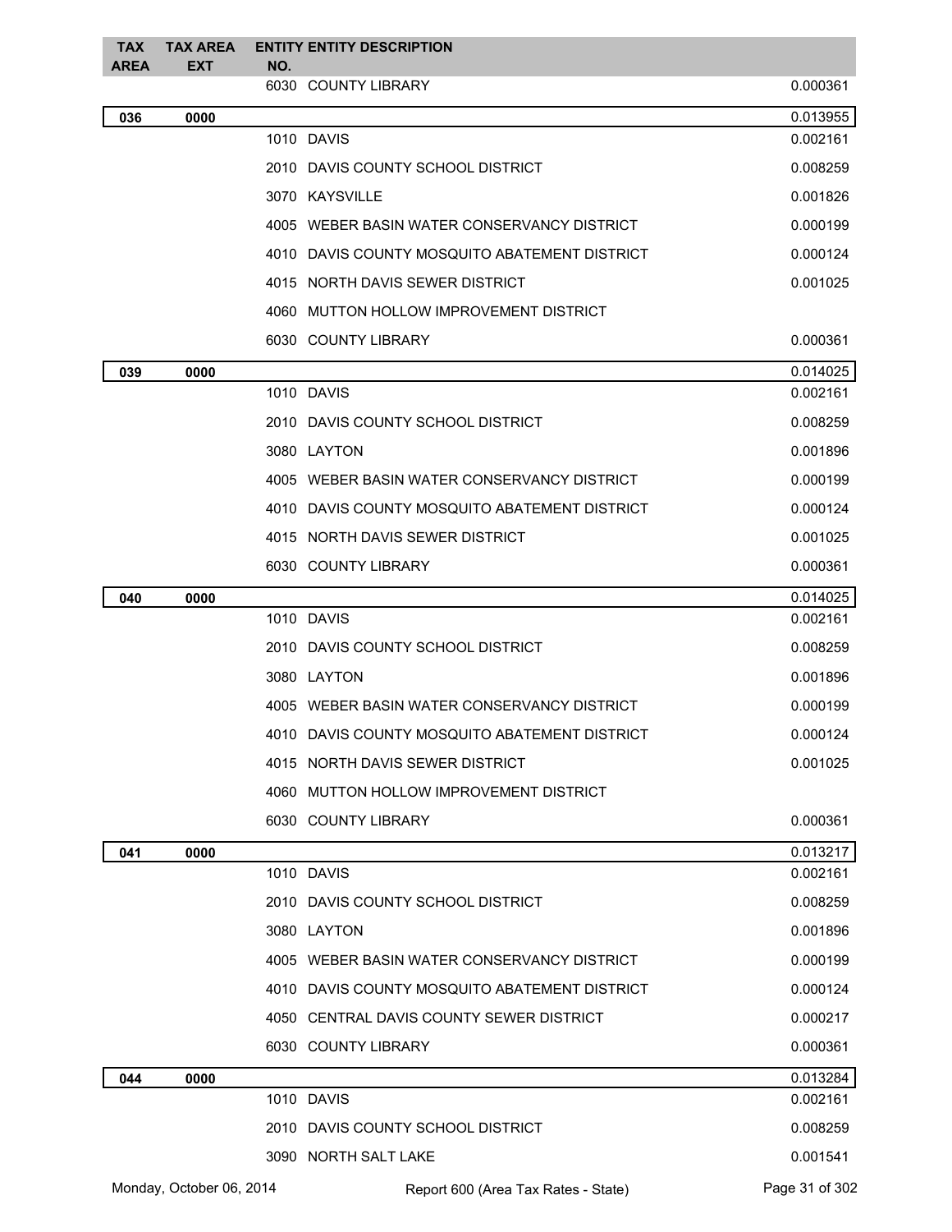| TAX AREA | TAX AREA EXT | ENTITY NO. | ENTITY DESCRIPTION | |
|---|---|---|---|---|
| | | 6030 | COUNTY LIBRARY | 0.000361 |
| **036** | **0000** | | | 0.013955 |
| | | 1010 | DAVIS | 0.002161 |
| | | 2010 | DAVIS COUNTY SCHOOL DISTRICT | 0.008259 |
| | | 3070 | KAYSVILLE | 0.001826 |
| | | 4005 | WEBER BASIN WATER CONSERVANCY DISTRICT | 0.000199 |
| | | 4010 | DAVIS COUNTY MOSQUITO ABATEMENT DISTRICT | 0.000124 |
| | | 4015 | NORTH DAVIS SEWER DISTRICT | 0.001025 |
| | | 4060 | MUTTON HOLLOW IMPROVEMENT DISTRICT | |
| | | 6030 | COUNTY LIBRARY | 0.000361 |
| **039** | **0000** | | | 0.014025 |
| | | 1010 | DAVIS | 0.002161 |
| | | 2010 | DAVIS COUNTY SCHOOL DISTRICT | 0.008259 |
| | | 3080 | LAYTON | 0.001896 |
| | | 4005 | WEBER BASIN WATER CONSERVANCY DISTRICT | 0.000199 |
| | | 4010 | DAVIS COUNTY MOSQUITO ABATEMENT DISTRICT | 0.000124 |
| | | 4015 | NORTH DAVIS SEWER DISTRICT | 0.001025 |
| | | 6030 | COUNTY LIBRARY | 0.000361 |
| **040** | **0000** | | | 0.014025 |
| | | 1010 | DAVIS | 0.002161 |
| | | 2010 | DAVIS COUNTY SCHOOL DISTRICT | 0.008259 |
| | | 3080 | LAYTON | 0.001896 |
| | | 4005 | WEBER BASIN WATER CONSERVANCY DISTRICT | 0.000199 |
| | | 4010 | DAVIS COUNTY MOSQUITO ABATEMENT DISTRICT | 0.000124 |
| | | 4015 | NORTH DAVIS SEWER DISTRICT | 0.001025 |
| | | 4060 | MUTTON HOLLOW IMPROVEMENT DISTRICT | |
| | | 6030 | COUNTY LIBRARY | 0.000361 |
| **041** | **0000** | | | 0.013217 |
| | | 1010 | DAVIS | 0.002161 |
| | | 2010 | DAVIS COUNTY SCHOOL DISTRICT | 0.008259 |
| | | 3080 | LAYTON | 0.001896 |
| | | 4005 | WEBER BASIN WATER CONSERVANCY DISTRICT | 0.000199 |
| | | 4010 | DAVIS COUNTY MOSQUITO ABATEMENT DISTRICT | 0.000124 |
| | | 4050 | CENTRAL DAVIS COUNTY SEWER DISTRICT | 0.000217 |
| | | 6030 | COUNTY LIBRARY | 0.000361 |
| **044** | **0000** | | | 0.013284 |
| | | 1010 | DAVIS | 0.002161 |
| | | 2010 | DAVIS COUNTY SCHOOL DISTRICT | 0.008259 |
| | | 3090 | NORTH SALT LAKE | 0.001541 |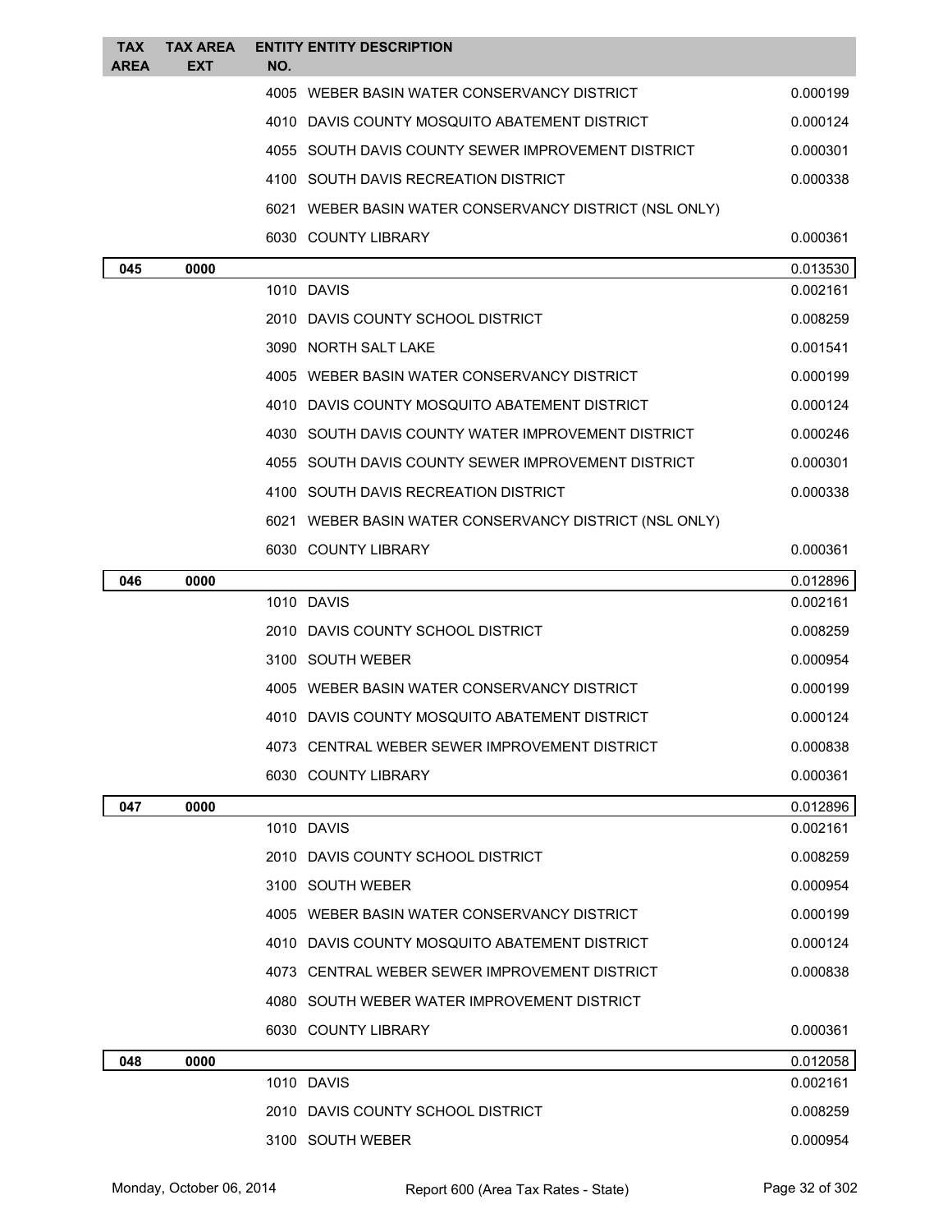| TAX AREA | TAX AREA EXT | ENTITY NO. | ENTITY DESCRIPTION | |
|---|---|---|---|---|
| | | 4005 | WEBER BASIN WATER CONSERVANCY DISTRICT | 0.000199 |
| | | 4010 | DAVIS COUNTY MOSQUITO ABATEMENT DISTRICT | 0.000124 |
| | | 4055 | SOUTH DAVIS COUNTY SEWER IMPROVEMENT DISTRICT | 0.000301 |
| | | 4100 | SOUTH DAVIS RECREATION DISTRICT | 0.000338 |
| | | 6021 | WEBER BASIN WATER CONSERVANCY DISTRICT (NSL ONLY) | |
| | | 6030 | COUNTY LIBRARY | 0.000361 |
| **045** | **0000** | | | 0.013530 |
| | | 1010 | DAVIS | 0.002161 |
| | | 2010 | DAVIS COUNTY SCHOOL DISTRICT | 0.008259 |
| | | 3090 | NORTH SALT LAKE | 0.001541 |
| | | 4005 | WEBER BASIN WATER CONSERVANCY DISTRICT | 0.000199 |
| | | 4010 | DAVIS COUNTY MOSQUITO ABATEMENT DISTRICT | 0.000124 |
| | | 4030 | SOUTH DAVIS COUNTY WATER IMPROVEMENT DISTRICT | 0.000246 |
| | | 4055 | SOUTH DAVIS COUNTY SEWER IMPROVEMENT DISTRICT | 0.000301 |
| | | 4100 | SOUTH DAVIS RECREATION DISTRICT | 0.000338 |
| | | 6021 | WEBER BASIN WATER CONSERVANCY DISTRICT (NSL ONLY) | |
| | | 6030 | COUNTY LIBRARY | 0.000361 |
| **046** | **0000** | | | 0.012896 |
| | | 1010 | DAVIS | 0.002161 |
| | | 2010 | DAVIS COUNTY SCHOOL DISTRICT | 0.008259 |
| | | 3100 | SOUTH WEBER | 0.000954 |
| | | 4005 | WEBER BASIN WATER CONSERVANCY DISTRICT | 0.000199 |
| | | 4010 | DAVIS COUNTY MOSQUITO ABATEMENT DISTRICT | 0.000124 |
| | | 4073 | CENTRAL WEBER SEWER IMPROVEMENT DISTRICT | 0.000838 |
| | | 6030 | COUNTY LIBRARY | 0.000361 |
| **047** | **0000** | | | 0.012896 |
| | | 1010 | DAVIS | 0.002161 |
| | | 2010 | DAVIS COUNTY SCHOOL DISTRICT | 0.008259 |
| | | 3100 | SOUTH WEBER | 0.000954 |
| | | 4005 | WEBER BASIN WATER CONSERVANCY DISTRICT | 0.000199 |
| | | 4010 | DAVIS COUNTY MOSQUITO ABATEMENT DISTRICT | 0.000124 |
| | | 4073 | CENTRAL WEBER SEWER IMPROVEMENT DISTRICT | 0.000838 |
| | | 4080 | SOUTH WEBER WATER IMPROVEMENT DISTRICT | |
| | | 6030 | COUNTY LIBRARY | 0.000361 |
| **048** | **0000** | | | 0.012058 |
| | | 1010 | DAVIS | 0.002161 |
| | | 2010 | DAVIS COUNTY SCHOOL DISTRICT | 0.008259 |
| | | 3100 | SOUTH WEBER | 0.000954 |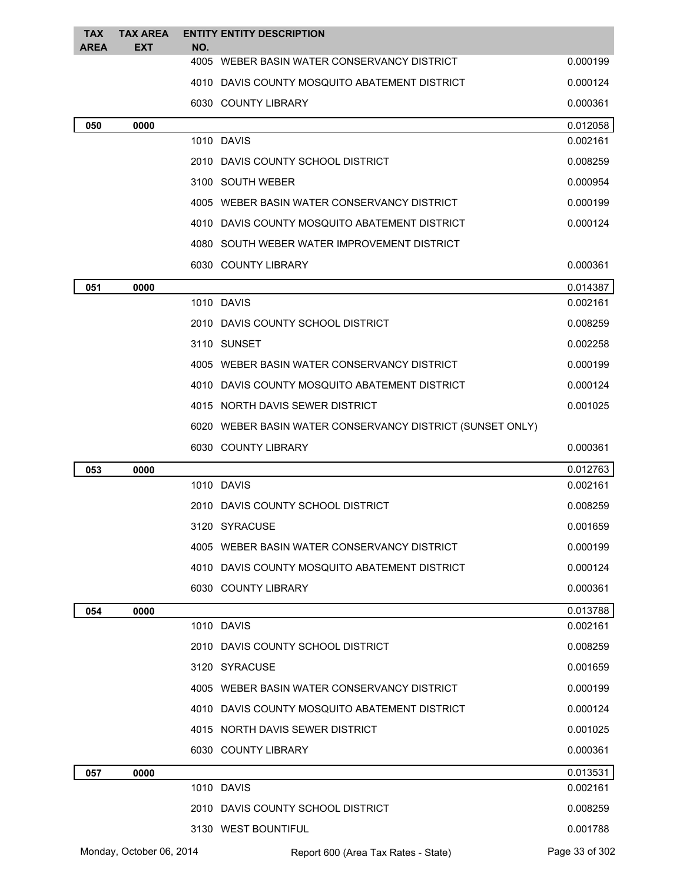| TAX AREA | TAX AREA EXT | ENTITY NO. | ENTITY DESCRIPTION | |
|---|---|---|---|---|
| | | 4005 | WEBER BASIN WATER CONSERVANCY DISTRICT | 0.000199 |
| | | 4010 | DAVIS COUNTY MOSQUITO ABATEMENT DISTRICT | 0.000124 |
| | | 6030 | COUNTY LIBRARY | 0.000361 |
| **050** | **0000** | | | 0.012058 |
| | | 1010 | DAVIS | 0.002161 |
| | | 2010 | DAVIS COUNTY SCHOOL DISTRICT | 0.008259 |
| | | 3100 | SOUTH WEBER | 0.000954 |
| | | 4005 | WEBER BASIN WATER CONSERVANCY DISTRICT | 0.000199 |
| | | 4010 | DAVIS COUNTY MOSQUITO ABATEMENT DISTRICT | 0.000124 |
| | | 4080 | SOUTH WEBER WATER IMPROVEMENT DISTRICT | |
| | | 6030 | COUNTY LIBRARY | 0.000361 |
| **051** | **0000** | | | 0.014387 |
| | | 1010 | DAVIS | 0.002161 |
| | | 2010 | DAVIS COUNTY SCHOOL DISTRICT | 0.008259 |
| | | 3110 | SUNSET | 0.002258 |
| | | 4005 | WEBER BASIN WATER CONSERVANCY DISTRICT | 0.000199 |
| | | 4010 | DAVIS COUNTY MOSQUITO ABATEMENT DISTRICT | 0.000124 |
| | | 4015 | NORTH DAVIS SEWER DISTRICT | 0.001025 |
| | | 6020 | WEBER BASIN WATER CONSERVANCY DISTRICT (SUNSET ONLY) | |
| | | 6030 | COUNTY LIBRARY | 0.000361 |
| **053** | **0000** | | | 0.012763 |
| | | 1010 | DAVIS | 0.002161 |
| | | 2010 | DAVIS COUNTY SCHOOL DISTRICT | 0.008259 |
| | | 3120 | SYRACUSE | 0.001659 |
| | | 4005 | WEBER BASIN WATER CONSERVANCY DISTRICT | 0.000199 |
| | | 4010 | DAVIS COUNTY MOSQUITO ABATEMENT DISTRICT | 0.000124 |
| | | 6030 | COUNTY LIBRARY | 0.000361 |
| **054** | **0000** | | | 0.013788 |
| | | 1010 | DAVIS | 0.002161 |
| | | 2010 | DAVIS COUNTY SCHOOL DISTRICT | 0.008259 |
| | | 3120 | SYRACUSE | 0.001659 |
| | | 4005 | WEBER BASIN WATER CONSERVANCY DISTRICT | 0.000199 |
| | | 4010 | DAVIS COUNTY MOSQUITO ABATEMENT DISTRICT | 0.000124 |
| | | 4015 | NORTH DAVIS SEWER DISTRICT | 0.001025 |
| | | 6030 | COUNTY LIBRARY | 0.000361 |
| **057** | **0000** | | | 0.013531 |
| | | 1010 | DAVIS | 0.002161 |
| | | 2010 | DAVIS COUNTY SCHOOL DISTRICT | 0.008259 |
| | | 3130 | WEST BOUNTIFUL | 0.001788 |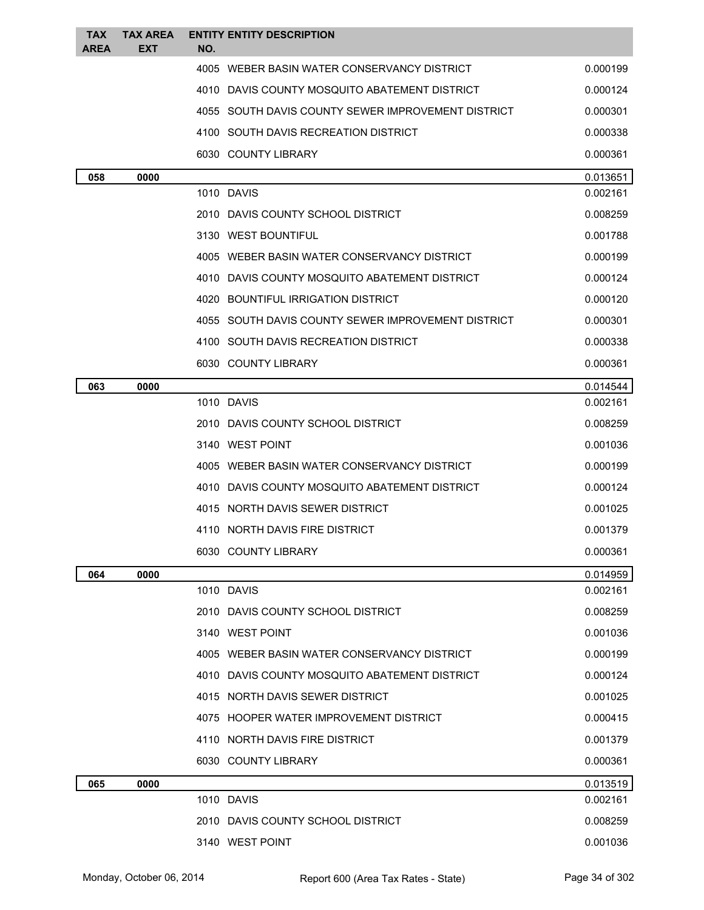| TAX AREA | TAX AREA EXT | ENTITY NO. | ENTITY DESCRIPTION | |
|---|---|---|---|---|
| | | 4005 | WEBER BASIN WATER CONSERVANCY DISTRICT | 0.000199 |
| | | 4010 | DAVIS COUNTY MOSQUITO ABATEMENT DISTRICT | 0.000124 |
| | | 4055 | SOUTH DAVIS COUNTY SEWER IMPROVEMENT DISTRICT | 0.000301 |
| | | 4100 | SOUTH DAVIS RECREATION DISTRICT | 0.000338 |
| | | 6030 | COUNTY LIBRARY | 0.000361 |
| **058** | **0000** | | | 0.013651 |
| | | 1010 | DAVIS | 0.002161 |
| | | 2010 | DAVIS COUNTY SCHOOL DISTRICT | 0.008259 |
| | | 3130 | WEST BOUNTIFUL | 0.001788 |
| | | 4005 | WEBER BASIN WATER CONSERVANCY DISTRICT | 0.000199 |
| | | 4010 | DAVIS COUNTY MOSQUITO ABATEMENT DISTRICT | 0.000124 |
| | | 4020 | BOUNTIFUL IRRIGATION DISTRICT | 0.000120 |
| | | 4055 | SOUTH DAVIS COUNTY SEWER IMPROVEMENT DISTRICT | 0.000301 |
| | | 4100 | SOUTH DAVIS RECREATION DISTRICT | 0.000338 |
| | | 6030 | COUNTY LIBRARY | 0.000361 |
| **063** | **0000** | | | 0.014544 |
| | | 1010 | DAVIS | 0.002161 |
| | | 2010 | DAVIS COUNTY SCHOOL DISTRICT | 0.008259 |
| | | 3140 | WEST POINT | 0.001036 |
| | | 4005 | WEBER BASIN WATER CONSERVANCY DISTRICT | 0.000199 |
| | | 4010 | DAVIS COUNTY MOSQUITO ABATEMENT DISTRICT | 0.000124 |
| | | 4015 | NORTH DAVIS SEWER DISTRICT | 0.001025 |
| | | 4110 | NORTH DAVIS FIRE DISTRICT | 0.001379 |
| | | 6030 | COUNTY LIBRARY | 0.000361 |
| **064** | **0000** | | | 0.014959 |
| | | 1010 | DAVIS | 0.002161 |
| | | 2010 | DAVIS COUNTY SCHOOL DISTRICT | 0.008259 |
| | | 3140 | WEST POINT | 0.001036 |
| | | 4005 | WEBER BASIN WATER CONSERVANCY DISTRICT | 0.000199 |
| | | 4010 | DAVIS COUNTY MOSQUITO ABATEMENT DISTRICT | 0.000124 |
| | | 4015 | NORTH DAVIS SEWER DISTRICT | 0.001025 |
| | | 4075 | HOOPER WATER IMPROVEMENT DISTRICT | 0.000415 |
| | | 4110 | NORTH DAVIS FIRE DISTRICT | 0.001379 |
| | | 6030 | COUNTY LIBRARY | 0.000361 |
| **065** | **0000** | | | 0.013519 |
| | | 1010 | DAVIS | 0.002161 |
| | | 2010 | DAVIS COUNTY SCHOOL DISTRICT | 0.008259 |
| | | 3140 | WEST POINT | 0.001036 |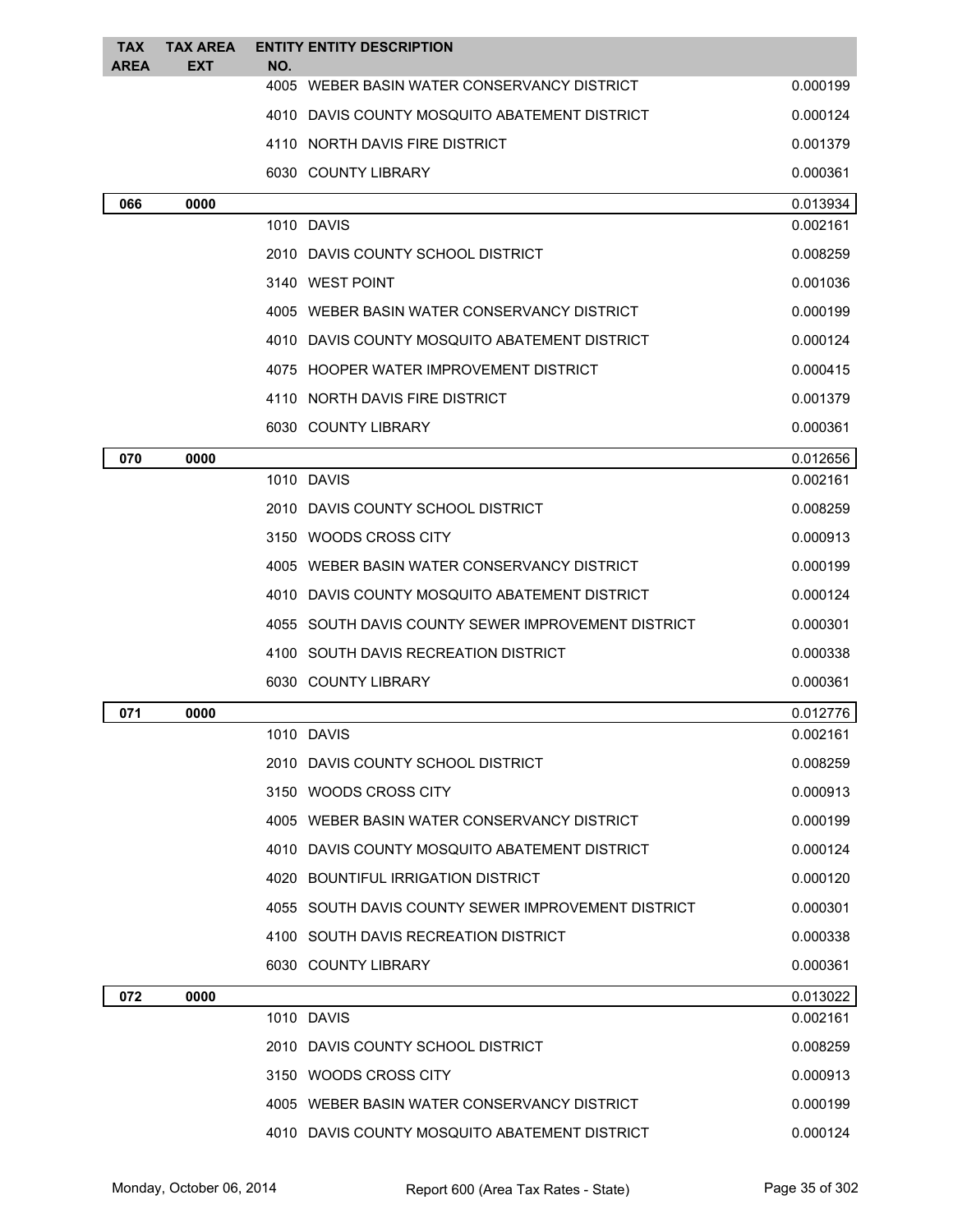| TAX AREA | TAX AREA EXT | ENTITY NO. | ENTITY DESCRIPTION | |
|---|---|---|---|---|
| | | 4005 | WEBER BASIN WATER CONSERVANCY DISTRICT | 0.000199 |
| | | 4010 | DAVIS COUNTY MOSQUITO ABATEMENT DISTRICT | 0.000124 |
| | | 4110 | NORTH DAVIS FIRE DISTRICT | 0.001379 |
| | | 6030 | COUNTY LIBRARY | 0.000361 |
| **066** | **0000** | | | 0.013934 |
| | | 1010 | DAVIS | 0.002161 |
| | | 2010 | DAVIS COUNTY SCHOOL DISTRICT | 0.008259 |
| | | 3140 | WEST POINT | 0.001036 |
| | | 4005 | WEBER BASIN WATER CONSERVANCY DISTRICT | 0.000199 |
| | | 4010 | DAVIS COUNTY MOSQUITO ABATEMENT DISTRICT | 0.000124 |
| | | 4075 | HOOPER WATER IMPROVEMENT DISTRICT | 0.000415 |
| | | 4110 | NORTH DAVIS FIRE DISTRICT | 0.001379 |
| | | 6030 | COUNTY LIBRARY | 0.000361 |
| **070** | **0000** | | | 0.012656 |
| | | 1010 | DAVIS | 0.002161 |
| | | 2010 | DAVIS COUNTY SCHOOL DISTRICT | 0.008259 |
| | | 3150 | WOODS CROSS CITY | 0.000913 |
| | | 4005 | WEBER BASIN WATER CONSERVANCY DISTRICT | 0.000199 |
| | | 4010 | DAVIS COUNTY MOSQUITO ABATEMENT DISTRICT | 0.000124 |
| | | 4055 | SOUTH DAVIS COUNTY SEWER IMPROVEMENT DISTRICT | 0.000301 |
| | | 4100 | SOUTH DAVIS RECREATION DISTRICT | 0.000338 |
| | | 6030 | COUNTY LIBRARY | 0.000361 |
| **071** | **0000** | | | 0.012776 |
| | | 1010 | DAVIS | 0.002161 |
| | | 2010 | DAVIS COUNTY SCHOOL DISTRICT | 0.008259 |
| | | 3150 | WOODS CROSS CITY | 0.000913 |
| | | 4005 | WEBER BASIN WATER CONSERVANCY DISTRICT | 0.000199 |
| | | 4010 | DAVIS COUNTY MOSQUITO ABATEMENT DISTRICT | 0.000124 |
| | | 4020 | BOUNTIFUL IRRIGATION DISTRICT | 0.000120 |
| | | 4055 | SOUTH DAVIS COUNTY SEWER IMPROVEMENT DISTRICT | 0.000301 |
| | | 4100 | SOUTH DAVIS RECREATION DISTRICT | 0.000338 |
| | | 6030 | COUNTY LIBRARY | 0.000361 |
| **072** | **0000** | | | 0.013022 |
| | | 1010 | DAVIS | 0.002161 |
| | | 2010 | DAVIS COUNTY SCHOOL DISTRICT | 0.008259 |
| | | 3150 | WOODS CROSS CITY | 0.000913 |
| | | 4005 | WEBER BASIN WATER CONSERVANCY DISTRICT | 0.000199 |
| | | 4010 | DAVIS COUNTY MOSQUITO ABATEMENT DISTRICT | 0.000124 |

Monday, October 06, 2014 Report 600 (Area Tax Rates - State)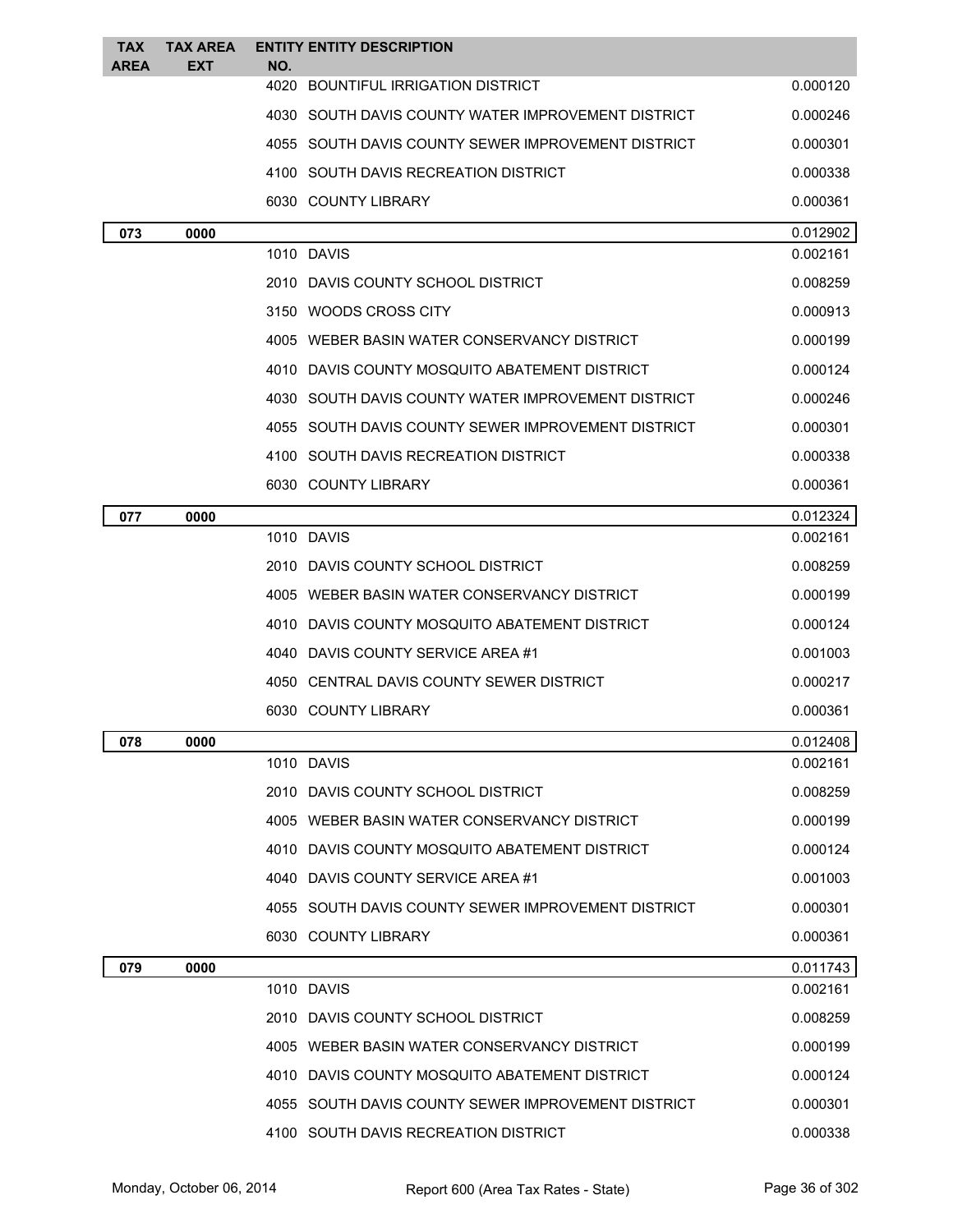| TAX AREA | TAX AREA EXT | ENTITY NO. | ENTITY DESCRIPTION | |
|---|---|---|---|---|
| | | 4020 | BOUNTIFUL IRRIGATION DISTRICT | 0.000120 |
| | | 4030 | SOUTH DAVIS COUNTY WATER IMPROVEMENT DISTRICT | 0.000246 |
| | | 4055 | SOUTH DAVIS COUNTY SEWER IMPROVEMENT DISTRICT | 0.000301 |
| | | 4100 | SOUTH DAVIS RECREATION DISTRICT | 0.000338 |
| | | 6030 | COUNTY LIBRARY | 0.000361 |
| **073** | **0000** | | | 0.012902 |
| | | 1010 | DAVIS | 0.002161 |
| | | 2010 | DAVIS COUNTY SCHOOL DISTRICT | 0.008259 |
| | | 3150 | WOODS CROSS CITY | 0.000913 |
| | | 4005 | WEBER BASIN WATER CONSERVANCY DISTRICT | 0.000199 |
| | | 4010 | DAVIS COUNTY MOSQUITO ABATEMENT DISTRICT | 0.000124 |
| | | 4030 | SOUTH DAVIS COUNTY WATER IMPROVEMENT DISTRICT | 0.000246 |
| | | 4055 | SOUTH DAVIS COUNTY SEWER IMPROVEMENT DISTRICT | 0.000301 |
| | | 4100 | SOUTH DAVIS RECREATION DISTRICT | 0.000338 |
| | | 6030 | COUNTY LIBRARY | 0.000361 |
| **077** | **0000** | | | 0.012324 |
| | | 1010 | DAVIS | 0.002161 |
| | | 2010 | DAVIS COUNTY SCHOOL DISTRICT | 0.008259 |
| | | 4005 | WEBER BASIN WATER CONSERVANCY DISTRICT | 0.000199 |
| | | 4010 | DAVIS COUNTY MOSQUITO ABATEMENT DISTRICT | 0.000124 |
| | | 4040 | DAVIS COUNTY SERVICE AREA #1 | 0.001003 |
| | | 4050 | CENTRAL DAVIS COUNTY SEWER DISTRICT | 0.000217 |
| | | 6030 | COUNTY LIBRARY | 0.000361 |
| **078** | **0000** | | | 0.012408 |
| | | 1010 | DAVIS | 0.002161 |
| | | 2010 | DAVIS COUNTY SCHOOL DISTRICT | 0.008259 |
| | | 4005 | WEBER BASIN WATER CONSERVANCY DISTRICT | 0.000199 |
| | | 4010 | DAVIS COUNTY MOSQUITO ABATEMENT DISTRICT | 0.000124 |
| | | 4040 | DAVIS COUNTY SERVICE AREA #1 | 0.001003 |
| | | 4055 | SOUTH DAVIS COUNTY SEWER IMPROVEMENT DISTRICT | 0.000301 |
| | | 6030 | COUNTY LIBRARY | 0.000361 |
| **079** | **0000** | | | 0.011743 |
| | | 1010 | DAVIS | 0.002161 |
| | | 2010 | DAVIS COUNTY SCHOOL DISTRICT | 0.008259 |
| | | 4005 | WEBER BASIN WATER CONSERVANCY DISTRICT | 0.000199 |
| | | 4010 | DAVIS COUNTY MOSQUITO ABATEMENT DISTRICT | 0.000124 |
| | | 4055 | SOUTH DAVIS COUNTY SEWER IMPROVEMENT DISTRICT | 0.000301 |
| | | 4100 | SOUTH DAVIS RECREATION DISTRICT | 0.000338 |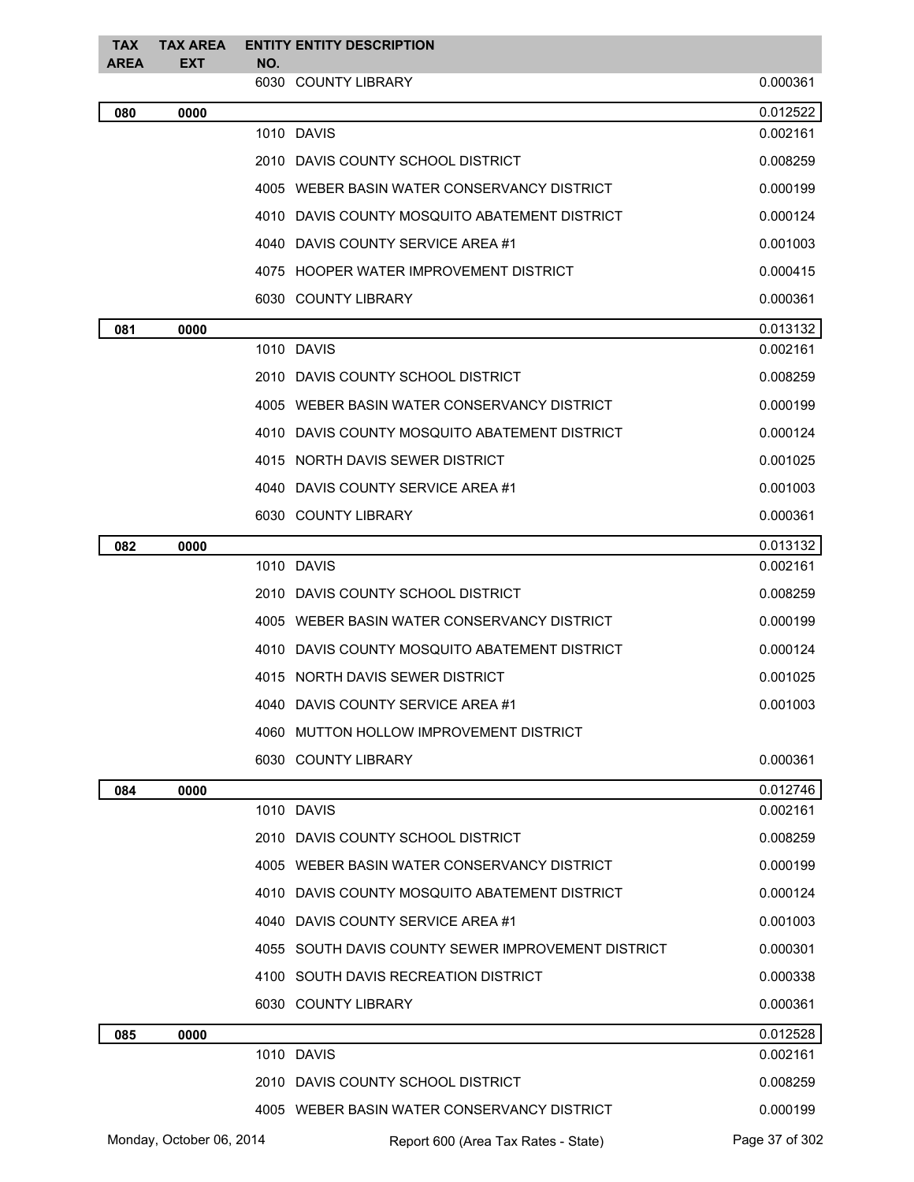| TAX AREA | TAX AREA EXT | ENTITY NO. | ENTITY DESCRIPTION | |
|---|---|---|---|---|
| | | 6030 | COUNTY LIBRARY | 0.000361 |
| **080** | **0000** | | | 0.012522 |
| | | 1010 | DAVIS | 0.002161 |
| | | 2010 | DAVIS COUNTY SCHOOL DISTRICT | 0.008259 |
| | | 4005 | WEBER BASIN WATER CONSERVANCY DISTRICT | 0.000199 |
| | | 4010 | DAVIS COUNTY MOSQUITO ABATEMENT DISTRICT | 0.000124 |
| | | 4040 | DAVIS COUNTY SERVICE AREA #1 | 0.001003 |
| | | 4075 | HOOPER WATER IMPROVEMENT DISTRICT | 0.000415 |
| | | 6030 | COUNTY LIBRARY | 0.000361 |
| **081** | **0000** | | | 0.013132 |
| | | 1010 | DAVIS | 0.002161 |
| | | 2010 | DAVIS COUNTY SCHOOL DISTRICT | 0.008259 |
| | | 4005 | WEBER BASIN WATER CONSERVANCY DISTRICT | 0.000199 |
| | | 4010 | DAVIS COUNTY MOSQUITO ABATEMENT DISTRICT | 0.000124 |
| | | 4015 | NORTH DAVIS SEWER DISTRICT | 0.001025 |
| | | 4040 | DAVIS COUNTY SERVICE AREA #1 | 0.001003 |
| | | 6030 | COUNTY LIBRARY | 0.000361 |
| **082** | **0000** | | | 0.013132 |
| | | 1010 | DAVIS | 0.002161 |
| | | 2010 | DAVIS COUNTY SCHOOL DISTRICT | 0.008259 |
| | | 4005 | WEBER BASIN WATER CONSERVANCY DISTRICT | 0.000199 |
| | | 4010 | DAVIS COUNTY MOSQUITO ABATEMENT DISTRICT | 0.000124 |
| | | 4015 | NORTH DAVIS SEWER DISTRICT | 0.001025 |
| | | 4040 | DAVIS COUNTY SERVICE AREA #1 | 0.001003 |
| | | 4060 | MUTTON HOLLOW IMPROVEMENT DISTRICT | |
| | | 6030 | COUNTY LIBRARY | 0.000361 |
| **084** | **0000** | | | 0.012746 |
| | | 1010 | DAVIS | 0.002161 |
| | | 2010 | DAVIS COUNTY SCHOOL DISTRICT | 0.008259 |
| | | 4005 | WEBER BASIN WATER CONSERVANCY DISTRICT | 0.000199 |
| | | 4010 | DAVIS COUNTY MOSQUITO ABATEMENT DISTRICT | 0.000124 |
| | | 4040 | DAVIS COUNTY SERVICE AREA #1 | 0.001003 |
| | | 4055 | SOUTH DAVIS COUNTY SEWER IMPROVEMENT DISTRICT | 0.000301 |
| | | 4100 | SOUTH DAVIS RECREATION DISTRICT | 0.000338 |
| | | 6030 | COUNTY LIBRARY | 0.000361 |
| **085** | **0000** | | | 0.012528 |
| | | 1010 | DAVIS | 0.002161 |
| | | 2010 | DAVIS COUNTY SCHOOL DISTRICT | 0.008259 |
| | | 4005 | WEBER BASIN WATER CONSERVANCY DISTRICT | 0.000199 |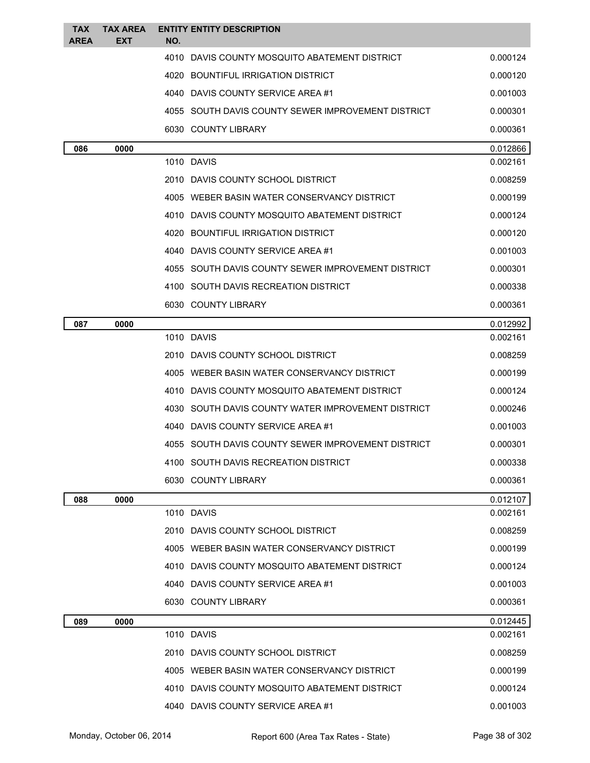| TAX AREA | TAX AREA EXT | ENTITY NO. | ENTITY DESCRIPTION | |
|---|---|---|---|---|
| | | 4010 | DAVIS COUNTY MOSQUITO ABATEMENT DISTRICT | 0.000124 |
| | | 4020 | BOUNTIFUL IRRIGATION DISTRICT | 0.000120 |
| | | 4040 | DAVIS COUNTY SERVICE AREA #1 | 0.001003 |
| | | 4055 | SOUTH DAVIS COUNTY SEWER IMPROVEMENT DISTRICT | 0.000301 |
| | | 6030 | COUNTY LIBRARY | 0.000361 |
| **086** | **0000** | | | 0.012866 |
| | | 1010 | DAVIS | 0.002161 |
| | | 2010 | DAVIS COUNTY SCHOOL DISTRICT | 0.008259 |
| | | 4005 | WEBER BASIN WATER CONSERVANCY DISTRICT | 0.000199 |
| | | 4010 | DAVIS COUNTY MOSQUITO ABATEMENT DISTRICT | 0.000124 |
| | | 4020 | BOUNTIFUL IRRIGATION DISTRICT | 0.000120 |
| | | 4040 | DAVIS COUNTY SERVICE AREA #1 | 0.001003 |
| | | 4055 | SOUTH DAVIS COUNTY SEWER IMPROVEMENT DISTRICT | 0.000301 |
| | | 4100 | SOUTH DAVIS RECREATION DISTRICT | 0.000338 |
| | | 6030 | COUNTY LIBRARY | 0.000361 |
| **087** | **0000** | | | 0.012992 |
| | | 1010 | DAVIS | 0.002161 |
| | | 2010 | DAVIS COUNTY SCHOOL DISTRICT | 0.008259 |
| | | 4005 | WEBER BASIN WATER CONSERVANCY DISTRICT | 0.000199 |
| | | 4010 | DAVIS COUNTY MOSQUITO ABATEMENT DISTRICT | 0.000124 |
| | | 4030 | SOUTH DAVIS COUNTY WATER IMPROVEMENT DISTRICT | 0.000246 |
| | | 4040 | DAVIS COUNTY SERVICE AREA #1 | 0.001003 |
| | | 4055 | SOUTH DAVIS COUNTY SEWER IMPROVEMENT DISTRICT | 0.000301 |
| | | 4100 | SOUTH DAVIS RECREATION DISTRICT | 0.000338 |
| | | 6030 | COUNTY LIBRARY | 0.000361 |
| **088** | **0000** | | | 0.012107 |
| | | 1010 | DAVIS | 0.002161 |
| | | 2010 | DAVIS COUNTY SCHOOL DISTRICT | 0.008259 |
| | | 4005 | WEBER BASIN WATER CONSERVANCY DISTRICT | 0.000199 |
| | | 4010 | DAVIS COUNTY MOSQUITO ABATEMENT DISTRICT | 0.000124 |
| | | 4040 | DAVIS COUNTY SERVICE AREA #1 | 0.001003 |
| | | 6030 | COUNTY LIBRARY | 0.000361 |
| **089** | **0000** | | | 0.012445 |
| | | 1010 | DAVIS | 0.002161 |
| | | 2010 | DAVIS COUNTY SCHOOL DISTRICT | 0.008259 |
| | | 4005 | WEBER BASIN WATER CONSERVANCY DISTRICT | 0.000199 |
| | | 4010 | DAVIS COUNTY MOSQUITO ABATEMENT DISTRICT | 0.000124 |
| | | 4040 | DAVIS COUNTY SERVICE AREA #1 | 0.001003 |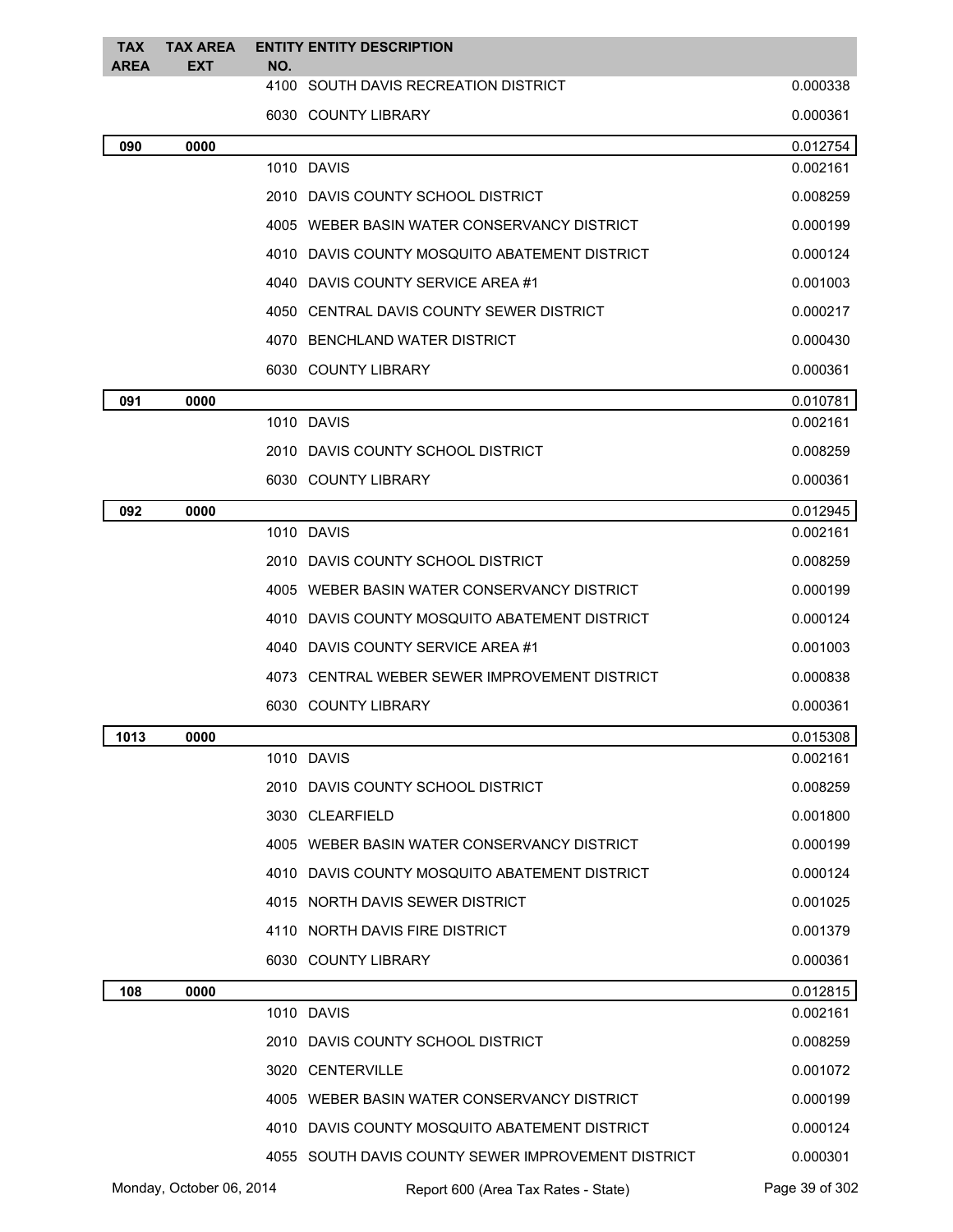| TAX AREA | TAX AREA EXT | ENTITY NO. | ENTITY DESCRIPTION | |
|---|---|---|---|---|
| | | 4100 | SOUTH DAVIS RECREATION DISTRICT | 0.000338 |
| | | 6030 | COUNTY LIBRARY | 0.000361 |
| **090** | **0000** | | | 0.012754 |
| | | 1010 | DAVIS | 0.002161 |
| | | 2010 | DAVIS COUNTY SCHOOL DISTRICT | 0.008259 |
| | | 4005 | WEBER BASIN WATER CONSERVANCY DISTRICT | 0.000199 |
| | | 4010 | DAVIS COUNTY MOSQUITO ABATEMENT DISTRICT | 0.000124 |
| | | 4040 | DAVIS COUNTY SERVICE AREA #1 | 0.001003 |
| | | 4050 | CENTRAL DAVIS COUNTY SEWER DISTRICT | 0.000217 |
| | | 4070 | BENCHLAND WATER DISTRICT | 0.000430 |
| | | 6030 | COUNTY LIBRARY | 0.000361 |
| **091** | **0000** | | | 0.010781 |
| | | 1010 | DAVIS | 0.002161 |
| | | 2010 | DAVIS COUNTY SCHOOL DISTRICT | 0.008259 |
| | | 6030 | COUNTY LIBRARY | 0.000361 |
| **092** | **0000** | | | 0.012945 |
| | | 1010 | DAVIS | 0.002161 |
| | | 2010 | DAVIS COUNTY SCHOOL DISTRICT | 0.008259 |
| | | 4005 | WEBER BASIN WATER CONSERVANCY DISTRICT | 0.000199 |
| | | 4010 | DAVIS COUNTY MOSQUITO ABATEMENT DISTRICT | 0.000124 |
| | | 4040 | DAVIS COUNTY SERVICE AREA #1 | 0.001003 |
| | | 4073 | CENTRAL WEBER SEWER IMPROVEMENT DISTRICT | 0.000838 |
| | | 6030 | COUNTY LIBRARY | 0.000361 |
| **1013** | **0000** | | | 0.015308 |
| | | 1010 | DAVIS | 0.002161 |
| | | 2010 | DAVIS COUNTY SCHOOL DISTRICT | 0.008259 |
| | | 3030 | CLEARFIELD | 0.001800 |
| | | 4005 | WEBER BASIN WATER CONSERVANCY DISTRICT | 0.000199 |
| | | 4010 | DAVIS COUNTY MOSQUITO ABATEMENT DISTRICT | 0.000124 |
| | | 4015 | NORTH DAVIS SEWER DISTRICT | 0.001025 |
| | | 4110 | NORTH DAVIS FIRE DISTRICT | 0.001379 |
| | | 6030 | COUNTY LIBRARY | 0.000361 |
| **108** | **0000** | | | 0.012815 |
| | | 1010 | DAVIS | 0.002161 |
| | | 2010 | DAVIS COUNTY SCHOOL DISTRICT | 0.008259 |
| | | 3020 | CENTERVILLE | 0.001072 |
| | | 4005 | WEBER BASIN WATER CONSERVANCY DISTRICT | 0.000199 |
| | | 4010 | DAVIS COUNTY MOSQUITO ABATEMENT DISTRICT | 0.000124 |
| | | 4055 | SOUTH DAVIS COUNTY SEWER IMPROVEMENT DISTRICT | 0.000301 |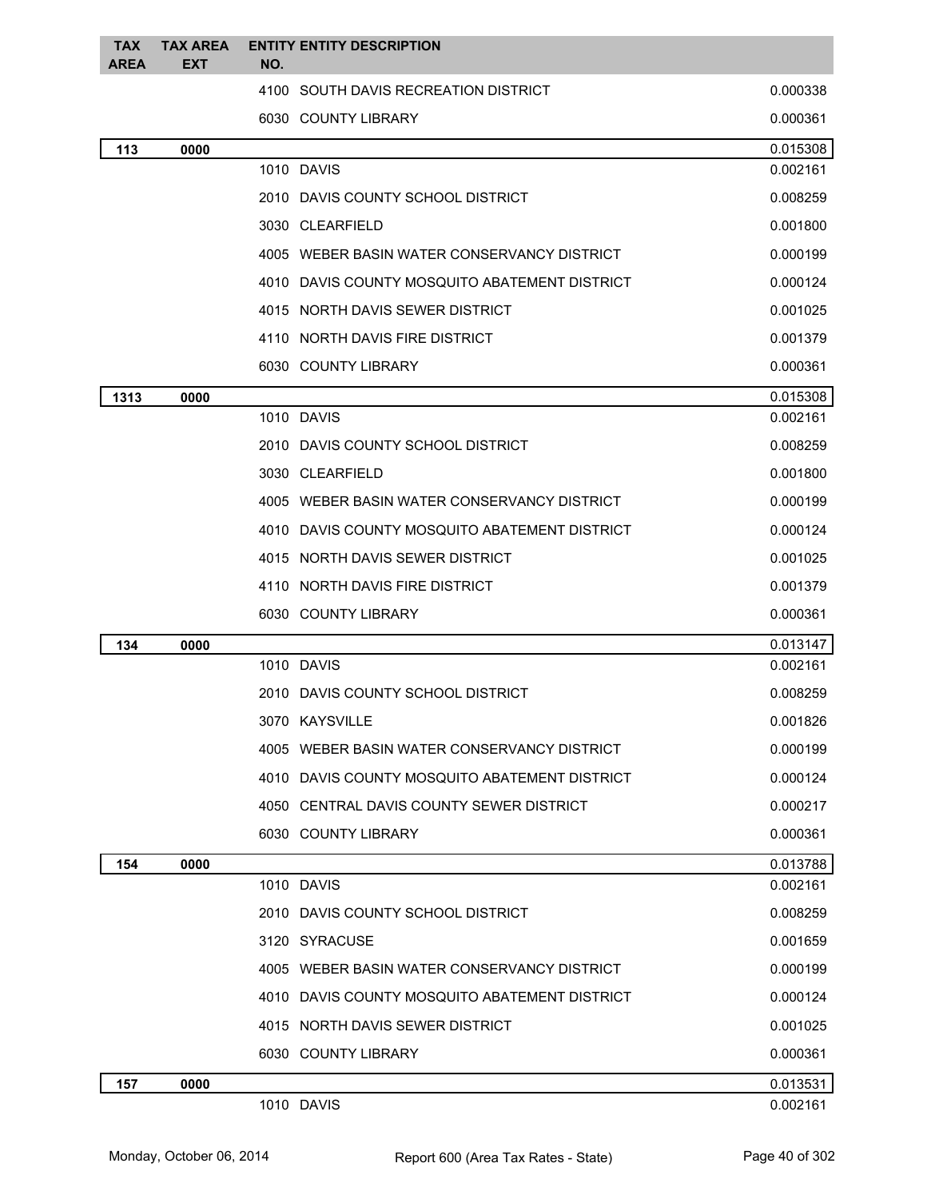| TAX AREA | TAX AREA EXT | ENTITY NO. | ENTITY DESCRIPTION | |
|---|---|---|---|---|
| | | 4100 | SOUTH DAVIS RECREATION DISTRICT | 0.000338 |
| | | 6030 | COUNTY LIBRARY | 0.000361 |
| **113** | **0000** | | | 0.015308 |
| | | 1010 | DAVIS | 0.002161 |
| | | 2010 | DAVIS COUNTY SCHOOL DISTRICT | 0.008259 |
| | | 3030 | CLEARFIELD | 0.001800 |
| | | 4005 | WEBER BASIN WATER CONSERVANCY DISTRICT | 0.000199 |
| | | 4010 | DAVIS COUNTY MOSQUITO ABATEMENT DISTRICT | 0.000124 |
| | | 4015 | NORTH DAVIS SEWER DISTRICT | 0.001025 |
| | | 4110 | NORTH DAVIS FIRE DISTRICT | 0.001379 |
| | | 6030 | COUNTY LIBRARY | 0.000361 |
| **1313** | **0000** | | | 0.015308 |
| | | 1010 | DAVIS | 0.002161 |
| | | 2010 | DAVIS COUNTY SCHOOL DISTRICT | 0.008259 |
| | | 3030 | CLEARFIELD | 0.001800 |
| | | 4005 | WEBER BASIN WATER CONSERVANCY DISTRICT | 0.000199 |
| | | 4010 | DAVIS COUNTY MOSQUITO ABATEMENT DISTRICT | 0.000124 |
| | | 4015 | NORTH DAVIS SEWER DISTRICT | 0.001025 |
| | | 4110 | NORTH DAVIS FIRE DISTRICT | 0.001379 |
| | | 6030 | COUNTY LIBRARY | 0.000361 |
| **134** | **0000** | | | 0.013147 |
| | | 1010 | DAVIS | 0.002161 |
| | | 2010 | DAVIS COUNTY SCHOOL DISTRICT | 0.008259 |
| | | 3070 | KAYSVILLE | 0.001826 |
| | | 4005 | WEBER BASIN WATER CONSERVANCY DISTRICT | 0.000199 |
| | | 4010 | DAVIS COUNTY MOSQUITO ABATEMENT DISTRICT | 0.000124 |
| | | 4050 | CENTRAL DAVIS COUNTY SEWER DISTRICT | 0.000217 |
| | | 6030 | COUNTY LIBRARY | 0.000361 |
| **154** | **0000** | | | 0.013788 |
| | | 1010 | DAVIS | 0.002161 |
| | | 2010 | DAVIS COUNTY SCHOOL DISTRICT | 0.008259 |
| | | 3120 | SYRACUSE | 0.001659 |
| | | 4005 | WEBER BASIN WATER CONSERVANCY DISTRICT | 0.000199 |
| | | 4010 | DAVIS COUNTY MOSQUITO ABATEMENT DISTRICT | 0.000124 |
| | | 4015 | NORTH DAVIS SEWER DISTRICT | 0.001025 |
| | | 6030 | COUNTY LIBRARY | 0.000361 |
| **157** | **0000** | | | 0.013531 |
| | | 1010 | DAVIS | 0.002161 |

Monday, October 06, 2014 Report 600 (Area Tax Rates - State)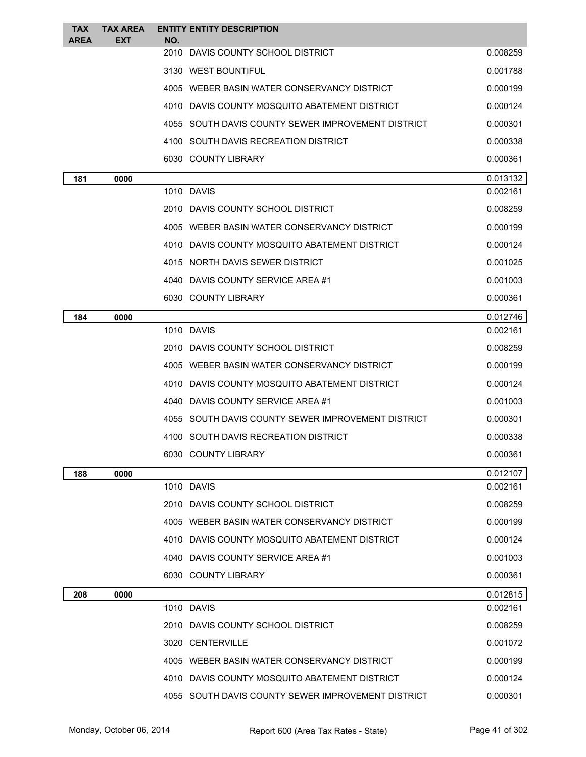| TAX AREA | TAX AREA EXT | ENTITY NO. | ENTITY DESCRIPTION | |
|---|---|---|---|---|
| | | 2010 | DAVIS COUNTY SCHOOL DISTRICT | 0.008259 |
| | | 3130 | WEST BOUNTIFUL | 0.001788 |
| | | 4005 | WEBER BASIN WATER CONSERVANCY DISTRICT | 0.000199 |
| | | 4010 | DAVIS COUNTY MOSQUITO ABATEMENT DISTRICT | 0.000124 |
| | | 4055 | SOUTH DAVIS COUNTY SEWER IMPROVEMENT DISTRICT | 0.000301 |
| | | 4100 | SOUTH DAVIS RECREATION DISTRICT | 0.000338 |
| | | 6030 | COUNTY LIBRARY | 0.000361 |
| **181** | **0000** | | | 0.013132 |
| | | 1010 | DAVIS | 0.002161 |
| | | 2010 | DAVIS COUNTY SCHOOL DISTRICT | 0.008259 |
| | | 4005 | WEBER BASIN WATER CONSERVANCY DISTRICT | 0.000199 |
| | | 4010 | DAVIS COUNTY MOSQUITO ABATEMENT DISTRICT | 0.000124 |
| | | 4015 | NORTH DAVIS SEWER DISTRICT | 0.001025 |
| | | 4040 | DAVIS COUNTY SERVICE AREA #1 | 0.001003 |
| | | 6030 | COUNTY LIBRARY | 0.000361 |
| **184** | **0000** | | | 0.012746 |
| | | 1010 | DAVIS | 0.002161 |
| | | 2010 | DAVIS COUNTY SCHOOL DISTRICT | 0.008259 |
| | | 4005 | WEBER BASIN WATER CONSERVANCY DISTRICT | 0.000199 |
| | | 4010 | DAVIS COUNTY MOSQUITO ABATEMENT DISTRICT | 0.000124 |
| | | 4040 | DAVIS COUNTY SERVICE AREA #1 | 0.001003 |
| | | 4055 | SOUTH DAVIS COUNTY SEWER IMPROVEMENT DISTRICT | 0.000301 |
| | | 4100 | SOUTH DAVIS RECREATION DISTRICT | 0.000338 |
| | | 6030 | COUNTY LIBRARY | 0.000361 |
| **188** | **0000** | | | 0.012107 |
| | | 1010 | DAVIS | 0.002161 |
| | | 2010 | DAVIS COUNTY SCHOOL DISTRICT | 0.008259 |
| | | 4005 | WEBER BASIN WATER CONSERVANCY DISTRICT | 0.000199 |
| | | 4010 | DAVIS COUNTY MOSQUITO ABATEMENT DISTRICT | 0.000124 |
| | | 4040 | DAVIS COUNTY SERVICE AREA #1 | 0.001003 |
| | | 6030 | COUNTY LIBRARY | 0.000361 |
| **208** | **0000** | | | 0.012815 |
| | | 1010 | DAVIS | 0.002161 |
| | | 2010 | DAVIS COUNTY SCHOOL DISTRICT | 0.008259 |
| | | 3020 | CENTERVILLE | 0.001072 |
| | | 4005 | WEBER BASIN WATER CONSERVANCY DISTRICT | 0.000199 |
| | | 4010 | DAVIS COUNTY MOSQUITO ABATEMENT DISTRICT | 0.000124 |
| | | 4055 | SOUTH DAVIS COUNTY SEWER IMPROVEMENT DISTRICT | 0.000301 |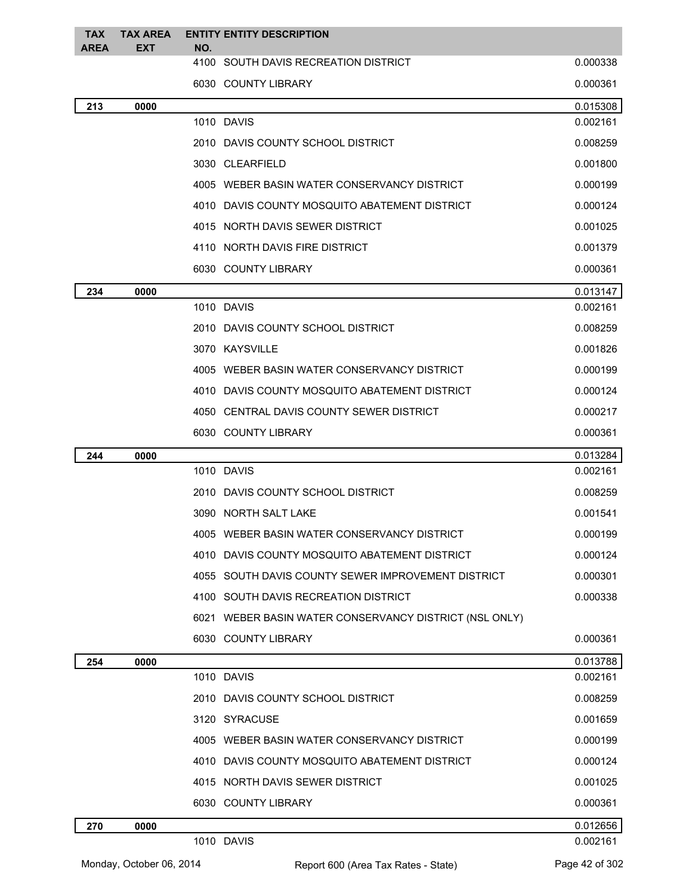| TAX AREA | TAX AREA EXT | ENTITY NO. | ENTITY DESCRIPTION | |
|---|---|---|---|---|
| | | 4100 | SOUTH DAVIS RECREATION DISTRICT | 0.000338 |
| | | 6030 | COUNTY LIBRARY | 0.000361 |
| **213** | **0000** | | | 0.015308 |
| | | 1010 | DAVIS | 0.002161 |
| | | 2010 | DAVIS COUNTY SCHOOL DISTRICT | 0.008259 |
| | | 3030 | CLEARFIELD | 0.001800 |
| | | 4005 | WEBER BASIN WATER CONSERVANCY DISTRICT | 0.000199 |
| | | 4010 | DAVIS COUNTY MOSQUITO ABATEMENT DISTRICT | 0.000124 |
| | | 4015 | NORTH DAVIS SEWER DISTRICT | 0.001025 |
| | | 4110 | NORTH DAVIS FIRE DISTRICT | 0.001379 |
| | | 6030 | COUNTY LIBRARY | 0.000361 |
| **234** | **0000** | | | 0.013147 |
| | | 1010 | DAVIS | 0.002161 |
| | | 2010 | DAVIS COUNTY SCHOOL DISTRICT | 0.008259 |
| | | 3070 | KAYSVILLE | 0.001826 |
| | | 4005 | WEBER BASIN WATER CONSERVANCY DISTRICT | 0.000199 |
| | | 4010 | DAVIS COUNTY MOSQUITO ABATEMENT DISTRICT | 0.000124 |
| | | 4050 | CENTRAL DAVIS COUNTY SEWER DISTRICT | 0.000217 |
| | | 6030 | COUNTY LIBRARY | 0.000361 |
| **244** | **0000** | | | 0.013284 |
| | | 1010 | DAVIS | 0.002161 |
| | | 2010 | DAVIS COUNTY SCHOOL DISTRICT | 0.008259 |
| | | 3090 | NORTH SALT LAKE | 0.001541 |
| | | 4005 | WEBER BASIN WATER CONSERVANCY DISTRICT | 0.000199 |
| | | 4010 | DAVIS COUNTY MOSQUITO ABATEMENT DISTRICT | 0.000124 |
| | | 4055 | SOUTH DAVIS COUNTY SEWER IMPROVEMENT DISTRICT | 0.000301 |
| | | 4100 | SOUTH DAVIS RECREATION DISTRICT | 0.000338 |
| | | 6021 | WEBER BASIN WATER CONSERVANCY DISTRICT (NSL ONLY) | |
| | | 6030 | COUNTY LIBRARY | 0.000361 |
| **254** | **0000** | | | 0.013788 |
| | | 1010 | DAVIS | 0.002161 |
| | | 2010 | DAVIS COUNTY SCHOOL DISTRICT | 0.008259 |
| | | 3120 | SYRACUSE | 0.001659 |
| | | 4005 | WEBER BASIN WATER CONSERVANCY DISTRICT | 0.000199 |
| | | 4010 | DAVIS COUNTY MOSQUITO ABATEMENT DISTRICT | 0.000124 |
| | | 4015 | NORTH DAVIS SEWER DISTRICT | 0.001025 |
| | | 6030 | COUNTY LIBRARY | 0.000361 |
| **270** | **0000** | | | 0.012656 |
| | | 1010 | DAVIS | 0.002161 |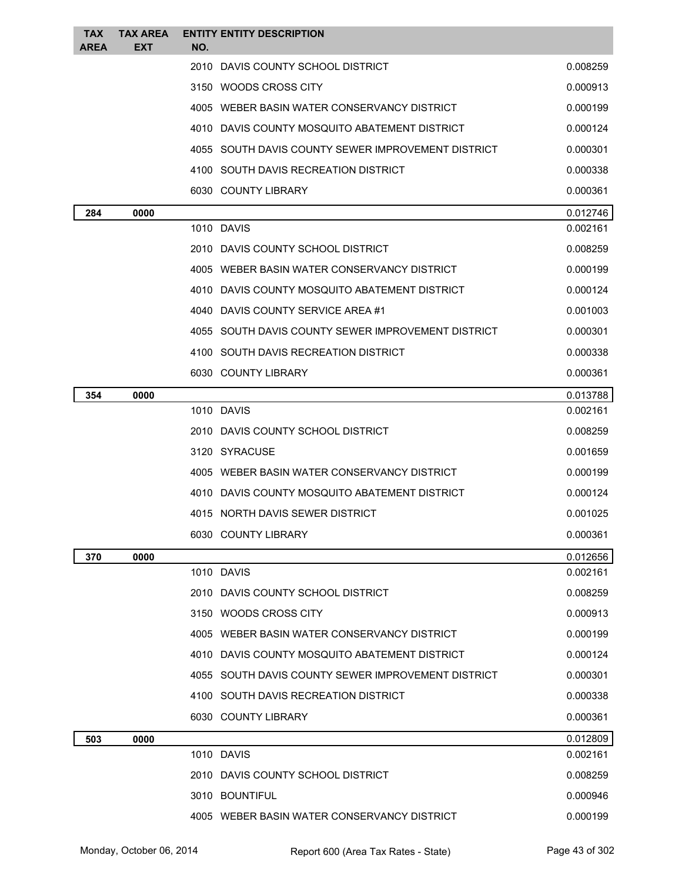| TAX AREA | TAX AREA EXT | ENTITY NO. | ENTITY DESCRIPTION | |
|---|---|---|---|---|
| | | 2010 | DAVIS COUNTY SCHOOL DISTRICT | 0.008259 |
| | | 3150 | WOODS CROSS CITY | 0.000913 |
| | | 4005 | WEBER BASIN WATER CONSERVANCY DISTRICT | 0.000199 |
| | | 4010 | DAVIS COUNTY MOSQUITO ABATEMENT DISTRICT | 0.000124 |
| | | 4055 | SOUTH DAVIS COUNTY SEWER IMPROVEMENT DISTRICT | 0.000301 |
| | | 4100 | SOUTH DAVIS RECREATION DISTRICT | 0.000338 |
| | | 6030 | COUNTY LIBRARY | 0.000361 |
| **284** | **0000** | | | 0.012746 |
| | | 1010 | DAVIS | 0.002161 |
| | | 2010 | DAVIS COUNTY SCHOOL DISTRICT | 0.008259 |
| | | 4005 | WEBER BASIN WATER CONSERVANCY DISTRICT | 0.000199 |
| | | 4010 | DAVIS COUNTY MOSQUITO ABATEMENT DISTRICT | 0.000124 |
| | | 4040 | DAVIS COUNTY SERVICE AREA #1 | 0.001003 |
| | | 4055 | SOUTH DAVIS COUNTY SEWER IMPROVEMENT DISTRICT | 0.000301 |
| | | 4100 | SOUTH DAVIS RECREATION DISTRICT | 0.000338 |
| | | 6030 | COUNTY LIBRARY | 0.000361 |
| **354** | **0000** | | | 0.013788 |
| | | 1010 | DAVIS | 0.002161 |
| | | 2010 | DAVIS COUNTY SCHOOL DISTRICT | 0.008259 |
| | | 3120 | SYRACUSE | 0.001659 |
| | | 4005 | WEBER BASIN WATER CONSERVANCY DISTRICT | 0.000199 |
| | | 4010 | DAVIS COUNTY MOSQUITO ABATEMENT DISTRICT | 0.000124 |
| | | 4015 | NORTH DAVIS SEWER DISTRICT | 0.001025 |
| | | 6030 | COUNTY LIBRARY | 0.000361 |
| **370** | **0000** | | | 0.012656 |
| | | 1010 | DAVIS | 0.002161 |
| | | 2010 | DAVIS COUNTY SCHOOL DISTRICT | 0.008259 |
| | | 3150 | WOODS CROSS CITY | 0.000913 |
| | | 4005 | WEBER BASIN WATER CONSERVANCY DISTRICT | 0.000199 |
| | | 4010 | DAVIS COUNTY MOSQUITO ABATEMENT DISTRICT | 0.000124 |
| | | 4055 | SOUTH DAVIS COUNTY SEWER IMPROVEMENT DISTRICT | 0.000301 |
| | | 4100 | SOUTH DAVIS RECREATION DISTRICT | 0.000338 |
| | | 6030 | COUNTY LIBRARY | 0.000361 |
| **503** | **0000** | | | 0.012809 |
| | | 1010 | DAVIS | 0.002161 |
| | | 2010 | DAVIS COUNTY SCHOOL DISTRICT | 0.008259 |
| | | 3010 | BOUNTIFUL | 0.000946 |
| | | 4005 | WEBER BASIN WATER CONSERVANCY DISTRICT | 0.000199 |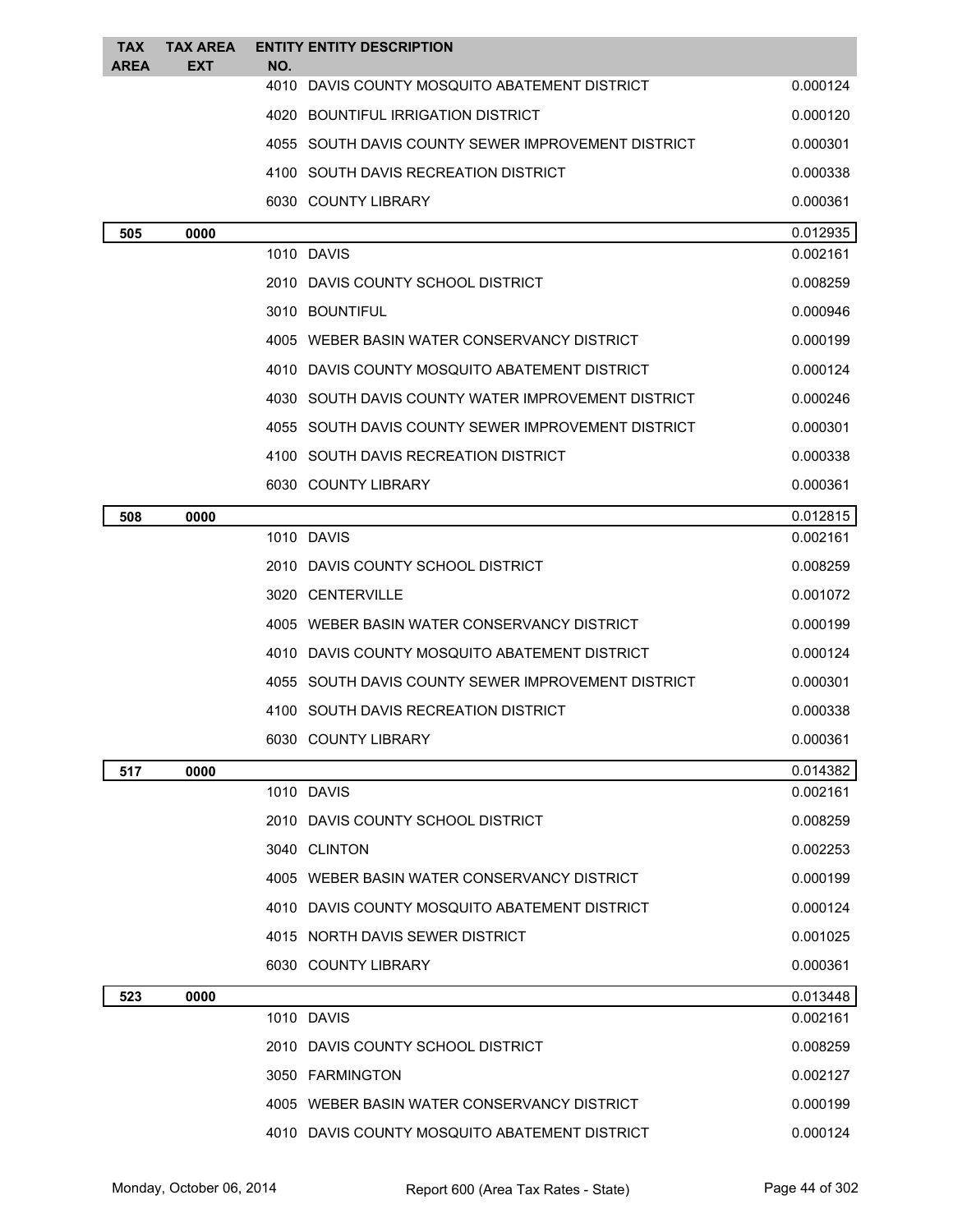| TAX AREA | TAX AREA EXT | ENTITY NO. | ENTITY DESCRIPTION | |
|---|---|---|---|---|
| | | 4010 | DAVIS COUNTY MOSQUITO ABATEMENT DISTRICT | 0.000124 |
| | | 4020 | BOUNTIFUL IRRIGATION DISTRICT | 0.000120 |
| | | 4055 | SOUTH DAVIS COUNTY SEWER IMPROVEMENT DISTRICT | 0.000301 |
| | | 4100 | SOUTH DAVIS RECREATION DISTRICT | 0.000338 |
| | | 6030 | COUNTY LIBRARY | 0.000361 |
| **505** | **0000** | | | 0.012935 |
| | | 1010 | DAVIS | 0.002161 |
| | | 2010 | DAVIS COUNTY SCHOOL DISTRICT | 0.008259 |
| | | 3010 | BOUNTIFUL | 0.000946 |
| | | 4005 | WEBER BASIN WATER CONSERVANCY DISTRICT | 0.000199 |
| | | 4010 | DAVIS COUNTY MOSQUITO ABATEMENT DISTRICT | 0.000124 |
| | | 4030 | SOUTH DAVIS COUNTY WATER IMPROVEMENT DISTRICT | 0.000246 |
| | | 4055 | SOUTH DAVIS COUNTY SEWER IMPROVEMENT DISTRICT | 0.000301 |
| | | 4100 | SOUTH DAVIS RECREATION DISTRICT | 0.000338 |
| | | 6030 | COUNTY LIBRARY | 0.000361 |
| **508** | **0000** | | | 0.012815 |
| | | 1010 | DAVIS | 0.002161 |
| | | 2010 | DAVIS COUNTY SCHOOL DISTRICT | 0.008259 |
| | | 3020 | CENTERVILLE | 0.001072 |
| | | 4005 | WEBER BASIN WATER CONSERVANCY DISTRICT | 0.000199 |
| | | 4010 | DAVIS COUNTY MOSQUITO ABATEMENT DISTRICT | 0.000124 |
| | | 4055 | SOUTH DAVIS COUNTY SEWER IMPROVEMENT DISTRICT | 0.000301 |
| | | 4100 | SOUTH DAVIS RECREATION DISTRICT | 0.000338 |
| | | 6030 | COUNTY LIBRARY | 0.000361 |
| **517** | **0000** | | | 0.014382 |
| | | 1010 | DAVIS | 0.002161 |
| | | 2010 | DAVIS COUNTY SCHOOL DISTRICT | 0.008259 |
| | | 3040 | CLINTON | 0.002253 |
| | | 4005 | WEBER BASIN WATER CONSERVANCY DISTRICT | 0.000199 |
| | | 4010 | DAVIS COUNTY MOSQUITO ABATEMENT DISTRICT | 0.000124 |
| | | 4015 | NORTH DAVIS SEWER DISTRICT | 0.001025 |
| | | 6030 | COUNTY LIBRARY | 0.000361 |
| **523** | **0000** | | | 0.013448 |
| | | 1010 | DAVIS | 0.002161 |
| | | 2010 | DAVIS COUNTY SCHOOL DISTRICT | 0.008259 |
| | | 3050 | FARMINGTON | 0.002127 |
| | | 4005 | WEBER BASIN WATER CONSERVANCY DISTRICT | 0.000199 |
| | | 4010 | DAVIS COUNTY MOSQUITO ABATEMENT DISTRICT | 0.000124 |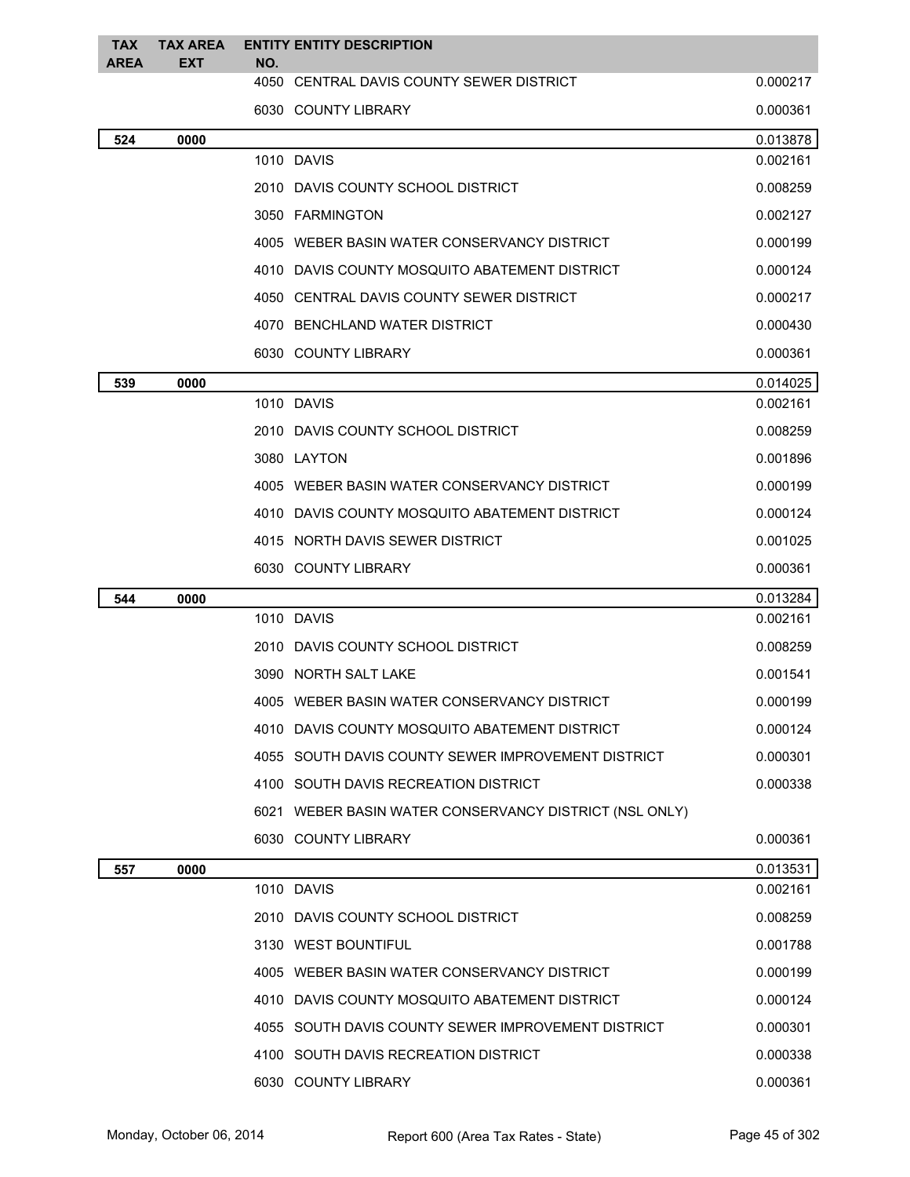| TAX AREA | TAX AREA EXT | ENTITY NO. | ENTITY DESCRIPTION | |
|---|---|---|---|---|
| | | 4050 | CENTRAL DAVIS COUNTY SEWER DISTRICT | 0.000217 |
| | | 6030 | COUNTY LIBRARY | 0.000361 |
| **524** | **0000** | | | 0.013878 |
| | | 1010 | DAVIS | 0.002161 |
| | | 2010 | DAVIS COUNTY SCHOOL DISTRICT | 0.008259 |
| | | 3050 | FARMINGTON | 0.002127 |
| | | 4005 | WEBER BASIN WATER CONSERVANCY DISTRICT | 0.000199 |
| | | 4010 | DAVIS COUNTY MOSQUITO ABATEMENT DISTRICT | 0.000124 |
| | | 4050 | CENTRAL DAVIS COUNTY SEWER DISTRICT | 0.000217 |
| | | 4070 | BENCHLAND WATER DISTRICT | 0.000430 |
| | | 6030 | COUNTY LIBRARY | 0.000361 |
| **539** | **0000** | | | 0.014025 |
| | | 1010 | DAVIS | 0.002161 |
| | | 2010 | DAVIS COUNTY SCHOOL DISTRICT | 0.008259 |
| | | 3080 | LAYTON | 0.001896 |
| | | 4005 | WEBER BASIN WATER CONSERVANCY DISTRICT | 0.000199 |
| | | 4010 | DAVIS COUNTY MOSQUITO ABATEMENT DISTRICT | 0.000124 |
| | | 4015 | NORTH DAVIS SEWER DISTRICT | 0.001025 |
| | | 6030 | COUNTY LIBRARY | 0.000361 |
| **544** | **0000** | | | 0.013284 |
| | | 1010 | DAVIS | 0.002161 |
| | | 2010 | DAVIS COUNTY SCHOOL DISTRICT | 0.008259 |
| | | 3090 | NORTH SALT LAKE | 0.001541 |
| | | 4005 | WEBER BASIN WATER CONSERVANCY DISTRICT | 0.000199 |
| | | 4010 | DAVIS COUNTY MOSQUITO ABATEMENT DISTRICT | 0.000124 |
| | | 4055 | SOUTH DAVIS COUNTY SEWER IMPROVEMENT DISTRICT | 0.000301 |
| | | 4100 | SOUTH DAVIS RECREATION DISTRICT | 0.000338 |
| | | 6021 | WEBER BASIN WATER CONSERVANCY DISTRICT (NSL ONLY) | |
| | | 6030 | COUNTY LIBRARY | 0.000361 |
| **557** | **0000** | | | 0.013531 |
| | | 1010 | DAVIS | 0.002161 |
| | | 2010 | DAVIS COUNTY SCHOOL DISTRICT | 0.008259 |
| | | 3130 | WEST BOUNTIFUL | 0.001788 |
| | | 4005 | WEBER BASIN WATER CONSERVANCY DISTRICT | 0.000199 |
| | | 4010 | DAVIS COUNTY MOSQUITO ABATEMENT DISTRICT | 0.000124 |
| | | 4055 | SOUTH DAVIS COUNTY SEWER IMPROVEMENT DISTRICT | 0.000301 |
| | | 4100 | SOUTH DAVIS RECREATION DISTRICT | 0.000338 |
| | | 6030 | COUNTY LIBRARY | 0.000361 |

Monday, October 06, 2014 Report 600 (Area Tax Rates - State)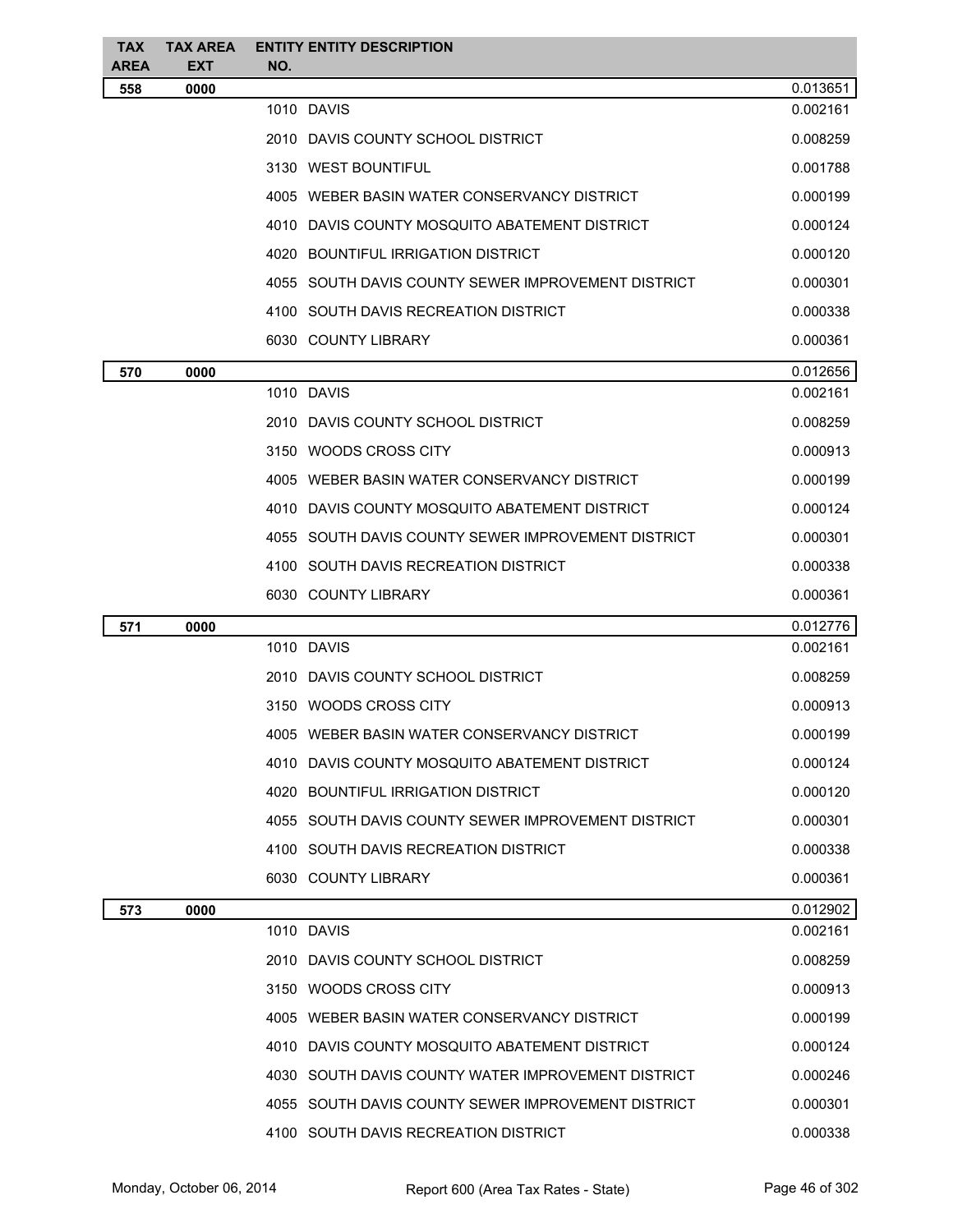| TAX AREA | TAX AREA EXT | ENTITY NO. | ENTITY DESCRIPTION | |
|---|---|---|---|---|
| **558** | **0000** | | | 0.013651 |
| | | 1010 | DAVIS | 0.002161 |
| | | 2010 | DAVIS COUNTY SCHOOL DISTRICT | 0.008259 |
| | | 3130 | WEST BOUNTIFUL | 0.001788 |
| | | 4005 | WEBER BASIN WATER CONSERVANCY DISTRICT | 0.000199 |
| | | 4010 | DAVIS COUNTY MOSQUITO ABATEMENT DISTRICT | 0.000124 |
| | | 4020 | BOUNTIFUL IRRIGATION DISTRICT | 0.000120 |
| | | 4055 | SOUTH DAVIS COUNTY SEWER IMPROVEMENT DISTRICT | 0.000301 |
| | | 4100 | SOUTH DAVIS RECREATION DISTRICT | 0.000338 |
| | | 6030 | COUNTY LIBRARY | 0.000361 |
| **570** | **0000** | | | 0.012656 |
| | | 1010 | DAVIS | 0.002161 |
| | | 2010 | DAVIS COUNTY SCHOOL DISTRICT | 0.008259 |
| | | 3150 | WOODS CROSS CITY | 0.000913 |
| | | 4005 | WEBER BASIN WATER CONSERVANCY DISTRICT | 0.000199 |
| | | 4010 | DAVIS COUNTY MOSQUITO ABATEMENT DISTRICT | 0.000124 |
| | | 4055 | SOUTH DAVIS COUNTY SEWER IMPROVEMENT DISTRICT | 0.000301 |
| | | 4100 | SOUTH DAVIS RECREATION DISTRICT | 0.000338 |
| | | 6030 | COUNTY LIBRARY | 0.000361 |
| **571** | **0000** | | | 0.012776 |
| | | 1010 | DAVIS | 0.002161 |
| | | 2010 | DAVIS COUNTY SCHOOL DISTRICT | 0.008259 |
| | | 3150 | WOODS CROSS CITY | 0.000913 |
| | | 4005 | WEBER BASIN WATER CONSERVANCY DISTRICT | 0.000199 |
| | | 4010 | DAVIS COUNTY MOSQUITO ABATEMENT DISTRICT | 0.000124 |
| | | 4020 | BOUNTIFUL IRRIGATION DISTRICT | 0.000120 |
| | | 4055 | SOUTH DAVIS COUNTY SEWER IMPROVEMENT DISTRICT | 0.000301 |
| | | 4100 | SOUTH DAVIS RECREATION DISTRICT | 0.000338 |
| | | 6030 | COUNTY LIBRARY | 0.000361 |
| **573** | **0000** | | | 0.012902 |
| | | 1010 | DAVIS | 0.002161 |
| | | 2010 | DAVIS COUNTY SCHOOL DISTRICT | 0.008259 |
| | | 3150 | WOODS CROSS CITY | 0.000913 |
| | | 4005 | WEBER BASIN WATER CONSERVANCY DISTRICT | 0.000199 |
| | | 4010 | DAVIS COUNTY MOSQUITO ABATEMENT DISTRICT | 0.000124 |
| | | 4030 | SOUTH DAVIS COUNTY WATER IMPROVEMENT DISTRICT | 0.000246 |
| | | 4055 | SOUTH DAVIS COUNTY SEWER IMPROVEMENT DISTRICT | 0.000301 |
| | | 4100 | SOUTH DAVIS RECREATION DISTRICT | 0.000338 |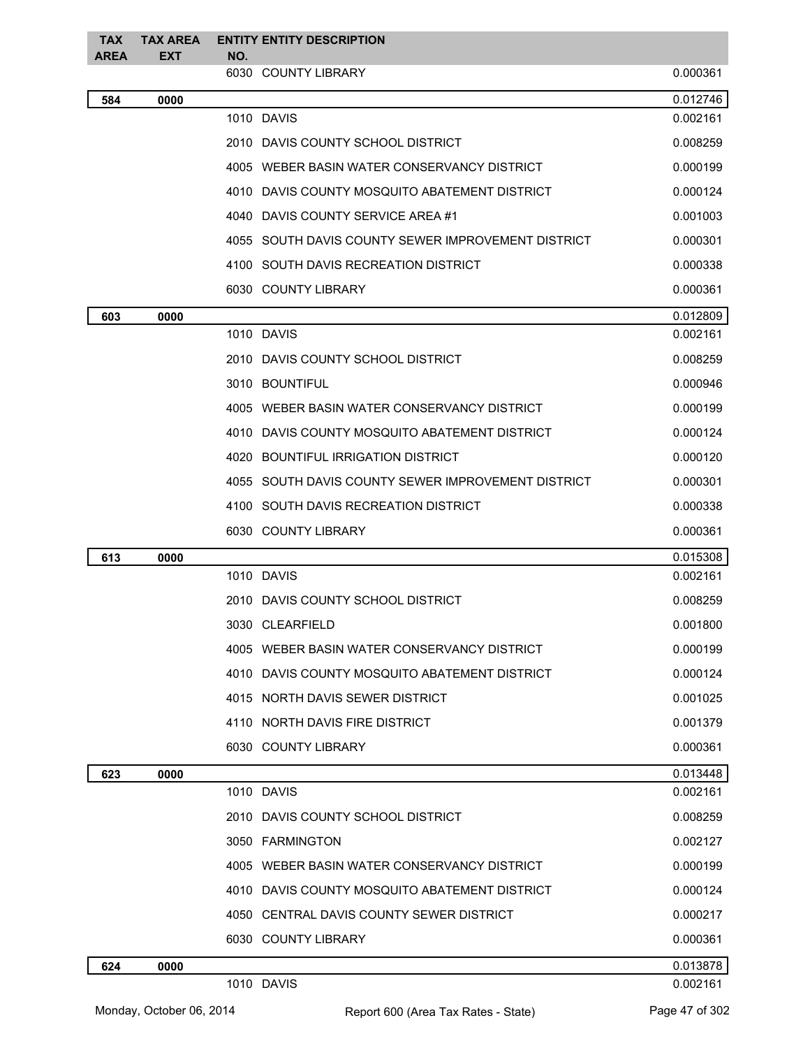| TAX AREA | TAX AREA EXT | ENTITY NO. | ENTITY DESCRIPTION | |
|---|---|---|---|---|
| | | 6030 | COUNTY LIBRARY | 0.000361 |
| **584** | **0000** | | | 0.012746 |
| | | 1010 | DAVIS | 0.002161 |
| | | 2010 | DAVIS COUNTY SCHOOL DISTRICT | 0.008259 |
| | | 4005 | WEBER BASIN WATER CONSERVANCY DISTRICT | 0.000199 |
| | | 4010 | DAVIS COUNTY MOSQUITO ABATEMENT DISTRICT | 0.000124 |
| | | 4040 | DAVIS COUNTY SERVICE AREA #1 | 0.001003 |
| | | 4055 | SOUTH DAVIS COUNTY SEWER IMPROVEMENT DISTRICT | 0.000301 |
| | | 4100 | SOUTH DAVIS RECREATION DISTRICT | 0.000338 |
| | | 6030 | COUNTY LIBRARY | 0.000361 |
| **603** | **0000** | | | 0.012809 |
| | | 1010 | DAVIS | 0.002161 |
| | | 2010 | DAVIS COUNTY SCHOOL DISTRICT | 0.008259 |
| | | 3010 | BOUNTIFUL | 0.000946 |
| | | 4005 | WEBER BASIN WATER CONSERVANCY DISTRICT | 0.000199 |
| | | 4010 | DAVIS COUNTY MOSQUITO ABATEMENT DISTRICT | 0.000124 |
| | | 4020 | BOUNTIFUL IRRIGATION DISTRICT | 0.000120 |
| | | 4055 | SOUTH DAVIS COUNTY SEWER IMPROVEMENT DISTRICT | 0.000301 |
| | | 4100 | SOUTH DAVIS RECREATION DISTRICT | 0.000338 |
| | | 6030 | COUNTY LIBRARY | 0.000361 |
| **613** | **0000** | | | 0.015308 |
| | | 1010 | DAVIS | 0.002161 |
| | | 2010 | DAVIS COUNTY SCHOOL DISTRICT | 0.008259 |
| | | 3030 | CLEARFIELD | 0.001800 |
| | | 4005 | WEBER BASIN WATER CONSERVANCY DISTRICT | 0.000199 |
| | | 4010 | DAVIS COUNTY MOSQUITO ABATEMENT DISTRICT | 0.000124 |
| | | 4015 | NORTH DAVIS SEWER DISTRICT | 0.001025 |
| | | 4110 | NORTH DAVIS FIRE DISTRICT | 0.001379 |
| | | 6030 | COUNTY LIBRARY | 0.000361 |
| **623** | **0000** | | | 0.013448 |
| | | 1010 | DAVIS | 0.002161 |
| | | 2010 | DAVIS COUNTY SCHOOL DISTRICT | 0.008259 |
| | | 3050 | FARMINGTON | 0.002127 |
| | | 4005 | WEBER BASIN WATER CONSERVANCY DISTRICT | 0.000199 |
| | | 4010 | DAVIS COUNTY MOSQUITO ABATEMENT DISTRICT | 0.000124 |
| | | 4050 | CENTRAL DAVIS COUNTY SEWER DISTRICT | 0.000217 |
| | | 6030 | COUNTY LIBRARY | 0.000361 |
| **624** | **0000** | | | 0.013878 |
| | | 1010 | DAVIS | 0.002161 |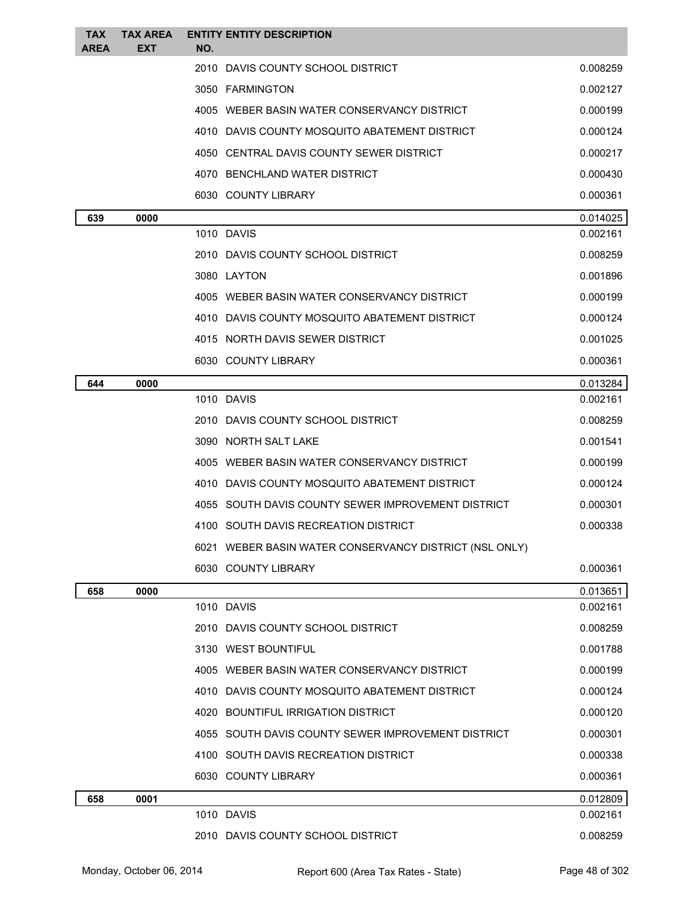| TAX AREA | TAX AREA EXT | ENTITY NO. | ENTITY DESCRIPTION | |
|---|---|---|---|---|
| | | 2010 | DAVIS COUNTY SCHOOL DISTRICT | 0.008259 |
| | | 3050 | FARMINGTON | 0.002127 |
| | | 4005 | WEBER BASIN WATER CONSERVANCY DISTRICT | 0.000199 |
| | | 4010 | DAVIS COUNTY MOSQUITO ABATEMENT DISTRICT | 0.000124 |
| | | 4050 | CENTRAL DAVIS COUNTY SEWER DISTRICT | 0.000217 |
| | | 4070 | BENCHLAND WATER DISTRICT | 0.000430 |
| | | 6030 | COUNTY LIBRARY | 0.000361 |
| **639** | **0000** | | | 0.014025 |
| | | 1010 | DAVIS | 0.002161 |
| | | 2010 | DAVIS COUNTY SCHOOL DISTRICT | 0.008259 |
| | | 3080 | LAYTON | 0.001896 |
| | | 4005 | WEBER BASIN WATER CONSERVANCY DISTRICT | 0.000199 |
| | | 4010 | DAVIS COUNTY MOSQUITO ABATEMENT DISTRICT | 0.000124 |
| | | 4015 | NORTH DAVIS SEWER DISTRICT | 0.001025 |
| | | 6030 | COUNTY LIBRARY | 0.000361 |
| **644** | **0000** | | | 0.013284 |
| | | 1010 | DAVIS | 0.002161 |
| | | 2010 | DAVIS COUNTY SCHOOL DISTRICT | 0.008259 |
| | | 3090 | NORTH SALT LAKE | 0.001541 |
| | | 4005 | WEBER BASIN WATER CONSERVANCY DISTRICT | 0.000199 |
| | | 4010 | DAVIS COUNTY MOSQUITO ABATEMENT DISTRICT | 0.000124 |
| | | 4055 | SOUTH DAVIS COUNTY SEWER IMPROVEMENT DISTRICT | 0.000301 |
| | | 4100 | SOUTH DAVIS RECREATION DISTRICT | 0.000338 |
| | | 6021 | WEBER BASIN WATER CONSERVANCY DISTRICT (NSL ONLY) | |
| | | 6030 | COUNTY LIBRARY | 0.000361 |
| **658** | **0000** | | | 0.013651 |
| | | 1010 | DAVIS | 0.002161 |
| | | 2010 | DAVIS COUNTY SCHOOL DISTRICT | 0.008259 |
| | | 3130 | WEST BOUNTIFUL | 0.001788 |
| | | 4005 | WEBER BASIN WATER CONSERVANCY DISTRICT | 0.000199 |
| | | 4010 | DAVIS COUNTY MOSQUITO ABATEMENT DISTRICT | 0.000124 |
| | | 4020 | BOUNTIFUL IRRIGATION DISTRICT | 0.000120 |
| | | 4055 | SOUTH DAVIS COUNTY SEWER IMPROVEMENT DISTRICT | 0.000301 |
| | | 4100 | SOUTH DAVIS RECREATION DISTRICT | 0.000338 |
| | | 6030 | COUNTY LIBRARY | 0.000361 |
| **658** | **0001** | | | 0.012809 |
| | | 1010 | DAVIS | 0.002161 |
| | | 2010 | DAVIS COUNTY SCHOOL DISTRICT | 0.008259 |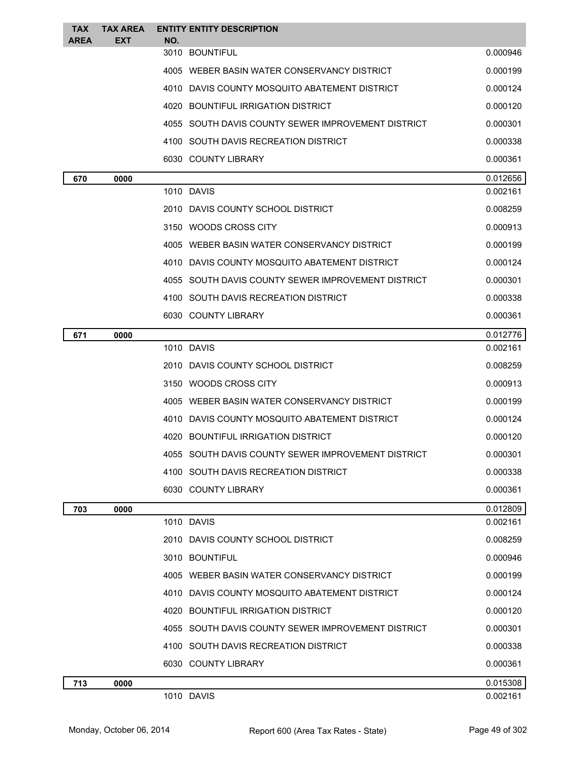| TAX AREA | TAX AREA EXT | ENTITY NO. | ENTITY DESCRIPTION | |
|---|---|---|---|---|
| | | 3010 | BOUNTIFUL | 0.000946 |
| | | 4005 | WEBER BASIN WATER CONSERVANCY DISTRICT | 0.000199 |
| | | 4010 | DAVIS COUNTY MOSQUITO ABATEMENT DISTRICT | 0.000124 |
| | | 4020 | BOUNTIFUL IRRIGATION DISTRICT | 0.000120 |
| | | 4055 | SOUTH DAVIS COUNTY SEWER IMPROVEMENT DISTRICT | 0.000301 |
| | | 4100 | SOUTH DAVIS RECREATION DISTRICT | 0.000338 |
| | | 6030 | COUNTY LIBRARY | 0.000361 |
| **670** | **0000** | | | 0.012656 |
| | | 1010 | DAVIS | 0.002161 |
| | | 2010 | DAVIS COUNTY SCHOOL DISTRICT | 0.008259 |
| | | 3150 | WOODS CROSS CITY | 0.000913 |
| | | 4005 | WEBER BASIN WATER CONSERVANCY DISTRICT | 0.000199 |
| | | 4010 | DAVIS COUNTY MOSQUITO ABATEMENT DISTRICT | 0.000124 |
| | | 4055 | SOUTH DAVIS COUNTY SEWER IMPROVEMENT DISTRICT | 0.000301 |
| | | 4100 | SOUTH DAVIS RECREATION DISTRICT | 0.000338 |
| | | 6030 | COUNTY LIBRARY | 0.000361 |
| **671** | **0000** | | | 0.012776 |
| | | 1010 | DAVIS | 0.002161 |
| | | 2010 | DAVIS COUNTY SCHOOL DISTRICT | 0.008259 |
| | | 3150 | WOODS CROSS CITY | 0.000913 |
| | | 4005 | WEBER BASIN WATER CONSERVANCY DISTRICT | 0.000199 |
| | | 4010 | DAVIS COUNTY MOSQUITO ABATEMENT DISTRICT | 0.000124 |
| | | 4020 | BOUNTIFUL IRRIGATION DISTRICT | 0.000120 |
| | | 4055 | SOUTH DAVIS COUNTY SEWER IMPROVEMENT DISTRICT | 0.000301 |
| | | 4100 | SOUTH DAVIS RECREATION DISTRICT | 0.000338 |
| | | 6030 | COUNTY LIBRARY | 0.000361 |
| **703** | **0000** | | | 0.012809 |
| | | 1010 | DAVIS | 0.002161 |
| | | 2010 | DAVIS COUNTY SCHOOL DISTRICT | 0.008259 |
| | | 3010 | BOUNTIFUL | 0.000946 |
| | | 4005 | WEBER BASIN WATER CONSERVANCY DISTRICT | 0.000199 |
| | | 4010 | DAVIS COUNTY MOSQUITO ABATEMENT DISTRICT | 0.000124 |
| | | 4020 | BOUNTIFUL IRRIGATION DISTRICT | 0.000120 |
| | | 4055 | SOUTH DAVIS COUNTY SEWER IMPROVEMENT DISTRICT | 0.000301 |
| | | 4100 | SOUTH DAVIS RECREATION DISTRICT | 0.000338 |
| | | 6030 | COUNTY LIBRARY | 0.000361 |
| **713** | **0000** | | | 0.015308 |
| | | 1010 | DAVIS | 0.002161 |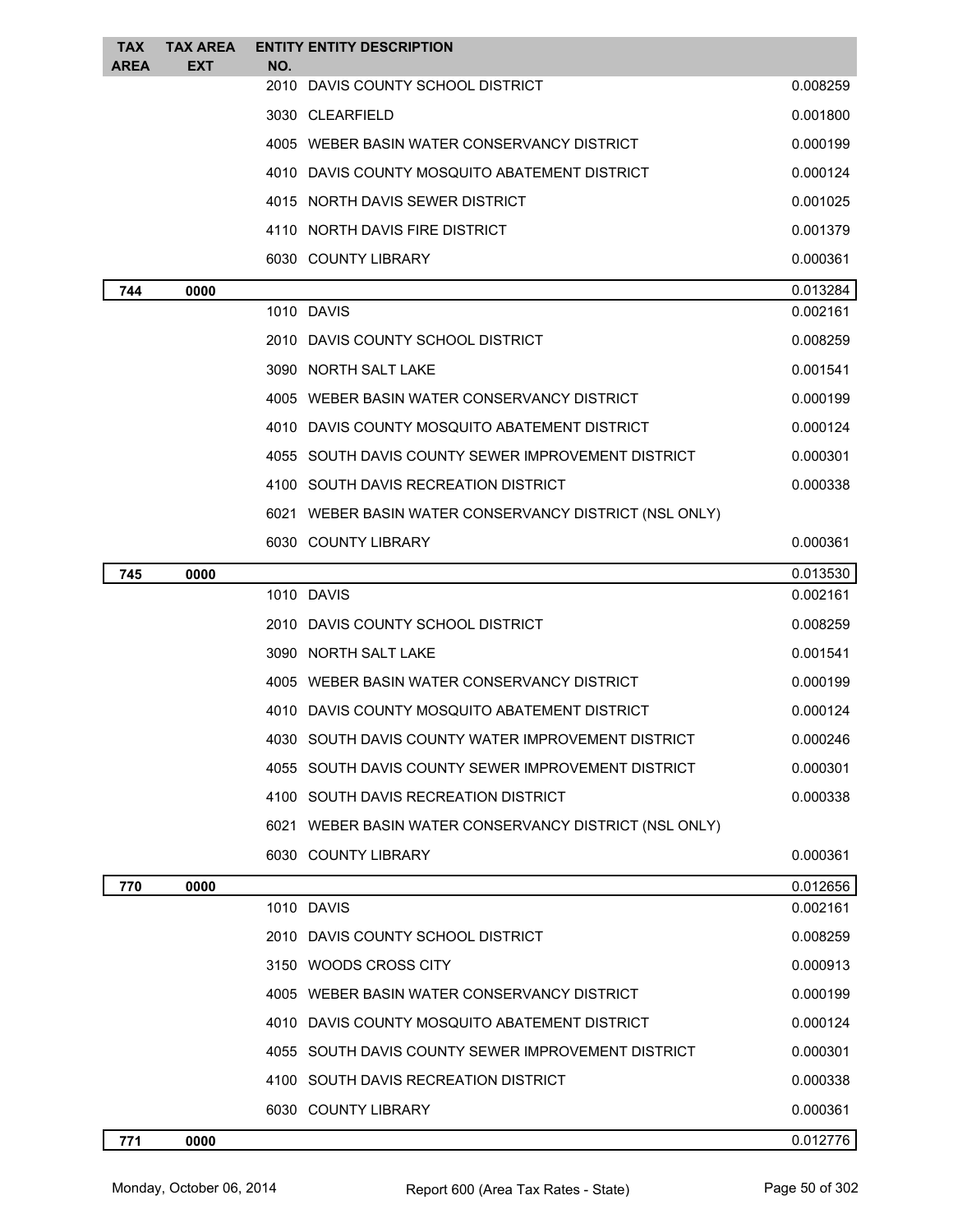| TAX AREA | TAX AREA EXT | ENTITY NO. | ENTITY DESCRIPTION | |
|---|---|---|---|---|
| | | 2010 | DAVIS COUNTY SCHOOL DISTRICT | 0.008259 |
| | | 3030 | CLEARFIELD | 0.001800 |
| | | 4005 | WEBER BASIN WATER CONSERVANCY DISTRICT | 0.000199 |
| | | 4010 | DAVIS COUNTY MOSQUITO ABATEMENT DISTRICT | 0.000124 |
| | | 4015 | NORTH DAVIS SEWER DISTRICT | 0.001025 |
| | | 4110 | NORTH DAVIS FIRE DISTRICT | 0.001379 |
| | | 6030 | COUNTY LIBRARY | 0.000361 |
| **744** | **0000** | | | 0.013284 |
| | | 1010 | DAVIS | 0.002161 |
| | | 2010 | DAVIS COUNTY SCHOOL DISTRICT | 0.008259 |
| | | 3090 | NORTH SALT LAKE | 0.001541 |
| | | 4005 | WEBER BASIN WATER CONSERVANCY DISTRICT | 0.000199 |
| | | 4010 | DAVIS COUNTY MOSQUITO ABATEMENT DISTRICT | 0.000124 |
| | | 4055 | SOUTH DAVIS COUNTY SEWER IMPROVEMENT DISTRICT | 0.000301 |
| | | 4100 | SOUTH DAVIS RECREATION DISTRICT | 0.000338 |
| | | 6021 | WEBER BASIN WATER CONSERVANCY DISTRICT (NSL ONLY) | |
| | | 6030 | COUNTY LIBRARY | 0.000361 |
| **745** | **0000** | | | 0.013530 |
| | | 1010 | DAVIS | 0.002161 |
| | | 2010 | DAVIS COUNTY SCHOOL DISTRICT | 0.008259 |
| | | 3090 | NORTH SALT LAKE | 0.001541 |
| | | 4005 | WEBER BASIN WATER CONSERVANCY DISTRICT | 0.000199 |
| | | 4010 | DAVIS COUNTY MOSQUITO ABATEMENT DISTRICT | 0.000124 |
| | | 4030 | SOUTH DAVIS COUNTY WATER IMPROVEMENT DISTRICT | 0.000246 |
| | | 4055 | SOUTH DAVIS COUNTY SEWER IMPROVEMENT DISTRICT | 0.000301 |
| | | 4100 | SOUTH DAVIS RECREATION DISTRICT | 0.000338 |
| | | 6021 | WEBER BASIN WATER CONSERVANCY DISTRICT (NSL ONLY) | |
| | | 6030 | COUNTY LIBRARY | 0.000361 |
| **770** | **0000** | | | 0.012656 |
| | | 1010 | DAVIS | 0.002161 |
| | | 2010 | DAVIS COUNTY SCHOOL DISTRICT | 0.008259 |
| | | 3150 | WOODS CROSS CITY | 0.000913 |
| | | 4005 | WEBER BASIN WATER CONSERVANCY DISTRICT | 0.000199 |
| | | 4010 | DAVIS COUNTY MOSQUITO ABATEMENT DISTRICT | 0.000124 |
| | | 4055 | SOUTH DAVIS COUNTY SEWER IMPROVEMENT DISTRICT | 0.000301 |
| | | 4100 | SOUTH DAVIS RECREATION DISTRICT | 0.000338 |
| | | 6030 | COUNTY LIBRARY | 0.000361 |
| **771** | **0000** | | | 0.012776 |

Monday, October 06, 2014 Report 600 (Area Tax Rates - State)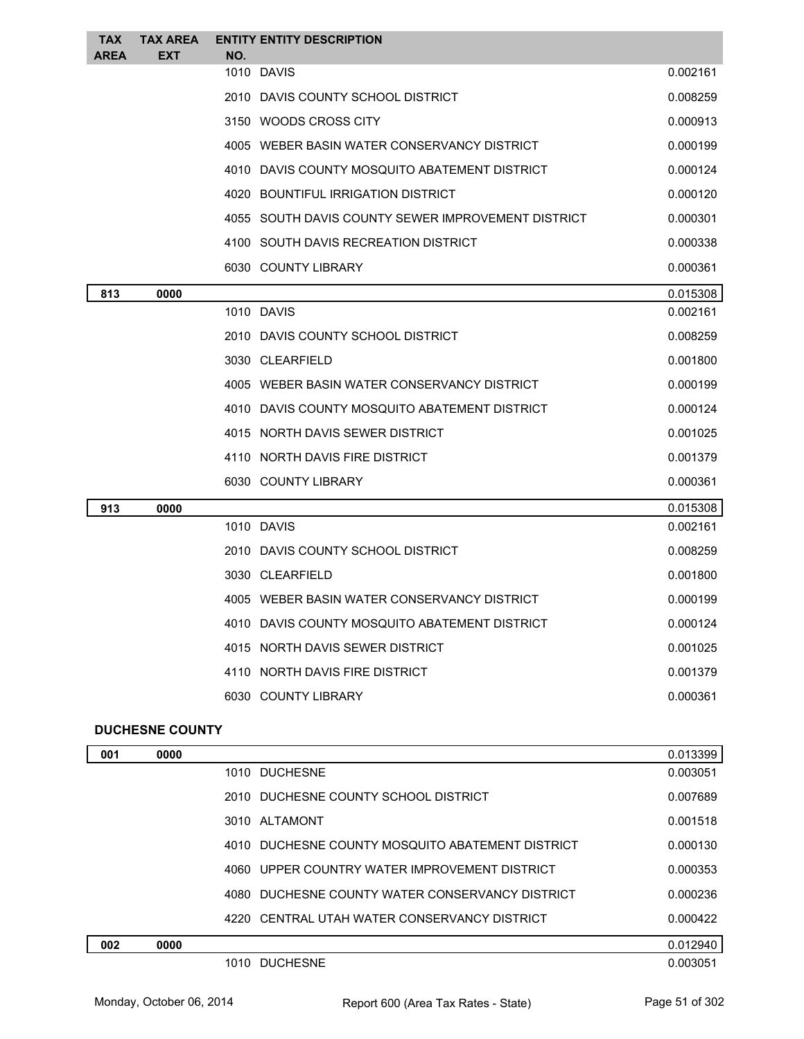| TAX AREA | TAX AREA EXT | ENTITY NO. | ENTITY DESCRIPTION | |
|---|---|---|---|---|
| | | 1010 | DAVIS | 0.002161 |
| | | 2010 | DAVIS COUNTY SCHOOL DISTRICT | 0.008259 |
| | | 3150 | WOODS CROSS CITY | 0.000913 |
| | | 4005 | WEBER BASIN WATER CONSERVANCY DISTRICT | 0.000199 |
| | | 4010 | DAVIS COUNTY MOSQUITO ABATEMENT DISTRICT | 0.000124 |
| | | 4020 | BOUNTIFUL IRRIGATION DISTRICT | 0.000120 |
| | | 4055 | SOUTH DAVIS COUNTY SEWER IMPROVEMENT DISTRICT | 0.000301 |
| | | 4100 | SOUTH DAVIS RECREATION DISTRICT | 0.000338 |
| | | 6030 | COUNTY LIBRARY | 0.000361 |
| **813** | **0000** | | | 0.015308 |
| | | 1010 | DAVIS | 0.002161 |
| | | 2010 | DAVIS COUNTY SCHOOL DISTRICT | 0.008259 |
| | | 3030 | CLEARFIELD | 0.001800 |
| | | 4005 | WEBER BASIN WATER CONSERVANCY DISTRICT | 0.000199 |
| | | 4010 | DAVIS COUNTY MOSQUITO ABATEMENT DISTRICT | 0.000124 |
| | | 4015 | NORTH DAVIS SEWER DISTRICT | 0.001025 |
| | | 4110 | NORTH DAVIS FIRE DISTRICT | 0.001379 |
| | | 6030 | COUNTY LIBRARY | 0.000361 |
| **913** | **0000** | | | 0.015308 |
| | | 1010 | DAVIS | 0.002161 |
| | | 2010 | DAVIS COUNTY SCHOOL DISTRICT | 0.008259 |
| | | 3030 | CLEARFIELD | 0.001800 |
| | | 4005 | WEBER BASIN WATER CONSERVANCY DISTRICT | 0.000199 |
| | | 4010 | DAVIS COUNTY MOSQUITO ABATEMENT DISTRICT | 0.000124 |
| | | 4015 | NORTH DAVIS SEWER DISTRICT | 0.001025 |
| | | 4110 | NORTH DAVIS FIRE DISTRICT | 0.001379 |
| | | 6030 | COUNTY LIBRARY | 0.000361 |

**DUCHESNE COUNTY**

| TAX AREA | TAX AREA EXT | ENTITY NO. | ENTITY DESCRIPTION | |
|---|---|---|---|---|
| **001** | **0000** | | | 0.013399 |
| | | 1010 | DUCHESNE | 0.003051 |
| | | 2010 | DUCHESNE COUNTY SCHOOL DISTRICT | 0.007689 |
| | | 3010 | ALTAMONT | 0.001518 |
| | | 4010 | DUCHESNE COUNTY MOSQUITO ABATEMENT DISTRICT | 0.000130 |
| | | 4060 | UPPER COUNTRY WATER IMPROVEMENT DISTRICT | 0.000353 |
| | | 4080 | DUCHESNE COUNTY WATER CONSERVANCY DISTRICT | 0.000236 |
| | | 4220 | CENTRAL UTAH WATER CONSERVANCY DISTRICT | 0.000422 |
| **002** | **0000** | | | 0.012940 |
| | | 1010 | DUCHESNE | 0.003051 |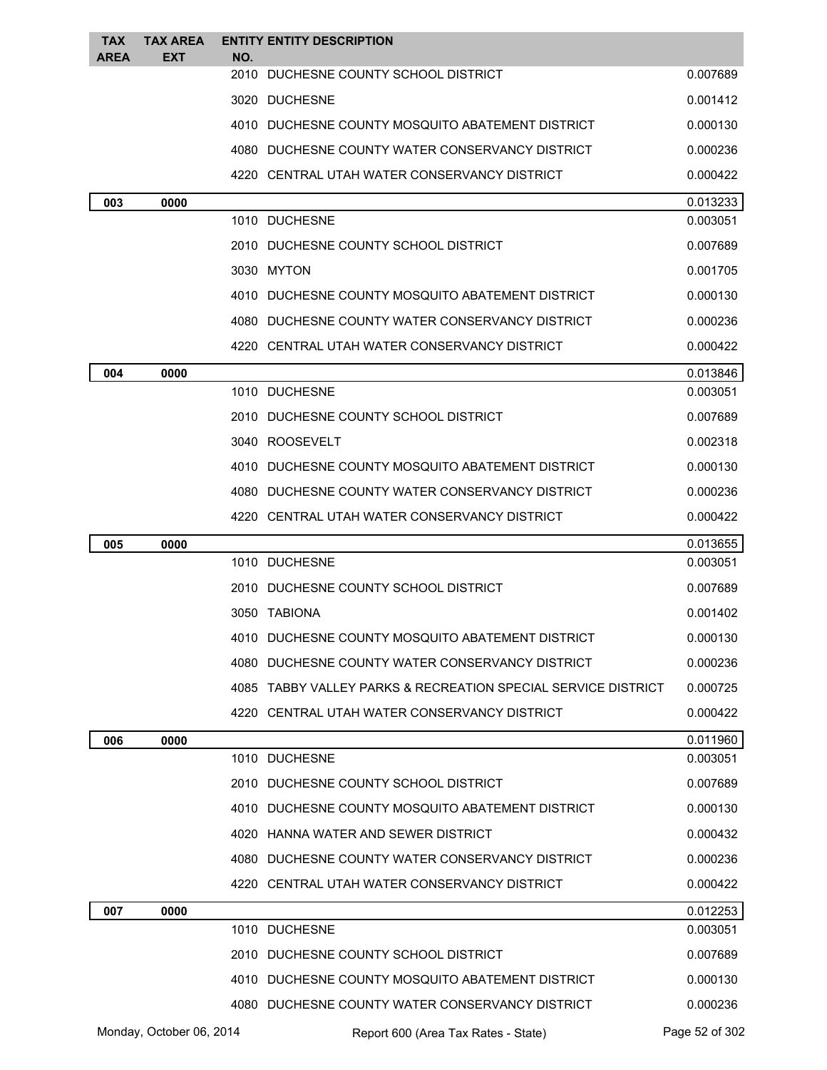| TAX AREA | TAX AREA EXT | ENTITY NO. | ENTITY DESCRIPTION | |
|---|---|---|---|---|
| | | 2010 | DUCHESNE COUNTY SCHOOL DISTRICT | 0.007689 |
| | | 3020 | DUCHESNE | 0.001412 |
| | | 4010 | DUCHESNE COUNTY MOSQUITO ABATEMENT DISTRICT | 0.000130 |
| | | 4080 | DUCHESNE COUNTY WATER CONSERVANCY DISTRICT | 0.000236 |
| | | 4220 | CENTRAL UTAH WATER CONSERVANCY DISTRICT | 0.000422 |
| **003** | **0000** | | | 0.013233 |
| | | 1010 | DUCHESNE | 0.003051 |
| | | 2010 | DUCHESNE COUNTY SCHOOL DISTRICT | 0.007689 |
| | | 3030 | MYTON | 0.001705 |
| | | 4010 | DUCHESNE COUNTY MOSQUITO ABATEMENT DISTRICT | 0.000130 |
| | | 4080 | DUCHESNE COUNTY WATER CONSERVANCY DISTRICT | 0.000236 |
| | | 4220 | CENTRAL UTAH WATER CONSERVANCY DISTRICT | 0.000422 |
| **004** | **0000** | | | 0.013846 |
| | | 1010 | DUCHESNE | 0.003051 |
| | | 2010 | DUCHESNE COUNTY SCHOOL DISTRICT | 0.007689 |
| | | 3040 | ROOSEVELT | 0.002318 |
| | | 4010 | DUCHESNE COUNTY MOSQUITO ABATEMENT DISTRICT | 0.000130 |
| | | 4080 | DUCHESNE COUNTY WATER CONSERVANCY DISTRICT | 0.000236 |
| | | 4220 | CENTRAL UTAH WATER CONSERVANCY DISTRICT | 0.000422 |
| **005** | **0000** | | | 0.013655 |
| | | 1010 | DUCHESNE | 0.003051 |
| | | 2010 | DUCHESNE COUNTY SCHOOL DISTRICT | 0.007689 |
| | | 3050 | TABIONA | 0.001402 |
| | | 4010 | DUCHESNE COUNTY MOSQUITO ABATEMENT DISTRICT | 0.000130 |
| | | 4080 | DUCHESNE COUNTY WATER CONSERVANCY DISTRICT | 0.000236 |
| | | 4085 | TABBY VALLEY PARKS & RECREATION SPECIAL SERVICE DISTRICT | 0.000725 |
| | | 4220 | CENTRAL UTAH WATER CONSERVANCY DISTRICT | 0.000422 |
| **006** | **0000** | | | 0.011960 |
| | | 1010 | DUCHESNE | 0.003051 |
| | | 2010 | DUCHESNE COUNTY SCHOOL DISTRICT | 0.007689 |
| | | 4010 | DUCHESNE COUNTY MOSQUITO ABATEMENT DISTRICT | 0.000130 |
| | | 4020 | HANNA WATER AND SEWER DISTRICT | 0.000432 |
| | | 4080 | DUCHESNE COUNTY WATER CONSERVANCY DISTRICT | 0.000236 |
| | | 4220 | CENTRAL UTAH WATER CONSERVANCY DISTRICT | 0.000422 |
| **007** | **0000** | | | 0.012253 |
| | | 1010 | DUCHESNE | 0.003051 |
| | | 2010 | DUCHESNE COUNTY SCHOOL DISTRICT | 0.007689 |
| | | 4010 | DUCHESNE COUNTY MOSQUITO ABATEMENT DISTRICT | 0.000130 |
| | | 4080 | DUCHESNE COUNTY WATER CONSERVANCY DISTRICT | 0.000236 |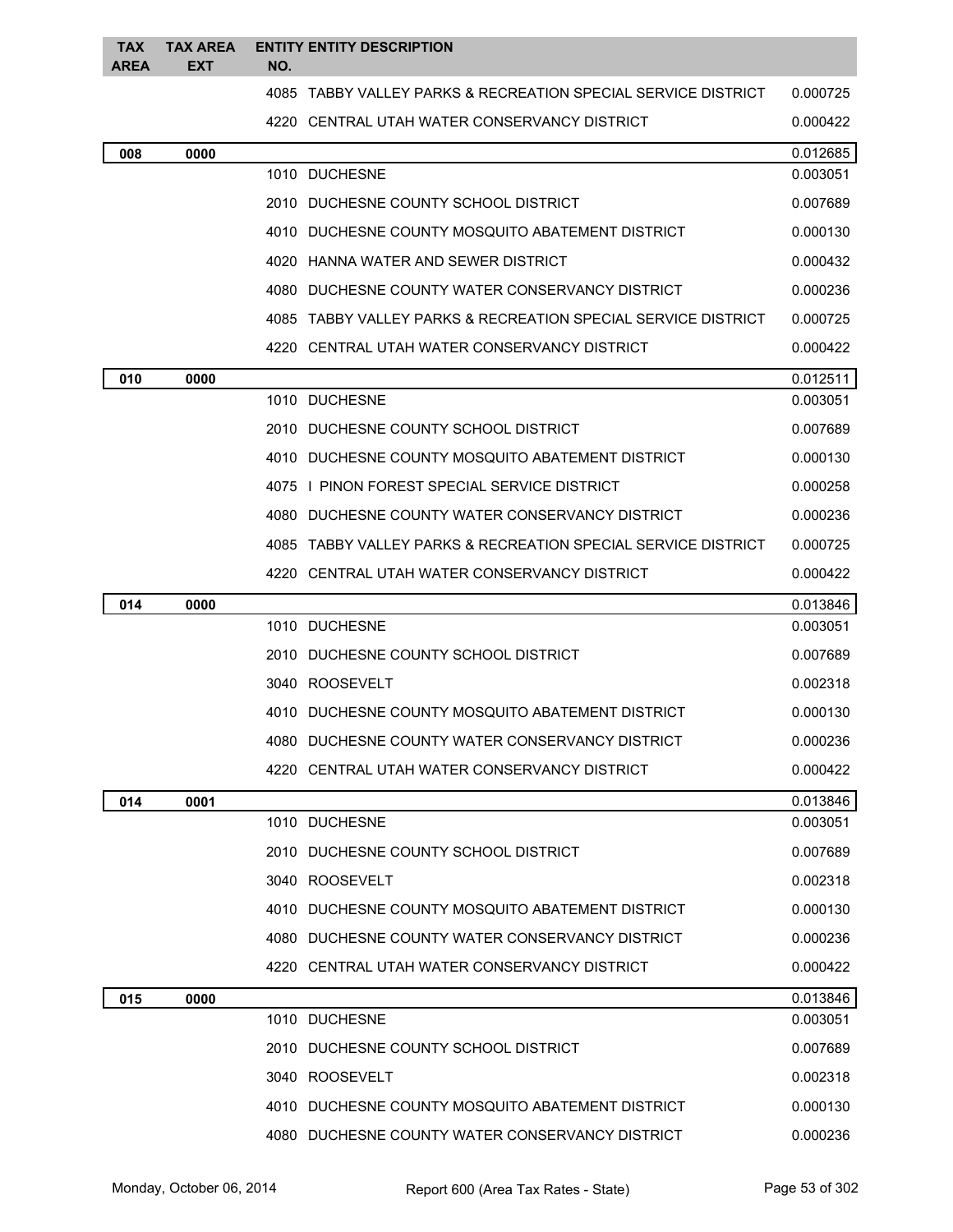| TAX AREA | TAX AREA EXT | ENTITY NO. | ENTITY DESCRIPTION | |
|---|---|---|---|---|
| | | 4085 | TABBY VALLEY PARKS & RECREATION SPECIAL SERVICE DISTRICT | 0.000725 |
| | | 4220 | CENTRAL UTAH WATER CONSERVANCY DISTRICT | 0.000422 |
| **008** | **0000** | | | 0.012685 |
| | | 1010 | DUCHESNE | 0.003051 |
| | | 2010 | DUCHESNE COUNTY SCHOOL DISTRICT | 0.007689 |
| | | 4010 | DUCHESNE COUNTY MOSQUITO ABATEMENT DISTRICT | 0.000130 |
| | | 4020 | HANNA WATER AND SEWER DISTRICT | 0.000432 |
| | | 4080 | DUCHESNE COUNTY WATER CONSERVANCY DISTRICT | 0.000236 |
| | | 4085 | TABBY VALLEY PARKS & RECREATION SPECIAL SERVICE DISTRICT | 0.000725 |
| | | 4220 | CENTRAL UTAH WATER CONSERVANCY DISTRICT | 0.000422 |
| **010** | **0000** | | | 0.012511 |
| | | 1010 | DUCHESNE | 0.003051 |
| | | 2010 | DUCHESNE COUNTY SCHOOL DISTRICT | 0.007689 |
| | | 4010 | DUCHESNE COUNTY MOSQUITO ABATEMENT DISTRICT | 0.000130 |
| | | 4075 | I PINON FOREST SPECIAL SERVICE DISTRICT | 0.000258 |
| | | 4080 | DUCHESNE COUNTY WATER CONSERVANCY DISTRICT | 0.000236 |
| | | 4085 | TABBY VALLEY PARKS & RECREATION SPECIAL SERVICE DISTRICT | 0.000725 |
| | | 4220 | CENTRAL UTAH WATER CONSERVANCY DISTRICT | 0.000422 |
| **014** | **0000** | | | 0.013846 |
| | | 1010 | DUCHESNE | 0.003051 |
| | | 2010 | DUCHESNE COUNTY SCHOOL DISTRICT | 0.007689 |
| | | 3040 | ROOSEVELT | 0.002318 |
| | | 4010 | DUCHESNE COUNTY MOSQUITO ABATEMENT DISTRICT | 0.000130 |
| | | 4080 | DUCHESNE COUNTY WATER CONSERVANCY DISTRICT | 0.000236 |
| | | 4220 | CENTRAL UTAH WATER CONSERVANCY DISTRICT | 0.000422 |
| **014** | **0001** | | | 0.013846 |
| | | 1010 | DUCHESNE | 0.003051 |
| | | 2010 | DUCHESNE COUNTY SCHOOL DISTRICT | 0.007689 |
| | | 3040 | ROOSEVELT | 0.002318 |
| | | 4010 | DUCHESNE COUNTY MOSQUITO ABATEMENT DISTRICT | 0.000130 |
| | | 4080 | DUCHESNE COUNTY WATER CONSERVANCY DISTRICT | 0.000236 |
| | | 4220 | CENTRAL UTAH WATER CONSERVANCY DISTRICT | 0.000422 |
| **015** | **0000** | | | 0.013846 |
| | | 1010 | DUCHESNE | 0.003051 |
| | | 2010 | DUCHESNE COUNTY SCHOOL DISTRICT | 0.007689 |
| | | 3040 | ROOSEVELT | 0.002318 |
| | | 4010 | DUCHESNE COUNTY MOSQUITO ABATEMENT DISTRICT | 0.000130 |
| | | 4080 | DUCHESNE COUNTY WATER CONSERVANCY DISTRICT | 0.000236 |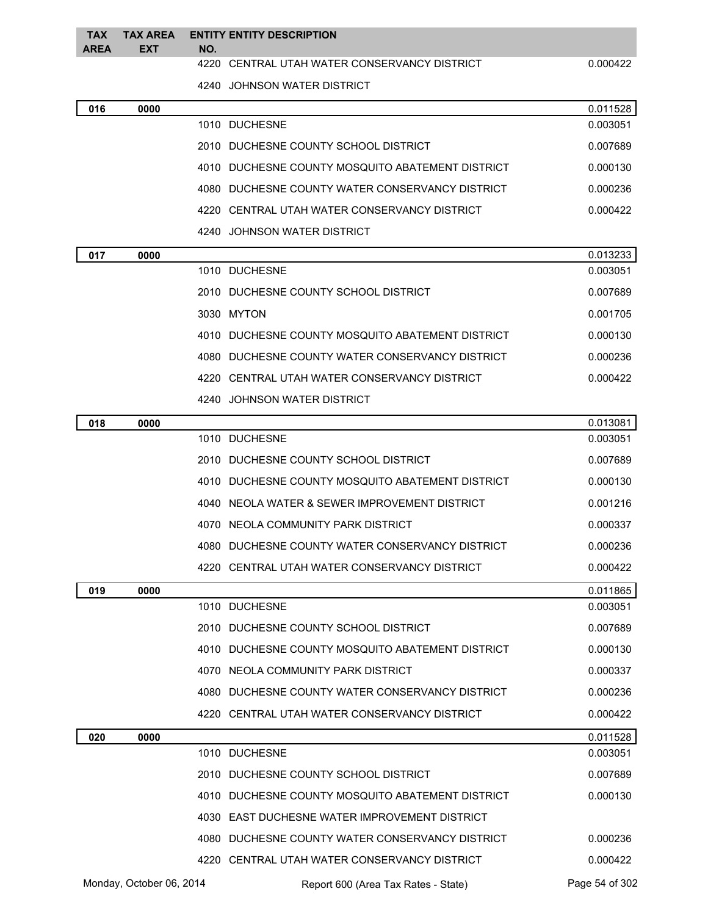| TAX AREA | TAX AREA EXT | ENTITY NO. | ENTITY DESCRIPTION | |
|---|---|---|---|---|
| | | 4220 | CENTRAL UTAH WATER CONSERVANCY DISTRICT | 0.000422 |
| | | 4240 | JOHNSON WATER DISTRICT | |
| **016** | **0000** | | | 0.011528 |
| | | 1010 | DUCHESNE | 0.003051 |
| | | 2010 | DUCHESNE COUNTY SCHOOL DISTRICT | 0.007689 |
| | | 4010 | DUCHESNE COUNTY MOSQUITO ABATEMENT DISTRICT | 0.000130 |
| | | 4080 | DUCHESNE COUNTY WATER CONSERVANCY DISTRICT | 0.000236 |
| | | 4220 | CENTRAL UTAH WATER CONSERVANCY DISTRICT | 0.000422 |
| | | 4240 | JOHNSON WATER DISTRICT | |
| **017** | **0000** | | | 0.013233 |
| | | 1010 | DUCHESNE | 0.003051 |
| | | 2010 | DUCHESNE COUNTY SCHOOL DISTRICT | 0.007689 |
| | | 3030 | MYTON | 0.001705 |
| | | 4010 | DUCHESNE COUNTY MOSQUITO ABATEMENT DISTRICT | 0.000130 |
| | | 4080 | DUCHESNE COUNTY WATER CONSERVANCY DISTRICT | 0.000236 |
| | | 4220 | CENTRAL UTAH WATER CONSERVANCY DISTRICT | 0.000422 |
| | | 4240 | JOHNSON WATER DISTRICT | |
| **018** | **0000** | | | 0.013081 |
| | | 1010 | DUCHESNE | 0.003051 |
| | | 2010 | DUCHESNE COUNTY SCHOOL DISTRICT | 0.007689 |
| | | 4010 | DUCHESNE COUNTY MOSQUITO ABATEMENT DISTRICT | 0.000130 |
| | | 4040 | NEOLA WATER & SEWER IMPROVEMENT DISTRICT | 0.001216 |
| | | 4070 | NEOLA COMMUNITY PARK DISTRICT | 0.000337 |
| | | 4080 | DUCHESNE COUNTY WATER CONSERVANCY DISTRICT | 0.000236 |
| | | 4220 | CENTRAL UTAH WATER CONSERVANCY DISTRICT | 0.000422 |
| **019** | **0000** | | | 0.011865 |
| | | 1010 | DUCHESNE | 0.003051 |
| | | 2010 | DUCHESNE COUNTY SCHOOL DISTRICT | 0.007689 |
| | | 4010 | DUCHESNE COUNTY MOSQUITO ABATEMENT DISTRICT | 0.000130 |
| | | 4070 | NEOLA COMMUNITY PARK DISTRICT | 0.000337 |
| | | 4080 | DUCHESNE COUNTY WATER CONSERVANCY DISTRICT | 0.000236 |
| | | 4220 | CENTRAL UTAH WATER CONSERVANCY DISTRICT | 0.000422 |
| **020** | **0000** | | | 0.011528 |
| | | 1010 | DUCHESNE | 0.003051 |
| | | 2010 | DUCHESNE COUNTY SCHOOL DISTRICT | 0.007689 |
| | | 4010 | DUCHESNE COUNTY MOSQUITO ABATEMENT DISTRICT | 0.000130 |
| | | 4030 | EAST DUCHESNE WATER IMPROVEMENT DISTRICT | |
| | | 4080 | DUCHESNE COUNTY WATER CONSERVANCY DISTRICT | 0.000236 |
| | | 4220 | CENTRAL UTAH WATER CONSERVANCY DISTRICT | 0.000422 |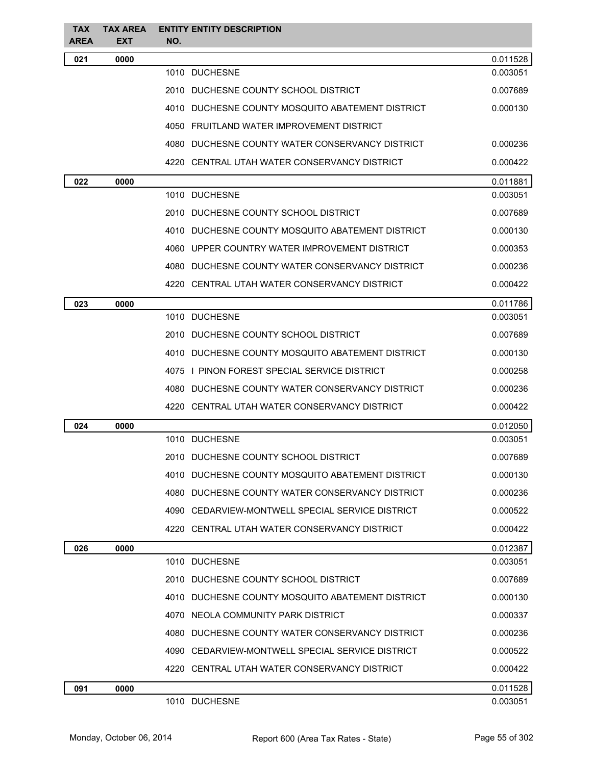| TAX AREA | TAX AREA EXT | ENTITY NO. | ENTITY DESCRIPTION | |
|---|---|---|---|---|
| **021** | **0000** | | | 0.011528 |
| | | 1010 | DUCHESNE | 0.003051 |
| | | 2010 | DUCHESNE COUNTY SCHOOL DISTRICT | 0.007689 |
| | | 4010 | DUCHESNE COUNTY MOSQUITO ABATEMENT DISTRICT | 0.000130 |
| | | 4050 | FRUITLAND WATER IMPROVEMENT DISTRICT | |
| | | 4080 | DUCHESNE COUNTY WATER CONSERVANCY DISTRICT | 0.000236 |
| | | 4220 | CENTRAL UTAH WATER CONSERVANCY DISTRICT | 0.000422 |
| **022** | **0000** | | | 0.011881 |
| | | 1010 | DUCHESNE | 0.003051 |
| | | 2010 | DUCHESNE COUNTY SCHOOL DISTRICT | 0.007689 |
| | | 4010 | DUCHESNE COUNTY MOSQUITO ABATEMENT DISTRICT | 0.000130 |
| | | 4060 | UPPER COUNTRY WATER IMPROVEMENT DISTRICT | 0.000353 |
| | | 4080 | DUCHESNE COUNTY WATER CONSERVANCY DISTRICT | 0.000236 |
| | | 4220 | CENTRAL UTAH WATER CONSERVANCY DISTRICT | 0.000422 |
| **023** | **0000** | | | 0.011786 |
| | | 1010 | DUCHESNE | 0.003051 |
| | | 2010 | DUCHESNE COUNTY SCHOOL DISTRICT | 0.007689 |
| | | 4010 | DUCHESNE COUNTY MOSQUITO ABATEMENT DISTRICT | 0.000130 |
| | | 4075 | I PINON FOREST SPECIAL SERVICE DISTRICT | 0.000258 |
| | | 4080 | DUCHESNE COUNTY WATER CONSERVANCY DISTRICT | 0.000236 |
| | | 4220 | CENTRAL UTAH WATER CONSERVANCY DISTRICT | 0.000422 |
| **024** | **0000** | | | 0.012050 |
| | | 1010 | DUCHESNE | 0.003051 |
| | | 2010 | DUCHESNE COUNTY SCHOOL DISTRICT | 0.007689 |
| | | 4010 | DUCHESNE COUNTY MOSQUITO ABATEMENT DISTRICT | 0.000130 |
| | | 4080 | DUCHESNE COUNTY WATER CONSERVANCY DISTRICT | 0.000236 |
| | | 4090 | CEDARVIEW-MONTWELL SPECIAL SERVICE DISTRICT | 0.000522 |
| | | 4220 | CENTRAL UTAH WATER CONSERVANCY DISTRICT | 0.000422 |
| **026** | **0000** | | | 0.012387 |
| | | 1010 | DUCHESNE | 0.003051 |
| | | 2010 | DUCHESNE COUNTY SCHOOL DISTRICT | 0.007689 |
| | | 4010 | DUCHESNE COUNTY MOSQUITO ABATEMENT DISTRICT | 0.000130 |
| | | 4070 | NEOLA COMMUNITY PARK DISTRICT | 0.000337 |
| | | 4080 | DUCHESNE COUNTY WATER CONSERVANCY DISTRICT | 0.000236 |
| | | 4090 | CEDARVIEW-MONTWELL SPECIAL SERVICE DISTRICT | 0.000522 |
| | | 4220 | CENTRAL UTAH WATER CONSERVANCY DISTRICT | 0.000422 |
| **091** | **0000** | | | 0.011528 |
| | | 1010 | DUCHESNE | 0.003051 |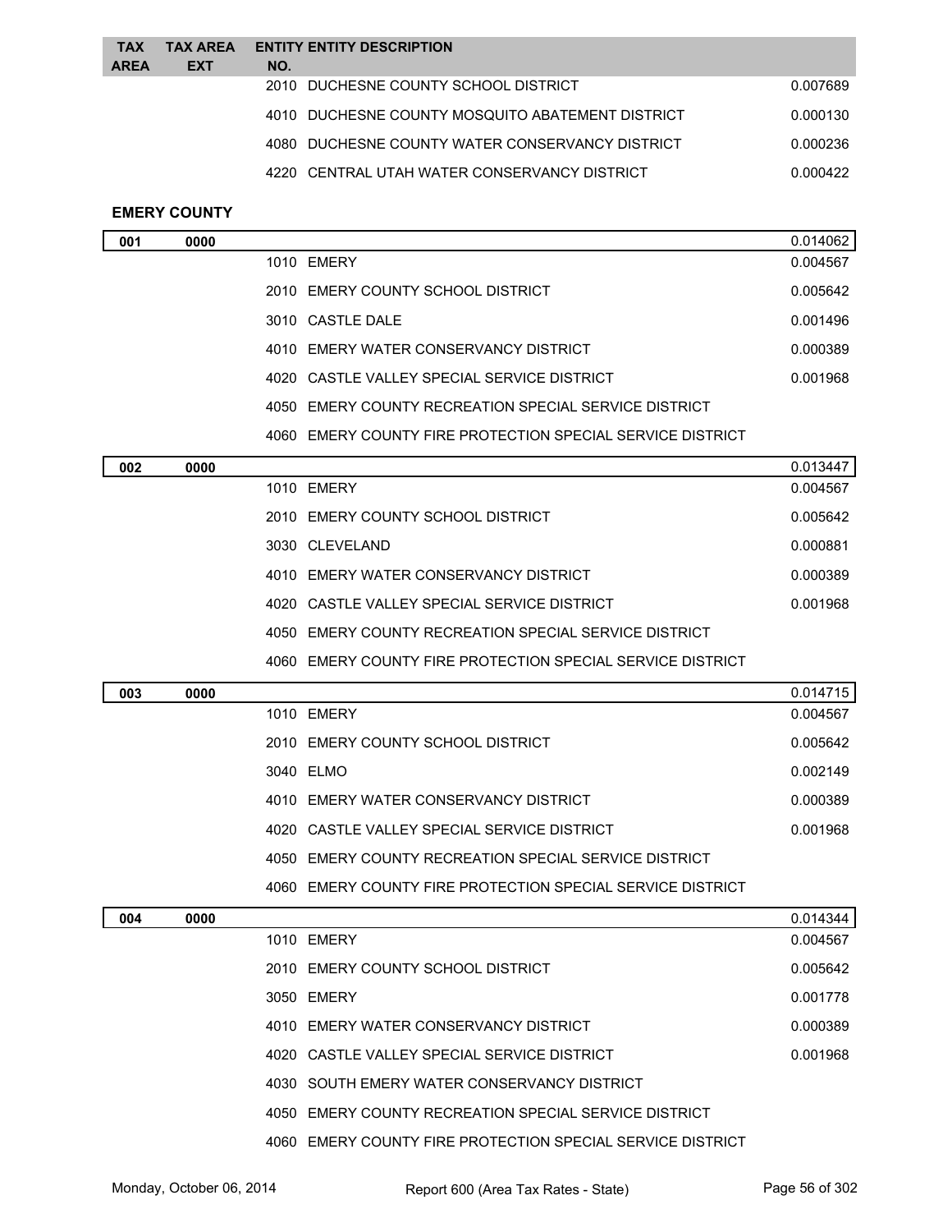| TAX AREA | TAX AREA EXT | ENTITY NO. | ENTITY DESCRIPTION | |
|---|---|---|---|---|
| | | 2010 | DUCHESNE COUNTY SCHOOL DISTRICT | 0.007689 |
| | | 4010 | DUCHESNE COUNTY MOSQUITO ABATEMENT DISTRICT | 0.000130 |
| | | 4080 | DUCHESNE COUNTY WATER CONSERVANCY DISTRICT | 0.000236 |
| | | 4220 | CENTRAL UTAH WATER CONSERVANCY DISTRICT | 0.000422 |

## EMERY COUNTY

| TAX AREA | TAX AREA EXT | ENTITY NO. | ENTITY DESCRIPTION | |
|---|---|---|---|---|
| **001** | **0000** | | | 0.014062 |
| | | 1010 | EMERY | 0.004567 |
| | | 2010 | EMERY COUNTY SCHOOL DISTRICT | 0.005642 |
| | | 3010 | CASTLE DALE | 0.001496 |
| | | 4010 | EMERY WATER CONSERVANCY DISTRICT | 0.000389 |
| | | 4020 | CASTLE VALLEY SPECIAL SERVICE DISTRICT | 0.001968 |
| | | 4050 | EMERY COUNTY RECREATION SPECIAL SERVICE DISTRICT | |
| | | 4060 | EMERY COUNTY FIRE PROTECTION SPECIAL SERVICE DISTRICT | |
| **002** | **0000** | | | 0.013447 |
| | | 1010 | EMERY | 0.004567 |
| | | 2010 | EMERY COUNTY SCHOOL DISTRICT | 0.005642 |
| | | 3030 | CLEVELAND | 0.000881 |
| | | 4010 | EMERY WATER CONSERVANCY DISTRICT | 0.000389 |
| | | 4020 | CASTLE VALLEY SPECIAL SERVICE DISTRICT | 0.001968 |
| | | 4050 | EMERY COUNTY RECREATION SPECIAL SERVICE DISTRICT | |
| | | 4060 | EMERY COUNTY FIRE PROTECTION SPECIAL SERVICE DISTRICT | |
| **003** | **0000** | | | 0.014715 |
| | | 1010 | EMERY | 0.004567 |
| | | 2010 | EMERY COUNTY SCHOOL DISTRICT | 0.005642 |
| | | 3040 | ELMO | 0.002149 |
| | | 4010 | EMERY WATER CONSERVANCY DISTRICT | 0.000389 |
| | | 4020 | CASTLE VALLEY SPECIAL SERVICE DISTRICT | 0.001968 |
| | | 4050 | EMERY COUNTY RECREATION SPECIAL SERVICE DISTRICT | |
| | | 4060 | EMERY COUNTY FIRE PROTECTION SPECIAL SERVICE DISTRICT | |
| **004** | **0000** | | | 0.014344 |
| | | 1010 | EMERY | 0.004567 |
| | | 2010 | EMERY COUNTY SCHOOL DISTRICT | 0.005642 |
| | | 3050 | EMERY | 0.001778 |
| | | 4010 | EMERY WATER CONSERVANCY DISTRICT | 0.000389 |
| | | 4020 | CASTLE VALLEY SPECIAL SERVICE DISTRICT | 0.001968 |
| | | 4030 | SOUTH EMERY WATER CONSERVANCY DISTRICT | |
| | | 4050 | EMERY COUNTY RECREATION SPECIAL SERVICE DISTRICT | |
| | | 4060 | EMERY COUNTY FIRE PROTECTION SPECIAL SERVICE DISTRICT | |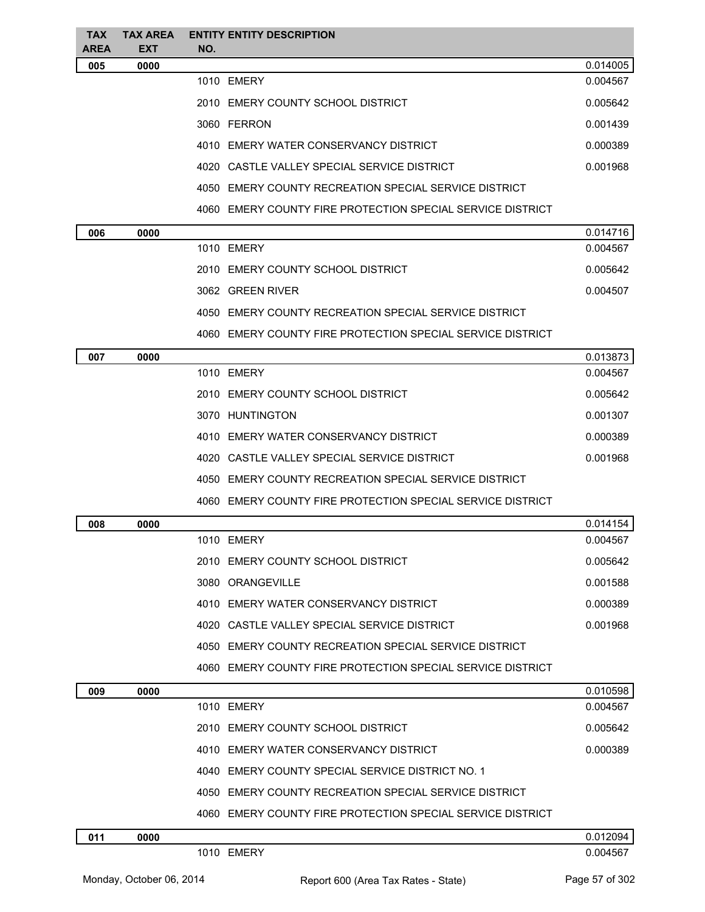| TAX AREA | TAX AREA EXT | ENTITY NO. | ENTITY DESCRIPTION | |
|---|---|---|---|---|
| **005** | **0000** | | | 0.014005 |
| | | 1010 | EMERY | 0.004567 |
| | | 2010 | EMERY COUNTY SCHOOL DISTRICT | 0.005642 |
| | | 3060 | FERRON | 0.001439 |
| | | 4010 | EMERY WATER CONSERVANCY DISTRICT | 0.000389 |
| | | 4020 | CASTLE VALLEY SPECIAL SERVICE DISTRICT | 0.001968 |
| | | 4050 | EMERY COUNTY RECREATION SPECIAL SERVICE DISTRICT | |
| | | 4060 | EMERY COUNTY FIRE PROTECTION SPECIAL SERVICE DISTRICT | |
| **006** | **0000** | | | 0.014716 |
| | | 1010 | EMERY | 0.004567 |
| | | 2010 | EMERY COUNTY SCHOOL DISTRICT | 0.005642 |
| | | 3062 | GREEN RIVER | 0.004507 |
| | | 4050 | EMERY COUNTY RECREATION SPECIAL SERVICE DISTRICT | |
| | | 4060 | EMERY COUNTY FIRE PROTECTION SPECIAL SERVICE DISTRICT | |
| **007** | **0000** | | | 0.013873 |
| | | 1010 | EMERY | 0.004567 |
| | | 2010 | EMERY COUNTY SCHOOL DISTRICT | 0.005642 |
| | | 3070 | HUNTINGTON | 0.001307 |
| | | 4010 | EMERY WATER CONSERVANCY DISTRICT | 0.000389 |
| | | 4020 | CASTLE VALLEY SPECIAL SERVICE DISTRICT | 0.001968 |
| | | 4050 | EMERY COUNTY RECREATION SPECIAL SERVICE DISTRICT | |
| | | 4060 | EMERY COUNTY FIRE PROTECTION SPECIAL SERVICE DISTRICT | |
| **008** | **0000** | | | 0.014154 |
| | | 1010 | EMERY | 0.004567 |
| | | 2010 | EMERY COUNTY SCHOOL DISTRICT | 0.005642 |
| | | 3080 | ORANGEVILLE | 0.001588 |
| | | 4010 | EMERY WATER CONSERVANCY DISTRICT | 0.000389 |
| | | 4020 | CASTLE VALLEY SPECIAL SERVICE DISTRICT | 0.001968 |
| | | 4050 | EMERY COUNTY RECREATION SPECIAL SERVICE DISTRICT | |
| | | 4060 | EMERY COUNTY FIRE PROTECTION SPECIAL SERVICE DISTRICT | |
| **009** | **0000** | | | 0.010598 |
| | | 1010 | EMERY | 0.004567 |
| | | 2010 | EMERY COUNTY SCHOOL DISTRICT | 0.005642 |
| | | 4010 | EMERY WATER CONSERVANCY DISTRICT | 0.000389 |
| | | 4040 | EMERY COUNTY SPECIAL SERVICE DISTRICT NO. 1 | |
| | | 4050 | EMERY COUNTY RECREATION SPECIAL SERVICE DISTRICT | |
| | | 4060 | EMERY COUNTY FIRE PROTECTION SPECIAL SERVICE DISTRICT | |
| **011** | **0000** | | | 0.012094 |
| | | 1010 | EMERY | 0.004567 |

Monday, October 06, 2014 — Report 600 (Area Tax Rates - State)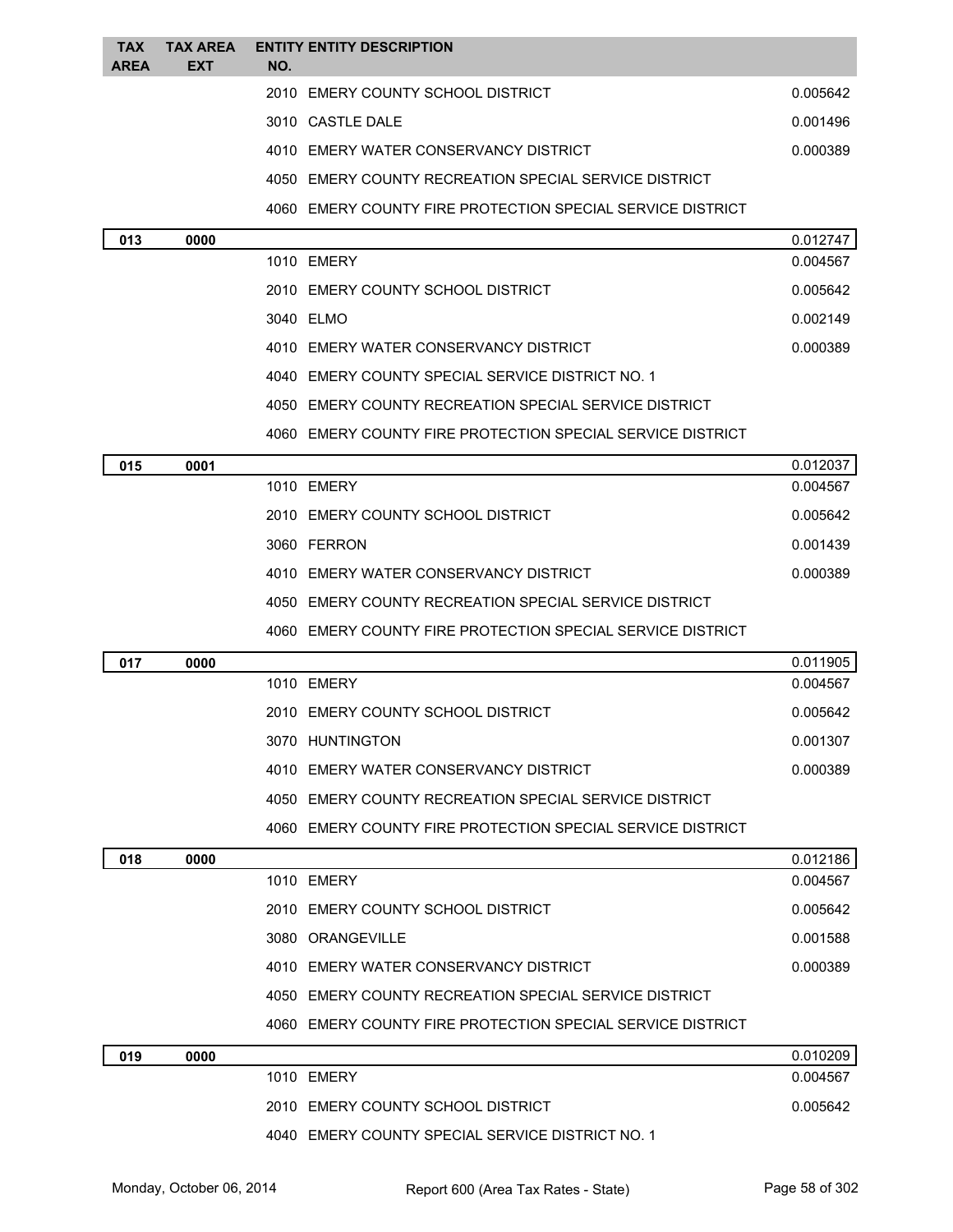| TAX AREA | TAX AREA EXT | ENTITY NO. | ENTITY DESCRIPTION | |
|---|---|---|---|---|
| | | 2010 | EMERY COUNTY SCHOOL DISTRICT | 0.005642 |
| | | 3010 | CASTLE DALE | 0.001496 |
| | | 4010 | EMERY WATER CONSERVANCY DISTRICT | 0.000389 |
| | | 4050 | EMERY COUNTY RECREATION SPECIAL SERVICE DISTRICT | |
| | | 4060 | EMERY COUNTY FIRE PROTECTION SPECIAL SERVICE DISTRICT | |
| **013** | **0000** | | | 0.012747 |
| | | 1010 | EMERY | 0.004567 |
| | | 2010 | EMERY COUNTY SCHOOL DISTRICT | 0.005642 |
| | | 3040 | ELMO | 0.002149 |
| | | 4010 | EMERY WATER CONSERVANCY DISTRICT | 0.000389 |
| | | 4040 | EMERY COUNTY SPECIAL SERVICE DISTRICT NO. 1 | |
| | | 4050 | EMERY COUNTY RECREATION SPECIAL SERVICE DISTRICT | |
| | | 4060 | EMERY COUNTY FIRE PROTECTION SPECIAL SERVICE DISTRICT | |
| **015** | **0001** | | | 0.012037 |
| | | 1010 | EMERY | 0.004567 |
| | | 2010 | EMERY COUNTY SCHOOL DISTRICT | 0.005642 |
| | | 3060 | FERRON | 0.001439 |
| | | 4010 | EMERY WATER CONSERVANCY DISTRICT | 0.000389 |
| | | 4050 | EMERY COUNTY RECREATION SPECIAL SERVICE DISTRICT | |
| | | 4060 | EMERY COUNTY FIRE PROTECTION SPECIAL SERVICE DISTRICT | |
| **017** | **0000** | | | 0.011905 |
| | | 1010 | EMERY | 0.004567 |
| | | 2010 | EMERY COUNTY SCHOOL DISTRICT | 0.005642 |
| | | 3070 | HUNTINGTON | 0.001307 |
| | | 4010 | EMERY WATER CONSERVANCY DISTRICT | 0.000389 |
| | | 4050 | EMERY COUNTY RECREATION SPECIAL SERVICE DISTRICT | |
| | | 4060 | EMERY COUNTY FIRE PROTECTION SPECIAL SERVICE DISTRICT | |
| **018** | **0000** | | | 0.012186 |
| | | 1010 | EMERY | 0.004567 |
| | | 2010 | EMERY COUNTY SCHOOL DISTRICT | 0.005642 |
| | | 3080 | ORANGEVILLE | 0.001588 |
| | | 4010 | EMERY WATER CONSERVANCY DISTRICT | 0.000389 |
| | | 4050 | EMERY COUNTY RECREATION SPECIAL SERVICE DISTRICT | |
| | | 4060 | EMERY COUNTY FIRE PROTECTION SPECIAL SERVICE DISTRICT | |
| **019** | **0000** | | | 0.010209 |
| | | 1010 | EMERY | 0.004567 |
| | | 2010 | EMERY COUNTY SCHOOL DISTRICT | 0.005642 |
| | | 4040 | EMERY COUNTY SPECIAL SERVICE DISTRICT NO. 1 | |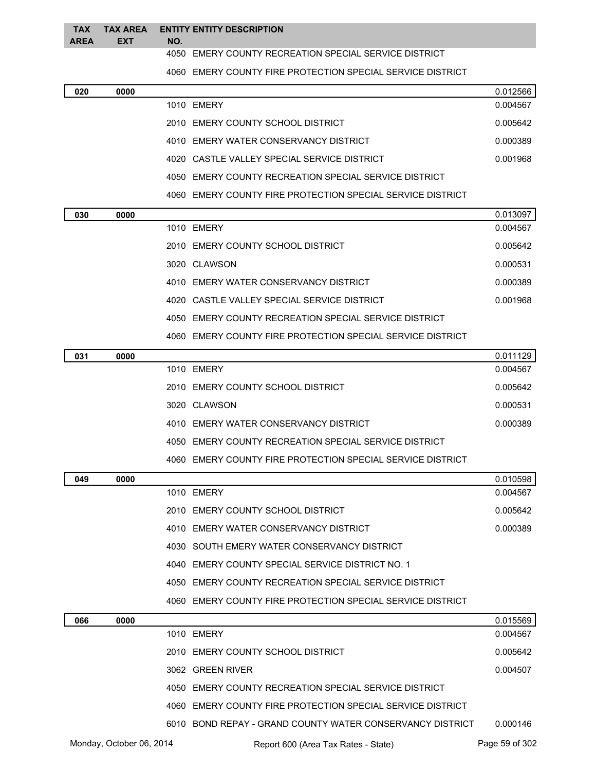| TAX AREA | TAX AREA EXT | ENTITY NO. | ENTITY DESCRIPTION | |
|---|---|---|---|---|
| | | 4050 | EMERY COUNTY RECREATION SPECIAL SERVICE DISTRICT | |
| | | 4060 | EMERY COUNTY FIRE PROTECTION SPECIAL SERVICE DISTRICT | |
| **020** | **0000** | | | 0.012566 |
| | | 1010 | EMERY | 0.004567 |
| | | 2010 | EMERY COUNTY SCHOOL DISTRICT | 0.005642 |
| | | 4010 | EMERY WATER CONSERVANCY DISTRICT | 0.000389 |
| | | 4020 | CASTLE VALLEY SPECIAL SERVICE DISTRICT | 0.001968 |
| | | 4050 | EMERY COUNTY RECREATION SPECIAL SERVICE DISTRICT | |
| | | 4060 | EMERY COUNTY FIRE PROTECTION SPECIAL SERVICE DISTRICT | |
| **030** | **0000** | | | 0.013097 |
| | | 1010 | EMERY | 0.004567 |
| | | 2010 | EMERY COUNTY SCHOOL DISTRICT | 0.005642 |
| | | 3020 | CLAWSON | 0.000531 |
| | | 4010 | EMERY WATER CONSERVANCY DISTRICT | 0.000389 |
| | | 4020 | CASTLE VALLEY SPECIAL SERVICE DISTRICT | 0.001968 |
| | | 4050 | EMERY COUNTY RECREATION SPECIAL SERVICE DISTRICT | |
| | | 4060 | EMERY COUNTY FIRE PROTECTION SPECIAL SERVICE DISTRICT | |
| **031** | **0000** | | | 0.011129 |
| | | 1010 | EMERY | 0.004567 |
| | | 2010 | EMERY COUNTY SCHOOL DISTRICT | 0.005642 |
| | | 3020 | CLAWSON | 0.000531 |
| | | 4010 | EMERY WATER CONSERVANCY DISTRICT | 0.000389 |
| | | 4050 | EMERY COUNTY RECREATION SPECIAL SERVICE DISTRICT | |
| | | 4060 | EMERY COUNTY FIRE PROTECTION SPECIAL SERVICE DISTRICT | |
| **049** | **0000** | | | 0.010598 |
| | | 1010 | EMERY | 0.004567 |
| | | 2010 | EMERY COUNTY SCHOOL DISTRICT | 0.005642 |
| | | 4010 | EMERY WATER CONSERVANCY DISTRICT | 0.000389 |
| | | 4030 | SOUTH EMERY WATER CONSERVANCY DISTRICT | |
| | | 4040 | EMERY COUNTY SPECIAL SERVICE DISTRICT NO. 1 | |
| | | 4050 | EMERY COUNTY RECREATION SPECIAL SERVICE DISTRICT | |
| | | 4060 | EMERY COUNTY FIRE PROTECTION SPECIAL SERVICE DISTRICT | |
| **066** | **0000** | | | 0.015569 |
| | | 1010 | EMERY | 0.004567 |
| | | 2010 | EMERY COUNTY SCHOOL DISTRICT | 0.005642 |
| | | 3062 | GREEN RIVER | 0.004507 |
| | | 4050 | EMERY COUNTY RECREATION SPECIAL SERVICE DISTRICT | |
| | | 4060 | EMERY COUNTY FIRE PROTECTION SPECIAL SERVICE DISTRICT | |
| | | 6010 | BOND REPAY - GRAND COUNTY WATER CONSERVANCY DISTRICT | 0.000146 |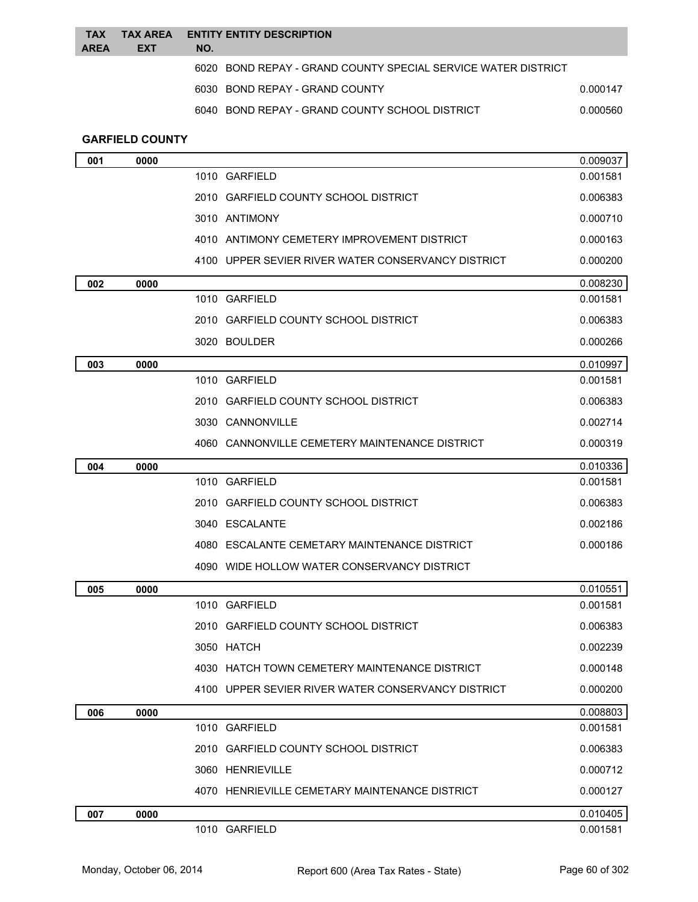| TAX AREA | TAX AREA EXT | ENTITY NO. | ENTITY DESCRIPTION | |
|---|---|---|---|---|
| | | 6020 | BOND REPAY - GRAND COUNTY SPECIAL SERVICE WATER DISTRICT | |
| | | 6030 | BOND REPAY - GRAND COUNTY | 0.000147 |
| | | 6040 | BOND REPAY - GRAND COUNTY SCHOOL DISTRICT | 0.000560 |

**GARFIELD COUNTY**

| TAX AREA | TAX AREA EXT | ENTITY NO. | ENTITY DESCRIPTION | |
|---|---|---|---|---|
| **001** | **0000** | | | 0.009037 |
| | | 1010 | GARFIELD | 0.001581 |
| | | 2010 | GARFIELD COUNTY SCHOOL DISTRICT | 0.006383 |
| | | 3010 | ANTIMONY | 0.000710 |
| | | 4010 | ANTIMONY CEMETERY IMPROVEMENT DISTRICT | 0.000163 |
| | | 4100 | UPPER SEVIER RIVER WATER CONSERVANCY DISTRICT | 0.000200 |
| **002** | **0000** | | | 0.008230 |
| | | 1010 | GARFIELD | 0.001581 |
| | | 2010 | GARFIELD COUNTY SCHOOL DISTRICT | 0.006383 |
| | | 3020 | BOULDER | 0.000266 |
| **003** | **0000** | | | 0.010997 |
| | | 1010 | GARFIELD | 0.001581 |
| | | 2010 | GARFIELD COUNTY SCHOOL DISTRICT | 0.006383 |
| | | 3030 | CANNONVILLE | 0.002714 |
| | | 4060 | CANNONVILLE CEMETERY MAINTENANCE DISTRICT | 0.000319 |
| **004** | **0000** | | | 0.010336 |
| | | 1010 | GARFIELD | 0.001581 |
| | | 2010 | GARFIELD COUNTY SCHOOL DISTRICT | 0.006383 |
| | | 3040 | ESCALANTE | 0.002186 |
| | | 4080 | ESCALANTE CEMETARY MAINTENANCE DISTRICT | 0.000186 |
| | | 4090 | WIDE HOLLOW WATER CONSERVANCY DISTRICT | |
| **005** | **0000** | | | 0.010551 |
| | | 1010 | GARFIELD | 0.001581 |
| | | 2010 | GARFIELD COUNTY SCHOOL DISTRICT | 0.006383 |
| | | 3050 | HATCH | 0.002239 |
| | | 4030 | HATCH TOWN CEMETERY MAINTENANCE DISTRICT | 0.000148 |
| | | 4100 | UPPER SEVIER RIVER WATER CONSERVANCY DISTRICT | 0.000200 |
| **006** | **0000** | | | 0.008803 |
| | | 1010 | GARFIELD | 0.001581 |
| | | 2010 | GARFIELD COUNTY SCHOOL DISTRICT | 0.006383 |
| | | 3060 | HENRIEVILLE | 0.000712 |
| | | 4070 | HENRIEVILLE CEMETARY MAINTENANCE DISTRICT | 0.000127 |
| **007** | **0000** | | | 0.010405 |
| | | 1010 | GARFIELD | 0.001581 |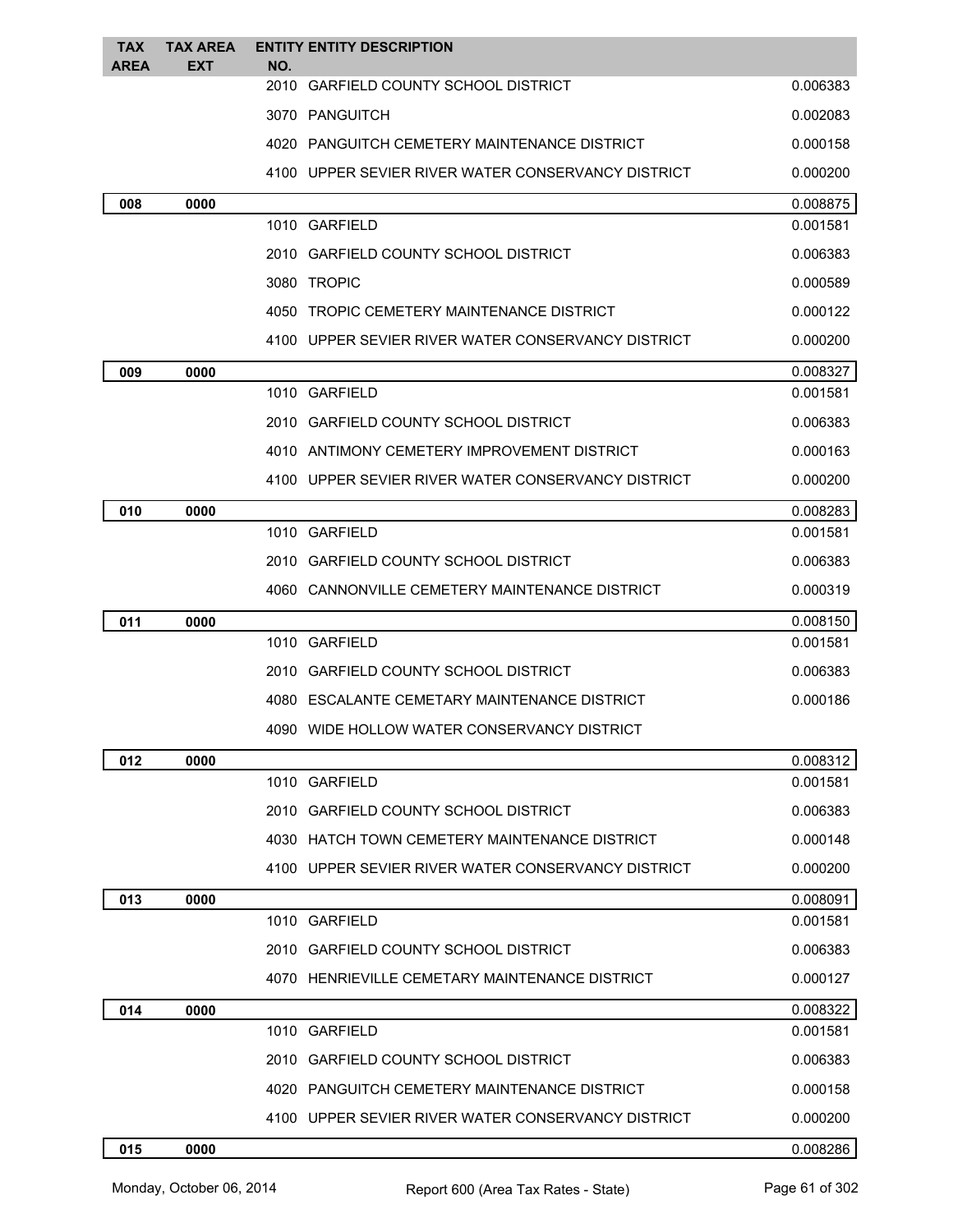| TAX AREA | TAX AREA EXT | ENTITY NO. | ENTITY DESCRIPTION | |
|---|---|---|---|---|
| | | 2010 | GARFIELD COUNTY SCHOOL DISTRICT | 0.006383 |
| | | 3070 | PANGUITCH | 0.002083 |
| | | 4020 | PANGUITCH CEMETERY MAINTENANCE DISTRICT | 0.000158 |
| | | 4100 | UPPER SEVIER RIVER WATER CONSERVANCY DISTRICT | 0.000200 |
| **008** | **0000** | | | 0.008875 |
| | | 1010 | GARFIELD | 0.001581 |
| | | 2010 | GARFIELD COUNTY SCHOOL DISTRICT | 0.006383 |
| | | 3080 | TROPIC | 0.000589 |
| | | 4050 | TROPIC CEMETERY MAINTENANCE DISTRICT | 0.000122 |
| | | 4100 | UPPER SEVIER RIVER WATER CONSERVANCY DISTRICT | 0.000200 |
| **009** | **0000** | | | 0.008327 |
| | | 1010 | GARFIELD | 0.001581 |
| | | 2010 | GARFIELD COUNTY SCHOOL DISTRICT | 0.006383 |
| | | 4010 | ANTIMONY CEMETERY IMPROVEMENT DISTRICT | 0.000163 |
| | | 4100 | UPPER SEVIER RIVER WATER CONSERVANCY DISTRICT | 0.000200 |
| **010** | **0000** | | | 0.008283 |
| | | 1010 | GARFIELD | 0.001581 |
| | | 2010 | GARFIELD COUNTY SCHOOL DISTRICT | 0.006383 |
| | | 4060 | CANNONVILLE CEMETERY MAINTENANCE DISTRICT | 0.000319 |
| **011** | **0000** | | | 0.008150 |
| | | 1010 | GARFIELD | 0.001581 |
| | | 2010 | GARFIELD COUNTY SCHOOL DISTRICT | 0.006383 |
| | | 4080 | ESCALANTE CEMETARY MAINTENANCE DISTRICT | 0.000186 |
| | | 4090 | WIDE HOLLOW WATER CONSERVANCY DISTRICT | |
| **012** | **0000** | | | 0.008312 |
| | | 1010 | GARFIELD | 0.001581 |
| | | 2010 | GARFIELD COUNTY SCHOOL DISTRICT | 0.006383 |
| | | 4030 | HATCH TOWN CEMETERY MAINTENANCE DISTRICT | 0.000148 |
| | | 4100 | UPPER SEVIER RIVER WATER CONSERVANCY DISTRICT | 0.000200 |
| **013** | **0000** | | | 0.008091 |
| | | 1010 | GARFIELD | 0.001581 |
| | | 2010 | GARFIELD COUNTY SCHOOL DISTRICT | 0.006383 |
| | | 4070 | HENRIEVILLE CEMETARY MAINTENANCE DISTRICT | 0.000127 |
| **014** | **0000** | | | 0.008322 |
| | | 1010 | GARFIELD | 0.001581 |
| | | 2010 | GARFIELD COUNTY SCHOOL DISTRICT | 0.006383 |
| | | 4020 | PANGUITCH CEMETERY MAINTENANCE DISTRICT | 0.000158 |
| | | 4100 | UPPER SEVIER RIVER WATER CONSERVANCY DISTRICT | 0.000200 |
| **015** | **0000** | | | 0.008286 |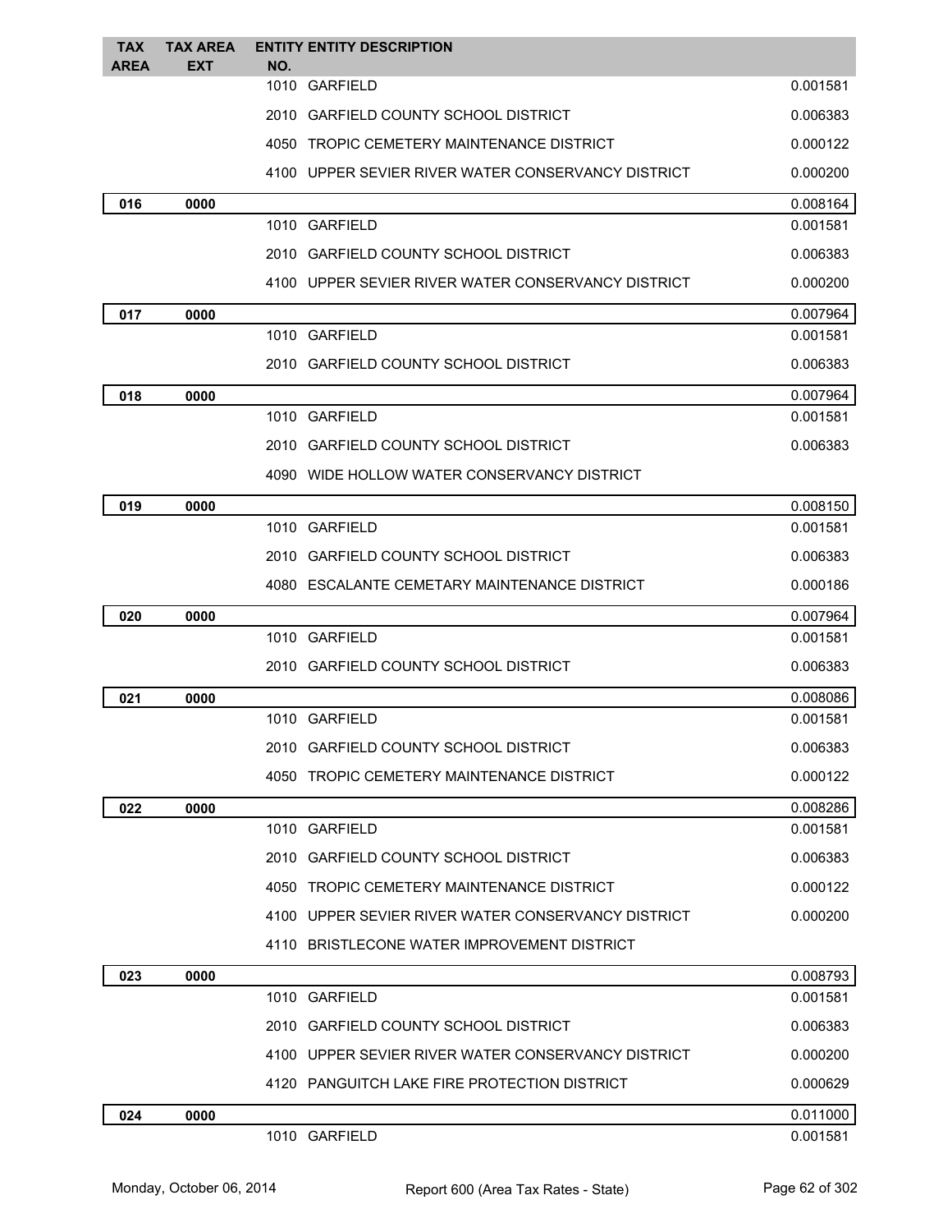| TAX AREA | TAX AREA EXT | ENTITY NO. | ENTITY DESCRIPTION | |
|---|---|---|---|---|
| | | 1010 | GARFIELD | 0.001581 |
| | | 2010 | GARFIELD COUNTY SCHOOL DISTRICT | 0.006383 |
| | | 4050 | TROPIC CEMETERY MAINTENANCE DISTRICT | 0.000122 |
| | | 4100 | UPPER SEVIER RIVER WATER CONSERVANCY DISTRICT | 0.000200 |
| **016** | **0000** | | | 0.008164 |
| | | 1010 | GARFIELD | 0.001581 |
| | | 2010 | GARFIELD COUNTY SCHOOL DISTRICT | 0.006383 |
| | | 4100 | UPPER SEVIER RIVER WATER CONSERVANCY DISTRICT | 0.000200 |
| **017** | **0000** | | | 0.007964 |
| | | 1010 | GARFIELD | 0.001581 |
| | | 2010 | GARFIELD COUNTY SCHOOL DISTRICT | 0.006383 |
| **018** | **0000** | | | 0.007964 |
| | | 1010 | GARFIELD | 0.001581 |
| | | 2010 | GARFIELD COUNTY SCHOOL DISTRICT | 0.006383 |
| | | 4090 | WIDE HOLLOW WATER CONSERVANCY DISTRICT | |
| **019** | **0000** | | | 0.008150 |
| | | 1010 | GARFIELD | 0.001581 |
| | | 2010 | GARFIELD COUNTY SCHOOL DISTRICT | 0.006383 |
| | | 4080 | ESCALANTE CEMETARY MAINTENANCE DISTRICT | 0.000186 |
| **020** | **0000** | | | 0.007964 |
| | | 1010 | GARFIELD | 0.001581 |
| | | 2010 | GARFIELD COUNTY SCHOOL DISTRICT | 0.006383 |
| **021** | **0000** | | | 0.008086 |
| | | 1010 | GARFIELD | 0.001581 |
| | | 2010 | GARFIELD COUNTY SCHOOL DISTRICT | 0.006383 |
| | | 4050 | TROPIC CEMETERY MAINTENANCE DISTRICT | 0.000122 |
| **022** | **0000** | | | 0.008286 |
| | | 1010 | GARFIELD | 0.001581 |
| | | 2010 | GARFIELD COUNTY SCHOOL DISTRICT | 0.006383 |
| | | 4050 | TROPIC CEMETERY MAINTENANCE DISTRICT | 0.000122 |
| | | 4100 | UPPER SEVIER RIVER WATER CONSERVANCY DISTRICT | 0.000200 |
| | | 4110 | BRISTLECONE WATER IMPROVEMENT DISTRICT | |
| **023** | **0000** | | | 0.008793 |
| | | 1010 | GARFIELD | 0.001581 |
| | | 2010 | GARFIELD COUNTY SCHOOL DISTRICT | 0.006383 |
| | | 4100 | UPPER SEVIER RIVER WATER CONSERVANCY DISTRICT | 0.000200 |
| | | 4120 | PANGUITCH LAKE FIRE PROTECTION DISTRICT | 0.000629 |
| **024** | **0000** | | | 0.011000 |
| | | 1010 | GARFIELD | 0.001581 |

Monday, October 06, 2014 — Report 600 (Area Tax Rates - State)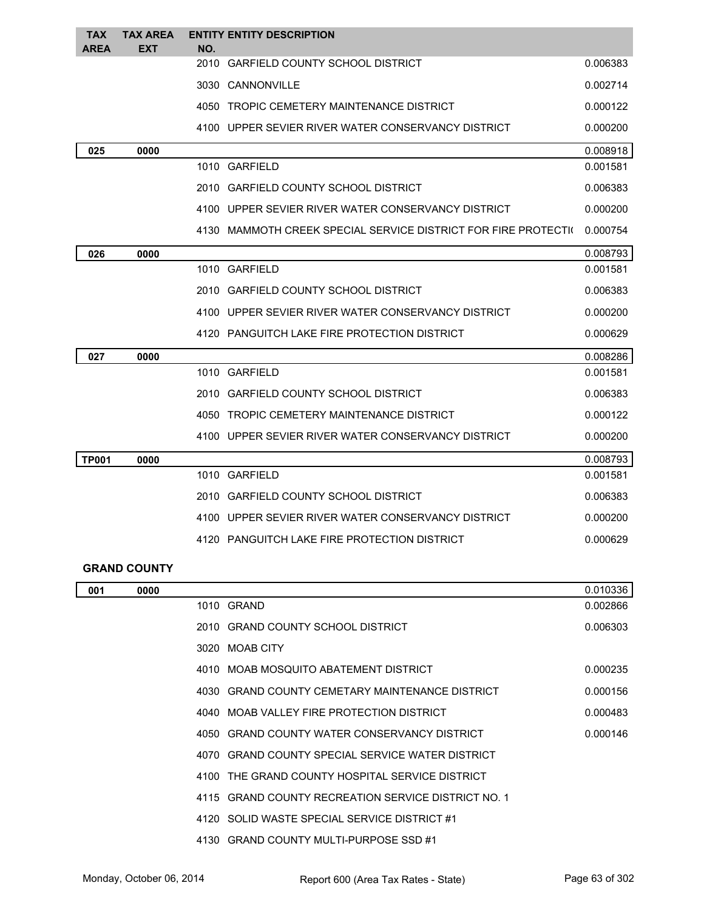| TAX AREA | TAX AREA EXT | ENTITY NO. | ENTITY DESCRIPTION | |
|---|---|---|---|---|
| | | 2010 | GARFIELD COUNTY SCHOOL DISTRICT | 0.006383 |
| | | 3030 | CANNONVILLE | 0.002714 |
| | | 4050 | TROPIC CEMETERY MAINTENANCE DISTRICT | 0.000122 |
| | | 4100 | UPPER SEVIER RIVER WATER CONSERVANCY DISTRICT | 0.000200 |
| **025** | **0000** | | | 0.008918 |
| | | 1010 | GARFIELD | 0.001581 |
| | | 2010 | GARFIELD COUNTY SCHOOL DISTRICT | 0.006383 |
| | | 4100 | UPPER SEVIER RIVER WATER CONSERVANCY DISTRICT | 0.000200 |
| | | 4130 | MAMMOTH CREEK SPECIAL SERVICE DISTRICT FOR FIRE PROTECTI( | 0.000754 |
| **026** | **0000** | | | 0.008793 |
| | | 1010 | GARFIELD | 0.001581 |
| | | 2010 | GARFIELD COUNTY SCHOOL DISTRICT | 0.006383 |
| | | 4100 | UPPER SEVIER RIVER WATER CONSERVANCY DISTRICT | 0.000200 |
| | | 4120 | PANGUITCH LAKE FIRE PROTECTION DISTRICT | 0.000629 |
| **027** | **0000** | | | 0.008286 |
| | | 1010 | GARFIELD | 0.001581 |
| | | 2010 | GARFIELD COUNTY SCHOOL DISTRICT | 0.006383 |
| | | 4050 | TROPIC CEMETERY MAINTENANCE DISTRICT | 0.000122 |
| | | 4100 | UPPER SEVIER RIVER WATER CONSERVANCY DISTRICT | 0.000200 |
| **TP001** | **0000** | | | 0.008793 |
| | | 1010 | GARFIELD | 0.001581 |
| | | 2010 | GARFIELD COUNTY SCHOOL DISTRICT | 0.006383 |
| | | 4100 | UPPER SEVIER RIVER WATER CONSERVANCY DISTRICT | 0.000200 |
| | | 4120 | PANGUITCH LAKE FIRE PROTECTION DISTRICT | 0.000629 |

**GRAND COUNTY**

| TAX AREA | TAX AREA EXT | ENTITY NO. | ENTITY DESCRIPTION | |
|---|---|---|---|---|
| **001** | **0000** | | | 0.010336 |
| | | 1010 | GRAND | 0.002866 |
| | | 2010 | GRAND COUNTY SCHOOL DISTRICT | 0.006303 |
| | | 3020 | MOAB CITY | |
| | | 4010 | MOAB MOSQUITO ABATEMENT DISTRICT | 0.000235 |
| | | 4030 | GRAND COUNTY CEMETARY MAINTENANCE DISTRICT | 0.000156 |
| | | 4040 | MOAB VALLEY FIRE PROTECTION DISTRICT | 0.000483 |
| | | 4050 | GRAND COUNTY WATER CONSERVANCY DISTRICT | 0.000146 |
| | | 4070 | GRAND COUNTY SPECIAL SERVICE WATER DISTRICT | |
| | | 4100 | THE GRAND COUNTY HOSPITAL SERVICE DISTRICT | |
| | | 4115 | GRAND COUNTY RECREATION SERVICE DISTRICT NO. 1 | |
| | | 4120 | SOLID WASTE SPECIAL SERVICE DISTRICT #1 | |
| | | 4130 | GRAND COUNTY MULTI-PURPOSE SSD #1 | |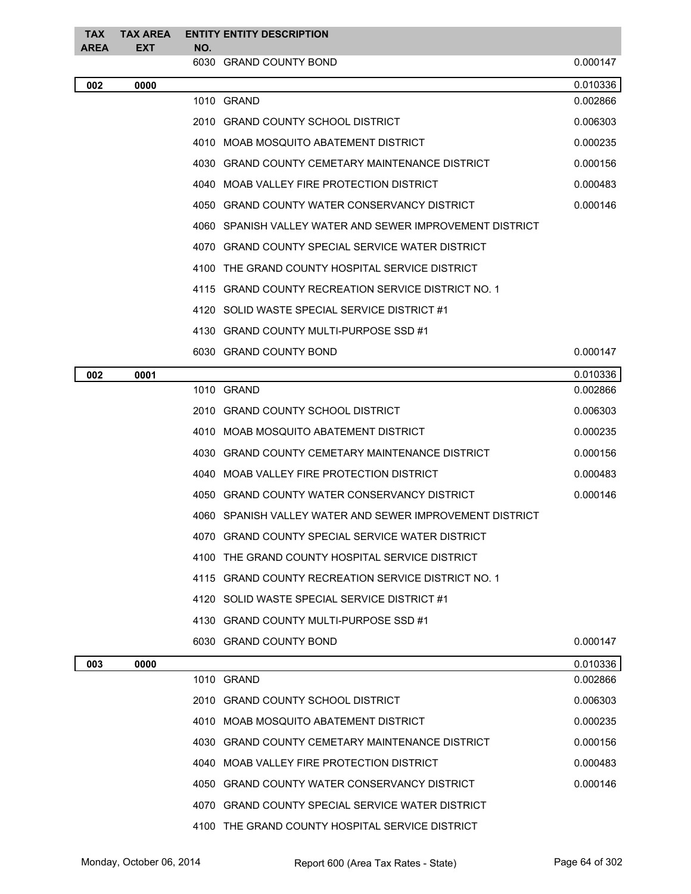| TAX AREA | TAX AREA EXT | ENTITY NO. | ENTITY DESCRIPTION | |
|---|---|---|---|---|
| | | 6030 | GRAND COUNTY BOND | 0.000147 |
| **002** | **0000** | | | 0.010336 |
| | | 1010 | GRAND | 0.002866 |
| | | 2010 | GRAND COUNTY SCHOOL DISTRICT | 0.006303 |
| | | 4010 | MOAB MOSQUITO ABATEMENT DISTRICT | 0.000235 |
| | | 4030 | GRAND COUNTY CEMETARY MAINTENANCE DISTRICT | 0.000156 |
| | | 4040 | MOAB VALLEY FIRE PROTECTION DISTRICT | 0.000483 |
| | | 4050 | GRAND COUNTY WATER CONSERVANCY DISTRICT | 0.000146 |
| | | 4060 | SPANISH VALLEY WATER AND SEWER IMPROVEMENT DISTRICT | |
| | | 4070 | GRAND COUNTY SPECIAL SERVICE WATER DISTRICT | |
| | | 4100 | THE GRAND COUNTY HOSPITAL SERVICE DISTRICT | |
| | | 4115 | GRAND COUNTY RECREATION SERVICE DISTRICT NO. 1 | |
| | | 4120 | SOLID WASTE SPECIAL SERVICE DISTRICT #1 | |
| | | 4130 | GRAND COUNTY MULTI-PURPOSE SSD #1 | |
| | | 6030 | GRAND COUNTY BOND | 0.000147 |
| **002** | **0001** | | | 0.010336 |
| | | 1010 | GRAND | 0.002866 |
| | | 2010 | GRAND COUNTY SCHOOL DISTRICT | 0.006303 |
| | | 4010 | MOAB MOSQUITO ABATEMENT DISTRICT | 0.000235 |
| | | 4030 | GRAND COUNTY CEMETARY MAINTENANCE DISTRICT | 0.000156 |
| | | 4040 | MOAB VALLEY FIRE PROTECTION DISTRICT | 0.000483 |
| | | 4050 | GRAND COUNTY WATER CONSERVANCY DISTRICT | 0.000146 |
| | | 4060 | SPANISH VALLEY WATER AND SEWER IMPROVEMENT DISTRICT | |
| | | 4070 | GRAND COUNTY SPECIAL SERVICE WATER DISTRICT | |
| | | 4100 | THE GRAND COUNTY HOSPITAL SERVICE DISTRICT | |
| | | 4115 | GRAND COUNTY RECREATION SERVICE DISTRICT NO. 1 | |
| | | 4120 | SOLID WASTE SPECIAL SERVICE DISTRICT #1 | |
| | | 4130 | GRAND COUNTY MULTI-PURPOSE SSD #1 | |
| | | 6030 | GRAND COUNTY BOND | 0.000147 |
| **003** | **0000** | | | 0.010336 |
| | | 1010 | GRAND | 0.002866 |
| | | 2010 | GRAND COUNTY SCHOOL DISTRICT | 0.006303 |
| | | 4010 | MOAB MOSQUITO ABATEMENT DISTRICT | 0.000235 |
| | | 4030 | GRAND COUNTY CEMETARY MAINTENANCE DISTRICT | 0.000156 |
| | | 4040 | MOAB VALLEY FIRE PROTECTION DISTRICT | 0.000483 |
| | | 4050 | GRAND COUNTY WATER CONSERVANCY DISTRICT | 0.000146 |
| | | 4070 | GRAND COUNTY SPECIAL SERVICE WATER DISTRICT | |
| | | 4100 | THE GRAND COUNTY HOSPITAL SERVICE DISTRICT | |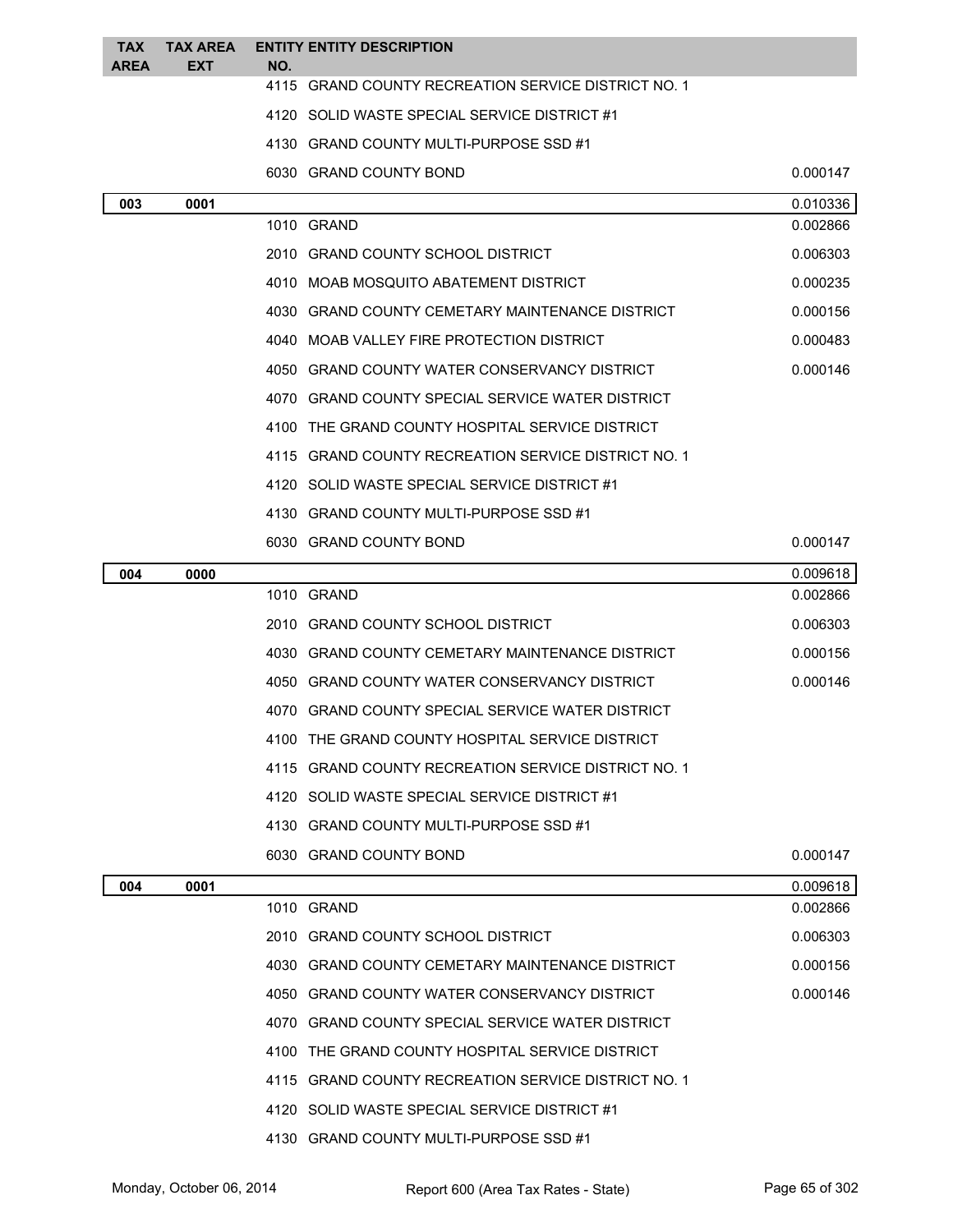| TAX AREA | TAX AREA EXT | ENTITY NO. | ENTITY DESCRIPTION | |
|---|---|---|---|---|
| | | 4115 | GRAND COUNTY RECREATION SERVICE DISTRICT NO. 1 | |
| | | 4120 | SOLID WASTE SPECIAL SERVICE DISTRICT #1 | |
| | | 4130 | GRAND COUNTY MULTI-PURPOSE SSD #1 | |
| | | 6030 | GRAND COUNTY BOND | 0.000147 |
| **003** | **0001** | | | 0.010336 |
| | | 1010 | GRAND | 0.002866 |
| | | 2010 | GRAND COUNTY SCHOOL DISTRICT | 0.006303 |
| | | 4010 | MOAB MOSQUITO ABATEMENT DISTRICT | 0.000235 |
| | | 4030 | GRAND COUNTY CEMETARY MAINTENANCE DISTRICT | 0.000156 |
| | | 4040 | MOAB VALLEY FIRE PROTECTION DISTRICT | 0.000483 |
| | | 4050 | GRAND COUNTY WATER CONSERVANCY DISTRICT | 0.000146 |
| | | 4070 | GRAND COUNTY SPECIAL SERVICE WATER DISTRICT | |
| | | 4100 | THE GRAND COUNTY HOSPITAL SERVICE DISTRICT | |
| | | 4115 | GRAND COUNTY RECREATION SERVICE DISTRICT NO. 1 | |
| | | 4120 | SOLID WASTE SPECIAL SERVICE DISTRICT #1 | |
| | | 4130 | GRAND COUNTY MULTI-PURPOSE SSD #1 | |
| | | 6030 | GRAND COUNTY BOND | 0.000147 |
| **004** | **0000** | | | 0.009618 |
| | | 1010 | GRAND | 0.002866 |
| | | 2010 | GRAND COUNTY SCHOOL DISTRICT | 0.006303 |
| | | 4030 | GRAND COUNTY CEMETARY MAINTENANCE DISTRICT | 0.000156 |
| | | 4050 | GRAND COUNTY WATER CONSERVANCY DISTRICT | 0.000146 |
| | | 4070 | GRAND COUNTY SPECIAL SERVICE WATER DISTRICT | |
| | | 4100 | THE GRAND COUNTY HOSPITAL SERVICE DISTRICT | |
| | | 4115 | GRAND COUNTY RECREATION SERVICE DISTRICT NO. 1 | |
| | | 4120 | SOLID WASTE SPECIAL SERVICE DISTRICT #1 | |
| | | 4130 | GRAND COUNTY MULTI-PURPOSE SSD #1 | |
| | | 6030 | GRAND COUNTY BOND | 0.000147 |
| **004** | **0001** | | | 0.009618 |
| | | 1010 | GRAND | 0.002866 |
| | | 2010 | GRAND COUNTY SCHOOL DISTRICT | 0.006303 |
| | | 4030 | GRAND COUNTY CEMETARY MAINTENANCE DISTRICT | 0.000156 |
| | | 4050 | GRAND COUNTY WATER CONSERVANCY DISTRICT | 0.000146 |
| | | 4070 | GRAND COUNTY SPECIAL SERVICE WATER DISTRICT | |
| | | 4100 | THE GRAND COUNTY HOSPITAL SERVICE DISTRICT | |
| | | 4115 | GRAND COUNTY RECREATION SERVICE DISTRICT NO. 1 | |
| | | 4120 | SOLID WASTE SPECIAL SERVICE DISTRICT #1 | |
| | | 4130 | GRAND COUNTY MULTI-PURPOSE SSD #1 | |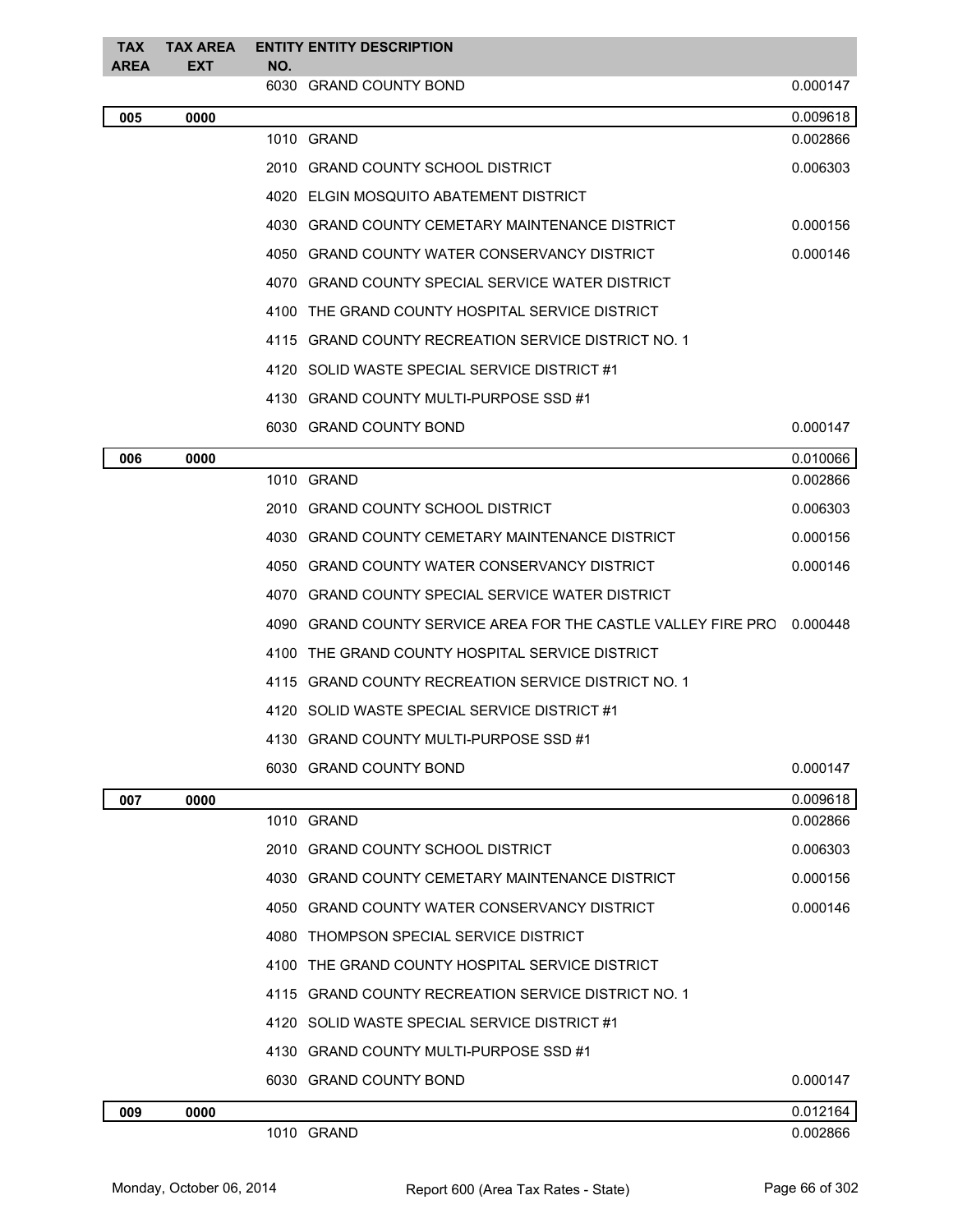| TAX AREA | TAX AREA EXT | ENTITY NO. | ENTITY DESCRIPTION | |
|---|---|---|---|---|
| | | 6030 | GRAND COUNTY BOND | 0.000147 |
| **005** | **0000** | | | 0.009618 |
| | | 1010 | GRAND | 0.002866 |
| | | 2010 | GRAND COUNTY SCHOOL DISTRICT | 0.006303 |
| | | 4020 | ELGIN MOSQUITO ABATEMENT DISTRICT | |
| | | 4030 | GRAND COUNTY CEMETARY MAINTENANCE DISTRICT | 0.000156 |
| | | 4050 | GRAND COUNTY WATER CONSERVANCY DISTRICT | 0.000146 |
| | | 4070 | GRAND COUNTY SPECIAL SERVICE WATER DISTRICT | |
| | | 4100 | THE GRAND COUNTY HOSPITAL SERVICE DISTRICT | |
| | | 4115 | GRAND COUNTY RECREATION SERVICE DISTRICT NO. 1 | |
| | | 4120 | SOLID WASTE SPECIAL SERVICE DISTRICT #1 | |
| | | 4130 | GRAND COUNTY MULTI-PURPOSE SSD #1 | |
| | | 6030 | GRAND COUNTY BOND | 0.000147 |
| **006** | **0000** | | | 0.010066 |
| | | 1010 | GRAND | 0.002866 |
| | | 2010 | GRAND COUNTY SCHOOL DISTRICT | 0.006303 |
| | | 4030 | GRAND COUNTY CEMETARY MAINTENANCE DISTRICT | 0.000156 |
| | | 4050 | GRAND COUNTY WATER CONSERVANCY DISTRICT | 0.000146 |
| | | 4070 | GRAND COUNTY SPECIAL SERVICE WATER DISTRICT | |
| | | 4090 | GRAND COUNTY SERVICE AREA FOR THE CASTLE VALLEY FIRE PRO | 0.000448 |
| | | 4100 | THE GRAND COUNTY HOSPITAL SERVICE DISTRICT | |
| | | 4115 | GRAND COUNTY RECREATION SERVICE DISTRICT NO. 1 | |
| | | 4120 | SOLID WASTE SPECIAL SERVICE DISTRICT #1 | |
| | | 4130 | GRAND COUNTY MULTI-PURPOSE SSD #1 | |
| | | 6030 | GRAND COUNTY BOND | 0.000147 |
| **007** | **0000** | | | 0.009618 |
| | | 1010 | GRAND | 0.002866 |
| | | 2010 | GRAND COUNTY SCHOOL DISTRICT | 0.006303 |
| | | 4030 | GRAND COUNTY CEMETARY MAINTENANCE DISTRICT | 0.000156 |
| | | 4050 | GRAND COUNTY WATER CONSERVANCY DISTRICT | 0.000146 |
| | | 4080 | THOMPSON SPECIAL SERVICE DISTRICT | |
| | | 4100 | THE GRAND COUNTY HOSPITAL SERVICE DISTRICT | |
| | | 4115 | GRAND COUNTY RECREATION SERVICE DISTRICT NO. 1 | |
| | | 4120 | SOLID WASTE SPECIAL SERVICE DISTRICT #1 | |
| | | 4130 | GRAND COUNTY MULTI-PURPOSE SSD #1 | |
| | | 6030 | GRAND COUNTY BOND | 0.000147 |
| **009** | **0000** | | | 0.012164 |
| | | 1010 | GRAND | 0.002866 |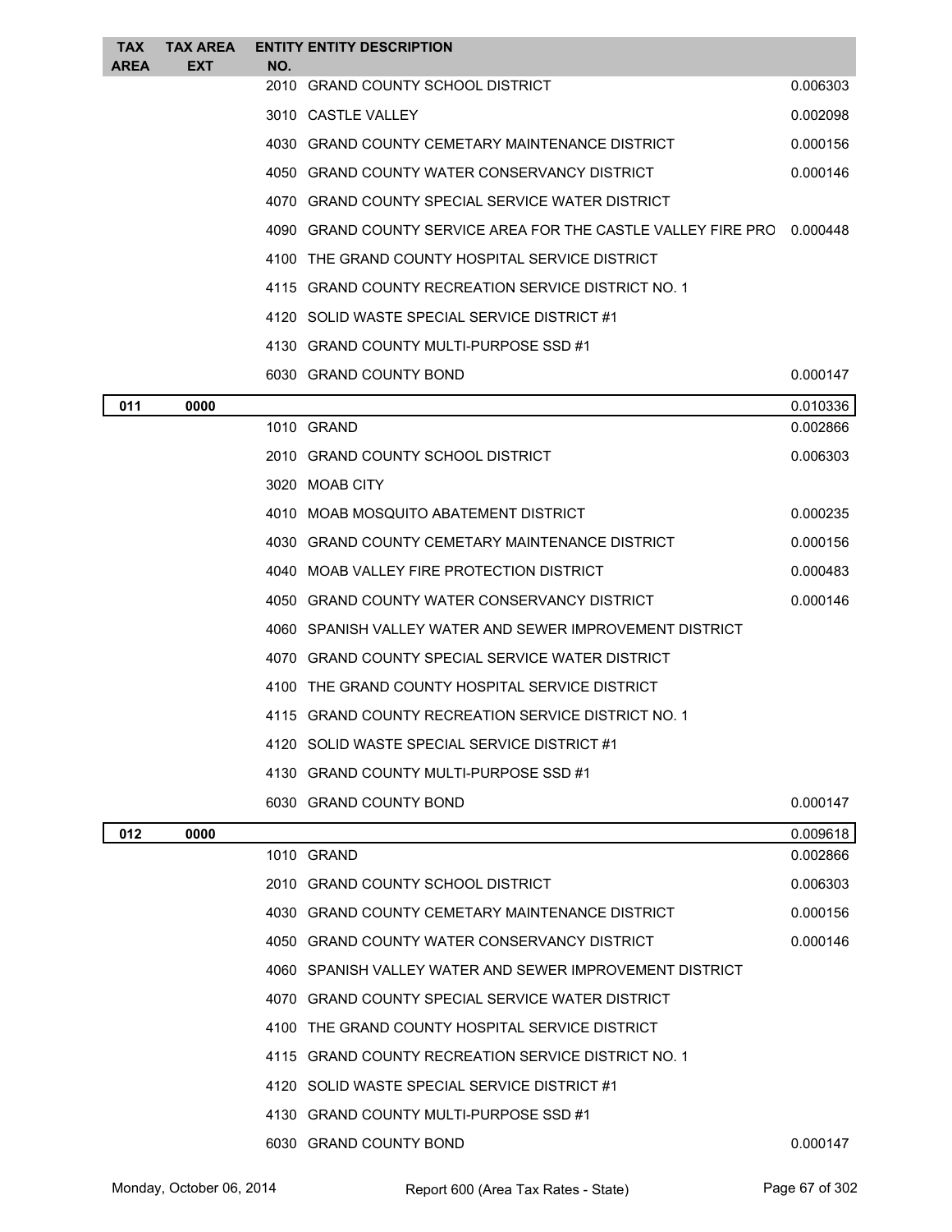| TAX AREA | TAX AREA EXT | ENTITY NO. | ENTITY DESCRIPTION | |
|---|---|---|---|---|
| | | 2010 | GRAND COUNTY SCHOOL DISTRICT | 0.006303 |
| | | 3010 | CASTLE VALLEY | 0.002098 |
| | | 4030 | GRAND COUNTY CEMETARY MAINTENANCE DISTRICT | 0.000156 |
| | | 4050 | GRAND COUNTY WATER CONSERVANCY DISTRICT | 0.000146 |
| | | 4070 | GRAND COUNTY SPECIAL SERVICE WATER DISTRICT | |
| | | 4090 | GRAND COUNTY SERVICE AREA FOR THE CASTLE VALLEY FIRE PRO | 0.000448 |
| | | 4100 | THE GRAND COUNTY HOSPITAL SERVICE DISTRICT | |
| | | 4115 | GRAND COUNTY RECREATION SERVICE DISTRICT NO. 1 | |
| | | 4120 | SOLID WASTE SPECIAL SERVICE DISTRICT #1 | |
| | | 4130 | GRAND COUNTY MULTI-PURPOSE SSD #1 | |
| | | 6030 | GRAND COUNTY BOND | 0.000147 |
| **011** | **0000** | | | 0.010336 |
| | | 1010 | GRAND | 0.002866 |
| | | 2010 | GRAND COUNTY SCHOOL DISTRICT | 0.006303 |
| | | 3020 | MOAB CITY | |
| | | 4010 | MOAB MOSQUITO ABATEMENT DISTRICT | 0.000235 |
| | | 4030 | GRAND COUNTY CEMETARY MAINTENANCE DISTRICT | 0.000156 |
| | | 4040 | MOAB VALLEY FIRE PROTECTION DISTRICT | 0.000483 |
| | | 4050 | GRAND COUNTY WATER CONSERVANCY DISTRICT | 0.000146 |
| | | 4060 | SPANISH VALLEY WATER AND SEWER IMPROVEMENT DISTRICT | |
| | | 4070 | GRAND COUNTY SPECIAL SERVICE WATER DISTRICT | |
| | | 4100 | THE GRAND COUNTY HOSPITAL SERVICE DISTRICT | |
| | | 4115 | GRAND COUNTY RECREATION SERVICE DISTRICT NO. 1 | |
| | | 4120 | SOLID WASTE SPECIAL SERVICE DISTRICT #1 | |
| | | 4130 | GRAND COUNTY MULTI-PURPOSE SSD #1 | |
| | | 6030 | GRAND COUNTY BOND | 0.000147 |
| **012** | **0000** | | | 0.009618 |
| | | 1010 | GRAND | 0.002866 |
| | | 2010 | GRAND COUNTY SCHOOL DISTRICT | 0.006303 |
| | | 4030 | GRAND COUNTY CEMETARY MAINTENANCE DISTRICT | 0.000156 |
| | | 4050 | GRAND COUNTY WATER CONSERVANCY DISTRICT | 0.000146 |
| | | 4060 | SPANISH VALLEY WATER AND SEWER IMPROVEMENT DISTRICT | |
| | | 4070 | GRAND COUNTY SPECIAL SERVICE WATER DISTRICT | |
| | | 4100 | THE GRAND COUNTY HOSPITAL SERVICE DISTRICT | |
| | | 4115 | GRAND COUNTY RECREATION SERVICE DISTRICT NO. 1 | |
| | | 4120 | SOLID WASTE SPECIAL SERVICE DISTRICT #1 | |
| | | 4130 | GRAND COUNTY MULTI-PURPOSE SSD #1 | |
| | | 6030 | GRAND COUNTY BOND | 0.000147 |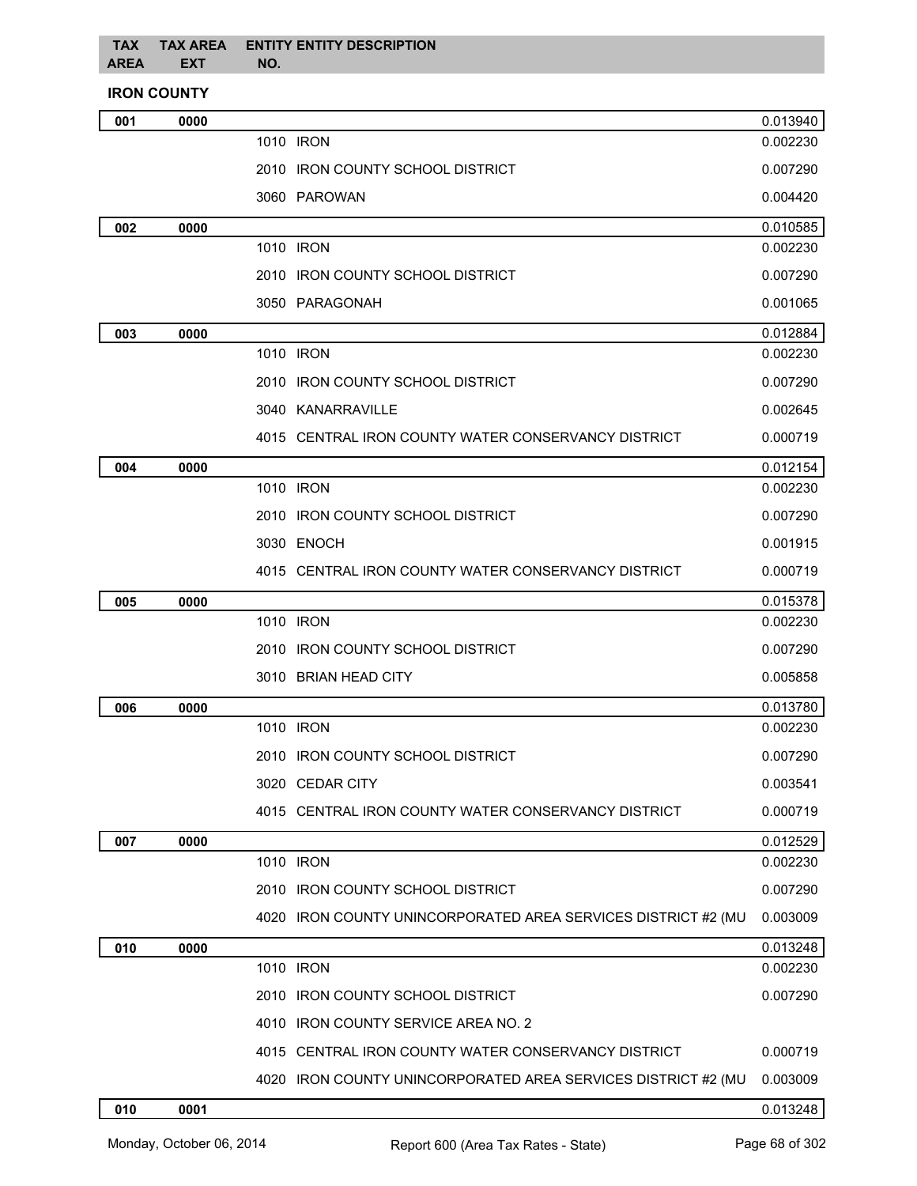| TAX AREA | TAX AREA EXT | ENTITY NO. | ENTITY DESCRIPTION | |
|---|---|---|---|---|

## IRON COUNTY

| TAX AREA | TAX AREA EXT | ENTITY NO. | ENTITY DESCRIPTION | RATE |
|---|---|---|---|---|
| 001 | 0000 | | | 0.013940 |
| | | 1010 | IRON | 0.002230 |
| | | 2010 | IRON COUNTY SCHOOL DISTRICT | 0.007290 |
| | | 3060 | PAROWAN | 0.004420 |
| 002 | 0000 | | | 0.010585 |
| | | 1010 | IRON | 0.002230 |
| | | 2010 | IRON COUNTY SCHOOL DISTRICT | 0.007290 |
| | | 3050 | PARAGONAH | 0.001065 |
| 003 | 0000 | | | 0.012884 |
| | | 1010 | IRON | 0.002230 |
| | | 2010 | IRON COUNTY SCHOOL DISTRICT | 0.007290 |
| | | 3040 | KANARRAVILLE | 0.002645 |
| | | 4015 | CENTRAL IRON COUNTY WATER CONSERVANCY DISTRICT | 0.000719 |
| 004 | 0000 | | | 0.012154 |
| | | 1010 | IRON | 0.002230 |
| | | 2010 | IRON COUNTY SCHOOL DISTRICT | 0.007290 |
| | | 3030 | ENOCH | 0.001915 |
| | | 4015 | CENTRAL IRON COUNTY WATER CONSERVANCY DISTRICT | 0.000719 |
| 005 | 0000 | | | 0.015378 |
| | | 1010 | IRON | 0.002230 |
| | | 2010 | IRON COUNTY SCHOOL DISTRICT | 0.007290 |
| | | 3010 | BRIAN HEAD CITY | 0.005858 |
| 006 | 0000 | | | 0.013780 |
| | | 1010 | IRON | 0.002230 |
| | | 2010 | IRON COUNTY SCHOOL DISTRICT | 0.007290 |
| | | 3020 | CEDAR CITY | 0.003541 |
| | | 4015 | CENTRAL IRON COUNTY WATER CONSERVANCY DISTRICT | 0.000719 |
| 007 | 0000 | | | 0.012529 |
| | | 1010 | IRON | 0.002230 |
| | | 2010 | IRON COUNTY SCHOOL DISTRICT | 0.007290 |
| | | 4020 | IRON COUNTY UNINCORPORATED AREA SERVICES DISTRICT #2 (MU | 0.003009 |
| 010 | 0000 | | | 0.013248 |
| | | 1010 | IRON | 0.002230 |
| | | 2010 | IRON COUNTY SCHOOL DISTRICT | 0.007290 |
| | | 4010 | IRON COUNTY SERVICE AREA NO. 2 | |
| | | 4015 | CENTRAL IRON COUNTY WATER CONSERVANCY DISTRICT | 0.000719 |
| | | 4020 | IRON COUNTY UNINCORPORATED AREA SERVICES DISTRICT #2 (MU | 0.003009 |
| 010 | 0001 | | | 0.013248 |

Monday, October 06, 2014 — Report 600 (Area Tax Rates - State)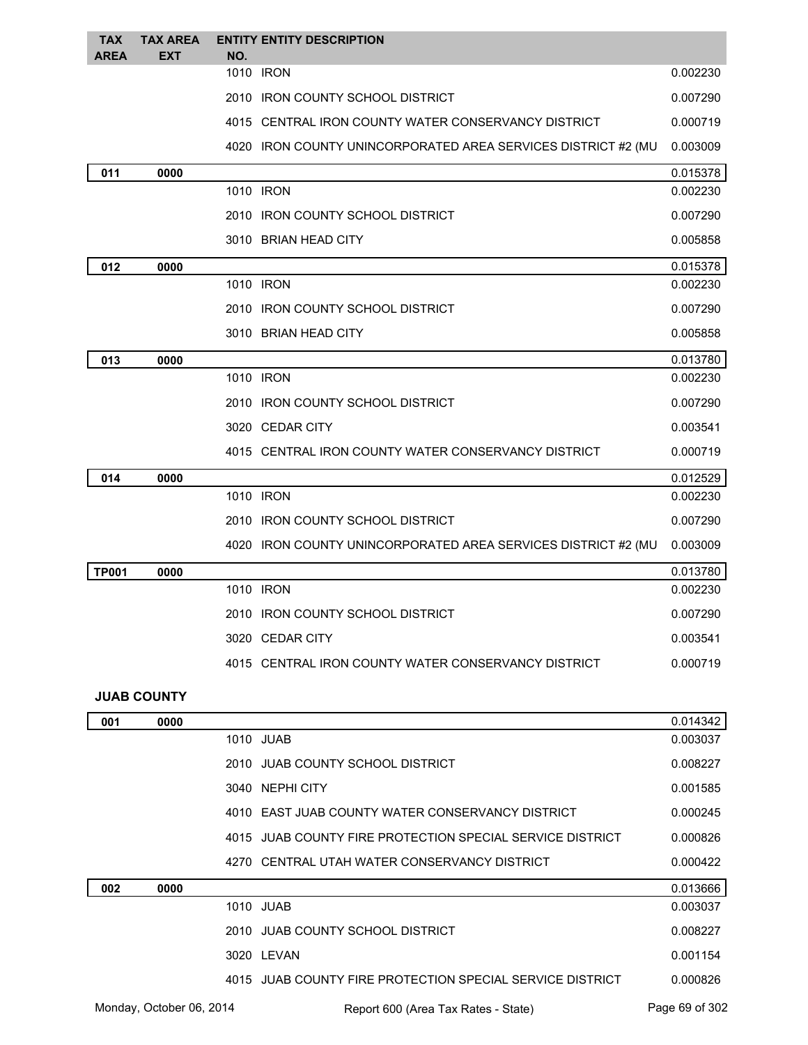| TAX AREA | TAX AREA EXT | ENTITY NO. | ENTITY DESCRIPTION | |
|---|---|---|---|---|
| | | 1010 | IRON | 0.002230 |
| | | 2010 | IRON COUNTY SCHOOL DISTRICT | 0.007290 |
| | | 4015 | CENTRAL IRON COUNTY WATER CONSERVANCY DISTRICT | 0.000719 |
| | | 4020 | IRON COUNTY UNINCORPORATED AREA SERVICES DISTRICT #2 (MU | 0.003009 |
| 011 | 0000 | | | 0.015378 |
| | | 1010 | IRON | 0.002230 |
| | | 2010 | IRON COUNTY SCHOOL DISTRICT | 0.007290 |
| | | 3010 | BRIAN HEAD CITY | 0.005858 |
| 012 | 0000 | | | 0.015378 |
| | | 1010 | IRON | 0.002230 |
| | | 2010 | IRON COUNTY SCHOOL DISTRICT | 0.007290 |
| | | 3010 | BRIAN HEAD CITY | 0.005858 |
| 013 | 0000 | | | 0.013780 |
| | | 1010 | IRON | 0.002230 |
| | | 2010 | IRON COUNTY SCHOOL DISTRICT | 0.007290 |
| | | 3020 | CEDAR CITY | 0.003541 |
| | | 4015 | CENTRAL IRON COUNTY WATER CONSERVANCY DISTRICT | 0.000719 |
| 014 | 0000 | | | 0.012529 |
| | | 1010 | IRON | 0.002230 |
| | | 2010 | IRON COUNTY SCHOOL DISTRICT | 0.007290 |
| | | 4020 | IRON COUNTY UNINCORPORATED AREA SERVICES DISTRICT #2 (MU | 0.003009 |
| TP001 | 0000 | | | 0.013780 |
| | | 1010 | IRON | 0.002230 |
| | | 2010 | IRON COUNTY SCHOOL DISTRICT | 0.007290 |
| | | 3020 | CEDAR CITY | 0.003541 |
| | | 4015 | CENTRAL IRON COUNTY WATER CONSERVANCY DISTRICT | 0.000719 |

## JUAB COUNTY

| TAX AREA | TAX AREA EXT | ENTITY NO. | ENTITY DESCRIPTION | |
|---|---|---|---|---|
| 001 | 0000 | | | 0.014342 |
| | | 1010 | JUAB | 0.003037 |
| | | 2010 | JUAB COUNTY SCHOOL DISTRICT | 0.008227 |
| | | 3040 | NEPHI CITY | 0.001585 |
| | | 4010 | EAST JUAB COUNTY WATER CONSERVANCY DISTRICT | 0.000245 |
| | | 4015 | JUAB COUNTY FIRE PROTECTION SPECIAL SERVICE DISTRICT | 0.000826 |
| | | 4270 | CENTRAL UTAH WATER CONSERVANCY DISTRICT | 0.000422 |
| 002 | 0000 | | | 0.013666 |
| | | 1010 | JUAB | 0.003037 |
| | | 2010 | JUAB COUNTY SCHOOL DISTRICT | 0.008227 |
| | | 3020 | LEVAN | 0.001154 |
| | | 4015 | JUAB COUNTY FIRE PROTECTION SPECIAL SERVICE DISTRICT | 0.000826 |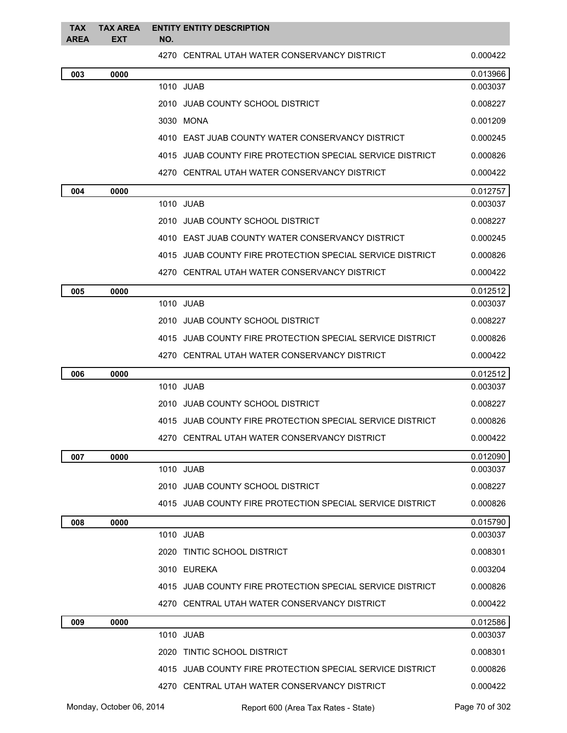| TAX AREA | TAX AREA EXT | ENTITY NO. | ENTITY DESCRIPTION | |
|---|---|---|---|---|
| | | 4270 | CENTRAL UTAH WATER CONSERVANCY DISTRICT | 0.000422 |
| **003** | **0000** | | | **0.013966** |
| | | 1010 | JUAB | 0.003037 |
| | | 2010 | JUAB COUNTY SCHOOL DISTRICT | 0.008227 |
| | | 3030 | MONA | 0.001209 |
| | | 4010 | EAST JUAB COUNTY WATER CONSERVANCY DISTRICT | 0.000245 |
| | | 4015 | JUAB COUNTY FIRE PROTECTION SPECIAL SERVICE DISTRICT | 0.000826 |
| | | 4270 | CENTRAL UTAH WATER CONSERVANCY DISTRICT | 0.000422 |
| **004** | **0000** | | | **0.012757** |
| | | 1010 | JUAB | 0.003037 |
| | | 2010 | JUAB COUNTY SCHOOL DISTRICT | 0.008227 |
| | | 4010 | EAST JUAB COUNTY WATER CONSERVANCY DISTRICT | 0.000245 |
| | | 4015 | JUAB COUNTY FIRE PROTECTION SPECIAL SERVICE DISTRICT | 0.000826 |
| | | 4270 | CENTRAL UTAH WATER CONSERVANCY DISTRICT | 0.000422 |
| **005** | **0000** | | | **0.012512** |
| | | 1010 | JUAB | 0.003037 |
| | | 2010 | JUAB COUNTY SCHOOL DISTRICT | 0.008227 |
| | | 4015 | JUAB COUNTY FIRE PROTECTION SPECIAL SERVICE DISTRICT | 0.000826 |
| | | 4270 | CENTRAL UTAH WATER CONSERVANCY DISTRICT | 0.000422 |
| **006** | **0000** | | | **0.012512** |
| | | 1010 | JUAB | 0.003037 |
| | | 2010 | JUAB COUNTY SCHOOL DISTRICT | 0.008227 |
| | | 4015 | JUAB COUNTY FIRE PROTECTION SPECIAL SERVICE DISTRICT | 0.000826 |
| | | 4270 | CENTRAL UTAH WATER CONSERVANCY DISTRICT | 0.000422 |
| **007** | **0000** | | | **0.012090** |
| | | 1010 | JUAB | 0.003037 |
| | | 2010 | JUAB COUNTY SCHOOL DISTRICT | 0.008227 |
| | | 4015 | JUAB COUNTY FIRE PROTECTION SPECIAL SERVICE DISTRICT | 0.000826 |
| **008** | **0000** | | | **0.015790** |
| | | 1010 | JUAB | 0.003037 |
| | | 2020 | TINTIC SCHOOL DISTRICT | 0.008301 |
| | | 3010 | EUREKA | 0.003204 |
| | | 4015 | JUAB COUNTY FIRE PROTECTION SPECIAL SERVICE DISTRICT | 0.000826 |
| | | 4270 | CENTRAL UTAH WATER CONSERVANCY DISTRICT | 0.000422 |
| **009** | **0000** | | | **0.012586** |
| | | 1010 | JUAB | 0.003037 |
| | | 2020 | TINTIC SCHOOL DISTRICT | 0.008301 |
| | | 4015 | JUAB COUNTY FIRE PROTECTION SPECIAL SERVICE DISTRICT | 0.000826 |
| | | 4270 | CENTRAL UTAH WATER CONSERVANCY DISTRICT | 0.000422 |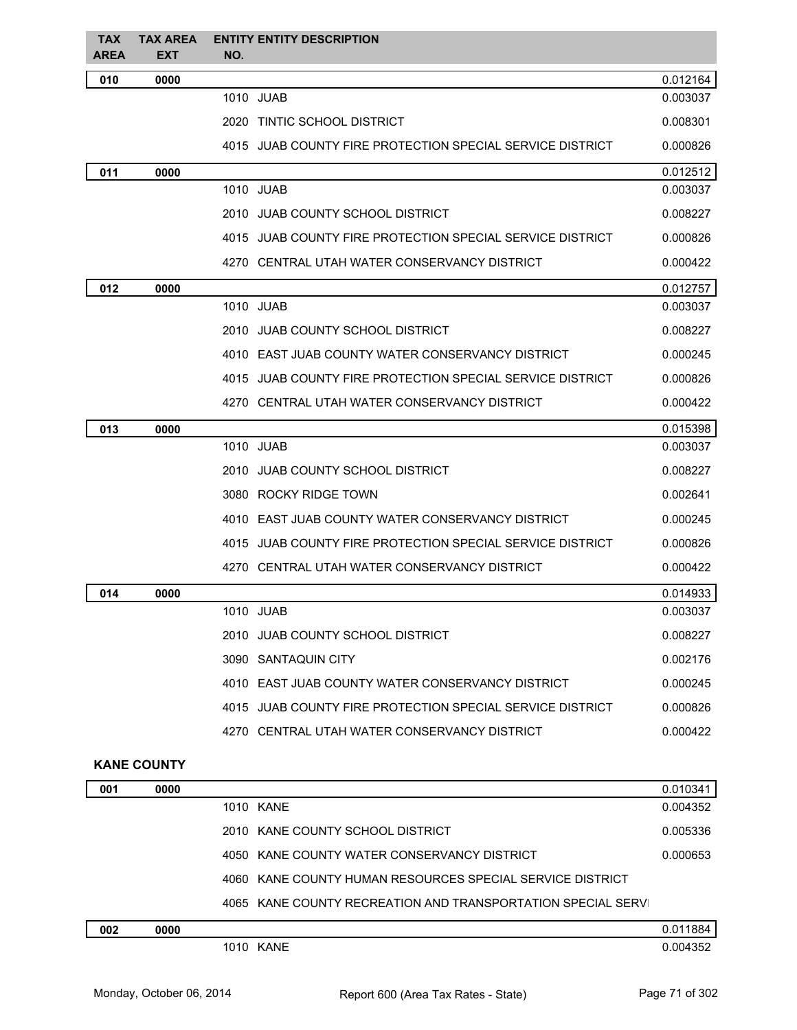| TAX AREA | TAX AREA EXT | ENTITY NO. | ENTITY DESCRIPTION | |
|---|---|---|---|---|
| **010** | **0000** | | | 0.012164 |
| | | 1010 | JUAB | 0.003037 |
| | | 2020 | TINTIC SCHOOL DISTRICT | 0.008301 |
| | | 4015 | JUAB COUNTY FIRE PROTECTION SPECIAL SERVICE DISTRICT | 0.000826 |
| **011** | **0000** | | | 0.012512 |
| | | 1010 | JUAB | 0.003037 |
| | | 2010 | JUAB COUNTY SCHOOL DISTRICT | 0.008227 |
| | | 4015 | JUAB COUNTY FIRE PROTECTION SPECIAL SERVICE DISTRICT | 0.000826 |
| | | 4270 | CENTRAL UTAH WATER CONSERVANCY DISTRICT | 0.000422 |
| **012** | **0000** | | | 0.012757 |
| | | 1010 | JUAB | 0.003037 |
| | | 2010 | JUAB COUNTY SCHOOL DISTRICT | 0.008227 |
| | | 4010 | EAST JUAB COUNTY WATER CONSERVANCY DISTRICT | 0.000245 |
| | | 4015 | JUAB COUNTY FIRE PROTECTION SPECIAL SERVICE DISTRICT | 0.000826 |
| | | 4270 | CENTRAL UTAH WATER CONSERVANCY DISTRICT | 0.000422 |
| **013** | **0000** | | | 0.015398 |
| | | 1010 | JUAB | 0.003037 |
| | | 2010 | JUAB COUNTY SCHOOL DISTRICT | 0.008227 |
| | | 3080 | ROCKY RIDGE TOWN | 0.002641 |
| | | 4010 | EAST JUAB COUNTY WATER CONSERVANCY DISTRICT | 0.000245 |
| | | 4015 | JUAB COUNTY FIRE PROTECTION SPECIAL SERVICE DISTRICT | 0.000826 |
| | | 4270 | CENTRAL UTAH WATER CONSERVANCY DISTRICT | 0.000422 |
| **014** | **0000** | | | 0.014933 |
| | | 1010 | JUAB | 0.003037 |
| | | 2010 | JUAB COUNTY SCHOOL DISTRICT | 0.008227 |
| | | 3090 | SANTAQUIN CITY | 0.002176 |
| | | 4010 | EAST JUAB COUNTY WATER CONSERVANCY DISTRICT | 0.000245 |
| | | 4015 | JUAB COUNTY FIRE PROTECTION SPECIAL SERVICE DISTRICT | 0.000826 |
| | | 4270 | CENTRAL UTAH WATER CONSERVANCY DISTRICT | 0.000422 |

**KANE COUNTY**

| TAX AREA | TAX AREA EXT | ENTITY NO. | ENTITY DESCRIPTION | |
|---|---|---|---|---|
| **001** | **0000** | | | 0.010341 |
| | | 1010 | KANE | 0.004352 |
| | | 2010 | KANE COUNTY SCHOOL DISTRICT | 0.005336 |
| | | 4050 | KANE COUNTY WATER CONSERVANCY DISTRICT | 0.000653 |
| | | 4060 | KANE COUNTY HUMAN RESOURCES SPECIAL SERVICE DISTRICT | |
| | | 4065 | KANE COUNTY RECREATION AND TRANSPORTATION SPECIAL SERVI | |
| **002** | **0000** | | | 0.011884 |
| | | 1010 | KANE | 0.004352 |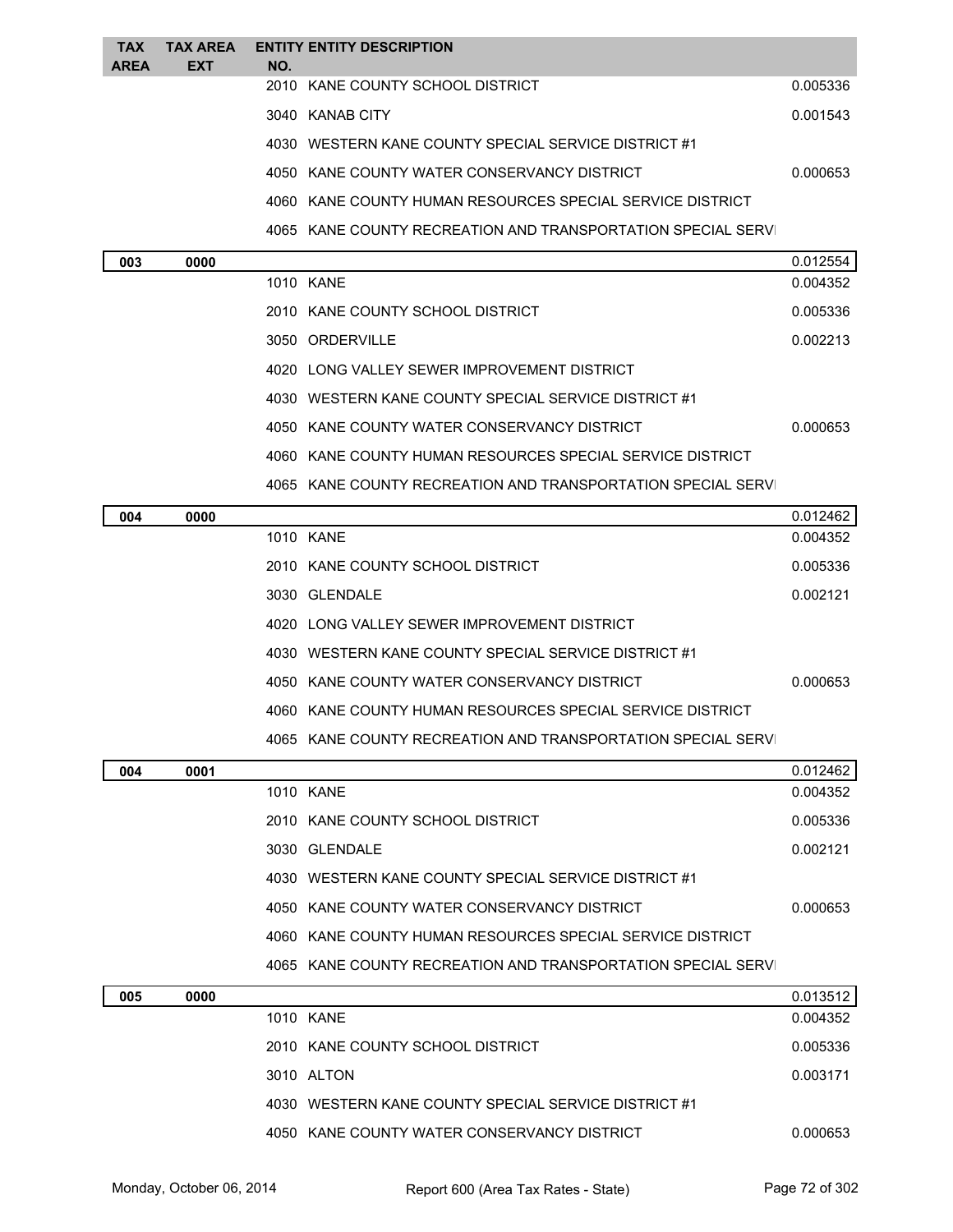| TAX AREA | TAX AREA EXT | ENTITY NO. | ENTITY DESCRIPTION | |
|---|---|---|---|---|
| | | 2010 | KANE COUNTY SCHOOL DISTRICT | 0.005336 |
| | | 3040 | KANAB CITY | 0.001543 |
| | | 4030 | WESTERN KANE COUNTY SPECIAL SERVICE DISTRICT #1 | |
| | | 4050 | KANE COUNTY WATER CONSERVANCY DISTRICT | 0.000653 |
| | | 4060 | KANE COUNTY HUMAN RESOURCES SPECIAL SERVICE DISTRICT | |
| | | 4065 | KANE COUNTY RECREATION AND TRANSPORTATION SPECIAL SERVI | |
| **003** | **0000** | | | 0.012554 |
| | | 1010 | KANE | 0.004352 |
| | | 2010 | KANE COUNTY SCHOOL DISTRICT | 0.005336 |
| | | 3050 | ORDERVILLE | 0.002213 |
| | | 4020 | LONG VALLEY SEWER IMPROVEMENT DISTRICT | |
| | | 4030 | WESTERN KANE COUNTY SPECIAL SERVICE DISTRICT #1 | |
| | | 4050 | KANE COUNTY WATER CONSERVANCY DISTRICT | 0.000653 |
| | | 4060 | KANE COUNTY HUMAN RESOURCES SPECIAL SERVICE DISTRICT | |
| | | 4065 | KANE COUNTY RECREATION AND TRANSPORTATION SPECIAL SERVI | |
| **004** | **0000** | | | 0.012462 |
| | | 1010 | KANE | 0.004352 |
| | | 2010 | KANE COUNTY SCHOOL DISTRICT | 0.005336 |
| | | 3030 | GLENDALE | 0.002121 |
| | | 4020 | LONG VALLEY SEWER IMPROVEMENT DISTRICT | |
| | | 4030 | WESTERN KANE COUNTY SPECIAL SERVICE DISTRICT #1 | |
| | | 4050 | KANE COUNTY WATER CONSERVANCY DISTRICT | 0.000653 |
| | | 4060 | KANE COUNTY HUMAN RESOURCES SPECIAL SERVICE DISTRICT | |
| | | 4065 | KANE COUNTY RECREATION AND TRANSPORTATION SPECIAL SERVI | |
| **004** | **0001** | | | 0.012462 |
| | | 1010 | KANE | 0.004352 |
| | | 2010 | KANE COUNTY SCHOOL DISTRICT | 0.005336 |
| | | 3030 | GLENDALE | 0.002121 |
| | | 4030 | WESTERN KANE COUNTY SPECIAL SERVICE DISTRICT #1 | |
| | | 4050 | KANE COUNTY WATER CONSERVANCY DISTRICT | 0.000653 |
| | | 4060 | KANE COUNTY HUMAN RESOURCES SPECIAL SERVICE DISTRICT | |
| | | 4065 | KANE COUNTY RECREATION AND TRANSPORTATION SPECIAL SERVI | |
| **005** | **0000** | | | 0.013512 |
| | | 1010 | KANE | 0.004352 |
| | | 2010 | KANE COUNTY SCHOOL DISTRICT | 0.005336 |
| | | 3010 | ALTON | 0.003171 |
| | | 4030 | WESTERN KANE COUNTY SPECIAL SERVICE DISTRICT #1 | |
| | | 4050 | KANE COUNTY WATER CONSERVANCY DISTRICT | 0.000653 |

Monday, October 06, 2014 Report 600 (Area Tax Rates - State)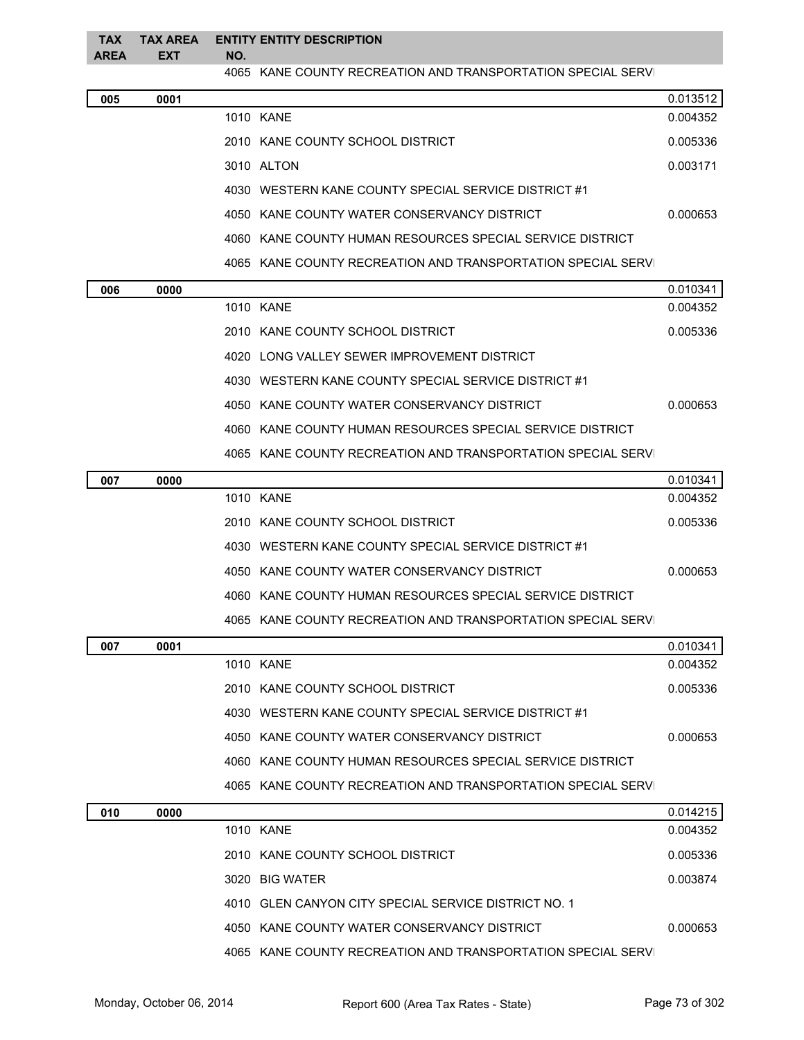| TAX AREA | TAX AREA EXT | ENTITY NO. | ENTITY DESCRIPTION | |
|---|---|---|---|---|
| | | 4065 | KANE COUNTY RECREATION AND TRANSPORTATION SPECIAL SERVI | |
| 005 | 0001 | | | 0.013512 |
| | | 1010 | KANE | 0.004352 |
| | | 2010 | KANE COUNTY SCHOOL DISTRICT | 0.005336 |
| | | 3010 | ALTON | 0.003171 |
| | | 4030 | WESTERN KANE COUNTY SPECIAL SERVICE DISTRICT #1 | |
| | | 4050 | KANE COUNTY WATER CONSERVANCY DISTRICT | 0.000653 |
| | | 4060 | KANE COUNTY HUMAN RESOURCES SPECIAL SERVICE DISTRICT | |
| | | 4065 | KANE COUNTY RECREATION AND TRANSPORTATION SPECIAL SERVI | |
| 006 | 0000 | | | 0.010341 |
| | | 1010 | KANE | 0.004352 |
| | | 2010 | KANE COUNTY SCHOOL DISTRICT | 0.005336 |
| | | 4020 | LONG VALLEY SEWER IMPROVEMENT DISTRICT | |
| | | 4030 | WESTERN KANE COUNTY SPECIAL SERVICE DISTRICT #1 | |
| | | 4050 | KANE COUNTY WATER CONSERVANCY DISTRICT | 0.000653 |
| | | 4060 | KANE COUNTY HUMAN RESOURCES SPECIAL SERVICE DISTRICT | |
| | | 4065 | KANE COUNTY RECREATION AND TRANSPORTATION SPECIAL SERVI | |
| 007 | 0000 | | | 0.010341 |
| | | 1010 | KANE | 0.004352 |
| | | 2010 | KANE COUNTY SCHOOL DISTRICT | 0.005336 |
| | | 4030 | WESTERN KANE COUNTY SPECIAL SERVICE DISTRICT #1 | |
| | | 4050 | KANE COUNTY WATER CONSERVANCY DISTRICT | 0.000653 |
| | | 4060 | KANE COUNTY HUMAN RESOURCES SPECIAL SERVICE DISTRICT | |
| | | 4065 | KANE COUNTY RECREATION AND TRANSPORTATION SPECIAL SERVI | |
| 007 | 0001 | | | 0.010341 |
| | | 1010 | KANE | 0.004352 |
| | | 2010 | KANE COUNTY SCHOOL DISTRICT | 0.005336 |
| | | 4030 | WESTERN KANE COUNTY SPECIAL SERVICE DISTRICT #1 | |
| | | 4050 | KANE COUNTY WATER CONSERVANCY DISTRICT | 0.000653 |
| | | 4060 | KANE COUNTY HUMAN RESOURCES SPECIAL SERVICE DISTRICT | |
| | | 4065 | KANE COUNTY RECREATION AND TRANSPORTATION SPECIAL SERVI | |
| 010 | 0000 | | | 0.014215 |
| | | 1010 | KANE | 0.004352 |
| | | 2010 | KANE COUNTY SCHOOL DISTRICT | 0.005336 |
| | | 3020 | BIG WATER | 0.003874 |
| | | 4010 | GLEN CANYON CITY SPECIAL SERVICE DISTRICT NO. 1 | |
| | | 4050 | KANE COUNTY WATER CONSERVANCY DISTRICT | 0.000653 |
| | | 4065 | KANE COUNTY RECREATION AND TRANSPORTATION SPECIAL SERVI | |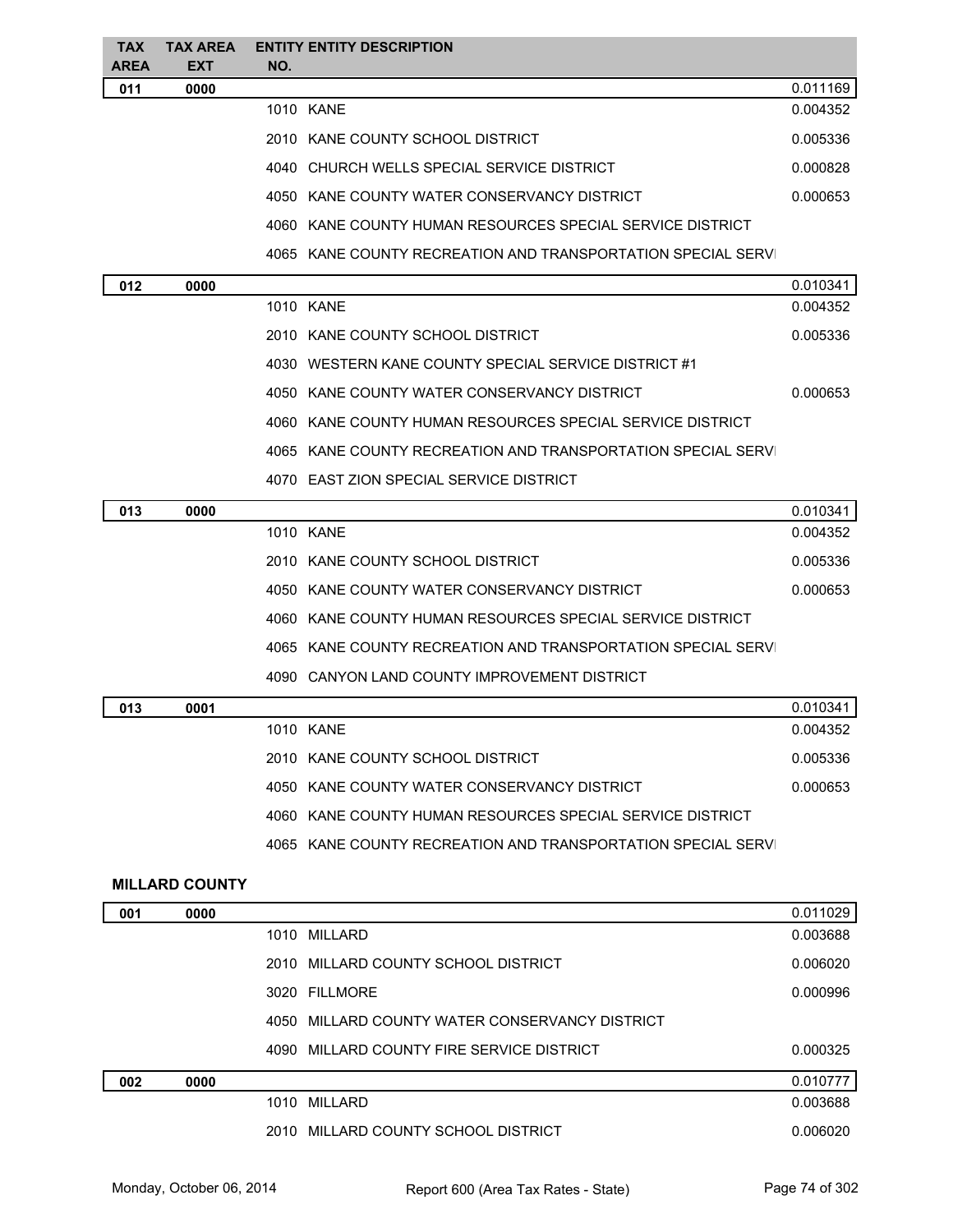| TAX AREA | TAX AREA EXT | ENTITY NO. | ENTITY DESCRIPTION | |
|---|---|---|---|---|
| **011** | **0000** | | | 0.011169 |
| | | 1010 | KANE | 0.004352 |
| | | 2010 | KANE COUNTY SCHOOL DISTRICT | 0.005336 |
| | | 4040 | CHURCH WELLS SPECIAL SERVICE DISTRICT | 0.000828 |
| | | 4050 | KANE COUNTY WATER CONSERVANCY DISTRICT | 0.000653 |
| | | 4060 | KANE COUNTY HUMAN RESOURCES SPECIAL SERVICE DISTRICT | |
| | | 4065 | KANE COUNTY RECREATION AND TRANSPORTATION SPECIAL SERVI | |
| **012** | **0000** | | | 0.010341 |
| | | 1010 | KANE | 0.004352 |
| | | 2010 | KANE COUNTY SCHOOL DISTRICT | 0.005336 |
| | | 4030 | WESTERN KANE COUNTY SPECIAL SERVICE DISTRICT #1 | |
| | | 4050 | KANE COUNTY WATER CONSERVANCY DISTRICT | 0.000653 |
| | | 4060 | KANE COUNTY HUMAN RESOURCES SPECIAL SERVICE DISTRICT | |
| | | 4065 | KANE COUNTY RECREATION AND TRANSPORTATION SPECIAL SERVI | |
| | | 4070 | EAST ZION SPECIAL SERVICE DISTRICT | |
| **013** | **0000** | | | 0.010341 |
| | | 1010 | KANE | 0.004352 |
| | | 2010 | KANE COUNTY SCHOOL DISTRICT | 0.005336 |
| | | 4050 | KANE COUNTY WATER CONSERVANCY DISTRICT | 0.000653 |
| | | 4060 | KANE COUNTY HUMAN RESOURCES SPECIAL SERVICE DISTRICT | |
| | | 4065 | KANE COUNTY RECREATION AND TRANSPORTATION SPECIAL SERVI | |
| | | 4090 | CANYON LAND COUNTY IMPROVEMENT DISTRICT | |
| **013** | **0001** | | | 0.010341 |
| | | 1010 | KANE | 0.004352 |
| | | 2010 | KANE COUNTY SCHOOL DISTRICT | 0.005336 |
| | | 4050 | KANE COUNTY WATER CONSERVANCY DISTRICT | 0.000653 |
| | | 4060 | KANE COUNTY HUMAN RESOURCES SPECIAL SERVICE DISTRICT | |
| | | 4065 | KANE COUNTY RECREATION AND TRANSPORTATION SPECIAL SERVI | |

**MILLARD COUNTY**

| TAX AREA | TAX AREA EXT | ENTITY NO. | ENTITY DESCRIPTION | |
|---|---|---|---|---|
| **001** | **0000** | | | 0.011029 |
| | | 1010 | MILLARD | 0.003688 |
| | | 2010 | MILLARD COUNTY SCHOOL DISTRICT | 0.006020 |
| | | 3020 | FILLMORE | 0.000996 |
| | | 4050 | MILLARD COUNTY WATER CONSERVANCY DISTRICT | |
| | | 4090 | MILLARD COUNTY FIRE SERVICE DISTRICT | 0.000325 |
| **002** | **0000** | | | 0.010777 |
| | | 1010 | MILLARD | 0.003688 |
| | | 2010 | MILLARD COUNTY SCHOOL DISTRICT | 0.006020 |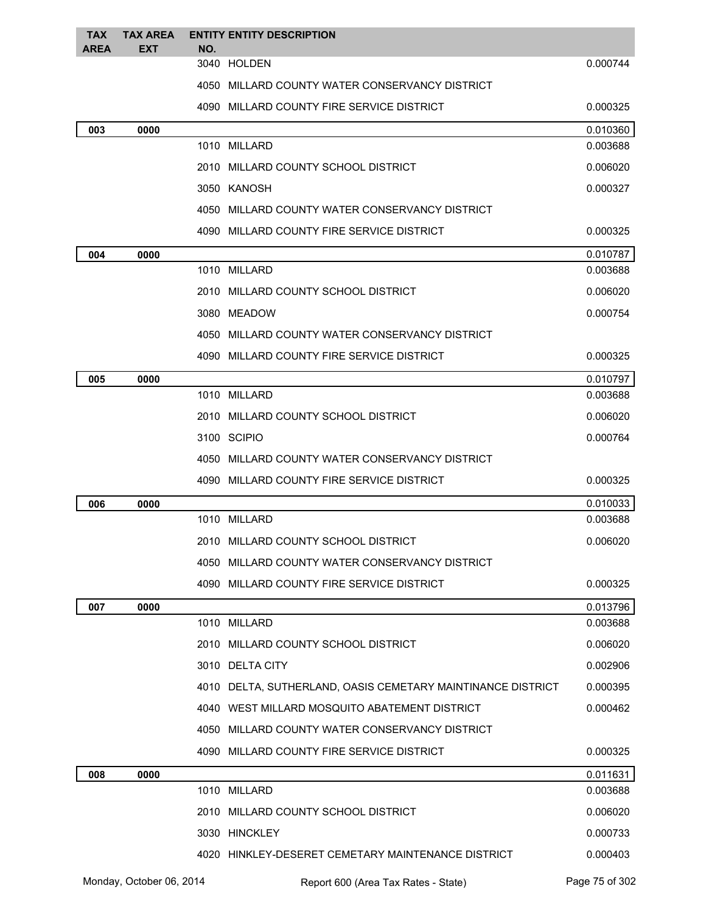| TAX AREA | TAX AREA EXT | ENTITY NO. | ENTITY DESCRIPTION | |
|---|---|---|---|---|
| | | 3040 | HOLDEN | 0.000744 |
| | | 4050 | MILLARD COUNTY WATER CONSERVANCY DISTRICT | |
| | | 4090 | MILLARD COUNTY FIRE SERVICE DISTRICT | 0.000325 |
| 003 | 0000 | | | 0.010360 |
| | | 1010 | MILLARD | 0.003688 |
| | | 2010 | MILLARD COUNTY SCHOOL DISTRICT | 0.006020 |
| | | 3050 | KANOSH | 0.000327 |
| | | 4050 | MILLARD COUNTY WATER CONSERVANCY DISTRICT | |
| | | 4090 | MILLARD COUNTY FIRE SERVICE DISTRICT | 0.000325 |
| 004 | 0000 | | | 0.010787 |
| | | 1010 | MILLARD | 0.003688 |
| | | 2010 | MILLARD COUNTY SCHOOL DISTRICT | 0.006020 |
| | | 3080 | MEADOW | 0.000754 |
| | | 4050 | MILLARD COUNTY WATER CONSERVANCY DISTRICT | |
| | | 4090 | MILLARD COUNTY FIRE SERVICE DISTRICT | 0.000325 |
| 005 | 0000 | | | 0.010797 |
| | | 1010 | MILLARD | 0.003688 |
| | | 2010 | MILLARD COUNTY SCHOOL DISTRICT | 0.006020 |
| | | 3100 | SCIPIO | 0.000764 |
| | | 4050 | MILLARD COUNTY WATER CONSERVANCY DISTRICT | |
| | | 4090 | MILLARD COUNTY FIRE SERVICE DISTRICT | 0.000325 |
| 006 | 0000 | | | 0.010033 |
| | | 1010 | MILLARD | 0.003688 |
| | | 2010 | MILLARD COUNTY SCHOOL DISTRICT | 0.006020 |
| | | 4050 | MILLARD COUNTY WATER CONSERVANCY DISTRICT | |
| | | 4090 | MILLARD COUNTY FIRE SERVICE DISTRICT | 0.000325 |
| 007 | 0000 | | | 0.013796 |
| | | 1010 | MILLARD | 0.003688 |
| | | 2010 | MILLARD COUNTY SCHOOL DISTRICT | 0.006020 |
| | | 3010 | DELTA CITY | 0.002906 |
| | | 4010 | DELTA, SUTHERLAND, OASIS CEMETARY MAINTINANCE DISTRICT | 0.000395 |
| | | 4040 | WEST MILLARD MOSQUITO ABATEMENT DISTRICT | 0.000462 |
| | | 4050 | MILLARD COUNTY WATER CONSERVANCY DISTRICT | |
| | | 4090 | MILLARD COUNTY FIRE SERVICE DISTRICT | 0.000325 |
| 008 | 0000 | | | 0.011631 |
| | | 1010 | MILLARD | 0.003688 |
| | | 2010 | MILLARD COUNTY SCHOOL DISTRICT | 0.006020 |
| | | 3030 | HINCKLEY | 0.000733 |
| | | 4020 | HINKLEY-DESERET CEMETARY MAINTENANCE DISTRICT | 0.000403 |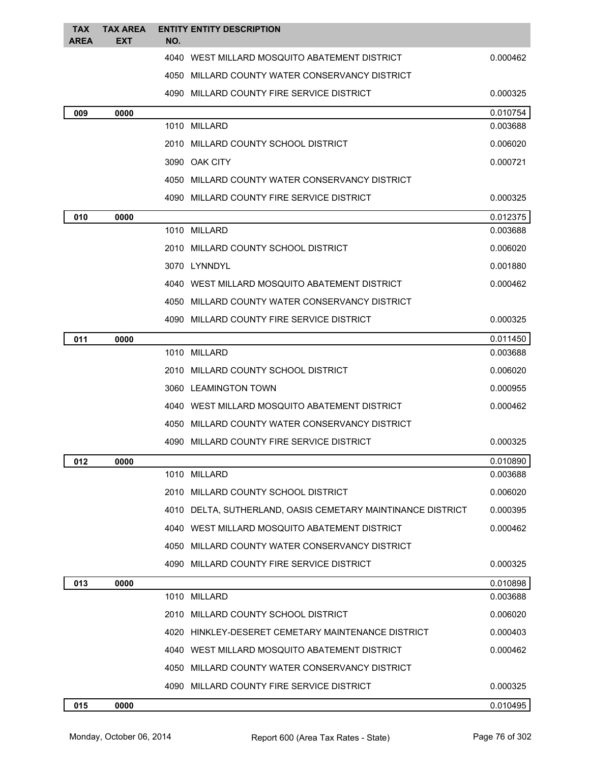| TAX AREA | TAX AREA EXT | ENTITY NO. | ENTITY DESCRIPTION | |
|---|---|---|---|---|
| | | 4040 | WEST MILLARD MOSQUITO ABATEMENT DISTRICT | 0.000462 |
| | | 4050 | MILLARD COUNTY WATER CONSERVANCY DISTRICT | |
| | | 4090 | MILLARD COUNTY FIRE SERVICE DISTRICT | 0.000325 |
| 009 | 0000 | | | 0.010754 |
| | | 1010 | MILLARD | 0.003688 |
| | | 2010 | MILLARD COUNTY SCHOOL DISTRICT | 0.006020 |
| | | 3090 | OAK CITY | 0.000721 |
| | | 4050 | MILLARD COUNTY WATER CONSERVANCY DISTRICT | |
| | | 4090 | MILLARD COUNTY FIRE SERVICE DISTRICT | 0.000325 |
| 010 | 0000 | | | 0.012375 |
| | | 1010 | MILLARD | 0.003688 |
| | | 2010 | MILLARD COUNTY SCHOOL DISTRICT | 0.006020 |
| | | 3070 | LYNNDYL | 0.001880 |
| | | 4040 | WEST MILLARD MOSQUITO ABATEMENT DISTRICT | 0.000462 |
| | | 4050 | MILLARD COUNTY WATER CONSERVANCY DISTRICT | |
| | | 4090 | MILLARD COUNTY FIRE SERVICE DISTRICT | 0.000325 |
| 011 | 0000 | | | 0.011450 |
| | | 1010 | MILLARD | 0.003688 |
| | | 2010 | MILLARD COUNTY SCHOOL DISTRICT | 0.006020 |
| | | 3060 | LEAMINGTON TOWN | 0.000955 |
| | | 4040 | WEST MILLARD MOSQUITO ABATEMENT DISTRICT | 0.000462 |
| | | 4050 | MILLARD COUNTY WATER CONSERVANCY DISTRICT | |
| | | 4090 | MILLARD COUNTY FIRE SERVICE DISTRICT | 0.000325 |
| 012 | 0000 | | | 0.010890 |
| | | 1010 | MILLARD | 0.003688 |
| | | 2010 | MILLARD COUNTY SCHOOL DISTRICT | 0.006020 |
| | | 4010 | DELTA, SUTHERLAND, OASIS CEMETARY MAINTINANCE DISTRICT | 0.000395 |
| | | 4040 | WEST MILLARD MOSQUITO ABATEMENT DISTRICT | 0.000462 |
| | | 4050 | MILLARD COUNTY WATER CONSERVANCY DISTRICT | |
| | | 4090 | MILLARD COUNTY FIRE SERVICE DISTRICT | 0.000325 |
| 013 | 0000 | | | 0.010898 |
| | | 1010 | MILLARD | 0.003688 |
| | | 2010 | MILLARD COUNTY SCHOOL DISTRICT | 0.006020 |
| | | 4020 | HINKLEY-DESERET CEMETARY MAINTENANCE DISTRICT | 0.000403 |
| | | 4040 | WEST MILLARD MOSQUITO ABATEMENT DISTRICT | 0.000462 |
| | | 4050 | MILLARD COUNTY WATER CONSERVANCY DISTRICT | |
| | | 4090 | MILLARD COUNTY FIRE SERVICE DISTRICT | 0.000325 |
| 015 | 0000 | | | 0.010495 |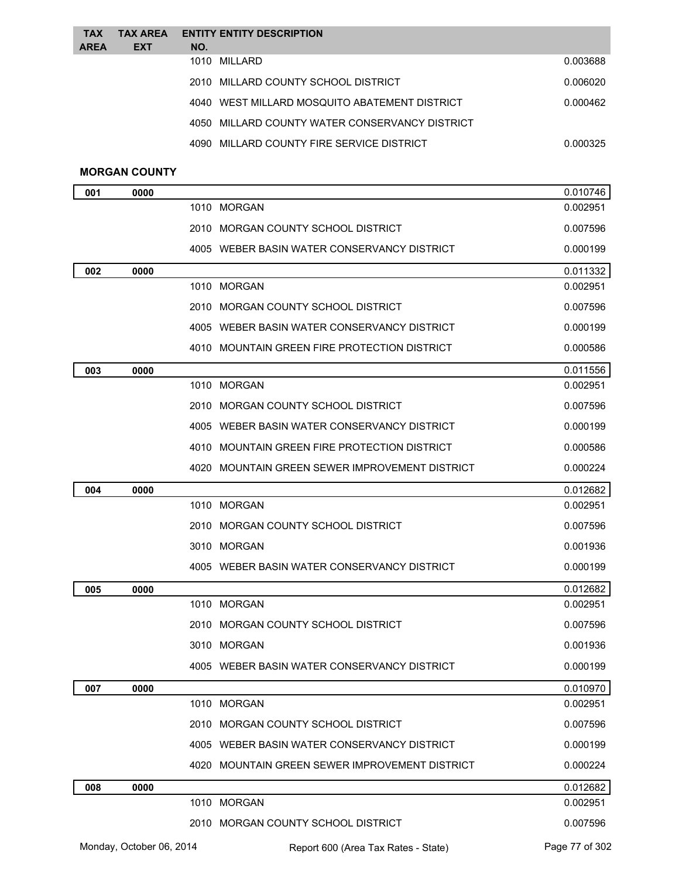| TAX AREA | TAX AREA EXT | ENTITY NO. | ENTITY DESCRIPTION | |
|---|---|---|---|---|
| | | 1010 | MILLARD | 0.003688 |
| | | 2010 | MILLARD COUNTY SCHOOL DISTRICT | 0.006020 |
| | | 4040 | WEST MILLARD MOSQUITO ABATEMENT DISTRICT | 0.000462 |
| | | 4050 | MILLARD COUNTY WATER CONSERVANCY DISTRICT | |
| | | 4090 | MILLARD COUNTY FIRE SERVICE DISTRICT | 0.000325 |

**MORGAN COUNTY**

| TAX AREA | TAX AREA EXT | ENTITY NO. | ENTITY DESCRIPTION | |
|---|---|---|---|---|
| **001** | **0000** | | | 0.010746 |
| | | 1010 | MORGAN | 0.002951 |
| | | 2010 | MORGAN COUNTY SCHOOL DISTRICT | 0.007596 |
| | | 4005 | WEBER BASIN WATER CONSERVANCY DISTRICT | 0.000199 |
| **002** | **0000** | | | 0.011332 |
| | | 1010 | MORGAN | 0.002951 |
| | | 2010 | MORGAN COUNTY SCHOOL DISTRICT | 0.007596 |
| | | 4005 | WEBER BASIN WATER CONSERVANCY DISTRICT | 0.000199 |
| | | 4010 | MOUNTAIN GREEN FIRE PROTECTION DISTRICT | 0.000586 |
| **003** | **0000** | | | 0.011556 |
| | | 1010 | MORGAN | 0.002951 |
| | | 2010 | MORGAN COUNTY SCHOOL DISTRICT | 0.007596 |
| | | 4005 | WEBER BASIN WATER CONSERVANCY DISTRICT | 0.000199 |
| | | 4010 | MOUNTAIN GREEN FIRE PROTECTION DISTRICT | 0.000586 |
| | | 4020 | MOUNTAIN GREEN SEWER IMPROVEMENT DISTRICT | 0.000224 |
| **004** | **0000** | | | 0.012682 |
| | | 1010 | MORGAN | 0.002951 |
| | | 2010 | MORGAN COUNTY SCHOOL DISTRICT | 0.007596 |
| | | 3010 | MORGAN | 0.001936 |
| | | 4005 | WEBER BASIN WATER CONSERVANCY DISTRICT | 0.000199 |
| **005** | **0000** | | | 0.012682 |
| | | 1010 | MORGAN | 0.002951 |
| | | 2010 | MORGAN COUNTY SCHOOL DISTRICT | 0.007596 |
| | | 3010 | MORGAN | 0.001936 |
| | | 4005 | WEBER BASIN WATER CONSERVANCY DISTRICT | 0.000199 |
| **007** | **0000** | | | 0.010970 |
| | | 1010 | MORGAN | 0.002951 |
| | | 2010 | MORGAN COUNTY SCHOOL DISTRICT | 0.007596 |
| | | 4005 | WEBER BASIN WATER CONSERVANCY DISTRICT | 0.000199 |
| | | 4020 | MOUNTAIN GREEN SEWER IMPROVEMENT DISTRICT | 0.000224 |
| **008** | **0000** | | | 0.012682 |
| | | 1010 | MORGAN | 0.002951 |
| | | 2010 | MORGAN COUNTY SCHOOL DISTRICT | 0.007596 |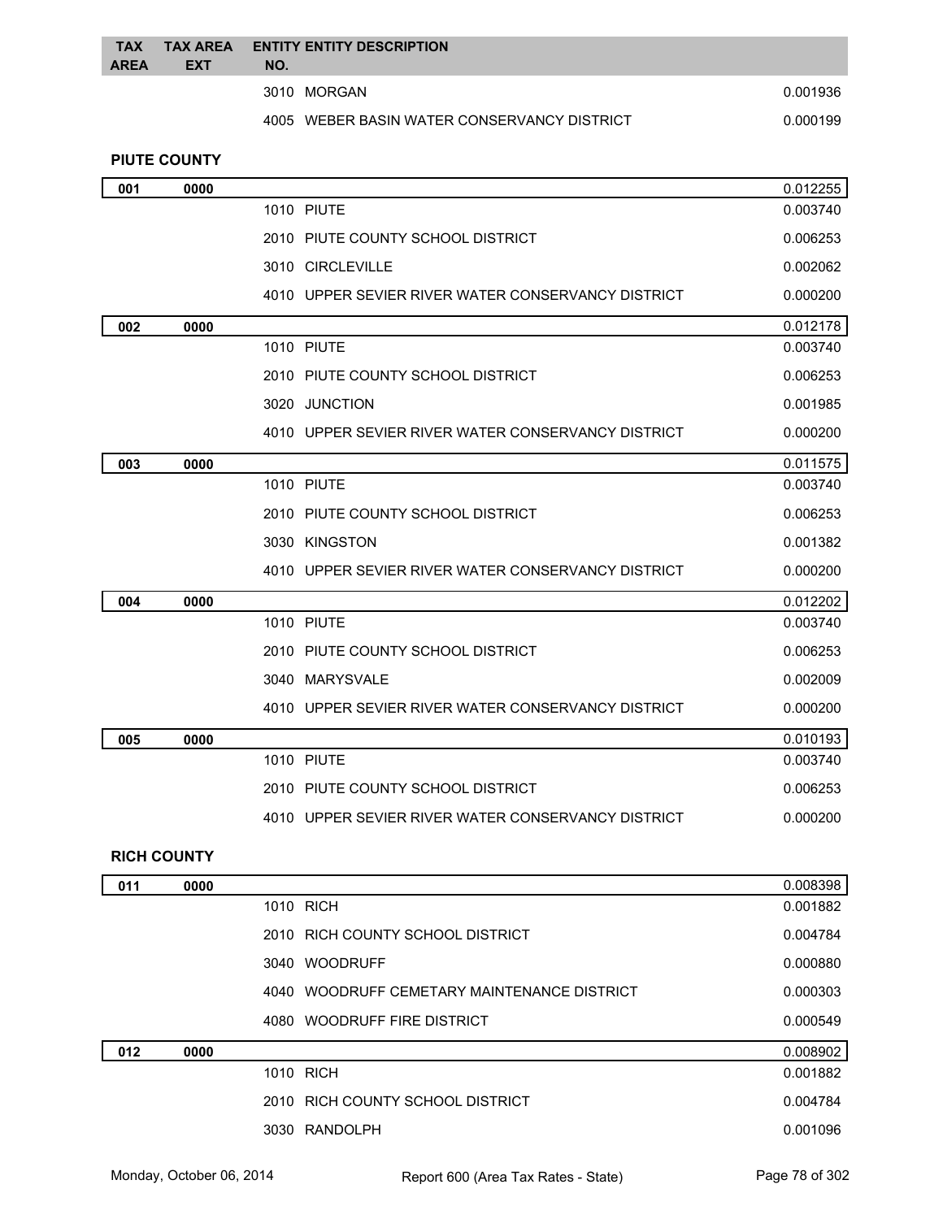| TAX AREA | TAX AREA EXT | ENTITY NO. | ENTITY DESCRIPTION | |
|---|---|---|---|---|
| | | 3010 | MORGAN | 0.001936 |
| | | 4005 | WEBER BASIN WATER CONSERVANCY DISTRICT | 0.000199 |

**PIUTE COUNTY**

| TAX AREA | TAX AREA EXT | ENTITY NO. | ENTITY DESCRIPTION | |
|---|---|---|---|---|
| **001** | **0000** | | | 0.012255 |
| | | 1010 | PIUTE | 0.003740 |
| | | 2010 | PIUTE COUNTY SCHOOL DISTRICT | 0.006253 |
| | | 3010 | CIRCLEVILLE | 0.002062 |
| | | 4010 | UPPER SEVIER RIVER WATER CONSERVANCY DISTRICT | 0.000200 |
| **002** | **0000** | | | 0.012178 |
| | | 1010 | PIUTE | 0.003740 |
| | | 2010 | PIUTE COUNTY SCHOOL DISTRICT | 0.006253 |
| | | 3020 | JUNCTION | 0.001985 |
| | | 4010 | UPPER SEVIER RIVER WATER CONSERVANCY DISTRICT | 0.000200 |
| **003** | **0000** | | | 0.011575 |
| | | 1010 | PIUTE | 0.003740 |
| | | 2010 | PIUTE COUNTY SCHOOL DISTRICT | 0.006253 |
| | | 3030 | KINGSTON | 0.001382 |
| | | 4010 | UPPER SEVIER RIVER WATER CONSERVANCY DISTRICT | 0.000200 |
| **004** | **0000** | | | 0.012202 |
| | | 1010 | PIUTE | 0.003740 |
| | | 2010 | PIUTE COUNTY SCHOOL DISTRICT | 0.006253 |
| | | 3040 | MARYSVALE | 0.002009 |
| | | 4010 | UPPER SEVIER RIVER WATER CONSERVANCY DISTRICT | 0.000200 |
| **005** | **0000** | | | 0.010193 |
| | | 1010 | PIUTE | 0.003740 |
| | | 2010 | PIUTE COUNTY SCHOOL DISTRICT | 0.006253 |
| | | 4010 | UPPER SEVIER RIVER WATER CONSERVANCY DISTRICT | 0.000200 |

**RICH COUNTY**

| TAX AREA | TAX AREA EXT | ENTITY NO. | ENTITY DESCRIPTION | |
|---|---|---|---|---|
| **011** | **0000** | | | 0.008398 |
| | | 1010 | RICH | 0.001882 |
| | | 2010 | RICH COUNTY SCHOOL DISTRICT | 0.004784 |
| | | 3040 | WOODRUFF | 0.000880 |
| | | 4040 | WOODRUFF CEMETARY MAINTENANCE DISTRICT | 0.000303 |
| | | 4080 | WOODRUFF FIRE DISTRICT | 0.000549 |
| **012** | **0000** | | | 0.008902 |
| | | 1010 | RICH | 0.001882 |
| | | 2010 | RICH COUNTY SCHOOL DISTRICT | 0.004784 |
| | | 3030 | RANDOLPH | 0.001096 |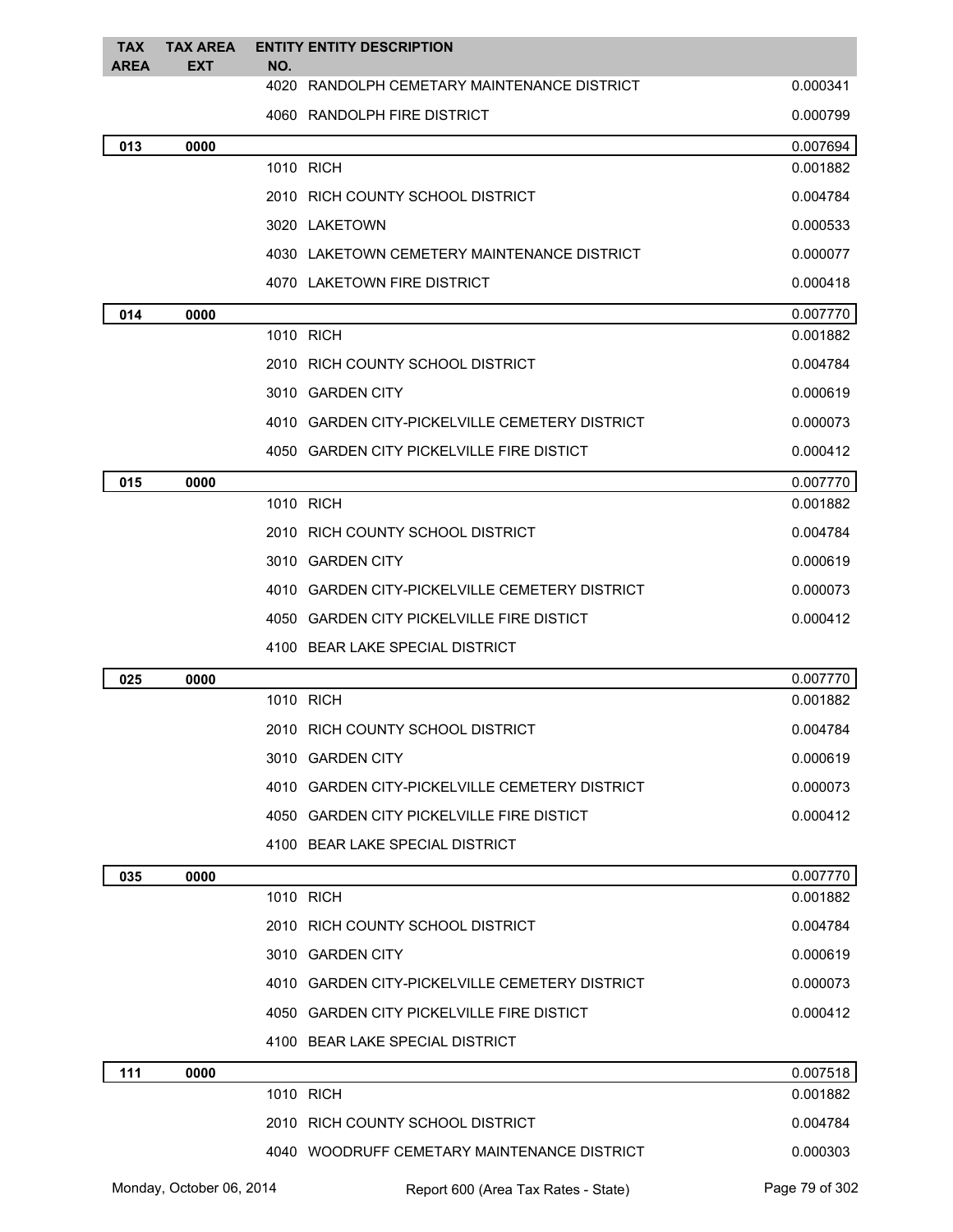| TAX AREA | TAX AREA EXT | ENTITY NO. | ENTITY DESCRIPTION | |
|---|---|---|---|---|
| | | 4020 | RANDOLPH CEMETARY MAINTENANCE DISTRICT | 0.000341 |
| | | 4060 | RANDOLPH FIRE DISTRICT | 0.000799 |
| **013** | **0000** | | | 0.007694 |
| | | 1010 | RICH | 0.001882 |
| | | 2010 | RICH COUNTY SCHOOL DISTRICT | 0.004784 |
| | | 3020 | LAKETOWN | 0.000533 |
| | | 4030 | LAKETOWN CEMETERY MAINTENANCE DISTRICT | 0.000077 |
| | | 4070 | LAKETOWN FIRE DISTRICT | 0.000418 |
| **014** | **0000** | | | 0.007770 |
| | | 1010 | RICH | 0.001882 |
| | | 2010 | RICH COUNTY SCHOOL DISTRICT | 0.004784 |
| | | 3010 | GARDEN CITY | 0.000619 |
| | | 4010 | GARDEN CITY-PICKELVILLE CEMETERY DISTRICT | 0.000073 |
| | | 4050 | GARDEN CITY PICKELVILLE FIRE DISTICT | 0.000412 |
| **015** | **0000** | | | 0.007770 |
| | | 1010 | RICH | 0.001882 |
| | | 2010 | RICH COUNTY SCHOOL DISTRICT | 0.004784 |
| | | 3010 | GARDEN CITY | 0.000619 |
| | | 4010 | GARDEN CITY-PICKELVILLE CEMETERY DISTRICT | 0.000073 |
| | | 4050 | GARDEN CITY PICKELVILLE FIRE DISTICT | 0.000412 |
| | | 4100 | BEAR LAKE SPECIAL DISTRICT | |
| **025** | **0000** | | | 0.007770 |
| | | 1010 | RICH | 0.001882 |
| | | 2010 | RICH COUNTY SCHOOL DISTRICT | 0.004784 |
| | | 3010 | GARDEN CITY | 0.000619 |
| | | 4010 | GARDEN CITY-PICKELVILLE CEMETERY DISTRICT | 0.000073 |
| | | 4050 | GARDEN CITY PICKELVILLE FIRE DISTICT | 0.000412 |
| | | 4100 | BEAR LAKE SPECIAL DISTRICT | |
| **035** | **0000** | | | 0.007770 |
| | | 1010 | RICH | 0.001882 |
| | | 2010 | RICH COUNTY SCHOOL DISTRICT | 0.004784 |
| | | 3010 | GARDEN CITY | 0.000619 |
| | | 4010 | GARDEN CITY-PICKELVILLE CEMETERY DISTRICT | 0.000073 |
| | | 4050 | GARDEN CITY PICKELVILLE FIRE DISTICT | 0.000412 |
| | | 4100 | BEAR LAKE SPECIAL DISTRICT | |
| **111** | **0000** | | | 0.007518 |
| | | 1010 | RICH | 0.001882 |
| | | 2010 | RICH COUNTY SCHOOL DISTRICT | 0.004784 |
| | | 4040 | WOODRUFF CEMETARY MAINTENANCE DISTRICT | 0.000303 |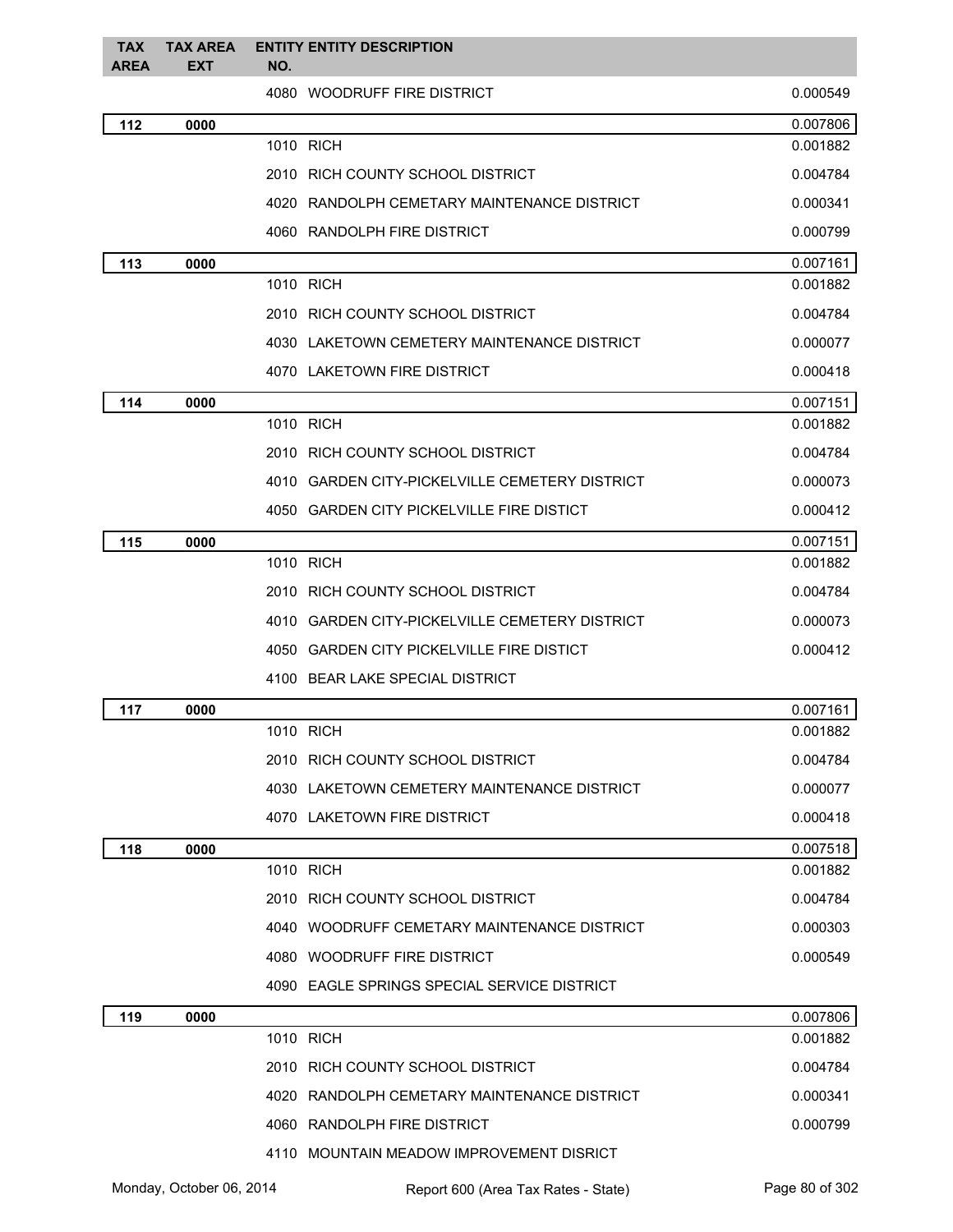| TAX AREA | TAX AREA EXT | ENTITY NO. | ENTITY DESCRIPTION | |
|---|---|---|---|---|
| | | 4080 | WOODRUFF FIRE DISTRICT | 0.000549 |
| **112** | **0000** | | | 0.007806 |
| | | 1010 | RICH | 0.001882 |
| | | 2010 | RICH COUNTY SCHOOL DISTRICT | 0.004784 |
| | | 4020 | RANDOLPH CEMETARY MAINTENANCE DISTRICT | 0.000341 |
| | | 4060 | RANDOLPH FIRE DISTRICT | 0.000799 |
| **113** | **0000** | | | 0.007161 |
| | | 1010 | RICH | 0.001882 |
| | | 2010 | RICH COUNTY SCHOOL DISTRICT | 0.004784 |
| | | 4030 | LAKETOWN CEMETERY MAINTENANCE DISTRICT | 0.000077 |
| | | 4070 | LAKETOWN FIRE DISTRICT | 0.000418 |
| **114** | **0000** | | | 0.007151 |
| | | 1010 | RICH | 0.001882 |
| | | 2010 | RICH COUNTY SCHOOL DISTRICT | 0.004784 |
| | | 4010 | GARDEN CITY-PICKELVILLE CEMETERY DISTRICT | 0.000073 |
| | | 4050 | GARDEN CITY PICKELVILLE FIRE DISTICT | 0.000412 |
| **115** | **0000** | | | 0.007151 |
| | | 1010 | RICH | 0.001882 |
| | | 2010 | RICH COUNTY SCHOOL DISTRICT | 0.004784 |
| | | 4010 | GARDEN CITY-PICKELVILLE CEMETERY DISTRICT | 0.000073 |
| | | 4050 | GARDEN CITY PICKELVILLE FIRE DISTICT | 0.000412 |
| | | 4100 | BEAR LAKE SPECIAL DISTRICT | |
| **117** | **0000** | | | 0.007161 |
| | | 1010 | RICH | 0.001882 |
| | | 2010 | RICH COUNTY SCHOOL DISTRICT | 0.004784 |
| | | 4030 | LAKETOWN CEMETERY MAINTENANCE DISTRICT | 0.000077 |
| | | 4070 | LAKETOWN FIRE DISTRICT | 0.000418 |
| **118** | **0000** | | | 0.007518 |
| | | 1010 | RICH | 0.001882 |
| | | 2010 | RICH COUNTY SCHOOL DISTRICT | 0.004784 |
| | | 4040 | WOODRUFF CEMETARY MAINTENANCE DISTRICT | 0.000303 |
| | | 4080 | WOODRUFF FIRE DISTRICT | 0.000549 |
| | | 4090 | EAGLE SPRINGS SPECIAL SERVICE DISTRICT | |
| **119** | **0000** | | | 0.007806 |
| | | 1010 | RICH | 0.001882 |
| | | 2010 | RICH COUNTY SCHOOL DISTRICT | 0.004784 |
| | | 4020 | RANDOLPH CEMETARY MAINTENANCE DISTRICT | 0.000341 |
| | | 4060 | RANDOLPH FIRE DISTRICT | 0.000799 |
| | | 4110 | MOUNTAIN MEADOW IMPROVEMENT DISRICT | |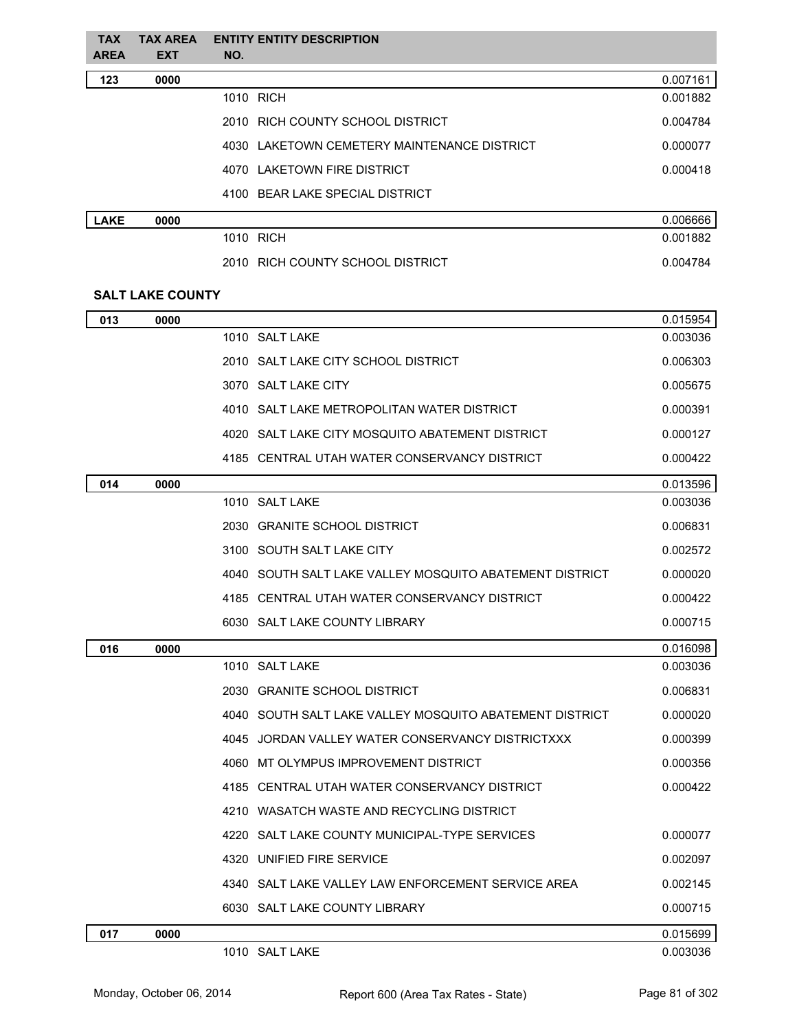| TAX AREA | TAX AREA EXT | ENTITY NO. | ENTITY DESCRIPTION | |
|---|---|---|---|---|
| **123** | **0000** | | | 0.007161 |
| | | 1010 | RICH | 0.001882 |
| | | 2010 | RICH COUNTY SCHOOL DISTRICT | 0.004784 |
| | | 4030 | LAKETOWN CEMETERY MAINTENANCE DISTRICT | 0.000077 |
| | | 4070 | LAKETOWN FIRE DISTRICT | 0.000418 |
| | | 4100 | BEAR LAKE SPECIAL DISTRICT | |
| **LAKE** | **0000** | | | 0.006666 |
| | | 1010 | RICH | 0.001882 |
| | | 2010 | RICH COUNTY SCHOOL DISTRICT | 0.004784 |

**SALT LAKE COUNTY**

| TAX AREA | TAX AREA EXT | ENTITY NO. | ENTITY DESCRIPTION | |
|---|---|---|---|---|
| **013** | **0000** | | | 0.015954 |
| | | 1010 | SALT LAKE | 0.003036 |
| | | 2010 | SALT LAKE CITY SCHOOL DISTRICT | 0.006303 |
| | | 3070 | SALT LAKE CITY | 0.005675 |
| | | 4010 | SALT LAKE METROPOLITAN WATER DISTRICT | 0.000391 |
| | | 4020 | SALT LAKE CITY MOSQUITO ABATEMENT DISTRICT | 0.000127 |
| | | 4185 | CENTRAL UTAH WATER CONSERVANCY DISTRICT | 0.000422 |
| **014** | **0000** | | | 0.013596 |
| | | 1010 | SALT LAKE | 0.003036 |
| | | 2030 | GRANITE SCHOOL DISTRICT | 0.006831 |
| | | 3100 | SOUTH SALT LAKE CITY | 0.002572 |
| | | 4040 | SOUTH SALT LAKE VALLEY MOSQUITO ABATEMENT DISTRICT | 0.000020 |
| | | 4185 | CENTRAL UTAH WATER CONSERVANCY DISTRICT | 0.000422 |
| | | 6030 | SALT LAKE COUNTY LIBRARY | 0.000715 |
| **016** | **0000** | | | 0.016098 |
| | | 1010 | SALT LAKE | 0.003036 |
| | | 2030 | GRANITE SCHOOL DISTRICT | 0.006831 |
| | | 4040 | SOUTH SALT LAKE VALLEY MOSQUITO ABATEMENT DISTRICT | 0.000020 |
| | | 4045 | JORDAN VALLEY WATER CONSERVANCY DISTRICTXXX | 0.000399 |
| | | 4060 | MT OLYMPUS IMPROVEMENT DISTRICT | 0.000356 |
| | | 4185 | CENTRAL UTAH WATER CONSERVANCY DISTRICT | 0.000422 |
| | | 4210 | WASATCH WASTE AND RECYCLING DISTRICT | |
| | | 4220 | SALT LAKE COUNTY MUNICIPAL-TYPE SERVICES | 0.000077 |
| | | 4320 | UNIFIED FIRE SERVICE | 0.002097 |
| | | 4340 | SALT LAKE VALLEY LAW ENFORCEMENT SERVICE AREA | 0.002145 |
| | | 6030 | SALT LAKE COUNTY LIBRARY | 0.000715 |
| **017** | **0000** | | | 0.015699 |
| | | 1010 | SALT LAKE | 0.003036 |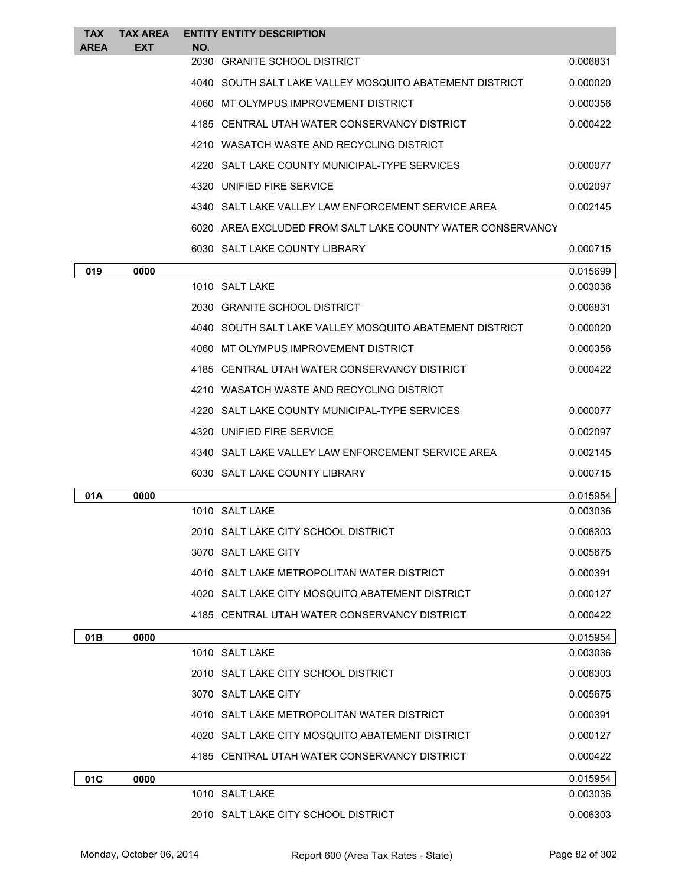| TAX AREA | TAX AREA EXT | ENTITY NO. | ENTITY DESCRIPTION | |
|---|---|---|---|---|
| | | 2030 | GRANITE SCHOOL DISTRICT | 0.006831 |
| | | 4040 | SOUTH SALT LAKE VALLEY MOSQUITO ABATEMENT DISTRICT | 0.000020 |
| | | 4060 | MT OLYMPUS IMPROVEMENT DISTRICT | 0.000356 |
| | | 4185 | CENTRAL UTAH WATER CONSERVANCY DISTRICT | 0.000422 |
| | | 4210 | WASATCH WASTE AND RECYCLING DISTRICT | |
| | | 4220 | SALT LAKE COUNTY MUNICIPAL-TYPE SERVICES | 0.000077 |
| | | 4320 | UNIFIED FIRE SERVICE | 0.002097 |
| | | 4340 | SALT LAKE VALLEY LAW ENFORCEMENT SERVICE AREA | 0.002145 |
| | | 6020 | AREA EXCLUDED FROM SALT LAKE COUNTY WATER CONSERVANCY | |
| | | 6030 | SALT LAKE COUNTY LIBRARY | 0.000715 |
| **019** | **0000** | | | 0.015699 |
| | | 1010 | SALT LAKE | 0.003036 |
| | | 2030 | GRANITE SCHOOL DISTRICT | 0.006831 |
| | | 4040 | SOUTH SALT LAKE VALLEY MOSQUITO ABATEMENT DISTRICT | 0.000020 |
| | | 4060 | MT OLYMPUS IMPROVEMENT DISTRICT | 0.000356 |
| | | 4185 | CENTRAL UTAH WATER CONSERVANCY DISTRICT | 0.000422 |
| | | 4210 | WASATCH WASTE AND RECYCLING DISTRICT | |
| | | 4220 | SALT LAKE COUNTY MUNICIPAL-TYPE SERVICES | 0.000077 |
| | | 4320 | UNIFIED FIRE SERVICE | 0.002097 |
| | | 4340 | SALT LAKE VALLEY LAW ENFORCEMENT SERVICE AREA | 0.002145 |
| | | 6030 | SALT LAKE COUNTY LIBRARY | 0.000715 |
| **01A** | **0000** | | | 0.015954 |
| | | 1010 | SALT LAKE | 0.003036 |
| | | 2010 | SALT LAKE CITY SCHOOL DISTRICT | 0.006303 |
| | | 3070 | SALT LAKE CITY | 0.005675 |
| | | 4010 | SALT LAKE METROPOLITAN WATER DISTRICT | 0.000391 |
| | | 4020 | SALT LAKE CITY MOSQUITO ABATEMENT DISTRICT | 0.000127 |
| | | 4185 | CENTRAL UTAH WATER CONSERVANCY DISTRICT | 0.000422 |
| **01B** | **0000** | | | 0.015954 |
| | | 1010 | SALT LAKE | 0.003036 |
| | | 2010 | SALT LAKE CITY SCHOOL DISTRICT | 0.006303 |
| | | 3070 | SALT LAKE CITY | 0.005675 |
| | | 4010 | SALT LAKE METROPOLITAN WATER DISTRICT | 0.000391 |
| | | 4020 | SALT LAKE CITY MOSQUITO ABATEMENT DISTRICT | 0.000127 |
| | | 4185 | CENTRAL UTAH WATER CONSERVANCY DISTRICT | 0.000422 |
| **01C** | **0000** | | | 0.015954 |
| | | 1010 | SALT LAKE | 0.003036 |
| | | 2010 | SALT LAKE CITY SCHOOL DISTRICT | 0.006303 |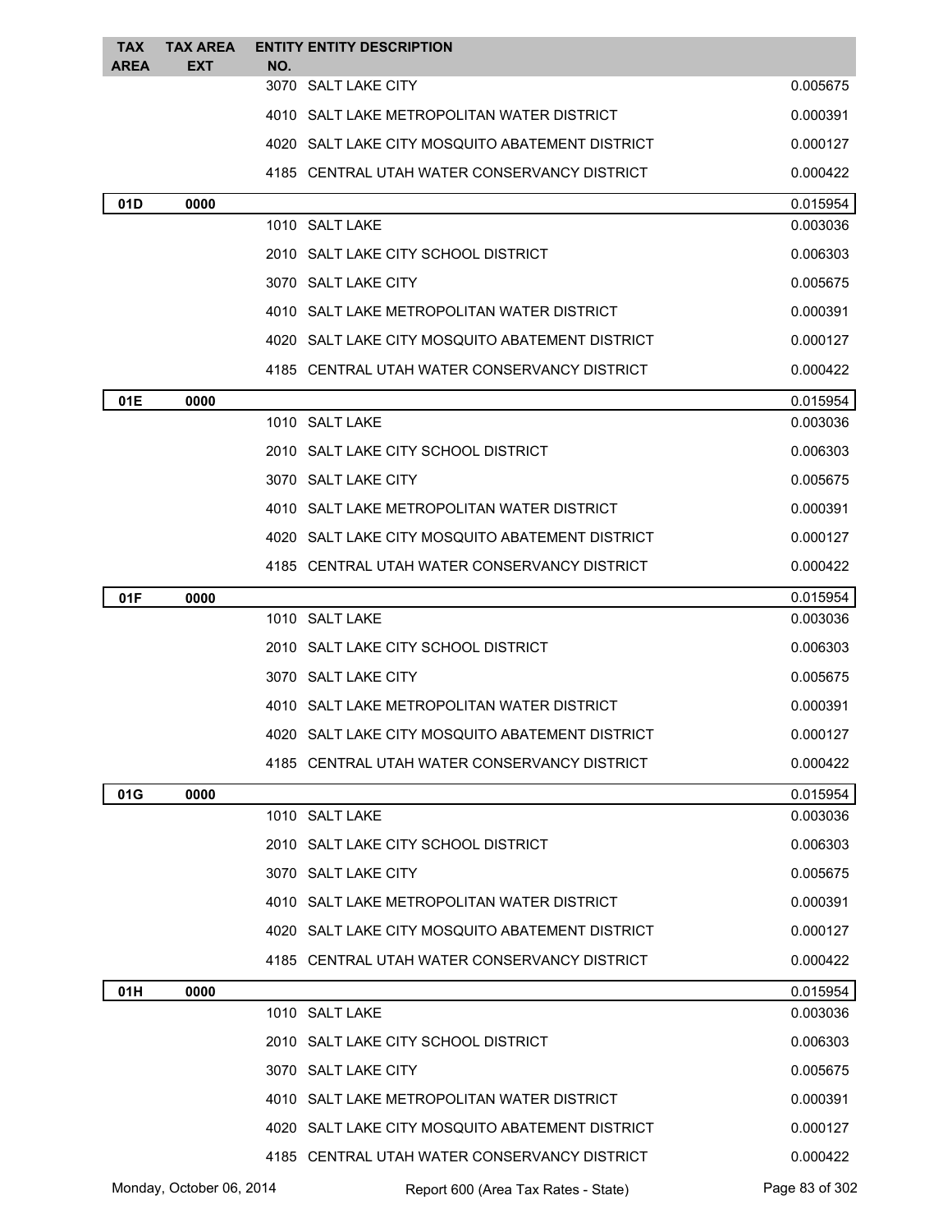| TAX AREA | TAX AREA EXT | ENTITY NO. | ENTITY DESCRIPTION | |
|---|---|---|---|---|
| | | 3070 | SALT LAKE CITY | 0.005675 |
| | | 4010 | SALT LAKE METROPOLITAN WATER DISTRICT | 0.000391 |
| | | 4020 | SALT LAKE CITY MOSQUITO ABATEMENT DISTRICT | 0.000127 |
| | | 4185 | CENTRAL UTAH WATER CONSERVANCY DISTRICT | 0.000422 |
| **01D** | **0000** | | | 0.015954 |
| | | 1010 | SALT LAKE | 0.003036 |
| | | 2010 | SALT LAKE CITY SCHOOL DISTRICT | 0.006303 |
| | | 3070 | SALT LAKE CITY | 0.005675 |
| | | 4010 | SALT LAKE METROPOLITAN WATER DISTRICT | 0.000391 |
| | | 4020 | SALT LAKE CITY MOSQUITO ABATEMENT DISTRICT | 0.000127 |
| | | 4185 | CENTRAL UTAH WATER CONSERVANCY DISTRICT | 0.000422 |
| **01E** | **0000** | | | 0.015954 |
| | | 1010 | SALT LAKE | 0.003036 |
| | | 2010 | SALT LAKE CITY SCHOOL DISTRICT | 0.006303 |
| | | 3070 | SALT LAKE CITY | 0.005675 |
| | | 4010 | SALT LAKE METROPOLITAN WATER DISTRICT | 0.000391 |
| | | 4020 | SALT LAKE CITY MOSQUITO ABATEMENT DISTRICT | 0.000127 |
| | | 4185 | CENTRAL UTAH WATER CONSERVANCY DISTRICT | 0.000422 |
| **01F** | **0000** | | | 0.015954 |
| | | 1010 | SALT LAKE | 0.003036 |
| | | 2010 | SALT LAKE CITY SCHOOL DISTRICT | 0.006303 |
| | | 3070 | SALT LAKE CITY | 0.005675 |
| | | 4010 | SALT LAKE METROPOLITAN WATER DISTRICT | 0.000391 |
| | | 4020 | SALT LAKE CITY MOSQUITO ABATEMENT DISTRICT | 0.000127 |
| | | 4185 | CENTRAL UTAH WATER CONSERVANCY DISTRICT | 0.000422 |
| **01G** | **0000** | | | 0.015954 |
| | | 1010 | SALT LAKE | 0.003036 |
| | | 2010 | SALT LAKE CITY SCHOOL DISTRICT | 0.006303 |
| | | 3070 | SALT LAKE CITY | 0.005675 |
| | | 4010 | SALT LAKE METROPOLITAN WATER DISTRICT | 0.000391 |
| | | 4020 | SALT LAKE CITY MOSQUITO ABATEMENT DISTRICT | 0.000127 |
| | | 4185 | CENTRAL UTAH WATER CONSERVANCY DISTRICT | 0.000422 |
| **01H** | **0000** | | | 0.015954 |
| | | 1010 | SALT LAKE | 0.003036 |
| | | 2010 | SALT LAKE CITY SCHOOL DISTRICT | 0.006303 |
| | | 3070 | SALT LAKE CITY | 0.005675 |
| | | 4010 | SALT LAKE METROPOLITAN WATER DISTRICT | 0.000391 |
| | | 4020 | SALT LAKE CITY MOSQUITO ABATEMENT DISTRICT | 0.000127 |
| | | 4185 | CENTRAL UTAH WATER CONSERVANCY DISTRICT | 0.000422 |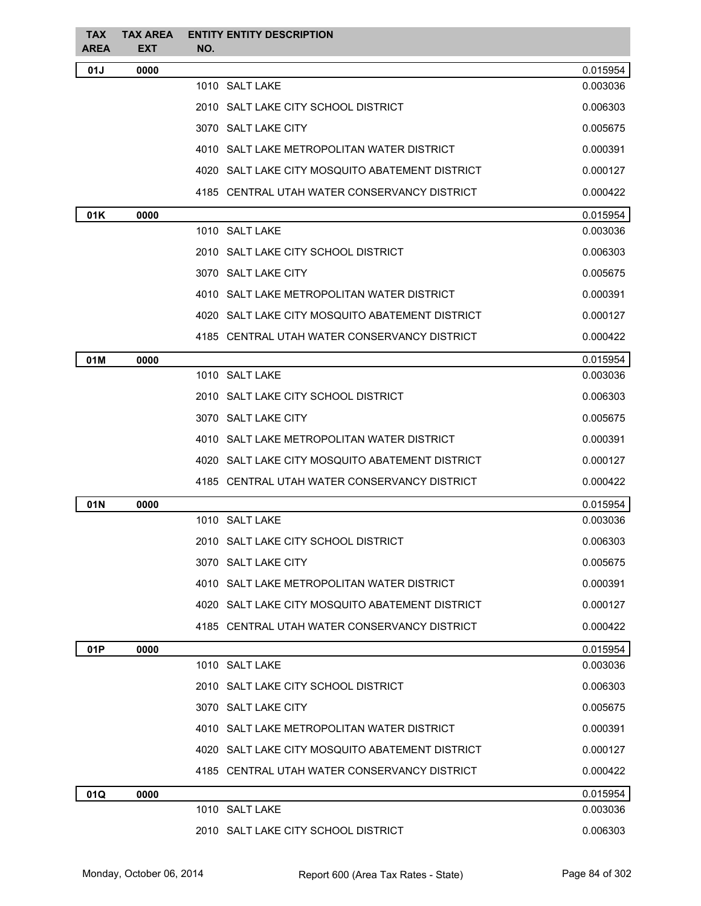| TAX AREA | TAX AREA EXT | ENTITY NO. | ENTITY DESCRIPTION | |
|---|---|---|---|---|
| **01J** | **0000** | | | 0.015954 |
| | | 1010 | SALT LAKE | 0.003036 |
| | | 2010 | SALT LAKE CITY SCHOOL DISTRICT | 0.006303 |
| | | 3070 | SALT LAKE CITY | 0.005675 |
| | | 4010 | SALT LAKE METROPOLITAN WATER DISTRICT | 0.000391 |
| | | 4020 | SALT LAKE CITY MOSQUITO ABATEMENT DISTRICT | 0.000127 |
| | | 4185 | CENTRAL UTAH WATER CONSERVANCY DISTRICT | 0.000422 |
| **01K** | **0000** | | | 0.015954 |
| | | 1010 | SALT LAKE | 0.003036 |
| | | 2010 | SALT LAKE CITY SCHOOL DISTRICT | 0.006303 |
| | | 3070 | SALT LAKE CITY | 0.005675 |
| | | 4010 | SALT LAKE METROPOLITAN WATER DISTRICT | 0.000391 |
| | | 4020 | SALT LAKE CITY MOSQUITO ABATEMENT DISTRICT | 0.000127 |
| | | 4185 | CENTRAL UTAH WATER CONSERVANCY DISTRICT | 0.000422 |
| **01M** | **0000** | | | 0.015954 |
| | | 1010 | SALT LAKE | 0.003036 |
| | | 2010 | SALT LAKE CITY SCHOOL DISTRICT | 0.006303 |
| | | 3070 | SALT LAKE CITY | 0.005675 |
| | | 4010 | SALT LAKE METROPOLITAN WATER DISTRICT | 0.000391 |
| | | 4020 | SALT LAKE CITY MOSQUITO ABATEMENT DISTRICT | 0.000127 |
| | | 4185 | CENTRAL UTAH WATER CONSERVANCY DISTRICT | 0.000422 |
| **01N** | **0000** | | | 0.015954 |
| | | 1010 | SALT LAKE | 0.003036 |
| | | 2010 | SALT LAKE CITY SCHOOL DISTRICT | 0.006303 |
| | | 3070 | SALT LAKE CITY | 0.005675 |
| | | 4010 | SALT LAKE METROPOLITAN WATER DISTRICT | 0.000391 |
| | | 4020 | SALT LAKE CITY MOSQUITO ABATEMENT DISTRICT | 0.000127 |
| | | 4185 | CENTRAL UTAH WATER CONSERVANCY DISTRICT | 0.000422 |
| **01P** | **0000** | | | 0.015954 |
| | | 1010 | SALT LAKE | 0.003036 |
| | | 2010 | SALT LAKE CITY SCHOOL DISTRICT | 0.006303 |
| | | 3070 | SALT LAKE CITY | 0.005675 |
| | | 4010 | SALT LAKE METROPOLITAN WATER DISTRICT | 0.000391 |
| | | 4020 | SALT LAKE CITY MOSQUITO ABATEMENT DISTRICT | 0.000127 |
| | | 4185 | CENTRAL UTAH WATER CONSERVANCY DISTRICT | 0.000422 |
| **01Q** | **0000** | | | 0.015954 |
| | | 1010 | SALT LAKE | 0.003036 |
| | | 2010 | SALT LAKE CITY SCHOOL DISTRICT | 0.006303 |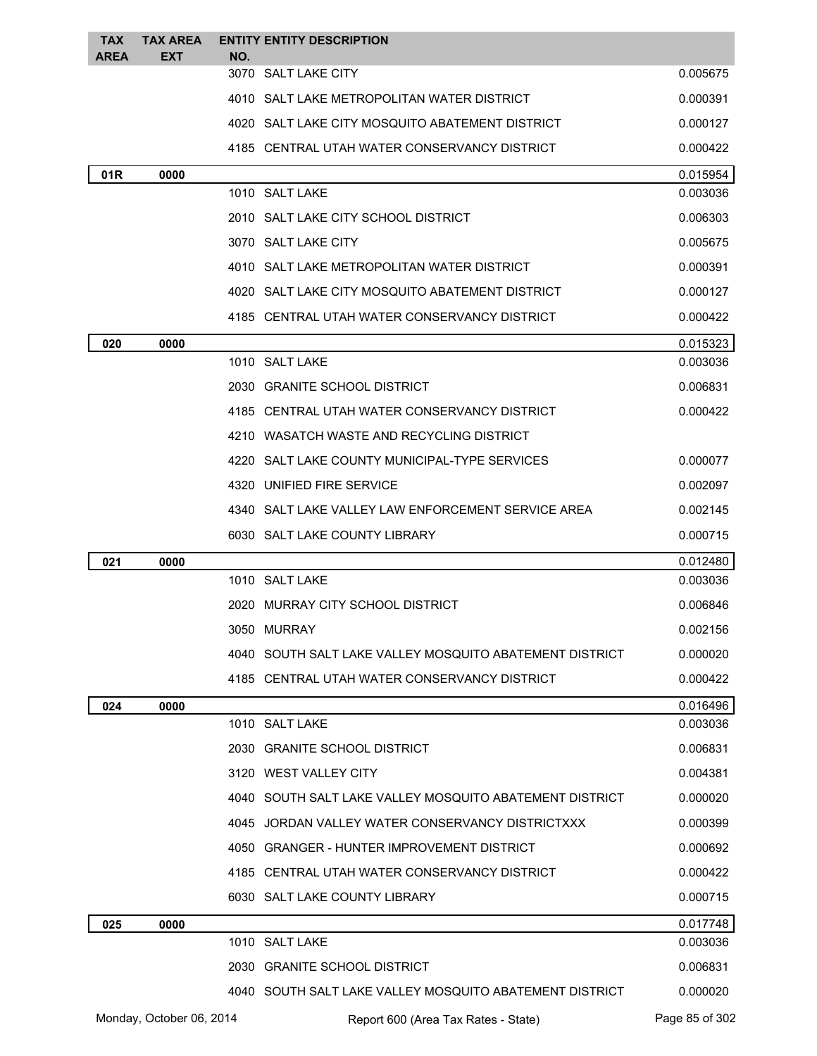| TAX AREA | TAX AREA EXT | ENTITY NO. | ENTITY DESCRIPTION | |
|---|---|---|---|---|
| | | 3070 | SALT LAKE CITY | 0.005675 |
| | | 4010 | SALT LAKE METROPOLITAN WATER DISTRICT | 0.000391 |
| | | 4020 | SALT LAKE CITY MOSQUITO ABATEMENT DISTRICT | 0.000127 |
| | | 4185 | CENTRAL UTAH WATER CONSERVANCY DISTRICT | 0.000422 |
| **01R** | **0000** | | | 0.015954 |
| | | 1010 | SALT LAKE | 0.003036 |
| | | 2010 | SALT LAKE CITY SCHOOL DISTRICT | 0.006303 |
| | | 3070 | SALT LAKE CITY | 0.005675 |
| | | 4010 | SALT LAKE METROPOLITAN WATER DISTRICT | 0.000391 |
| | | 4020 | SALT LAKE CITY MOSQUITO ABATEMENT DISTRICT | 0.000127 |
| | | 4185 | CENTRAL UTAH WATER CONSERVANCY DISTRICT | 0.000422 |
| **020** | **0000** | | | 0.015323 |
| | | 1010 | SALT LAKE | 0.003036 |
| | | 2030 | GRANITE SCHOOL DISTRICT | 0.006831 |
| | | 4185 | CENTRAL UTAH WATER CONSERVANCY DISTRICT | 0.000422 |
| | | 4210 | WASATCH WASTE AND RECYCLING DISTRICT | |
| | | 4220 | SALT LAKE COUNTY MUNICIPAL-TYPE SERVICES | 0.000077 |
| | | 4320 | UNIFIED FIRE SERVICE | 0.002097 |
| | | 4340 | SALT LAKE VALLEY LAW ENFORCEMENT SERVICE AREA | 0.002145 |
| | | 6030 | SALT LAKE COUNTY LIBRARY | 0.000715 |
| **021** | **0000** | | | 0.012480 |
| | | 1010 | SALT LAKE | 0.003036 |
| | | 2020 | MURRAY CITY SCHOOL DISTRICT | 0.006846 |
| | | 3050 | MURRAY | 0.002156 |
| | | 4040 | SOUTH SALT LAKE VALLEY MOSQUITO ABATEMENT DISTRICT | 0.000020 |
| | | 4185 | CENTRAL UTAH WATER CONSERVANCY DISTRICT | 0.000422 |
| **024** | **0000** | | | 0.016496 |
| | | 1010 | SALT LAKE | 0.003036 |
| | | 2030 | GRANITE SCHOOL DISTRICT | 0.006831 |
| | | 3120 | WEST VALLEY CITY | 0.004381 |
| | | 4040 | SOUTH SALT LAKE VALLEY MOSQUITO ABATEMENT DISTRICT | 0.000020 |
| | | 4045 | JORDAN VALLEY WATER CONSERVANCY DISTRICTXXX | 0.000399 |
| | | 4050 | GRANGER - HUNTER IMPROVEMENT DISTRICT | 0.000692 |
| | | 4185 | CENTRAL UTAH WATER CONSERVANCY DISTRICT | 0.000422 |
| | | 6030 | SALT LAKE COUNTY LIBRARY | 0.000715 |
| **025** | **0000** | | | 0.017748 |
| | | 1010 | SALT LAKE | 0.003036 |
| | | 2030 | GRANITE SCHOOL DISTRICT | 0.006831 |
| | | 4040 | SOUTH SALT LAKE VALLEY MOSQUITO ABATEMENT DISTRICT | 0.000020 |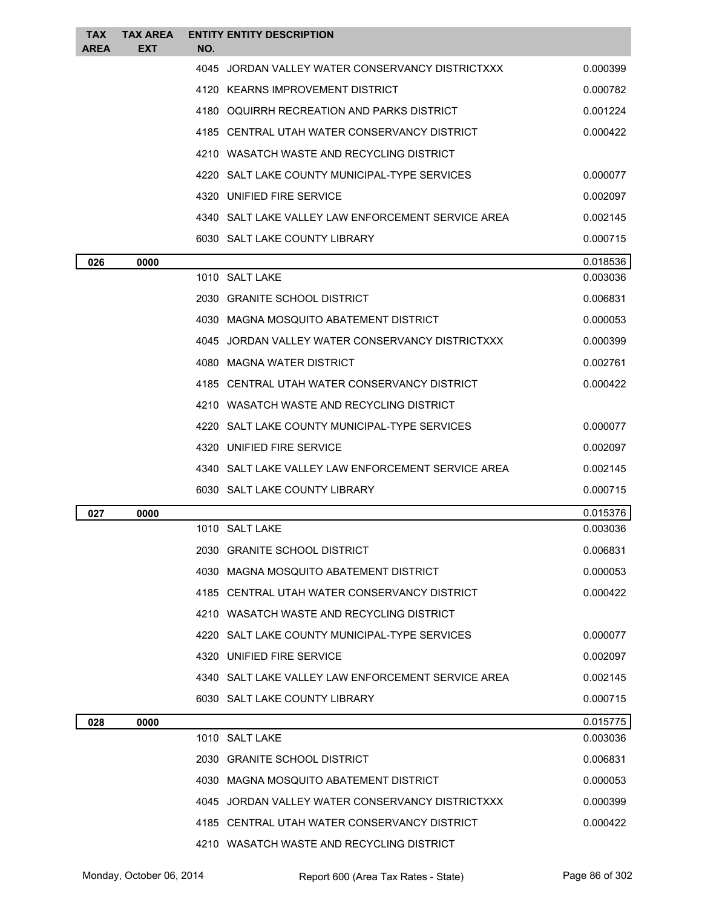| TAX AREA | TAX AREA EXT | ENTITY NO. | ENTITY DESCRIPTION | |
|---|---|---|---|---|
| | | 4045 | JORDAN VALLEY WATER CONSERVANCY DISTRICTXXX | 0.000399 |
| | | 4120 | KEARNS IMPROVEMENT DISTRICT | 0.000782 |
| | | 4180 | OQUIRRH RECREATION AND PARKS DISTRICT | 0.001224 |
| | | 4185 | CENTRAL UTAH WATER CONSERVANCY DISTRICT | 0.000422 |
| | | 4210 | WASATCH WASTE AND RECYCLING DISTRICT | |
| | | 4220 | SALT LAKE COUNTY MUNICIPAL-TYPE SERVICES | 0.000077 |
| | | 4320 | UNIFIED FIRE SERVICE | 0.002097 |
| | | 4340 | SALT LAKE VALLEY LAW ENFORCEMENT SERVICE AREA | 0.002145 |
| | | 6030 | SALT LAKE COUNTY LIBRARY | 0.000715 |
| **026** | **0000** | | | 0.018536 |
| | | 1010 | SALT LAKE | 0.003036 |
| | | 2030 | GRANITE SCHOOL DISTRICT | 0.006831 |
| | | 4030 | MAGNA MOSQUITO ABATEMENT DISTRICT | 0.000053 |
| | | 4045 | JORDAN VALLEY WATER CONSERVANCY DISTRICTXXX | 0.000399 |
| | | 4080 | MAGNA WATER DISTRICT | 0.002761 |
| | | 4185 | CENTRAL UTAH WATER CONSERVANCY DISTRICT | 0.000422 |
| | | 4210 | WASATCH WASTE AND RECYCLING DISTRICT | |
| | | 4220 | SALT LAKE COUNTY MUNICIPAL-TYPE SERVICES | 0.000077 |
| | | 4320 | UNIFIED FIRE SERVICE | 0.002097 |
| | | 4340 | SALT LAKE VALLEY LAW ENFORCEMENT SERVICE AREA | 0.002145 |
| | | 6030 | SALT LAKE COUNTY LIBRARY | 0.000715 |
| **027** | **0000** | | | 0.015376 |
| | | 1010 | SALT LAKE | 0.003036 |
| | | 2030 | GRANITE SCHOOL DISTRICT | 0.006831 |
| | | 4030 | MAGNA MOSQUITO ABATEMENT DISTRICT | 0.000053 |
| | | 4185 | CENTRAL UTAH WATER CONSERVANCY DISTRICT | 0.000422 |
| | | 4210 | WASATCH WASTE AND RECYCLING DISTRICT | |
| | | 4220 | SALT LAKE COUNTY MUNICIPAL-TYPE SERVICES | 0.000077 |
| | | 4320 | UNIFIED FIRE SERVICE | 0.002097 |
| | | 4340 | SALT LAKE VALLEY LAW ENFORCEMENT SERVICE AREA | 0.002145 |
| | | 6030 | SALT LAKE COUNTY LIBRARY | 0.000715 |
| **028** | **0000** | | | 0.015775 |
| | | 1010 | SALT LAKE | 0.003036 |
| | | 2030 | GRANITE SCHOOL DISTRICT | 0.006831 |
| | | 4030 | MAGNA MOSQUITO ABATEMENT DISTRICT | 0.000053 |
| | | 4045 | JORDAN VALLEY WATER CONSERVANCY DISTRICTXXX | 0.000399 |
| | | 4185 | CENTRAL UTAH WATER CONSERVANCY DISTRICT | 0.000422 |
| | | 4210 | WASATCH WASTE AND RECYCLING DISTRICT | |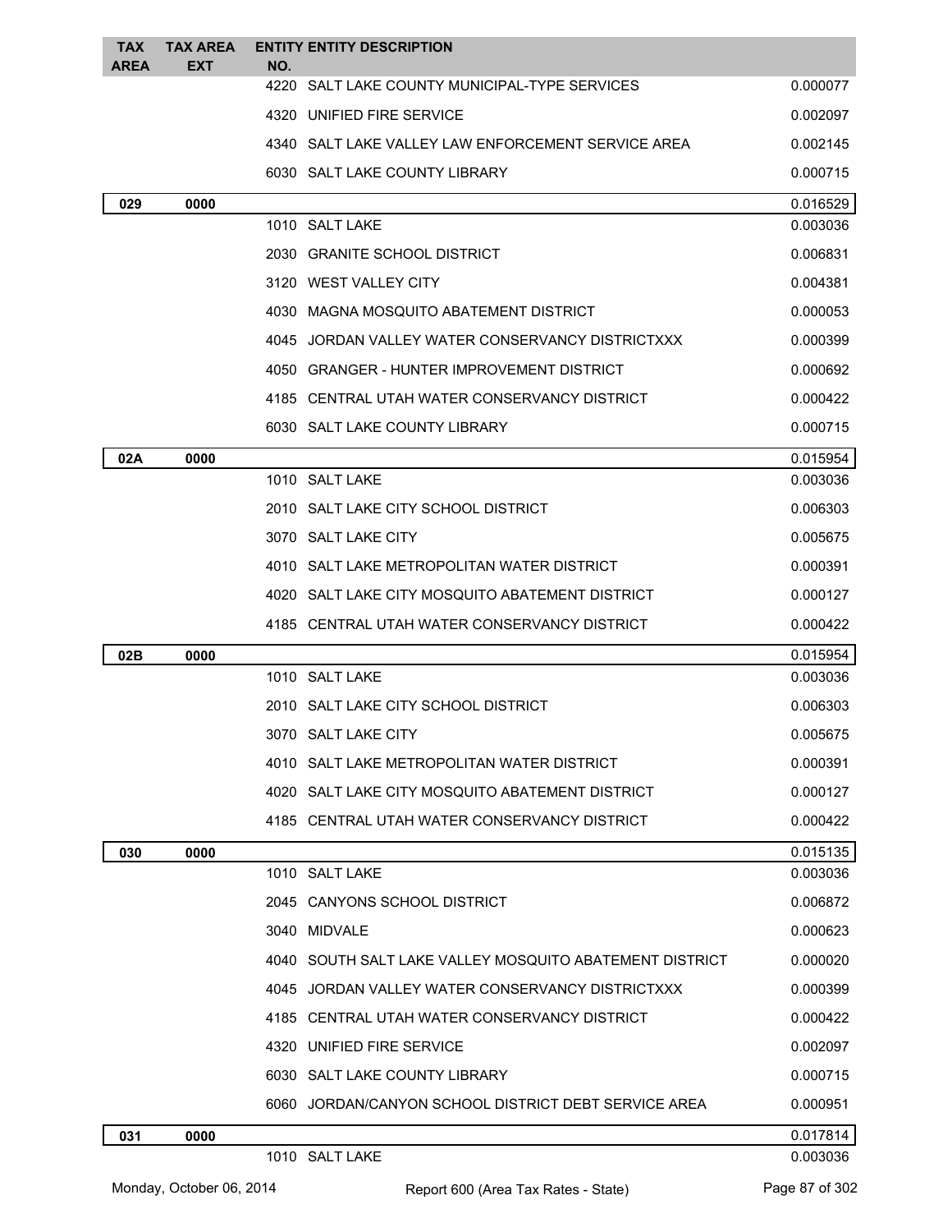| TAX AREA | TAX AREA EXT | ENTITY NO. | ENTITY DESCRIPTION | |
|---|---|---|---|---|
| | | 4220 | SALT LAKE COUNTY MUNICIPAL-TYPE SERVICES | 0.000077 |
| | | 4320 | UNIFIED FIRE SERVICE | 0.002097 |
| | | 4340 | SALT LAKE VALLEY LAW ENFORCEMENT SERVICE AREA | 0.002145 |
| | | 6030 | SALT LAKE COUNTY LIBRARY | 0.000715 |
| **029** | **0000** | | | 0.016529 |
| | | 1010 | SALT LAKE | 0.003036 |
| | | 2030 | GRANITE SCHOOL DISTRICT | 0.006831 |
| | | 3120 | WEST VALLEY CITY | 0.004381 |
| | | 4030 | MAGNA MOSQUITO ABATEMENT DISTRICT | 0.000053 |
| | | 4045 | JORDAN VALLEY WATER CONSERVANCY DISTRICTXXX | 0.000399 |
| | | 4050 | GRANGER - HUNTER IMPROVEMENT DISTRICT | 0.000692 |
| | | 4185 | CENTRAL UTAH WATER CONSERVANCY DISTRICT | 0.000422 |
| | | 6030 | SALT LAKE COUNTY LIBRARY | 0.000715 |
| **02A** | **0000** | | | 0.015954 |
| | | 1010 | SALT LAKE | 0.003036 |
| | | 2010 | SALT LAKE CITY SCHOOL DISTRICT | 0.006303 |
| | | 3070 | SALT LAKE CITY | 0.005675 |
| | | 4010 | SALT LAKE METROPOLITAN WATER DISTRICT | 0.000391 |
| | | 4020 | SALT LAKE CITY MOSQUITO ABATEMENT DISTRICT | 0.000127 |
| | | 4185 | CENTRAL UTAH WATER CONSERVANCY DISTRICT | 0.000422 |
| **02B** | **0000** | | | 0.015954 |
| | | 1010 | SALT LAKE | 0.003036 |
| | | 2010 | SALT LAKE CITY SCHOOL DISTRICT | 0.006303 |
| | | 3070 | SALT LAKE CITY | 0.005675 |
| | | 4010 | SALT LAKE METROPOLITAN WATER DISTRICT | 0.000391 |
| | | 4020 | SALT LAKE CITY MOSQUITO ABATEMENT DISTRICT | 0.000127 |
| | | 4185 | CENTRAL UTAH WATER CONSERVANCY DISTRICT | 0.000422 |
| **030** | **0000** | | | 0.015135 |
| | | 1010 | SALT LAKE | 0.003036 |
| | | 2045 | CANYONS SCHOOL DISTRICT | 0.006872 |
| | | 3040 | MIDVALE | 0.000623 |
| | | 4040 | SOUTH SALT LAKE VALLEY MOSQUITO ABATEMENT DISTRICT | 0.000020 |
| | | 4045 | JORDAN VALLEY WATER CONSERVANCY DISTRICTXXX | 0.000399 |
| | | 4185 | CENTRAL UTAH WATER CONSERVANCY DISTRICT | 0.000422 |
| | | 4320 | UNIFIED FIRE SERVICE | 0.002097 |
| | | 6030 | SALT LAKE COUNTY LIBRARY | 0.000715 |
| | | 6060 | JORDAN/CANYON SCHOOL DISTRICT DEBT SERVICE AREA | 0.000951 |
| **031** | **0000** | | | 0.017814 |
| | | 1010 | SALT LAKE | 0.003036 |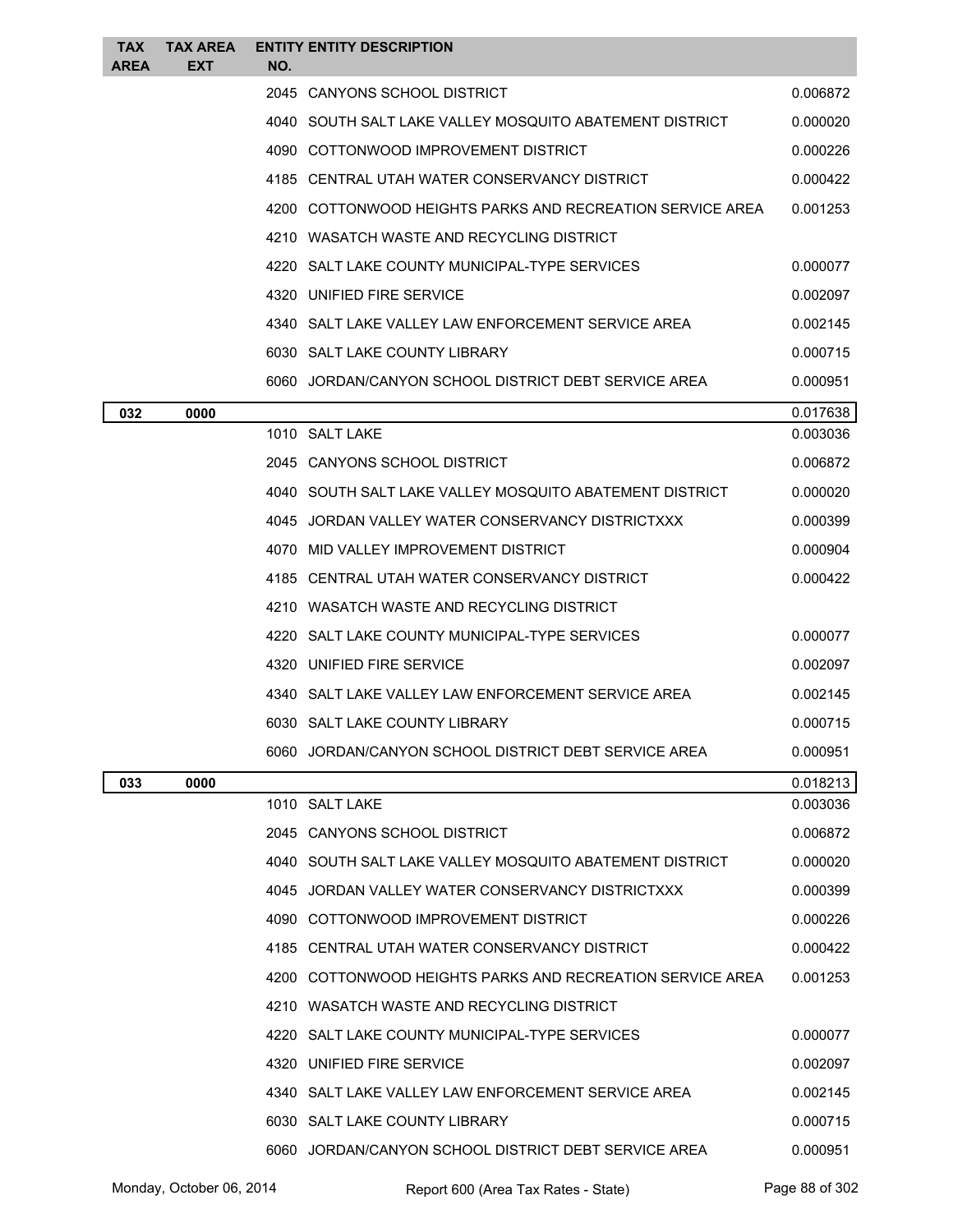| TAX AREA | TAX AREA EXT | ENTITY NO. | ENTITY DESCRIPTION | |
|---|---|---|---|---|
| | | 2045 | CANYONS SCHOOL DISTRICT | 0.006872 |
| | | 4040 | SOUTH SALT LAKE VALLEY MOSQUITO ABATEMENT DISTRICT | 0.000020 |
| | | 4090 | COTTONWOOD IMPROVEMENT DISTRICT | 0.000226 |
| | | 4185 | CENTRAL UTAH WATER CONSERVANCY DISTRICT | 0.000422 |
| | | 4200 | COTTONWOOD HEIGHTS PARKS AND RECREATION SERVICE AREA | 0.001253 |
| | | 4210 | WASATCH WASTE AND RECYCLING DISTRICT | |
| | | 4220 | SALT LAKE COUNTY MUNICIPAL-TYPE SERVICES | 0.000077 |
| | | 4320 | UNIFIED FIRE SERVICE | 0.002097 |
| | | 4340 | SALT LAKE VALLEY LAW ENFORCEMENT SERVICE AREA | 0.002145 |
| | | 6030 | SALT LAKE COUNTY LIBRARY | 0.000715 |
| | | 6060 | JORDAN/CANYON SCHOOL DISTRICT DEBT SERVICE AREA | 0.000951 |
| **032** | **0000** | | | 0.017638 |
| | | 1010 | SALT LAKE | 0.003036 |
| | | 2045 | CANYONS SCHOOL DISTRICT | 0.006872 |
| | | 4040 | SOUTH SALT LAKE VALLEY MOSQUITO ABATEMENT DISTRICT | 0.000020 |
| | | 4045 | JORDAN VALLEY WATER CONSERVANCY DISTRICTXXX | 0.000399 |
| | | 4070 | MID VALLEY IMPROVEMENT DISTRICT | 0.000904 |
| | | 4185 | CENTRAL UTAH WATER CONSERVANCY DISTRICT | 0.000422 |
| | | 4210 | WASATCH WASTE AND RECYCLING DISTRICT | |
| | | 4220 | SALT LAKE COUNTY MUNICIPAL-TYPE SERVICES | 0.000077 |
| | | 4320 | UNIFIED FIRE SERVICE | 0.002097 |
| | | 4340 | SALT LAKE VALLEY LAW ENFORCEMENT SERVICE AREA | 0.002145 |
| | | 6030 | SALT LAKE COUNTY LIBRARY | 0.000715 |
| | | 6060 | JORDAN/CANYON SCHOOL DISTRICT DEBT SERVICE AREA | 0.000951 |
| **033** | **0000** | | | 0.018213 |
| | | 1010 | SALT LAKE | 0.003036 |
| | | 2045 | CANYONS SCHOOL DISTRICT | 0.006872 |
| | | 4040 | SOUTH SALT LAKE VALLEY MOSQUITO ABATEMENT DISTRICT | 0.000020 |
| | | 4045 | JORDAN VALLEY WATER CONSERVANCY DISTRICTXXX | 0.000399 |
| | | 4090 | COTTONWOOD IMPROVEMENT DISTRICT | 0.000226 |
| | | 4185 | CENTRAL UTAH WATER CONSERVANCY DISTRICT | 0.000422 |
| | | 4200 | COTTONWOOD HEIGHTS PARKS AND RECREATION SERVICE AREA | 0.001253 |
| | | 4210 | WASATCH WASTE AND RECYCLING DISTRICT | |
| | | 4220 | SALT LAKE COUNTY MUNICIPAL-TYPE SERVICES | 0.000077 |
| | | 4320 | UNIFIED FIRE SERVICE | 0.002097 |
| | | 4340 | SALT LAKE VALLEY LAW ENFORCEMENT SERVICE AREA | 0.002145 |
| | | 6030 | SALT LAKE COUNTY LIBRARY | 0.000715 |
| | | 6060 | JORDAN/CANYON SCHOOL DISTRICT DEBT SERVICE AREA | 0.000951 |

Monday, October 06, 2014 — Report 600 (Area Tax Rates - State)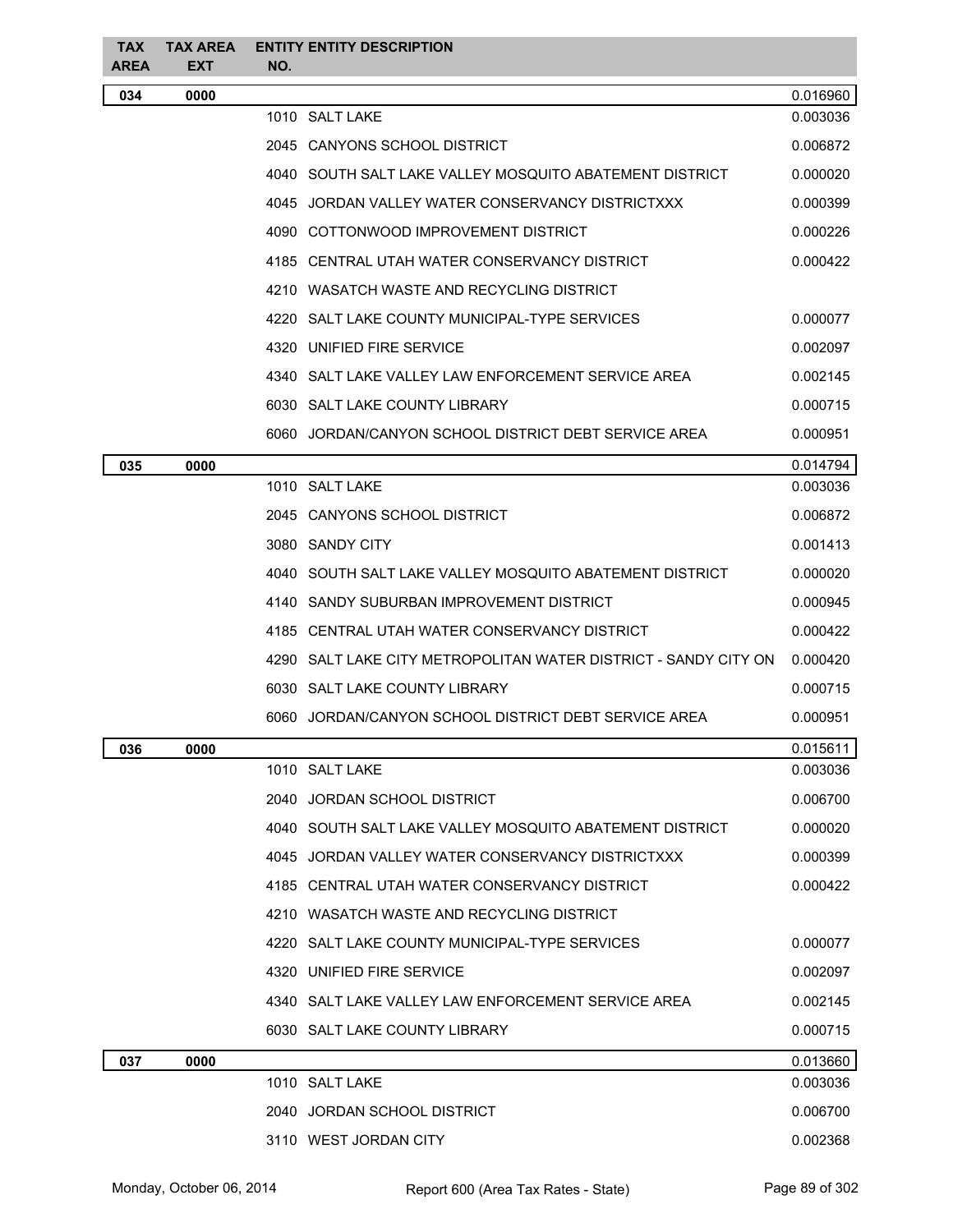| TAX AREA | TAX AREA EXT | ENTITY NO. | ENTITY DESCRIPTION | |
|---|---|---|---|---|
| 034 | 0000 | | | 0.016960 |
| | | 1010 | SALT LAKE | 0.003036 |
| | | 2045 | CANYONS SCHOOL DISTRICT | 0.006872 |
| | | 4040 | SOUTH SALT LAKE VALLEY MOSQUITO ABATEMENT DISTRICT | 0.000020 |
| | | 4045 | JORDAN VALLEY WATER CONSERVANCY DISTRICTXXX | 0.000399 |
| | | 4090 | COTTONWOOD IMPROVEMENT DISTRICT | 0.000226 |
| | | 4185 | CENTRAL UTAH WATER CONSERVANCY DISTRICT | 0.000422 |
| | | 4210 | WASATCH WASTE AND RECYCLING DISTRICT | |
| | | 4220 | SALT LAKE COUNTY MUNICIPAL-TYPE SERVICES | 0.000077 |
| | | 4320 | UNIFIED FIRE SERVICE | 0.002097 |
| | | 4340 | SALT LAKE VALLEY LAW ENFORCEMENT SERVICE AREA | 0.002145 |
| | | 6030 | SALT LAKE COUNTY LIBRARY | 0.000715 |
| | | 6060 | JORDAN/CANYON SCHOOL DISTRICT DEBT SERVICE AREA | 0.000951 |
| 035 | 0000 | | | 0.014794 |
| | | 1010 | SALT LAKE | 0.003036 |
| | | 2045 | CANYONS SCHOOL DISTRICT | 0.006872 |
| | | 3080 | SANDY CITY | 0.001413 |
| | | 4040 | SOUTH SALT LAKE VALLEY MOSQUITO ABATEMENT DISTRICT | 0.000020 |
| | | 4140 | SANDY SUBURBAN IMPROVEMENT DISTRICT | 0.000945 |
| | | 4185 | CENTRAL UTAH WATER CONSERVANCY DISTRICT | 0.000422 |
| | | 4290 | SALT LAKE CITY METROPOLITAN WATER DISTRICT - SANDY CITY ON | 0.000420 |
| | | 6030 | SALT LAKE COUNTY LIBRARY | 0.000715 |
| | | 6060 | JORDAN/CANYON SCHOOL DISTRICT DEBT SERVICE AREA | 0.000951 |
| 036 | 0000 | | | 0.015611 |
| | | 1010 | SALT LAKE | 0.003036 |
| | | 2040 | JORDAN SCHOOL DISTRICT | 0.006700 |
| | | 4040 | SOUTH SALT LAKE VALLEY MOSQUITO ABATEMENT DISTRICT | 0.000020 |
| | | 4045 | JORDAN VALLEY WATER CONSERVANCY DISTRICTXXX | 0.000399 |
| | | 4185 | CENTRAL UTAH WATER CONSERVANCY DISTRICT | 0.000422 |
| | | 4210 | WASATCH WASTE AND RECYCLING DISTRICT | |
| | | 4220 | SALT LAKE COUNTY MUNICIPAL-TYPE SERVICES | 0.000077 |
| | | 4320 | UNIFIED FIRE SERVICE | 0.002097 |
| | | 4340 | SALT LAKE VALLEY LAW ENFORCEMENT SERVICE AREA | 0.002145 |
| | | 6030 | SALT LAKE COUNTY LIBRARY | 0.000715 |
| 037 | 0000 | | | 0.013660 |
| | | 1010 | SALT LAKE | 0.003036 |
| | | 2040 | JORDAN SCHOOL DISTRICT | 0.006700 |
| | | 3110 | WEST JORDAN CITY | 0.002368 |

Monday, October 06, 2014 — Report 600 (Area Tax Rates - State)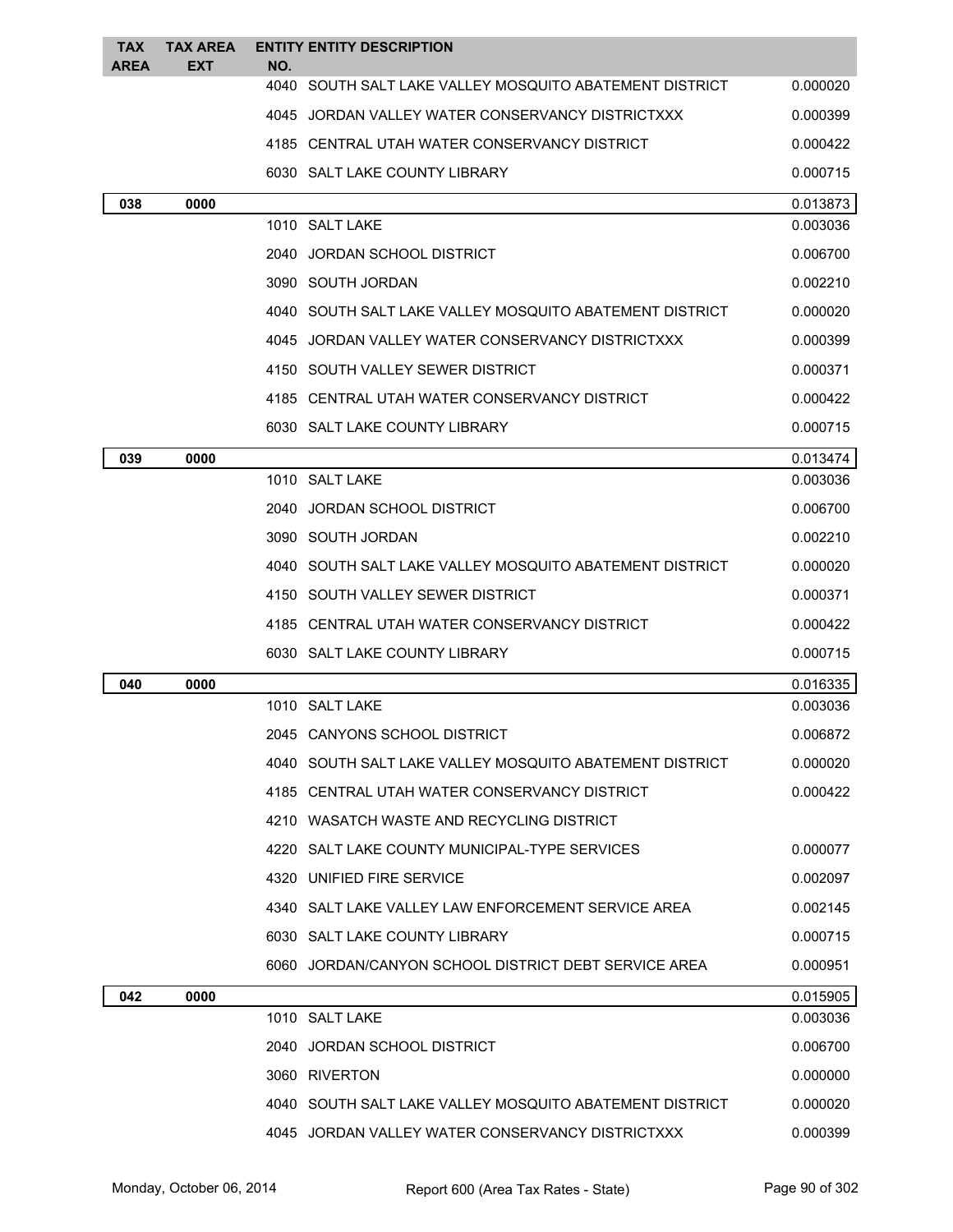| TAX AREA | TAX AREA EXT | ENTITY NO. | ENTITY DESCRIPTION | |
|---|---|---|---|---|
| | | 4040 | SOUTH SALT LAKE VALLEY MOSQUITO ABATEMENT DISTRICT | 0.000020 |
| | | 4045 | JORDAN VALLEY WATER CONSERVANCY DISTRICTXXX | 0.000399 |
| | | 4185 | CENTRAL UTAH WATER CONSERVANCY DISTRICT | 0.000422 |
| | | 6030 | SALT LAKE COUNTY LIBRARY | 0.000715 |
| **038** | **0000** | | | 0.013873 |
| | | 1010 | SALT LAKE | 0.003036 |
| | | 2040 | JORDAN SCHOOL DISTRICT | 0.006700 |
| | | 3090 | SOUTH JORDAN | 0.002210 |
| | | 4040 | SOUTH SALT LAKE VALLEY MOSQUITO ABATEMENT DISTRICT | 0.000020 |
| | | 4045 | JORDAN VALLEY WATER CONSERVANCY DISTRICTXXX | 0.000399 |
| | | 4150 | SOUTH VALLEY SEWER DISTRICT | 0.000371 |
| | | 4185 | CENTRAL UTAH WATER CONSERVANCY DISTRICT | 0.000422 |
| | | 6030 | SALT LAKE COUNTY LIBRARY | 0.000715 |
| **039** | **0000** | | | 0.013474 |
| | | 1010 | SALT LAKE | 0.003036 |
| | | 2040 | JORDAN SCHOOL DISTRICT | 0.006700 |
| | | 3090 | SOUTH JORDAN | 0.002210 |
| | | 4040 | SOUTH SALT LAKE VALLEY MOSQUITO ABATEMENT DISTRICT | 0.000020 |
| | | 4150 | SOUTH VALLEY SEWER DISTRICT | 0.000371 |
| | | 4185 | CENTRAL UTAH WATER CONSERVANCY DISTRICT | 0.000422 |
| | | 6030 | SALT LAKE COUNTY LIBRARY | 0.000715 |
| **040** | **0000** | | | 0.016335 |
| | | 1010 | SALT LAKE | 0.003036 |
| | | 2045 | CANYONS SCHOOL DISTRICT | 0.006872 |
| | | 4040 | SOUTH SALT LAKE VALLEY MOSQUITO ABATEMENT DISTRICT | 0.000020 |
| | | 4185 | CENTRAL UTAH WATER CONSERVANCY DISTRICT | 0.000422 |
| | | 4210 | WASATCH WASTE AND RECYCLING DISTRICT | |
| | | 4220 | SALT LAKE COUNTY MUNICIPAL-TYPE SERVICES | 0.000077 |
| | | 4320 | UNIFIED FIRE SERVICE | 0.002097 |
| | | 4340 | SALT LAKE VALLEY LAW ENFORCEMENT SERVICE AREA | 0.002145 |
| | | 6030 | SALT LAKE COUNTY LIBRARY | 0.000715 |
| | | 6060 | JORDAN/CANYON SCHOOL DISTRICT DEBT SERVICE AREA | 0.000951 |
| **042** | **0000** | | | 0.015905 |
| | | 1010 | SALT LAKE | 0.003036 |
| | | 2040 | JORDAN SCHOOL DISTRICT | 0.006700 |
| | | 3060 | RIVERTON | 0.000000 |
| | | 4040 | SOUTH SALT LAKE VALLEY MOSQUITO ABATEMENT DISTRICT | 0.000020 |
| | | 4045 | JORDAN VALLEY WATER CONSERVANCY DISTRICTXXX | 0.000399 |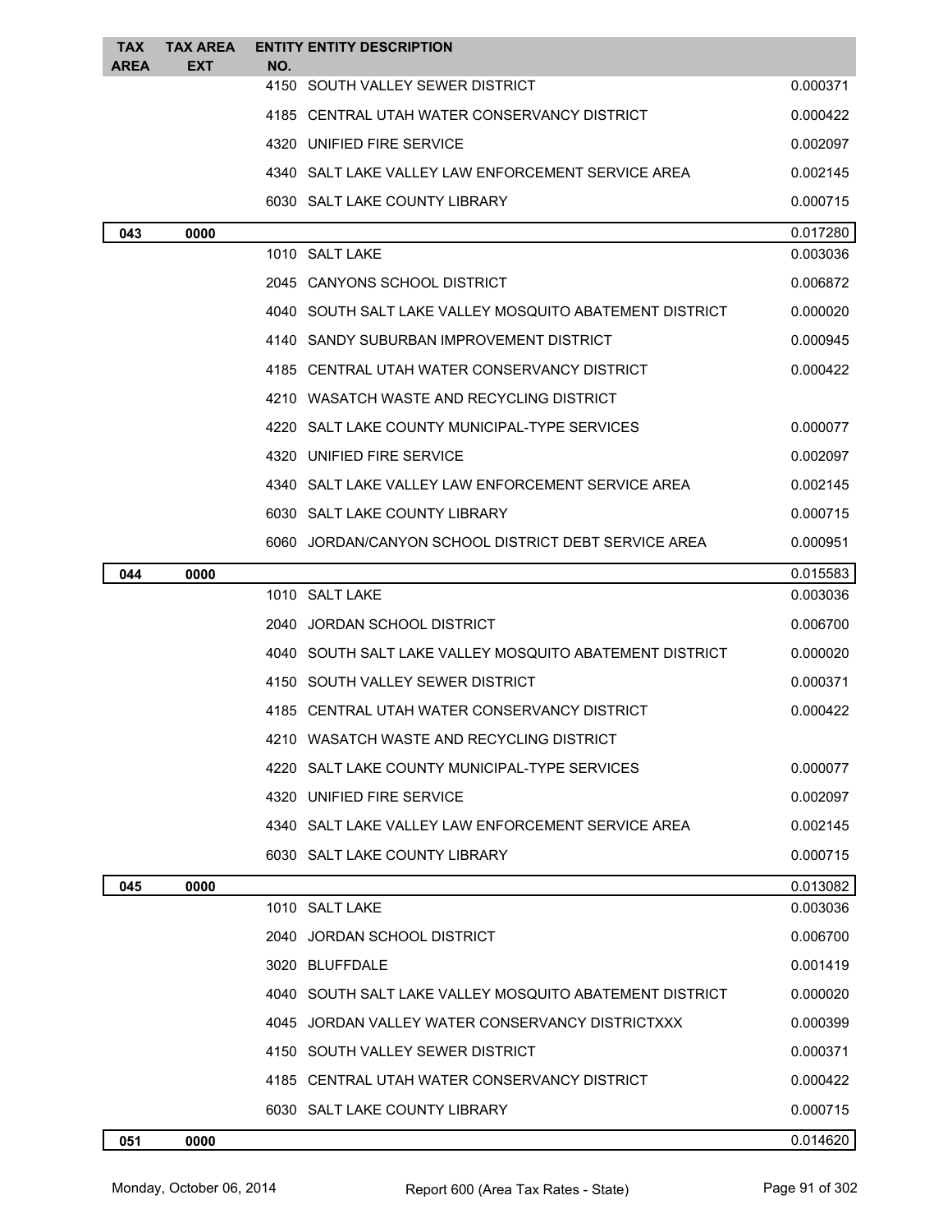| TAX AREA | TAX AREA EXT | ENTITY NO. | ENTITY DESCRIPTION | |
|---|---|---|---|---|
| | | 4150 | SOUTH VALLEY SEWER DISTRICT | 0.000371 |
| | | 4185 | CENTRAL UTAH WATER CONSERVANCY DISTRICT | 0.000422 |
| | | 4320 | UNIFIED FIRE SERVICE | 0.002097 |
| | | 4340 | SALT LAKE VALLEY LAW ENFORCEMENT SERVICE AREA | 0.002145 |
| | | 6030 | SALT LAKE COUNTY LIBRARY | 0.000715 |
| **043** | **0000** | | | 0.017280 |
| | | 1010 | SALT LAKE | 0.003036 |
| | | 2045 | CANYONS SCHOOL DISTRICT | 0.006872 |
| | | 4040 | SOUTH SALT LAKE VALLEY MOSQUITO ABATEMENT DISTRICT | 0.000020 |
| | | 4140 | SANDY SUBURBAN IMPROVEMENT DISTRICT | 0.000945 |
| | | 4185 | CENTRAL UTAH WATER CONSERVANCY DISTRICT | 0.000422 |
| | | 4210 | WASATCH WASTE AND RECYCLING DISTRICT | |
| | | 4220 | SALT LAKE COUNTY MUNICIPAL-TYPE SERVICES | 0.000077 |
| | | 4320 | UNIFIED FIRE SERVICE | 0.002097 |
| | | 4340 | SALT LAKE VALLEY LAW ENFORCEMENT SERVICE AREA | 0.002145 |
| | | 6030 | SALT LAKE COUNTY LIBRARY | 0.000715 |
| | | 6060 | JORDAN/CANYON SCHOOL DISTRICT DEBT SERVICE AREA | 0.000951 |
| **044** | **0000** | | | 0.015583 |
| | | 1010 | SALT LAKE | 0.003036 |
| | | 2040 | JORDAN SCHOOL DISTRICT | 0.006700 |
| | | 4040 | SOUTH SALT LAKE VALLEY MOSQUITO ABATEMENT DISTRICT | 0.000020 |
| | | 4150 | SOUTH VALLEY SEWER DISTRICT | 0.000371 |
| | | 4185 | CENTRAL UTAH WATER CONSERVANCY DISTRICT | 0.000422 |
| | | 4210 | WASATCH WASTE AND RECYCLING DISTRICT | |
| | | 4220 | SALT LAKE COUNTY MUNICIPAL-TYPE SERVICES | 0.000077 |
| | | 4320 | UNIFIED FIRE SERVICE | 0.002097 |
| | | 4340 | SALT LAKE VALLEY LAW ENFORCEMENT SERVICE AREA | 0.002145 |
| | | 6030 | SALT LAKE COUNTY LIBRARY | 0.000715 |
| **045** | **0000** | | | 0.013082 |
| | | 1010 | SALT LAKE | 0.003036 |
| | | 2040 | JORDAN SCHOOL DISTRICT | 0.006700 |
| | | 3020 | BLUFFDALE | 0.001419 |
| | | 4040 | SOUTH SALT LAKE VALLEY MOSQUITO ABATEMENT DISTRICT | 0.000020 |
| | | 4045 | JORDAN VALLEY WATER CONSERVANCY DISTRICTXXX | 0.000399 |
| | | 4150 | SOUTH VALLEY SEWER DISTRICT | 0.000371 |
| | | 4185 | CENTRAL UTAH WATER CONSERVANCY DISTRICT | 0.000422 |
| | | 6030 | SALT LAKE COUNTY LIBRARY | 0.000715 |
| **051** | **0000** | | | 0.014620 |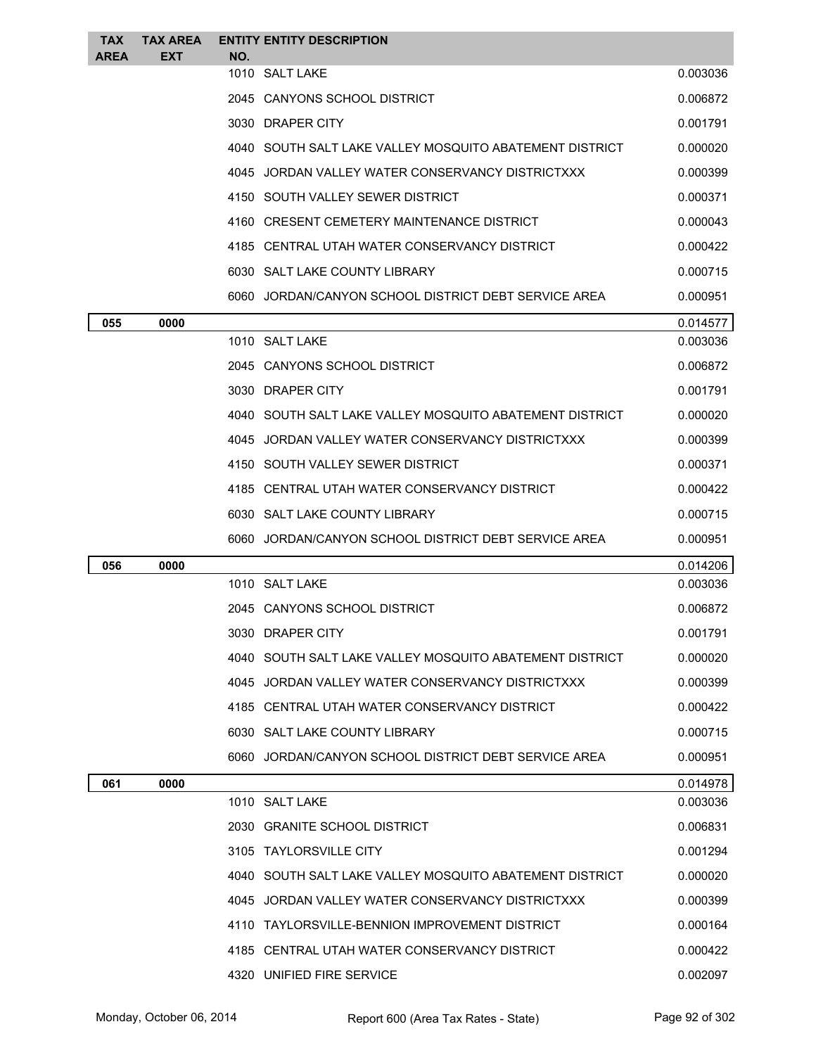| TAX AREA | TAX AREA EXT | ENTITY NO. | ENTITY DESCRIPTION | |
|---|---|---|---|---|
| | | 1010 | SALT LAKE | 0.003036 |
| | | 2045 | CANYONS SCHOOL DISTRICT | 0.006872 |
| | | 3030 | DRAPER CITY | 0.001791 |
| | | 4040 | SOUTH SALT LAKE VALLEY MOSQUITO ABATEMENT DISTRICT | 0.000020 |
| | | 4045 | JORDAN VALLEY WATER CONSERVANCY DISTRICTXXX | 0.000399 |
| | | 4150 | SOUTH VALLEY SEWER DISTRICT | 0.000371 |
| | | 4160 | CRESENT CEMETERY MAINTENANCE DISTRICT | 0.000043 |
| | | 4185 | CENTRAL UTAH WATER CONSERVANCY DISTRICT | 0.000422 |
| | | 6030 | SALT LAKE COUNTY LIBRARY | 0.000715 |
| | | 6060 | JORDAN/CANYON SCHOOL DISTRICT DEBT SERVICE AREA | 0.000951 |
| **055** | **0000** | | | 0.014577 |
| | | 1010 | SALT LAKE | 0.003036 |
| | | 2045 | CANYONS SCHOOL DISTRICT | 0.006872 |
| | | 3030 | DRAPER CITY | 0.001791 |
| | | 4040 | SOUTH SALT LAKE VALLEY MOSQUITO ABATEMENT DISTRICT | 0.000020 |
| | | 4045 | JORDAN VALLEY WATER CONSERVANCY DISTRICTXXX | 0.000399 |
| | | 4150 | SOUTH VALLEY SEWER DISTRICT | 0.000371 |
| | | 4185 | CENTRAL UTAH WATER CONSERVANCY DISTRICT | 0.000422 |
| | | 6030 | SALT LAKE COUNTY LIBRARY | 0.000715 |
| | | 6060 | JORDAN/CANYON SCHOOL DISTRICT DEBT SERVICE AREA | 0.000951 |
| **056** | **0000** | | | 0.014206 |
| | | 1010 | SALT LAKE | 0.003036 |
| | | 2045 | CANYONS SCHOOL DISTRICT | 0.006872 |
| | | 3030 | DRAPER CITY | 0.001791 |
| | | 4040 | SOUTH SALT LAKE VALLEY MOSQUITO ABATEMENT DISTRICT | 0.000020 |
| | | 4045 | JORDAN VALLEY WATER CONSERVANCY DISTRICTXXX | 0.000399 |
| | | 4185 | CENTRAL UTAH WATER CONSERVANCY DISTRICT | 0.000422 |
| | | 6030 | SALT LAKE COUNTY LIBRARY | 0.000715 |
| | | 6060 | JORDAN/CANYON SCHOOL DISTRICT DEBT SERVICE AREA | 0.000951 |
| **061** | **0000** | | | 0.014978 |
| | | 1010 | SALT LAKE | 0.003036 |
| | | 2030 | GRANITE SCHOOL DISTRICT | 0.006831 |
| | | 3105 | TAYLORSVILLE CITY | 0.001294 |
| | | 4040 | SOUTH SALT LAKE VALLEY MOSQUITO ABATEMENT DISTRICT | 0.000020 |
| | | 4045 | JORDAN VALLEY WATER CONSERVANCY DISTRICTXXX | 0.000399 |
| | | 4110 | TAYLORSVILLE-BENNION IMPROVEMENT DISTRICT | 0.000164 |
| | | 4185 | CENTRAL UTAH WATER CONSERVANCY DISTRICT | 0.000422 |
| | | 4320 | UNIFIED FIRE SERVICE | 0.002097 |

Monday, October 06, 2014 — Report 600 (Area Tax Rates - State)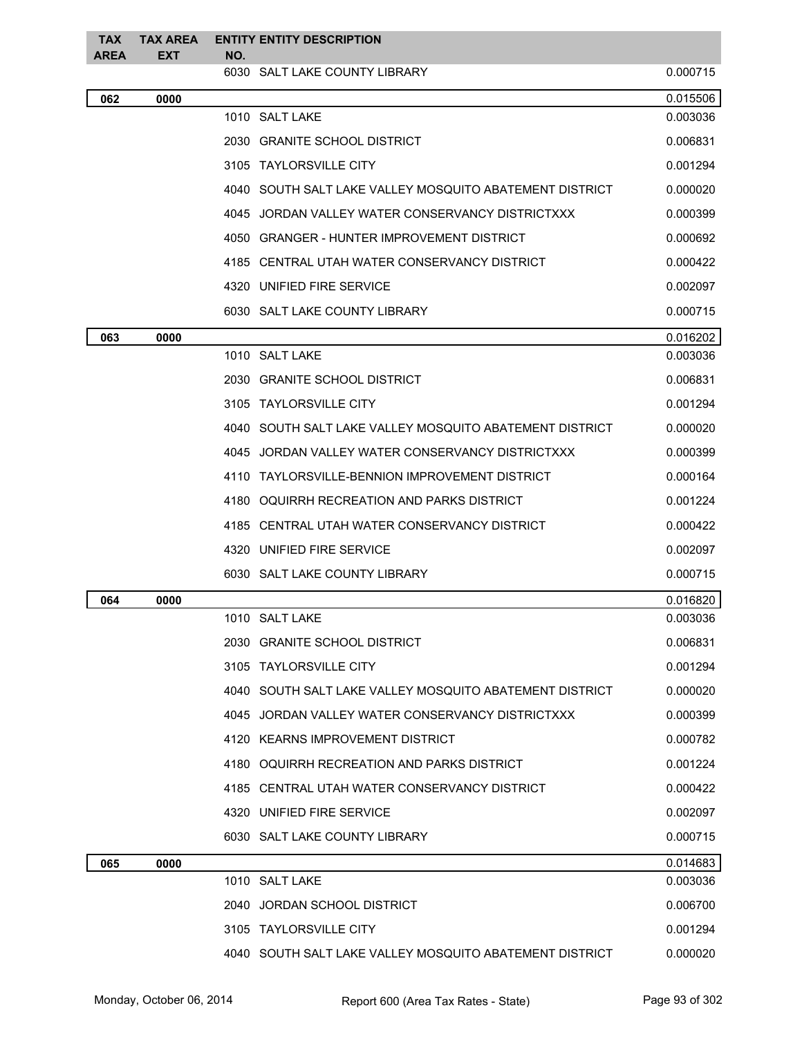| TAX AREA | TAX AREA EXT | ENTITY NO. | ENTITY DESCRIPTION | |
|---|---|---|---|---|
| | | 6030 | SALT LAKE COUNTY LIBRARY | 0.000715 |
| **062** | **0000** | | | 0.015506 |
| | | 1010 | SALT LAKE | 0.003036 |
| | | 2030 | GRANITE SCHOOL DISTRICT | 0.006831 |
| | | 3105 | TAYLORSVILLE CITY | 0.001294 |
| | | 4040 | SOUTH SALT LAKE VALLEY MOSQUITO ABATEMENT DISTRICT | 0.000020 |
| | | 4045 | JORDAN VALLEY WATER CONSERVANCY DISTRICTXXX | 0.000399 |
| | | 4050 | GRANGER - HUNTER IMPROVEMENT DISTRICT | 0.000692 |
| | | 4185 | CENTRAL UTAH WATER CONSERVANCY DISTRICT | 0.000422 |
| | | 4320 | UNIFIED FIRE SERVICE | 0.002097 |
| | | 6030 | SALT LAKE COUNTY LIBRARY | 0.000715 |
| **063** | **0000** | | | 0.016202 |
| | | 1010 | SALT LAKE | 0.003036 |
| | | 2030 | GRANITE SCHOOL DISTRICT | 0.006831 |
| | | 3105 | TAYLORSVILLE CITY | 0.001294 |
| | | 4040 | SOUTH SALT LAKE VALLEY MOSQUITO ABATEMENT DISTRICT | 0.000020 |
| | | 4045 | JORDAN VALLEY WATER CONSERVANCY DISTRICTXXX | 0.000399 |
| | | 4110 | TAYLORSVILLE-BENNION IMPROVEMENT DISTRICT | 0.000164 |
| | | 4180 | OQUIRRH RECREATION AND PARKS DISTRICT | 0.001224 |
| | | 4185 | CENTRAL UTAH WATER CONSERVANCY DISTRICT | 0.000422 |
| | | 4320 | UNIFIED FIRE SERVICE | 0.002097 |
| | | 6030 | SALT LAKE COUNTY LIBRARY | 0.000715 |
| **064** | **0000** | | | 0.016820 |
| | | 1010 | SALT LAKE | 0.003036 |
| | | 2030 | GRANITE SCHOOL DISTRICT | 0.006831 |
| | | 3105 | TAYLORSVILLE CITY | 0.001294 |
| | | 4040 | SOUTH SALT LAKE VALLEY MOSQUITO ABATEMENT DISTRICT | 0.000020 |
| | | 4045 | JORDAN VALLEY WATER CONSERVANCY DISTRICTXXX | 0.000399 |
| | | 4120 | KEARNS IMPROVEMENT DISTRICT | 0.000782 |
| | | 4180 | OQUIRRH RECREATION AND PARKS DISTRICT | 0.001224 |
| | | 4185 | CENTRAL UTAH WATER CONSERVANCY DISTRICT | 0.000422 |
| | | 4320 | UNIFIED FIRE SERVICE | 0.002097 |
| | | 6030 | SALT LAKE COUNTY LIBRARY | 0.000715 |
| **065** | **0000** | | | 0.014683 |
| | | 1010 | SALT LAKE | 0.003036 |
| | | 2040 | JORDAN SCHOOL DISTRICT | 0.006700 |
| | | 3105 | TAYLORSVILLE CITY | 0.001294 |
| | | 4040 | SOUTH SALT LAKE VALLEY MOSQUITO ABATEMENT DISTRICT | 0.000020 |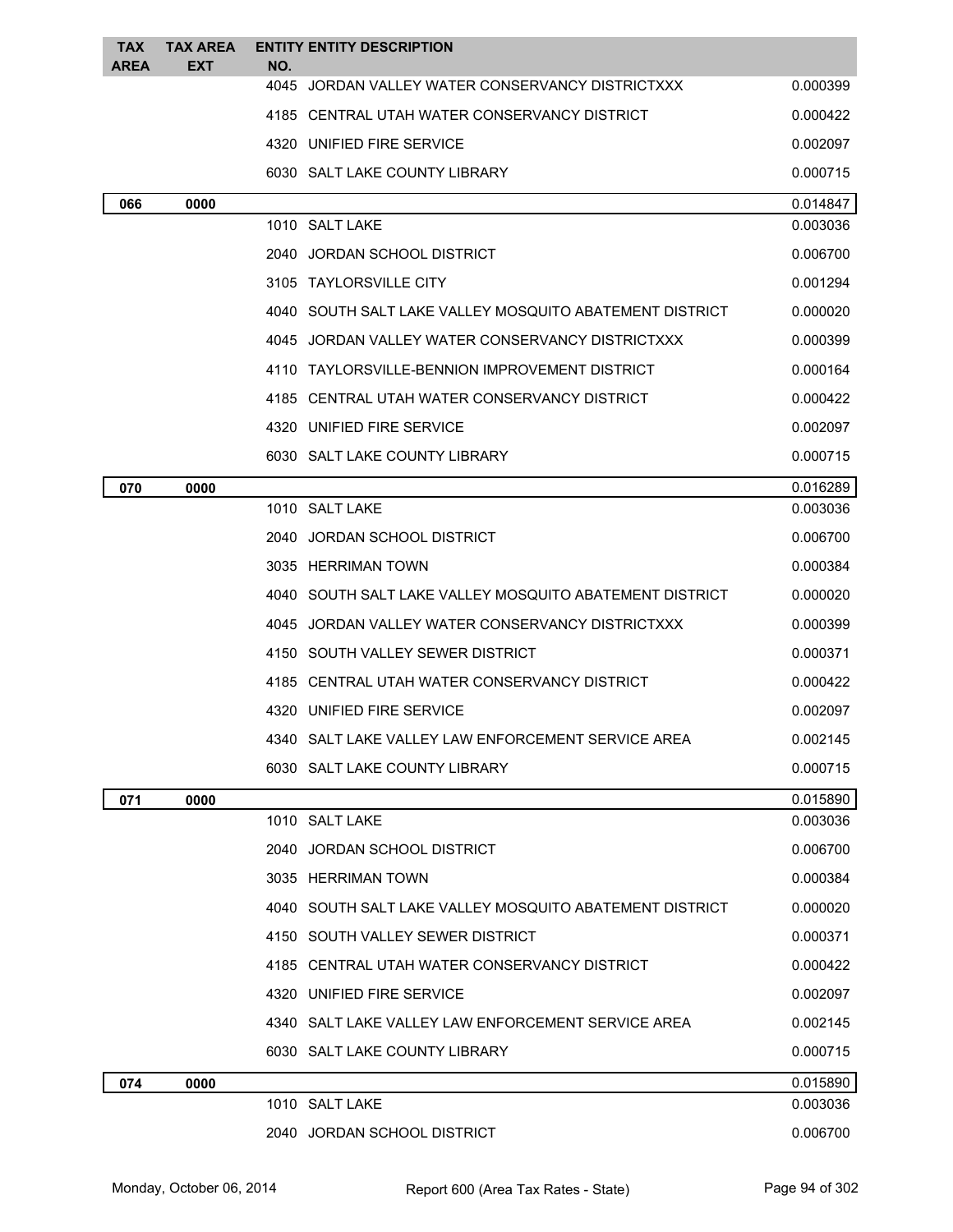| TAX AREA | TAX AREA EXT | ENTITY NO. | ENTITY DESCRIPTION | |
|---|---|---|---|---|
| | | 4045 | JORDAN VALLEY WATER CONSERVANCY DISTRICTXXX | 0.000399 |
| | | 4185 | CENTRAL UTAH WATER CONSERVANCY DISTRICT | 0.000422 |
| | | 4320 | UNIFIED FIRE SERVICE | 0.002097 |
| | | 6030 | SALT LAKE COUNTY LIBRARY | 0.000715 |
| **066** | **0000** | | | 0.014847 |
| | | 1010 | SALT LAKE | 0.003036 |
| | | 2040 | JORDAN SCHOOL DISTRICT | 0.006700 |
| | | 3105 | TAYLORSVILLE CITY | 0.001294 |
| | | 4040 | SOUTH SALT LAKE VALLEY MOSQUITO ABATEMENT DISTRICT | 0.000020 |
| | | 4045 | JORDAN VALLEY WATER CONSERVANCY DISTRICTXXX | 0.000399 |
| | | 4110 | TAYLORSVILLE-BENNION IMPROVEMENT DISTRICT | 0.000164 |
| | | 4185 | CENTRAL UTAH WATER CONSERVANCY DISTRICT | 0.000422 |
| | | 4320 | UNIFIED FIRE SERVICE | 0.002097 |
| | | 6030 | SALT LAKE COUNTY LIBRARY | 0.000715 |
| **070** | **0000** | | | 0.016289 |
| | | 1010 | SALT LAKE | 0.003036 |
| | | 2040 | JORDAN SCHOOL DISTRICT | 0.006700 |
| | | 3035 | HERRIMAN TOWN | 0.000384 |
| | | 4040 | SOUTH SALT LAKE VALLEY MOSQUITO ABATEMENT DISTRICT | 0.000020 |
| | | 4045 | JORDAN VALLEY WATER CONSERVANCY DISTRICTXXX | 0.000399 |
| | | 4150 | SOUTH VALLEY SEWER DISTRICT | 0.000371 |
| | | 4185 | CENTRAL UTAH WATER CONSERVANCY DISTRICT | 0.000422 |
| | | 4320 | UNIFIED FIRE SERVICE | 0.002097 |
| | | 4340 | SALT LAKE VALLEY LAW ENFORCEMENT SERVICE AREA | 0.002145 |
| | | 6030 | SALT LAKE COUNTY LIBRARY | 0.000715 |
| **071** | **0000** | | | 0.015890 |
| | | 1010 | SALT LAKE | 0.003036 |
| | | 2040 | JORDAN SCHOOL DISTRICT | 0.006700 |
| | | 3035 | HERRIMAN TOWN | 0.000384 |
| | | 4040 | SOUTH SALT LAKE VALLEY MOSQUITO ABATEMENT DISTRICT | 0.000020 |
| | | 4150 | SOUTH VALLEY SEWER DISTRICT | 0.000371 |
| | | 4185 | CENTRAL UTAH WATER CONSERVANCY DISTRICT | 0.000422 |
| | | 4320 | UNIFIED FIRE SERVICE | 0.002097 |
| | | 4340 | SALT LAKE VALLEY LAW ENFORCEMENT SERVICE AREA | 0.002145 |
| | | 6030 | SALT LAKE COUNTY LIBRARY | 0.000715 |
| **074** | **0000** | | | 0.015890 |
| | | 1010 | SALT LAKE | 0.003036 |
| | | 2040 | JORDAN SCHOOL DISTRICT | 0.006700 |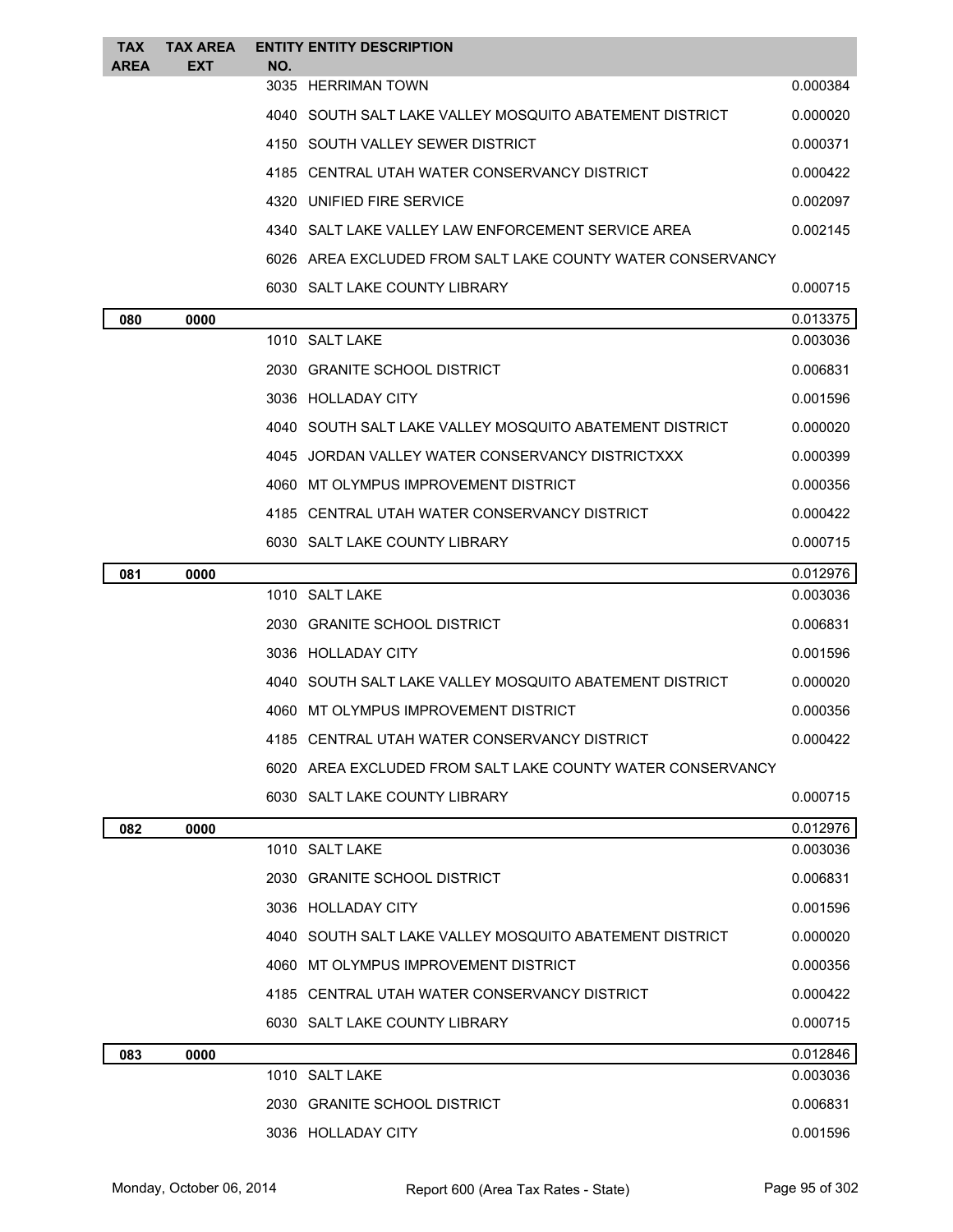| TAX AREA | TAX AREA EXT | ENTITY NO. | ENTITY DESCRIPTION | |
|---|---|---|---|---|
| | | 3035 | HERRIMAN TOWN | 0.000384 |
| | | 4040 | SOUTH SALT LAKE VALLEY MOSQUITO ABATEMENT DISTRICT | 0.000020 |
| | | 4150 | SOUTH VALLEY SEWER DISTRICT | 0.000371 |
| | | 4185 | CENTRAL UTAH WATER CONSERVANCY DISTRICT | 0.000422 |
| | | 4320 | UNIFIED FIRE SERVICE | 0.002097 |
| | | 4340 | SALT LAKE VALLEY LAW ENFORCEMENT SERVICE AREA | 0.002145 |
| | | 6026 | AREA EXCLUDED FROM SALT LAKE COUNTY WATER CONSERVANCY | |
| | | 6030 | SALT LAKE COUNTY LIBRARY | 0.000715 |
| 080 | 0000 | | | 0.013375 |
| | | 1010 | SALT LAKE | 0.003036 |
| | | 2030 | GRANITE SCHOOL DISTRICT | 0.006831 |
| | | 3036 | HOLLADAY CITY | 0.001596 |
| | | 4040 | SOUTH SALT LAKE VALLEY MOSQUITO ABATEMENT DISTRICT | 0.000020 |
| | | 4045 | JORDAN VALLEY WATER CONSERVANCY DISTRICTXXX | 0.000399 |
| | | 4060 | MT OLYMPUS IMPROVEMENT DISTRICT | 0.000356 |
| | | 4185 | CENTRAL UTAH WATER CONSERVANCY DISTRICT | 0.000422 |
| | | 6030 | SALT LAKE COUNTY LIBRARY | 0.000715 |
| 081 | 0000 | | | 0.012976 |
| | | 1010 | SALT LAKE | 0.003036 |
| | | 2030 | GRANITE SCHOOL DISTRICT | 0.006831 |
| | | 3036 | HOLLADAY CITY | 0.001596 |
| | | 4040 | SOUTH SALT LAKE VALLEY MOSQUITO ABATEMENT DISTRICT | 0.000020 |
| | | 4060 | MT OLYMPUS IMPROVEMENT DISTRICT | 0.000356 |
| | | 4185 | CENTRAL UTAH WATER CONSERVANCY DISTRICT | 0.000422 |
| | | 6020 | AREA EXCLUDED FROM SALT LAKE COUNTY WATER CONSERVANCY | |
| | | 6030 | SALT LAKE COUNTY LIBRARY | 0.000715 |
| 082 | 0000 | | | 0.012976 |
| | | 1010 | SALT LAKE | 0.003036 |
| | | 2030 | GRANITE SCHOOL DISTRICT | 0.006831 |
| | | 3036 | HOLLADAY CITY | 0.001596 |
| | | 4040 | SOUTH SALT LAKE VALLEY MOSQUITO ABATEMENT DISTRICT | 0.000020 |
| | | 4060 | MT OLYMPUS IMPROVEMENT DISTRICT | 0.000356 |
| | | 4185 | CENTRAL UTAH WATER CONSERVANCY DISTRICT | 0.000422 |
| | | 6030 | SALT LAKE COUNTY LIBRARY | 0.000715 |
| 083 | 0000 | | | 0.012846 |
| | | 1010 | SALT LAKE | 0.003036 |
| | | 2030 | GRANITE SCHOOL DISTRICT | 0.006831 |
| | | 3036 | HOLLADAY CITY | 0.001596 |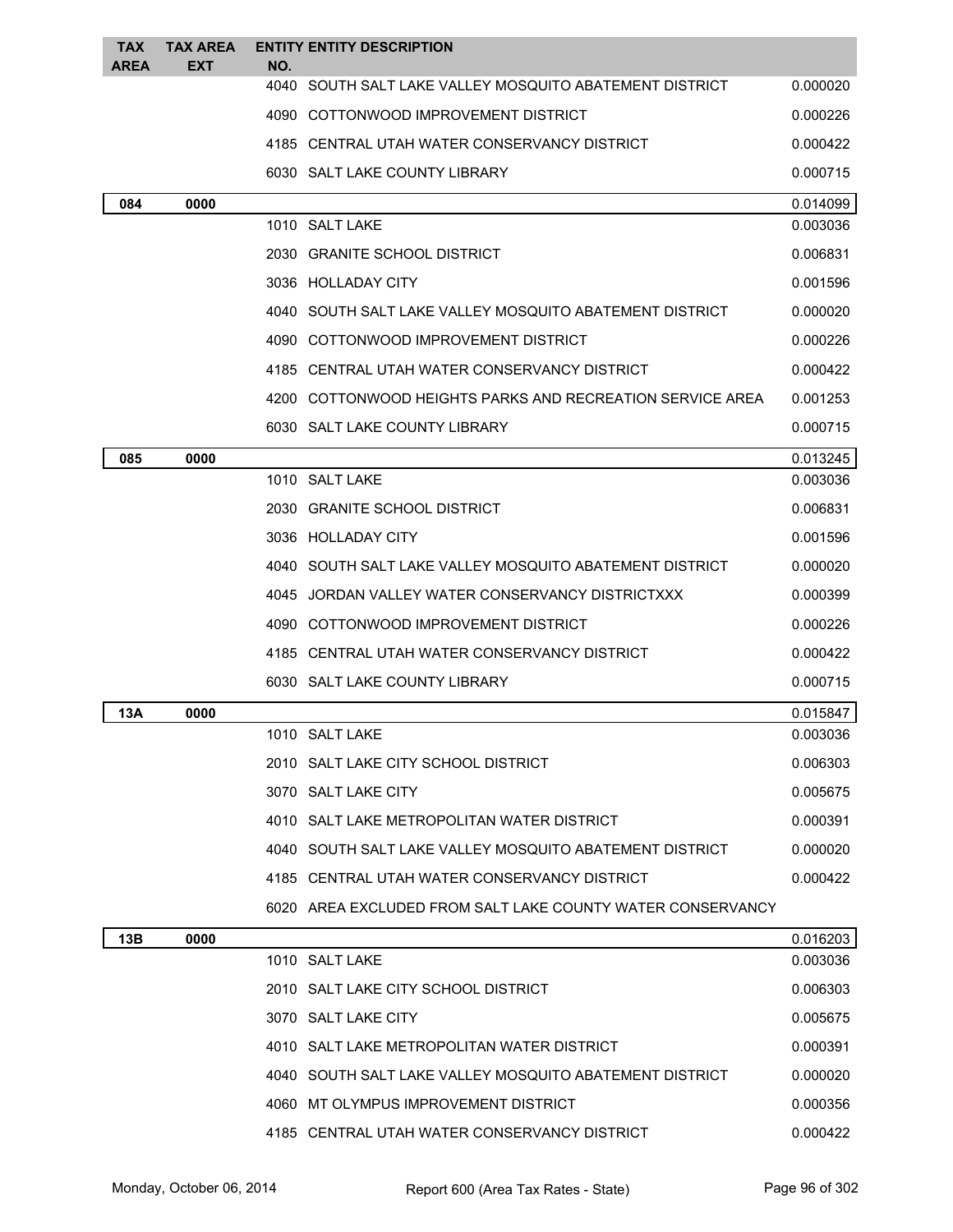| TAX AREA | TAX AREA EXT | ENTITY NO. | ENTITY DESCRIPTION | |
|---|---|---|---|---|
| | | 4040 | SOUTH SALT LAKE VALLEY MOSQUITO ABATEMENT DISTRICT | 0.000020 |
| | | 4090 | COTTONWOOD IMPROVEMENT DISTRICT | 0.000226 |
| | | 4185 | CENTRAL UTAH WATER CONSERVANCY DISTRICT | 0.000422 |
| | | 6030 | SALT LAKE COUNTY LIBRARY | 0.000715 |
| **084** | **0000** | | | 0.014099 |
| | | 1010 | SALT LAKE | 0.003036 |
| | | 2030 | GRANITE SCHOOL DISTRICT | 0.006831 |
| | | 3036 | HOLLADAY CITY | 0.001596 |
| | | 4040 | SOUTH SALT LAKE VALLEY MOSQUITO ABATEMENT DISTRICT | 0.000020 |
| | | 4090 | COTTONWOOD IMPROVEMENT DISTRICT | 0.000226 |
| | | 4185 | CENTRAL UTAH WATER CONSERVANCY DISTRICT | 0.000422 |
| | | 4200 | COTTONWOOD HEIGHTS PARKS AND RECREATION SERVICE AREA | 0.001253 |
| | | 6030 | SALT LAKE COUNTY LIBRARY | 0.000715 |
| **085** | **0000** | | | 0.013245 |
| | | 1010 | SALT LAKE | 0.003036 |
| | | 2030 | GRANITE SCHOOL DISTRICT | 0.006831 |
| | | 3036 | HOLLADAY CITY | 0.001596 |
| | | 4040 | SOUTH SALT LAKE VALLEY MOSQUITO ABATEMENT DISTRICT | 0.000020 |
| | | 4045 | JORDAN VALLEY WATER CONSERVANCY DISTRICTXXX | 0.000399 |
| | | 4090 | COTTONWOOD IMPROVEMENT DISTRICT | 0.000226 |
| | | 4185 | CENTRAL UTAH WATER CONSERVANCY DISTRICT | 0.000422 |
| | | 6030 | SALT LAKE COUNTY LIBRARY | 0.000715 |
| **13A** | **0000** | | | 0.015847 |
| | | 1010 | SALT LAKE | 0.003036 |
| | | 2010 | SALT LAKE CITY SCHOOL DISTRICT | 0.006303 |
| | | 3070 | SALT LAKE CITY | 0.005675 |
| | | 4010 | SALT LAKE METROPOLITAN WATER DISTRICT | 0.000391 |
| | | 4040 | SOUTH SALT LAKE VALLEY MOSQUITO ABATEMENT DISTRICT | 0.000020 |
| | | 4185 | CENTRAL UTAH WATER CONSERVANCY DISTRICT | 0.000422 |
| | | 6020 | AREA EXCLUDED FROM SALT LAKE COUNTY WATER CONSERVANCY | |
| **13B** | **0000** | | | 0.016203 |
| | | 1010 | SALT LAKE | 0.003036 |
| | | 2010 | SALT LAKE CITY SCHOOL DISTRICT | 0.006303 |
| | | 3070 | SALT LAKE CITY | 0.005675 |
| | | 4010 | SALT LAKE METROPOLITAN WATER DISTRICT | 0.000391 |
| | | 4040 | SOUTH SALT LAKE VALLEY MOSQUITO ABATEMENT DISTRICT | 0.000020 |
| | | 4060 | MT OLYMPUS IMPROVEMENT DISTRICT | 0.000356 |
| | | 4185 | CENTRAL UTAH WATER CONSERVANCY DISTRICT | 0.000422 |

Monday, October 06, 2014 Report 600 (Area Tax Rates - State)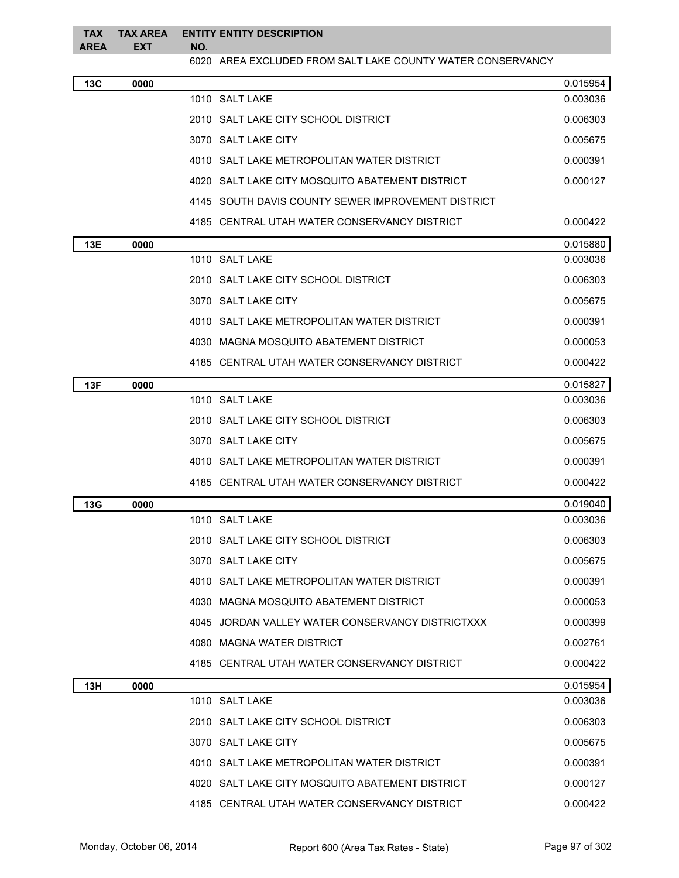| TAX AREA | TAX AREA EXT | ENTITY NO. | ENTITY DESCRIPTION | |
|---|---|---|---|---|
| | | 6020 | AREA EXCLUDED FROM SALT LAKE COUNTY WATER CONSERVANCY | |
| **13C** | **0000** | | | 0.015954 |
| | | 1010 | SALT LAKE | 0.003036 |
| | | 2010 | SALT LAKE CITY SCHOOL DISTRICT | 0.006303 |
| | | 3070 | SALT LAKE CITY | 0.005675 |
| | | 4010 | SALT LAKE METROPOLITAN WATER DISTRICT | 0.000391 |
| | | 4020 | SALT LAKE CITY MOSQUITO ABATEMENT DISTRICT | 0.000127 |
| | | 4145 | SOUTH DAVIS COUNTY SEWER IMPROVEMENT DISTRICT | |
| | | 4185 | CENTRAL UTAH WATER CONSERVANCY DISTRICT | 0.000422 |
| **13E** | **0000** | | | 0.015880 |
| | | 1010 | SALT LAKE | 0.003036 |
| | | 2010 | SALT LAKE CITY SCHOOL DISTRICT | 0.006303 |
| | | 3070 | SALT LAKE CITY | 0.005675 |
| | | 4010 | SALT LAKE METROPOLITAN WATER DISTRICT | 0.000391 |
| | | 4030 | MAGNA MOSQUITO ABATEMENT DISTRICT | 0.000053 |
| | | 4185 | CENTRAL UTAH WATER CONSERVANCY DISTRICT | 0.000422 |
| **13F** | **0000** | | | 0.015827 |
| | | 1010 | SALT LAKE | 0.003036 |
| | | 2010 | SALT LAKE CITY SCHOOL DISTRICT | 0.006303 |
| | | 3070 | SALT LAKE CITY | 0.005675 |
| | | 4010 | SALT LAKE METROPOLITAN WATER DISTRICT | 0.000391 |
| | | 4185 | CENTRAL UTAH WATER CONSERVANCY DISTRICT | 0.000422 |
| **13G** | **0000** | | | 0.019040 |
| | | 1010 | SALT LAKE | 0.003036 |
| | | 2010 | SALT LAKE CITY SCHOOL DISTRICT | 0.006303 |
| | | 3070 | SALT LAKE CITY | 0.005675 |
| | | 4010 | SALT LAKE METROPOLITAN WATER DISTRICT | 0.000391 |
| | | 4030 | MAGNA MOSQUITO ABATEMENT DISTRICT | 0.000053 |
| | | 4045 | JORDAN VALLEY WATER CONSERVANCY DISTRICTXXX | 0.000399 |
| | | 4080 | MAGNA WATER DISTRICT | 0.002761 |
| | | 4185 | CENTRAL UTAH WATER CONSERVANCY DISTRICT | 0.000422 |
| **13H** | **0000** | | | 0.015954 |
| | | 1010 | SALT LAKE | 0.003036 |
| | | 2010 | SALT LAKE CITY SCHOOL DISTRICT | 0.006303 |
| | | 3070 | SALT LAKE CITY | 0.005675 |
| | | 4010 | SALT LAKE METROPOLITAN WATER DISTRICT | 0.000391 |
| | | 4020 | SALT LAKE CITY MOSQUITO ABATEMENT DISTRICT | 0.000127 |
| | | 4185 | CENTRAL UTAH WATER CONSERVANCY DISTRICT | 0.000422 |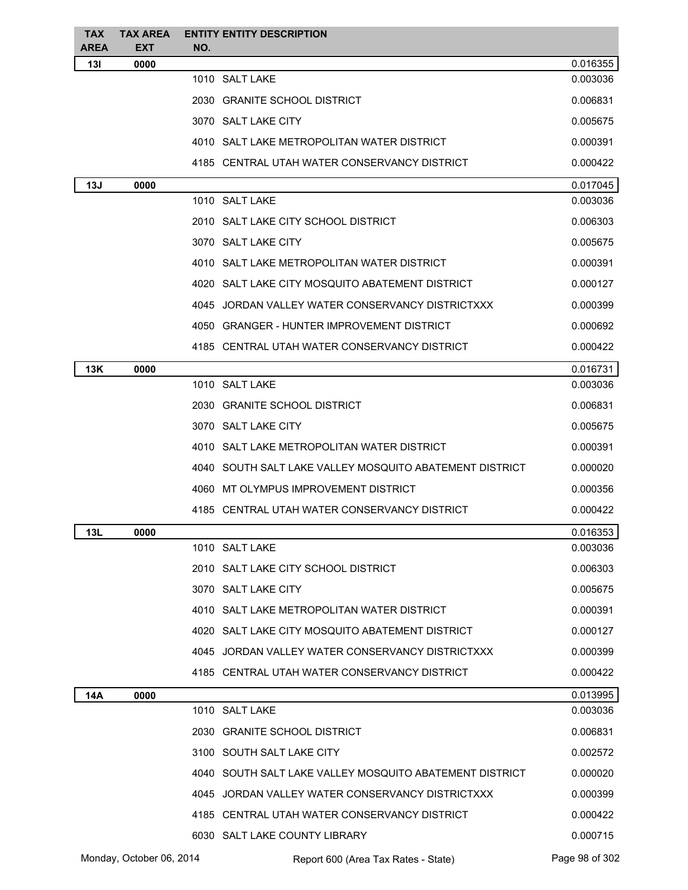| TAX AREA | TAX AREA EXT | ENTITY NO. | ENTITY DESCRIPTION | |
|---|---|---|---|---|
| 13I | 0000 | | | 0.016355 |
| | | 1010 | SALT LAKE | 0.003036 |
| | | 2030 | GRANITE SCHOOL DISTRICT | 0.006831 |
| | | 3070 | SALT LAKE CITY | 0.005675 |
| | | 4010 | SALT LAKE METROPOLITAN WATER DISTRICT | 0.000391 |
| | | 4185 | CENTRAL UTAH WATER CONSERVANCY DISTRICT | 0.000422 |
| 13J | 0000 | | | 0.017045 |
| | | 1010 | SALT LAKE | 0.003036 |
| | | 2010 | SALT LAKE CITY SCHOOL DISTRICT | 0.006303 |
| | | 3070 | SALT LAKE CITY | 0.005675 |
| | | 4010 | SALT LAKE METROPOLITAN WATER DISTRICT | 0.000391 |
| | | 4020 | SALT LAKE CITY MOSQUITO ABATEMENT DISTRICT | 0.000127 |
| | | 4045 | JORDAN VALLEY WATER CONSERVANCY DISTRICTXXX | 0.000399 |
| | | 4050 | GRANGER - HUNTER IMPROVEMENT DISTRICT | 0.000692 |
| | | 4185 | CENTRAL UTAH WATER CONSERVANCY DISTRICT | 0.000422 |
| 13K | 0000 | | | 0.016731 |
| | | 1010 | SALT LAKE | 0.003036 |
| | | 2030 | GRANITE SCHOOL DISTRICT | 0.006831 |
| | | 3070 | SALT LAKE CITY | 0.005675 |
| | | 4010 | SALT LAKE METROPOLITAN WATER DISTRICT | 0.000391 |
| | | 4040 | SOUTH SALT LAKE VALLEY MOSQUITO ABATEMENT DISTRICT | 0.000020 |
| | | 4060 | MT OLYMPUS IMPROVEMENT DISTRICT | 0.000356 |
| | | 4185 | CENTRAL UTAH WATER CONSERVANCY DISTRICT | 0.000422 |
| 13L | 0000 | | | 0.016353 |
| | | 1010 | SALT LAKE | 0.003036 |
| | | 2010 | SALT LAKE CITY SCHOOL DISTRICT | 0.006303 |
| | | 3070 | SALT LAKE CITY | 0.005675 |
| | | 4010 | SALT LAKE METROPOLITAN WATER DISTRICT | 0.000391 |
| | | 4020 | SALT LAKE CITY MOSQUITO ABATEMENT DISTRICT | 0.000127 |
| | | 4045 | JORDAN VALLEY WATER CONSERVANCY DISTRICTXXX | 0.000399 |
| | | 4185 | CENTRAL UTAH WATER CONSERVANCY DISTRICT | 0.000422 |
| 14A | 0000 | | | 0.013995 |
| | | 1010 | SALT LAKE | 0.003036 |
| | | 2030 | GRANITE SCHOOL DISTRICT | 0.006831 |
| | | 3100 | SOUTH SALT LAKE CITY | 0.002572 |
| | | 4040 | SOUTH SALT LAKE VALLEY MOSQUITO ABATEMENT DISTRICT | 0.000020 |
| | | 4045 | JORDAN VALLEY WATER CONSERVANCY DISTRICTXXX | 0.000399 |
| | | 4185 | CENTRAL UTAH WATER CONSERVANCY DISTRICT | 0.000422 |
| | | 6030 | SALT LAKE COUNTY LIBRARY | 0.000715 |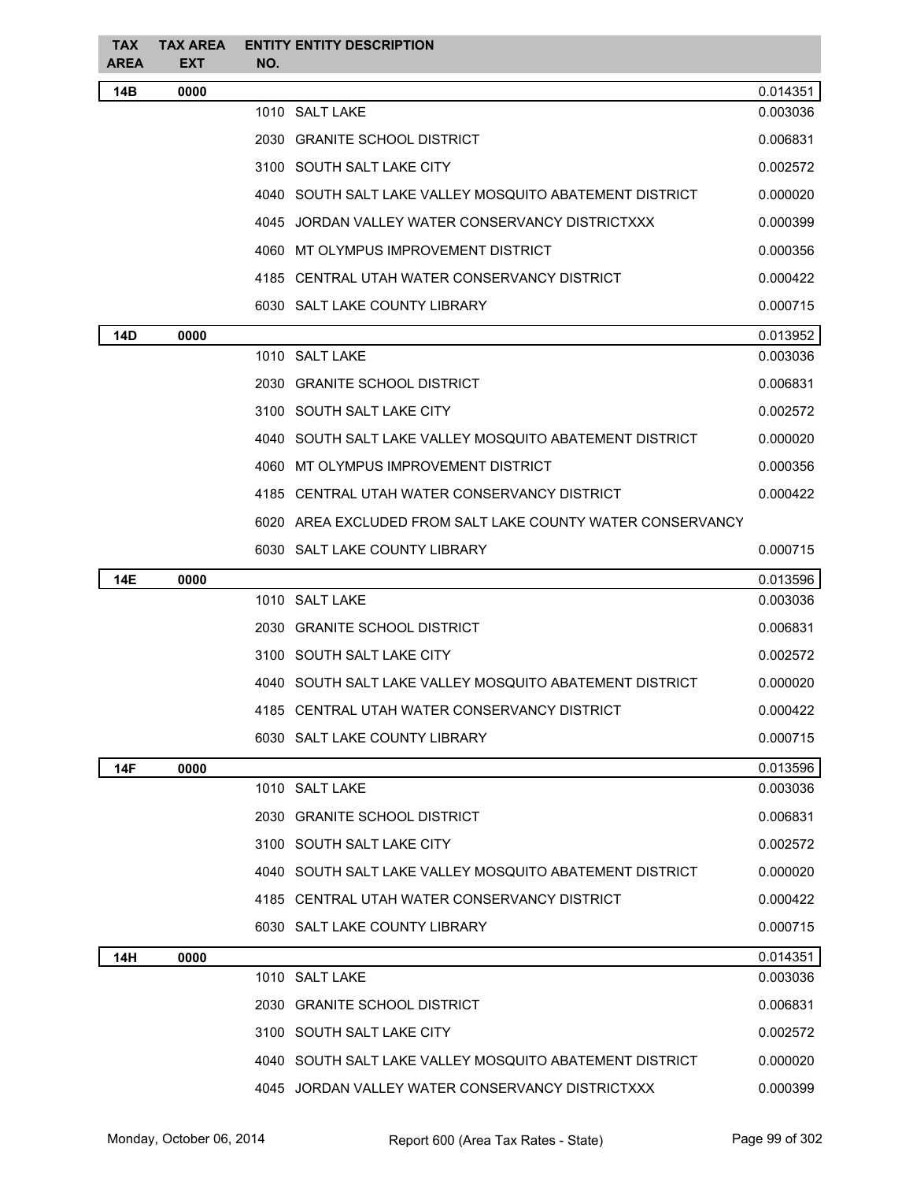| TAX AREA | TAX AREA EXT | ENTITY NO. | ENTITY DESCRIPTION | |
|---|---|---|---|---|
| **14B** | **0000** | | | 0.014351 |
| | | 1010 | SALT LAKE | 0.003036 |
| | | 2030 | GRANITE SCHOOL DISTRICT | 0.006831 |
| | | 3100 | SOUTH SALT LAKE CITY | 0.002572 |
| | | 4040 | SOUTH SALT LAKE VALLEY MOSQUITO ABATEMENT DISTRICT | 0.000020 |
| | | 4045 | JORDAN VALLEY WATER CONSERVANCY DISTRICTXXX | 0.000399 |
| | | 4060 | MT OLYMPUS IMPROVEMENT DISTRICT | 0.000356 |
| | | 4185 | CENTRAL UTAH WATER CONSERVANCY DISTRICT | 0.000422 |
| | | 6030 | SALT LAKE COUNTY LIBRARY | 0.000715 |
| **14D** | **0000** | | | 0.013952 |
| | | 1010 | SALT LAKE | 0.003036 |
| | | 2030 | GRANITE SCHOOL DISTRICT | 0.006831 |
| | | 3100 | SOUTH SALT LAKE CITY | 0.002572 |
| | | 4040 | SOUTH SALT LAKE VALLEY MOSQUITO ABATEMENT DISTRICT | 0.000020 |
| | | 4060 | MT OLYMPUS IMPROVEMENT DISTRICT | 0.000356 |
| | | 4185 | CENTRAL UTAH WATER CONSERVANCY DISTRICT | 0.000422 |
| | | 6020 | AREA EXCLUDED FROM SALT LAKE COUNTY WATER CONSERVANCY | |
| | | 6030 | SALT LAKE COUNTY LIBRARY | 0.000715 |
| **14E** | **0000** | | | 0.013596 |
| | | 1010 | SALT LAKE | 0.003036 |
| | | 2030 | GRANITE SCHOOL DISTRICT | 0.006831 |
| | | 3100 | SOUTH SALT LAKE CITY | 0.002572 |
| | | 4040 | SOUTH SALT LAKE VALLEY MOSQUITO ABATEMENT DISTRICT | 0.000020 |
| | | 4185 | CENTRAL UTAH WATER CONSERVANCY DISTRICT | 0.000422 |
| | | 6030 | SALT LAKE COUNTY LIBRARY | 0.000715 |
| **14F** | **0000** | | | 0.013596 |
| | | 1010 | SALT LAKE | 0.003036 |
| | | 2030 | GRANITE SCHOOL DISTRICT | 0.006831 |
| | | 3100 | SOUTH SALT LAKE CITY | 0.002572 |
| | | 4040 | SOUTH SALT LAKE VALLEY MOSQUITO ABATEMENT DISTRICT | 0.000020 |
| | | 4185 | CENTRAL UTAH WATER CONSERVANCY DISTRICT | 0.000422 |
| | | 6030 | SALT LAKE COUNTY LIBRARY | 0.000715 |
| **14H** | **0000** | | | 0.014351 |
| | | 1010 | SALT LAKE | 0.003036 |
| | | 2030 | GRANITE SCHOOL DISTRICT | 0.006831 |
| | | 3100 | SOUTH SALT LAKE CITY | 0.002572 |
| | | 4040 | SOUTH SALT LAKE VALLEY MOSQUITO ABATEMENT DISTRICT | 0.000020 |
| | | 4045 | JORDAN VALLEY WATER CONSERVANCY DISTRICTXXX | 0.000399 |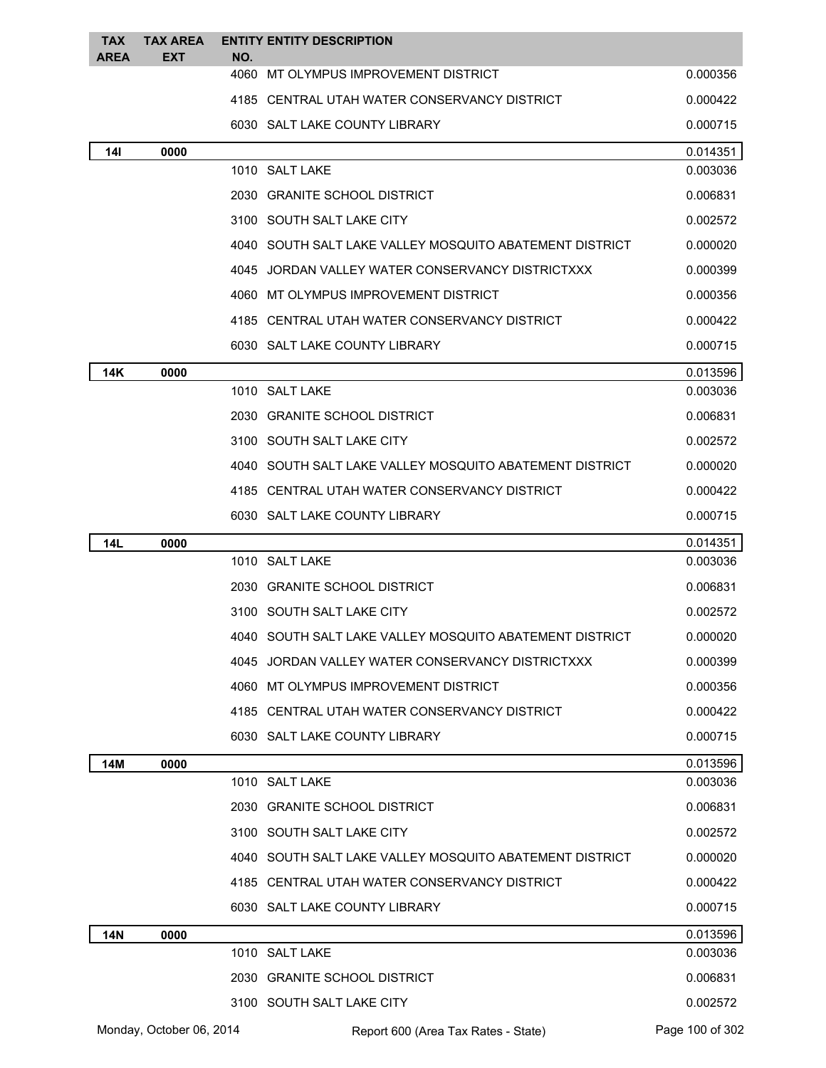| TAX AREA | TAX AREA EXT | ENTITY NO. | ENTITY DESCRIPTION | |
|---|---|---|---|---|
| | | 4060 | MT OLYMPUS IMPROVEMENT DISTRICT | 0.000356 |
| | | 4185 | CENTRAL UTAH WATER CONSERVANCY DISTRICT | 0.000422 |
| | | 6030 | SALT LAKE COUNTY LIBRARY | 0.000715 |
| **14I** | **0000** | | | 0.014351 |
| | | 1010 | SALT LAKE | 0.003036 |
| | | 2030 | GRANITE SCHOOL DISTRICT | 0.006831 |
| | | 3100 | SOUTH SALT LAKE CITY | 0.002572 |
| | | 4040 | SOUTH SALT LAKE VALLEY MOSQUITO ABATEMENT DISTRICT | 0.000020 |
| | | 4045 | JORDAN VALLEY WATER CONSERVANCY DISTRICTXXX | 0.000399 |
| | | 4060 | MT OLYMPUS IMPROVEMENT DISTRICT | 0.000356 |
| | | 4185 | CENTRAL UTAH WATER CONSERVANCY DISTRICT | 0.000422 |
| | | 6030 | SALT LAKE COUNTY LIBRARY | 0.000715 |
| **14K** | **0000** | | | 0.013596 |
| | | 1010 | SALT LAKE | 0.003036 |
| | | 2030 | GRANITE SCHOOL DISTRICT | 0.006831 |
| | | 3100 | SOUTH SALT LAKE CITY | 0.002572 |
| | | 4040 | SOUTH SALT LAKE VALLEY MOSQUITO ABATEMENT DISTRICT | 0.000020 |
| | | 4185 | CENTRAL UTAH WATER CONSERVANCY DISTRICT | 0.000422 |
| | | 6030 | SALT LAKE COUNTY LIBRARY | 0.000715 |
| **14L** | **0000** | | | 0.014351 |
| | | 1010 | SALT LAKE | 0.003036 |
| | | 2030 | GRANITE SCHOOL DISTRICT | 0.006831 |
| | | 3100 | SOUTH SALT LAKE CITY | 0.002572 |
| | | 4040 | SOUTH SALT LAKE VALLEY MOSQUITO ABATEMENT DISTRICT | 0.000020 |
| | | 4045 | JORDAN VALLEY WATER CONSERVANCY DISTRICTXXX | 0.000399 |
| | | 4060 | MT OLYMPUS IMPROVEMENT DISTRICT | 0.000356 |
| | | 4185 | CENTRAL UTAH WATER CONSERVANCY DISTRICT | 0.000422 |
| | | 6030 | SALT LAKE COUNTY LIBRARY | 0.000715 |
| **14M** | **0000** | | | 0.013596 |
| | | 1010 | SALT LAKE | 0.003036 |
| | | 2030 | GRANITE SCHOOL DISTRICT | 0.006831 |
| | | 3100 | SOUTH SALT LAKE CITY | 0.002572 |
| | | 4040 | SOUTH SALT LAKE VALLEY MOSQUITO ABATEMENT DISTRICT | 0.000020 |
| | | 4185 | CENTRAL UTAH WATER CONSERVANCY DISTRICT | 0.000422 |
| | | 6030 | SALT LAKE COUNTY LIBRARY | 0.000715 |
| **14N** | **0000** | | | 0.013596 |
| | | 1010 | SALT LAKE | 0.003036 |
| | | 2030 | GRANITE SCHOOL DISTRICT | 0.006831 |
| | | 3100 | SOUTH SALT LAKE CITY | 0.002572 |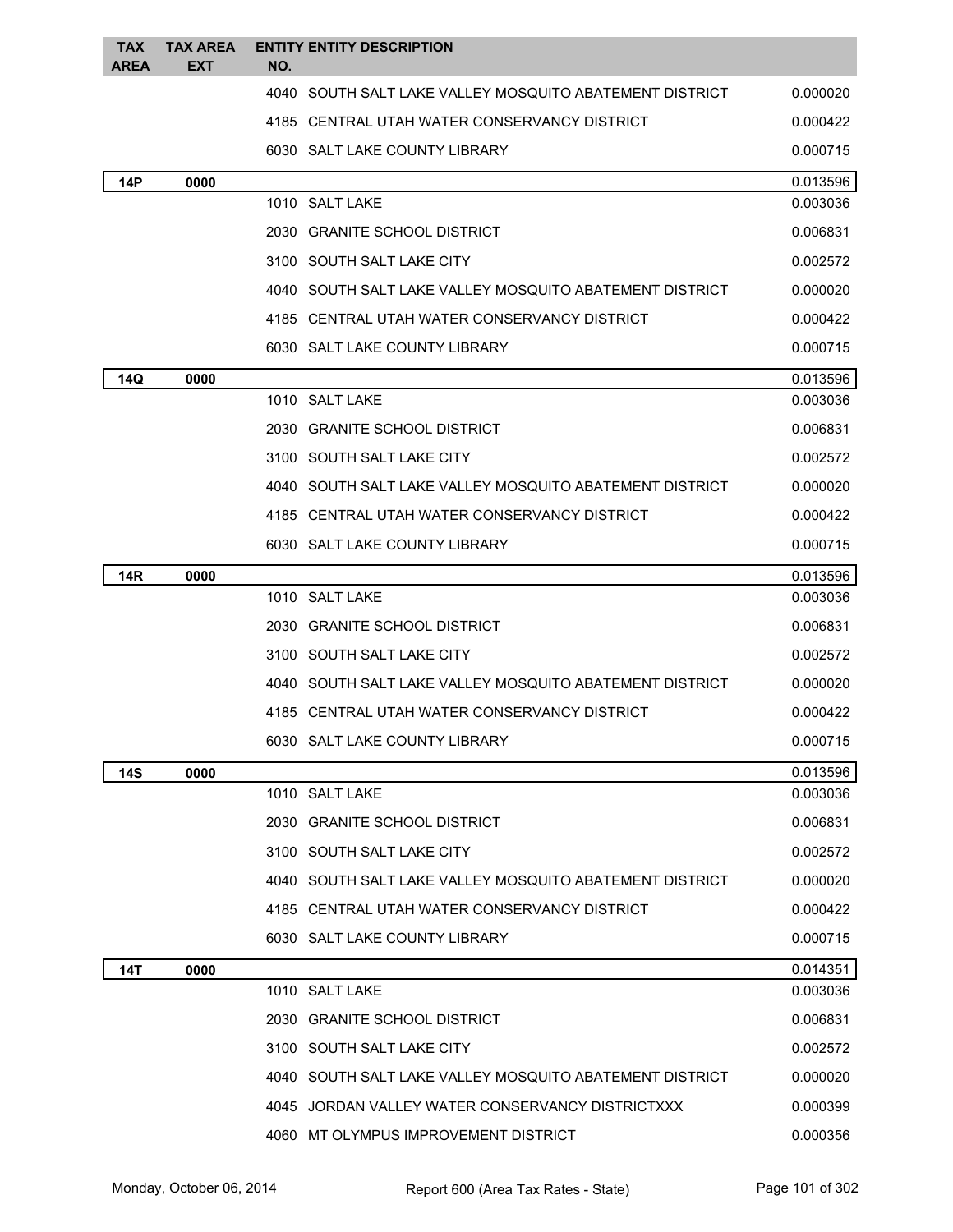| TAX AREA | TAX AREA EXT | ENTITY NO. | ENTITY DESCRIPTION | |
|---|---|---|---|---|
| | | 4040 | SOUTH SALT LAKE VALLEY MOSQUITO ABATEMENT DISTRICT | 0.000020 |
| | | 4185 | CENTRAL UTAH WATER CONSERVANCY DISTRICT | 0.000422 |
| | | 6030 | SALT LAKE COUNTY LIBRARY | 0.000715 |
| **14P** | **0000** | | | 0.013596 |
| | | 1010 | SALT LAKE | 0.003036 |
| | | 2030 | GRANITE SCHOOL DISTRICT | 0.006831 |
| | | 3100 | SOUTH SALT LAKE CITY | 0.002572 |
| | | 4040 | SOUTH SALT LAKE VALLEY MOSQUITO ABATEMENT DISTRICT | 0.000020 |
| | | 4185 | CENTRAL UTAH WATER CONSERVANCY DISTRICT | 0.000422 |
| | | 6030 | SALT LAKE COUNTY LIBRARY | 0.000715 |
| **14Q** | **0000** | | | 0.013596 |
| | | 1010 | SALT LAKE | 0.003036 |
| | | 2030 | GRANITE SCHOOL DISTRICT | 0.006831 |
| | | 3100 | SOUTH SALT LAKE CITY | 0.002572 |
| | | 4040 | SOUTH SALT LAKE VALLEY MOSQUITO ABATEMENT DISTRICT | 0.000020 |
| | | 4185 | CENTRAL UTAH WATER CONSERVANCY DISTRICT | 0.000422 |
| | | 6030 | SALT LAKE COUNTY LIBRARY | 0.000715 |
| **14R** | **0000** | | | 0.013596 |
| | | 1010 | SALT LAKE | 0.003036 |
| | | 2030 | GRANITE SCHOOL DISTRICT | 0.006831 |
| | | 3100 | SOUTH SALT LAKE CITY | 0.002572 |
| | | 4040 | SOUTH SALT LAKE VALLEY MOSQUITO ABATEMENT DISTRICT | 0.000020 |
| | | 4185 | CENTRAL UTAH WATER CONSERVANCY DISTRICT | 0.000422 |
| | | 6030 | SALT LAKE COUNTY LIBRARY | 0.000715 |
| **14S** | **0000** | | | 0.013596 |
| | | 1010 | SALT LAKE | 0.003036 |
| | | 2030 | GRANITE SCHOOL DISTRICT | 0.006831 |
| | | 3100 | SOUTH SALT LAKE CITY | 0.002572 |
| | | 4040 | SOUTH SALT LAKE VALLEY MOSQUITO ABATEMENT DISTRICT | 0.000020 |
| | | 4185 | CENTRAL UTAH WATER CONSERVANCY DISTRICT | 0.000422 |
| | | 6030 | SALT LAKE COUNTY LIBRARY | 0.000715 |
| **14T** | **0000** | | | 0.014351 |
| | | 1010 | SALT LAKE | 0.003036 |
| | | 2030 | GRANITE SCHOOL DISTRICT | 0.006831 |
| | | 3100 | SOUTH SALT LAKE CITY | 0.002572 |
| | | 4040 | SOUTH SALT LAKE VALLEY MOSQUITO ABATEMENT DISTRICT | 0.000020 |
| | | 4045 | JORDAN VALLEY WATER CONSERVANCY DISTRICTXXX | 0.000399 |
| | | 4060 | MT OLYMPUS IMPROVEMENT DISTRICT | 0.000356 |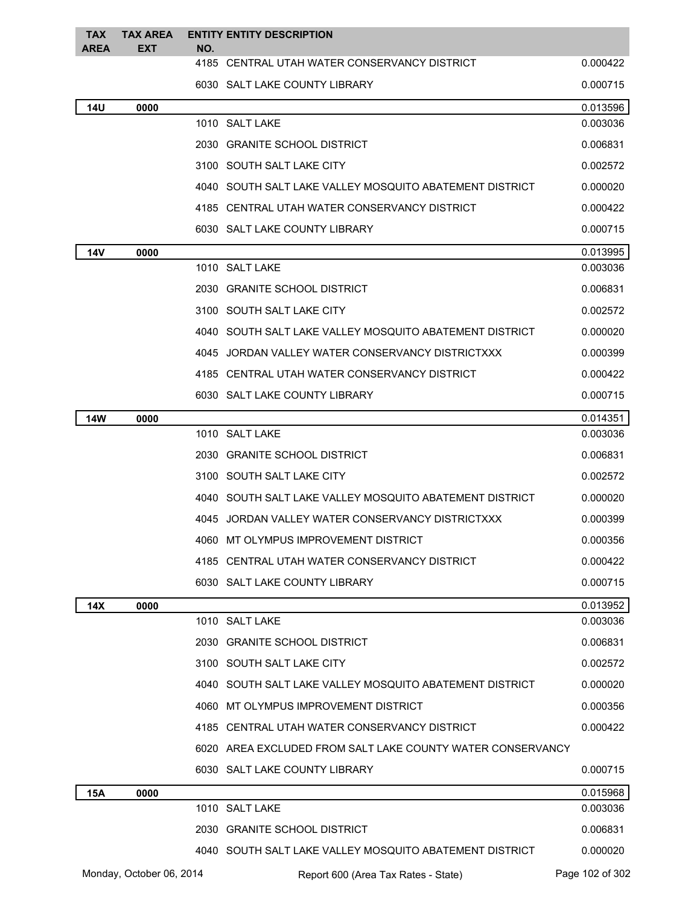| TAX AREA | TAX AREA EXT | ENTITY NO. | ENTITY DESCRIPTION | |
|---|---|---|---|---|
| | | 4185 | CENTRAL UTAH WATER CONSERVANCY DISTRICT | 0.000422 |
| | | 6030 | SALT LAKE COUNTY LIBRARY | 0.000715 |
| **14U** | **0000** | | | 0.013596 |
| | | 1010 | SALT LAKE | 0.003036 |
| | | 2030 | GRANITE SCHOOL DISTRICT | 0.006831 |
| | | 3100 | SOUTH SALT LAKE CITY | 0.002572 |
| | | 4040 | SOUTH SALT LAKE VALLEY MOSQUITO ABATEMENT DISTRICT | 0.000020 |
| | | 4185 | CENTRAL UTAH WATER CONSERVANCY DISTRICT | 0.000422 |
| | | 6030 | SALT LAKE COUNTY LIBRARY | 0.000715 |
| **14V** | **0000** | | | 0.013995 |
| | | 1010 | SALT LAKE | 0.003036 |
| | | 2030 | GRANITE SCHOOL DISTRICT | 0.006831 |
| | | 3100 | SOUTH SALT LAKE CITY | 0.002572 |
| | | 4040 | SOUTH SALT LAKE VALLEY MOSQUITO ABATEMENT DISTRICT | 0.000020 |
| | | 4045 | JORDAN VALLEY WATER CONSERVANCY DISTRICTXXX | 0.000399 |
| | | 4185 | CENTRAL UTAH WATER CONSERVANCY DISTRICT | 0.000422 |
| | | 6030 | SALT LAKE COUNTY LIBRARY | 0.000715 |
| **14W** | **0000** | | | 0.014351 |
| | | 1010 | SALT LAKE | 0.003036 |
| | | 2030 | GRANITE SCHOOL DISTRICT | 0.006831 |
| | | 3100 | SOUTH SALT LAKE CITY | 0.002572 |
| | | 4040 | SOUTH SALT LAKE VALLEY MOSQUITO ABATEMENT DISTRICT | 0.000020 |
| | | 4045 | JORDAN VALLEY WATER CONSERVANCY DISTRICTXXX | 0.000399 |
| | | 4060 | MT OLYMPUS IMPROVEMENT DISTRICT | 0.000356 |
| | | 4185 | CENTRAL UTAH WATER CONSERVANCY DISTRICT | 0.000422 |
| | | 6030 | SALT LAKE COUNTY LIBRARY | 0.000715 |
| **14X** | **0000** | | | 0.013952 |
| | | 1010 | SALT LAKE | 0.003036 |
| | | 2030 | GRANITE SCHOOL DISTRICT | 0.006831 |
| | | 3100 | SOUTH SALT LAKE CITY | 0.002572 |
| | | 4040 | SOUTH SALT LAKE VALLEY MOSQUITO ABATEMENT DISTRICT | 0.000020 |
| | | 4060 | MT OLYMPUS IMPROVEMENT DISTRICT | 0.000356 |
| | | 4185 | CENTRAL UTAH WATER CONSERVANCY DISTRICT | 0.000422 |
| | | 6020 | AREA EXCLUDED FROM SALT LAKE COUNTY WATER CONSERVANCY | |
| | | 6030 | SALT LAKE COUNTY LIBRARY | 0.000715 |
| **15A** | **0000** | | | 0.015968 |
| | | 1010 | SALT LAKE | 0.003036 |
| | | 2030 | GRANITE SCHOOL DISTRICT | 0.006831 |
| | | 4040 | SOUTH SALT LAKE VALLEY MOSQUITO ABATEMENT DISTRICT | 0.000020 |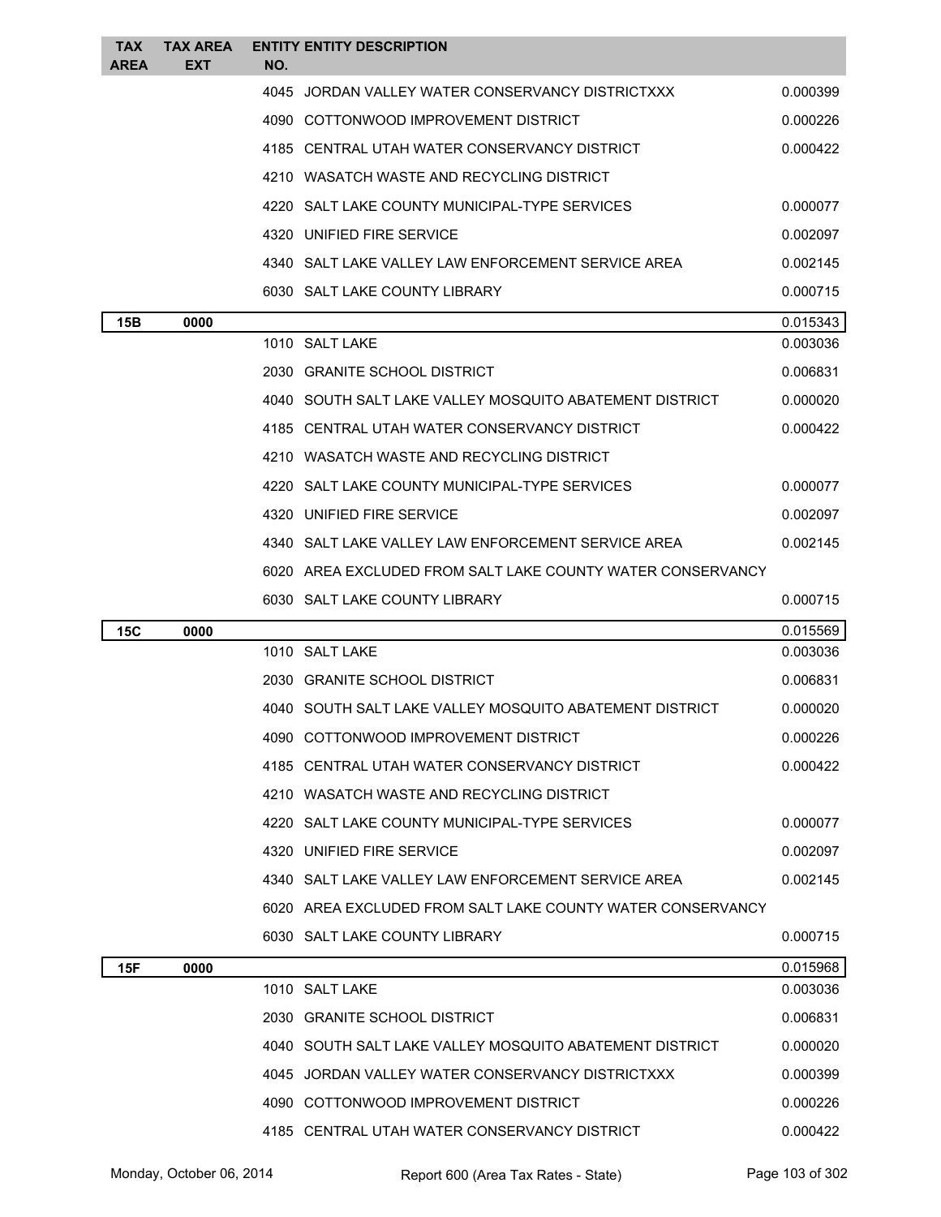| TAX AREA | TAX AREA EXT | ENTITY NO. | ENTITY DESCRIPTION | |
|---|---|---|---|---|
| | | 4045 | JORDAN VALLEY WATER CONSERVANCY DISTRICTXXX | 0.000399 |
| | | 4090 | COTTONWOOD IMPROVEMENT DISTRICT | 0.000226 |
| | | 4185 | CENTRAL UTAH WATER CONSERVANCY DISTRICT | 0.000422 |
| | | 4210 | WASATCH WASTE AND RECYCLING DISTRICT | |
| | | 4220 | SALT LAKE COUNTY MUNICIPAL-TYPE SERVICES | 0.000077 |
| | | 4320 | UNIFIED FIRE SERVICE | 0.002097 |
| | | 4340 | SALT LAKE VALLEY LAW ENFORCEMENT SERVICE AREA | 0.002145 |
| | | 6030 | SALT LAKE COUNTY LIBRARY | 0.000715 |
| **15B** | **0000** | | | 0.015343 |
| | | 1010 | SALT LAKE | 0.003036 |
| | | 2030 | GRANITE SCHOOL DISTRICT | 0.006831 |
| | | 4040 | SOUTH SALT LAKE VALLEY MOSQUITO ABATEMENT DISTRICT | 0.000020 |
| | | 4185 | CENTRAL UTAH WATER CONSERVANCY DISTRICT | 0.000422 |
| | | 4210 | WASATCH WASTE AND RECYCLING DISTRICT | |
| | | 4220 | SALT LAKE COUNTY MUNICIPAL-TYPE SERVICES | 0.000077 |
| | | 4320 | UNIFIED FIRE SERVICE | 0.002097 |
| | | 4340 | SALT LAKE VALLEY LAW ENFORCEMENT SERVICE AREA | 0.002145 |
| | | 6020 | AREA EXCLUDED FROM SALT LAKE COUNTY WATER CONSERVANCY | |
| | | 6030 | SALT LAKE COUNTY LIBRARY | 0.000715 |
| **15C** | **0000** | | | 0.015569 |
| | | 1010 | SALT LAKE | 0.003036 |
| | | 2030 | GRANITE SCHOOL DISTRICT | 0.006831 |
| | | 4040 | SOUTH SALT LAKE VALLEY MOSQUITO ABATEMENT DISTRICT | 0.000020 |
| | | 4090 | COTTONWOOD IMPROVEMENT DISTRICT | 0.000226 |
| | | 4185 | CENTRAL UTAH WATER CONSERVANCY DISTRICT | 0.000422 |
| | | 4210 | WASATCH WASTE AND RECYCLING DISTRICT | |
| | | 4220 | SALT LAKE COUNTY MUNICIPAL-TYPE SERVICES | 0.000077 |
| | | 4320 | UNIFIED FIRE SERVICE | 0.002097 |
| | | 4340 | SALT LAKE VALLEY LAW ENFORCEMENT SERVICE AREA | 0.002145 |
| | | 6020 | AREA EXCLUDED FROM SALT LAKE COUNTY WATER CONSERVANCY | |
| | | 6030 | SALT LAKE COUNTY LIBRARY | 0.000715 |
| **15F** | **0000** | | | 0.015968 |
| | | 1010 | SALT LAKE | 0.003036 |
| | | 2030 | GRANITE SCHOOL DISTRICT | 0.006831 |
| | | 4040 | SOUTH SALT LAKE VALLEY MOSQUITO ABATEMENT DISTRICT | 0.000020 |
| | | 4045 | JORDAN VALLEY WATER CONSERVANCY DISTRICTXXX | 0.000399 |
| | | 4090 | COTTONWOOD IMPROVEMENT DISTRICT | 0.000226 |
| | | 4185 | CENTRAL UTAH WATER CONSERVANCY DISTRICT | 0.000422 |

Monday, October 06, 2014 Report 600 (Area Tax Rates - State)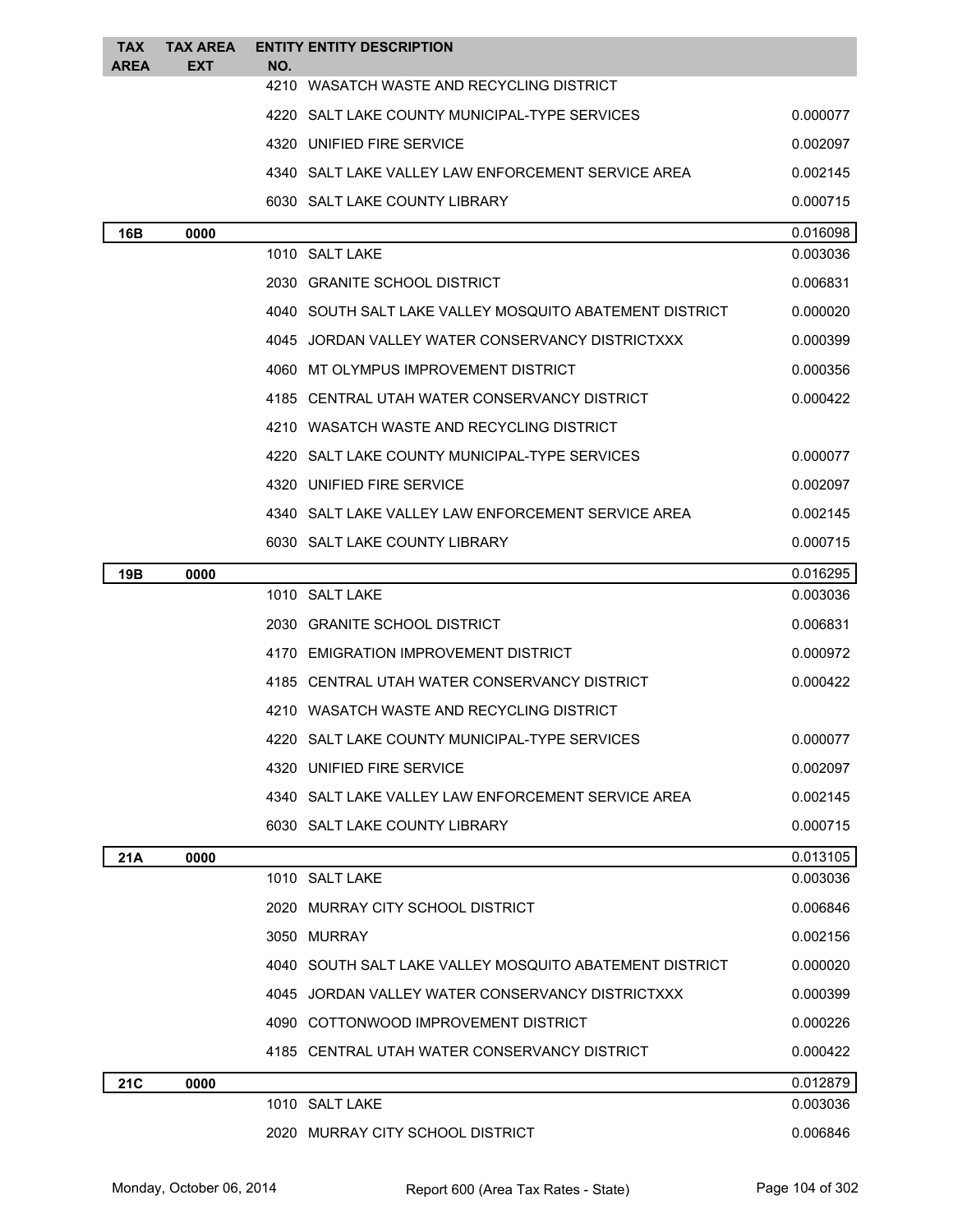| TAX AREA | TAX AREA EXT | ENTITY NO. | ENTITY DESCRIPTION | |
|---|---|---|---|---|
| | | 4210 | WASATCH WASTE AND RECYCLING DISTRICT | |
| | | 4220 | SALT LAKE COUNTY MUNICIPAL-TYPE SERVICES | 0.000077 |
| | | 4320 | UNIFIED FIRE SERVICE | 0.002097 |
| | | 4340 | SALT LAKE VALLEY LAW ENFORCEMENT SERVICE AREA | 0.002145 |
| | | 6030 | SALT LAKE COUNTY LIBRARY | 0.000715 |
| **16B** | **0000** | | | 0.016098 |
| | | 1010 | SALT LAKE | 0.003036 |
| | | 2030 | GRANITE SCHOOL DISTRICT | 0.006831 |
| | | 4040 | SOUTH SALT LAKE VALLEY MOSQUITO ABATEMENT DISTRICT | 0.000020 |
| | | 4045 | JORDAN VALLEY WATER CONSERVANCY DISTRICTXXX | 0.000399 |
| | | 4060 | MT OLYMPUS IMPROVEMENT DISTRICT | 0.000356 |
| | | 4185 | CENTRAL UTAH WATER CONSERVANCY DISTRICT | 0.000422 |
| | | 4210 | WASATCH WASTE AND RECYCLING DISTRICT | |
| | | 4220 | SALT LAKE COUNTY MUNICIPAL-TYPE SERVICES | 0.000077 |
| | | 4320 | UNIFIED FIRE SERVICE | 0.002097 |
| | | 4340 | SALT LAKE VALLEY LAW ENFORCEMENT SERVICE AREA | 0.002145 |
| | | 6030 | SALT LAKE COUNTY LIBRARY | 0.000715 |
| **19B** | **0000** | | | 0.016295 |
| | | 1010 | SALT LAKE | 0.003036 |
| | | 2030 | GRANITE SCHOOL DISTRICT | 0.006831 |
| | | 4170 | EMIGRATION IMPROVEMENT DISTRICT | 0.000972 |
| | | 4185 | CENTRAL UTAH WATER CONSERVANCY DISTRICT | 0.000422 |
| | | 4210 | WASATCH WASTE AND RECYCLING DISTRICT | |
| | | 4220 | SALT LAKE COUNTY MUNICIPAL-TYPE SERVICES | 0.000077 |
| | | 4320 | UNIFIED FIRE SERVICE | 0.002097 |
| | | 4340 | SALT LAKE VALLEY LAW ENFORCEMENT SERVICE AREA | 0.002145 |
| | | 6030 | SALT LAKE COUNTY LIBRARY | 0.000715 |
| **21A** | **0000** | | | 0.013105 |
| | | 1010 | SALT LAKE | 0.003036 |
| | | 2020 | MURRAY CITY SCHOOL DISTRICT | 0.006846 |
| | | 3050 | MURRAY | 0.002156 |
| | | 4040 | SOUTH SALT LAKE VALLEY MOSQUITO ABATEMENT DISTRICT | 0.000020 |
| | | 4045 | JORDAN VALLEY WATER CONSERVANCY DISTRICTXXX | 0.000399 |
| | | 4090 | COTTONWOOD IMPROVEMENT DISTRICT | 0.000226 |
| | | 4185 | CENTRAL UTAH WATER CONSERVANCY DISTRICT | 0.000422 |
| **21C** | **0000** | | | 0.012879 |
| | | 1010 | SALT LAKE | 0.003036 |
| | | 2020 | MURRAY CITY SCHOOL DISTRICT | 0.006846 |

Monday, October 06, 2014 — Report 600 (Area Tax Rates - State)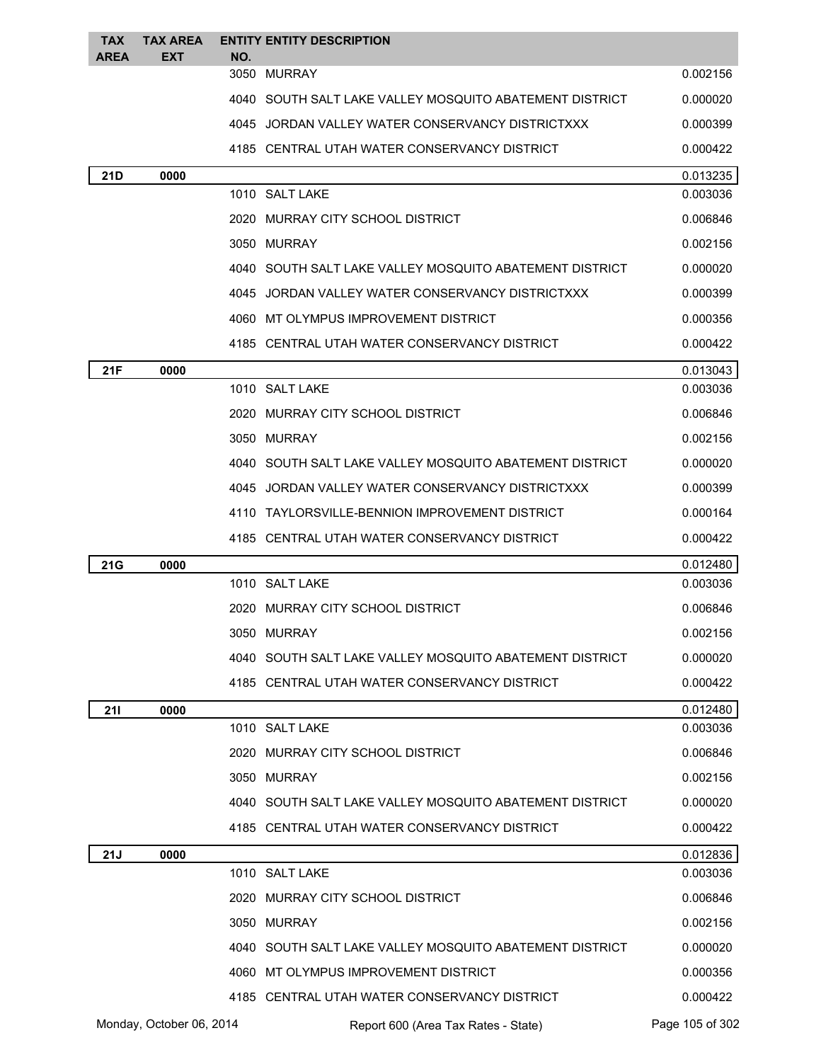| TAX AREA | TAX AREA EXT | ENTITY NO. | ENTITY DESCRIPTION | |
|---|---|---|---|---|
| | | 3050 | MURRAY | 0.002156 |
| | | 4040 | SOUTH SALT LAKE VALLEY MOSQUITO ABATEMENT DISTRICT | 0.000020 |
| | | 4045 | JORDAN VALLEY WATER CONSERVANCY DISTRICTXXX | 0.000399 |
| | | 4185 | CENTRAL UTAH WATER CONSERVANCY DISTRICT | 0.000422 |
| **21D** | **0000** | | | 0.013235 |
| | | 1010 | SALT LAKE | 0.003036 |
| | | 2020 | MURRAY CITY SCHOOL DISTRICT | 0.006846 |
| | | 3050 | MURRAY | 0.002156 |
| | | 4040 | SOUTH SALT LAKE VALLEY MOSQUITO ABATEMENT DISTRICT | 0.000020 |
| | | 4045 | JORDAN VALLEY WATER CONSERVANCY DISTRICTXXX | 0.000399 |
| | | 4060 | MT OLYMPUS IMPROVEMENT DISTRICT | 0.000356 |
| | | 4185 | CENTRAL UTAH WATER CONSERVANCY DISTRICT | 0.000422 |
| **21F** | **0000** | | | 0.013043 |
| | | 1010 | SALT LAKE | 0.003036 |
| | | 2020 | MURRAY CITY SCHOOL DISTRICT | 0.006846 |
| | | 3050 | MURRAY | 0.002156 |
| | | 4040 | SOUTH SALT LAKE VALLEY MOSQUITO ABATEMENT DISTRICT | 0.000020 |
| | | 4045 | JORDAN VALLEY WATER CONSERVANCY DISTRICTXXX | 0.000399 |
| | | 4110 | TAYLORSVILLE-BENNION IMPROVEMENT DISTRICT | 0.000164 |
| | | 4185 | CENTRAL UTAH WATER CONSERVANCY DISTRICT | 0.000422 |
| **21G** | **0000** | | | 0.012480 |
| | | 1010 | SALT LAKE | 0.003036 |
| | | 2020 | MURRAY CITY SCHOOL DISTRICT | 0.006846 |
| | | 3050 | MURRAY | 0.002156 |
| | | 4040 | SOUTH SALT LAKE VALLEY MOSQUITO ABATEMENT DISTRICT | 0.000020 |
| | | 4185 | CENTRAL UTAH WATER CONSERVANCY DISTRICT | 0.000422 |
| **21I** | **0000** | | | 0.012480 |
| | | 1010 | SALT LAKE | 0.003036 |
| | | 2020 | MURRAY CITY SCHOOL DISTRICT | 0.006846 |
| | | 3050 | MURRAY | 0.002156 |
| | | 4040 | SOUTH SALT LAKE VALLEY MOSQUITO ABATEMENT DISTRICT | 0.000020 |
| | | 4185 | CENTRAL UTAH WATER CONSERVANCY DISTRICT | 0.000422 |
| **21J** | **0000** | | | 0.012836 |
| | | 1010 | SALT LAKE | 0.003036 |
| | | 2020 | MURRAY CITY SCHOOL DISTRICT | 0.006846 |
| | | 3050 | MURRAY | 0.002156 |
| | | 4040 | SOUTH SALT LAKE VALLEY MOSQUITO ABATEMENT DISTRICT | 0.000020 |
| | | 4060 | MT OLYMPUS IMPROVEMENT DISTRICT | 0.000356 |
| | | 4185 | CENTRAL UTAH WATER CONSERVANCY DISTRICT | 0.000422 |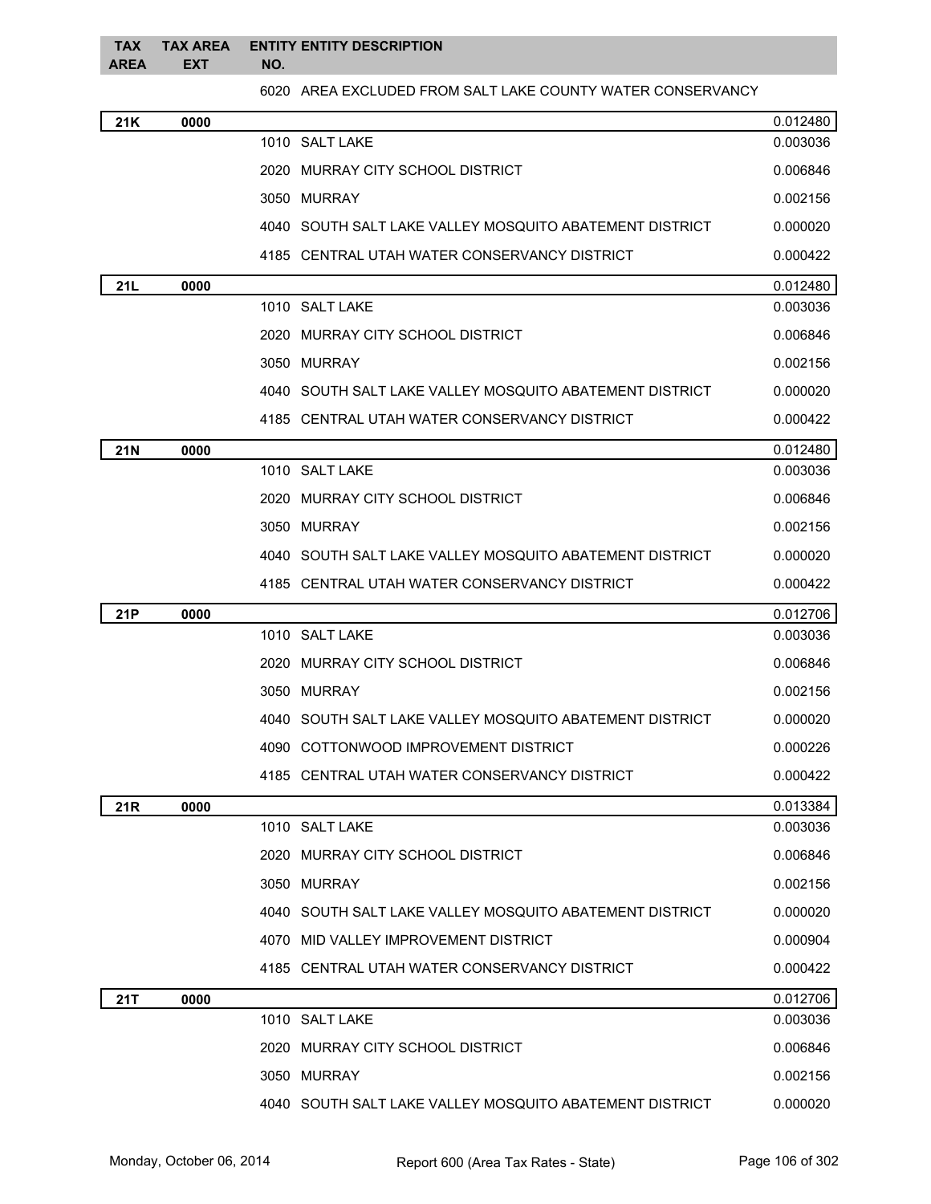| TAX AREA | TAX AREA EXT | ENTITY NO. | ENTITY DESCRIPTION | |
|---|---|---|---|---|
| | | 6020 | AREA EXCLUDED FROM SALT LAKE COUNTY WATER CONSERVANCY | |
| **21K** | **0000** | | | 0.012480 |
| | | 1010 | SALT LAKE | 0.003036 |
| | | 2020 | MURRAY CITY SCHOOL DISTRICT | 0.006846 |
| | | 3050 | MURRAY | 0.002156 |
| | | 4040 | SOUTH SALT LAKE VALLEY MOSQUITO ABATEMENT DISTRICT | 0.000020 |
| | | 4185 | CENTRAL UTAH WATER CONSERVANCY DISTRICT | 0.000422 |
| **21L** | **0000** | | | 0.012480 |
| | | 1010 | SALT LAKE | 0.003036 |
| | | 2020 | MURRAY CITY SCHOOL DISTRICT | 0.006846 |
| | | 3050 | MURRAY | 0.002156 |
| | | 4040 | SOUTH SALT LAKE VALLEY MOSQUITO ABATEMENT DISTRICT | 0.000020 |
| | | 4185 | CENTRAL UTAH WATER CONSERVANCY DISTRICT | 0.000422 |
| **21N** | **0000** | | | 0.012480 |
| | | 1010 | SALT LAKE | 0.003036 |
| | | 2020 | MURRAY CITY SCHOOL DISTRICT | 0.006846 |
| | | 3050 | MURRAY | 0.002156 |
| | | 4040 | SOUTH SALT LAKE VALLEY MOSQUITO ABATEMENT DISTRICT | 0.000020 |
| | | 4185 | CENTRAL UTAH WATER CONSERVANCY DISTRICT | 0.000422 |
| **21P** | **0000** | | | 0.012706 |
| | | 1010 | SALT LAKE | 0.003036 |
| | | 2020 | MURRAY CITY SCHOOL DISTRICT | 0.006846 |
| | | 3050 | MURRAY | 0.002156 |
| | | 4040 | SOUTH SALT LAKE VALLEY MOSQUITO ABATEMENT DISTRICT | 0.000020 |
| | | 4090 | COTTONWOOD IMPROVEMENT DISTRICT | 0.000226 |
| | | 4185 | CENTRAL UTAH WATER CONSERVANCY DISTRICT | 0.000422 |
| **21R** | **0000** | | | 0.013384 |
| | | 1010 | SALT LAKE | 0.003036 |
| | | 2020 | MURRAY CITY SCHOOL DISTRICT | 0.006846 |
| | | 3050 | MURRAY | 0.002156 |
| | | 4040 | SOUTH SALT LAKE VALLEY MOSQUITO ABATEMENT DISTRICT | 0.000020 |
| | | 4070 | MID VALLEY IMPROVEMENT DISTRICT | 0.000904 |
| | | 4185 | CENTRAL UTAH WATER CONSERVANCY DISTRICT | 0.000422 |
| **21T** | **0000** | | | 0.012706 |
| | | 1010 | SALT LAKE | 0.003036 |
| | | 2020 | MURRAY CITY SCHOOL DISTRICT | 0.006846 |
| | | 3050 | MURRAY | 0.002156 |
| | | 4040 | SOUTH SALT LAKE VALLEY MOSQUITO ABATEMENT DISTRICT | 0.000020 |

Monday, October 06, 2014 — Report 600 (Area Tax Rates - State)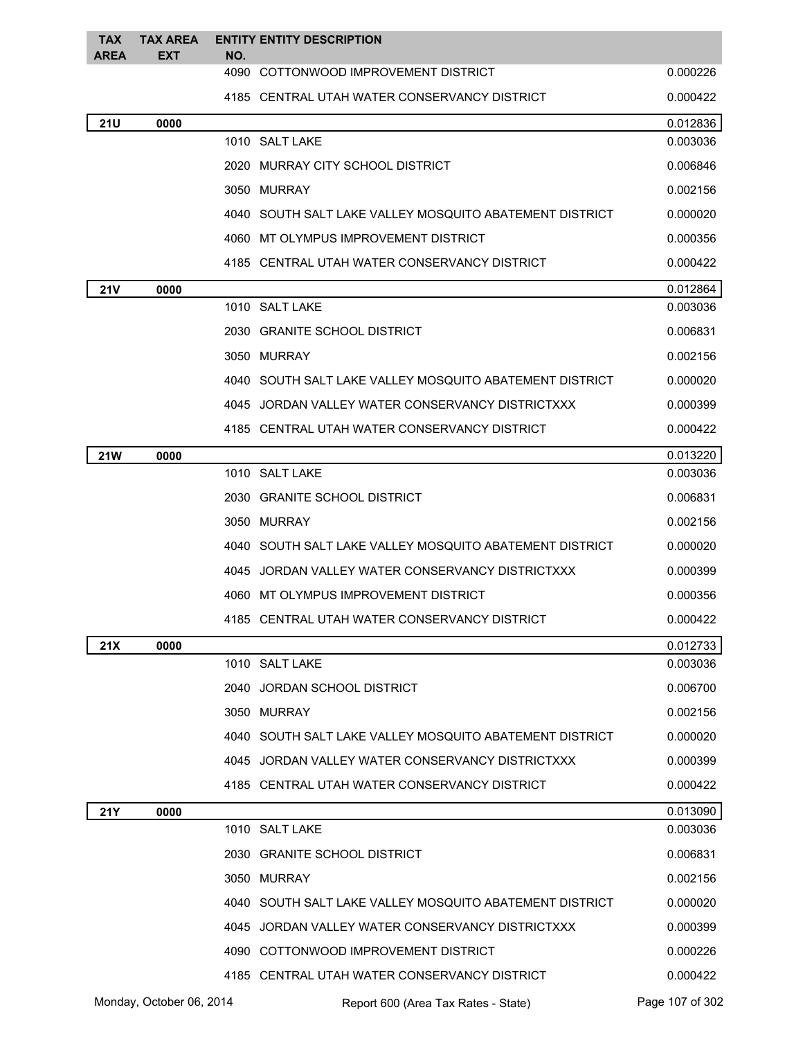| TAX AREA | TAX AREA EXT | ENTITY NO. | ENTITY DESCRIPTION | |
|---|---|---|---|---|
| | | 4090 | COTTONWOOD IMPROVEMENT DISTRICT | 0.000226 |
| | | 4185 | CENTRAL UTAH WATER CONSERVANCY DISTRICT | 0.000422 |
| **21U** | **0000** | | | 0.012836 |
| | | 1010 | SALT LAKE | 0.003036 |
| | | 2020 | MURRAY CITY SCHOOL DISTRICT | 0.006846 |
| | | 3050 | MURRAY | 0.002156 |
| | | 4040 | SOUTH SALT LAKE VALLEY MOSQUITO ABATEMENT DISTRICT | 0.000020 |
| | | 4060 | MT OLYMPUS IMPROVEMENT DISTRICT | 0.000356 |
| | | 4185 | CENTRAL UTAH WATER CONSERVANCY DISTRICT | 0.000422 |
| **21V** | **0000** | | | 0.012864 |
| | | 1010 | SALT LAKE | 0.003036 |
| | | 2030 | GRANITE SCHOOL DISTRICT | 0.006831 |
| | | 3050 | MURRAY | 0.002156 |
| | | 4040 | SOUTH SALT LAKE VALLEY MOSQUITO ABATEMENT DISTRICT | 0.000020 |
| | | 4045 | JORDAN VALLEY WATER CONSERVANCY DISTRICTXXX | 0.000399 |
| | | 4185 | CENTRAL UTAH WATER CONSERVANCY DISTRICT | 0.000422 |
| **21W** | **0000** | | | 0.013220 |
| | | 1010 | SALT LAKE | 0.003036 |
| | | 2030 | GRANITE SCHOOL DISTRICT | 0.006831 |
| | | 3050 | MURRAY | 0.002156 |
| | | 4040 | SOUTH SALT LAKE VALLEY MOSQUITO ABATEMENT DISTRICT | 0.000020 |
| | | 4045 | JORDAN VALLEY WATER CONSERVANCY DISTRICTXXX | 0.000399 |
| | | 4060 | MT OLYMPUS IMPROVEMENT DISTRICT | 0.000356 |
| | | 4185 | CENTRAL UTAH WATER CONSERVANCY DISTRICT | 0.000422 |
| **21X** | **0000** | | | 0.012733 |
| | | 1010 | SALT LAKE | 0.003036 |
| | | 2040 | JORDAN SCHOOL DISTRICT | 0.006700 |
| | | 3050 | MURRAY | 0.002156 |
| | | 4040 | SOUTH SALT LAKE VALLEY MOSQUITO ABATEMENT DISTRICT | 0.000020 |
| | | 4045 | JORDAN VALLEY WATER CONSERVANCY DISTRICTXXX | 0.000399 |
| | | 4185 | CENTRAL UTAH WATER CONSERVANCY DISTRICT | 0.000422 |
| **21Y** | **0000** | | | 0.013090 |
| | | 1010 | SALT LAKE | 0.003036 |
| | | 2030 | GRANITE SCHOOL DISTRICT | 0.006831 |
| | | 3050 | MURRAY | 0.002156 |
| | | 4040 | SOUTH SALT LAKE VALLEY MOSQUITO ABATEMENT DISTRICT | 0.000020 |
| | | 4045 | JORDAN VALLEY WATER CONSERVANCY DISTRICTXXX | 0.000399 |
| | | 4090 | COTTONWOOD IMPROVEMENT DISTRICT | 0.000226 |
| | | 4185 | CENTRAL UTAH WATER CONSERVANCY DISTRICT | 0.000422 |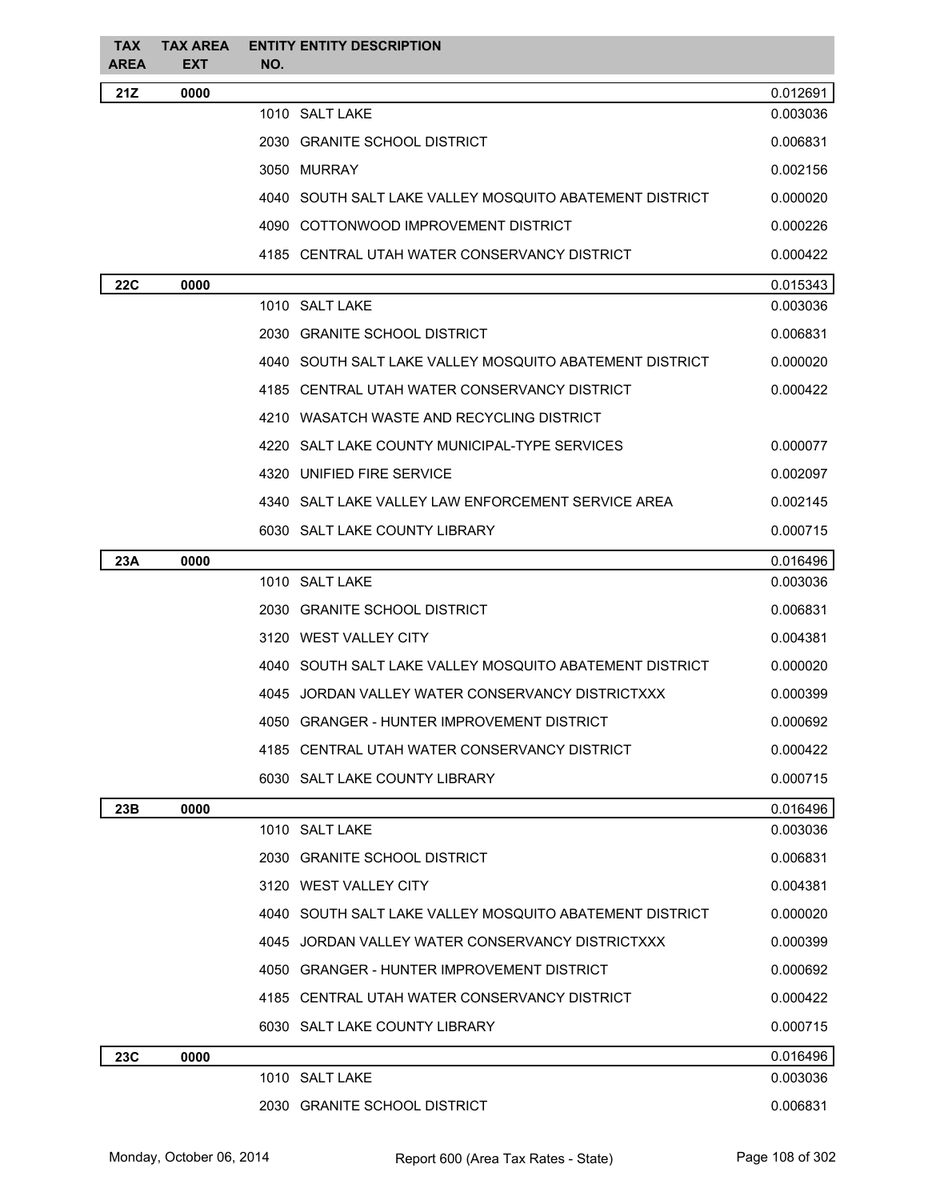| TAX AREA | TAX AREA EXT | ENTITY NO. | ENTITY DESCRIPTION | |
|---|---|---|---|---|
| **21Z** | **0000** | | | 0.012691 |
| | | 1010 | SALT LAKE | 0.003036 |
| | | 2030 | GRANITE SCHOOL DISTRICT | 0.006831 |
| | | 3050 | MURRAY | 0.002156 |
| | | 4040 | SOUTH SALT LAKE VALLEY MOSQUITO ABATEMENT DISTRICT | 0.000020 |
| | | 4090 | COTTONWOOD IMPROVEMENT DISTRICT | 0.000226 |
| | | 4185 | CENTRAL UTAH WATER CONSERVANCY DISTRICT | 0.000422 |
| **22C** | **0000** | | | 0.015343 |
| | | 1010 | SALT LAKE | 0.003036 |
| | | 2030 | GRANITE SCHOOL DISTRICT | 0.006831 |
| | | 4040 | SOUTH SALT LAKE VALLEY MOSQUITO ABATEMENT DISTRICT | 0.000020 |
| | | 4185 | CENTRAL UTAH WATER CONSERVANCY DISTRICT | 0.000422 |
| | | 4210 | WASATCH WASTE AND RECYCLING DISTRICT | |
| | | 4220 | SALT LAKE COUNTY MUNICIPAL-TYPE SERVICES | 0.000077 |
| | | 4320 | UNIFIED FIRE SERVICE | 0.002097 |
| | | 4340 | SALT LAKE VALLEY LAW ENFORCEMENT SERVICE AREA | 0.002145 |
| | | 6030 | SALT LAKE COUNTY LIBRARY | 0.000715 |
| **23A** | **0000** | | | 0.016496 |
| | | 1010 | SALT LAKE | 0.003036 |
| | | 2030 | GRANITE SCHOOL DISTRICT | 0.006831 |
| | | 3120 | WEST VALLEY CITY | 0.004381 |
| | | 4040 | SOUTH SALT LAKE VALLEY MOSQUITO ABATEMENT DISTRICT | 0.000020 |
| | | 4045 | JORDAN VALLEY WATER CONSERVANCY DISTRICTXXX | 0.000399 |
| | | 4050 | GRANGER - HUNTER IMPROVEMENT DISTRICT | 0.000692 |
| | | 4185 | CENTRAL UTAH WATER CONSERVANCY DISTRICT | 0.000422 |
| | | 6030 | SALT LAKE COUNTY LIBRARY | 0.000715 |
| **23B** | **0000** | | | 0.016496 |
| | | 1010 | SALT LAKE | 0.003036 |
| | | 2030 | GRANITE SCHOOL DISTRICT | 0.006831 |
| | | 3120 | WEST VALLEY CITY | 0.004381 |
| | | 4040 | SOUTH SALT LAKE VALLEY MOSQUITO ABATEMENT DISTRICT | 0.000020 |
| | | 4045 | JORDAN VALLEY WATER CONSERVANCY DISTRICTXXX | 0.000399 |
| | | 4050 | GRANGER - HUNTER IMPROVEMENT DISTRICT | 0.000692 |
| | | 4185 | CENTRAL UTAH WATER CONSERVANCY DISTRICT | 0.000422 |
| | | 6030 | SALT LAKE COUNTY LIBRARY | 0.000715 |
| **23C** | **0000** | | | 0.016496 |
| | | 1010 | SALT LAKE | 0.003036 |
| | | 2030 | GRANITE SCHOOL DISTRICT | 0.006831 |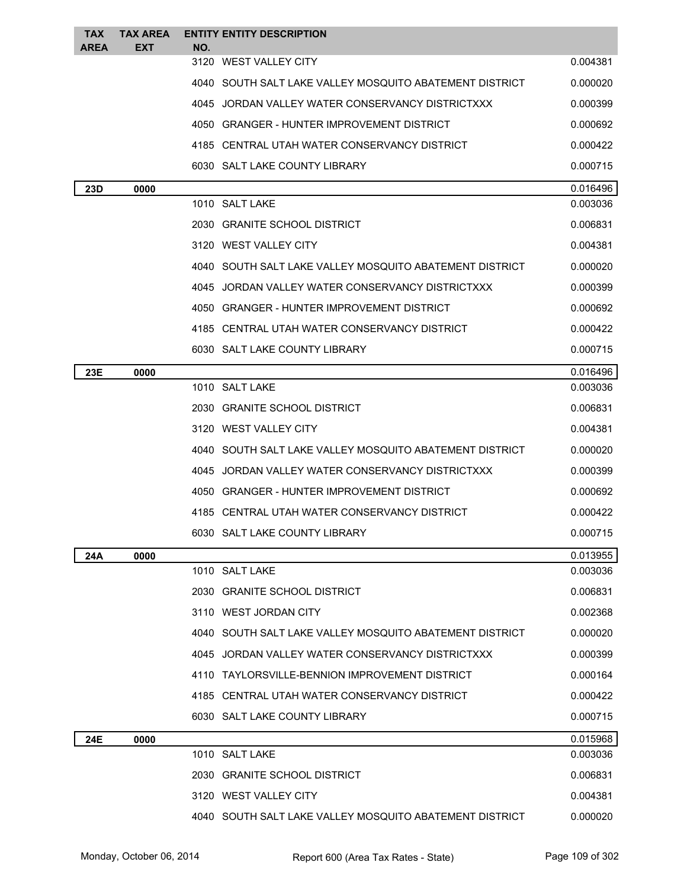| TAX AREA | TAX AREA EXT | ENTITY NO. | ENTITY DESCRIPTION | |
|---|---|---|---|---|
| | | 3120 | WEST VALLEY CITY | 0.004381 |
| | | 4040 | SOUTH SALT LAKE VALLEY MOSQUITO ABATEMENT DISTRICT | 0.000020 |
| | | 4045 | JORDAN VALLEY WATER CONSERVANCY DISTRICTXXX | 0.000399 |
| | | 4050 | GRANGER - HUNTER IMPROVEMENT DISTRICT | 0.000692 |
| | | 4185 | CENTRAL UTAH WATER CONSERVANCY DISTRICT | 0.000422 |
| | | 6030 | SALT LAKE COUNTY LIBRARY | 0.000715 |
| **23D** | **0000** | | | 0.016496 |
| | | 1010 | SALT LAKE | 0.003036 |
| | | 2030 | GRANITE SCHOOL DISTRICT | 0.006831 |
| | | 3120 | WEST VALLEY CITY | 0.004381 |
| | | 4040 | SOUTH SALT LAKE VALLEY MOSQUITO ABATEMENT DISTRICT | 0.000020 |
| | | 4045 | JORDAN VALLEY WATER CONSERVANCY DISTRICTXXX | 0.000399 |
| | | 4050 | GRANGER - HUNTER IMPROVEMENT DISTRICT | 0.000692 |
| | | 4185 | CENTRAL UTAH WATER CONSERVANCY DISTRICT | 0.000422 |
| | | 6030 | SALT LAKE COUNTY LIBRARY | 0.000715 |
| **23E** | **0000** | | | 0.016496 |
| | | 1010 | SALT LAKE | 0.003036 |
| | | 2030 | GRANITE SCHOOL DISTRICT | 0.006831 |
| | | 3120 | WEST VALLEY CITY | 0.004381 |
| | | 4040 | SOUTH SALT LAKE VALLEY MOSQUITO ABATEMENT DISTRICT | 0.000020 |
| | | 4045 | JORDAN VALLEY WATER CONSERVANCY DISTRICTXXX | 0.000399 |
| | | 4050 | GRANGER - HUNTER IMPROVEMENT DISTRICT | 0.000692 |
| | | 4185 | CENTRAL UTAH WATER CONSERVANCY DISTRICT | 0.000422 |
| | | 6030 | SALT LAKE COUNTY LIBRARY | 0.000715 |
| **24A** | **0000** | | | 0.013955 |
| | | 1010 | SALT LAKE | 0.003036 |
| | | 2030 | GRANITE SCHOOL DISTRICT | 0.006831 |
| | | 3110 | WEST JORDAN CITY | 0.002368 |
| | | 4040 | SOUTH SALT LAKE VALLEY MOSQUITO ABATEMENT DISTRICT | 0.000020 |
| | | 4045 | JORDAN VALLEY WATER CONSERVANCY DISTRICTXXX | 0.000399 |
| | | 4110 | TAYLORSVILLE-BENNION IMPROVEMENT DISTRICT | 0.000164 |
| | | 4185 | CENTRAL UTAH WATER CONSERVANCY DISTRICT | 0.000422 |
| | | 6030 | SALT LAKE COUNTY LIBRARY | 0.000715 |
| **24E** | **0000** | | | 0.015968 |
| | | 1010 | SALT LAKE | 0.003036 |
| | | 2030 | GRANITE SCHOOL DISTRICT | 0.006831 |
| | | 3120 | WEST VALLEY CITY | 0.004381 |
| | | 4040 | SOUTH SALT LAKE VALLEY MOSQUITO ABATEMENT DISTRICT | 0.000020 |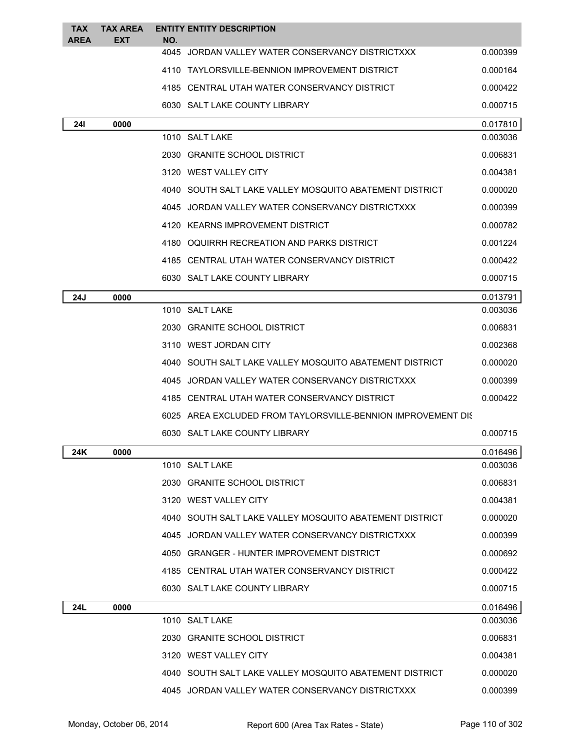| TAX AREA | TAX AREA EXT | ENTITY NO. | ENTITY DESCRIPTION | |
|---|---|---|---|---|
| | | 4045 | JORDAN VALLEY WATER CONSERVANCY DISTRICTXXX | 0.000399 |
| | | 4110 | TAYLORSVILLE-BENNION IMPROVEMENT DISTRICT | 0.000164 |
| | | 4185 | CENTRAL UTAH WATER CONSERVANCY DISTRICT | 0.000422 |
| | | 6030 | SALT LAKE COUNTY LIBRARY | 0.000715 |
| **24I** | **0000** | | | 0.017810 |
| | | 1010 | SALT LAKE | 0.003036 |
| | | 2030 | GRANITE SCHOOL DISTRICT | 0.006831 |
| | | 3120 | WEST VALLEY CITY | 0.004381 |
| | | 4040 | SOUTH SALT LAKE VALLEY MOSQUITO ABATEMENT DISTRICT | 0.000020 |
| | | 4045 | JORDAN VALLEY WATER CONSERVANCY DISTRICTXXX | 0.000399 |
| | | 4120 | KEARNS IMPROVEMENT DISTRICT | 0.000782 |
| | | 4180 | OQUIRRH RECREATION AND PARKS DISTRICT | 0.001224 |
| | | 4185 | CENTRAL UTAH WATER CONSERVANCY DISTRICT | 0.000422 |
| | | 6030 | SALT LAKE COUNTY LIBRARY | 0.000715 |
| **24J** | **0000** | | | 0.013791 |
| | | 1010 | SALT LAKE | 0.003036 |
| | | 2030 | GRANITE SCHOOL DISTRICT | 0.006831 |
| | | 3110 | WEST JORDAN CITY | 0.002368 |
| | | 4040 | SOUTH SALT LAKE VALLEY MOSQUITO ABATEMENT DISTRICT | 0.000020 |
| | | 4045 | JORDAN VALLEY WATER CONSERVANCY DISTRICTXXX | 0.000399 |
| | | 4185 | CENTRAL UTAH WATER CONSERVANCY DISTRICT | 0.000422 |
| | | 6025 | AREA EXCLUDED FROM TAYLORSVILLE-BENNION IMPROVEMENT DIS | |
| | | 6030 | SALT LAKE COUNTY LIBRARY | 0.000715 |
| **24K** | **0000** | | | 0.016496 |
| | | 1010 | SALT LAKE | 0.003036 |
| | | 2030 | GRANITE SCHOOL DISTRICT | 0.006831 |
| | | 3120 | WEST VALLEY CITY | 0.004381 |
| | | 4040 | SOUTH SALT LAKE VALLEY MOSQUITO ABATEMENT DISTRICT | 0.000020 |
| | | 4045 | JORDAN VALLEY WATER CONSERVANCY DISTRICTXXX | 0.000399 |
| | | 4050 | GRANGER - HUNTER IMPROVEMENT DISTRICT | 0.000692 |
| | | 4185 | CENTRAL UTAH WATER CONSERVANCY DISTRICT | 0.000422 |
| | | 6030 | SALT LAKE COUNTY LIBRARY | 0.000715 |
| **24L** | **0000** | | | 0.016496 |
| | | 1010 | SALT LAKE | 0.003036 |
| | | 2030 | GRANITE SCHOOL DISTRICT | 0.006831 |
| | | 3120 | WEST VALLEY CITY | 0.004381 |
| | | 4040 | SOUTH SALT LAKE VALLEY MOSQUITO ABATEMENT DISTRICT | 0.000020 |
| | | 4045 | JORDAN VALLEY WATER CONSERVANCY DISTRICTXXX | 0.000399 |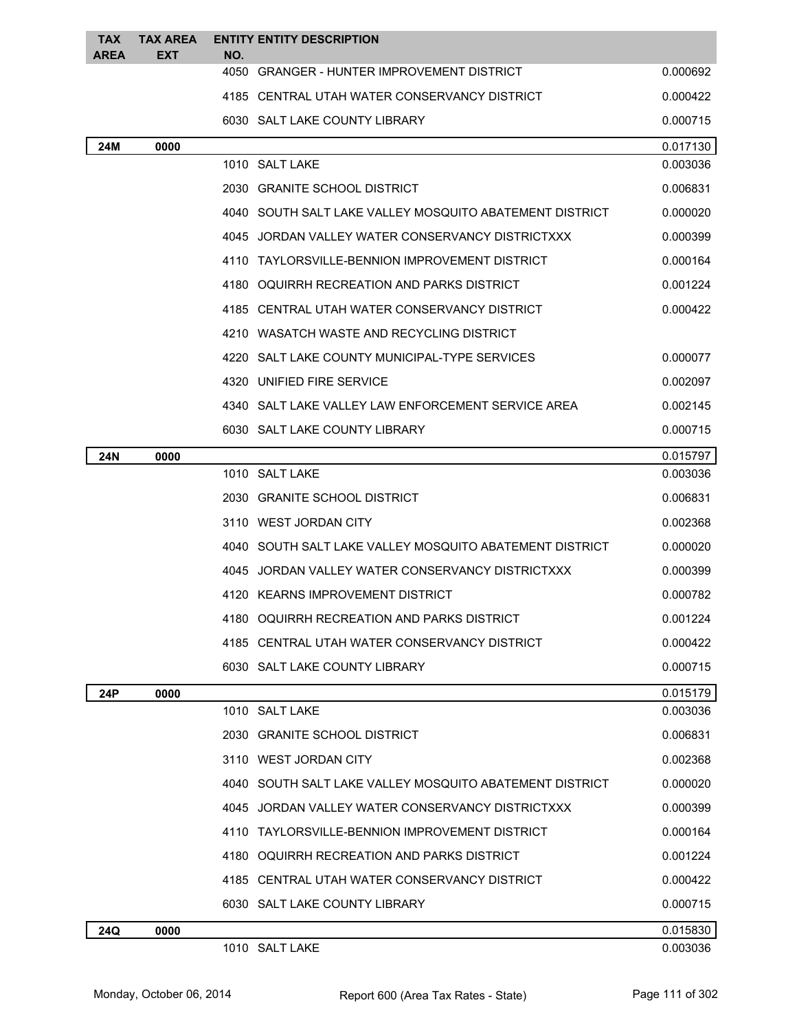| TAX AREA | TAX AREA EXT | ENTITY NO. | ENTITY DESCRIPTION | |
|---|---|---|---|---|
| | | 4050 | GRANGER - HUNTER IMPROVEMENT DISTRICT | 0.000692 |
| | | 4185 | CENTRAL UTAH WATER CONSERVANCY DISTRICT | 0.000422 |
| | | 6030 | SALT LAKE COUNTY LIBRARY | 0.000715 |
| **24M** | **0000** | | | 0.017130 |
| | | 1010 | SALT LAKE | 0.003036 |
| | | 2030 | GRANITE SCHOOL DISTRICT | 0.006831 |
| | | 4040 | SOUTH SALT LAKE VALLEY MOSQUITO ABATEMENT DISTRICT | 0.000020 |
| | | 4045 | JORDAN VALLEY WATER CONSERVANCY DISTRICTXXX | 0.000399 |
| | | 4110 | TAYLORSVILLE-BENNION IMPROVEMENT DISTRICT | 0.000164 |
| | | 4180 | OQUIRRH RECREATION AND PARKS DISTRICT | 0.001224 |
| | | 4185 | CENTRAL UTAH WATER CONSERVANCY DISTRICT | 0.000422 |
| | | 4210 | WASATCH WASTE AND RECYCLING DISTRICT | |
| | | 4220 | SALT LAKE COUNTY MUNICIPAL-TYPE SERVICES | 0.000077 |
| | | 4320 | UNIFIED FIRE SERVICE | 0.002097 |
| | | 4340 | SALT LAKE VALLEY LAW ENFORCEMENT SERVICE AREA | 0.002145 |
| | | 6030 | SALT LAKE COUNTY LIBRARY | 0.000715 |
| **24N** | **0000** | | | 0.015797 |
| | | 1010 | SALT LAKE | 0.003036 |
| | | 2030 | GRANITE SCHOOL DISTRICT | 0.006831 |
| | | 3110 | WEST JORDAN CITY | 0.002368 |
| | | 4040 | SOUTH SALT LAKE VALLEY MOSQUITO ABATEMENT DISTRICT | 0.000020 |
| | | 4045 | JORDAN VALLEY WATER CONSERVANCY DISTRICTXXX | 0.000399 |
| | | 4120 | KEARNS IMPROVEMENT DISTRICT | 0.000782 |
| | | 4180 | OQUIRRH RECREATION AND PARKS DISTRICT | 0.001224 |
| | | 4185 | CENTRAL UTAH WATER CONSERVANCY DISTRICT | 0.000422 |
| | | 6030 | SALT LAKE COUNTY LIBRARY | 0.000715 |
| **24P** | **0000** | | | 0.015179 |
| | | 1010 | SALT LAKE | 0.003036 |
| | | 2030 | GRANITE SCHOOL DISTRICT | 0.006831 |
| | | 3110 | WEST JORDAN CITY | 0.002368 |
| | | 4040 | SOUTH SALT LAKE VALLEY MOSQUITO ABATEMENT DISTRICT | 0.000020 |
| | | 4045 | JORDAN VALLEY WATER CONSERVANCY DISTRICTXXX | 0.000399 |
| | | 4110 | TAYLORSVILLE-BENNION IMPROVEMENT DISTRICT | 0.000164 |
| | | 4180 | OQUIRRH RECREATION AND PARKS DISTRICT | 0.001224 |
| | | 4185 | CENTRAL UTAH WATER CONSERVANCY DISTRICT | 0.000422 |
| | | 6030 | SALT LAKE COUNTY LIBRARY | 0.000715 |
| **24Q** | **0000** | | | 0.015830 |
| | | 1010 | SALT LAKE | 0.003036 |

Monday, October 06, 2014 Report 600 (Area Tax Rates - State)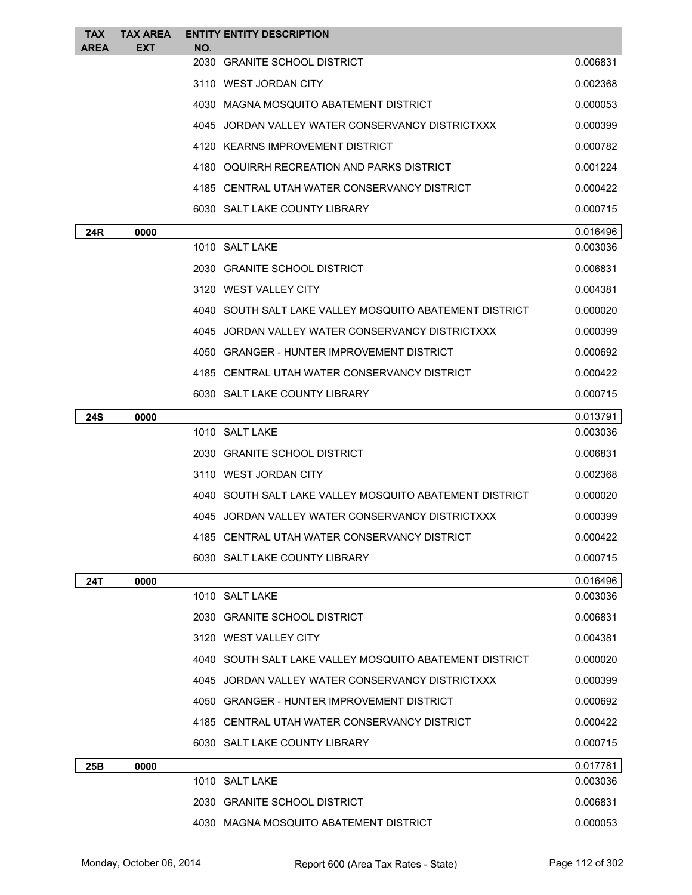| TAX AREA | TAX AREA EXT | ENTITY NO. | ENTITY DESCRIPTION | |
|---|---|---|---|---|
| | | 2030 | GRANITE SCHOOL DISTRICT | 0.006831 |
| | | 3110 | WEST JORDAN CITY | 0.002368 |
| | | 4030 | MAGNA MOSQUITO ABATEMENT DISTRICT | 0.000053 |
| | | 4045 | JORDAN VALLEY WATER CONSERVANCY DISTRICTXXX | 0.000399 |
| | | 4120 | KEARNS IMPROVEMENT DISTRICT | 0.000782 |
| | | 4180 | OQUIRRH RECREATION AND PARKS DISTRICT | 0.001224 |
| | | 4185 | CENTRAL UTAH WATER CONSERVANCY DISTRICT | 0.000422 |
| | | 6030 | SALT LAKE COUNTY LIBRARY | 0.000715 |
| **24R** | **0000** | | | 0.016496 |
| | | 1010 | SALT LAKE | 0.003036 |
| | | 2030 | GRANITE SCHOOL DISTRICT | 0.006831 |
| | | 3120 | WEST VALLEY CITY | 0.004381 |
| | | 4040 | SOUTH SALT LAKE VALLEY MOSQUITO ABATEMENT DISTRICT | 0.000020 |
| | | 4045 | JORDAN VALLEY WATER CONSERVANCY DISTRICTXXX | 0.000399 |
| | | 4050 | GRANGER - HUNTER IMPROVEMENT DISTRICT | 0.000692 |
| | | 4185 | CENTRAL UTAH WATER CONSERVANCY DISTRICT | 0.000422 |
| | | 6030 | SALT LAKE COUNTY LIBRARY | 0.000715 |
| **24S** | **0000** | | | 0.013791 |
| | | 1010 | SALT LAKE | 0.003036 |
| | | 2030 | GRANITE SCHOOL DISTRICT | 0.006831 |
| | | 3110 | WEST JORDAN CITY | 0.002368 |
| | | 4040 | SOUTH SALT LAKE VALLEY MOSQUITO ABATEMENT DISTRICT | 0.000020 |
| | | 4045 | JORDAN VALLEY WATER CONSERVANCY DISTRICTXXX | 0.000399 |
| | | 4185 | CENTRAL UTAH WATER CONSERVANCY DISTRICT | 0.000422 |
| | | 6030 | SALT LAKE COUNTY LIBRARY | 0.000715 |
| **24T** | **0000** | | | 0.016496 |
| | | 1010 | SALT LAKE | 0.003036 |
| | | 2030 | GRANITE SCHOOL DISTRICT | 0.006831 |
| | | 3120 | WEST VALLEY CITY | 0.004381 |
| | | 4040 | SOUTH SALT LAKE VALLEY MOSQUITO ABATEMENT DISTRICT | 0.000020 |
| | | 4045 | JORDAN VALLEY WATER CONSERVANCY DISTRICTXXX | 0.000399 |
| | | 4050 | GRANGER - HUNTER IMPROVEMENT DISTRICT | 0.000692 |
| | | 4185 | CENTRAL UTAH WATER CONSERVANCY DISTRICT | 0.000422 |
| | | 6030 | SALT LAKE COUNTY LIBRARY | 0.000715 |
| **25B** | **0000** | | | 0.017781 |
| | | 1010 | SALT LAKE | 0.003036 |
| | | 2030 | GRANITE SCHOOL DISTRICT | 0.006831 |
| | | 4030 | MAGNA MOSQUITO ABATEMENT DISTRICT | 0.000053 |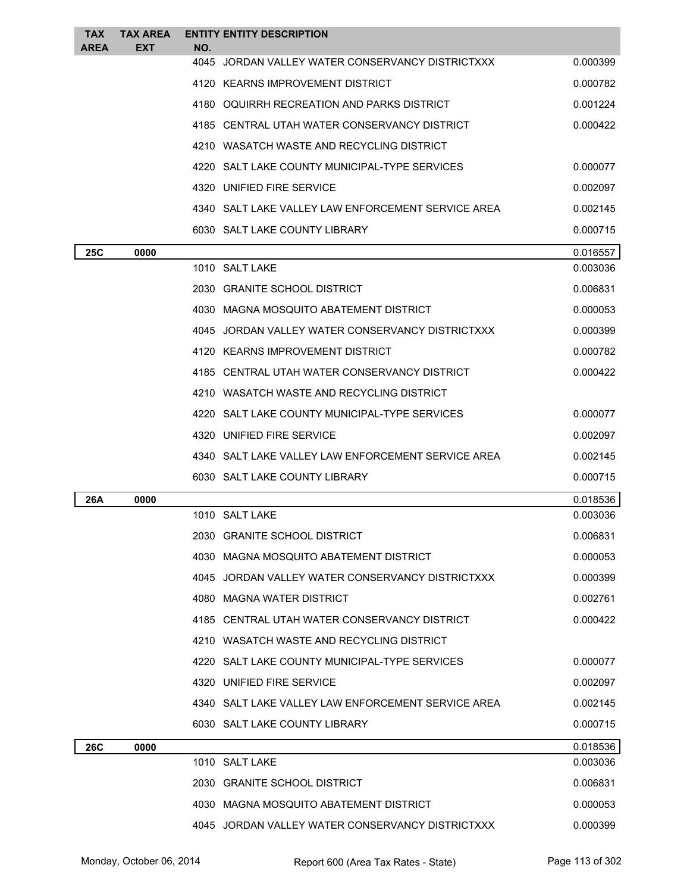| TAX AREA | TAX AREA EXT | ENTITY NO. | ENTITY DESCRIPTION | |
|---|---|---|---|---|
| | | 4045 | JORDAN VALLEY WATER CONSERVANCY DISTRICTXXX | 0.000399 |
| | | 4120 | KEARNS IMPROVEMENT DISTRICT | 0.000782 |
| | | 4180 | OQUIRRH RECREATION AND PARKS DISTRICT | 0.001224 |
| | | 4185 | CENTRAL UTAH WATER CONSERVANCY DISTRICT | 0.000422 |
| | | 4210 | WASATCH WASTE AND RECYCLING DISTRICT | |
| | | 4220 | SALT LAKE COUNTY MUNICIPAL-TYPE SERVICES | 0.000077 |
| | | 4320 | UNIFIED FIRE SERVICE | 0.002097 |
| | | 4340 | SALT LAKE VALLEY LAW ENFORCEMENT SERVICE AREA | 0.002145 |
| | | 6030 | SALT LAKE COUNTY LIBRARY | 0.000715 |
| **25C** | **0000** | | | 0.016557 |
| | | 1010 | SALT LAKE | 0.003036 |
| | | 2030 | GRANITE SCHOOL DISTRICT | 0.006831 |
| | | 4030 | MAGNA MOSQUITO ABATEMENT DISTRICT | 0.000053 |
| | | 4045 | JORDAN VALLEY WATER CONSERVANCY DISTRICTXXX | 0.000399 |
| | | 4120 | KEARNS IMPROVEMENT DISTRICT | 0.000782 |
| | | 4185 | CENTRAL UTAH WATER CONSERVANCY DISTRICT | 0.000422 |
| | | 4210 | WASATCH WASTE AND RECYCLING DISTRICT | |
| | | 4220 | SALT LAKE COUNTY MUNICIPAL-TYPE SERVICES | 0.000077 |
| | | 4320 | UNIFIED FIRE SERVICE | 0.002097 |
| | | 4340 | SALT LAKE VALLEY LAW ENFORCEMENT SERVICE AREA | 0.002145 |
| | | 6030 | SALT LAKE COUNTY LIBRARY | 0.000715 |
| **26A** | **0000** | | | 0.018536 |
| | | 1010 | SALT LAKE | 0.003036 |
| | | 2030 | GRANITE SCHOOL DISTRICT | 0.006831 |
| | | 4030 | MAGNA MOSQUITO ABATEMENT DISTRICT | 0.000053 |
| | | 4045 | JORDAN VALLEY WATER CONSERVANCY DISTRICTXXX | 0.000399 |
| | | 4080 | MAGNA WATER DISTRICT | 0.002761 |
| | | 4185 | CENTRAL UTAH WATER CONSERVANCY DISTRICT | 0.000422 |
| | | 4210 | WASATCH WASTE AND RECYCLING DISTRICT | |
| | | 4220 | SALT LAKE COUNTY MUNICIPAL-TYPE SERVICES | 0.000077 |
| | | 4320 | UNIFIED FIRE SERVICE | 0.002097 |
| | | 4340 | SALT LAKE VALLEY LAW ENFORCEMENT SERVICE AREA | 0.002145 |
| | | 6030 | SALT LAKE COUNTY LIBRARY | 0.000715 |
| **26C** | **0000** | | | 0.018536 |
| | | 1010 | SALT LAKE | 0.003036 |
| | | 2030 | GRANITE SCHOOL DISTRICT | 0.006831 |
| | | 4030 | MAGNA MOSQUITO ABATEMENT DISTRICT | 0.000053 |
| | | 4045 | JORDAN VALLEY WATER CONSERVANCY DISTRICTXXX | 0.000399 |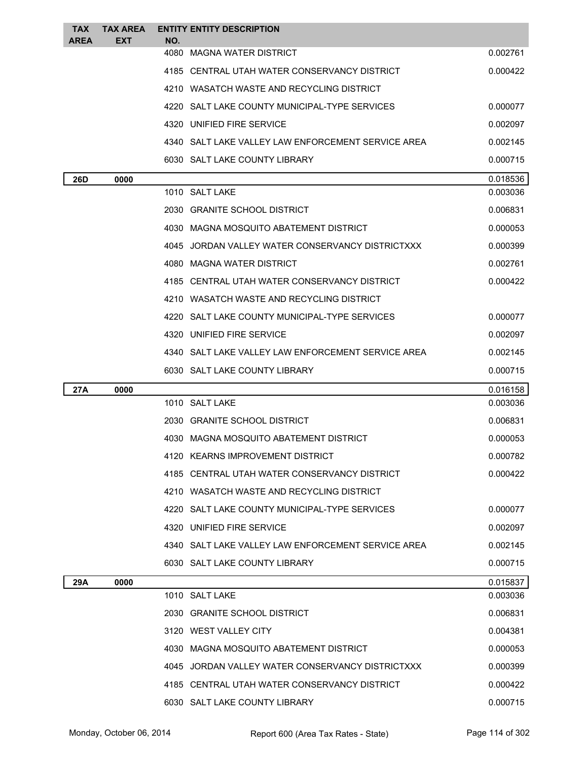| TAX AREA | TAX AREA EXT | ENTITY NO. | ENTITY DESCRIPTION | |
|---|---|---|---|---|
| | | 4080 | MAGNA WATER DISTRICT | 0.002761 |
| | | 4185 | CENTRAL UTAH WATER CONSERVANCY DISTRICT | 0.000422 |
| | | 4210 | WASATCH WASTE AND RECYCLING DISTRICT | |
| | | 4220 | SALT LAKE COUNTY MUNICIPAL-TYPE SERVICES | 0.000077 |
| | | 4320 | UNIFIED FIRE SERVICE | 0.002097 |
| | | 4340 | SALT LAKE VALLEY LAW ENFORCEMENT SERVICE AREA | 0.002145 |
| | | 6030 | SALT LAKE COUNTY LIBRARY | 0.000715 |
| **26D** | **0000** | | | 0.018536 |
| | | 1010 | SALT LAKE | 0.003036 |
| | | 2030 | GRANITE SCHOOL DISTRICT | 0.006831 |
| | | 4030 | MAGNA MOSQUITO ABATEMENT DISTRICT | 0.000053 |
| | | 4045 | JORDAN VALLEY WATER CONSERVANCY DISTRICTXXX | 0.000399 |
| | | 4080 | MAGNA WATER DISTRICT | 0.002761 |
| | | 4185 | CENTRAL UTAH WATER CONSERVANCY DISTRICT | 0.000422 |
| | | 4210 | WASATCH WASTE AND RECYCLING DISTRICT | |
| | | 4220 | SALT LAKE COUNTY MUNICIPAL-TYPE SERVICES | 0.000077 |
| | | 4320 | UNIFIED FIRE SERVICE | 0.002097 |
| | | 4340 | SALT LAKE VALLEY LAW ENFORCEMENT SERVICE AREA | 0.002145 |
| | | 6030 | SALT LAKE COUNTY LIBRARY | 0.000715 |
| **27A** | **0000** | | | 0.016158 |
| | | 1010 | SALT LAKE | 0.003036 |
| | | 2030 | GRANITE SCHOOL DISTRICT | 0.006831 |
| | | 4030 | MAGNA MOSQUITO ABATEMENT DISTRICT | 0.000053 |
| | | 4120 | KEARNS IMPROVEMENT DISTRICT | 0.000782 |
| | | 4185 | CENTRAL UTAH WATER CONSERVANCY DISTRICT | 0.000422 |
| | | 4210 | WASATCH WASTE AND RECYCLING DISTRICT | |
| | | 4220 | SALT LAKE COUNTY MUNICIPAL-TYPE SERVICES | 0.000077 |
| | | 4320 | UNIFIED FIRE SERVICE | 0.002097 |
| | | 4340 | SALT LAKE VALLEY LAW ENFORCEMENT SERVICE AREA | 0.002145 |
| | | 6030 | SALT LAKE COUNTY LIBRARY | 0.000715 |
| **29A** | **0000** | | | 0.015837 |
| | | 1010 | SALT LAKE | 0.003036 |
| | | 2030 | GRANITE SCHOOL DISTRICT | 0.006831 |
| | | 3120 | WEST VALLEY CITY | 0.004381 |
| | | 4030 | MAGNA MOSQUITO ABATEMENT DISTRICT | 0.000053 |
| | | 4045 | JORDAN VALLEY WATER CONSERVANCY DISTRICTXXX | 0.000399 |
| | | 4185 | CENTRAL UTAH WATER CONSERVANCY DISTRICT | 0.000422 |
| | | 6030 | SALT LAKE COUNTY LIBRARY | 0.000715 |

Monday, October 06, 2014 Report 600 (Area Tax Rates - State)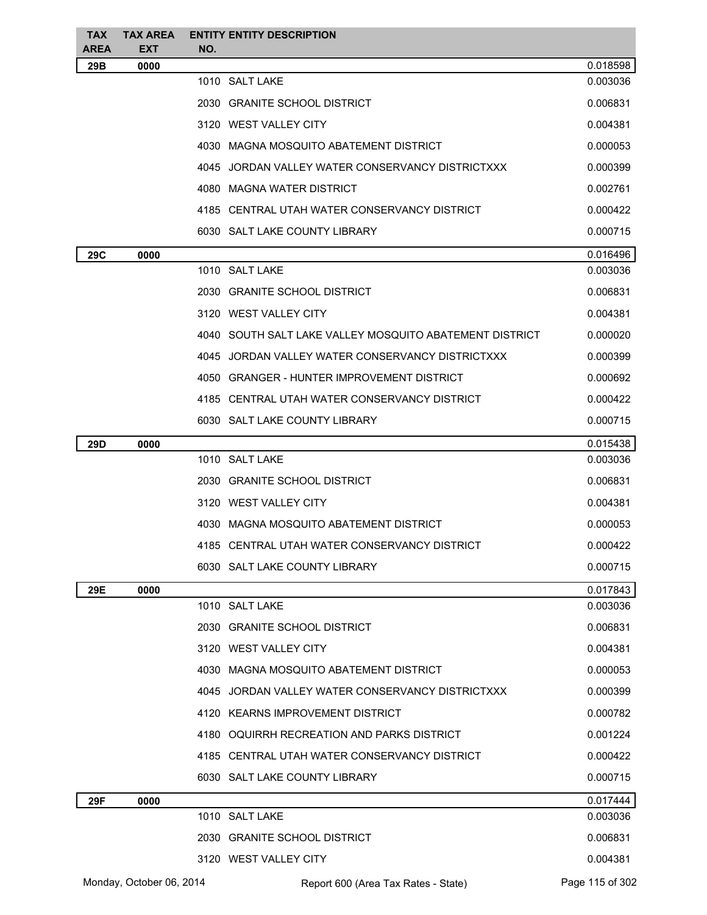| TAX AREA | TAX AREA EXT | ENTITY NO. | ENTITY DESCRIPTION | |
|---|---|---|---|---|
| **29B** | **0000** | | | 0.018598 |
| | | 1010 | SALT LAKE | 0.003036 |
| | | 2030 | GRANITE SCHOOL DISTRICT | 0.006831 |
| | | 3120 | WEST VALLEY CITY | 0.004381 |
| | | 4030 | MAGNA MOSQUITO ABATEMENT DISTRICT | 0.000053 |
| | | 4045 | JORDAN VALLEY WATER CONSERVANCY DISTRICTXXX | 0.000399 |
| | | 4080 | MAGNA WATER DISTRICT | 0.002761 |
| | | 4185 | CENTRAL UTAH WATER CONSERVANCY DISTRICT | 0.000422 |
| | | 6030 | SALT LAKE COUNTY LIBRARY | 0.000715 |
| **29C** | **0000** | | | 0.016496 |
| | | 1010 | SALT LAKE | 0.003036 |
| | | 2030 | GRANITE SCHOOL DISTRICT | 0.006831 |
| | | 3120 | WEST VALLEY CITY | 0.004381 |
| | | 4040 | SOUTH SALT LAKE VALLEY MOSQUITO ABATEMENT DISTRICT | 0.000020 |
| | | 4045 | JORDAN VALLEY WATER CONSERVANCY DISTRICTXXX | 0.000399 |
| | | 4050 | GRANGER - HUNTER IMPROVEMENT DISTRICT | 0.000692 |
| | | 4185 | CENTRAL UTAH WATER CONSERVANCY DISTRICT | 0.000422 |
| | | 6030 | SALT LAKE COUNTY LIBRARY | 0.000715 |
| **29D** | **0000** | | | 0.015438 |
| | | 1010 | SALT LAKE | 0.003036 |
| | | 2030 | GRANITE SCHOOL DISTRICT | 0.006831 |
| | | 3120 | WEST VALLEY CITY | 0.004381 |
| | | 4030 | MAGNA MOSQUITO ABATEMENT DISTRICT | 0.000053 |
| | | 4185 | CENTRAL UTAH WATER CONSERVANCY DISTRICT | 0.000422 |
| | | 6030 | SALT LAKE COUNTY LIBRARY | 0.000715 |
| **29E** | **0000** | | | 0.017843 |
| | | 1010 | SALT LAKE | 0.003036 |
| | | 2030 | GRANITE SCHOOL DISTRICT | 0.006831 |
| | | 3120 | WEST VALLEY CITY | 0.004381 |
| | | 4030 | MAGNA MOSQUITO ABATEMENT DISTRICT | 0.000053 |
| | | 4045 | JORDAN VALLEY WATER CONSERVANCY DISTRICTXXX | 0.000399 |
| | | 4120 | KEARNS IMPROVEMENT DISTRICT | 0.000782 |
| | | 4180 | OQUIRRH RECREATION AND PARKS DISTRICT | 0.001224 |
| | | 4185 | CENTRAL UTAH WATER CONSERVANCY DISTRICT | 0.000422 |
| | | 6030 | SALT LAKE COUNTY LIBRARY | 0.000715 |
| **29F** | **0000** | | | 0.017444 |
| | | 1010 | SALT LAKE | 0.003036 |
| | | 2030 | GRANITE SCHOOL DISTRICT | 0.006831 |
| | | 3120 | WEST VALLEY CITY | 0.004381 |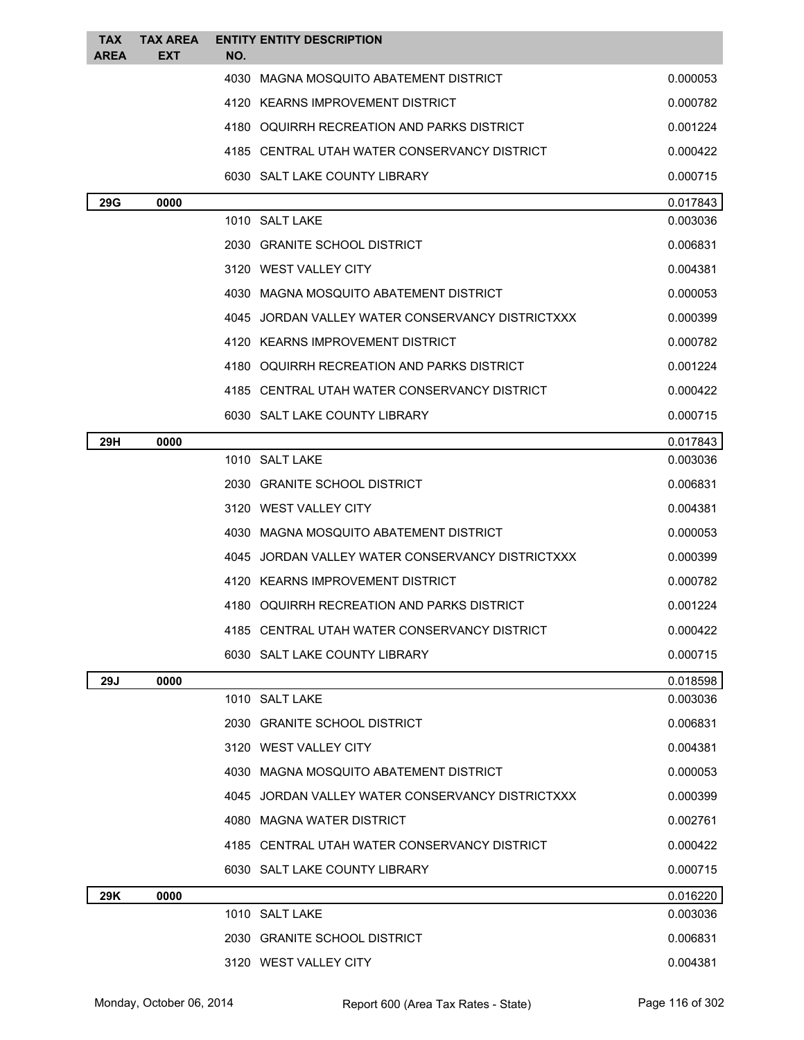| TAX AREA | TAX AREA EXT | ENTITY NO. | ENTITY DESCRIPTION | |
|---|---|---|---|---|
| | | 4030 | MAGNA MOSQUITO ABATEMENT DISTRICT | 0.000053 |
| | | 4120 | KEARNS IMPROVEMENT DISTRICT | 0.000782 |
| | | 4180 | OQUIRRH RECREATION AND PARKS DISTRICT | 0.001224 |
| | | 4185 | CENTRAL UTAH WATER CONSERVANCY DISTRICT | 0.000422 |
| | | 6030 | SALT LAKE COUNTY LIBRARY | 0.000715 |
| **29G** | **0000** | | | 0.017843 |
| | | 1010 | SALT LAKE | 0.003036 |
| | | 2030 | GRANITE SCHOOL DISTRICT | 0.006831 |
| | | 3120 | WEST VALLEY CITY | 0.004381 |
| | | 4030 | MAGNA MOSQUITO ABATEMENT DISTRICT | 0.000053 |
| | | 4045 | JORDAN VALLEY WATER CONSERVANCY DISTRICTXXX | 0.000399 |
| | | 4120 | KEARNS IMPROVEMENT DISTRICT | 0.000782 |
| | | 4180 | OQUIRRH RECREATION AND PARKS DISTRICT | 0.001224 |
| | | 4185 | CENTRAL UTAH WATER CONSERVANCY DISTRICT | 0.000422 |
| | | 6030 | SALT LAKE COUNTY LIBRARY | 0.000715 |
| **29H** | **0000** | | | 0.017843 |
| | | 1010 | SALT LAKE | 0.003036 |
| | | 2030 | GRANITE SCHOOL DISTRICT | 0.006831 |
| | | 3120 | WEST VALLEY CITY | 0.004381 |
| | | 4030 | MAGNA MOSQUITO ABATEMENT DISTRICT | 0.000053 |
| | | 4045 | JORDAN VALLEY WATER CONSERVANCY DISTRICTXXX | 0.000399 |
| | | 4120 | KEARNS IMPROVEMENT DISTRICT | 0.000782 |
| | | 4180 | OQUIRRH RECREATION AND PARKS DISTRICT | 0.001224 |
| | | 4185 | CENTRAL UTAH WATER CONSERVANCY DISTRICT | 0.000422 |
| | | 6030 | SALT LAKE COUNTY LIBRARY | 0.000715 |
| **29J** | **0000** | | | 0.018598 |
| | | 1010 | SALT LAKE | 0.003036 |
| | | 2030 | GRANITE SCHOOL DISTRICT | 0.006831 |
| | | 3120 | WEST VALLEY CITY | 0.004381 |
| | | 4030 | MAGNA MOSQUITO ABATEMENT DISTRICT | 0.000053 |
| | | 4045 | JORDAN VALLEY WATER CONSERVANCY DISTRICTXXX | 0.000399 |
| | | 4080 | MAGNA WATER DISTRICT | 0.002761 |
| | | 4185 | CENTRAL UTAH WATER CONSERVANCY DISTRICT | 0.000422 |
| | | 6030 | SALT LAKE COUNTY LIBRARY | 0.000715 |
| **29K** | **0000** | | | 0.016220 |
| | | 1010 | SALT LAKE | 0.003036 |
| | | 2030 | GRANITE SCHOOL DISTRICT | 0.006831 |
| | | 3120 | WEST VALLEY CITY | 0.004381 |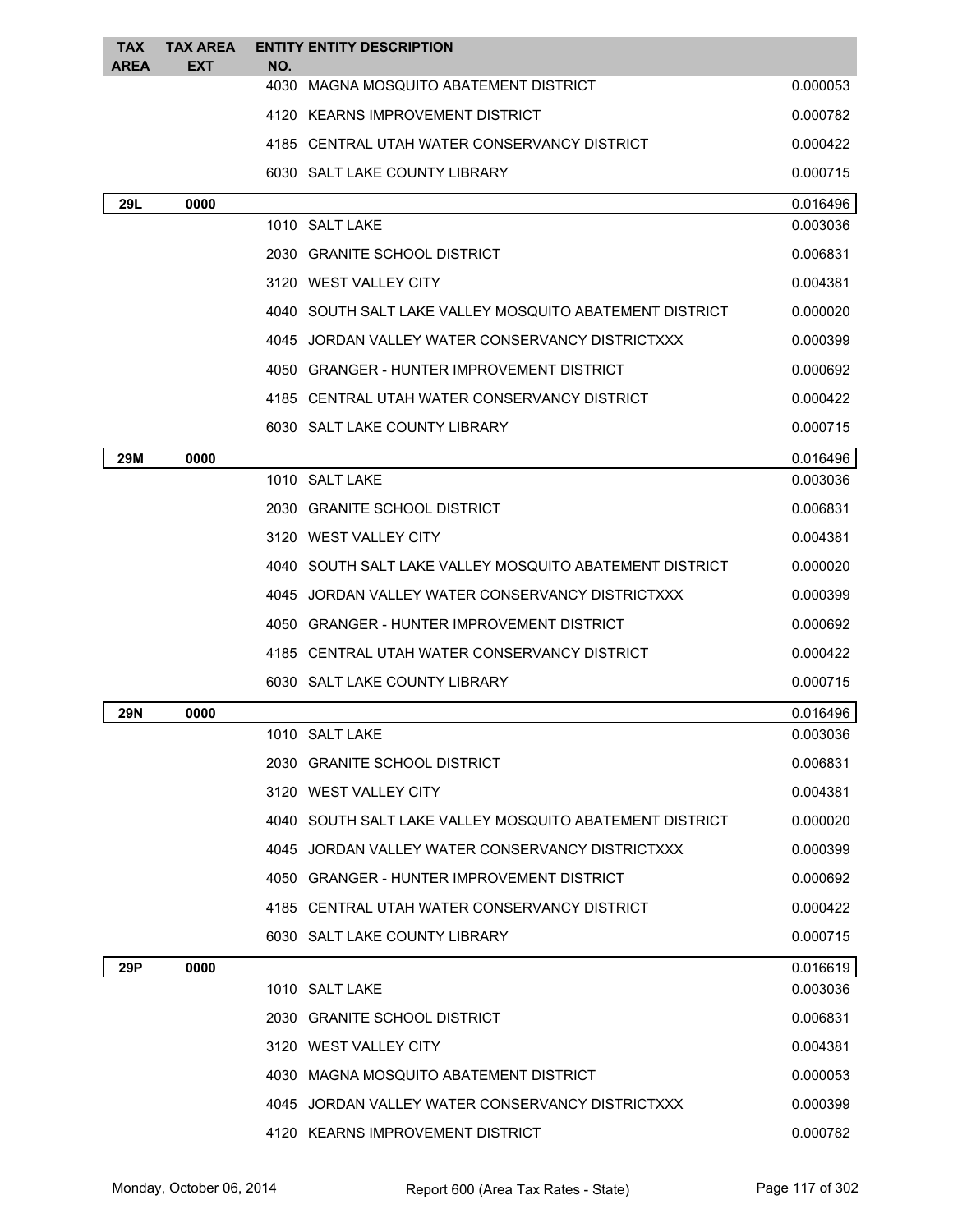| TAX AREA | TAX AREA EXT | ENTITY NO. | ENTITY DESCRIPTION | |
|---|---|---|---|---|
| | | 4030 | MAGNA MOSQUITO ABATEMENT DISTRICT | 0.000053 |
| | | 4120 | KEARNS IMPROVEMENT DISTRICT | 0.000782 |
| | | 4185 | CENTRAL UTAH WATER CONSERVANCY DISTRICT | 0.000422 |
| | | 6030 | SALT LAKE COUNTY LIBRARY | 0.000715 |
| **29L** | **0000** | | | 0.016496 |
| | | 1010 | SALT LAKE | 0.003036 |
| | | 2030 | GRANITE SCHOOL DISTRICT | 0.006831 |
| | | 3120 | WEST VALLEY CITY | 0.004381 |
| | | 4040 | SOUTH SALT LAKE VALLEY MOSQUITO ABATEMENT DISTRICT | 0.000020 |
| | | 4045 | JORDAN VALLEY WATER CONSERVANCY DISTRICTXXX | 0.000399 |
| | | 4050 | GRANGER - HUNTER IMPROVEMENT DISTRICT | 0.000692 |
| | | 4185 | CENTRAL UTAH WATER CONSERVANCY DISTRICT | 0.000422 |
| | | 6030 | SALT LAKE COUNTY LIBRARY | 0.000715 |
| **29M** | **0000** | | | 0.016496 |
| | | 1010 | SALT LAKE | 0.003036 |
| | | 2030 | GRANITE SCHOOL DISTRICT | 0.006831 |
| | | 3120 | WEST VALLEY CITY | 0.004381 |
| | | 4040 | SOUTH SALT LAKE VALLEY MOSQUITO ABATEMENT DISTRICT | 0.000020 |
| | | 4045 | JORDAN VALLEY WATER CONSERVANCY DISTRICTXXX | 0.000399 |
| | | 4050 | GRANGER - HUNTER IMPROVEMENT DISTRICT | 0.000692 |
| | | 4185 | CENTRAL UTAH WATER CONSERVANCY DISTRICT | 0.000422 |
| | | 6030 | SALT LAKE COUNTY LIBRARY | 0.000715 |
| **29N** | **0000** | | | 0.016496 |
| | | 1010 | SALT LAKE | 0.003036 |
| | | 2030 | GRANITE SCHOOL DISTRICT | 0.006831 |
| | | 3120 | WEST VALLEY CITY | 0.004381 |
| | | 4040 | SOUTH SALT LAKE VALLEY MOSQUITO ABATEMENT DISTRICT | 0.000020 |
| | | 4045 | JORDAN VALLEY WATER CONSERVANCY DISTRICTXXX | 0.000399 |
| | | 4050 | GRANGER - HUNTER IMPROVEMENT DISTRICT | 0.000692 |
| | | 4185 | CENTRAL UTAH WATER CONSERVANCY DISTRICT | 0.000422 |
| | | 6030 | SALT LAKE COUNTY LIBRARY | 0.000715 |
| **29P** | **0000** | | | 0.016619 |
| | | 1010 | SALT LAKE | 0.003036 |
| | | 2030 | GRANITE SCHOOL DISTRICT | 0.006831 |
| | | 3120 | WEST VALLEY CITY | 0.004381 |
| | | 4030 | MAGNA MOSQUITO ABATEMENT DISTRICT | 0.000053 |
| | | 4045 | JORDAN VALLEY WATER CONSERVANCY DISTRICTXXX | 0.000399 |
| | | 4120 | KEARNS IMPROVEMENT DISTRICT | 0.000782 |

Monday, October 06, 2014 Report 600 (Area Tax Rates - State)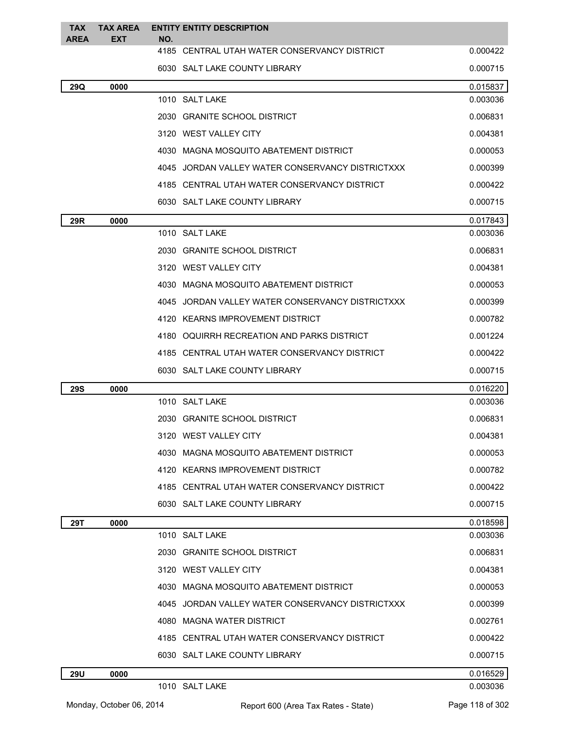| TAX AREA | TAX AREA EXT | ENTITY NO. | ENTITY DESCRIPTION | |
|---|---|---|---|---|
| | | 4185 | CENTRAL UTAH WATER CONSERVANCY DISTRICT | 0.000422 |
| | | 6030 | SALT LAKE COUNTY LIBRARY | 0.000715 |
| **29Q** | **0000** | | | 0.015837 |
| | | 1010 | SALT LAKE | 0.003036 |
| | | 2030 | GRANITE SCHOOL DISTRICT | 0.006831 |
| | | 3120 | WEST VALLEY CITY | 0.004381 |
| | | 4030 | MAGNA MOSQUITO ABATEMENT DISTRICT | 0.000053 |
| | | 4045 | JORDAN VALLEY WATER CONSERVANCY DISTRICTXXX | 0.000399 |
| | | 4185 | CENTRAL UTAH WATER CONSERVANCY DISTRICT | 0.000422 |
| | | 6030 | SALT LAKE COUNTY LIBRARY | 0.000715 |
| **29R** | **0000** | | | 0.017843 |
| | | 1010 | SALT LAKE | 0.003036 |
| | | 2030 | GRANITE SCHOOL DISTRICT | 0.006831 |
| | | 3120 | WEST VALLEY CITY | 0.004381 |
| | | 4030 | MAGNA MOSQUITO ABATEMENT DISTRICT | 0.000053 |
| | | 4045 | JORDAN VALLEY WATER CONSERVANCY DISTRICTXXX | 0.000399 |
| | | 4120 | KEARNS IMPROVEMENT DISTRICT | 0.000782 |
| | | 4180 | OQUIRRH RECREATION AND PARKS DISTRICT | 0.001224 |
| | | 4185 | CENTRAL UTAH WATER CONSERVANCY DISTRICT | 0.000422 |
| | | 6030 | SALT LAKE COUNTY LIBRARY | 0.000715 |
| **29S** | **0000** | | | 0.016220 |
| | | 1010 | SALT LAKE | 0.003036 |
| | | 2030 | GRANITE SCHOOL DISTRICT | 0.006831 |
| | | 3120 | WEST VALLEY CITY | 0.004381 |
| | | 4030 | MAGNA MOSQUITO ABATEMENT DISTRICT | 0.000053 |
| | | 4120 | KEARNS IMPROVEMENT DISTRICT | 0.000782 |
| | | 4185 | CENTRAL UTAH WATER CONSERVANCY DISTRICT | 0.000422 |
| | | 6030 | SALT LAKE COUNTY LIBRARY | 0.000715 |
| **29T** | **0000** | | | 0.018598 |
| | | 1010 | SALT LAKE | 0.003036 |
| | | 2030 | GRANITE SCHOOL DISTRICT | 0.006831 |
| | | 3120 | WEST VALLEY CITY | 0.004381 |
| | | 4030 | MAGNA MOSQUITO ABATEMENT DISTRICT | 0.000053 |
| | | 4045 | JORDAN VALLEY WATER CONSERVANCY DISTRICTXXX | 0.000399 |
| | | 4080 | MAGNA WATER DISTRICT | 0.002761 |
| | | 4185 | CENTRAL UTAH WATER CONSERVANCY DISTRICT | 0.000422 |
| | | 6030 | SALT LAKE COUNTY LIBRARY | 0.000715 |
| **29U** | **0000** | | | 0.016529 |
| | | 1010 | SALT LAKE | 0.003036 |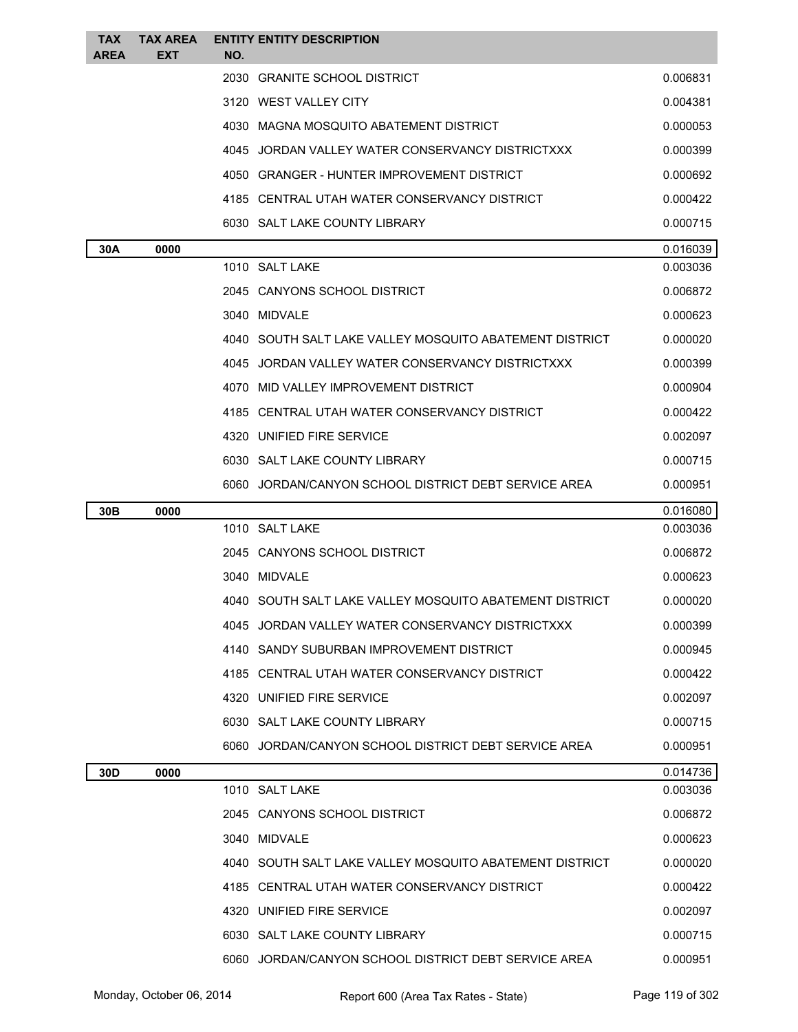| TAX AREA | TAX AREA EXT | ENTITY NO. | ENTITY DESCRIPTION | |
|---|---|---|---|---|
| | | 2030 | GRANITE SCHOOL DISTRICT | 0.006831 |
| | | 3120 | WEST VALLEY CITY | 0.004381 |
| | | 4030 | MAGNA MOSQUITO ABATEMENT DISTRICT | 0.000053 |
| | | 4045 | JORDAN VALLEY WATER CONSERVANCY DISTRICTXXX | 0.000399 |
| | | 4050 | GRANGER - HUNTER IMPROVEMENT DISTRICT | 0.000692 |
| | | 4185 | CENTRAL UTAH WATER CONSERVANCY DISTRICT | 0.000422 |
| | | 6030 | SALT LAKE COUNTY LIBRARY | 0.000715 |
| **30A** | **0000** | | | 0.016039 |
| | | 1010 | SALT LAKE | 0.003036 |
| | | 2045 | CANYONS SCHOOL DISTRICT | 0.006872 |
| | | 3040 | MIDVALE | 0.000623 |
| | | 4040 | SOUTH SALT LAKE VALLEY MOSQUITO ABATEMENT DISTRICT | 0.000020 |
| | | 4045 | JORDAN VALLEY WATER CONSERVANCY DISTRICTXXX | 0.000399 |
| | | 4070 | MID VALLEY IMPROVEMENT DISTRICT | 0.000904 |
| | | 4185 | CENTRAL UTAH WATER CONSERVANCY DISTRICT | 0.000422 |
| | | 4320 | UNIFIED FIRE SERVICE | 0.002097 |
| | | 6030 | SALT LAKE COUNTY LIBRARY | 0.000715 |
| | | 6060 | JORDAN/CANYON SCHOOL DISTRICT DEBT SERVICE AREA | 0.000951 |
| **30B** | **0000** | | | 0.016080 |
| | | 1010 | SALT LAKE | 0.003036 |
| | | 2045 | CANYONS SCHOOL DISTRICT | 0.006872 |
| | | 3040 | MIDVALE | 0.000623 |
| | | 4040 | SOUTH SALT LAKE VALLEY MOSQUITO ABATEMENT DISTRICT | 0.000020 |
| | | 4045 | JORDAN VALLEY WATER CONSERVANCY DISTRICTXXX | 0.000399 |
| | | 4140 | SANDY SUBURBAN IMPROVEMENT DISTRICT | 0.000945 |
| | | 4185 | CENTRAL UTAH WATER CONSERVANCY DISTRICT | 0.000422 |
| | | 4320 | UNIFIED FIRE SERVICE | 0.002097 |
| | | 6030 | SALT LAKE COUNTY LIBRARY | 0.000715 |
| | | 6060 | JORDAN/CANYON SCHOOL DISTRICT DEBT SERVICE AREA | 0.000951 |
| **30D** | **0000** | | | 0.014736 |
| | | 1010 | SALT LAKE | 0.003036 |
| | | 2045 | CANYONS SCHOOL DISTRICT | 0.006872 |
| | | 3040 | MIDVALE | 0.000623 |
| | | 4040 | SOUTH SALT LAKE VALLEY MOSQUITO ABATEMENT DISTRICT | 0.000020 |
| | | 4185 | CENTRAL UTAH WATER CONSERVANCY DISTRICT | 0.000422 |
| | | 4320 | UNIFIED FIRE SERVICE | 0.002097 |
| | | 6030 | SALT LAKE COUNTY LIBRARY | 0.000715 |
| | | 6060 | JORDAN/CANYON SCHOOL DISTRICT DEBT SERVICE AREA | 0.000951 |

Monday, October 06, 2014 Report 600 (Area Tax Rates - State)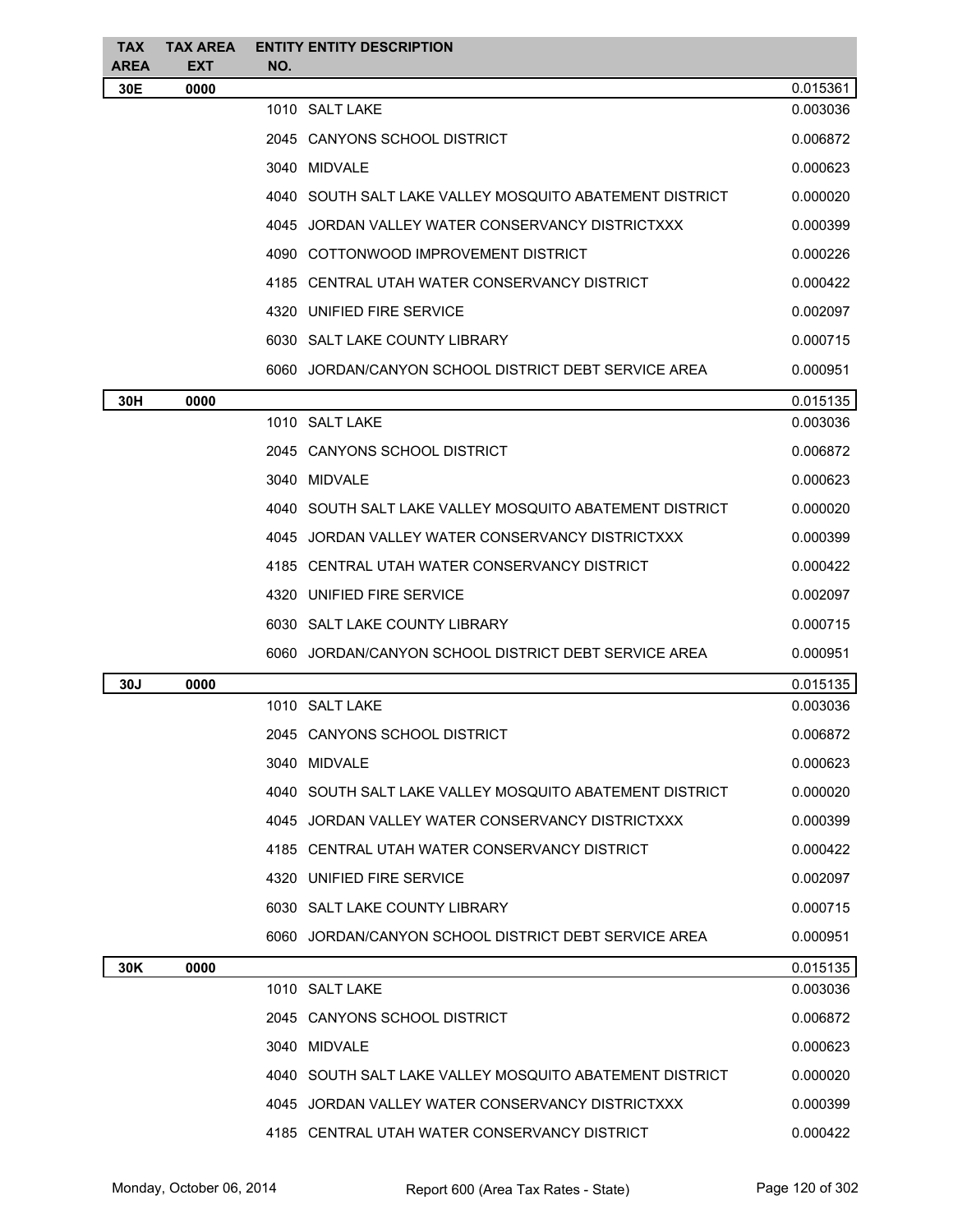| TAX AREA | TAX AREA EXT | ENTITY NO. | ENTITY DESCRIPTION | |
|---|---|---|---|---|
| **30E** | **0000** | | | 0.015361 |
| | | 1010 | SALT LAKE | 0.003036 |
| | | 2045 | CANYONS SCHOOL DISTRICT | 0.006872 |
| | | 3040 | MIDVALE | 0.000623 |
| | | 4040 | SOUTH SALT LAKE VALLEY MOSQUITO ABATEMENT DISTRICT | 0.000020 |
| | | 4045 | JORDAN VALLEY WATER CONSERVANCY DISTRICTXXX | 0.000399 |
| | | 4090 | COTTONWOOD IMPROVEMENT DISTRICT | 0.000226 |
| | | 4185 | CENTRAL UTAH WATER CONSERVANCY DISTRICT | 0.000422 |
| | | 4320 | UNIFIED FIRE SERVICE | 0.002097 |
| | | 6030 | SALT LAKE COUNTY LIBRARY | 0.000715 |
| | | 6060 | JORDAN/CANYON SCHOOL DISTRICT DEBT SERVICE AREA | 0.000951 |
| **30H** | **0000** | | | 0.015135 |
| | | 1010 | SALT LAKE | 0.003036 |
| | | 2045 | CANYONS SCHOOL DISTRICT | 0.006872 |
| | | 3040 | MIDVALE | 0.000623 |
| | | 4040 | SOUTH SALT LAKE VALLEY MOSQUITO ABATEMENT DISTRICT | 0.000020 |
| | | 4045 | JORDAN VALLEY WATER CONSERVANCY DISTRICTXXX | 0.000399 |
| | | 4185 | CENTRAL UTAH WATER CONSERVANCY DISTRICT | 0.000422 |
| | | 4320 | UNIFIED FIRE SERVICE | 0.002097 |
| | | 6030 | SALT LAKE COUNTY LIBRARY | 0.000715 |
| | | 6060 | JORDAN/CANYON SCHOOL DISTRICT DEBT SERVICE AREA | 0.000951 |
| **30J** | **0000** | | | 0.015135 |
| | | 1010 | SALT LAKE | 0.003036 |
| | | 2045 | CANYONS SCHOOL DISTRICT | 0.006872 |
| | | 3040 | MIDVALE | 0.000623 |
| | | 4040 | SOUTH SALT LAKE VALLEY MOSQUITO ABATEMENT DISTRICT | 0.000020 |
| | | 4045 | JORDAN VALLEY WATER CONSERVANCY DISTRICTXXX | 0.000399 |
| | | 4185 | CENTRAL UTAH WATER CONSERVANCY DISTRICT | 0.000422 |
| | | 4320 | UNIFIED FIRE SERVICE | 0.002097 |
| | | 6030 | SALT LAKE COUNTY LIBRARY | 0.000715 |
| | | 6060 | JORDAN/CANYON SCHOOL DISTRICT DEBT SERVICE AREA | 0.000951 |
| **30K** | **0000** | | | 0.015135 |
| | | 1010 | SALT LAKE | 0.003036 |
| | | 2045 | CANYONS SCHOOL DISTRICT | 0.006872 |
| | | 3040 | MIDVALE | 0.000623 |
| | | 4040 | SOUTH SALT LAKE VALLEY MOSQUITO ABATEMENT DISTRICT | 0.000020 |
| | | 4045 | JORDAN VALLEY WATER CONSERVANCY DISTRICTXXX | 0.000399 |
| | | 4185 | CENTRAL UTAH WATER CONSERVANCY DISTRICT | 0.000422 |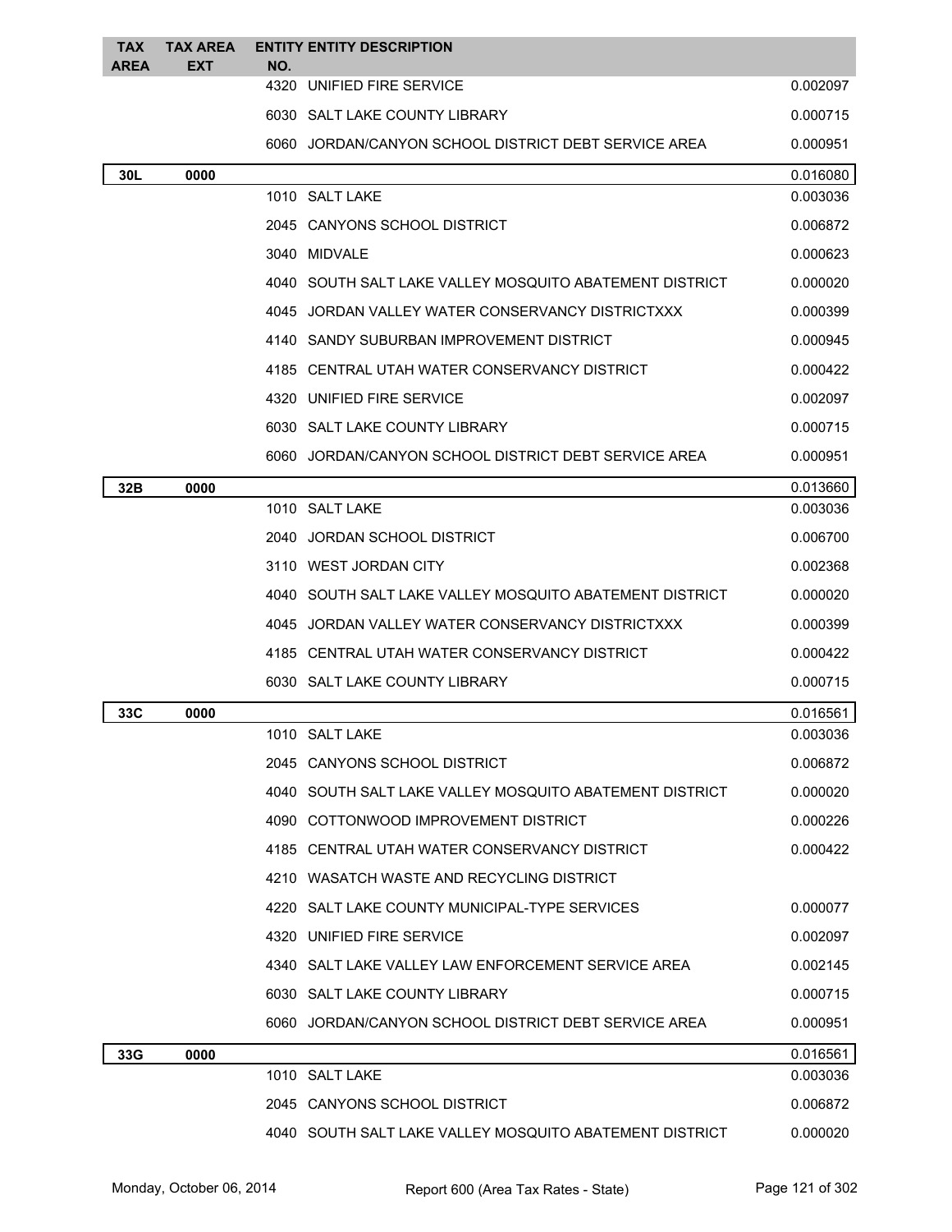| TAX AREA | TAX AREA EXT | ENTITY NO. | ENTITY DESCRIPTION | |
|---|---|---|---|---|
| | | 4320 | UNIFIED FIRE SERVICE | 0.002097 |
| | | 6030 | SALT LAKE COUNTY LIBRARY | 0.000715 |
| | | 6060 | JORDAN/CANYON SCHOOL DISTRICT DEBT SERVICE AREA | 0.000951 |
| 30L | 0000 | | | 0.016080 |
| | | 1010 | SALT LAKE | 0.003036 |
| | | 2045 | CANYONS SCHOOL DISTRICT | 0.006872 |
| | | 3040 | MIDVALE | 0.000623 |
| | | 4040 | SOUTH SALT LAKE VALLEY MOSQUITO ABATEMENT DISTRICT | 0.000020 |
| | | 4045 | JORDAN VALLEY WATER CONSERVANCY DISTRICTXXX | 0.000399 |
| | | 4140 | SANDY SUBURBAN IMPROVEMENT DISTRICT | 0.000945 |
| | | 4185 | CENTRAL UTAH WATER CONSERVANCY DISTRICT | 0.000422 |
| | | 4320 | UNIFIED FIRE SERVICE | 0.002097 |
| | | 6030 | SALT LAKE COUNTY LIBRARY | 0.000715 |
| | | 6060 | JORDAN/CANYON SCHOOL DISTRICT DEBT SERVICE AREA | 0.000951 |
| 32B | 0000 | | | 0.013660 |
| | | 1010 | SALT LAKE | 0.003036 |
| | | 2040 | JORDAN SCHOOL DISTRICT | 0.006700 |
| | | 3110 | WEST JORDAN CITY | 0.002368 |
| | | 4040 | SOUTH SALT LAKE VALLEY MOSQUITO ABATEMENT DISTRICT | 0.000020 |
| | | 4045 | JORDAN VALLEY WATER CONSERVANCY DISTRICTXXX | 0.000399 |
| | | 4185 | CENTRAL UTAH WATER CONSERVANCY DISTRICT | 0.000422 |
| | | 6030 | SALT LAKE COUNTY LIBRARY | 0.000715 |
| 33C | 0000 | | | 0.016561 |
| | | 1010 | SALT LAKE | 0.003036 |
| | | 2045 | CANYONS SCHOOL DISTRICT | 0.006872 |
| | | 4040 | SOUTH SALT LAKE VALLEY MOSQUITO ABATEMENT DISTRICT | 0.000020 |
| | | 4090 | COTTONWOOD IMPROVEMENT DISTRICT | 0.000226 |
| | | 4185 | CENTRAL UTAH WATER CONSERVANCY DISTRICT | 0.000422 |
| | | 4210 | WASATCH WASTE AND RECYCLING DISTRICT | |
| | | 4220 | SALT LAKE COUNTY MUNICIPAL-TYPE SERVICES | 0.000077 |
| | | 4320 | UNIFIED FIRE SERVICE | 0.002097 |
| | | 4340 | SALT LAKE VALLEY LAW ENFORCEMENT SERVICE AREA | 0.002145 |
| | | 6030 | SALT LAKE COUNTY LIBRARY | 0.000715 |
| | | 6060 | JORDAN/CANYON SCHOOL DISTRICT DEBT SERVICE AREA | 0.000951 |
| 33G | 0000 | | | 0.016561 |
| | | 1010 | SALT LAKE | 0.003036 |
| | | 2045 | CANYONS SCHOOL DISTRICT | 0.006872 |
| | | 4040 | SOUTH SALT LAKE VALLEY MOSQUITO ABATEMENT DISTRICT | 0.000020 |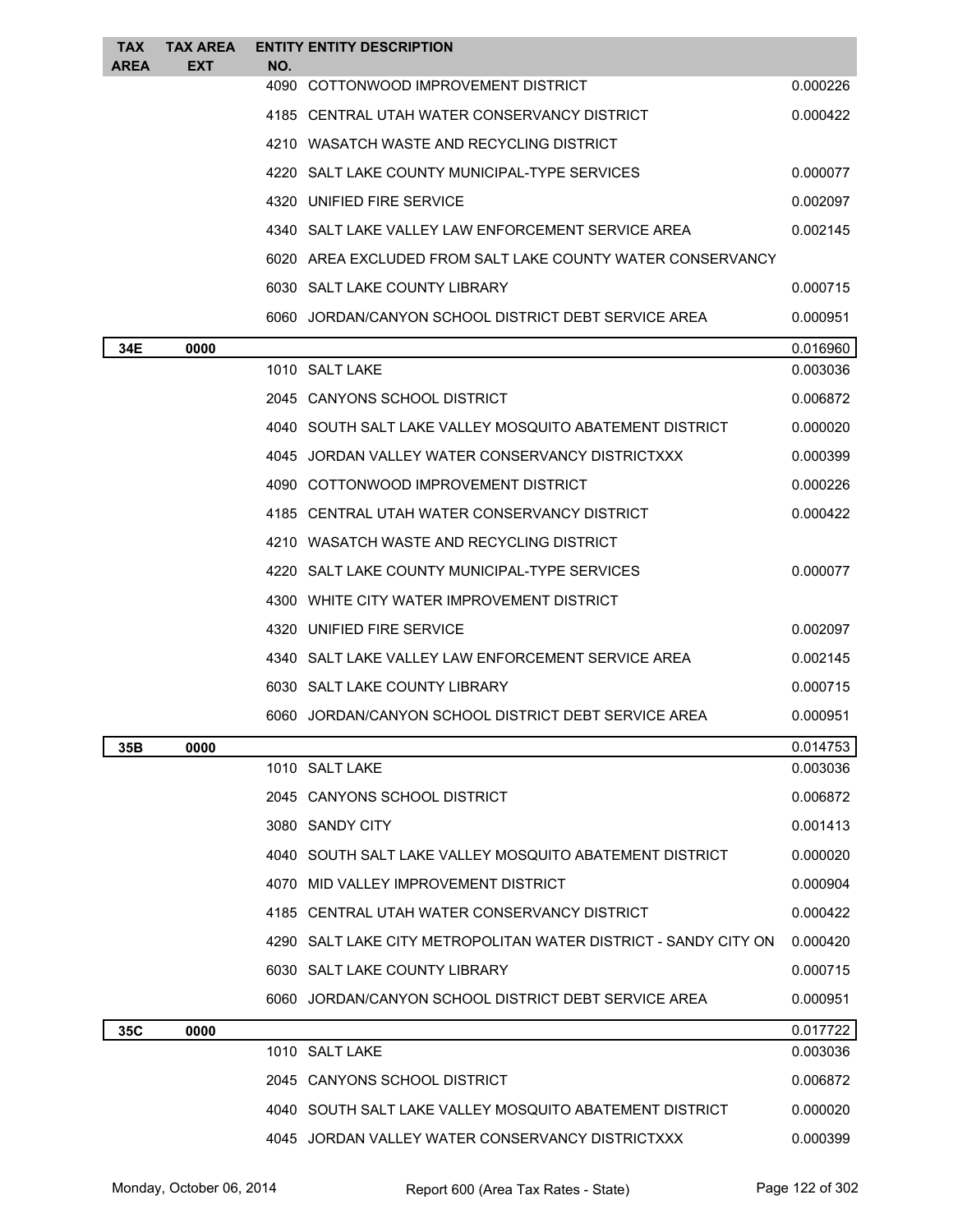| TAX AREA | TAX AREA EXT | ENTITY NO. | ENTITY DESCRIPTION | |
|---|---|---|---|---|
| | | 4090 | COTTONWOOD IMPROVEMENT DISTRICT | 0.000226 |
| | | 4185 | CENTRAL UTAH WATER CONSERVANCY DISTRICT | 0.000422 |
| | | 4210 | WASATCH WASTE AND RECYCLING DISTRICT | |
| | | 4220 | SALT LAKE COUNTY MUNICIPAL-TYPE SERVICES | 0.000077 |
| | | 4320 | UNIFIED FIRE SERVICE | 0.002097 |
| | | 4340 | SALT LAKE VALLEY LAW ENFORCEMENT SERVICE AREA | 0.002145 |
| | | 6020 | AREA EXCLUDED FROM SALT LAKE COUNTY WATER CONSERVANCY | |
| | | 6030 | SALT LAKE COUNTY LIBRARY | 0.000715 |
| | | 6060 | JORDAN/CANYON SCHOOL DISTRICT DEBT SERVICE AREA | 0.000951 |
| 34E | 0000 | | | 0.016960 |
| | | 1010 | SALT LAKE | 0.003036 |
| | | 2045 | CANYONS SCHOOL DISTRICT | 0.006872 |
| | | 4040 | SOUTH SALT LAKE VALLEY MOSQUITO ABATEMENT DISTRICT | 0.000020 |
| | | 4045 | JORDAN VALLEY WATER CONSERVANCY DISTRICTXXX | 0.000399 |
| | | 4090 | COTTONWOOD IMPROVEMENT DISTRICT | 0.000226 |
| | | 4185 | CENTRAL UTAH WATER CONSERVANCY DISTRICT | 0.000422 |
| | | 4210 | WASATCH WASTE AND RECYCLING DISTRICT | |
| | | 4220 | SALT LAKE COUNTY MUNICIPAL-TYPE SERVICES | 0.000077 |
| | | 4300 | WHITE CITY WATER IMPROVEMENT DISTRICT | |
| | | 4320 | UNIFIED FIRE SERVICE | 0.002097 |
| | | 4340 | SALT LAKE VALLEY LAW ENFORCEMENT SERVICE AREA | 0.002145 |
| | | 6030 | SALT LAKE COUNTY LIBRARY | 0.000715 |
| | | 6060 | JORDAN/CANYON SCHOOL DISTRICT DEBT SERVICE AREA | 0.000951 |
| 35B | 0000 | | | 0.014753 |
| | | 1010 | SALT LAKE | 0.003036 |
| | | 2045 | CANYONS SCHOOL DISTRICT | 0.006872 |
| | | 3080 | SANDY CITY | 0.001413 |
| | | 4040 | SOUTH SALT LAKE VALLEY MOSQUITO ABATEMENT DISTRICT | 0.000020 |
| | | 4070 | MID VALLEY IMPROVEMENT DISTRICT | 0.000904 |
| | | 4185 | CENTRAL UTAH WATER CONSERVANCY DISTRICT | 0.000422 |
| | | 4290 | SALT LAKE CITY METROPOLITAN WATER DISTRICT - SANDY CITY ON | 0.000420 |
| | | 6030 | SALT LAKE COUNTY LIBRARY | 0.000715 |
| | | 6060 | JORDAN/CANYON SCHOOL DISTRICT DEBT SERVICE AREA | 0.000951 |
| 35C | 0000 | | | 0.017722 |
| | | 1010 | SALT LAKE | 0.003036 |
| | | 2045 | CANYONS SCHOOL DISTRICT | 0.006872 |
| | | 4040 | SOUTH SALT LAKE VALLEY MOSQUITO ABATEMENT DISTRICT | 0.000020 |
| | | 4045 | JORDAN VALLEY WATER CONSERVANCY DISTRICTXXX | 0.000399 |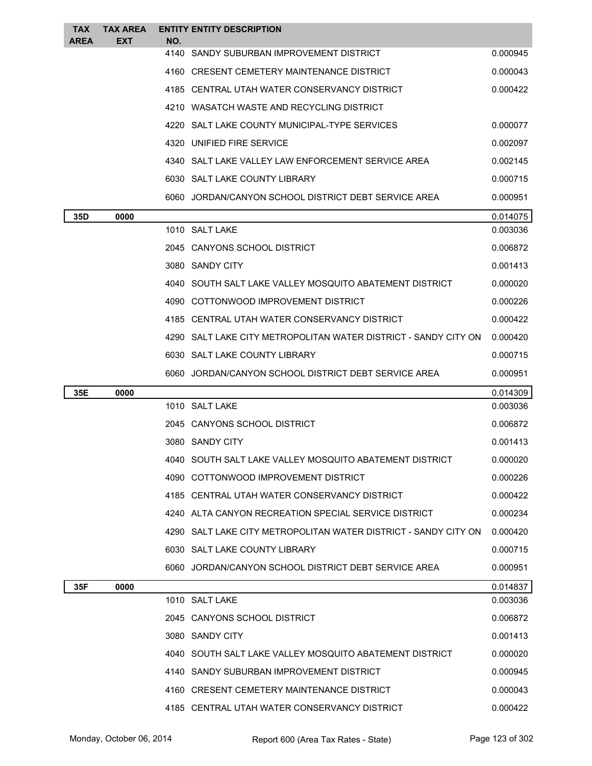| TAX AREA | TAX AREA EXT | ENTITY NO. | ENTITY DESCRIPTION | |
|---|---|---|---|---|
| | | 4140 | SANDY SUBURBAN IMPROVEMENT DISTRICT | 0.000945 |
| | | 4160 | CRESENT CEMETERY MAINTENANCE DISTRICT | 0.000043 |
| | | 4185 | CENTRAL UTAH WATER CONSERVANCY DISTRICT | 0.000422 |
| | | 4210 | WASATCH WASTE AND RECYCLING DISTRICT | |
| | | 4220 | SALT LAKE COUNTY MUNICIPAL-TYPE SERVICES | 0.000077 |
| | | 4320 | UNIFIED FIRE SERVICE | 0.002097 |
| | | 4340 | SALT LAKE VALLEY LAW ENFORCEMENT SERVICE AREA | 0.002145 |
| | | 6030 | SALT LAKE COUNTY LIBRARY | 0.000715 |
| | | 6060 | JORDAN/CANYON SCHOOL DISTRICT DEBT SERVICE AREA | 0.000951 |
| **35D** | **0000** | | | 0.014075 |
| | | 1010 | SALT LAKE | 0.003036 |
| | | 2045 | CANYONS SCHOOL DISTRICT | 0.006872 |
| | | 3080 | SANDY CITY | 0.001413 |
| | | 4040 | SOUTH SALT LAKE VALLEY MOSQUITO ABATEMENT DISTRICT | 0.000020 |
| | | 4090 | COTTONWOOD IMPROVEMENT DISTRICT | 0.000226 |
| | | 4185 | CENTRAL UTAH WATER CONSERVANCY DISTRICT | 0.000422 |
| | | 4290 | SALT LAKE CITY METROPOLITAN WATER DISTRICT - SANDY CITY ON | 0.000420 |
| | | 6030 | SALT LAKE COUNTY LIBRARY | 0.000715 |
| | | 6060 | JORDAN/CANYON SCHOOL DISTRICT DEBT SERVICE AREA | 0.000951 |
| **35E** | **0000** | | | 0.014309 |
| | | 1010 | SALT LAKE | 0.003036 |
| | | 2045 | CANYONS SCHOOL DISTRICT | 0.006872 |
| | | 3080 | SANDY CITY | 0.001413 |
| | | 4040 | SOUTH SALT LAKE VALLEY MOSQUITO ABATEMENT DISTRICT | 0.000020 |
| | | 4090 | COTTONWOOD IMPROVEMENT DISTRICT | 0.000226 |
| | | 4185 | CENTRAL UTAH WATER CONSERVANCY DISTRICT | 0.000422 |
| | | 4240 | ALTA CANYON RECREATION SPECIAL SERVICE DISTRICT | 0.000234 |
| | | 4290 | SALT LAKE CITY METROPOLITAN WATER DISTRICT - SANDY CITY ON | 0.000420 |
| | | 6030 | SALT LAKE COUNTY LIBRARY | 0.000715 |
| | | 6060 | JORDAN/CANYON SCHOOL DISTRICT DEBT SERVICE AREA | 0.000951 |
| **35F** | **0000** | | | 0.014837 |
| | | 1010 | SALT LAKE | 0.003036 |
| | | 2045 | CANYONS SCHOOL DISTRICT | 0.006872 |
| | | 3080 | SANDY CITY | 0.001413 |
| | | 4040 | SOUTH SALT LAKE VALLEY MOSQUITO ABATEMENT DISTRICT | 0.000020 |
| | | 4140 | SANDY SUBURBAN IMPROVEMENT DISTRICT | 0.000945 |
| | | 4160 | CRESENT CEMETERY MAINTENANCE DISTRICT | 0.000043 |
| | | 4185 | CENTRAL UTAH WATER CONSERVANCY DISTRICT | 0.000422 |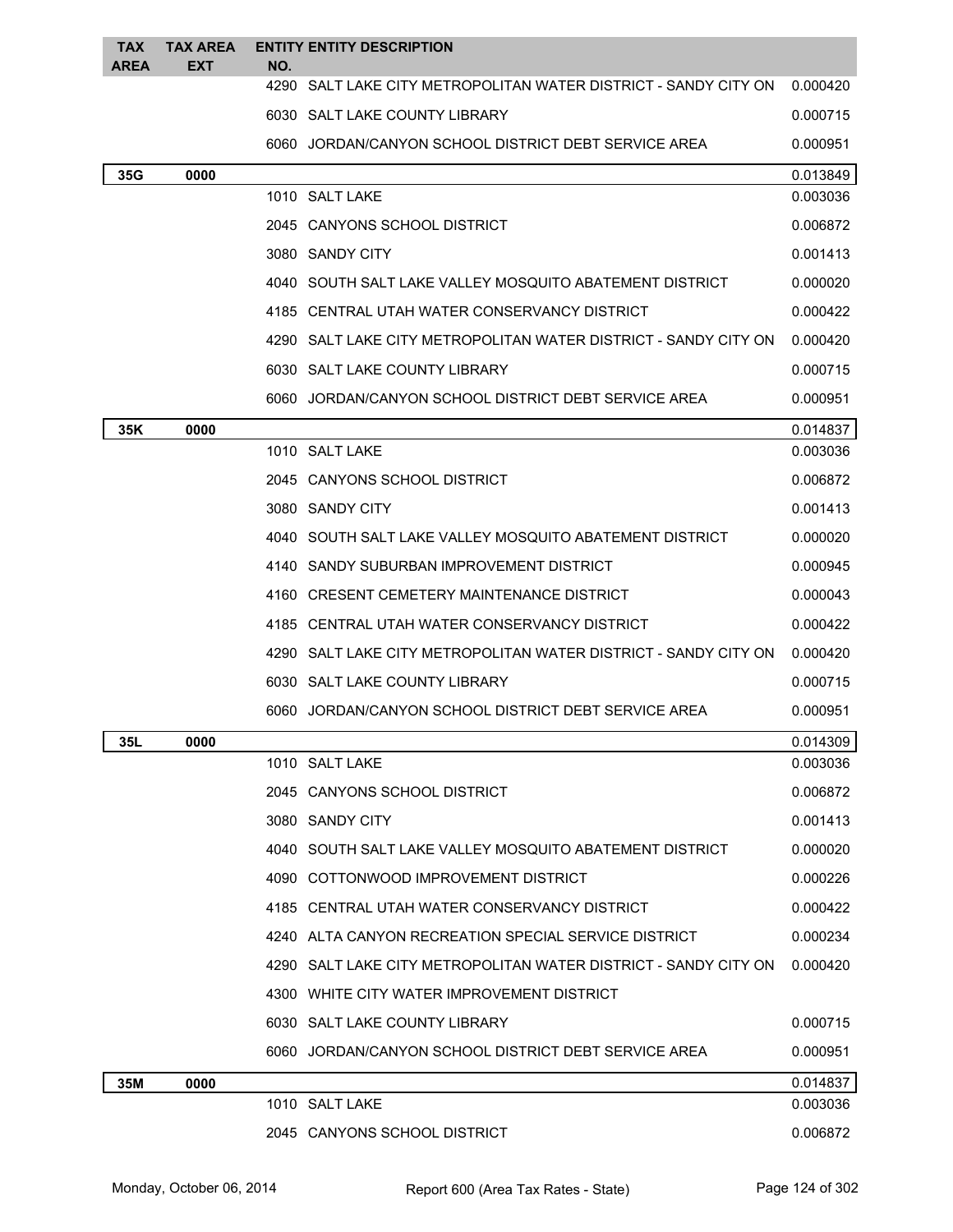| TAX AREA | TAX AREA EXT | ENTITY NO. | ENTITY DESCRIPTION | |
|---|---|---|---|---|
| | | 4290 | SALT LAKE CITY METROPOLITAN WATER DISTRICT - SANDY CITY ON | 0.000420 |
| | | 6030 | SALT LAKE COUNTY LIBRARY | 0.000715 |
| | | 6060 | JORDAN/CANYON SCHOOL DISTRICT DEBT SERVICE AREA | 0.000951 |
| **35G** | **0000** | | | 0.013849 |
| | | 1010 | SALT LAKE | 0.003036 |
| | | 2045 | CANYONS SCHOOL DISTRICT | 0.006872 |
| | | 3080 | SANDY CITY | 0.001413 |
| | | 4040 | SOUTH SALT LAKE VALLEY MOSQUITO ABATEMENT DISTRICT | 0.000020 |
| | | 4185 | CENTRAL UTAH WATER CONSERVANCY DISTRICT | 0.000422 |
| | | 4290 | SALT LAKE CITY METROPOLITAN WATER DISTRICT - SANDY CITY ON | 0.000420 |
| | | 6030 | SALT LAKE COUNTY LIBRARY | 0.000715 |
| | | 6060 | JORDAN/CANYON SCHOOL DISTRICT DEBT SERVICE AREA | 0.000951 |
| **35K** | **0000** | | | 0.014837 |
| | | 1010 | SALT LAKE | 0.003036 |
| | | 2045 | CANYONS SCHOOL DISTRICT | 0.006872 |
| | | 3080 | SANDY CITY | 0.001413 |
| | | 4040 | SOUTH SALT LAKE VALLEY MOSQUITO ABATEMENT DISTRICT | 0.000020 |
| | | 4140 | SANDY SUBURBAN IMPROVEMENT DISTRICT | 0.000945 |
| | | 4160 | CRESENT CEMETERY MAINTENANCE DISTRICT | 0.000043 |
| | | 4185 | CENTRAL UTAH WATER CONSERVANCY DISTRICT | 0.000422 |
| | | 4290 | SALT LAKE CITY METROPOLITAN WATER DISTRICT - SANDY CITY ON | 0.000420 |
| | | 6030 | SALT LAKE COUNTY LIBRARY | 0.000715 |
| | | 6060 | JORDAN/CANYON SCHOOL DISTRICT DEBT SERVICE AREA | 0.000951 |
| **35L** | **0000** | | | 0.014309 |
| | | 1010 | SALT LAKE | 0.003036 |
| | | 2045 | CANYONS SCHOOL DISTRICT | 0.006872 |
| | | 3080 | SANDY CITY | 0.001413 |
| | | 4040 | SOUTH SALT LAKE VALLEY MOSQUITO ABATEMENT DISTRICT | 0.000020 |
| | | 4090 | COTTONWOOD IMPROVEMENT DISTRICT | 0.000226 |
| | | 4185 | CENTRAL UTAH WATER CONSERVANCY DISTRICT | 0.000422 |
| | | 4240 | ALTA CANYON RECREATION SPECIAL SERVICE DISTRICT | 0.000234 |
| | | 4290 | SALT LAKE CITY METROPOLITAN WATER DISTRICT - SANDY CITY ON | 0.000420 |
| | | 4300 | WHITE CITY WATER IMPROVEMENT DISTRICT | |
| | | 6030 | SALT LAKE COUNTY LIBRARY | 0.000715 |
| | | 6060 | JORDAN/CANYON SCHOOL DISTRICT DEBT SERVICE AREA | 0.000951 |
| **35M** | **0000** | | | 0.014837 |
| | | 1010 | SALT LAKE | 0.003036 |
| | | 2045 | CANYONS SCHOOL DISTRICT | 0.006872 |

Monday, October 06, 2014 Report 600 (Area Tax Rates - State)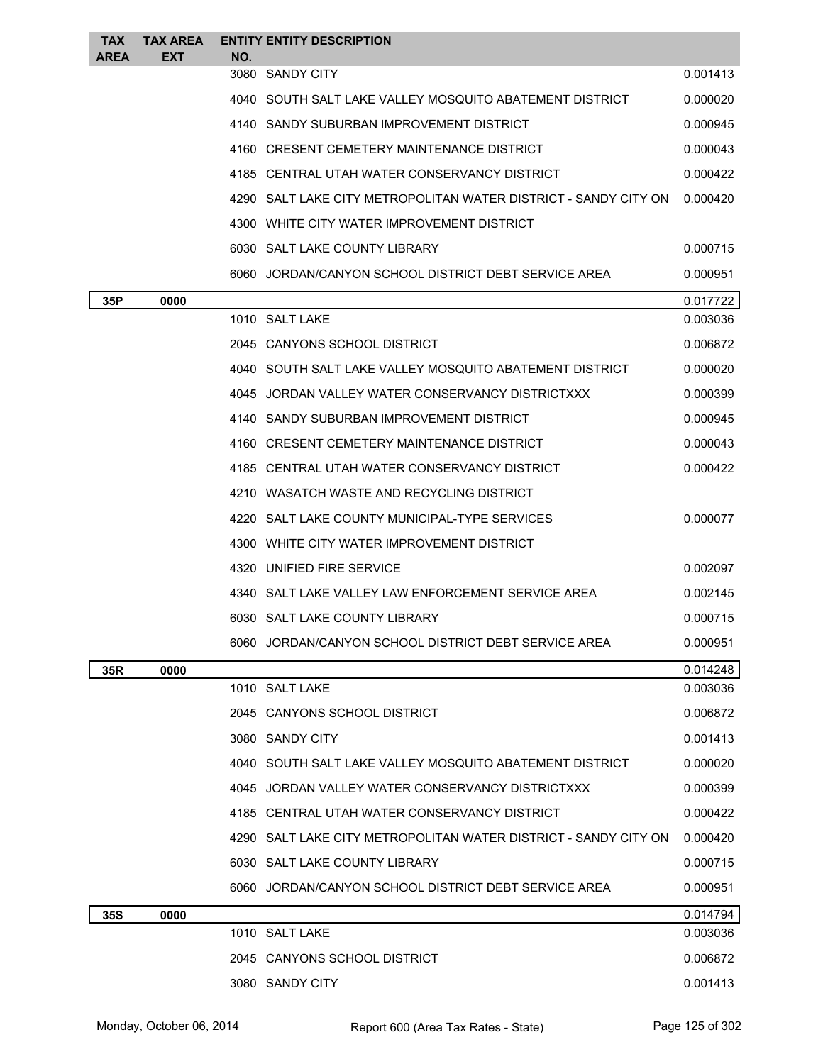| TAX AREA | TAX AREA EXT | ENTITY NO. | ENTITY DESCRIPTION | |
|---|---|---|---|---|
| | | 3080 | SANDY CITY | 0.001413 |
| | | 4040 | SOUTH SALT LAKE VALLEY MOSQUITO ABATEMENT DISTRICT | 0.000020 |
| | | 4140 | SANDY SUBURBAN IMPROVEMENT DISTRICT | 0.000945 |
| | | 4160 | CRESENT CEMETERY MAINTENANCE DISTRICT | 0.000043 |
| | | 4185 | CENTRAL UTAH WATER CONSERVANCY DISTRICT | 0.000422 |
| | | 4290 | SALT LAKE CITY METROPOLITAN WATER DISTRICT - SANDY CITY ON | 0.000420 |
| | | 4300 | WHITE CITY WATER IMPROVEMENT DISTRICT | |
| | | 6030 | SALT LAKE COUNTY LIBRARY | 0.000715 |
| | | 6060 | JORDAN/CANYON SCHOOL DISTRICT DEBT SERVICE AREA | 0.000951 |
| **35P** | **0000** | | | 0.017722 |
| | | 1010 | SALT LAKE | 0.003036 |
| | | 2045 | CANYONS SCHOOL DISTRICT | 0.006872 |
| | | 4040 | SOUTH SALT LAKE VALLEY MOSQUITO ABATEMENT DISTRICT | 0.000020 |
| | | 4045 | JORDAN VALLEY WATER CONSERVANCY DISTRICTXXX | 0.000399 |
| | | 4140 | SANDY SUBURBAN IMPROVEMENT DISTRICT | 0.000945 |
| | | 4160 | CRESENT CEMETERY MAINTENANCE DISTRICT | 0.000043 |
| | | 4185 | CENTRAL UTAH WATER CONSERVANCY DISTRICT | 0.000422 |
| | | 4210 | WASATCH WASTE AND RECYCLING DISTRICT | |
| | | 4220 | SALT LAKE COUNTY MUNICIPAL-TYPE SERVICES | 0.000077 |
| | | 4300 | WHITE CITY WATER IMPROVEMENT DISTRICT | |
| | | 4320 | UNIFIED FIRE SERVICE | 0.002097 |
| | | 4340 | SALT LAKE VALLEY LAW ENFORCEMENT SERVICE AREA | 0.002145 |
| | | 6030 | SALT LAKE COUNTY LIBRARY | 0.000715 |
| | | 6060 | JORDAN/CANYON SCHOOL DISTRICT DEBT SERVICE AREA | 0.000951 |
| **35R** | **0000** | | | 0.014248 |
| | | 1010 | SALT LAKE | 0.003036 |
| | | 2045 | CANYONS SCHOOL DISTRICT | 0.006872 |
| | | 3080 | SANDY CITY | 0.001413 |
| | | 4040 | SOUTH SALT LAKE VALLEY MOSQUITO ABATEMENT DISTRICT | 0.000020 |
| | | 4045 | JORDAN VALLEY WATER CONSERVANCY DISTRICTXXX | 0.000399 |
| | | 4185 | CENTRAL UTAH WATER CONSERVANCY DISTRICT | 0.000422 |
| | | 4290 | SALT LAKE CITY METROPOLITAN WATER DISTRICT - SANDY CITY ON | 0.000420 |
| | | 6030 | SALT LAKE COUNTY LIBRARY | 0.000715 |
| | | 6060 | JORDAN/CANYON SCHOOL DISTRICT DEBT SERVICE AREA | 0.000951 |
| **35S** | **0000** | | | 0.014794 |
| | | 1010 | SALT LAKE | 0.003036 |
| | | 2045 | CANYONS SCHOOL DISTRICT | 0.006872 |
| | | 3080 | SANDY CITY | 0.001413 |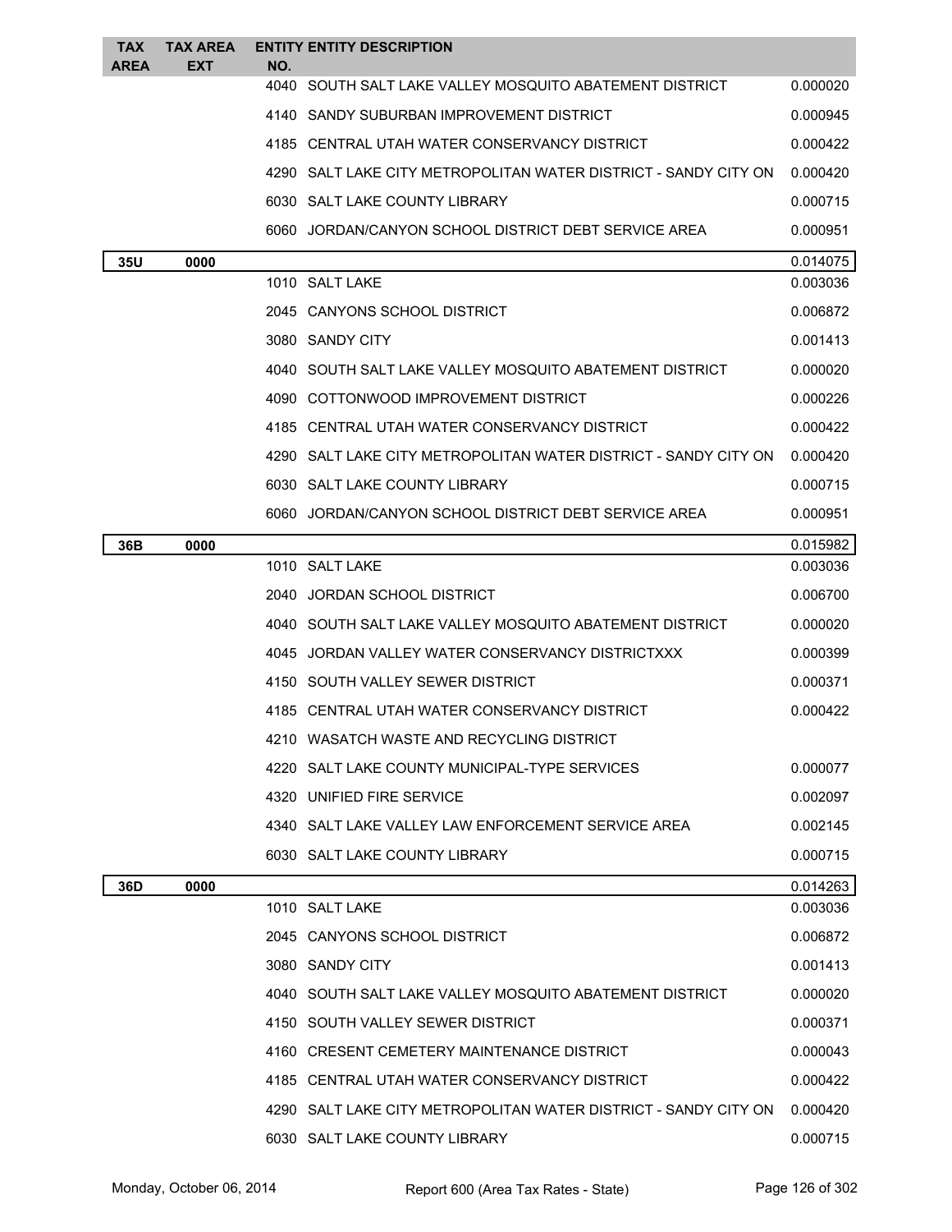| TAX AREA | TAX AREA EXT | ENTITY NO. | ENTITY DESCRIPTION | |
|---|---|---|---|---|
| | | 4040 | SOUTH SALT LAKE VALLEY MOSQUITO ABATEMENT DISTRICT | 0.000020 |
| | | 4140 | SANDY SUBURBAN IMPROVEMENT DISTRICT | 0.000945 |
| | | 4185 | CENTRAL UTAH WATER CONSERVANCY DISTRICT | 0.000422 |
| | | 4290 | SALT LAKE CITY METROPOLITAN WATER DISTRICT - SANDY CITY ON | 0.000420 |
| | | 6030 | SALT LAKE COUNTY LIBRARY | 0.000715 |
| | | 6060 | JORDAN/CANYON SCHOOL DISTRICT DEBT SERVICE AREA | 0.000951 |
| **35U** | **0000** | | | 0.014075 |
| | | 1010 | SALT LAKE | 0.003036 |
| | | 2045 | CANYONS SCHOOL DISTRICT | 0.006872 |
| | | 3080 | SANDY CITY | 0.001413 |
| | | 4040 | SOUTH SALT LAKE VALLEY MOSQUITO ABATEMENT DISTRICT | 0.000020 |
| | | 4090 | COTTONWOOD IMPROVEMENT DISTRICT | 0.000226 |
| | | 4185 | CENTRAL UTAH WATER CONSERVANCY DISTRICT | 0.000422 |
| | | 4290 | SALT LAKE CITY METROPOLITAN WATER DISTRICT - SANDY CITY ON | 0.000420 |
| | | 6030 | SALT LAKE COUNTY LIBRARY | 0.000715 |
| | | 6060 | JORDAN/CANYON SCHOOL DISTRICT DEBT SERVICE AREA | 0.000951 |
| **36B** | **0000** | | | 0.015982 |
| | | 1010 | SALT LAKE | 0.003036 |
| | | 2040 | JORDAN SCHOOL DISTRICT | 0.006700 |
| | | 4040 | SOUTH SALT LAKE VALLEY MOSQUITO ABATEMENT DISTRICT | 0.000020 |
| | | 4045 | JORDAN VALLEY WATER CONSERVANCY DISTRICTXXX | 0.000399 |
| | | 4150 | SOUTH VALLEY SEWER DISTRICT | 0.000371 |
| | | 4185 | CENTRAL UTAH WATER CONSERVANCY DISTRICT | 0.000422 |
| | | 4210 | WASATCH WASTE AND RECYCLING DISTRICT | |
| | | 4220 | SALT LAKE COUNTY MUNICIPAL-TYPE SERVICES | 0.000077 |
| | | 4320 | UNIFIED FIRE SERVICE | 0.002097 |
| | | 4340 | SALT LAKE VALLEY LAW ENFORCEMENT SERVICE AREA | 0.002145 |
| | | 6030 | SALT LAKE COUNTY LIBRARY | 0.000715 |
| **36D** | **0000** | | | 0.014263 |
| | | 1010 | SALT LAKE | 0.003036 |
| | | 2045 | CANYONS SCHOOL DISTRICT | 0.006872 |
| | | 3080 | SANDY CITY | 0.001413 |
| | | 4040 | SOUTH SALT LAKE VALLEY MOSQUITO ABATEMENT DISTRICT | 0.000020 |
| | | 4150 | SOUTH VALLEY SEWER DISTRICT | 0.000371 |
| | | 4160 | CRESENT CEMETERY MAINTENANCE DISTRICT | 0.000043 |
| | | 4185 | CENTRAL UTAH WATER CONSERVANCY DISTRICT | 0.000422 |
| | | 4290 | SALT LAKE CITY METROPOLITAN WATER DISTRICT - SANDY CITY ON | 0.000420 |
| | | 6030 | SALT LAKE COUNTY LIBRARY | 0.000715 |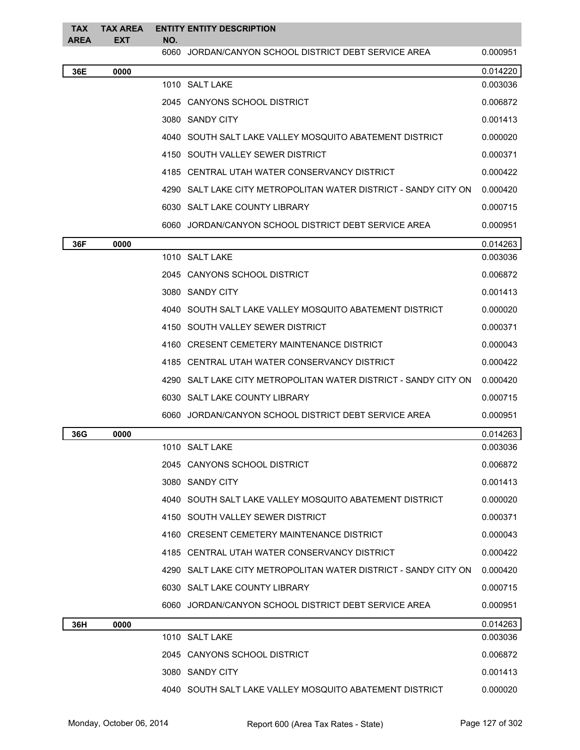| TAX AREA | TAX AREA EXT | ENTITY NO. | ENTITY DESCRIPTION | |
|---|---|---|---|---|
| | | 6060 | JORDAN/CANYON SCHOOL DISTRICT DEBT SERVICE AREA | 0.000951 |
| **36E** | **0000** | | | 0.014220 |
| | | 1010 | SALT LAKE | 0.003036 |
| | | 2045 | CANYONS SCHOOL DISTRICT | 0.006872 |
| | | 3080 | SANDY CITY | 0.001413 |
| | | 4040 | SOUTH SALT LAKE VALLEY MOSQUITO ABATEMENT DISTRICT | 0.000020 |
| | | 4150 | SOUTH VALLEY SEWER DISTRICT | 0.000371 |
| | | 4185 | CENTRAL UTAH WATER CONSERVANCY DISTRICT | 0.000422 |
| | | 4290 | SALT LAKE CITY METROPOLITAN WATER DISTRICT - SANDY CITY ON | 0.000420 |
| | | 6030 | SALT LAKE COUNTY LIBRARY | 0.000715 |
| | | 6060 | JORDAN/CANYON SCHOOL DISTRICT DEBT SERVICE AREA | 0.000951 |
| **36F** | **0000** | | | 0.014263 |
| | | 1010 | SALT LAKE | 0.003036 |
| | | 2045 | CANYONS SCHOOL DISTRICT | 0.006872 |
| | | 3080 | SANDY CITY | 0.001413 |
| | | 4040 | SOUTH SALT LAKE VALLEY MOSQUITO ABATEMENT DISTRICT | 0.000020 |
| | | 4150 | SOUTH VALLEY SEWER DISTRICT | 0.000371 |
| | | 4160 | CRESENT CEMETERY MAINTENANCE DISTRICT | 0.000043 |
| | | 4185 | CENTRAL UTAH WATER CONSERVANCY DISTRICT | 0.000422 |
| | | 4290 | SALT LAKE CITY METROPOLITAN WATER DISTRICT - SANDY CITY ON | 0.000420 |
| | | 6030 | SALT LAKE COUNTY LIBRARY | 0.000715 |
| | | 6060 | JORDAN/CANYON SCHOOL DISTRICT DEBT SERVICE AREA | 0.000951 |
| **36G** | **0000** | | | 0.014263 |
| | | 1010 | SALT LAKE | 0.003036 |
| | | 2045 | CANYONS SCHOOL DISTRICT | 0.006872 |
| | | 3080 | SANDY CITY | 0.001413 |
| | | 4040 | SOUTH SALT LAKE VALLEY MOSQUITO ABATEMENT DISTRICT | 0.000020 |
| | | 4150 | SOUTH VALLEY SEWER DISTRICT | 0.000371 |
| | | 4160 | CRESENT CEMETERY MAINTENANCE DISTRICT | 0.000043 |
| | | 4185 | CENTRAL UTAH WATER CONSERVANCY DISTRICT | 0.000422 |
| | | 4290 | SALT LAKE CITY METROPOLITAN WATER DISTRICT - SANDY CITY ON | 0.000420 |
| | | 6030 | SALT LAKE COUNTY LIBRARY | 0.000715 |
| | | 6060 | JORDAN/CANYON SCHOOL DISTRICT DEBT SERVICE AREA | 0.000951 |
| **36H** | **0000** | | | 0.014263 |
| | | 1010 | SALT LAKE | 0.003036 |
| | | 2045 | CANYONS SCHOOL DISTRICT | 0.006872 |
| | | 3080 | SANDY CITY | 0.001413 |
| | | 4040 | SOUTH SALT LAKE VALLEY MOSQUITO ABATEMENT DISTRICT | 0.000020 |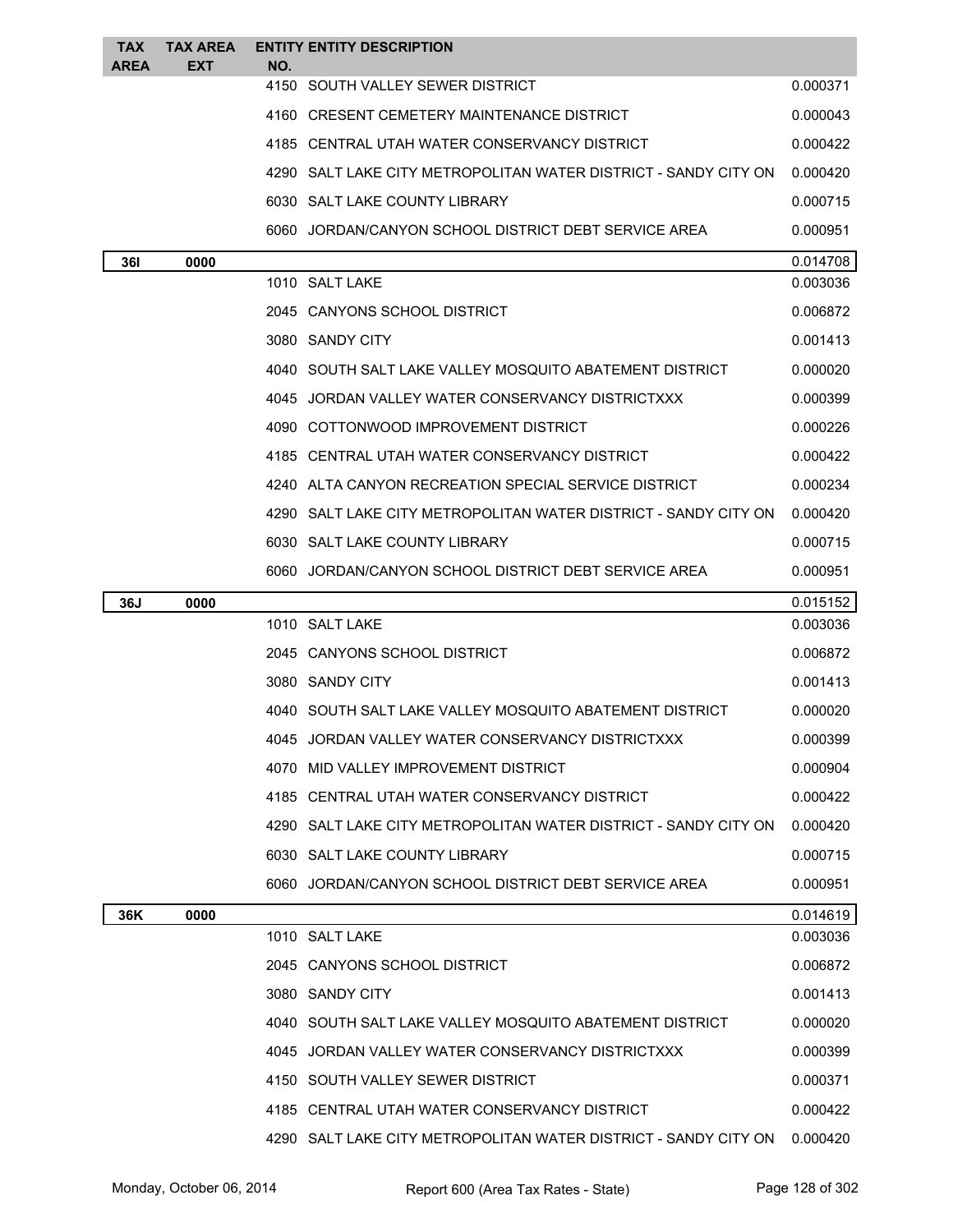| TAX AREA | TAX AREA EXT | ENTITY NO. | ENTITY DESCRIPTION | |
|---|---|---|---|---|
| | | 4150 | SOUTH VALLEY SEWER DISTRICT | 0.000371 |
| | | 4160 | CRESENT CEMETERY MAINTENANCE DISTRICT | 0.000043 |
| | | 4185 | CENTRAL UTAH WATER CONSERVANCY DISTRICT | 0.000422 |
| | | 4290 | SALT LAKE CITY METROPOLITAN WATER DISTRICT - SANDY CITY ON | 0.000420 |
| | | 6030 | SALT LAKE COUNTY LIBRARY | 0.000715 |
| | | 6060 | JORDAN/CANYON SCHOOL DISTRICT DEBT SERVICE AREA | 0.000951 |
| **36I** | **0000** | | | 0.014708 |
| | | 1010 | SALT LAKE | 0.003036 |
| | | 2045 | CANYONS SCHOOL DISTRICT | 0.006872 |
| | | 3080 | SANDY CITY | 0.001413 |
| | | 4040 | SOUTH SALT LAKE VALLEY MOSQUITO ABATEMENT DISTRICT | 0.000020 |
| | | 4045 | JORDAN VALLEY WATER CONSERVANCY DISTRICTXXX | 0.000399 |
| | | 4090 | COTTONWOOD IMPROVEMENT DISTRICT | 0.000226 |
| | | 4185 | CENTRAL UTAH WATER CONSERVANCY DISTRICT | 0.000422 |
| | | 4240 | ALTA CANYON RECREATION SPECIAL SERVICE DISTRICT | 0.000234 |
| | | 4290 | SALT LAKE CITY METROPOLITAN WATER DISTRICT - SANDY CITY ON | 0.000420 |
| | | 6030 | SALT LAKE COUNTY LIBRARY | 0.000715 |
| | | 6060 | JORDAN/CANYON SCHOOL DISTRICT DEBT SERVICE AREA | 0.000951 |
| **36J** | **0000** | | | 0.015152 |
| | | 1010 | SALT LAKE | 0.003036 |
| | | 2045 | CANYONS SCHOOL DISTRICT | 0.006872 |
| | | 3080 | SANDY CITY | 0.001413 |
| | | 4040 | SOUTH SALT LAKE VALLEY MOSQUITO ABATEMENT DISTRICT | 0.000020 |
| | | 4045 | JORDAN VALLEY WATER CONSERVANCY DISTRICTXXX | 0.000399 |
| | | 4070 | MID VALLEY IMPROVEMENT DISTRICT | 0.000904 |
| | | 4185 | CENTRAL UTAH WATER CONSERVANCY DISTRICT | 0.000422 |
| | | 4290 | SALT LAKE CITY METROPOLITAN WATER DISTRICT - SANDY CITY ON | 0.000420 |
| | | 6030 | SALT LAKE COUNTY LIBRARY | 0.000715 |
| | | 6060 | JORDAN/CANYON SCHOOL DISTRICT DEBT SERVICE AREA | 0.000951 |
| **36K** | **0000** | | | 0.014619 |
| | | 1010 | SALT LAKE | 0.003036 |
| | | 2045 | CANYONS SCHOOL DISTRICT | 0.006872 |
| | | 3080 | SANDY CITY | 0.001413 |
| | | 4040 | SOUTH SALT LAKE VALLEY MOSQUITO ABATEMENT DISTRICT | 0.000020 |
| | | 4045 | JORDAN VALLEY WATER CONSERVANCY DISTRICTXXX | 0.000399 |
| | | 4150 | SOUTH VALLEY SEWER DISTRICT | 0.000371 |
| | | 4185 | CENTRAL UTAH WATER CONSERVANCY DISTRICT | 0.000422 |
| | | 4290 | SALT LAKE CITY METROPOLITAN WATER DISTRICT - SANDY CITY ON | 0.000420 |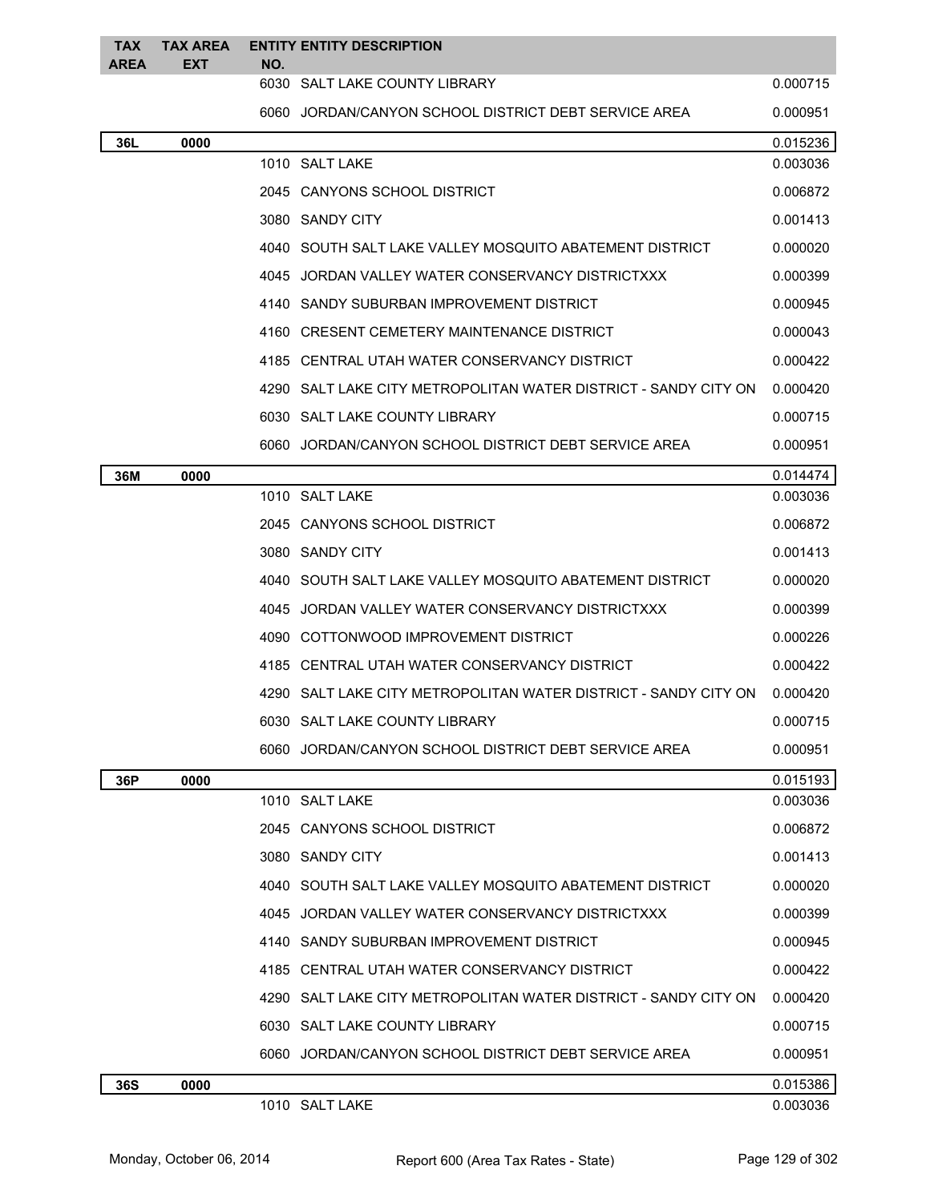| TAX AREA | TAX AREA EXT | ENTITY NO. | ENTITY DESCRIPTION | |
|---|---|---|---|---|
| | | 6030 | SALT LAKE COUNTY LIBRARY | 0.000715 |
| | | 6060 | JORDAN/CANYON SCHOOL DISTRICT DEBT SERVICE AREA | 0.000951 |
| **36L** | **0000** | | | 0.015236 |
| | | 1010 | SALT LAKE | 0.003036 |
| | | 2045 | CANYONS SCHOOL DISTRICT | 0.006872 |
| | | 3080 | SANDY CITY | 0.001413 |
| | | 4040 | SOUTH SALT LAKE VALLEY MOSQUITO ABATEMENT DISTRICT | 0.000020 |
| | | 4045 | JORDAN VALLEY WATER CONSERVANCY DISTRICTXXX | 0.000399 |
| | | 4140 | SANDY SUBURBAN IMPROVEMENT DISTRICT | 0.000945 |
| | | 4160 | CRESENT CEMETERY MAINTENANCE DISTRICT | 0.000043 |
| | | 4185 | CENTRAL UTAH WATER CONSERVANCY DISTRICT | 0.000422 |
| | | 4290 | SALT LAKE CITY METROPOLITAN WATER DISTRICT - SANDY CITY ON | 0.000420 |
| | | 6030 | SALT LAKE COUNTY LIBRARY | 0.000715 |
| | | 6060 | JORDAN/CANYON SCHOOL DISTRICT DEBT SERVICE AREA | 0.000951 |
| **36M** | **0000** | | | 0.014474 |
| | | 1010 | SALT LAKE | 0.003036 |
| | | 2045 | CANYONS SCHOOL DISTRICT | 0.006872 |
| | | 3080 | SANDY CITY | 0.001413 |
| | | 4040 | SOUTH SALT LAKE VALLEY MOSQUITO ABATEMENT DISTRICT | 0.000020 |
| | | 4045 | JORDAN VALLEY WATER CONSERVANCY DISTRICTXXX | 0.000399 |
| | | 4090 | COTTONWOOD IMPROVEMENT DISTRICT | 0.000226 |
| | | 4185 | CENTRAL UTAH WATER CONSERVANCY DISTRICT | 0.000422 |
| | | 4290 | SALT LAKE CITY METROPOLITAN WATER DISTRICT - SANDY CITY ON | 0.000420 |
| | | 6030 | SALT LAKE COUNTY LIBRARY | 0.000715 |
| | | 6060 | JORDAN/CANYON SCHOOL DISTRICT DEBT SERVICE AREA | 0.000951 |
| **36P** | **0000** | | | 0.015193 |
| | | 1010 | SALT LAKE | 0.003036 |
| | | 2045 | CANYONS SCHOOL DISTRICT | 0.006872 |
| | | 3080 | SANDY CITY | 0.001413 |
| | | 4040 | SOUTH SALT LAKE VALLEY MOSQUITO ABATEMENT DISTRICT | 0.000020 |
| | | 4045 | JORDAN VALLEY WATER CONSERVANCY DISTRICTXXX | 0.000399 |
| | | 4140 | SANDY SUBURBAN IMPROVEMENT DISTRICT | 0.000945 |
| | | 4185 | CENTRAL UTAH WATER CONSERVANCY DISTRICT | 0.000422 |
| | | 4290 | SALT LAKE CITY METROPOLITAN WATER DISTRICT - SANDY CITY ON | 0.000420 |
| | | 6030 | SALT LAKE COUNTY LIBRARY | 0.000715 |
| | | 6060 | JORDAN/CANYON SCHOOL DISTRICT DEBT SERVICE AREA | 0.000951 |
| **36S** | **0000** | | | 0.015386 |
| | | 1010 | SALT LAKE | 0.003036 |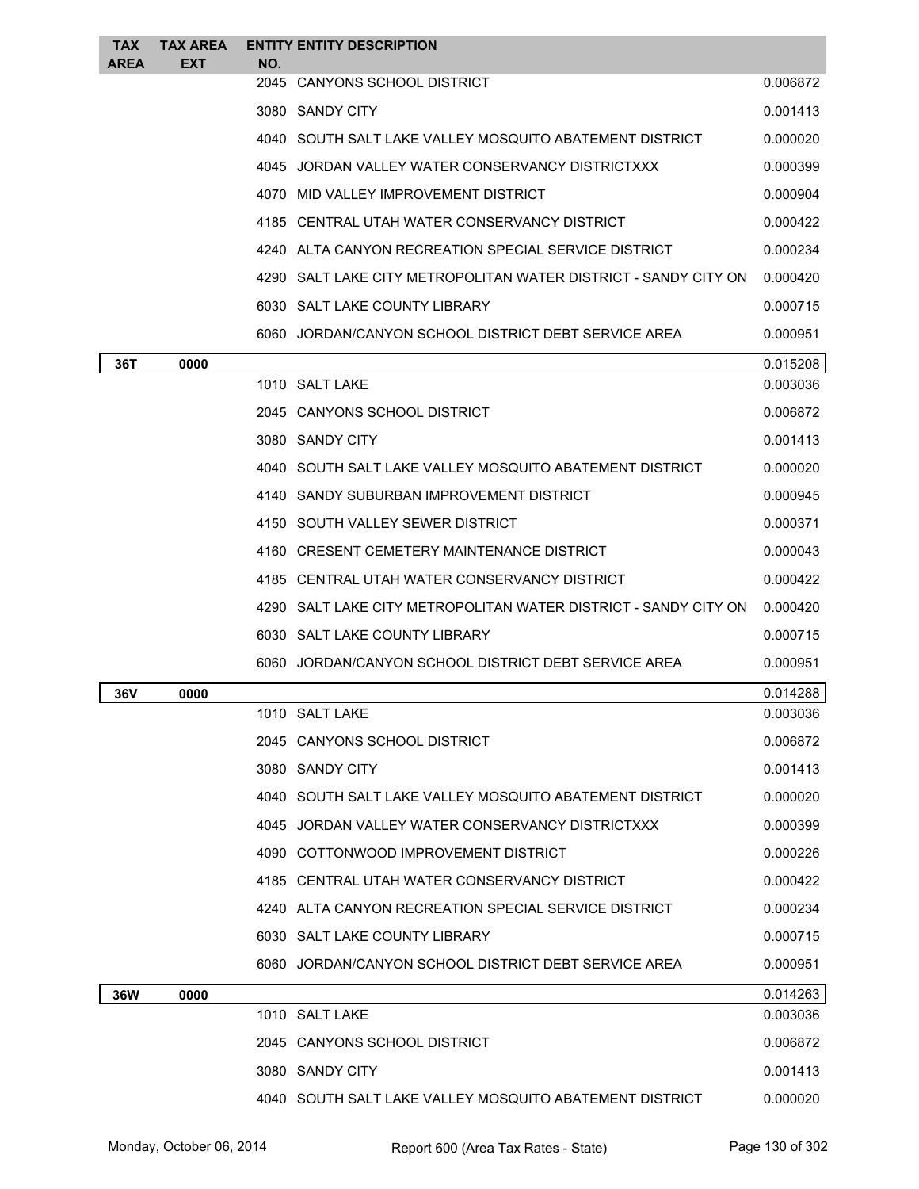| TAX AREA | TAX AREA EXT | ENTITY NO. | ENTITY DESCRIPTION | |
|---|---|---|---|---|
| | | 2045 | CANYONS SCHOOL DISTRICT | 0.006872 |
| | | 3080 | SANDY CITY | 0.001413 |
| | | 4040 | SOUTH SALT LAKE VALLEY MOSQUITO ABATEMENT DISTRICT | 0.000020 |
| | | 4045 | JORDAN VALLEY WATER CONSERVANCY DISTRICTXXX | 0.000399 |
| | | 4070 | MID VALLEY IMPROVEMENT DISTRICT | 0.000904 |
| | | 4185 | CENTRAL UTAH WATER CONSERVANCY DISTRICT | 0.000422 |
| | | 4240 | ALTA CANYON RECREATION SPECIAL SERVICE DISTRICT | 0.000234 |
| | | 4290 | SALT LAKE CITY METROPOLITAN WATER DISTRICT - SANDY CITY ON | 0.000420 |
| | | 6030 | SALT LAKE COUNTY LIBRARY | 0.000715 |
| | | 6060 | JORDAN/CANYON SCHOOL DISTRICT DEBT SERVICE AREA | 0.000951 |
| **36T** | **0000** | | | 0.015208 |
| | | 1010 | SALT LAKE | 0.003036 |
| | | 2045 | CANYONS SCHOOL DISTRICT | 0.006872 |
| | | 3080 | SANDY CITY | 0.001413 |
| | | 4040 | SOUTH SALT LAKE VALLEY MOSQUITO ABATEMENT DISTRICT | 0.000020 |
| | | 4140 | SANDY SUBURBAN IMPROVEMENT DISTRICT | 0.000945 |
| | | 4150 | SOUTH VALLEY SEWER DISTRICT | 0.000371 |
| | | 4160 | CRESENT CEMETERY MAINTENANCE DISTRICT | 0.000043 |
| | | 4185 | CENTRAL UTAH WATER CONSERVANCY DISTRICT | 0.000422 |
| | | 4290 | SALT LAKE CITY METROPOLITAN WATER DISTRICT - SANDY CITY ON | 0.000420 |
| | | 6030 | SALT LAKE COUNTY LIBRARY | 0.000715 |
| | | 6060 | JORDAN/CANYON SCHOOL DISTRICT DEBT SERVICE AREA | 0.000951 |
| **36V** | **0000** | | | 0.014288 |
| | | 1010 | SALT LAKE | 0.003036 |
| | | 2045 | CANYONS SCHOOL DISTRICT | 0.006872 |
| | | 3080 | SANDY CITY | 0.001413 |
| | | 4040 | SOUTH SALT LAKE VALLEY MOSQUITO ABATEMENT DISTRICT | 0.000020 |
| | | 4045 | JORDAN VALLEY WATER CONSERVANCY DISTRICTXXX | 0.000399 |
| | | 4090 | COTTONWOOD IMPROVEMENT DISTRICT | 0.000226 |
| | | 4185 | CENTRAL UTAH WATER CONSERVANCY DISTRICT | 0.000422 |
| | | 4240 | ALTA CANYON RECREATION SPECIAL SERVICE DISTRICT | 0.000234 |
| | | 6030 | SALT LAKE COUNTY LIBRARY | 0.000715 |
| | | 6060 | JORDAN/CANYON SCHOOL DISTRICT DEBT SERVICE AREA | 0.000951 |
| **36W** | **0000** | | | 0.014263 |
| | | 1010 | SALT LAKE | 0.003036 |
| | | 2045 | CANYONS SCHOOL DISTRICT | 0.006872 |
| | | 3080 | SANDY CITY | 0.001413 |
| | | 4040 | SOUTH SALT LAKE VALLEY MOSQUITO ABATEMENT DISTRICT | 0.000020 |

Monday, October 06, 2014 Report 600 (Area Tax Rates - State)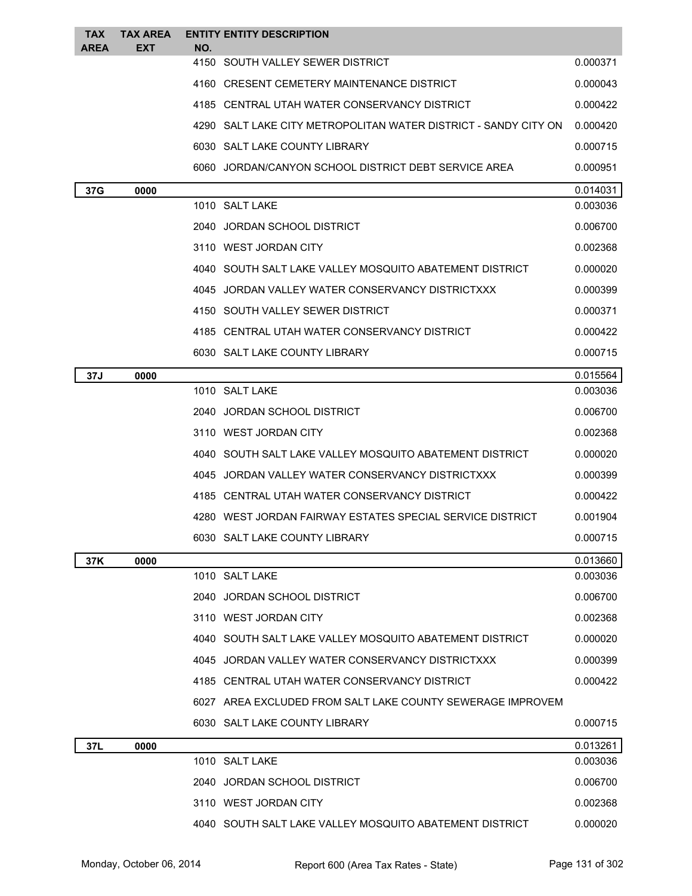| TAX AREA | TAX AREA EXT | ENTITY NO. | ENTITY DESCRIPTION | |
|---|---|---|---|---|
| | | 4150 | SOUTH VALLEY SEWER DISTRICT | 0.000371 |
| | | 4160 | CRESENT CEMETERY MAINTENANCE DISTRICT | 0.000043 |
| | | 4185 | CENTRAL UTAH WATER CONSERVANCY DISTRICT | 0.000422 |
| | | 4290 | SALT LAKE CITY METROPOLITAN WATER DISTRICT - SANDY CITY ON | 0.000420 |
| | | 6030 | SALT LAKE COUNTY LIBRARY | 0.000715 |
| | | 6060 | JORDAN/CANYON SCHOOL DISTRICT DEBT SERVICE AREA | 0.000951 |
| **37G** | **0000** | | | 0.014031 |
| | | 1010 | SALT LAKE | 0.003036 |
| | | 2040 | JORDAN SCHOOL DISTRICT | 0.006700 |
| | | 3110 | WEST JORDAN CITY | 0.002368 |
| | | 4040 | SOUTH SALT LAKE VALLEY MOSQUITO ABATEMENT DISTRICT | 0.000020 |
| | | 4045 | JORDAN VALLEY WATER CONSERVANCY DISTRICTXXX | 0.000399 |
| | | 4150 | SOUTH VALLEY SEWER DISTRICT | 0.000371 |
| | | 4185 | CENTRAL UTAH WATER CONSERVANCY DISTRICT | 0.000422 |
| | | 6030 | SALT LAKE COUNTY LIBRARY | 0.000715 |
| **37J** | **0000** | | | 0.015564 |
| | | 1010 | SALT LAKE | 0.003036 |
| | | 2040 | JORDAN SCHOOL DISTRICT | 0.006700 |
| | | 3110 | WEST JORDAN CITY | 0.002368 |
| | | 4040 | SOUTH SALT LAKE VALLEY MOSQUITO ABATEMENT DISTRICT | 0.000020 |
| | | 4045 | JORDAN VALLEY WATER CONSERVANCY DISTRICTXXX | 0.000399 |
| | | 4185 | CENTRAL UTAH WATER CONSERVANCY DISTRICT | 0.000422 |
| | | 4280 | WEST JORDAN FAIRWAY ESTATES SPECIAL SERVICE DISTRICT | 0.001904 |
| | | 6030 | SALT LAKE COUNTY LIBRARY | 0.000715 |
| **37K** | **0000** | | | 0.013660 |
| | | 1010 | SALT LAKE | 0.003036 |
| | | 2040 | JORDAN SCHOOL DISTRICT | 0.006700 |
| | | 3110 | WEST JORDAN CITY | 0.002368 |
| | | 4040 | SOUTH SALT LAKE VALLEY MOSQUITO ABATEMENT DISTRICT | 0.000020 |
| | | 4045 | JORDAN VALLEY WATER CONSERVANCY DISTRICTXXX | 0.000399 |
| | | 4185 | CENTRAL UTAH WATER CONSERVANCY DISTRICT | 0.000422 |
| | | 6027 | AREA EXCLUDED FROM SALT LAKE COUNTY SEWERAGE IMPROVEM | |
| | | 6030 | SALT LAKE COUNTY LIBRARY | 0.000715 |
| **37L** | **0000** | | | 0.013261 |
| | | 1010 | SALT LAKE | 0.003036 |
| | | 2040 | JORDAN SCHOOL DISTRICT | 0.006700 |
| | | 3110 | WEST JORDAN CITY | 0.002368 |
| | | 4040 | SOUTH SALT LAKE VALLEY MOSQUITO ABATEMENT DISTRICT | 0.000020 |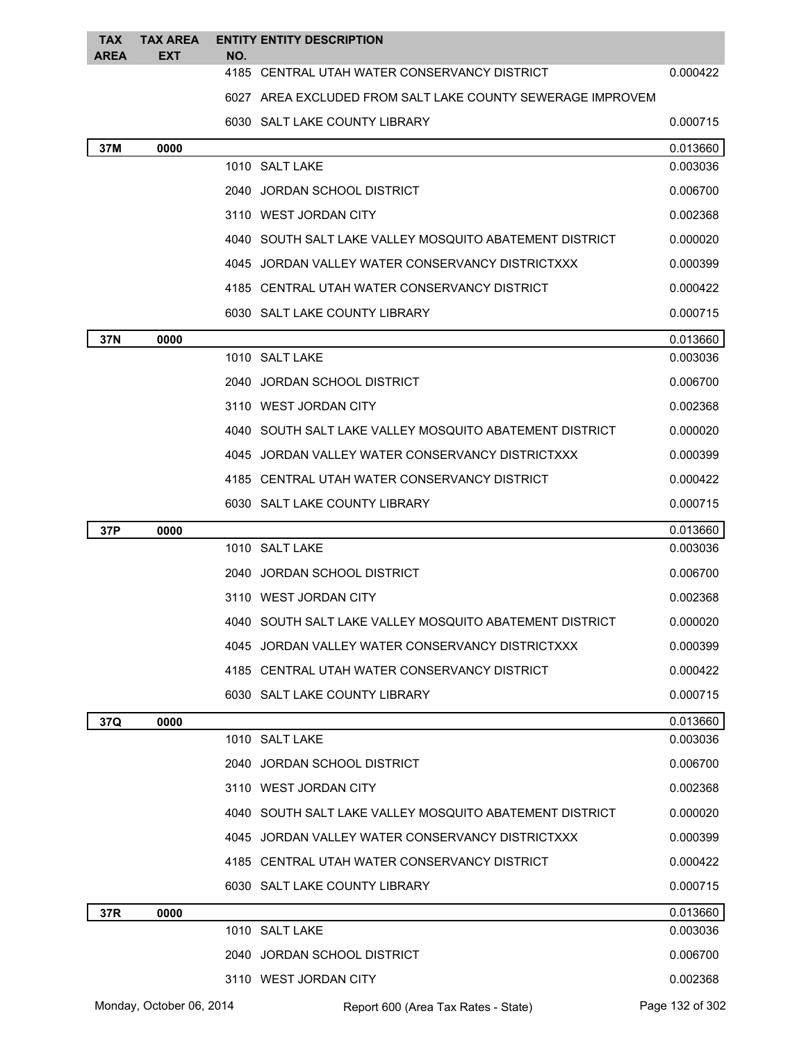| TAX AREA | TAX AREA EXT | ENTITY NO. | ENTITY DESCRIPTION | |
|---|---|---|---|---|
| | | 4185 | CENTRAL UTAH WATER CONSERVANCY DISTRICT | 0.000422 |
| | | 6027 | AREA EXCLUDED FROM SALT LAKE COUNTY SEWERAGE IMPROVEM | |
| | | 6030 | SALT LAKE COUNTY LIBRARY | 0.000715 |
| **37M** | **0000** | | | 0.013660 |
| | | 1010 | SALT LAKE | 0.003036 |
| | | 2040 | JORDAN SCHOOL DISTRICT | 0.006700 |
| | | 3110 | WEST JORDAN CITY | 0.002368 |
| | | 4040 | SOUTH SALT LAKE VALLEY MOSQUITO ABATEMENT DISTRICT | 0.000020 |
| | | 4045 | JORDAN VALLEY WATER CONSERVANCY DISTRICTXXX | 0.000399 |
| | | 4185 | CENTRAL UTAH WATER CONSERVANCY DISTRICT | 0.000422 |
| | | 6030 | SALT LAKE COUNTY LIBRARY | 0.000715 |
| **37N** | **0000** | | | 0.013660 |
| | | 1010 | SALT LAKE | 0.003036 |
| | | 2040 | JORDAN SCHOOL DISTRICT | 0.006700 |
| | | 3110 | WEST JORDAN CITY | 0.002368 |
| | | 4040 | SOUTH SALT LAKE VALLEY MOSQUITO ABATEMENT DISTRICT | 0.000020 |
| | | 4045 | JORDAN VALLEY WATER CONSERVANCY DISTRICTXXX | 0.000399 |
| | | 4185 | CENTRAL UTAH WATER CONSERVANCY DISTRICT | 0.000422 |
| | | 6030 | SALT LAKE COUNTY LIBRARY | 0.000715 |
| **37P** | **0000** | | | 0.013660 |
| | | 1010 | SALT LAKE | 0.003036 |
| | | 2040 | JORDAN SCHOOL DISTRICT | 0.006700 |
| | | 3110 | WEST JORDAN CITY | 0.002368 |
| | | 4040 | SOUTH SALT LAKE VALLEY MOSQUITO ABATEMENT DISTRICT | 0.000020 |
| | | 4045 | JORDAN VALLEY WATER CONSERVANCY DISTRICTXXX | 0.000399 |
| | | 4185 | CENTRAL UTAH WATER CONSERVANCY DISTRICT | 0.000422 |
| | | 6030 | SALT LAKE COUNTY LIBRARY | 0.000715 |
| **37Q** | **0000** | | | 0.013660 |
| | | 1010 | SALT LAKE | 0.003036 |
| | | 2040 | JORDAN SCHOOL DISTRICT | 0.006700 |
| | | 3110 | WEST JORDAN CITY | 0.002368 |
| | | 4040 | SOUTH SALT LAKE VALLEY MOSQUITO ABATEMENT DISTRICT | 0.000020 |
| | | 4045 | JORDAN VALLEY WATER CONSERVANCY DISTRICTXXX | 0.000399 |
| | | 4185 | CENTRAL UTAH WATER CONSERVANCY DISTRICT | 0.000422 |
| | | 6030 | SALT LAKE COUNTY LIBRARY | 0.000715 |
| **37R** | **0000** | | | 0.013660 |
| | | 1010 | SALT LAKE | 0.003036 |
| | | 2040 | JORDAN SCHOOL DISTRICT | 0.006700 |
| | | 3110 | WEST JORDAN CITY | 0.002368 |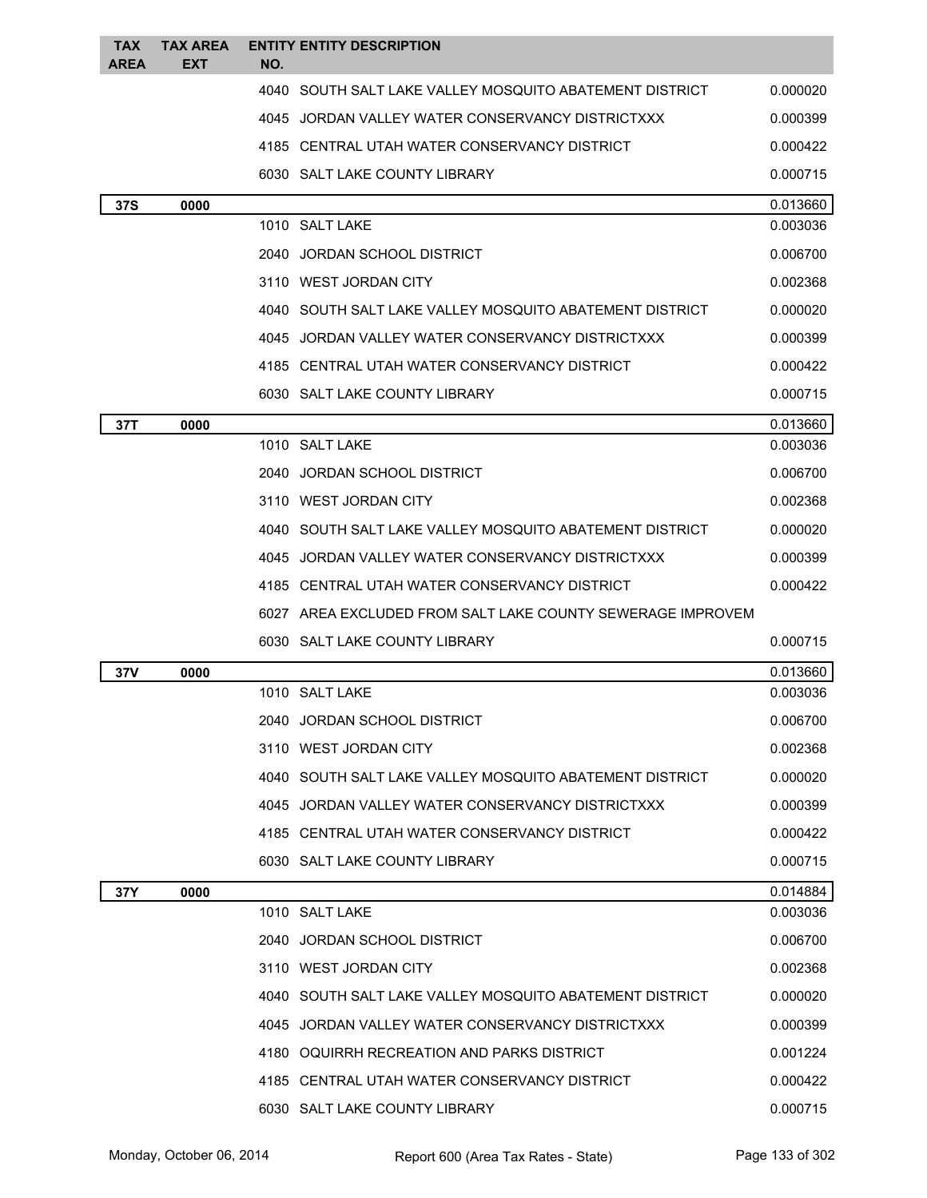| TAX AREA | TAX AREA EXT | ENTITY NO. | ENTITY DESCRIPTION | |
|---|---|---|---|---|
| | | 4040 | SOUTH SALT LAKE VALLEY MOSQUITO ABATEMENT DISTRICT | 0.000020 |
| | | 4045 | JORDAN VALLEY WATER CONSERVANCY DISTRICTXXX | 0.000399 |
| | | 4185 | CENTRAL UTAH WATER CONSERVANCY DISTRICT | 0.000422 |
| | | 6030 | SALT LAKE COUNTY LIBRARY | 0.000715 |
| **37S** | **0000** | | | 0.013660 |
| | | 1010 | SALT LAKE | 0.003036 |
| | | 2040 | JORDAN SCHOOL DISTRICT | 0.006700 |
| | | 3110 | WEST JORDAN CITY | 0.002368 |
| | | 4040 | SOUTH SALT LAKE VALLEY MOSQUITO ABATEMENT DISTRICT | 0.000020 |
| | | 4045 | JORDAN VALLEY WATER CONSERVANCY DISTRICTXXX | 0.000399 |
| | | 4185 | CENTRAL UTAH WATER CONSERVANCY DISTRICT | 0.000422 |
| | | 6030 | SALT LAKE COUNTY LIBRARY | 0.000715 |
| **37T** | **0000** | | | 0.013660 |
| | | 1010 | SALT LAKE | 0.003036 |
| | | 2040 | JORDAN SCHOOL DISTRICT | 0.006700 |
| | | 3110 | WEST JORDAN CITY | 0.002368 |
| | | 4040 | SOUTH SALT LAKE VALLEY MOSQUITO ABATEMENT DISTRICT | 0.000020 |
| | | 4045 | JORDAN VALLEY WATER CONSERVANCY DISTRICTXXX | 0.000399 |
| | | 4185 | CENTRAL UTAH WATER CONSERVANCY DISTRICT | 0.000422 |
| | | 6027 | AREA EXCLUDED FROM SALT LAKE COUNTY SEWERAGE IMPROVEM | |
| | | 6030 | SALT LAKE COUNTY LIBRARY | 0.000715 |
| **37V** | **0000** | | | 0.013660 |
| | | 1010 | SALT LAKE | 0.003036 |
| | | 2040 | JORDAN SCHOOL DISTRICT | 0.006700 |
| | | 3110 | WEST JORDAN CITY | 0.002368 |
| | | 4040 | SOUTH SALT LAKE VALLEY MOSQUITO ABATEMENT DISTRICT | 0.000020 |
| | | 4045 | JORDAN VALLEY WATER CONSERVANCY DISTRICTXXX | 0.000399 |
| | | 4185 | CENTRAL UTAH WATER CONSERVANCY DISTRICT | 0.000422 |
| | | 6030 | SALT LAKE COUNTY LIBRARY | 0.000715 |
| **37Y** | **0000** | | | 0.014884 |
| | | 1010 | SALT LAKE | 0.003036 |
| | | 2040 | JORDAN SCHOOL DISTRICT | 0.006700 |
| | | 3110 | WEST JORDAN CITY | 0.002368 |
| | | 4040 | SOUTH SALT LAKE VALLEY MOSQUITO ABATEMENT DISTRICT | 0.000020 |
| | | 4045 | JORDAN VALLEY WATER CONSERVANCY DISTRICTXXX | 0.000399 |
| | | 4180 | OQUIRRH RECREATION AND PARKS DISTRICT | 0.001224 |
| | | 4185 | CENTRAL UTAH WATER CONSERVANCY DISTRICT | 0.000422 |
| | | 6030 | SALT LAKE COUNTY LIBRARY | 0.000715 |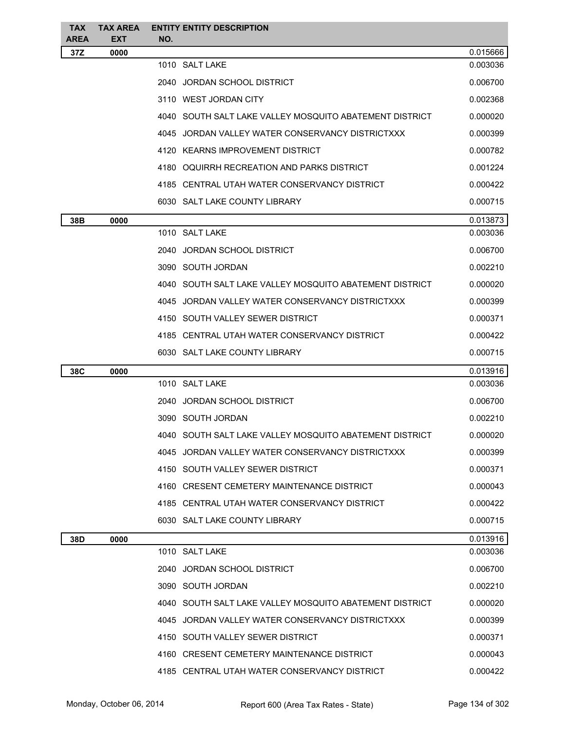| TAX AREA | TAX AREA EXT | ENTITY NO. | ENTITY DESCRIPTION | |
|---|---|---|---|---|
| 37Z | 0000 | | | 0.015666 |
| | | 1010 | SALT LAKE | 0.003036 |
| | | 2040 | JORDAN SCHOOL DISTRICT | 0.006700 |
| | | 3110 | WEST JORDAN CITY | 0.002368 |
| | | 4040 | SOUTH SALT LAKE VALLEY MOSQUITO ABATEMENT DISTRICT | 0.000020 |
| | | 4045 | JORDAN VALLEY WATER CONSERVANCY DISTRICTXXX | 0.000399 |
| | | 4120 | KEARNS IMPROVEMENT DISTRICT | 0.000782 |
| | | 4180 | OQUIRRH RECREATION AND PARKS DISTRICT | 0.001224 |
| | | 4185 | CENTRAL UTAH WATER CONSERVANCY DISTRICT | 0.000422 |
| | | 6030 | SALT LAKE COUNTY LIBRARY | 0.000715 |
| 38B | 0000 | | | 0.013873 |
| | | 1010 | SALT LAKE | 0.003036 |
| | | 2040 | JORDAN SCHOOL DISTRICT | 0.006700 |
| | | 3090 | SOUTH JORDAN | 0.002210 |
| | | 4040 | SOUTH SALT LAKE VALLEY MOSQUITO ABATEMENT DISTRICT | 0.000020 |
| | | 4045 | JORDAN VALLEY WATER CONSERVANCY DISTRICTXXX | 0.000399 |
| | | 4150 | SOUTH VALLEY SEWER DISTRICT | 0.000371 |
| | | 4185 | CENTRAL UTAH WATER CONSERVANCY DISTRICT | 0.000422 |
| | | 6030 | SALT LAKE COUNTY LIBRARY | 0.000715 |
| 38C | 0000 | | | 0.013916 |
| | | 1010 | SALT LAKE | 0.003036 |
| | | 2040 | JORDAN SCHOOL DISTRICT | 0.006700 |
| | | 3090 | SOUTH JORDAN | 0.002210 |
| | | 4040 | SOUTH SALT LAKE VALLEY MOSQUITO ABATEMENT DISTRICT | 0.000020 |
| | | 4045 | JORDAN VALLEY WATER CONSERVANCY DISTRICTXXX | 0.000399 |
| | | 4150 | SOUTH VALLEY SEWER DISTRICT | 0.000371 |
| | | 4160 | CRESENT CEMETERY MAINTENANCE DISTRICT | 0.000043 |
| | | 4185 | CENTRAL UTAH WATER CONSERVANCY DISTRICT | 0.000422 |
| | | 6030 | SALT LAKE COUNTY LIBRARY | 0.000715 |
| 38D | 0000 | | | 0.013916 |
| | | 1010 | SALT LAKE | 0.003036 |
| | | 2040 | JORDAN SCHOOL DISTRICT | 0.006700 |
| | | 3090 | SOUTH JORDAN | 0.002210 |
| | | 4040 | SOUTH SALT LAKE VALLEY MOSQUITO ABATEMENT DISTRICT | 0.000020 |
| | | 4045 | JORDAN VALLEY WATER CONSERVANCY DISTRICTXXX | 0.000399 |
| | | 4150 | SOUTH VALLEY SEWER DISTRICT | 0.000371 |
| | | 4160 | CRESENT CEMETERY MAINTENANCE DISTRICT | 0.000043 |
| | | 4185 | CENTRAL UTAH WATER CONSERVANCY DISTRICT | 0.000422 |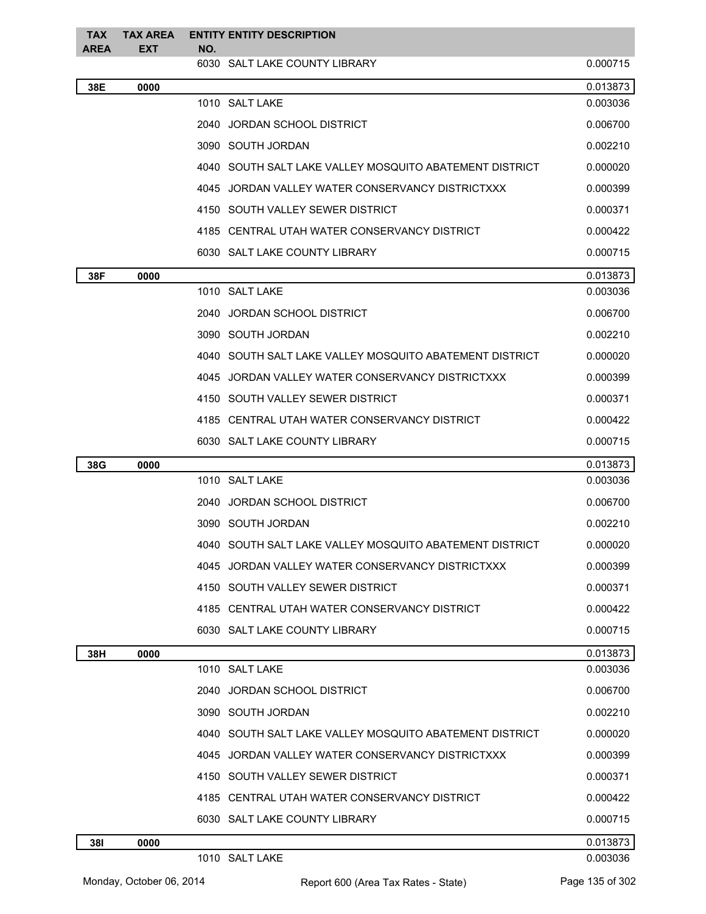| TAX AREA | TAX AREA EXT | ENTITY NO. | ENTITY DESCRIPTION | |
|---|---|---|---|---|
| | | 6030 | SALT LAKE COUNTY LIBRARY | 0.000715 |
| **38E** | **0000** | | | 0.013873 |
| | | 1010 | SALT LAKE | 0.003036 |
| | | 2040 | JORDAN SCHOOL DISTRICT | 0.006700 |
| | | 3090 | SOUTH JORDAN | 0.002210 |
| | | 4040 | SOUTH SALT LAKE VALLEY MOSQUITO ABATEMENT DISTRICT | 0.000020 |
| | | 4045 | JORDAN VALLEY WATER CONSERVANCY DISTRICTXXX | 0.000399 |
| | | 4150 | SOUTH VALLEY SEWER DISTRICT | 0.000371 |
| | | 4185 | CENTRAL UTAH WATER CONSERVANCY DISTRICT | 0.000422 |
| | | 6030 | SALT LAKE COUNTY LIBRARY | 0.000715 |
| **38F** | **0000** | | | 0.013873 |
| | | 1010 | SALT LAKE | 0.003036 |
| | | 2040 | JORDAN SCHOOL DISTRICT | 0.006700 |
| | | 3090 | SOUTH JORDAN | 0.002210 |
| | | 4040 | SOUTH SALT LAKE VALLEY MOSQUITO ABATEMENT DISTRICT | 0.000020 |
| | | 4045 | JORDAN VALLEY WATER CONSERVANCY DISTRICTXXX | 0.000399 |
| | | 4150 | SOUTH VALLEY SEWER DISTRICT | 0.000371 |
| | | 4185 | CENTRAL UTAH WATER CONSERVANCY DISTRICT | 0.000422 |
| | | 6030 | SALT LAKE COUNTY LIBRARY | 0.000715 |
| **38G** | **0000** | | | 0.013873 |
| | | 1010 | SALT LAKE | 0.003036 |
| | | 2040 | JORDAN SCHOOL DISTRICT | 0.006700 |
| | | 3090 | SOUTH JORDAN | 0.002210 |
| | | 4040 | SOUTH SALT LAKE VALLEY MOSQUITO ABATEMENT DISTRICT | 0.000020 |
| | | 4045 | JORDAN VALLEY WATER CONSERVANCY DISTRICTXXX | 0.000399 |
| | | 4150 | SOUTH VALLEY SEWER DISTRICT | 0.000371 |
| | | 4185 | CENTRAL UTAH WATER CONSERVANCY DISTRICT | 0.000422 |
| | | 6030 | SALT LAKE COUNTY LIBRARY | 0.000715 |
| **38H** | **0000** | | | 0.013873 |
| | | 1010 | SALT LAKE | 0.003036 |
| | | 2040 | JORDAN SCHOOL DISTRICT | 0.006700 |
| | | 3090 | SOUTH JORDAN | 0.002210 |
| | | 4040 | SOUTH SALT LAKE VALLEY MOSQUITO ABATEMENT DISTRICT | 0.000020 |
| | | 4045 | JORDAN VALLEY WATER CONSERVANCY DISTRICTXXX | 0.000399 |
| | | 4150 | SOUTH VALLEY SEWER DISTRICT | 0.000371 |
| | | 4185 | CENTRAL UTAH WATER CONSERVANCY DISTRICT | 0.000422 |
| | | 6030 | SALT LAKE COUNTY LIBRARY | 0.000715 |
| **38I** | **0000** | | | 0.013873 |
| | | 1010 | SALT LAKE | 0.003036 |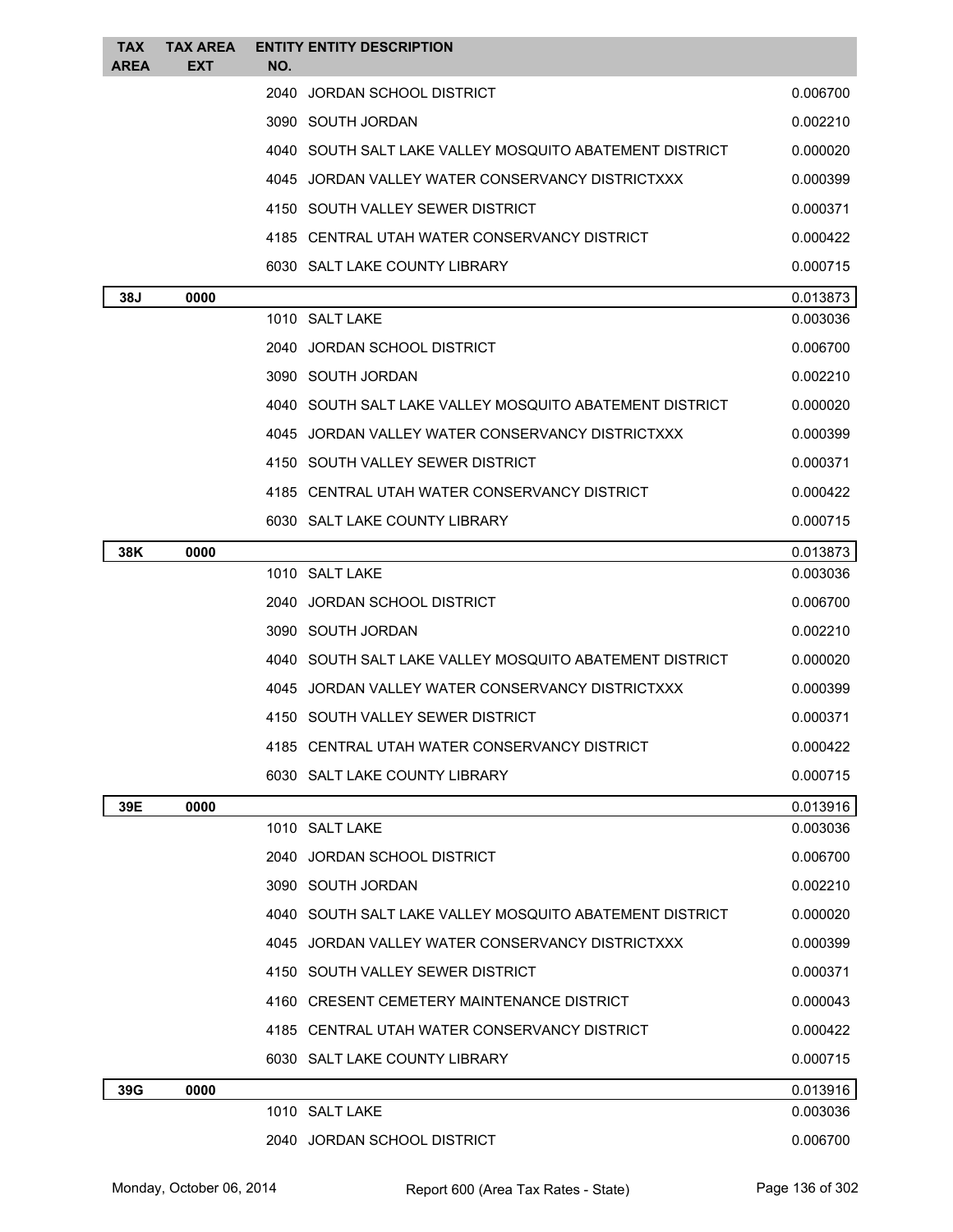| TAX AREA | TAX AREA EXT | ENTITY NO. | ENTITY DESCRIPTION | |
|---|---|---|---|---|
| | | 2040 | JORDAN SCHOOL DISTRICT | 0.006700 |
| | | 3090 | SOUTH JORDAN | 0.002210 |
| | | 4040 | SOUTH SALT LAKE VALLEY MOSQUITO ABATEMENT DISTRICT | 0.000020 |
| | | 4045 | JORDAN VALLEY WATER CONSERVANCY DISTRICTXXX | 0.000399 |
| | | 4150 | SOUTH VALLEY SEWER DISTRICT | 0.000371 |
| | | 4185 | CENTRAL UTAH WATER CONSERVANCY DISTRICT | 0.000422 |
| | | 6030 | SALT LAKE COUNTY LIBRARY | 0.000715 |
| **38J** | **0000** | | | 0.013873 |
| | | 1010 | SALT LAKE | 0.003036 |
| | | 2040 | JORDAN SCHOOL DISTRICT | 0.006700 |
| | | 3090 | SOUTH JORDAN | 0.002210 |
| | | 4040 | SOUTH SALT LAKE VALLEY MOSQUITO ABATEMENT DISTRICT | 0.000020 |
| | | 4045 | JORDAN VALLEY WATER CONSERVANCY DISTRICTXXX | 0.000399 |
| | | 4150 | SOUTH VALLEY SEWER DISTRICT | 0.000371 |
| | | 4185 | CENTRAL UTAH WATER CONSERVANCY DISTRICT | 0.000422 |
| | | 6030 | SALT LAKE COUNTY LIBRARY | 0.000715 |
| **38K** | **0000** | | | 0.013873 |
| | | 1010 | SALT LAKE | 0.003036 |
| | | 2040 | JORDAN SCHOOL DISTRICT | 0.006700 |
| | | 3090 | SOUTH JORDAN | 0.002210 |
| | | 4040 | SOUTH SALT LAKE VALLEY MOSQUITO ABATEMENT DISTRICT | 0.000020 |
| | | 4045 | JORDAN VALLEY WATER CONSERVANCY DISTRICTXXX | 0.000399 |
| | | 4150 | SOUTH VALLEY SEWER DISTRICT | 0.000371 |
| | | 4185 | CENTRAL UTAH WATER CONSERVANCY DISTRICT | 0.000422 |
| | | 6030 | SALT LAKE COUNTY LIBRARY | 0.000715 |
| **39E** | **0000** | | | 0.013916 |
| | | 1010 | SALT LAKE | 0.003036 |
| | | 2040 | JORDAN SCHOOL DISTRICT | 0.006700 |
| | | 3090 | SOUTH JORDAN | 0.002210 |
| | | 4040 | SOUTH SALT LAKE VALLEY MOSQUITO ABATEMENT DISTRICT | 0.000020 |
| | | 4045 | JORDAN VALLEY WATER CONSERVANCY DISTRICTXXX | 0.000399 |
| | | 4150 | SOUTH VALLEY SEWER DISTRICT | 0.000371 |
| | | 4160 | CRESENT CEMETERY MAINTENANCE DISTRICT | 0.000043 |
| | | 4185 | CENTRAL UTAH WATER CONSERVANCY DISTRICT | 0.000422 |
| | | 6030 | SALT LAKE COUNTY LIBRARY | 0.000715 |
| **39G** | **0000** | | | 0.013916 |
| | | 1010 | SALT LAKE | 0.003036 |
| | | 2040 | JORDAN SCHOOL DISTRICT | 0.006700 |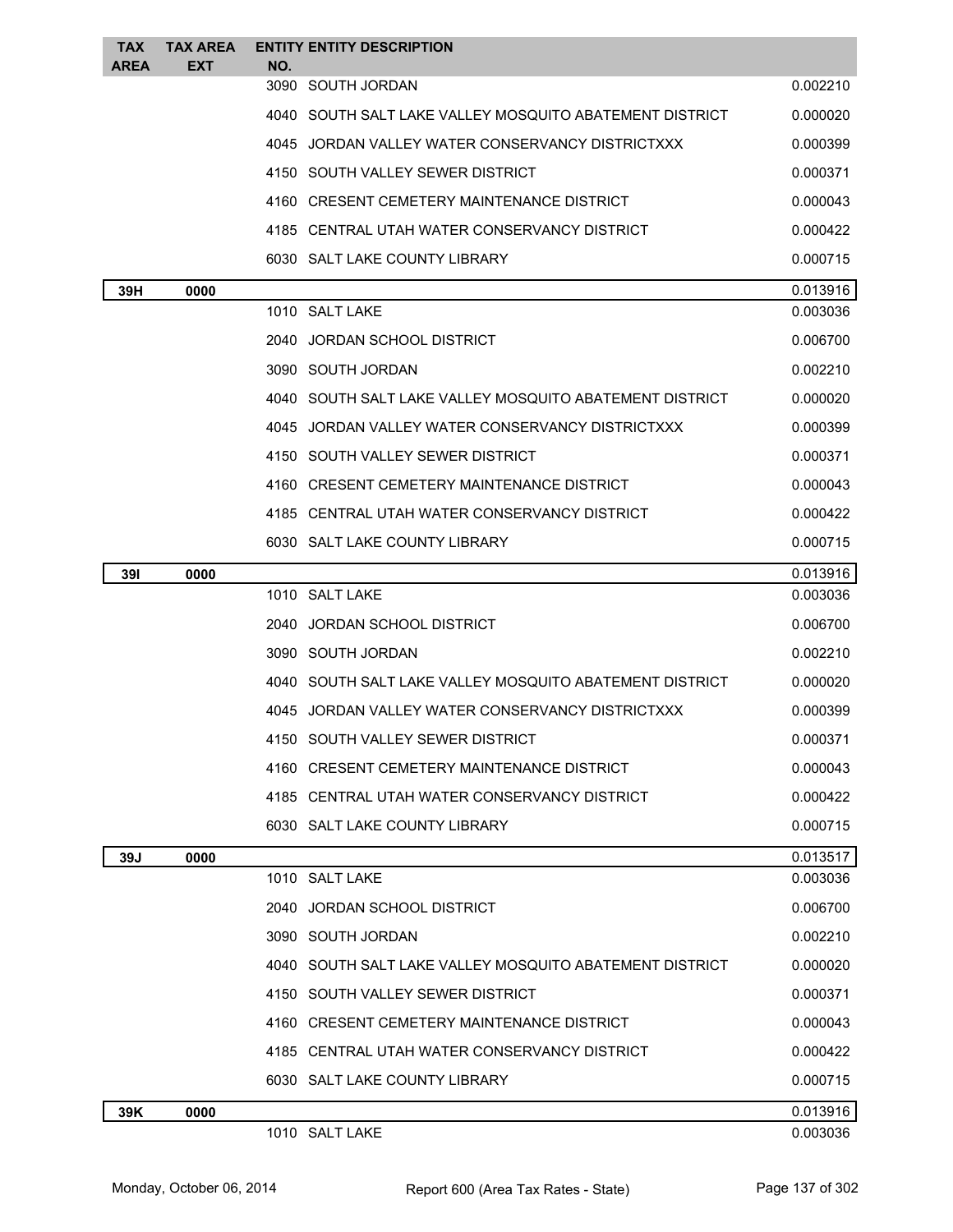| TAX AREA | TAX AREA EXT | ENTITY NO. | ENTITY DESCRIPTION | |
|---|---|---|---|---|
| | | 3090 | SOUTH JORDAN | 0.002210 |
| | | 4040 | SOUTH SALT LAKE VALLEY MOSQUITO ABATEMENT DISTRICT | 0.000020 |
| | | 4045 | JORDAN VALLEY WATER CONSERVANCY DISTRICTXXX | 0.000399 |
| | | 4150 | SOUTH VALLEY SEWER DISTRICT | 0.000371 |
| | | 4160 | CRESENT CEMETERY MAINTENANCE DISTRICT | 0.000043 |
| | | 4185 | CENTRAL UTAH WATER CONSERVANCY DISTRICT | 0.000422 |
| | | 6030 | SALT LAKE COUNTY LIBRARY | 0.000715 |
| **39H** | **0000** | | | 0.013916 |
| | | 1010 | SALT LAKE | 0.003036 |
| | | 2040 | JORDAN SCHOOL DISTRICT | 0.006700 |
| | | 3090 | SOUTH JORDAN | 0.002210 |
| | | 4040 | SOUTH SALT LAKE VALLEY MOSQUITO ABATEMENT DISTRICT | 0.000020 |
| | | 4045 | JORDAN VALLEY WATER CONSERVANCY DISTRICTXXX | 0.000399 |
| | | 4150 | SOUTH VALLEY SEWER DISTRICT | 0.000371 |
| | | 4160 | CRESENT CEMETERY MAINTENANCE DISTRICT | 0.000043 |
| | | 4185 | CENTRAL UTAH WATER CONSERVANCY DISTRICT | 0.000422 |
| | | 6030 | SALT LAKE COUNTY LIBRARY | 0.000715 |
| **39I** | **0000** | | | 0.013916 |
| | | 1010 | SALT LAKE | 0.003036 |
| | | 2040 | JORDAN SCHOOL DISTRICT | 0.006700 |
| | | 3090 | SOUTH JORDAN | 0.002210 |
| | | 4040 | SOUTH SALT LAKE VALLEY MOSQUITO ABATEMENT DISTRICT | 0.000020 |
| | | 4045 | JORDAN VALLEY WATER CONSERVANCY DISTRICTXXX | 0.000399 |
| | | 4150 | SOUTH VALLEY SEWER DISTRICT | 0.000371 |
| | | 4160 | CRESENT CEMETERY MAINTENANCE DISTRICT | 0.000043 |
| | | 4185 | CENTRAL UTAH WATER CONSERVANCY DISTRICT | 0.000422 |
| | | 6030 | SALT LAKE COUNTY LIBRARY | 0.000715 |
| **39J** | **0000** | | | 0.013517 |
| | | 1010 | SALT LAKE | 0.003036 |
| | | 2040 | JORDAN SCHOOL DISTRICT | 0.006700 |
| | | 3090 | SOUTH JORDAN | 0.002210 |
| | | 4040 | SOUTH SALT LAKE VALLEY MOSQUITO ABATEMENT DISTRICT | 0.000020 |
| | | 4150 | SOUTH VALLEY SEWER DISTRICT | 0.000371 |
| | | 4160 | CRESENT CEMETERY MAINTENANCE DISTRICT | 0.000043 |
| | | 4185 | CENTRAL UTAH WATER CONSERVANCY DISTRICT | 0.000422 |
| | | 6030 | SALT LAKE COUNTY LIBRARY | 0.000715 |
| **39K** | **0000** | | | 0.013916 |
| | | 1010 | SALT LAKE | 0.003036 |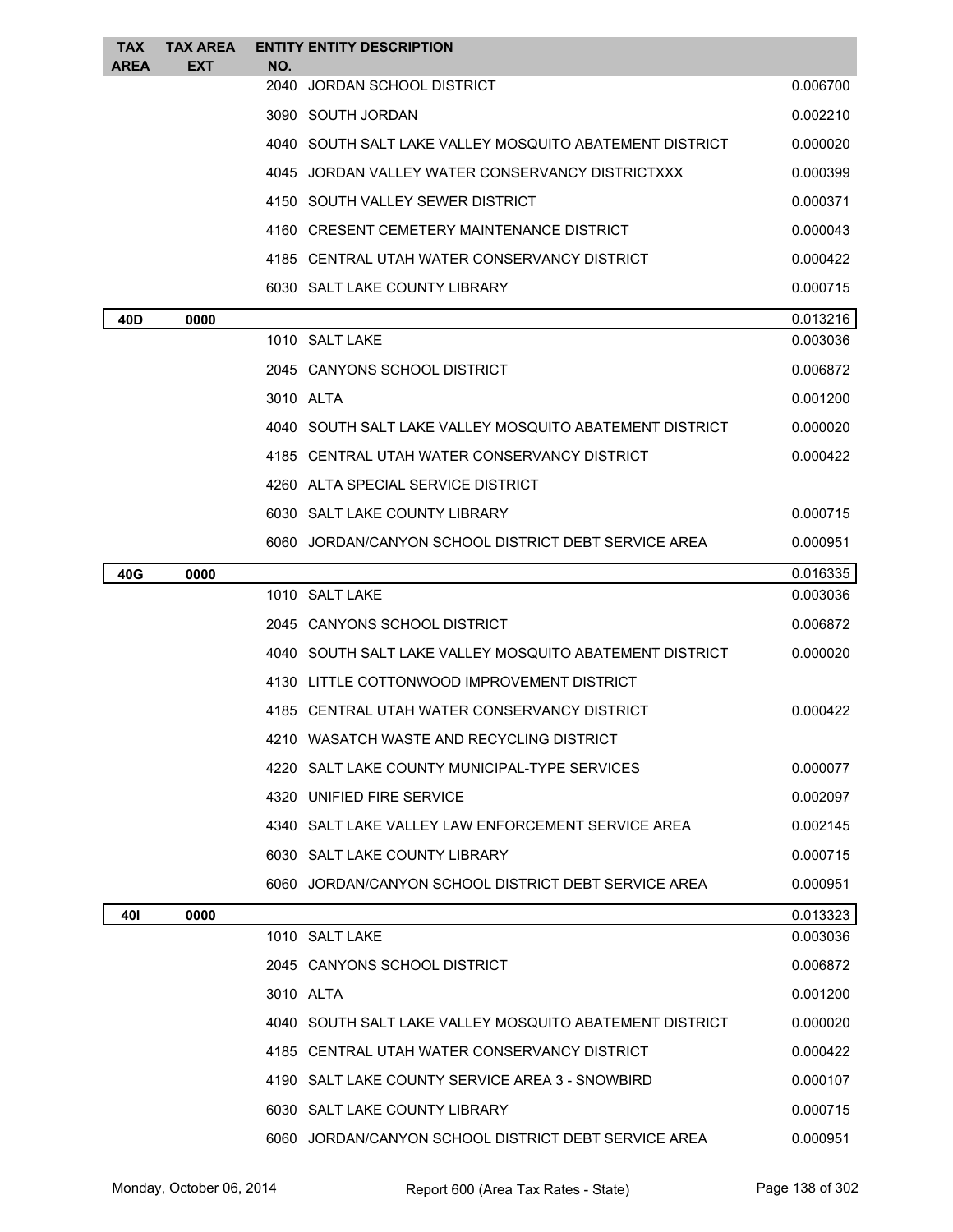| TAX AREA | TAX AREA EXT | ENTITY NO. | ENTITY DESCRIPTION | |
|---|---|---|---|---|
| | | 2040 | JORDAN SCHOOL DISTRICT | 0.006700 |
| | | 3090 | SOUTH JORDAN | 0.002210 |
| | | 4040 | SOUTH SALT LAKE VALLEY MOSQUITO ABATEMENT DISTRICT | 0.000020 |
| | | 4045 | JORDAN VALLEY WATER CONSERVANCY DISTRICTXXX | 0.000399 |
| | | 4150 | SOUTH VALLEY SEWER DISTRICT | 0.000371 |
| | | 4160 | CRESENT CEMETERY MAINTENANCE DISTRICT | 0.000043 |
| | | 4185 | CENTRAL UTAH WATER CONSERVANCY DISTRICT | 0.000422 |
| | | 6030 | SALT LAKE COUNTY LIBRARY | 0.000715 |
| **40D** | **0000** | | | 0.013216 |
| | | 1010 | SALT LAKE | 0.003036 |
| | | 2045 | CANYONS SCHOOL DISTRICT | 0.006872 |
| | | 3010 | ALTA | 0.001200 |
| | | 4040 | SOUTH SALT LAKE VALLEY MOSQUITO ABATEMENT DISTRICT | 0.000020 |
| | | 4185 | CENTRAL UTAH WATER CONSERVANCY DISTRICT | 0.000422 |
| | | 4260 | ALTA SPECIAL SERVICE DISTRICT | |
| | | 6030 | SALT LAKE COUNTY LIBRARY | 0.000715 |
| | | 6060 | JORDAN/CANYON SCHOOL DISTRICT DEBT SERVICE AREA | 0.000951 |
| **40G** | **0000** | | | 0.016335 |
| | | 1010 | SALT LAKE | 0.003036 |
| | | 2045 | CANYONS SCHOOL DISTRICT | 0.006872 |
| | | 4040 | SOUTH SALT LAKE VALLEY MOSQUITO ABATEMENT DISTRICT | 0.000020 |
| | | 4130 | LITTLE COTTONWOOD IMPROVEMENT DISTRICT | |
| | | 4185 | CENTRAL UTAH WATER CONSERVANCY DISTRICT | 0.000422 |
| | | 4210 | WASATCH WASTE AND RECYCLING DISTRICT | |
| | | 4220 | SALT LAKE COUNTY MUNICIPAL-TYPE SERVICES | 0.000077 |
| | | 4320 | UNIFIED FIRE SERVICE | 0.002097 |
| | | 4340 | SALT LAKE VALLEY LAW ENFORCEMENT SERVICE AREA | 0.002145 |
| | | 6030 | SALT LAKE COUNTY LIBRARY | 0.000715 |
| | | 6060 | JORDAN/CANYON SCHOOL DISTRICT DEBT SERVICE AREA | 0.000951 |
| **40I** | **0000** | | | 0.013323 |
| | | 1010 | SALT LAKE | 0.003036 |
| | | 2045 | CANYONS SCHOOL DISTRICT | 0.006872 |
| | | 3010 | ALTA | 0.001200 |
| | | 4040 | SOUTH SALT LAKE VALLEY MOSQUITO ABATEMENT DISTRICT | 0.000020 |
| | | 4185 | CENTRAL UTAH WATER CONSERVANCY DISTRICT | 0.000422 |
| | | 4190 | SALT LAKE COUNTY SERVICE AREA 3 - SNOWBIRD | 0.000107 |
| | | 6030 | SALT LAKE COUNTY LIBRARY | 0.000715 |
| | | 6060 | JORDAN/CANYON SCHOOL DISTRICT DEBT SERVICE AREA | 0.000951 |

Monday, October 06, 2014 — Report 600 (Area Tax Rates - State)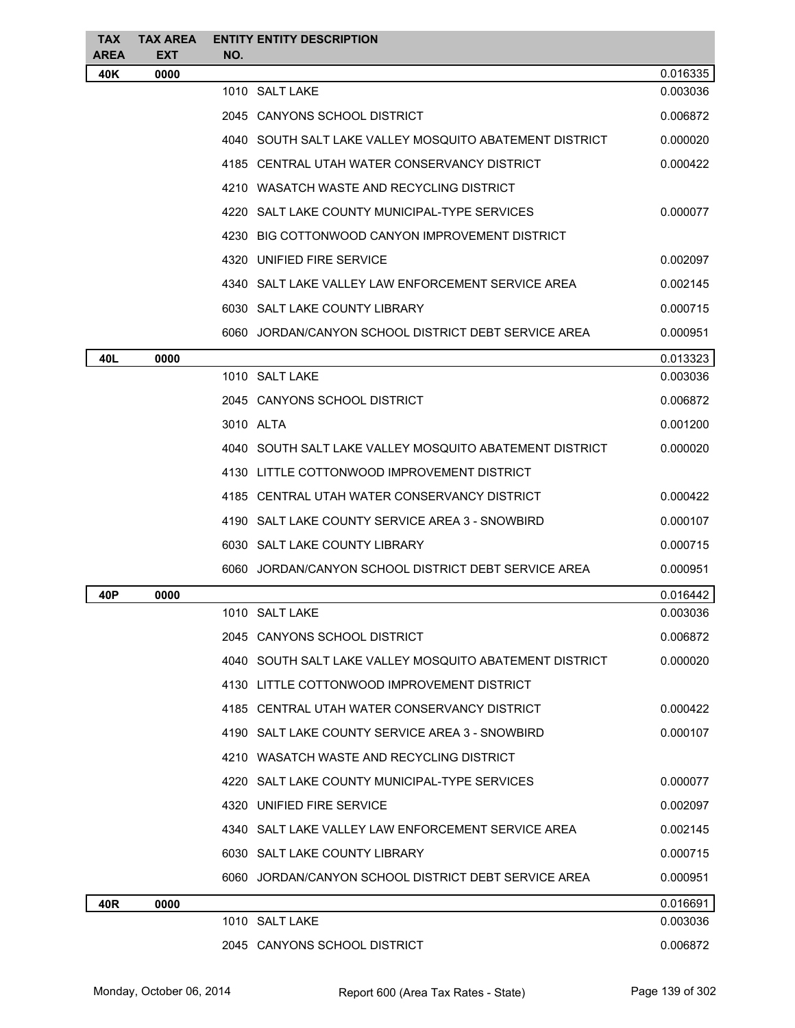| TAX AREA | TAX AREA EXT | ENTITY NO. | ENTITY DESCRIPTION | |
|---|---|---|---|---|
| 40K | 0000 | | | 0.016335 |
| | | 1010 | SALT LAKE | 0.003036 |
| | | 2045 | CANYONS SCHOOL DISTRICT | 0.006872 |
| | | 4040 | SOUTH SALT LAKE VALLEY MOSQUITO ABATEMENT DISTRICT | 0.000020 |
| | | 4185 | CENTRAL UTAH WATER CONSERVANCY DISTRICT | 0.000422 |
| | | 4210 | WASATCH WASTE AND RECYCLING DISTRICT | |
| | | 4220 | SALT LAKE COUNTY MUNICIPAL-TYPE SERVICES | 0.000077 |
| | | 4230 | BIG COTTONWOOD CANYON IMPROVEMENT DISTRICT | |
| | | 4320 | UNIFIED FIRE SERVICE | 0.002097 |
| | | 4340 | SALT LAKE VALLEY LAW ENFORCEMENT SERVICE AREA | 0.002145 |
| | | 6030 | SALT LAKE COUNTY LIBRARY | 0.000715 |
| | | 6060 | JORDAN/CANYON SCHOOL DISTRICT DEBT SERVICE AREA | 0.000951 |
| 40L | 0000 | | | 0.013323 |
| | | 1010 | SALT LAKE | 0.003036 |
| | | 2045 | CANYONS SCHOOL DISTRICT | 0.006872 |
| | | 3010 | ALTA | 0.001200 |
| | | 4040 | SOUTH SALT LAKE VALLEY MOSQUITO ABATEMENT DISTRICT | 0.000020 |
| | | 4130 | LITTLE COTTONWOOD IMPROVEMENT DISTRICT | |
| | | 4185 | CENTRAL UTAH WATER CONSERVANCY DISTRICT | 0.000422 |
| | | 4190 | SALT LAKE COUNTY SERVICE AREA 3 - SNOWBIRD | 0.000107 |
| | | 6030 | SALT LAKE COUNTY LIBRARY | 0.000715 |
| | | 6060 | JORDAN/CANYON SCHOOL DISTRICT DEBT SERVICE AREA | 0.000951 |
| 40P | 0000 | | | 0.016442 |
| | | 1010 | SALT LAKE | 0.003036 |
| | | 2045 | CANYONS SCHOOL DISTRICT | 0.006872 |
| | | 4040 | SOUTH SALT LAKE VALLEY MOSQUITO ABATEMENT DISTRICT | 0.000020 |
| | | 4130 | LITTLE COTTONWOOD IMPROVEMENT DISTRICT | |
| | | 4185 | CENTRAL UTAH WATER CONSERVANCY DISTRICT | 0.000422 |
| | | 4190 | SALT LAKE COUNTY SERVICE AREA 3 - SNOWBIRD | 0.000107 |
| | | 4210 | WASATCH WASTE AND RECYCLING DISTRICT | |
| | | 4220 | SALT LAKE COUNTY MUNICIPAL-TYPE SERVICES | 0.000077 |
| | | 4320 | UNIFIED FIRE SERVICE | 0.002097 |
| | | 4340 | SALT LAKE VALLEY LAW ENFORCEMENT SERVICE AREA | 0.002145 |
| | | 6030 | SALT LAKE COUNTY LIBRARY | 0.000715 |
| | | 6060 | JORDAN/CANYON SCHOOL DISTRICT DEBT SERVICE AREA | 0.000951 |
| 40R | 0000 | | | 0.016691 |
| | | 1010 | SALT LAKE | 0.003036 |
| | | 2045 | CANYONS SCHOOL DISTRICT | 0.006872 |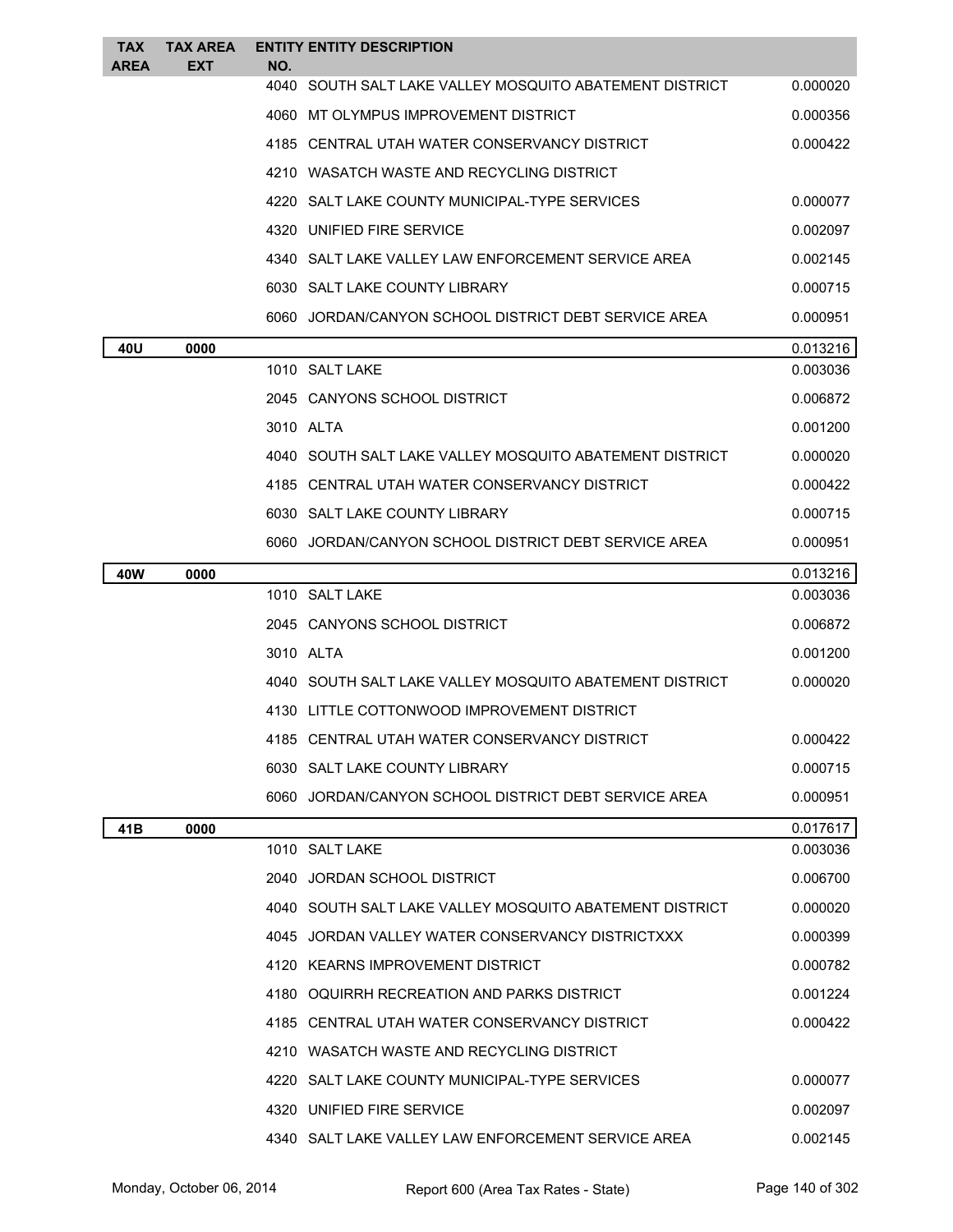| TAX AREA | TAX AREA EXT | ENTITY NO. | ENTITY DESCRIPTION | |
|---|---|---|---|---|
| | | 4040 | SOUTH SALT LAKE VALLEY MOSQUITO ABATEMENT DISTRICT | 0.000020 |
| | | 4060 | MT OLYMPUS IMPROVEMENT DISTRICT | 0.000356 |
| | | 4185 | CENTRAL UTAH WATER CONSERVANCY DISTRICT | 0.000422 |
| | | 4210 | WASATCH WASTE AND RECYCLING DISTRICT | |
| | | 4220 | SALT LAKE COUNTY MUNICIPAL-TYPE SERVICES | 0.000077 |
| | | 4320 | UNIFIED FIRE SERVICE | 0.002097 |
| | | 4340 | SALT LAKE VALLEY LAW ENFORCEMENT SERVICE AREA | 0.002145 |
| | | 6030 | SALT LAKE COUNTY LIBRARY | 0.000715 |
| | | 6060 | JORDAN/CANYON SCHOOL DISTRICT DEBT SERVICE AREA | 0.000951 |
| **40U** | **0000** | | | 0.013216 |
| | | 1010 | SALT LAKE | 0.003036 |
| | | 2045 | CANYONS SCHOOL DISTRICT | 0.006872 |
| | | 3010 | ALTA | 0.001200 |
| | | 4040 | SOUTH SALT LAKE VALLEY MOSQUITO ABATEMENT DISTRICT | 0.000020 |
| | | 4185 | CENTRAL UTAH WATER CONSERVANCY DISTRICT | 0.000422 |
| | | 6030 | SALT LAKE COUNTY LIBRARY | 0.000715 |
| | | 6060 | JORDAN/CANYON SCHOOL DISTRICT DEBT SERVICE AREA | 0.000951 |
| **40W** | **0000** | | | 0.013216 |
| | | 1010 | SALT LAKE | 0.003036 |
| | | 2045 | CANYONS SCHOOL DISTRICT | 0.006872 |
| | | 3010 | ALTA | 0.001200 |
| | | 4040 | SOUTH SALT LAKE VALLEY MOSQUITO ABATEMENT DISTRICT | 0.000020 |
| | | 4130 | LITTLE COTTONWOOD IMPROVEMENT DISTRICT | |
| | | 4185 | CENTRAL UTAH WATER CONSERVANCY DISTRICT | 0.000422 |
| | | 6030 | SALT LAKE COUNTY LIBRARY | 0.000715 |
| | | 6060 | JORDAN/CANYON SCHOOL DISTRICT DEBT SERVICE AREA | 0.000951 |
| **41B** | **0000** | | | 0.017617 |
| | | 1010 | SALT LAKE | 0.003036 |
| | | 2040 | JORDAN SCHOOL DISTRICT | 0.006700 |
| | | 4040 | SOUTH SALT LAKE VALLEY MOSQUITO ABATEMENT DISTRICT | 0.000020 |
| | | 4045 | JORDAN VALLEY WATER CONSERVANCY DISTRICTXXX | 0.000399 |
| | | 4120 | KEARNS IMPROVEMENT DISTRICT | 0.000782 |
| | | 4180 | OQUIRRH RECREATION AND PARKS DISTRICT | 0.001224 |
| | | 4185 | CENTRAL UTAH WATER CONSERVANCY DISTRICT | 0.000422 |
| | | 4210 | WASATCH WASTE AND RECYCLING DISTRICT | |
| | | 4220 | SALT LAKE COUNTY MUNICIPAL-TYPE SERVICES | 0.000077 |
| | | 4320 | UNIFIED FIRE SERVICE | 0.002097 |
| | | 4340 | SALT LAKE VALLEY LAW ENFORCEMENT SERVICE AREA | 0.002145 |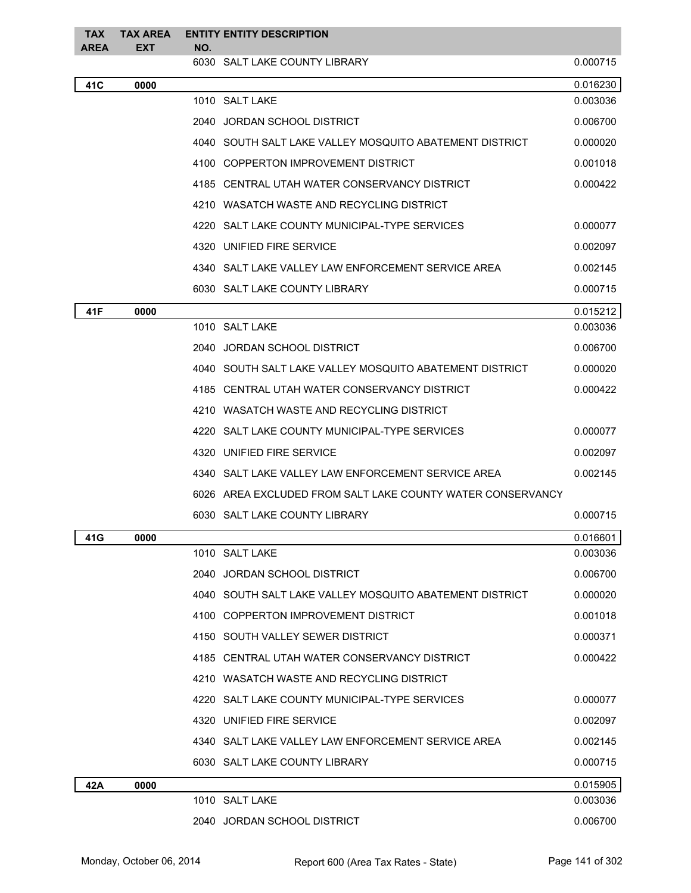| TAX AREA | TAX AREA EXT | ENTITY NO. | ENTITY DESCRIPTION | |
|---|---|---|---|---|
| | | 6030 | SALT LAKE COUNTY LIBRARY | 0.000715 |
| **41C** | **0000** | | | 0.016230 |
| | | 1010 | SALT LAKE | 0.003036 |
| | | 2040 | JORDAN SCHOOL DISTRICT | 0.006700 |
| | | 4040 | SOUTH SALT LAKE VALLEY MOSQUITO ABATEMENT DISTRICT | 0.000020 |
| | | 4100 | COPPERTON IMPROVEMENT DISTRICT | 0.001018 |
| | | 4185 | CENTRAL UTAH WATER CONSERVANCY DISTRICT | 0.000422 |
| | | 4210 | WASATCH WASTE AND RECYCLING DISTRICT | |
| | | 4220 | SALT LAKE COUNTY MUNICIPAL-TYPE SERVICES | 0.000077 |
| | | 4320 | UNIFIED FIRE SERVICE | 0.002097 |
| | | 4340 | SALT LAKE VALLEY LAW ENFORCEMENT SERVICE AREA | 0.002145 |
| | | 6030 | SALT LAKE COUNTY LIBRARY | 0.000715 |
| **41F** | **0000** | | | 0.015212 |
| | | 1010 | SALT LAKE | 0.003036 |
| | | 2040 | JORDAN SCHOOL DISTRICT | 0.006700 |
| | | 4040 | SOUTH SALT LAKE VALLEY MOSQUITO ABATEMENT DISTRICT | 0.000020 |
| | | 4185 | CENTRAL UTAH WATER CONSERVANCY DISTRICT | 0.000422 |
| | | 4210 | WASATCH WASTE AND RECYCLING DISTRICT | |
| | | 4220 | SALT LAKE COUNTY MUNICIPAL-TYPE SERVICES | 0.000077 |
| | | 4320 | UNIFIED FIRE SERVICE | 0.002097 |
| | | 4340 | SALT LAKE VALLEY LAW ENFORCEMENT SERVICE AREA | 0.002145 |
| | | 6026 | AREA EXCLUDED FROM SALT LAKE COUNTY WATER CONSERVANCY | |
| | | 6030 | SALT LAKE COUNTY LIBRARY | 0.000715 |
| **41G** | **0000** | | | 0.016601 |
| | | 1010 | SALT LAKE | 0.003036 |
| | | 2040 | JORDAN SCHOOL DISTRICT | 0.006700 |
| | | 4040 | SOUTH SALT LAKE VALLEY MOSQUITO ABATEMENT DISTRICT | 0.000020 |
| | | 4100 | COPPERTON IMPROVEMENT DISTRICT | 0.001018 |
| | | 4150 | SOUTH VALLEY SEWER DISTRICT | 0.000371 |
| | | 4185 | CENTRAL UTAH WATER CONSERVANCY DISTRICT | 0.000422 |
| | | 4210 | WASATCH WASTE AND RECYCLING DISTRICT | |
| | | 4220 | SALT LAKE COUNTY MUNICIPAL-TYPE SERVICES | 0.000077 |
| | | 4320 | UNIFIED FIRE SERVICE | 0.002097 |
| | | 4340 | SALT LAKE VALLEY LAW ENFORCEMENT SERVICE AREA | 0.002145 |
| | | 6030 | SALT LAKE COUNTY LIBRARY | 0.000715 |
| **42A** | **0000** | | | 0.015905 |
| | | 1010 | SALT LAKE | 0.003036 |
| | | 2040 | JORDAN SCHOOL DISTRICT | 0.006700 |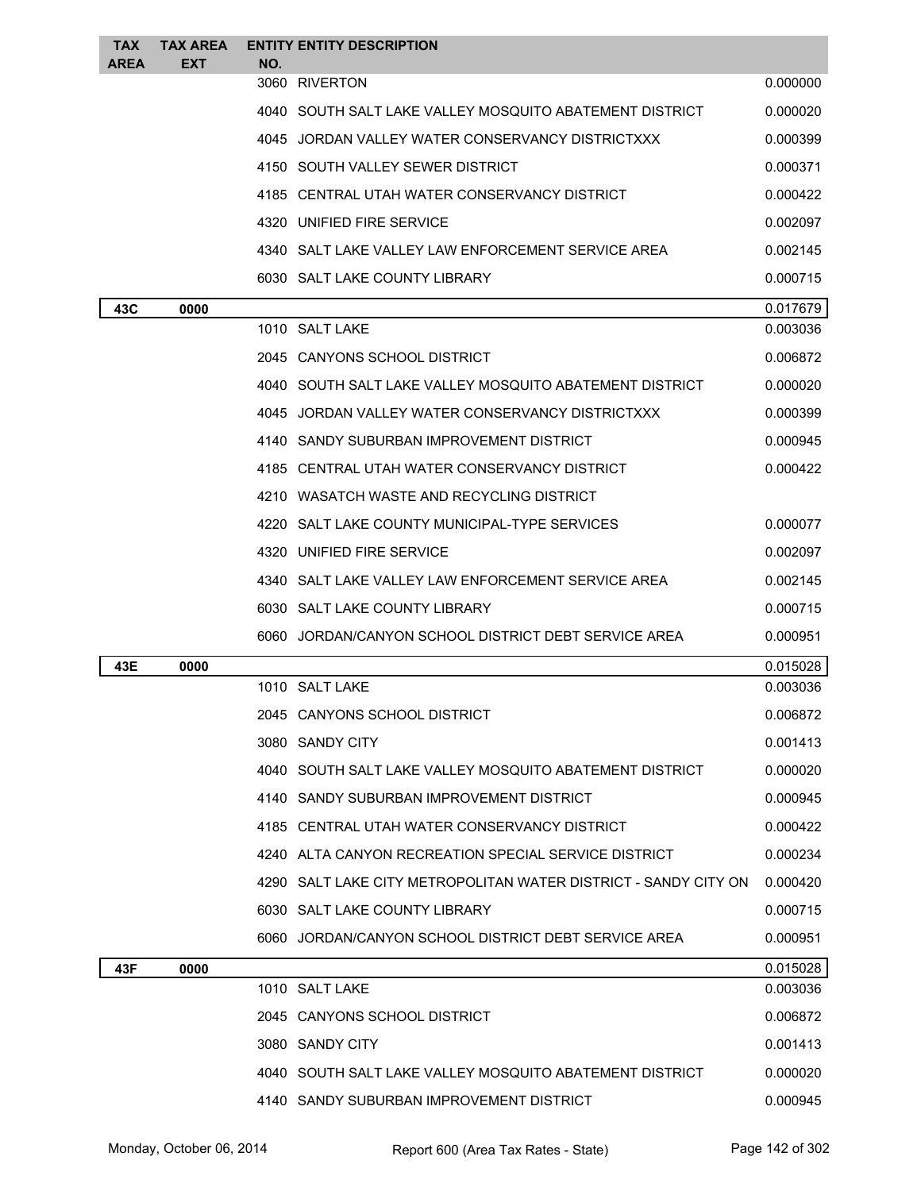| TAX AREA | TAX AREA EXT | ENTITY NO. | ENTITY DESCRIPTION | |
|---|---|---|---|---|
| | | 3060 | RIVERTON | 0.000000 |
| | | 4040 | SOUTH SALT LAKE VALLEY MOSQUITO ABATEMENT DISTRICT | 0.000020 |
| | | 4045 | JORDAN VALLEY WATER CONSERVANCY DISTRICTXXX | 0.000399 |
| | | 4150 | SOUTH VALLEY SEWER DISTRICT | 0.000371 |
| | | 4185 | CENTRAL UTAH WATER CONSERVANCY DISTRICT | 0.000422 |
| | | 4320 | UNIFIED FIRE SERVICE | 0.002097 |
| | | 4340 | SALT LAKE VALLEY LAW ENFORCEMENT SERVICE AREA | 0.002145 |
| | | 6030 | SALT LAKE COUNTY LIBRARY | 0.000715 |
| **43C** | **0000** | | | 0.017679 |
| | | 1010 | SALT LAKE | 0.003036 |
| | | 2045 | CANYONS SCHOOL DISTRICT | 0.006872 |
| | | 4040 | SOUTH SALT LAKE VALLEY MOSQUITO ABATEMENT DISTRICT | 0.000020 |
| | | 4045 | JORDAN VALLEY WATER CONSERVANCY DISTRICTXXX | 0.000399 |
| | | 4140 | SANDY SUBURBAN IMPROVEMENT DISTRICT | 0.000945 |
| | | 4185 | CENTRAL UTAH WATER CONSERVANCY DISTRICT | 0.000422 |
| | | 4210 | WASATCH WASTE AND RECYCLING DISTRICT | |
| | | 4220 | SALT LAKE COUNTY MUNICIPAL-TYPE SERVICES | 0.000077 |
| | | 4320 | UNIFIED FIRE SERVICE | 0.002097 |
| | | 4340 | SALT LAKE VALLEY LAW ENFORCEMENT SERVICE AREA | 0.002145 |
| | | 6030 | SALT LAKE COUNTY LIBRARY | 0.000715 |
| | | 6060 | JORDAN/CANYON SCHOOL DISTRICT DEBT SERVICE AREA | 0.000951 |
| **43E** | **0000** | | | 0.015028 |
| | | 1010 | SALT LAKE | 0.003036 |
| | | 2045 | CANYONS SCHOOL DISTRICT | 0.006872 |
| | | 3080 | SANDY CITY | 0.001413 |
| | | 4040 | SOUTH SALT LAKE VALLEY MOSQUITO ABATEMENT DISTRICT | 0.000020 |
| | | 4140 | SANDY SUBURBAN IMPROVEMENT DISTRICT | 0.000945 |
| | | 4185 | CENTRAL UTAH WATER CONSERVANCY DISTRICT | 0.000422 |
| | | 4240 | ALTA CANYON RECREATION SPECIAL SERVICE DISTRICT | 0.000234 |
| | | 4290 | SALT LAKE CITY METROPOLITAN WATER DISTRICT - SANDY CITY ON | 0.000420 |
| | | 6030 | SALT LAKE COUNTY LIBRARY | 0.000715 |
| | | 6060 | JORDAN/CANYON SCHOOL DISTRICT DEBT SERVICE AREA | 0.000951 |
| **43F** | **0000** | | | 0.015028 |
| | | 1010 | SALT LAKE | 0.003036 |
| | | 2045 | CANYONS SCHOOL DISTRICT | 0.006872 |
| | | 3080 | SANDY CITY | 0.001413 |
| | | 4040 | SOUTH SALT LAKE VALLEY MOSQUITO ABATEMENT DISTRICT | 0.000020 |
| | | 4140 | SANDY SUBURBAN IMPROVEMENT DISTRICT | 0.000945 |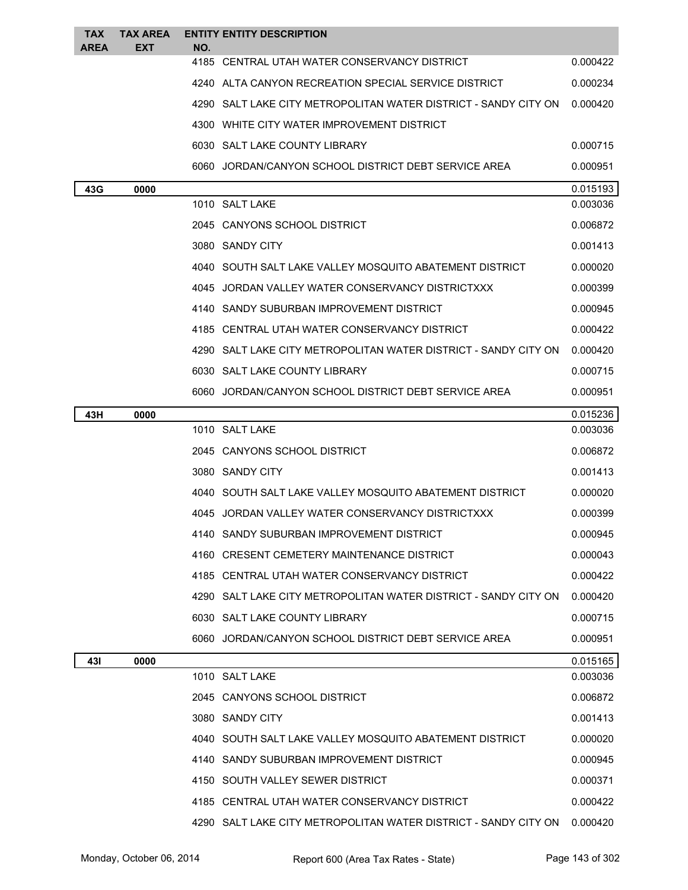| TAX AREA | TAX AREA EXT | ENTITY NO. | ENTITY DESCRIPTION | |
|---|---|---|---|---|
| | | 4185 | CENTRAL UTAH WATER CONSERVANCY DISTRICT | 0.000422 |
| | | 4240 | ALTA CANYON RECREATION SPECIAL SERVICE DISTRICT | 0.000234 |
| | | 4290 | SALT LAKE CITY METROPOLITAN WATER DISTRICT - SANDY CITY ON | 0.000420 |
| | | 4300 | WHITE CITY WATER IMPROVEMENT DISTRICT | |
| | | 6030 | SALT LAKE COUNTY LIBRARY | 0.000715 |
| | | 6060 | JORDAN/CANYON SCHOOL DISTRICT DEBT SERVICE AREA | 0.000951 |
| 43G | 0000 | | | 0.015193 |
| | | 1010 | SALT LAKE | 0.003036 |
| | | 2045 | CANYONS SCHOOL DISTRICT | 0.006872 |
| | | 3080 | SANDY CITY | 0.001413 |
| | | 4040 | SOUTH SALT LAKE VALLEY MOSQUITO ABATEMENT DISTRICT | 0.000020 |
| | | 4045 | JORDAN VALLEY WATER CONSERVANCY DISTRICTXXX | 0.000399 |
| | | 4140 | SANDY SUBURBAN IMPROVEMENT DISTRICT | 0.000945 |
| | | 4185 | CENTRAL UTAH WATER CONSERVANCY DISTRICT | 0.000422 |
| | | 4290 | SALT LAKE CITY METROPOLITAN WATER DISTRICT - SANDY CITY ON | 0.000420 |
| | | 6030 | SALT LAKE COUNTY LIBRARY | 0.000715 |
| | | 6060 | JORDAN/CANYON SCHOOL DISTRICT DEBT SERVICE AREA | 0.000951 |
| 43H | 0000 | | | 0.015236 |
| | | 1010 | SALT LAKE | 0.003036 |
| | | 2045 | CANYONS SCHOOL DISTRICT | 0.006872 |
| | | 3080 | SANDY CITY | 0.001413 |
| | | 4040 | SOUTH SALT LAKE VALLEY MOSQUITO ABATEMENT DISTRICT | 0.000020 |
| | | 4045 | JORDAN VALLEY WATER CONSERVANCY DISTRICTXXX | 0.000399 |
| | | 4140 | SANDY SUBURBAN IMPROVEMENT DISTRICT | 0.000945 |
| | | 4160 | CRESENT CEMETERY MAINTENANCE DISTRICT | 0.000043 |
| | | 4185 | CENTRAL UTAH WATER CONSERVANCY DISTRICT | 0.000422 |
| | | 4290 | SALT LAKE CITY METROPOLITAN WATER DISTRICT - SANDY CITY ON | 0.000420 |
| | | 6030 | SALT LAKE COUNTY LIBRARY | 0.000715 |
| | | 6060 | JORDAN/CANYON SCHOOL DISTRICT DEBT SERVICE AREA | 0.000951 |
| 43I | 0000 | | | 0.015165 |
| | | 1010 | SALT LAKE | 0.003036 |
| | | 2045 | CANYONS SCHOOL DISTRICT | 0.006872 |
| | | 3080 | SANDY CITY | 0.001413 |
| | | 4040 | SOUTH SALT LAKE VALLEY MOSQUITO ABATEMENT DISTRICT | 0.000020 |
| | | 4140 | SANDY SUBURBAN IMPROVEMENT DISTRICT | 0.000945 |
| | | 4150 | SOUTH VALLEY SEWER DISTRICT | 0.000371 |
| | | 4185 | CENTRAL UTAH WATER CONSERVANCY DISTRICT | 0.000422 |
| | | 4290 | SALT LAKE CITY METROPOLITAN WATER DISTRICT - SANDY CITY ON | 0.000420 |

Monday, October 06, 2014 Report 600 (Area Tax Rates - State)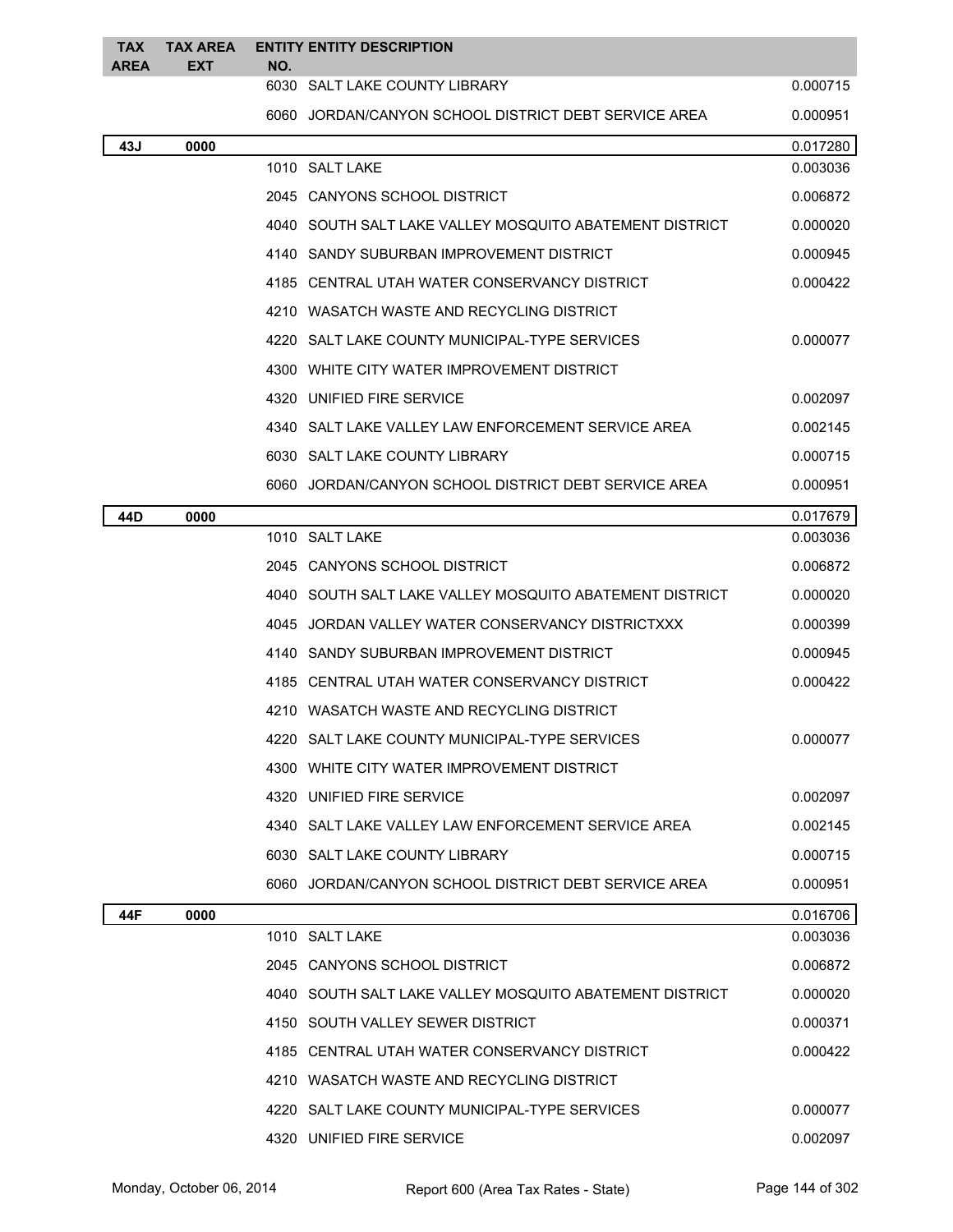| TAX AREA | TAX AREA EXT | ENTITY NO. | ENTITY DESCRIPTION | |
|---|---|---|---|---|
| | | 6030 | SALT LAKE COUNTY LIBRARY | 0.000715 |
| | | 6060 | JORDAN/CANYON SCHOOL DISTRICT DEBT SERVICE AREA | 0.000951 |
| **43J** | **0000** | | | 0.017280 |
| | | 1010 | SALT LAKE | 0.003036 |
| | | 2045 | CANYONS SCHOOL DISTRICT | 0.006872 |
| | | 4040 | SOUTH SALT LAKE VALLEY MOSQUITO ABATEMENT DISTRICT | 0.000020 |
| | | 4140 | SANDY SUBURBAN IMPROVEMENT DISTRICT | 0.000945 |
| | | 4185 | CENTRAL UTAH WATER CONSERVANCY DISTRICT | 0.000422 |
| | | 4210 | WASATCH WASTE AND RECYCLING DISTRICT | |
| | | 4220 | SALT LAKE COUNTY MUNICIPAL-TYPE SERVICES | 0.000077 |
| | | 4300 | WHITE CITY WATER IMPROVEMENT DISTRICT | |
| | | 4320 | UNIFIED FIRE SERVICE | 0.002097 |
| | | 4340 | SALT LAKE VALLEY LAW ENFORCEMENT SERVICE AREA | 0.002145 |
| | | 6030 | SALT LAKE COUNTY LIBRARY | 0.000715 |
| | | 6060 | JORDAN/CANYON SCHOOL DISTRICT DEBT SERVICE AREA | 0.000951 |
| **44D** | **0000** | | | 0.017679 |
| | | 1010 | SALT LAKE | 0.003036 |
| | | 2045 | CANYONS SCHOOL DISTRICT | 0.006872 |
| | | 4040 | SOUTH SALT LAKE VALLEY MOSQUITO ABATEMENT DISTRICT | 0.000020 |
| | | 4045 | JORDAN VALLEY WATER CONSERVANCY DISTRICTXXX | 0.000399 |
| | | 4140 | SANDY SUBURBAN IMPROVEMENT DISTRICT | 0.000945 |
| | | 4185 | CENTRAL UTAH WATER CONSERVANCY DISTRICT | 0.000422 |
| | | 4210 | WASATCH WASTE AND RECYCLING DISTRICT | |
| | | 4220 | SALT LAKE COUNTY MUNICIPAL-TYPE SERVICES | 0.000077 |
| | | 4300 | WHITE CITY WATER IMPROVEMENT DISTRICT | |
| | | 4320 | UNIFIED FIRE SERVICE | 0.002097 |
| | | 4340 | SALT LAKE VALLEY LAW ENFORCEMENT SERVICE AREA | 0.002145 |
| | | 6030 | SALT LAKE COUNTY LIBRARY | 0.000715 |
| | | 6060 | JORDAN/CANYON SCHOOL DISTRICT DEBT SERVICE AREA | 0.000951 |
| **44F** | **0000** | | | 0.016706 |
| | | 1010 | SALT LAKE | 0.003036 |
| | | 2045 | CANYONS SCHOOL DISTRICT | 0.006872 |
| | | 4040 | SOUTH SALT LAKE VALLEY MOSQUITO ABATEMENT DISTRICT | 0.000020 |
| | | 4150 | SOUTH VALLEY SEWER DISTRICT | 0.000371 |
| | | 4185 | CENTRAL UTAH WATER CONSERVANCY DISTRICT | 0.000422 |
| | | 4210 | WASATCH WASTE AND RECYCLING DISTRICT | |
| | | 4220 | SALT LAKE COUNTY MUNICIPAL-TYPE SERVICES | 0.000077 |
| | | 4320 | UNIFIED FIRE SERVICE | 0.002097 |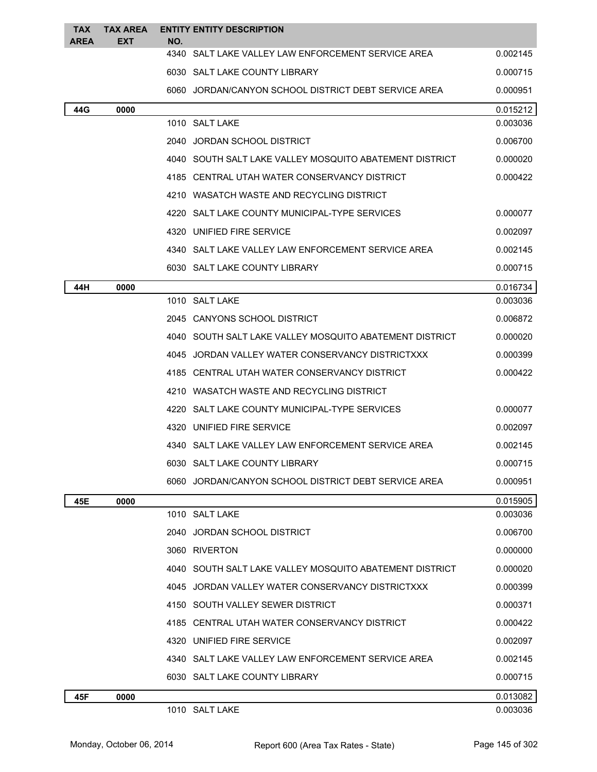| TAX AREA | TAX AREA EXT | ENTITY NO. | ENTITY DESCRIPTION | |
|---|---|---|---|---|
| | | 4340 | SALT LAKE VALLEY LAW ENFORCEMENT SERVICE AREA | 0.002145 |
| | | 6030 | SALT LAKE COUNTY LIBRARY | 0.000715 |
| | | 6060 | JORDAN/CANYON SCHOOL DISTRICT DEBT SERVICE AREA | 0.000951 |
| **44G** | **0000** | | | 0.015212 |
| | | 1010 | SALT LAKE | 0.003036 |
| | | 2040 | JORDAN SCHOOL DISTRICT | 0.006700 |
| | | 4040 | SOUTH SALT LAKE VALLEY MOSQUITO ABATEMENT DISTRICT | 0.000020 |
| | | 4185 | CENTRAL UTAH WATER CONSERVANCY DISTRICT | 0.000422 |
| | | 4210 | WASATCH WASTE AND RECYCLING DISTRICT | |
| | | 4220 | SALT LAKE COUNTY MUNICIPAL-TYPE SERVICES | 0.000077 |
| | | 4320 | UNIFIED FIRE SERVICE | 0.002097 |
| | | 4340 | SALT LAKE VALLEY LAW ENFORCEMENT SERVICE AREA | 0.002145 |
| | | 6030 | SALT LAKE COUNTY LIBRARY | 0.000715 |
| **44H** | **0000** | | | 0.016734 |
| | | 1010 | SALT LAKE | 0.003036 |
| | | 2045 | CANYONS SCHOOL DISTRICT | 0.006872 |
| | | 4040 | SOUTH SALT LAKE VALLEY MOSQUITO ABATEMENT DISTRICT | 0.000020 |
| | | 4045 | JORDAN VALLEY WATER CONSERVANCY DISTRICTXXX | 0.000399 |
| | | 4185 | CENTRAL UTAH WATER CONSERVANCY DISTRICT | 0.000422 |
| | | 4210 | WASATCH WASTE AND RECYCLING DISTRICT | |
| | | 4220 | SALT LAKE COUNTY MUNICIPAL-TYPE SERVICES | 0.000077 |
| | | 4320 | UNIFIED FIRE SERVICE | 0.002097 |
| | | 4340 | SALT LAKE VALLEY LAW ENFORCEMENT SERVICE AREA | 0.002145 |
| | | 6030 | SALT LAKE COUNTY LIBRARY | 0.000715 |
| | | 6060 | JORDAN/CANYON SCHOOL DISTRICT DEBT SERVICE AREA | 0.000951 |
| **45E** | **0000** | | | 0.015905 |
| | | 1010 | SALT LAKE | 0.003036 |
| | | 2040 | JORDAN SCHOOL DISTRICT | 0.006700 |
| | | 3060 | RIVERTON | 0.000000 |
| | | 4040 | SOUTH SALT LAKE VALLEY MOSQUITO ABATEMENT DISTRICT | 0.000020 |
| | | 4045 | JORDAN VALLEY WATER CONSERVANCY DISTRICTXXX | 0.000399 |
| | | 4150 | SOUTH VALLEY SEWER DISTRICT | 0.000371 |
| | | 4185 | CENTRAL UTAH WATER CONSERVANCY DISTRICT | 0.000422 |
| | | 4320 | UNIFIED FIRE SERVICE | 0.002097 |
| | | 4340 | SALT LAKE VALLEY LAW ENFORCEMENT SERVICE AREA | 0.002145 |
| | | 6030 | SALT LAKE COUNTY LIBRARY | 0.000715 |
| **45F** | **0000** | | | 0.013082 |
| | | 1010 | SALT LAKE | 0.003036 |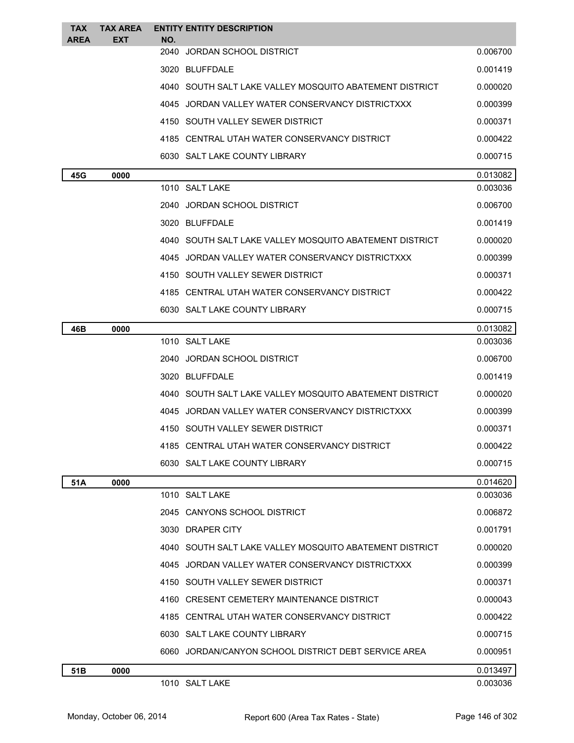| TAX AREA | TAX AREA EXT | ENTITY NO. | ENTITY DESCRIPTION | |
|---|---|---|---|---|
| | | 2040 | JORDAN SCHOOL DISTRICT | 0.006700 |
| | | 3020 | BLUFFDALE | 0.001419 |
| | | 4040 | SOUTH SALT LAKE VALLEY MOSQUITO ABATEMENT DISTRICT | 0.000020 |
| | | 4045 | JORDAN VALLEY WATER CONSERVANCY DISTRICTXXX | 0.000399 |
| | | 4150 | SOUTH VALLEY SEWER DISTRICT | 0.000371 |
| | | 4185 | CENTRAL UTAH WATER CONSERVANCY DISTRICT | 0.000422 |
| | | 6030 | SALT LAKE COUNTY LIBRARY | 0.000715 |
| **45G** | **0000** | | | 0.013082 |
| | | 1010 | SALT LAKE | 0.003036 |
| | | 2040 | JORDAN SCHOOL DISTRICT | 0.006700 |
| | | 3020 | BLUFFDALE | 0.001419 |
| | | 4040 | SOUTH SALT LAKE VALLEY MOSQUITO ABATEMENT DISTRICT | 0.000020 |
| | | 4045 | JORDAN VALLEY WATER CONSERVANCY DISTRICTXXX | 0.000399 |
| | | 4150 | SOUTH VALLEY SEWER DISTRICT | 0.000371 |
| | | 4185 | CENTRAL UTAH WATER CONSERVANCY DISTRICT | 0.000422 |
| | | 6030 | SALT LAKE COUNTY LIBRARY | 0.000715 |
| **46B** | **0000** | | | 0.013082 |
| | | 1010 | SALT LAKE | 0.003036 |
| | | 2040 | JORDAN SCHOOL DISTRICT | 0.006700 |
| | | 3020 | BLUFFDALE | 0.001419 |
| | | 4040 | SOUTH SALT LAKE VALLEY MOSQUITO ABATEMENT DISTRICT | 0.000020 |
| | | 4045 | JORDAN VALLEY WATER CONSERVANCY DISTRICTXXX | 0.000399 |
| | | 4150 | SOUTH VALLEY SEWER DISTRICT | 0.000371 |
| | | 4185 | CENTRAL UTAH WATER CONSERVANCY DISTRICT | 0.000422 |
| | | 6030 | SALT LAKE COUNTY LIBRARY | 0.000715 |
| **51A** | **0000** | | | 0.014620 |
| | | 1010 | SALT LAKE | 0.003036 |
| | | 2045 | CANYONS SCHOOL DISTRICT | 0.006872 |
| | | 3030 | DRAPER CITY | 0.001791 |
| | | 4040 | SOUTH SALT LAKE VALLEY MOSQUITO ABATEMENT DISTRICT | 0.000020 |
| | | 4045 | JORDAN VALLEY WATER CONSERVANCY DISTRICTXXX | 0.000399 |
| | | 4150 | SOUTH VALLEY SEWER DISTRICT | 0.000371 |
| | | 4160 | CRESENT CEMETERY MAINTENANCE DISTRICT | 0.000043 |
| | | 4185 | CENTRAL UTAH WATER CONSERVANCY DISTRICT | 0.000422 |
| | | 6030 | SALT LAKE COUNTY LIBRARY | 0.000715 |
| | | 6060 | JORDAN/CANYON SCHOOL DISTRICT DEBT SERVICE AREA | 0.000951 |
| **51B** | **0000** | | | 0.013497 |
| | | 1010 | SALT LAKE | 0.003036 |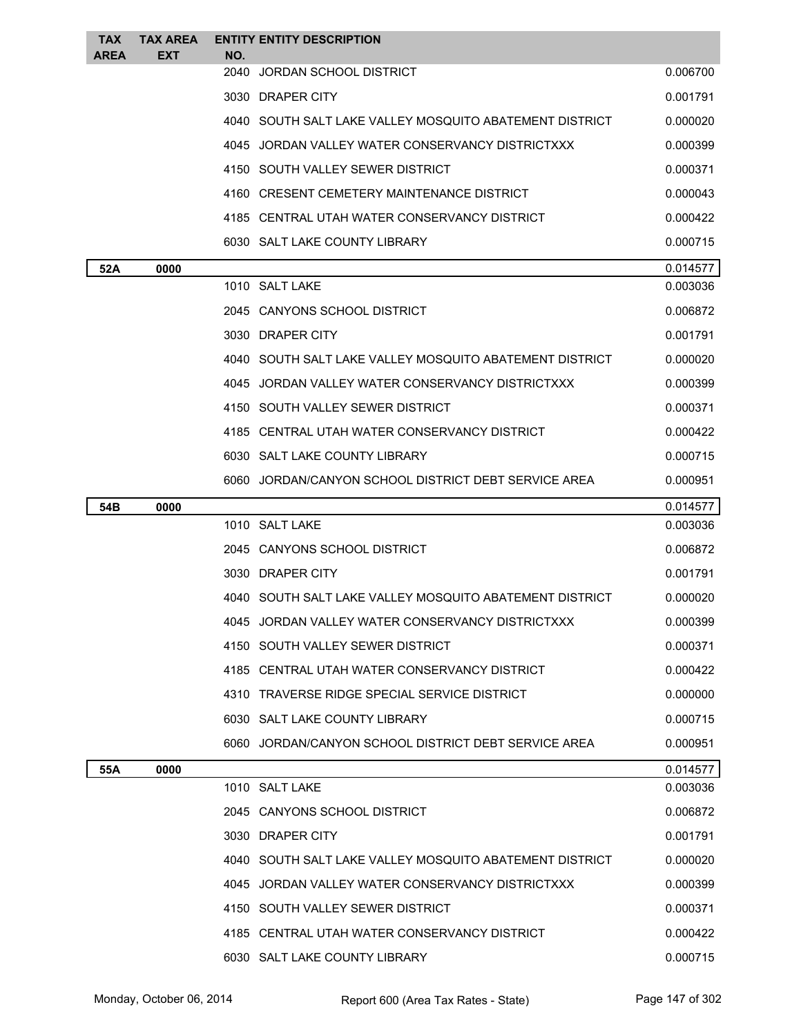| TAX AREA | TAX AREA EXT | ENTITY NO. | ENTITY DESCRIPTION | |
|---|---|---|---|---|
| | | 2040 | JORDAN SCHOOL DISTRICT | 0.006700 |
| | | 3030 | DRAPER CITY | 0.001791 |
| | | 4040 | SOUTH SALT LAKE VALLEY MOSQUITO ABATEMENT DISTRICT | 0.000020 |
| | | 4045 | JORDAN VALLEY WATER CONSERVANCY DISTRICTXXX | 0.000399 |
| | | 4150 | SOUTH VALLEY SEWER DISTRICT | 0.000371 |
| | | 4160 | CRESENT CEMETERY MAINTENANCE DISTRICT | 0.000043 |
| | | 4185 | CENTRAL UTAH WATER CONSERVANCY DISTRICT | 0.000422 |
| | | 6030 | SALT LAKE COUNTY LIBRARY | 0.000715 |
| **52A** | **0000** | | | 0.014577 |
| | | 1010 | SALT LAKE | 0.003036 |
| | | 2045 | CANYONS SCHOOL DISTRICT | 0.006872 |
| | | 3030 | DRAPER CITY | 0.001791 |
| | | 4040 | SOUTH SALT LAKE VALLEY MOSQUITO ABATEMENT DISTRICT | 0.000020 |
| | | 4045 | JORDAN VALLEY WATER CONSERVANCY DISTRICTXXX | 0.000399 |
| | | 4150 | SOUTH VALLEY SEWER DISTRICT | 0.000371 |
| | | 4185 | CENTRAL UTAH WATER CONSERVANCY DISTRICT | 0.000422 |
| | | 6030 | SALT LAKE COUNTY LIBRARY | 0.000715 |
| | | 6060 | JORDAN/CANYON SCHOOL DISTRICT DEBT SERVICE AREA | 0.000951 |
| **54B** | **0000** | | | 0.014577 |
| | | 1010 | SALT LAKE | 0.003036 |
| | | 2045 | CANYONS SCHOOL DISTRICT | 0.006872 |
| | | 3030 | DRAPER CITY | 0.001791 |
| | | 4040 | SOUTH SALT LAKE VALLEY MOSQUITO ABATEMENT DISTRICT | 0.000020 |
| | | 4045 | JORDAN VALLEY WATER CONSERVANCY DISTRICTXXX | 0.000399 |
| | | 4150 | SOUTH VALLEY SEWER DISTRICT | 0.000371 |
| | | 4185 | CENTRAL UTAH WATER CONSERVANCY DISTRICT | 0.000422 |
| | | 4310 | TRAVERSE RIDGE SPECIAL SERVICE DISTRICT | 0.000000 |
| | | 6030 | SALT LAKE COUNTY LIBRARY | 0.000715 |
| | | 6060 | JORDAN/CANYON SCHOOL DISTRICT DEBT SERVICE AREA | 0.000951 |
| **55A** | **0000** | | | 0.014577 |
| | | 1010 | SALT LAKE | 0.003036 |
| | | 2045 | CANYONS SCHOOL DISTRICT | 0.006872 |
| | | 3030 | DRAPER CITY | 0.001791 |
| | | 4040 | SOUTH SALT LAKE VALLEY MOSQUITO ABATEMENT DISTRICT | 0.000020 |
| | | 4045 | JORDAN VALLEY WATER CONSERVANCY DISTRICTXXX | 0.000399 |
| | | 4150 | SOUTH VALLEY SEWER DISTRICT | 0.000371 |
| | | 4185 | CENTRAL UTAH WATER CONSERVANCY DISTRICT | 0.000422 |
| | | 6030 | SALT LAKE COUNTY LIBRARY | 0.000715 |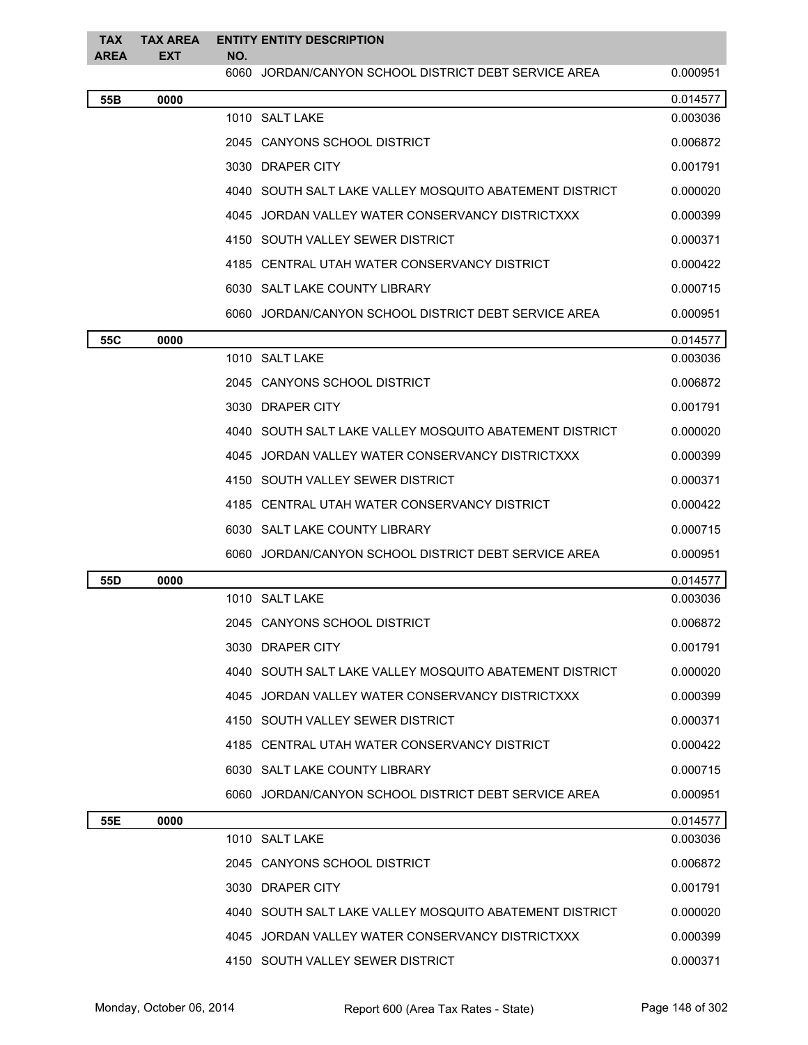| TAX AREA | TAX AREA EXT | ENTITY NO. | ENTITY DESCRIPTION | |
|---|---|---|---|---|
| | | 6060 | JORDAN/CANYON SCHOOL DISTRICT DEBT SERVICE AREA | 0.000951 |
| 55B | 0000 | | | 0.014577 |
| | | 1010 | SALT LAKE | 0.003036 |
| | | 2045 | CANYONS SCHOOL DISTRICT | 0.006872 |
| | | 3030 | DRAPER CITY | 0.001791 |
| | | 4040 | SOUTH SALT LAKE VALLEY MOSQUITO ABATEMENT DISTRICT | 0.000020 |
| | | 4045 | JORDAN VALLEY WATER CONSERVANCY DISTRICTXXX | 0.000399 |
| | | 4150 | SOUTH VALLEY SEWER DISTRICT | 0.000371 |
| | | 4185 | CENTRAL UTAH WATER CONSERVANCY DISTRICT | 0.000422 |
| | | 6030 | SALT LAKE COUNTY LIBRARY | 0.000715 |
| | | 6060 | JORDAN/CANYON SCHOOL DISTRICT DEBT SERVICE AREA | 0.000951 |
| 55C | 0000 | | | 0.014577 |
| | | 1010 | SALT LAKE | 0.003036 |
| | | 2045 | CANYONS SCHOOL DISTRICT | 0.006872 |
| | | 3030 | DRAPER CITY | 0.001791 |
| | | 4040 | SOUTH SALT LAKE VALLEY MOSQUITO ABATEMENT DISTRICT | 0.000020 |
| | | 4045 | JORDAN VALLEY WATER CONSERVANCY DISTRICTXXX | 0.000399 |
| | | 4150 | SOUTH VALLEY SEWER DISTRICT | 0.000371 |
| | | 4185 | CENTRAL UTAH WATER CONSERVANCY DISTRICT | 0.000422 |
| | | 6030 | SALT LAKE COUNTY LIBRARY | 0.000715 |
| | | 6060 | JORDAN/CANYON SCHOOL DISTRICT DEBT SERVICE AREA | 0.000951 |
| 55D | 0000 | | | 0.014577 |
| | | 1010 | SALT LAKE | 0.003036 |
| | | 2045 | CANYONS SCHOOL DISTRICT | 0.006872 |
| | | 3030 | DRAPER CITY | 0.001791 |
| | | 4040 | SOUTH SALT LAKE VALLEY MOSQUITO ABATEMENT DISTRICT | 0.000020 |
| | | 4045 | JORDAN VALLEY WATER CONSERVANCY DISTRICTXXX | 0.000399 |
| | | 4150 | SOUTH VALLEY SEWER DISTRICT | 0.000371 |
| | | 4185 | CENTRAL UTAH WATER CONSERVANCY DISTRICT | 0.000422 |
| | | 6030 | SALT LAKE COUNTY LIBRARY | 0.000715 |
| | | 6060 | JORDAN/CANYON SCHOOL DISTRICT DEBT SERVICE AREA | 0.000951 |
| 55E | 0000 | | | 0.014577 |
| | | 1010 | SALT LAKE | 0.003036 |
| | | 2045 | CANYONS SCHOOL DISTRICT | 0.006872 |
| | | 3030 | DRAPER CITY | 0.001791 |
| | | 4040 | SOUTH SALT LAKE VALLEY MOSQUITO ABATEMENT DISTRICT | 0.000020 |
| | | 4045 | JORDAN VALLEY WATER CONSERVANCY DISTRICTXXX | 0.000399 |
| | | 4150 | SOUTH VALLEY SEWER DISTRICT | 0.000371 |

Monday, October 06, 2014 — Report 600 (Area Tax Rates - State)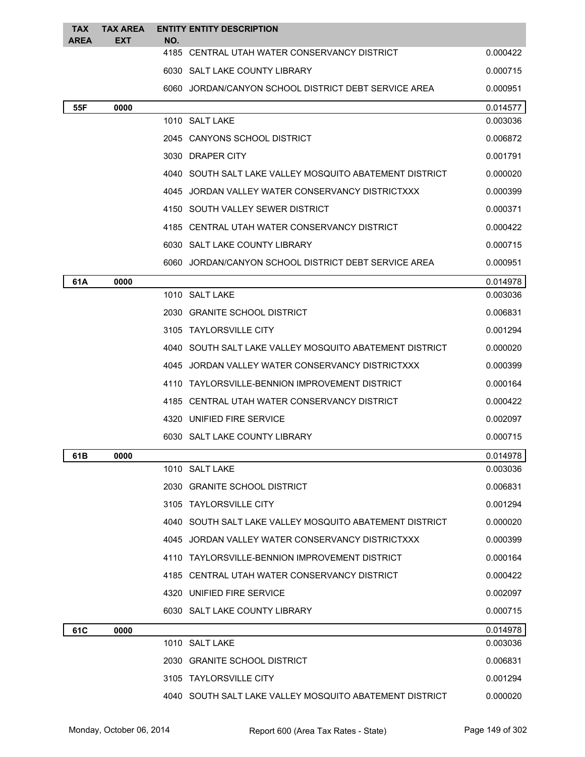| TAX AREA | TAX AREA EXT | ENTITY NO. | ENTITY DESCRIPTION | |
|---|---|---|---|---|
| | | 4185 | CENTRAL UTAH WATER CONSERVANCY DISTRICT | 0.000422 |
| | | 6030 | SALT LAKE COUNTY LIBRARY | 0.000715 |
| | | 6060 | JORDAN/CANYON SCHOOL DISTRICT DEBT SERVICE AREA | 0.000951 |
| **55F** | **0000** | | | 0.014577 |
| | | 1010 | SALT LAKE | 0.003036 |
| | | 2045 | CANYONS SCHOOL DISTRICT | 0.006872 |
| | | 3030 | DRAPER CITY | 0.001791 |
| | | 4040 | SOUTH SALT LAKE VALLEY MOSQUITO ABATEMENT DISTRICT | 0.000020 |
| | | 4045 | JORDAN VALLEY WATER CONSERVANCY DISTRICTXXX | 0.000399 |
| | | 4150 | SOUTH VALLEY SEWER DISTRICT | 0.000371 |
| | | 4185 | CENTRAL UTAH WATER CONSERVANCY DISTRICT | 0.000422 |
| | | 6030 | SALT LAKE COUNTY LIBRARY | 0.000715 |
| | | 6060 | JORDAN/CANYON SCHOOL DISTRICT DEBT SERVICE AREA | 0.000951 |
| **61A** | **0000** | | | 0.014978 |
| | | 1010 | SALT LAKE | 0.003036 |
| | | 2030 | GRANITE SCHOOL DISTRICT | 0.006831 |
| | | 3105 | TAYLORSVILLE CITY | 0.001294 |
| | | 4040 | SOUTH SALT LAKE VALLEY MOSQUITO ABATEMENT DISTRICT | 0.000020 |
| | | 4045 | JORDAN VALLEY WATER CONSERVANCY DISTRICTXXX | 0.000399 |
| | | 4110 | TAYLORSVILLE-BENNION IMPROVEMENT DISTRICT | 0.000164 |
| | | 4185 | CENTRAL UTAH WATER CONSERVANCY DISTRICT | 0.000422 |
| | | 4320 | UNIFIED FIRE SERVICE | 0.002097 |
| | | 6030 | SALT LAKE COUNTY LIBRARY | 0.000715 |
| **61B** | **0000** | | | 0.014978 |
| | | 1010 | SALT LAKE | 0.003036 |
| | | 2030 | GRANITE SCHOOL DISTRICT | 0.006831 |
| | | 3105 | TAYLORSVILLE CITY | 0.001294 |
| | | 4040 | SOUTH SALT LAKE VALLEY MOSQUITO ABATEMENT DISTRICT | 0.000020 |
| | | 4045 | JORDAN VALLEY WATER CONSERVANCY DISTRICTXXX | 0.000399 |
| | | 4110 | TAYLORSVILLE-BENNION IMPROVEMENT DISTRICT | 0.000164 |
| | | 4185 | CENTRAL UTAH WATER CONSERVANCY DISTRICT | 0.000422 |
| | | 4320 | UNIFIED FIRE SERVICE | 0.002097 |
| | | 6030 | SALT LAKE COUNTY LIBRARY | 0.000715 |
| **61C** | **0000** | | | 0.014978 |
| | | 1010 | SALT LAKE | 0.003036 |
| | | 2030 | GRANITE SCHOOL DISTRICT | 0.006831 |
| | | 3105 | TAYLORSVILLE CITY | 0.001294 |
| | | 4040 | SOUTH SALT LAKE VALLEY MOSQUITO ABATEMENT DISTRICT | 0.000020 |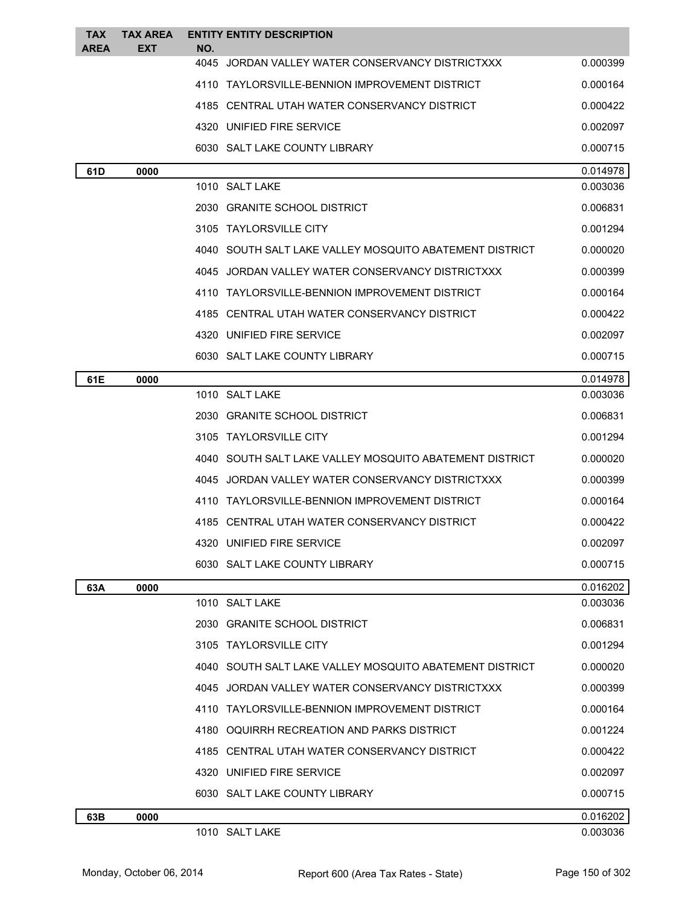| TAX AREA | TAX AREA EXT | ENTITY NO. | ENTITY DESCRIPTION | |
|---|---|---|---|---|
| | | 4045 | JORDAN VALLEY WATER CONSERVANCY DISTRICTXXX | 0.000399 |
| | | 4110 | TAYLORSVILLE-BENNION IMPROVEMENT DISTRICT | 0.000164 |
| | | 4185 | CENTRAL UTAH WATER CONSERVANCY DISTRICT | 0.000422 |
| | | 4320 | UNIFIED FIRE SERVICE | 0.002097 |
| | | 6030 | SALT LAKE COUNTY LIBRARY | 0.000715 |
| **61D** | **0000** | | | 0.014978 |
| | | 1010 | SALT LAKE | 0.003036 |
| | | 2030 | GRANITE SCHOOL DISTRICT | 0.006831 |
| | | 3105 | TAYLORSVILLE CITY | 0.001294 |
| | | 4040 | SOUTH SALT LAKE VALLEY MOSQUITO ABATEMENT DISTRICT | 0.000020 |
| | | 4045 | JORDAN VALLEY WATER CONSERVANCY DISTRICTXXX | 0.000399 |
| | | 4110 | TAYLORSVILLE-BENNION IMPROVEMENT DISTRICT | 0.000164 |
| | | 4185 | CENTRAL UTAH WATER CONSERVANCY DISTRICT | 0.000422 |
| | | 4320 | UNIFIED FIRE SERVICE | 0.002097 |
| | | 6030 | SALT LAKE COUNTY LIBRARY | 0.000715 |
| **61E** | **0000** | | | 0.014978 |
| | | 1010 | SALT LAKE | 0.003036 |
| | | 2030 | GRANITE SCHOOL DISTRICT | 0.006831 |
| | | 3105 | TAYLORSVILLE CITY | 0.001294 |
| | | 4040 | SOUTH SALT LAKE VALLEY MOSQUITO ABATEMENT DISTRICT | 0.000020 |
| | | 4045 | JORDAN VALLEY WATER CONSERVANCY DISTRICTXXX | 0.000399 |
| | | 4110 | TAYLORSVILLE-BENNION IMPROVEMENT DISTRICT | 0.000164 |
| | | 4185 | CENTRAL UTAH WATER CONSERVANCY DISTRICT | 0.000422 |
| | | 4320 | UNIFIED FIRE SERVICE | 0.002097 |
| | | 6030 | SALT LAKE COUNTY LIBRARY | 0.000715 |
| **63A** | **0000** | | | 0.016202 |
| | | 1010 | SALT LAKE | 0.003036 |
| | | 2030 | GRANITE SCHOOL DISTRICT | 0.006831 |
| | | 3105 | TAYLORSVILLE CITY | 0.001294 |
| | | 4040 | SOUTH SALT LAKE VALLEY MOSQUITO ABATEMENT DISTRICT | 0.000020 |
| | | 4045 | JORDAN VALLEY WATER CONSERVANCY DISTRICTXXX | 0.000399 |
| | | 4110 | TAYLORSVILLE-BENNION IMPROVEMENT DISTRICT | 0.000164 |
| | | 4180 | OQUIRRH RECREATION AND PARKS DISTRICT | 0.001224 |
| | | 4185 | CENTRAL UTAH WATER CONSERVANCY DISTRICT | 0.000422 |
| | | 4320 | UNIFIED FIRE SERVICE | 0.002097 |
| | | 6030 | SALT LAKE COUNTY LIBRARY | 0.000715 |
| **63B** | **0000** | | | 0.016202 |
| | | 1010 | SALT LAKE | 0.003036 |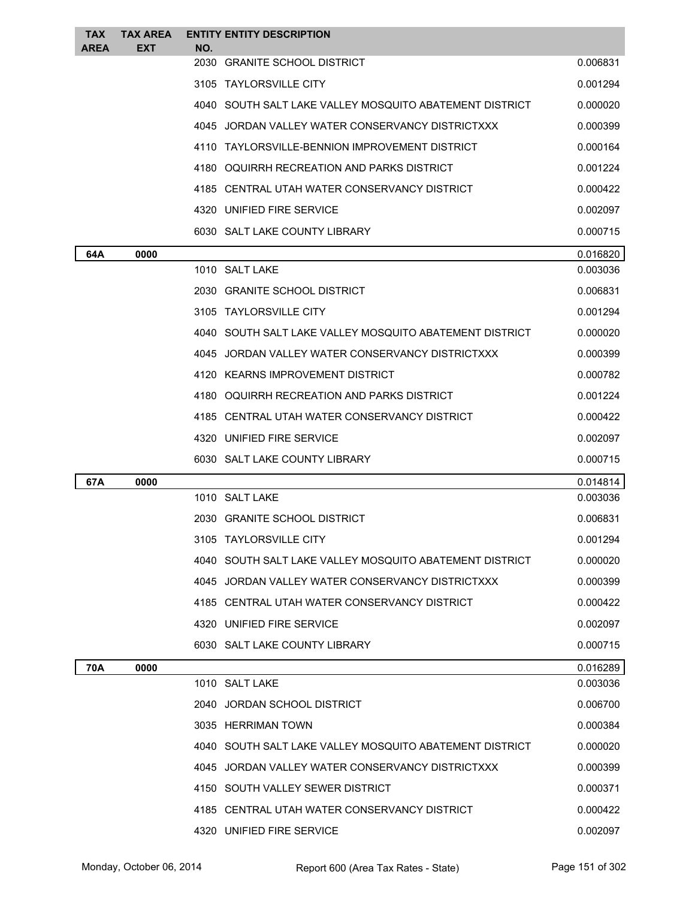| TAX AREA | TAX AREA EXT | ENTITY NO. | ENTITY DESCRIPTION | |
|---|---|---|---|---|
| | | 2030 | GRANITE SCHOOL DISTRICT | 0.006831 |
| | | 3105 | TAYLORSVILLE CITY | 0.001294 |
| | | 4040 | SOUTH SALT LAKE VALLEY MOSQUITO ABATEMENT DISTRICT | 0.000020 |
| | | 4045 | JORDAN VALLEY WATER CONSERVANCY DISTRICTXXX | 0.000399 |
| | | 4110 | TAYLORSVILLE-BENNION IMPROVEMENT DISTRICT | 0.000164 |
| | | 4180 | OQUIRRH RECREATION AND PARKS DISTRICT | 0.001224 |
| | | 4185 | CENTRAL UTAH WATER CONSERVANCY DISTRICT | 0.000422 |
| | | 4320 | UNIFIED FIRE SERVICE | 0.002097 |
| | | 6030 | SALT LAKE COUNTY LIBRARY | 0.000715 |
| **64A** | **0000** | | | 0.016820 |
| | | 1010 | SALT LAKE | 0.003036 |
| | | 2030 | GRANITE SCHOOL DISTRICT | 0.006831 |
| | | 3105 | TAYLORSVILLE CITY | 0.001294 |
| | | 4040 | SOUTH SALT LAKE VALLEY MOSQUITO ABATEMENT DISTRICT | 0.000020 |
| | | 4045 | JORDAN VALLEY WATER CONSERVANCY DISTRICTXXX | 0.000399 |
| | | 4120 | KEARNS IMPROVEMENT DISTRICT | 0.000782 |
| | | 4180 | OQUIRRH RECREATION AND PARKS DISTRICT | 0.001224 |
| | | 4185 | CENTRAL UTAH WATER CONSERVANCY DISTRICT | 0.000422 |
| | | 4320 | UNIFIED FIRE SERVICE | 0.002097 |
| | | 6030 | SALT LAKE COUNTY LIBRARY | 0.000715 |
| **67A** | **0000** | | | 0.014814 |
| | | 1010 | SALT LAKE | 0.003036 |
| | | 2030 | GRANITE SCHOOL DISTRICT | 0.006831 |
| | | 3105 | TAYLORSVILLE CITY | 0.001294 |
| | | 4040 | SOUTH SALT LAKE VALLEY MOSQUITO ABATEMENT DISTRICT | 0.000020 |
| | | 4045 | JORDAN VALLEY WATER CONSERVANCY DISTRICTXXX | 0.000399 |
| | | 4185 | CENTRAL UTAH WATER CONSERVANCY DISTRICT | 0.000422 |
| | | 4320 | UNIFIED FIRE SERVICE | 0.002097 |
| | | 6030 | SALT LAKE COUNTY LIBRARY | 0.000715 |
| **70A** | **0000** | | | 0.016289 |
| | | 1010 | SALT LAKE | 0.003036 |
| | | 2040 | JORDAN SCHOOL DISTRICT | 0.006700 |
| | | 3035 | HERRIMAN TOWN | 0.000384 |
| | | 4040 | SOUTH SALT LAKE VALLEY MOSQUITO ABATEMENT DISTRICT | 0.000020 |
| | | 4045 | JORDAN VALLEY WATER CONSERVANCY DISTRICTXXX | 0.000399 |
| | | 4150 | SOUTH VALLEY SEWER DISTRICT | 0.000371 |
| | | 4185 | CENTRAL UTAH WATER CONSERVANCY DISTRICT | 0.000422 |
| | | 4320 | UNIFIED FIRE SERVICE | 0.002097 |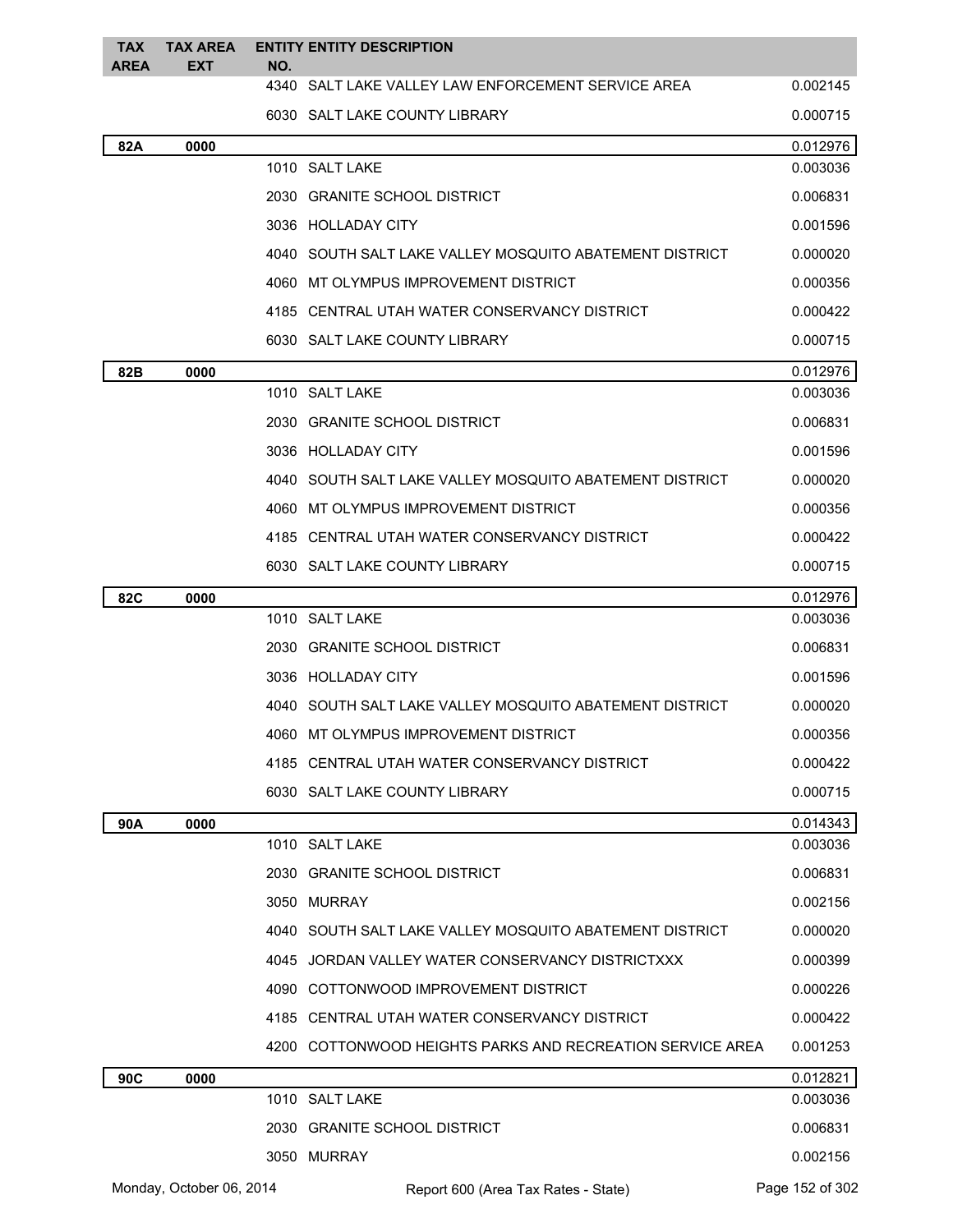| TAX AREA | TAX AREA EXT | ENTITY NO. | ENTITY DESCRIPTION | |
|---|---|---|---|---|
| | | 4340 | SALT LAKE VALLEY LAW ENFORCEMENT SERVICE AREA | 0.002145 |
| | | 6030 | SALT LAKE COUNTY LIBRARY | 0.000715 |
| **82A** | **0000** | | | 0.012976 |
| | | 1010 | SALT LAKE | 0.003036 |
| | | 2030 | GRANITE SCHOOL DISTRICT | 0.006831 |
| | | 3036 | HOLLADAY CITY | 0.001596 |
| | | 4040 | SOUTH SALT LAKE VALLEY MOSQUITO ABATEMENT DISTRICT | 0.000020 |
| | | 4060 | MT OLYMPUS IMPROVEMENT DISTRICT | 0.000356 |
| | | 4185 | CENTRAL UTAH WATER CONSERVANCY DISTRICT | 0.000422 |
| | | 6030 | SALT LAKE COUNTY LIBRARY | 0.000715 |
| **82B** | **0000** | | | 0.012976 |
| | | 1010 | SALT LAKE | 0.003036 |
| | | 2030 | GRANITE SCHOOL DISTRICT | 0.006831 |
| | | 3036 | HOLLADAY CITY | 0.001596 |
| | | 4040 | SOUTH SALT LAKE VALLEY MOSQUITO ABATEMENT DISTRICT | 0.000020 |
| | | 4060 | MT OLYMPUS IMPROVEMENT DISTRICT | 0.000356 |
| | | 4185 | CENTRAL UTAH WATER CONSERVANCY DISTRICT | 0.000422 |
| | | 6030 | SALT LAKE COUNTY LIBRARY | 0.000715 |
| **82C** | **0000** | | | 0.012976 |
| | | 1010 | SALT LAKE | 0.003036 |
| | | 2030 | GRANITE SCHOOL DISTRICT | 0.006831 |
| | | 3036 | HOLLADAY CITY | 0.001596 |
| | | 4040 | SOUTH SALT LAKE VALLEY MOSQUITO ABATEMENT DISTRICT | 0.000020 |
| | | 4060 | MT OLYMPUS IMPROVEMENT DISTRICT | 0.000356 |
| | | 4185 | CENTRAL UTAH WATER CONSERVANCY DISTRICT | 0.000422 |
| | | 6030 | SALT LAKE COUNTY LIBRARY | 0.000715 |
| **90A** | **0000** | | | 0.014343 |
| | | 1010 | SALT LAKE | 0.003036 |
| | | 2030 | GRANITE SCHOOL DISTRICT | 0.006831 |
| | | 3050 | MURRAY | 0.002156 |
| | | 4040 | SOUTH SALT LAKE VALLEY MOSQUITO ABATEMENT DISTRICT | 0.000020 |
| | | 4045 | JORDAN VALLEY WATER CONSERVANCY DISTRICTXXX | 0.000399 |
| | | 4090 | COTTONWOOD IMPROVEMENT DISTRICT | 0.000226 |
| | | 4185 | CENTRAL UTAH WATER CONSERVANCY DISTRICT | 0.000422 |
| | | 4200 | COTTONWOOD HEIGHTS PARKS AND RECREATION SERVICE AREA | 0.001253 |
| **90C** | **0000** | | | 0.012821 |
| | | 1010 | SALT LAKE | 0.003036 |
| | | 2030 | GRANITE SCHOOL DISTRICT | 0.006831 |
| | | 3050 | MURRAY | 0.002156 |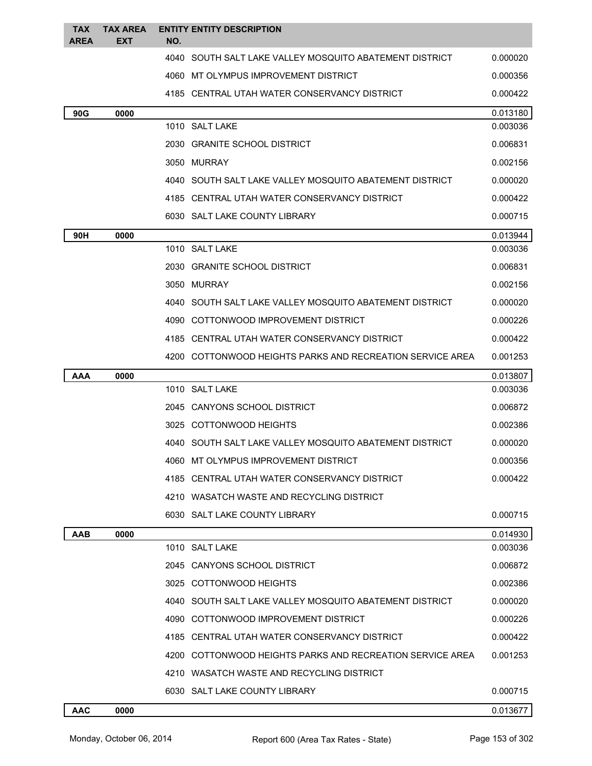| TAX AREA | TAX AREA EXT | ENTITY NO. | ENTITY DESCRIPTION | |
|---|---|---|---|---|
| | | 4040 | SOUTH SALT LAKE VALLEY MOSQUITO ABATEMENT DISTRICT | 0.000020 |
| | | 4060 | MT OLYMPUS IMPROVEMENT DISTRICT | 0.000356 |
| | | 4185 | CENTRAL UTAH WATER CONSERVANCY DISTRICT | 0.000422 |
| **90G** | **0000** | | | 0.013180 |
| | | 1010 | SALT LAKE | 0.003036 |
| | | 2030 | GRANITE SCHOOL DISTRICT | 0.006831 |
| | | 3050 | MURRAY | 0.002156 |
| | | 4040 | SOUTH SALT LAKE VALLEY MOSQUITO ABATEMENT DISTRICT | 0.000020 |
| | | 4185 | CENTRAL UTAH WATER CONSERVANCY DISTRICT | 0.000422 |
| | | 6030 | SALT LAKE COUNTY LIBRARY | 0.000715 |
| **90H** | **0000** | | | 0.013944 |
| | | 1010 | SALT LAKE | 0.003036 |
| | | 2030 | GRANITE SCHOOL DISTRICT | 0.006831 |
| | | 3050 | MURRAY | 0.002156 |
| | | 4040 | SOUTH SALT LAKE VALLEY MOSQUITO ABATEMENT DISTRICT | 0.000020 |
| | | 4090 | COTTONWOOD IMPROVEMENT DISTRICT | 0.000226 |
| | | 4185 | CENTRAL UTAH WATER CONSERVANCY DISTRICT | 0.000422 |
| | | 4200 | COTTONWOOD HEIGHTS PARKS AND RECREATION SERVICE AREA | 0.001253 |
| **AAA** | **0000** | | | 0.013807 |
| | | 1010 | SALT LAKE | 0.003036 |
| | | 2045 | CANYONS SCHOOL DISTRICT | 0.006872 |
| | | 3025 | COTTONWOOD HEIGHTS | 0.002386 |
| | | 4040 | SOUTH SALT LAKE VALLEY MOSQUITO ABATEMENT DISTRICT | 0.000020 |
| | | 4060 | MT OLYMPUS IMPROVEMENT DISTRICT | 0.000356 |
| | | 4185 | CENTRAL UTAH WATER CONSERVANCY DISTRICT | 0.000422 |
| | | 4210 | WASATCH WASTE AND RECYCLING DISTRICT | |
| | | 6030 | SALT LAKE COUNTY LIBRARY | 0.000715 |
| **AAB** | **0000** | | | 0.014930 |
| | | 1010 | SALT LAKE | 0.003036 |
| | | 2045 | CANYONS SCHOOL DISTRICT | 0.006872 |
| | | 3025 | COTTONWOOD HEIGHTS | 0.002386 |
| | | 4040 | SOUTH SALT LAKE VALLEY MOSQUITO ABATEMENT DISTRICT | 0.000020 |
| | | 4090 | COTTONWOOD IMPROVEMENT DISTRICT | 0.000226 |
| | | 4185 | CENTRAL UTAH WATER CONSERVANCY DISTRICT | 0.000422 |
| | | 4200 | COTTONWOOD HEIGHTS PARKS AND RECREATION SERVICE AREA | 0.001253 |
| | | 4210 | WASATCH WASTE AND RECYCLING DISTRICT | |
| | | 6030 | SALT LAKE COUNTY LIBRARY | 0.000715 |
| **AAC** | **0000** | | | 0.013677 |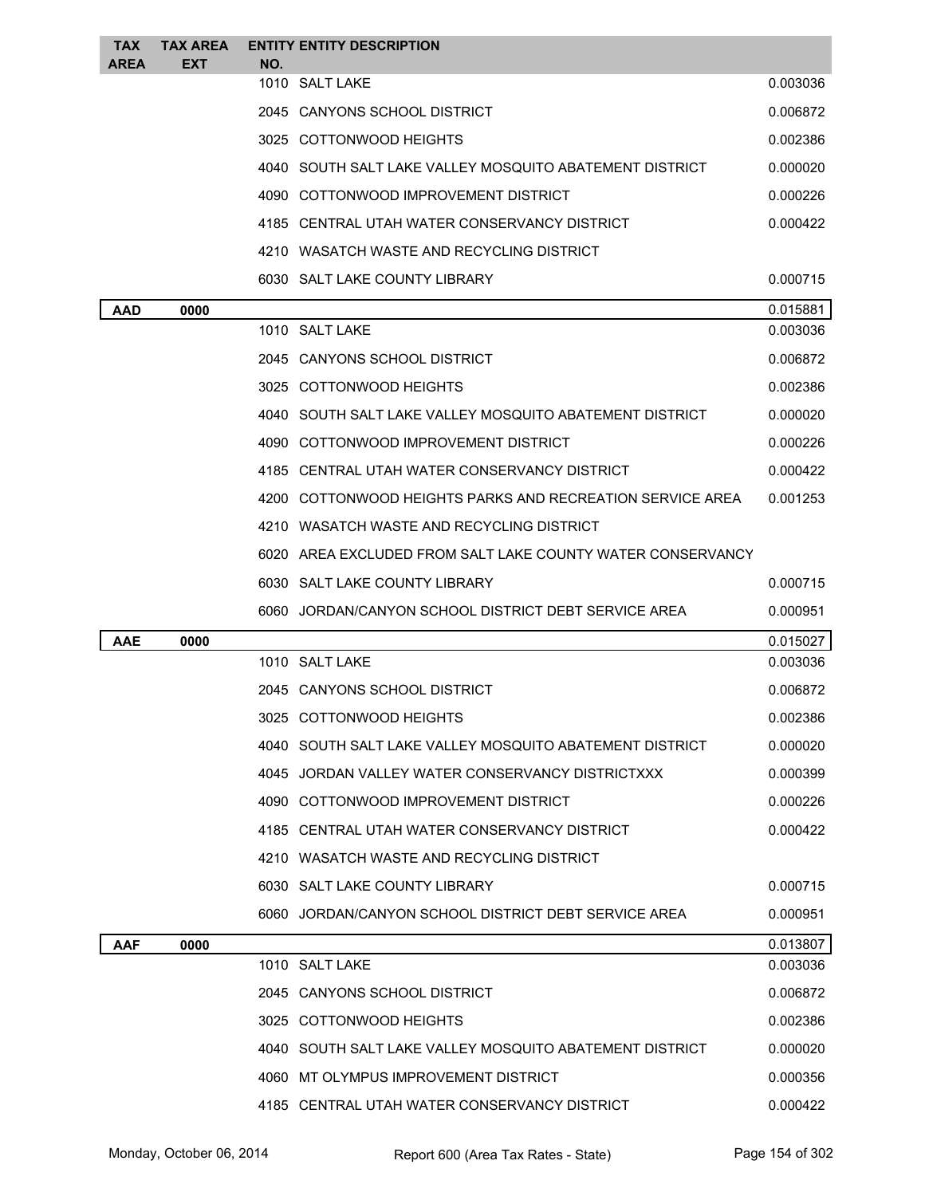| TAX AREA | TAX AREA EXT | ENTITY NO. | ENTITY DESCRIPTION | |
|---|---|---|---|---|
| | | 1010 | SALT LAKE | 0.003036 |
| | | 2045 | CANYONS SCHOOL DISTRICT | 0.006872 |
| | | 3025 | COTTONWOOD HEIGHTS | 0.002386 |
| | | 4040 | SOUTH SALT LAKE VALLEY MOSQUITO ABATEMENT DISTRICT | 0.000020 |
| | | 4090 | COTTONWOOD IMPROVEMENT DISTRICT | 0.000226 |
| | | 4185 | CENTRAL UTAH WATER CONSERVANCY DISTRICT | 0.000422 |
| | | 4210 | WASATCH WASTE AND RECYCLING DISTRICT | |
| | | 6030 | SALT LAKE COUNTY LIBRARY | 0.000715 |
| **AAD** | **0000** | | | 0.015881 |
| | | 1010 | SALT LAKE | 0.003036 |
| | | 2045 | CANYONS SCHOOL DISTRICT | 0.006872 |
| | | 3025 | COTTONWOOD HEIGHTS | 0.002386 |
| | | 4040 | SOUTH SALT LAKE VALLEY MOSQUITO ABATEMENT DISTRICT | 0.000020 |
| | | 4090 | COTTONWOOD IMPROVEMENT DISTRICT | 0.000226 |
| | | 4185 | CENTRAL UTAH WATER CONSERVANCY DISTRICT | 0.000422 |
| | | 4200 | COTTONWOOD HEIGHTS PARKS AND RECREATION SERVICE AREA | 0.001253 |
| | | 4210 | WASATCH WASTE AND RECYCLING DISTRICT | |
| | | 6020 | AREA EXCLUDED FROM SALT LAKE COUNTY WATER CONSERVANCY | |
| | | 6030 | SALT LAKE COUNTY LIBRARY | 0.000715 |
| | | 6060 | JORDAN/CANYON SCHOOL DISTRICT DEBT SERVICE AREA | 0.000951 |
| **AAE** | **0000** | | | 0.015027 |
| | | 1010 | SALT LAKE | 0.003036 |
| | | 2045 | CANYONS SCHOOL DISTRICT | 0.006872 |
| | | 3025 | COTTONWOOD HEIGHTS | 0.002386 |
| | | 4040 | SOUTH SALT LAKE VALLEY MOSQUITO ABATEMENT DISTRICT | 0.000020 |
| | | 4045 | JORDAN VALLEY WATER CONSERVANCY DISTRICTXXX | 0.000399 |
| | | 4090 | COTTONWOOD IMPROVEMENT DISTRICT | 0.000226 |
| | | 4185 | CENTRAL UTAH WATER CONSERVANCY DISTRICT | 0.000422 |
| | | 4210 | WASATCH WASTE AND RECYCLING DISTRICT | |
| | | 6030 | SALT LAKE COUNTY LIBRARY | 0.000715 |
| | | 6060 | JORDAN/CANYON SCHOOL DISTRICT DEBT SERVICE AREA | 0.000951 |
| **AAF** | **0000** | | | 0.013807 |
| | | 1010 | SALT LAKE | 0.003036 |
| | | 2045 | CANYONS SCHOOL DISTRICT | 0.006872 |
| | | 3025 | COTTONWOOD HEIGHTS | 0.002386 |
| | | 4040 | SOUTH SALT LAKE VALLEY MOSQUITO ABATEMENT DISTRICT | 0.000020 |
| | | 4060 | MT OLYMPUS IMPROVEMENT DISTRICT | 0.000356 |
| | | 4185 | CENTRAL UTAH WATER CONSERVANCY DISTRICT | 0.000422 |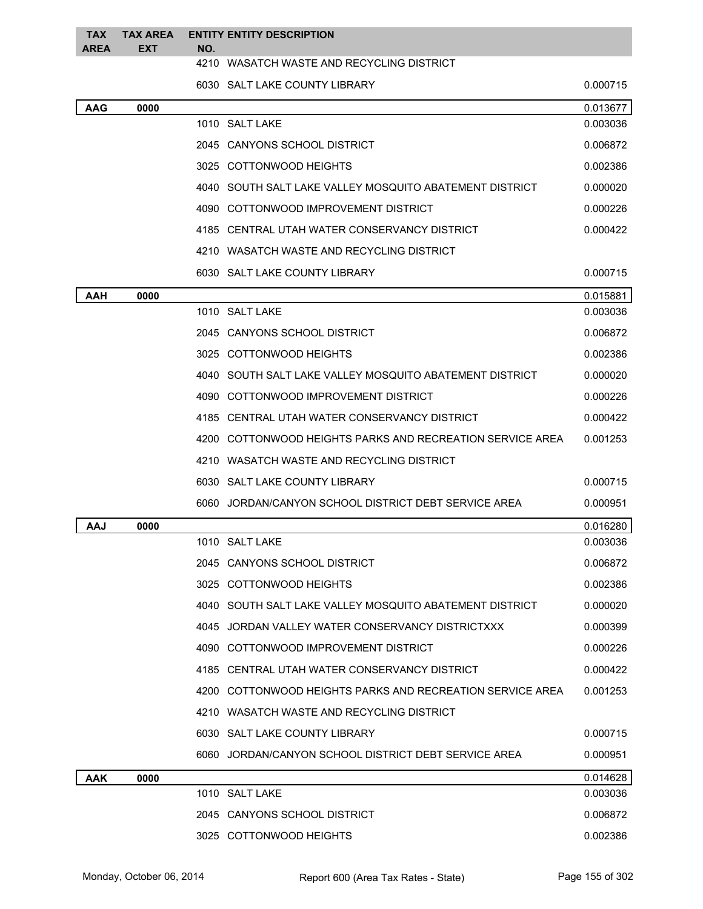| TAX AREA | TAX AREA EXT | ENTITY NO. | ENTITY DESCRIPTION | |
|---|---|---|---|---|
| | | 4210 | WASATCH WASTE AND RECYCLING DISTRICT | |
| | | 6030 | SALT LAKE COUNTY LIBRARY | 0.000715 |
| **AAG** | **0000** | | | 0.013677 |
| | | 1010 | SALT LAKE | 0.003036 |
| | | 2045 | CANYONS SCHOOL DISTRICT | 0.006872 |
| | | 3025 | COTTONWOOD HEIGHTS | 0.002386 |
| | | 4040 | SOUTH SALT LAKE VALLEY MOSQUITO ABATEMENT DISTRICT | 0.000020 |
| | | 4090 | COTTONWOOD IMPROVEMENT DISTRICT | 0.000226 |
| | | 4185 | CENTRAL UTAH WATER CONSERVANCY DISTRICT | 0.000422 |
| | | 4210 | WASATCH WASTE AND RECYCLING DISTRICT | |
| | | 6030 | SALT LAKE COUNTY LIBRARY | 0.000715 |
| **AAH** | **0000** | | | 0.015881 |
| | | 1010 | SALT LAKE | 0.003036 |
| | | 2045 | CANYONS SCHOOL DISTRICT | 0.006872 |
| | | 3025 | COTTONWOOD HEIGHTS | 0.002386 |
| | | 4040 | SOUTH SALT LAKE VALLEY MOSQUITO ABATEMENT DISTRICT | 0.000020 |
| | | 4090 | COTTONWOOD IMPROVEMENT DISTRICT | 0.000226 |
| | | 4185 | CENTRAL UTAH WATER CONSERVANCY DISTRICT | 0.000422 |
| | | 4200 | COTTONWOOD HEIGHTS PARKS AND RECREATION SERVICE AREA | 0.001253 |
| | | 4210 | WASATCH WASTE AND RECYCLING DISTRICT | |
| | | 6030 | SALT LAKE COUNTY LIBRARY | 0.000715 |
| | | 6060 | JORDAN/CANYON SCHOOL DISTRICT DEBT SERVICE AREA | 0.000951 |
| **AAJ** | **0000** | | | 0.016280 |
| | | 1010 | SALT LAKE | 0.003036 |
| | | 2045 | CANYONS SCHOOL DISTRICT | 0.006872 |
| | | 3025 | COTTONWOOD HEIGHTS | 0.002386 |
| | | 4040 | SOUTH SALT LAKE VALLEY MOSQUITO ABATEMENT DISTRICT | 0.000020 |
| | | 4045 | JORDAN VALLEY WATER CONSERVANCY DISTRICTXXX | 0.000399 |
| | | 4090 | COTTONWOOD IMPROVEMENT DISTRICT | 0.000226 |
| | | 4185 | CENTRAL UTAH WATER CONSERVANCY DISTRICT | 0.000422 |
| | | 4200 | COTTONWOOD HEIGHTS PARKS AND RECREATION SERVICE AREA | 0.001253 |
| | | 4210 | WASATCH WASTE AND RECYCLING DISTRICT | |
| | | 6030 | SALT LAKE COUNTY LIBRARY | 0.000715 |
| | | 6060 | JORDAN/CANYON SCHOOL DISTRICT DEBT SERVICE AREA | 0.000951 |
| **AAK** | **0000** | | | 0.014628 |
| | | 1010 | SALT LAKE | 0.003036 |
| | | 2045 | CANYONS SCHOOL DISTRICT | 0.006872 |
| | | 3025 | COTTONWOOD HEIGHTS | 0.002386 |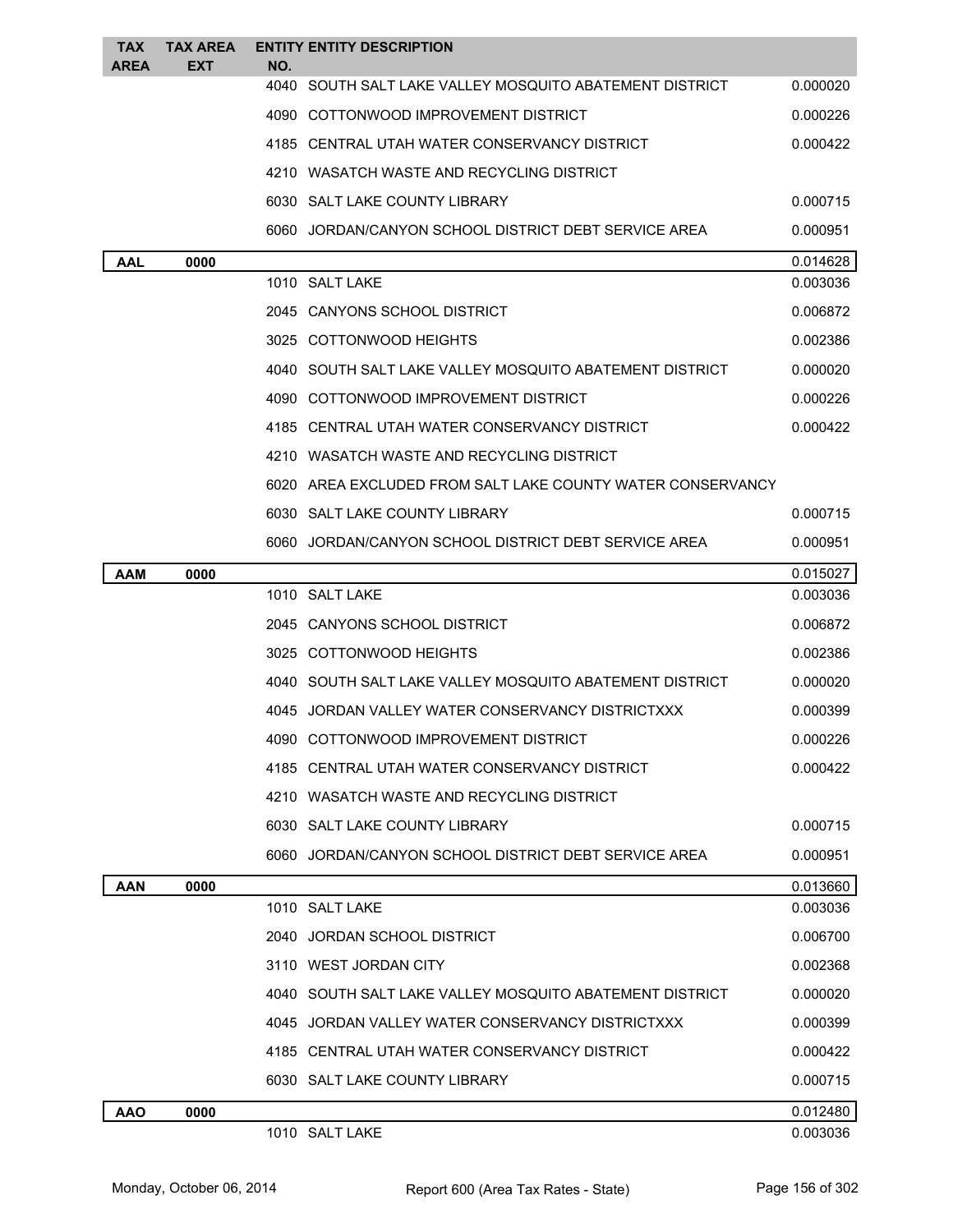| TAX AREA | TAX AREA EXT | ENTITY NO. | ENTITY DESCRIPTION | |
|---|---|---|---|---|
| | | 4040 | SOUTH SALT LAKE VALLEY MOSQUITO ABATEMENT DISTRICT | 0.000020 |
| | | 4090 | COTTONWOOD IMPROVEMENT DISTRICT | 0.000226 |
| | | 4185 | CENTRAL UTAH WATER CONSERVANCY DISTRICT | 0.000422 |
| | | 4210 | WASATCH WASTE AND RECYCLING DISTRICT | |
| | | 6030 | SALT LAKE COUNTY LIBRARY | 0.000715 |
| | | 6060 | JORDAN/CANYON SCHOOL DISTRICT DEBT SERVICE AREA | 0.000951 |
| **AAL** | **0000** | | | 0.014628 |
| | | 1010 | SALT LAKE | 0.003036 |
| | | 2045 | CANYONS SCHOOL DISTRICT | 0.006872 |
| | | 3025 | COTTONWOOD HEIGHTS | 0.002386 |
| | | 4040 | SOUTH SALT LAKE VALLEY MOSQUITO ABATEMENT DISTRICT | 0.000020 |
| | | 4090 | COTTONWOOD IMPROVEMENT DISTRICT | 0.000226 |
| | | 4185 | CENTRAL UTAH WATER CONSERVANCY DISTRICT | 0.000422 |
| | | 4210 | WASATCH WASTE AND RECYCLING DISTRICT | |
| | | 6020 | AREA EXCLUDED FROM SALT LAKE COUNTY WATER CONSERVANCY | |
| | | 6030 | SALT LAKE COUNTY LIBRARY | 0.000715 |
| | | 6060 | JORDAN/CANYON SCHOOL DISTRICT DEBT SERVICE AREA | 0.000951 |
| **AAM** | **0000** | | | 0.015027 |
| | | 1010 | SALT LAKE | 0.003036 |
| | | 2045 | CANYONS SCHOOL DISTRICT | 0.006872 |
| | | 3025 | COTTONWOOD HEIGHTS | 0.002386 |
| | | 4040 | SOUTH SALT LAKE VALLEY MOSQUITO ABATEMENT DISTRICT | 0.000020 |
| | | 4045 | JORDAN VALLEY WATER CONSERVANCY DISTRICTXXX | 0.000399 |
| | | 4090 | COTTONWOOD IMPROVEMENT DISTRICT | 0.000226 |
| | | 4185 | CENTRAL UTAH WATER CONSERVANCY DISTRICT | 0.000422 |
| | | 4210 | WASATCH WASTE AND RECYCLING DISTRICT | |
| | | 6030 | SALT LAKE COUNTY LIBRARY | 0.000715 |
| | | 6060 | JORDAN/CANYON SCHOOL DISTRICT DEBT SERVICE AREA | 0.000951 |
| **AAN** | **0000** | | | 0.013660 |
| | | 1010 | SALT LAKE | 0.003036 |
| | | 2040 | JORDAN SCHOOL DISTRICT | 0.006700 |
| | | 3110 | WEST JORDAN CITY | 0.002368 |
| | | 4040 | SOUTH SALT LAKE VALLEY MOSQUITO ABATEMENT DISTRICT | 0.000020 |
| | | 4045 | JORDAN VALLEY WATER CONSERVANCY DISTRICTXXX | 0.000399 |
| | | 4185 | CENTRAL UTAH WATER CONSERVANCY DISTRICT | 0.000422 |
| | | 6030 | SALT LAKE COUNTY LIBRARY | 0.000715 |
| **AAO** | **0000** | | | 0.012480 |
| | | 1010 | SALT LAKE | 0.003036 |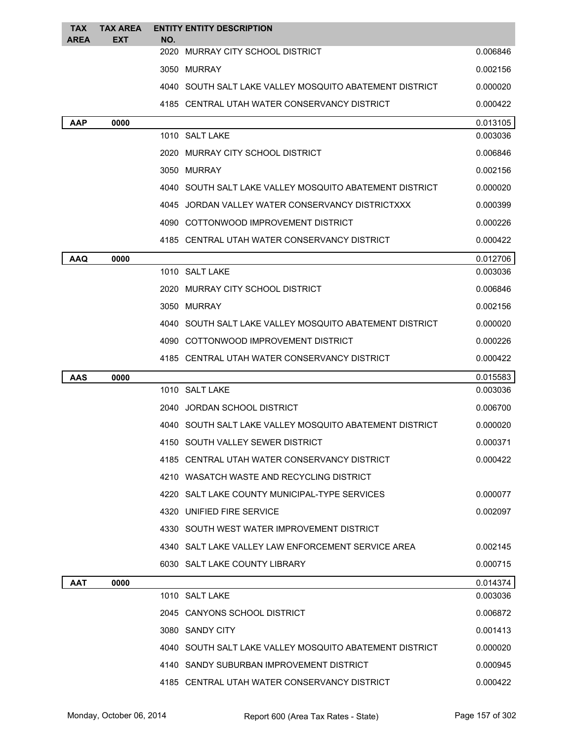| TAX AREA | TAX AREA EXT | ENTITY NO. | ENTITY DESCRIPTION | |
|---|---|---|---|---|
| | | 2020 | MURRAY CITY SCHOOL DISTRICT | 0.006846 |
| | | 3050 | MURRAY | 0.002156 |
| | | 4040 | SOUTH SALT LAKE VALLEY MOSQUITO ABATEMENT DISTRICT | 0.000020 |
| | | 4185 | CENTRAL UTAH WATER CONSERVANCY DISTRICT | 0.000422 |
| **AAP** | **0000** | | | 0.013105 |
| | | 1010 | SALT LAKE | 0.003036 |
| | | 2020 | MURRAY CITY SCHOOL DISTRICT | 0.006846 |
| | | 3050 | MURRAY | 0.002156 |
| | | 4040 | SOUTH SALT LAKE VALLEY MOSQUITO ABATEMENT DISTRICT | 0.000020 |
| | | 4045 | JORDAN VALLEY WATER CONSERVANCY DISTRICTXXX | 0.000399 |
| | | 4090 | COTTONWOOD IMPROVEMENT DISTRICT | 0.000226 |
| | | 4185 | CENTRAL UTAH WATER CONSERVANCY DISTRICT | 0.000422 |
| **AAQ** | **0000** | | | 0.012706 |
| | | 1010 | SALT LAKE | 0.003036 |
| | | 2020 | MURRAY CITY SCHOOL DISTRICT | 0.006846 |
| | | 3050 | MURRAY | 0.002156 |
| | | 4040 | SOUTH SALT LAKE VALLEY MOSQUITO ABATEMENT DISTRICT | 0.000020 |
| | | 4090 | COTTONWOOD IMPROVEMENT DISTRICT | 0.000226 |
| | | 4185 | CENTRAL UTAH WATER CONSERVANCY DISTRICT | 0.000422 |
| **AAS** | **0000** | | | 0.015583 |
| | | 1010 | SALT LAKE | 0.003036 |
| | | 2040 | JORDAN SCHOOL DISTRICT | 0.006700 |
| | | 4040 | SOUTH SALT LAKE VALLEY MOSQUITO ABATEMENT DISTRICT | 0.000020 |
| | | 4150 | SOUTH VALLEY SEWER DISTRICT | 0.000371 |
| | | 4185 | CENTRAL UTAH WATER CONSERVANCY DISTRICT | 0.000422 |
| | | 4210 | WASATCH WASTE AND RECYCLING DISTRICT | |
| | | 4220 | SALT LAKE COUNTY MUNICIPAL-TYPE SERVICES | 0.000077 |
| | | 4320 | UNIFIED FIRE SERVICE | 0.002097 |
| | | 4330 | SOUTH WEST WATER IMPROVEMENT DISTRICT | |
| | | 4340 | SALT LAKE VALLEY LAW ENFORCEMENT SERVICE AREA | 0.002145 |
| | | 6030 | SALT LAKE COUNTY LIBRARY | 0.000715 |
| **AAT** | **0000** | | | 0.014374 |
| | | 1010 | SALT LAKE | 0.003036 |
| | | 2045 | CANYONS SCHOOL DISTRICT | 0.006872 |
| | | 3080 | SANDY CITY | 0.001413 |
| | | 4040 | SOUTH SALT LAKE VALLEY MOSQUITO ABATEMENT DISTRICT | 0.000020 |
| | | 4140 | SANDY SUBURBAN IMPROVEMENT DISTRICT | 0.000945 |
| | | 4185 | CENTRAL UTAH WATER CONSERVANCY DISTRICT | 0.000422 |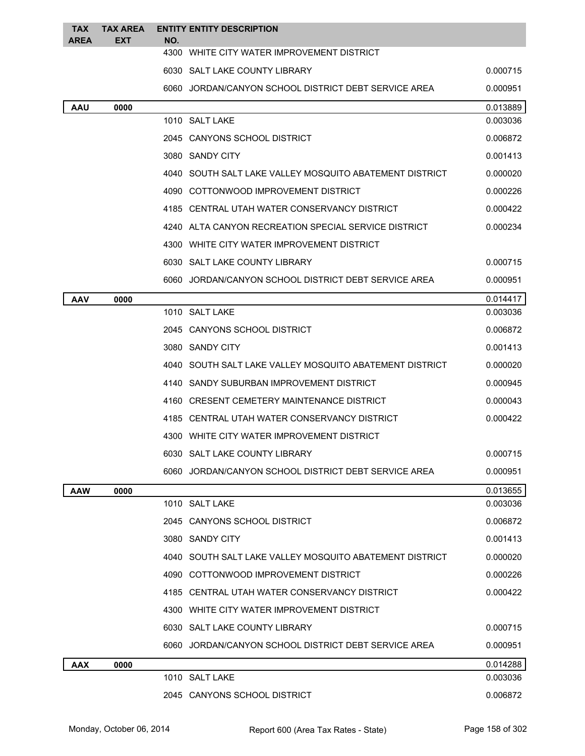| TAX AREA | TAX AREA EXT | ENTITY NO. | ENTITY DESCRIPTION | |
|---|---|---|---|---|
| | | 4300 | WHITE CITY WATER IMPROVEMENT DISTRICT | |
| | | 6030 | SALT LAKE COUNTY LIBRARY | 0.000715 |
| | | 6060 | JORDAN/CANYON SCHOOL DISTRICT DEBT SERVICE AREA | 0.000951 |
| **AAU** | **0000** | | | 0.013889 |
| | | 1010 | SALT LAKE | 0.003036 |
| | | 2045 | CANYONS SCHOOL DISTRICT | 0.006872 |
| | | 3080 | SANDY CITY | 0.001413 |
| | | 4040 | SOUTH SALT LAKE VALLEY MOSQUITO ABATEMENT DISTRICT | 0.000020 |
| | | 4090 | COTTONWOOD IMPROVEMENT DISTRICT | 0.000226 |
| | | 4185 | CENTRAL UTAH WATER CONSERVANCY DISTRICT | 0.000422 |
| | | 4240 | ALTA CANYON RECREATION SPECIAL SERVICE DISTRICT | 0.000234 |
| | | 4300 | WHITE CITY WATER IMPROVEMENT DISTRICT | |
| | | 6030 | SALT LAKE COUNTY LIBRARY | 0.000715 |
| | | 6060 | JORDAN/CANYON SCHOOL DISTRICT DEBT SERVICE AREA | 0.000951 |
| **AAV** | **0000** | | | 0.014417 |
| | | 1010 | SALT LAKE | 0.003036 |
| | | 2045 | CANYONS SCHOOL DISTRICT | 0.006872 |
| | | 3080 | SANDY CITY | 0.001413 |
| | | 4040 | SOUTH SALT LAKE VALLEY MOSQUITO ABATEMENT DISTRICT | 0.000020 |
| | | 4140 | SANDY SUBURBAN IMPROVEMENT DISTRICT | 0.000945 |
| | | 4160 | CRESENT CEMETERY MAINTENANCE DISTRICT | 0.000043 |
| | | 4185 | CENTRAL UTAH WATER CONSERVANCY DISTRICT | 0.000422 |
| | | 4300 | WHITE CITY WATER IMPROVEMENT DISTRICT | |
| | | 6030 | SALT LAKE COUNTY LIBRARY | 0.000715 |
| | | 6060 | JORDAN/CANYON SCHOOL DISTRICT DEBT SERVICE AREA | 0.000951 |
| **AAW** | **0000** | | | 0.013655 |
| | | 1010 | SALT LAKE | 0.003036 |
| | | 2045 | CANYONS SCHOOL DISTRICT | 0.006872 |
| | | 3080 | SANDY CITY | 0.001413 |
| | | 4040 | SOUTH SALT LAKE VALLEY MOSQUITO ABATEMENT DISTRICT | 0.000020 |
| | | 4090 | COTTONWOOD IMPROVEMENT DISTRICT | 0.000226 |
| | | 4185 | CENTRAL UTAH WATER CONSERVANCY DISTRICT | 0.000422 |
| | | 4300 | WHITE CITY WATER IMPROVEMENT DISTRICT | |
| | | 6030 | SALT LAKE COUNTY LIBRARY | 0.000715 |
| | | 6060 | JORDAN/CANYON SCHOOL DISTRICT DEBT SERVICE AREA | 0.000951 |
| **AAX** | **0000** | | | 0.014288 |
| | | 1010 | SALT LAKE | 0.003036 |
| | | 2045 | CANYONS SCHOOL DISTRICT | 0.006872 |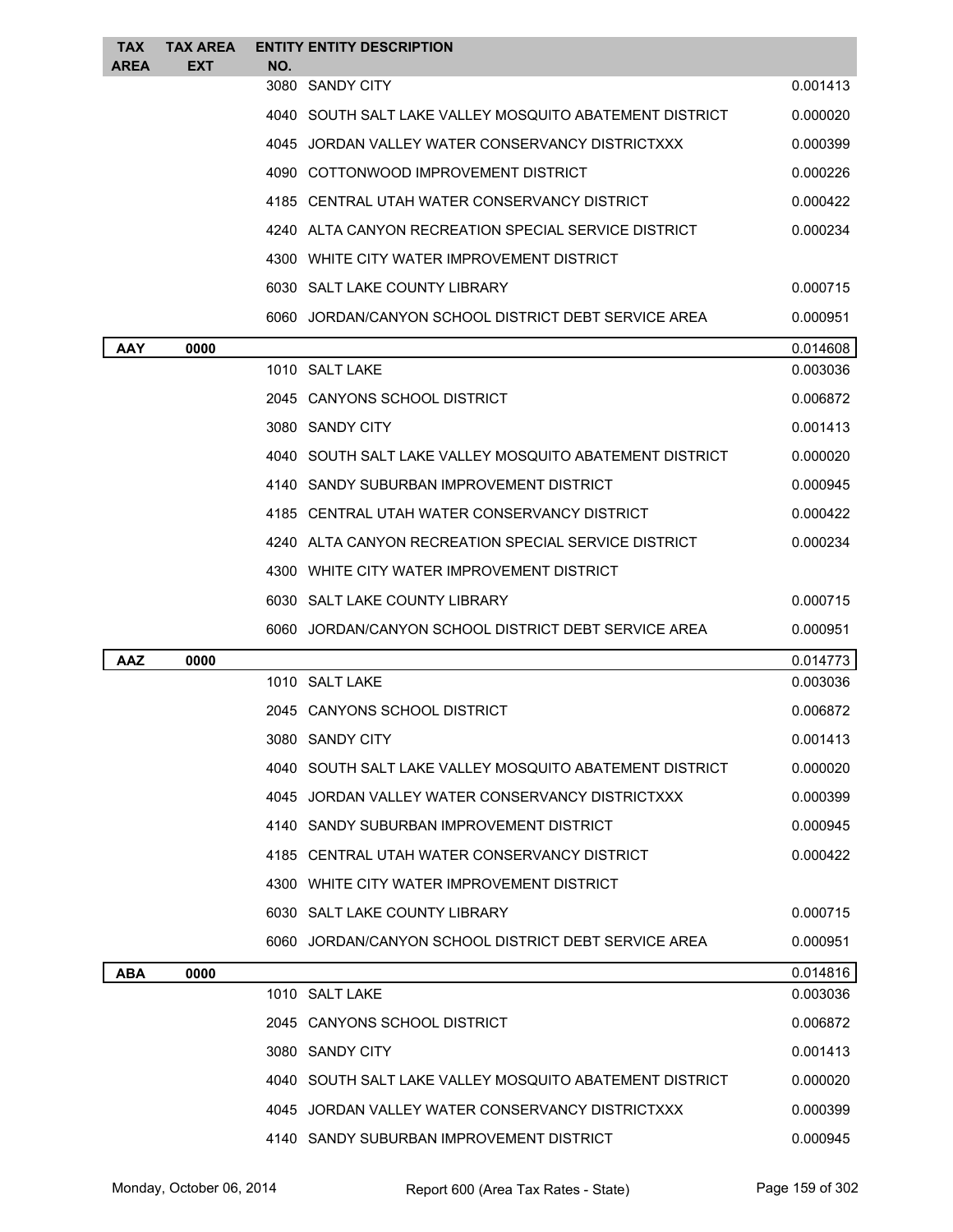| TAX AREA | TAX AREA EXT | ENTITY NO. | ENTITY DESCRIPTION | |
|---|---|---|---|---|
| | | 3080 | SANDY CITY | 0.001413 |
| | | 4040 | SOUTH SALT LAKE VALLEY MOSQUITO ABATEMENT DISTRICT | 0.000020 |
| | | 4045 | JORDAN VALLEY WATER CONSERVANCY DISTRICTXXX | 0.000399 |
| | | 4090 | COTTONWOOD IMPROVEMENT DISTRICT | 0.000226 |
| | | 4185 | CENTRAL UTAH WATER CONSERVANCY DISTRICT | 0.000422 |
| | | 4240 | ALTA CANYON RECREATION SPECIAL SERVICE DISTRICT | 0.000234 |
| | | 4300 | WHITE CITY WATER IMPROVEMENT DISTRICT | |
| | | 6030 | SALT LAKE COUNTY LIBRARY | 0.000715 |
| | | 6060 | JORDAN/CANYON SCHOOL DISTRICT DEBT SERVICE AREA | 0.000951 |
| **AAY** | **0000** | | | 0.014608 |
| | | 1010 | SALT LAKE | 0.003036 |
| | | 2045 | CANYONS SCHOOL DISTRICT | 0.006872 |
| | | 3080 | SANDY CITY | 0.001413 |
| | | 4040 | SOUTH SALT LAKE VALLEY MOSQUITO ABATEMENT DISTRICT | 0.000020 |
| | | 4140 | SANDY SUBURBAN IMPROVEMENT DISTRICT | 0.000945 |
| | | 4185 | CENTRAL UTAH WATER CONSERVANCY DISTRICT | 0.000422 |
| | | 4240 | ALTA CANYON RECREATION SPECIAL SERVICE DISTRICT | 0.000234 |
| | | 4300 | WHITE CITY WATER IMPROVEMENT DISTRICT | |
| | | 6030 | SALT LAKE COUNTY LIBRARY | 0.000715 |
| | | 6060 | JORDAN/CANYON SCHOOL DISTRICT DEBT SERVICE AREA | 0.000951 |
| **AAZ** | **0000** | | | 0.014773 |
| | | 1010 | SALT LAKE | 0.003036 |
| | | 2045 | CANYONS SCHOOL DISTRICT | 0.006872 |
| | | 3080 | SANDY CITY | 0.001413 |
| | | 4040 | SOUTH SALT LAKE VALLEY MOSQUITO ABATEMENT DISTRICT | 0.000020 |
| | | 4045 | JORDAN VALLEY WATER CONSERVANCY DISTRICTXXX | 0.000399 |
| | | 4140 | SANDY SUBURBAN IMPROVEMENT DISTRICT | 0.000945 |
| | | 4185 | CENTRAL UTAH WATER CONSERVANCY DISTRICT | 0.000422 |
| | | 4300 | WHITE CITY WATER IMPROVEMENT DISTRICT | |
| | | 6030 | SALT LAKE COUNTY LIBRARY | 0.000715 |
| | | 6060 | JORDAN/CANYON SCHOOL DISTRICT DEBT SERVICE AREA | 0.000951 |
| **ABA** | **0000** | | | 0.014816 |
| | | 1010 | SALT LAKE | 0.003036 |
| | | 2045 | CANYONS SCHOOL DISTRICT | 0.006872 |
| | | 3080 | SANDY CITY | 0.001413 |
| | | 4040 | SOUTH SALT LAKE VALLEY MOSQUITO ABATEMENT DISTRICT | 0.000020 |
| | | 4045 | JORDAN VALLEY WATER CONSERVANCY DISTRICTXXX | 0.000399 |
| | | 4140 | SANDY SUBURBAN IMPROVEMENT DISTRICT | 0.000945 |

Monday, October 06, 2014 Report 600 (Area Tax Rates - State)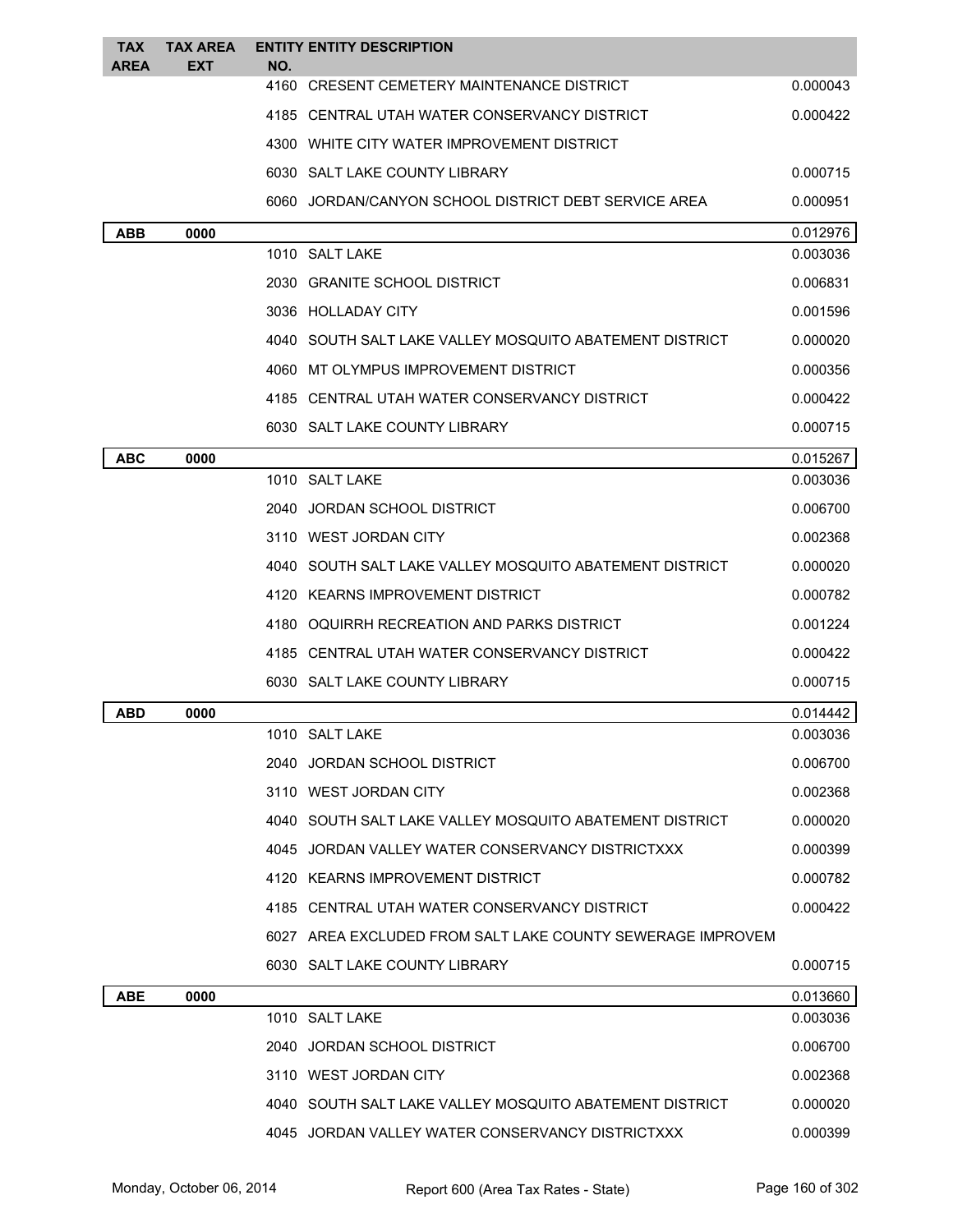| TAX AREA | TAX AREA EXT | ENTITY NO. | ENTITY DESCRIPTION | |
|---|---|---|---|---|
| | | 4160 | CRESENT CEMETERY MAINTENANCE DISTRICT | 0.000043 |
| | | 4185 | CENTRAL UTAH WATER CONSERVANCY DISTRICT | 0.000422 |
| | | 4300 | WHITE CITY WATER IMPROVEMENT DISTRICT | |
| | | 6030 | SALT LAKE COUNTY LIBRARY | 0.000715 |
| | | 6060 | JORDAN/CANYON SCHOOL DISTRICT DEBT SERVICE AREA | 0.000951 |
| **ABB** | **0000** | | | 0.012976 |
| | | 1010 | SALT LAKE | 0.003036 |
| | | 2030 | GRANITE SCHOOL DISTRICT | 0.006831 |
| | | 3036 | HOLLADAY CITY | 0.001596 |
| | | 4040 | SOUTH SALT LAKE VALLEY MOSQUITO ABATEMENT DISTRICT | 0.000020 |
| | | 4060 | MT OLYMPUS IMPROVEMENT DISTRICT | 0.000356 |
| | | 4185 | CENTRAL UTAH WATER CONSERVANCY DISTRICT | 0.000422 |
| | | 6030 | SALT LAKE COUNTY LIBRARY | 0.000715 |
| **ABC** | **0000** | | | 0.015267 |
| | | 1010 | SALT LAKE | 0.003036 |
| | | 2040 | JORDAN SCHOOL DISTRICT | 0.006700 |
| | | 3110 | WEST JORDAN CITY | 0.002368 |
| | | 4040 | SOUTH SALT LAKE VALLEY MOSQUITO ABATEMENT DISTRICT | 0.000020 |
| | | 4120 | KEARNS IMPROVEMENT DISTRICT | 0.000782 |
| | | 4180 | OQUIRRH RECREATION AND PARKS DISTRICT | 0.001224 |
| | | 4185 | CENTRAL UTAH WATER CONSERVANCY DISTRICT | 0.000422 |
| | | 6030 | SALT LAKE COUNTY LIBRARY | 0.000715 |
| **ABD** | **0000** | | | 0.014442 |
| | | 1010 | SALT LAKE | 0.003036 |
| | | 2040 | JORDAN SCHOOL DISTRICT | 0.006700 |
| | | 3110 | WEST JORDAN CITY | 0.002368 |
| | | 4040 | SOUTH SALT LAKE VALLEY MOSQUITO ABATEMENT DISTRICT | 0.000020 |
| | | 4045 | JORDAN VALLEY WATER CONSERVANCY DISTRICTXXX | 0.000399 |
| | | 4120 | KEARNS IMPROVEMENT DISTRICT | 0.000782 |
| | | 4185 | CENTRAL UTAH WATER CONSERVANCY DISTRICT | 0.000422 |
| | | 6027 | AREA EXCLUDED FROM SALT LAKE COUNTY SEWERAGE IMPROVEM | |
| | | 6030 | SALT LAKE COUNTY LIBRARY | 0.000715 |
| **ABE** | **0000** | | | 0.013660 |
| | | 1010 | SALT LAKE | 0.003036 |
| | | 2040 | JORDAN SCHOOL DISTRICT | 0.006700 |
| | | 3110 | WEST JORDAN CITY | 0.002368 |
| | | 4040 | SOUTH SALT LAKE VALLEY MOSQUITO ABATEMENT DISTRICT | 0.000020 |
| | | 4045 | JORDAN VALLEY WATER CONSERVANCY DISTRICTXXX | 0.000399 |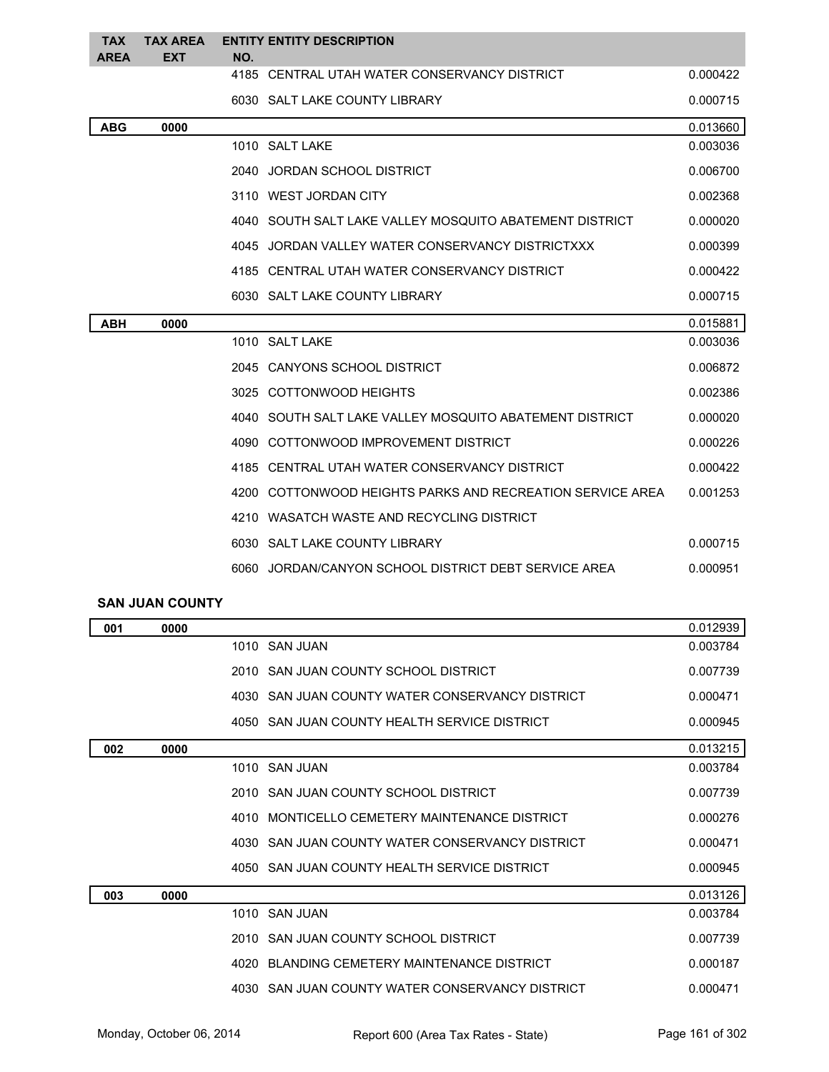| TAX AREA | TAX AREA EXT | ENTITY NO. | ENTITY DESCRIPTION | |
|---|---|---|---|---|
| | | 4185 | CENTRAL UTAH WATER CONSERVANCY DISTRICT | 0.000422 |
| | | 6030 | SALT LAKE COUNTY LIBRARY | 0.000715 |
| **ABG** | **0000** | | | 0.013660 |
| | | 1010 | SALT LAKE | 0.003036 |
| | | 2040 | JORDAN SCHOOL DISTRICT | 0.006700 |
| | | 3110 | WEST JORDAN CITY | 0.002368 |
| | | 4040 | SOUTH SALT LAKE VALLEY MOSQUITO ABATEMENT DISTRICT | 0.000020 |
| | | 4045 | JORDAN VALLEY WATER CONSERVANCY DISTRICTXXX | 0.000399 |
| | | 4185 | CENTRAL UTAH WATER CONSERVANCY DISTRICT | 0.000422 |
| | | 6030 | SALT LAKE COUNTY LIBRARY | 0.000715 |
| **ABH** | **0000** | | | 0.015881 |
| | | 1010 | SALT LAKE | 0.003036 |
| | | 2045 | CANYONS SCHOOL DISTRICT | 0.006872 |
| | | 3025 | COTTONWOOD HEIGHTS | 0.002386 |
| | | 4040 | SOUTH SALT LAKE VALLEY MOSQUITO ABATEMENT DISTRICT | 0.000020 |
| | | 4090 | COTTONWOOD IMPROVEMENT DISTRICT | 0.000226 |
| | | 4185 | CENTRAL UTAH WATER CONSERVANCY DISTRICT | 0.000422 |
| | | 4200 | COTTONWOOD HEIGHTS PARKS AND RECREATION SERVICE AREA | 0.001253 |
| | | 4210 | WASATCH WASTE AND RECYCLING DISTRICT | |
| | | 6030 | SALT LAKE COUNTY LIBRARY | 0.000715 |
| | | 6060 | JORDAN/CANYON SCHOOL DISTRICT DEBT SERVICE AREA | 0.000951 |

## SAN JUAN COUNTY

| TAX AREA | TAX AREA EXT | ENTITY NO. | ENTITY DESCRIPTION | |
|---|---|---|---|---|
| **001** | **0000** | | | 0.012939 |
| | | 1010 | SAN JUAN | 0.003784 |
| | | 2010 | SAN JUAN COUNTY SCHOOL DISTRICT | 0.007739 |
| | | 4030 | SAN JUAN COUNTY WATER CONSERVANCY DISTRICT | 0.000471 |
| | | 4050 | SAN JUAN COUNTY HEALTH SERVICE DISTRICT | 0.000945 |
| **002** | **0000** | | | 0.013215 |
| | | 1010 | SAN JUAN | 0.003784 |
| | | 2010 | SAN JUAN COUNTY SCHOOL DISTRICT | 0.007739 |
| | | 4010 | MONTICELLO CEMETERY MAINTENANCE DISTRICT | 0.000276 |
| | | 4030 | SAN JUAN COUNTY WATER CONSERVANCY DISTRICT | 0.000471 |
| | | 4050 | SAN JUAN COUNTY HEALTH SERVICE DISTRICT | 0.000945 |
| **003** | **0000** | | | 0.013126 |
| | | 1010 | SAN JUAN | 0.003784 |
| | | 2010 | SAN JUAN COUNTY SCHOOL DISTRICT | 0.007739 |
| | | 4020 | BLANDING CEMETERY MAINTENANCE DISTRICT | 0.000187 |
| | | 4030 | SAN JUAN COUNTY WATER CONSERVANCY DISTRICT | 0.000471 |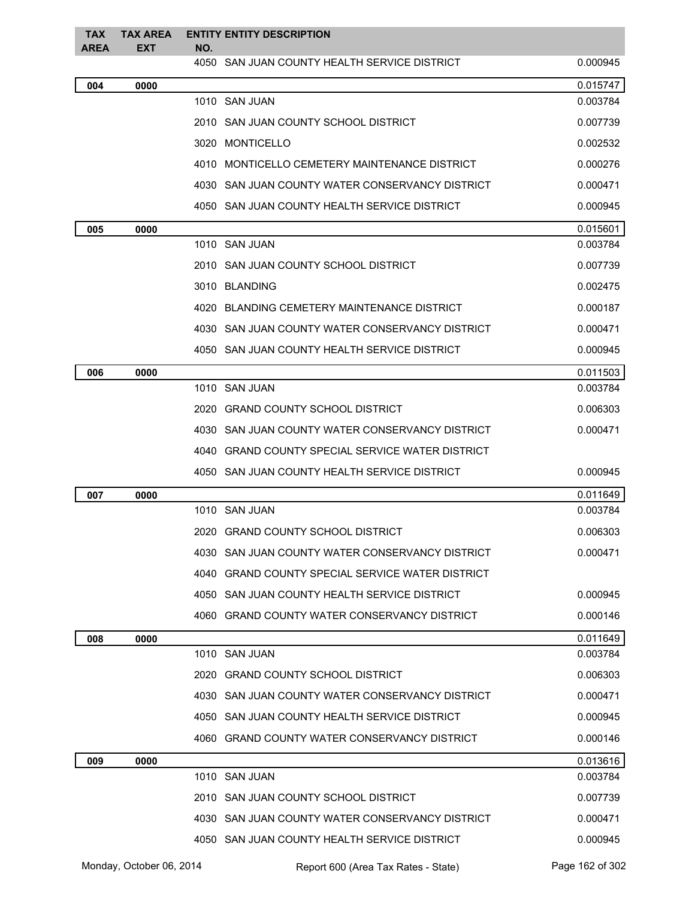| TAX AREA | TAX AREA EXT | ENTITY NO. | ENTITY DESCRIPTION | |
|---|---|---|---|---|
| | | 4050 | SAN JUAN COUNTY HEALTH SERVICE DISTRICT | 0.000945 |
| **004** | **0000** | | | 0.015747 |
| | | 1010 | SAN JUAN | 0.003784 |
| | | 2010 | SAN JUAN COUNTY SCHOOL DISTRICT | 0.007739 |
| | | 3020 | MONTICELLO | 0.002532 |
| | | 4010 | MONTICELLO CEMETERY MAINTENANCE DISTRICT | 0.000276 |
| | | 4030 | SAN JUAN COUNTY WATER CONSERVANCY DISTRICT | 0.000471 |
| | | 4050 | SAN JUAN COUNTY HEALTH SERVICE DISTRICT | 0.000945 |
| **005** | **0000** | | | 0.015601 |
| | | 1010 | SAN JUAN | 0.003784 |
| | | 2010 | SAN JUAN COUNTY SCHOOL DISTRICT | 0.007739 |
| | | 3010 | BLANDING | 0.002475 |
| | | 4020 | BLANDING CEMETERY MAINTENANCE DISTRICT | 0.000187 |
| | | 4030 | SAN JUAN COUNTY WATER CONSERVANCY DISTRICT | 0.000471 |
| | | 4050 | SAN JUAN COUNTY HEALTH SERVICE DISTRICT | 0.000945 |
| **006** | **0000** | | | 0.011503 |
| | | 1010 | SAN JUAN | 0.003784 |
| | | 2020 | GRAND COUNTY SCHOOL DISTRICT | 0.006303 |
| | | 4030 | SAN JUAN COUNTY WATER CONSERVANCY DISTRICT | 0.000471 |
| | | 4040 | GRAND COUNTY SPECIAL SERVICE WATER DISTRICT | |
| | | 4050 | SAN JUAN COUNTY HEALTH SERVICE DISTRICT | 0.000945 |
| **007** | **0000** | | | 0.011649 |
| | | 1010 | SAN JUAN | 0.003784 |
| | | 2020 | GRAND COUNTY SCHOOL DISTRICT | 0.006303 |
| | | 4030 | SAN JUAN COUNTY WATER CONSERVANCY DISTRICT | 0.000471 |
| | | 4040 | GRAND COUNTY SPECIAL SERVICE WATER DISTRICT | |
| | | 4050 | SAN JUAN COUNTY HEALTH SERVICE DISTRICT | 0.000945 |
| | | 4060 | GRAND COUNTY WATER CONSERVANCY DISTRICT | 0.000146 |
| **008** | **0000** | | | 0.011649 |
| | | 1010 | SAN JUAN | 0.003784 |
| | | 2020 | GRAND COUNTY SCHOOL DISTRICT | 0.006303 |
| | | 4030 | SAN JUAN COUNTY WATER CONSERVANCY DISTRICT | 0.000471 |
| | | 4050 | SAN JUAN COUNTY HEALTH SERVICE DISTRICT | 0.000945 |
| | | 4060 | GRAND COUNTY WATER CONSERVANCY DISTRICT | 0.000146 |
| **009** | **0000** | | | 0.013616 |
| | | 1010 | SAN JUAN | 0.003784 |
| | | 2010 | SAN JUAN COUNTY SCHOOL DISTRICT | 0.007739 |
| | | 4030 | SAN JUAN COUNTY WATER CONSERVANCY DISTRICT | 0.000471 |
| | | 4050 | SAN JUAN COUNTY HEALTH SERVICE DISTRICT | 0.000945 |

Monday, October 06, 2014 — Report 600 (Area Tax Rates - State)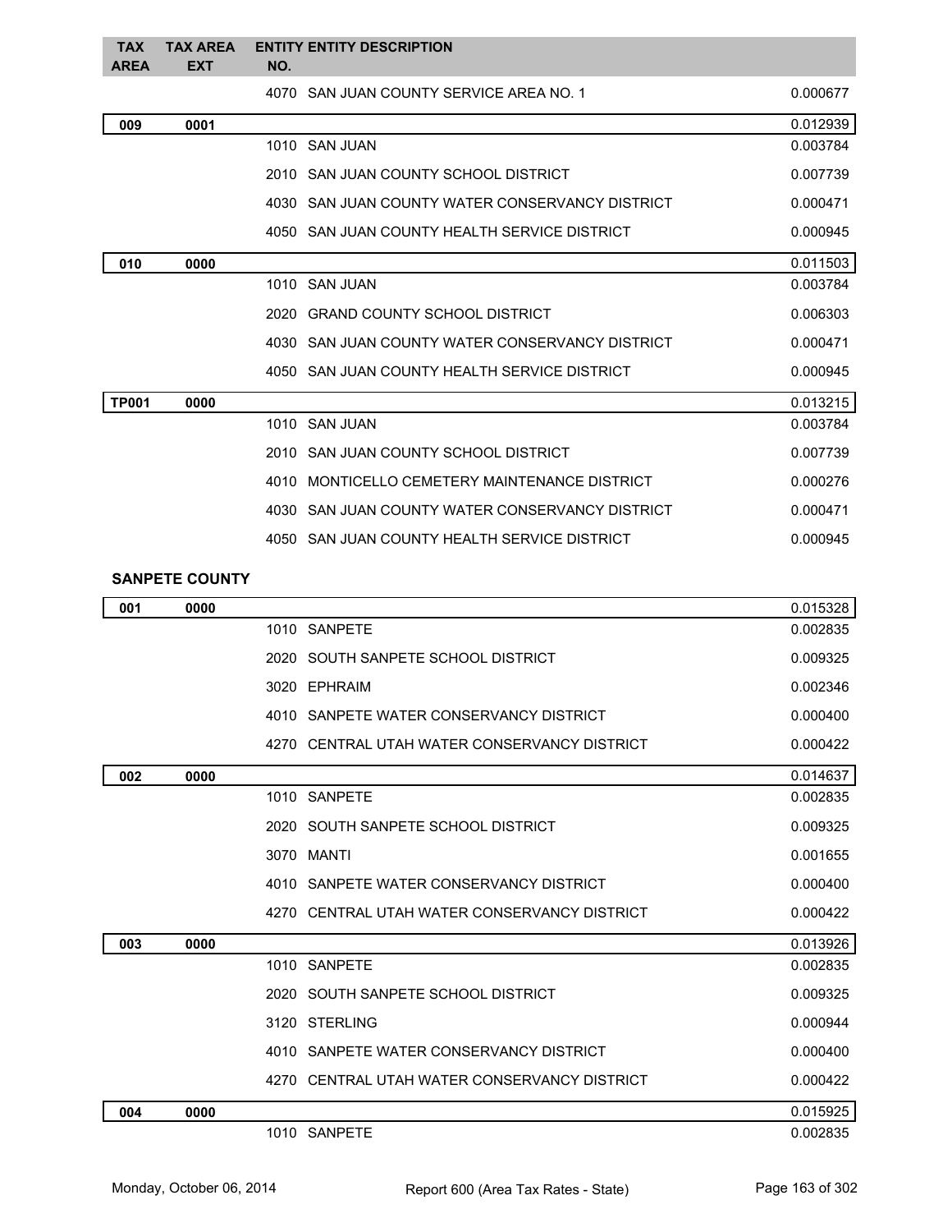| TAX AREA | TAX AREA EXT | ENTITY NO. | ENTITY DESCRIPTION | |
|---|---|---|---|---|
| | | 4070 | SAN JUAN COUNTY SERVICE AREA NO. 1 | 0.000677 |
| **009** | **0001** | | | 0.012939 |
| | | 1010 | SAN JUAN | 0.003784 |
| | | 2010 | SAN JUAN COUNTY SCHOOL DISTRICT | 0.007739 |
| | | 4030 | SAN JUAN COUNTY WATER CONSERVANCY DISTRICT | 0.000471 |
| | | 4050 | SAN JUAN COUNTY HEALTH SERVICE DISTRICT | 0.000945 |
| **010** | **0000** | | | 0.011503 |
| | | 1010 | SAN JUAN | 0.003784 |
| | | 2020 | GRAND COUNTY SCHOOL DISTRICT | 0.006303 |
| | | 4030 | SAN JUAN COUNTY WATER CONSERVANCY DISTRICT | 0.000471 |
| | | 4050 | SAN JUAN COUNTY HEALTH SERVICE DISTRICT | 0.000945 |
| **TP001** | **0000** | | | 0.013215 |
| | | 1010 | SAN JUAN | 0.003784 |
| | | 2010 | SAN JUAN COUNTY SCHOOL DISTRICT | 0.007739 |
| | | 4010 | MONTICELLO CEMETERY MAINTENANCE DISTRICT | 0.000276 |
| | | 4030 | SAN JUAN COUNTY WATER CONSERVANCY DISTRICT | 0.000471 |
| | | 4050 | SAN JUAN COUNTY HEALTH SERVICE DISTRICT | 0.000945 |

**SANPETE COUNTY**

| TAX AREA | TAX AREA EXT | ENTITY NO. | ENTITY DESCRIPTION | |
|---|---|---|---|---|
| **001** | **0000** | | | 0.015328 |
| | | 1010 | SANPETE | 0.002835 |
| | | 2020 | SOUTH SANPETE SCHOOL DISTRICT | 0.009325 |
| | | 3020 | EPHRAIM | 0.002346 |
| | | 4010 | SANPETE WATER CONSERVANCY DISTRICT | 0.000400 |
| | | 4270 | CENTRAL UTAH WATER CONSERVANCY DISTRICT | 0.000422 |
| **002** | **0000** | | | 0.014637 |
| | | 1010 | SANPETE | 0.002835 |
| | | 2020 | SOUTH SANPETE SCHOOL DISTRICT | 0.009325 |
| | | 3070 | MANTI | 0.001655 |
| | | 4010 | SANPETE WATER CONSERVANCY DISTRICT | 0.000400 |
| | | 4270 | CENTRAL UTAH WATER CONSERVANCY DISTRICT | 0.000422 |
| **003** | **0000** | | | 0.013926 |
| | | 1010 | SANPETE | 0.002835 |
| | | 2020 | SOUTH SANPETE SCHOOL DISTRICT | 0.009325 |
| | | 3120 | STERLING | 0.000944 |
| | | 4010 | SANPETE WATER CONSERVANCY DISTRICT | 0.000400 |
| | | 4270 | CENTRAL UTAH WATER CONSERVANCY DISTRICT | 0.000422 |
| **004** | **0000** | | | 0.015925 |
| | | 1010 | SANPETE | 0.002835 |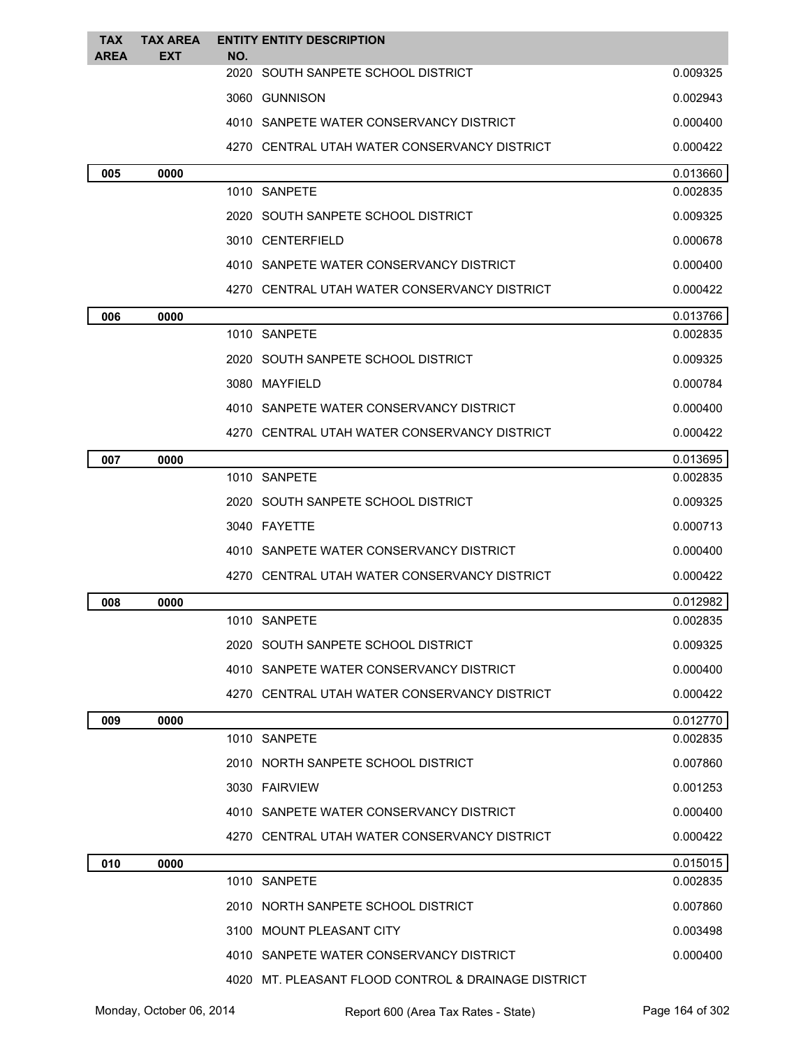| TAX AREA | TAX AREA EXT | ENTITY NO. | ENTITY DESCRIPTION | |
|---|---|---|---|---|
| | | 2020 | SOUTH SANPETE SCHOOL DISTRICT | 0.009325 |
| | | 3060 | GUNNISON | 0.002943 |
| | | 4010 | SANPETE WATER CONSERVANCY DISTRICT | 0.000400 |
| | | 4270 | CENTRAL UTAH WATER CONSERVANCY DISTRICT | 0.000422 |
| **005** | **0000** | | | 0.013660 |
| | | 1010 | SANPETE | 0.002835 |
| | | 2020 | SOUTH SANPETE SCHOOL DISTRICT | 0.009325 |
| | | 3010 | CENTERFIELD | 0.000678 |
| | | 4010 | SANPETE WATER CONSERVANCY DISTRICT | 0.000400 |
| | | 4270 | CENTRAL UTAH WATER CONSERVANCY DISTRICT | 0.000422 |
| **006** | **0000** | | | 0.013766 |
| | | 1010 | SANPETE | 0.002835 |
| | | 2020 | SOUTH SANPETE SCHOOL DISTRICT | 0.009325 |
| | | 3080 | MAYFIELD | 0.000784 |
| | | 4010 | SANPETE WATER CONSERVANCY DISTRICT | 0.000400 |
| | | 4270 | CENTRAL UTAH WATER CONSERVANCY DISTRICT | 0.000422 |
| **007** | **0000** | | | 0.013695 |
| | | 1010 | SANPETE | 0.002835 |
| | | 2020 | SOUTH SANPETE SCHOOL DISTRICT | 0.009325 |
| | | 3040 | FAYETTE | 0.000713 |
| | | 4010 | SANPETE WATER CONSERVANCY DISTRICT | 0.000400 |
| | | 4270 | CENTRAL UTAH WATER CONSERVANCY DISTRICT | 0.000422 |
| **008** | **0000** | | | 0.012982 |
| | | 1010 | SANPETE | 0.002835 |
| | | 2020 | SOUTH SANPETE SCHOOL DISTRICT | 0.009325 |
| | | 4010 | SANPETE WATER CONSERVANCY DISTRICT | 0.000400 |
| | | 4270 | CENTRAL UTAH WATER CONSERVANCY DISTRICT | 0.000422 |
| **009** | **0000** | | | 0.012770 |
| | | 1010 | SANPETE | 0.002835 |
| | | 2010 | NORTH SANPETE SCHOOL DISTRICT | 0.007860 |
| | | 3030 | FAIRVIEW | 0.001253 |
| | | 4010 | SANPETE WATER CONSERVANCY DISTRICT | 0.000400 |
| | | 4270 | CENTRAL UTAH WATER CONSERVANCY DISTRICT | 0.000422 |
| **010** | **0000** | | | 0.015015 |
| | | 1010 | SANPETE | 0.002835 |
| | | 2010 | NORTH SANPETE SCHOOL DISTRICT | 0.007860 |
| | | 3100 | MOUNT PLEASANT CITY | 0.003498 |
| | | 4010 | SANPETE WATER CONSERVANCY DISTRICT | 0.000400 |
| | | 4020 | MT. PLEASANT FLOOD CONTROL & DRAINAGE DISTRICT | |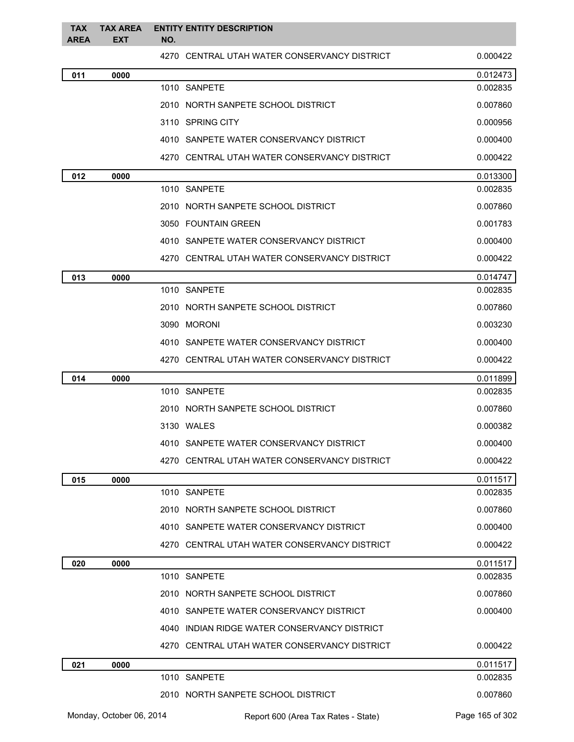| TAX AREA | TAX AREA EXT | ENTITY NO. | ENTITY DESCRIPTION | |
|---|---|---|---|---|
| | | 4270 | CENTRAL UTAH WATER CONSERVANCY DISTRICT | 0.000422 |
| 011 | 0000 | | | 0.012473 |
| | | 1010 | SANPETE | 0.002835 |
| | | 2010 | NORTH SANPETE SCHOOL DISTRICT | 0.007860 |
| | | 3110 | SPRING CITY | 0.000956 |
| | | 4010 | SANPETE WATER CONSERVANCY DISTRICT | 0.000400 |
| | | 4270 | CENTRAL UTAH WATER CONSERVANCY DISTRICT | 0.000422 |
| 012 | 0000 | | | 0.013300 |
| | | 1010 | SANPETE | 0.002835 |
| | | 2010 | NORTH SANPETE SCHOOL DISTRICT | 0.007860 |
| | | 3050 | FOUNTAIN GREEN | 0.001783 |
| | | 4010 | SANPETE WATER CONSERVANCY DISTRICT | 0.000400 |
| | | 4270 | CENTRAL UTAH WATER CONSERVANCY DISTRICT | 0.000422 |
| 013 | 0000 | | | 0.014747 |
| | | 1010 | SANPETE | 0.002835 |
| | | 2010 | NORTH SANPETE SCHOOL DISTRICT | 0.007860 |
| | | 3090 | MORONI | 0.003230 |
| | | 4010 | SANPETE WATER CONSERVANCY DISTRICT | 0.000400 |
| | | 4270 | CENTRAL UTAH WATER CONSERVANCY DISTRICT | 0.000422 |
| 014 | 0000 | | | 0.011899 |
| | | 1010 | SANPETE | 0.002835 |
| | | 2010 | NORTH SANPETE SCHOOL DISTRICT | 0.007860 |
| | | 3130 | WALES | 0.000382 |
| | | 4010 | SANPETE WATER CONSERVANCY DISTRICT | 0.000400 |
| | | 4270 | CENTRAL UTAH WATER CONSERVANCY DISTRICT | 0.000422 |
| 015 | 0000 | | | 0.011517 |
| | | 1010 | SANPETE | 0.002835 |
| | | 2010 | NORTH SANPETE SCHOOL DISTRICT | 0.007860 |
| | | 4010 | SANPETE WATER CONSERVANCY DISTRICT | 0.000400 |
| | | 4270 | CENTRAL UTAH WATER CONSERVANCY DISTRICT | 0.000422 |
| 020 | 0000 | | | 0.011517 |
| | | 1010 | SANPETE | 0.002835 |
| | | 2010 | NORTH SANPETE SCHOOL DISTRICT | 0.007860 |
| | | 4010 | SANPETE WATER CONSERVANCY DISTRICT | 0.000400 |
| | | 4040 | INDIAN RIDGE WATER CONSERVANCY DISTRICT | |
| | | 4270 | CENTRAL UTAH WATER CONSERVANCY DISTRICT | 0.000422 |
| 021 | 0000 | | | 0.011517 |
| | | 1010 | SANPETE | 0.002835 |
| | | 2010 | NORTH SANPETE SCHOOL DISTRICT | 0.007860 |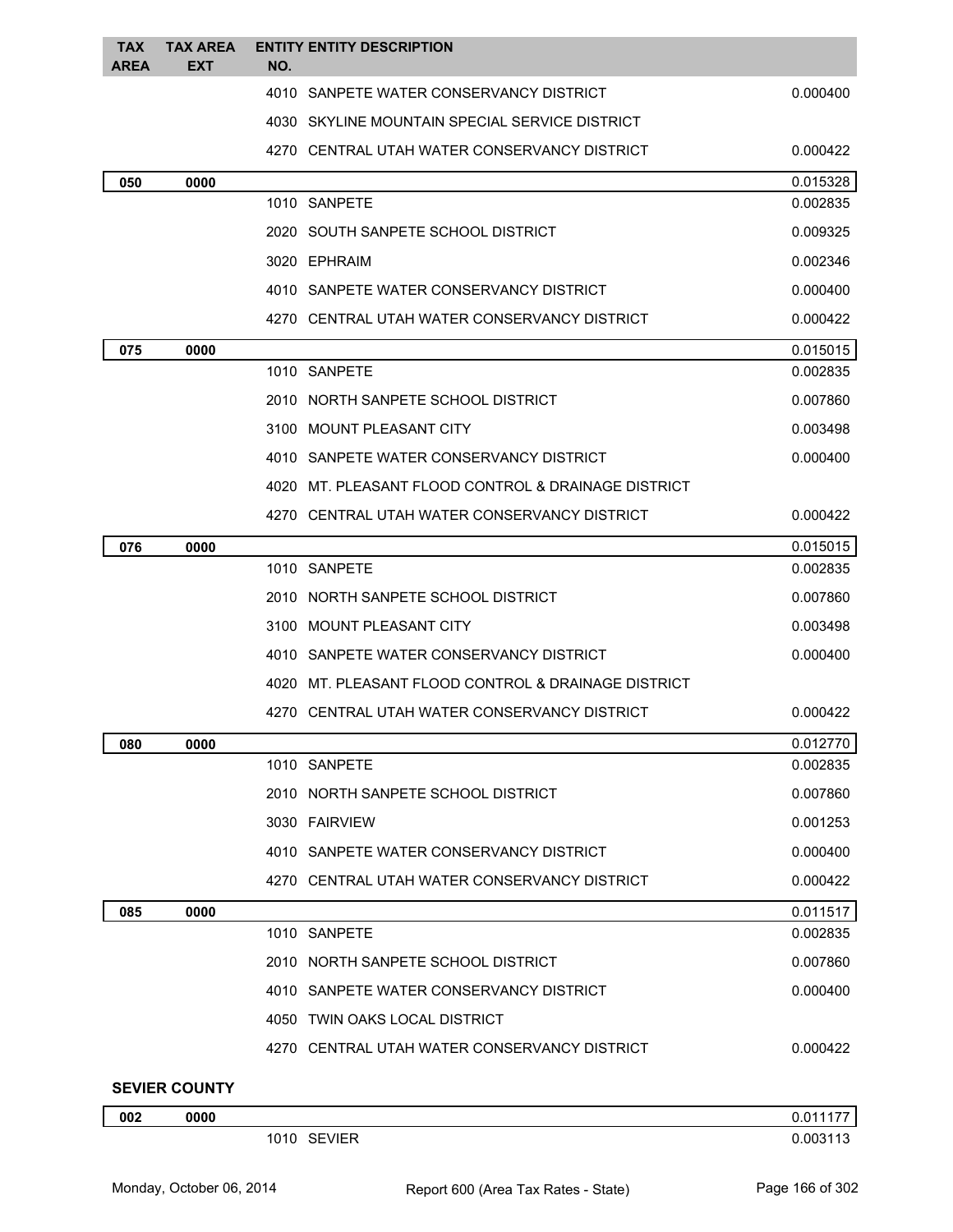| TAX AREA | TAX AREA EXT | ENTITY NO. | ENTITY DESCRIPTION | |
|---|---|---|---|---|
| | | 4010 | SANPETE WATER CONSERVANCY DISTRICT | 0.000400 |
| | | 4030 | SKYLINE MOUNTAIN SPECIAL SERVICE DISTRICT | |
| | | 4270 | CENTRAL UTAH WATER CONSERVANCY DISTRICT | 0.000422 |
| 050 | 0000 | | | 0.015328 |
| | | 1010 | SANPETE | 0.002835 |
| | | 2020 | SOUTH SANPETE SCHOOL DISTRICT | 0.009325 |
| | | 3020 | EPHRAIM | 0.002346 |
| | | 4010 | SANPETE WATER CONSERVANCY DISTRICT | 0.000400 |
| | | 4270 | CENTRAL UTAH WATER CONSERVANCY DISTRICT | 0.000422 |
| 075 | 0000 | | | 0.015015 |
| | | 1010 | SANPETE | 0.002835 |
| | | 2010 | NORTH SANPETE SCHOOL DISTRICT | 0.007860 |
| | | 3100 | MOUNT PLEASANT CITY | 0.003498 |
| | | 4010 | SANPETE WATER CONSERVANCY DISTRICT | 0.000400 |
| | | 4020 | MT. PLEASANT FLOOD CONTROL & DRAINAGE DISTRICT | |
| | | 4270 | CENTRAL UTAH WATER CONSERVANCY DISTRICT | 0.000422 |
| 076 | 0000 | | | 0.015015 |
| | | 1010 | SANPETE | 0.002835 |
| | | 2010 | NORTH SANPETE SCHOOL DISTRICT | 0.007860 |
| | | 3100 | MOUNT PLEASANT CITY | 0.003498 |
| | | 4010 | SANPETE WATER CONSERVANCY DISTRICT | 0.000400 |
| | | 4020 | MT. PLEASANT FLOOD CONTROL & DRAINAGE DISTRICT | |
| | | 4270 | CENTRAL UTAH WATER CONSERVANCY DISTRICT | 0.000422 |
| 080 | 0000 | | | 0.012770 |
| | | 1010 | SANPETE | 0.002835 |
| | | 2010 | NORTH SANPETE SCHOOL DISTRICT | 0.007860 |
| | | 3030 | FAIRVIEW | 0.001253 |
| | | 4010 | SANPETE WATER CONSERVANCY DISTRICT | 0.000400 |
| | | 4270 | CENTRAL UTAH WATER CONSERVANCY DISTRICT | 0.000422 |
| 085 | 0000 | | | 0.011517 |
| | | 1010 | SANPETE | 0.002835 |
| | | 2010 | NORTH SANPETE SCHOOL DISTRICT | 0.007860 |
| | | 4010 | SANPETE WATER CONSERVANCY DISTRICT | 0.000400 |
| | | 4050 | TWIN OAKS LOCAL DISTRICT | |
| | | 4270 | CENTRAL UTAH WATER CONSERVANCY DISTRICT | 0.000422 |

**SEVIER COUNTY**

| TAX AREA | TAX AREA EXT | ENTITY NO. | ENTITY DESCRIPTION | |
|---|---|---|---|---|
| 002 | 0000 | | | 0.011177 |
| | | 1010 | SEVIER | 0.003113 |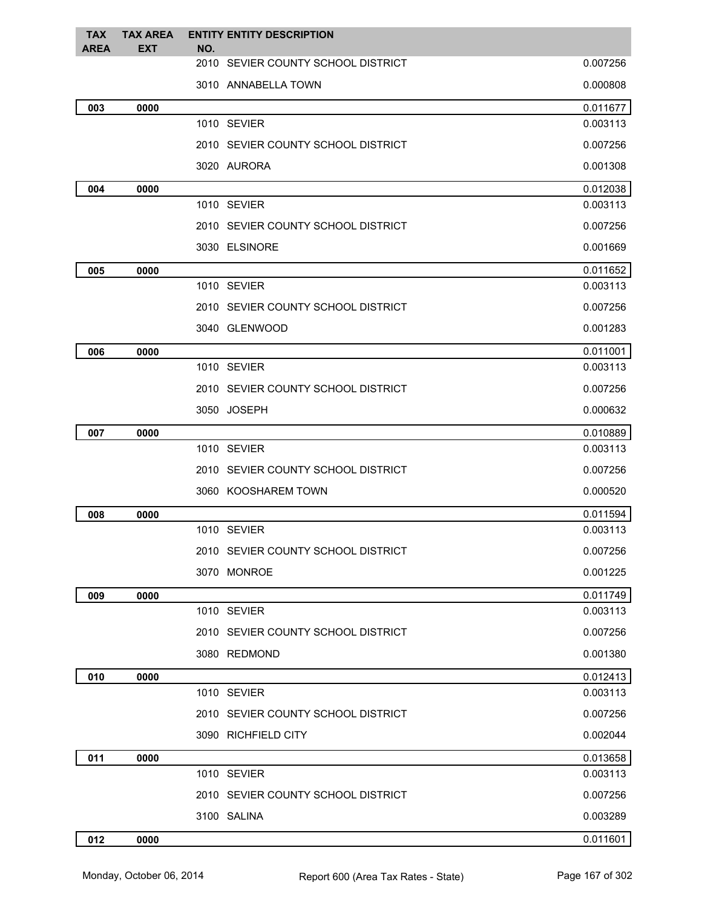| TAX AREA | TAX AREA EXT | ENTITY NO. | ENTITY DESCRIPTION | |
|---|---|---|---|---|
| | | 2010 | SEVIER COUNTY SCHOOL DISTRICT | 0.007256 |
| | | 3010 | ANNABELLA TOWN | 0.000808 |
| **003** | **0000** | | | 0.011677 |
| | | 1010 | SEVIER | 0.003113 |
| | | 2010 | SEVIER COUNTY SCHOOL DISTRICT | 0.007256 |
| | | 3020 | AURORA | 0.001308 |
| **004** | **0000** | | | 0.012038 |
| | | 1010 | SEVIER | 0.003113 |
| | | 2010 | SEVIER COUNTY SCHOOL DISTRICT | 0.007256 |
| | | 3030 | ELSINORE | 0.001669 |
| **005** | **0000** | | | 0.011652 |
| | | 1010 | SEVIER | 0.003113 |
| | | 2010 | SEVIER COUNTY SCHOOL DISTRICT | 0.007256 |
| | | 3040 | GLENWOOD | 0.001283 |
| **006** | **0000** | | | 0.011001 |
| | | 1010 | SEVIER | 0.003113 |
| | | 2010 | SEVIER COUNTY SCHOOL DISTRICT | 0.007256 |
| | | 3050 | JOSEPH | 0.000632 |
| **007** | **0000** | | | 0.010889 |
| | | 1010 | SEVIER | 0.003113 |
| | | 2010 | SEVIER COUNTY SCHOOL DISTRICT | 0.007256 |
| | | 3060 | KOOSHAREM TOWN | 0.000520 |
| **008** | **0000** | | | 0.011594 |
| | | 1010 | SEVIER | 0.003113 |
| | | 2010 | SEVIER COUNTY SCHOOL DISTRICT | 0.007256 |
| | | 3070 | MONROE | 0.001225 |
| **009** | **0000** | | | 0.011749 |
| | | 1010 | SEVIER | 0.003113 |
| | | 2010 | SEVIER COUNTY SCHOOL DISTRICT | 0.007256 |
| | | 3080 | REDMOND | 0.001380 |
| **010** | **0000** | | | 0.012413 |
| | | 1010 | SEVIER | 0.003113 |
| | | 2010 | SEVIER COUNTY SCHOOL DISTRICT | 0.007256 |
| | | 3090 | RICHFIELD CITY | 0.002044 |
| **011** | **0000** | | | 0.013658 |
| | | 1010 | SEVIER | 0.003113 |
| | | 2010 | SEVIER COUNTY SCHOOL DISTRICT | 0.007256 |
| | | 3100 | SALINA | 0.003289 |
| **012** | **0000** | | | 0.011601 |

Monday, October 06, 2014 Report 600 (Area Tax Rates - State)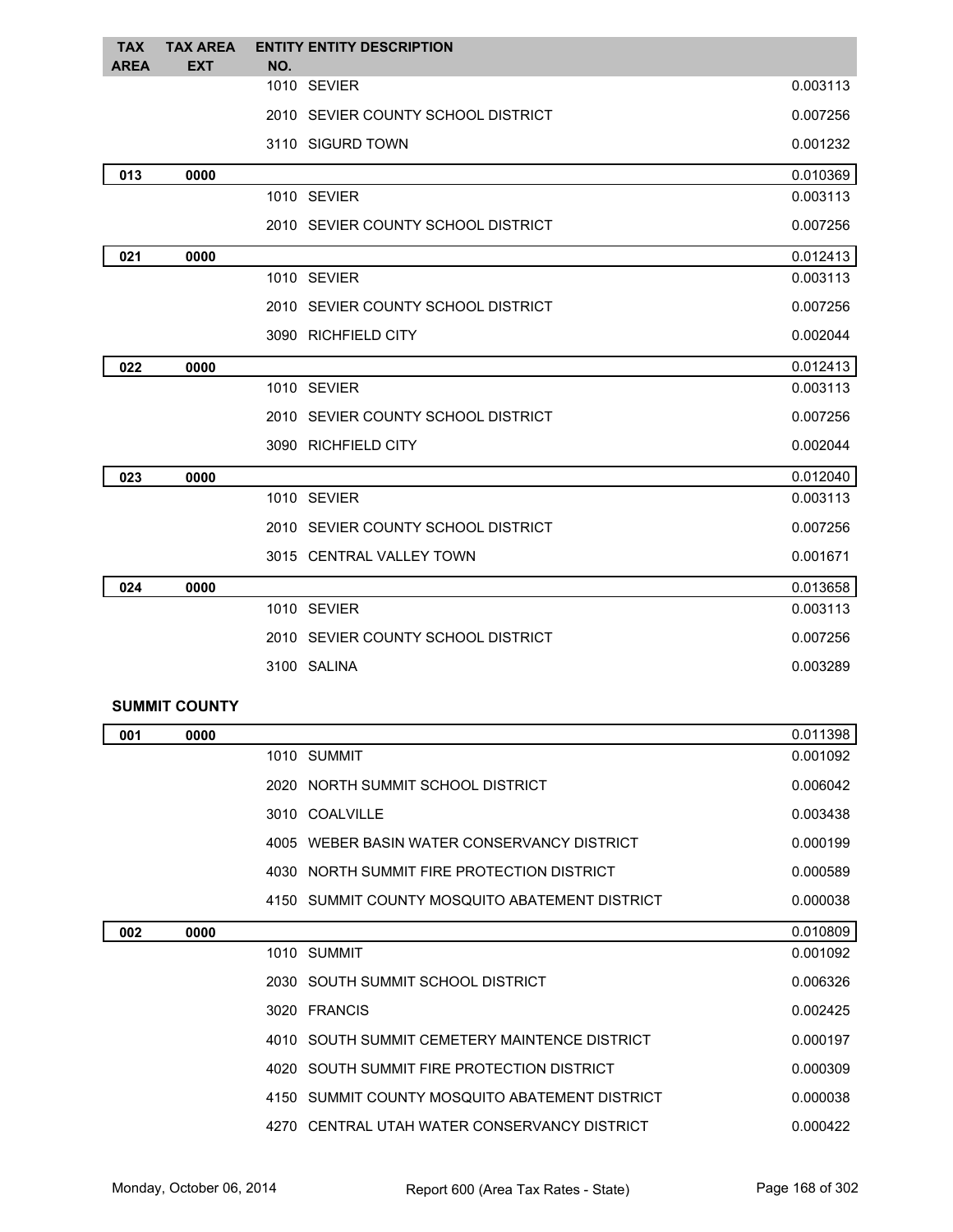| TAX AREA | TAX AREA EXT | ENTITY NO. | ENTITY DESCRIPTION | |
|---|---|---|---|---|
| | | 1010 | SEVIER | 0.003113 |
| | | 2010 | SEVIER COUNTY SCHOOL DISTRICT | 0.007256 |
| | | 3110 | SIGURD TOWN | 0.001232 |
| 013 | 0000 | | | 0.010369 |
| | | 1010 | SEVIER | 0.003113 |
| | | 2010 | SEVIER COUNTY SCHOOL DISTRICT | 0.007256 |
| 021 | 0000 | | | 0.012413 |
| | | 1010 | SEVIER | 0.003113 |
| | | 2010 | SEVIER COUNTY SCHOOL DISTRICT | 0.007256 |
| | | 3090 | RICHFIELD CITY | 0.002044 |
| 022 | 0000 | | | 0.012413 |
| | | 1010 | SEVIER | 0.003113 |
| | | 2010 | SEVIER COUNTY SCHOOL DISTRICT | 0.007256 |
| | | 3090 | RICHFIELD CITY | 0.002044 |
| 023 | 0000 | | | 0.012040 |
| | | 1010 | SEVIER | 0.003113 |
| | | 2010 | SEVIER COUNTY SCHOOL DISTRICT | 0.007256 |
| | | 3015 | CENTRAL VALLEY TOWN | 0.001671 |
| 024 | 0000 | | | 0.013658 |
| | | 1010 | SEVIER | 0.003113 |
| | | 2010 | SEVIER COUNTY SCHOOL DISTRICT | 0.007256 |
| | | 3100 | SALINA | 0.003289 |

**SUMMIT COUNTY**

| TAX AREA | TAX AREA EXT | ENTITY NO. | ENTITY DESCRIPTION | |
|---|---|---|---|---|
| 001 | 0000 | | | 0.011398 |
| | | 1010 | SUMMIT | 0.001092 |
| | | 2020 | NORTH SUMMIT SCHOOL DISTRICT | 0.006042 |
| | | 3010 | COALVILLE | 0.003438 |
| | | 4005 | WEBER BASIN WATER CONSERVANCY DISTRICT | 0.000199 |
| | | 4030 | NORTH SUMMIT FIRE PROTECTION DISTRICT | 0.000589 |
| | | 4150 | SUMMIT COUNTY MOSQUITO ABATEMENT DISTRICT | 0.000038 |
| 002 | 0000 | | | 0.010809 |
| | | 1010 | SUMMIT | 0.001092 |
| | | 2030 | SOUTH SUMMIT SCHOOL DISTRICT | 0.006326 |
| | | 3020 | FRANCIS | 0.002425 |
| | | 4010 | SOUTH SUMMIT CEMETERY MAINTENCE DISTRICT | 0.000197 |
| | | 4020 | SOUTH SUMMIT FIRE PROTECTION DISTRICT | 0.000309 |
| | | 4150 | SUMMIT COUNTY MOSQUITO ABATEMENT DISTRICT | 0.000038 |
| | | 4270 | CENTRAL UTAH WATER CONSERVANCY DISTRICT | 0.000422 |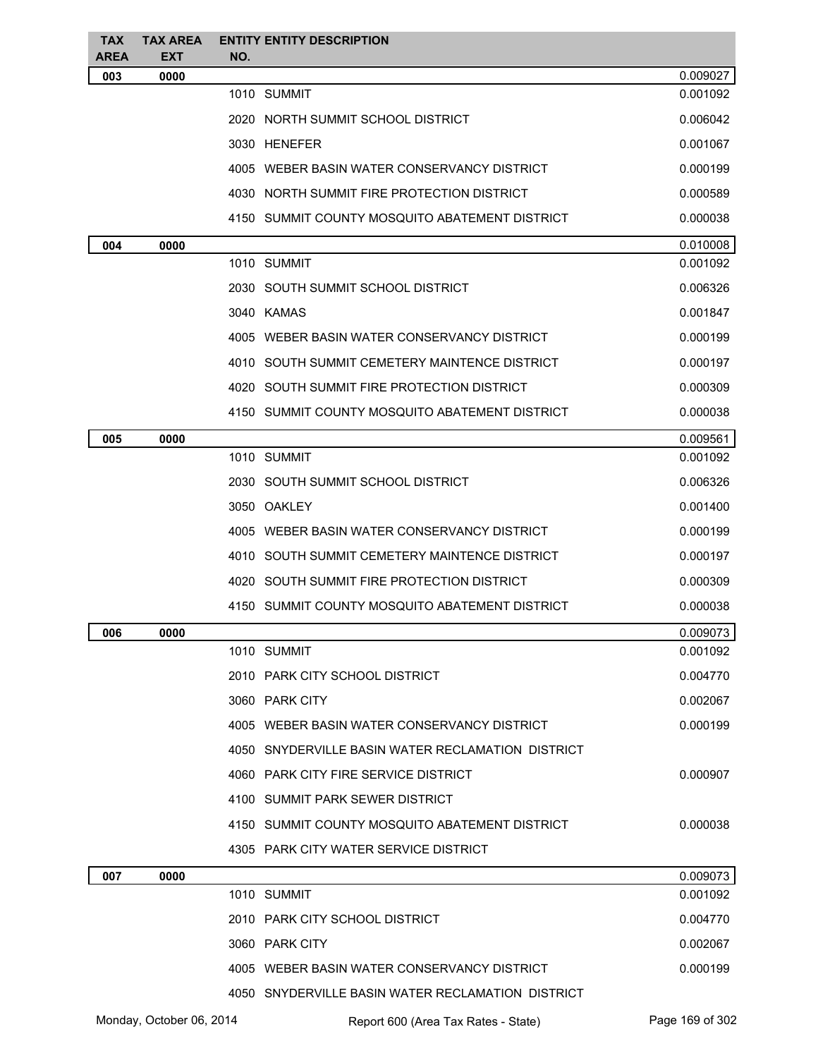| TAX AREA | TAX AREA EXT | ENTITY NO. | ENTITY DESCRIPTION | |
|---|---|---|---|---|
| 003 | 0000 | | | 0.009027 |
| | | 1010 | SUMMIT | 0.001092 |
| | | 2020 | NORTH SUMMIT SCHOOL DISTRICT | 0.006042 |
| | | 3030 | HENEFER | 0.001067 |
| | | 4005 | WEBER BASIN WATER CONSERVANCY DISTRICT | 0.000199 |
| | | 4030 | NORTH SUMMIT FIRE PROTECTION DISTRICT | 0.000589 |
| | | 4150 | SUMMIT COUNTY MOSQUITO ABATEMENT DISTRICT | 0.000038 |
| 004 | 0000 | | | 0.010008 |
| | | 1010 | SUMMIT | 0.001092 |
| | | 2030 | SOUTH SUMMIT SCHOOL DISTRICT | 0.006326 |
| | | 3040 | KAMAS | 0.001847 |
| | | 4005 | WEBER BASIN WATER CONSERVANCY DISTRICT | 0.000199 |
| | | 4010 | SOUTH SUMMIT CEMETERY MAINTENCE DISTRICT | 0.000197 |
| | | 4020 | SOUTH SUMMIT FIRE PROTECTION DISTRICT | 0.000309 |
| | | 4150 | SUMMIT COUNTY MOSQUITO ABATEMENT DISTRICT | 0.000038 |
| 005 | 0000 | | | 0.009561 |
| | | 1010 | SUMMIT | 0.001092 |
| | | 2030 | SOUTH SUMMIT SCHOOL DISTRICT | 0.006326 |
| | | 3050 | OAKLEY | 0.001400 |
| | | 4005 | WEBER BASIN WATER CONSERVANCY DISTRICT | 0.000199 |
| | | 4010 | SOUTH SUMMIT CEMETERY MAINTENCE DISTRICT | 0.000197 |
| | | 4020 | SOUTH SUMMIT FIRE PROTECTION DISTRICT | 0.000309 |
| | | 4150 | SUMMIT COUNTY MOSQUITO ABATEMENT DISTRICT | 0.000038 |
| 006 | 0000 | | | 0.009073 |
| | | 1010 | SUMMIT | 0.001092 |
| | | 2010 | PARK CITY SCHOOL DISTRICT | 0.004770 |
| | | 3060 | PARK CITY | 0.002067 |
| | | 4005 | WEBER BASIN WATER CONSERVANCY DISTRICT | 0.000199 |
| | | 4050 | SNYDERVILLE BASIN WATER RECLAMATION DISTRICT | |
| | | 4060 | PARK CITY FIRE SERVICE DISTRICT | 0.000907 |
| | | 4100 | SUMMIT PARK SEWER DISTRICT | |
| | | 4150 | SUMMIT COUNTY MOSQUITO ABATEMENT DISTRICT | 0.000038 |
| | | 4305 | PARK CITY WATER SERVICE DISTRICT | |
| 007 | 0000 | | | 0.009073 |
| | | 1010 | SUMMIT | 0.001092 |
| | | 2010 | PARK CITY SCHOOL DISTRICT | 0.004770 |
| | | 3060 | PARK CITY | 0.002067 |
| | | 4005 | WEBER BASIN WATER CONSERVANCY DISTRICT | 0.000199 |
| | | 4050 | SNYDERVILLE BASIN WATER RECLAMATION DISTRICT | |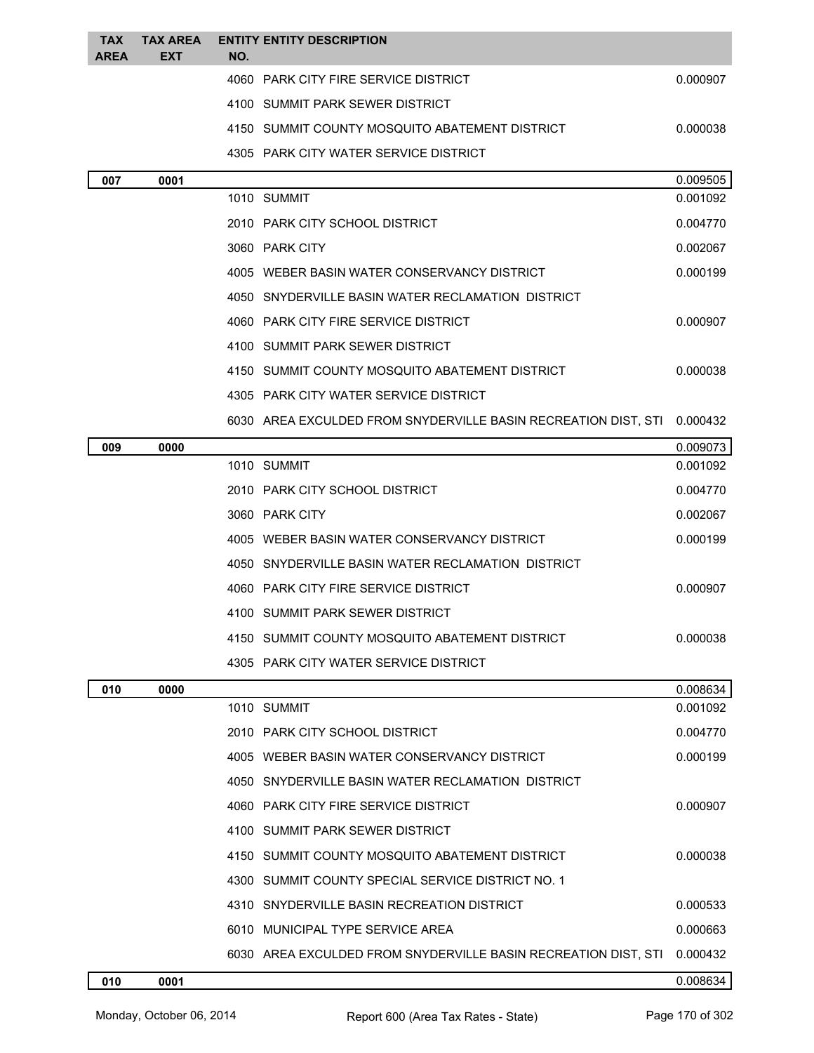| TAX AREA | TAX AREA EXT | ENTITY NO. | ENTITY DESCRIPTION | |
|---|---|---|---|---|
| | | 4060 | PARK CITY FIRE SERVICE DISTRICT | 0.000907 |
| | | 4100 | SUMMIT PARK SEWER DISTRICT | |
| | | 4150 | SUMMIT COUNTY MOSQUITO ABATEMENT DISTRICT | 0.000038 |
| | | 4305 | PARK CITY WATER SERVICE DISTRICT | |
| **007** | **0001** | | | 0.009505 |
| | | 1010 | SUMMIT | 0.001092 |
| | | 2010 | PARK CITY SCHOOL DISTRICT | 0.004770 |
| | | 3060 | PARK CITY | 0.002067 |
| | | 4005 | WEBER BASIN WATER CONSERVANCY DISTRICT | 0.000199 |
| | | 4050 | SNYDERVILLE BASIN WATER RECLAMATION DISTRICT | |
| | | 4060 | PARK CITY FIRE SERVICE DISTRICT | 0.000907 |
| | | 4100 | SUMMIT PARK SEWER DISTRICT | |
| | | 4150 | SUMMIT COUNTY MOSQUITO ABATEMENT DISTRICT | 0.000038 |
| | | 4305 | PARK CITY WATER SERVICE DISTRICT | |
| | | 6030 | AREA EXCULDED FROM SNYDERVILLE BASIN RECREATION DIST, STI | 0.000432 |
| **009** | **0000** | | | 0.009073 |
| | | 1010 | SUMMIT | 0.001092 |
| | | 2010 | PARK CITY SCHOOL DISTRICT | 0.004770 |
| | | 3060 | PARK CITY | 0.002067 |
| | | 4005 | WEBER BASIN WATER CONSERVANCY DISTRICT | 0.000199 |
| | | 4050 | SNYDERVILLE BASIN WATER RECLAMATION DISTRICT | |
| | | 4060 | PARK CITY FIRE SERVICE DISTRICT | 0.000907 |
| | | 4100 | SUMMIT PARK SEWER DISTRICT | |
| | | 4150 | SUMMIT COUNTY MOSQUITO ABATEMENT DISTRICT | 0.000038 |
| | | 4305 | PARK CITY WATER SERVICE DISTRICT | |
| **010** | **0000** | | | 0.008634 |
| | | 1010 | SUMMIT | 0.001092 |
| | | 2010 | PARK CITY SCHOOL DISTRICT | 0.004770 |
| | | 4005 | WEBER BASIN WATER CONSERVANCY DISTRICT | 0.000199 |
| | | 4050 | SNYDERVILLE BASIN WATER RECLAMATION DISTRICT | |
| | | 4060 | PARK CITY FIRE SERVICE DISTRICT | 0.000907 |
| | | 4100 | SUMMIT PARK SEWER DISTRICT | |
| | | 4150 | SUMMIT COUNTY MOSQUITO ABATEMENT DISTRICT | 0.000038 |
| | | 4300 | SUMMIT COUNTY SPECIAL SERVICE DISTRICT NO. 1 | |
| | | 4310 | SNYDERVILLE BASIN RECREATION DISTRICT | 0.000533 |
| | | 6010 | MUNICIPAL TYPE SERVICE AREA | 0.000663 |
| | | 6030 | AREA EXCULDED FROM SNYDERVILLE BASIN RECREATION DIST, STI | 0.000432 |
| **010** | **0001** | | | 0.008634 |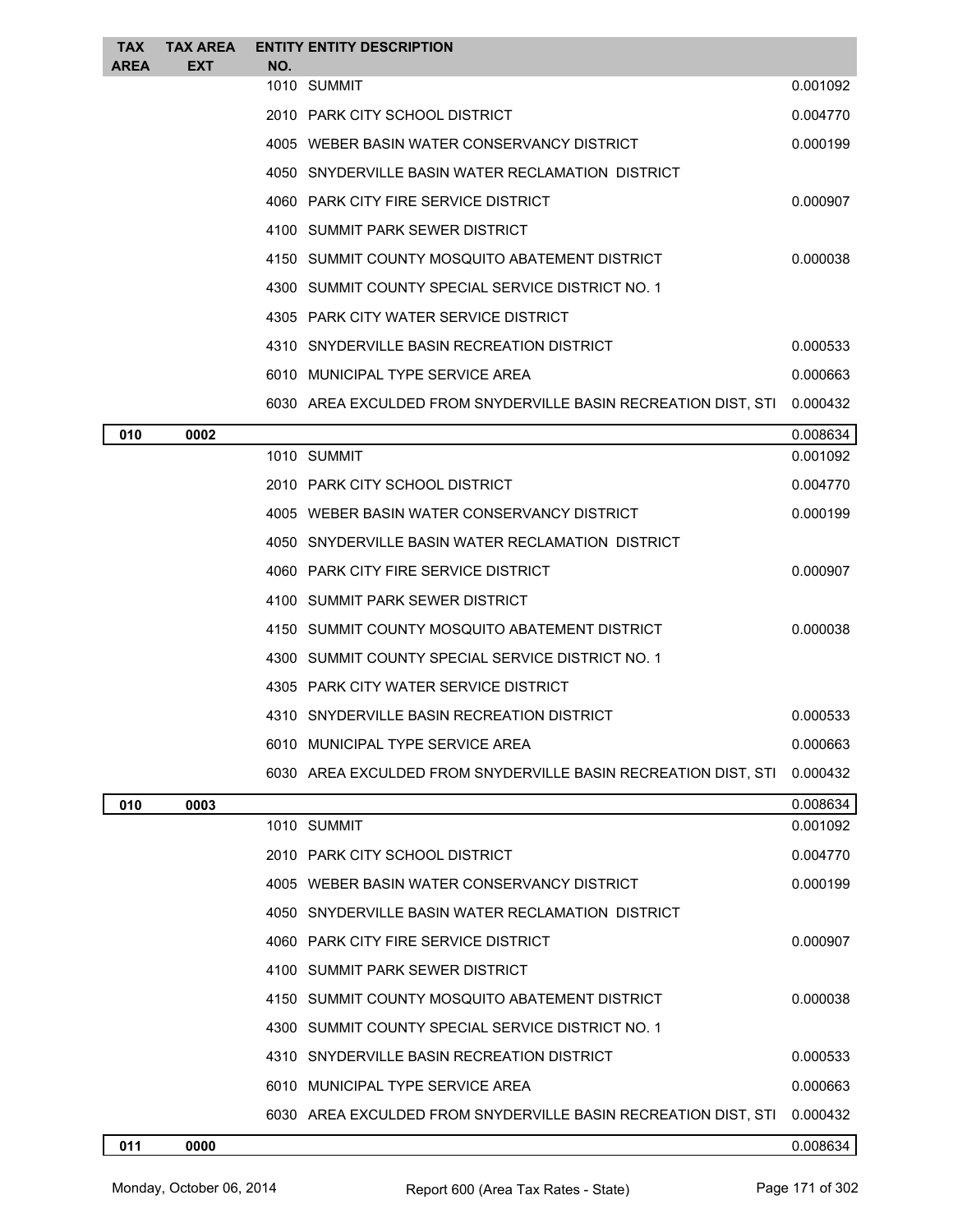| TAX AREA | TAX AREA EXT | ENTITY NO. | ENTITY DESCRIPTION | |
|---|---|---|---|---|
| | | 1010 | SUMMIT | 0.001092 |
| | | 2010 | PARK CITY SCHOOL DISTRICT | 0.004770 |
| | | 4005 | WEBER BASIN WATER CONSERVANCY DISTRICT | 0.000199 |
| | | 4050 | SNYDERVILLE BASIN WATER RECLAMATION DISTRICT | |
| | | 4060 | PARK CITY FIRE SERVICE DISTRICT | 0.000907 |
| | | 4100 | SUMMIT PARK SEWER DISTRICT | |
| | | 4150 | SUMMIT COUNTY MOSQUITO ABATEMENT DISTRICT | 0.000038 |
| | | 4300 | SUMMIT COUNTY SPECIAL SERVICE DISTRICT NO. 1 | |
| | | 4305 | PARK CITY WATER SERVICE DISTRICT | |
| | | 4310 | SNYDERVILLE BASIN RECREATION DISTRICT | 0.000533 |
| | | 6010 | MUNICIPAL TYPE SERVICE AREA | 0.000663 |
| | | 6030 | AREA EXCULDED FROM SNYDERVILLE BASIN RECREATION DIST, STI | 0.000432 |
| **010** | **0002** | | | 0.008634 |
| | | 1010 | SUMMIT | 0.001092 |
| | | 2010 | PARK CITY SCHOOL DISTRICT | 0.004770 |
| | | 4005 | WEBER BASIN WATER CONSERVANCY DISTRICT | 0.000199 |
| | | 4050 | SNYDERVILLE BASIN WATER RECLAMATION DISTRICT | |
| | | 4060 | PARK CITY FIRE SERVICE DISTRICT | 0.000907 |
| | | 4100 | SUMMIT PARK SEWER DISTRICT | |
| | | 4150 | SUMMIT COUNTY MOSQUITO ABATEMENT DISTRICT | 0.000038 |
| | | 4300 | SUMMIT COUNTY SPECIAL SERVICE DISTRICT NO. 1 | |
| | | 4305 | PARK CITY WATER SERVICE DISTRICT | |
| | | 4310 | SNYDERVILLE BASIN RECREATION DISTRICT | 0.000533 |
| | | 6010 | MUNICIPAL TYPE SERVICE AREA | 0.000663 |
| | | 6030 | AREA EXCULDED FROM SNYDERVILLE BASIN RECREATION DIST, STI | 0.000432 |
| **010** | **0003** | | | 0.008634 |
| | | 1010 | SUMMIT | 0.001092 |
| | | 2010 | PARK CITY SCHOOL DISTRICT | 0.004770 |
| | | 4005 | WEBER BASIN WATER CONSERVANCY DISTRICT | 0.000199 |
| | | 4050 | SNYDERVILLE BASIN WATER RECLAMATION DISTRICT | |
| | | 4060 | PARK CITY FIRE SERVICE DISTRICT | 0.000907 |
| | | 4100 | SUMMIT PARK SEWER DISTRICT | |
| | | 4150 | SUMMIT COUNTY MOSQUITO ABATEMENT DISTRICT | 0.000038 |
| | | 4300 | SUMMIT COUNTY SPECIAL SERVICE DISTRICT NO. 1 | |
| | | 4310 | SNYDERVILLE BASIN RECREATION DISTRICT | 0.000533 |
| | | 6010 | MUNICIPAL TYPE SERVICE AREA | 0.000663 |
| | | 6030 | AREA EXCULDED FROM SNYDERVILLE BASIN RECREATION DIST, STI | 0.000432 |
| **011** | **0000** | | | 0.008634 |

Monday, October 06, 2014 — Report 600 (Area Tax Rates - State)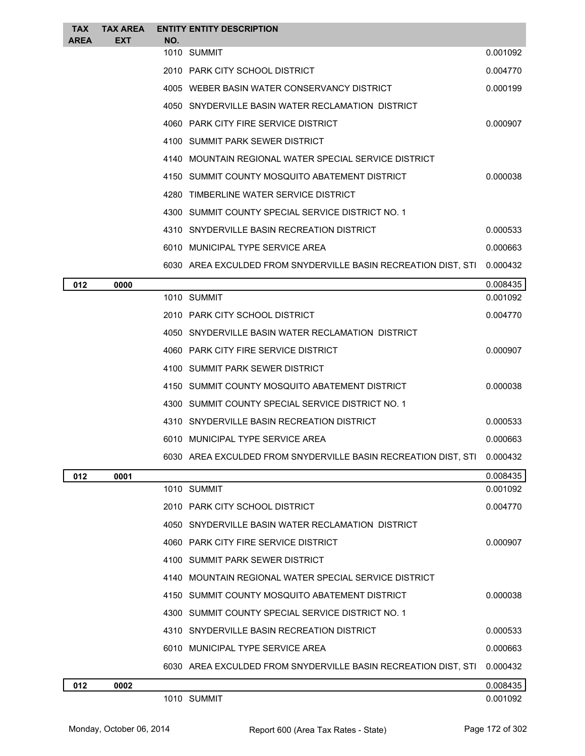| TAX AREA | TAX AREA EXT | ENTITY NO. | ENTITY DESCRIPTION | |
|---|---|---|---|---|
| | | 1010 | SUMMIT | 0.001092 |
| | | 2010 | PARK CITY SCHOOL DISTRICT | 0.004770 |
| | | 4005 | WEBER BASIN WATER CONSERVANCY DISTRICT | 0.000199 |
| | | 4050 | SNYDERVILLE BASIN WATER RECLAMATION DISTRICT | |
| | | 4060 | PARK CITY FIRE SERVICE DISTRICT | 0.000907 |
| | | 4100 | SUMMIT PARK SEWER DISTRICT | |
| | | 4140 | MOUNTAIN REGIONAL WATER SPECIAL SERVICE DISTRICT | |
| | | 4150 | SUMMIT COUNTY MOSQUITO ABATEMENT DISTRICT | 0.000038 |
| | | 4280 | TIMBERLINE WATER SERVICE DISTRICT | |
| | | 4300 | SUMMIT COUNTY SPECIAL SERVICE DISTRICT NO. 1 | |
| | | 4310 | SNYDERVILLE BASIN RECREATION DISTRICT | 0.000533 |
| | | 6010 | MUNICIPAL TYPE SERVICE AREA | 0.000663 |
| | | 6030 | AREA EXCULDED FROM SNYDERVILLE BASIN RECREATION DIST, STI | 0.000432 |
| **012** | **0000** | | | 0.008435 |
| | | 1010 | SUMMIT | 0.001092 |
| | | 2010 | PARK CITY SCHOOL DISTRICT | 0.004770 |
| | | 4050 | SNYDERVILLE BASIN WATER RECLAMATION DISTRICT | |
| | | 4060 | PARK CITY FIRE SERVICE DISTRICT | 0.000907 |
| | | 4100 | SUMMIT PARK SEWER DISTRICT | |
| | | 4150 | SUMMIT COUNTY MOSQUITO ABATEMENT DISTRICT | 0.000038 |
| | | 4300 | SUMMIT COUNTY SPECIAL SERVICE DISTRICT NO. 1 | |
| | | 4310 | SNYDERVILLE BASIN RECREATION DISTRICT | 0.000533 |
| | | 6010 | MUNICIPAL TYPE SERVICE AREA | 0.000663 |
| | | 6030 | AREA EXCULDED FROM SNYDERVILLE BASIN RECREATION DIST, STI | 0.000432 |
| **012** | **0001** | | | 0.008435 |
| | | 1010 | SUMMIT | 0.001092 |
| | | 2010 | PARK CITY SCHOOL DISTRICT | 0.004770 |
| | | 4050 | SNYDERVILLE BASIN WATER RECLAMATION DISTRICT | |
| | | 4060 | PARK CITY FIRE SERVICE DISTRICT | 0.000907 |
| | | 4100 | SUMMIT PARK SEWER DISTRICT | |
| | | 4140 | MOUNTAIN REGIONAL WATER SPECIAL SERVICE DISTRICT | |
| | | 4150 | SUMMIT COUNTY MOSQUITO ABATEMENT DISTRICT | 0.000038 |
| | | 4300 | SUMMIT COUNTY SPECIAL SERVICE DISTRICT NO. 1 | |
| | | 4310 | SNYDERVILLE BASIN RECREATION DISTRICT | 0.000533 |
| | | 6010 | MUNICIPAL TYPE SERVICE AREA | 0.000663 |
| | | 6030 | AREA EXCULDED FROM SNYDERVILLE BASIN RECREATION DIST, STI | 0.000432 |
| **012** | **0002** | | | 0.008435 |
| | | 1010 | SUMMIT | 0.001092 |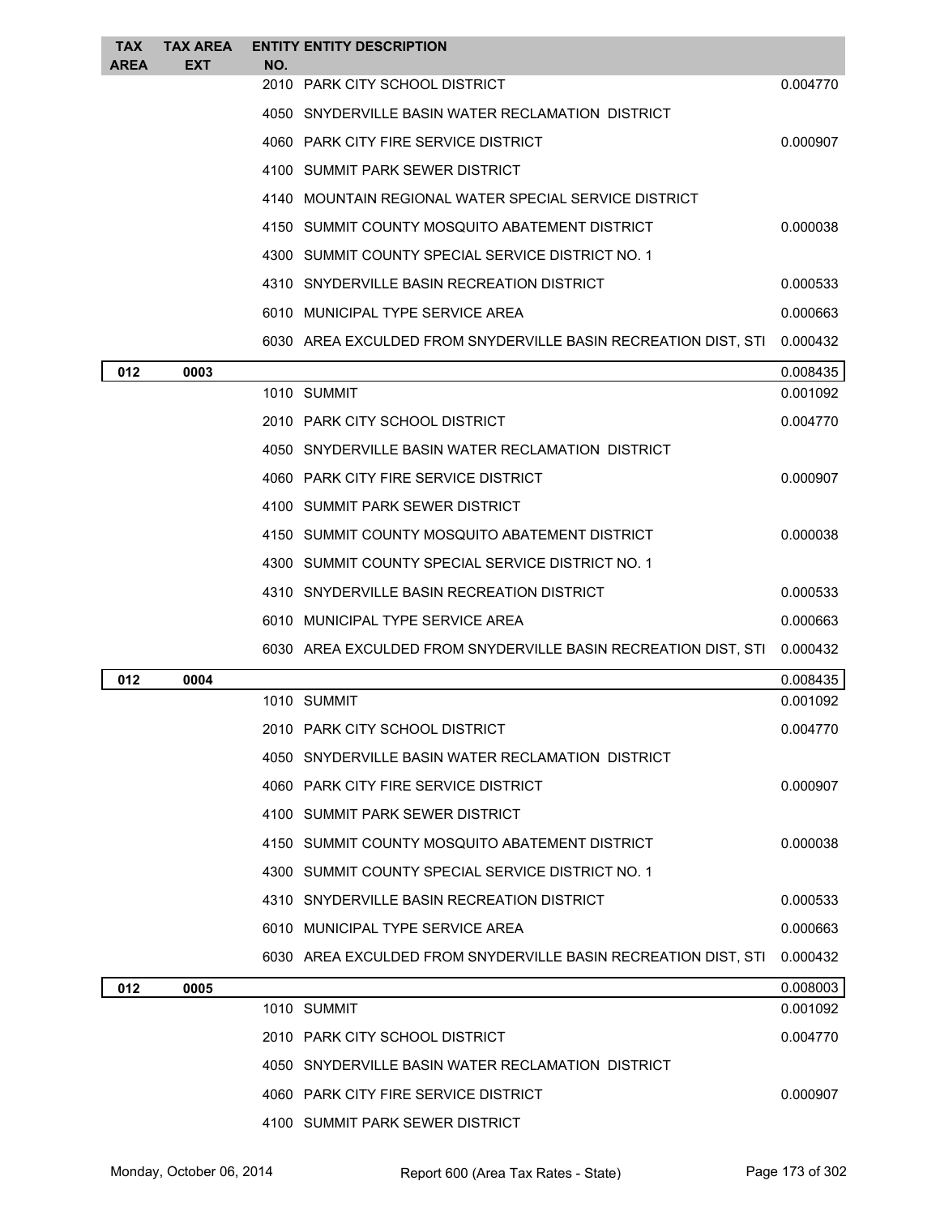| TAX AREA | TAX AREA EXT | ENTITY NO. | ENTITY DESCRIPTION | |
|---|---|---|---|---|
| | | 2010 | PARK CITY SCHOOL DISTRICT | 0.004770 |
| | | 4050 | SNYDERVILLE BASIN WATER RECLAMATION DISTRICT | |
| | | 4060 | PARK CITY FIRE SERVICE DISTRICT | 0.000907 |
| | | 4100 | SUMMIT PARK SEWER DISTRICT | |
| | | 4140 | MOUNTAIN REGIONAL WATER SPECIAL SERVICE DISTRICT | |
| | | 4150 | SUMMIT COUNTY MOSQUITO ABATEMENT DISTRICT | 0.000038 |
| | | 4300 | SUMMIT COUNTY SPECIAL SERVICE DISTRICT NO. 1 | |
| | | 4310 | SNYDERVILLE BASIN RECREATION DISTRICT | 0.000533 |
| | | 6010 | MUNICIPAL TYPE SERVICE AREA | 0.000663 |
| | | 6030 | AREA EXCULDED FROM SNYDERVILLE BASIN RECREATION DIST, STI | 0.000432 |
| **012** | **0003** | | | 0.008435 |
| | | 1010 | SUMMIT | 0.001092 |
| | | 2010 | PARK CITY SCHOOL DISTRICT | 0.004770 |
| | | 4050 | SNYDERVILLE BASIN WATER RECLAMATION DISTRICT | |
| | | 4060 | PARK CITY FIRE SERVICE DISTRICT | 0.000907 |
| | | 4100 | SUMMIT PARK SEWER DISTRICT | |
| | | 4150 | SUMMIT COUNTY MOSQUITO ABATEMENT DISTRICT | 0.000038 |
| | | 4300 | SUMMIT COUNTY SPECIAL SERVICE DISTRICT NO. 1 | |
| | | 4310 | SNYDERVILLE BASIN RECREATION DISTRICT | 0.000533 |
| | | 6010 | MUNICIPAL TYPE SERVICE AREA | 0.000663 |
| | | 6030 | AREA EXCULDED FROM SNYDERVILLE BASIN RECREATION DIST, STI | 0.000432 |
| **012** | **0004** | | | 0.008435 |
| | | 1010 | SUMMIT | 0.001092 |
| | | 2010 | PARK CITY SCHOOL DISTRICT | 0.004770 |
| | | 4050 | SNYDERVILLE BASIN WATER RECLAMATION DISTRICT | |
| | | 4060 | PARK CITY FIRE SERVICE DISTRICT | 0.000907 |
| | | 4100 | SUMMIT PARK SEWER DISTRICT | |
| | | 4150 | SUMMIT COUNTY MOSQUITO ABATEMENT DISTRICT | 0.000038 |
| | | 4300 | SUMMIT COUNTY SPECIAL SERVICE DISTRICT NO. 1 | |
| | | 4310 | SNYDERVILLE BASIN RECREATION DISTRICT | 0.000533 |
| | | 6010 | MUNICIPAL TYPE SERVICE AREA | 0.000663 |
| | | 6030 | AREA EXCULDED FROM SNYDERVILLE BASIN RECREATION DIST, STI | 0.000432 |
| **012** | **0005** | | | 0.008003 |
| | | 1010 | SUMMIT | 0.001092 |
| | | 2010 | PARK CITY SCHOOL DISTRICT | 0.004770 |
| | | 4050 | SNYDERVILLE BASIN WATER RECLAMATION DISTRICT | |
| | | 4060 | PARK CITY FIRE SERVICE DISTRICT | 0.000907 |
| | | 4100 | SUMMIT PARK SEWER DISTRICT | |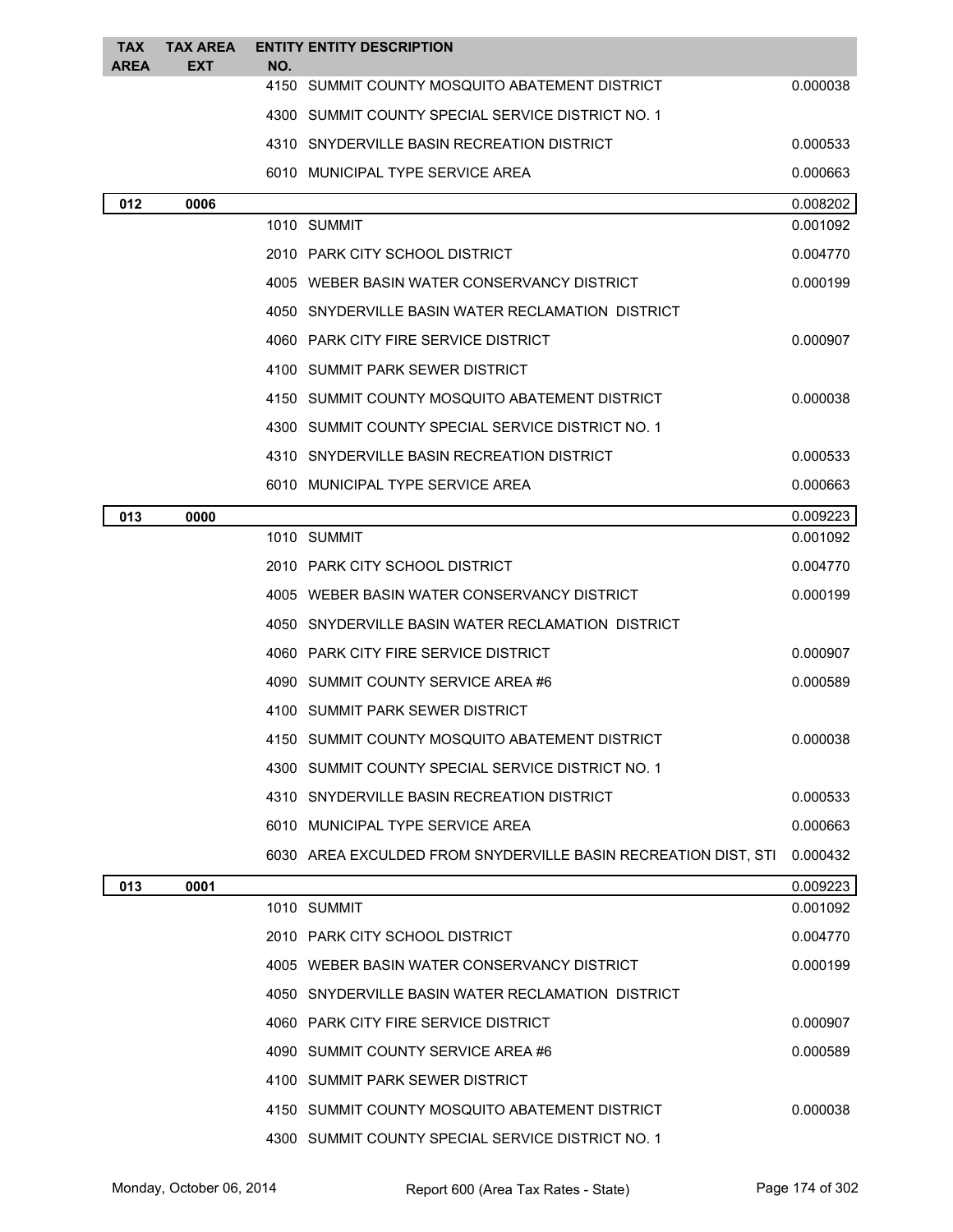| TAX AREA | TAX AREA EXT | ENTITY NO. | ENTITY DESCRIPTION | |
|---|---|---|---|---|
| | | 4150 | SUMMIT COUNTY MOSQUITO ABATEMENT DISTRICT | 0.000038 |
| | | 4300 | SUMMIT COUNTY SPECIAL SERVICE DISTRICT NO. 1 | |
| | | 4310 | SNYDERVILLE BASIN RECREATION DISTRICT | 0.000533 |
| | | 6010 | MUNICIPAL TYPE SERVICE AREA | 0.000663 |
| 012 | 0006 | | | 0.008202 |
| | | 1010 | SUMMIT | 0.001092 |
| | | 2010 | PARK CITY SCHOOL DISTRICT | 0.004770 |
| | | 4005 | WEBER BASIN WATER CONSERVANCY DISTRICT | 0.000199 |
| | | 4050 | SNYDERVILLE BASIN WATER RECLAMATION DISTRICT | |
| | | 4060 | PARK CITY FIRE SERVICE DISTRICT | 0.000907 |
| | | 4100 | SUMMIT PARK SEWER DISTRICT | |
| | | 4150 | SUMMIT COUNTY MOSQUITO ABATEMENT DISTRICT | 0.000038 |
| | | 4300 | SUMMIT COUNTY SPECIAL SERVICE DISTRICT NO. 1 | |
| | | 4310 | SNYDERVILLE BASIN RECREATION DISTRICT | 0.000533 |
| | | 6010 | MUNICIPAL TYPE SERVICE AREA | 0.000663 |
| 013 | 0000 | | | 0.009223 |
| | | 1010 | SUMMIT | 0.001092 |
| | | 2010 | PARK CITY SCHOOL DISTRICT | 0.004770 |
| | | 4005 | WEBER BASIN WATER CONSERVANCY DISTRICT | 0.000199 |
| | | 4050 | SNYDERVILLE BASIN WATER RECLAMATION DISTRICT | |
| | | 4060 | PARK CITY FIRE SERVICE DISTRICT | 0.000907 |
| | | 4090 | SUMMIT COUNTY SERVICE AREA #6 | 0.000589 |
| | | 4100 | SUMMIT PARK SEWER DISTRICT | |
| | | 4150 | SUMMIT COUNTY MOSQUITO ABATEMENT DISTRICT | 0.000038 |
| | | 4300 | SUMMIT COUNTY SPECIAL SERVICE DISTRICT NO. 1 | |
| | | 4310 | SNYDERVILLE BASIN RECREATION DISTRICT | 0.000533 |
| | | 6010 | MUNICIPAL TYPE SERVICE AREA | 0.000663 |
| | | 6030 | AREA EXCULDED FROM SNYDERVILLE BASIN RECREATION DIST, STI | 0.000432 |
| 013 | 0001 | | | 0.009223 |
| | | 1010 | SUMMIT | 0.001092 |
| | | 2010 | PARK CITY SCHOOL DISTRICT | 0.004770 |
| | | 4005 | WEBER BASIN WATER CONSERVANCY DISTRICT | 0.000199 |
| | | 4050 | SNYDERVILLE BASIN WATER RECLAMATION DISTRICT | |
| | | 4060 | PARK CITY FIRE SERVICE DISTRICT | 0.000907 |
| | | 4090 | SUMMIT COUNTY SERVICE AREA #6 | 0.000589 |
| | | 4100 | SUMMIT PARK SEWER DISTRICT | |
| | | 4150 | SUMMIT COUNTY MOSQUITO ABATEMENT DISTRICT | 0.000038 |
| | | 4300 | SUMMIT COUNTY SPECIAL SERVICE DISTRICT NO. 1 | |

Monday, October 06, 2014 Report 600 (Area Tax Rates - State)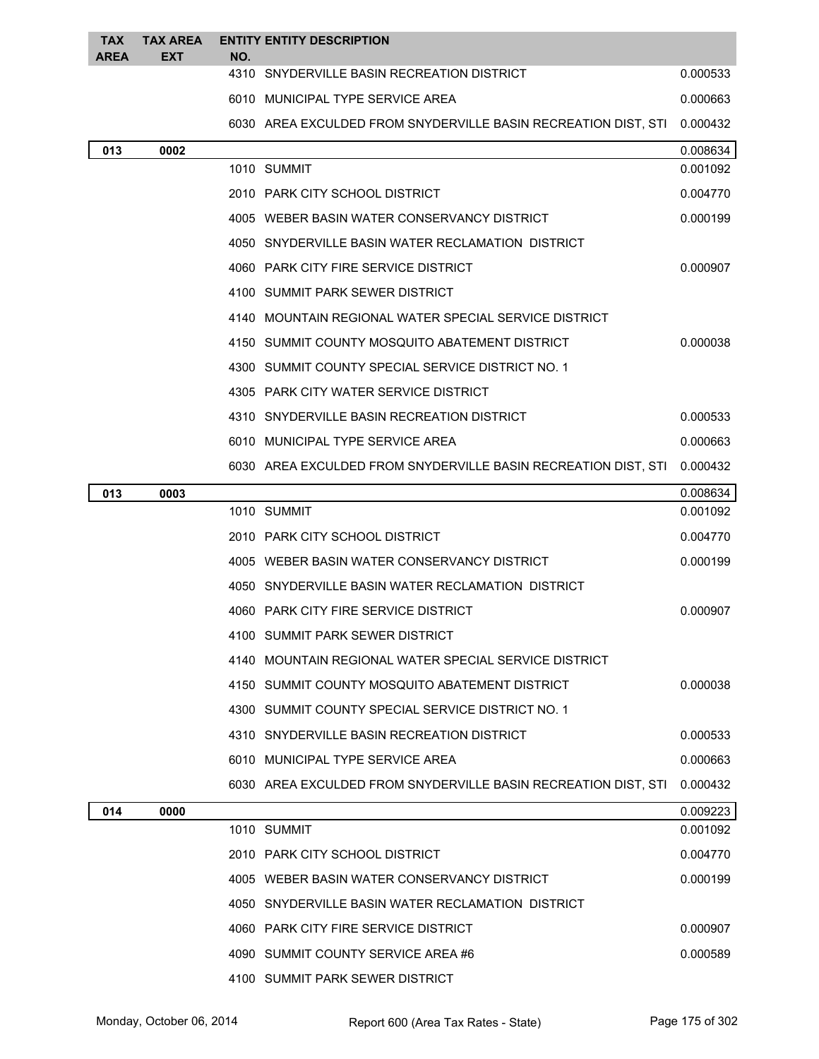| TAX AREA | TAX AREA EXT | ENTITY NO. | ENTITY DESCRIPTION | |
|---|---|---|---|---|
| | | 4310 | SNYDERVILLE BASIN RECREATION DISTRICT | 0.000533 |
| | | 6010 | MUNICIPAL TYPE SERVICE AREA | 0.000663 |
| | | 6030 | AREA EXCULDED FROM SNYDERVILLE BASIN RECREATION DIST, STI | 0.000432 |
| **013** | **0002** | | | 0.008634 |
| | | 1010 | SUMMIT | 0.001092 |
| | | 2010 | PARK CITY SCHOOL DISTRICT | 0.004770 |
| | | 4005 | WEBER BASIN WATER CONSERVANCY DISTRICT | 0.000199 |
| | | 4050 | SNYDERVILLE BASIN WATER RECLAMATION DISTRICT | |
| | | 4060 | PARK CITY FIRE SERVICE DISTRICT | 0.000907 |
| | | 4100 | SUMMIT PARK SEWER DISTRICT | |
| | | 4140 | MOUNTAIN REGIONAL WATER SPECIAL SERVICE DISTRICT | |
| | | 4150 | SUMMIT COUNTY MOSQUITO ABATEMENT DISTRICT | 0.000038 |
| | | 4300 | SUMMIT COUNTY SPECIAL SERVICE DISTRICT NO. 1 | |
| | | 4305 | PARK CITY WATER SERVICE DISTRICT | |
| | | 4310 | SNYDERVILLE BASIN RECREATION DISTRICT | 0.000533 |
| | | 6010 | MUNICIPAL TYPE SERVICE AREA | 0.000663 |
| | | 6030 | AREA EXCULDED FROM SNYDERVILLE BASIN RECREATION DIST, STI | 0.000432 |
| **013** | **0003** | | | 0.008634 |
| | | 1010 | SUMMIT | 0.001092 |
| | | 2010 | PARK CITY SCHOOL DISTRICT | 0.004770 |
| | | 4005 | WEBER BASIN WATER CONSERVANCY DISTRICT | 0.000199 |
| | | 4050 | SNYDERVILLE BASIN WATER RECLAMATION DISTRICT | |
| | | 4060 | PARK CITY FIRE SERVICE DISTRICT | 0.000907 |
| | | 4100 | SUMMIT PARK SEWER DISTRICT | |
| | | 4140 | MOUNTAIN REGIONAL WATER SPECIAL SERVICE DISTRICT | |
| | | 4150 | SUMMIT COUNTY MOSQUITO ABATEMENT DISTRICT | 0.000038 |
| | | 4300 | SUMMIT COUNTY SPECIAL SERVICE DISTRICT NO. 1 | |
| | | 4310 | SNYDERVILLE BASIN RECREATION DISTRICT | 0.000533 |
| | | 6010 | MUNICIPAL TYPE SERVICE AREA | 0.000663 |
| | | 6030 | AREA EXCULDED FROM SNYDERVILLE BASIN RECREATION DIST, STI | 0.000432 |
| **014** | **0000** | | | 0.009223 |
| | | 1010 | SUMMIT | 0.001092 |
| | | 2010 | PARK CITY SCHOOL DISTRICT | 0.004770 |
| | | 4005 | WEBER BASIN WATER CONSERVANCY DISTRICT | 0.000199 |
| | | 4050 | SNYDERVILLE BASIN WATER RECLAMATION DISTRICT | |
| | | 4060 | PARK CITY FIRE SERVICE DISTRICT | 0.000907 |
| | | 4090 | SUMMIT COUNTY SERVICE AREA #6 | 0.000589 |
| | | 4100 | SUMMIT PARK SEWER DISTRICT | |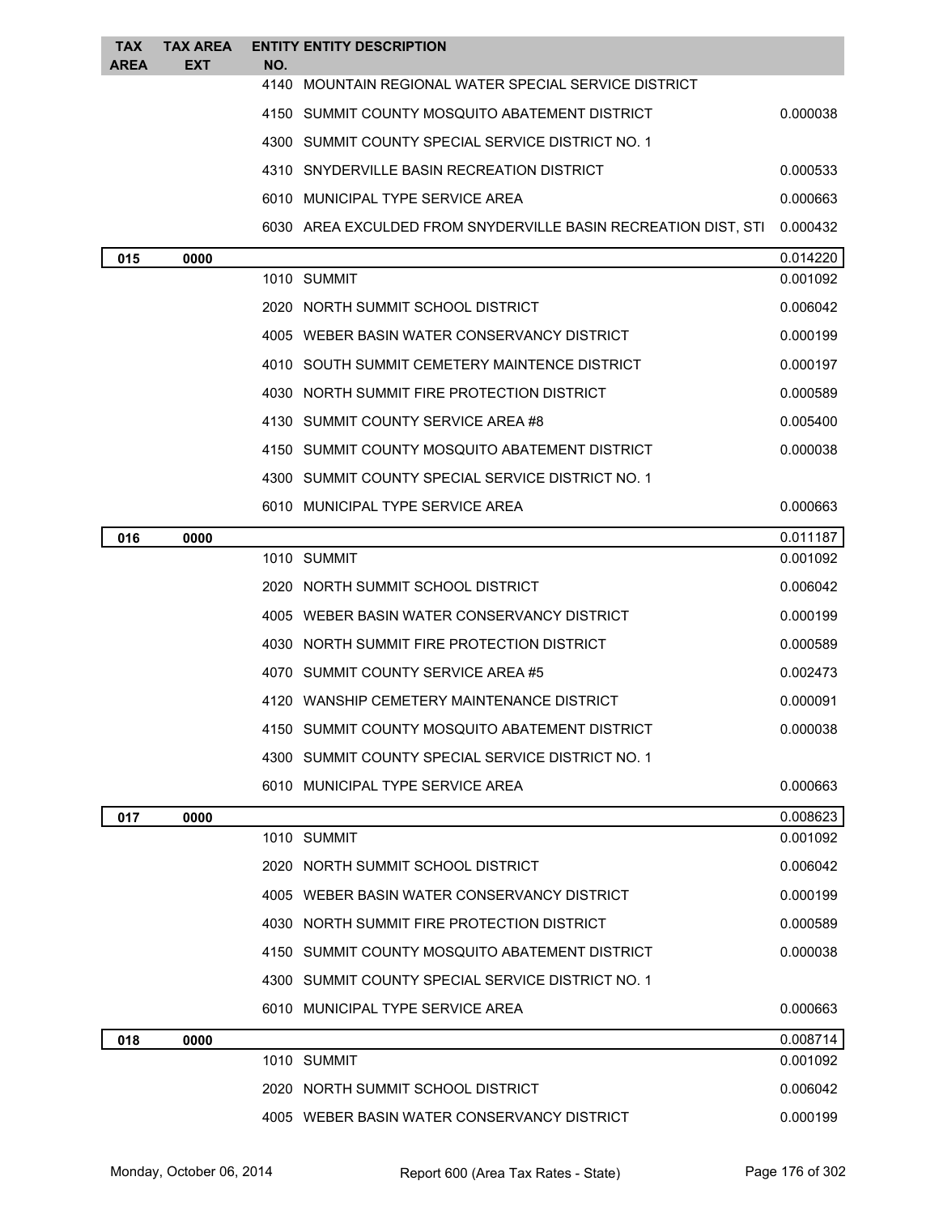| TAX AREA | TAX AREA EXT | ENTITY NO. | ENTITY DESCRIPTION | |
|---|---|---|---|---|
| | | 4140 | MOUNTAIN REGIONAL WATER SPECIAL SERVICE DISTRICT | |
| | | 4150 | SUMMIT COUNTY MOSQUITO ABATEMENT DISTRICT | 0.000038 |
| | | 4300 | SUMMIT COUNTY SPECIAL SERVICE DISTRICT NO. 1 | |
| | | 4310 | SNYDERVILLE BASIN RECREATION DISTRICT | 0.000533 |
| | | 6010 | MUNICIPAL TYPE SERVICE AREA | 0.000663 |
| | | 6030 | AREA EXCULDED FROM SNYDERVILLE BASIN RECREATION DIST, STI | 0.000432 |
| **015** | **0000** | | | 0.014220 |
| | | 1010 | SUMMIT | 0.001092 |
| | | 2020 | NORTH SUMMIT SCHOOL DISTRICT | 0.006042 |
| | | 4005 | WEBER BASIN WATER CONSERVANCY DISTRICT | 0.000199 |
| | | 4010 | SOUTH SUMMIT CEMETERY MAINTENCE DISTRICT | 0.000197 |
| | | 4030 | NORTH SUMMIT FIRE PROTECTION DISTRICT | 0.000589 |
| | | 4130 | SUMMIT COUNTY SERVICE AREA #8 | 0.005400 |
| | | 4150 | SUMMIT COUNTY MOSQUITO ABATEMENT DISTRICT | 0.000038 |
| | | 4300 | SUMMIT COUNTY SPECIAL SERVICE DISTRICT NO. 1 | |
| | | 6010 | MUNICIPAL TYPE SERVICE AREA | 0.000663 |
| **016** | **0000** | | | 0.011187 |
| | | 1010 | SUMMIT | 0.001092 |
| | | 2020 | NORTH SUMMIT SCHOOL DISTRICT | 0.006042 |
| | | 4005 | WEBER BASIN WATER CONSERVANCY DISTRICT | 0.000199 |
| | | 4030 | NORTH SUMMIT FIRE PROTECTION DISTRICT | 0.000589 |
| | | 4070 | SUMMIT COUNTY SERVICE AREA #5 | 0.002473 |
| | | 4120 | WANSHIP CEMETERY MAINTENANCE DISTRICT | 0.000091 |
| | | 4150 | SUMMIT COUNTY MOSQUITO ABATEMENT DISTRICT | 0.000038 |
| | | 4300 | SUMMIT COUNTY SPECIAL SERVICE DISTRICT NO. 1 | |
| | | 6010 | MUNICIPAL TYPE SERVICE AREA | 0.000663 |
| **017** | **0000** | | | 0.008623 |
| | | 1010 | SUMMIT | 0.001092 |
| | | 2020 | NORTH SUMMIT SCHOOL DISTRICT | 0.006042 |
| | | 4005 | WEBER BASIN WATER CONSERVANCY DISTRICT | 0.000199 |
| | | 4030 | NORTH SUMMIT FIRE PROTECTION DISTRICT | 0.000589 |
| | | 4150 | SUMMIT COUNTY MOSQUITO ABATEMENT DISTRICT | 0.000038 |
| | | 4300 | SUMMIT COUNTY SPECIAL SERVICE DISTRICT NO. 1 | |
| | | 6010 | MUNICIPAL TYPE SERVICE AREA | 0.000663 |
| **018** | **0000** | | | 0.008714 |
| | | 1010 | SUMMIT | 0.001092 |
| | | 2020 | NORTH SUMMIT SCHOOL DISTRICT | 0.006042 |
| | | 4005 | WEBER BASIN WATER CONSERVANCY DISTRICT | 0.000199 |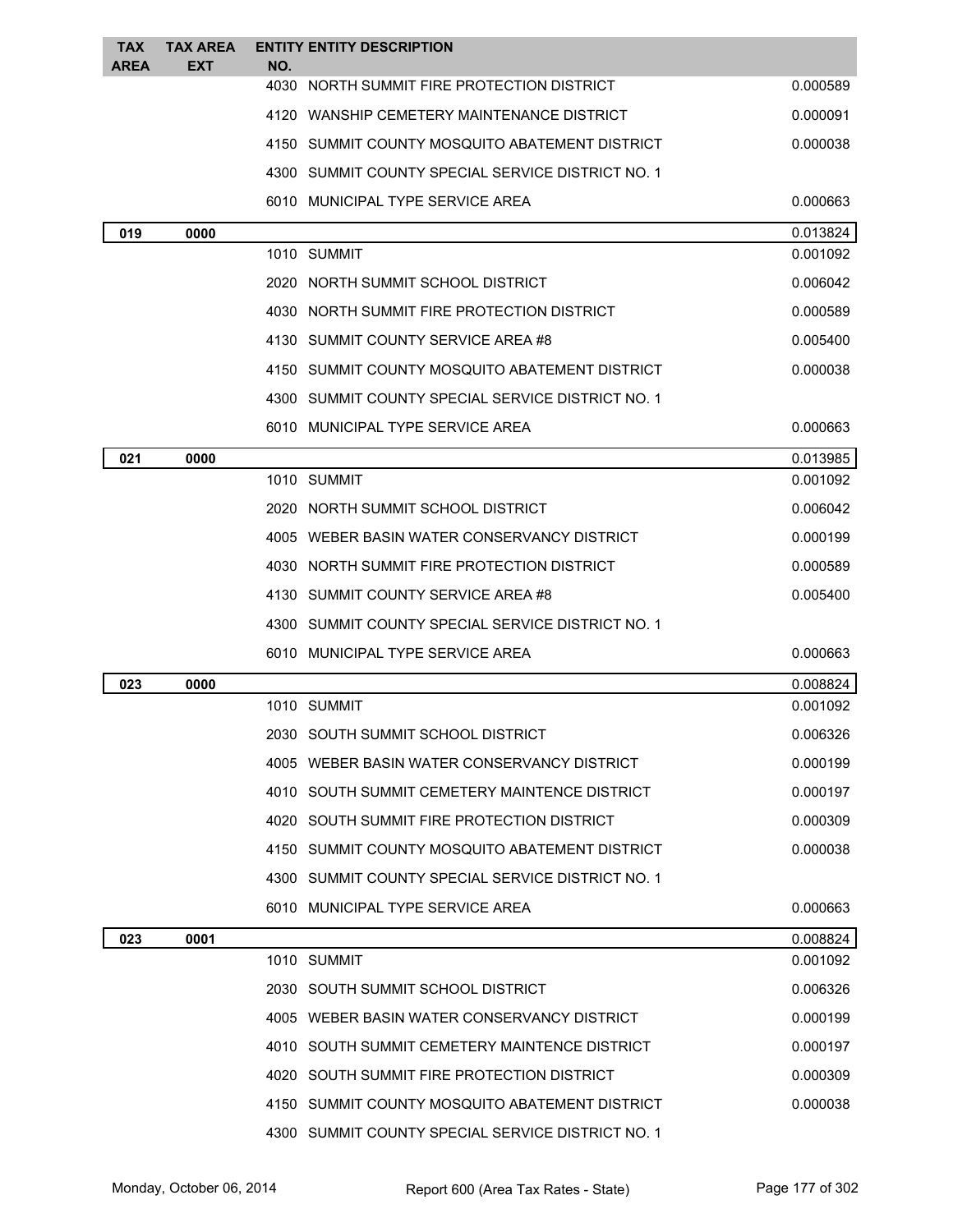| TAX AREA | TAX AREA EXT | ENTITY NO. | ENTITY DESCRIPTION | |
|---|---|---|---|---|
| | | 4030 | NORTH SUMMIT FIRE PROTECTION DISTRICT | 0.000589 |
| | | 4120 | WANSHIP CEMETERY MAINTENANCE DISTRICT | 0.000091 |
| | | 4150 | SUMMIT COUNTY MOSQUITO ABATEMENT DISTRICT | 0.000038 |
| | | 4300 | SUMMIT COUNTY SPECIAL SERVICE DISTRICT NO. 1 | |
| | | 6010 | MUNICIPAL TYPE SERVICE AREA | 0.000663 |
| **019** | **0000** | | | 0.013824 |
| | | 1010 | SUMMIT | 0.001092 |
| | | 2020 | NORTH SUMMIT SCHOOL DISTRICT | 0.006042 |
| | | 4030 | NORTH SUMMIT FIRE PROTECTION DISTRICT | 0.000589 |
| | | 4130 | SUMMIT COUNTY SERVICE AREA #8 | 0.005400 |
| | | 4150 | SUMMIT COUNTY MOSQUITO ABATEMENT DISTRICT | 0.000038 |
| | | 4300 | SUMMIT COUNTY SPECIAL SERVICE DISTRICT NO. 1 | |
| | | 6010 | MUNICIPAL TYPE SERVICE AREA | 0.000663 |
| **021** | **0000** | | | 0.013985 |
| | | 1010 | SUMMIT | 0.001092 |
| | | 2020 | NORTH SUMMIT SCHOOL DISTRICT | 0.006042 |
| | | 4005 | WEBER BASIN WATER CONSERVANCY DISTRICT | 0.000199 |
| | | 4030 | NORTH SUMMIT FIRE PROTECTION DISTRICT | 0.000589 |
| | | 4130 | SUMMIT COUNTY SERVICE AREA #8 | 0.005400 |
| | | 4300 | SUMMIT COUNTY SPECIAL SERVICE DISTRICT NO. 1 | |
| | | 6010 | MUNICIPAL TYPE SERVICE AREA | 0.000663 |
| **023** | **0000** | | | 0.008824 |
| | | 1010 | SUMMIT | 0.001092 |
| | | 2030 | SOUTH SUMMIT SCHOOL DISTRICT | 0.006326 |
| | | 4005 | WEBER BASIN WATER CONSERVANCY DISTRICT | 0.000199 |
| | | 4010 | SOUTH SUMMIT CEMETERY MAINTENCE DISTRICT | 0.000197 |
| | | 4020 | SOUTH SUMMIT FIRE PROTECTION DISTRICT | 0.000309 |
| | | 4150 | SUMMIT COUNTY MOSQUITO ABATEMENT DISTRICT | 0.000038 |
| | | 4300 | SUMMIT COUNTY SPECIAL SERVICE DISTRICT NO. 1 | |
| | | 6010 | MUNICIPAL TYPE SERVICE AREA | 0.000663 |
| **023** | **0001** | | | 0.008824 |
| | | 1010 | SUMMIT | 0.001092 |
| | | 2030 | SOUTH SUMMIT SCHOOL DISTRICT | 0.006326 |
| | | 4005 | WEBER BASIN WATER CONSERVANCY DISTRICT | 0.000199 |
| | | 4010 | SOUTH SUMMIT CEMETERY MAINTENCE DISTRICT | 0.000197 |
| | | 4020 | SOUTH SUMMIT FIRE PROTECTION DISTRICT | 0.000309 |
| | | 4150 | SUMMIT COUNTY MOSQUITO ABATEMENT DISTRICT | 0.000038 |
| | | 4300 | SUMMIT COUNTY SPECIAL SERVICE DISTRICT NO. 1 | |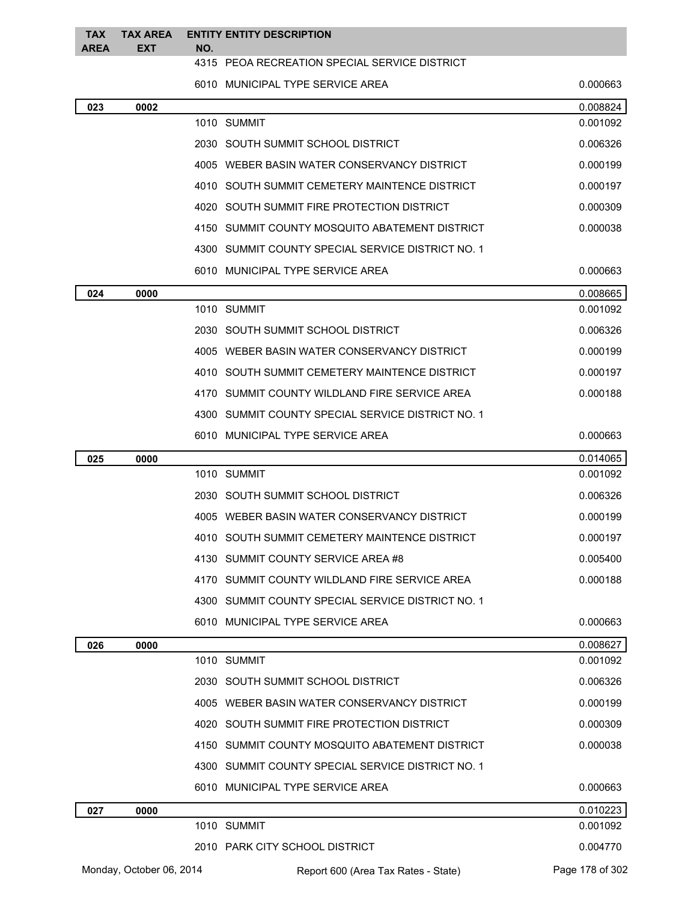| TAX AREA | TAX AREA EXT | ENTITY NO. | ENTITY DESCRIPTION | |
|---|---|---|---|---|
| | | 4315 | PEOA RECREATION SPECIAL SERVICE DISTRICT | |
| | | 6010 | MUNICIPAL TYPE SERVICE AREA | 0.000663 |
| **023** | **0002** | | | 0.008824 |
| | | 1010 | SUMMIT | 0.001092 |
| | | 2030 | SOUTH SUMMIT SCHOOL DISTRICT | 0.006326 |
| | | 4005 | WEBER BASIN WATER CONSERVANCY DISTRICT | 0.000199 |
| | | 4010 | SOUTH SUMMIT CEMETERY MAINTENCE DISTRICT | 0.000197 |
| | | 4020 | SOUTH SUMMIT FIRE PROTECTION DISTRICT | 0.000309 |
| | | 4150 | SUMMIT COUNTY MOSQUITO ABATEMENT DISTRICT | 0.000038 |
| | | 4300 | SUMMIT COUNTY SPECIAL SERVICE DISTRICT NO. 1 | |
| | | 6010 | MUNICIPAL TYPE SERVICE AREA | 0.000663 |
| **024** | **0000** | | | 0.008665 |
| | | 1010 | SUMMIT | 0.001092 |
| | | 2030 | SOUTH SUMMIT SCHOOL DISTRICT | 0.006326 |
| | | 4005 | WEBER BASIN WATER CONSERVANCY DISTRICT | 0.000199 |
| | | 4010 | SOUTH SUMMIT CEMETERY MAINTENCE DISTRICT | 0.000197 |
| | | 4170 | SUMMIT COUNTY WILDLAND FIRE SERVICE AREA | 0.000188 |
| | | 4300 | SUMMIT COUNTY SPECIAL SERVICE DISTRICT NO. 1 | |
| | | 6010 | MUNICIPAL TYPE SERVICE AREA | 0.000663 |
| **025** | **0000** | | | 0.014065 |
| | | 1010 | SUMMIT | 0.001092 |
| | | 2030 | SOUTH SUMMIT SCHOOL DISTRICT | 0.006326 |
| | | 4005 | WEBER BASIN WATER CONSERVANCY DISTRICT | 0.000199 |
| | | 4010 | SOUTH SUMMIT CEMETERY MAINTENCE DISTRICT | 0.000197 |
| | | 4130 | SUMMIT COUNTY SERVICE AREA #8 | 0.005400 |
| | | 4170 | SUMMIT COUNTY WILDLAND FIRE SERVICE AREA | 0.000188 |
| | | 4300 | SUMMIT COUNTY SPECIAL SERVICE DISTRICT NO. 1 | |
| | | 6010 | MUNICIPAL TYPE SERVICE AREA | 0.000663 |
| **026** | **0000** | | | 0.008627 |
| | | 1010 | SUMMIT | 0.001092 |
| | | 2030 | SOUTH SUMMIT SCHOOL DISTRICT | 0.006326 |
| | | 4005 | WEBER BASIN WATER CONSERVANCY DISTRICT | 0.000199 |
| | | 4020 | SOUTH SUMMIT FIRE PROTECTION DISTRICT | 0.000309 |
| | | 4150 | SUMMIT COUNTY MOSQUITO ABATEMENT DISTRICT | 0.000038 |
| | | 4300 | SUMMIT COUNTY SPECIAL SERVICE DISTRICT NO. 1 | |
| | | 6010 | MUNICIPAL TYPE SERVICE AREA | 0.000663 |
| **027** | **0000** | | | 0.010223 |
| | | 1010 | SUMMIT | 0.001092 |
| | | 2010 | PARK CITY SCHOOL DISTRICT | 0.004770 |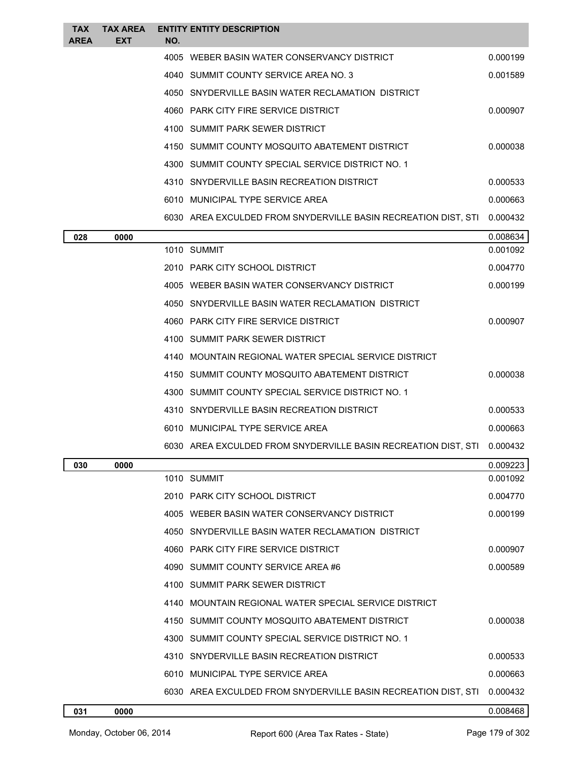| TAX AREA | TAX AREA EXT | ENTITY NO. | ENTITY DESCRIPTION | |
|---|---|---|---|---|
| | | 4005 | WEBER BASIN WATER CONSERVANCY DISTRICT | 0.000199 |
| | | 4040 | SUMMIT COUNTY SERVICE AREA NO. 3 | 0.001589 |
| | | 4050 | SNYDERVILLE BASIN WATER RECLAMATION DISTRICT | |
| | | 4060 | PARK CITY FIRE SERVICE DISTRICT | 0.000907 |
| | | 4100 | SUMMIT PARK SEWER DISTRICT | |
| | | 4150 | SUMMIT COUNTY MOSQUITO ABATEMENT DISTRICT | 0.000038 |
| | | 4300 | SUMMIT COUNTY SPECIAL SERVICE DISTRICT NO. 1 | |
| | | 4310 | SNYDERVILLE BASIN RECREATION DISTRICT | 0.000533 |
| | | 6010 | MUNICIPAL TYPE SERVICE AREA | 0.000663 |
| | | 6030 | AREA EXCULDED FROM SNYDERVILLE BASIN RECREATION DIST, STI | 0.000432 |
| **028** | **0000** | | | 0.008634 |
| | | 1010 | SUMMIT | 0.001092 |
| | | 2010 | PARK CITY SCHOOL DISTRICT | 0.004770 |
| | | 4005 | WEBER BASIN WATER CONSERVANCY DISTRICT | 0.000199 |
| | | 4050 | SNYDERVILLE BASIN WATER RECLAMATION DISTRICT | |
| | | 4060 | PARK CITY FIRE SERVICE DISTRICT | 0.000907 |
| | | 4100 | SUMMIT PARK SEWER DISTRICT | |
| | | 4140 | MOUNTAIN REGIONAL WATER SPECIAL SERVICE DISTRICT | |
| | | 4150 | SUMMIT COUNTY MOSQUITO ABATEMENT DISTRICT | 0.000038 |
| | | 4300 | SUMMIT COUNTY SPECIAL SERVICE DISTRICT NO. 1 | |
| | | 4310 | SNYDERVILLE BASIN RECREATION DISTRICT | 0.000533 |
| | | 6010 | MUNICIPAL TYPE SERVICE AREA | 0.000663 |
| | | 6030 | AREA EXCULDED FROM SNYDERVILLE BASIN RECREATION DIST, STI | 0.000432 |
| **030** | **0000** | | | 0.009223 |
| | | 1010 | SUMMIT | 0.001092 |
| | | 2010 | PARK CITY SCHOOL DISTRICT | 0.004770 |
| | | 4005 | WEBER BASIN WATER CONSERVANCY DISTRICT | 0.000199 |
| | | 4050 | SNYDERVILLE BASIN WATER RECLAMATION DISTRICT | |
| | | 4060 | PARK CITY FIRE SERVICE DISTRICT | 0.000907 |
| | | 4090 | SUMMIT COUNTY SERVICE AREA #6 | 0.000589 |
| | | 4100 | SUMMIT PARK SEWER DISTRICT | |
| | | 4140 | MOUNTAIN REGIONAL WATER SPECIAL SERVICE DISTRICT | |
| | | 4150 | SUMMIT COUNTY MOSQUITO ABATEMENT DISTRICT | 0.000038 |
| | | 4300 | SUMMIT COUNTY SPECIAL SERVICE DISTRICT NO. 1 | |
| | | 4310 | SNYDERVILLE BASIN RECREATION DISTRICT | 0.000533 |
| | | 6010 | MUNICIPAL TYPE SERVICE AREA | 0.000663 |
| | | 6030 | AREA EXCULDED FROM SNYDERVILLE BASIN RECREATION DIST, STI | 0.000432 |
| **031** | **0000** | | | 0.008468 |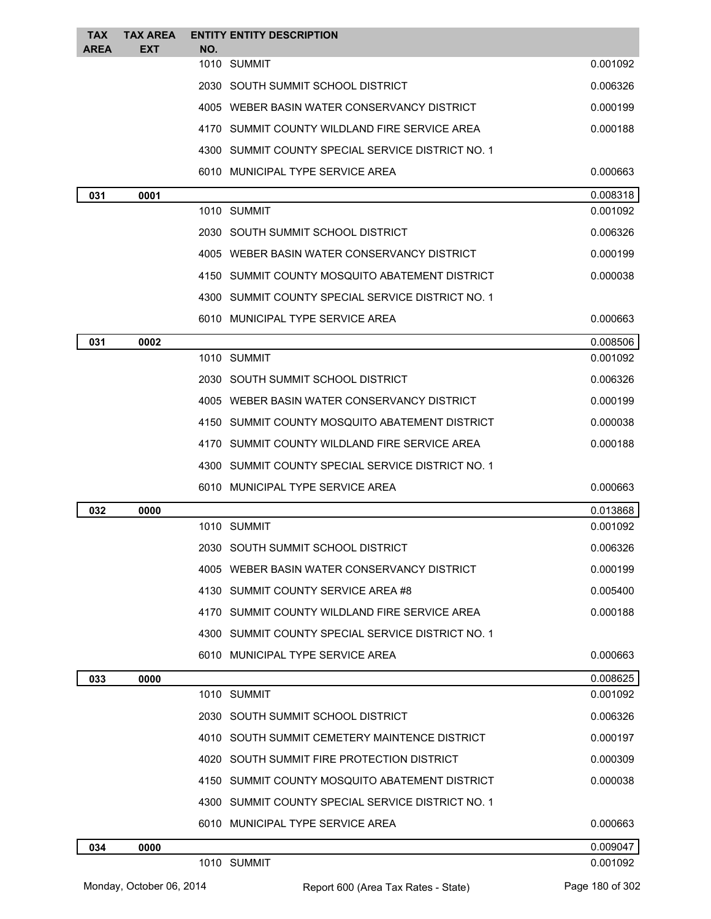| TAX AREA | TAX AREA EXT | ENTITY NO. | ENTITY DESCRIPTION | |
|---|---|---|---|---|
| | | 1010 | SUMMIT | 0.001092 |
| | | 2030 | SOUTH SUMMIT SCHOOL DISTRICT | 0.006326 |
| | | 4005 | WEBER BASIN WATER CONSERVANCY DISTRICT | 0.000199 |
| | | 4170 | SUMMIT COUNTY WILDLAND FIRE SERVICE AREA | 0.000188 |
| | | 4300 | SUMMIT COUNTY SPECIAL SERVICE DISTRICT NO. 1 | |
| | | 6010 | MUNICIPAL TYPE SERVICE AREA | 0.000663 |
| **031** | **0001** | | | 0.008318 |
| | | 1010 | SUMMIT | 0.001092 |
| | | 2030 | SOUTH SUMMIT SCHOOL DISTRICT | 0.006326 |
| | | 4005 | WEBER BASIN WATER CONSERVANCY DISTRICT | 0.000199 |
| | | 4150 | SUMMIT COUNTY MOSQUITO ABATEMENT DISTRICT | 0.000038 |
| | | 4300 | SUMMIT COUNTY SPECIAL SERVICE DISTRICT NO. 1 | |
| | | 6010 | MUNICIPAL TYPE SERVICE AREA | 0.000663 |
| **031** | **0002** | | | 0.008506 |
| | | 1010 | SUMMIT | 0.001092 |
| | | 2030 | SOUTH SUMMIT SCHOOL DISTRICT | 0.006326 |
| | | 4005 | WEBER BASIN WATER CONSERVANCY DISTRICT | 0.000199 |
| | | 4150 | SUMMIT COUNTY MOSQUITO ABATEMENT DISTRICT | 0.000038 |
| | | 4170 | SUMMIT COUNTY WILDLAND FIRE SERVICE AREA | 0.000188 |
| | | 4300 | SUMMIT COUNTY SPECIAL SERVICE DISTRICT NO. 1 | |
| | | 6010 | MUNICIPAL TYPE SERVICE AREA | 0.000663 |
| **032** | **0000** | | | 0.013868 |
| | | 1010 | SUMMIT | 0.001092 |
| | | 2030 | SOUTH SUMMIT SCHOOL DISTRICT | 0.006326 |
| | | 4005 | WEBER BASIN WATER CONSERVANCY DISTRICT | 0.000199 |
| | | 4130 | SUMMIT COUNTY SERVICE AREA #8 | 0.005400 |
| | | 4170 | SUMMIT COUNTY WILDLAND FIRE SERVICE AREA | 0.000188 |
| | | 4300 | SUMMIT COUNTY SPECIAL SERVICE DISTRICT NO. 1 | |
| | | 6010 | MUNICIPAL TYPE SERVICE AREA | 0.000663 |
| **033** | **0000** | | | 0.008625 |
| | | 1010 | SUMMIT | 0.001092 |
| | | 2030 | SOUTH SUMMIT SCHOOL DISTRICT | 0.006326 |
| | | 4010 | SOUTH SUMMIT CEMETERY MAINTENCE DISTRICT | 0.000197 |
| | | 4020 | SOUTH SUMMIT FIRE PROTECTION DISTRICT | 0.000309 |
| | | 4150 | SUMMIT COUNTY MOSQUITO ABATEMENT DISTRICT | 0.000038 |
| | | 4300 | SUMMIT COUNTY SPECIAL SERVICE DISTRICT NO. 1 | |
| | | 6010 | MUNICIPAL TYPE SERVICE AREA | 0.000663 |
| **034** | **0000** | | | 0.009047 |
| | | 1010 | SUMMIT | 0.001092 |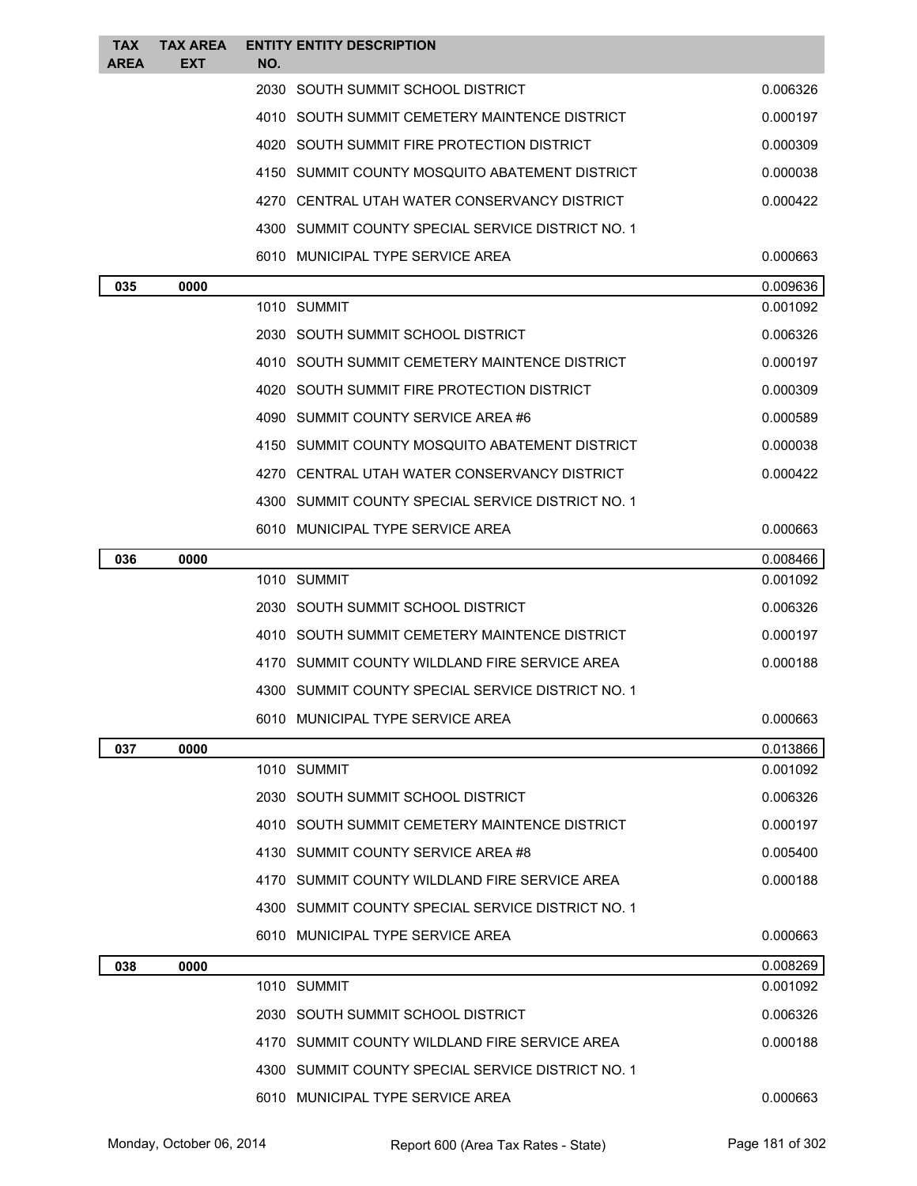| TAX AREA | TAX AREA EXT | ENTITY NO. | ENTITY DESCRIPTION | |
|---|---|---|---|---|
| | | 2030 | SOUTH SUMMIT SCHOOL DISTRICT | 0.006326 |
| | | 4010 | SOUTH SUMMIT CEMETERY MAINTENCE DISTRICT | 0.000197 |
| | | 4020 | SOUTH SUMMIT FIRE PROTECTION DISTRICT | 0.000309 |
| | | 4150 | SUMMIT COUNTY MOSQUITO ABATEMENT DISTRICT | 0.000038 |
| | | 4270 | CENTRAL UTAH WATER CONSERVANCY DISTRICT | 0.000422 |
| | | 4300 | SUMMIT COUNTY SPECIAL SERVICE DISTRICT NO. 1 | |
| | | 6010 | MUNICIPAL TYPE SERVICE AREA | 0.000663 |
| **035** | **0000** | | | 0.009636 |
| | | 1010 | SUMMIT | 0.001092 |
| | | 2030 | SOUTH SUMMIT SCHOOL DISTRICT | 0.006326 |
| | | 4010 | SOUTH SUMMIT CEMETERY MAINTENCE DISTRICT | 0.000197 |
| | | 4020 | SOUTH SUMMIT FIRE PROTECTION DISTRICT | 0.000309 |
| | | 4090 | SUMMIT COUNTY SERVICE AREA #6 | 0.000589 |
| | | 4150 | SUMMIT COUNTY MOSQUITO ABATEMENT DISTRICT | 0.000038 |
| | | 4270 | CENTRAL UTAH WATER CONSERVANCY DISTRICT | 0.000422 |
| | | 4300 | SUMMIT COUNTY SPECIAL SERVICE DISTRICT NO. 1 | |
| | | 6010 | MUNICIPAL TYPE SERVICE AREA | 0.000663 |
| **036** | **0000** | | | 0.008466 |
| | | 1010 | SUMMIT | 0.001092 |
| | | 2030 | SOUTH SUMMIT SCHOOL DISTRICT | 0.006326 |
| | | 4010 | SOUTH SUMMIT CEMETERY MAINTENCE DISTRICT | 0.000197 |
| | | 4170 | SUMMIT COUNTY WILDLAND FIRE SERVICE AREA | 0.000188 |
| | | 4300 | SUMMIT COUNTY SPECIAL SERVICE DISTRICT NO. 1 | |
| | | 6010 | MUNICIPAL TYPE SERVICE AREA | 0.000663 |
| **037** | **0000** | | | 0.013866 |
| | | 1010 | SUMMIT | 0.001092 |
| | | 2030 | SOUTH SUMMIT SCHOOL DISTRICT | 0.006326 |
| | | 4010 | SOUTH SUMMIT CEMETERY MAINTENCE DISTRICT | 0.000197 |
| | | 4130 | SUMMIT COUNTY SERVICE AREA #8 | 0.005400 |
| | | 4170 | SUMMIT COUNTY WILDLAND FIRE SERVICE AREA | 0.000188 |
| | | 4300 | SUMMIT COUNTY SPECIAL SERVICE DISTRICT NO. 1 | |
| | | 6010 | MUNICIPAL TYPE SERVICE AREA | 0.000663 |
| **038** | **0000** | | | 0.008269 |
| | | 1010 | SUMMIT | 0.001092 |
| | | 2030 | SOUTH SUMMIT SCHOOL DISTRICT | 0.006326 |
| | | 4170 | SUMMIT COUNTY WILDLAND FIRE SERVICE AREA | 0.000188 |
| | | 4300 | SUMMIT COUNTY SPECIAL SERVICE DISTRICT NO. 1 | |
| | | 6010 | MUNICIPAL TYPE SERVICE AREA | 0.000663 |

Monday, October 06, 2014 Report 600 (Area Tax Rates - State)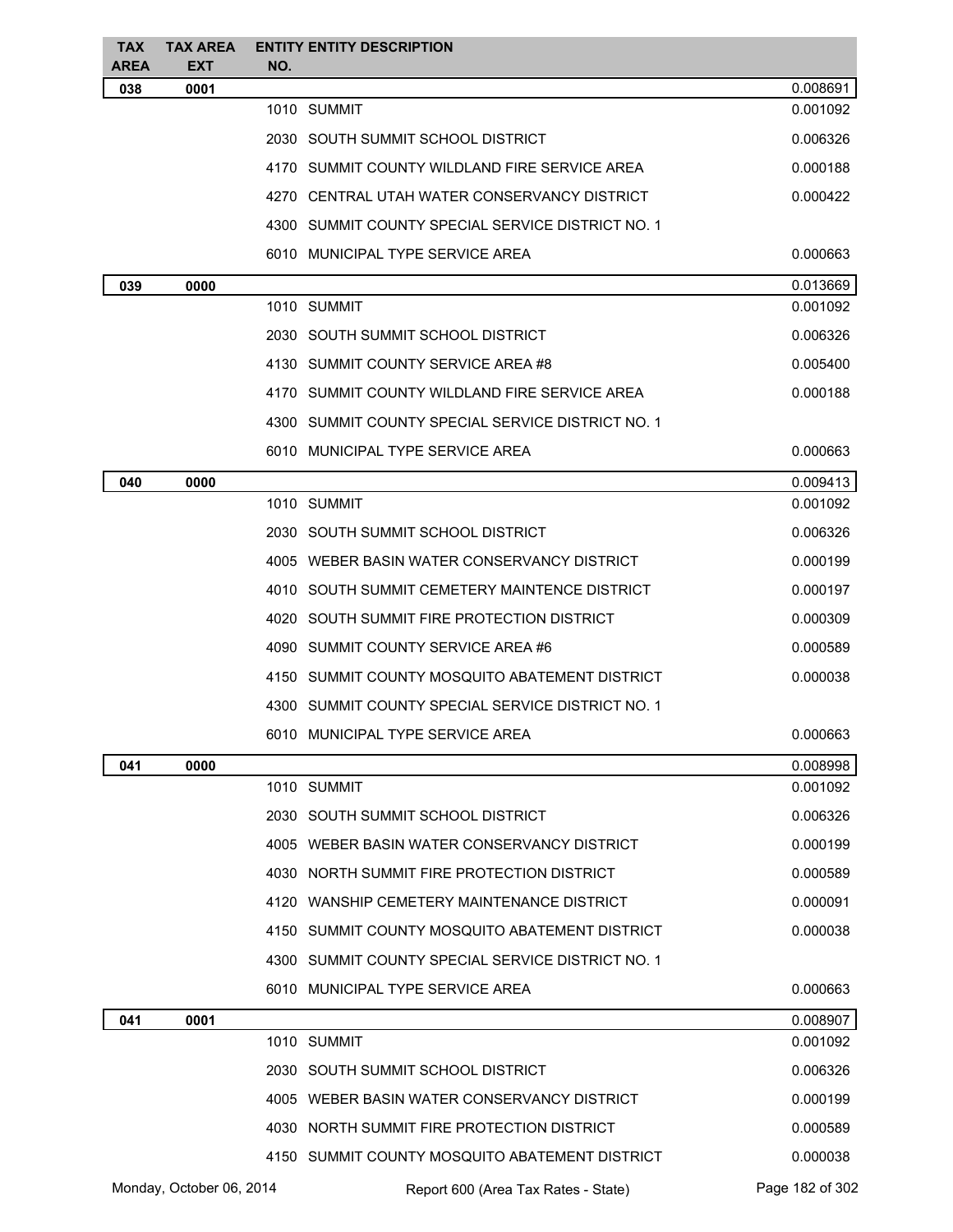| TAX AREA | TAX AREA EXT | ENTITY NO. | ENTITY DESCRIPTION | |
|---|---|---|---|---|
| 038 | 0001 | | | 0.008691 |
| | | 1010 | SUMMIT | 0.001092 |
| | | 2030 | SOUTH SUMMIT SCHOOL DISTRICT | 0.006326 |
| | | 4170 | SUMMIT COUNTY WILDLAND FIRE SERVICE AREA | 0.000188 |
| | | 4270 | CENTRAL UTAH WATER CONSERVANCY DISTRICT | 0.000422 |
| | | 4300 | SUMMIT COUNTY SPECIAL SERVICE DISTRICT NO. 1 | |
| | | 6010 | MUNICIPAL TYPE SERVICE AREA | 0.000663 |
| 039 | 0000 | | | 0.013669 |
| | | 1010 | SUMMIT | 0.001092 |
| | | 2030 | SOUTH SUMMIT SCHOOL DISTRICT | 0.006326 |
| | | 4130 | SUMMIT COUNTY SERVICE AREA #8 | 0.005400 |
| | | 4170 | SUMMIT COUNTY WILDLAND FIRE SERVICE AREA | 0.000188 |
| | | 4300 | SUMMIT COUNTY SPECIAL SERVICE DISTRICT NO. 1 | |
| | | 6010 | MUNICIPAL TYPE SERVICE AREA | 0.000663 |
| 040 | 0000 | | | 0.009413 |
| | | 1010 | SUMMIT | 0.001092 |
| | | 2030 | SOUTH SUMMIT SCHOOL DISTRICT | 0.006326 |
| | | 4005 | WEBER BASIN WATER CONSERVANCY DISTRICT | 0.000199 |
| | | 4010 | SOUTH SUMMIT CEMETERY MAINTENCE DISTRICT | 0.000197 |
| | | 4020 | SOUTH SUMMIT FIRE PROTECTION DISTRICT | 0.000309 |
| | | 4090 | SUMMIT COUNTY SERVICE AREA #6 | 0.000589 |
| | | 4150 | SUMMIT COUNTY MOSQUITO ABATEMENT DISTRICT | 0.000038 |
| | | 4300 | SUMMIT COUNTY SPECIAL SERVICE DISTRICT NO. 1 | |
| | | 6010 | MUNICIPAL TYPE SERVICE AREA | 0.000663 |
| 041 | 0000 | | | 0.008998 |
| | | 1010 | SUMMIT | 0.001092 |
| | | 2030 | SOUTH SUMMIT SCHOOL DISTRICT | 0.006326 |
| | | 4005 | WEBER BASIN WATER CONSERVANCY DISTRICT | 0.000199 |
| | | 4030 | NORTH SUMMIT FIRE PROTECTION DISTRICT | 0.000589 |
| | | 4120 | WANSHIP CEMETERY MAINTENANCE DISTRICT | 0.000091 |
| | | 4150 | SUMMIT COUNTY MOSQUITO ABATEMENT DISTRICT | 0.000038 |
| | | 4300 | SUMMIT COUNTY SPECIAL SERVICE DISTRICT NO. 1 | |
| | | 6010 | MUNICIPAL TYPE SERVICE AREA | 0.000663 |
| 041 | 0001 | | | 0.008907 |
| | | 1010 | SUMMIT | 0.001092 |
| | | 2030 | SOUTH SUMMIT SCHOOL DISTRICT | 0.006326 |
| | | 4005 | WEBER BASIN WATER CONSERVANCY DISTRICT | 0.000199 |
| | | 4030 | NORTH SUMMIT FIRE PROTECTION DISTRICT | 0.000589 |
| | | 4150 | SUMMIT COUNTY MOSQUITO ABATEMENT DISTRICT | 0.000038 |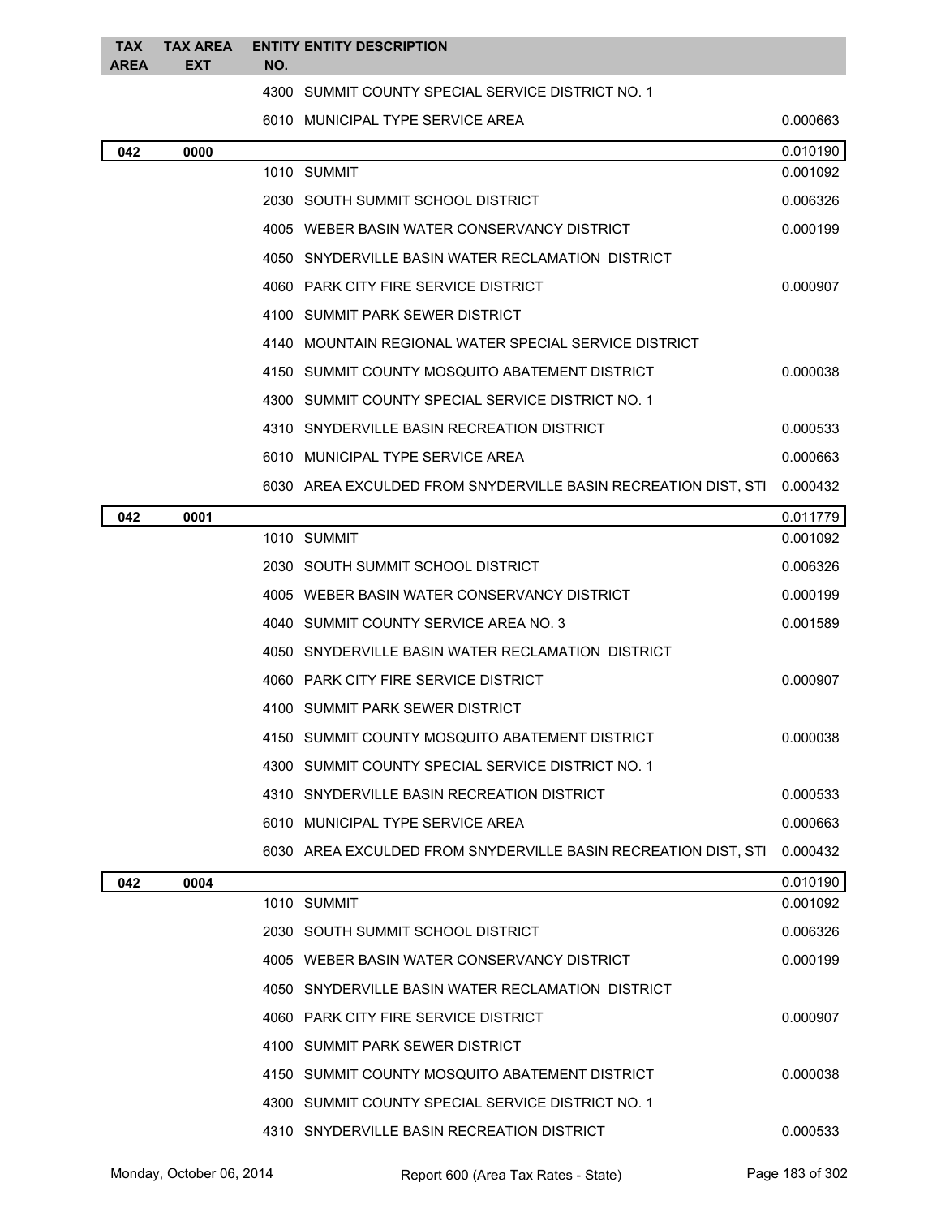| TAX AREA | TAX AREA EXT | ENTITY NO. | ENTITY DESCRIPTION | |
|---|---|---|---|---|
| | | 4300 | SUMMIT COUNTY SPECIAL SERVICE DISTRICT NO. 1 | |
| | | 6010 | MUNICIPAL TYPE SERVICE AREA | 0.000663 |
| **042** | **0000** | | | 0.010190 |
| | | 1010 | SUMMIT | 0.001092 |
| | | 2030 | SOUTH SUMMIT SCHOOL DISTRICT | 0.006326 |
| | | 4005 | WEBER BASIN WATER CONSERVANCY DISTRICT | 0.000199 |
| | | 4050 | SNYDERVILLE BASIN WATER RECLAMATION DISTRICT | |
| | | 4060 | PARK CITY FIRE SERVICE DISTRICT | 0.000907 |
| | | 4100 | SUMMIT PARK SEWER DISTRICT | |
| | | 4140 | MOUNTAIN REGIONAL WATER SPECIAL SERVICE DISTRICT | |
| | | 4150 | SUMMIT COUNTY MOSQUITO ABATEMENT DISTRICT | 0.000038 |
| | | 4300 | SUMMIT COUNTY SPECIAL SERVICE DISTRICT NO. 1 | |
| | | 4310 | SNYDERVILLE BASIN RECREATION DISTRICT | 0.000533 |
| | | 6010 | MUNICIPAL TYPE SERVICE AREA | 0.000663 |
| | | 6030 | AREA EXCULDED FROM SNYDERVILLE BASIN RECREATION DIST, STI | 0.000432 |
| **042** | **0001** | | | 0.011779 |
| | | 1010 | SUMMIT | 0.001092 |
| | | 2030 | SOUTH SUMMIT SCHOOL DISTRICT | 0.006326 |
| | | 4005 | WEBER BASIN WATER CONSERVANCY DISTRICT | 0.000199 |
| | | 4040 | SUMMIT COUNTY SERVICE AREA NO. 3 | 0.001589 |
| | | 4050 | SNYDERVILLE BASIN WATER RECLAMATION DISTRICT | |
| | | 4060 | PARK CITY FIRE SERVICE DISTRICT | 0.000907 |
| | | 4100 | SUMMIT PARK SEWER DISTRICT | |
| | | 4150 | SUMMIT COUNTY MOSQUITO ABATEMENT DISTRICT | 0.000038 |
| | | 4300 | SUMMIT COUNTY SPECIAL SERVICE DISTRICT NO. 1 | |
| | | 4310 | SNYDERVILLE BASIN RECREATION DISTRICT | 0.000533 |
| | | 6010 | MUNICIPAL TYPE SERVICE AREA | 0.000663 |
| | | 6030 | AREA EXCULDED FROM SNYDERVILLE BASIN RECREATION DIST, STI | 0.000432 |
| **042** | **0004** | | | 0.010190 |
| | | 1010 | SUMMIT | 0.001092 |
| | | 2030 | SOUTH SUMMIT SCHOOL DISTRICT | 0.006326 |
| | | 4005 | WEBER BASIN WATER CONSERVANCY DISTRICT | 0.000199 |
| | | 4050 | SNYDERVILLE BASIN WATER RECLAMATION DISTRICT | |
| | | 4060 | PARK CITY FIRE SERVICE DISTRICT | 0.000907 |
| | | 4100 | SUMMIT PARK SEWER DISTRICT | |
| | | 4150 | SUMMIT COUNTY MOSQUITO ABATEMENT DISTRICT | 0.000038 |
| | | 4300 | SUMMIT COUNTY SPECIAL SERVICE DISTRICT NO. 1 | |
| | | 4310 | SNYDERVILLE BASIN RECREATION DISTRICT | 0.000533 |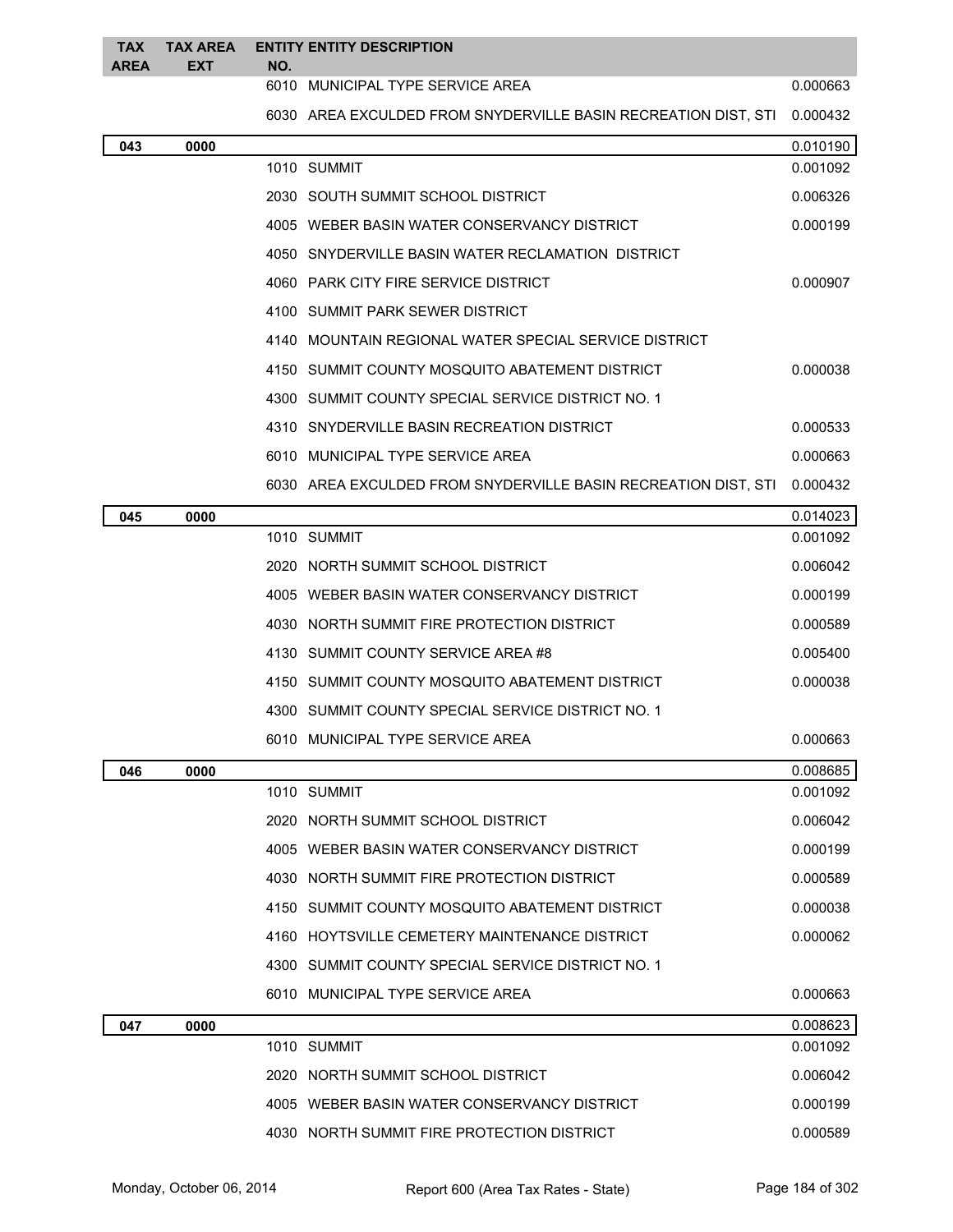| TAX AREA | TAX AREA EXT | ENTITY NO. | ENTITY DESCRIPTION | |
|---|---|---|---|---|
| | | 6010 | MUNICIPAL TYPE SERVICE AREA | 0.000663 |
| | | 6030 | AREA EXCULDED FROM SNYDERVILLE BASIN RECREATION DIST, STI | 0.000432 |
| **043** | **0000** | | | 0.010190 |
| | | 1010 | SUMMIT | 0.001092 |
| | | 2030 | SOUTH SUMMIT SCHOOL DISTRICT | 0.006326 |
| | | 4005 | WEBER BASIN WATER CONSERVANCY DISTRICT | 0.000199 |
| | | 4050 | SNYDERVILLE BASIN WATER RECLAMATION DISTRICT | |
| | | 4060 | PARK CITY FIRE SERVICE DISTRICT | 0.000907 |
| | | 4100 | SUMMIT PARK SEWER DISTRICT | |
| | | 4140 | MOUNTAIN REGIONAL WATER SPECIAL SERVICE DISTRICT | |
| | | 4150 | SUMMIT COUNTY MOSQUITO ABATEMENT DISTRICT | 0.000038 |
| | | 4300 | SUMMIT COUNTY SPECIAL SERVICE DISTRICT NO. 1 | |
| | | 4310 | SNYDERVILLE BASIN RECREATION DISTRICT | 0.000533 |
| | | 6010 | MUNICIPAL TYPE SERVICE AREA | 0.000663 |
| | | 6030 | AREA EXCULDED FROM SNYDERVILLE BASIN RECREATION DIST, STI | 0.000432 |
| **045** | **0000** | | | 0.014023 |
| | | 1010 | SUMMIT | 0.001092 |
| | | 2020 | NORTH SUMMIT SCHOOL DISTRICT | 0.006042 |
| | | 4005 | WEBER BASIN WATER CONSERVANCY DISTRICT | 0.000199 |
| | | 4030 | NORTH SUMMIT FIRE PROTECTION DISTRICT | 0.000589 |
| | | 4130 | SUMMIT COUNTY SERVICE AREA #8 | 0.005400 |
| | | 4150 | SUMMIT COUNTY MOSQUITO ABATEMENT DISTRICT | 0.000038 |
| | | 4300 | SUMMIT COUNTY SPECIAL SERVICE DISTRICT NO. 1 | |
| | | 6010 | MUNICIPAL TYPE SERVICE AREA | 0.000663 |
| **046** | **0000** | | | 0.008685 |
| | | 1010 | SUMMIT | 0.001092 |
| | | 2020 | NORTH SUMMIT SCHOOL DISTRICT | 0.006042 |
| | | 4005 | WEBER BASIN WATER CONSERVANCY DISTRICT | 0.000199 |
| | | 4030 | NORTH SUMMIT FIRE PROTECTION DISTRICT | 0.000589 |
| | | 4150 | SUMMIT COUNTY MOSQUITO ABATEMENT DISTRICT | 0.000038 |
| | | 4160 | HOYTSVILLE CEMETERY MAINTENANCE DISTRICT | 0.000062 |
| | | 4300 | SUMMIT COUNTY SPECIAL SERVICE DISTRICT NO. 1 | |
| | | 6010 | MUNICIPAL TYPE SERVICE AREA | 0.000663 |
| **047** | **0000** | | | 0.008623 |
| | | 1010 | SUMMIT | 0.001092 |
| | | 2020 | NORTH SUMMIT SCHOOL DISTRICT | 0.006042 |
| | | 4005 | WEBER BASIN WATER CONSERVANCY DISTRICT | 0.000199 |
| | | 4030 | NORTH SUMMIT FIRE PROTECTION DISTRICT | 0.000589 |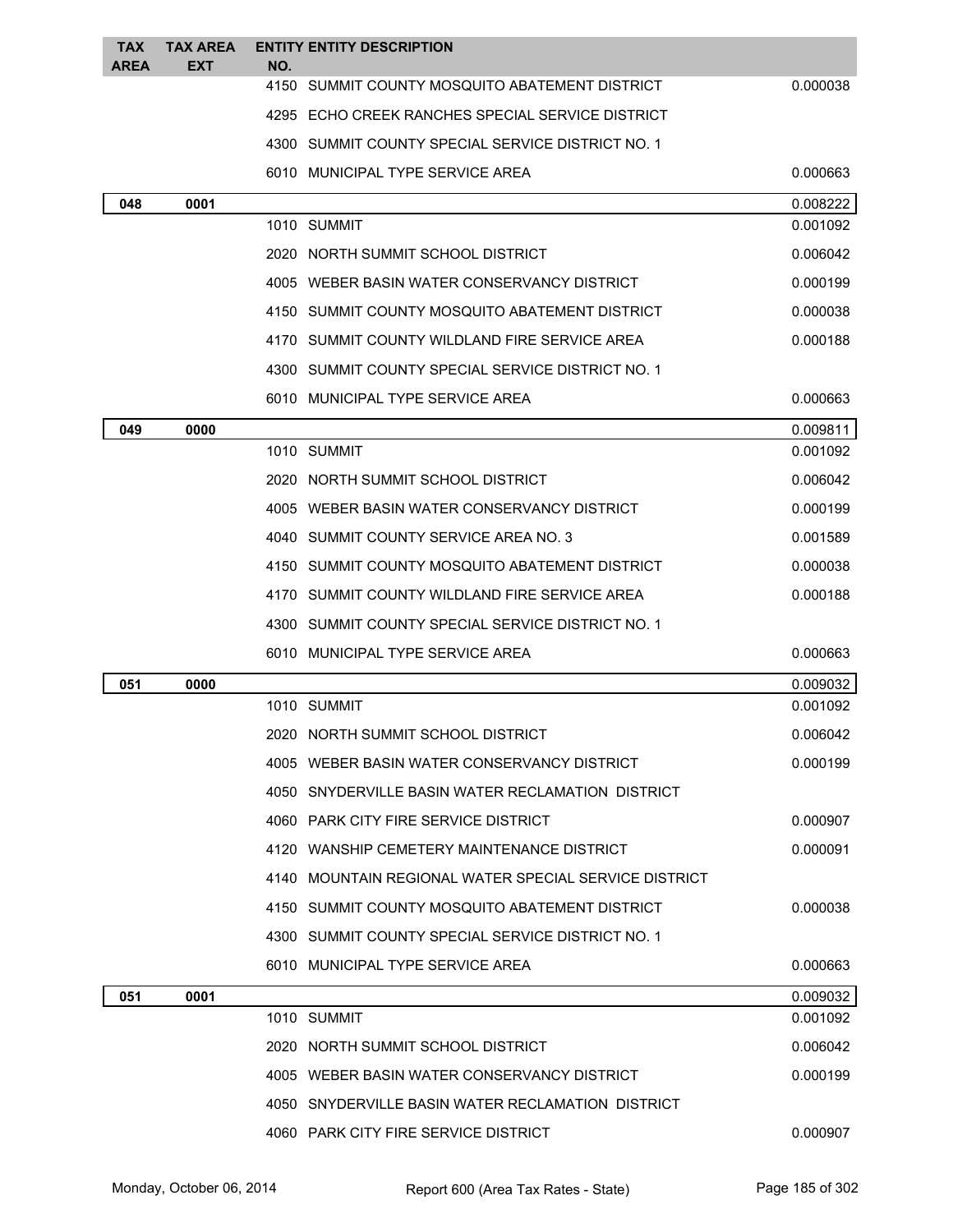| TAX AREA | TAX AREA EXT | ENTITY NO. | ENTITY DESCRIPTION | |
|---|---|---|---|---|
| | | 4150 | SUMMIT COUNTY MOSQUITO ABATEMENT DISTRICT | 0.000038 |
| | | 4295 | ECHO CREEK RANCHES SPECIAL SERVICE DISTRICT | |
| | | 4300 | SUMMIT COUNTY SPECIAL SERVICE DISTRICT NO. 1 | |
| | | 6010 | MUNICIPAL TYPE SERVICE AREA | 0.000663 |
| **048** | **0001** | | | 0.008222 |
| | | 1010 | SUMMIT | 0.001092 |
| | | 2020 | NORTH SUMMIT SCHOOL DISTRICT | 0.006042 |
| | | 4005 | WEBER BASIN WATER CONSERVANCY DISTRICT | 0.000199 |
| | | 4150 | SUMMIT COUNTY MOSQUITO ABATEMENT DISTRICT | 0.000038 |
| | | 4170 | SUMMIT COUNTY WILDLAND FIRE SERVICE AREA | 0.000188 |
| | | 4300 | SUMMIT COUNTY SPECIAL SERVICE DISTRICT NO. 1 | |
| | | 6010 | MUNICIPAL TYPE SERVICE AREA | 0.000663 |
| **049** | **0000** | | | 0.009811 |
| | | 1010 | SUMMIT | 0.001092 |
| | | 2020 | NORTH SUMMIT SCHOOL DISTRICT | 0.006042 |
| | | 4005 | WEBER BASIN WATER CONSERVANCY DISTRICT | 0.000199 |
| | | 4040 | SUMMIT COUNTY SERVICE AREA NO. 3 | 0.001589 |
| | | 4150 | SUMMIT COUNTY MOSQUITO ABATEMENT DISTRICT | 0.000038 |
| | | 4170 | SUMMIT COUNTY WILDLAND FIRE SERVICE AREA | 0.000188 |
| | | 4300 | SUMMIT COUNTY SPECIAL SERVICE DISTRICT NO. 1 | |
| | | 6010 | MUNICIPAL TYPE SERVICE AREA | 0.000663 |
| **051** | **0000** | | | 0.009032 |
| | | 1010 | SUMMIT | 0.001092 |
| | | 2020 | NORTH SUMMIT SCHOOL DISTRICT | 0.006042 |
| | | 4005 | WEBER BASIN WATER CONSERVANCY DISTRICT | 0.000199 |
| | | 4050 | SNYDERVILLE BASIN WATER RECLAMATION DISTRICT | |
| | | 4060 | PARK CITY FIRE SERVICE DISTRICT | 0.000907 |
| | | 4120 | WANSHIP CEMETERY MAINTENANCE DISTRICT | 0.000091 |
| | | 4140 | MOUNTAIN REGIONAL WATER SPECIAL SERVICE DISTRICT | |
| | | 4150 | SUMMIT COUNTY MOSQUITO ABATEMENT DISTRICT | 0.000038 |
| | | 4300 | SUMMIT COUNTY SPECIAL SERVICE DISTRICT NO. 1 | |
| | | 6010 | MUNICIPAL TYPE SERVICE AREA | 0.000663 |
| **051** | **0001** | | | 0.009032 |
| | | 1010 | SUMMIT | 0.001092 |
| | | 2020 | NORTH SUMMIT SCHOOL DISTRICT | 0.006042 |
| | | 4005 | WEBER BASIN WATER CONSERVANCY DISTRICT | 0.000199 |
| | | 4050 | SNYDERVILLE BASIN WATER RECLAMATION DISTRICT | |
| | | 4060 | PARK CITY FIRE SERVICE DISTRICT | 0.000907 |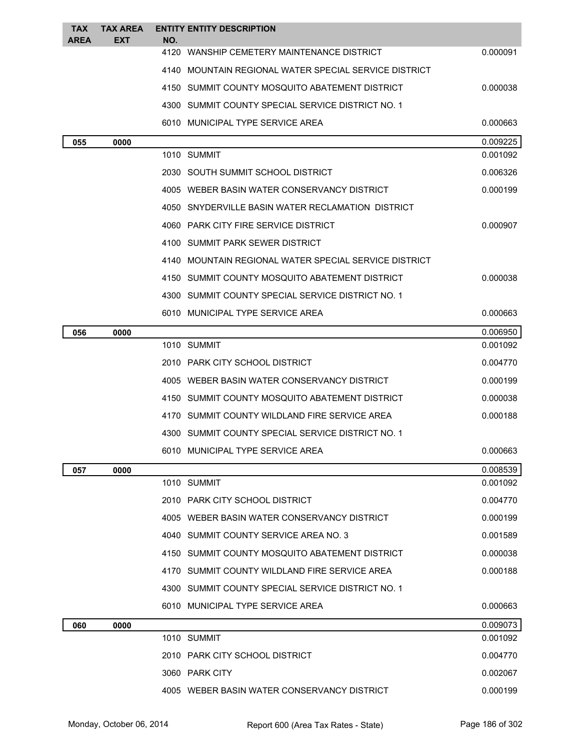| TAX AREA | TAX AREA EXT | ENTITY NO. | ENTITY DESCRIPTION | |
|---|---|---|---|---|
| | | 4120 | WANSHIP CEMETERY MAINTENANCE DISTRICT | 0.000091 |
| | | 4140 | MOUNTAIN REGIONAL WATER SPECIAL SERVICE DISTRICT | |
| | | 4150 | SUMMIT COUNTY MOSQUITO ABATEMENT DISTRICT | 0.000038 |
| | | 4300 | SUMMIT COUNTY SPECIAL SERVICE DISTRICT NO. 1 | |
| | | 6010 | MUNICIPAL TYPE SERVICE AREA | 0.000663 |
| 055 | 0000 | | | 0.009225 |
| | | 1010 | SUMMIT | 0.001092 |
| | | 2030 | SOUTH SUMMIT SCHOOL DISTRICT | 0.006326 |
| | | 4005 | WEBER BASIN WATER CONSERVANCY DISTRICT | 0.000199 |
| | | 4050 | SNYDERVILLE BASIN WATER RECLAMATION DISTRICT | |
| | | 4060 | PARK CITY FIRE SERVICE DISTRICT | 0.000907 |
| | | 4100 | SUMMIT PARK SEWER DISTRICT | |
| | | 4140 | MOUNTAIN REGIONAL WATER SPECIAL SERVICE DISTRICT | |
| | | 4150 | SUMMIT COUNTY MOSQUITO ABATEMENT DISTRICT | 0.000038 |
| | | 4300 | SUMMIT COUNTY SPECIAL SERVICE DISTRICT NO. 1 | |
| | | 6010 | MUNICIPAL TYPE SERVICE AREA | 0.000663 |
| 056 | 0000 | | | 0.006950 |
| | | 1010 | SUMMIT | 0.001092 |
| | | 2010 | PARK CITY SCHOOL DISTRICT | 0.004770 |
| | | 4005 | WEBER BASIN WATER CONSERVANCY DISTRICT | 0.000199 |
| | | 4150 | SUMMIT COUNTY MOSQUITO ABATEMENT DISTRICT | 0.000038 |
| | | 4170 | SUMMIT COUNTY WILDLAND FIRE SERVICE AREA | 0.000188 |
| | | 4300 | SUMMIT COUNTY SPECIAL SERVICE DISTRICT NO. 1 | |
| | | 6010 | MUNICIPAL TYPE SERVICE AREA | 0.000663 |
| 057 | 0000 | | | 0.008539 |
| | | 1010 | SUMMIT | 0.001092 |
| | | 2010 | PARK CITY SCHOOL DISTRICT | 0.004770 |
| | | 4005 | WEBER BASIN WATER CONSERVANCY DISTRICT | 0.000199 |
| | | 4040 | SUMMIT COUNTY SERVICE AREA NO. 3 | 0.001589 |
| | | 4150 | SUMMIT COUNTY MOSQUITO ABATEMENT DISTRICT | 0.000038 |
| | | 4170 | SUMMIT COUNTY WILDLAND FIRE SERVICE AREA | 0.000188 |
| | | 4300 | SUMMIT COUNTY SPECIAL SERVICE DISTRICT NO. 1 | |
| | | 6010 | MUNICIPAL TYPE SERVICE AREA | 0.000663 |
| 060 | 0000 | | | 0.009073 |
| | | 1010 | SUMMIT | 0.001092 |
| | | 2010 | PARK CITY SCHOOL DISTRICT | 0.004770 |
| | | 3060 | PARK CITY | 0.002067 |
| | | 4005 | WEBER BASIN WATER CONSERVANCY DISTRICT | 0.000199 |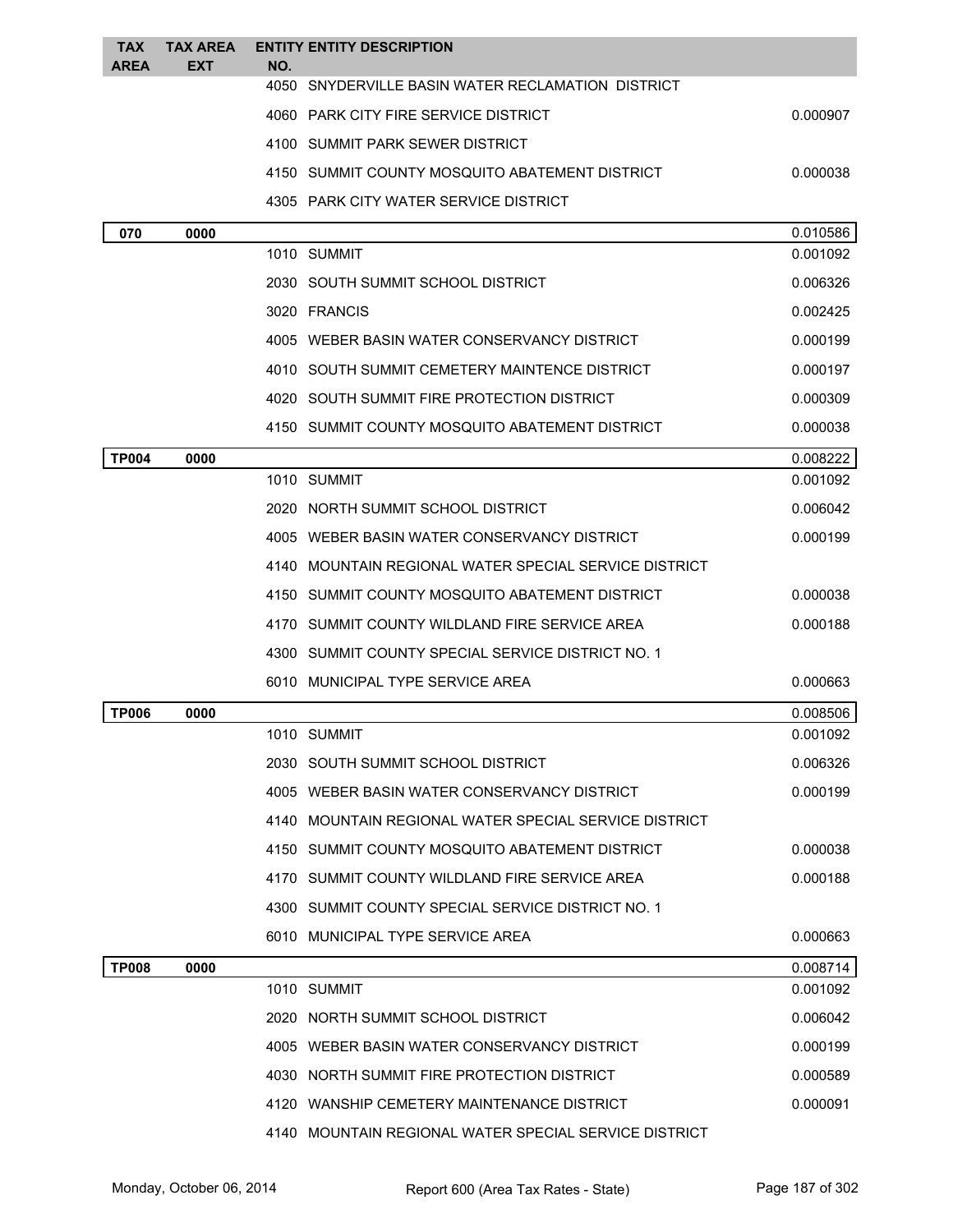| TAX AREA | TAX AREA EXT | ENTITY NO. | ENTITY DESCRIPTION | |
|---|---|---|---|---|
| | | 4050 | SNYDERVILLE BASIN WATER RECLAMATION DISTRICT | |
| | | 4060 | PARK CITY FIRE SERVICE DISTRICT | 0.000907 |
| | | 4100 | SUMMIT PARK SEWER DISTRICT | |
| | | 4150 | SUMMIT COUNTY MOSQUITO ABATEMENT DISTRICT | 0.000038 |
| | | 4305 | PARK CITY WATER SERVICE DISTRICT | |
| **070** | **0000** | | | 0.010586 |
| | | 1010 | SUMMIT | 0.001092 |
| | | 2030 | SOUTH SUMMIT SCHOOL DISTRICT | 0.006326 |
| | | 3020 | FRANCIS | 0.002425 |
| | | 4005 | WEBER BASIN WATER CONSERVANCY DISTRICT | 0.000199 |
| | | 4010 | SOUTH SUMMIT CEMETERY MAINTENCE DISTRICT | 0.000197 |
| | | 4020 | SOUTH SUMMIT FIRE PROTECTION DISTRICT | 0.000309 |
| | | 4150 | SUMMIT COUNTY MOSQUITO ABATEMENT DISTRICT | 0.000038 |
| **TP004** | **0000** | | | 0.008222 |
| | | 1010 | SUMMIT | 0.001092 |
| | | 2020 | NORTH SUMMIT SCHOOL DISTRICT | 0.006042 |
| | | 4005 | WEBER BASIN WATER CONSERVANCY DISTRICT | 0.000199 |
| | | 4140 | MOUNTAIN REGIONAL WATER SPECIAL SERVICE DISTRICT | |
| | | 4150 | SUMMIT COUNTY MOSQUITO ABATEMENT DISTRICT | 0.000038 |
| | | 4170 | SUMMIT COUNTY WILDLAND FIRE SERVICE AREA | 0.000188 |
| | | 4300 | SUMMIT COUNTY SPECIAL SERVICE DISTRICT NO. 1 | |
| | | 6010 | MUNICIPAL TYPE SERVICE AREA | 0.000663 |
| **TP006** | **0000** | | | 0.008506 |
| | | 1010 | SUMMIT | 0.001092 |
| | | 2030 | SOUTH SUMMIT SCHOOL DISTRICT | 0.006326 |
| | | 4005 | WEBER BASIN WATER CONSERVANCY DISTRICT | 0.000199 |
| | | 4140 | MOUNTAIN REGIONAL WATER SPECIAL SERVICE DISTRICT | |
| | | 4150 | SUMMIT COUNTY MOSQUITO ABATEMENT DISTRICT | 0.000038 |
| | | 4170 | SUMMIT COUNTY WILDLAND FIRE SERVICE AREA | 0.000188 |
| | | 4300 | SUMMIT COUNTY SPECIAL SERVICE DISTRICT NO. 1 | |
| | | 6010 | MUNICIPAL TYPE SERVICE AREA | 0.000663 |
| **TP008** | **0000** | | | 0.008714 |
| | | 1010 | SUMMIT | 0.001092 |
| | | 2020 | NORTH SUMMIT SCHOOL DISTRICT | 0.006042 |
| | | 4005 | WEBER BASIN WATER CONSERVANCY DISTRICT | 0.000199 |
| | | 4030 | NORTH SUMMIT FIRE PROTECTION DISTRICT | 0.000589 |
| | | 4120 | WANSHIP CEMETERY MAINTENANCE DISTRICT | 0.000091 |
| | | 4140 | MOUNTAIN REGIONAL WATER SPECIAL SERVICE DISTRICT | |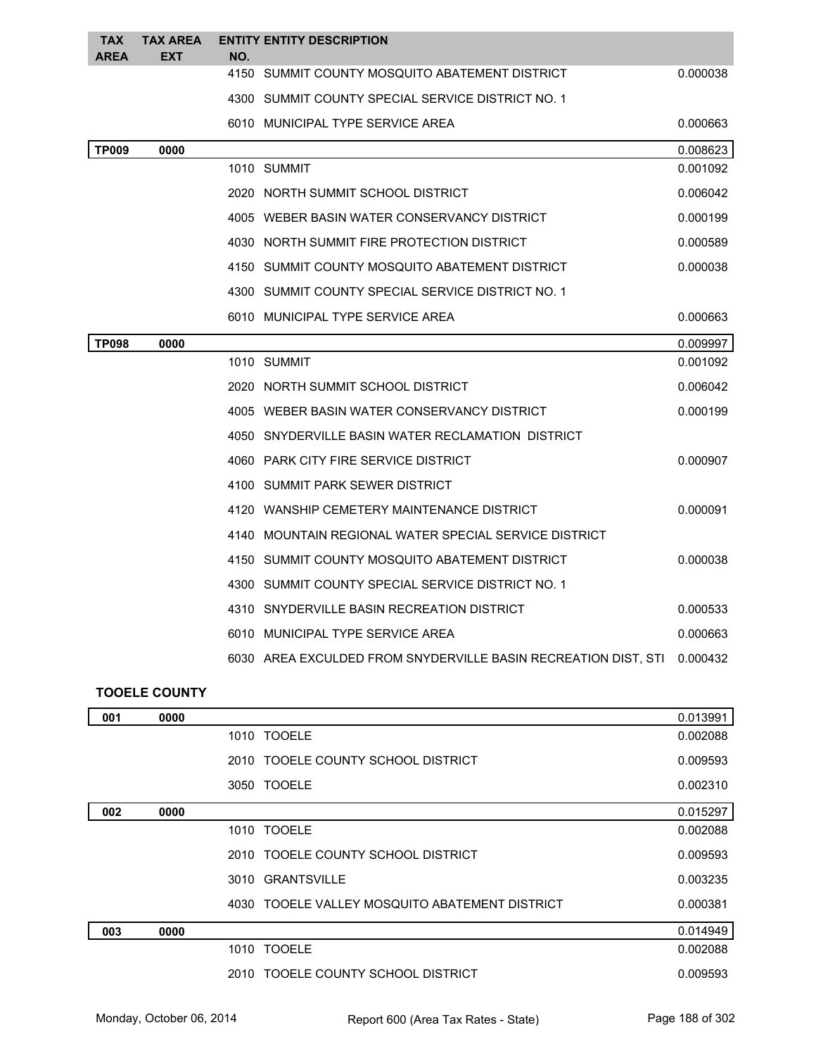| TAX AREA | TAX AREA EXT | ENTITY NO. | ENTITY DESCRIPTION | |
|---|---|---|---|---|
| | | 4150 | SUMMIT COUNTY MOSQUITO ABATEMENT DISTRICT | 0.000038 |
| | | 4300 | SUMMIT COUNTY SPECIAL SERVICE DISTRICT NO. 1 | |
| | | 6010 | MUNICIPAL TYPE SERVICE AREA | 0.000663 |
| **TP009** | **0000** | | | 0.008623 |
| | | 1010 | SUMMIT | 0.001092 |
| | | 2020 | NORTH SUMMIT SCHOOL DISTRICT | 0.006042 |
| | | 4005 | WEBER BASIN WATER CONSERVANCY DISTRICT | 0.000199 |
| | | 4030 | NORTH SUMMIT FIRE PROTECTION DISTRICT | 0.000589 |
| | | 4150 | SUMMIT COUNTY MOSQUITO ABATEMENT DISTRICT | 0.000038 |
| | | 4300 | SUMMIT COUNTY SPECIAL SERVICE DISTRICT NO. 1 | |
| | | 6010 | MUNICIPAL TYPE SERVICE AREA | 0.000663 |
| **TP098** | **0000** | | | 0.009997 |
| | | 1010 | SUMMIT | 0.001092 |
| | | 2020 | NORTH SUMMIT SCHOOL DISTRICT | 0.006042 |
| | | 4005 | WEBER BASIN WATER CONSERVANCY DISTRICT | 0.000199 |
| | | 4050 | SNYDERVILLE BASIN WATER RECLAMATION DISTRICT | |
| | | 4060 | PARK CITY FIRE SERVICE DISTRICT | 0.000907 |
| | | 4100 | SUMMIT PARK SEWER DISTRICT | |
| | | 4120 | WANSHIP CEMETERY MAINTENANCE DISTRICT | 0.000091 |
| | | 4140 | MOUNTAIN REGIONAL WATER SPECIAL SERVICE DISTRICT | |
| | | 4150 | SUMMIT COUNTY MOSQUITO ABATEMENT DISTRICT | 0.000038 |
| | | 4300 | SUMMIT COUNTY SPECIAL SERVICE DISTRICT NO. 1 | |
| | | 4310 | SNYDERVILLE BASIN RECREATION DISTRICT | 0.000533 |
| | | 6010 | MUNICIPAL TYPE SERVICE AREA | 0.000663 |
| | | 6030 | AREA EXCULDED FROM SNYDERVILLE BASIN RECREATION DIST, STI | 0.000432 |

**TOOELE COUNTY**

| TAX AREA | TAX AREA EXT | ENTITY NO. | ENTITY DESCRIPTION | |
|---|---|---|---|---|
| **001** | **0000** | | | 0.013991 |
| | | 1010 | TOOELE | 0.002088 |
| | | 2010 | TOOELE COUNTY SCHOOL DISTRICT | 0.009593 |
| | | 3050 | TOOELE | 0.002310 |
| **002** | **0000** | | | 0.015297 |
| | | 1010 | TOOELE | 0.002088 |
| | | 2010 | TOOELE COUNTY SCHOOL DISTRICT | 0.009593 |
| | | 3010 | GRANTSVILLE | 0.003235 |
| | | 4030 | TOOELE VALLEY MOSQUITO ABATEMENT DISTRICT | 0.000381 |
| **003** | **0000** | | | 0.014949 |
| | | 1010 | TOOELE | 0.002088 |
| | | 2010 | TOOELE COUNTY SCHOOL DISTRICT | 0.009593 |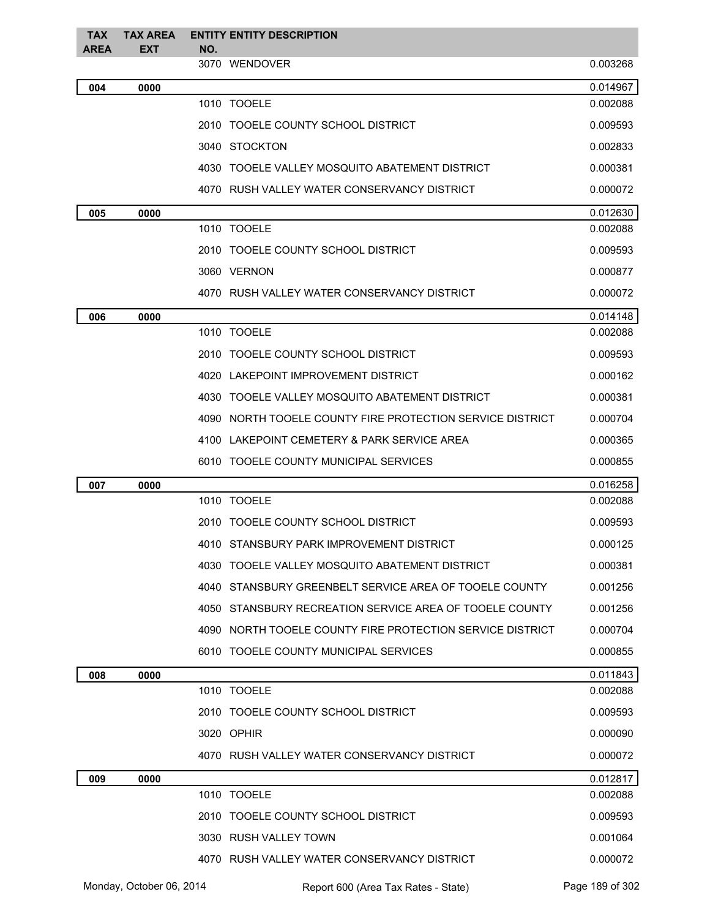| TAX AREA | TAX AREA EXT | ENTITY NO. | ENTITY DESCRIPTION | |
|---|---|---|---|---|
| | | 3070 | WENDOVER | 0.003268 |
| **004** | **0000** | | | 0.014967 |
| | | 1010 | TOOELE | 0.002088 |
| | | 2010 | TOOELE COUNTY SCHOOL DISTRICT | 0.009593 |
| | | 3040 | STOCKTON | 0.002833 |
| | | 4030 | TOOELE VALLEY MOSQUITO ABATEMENT DISTRICT | 0.000381 |
| | | 4070 | RUSH VALLEY WATER CONSERVANCY DISTRICT | 0.000072 |
| **005** | **0000** | | | 0.012630 |
| | | 1010 | TOOELE | 0.002088 |
| | | 2010 | TOOELE COUNTY SCHOOL DISTRICT | 0.009593 |
| | | 3060 | VERNON | 0.000877 |
| | | 4070 | RUSH VALLEY WATER CONSERVANCY DISTRICT | 0.000072 |
| **006** | **0000** | | | 0.014148 |
| | | 1010 | TOOELE | 0.002088 |
| | | 2010 | TOOELE COUNTY SCHOOL DISTRICT | 0.009593 |
| | | 4020 | LAKEPOINT IMPROVEMENT DISTRICT | 0.000162 |
| | | 4030 | TOOELE VALLEY MOSQUITO ABATEMENT DISTRICT | 0.000381 |
| | | 4090 | NORTH TOOELE COUNTY FIRE PROTECTION SERVICE DISTRICT | 0.000704 |
| | | 4100 | LAKEPOINT CEMETERY & PARK SERVICE AREA | 0.000365 |
| | | 6010 | TOOELE COUNTY MUNICIPAL SERVICES | 0.000855 |
| **007** | **0000** | | | 0.016258 |
| | | 1010 | TOOELE | 0.002088 |
| | | 2010 | TOOELE COUNTY SCHOOL DISTRICT | 0.009593 |
| | | 4010 | STANSBURY PARK IMPROVEMENT DISTRICT | 0.000125 |
| | | 4030 | TOOELE VALLEY MOSQUITO ABATEMENT DISTRICT | 0.000381 |
| | | 4040 | STANSBURY GREENBELT SERVICE AREA OF TOOELE COUNTY | 0.001256 |
| | | 4050 | STANSBURY RECREATION SERVICE AREA OF TOOELE COUNTY | 0.001256 |
| | | 4090 | NORTH TOOELE COUNTY FIRE PROTECTION SERVICE DISTRICT | 0.000704 |
| | | 6010 | TOOELE COUNTY MUNICIPAL SERVICES | 0.000855 |
| **008** | **0000** | | | 0.011843 |
| | | 1010 | TOOELE | 0.002088 |
| | | 2010 | TOOELE COUNTY SCHOOL DISTRICT | 0.009593 |
| | | 3020 | OPHIR | 0.000090 |
| | | 4070 | RUSH VALLEY WATER CONSERVANCY DISTRICT | 0.000072 |
| **009** | **0000** | | | 0.012817 |
| | | 1010 | TOOELE | 0.002088 |
| | | 2010 | TOOELE COUNTY SCHOOL DISTRICT | 0.009593 |
| | | 3030 | RUSH VALLEY TOWN | 0.001064 |
| | | 4070 | RUSH VALLEY WATER CONSERVANCY DISTRICT | 0.000072 |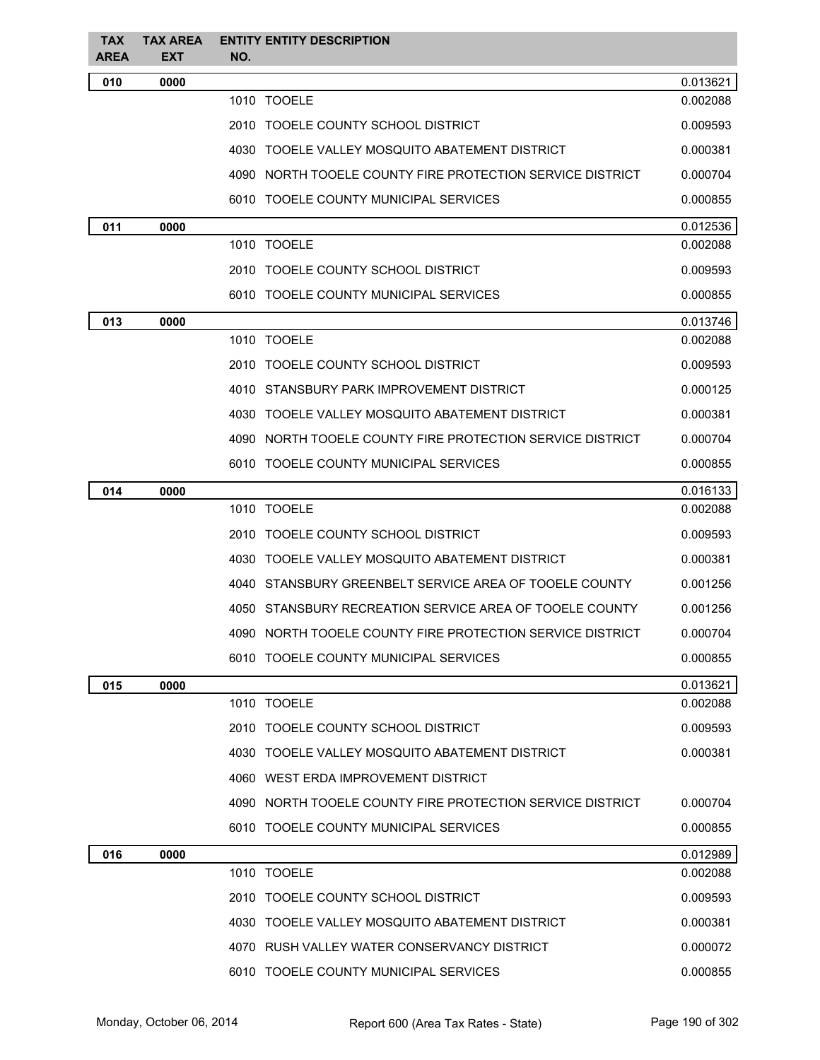| TAX AREA | TAX AREA EXT | ENTITY NO. | ENTITY DESCRIPTION | |
|---|---|---|---|---|
| 010 | 0000 | | | 0.013621 |
| | | 1010 | TOOELE | 0.002088 |
| | | 2010 | TOOELE COUNTY SCHOOL DISTRICT | 0.009593 |
| | | 4030 | TOOELE VALLEY MOSQUITO ABATEMENT DISTRICT | 0.000381 |
| | | 4090 | NORTH TOOELE COUNTY FIRE PROTECTION SERVICE DISTRICT | 0.000704 |
| | | 6010 | TOOELE COUNTY MUNICIPAL SERVICES | 0.000855 |
| 011 | 0000 | | | 0.012536 |
| | | 1010 | TOOELE | 0.002088 |
| | | 2010 | TOOELE COUNTY SCHOOL DISTRICT | 0.009593 |
| | | 6010 | TOOELE COUNTY MUNICIPAL SERVICES | 0.000855 |
| 013 | 0000 | | | 0.013746 |
| | | 1010 | TOOELE | 0.002088 |
| | | 2010 | TOOELE COUNTY SCHOOL DISTRICT | 0.009593 |
| | | 4010 | STANSBURY PARK IMPROVEMENT DISTRICT | 0.000125 |
| | | 4030 | TOOELE VALLEY MOSQUITO ABATEMENT DISTRICT | 0.000381 |
| | | 4090 | NORTH TOOELE COUNTY FIRE PROTECTION SERVICE DISTRICT | 0.000704 |
| | | 6010 | TOOELE COUNTY MUNICIPAL SERVICES | 0.000855 |
| 014 | 0000 | | | 0.016133 |
| | | 1010 | TOOELE | 0.002088 |
| | | 2010 | TOOELE COUNTY SCHOOL DISTRICT | 0.009593 |
| | | 4030 | TOOELE VALLEY MOSQUITO ABATEMENT DISTRICT | 0.000381 |
| | | 4040 | STANSBURY GREENBELT SERVICE AREA OF TOOELE COUNTY | 0.001256 |
| | | 4050 | STANSBURY RECREATION SERVICE AREA OF TOOELE COUNTY | 0.001256 |
| | | 4090 | NORTH TOOELE COUNTY FIRE PROTECTION SERVICE DISTRICT | 0.000704 |
| | | 6010 | TOOELE COUNTY MUNICIPAL SERVICES | 0.000855 |
| 015 | 0000 | | | 0.013621 |
| | | 1010 | TOOELE | 0.002088 |
| | | 2010 | TOOELE COUNTY SCHOOL DISTRICT | 0.009593 |
| | | 4030 | TOOELE VALLEY MOSQUITO ABATEMENT DISTRICT | 0.000381 |
| | | 4060 | WEST ERDA IMPROVEMENT DISTRICT | |
| | | 4090 | NORTH TOOELE COUNTY FIRE PROTECTION SERVICE DISTRICT | 0.000704 |
| | | 6010 | TOOELE COUNTY MUNICIPAL SERVICES | 0.000855 |
| 016 | 0000 | | | 0.012989 |
| | | 1010 | TOOELE | 0.002088 |
| | | 2010 | TOOELE COUNTY SCHOOL DISTRICT | 0.009593 |
| | | 4030 | TOOELE VALLEY MOSQUITO ABATEMENT DISTRICT | 0.000381 |
| | | 4070 | RUSH VALLEY WATER CONSERVANCY DISTRICT | 0.000072 |
| | | 6010 | TOOELE COUNTY MUNICIPAL SERVICES | 0.000855 |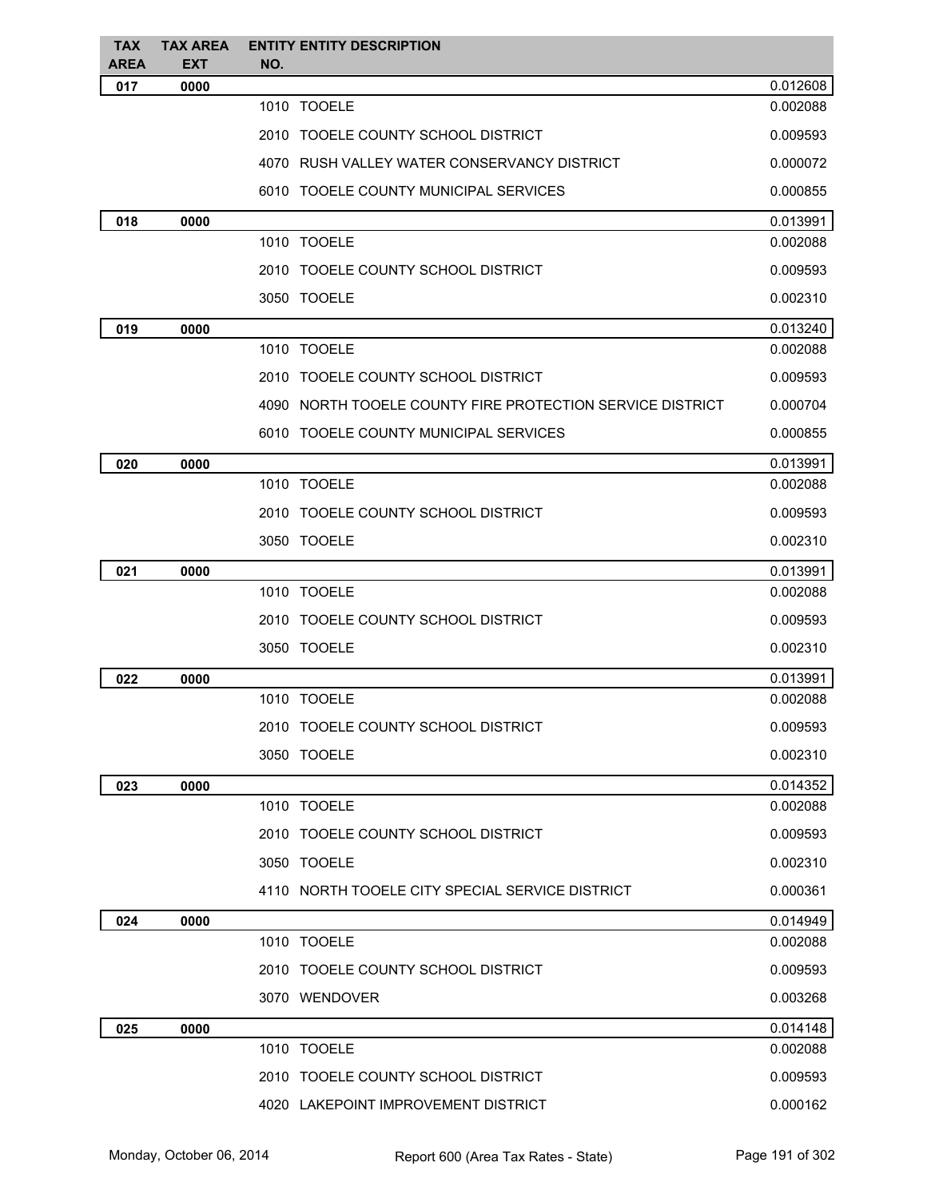| TAX AREA | TAX AREA EXT | ENTITY NO. | ENTITY DESCRIPTION | |
|---|---|---|---|---|
| 017 | 0000 | | | 0.012608 |
| | | 1010 | TOOELE | 0.002088 |
| | | 2010 | TOOELE COUNTY SCHOOL DISTRICT | 0.009593 |
| | | 4070 | RUSH VALLEY WATER CONSERVANCY DISTRICT | 0.000072 |
| | | 6010 | TOOELE COUNTY MUNICIPAL SERVICES | 0.000855 |
| 018 | 0000 | | | 0.013991 |
| | | 1010 | TOOELE | 0.002088 |
| | | 2010 | TOOELE COUNTY SCHOOL DISTRICT | 0.009593 |
| | | 3050 | TOOELE | 0.002310 |
| 019 | 0000 | | | 0.013240 |
| | | 1010 | TOOELE | 0.002088 |
| | | 2010 | TOOELE COUNTY SCHOOL DISTRICT | 0.009593 |
| | | 4090 | NORTH TOOELE COUNTY FIRE PROTECTION SERVICE DISTRICT | 0.000704 |
| | | 6010 | TOOELE COUNTY MUNICIPAL SERVICES | 0.000855 |
| 020 | 0000 | | | 0.013991 |
| | | 1010 | TOOELE | 0.002088 |
| | | 2010 | TOOELE COUNTY SCHOOL DISTRICT | 0.009593 |
| | | 3050 | TOOELE | 0.002310 |
| 021 | 0000 | | | 0.013991 |
| | | 1010 | TOOELE | 0.002088 |
| | | 2010 | TOOELE COUNTY SCHOOL DISTRICT | 0.009593 |
| | | 3050 | TOOELE | 0.002310 |
| 022 | 0000 | | | 0.013991 |
| | | 1010 | TOOELE | 0.002088 |
| | | 2010 | TOOELE COUNTY SCHOOL DISTRICT | 0.009593 |
| | | 3050 | TOOELE | 0.002310 |
| 023 | 0000 | | | 0.014352 |
| | | 1010 | TOOELE | 0.002088 |
| | | 2010 | TOOELE COUNTY SCHOOL DISTRICT | 0.009593 |
| | | 3050 | TOOELE | 0.002310 |
| | | 4110 | NORTH TOOELE CITY SPECIAL SERVICE DISTRICT | 0.000361 |
| 024 | 0000 | | | 0.014949 |
| | | 1010 | TOOELE | 0.002088 |
| | | 2010 | TOOELE COUNTY SCHOOL DISTRICT | 0.009593 |
| | | 3070 | WENDOVER | 0.003268 |
| 025 | 0000 | | | 0.014148 |
| | | 1010 | TOOELE | 0.002088 |
| | | 2010 | TOOELE COUNTY SCHOOL DISTRICT | 0.009593 |
| | | 4020 | LAKEPOINT IMPROVEMENT DISTRICT | 0.000162 |

Monday, October 06, 2014 Report 600 (Area Tax Rates - State)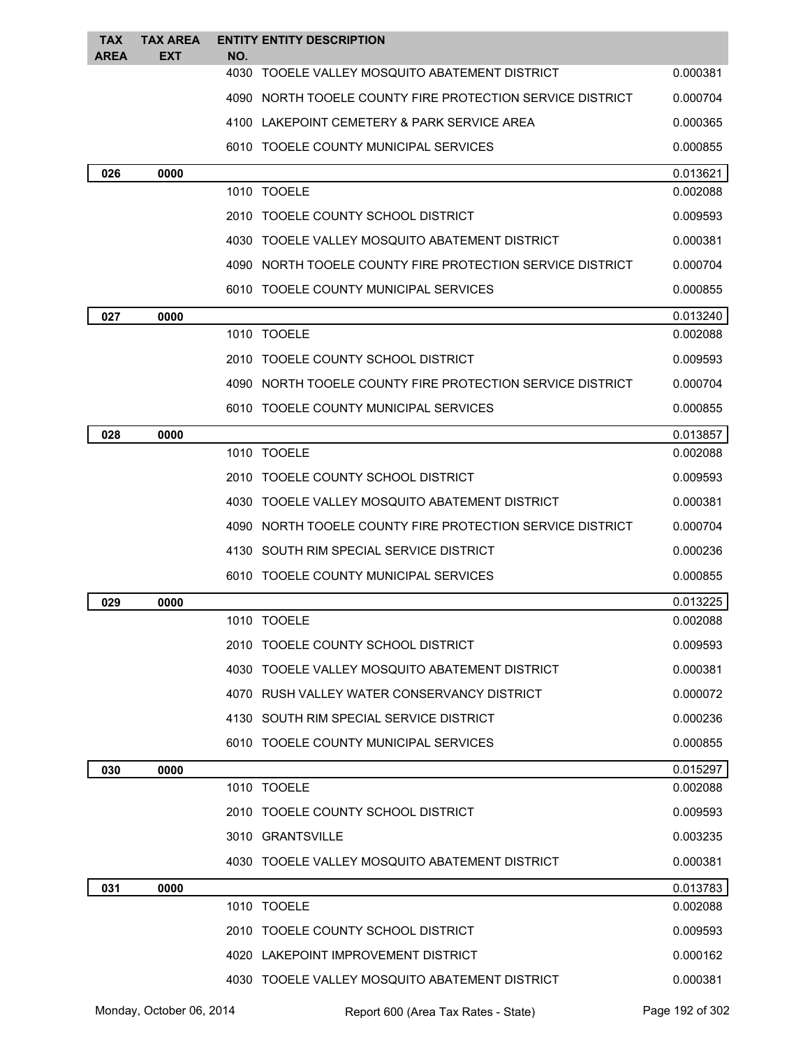| TAX AREA | TAX AREA EXT | ENTITY NO. | ENTITY DESCRIPTION | |
|---|---|---|---|---|
| | | 4030 | TOOELE VALLEY MOSQUITO ABATEMENT DISTRICT | 0.000381 |
| | | 4090 | NORTH TOOELE COUNTY FIRE PROTECTION SERVICE DISTRICT | 0.000704 |
| | | 4100 | LAKEPOINT CEMETERY & PARK SERVICE AREA | 0.000365 |
| | | 6010 | TOOELE COUNTY MUNICIPAL SERVICES | 0.000855 |
| **026** | **0000** | | | 0.013621 |
| | | 1010 | TOOELE | 0.002088 |
| | | 2010 | TOOELE COUNTY SCHOOL DISTRICT | 0.009593 |
| | | 4030 | TOOELE VALLEY MOSQUITO ABATEMENT DISTRICT | 0.000381 |
| | | 4090 | NORTH TOOELE COUNTY FIRE PROTECTION SERVICE DISTRICT | 0.000704 |
| | | 6010 | TOOELE COUNTY MUNICIPAL SERVICES | 0.000855 |
| **027** | **0000** | | | 0.013240 |
| | | 1010 | TOOELE | 0.002088 |
| | | 2010 | TOOELE COUNTY SCHOOL DISTRICT | 0.009593 |
| | | 4090 | NORTH TOOELE COUNTY FIRE PROTECTION SERVICE DISTRICT | 0.000704 |
| | | 6010 | TOOELE COUNTY MUNICIPAL SERVICES | 0.000855 |
| **028** | **0000** | | | 0.013857 |
| | | 1010 | TOOELE | 0.002088 |
| | | 2010 | TOOELE COUNTY SCHOOL DISTRICT | 0.009593 |
| | | 4030 | TOOELE VALLEY MOSQUITO ABATEMENT DISTRICT | 0.000381 |
| | | 4090 | NORTH TOOELE COUNTY FIRE PROTECTION SERVICE DISTRICT | 0.000704 |
| | | 4130 | SOUTH RIM SPECIAL SERVICE DISTRICT | 0.000236 |
| | | 6010 | TOOELE COUNTY MUNICIPAL SERVICES | 0.000855 |
| **029** | **0000** | | | 0.013225 |
| | | 1010 | TOOELE | 0.002088 |
| | | 2010 | TOOELE COUNTY SCHOOL DISTRICT | 0.009593 |
| | | 4030 | TOOELE VALLEY MOSQUITO ABATEMENT DISTRICT | 0.000381 |
| | | 4070 | RUSH VALLEY WATER CONSERVANCY DISTRICT | 0.000072 |
| | | 4130 | SOUTH RIM SPECIAL SERVICE DISTRICT | 0.000236 |
| | | 6010 | TOOELE COUNTY MUNICIPAL SERVICES | 0.000855 |
| **030** | **0000** | | | 0.015297 |
| | | 1010 | TOOELE | 0.002088 |
| | | 2010 | TOOELE COUNTY SCHOOL DISTRICT | 0.009593 |
| | | 3010 | GRANTSVILLE | 0.003235 |
| | | 4030 | TOOELE VALLEY MOSQUITO ABATEMENT DISTRICT | 0.000381 |
| **031** | **0000** | | | 0.013783 |
| | | 1010 | TOOELE | 0.002088 |
| | | 2010 | TOOELE COUNTY SCHOOL DISTRICT | 0.009593 |
| | | 4020 | LAKEPOINT IMPROVEMENT DISTRICT | 0.000162 |
| | | 4030 | TOOELE VALLEY MOSQUITO ABATEMENT DISTRICT | 0.000381 |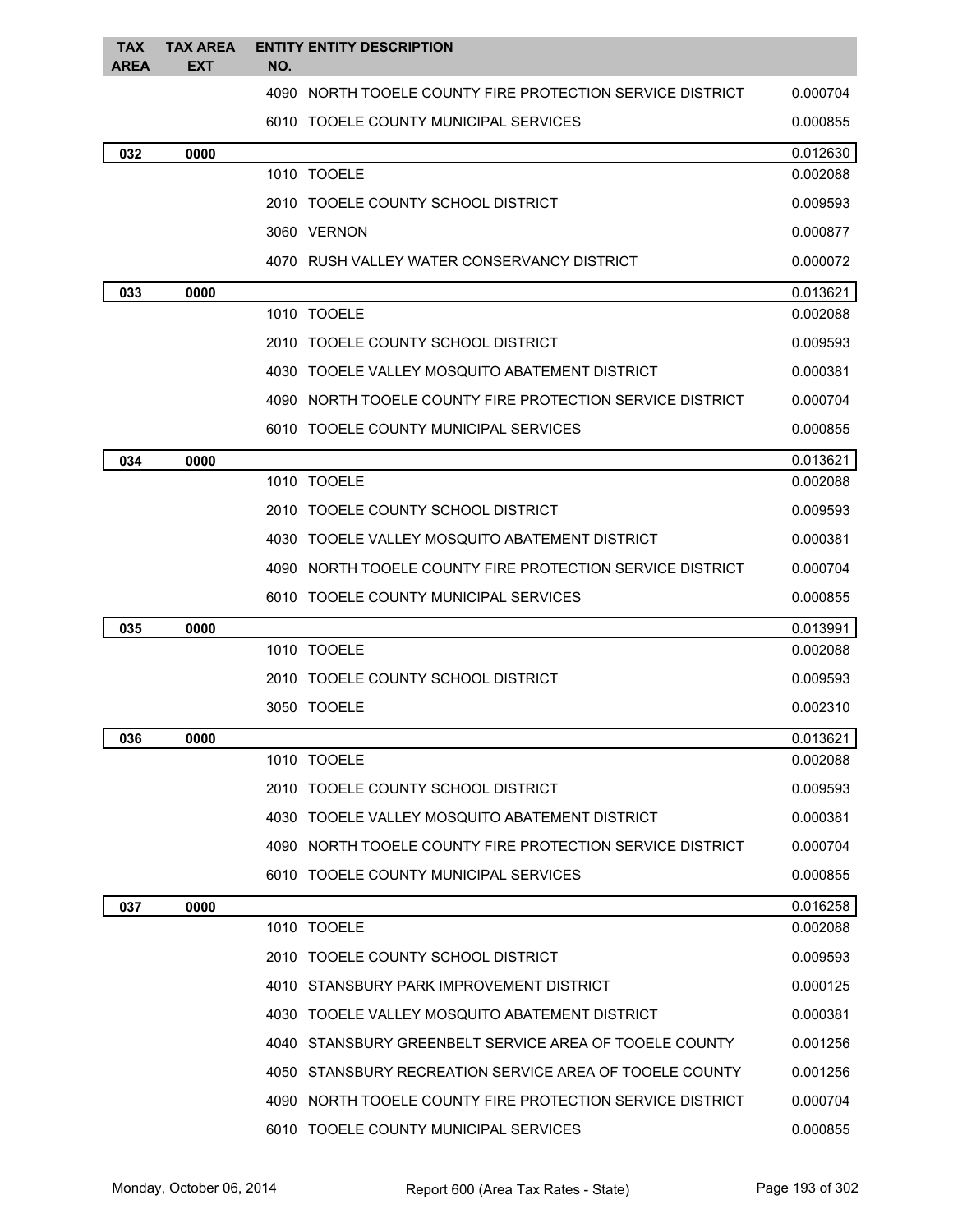| TAX AREA | TAX AREA EXT | ENTITY NO. | ENTITY DESCRIPTION | |
|---|---|---|---|---|
| | | 4090 | NORTH TOOELE COUNTY FIRE PROTECTION SERVICE DISTRICT | 0.000704 |
| | | 6010 | TOOELE COUNTY MUNICIPAL SERVICES | 0.000855 |
| 032 | 0000 | | | 0.012630 |
| | | 1010 | TOOELE | 0.002088 |
| | | 2010 | TOOELE COUNTY SCHOOL DISTRICT | 0.009593 |
| | | 3060 | VERNON | 0.000877 |
| | | 4070 | RUSH VALLEY WATER CONSERVANCY DISTRICT | 0.000072 |
| 033 | 0000 | | | 0.013621 |
| | | 1010 | TOOELE | 0.002088 |
| | | 2010 | TOOELE COUNTY SCHOOL DISTRICT | 0.009593 |
| | | 4030 | TOOELE VALLEY MOSQUITO ABATEMENT DISTRICT | 0.000381 |
| | | 4090 | NORTH TOOELE COUNTY FIRE PROTECTION SERVICE DISTRICT | 0.000704 |
| | | 6010 | TOOELE COUNTY MUNICIPAL SERVICES | 0.000855 |
| 034 | 0000 | | | 0.013621 |
| | | 1010 | TOOELE | 0.002088 |
| | | 2010 | TOOELE COUNTY SCHOOL DISTRICT | 0.009593 |
| | | 4030 | TOOELE VALLEY MOSQUITO ABATEMENT DISTRICT | 0.000381 |
| | | 4090 | NORTH TOOELE COUNTY FIRE PROTECTION SERVICE DISTRICT | 0.000704 |
| | | 6010 | TOOELE COUNTY MUNICIPAL SERVICES | 0.000855 |
| 035 | 0000 | | | 0.013991 |
| | | 1010 | TOOELE | 0.002088 |
| | | 2010 | TOOELE COUNTY SCHOOL DISTRICT | 0.009593 |
| | | 3050 | TOOELE | 0.002310 |
| 036 | 0000 | | | 0.013621 |
| | | 1010 | TOOELE | 0.002088 |
| | | 2010 | TOOELE COUNTY SCHOOL DISTRICT | 0.009593 |
| | | 4030 | TOOELE VALLEY MOSQUITO ABATEMENT DISTRICT | 0.000381 |
| | | 4090 | NORTH TOOELE COUNTY FIRE PROTECTION SERVICE DISTRICT | 0.000704 |
| | | 6010 | TOOELE COUNTY MUNICIPAL SERVICES | 0.000855 |
| 037 | 0000 | | | 0.016258 |
| | | 1010 | TOOELE | 0.002088 |
| | | 2010 | TOOELE COUNTY SCHOOL DISTRICT | 0.009593 |
| | | 4010 | STANSBURY PARK IMPROVEMENT DISTRICT | 0.000125 |
| | | 4030 | TOOELE VALLEY MOSQUITO ABATEMENT DISTRICT | 0.000381 |
| | | 4040 | STANSBURY GREENBELT SERVICE AREA OF TOOELE COUNTY | 0.001256 |
| | | 4050 | STANSBURY RECREATION SERVICE AREA OF TOOELE COUNTY | 0.001256 |
| | | 4090 | NORTH TOOELE COUNTY FIRE PROTECTION SERVICE DISTRICT | 0.000704 |
| | | 6010 | TOOELE COUNTY MUNICIPAL SERVICES | 0.000855 |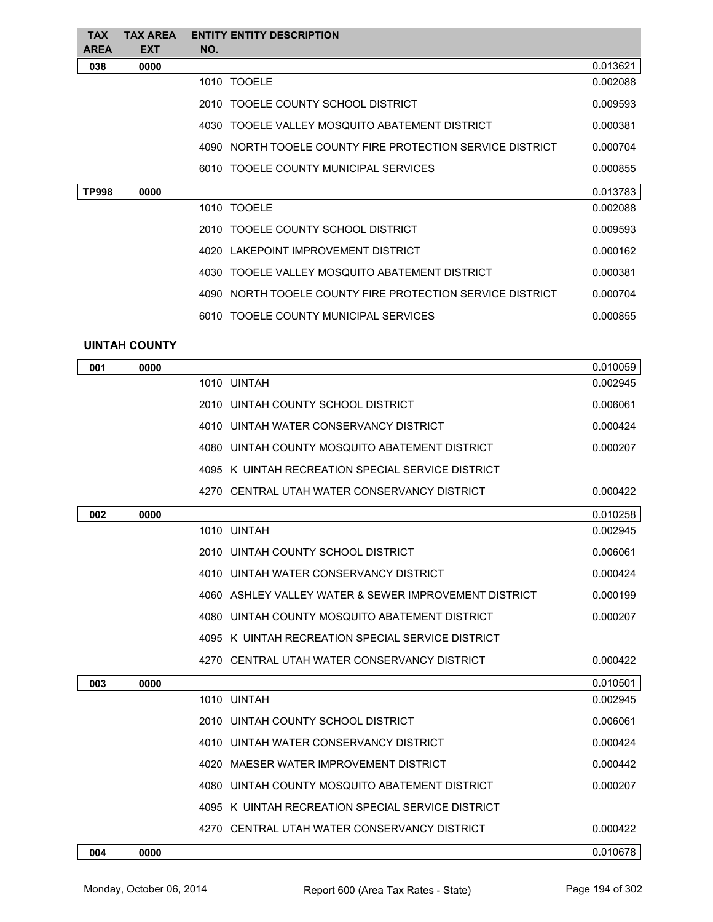| TAX AREA | TAX AREA EXT | ENTITY NO. | ENTITY DESCRIPTION | |
|---|---|---|---|---|
| **038** | **0000** | | | 0.013621 |
| | | 1010 | TOOELE | 0.002088 |
| | | 2010 | TOOELE COUNTY SCHOOL DISTRICT | 0.009593 |
| | | 4030 | TOOELE VALLEY MOSQUITO ABATEMENT DISTRICT | 0.000381 |
| | | 4090 | NORTH TOOELE COUNTY FIRE PROTECTION SERVICE DISTRICT | 0.000704 |
| | | 6010 | TOOELE COUNTY MUNICIPAL SERVICES | 0.000855 |
| **TP998** | **0000** | | | 0.013783 |
| | | 1010 | TOOELE | 0.002088 |
| | | 2010 | TOOELE COUNTY SCHOOL DISTRICT | 0.009593 |
| | | 4020 | LAKEPOINT IMPROVEMENT DISTRICT | 0.000162 |
| | | 4030 | TOOELE VALLEY MOSQUITO ABATEMENT DISTRICT | 0.000381 |
| | | 4090 | NORTH TOOELE COUNTY FIRE PROTECTION SERVICE DISTRICT | 0.000704 |
| | | 6010 | TOOELE COUNTY MUNICIPAL SERVICES | 0.000855 |

## UINTAH COUNTY

| TAX AREA | TAX AREA EXT | ENTITY NO. | ENTITY DESCRIPTION | |
|---|---|---|---|---|
| **001** | **0000** | | | 0.010059 |
| | | 1010 | UINTAH | 0.002945 |
| | | 2010 | UINTAH COUNTY SCHOOL DISTRICT | 0.006061 |
| | | 4010 | UINTAH WATER CONSERVANCY DISTRICT | 0.000424 |
| | | 4080 | UINTAH COUNTY MOSQUITO ABATEMENT DISTRICT | 0.000207 |
| | | 4095 | K UINTAH RECREATION SPECIAL SERVICE DISTRICT | |
| | | 4270 | CENTRAL UTAH WATER CONSERVANCY DISTRICT | 0.000422 |
| **002** | **0000** | | | 0.010258 |
| | | 1010 | UINTAH | 0.002945 |
| | | 2010 | UINTAH COUNTY SCHOOL DISTRICT | 0.006061 |
| | | 4010 | UINTAH WATER CONSERVANCY DISTRICT | 0.000424 |
| | | 4060 | ASHLEY VALLEY WATER & SEWER IMPROVEMENT DISTRICT | 0.000199 |
| | | 4080 | UINTAH COUNTY MOSQUITO ABATEMENT DISTRICT | 0.000207 |
| | | 4095 | K UINTAH RECREATION SPECIAL SERVICE DISTRICT | |
| | | 4270 | CENTRAL UTAH WATER CONSERVANCY DISTRICT | 0.000422 |
| **003** | **0000** | | | 0.010501 |
| | | 1010 | UINTAH | 0.002945 |
| | | 2010 | UINTAH COUNTY SCHOOL DISTRICT | 0.006061 |
| | | 4010 | UINTAH WATER CONSERVANCY DISTRICT | 0.000424 |
| | | 4020 | MAESER WATER IMPROVEMENT DISTRICT | 0.000442 |
| | | 4080 | UINTAH COUNTY MOSQUITO ABATEMENT DISTRICT | 0.000207 |
| | | 4095 | K UINTAH RECREATION SPECIAL SERVICE DISTRICT | |
| | | 4270 | CENTRAL UTAH WATER CONSERVANCY DISTRICT | 0.000422 |
| **004** | **0000** | | | 0.010678 |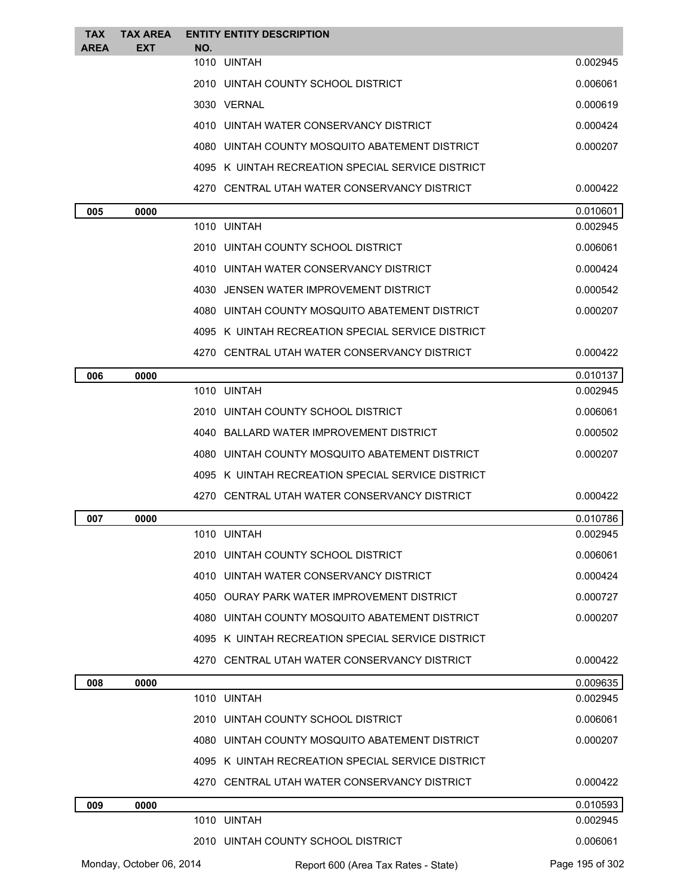| TAX AREA | TAX AREA EXT | ENTITY NO. | ENTITY DESCRIPTION | |
|---|---|---|---|---|
| | | 1010 | UINTAH | 0.002945 |
| | | 2010 | UINTAH COUNTY SCHOOL DISTRICT | 0.006061 |
| | | 3030 | VERNAL | 0.000619 |
| | | 4010 | UINTAH WATER CONSERVANCY DISTRICT | 0.000424 |
| | | 4080 | UINTAH COUNTY MOSQUITO ABATEMENT DISTRICT | 0.000207 |
| | | 4095 | K UINTAH RECREATION SPECIAL SERVICE DISTRICT | |
| | | 4270 | CENTRAL UTAH WATER CONSERVANCY DISTRICT | 0.000422 |
| **005** | **0000** | | | 0.010601 |
| | | 1010 | UINTAH | 0.002945 |
| | | 2010 | UINTAH COUNTY SCHOOL DISTRICT | 0.006061 |
| | | 4010 | UINTAH WATER CONSERVANCY DISTRICT | 0.000424 |
| | | 4030 | JENSEN WATER IMPROVEMENT DISTRICT | 0.000542 |
| | | 4080 | UINTAH COUNTY MOSQUITO ABATEMENT DISTRICT | 0.000207 |
| | | 4095 | K UINTAH RECREATION SPECIAL SERVICE DISTRICT | |
| | | 4270 | CENTRAL UTAH WATER CONSERVANCY DISTRICT | 0.000422 |
| **006** | **0000** | | | 0.010137 |
| | | 1010 | UINTAH | 0.002945 |
| | | 2010 | UINTAH COUNTY SCHOOL DISTRICT | 0.006061 |
| | | 4040 | BALLARD WATER IMPROVEMENT DISTRICT | 0.000502 |
| | | 4080 | UINTAH COUNTY MOSQUITO ABATEMENT DISTRICT | 0.000207 |
| | | 4095 | K UINTAH RECREATION SPECIAL SERVICE DISTRICT | |
| | | 4270 | CENTRAL UTAH WATER CONSERVANCY DISTRICT | 0.000422 |
| **007** | **0000** | | | 0.010786 |
| | | 1010 | UINTAH | 0.002945 |
| | | 2010 | UINTAH COUNTY SCHOOL DISTRICT | 0.006061 |
| | | 4010 | UINTAH WATER CONSERVANCY DISTRICT | 0.000424 |
| | | 4050 | OURAY PARK WATER IMPROVEMENT DISTRICT | 0.000727 |
| | | 4080 | UINTAH COUNTY MOSQUITO ABATEMENT DISTRICT | 0.000207 |
| | | 4095 | K UINTAH RECREATION SPECIAL SERVICE DISTRICT | |
| | | 4270 | CENTRAL UTAH WATER CONSERVANCY DISTRICT | 0.000422 |
| **008** | **0000** | | | 0.009635 |
| | | 1010 | UINTAH | 0.002945 |
| | | 2010 | UINTAH COUNTY SCHOOL DISTRICT | 0.006061 |
| | | 4080 | UINTAH COUNTY MOSQUITO ABATEMENT DISTRICT | 0.000207 |
| | | 4095 | K UINTAH RECREATION SPECIAL SERVICE DISTRICT | |
| | | 4270 | CENTRAL UTAH WATER CONSERVANCY DISTRICT | 0.000422 |
| **009** | **0000** | | | 0.010593 |
| | | 1010 | UINTAH | 0.002945 |
| | | 2010 | UINTAH COUNTY SCHOOL DISTRICT | 0.006061 |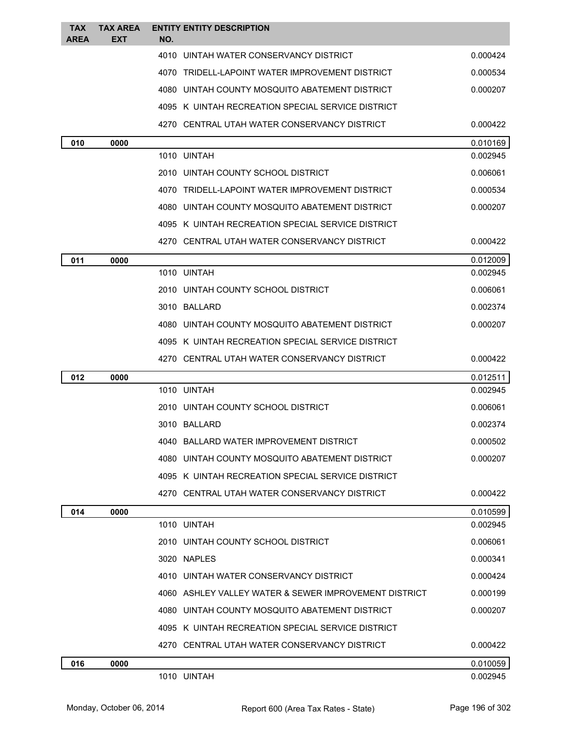| TAX AREA | TAX AREA EXT | ENTITY NO. | ENTITY DESCRIPTION | |
|---|---|---|---|---|
| | | 4010 | UINTAH WATER CONSERVANCY DISTRICT | 0.000424 |
| | | 4070 | TRIDELL-LAPOINT WATER IMPROVEMENT DISTRICT | 0.000534 |
| | | 4080 | UINTAH COUNTY MOSQUITO ABATEMENT DISTRICT | 0.000207 |
| | | 4095 | K UINTAH RECREATION SPECIAL SERVICE DISTRICT | |
| | | 4270 | CENTRAL UTAH WATER CONSERVANCY DISTRICT | 0.000422 |
| **010** | **0000** | | | 0.010169 |
| | | 1010 | UINTAH | 0.002945 |
| | | 2010 | UINTAH COUNTY SCHOOL DISTRICT | 0.006061 |
| | | 4070 | TRIDELL-LAPOINT WATER IMPROVEMENT DISTRICT | 0.000534 |
| | | 4080 | UINTAH COUNTY MOSQUITO ABATEMENT DISTRICT | 0.000207 |
| | | 4095 | K UINTAH RECREATION SPECIAL SERVICE DISTRICT | |
| | | 4270 | CENTRAL UTAH WATER CONSERVANCY DISTRICT | 0.000422 |
| **011** | **0000** | | | 0.012009 |
| | | 1010 | UINTAH | 0.002945 |
| | | 2010 | UINTAH COUNTY SCHOOL DISTRICT | 0.006061 |
| | | 3010 | BALLARD | 0.002374 |
| | | 4080 | UINTAH COUNTY MOSQUITO ABATEMENT DISTRICT | 0.000207 |
| | | 4095 | K UINTAH RECREATION SPECIAL SERVICE DISTRICT | |
| | | 4270 | CENTRAL UTAH WATER CONSERVANCY DISTRICT | 0.000422 |
| **012** | **0000** | | | 0.012511 |
| | | 1010 | UINTAH | 0.002945 |
| | | 2010 | UINTAH COUNTY SCHOOL DISTRICT | 0.006061 |
| | | 3010 | BALLARD | 0.002374 |
| | | 4040 | BALLARD WATER IMPROVEMENT DISTRICT | 0.000502 |
| | | 4080 | UINTAH COUNTY MOSQUITO ABATEMENT DISTRICT | 0.000207 |
| | | 4095 | K UINTAH RECREATION SPECIAL SERVICE DISTRICT | |
| | | 4270 | CENTRAL UTAH WATER CONSERVANCY DISTRICT | 0.000422 |
| **014** | **0000** | | | 0.010599 |
| | | 1010 | UINTAH | 0.002945 |
| | | 2010 | UINTAH COUNTY SCHOOL DISTRICT | 0.006061 |
| | | 3020 | NAPLES | 0.000341 |
| | | 4010 | UINTAH WATER CONSERVANCY DISTRICT | 0.000424 |
| | | 4060 | ASHLEY VALLEY WATER & SEWER IMPROVEMENT DISTRICT | 0.000199 |
| | | 4080 | UINTAH COUNTY MOSQUITO ABATEMENT DISTRICT | 0.000207 |
| | | 4095 | K UINTAH RECREATION SPECIAL SERVICE DISTRICT | |
| | | 4270 | CENTRAL UTAH WATER CONSERVANCY DISTRICT | 0.000422 |
| **016** | **0000** | | | 0.010059 |
| | | 1010 | UINTAH | 0.002945 |

Monday, October 06, 2014 — Report 600 (Area Tax Rates - State)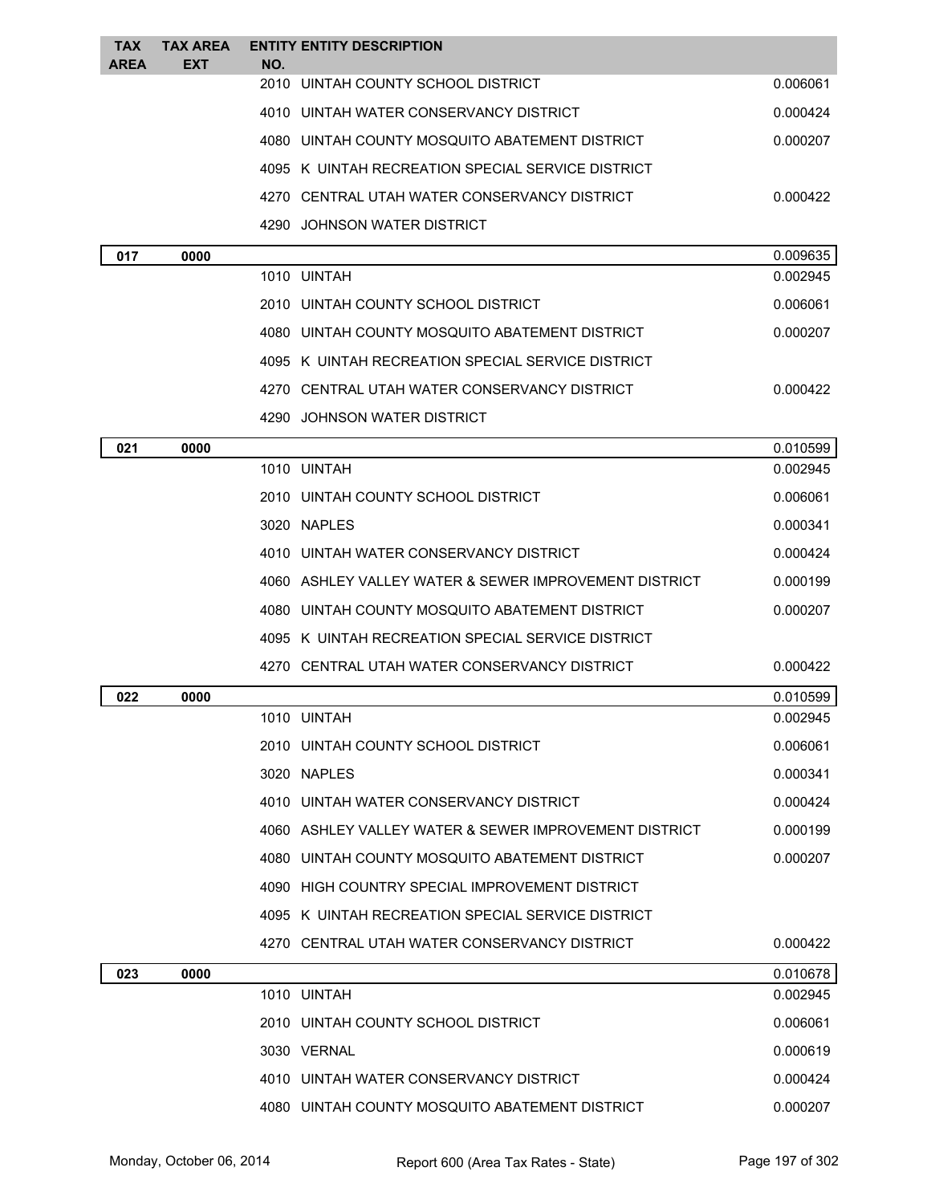| TAX AREA | TAX AREA EXT | ENTITY NO. | ENTITY DESCRIPTION | |
|---|---|---|---|---|
| | | 2010 | UINTAH COUNTY SCHOOL DISTRICT | 0.006061 |
| | | 4010 | UINTAH WATER CONSERVANCY DISTRICT | 0.000424 |
| | | 4080 | UINTAH COUNTY MOSQUITO ABATEMENT DISTRICT | 0.000207 |
| | | 4095 | K UINTAH RECREATION SPECIAL SERVICE DISTRICT | |
| | | 4270 | CENTRAL UTAH WATER CONSERVANCY DISTRICT | 0.000422 |
| | | 4290 | JOHNSON WATER DISTRICT | |
| **017** | **0000** | | | 0.009635 |
| | | 1010 | UINTAH | 0.002945 |
| | | 2010 | UINTAH COUNTY SCHOOL DISTRICT | 0.006061 |
| | | 4080 | UINTAH COUNTY MOSQUITO ABATEMENT DISTRICT | 0.000207 |
| | | 4095 | K UINTAH RECREATION SPECIAL SERVICE DISTRICT | |
| | | 4270 | CENTRAL UTAH WATER CONSERVANCY DISTRICT | 0.000422 |
| | | 4290 | JOHNSON WATER DISTRICT | |
| **021** | **0000** | | | 0.010599 |
| | | 1010 | UINTAH | 0.002945 |
| | | 2010 | UINTAH COUNTY SCHOOL DISTRICT | 0.006061 |
| | | 3020 | NAPLES | 0.000341 |
| | | 4010 | UINTAH WATER CONSERVANCY DISTRICT | 0.000424 |
| | | 4060 | ASHLEY VALLEY WATER & SEWER IMPROVEMENT DISTRICT | 0.000199 |
| | | 4080 | UINTAH COUNTY MOSQUITO ABATEMENT DISTRICT | 0.000207 |
| | | 4095 | K UINTAH RECREATION SPECIAL SERVICE DISTRICT | |
| | | 4270 | CENTRAL UTAH WATER CONSERVANCY DISTRICT | 0.000422 |
| **022** | **0000** | | | 0.010599 |
| | | 1010 | UINTAH | 0.002945 |
| | | 2010 | UINTAH COUNTY SCHOOL DISTRICT | 0.006061 |
| | | 3020 | NAPLES | 0.000341 |
| | | 4010 | UINTAH WATER CONSERVANCY DISTRICT | 0.000424 |
| | | 4060 | ASHLEY VALLEY WATER & SEWER IMPROVEMENT DISTRICT | 0.000199 |
| | | 4080 | UINTAH COUNTY MOSQUITO ABATEMENT DISTRICT | 0.000207 |
| | | 4090 | HIGH COUNTRY SPECIAL IMPROVEMENT DISTRICT | |
| | | 4095 | K UINTAH RECREATION SPECIAL SERVICE DISTRICT | |
| | | 4270 | CENTRAL UTAH WATER CONSERVANCY DISTRICT | 0.000422 |
| **023** | **0000** | | | 0.010678 |
| | | 1010 | UINTAH | 0.002945 |
| | | 2010 | UINTAH COUNTY SCHOOL DISTRICT | 0.006061 |
| | | 3030 | VERNAL | 0.000619 |
| | | 4010 | UINTAH WATER CONSERVANCY DISTRICT | 0.000424 |
| | | 4080 | UINTAH COUNTY MOSQUITO ABATEMENT DISTRICT | 0.000207 |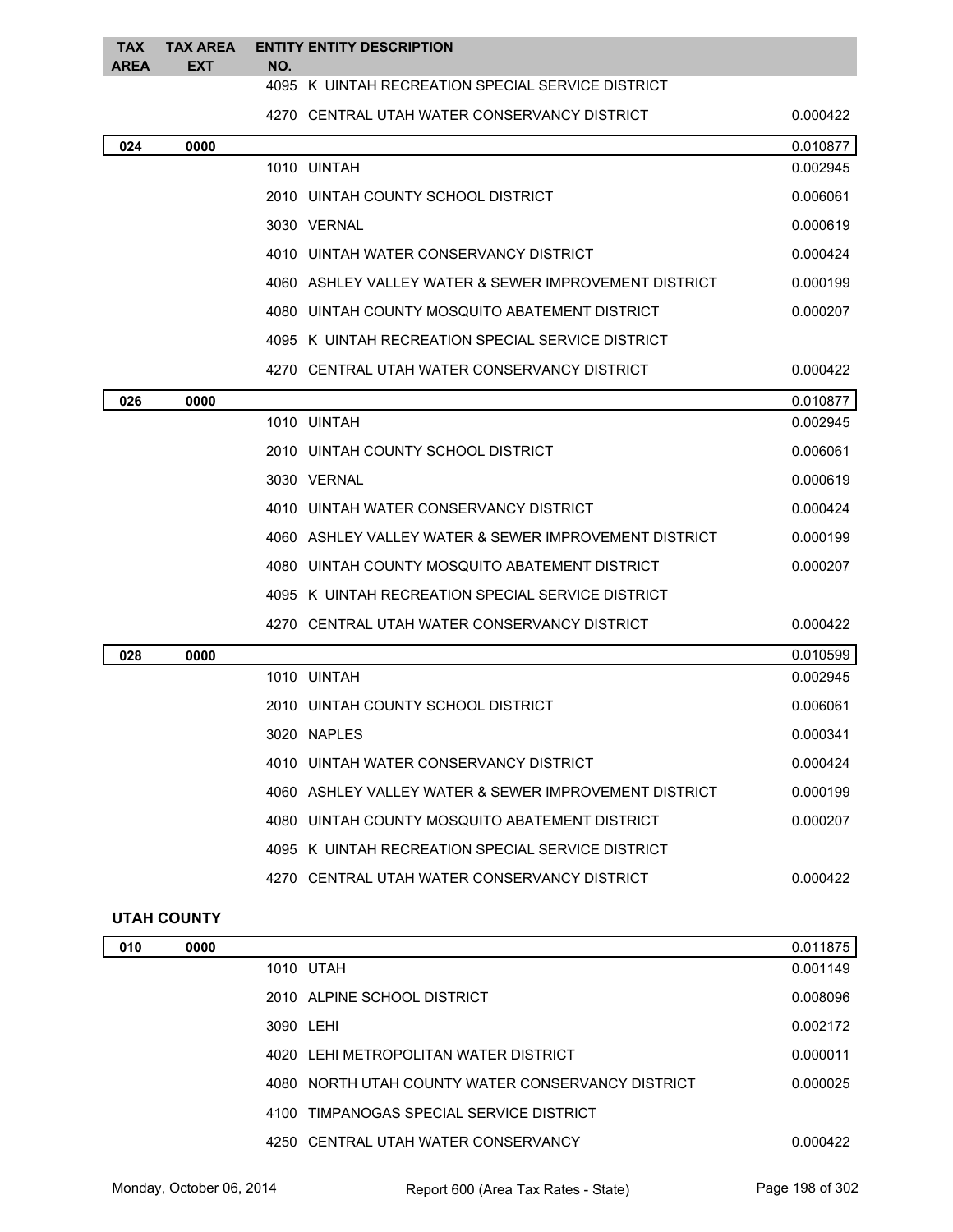| TAX AREA | TAX AREA EXT | ENTITY NO. | ENTITY DESCRIPTION | |
|---|---|---|---|---|
| | | 4095 | K UINTAH RECREATION SPECIAL SERVICE DISTRICT | |
| | | 4270 | CENTRAL UTAH WATER CONSERVANCY DISTRICT | 0.000422 |
| **024** | **0000** | | | 0.010877 |
| | | 1010 | UINTAH | 0.002945 |
| | | 2010 | UINTAH COUNTY SCHOOL DISTRICT | 0.006061 |
| | | 3030 | VERNAL | 0.000619 |
| | | 4010 | UINTAH WATER CONSERVANCY DISTRICT | 0.000424 |
| | | 4060 | ASHLEY VALLEY WATER & SEWER IMPROVEMENT DISTRICT | 0.000199 |
| | | 4080 | UINTAH COUNTY MOSQUITO ABATEMENT DISTRICT | 0.000207 |
| | | 4095 | K UINTAH RECREATION SPECIAL SERVICE DISTRICT | |
| | | 4270 | CENTRAL UTAH WATER CONSERVANCY DISTRICT | 0.000422 |
| **026** | **0000** | | | 0.010877 |
| | | 1010 | UINTAH | 0.002945 |
| | | 2010 | UINTAH COUNTY SCHOOL DISTRICT | 0.006061 |
| | | 3030 | VERNAL | 0.000619 |
| | | 4010 | UINTAH WATER CONSERVANCY DISTRICT | 0.000424 |
| | | 4060 | ASHLEY VALLEY WATER & SEWER IMPROVEMENT DISTRICT | 0.000199 |
| | | 4080 | UINTAH COUNTY MOSQUITO ABATEMENT DISTRICT | 0.000207 |
| | | 4095 | K UINTAH RECREATION SPECIAL SERVICE DISTRICT | |
| | | 4270 | CENTRAL UTAH WATER CONSERVANCY DISTRICT | 0.000422 |
| **028** | **0000** | | | 0.010599 |
| | | 1010 | UINTAH | 0.002945 |
| | | 2010 | UINTAH COUNTY SCHOOL DISTRICT | 0.006061 |
| | | 3020 | NAPLES | 0.000341 |
| | | 4010 | UINTAH WATER CONSERVANCY DISTRICT | 0.000424 |
| | | 4060 | ASHLEY VALLEY WATER & SEWER IMPROVEMENT DISTRICT | 0.000199 |
| | | 4080 | UINTAH COUNTY MOSQUITO ABATEMENT DISTRICT | 0.000207 |
| | | 4095 | K UINTAH RECREATION SPECIAL SERVICE DISTRICT | |
| | | 4270 | CENTRAL UTAH WATER CONSERVANCY DISTRICT | 0.000422 |

**UTAH COUNTY**

| TAX AREA | TAX AREA EXT | ENTITY NO. | ENTITY DESCRIPTION | |
|---|---|---|---|---|
| **010** | **0000** | | | 0.011875 |
| | | 1010 | UTAH | 0.001149 |
| | | 2010 | ALPINE SCHOOL DISTRICT | 0.008096 |
| | | 3090 | LEHI | 0.002172 |
| | | 4020 | LEHI METROPOLITAN WATER DISTRICT | 0.000011 |
| | | 4080 | NORTH UTAH COUNTY WATER CONSERVANCY DISTRICT | 0.000025 |
| | | 4100 | TIMPANOGAS SPECIAL SERVICE DISTRICT | |
| | | 4250 | CENTRAL UTAH WATER CONSERVANCY | 0.000422 |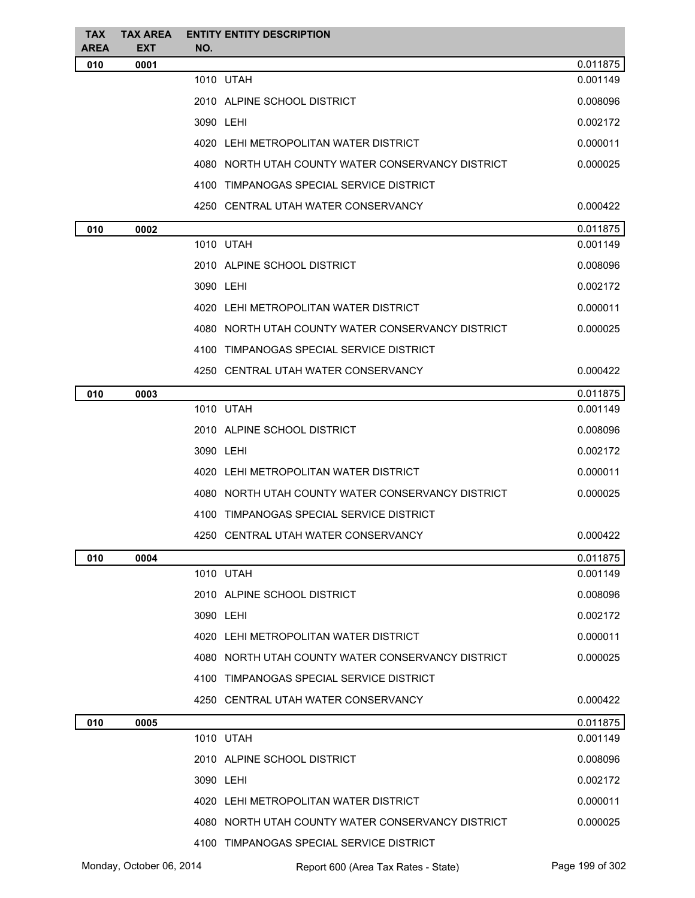| TAX AREA | TAX AREA EXT | ENTITY NO. | ENTITY DESCRIPTION | |
|---|---|---|---|---|
| 010 | 0001 | | | 0.011875 |
| | | 1010 | UTAH | 0.001149 |
| | | 2010 | ALPINE SCHOOL DISTRICT | 0.008096 |
| | | 3090 | LEHI | 0.002172 |
| | | 4020 | LEHI METROPOLITAN WATER DISTRICT | 0.000011 |
| | | 4080 | NORTH UTAH COUNTY WATER CONSERVANCY DISTRICT | 0.000025 |
| | | 4100 | TIMPANOGAS SPECIAL SERVICE DISTRICT | |
| | | 4250 | CENTRAL UTAH WATER CONSERVANCY | 0.000422 |
| 010 | 0002 | | | 0.011875 |
| | | 1010 | UTAH | 0.001149 |
| | | 2010 | ALPINE SCHOOL DISTRICT | 0.008096 |
| | | 3090 | LEHI | 0.002172 |
| | | 4020 | LEHI METROPOLITAN WATER DISTRICT | 0.000011 |
| | | 4080 | NORTH UTAH COUNTY WATER CONSERVANCY DISTRICT | 0.000025 |
| | | 4100 | TIMPANOGAS SPECIAL SERVICE DISTRICT | |
| | | 4250 | CENTRAL UTAH WATER CONSERVANCY | 0.000422 |
| 010 | 0003 | | | 0.011875 |
| | | 1010 | UTAH | 0.001149 |
| | | 2010 | ALPINE SCHOOL DISTRICT | 0.008096 |
| | | 3090 | LEHI | 0.002172 |
| | | 4020 | LEHI METROPOLITAN WATER DISTRICT | 0.000011 |
| | | 4080 | NORTH UTAH COUNTY WATER CONSERVANCY DISTRICT | 0.000025 |
| | | 4100 | TIMPANOGAS SPECIAL SERVICE DISTRICT | |
| | | 4250 | CENTRAL UTAH WATER CONSERVANCY | 0.000422 |
| 010 | 0004 | | | 0.011875 |
| | | 1010 | UTAH | 0.001149 |
| | | 2010 | ALPINE SCHOOL DISTRICT | 0.008096 |
| | | 3090 | LEHI | 0.002172 |
| | | 4020 | LEHI METROPOLITAN WATER DISTRICT | 0.000011 |
| | | 4080 | NORTH UTAH COUNTY WATER CONSERVANCY DISTRICT | 0.000025 |
| | | 4100 | TIMPANOGAS SPECIAL SERVICE DISTRICT | |
| | | 4250 | CENTRAL UTAH WATER CONSERVANCY | 0.000422 |
| 010 | 0005 | | | 0.011875 |
| | | 1010 | UTAH | 0.001149 |
| | | 2010 | ALPINE SCHOOL DISTRICT | 0.008096 |
| | | 3090 | LEHI | 0.002172 |
| | | 4020 | LEHI METROPOLITAN WATER DISTRICT | 0.000011 |
| | | 4080 | NORTH UTAH COUNTY WATER CONSERVANCY DISTRICT | 0.000025 |
| | | 4100 | TIMPANOGAS SPECIAL SERVICE DISTRICT | |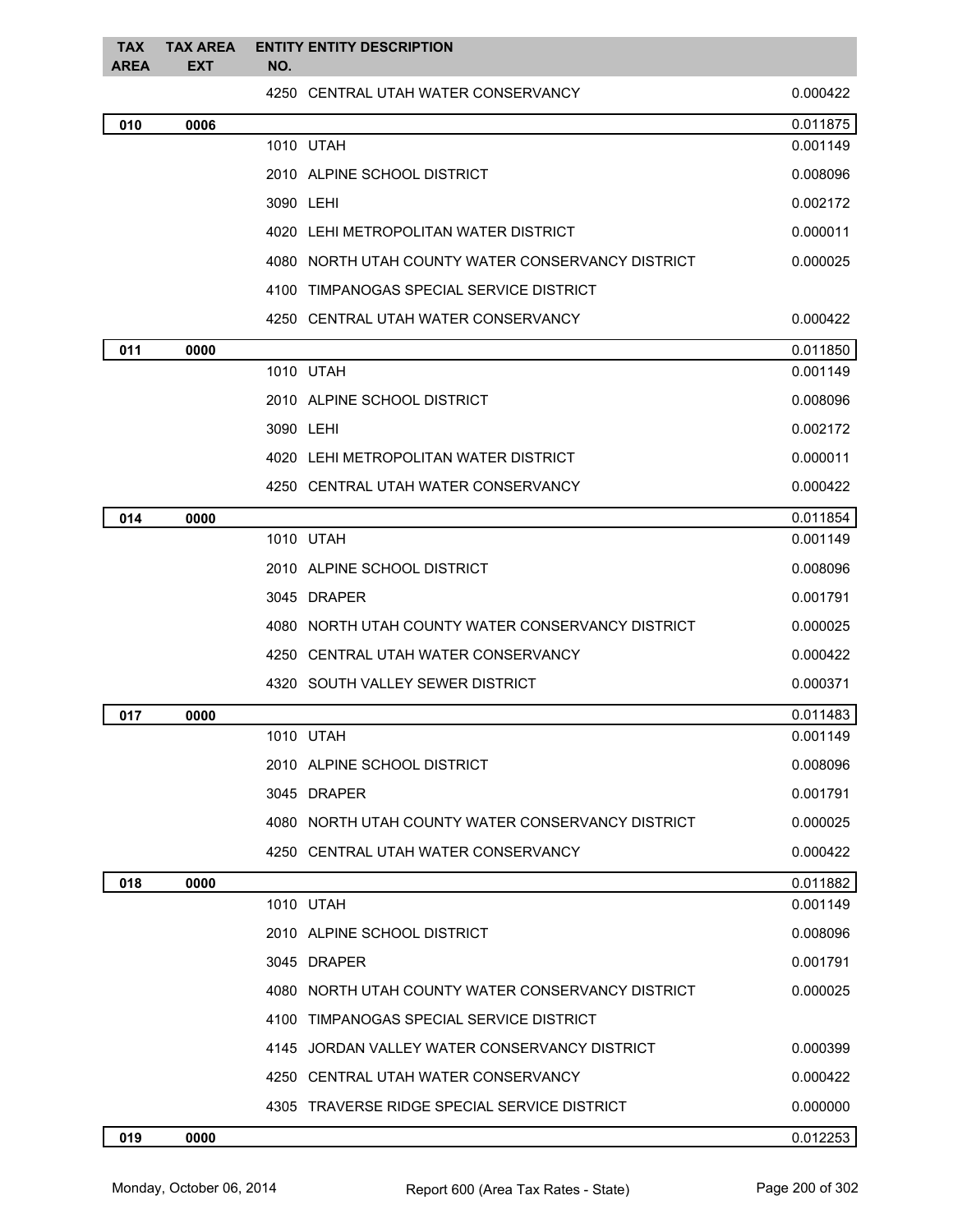| TAX AREA | TAX AREA EXT | ENTITY NO. | ENTITY DESCRIPTION | |
|---|---|---|---|---|
| | | 4250 | CENTRAL UTAH WATER CONSERVANCY | 0.000422 |
| **010** | **0006** | | | 0.011875 |
| | | 1010 | UTAH | 0.001149 |
| | | 2010 | ALPINE SCHOOL DISTRICT | 0.008096 |
| | | 3090 | LEHI | 0.002172 |
| | | 4020 | LEHI METROPOLITAN WATER DISTRICT | 0.000011 |
| | | 4080 | NORTH UTAH COUNTY WATER CONSERVANCY DISTRICT | 0.000025 |
| | | 4100 | TIMPANOGAS SPECIAL SERVICE DISTRICT | |
| | | 4250 | CENTRAL UTAH WATER CONSERVANCY | 0.000422 |
| **011** | **0000** | | | 0.011850 |
| | | 1010 | UTAH | 0.001149 |
| | | 2010 | ALPINE SCHOOL DISTRICT | 0.008096 |
| | | 3090 | LEHI | 0.002172 |
| | | 4020 | LEHI METROPOLITAN WATER DISTRICT | 0.000011 |
| | | 4250 | CENTRAL UTAH WATER CONSERVANCY | 0.000422 |
| **014** | **0000** | | | 0.011854 |
| | | 1010 | UTAH | 0.001149 |
| | | 2010 | ALPINE SCHOOL DISTRICT | 0.008096 |
| | | 3045 | DRAPER | 0.001791 |
| | | 4080 | NORTH UTAH COUNTY WATER CONSERVANCY DISTRICT | 0.000025 |
| | | 4250 | CENTRAL UTAH WATER CONSERVANCY | 0.000422 |
| | | 4320 | SOUTH VALLEY SEWER DISTRICT | 0.000371 |
| **017** | **0000** | | | 0.011483 |
| | | 1010 | UTAH | 0.001149 |
| | | 2010 | ALPINE SCHOOL DISTRICT | 0.008096 |
| | | 3045 | DRAPER | 0.001791 |
| | | 4080 | NORTH UTAH COUNTY WATER CONSERVANCY DISTRICT | 0.000025 |
| | | 4250 | CENTRAL UTAH WATER CONSERVANCY | 0.000422 |
| **018** | **0000** | | | 0.011882 |
| | | 1010 | UTAH | 0.001149 |
| | | 2010 | ALPINE SCHOOL DISTRICT | 0.008096 |
| | | 3045 | DRAPER | 0.001791 |
| | | 4080 | NORTH UTAH COUNTY WATER CONSERVANCY DISTRICT | 0.000025 |
| | | 4100 | TIMPANOGAS SPECIAL SERVICE DISTRICT | |
| | | 4145 | JORDAN VALLEY WATER CONSERVANCY DISTRICT | 0.000399 |
| | | 4250 | CENTRAL UTAH WATER CONSERVANCY | 0.000422 |
| | | 4305 | TRAVERSE RIDGE SPECIAL SERVICE DISTRICT | 0.000000 |
| **019** | **0000** | | | 0.012253 |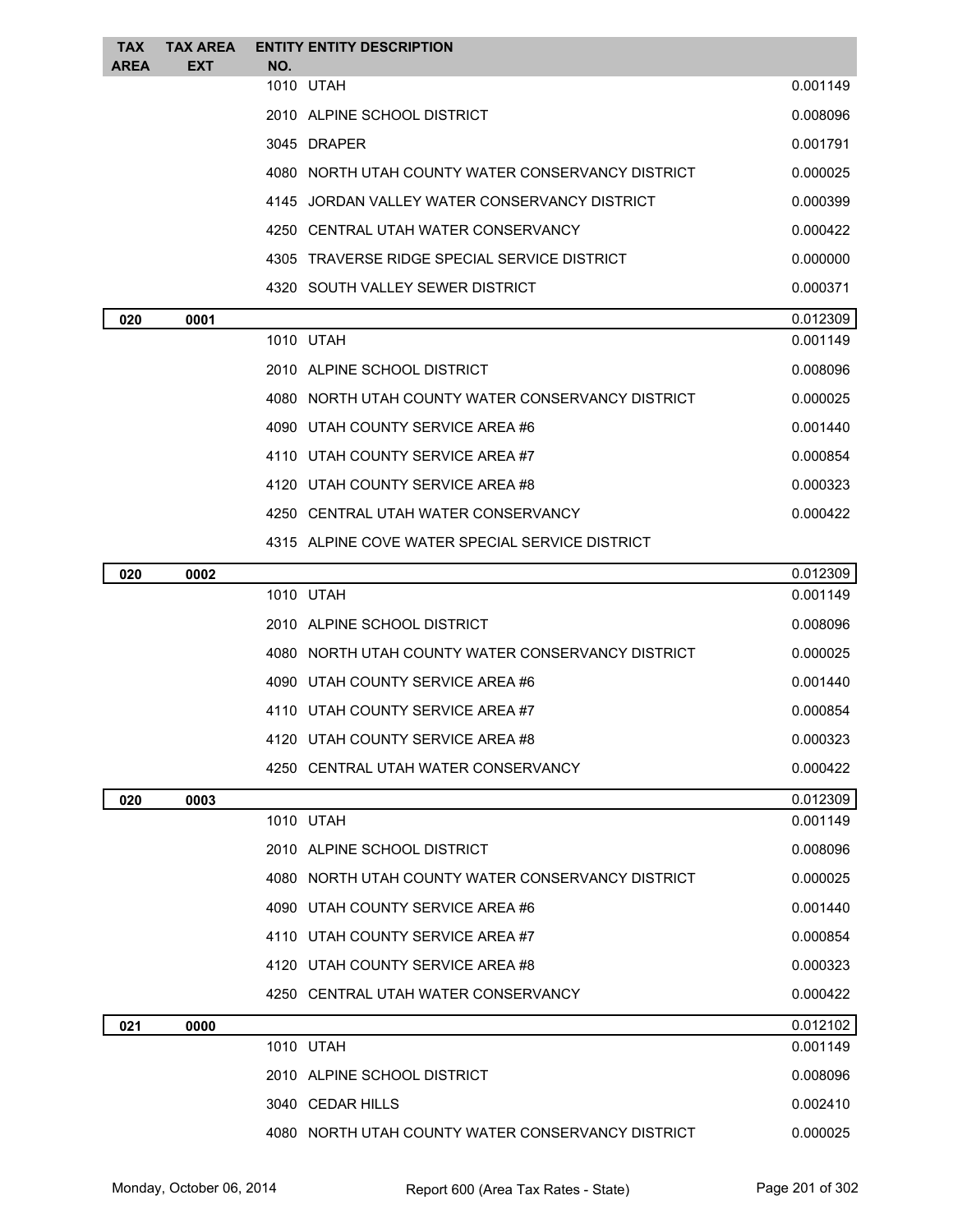| TAX AREA | TAX AREA EXT | ENTITY NO. | ENTITY DESCRIPTION | |
|---|---|---|---|---|
| | | 1010 | UTAH | 0.001149 |
| | | 2010 | ALPINE SCHOOL DISTRICT | 0.008096 |
| | | 3045 | DRAPER | 0.001791 |
| | | 4080 | NORTH UTAH COUNTY WATER CONSERVANCY DISTRICT | 0.000025 |
| | | 4145 | JORDAN VALLEY WATER CONSERVANCY DISTRICT | 0.000399 |
| | | 4250 | CENTRAL UTAH WATER CONSERVANCY | 0.000422 |
| | | 4305 | TRAVERSE RIDGE SPECIAL SERVICE DISTRICT | 0.000000 |
| | | 4320 | SOUTH VALLEY SEWER DISTRICT | 0.000371 |
| **020** | **0001** | | | 0.012309 |
| | | 1010 | UTAH | 0.001149 |
| | | 2010 | ALPINE SCHOOL DISTRICT | 0.008096 |
| | | 4080 | NORTH UTAH COUNTY WATER CONSERVANCY DISTRICT | 0.000025 |
| | | 4090 | UTAH COUNTY SERVICE AREA #6 | 0.001440 |
| | | 4110 | UTAH COUNTY SERVICE AREA #7 | 0.000854 |
| | | 4120 | UTAH COUNTY SERVICE AREA #8 | 0.000323 |
| | | 4250 | CENTRAL UTAH WATER CONSERVANCY | 0.000422 |
| | | 4315 | ALPINE COVE WATER SPECIAL SERVICE DISTRICT | |
| **020** | **0002** | | | 0.012309 |
| | | 1010 | UTAH | 0.001149 |
| | | 2010 | ALPINE SCHOOL DISTRICT | 0.008096 |
| | | 4080 | NORTH UTAH COUNTY WATER CONSERVANCY DISTRICT | 0.000025 |
| | | 4090 | UTAH COUNTY SERVICE AREA #6 | 0.001440 |
| | | 4110 | UTAH COUNTY SERVICE AREA #7 | 0.000854 |
| | | 4120 | UTAH COUNTY SERVICE AREA #8 | 0.000323 |
| | | 4250 | CENTRAL UTAH WATER CONSERVANCY | 0.000422 |
| **020** | **0003** | | | 0.012309 |
| | | 1010 | UTAH | 0.001149 |
| | | 2010 | ALPINE SCHOOL DISTRICT | 0.008096 |
| | | 4080 | NORTH UTAH COUNTY WATER CONSERVANCY DISTRICT | 0.000025 |
| | | 4090 | UTAH COUNTY SERVICE AREA #6 | 0.001440 |
| | | 4110 | UTAH COUNTY SERVICE AREA #7 | 0.000854 |
| | | 4120 | UTAH COUNTY SERVICE AREA #8 | 0.000323 |
| | | 4250 | CENTRAL UTAH WATER CONSERVANCY | 0.000422 |
| **021** | **0000** | | | 0.012102 |
| | | 1010 | UTAH | 0.001149 |
| | | 2010 | ALPINE SCHOOL DISTRICT | 0.008096 |
| | | 3040 | CEDAR HILLS | 0.002410 |
| | | 4080 | NORTH UTAH COUNTY WATER CONSERVANCY DISTRICT | 0.000025 |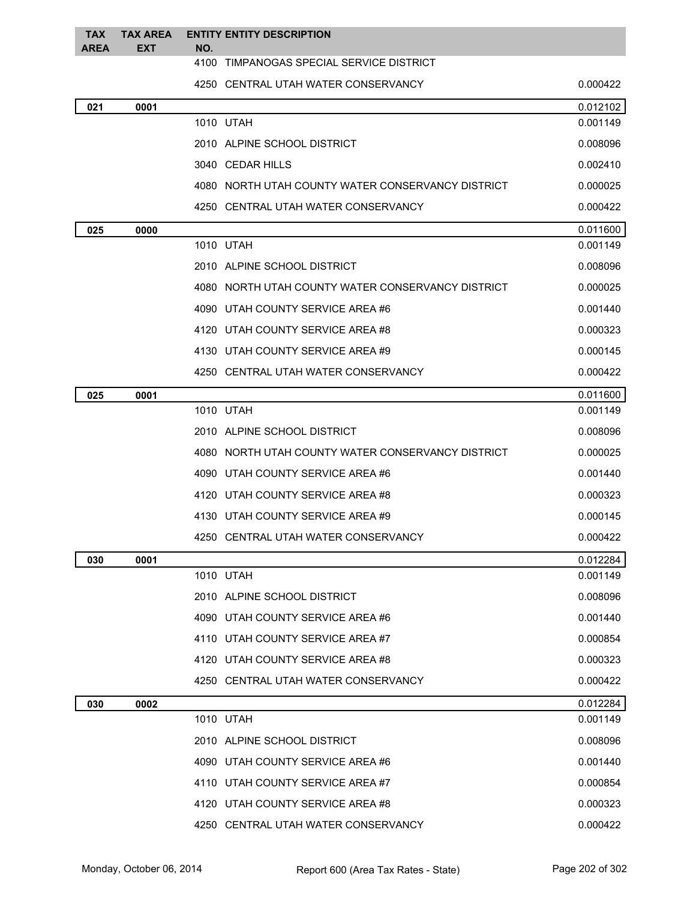| TAX AREA | TAX AREA EXT | ENTITY NO. | ENTITY DESCRIPTION | |
|---|---|---|---|---|
| | | 4100 | TIMPANOGAS SPECIAL SERVICE DISTRICT | |
| | | 4250 | CENTRAL UTAH WATER CONSERVANCY | 0.000422 |
| **021** | **0001** | | | 0.012102 |
| | | 1010 | UTAH | 0.001149 |
| | | 2010 | ALPINE SCHOOL DISTRICT | 0.008096 |
| | | 3040 | CEDAR HILLS | 0.002410 |
| | | 4080 | NORTH UTAH COUNTY WATER CONSERVANCY DISTRICT | 0.000025 |
| | | 4250 | CENTRAL UTAH WATER CONSERVANCY | 0.000422 |
| **025** | **0000** | | | 0.011600 |
| | | 1010 | UTAH | 0.001149 |
| | | 2010 | ALPINE SCHOOL DISTRICT | 0.008096 |
| | | 4080 | NORTH UTAH COUNTY WATER CONSERVANCY DISTRICT | 0.000025 |
| | | 4090 | UTAH COUNTY SERVICE AREA #6 | 0.001440 |
| | | 4120 | UTAH COUNTY SERVICE AREA #8 | 0.000323 |
| | | 4130 | UTAH COUNTY SERVICE AREA #9 | 0.000145 |
| | | 4250 | CENTRAL UTAH WATER CONSERVANCY | 0.000422 |
| **025** | **0001** | | | 0.011600 |
| | | 1010 | UTAH | 0.001149 |
| | | 2010 | ALPINE SCHOOL DISTRICT | 0.008096 |
| | | 4080 | NORTH UTAH COUNTY WATER CONSERVANCY DISTRICT | 0.000025 |
| | | 4090 | UTAH COUNTY SERVICE AREA #6 | 0.001440 |
| | | 4120 | UTAH COUNTY SERVICE AREA #8 | 0.000323 |
| | | 4130 | UTAH COUNTY SERVICE AREA #9 | 0.000145 |
| | | 4250 | CENTRAL UTAH WATER CONSERVANCY | 0.000422 |
| **030** | **0001** | | | 0.012284 |
| | | 1010 | UTAH | 0.001149 |
| | | 2010 | ALPINE SCHOOL DISTRICT | 0.008096 |
| | | 4090 | UTAH COUNTY SERVICE AREA #6 | 0.001440 |
| | | 4110 | UTAH COUNTY SERVICE AREA #7 | 0.000854 |
| | | 4120 | UTAH COUNTY SERVICE AREA #8 | 0.000323 |
| | | 4250 | CENTRAL UTAH WATER CONSERVANCY | 0.000422 |
| **030** | **0002** | | | 0.012284 |
| | | 1010 | UTAH | 0.001149 |
| | | 2010 | ALPINE SCHOOL DISTRICT | 0.008096 |
| | | 4090 | UTAH COUNTY SERVICE AREA #6 | 0.001440 |
| | | 4110 | UTAH COUNTY SERVICE AREA #7 | 0.000854 |
| | | 4120 | UTAH COUNTY SERVICE AREA #8 | 0.000323 |
| | | 4250 | CENTRAL UTAH WATER CONSERVANCY | 0.000422 |

Monday, October 06, 2014 Report 600 (Area Tax Rates - State)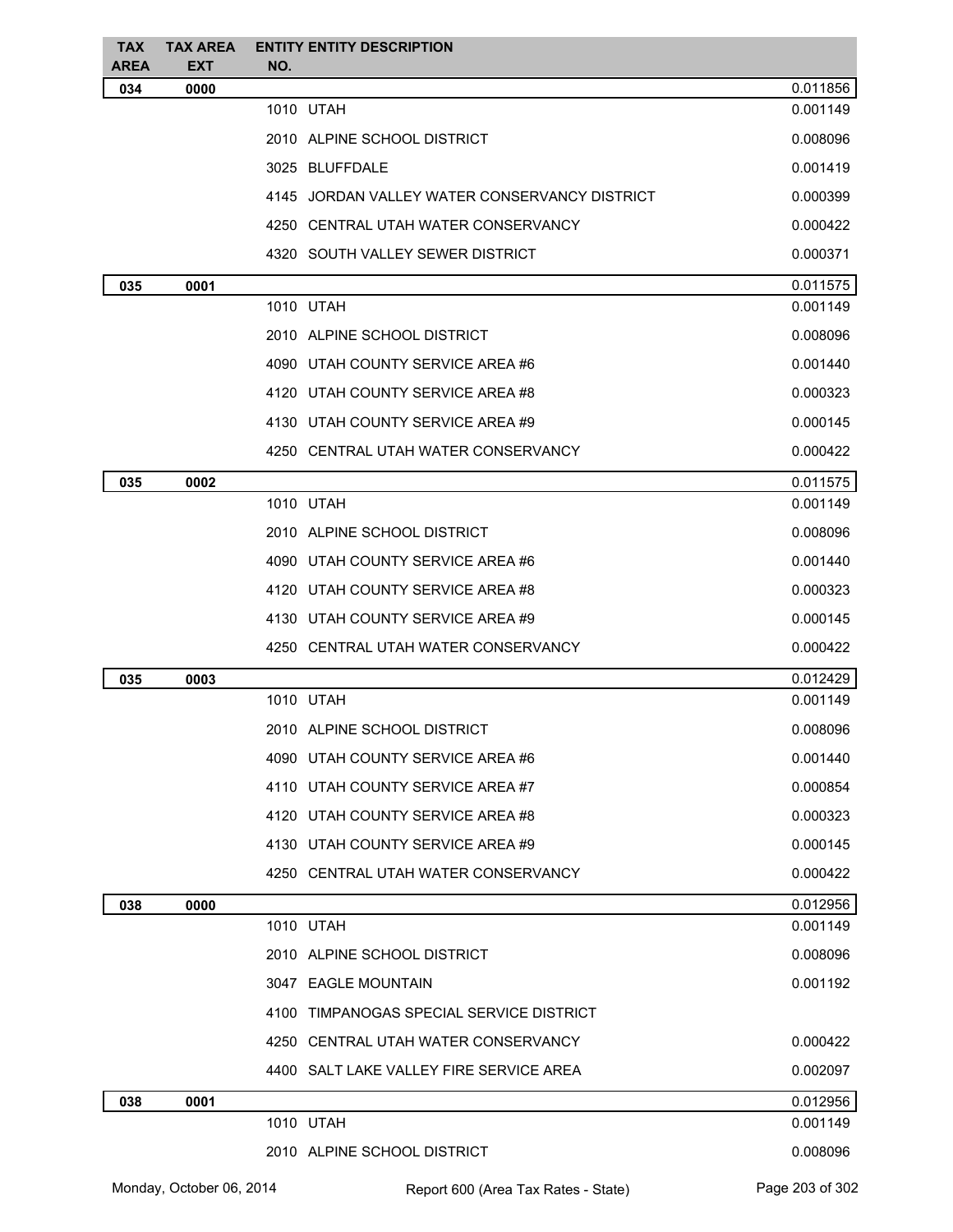| TAX AREA | TAX AREA EXT | ENTITY NO. | ENTITY DESCRIPTION | |
|---|---|---|---|---|
| 034 | 0000 | | | 0.011856 |
| | | 1010 | UTAH | 0.001149 |
| | | 2010 | ALPINE SCHOOL DISTRICT | 0.008096 |
| | | 3025 | BLUFFDALE | 0.001419 |
| | | 4145 | JORDAN VALLEY WATER CONSERVANCY DISTRICT | 0.000399 |
| | | 4250 | CENTRAL UTAH WATER CONSERVANCY | 0.000422 |
| | | 4320 | SOUTH VALLEY SEWER DISTRICT | 0.000371 |
| 035 | 0001 | | | 0.011575 |
| | | 1010 | UTAH | 0.001149 |
| | | 2010 | ALPINE SCHOOL DISTRICT | 0.008096 |
| | | 4090 | UTAH COUNTY SERVICE AREA #6 | 0.001440 |
| | | 4120 | UTAH COUNTY SERVICE AREA #8 | 0.000323 |
| | | 4130 | UTAH COUNTY SERVICE AREA #9 | 0.000145 |
| | | 4250 | CENTRAL UTAH WATER CONSERVANCY | 0.000422 |
| 035 | 0002 | | | 0.011575 |
| | | 1010 | UTAH | 0.001149 |
| | | 2010 | ALPINE SCHOOL DISTRICT | 0.008096 |
| | | 4090 | UTAH COUNTY SERVICE AREA #6 | 0.001440 |
| | | 4120 | UTAH COUNTY SERVICE AREA #8 | 0.000323 |
| | | 4130 | UTAH COUNTY SERVICE AREA #9 | 0.000145 |
| | | 4250 | CENTRAL UTAH WATER CONSERVANCY | 0.000422 |
| 035 | 0003 | | | 0.012429 |
| | | 1010 | UTAH | 0.001149 |
| | | 2010 | ALPINE SCHOOL DISTRICT | 0.008096 |
| | | 4090 | UTAH COUNTY SERVICE AREA #6 | 0.001440 |
| | | 4110 | UTAH COUNTY SERVICE AREA #7 | 0.000854 |
| | | 4120 | UTAH COUNTY SERVICE AREA #8 | 0.000323 |
| | | 4130 | UTAH COUNTY SERVICE AREA #9 | 0.000145 |
| | | 4250 | CENTRAL UTAH WATER CONSERVANCY | 0.000422 |
| 038 | 0000 | | | 0.012956 |
| | | 1010 | UTAH | 0.001149 |
| | | 2010 | ALPINE SCHOOL DISTRICT | 0.008096 |
| | | 3047 | EAGLE MOUNTAIN | 0.001192 |
| | | 4100 | TIMPANOGAS SPECIAL SERVICE DISTRICT | |
| | | 4250 | CENTRAL UTAH WATER CONSERVANCY | 0.000422 |
| | | 4400 | SALT LAKE VALLEY FIRE SERVICE AREA | 0.002097 |
| 038 | 0001 | | | 0.012956 |
| | | 1010 | UTAH | 0.001149 |
| | | 2010 | ALPINE SCHOOL DISTRICT | 0.008096 |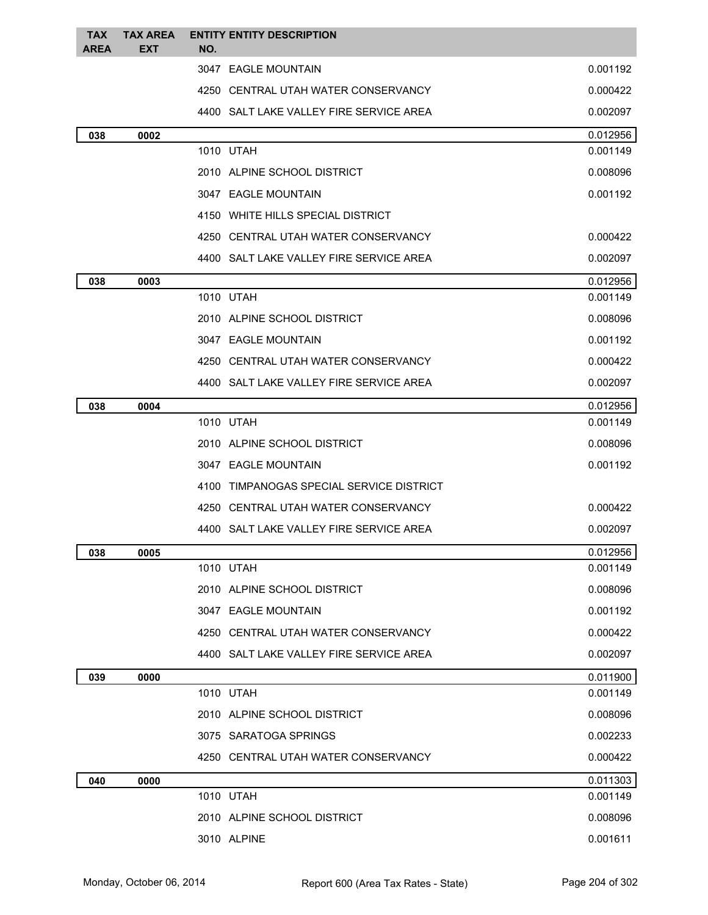| TAX AREA | TAX AREA EXT | ENTITY NO. | ENTITY DESCRIPTION | |
|---|---|---|---|---|
| | | 3047 | EAGLE MOUNTAIN | 0.001192 |
| | | 4250 | CENTRAL UTAH WATER CONSERVANCY | 0.000422 |
| | | 4400 | SALT LAKE VALLEY FIRE SERVICE AREA | 0.002097 |
| **038** | **0002** | | | 0.012956 |
| | | 1010 | UTAH | 0.001149 |
| | | 2010 | ALPINE SCHOOL DISTRICT | 0.008096 |
| | | 3047 | EAGLE MOUNTAIN | 0.001192 |
| | | 4150 | WHITE HILLS SPECIAL DISTRICT | |
| | | 4250 | CENTRAL UTAH WATER CONSERVANCY | 0.000422 |
| | | 4400 | SALT LAKE VALLEY FIRE SERVICE AREA | 0.002097 |
| **038** | **0003** | | | 0.012956 |
| | | 1010 | UTAH | 0.001149 |
| | | 2010 | ALPINE SCHOOL DISTRICT | 0.008096 |
| | | 3047 | EAGLE MOUNTAIN | 0.001192 |
| | | 4250 | CENTRAL UTAH WATER CONSERVANCY | 0.000422 |
| | | 4400 | SALT LAKE VALLEY FIRE SERVICE AREA | 0.002097 |
| **038** | **0004** | | | 0.012956 |
| | | 1010 | UTAH | 0.001149 |
| | | 2010 | ALPINE SCHOOL DISTRICT | 0.008096 |
| | | 3047 | EAGLE MOUNTAIN | 0.001192 |
| | | 4100 | TIMPANOGAS SPECIAL SERVICE DISTRICT | |
| | | 4250 | CENTRAL UTAH WATER CONSERVANCY | 0.000422 |
| | | 4400 | SALT LAKE VALLEY FIRE SERVICE AREA | 0.002097 |
| **038** | **0005** | | | 0.012956 |
| | | 1010 | UTAH | 0.001149 |
| | | 2010 | ALPINE SCHOOL DISTRICT | 0.008096 |
| | | 3047 | EAGLE MOUNTAIN | 0.001192 |
| | | 4250 | CENTRAL UTAH WATER CONSERVANCY | 0.000422 |
| | | 4400 | SALT LAKE VALLEY FIRE SERVICE AREA | 0.002097 |
| **039** | **0000** | | | 0.011900 |
| | | 1010 | UTAH | 0.001149 |
| | | 2010 | ALPINE SCHOOL DISTRICT | 0.008096 |
| | | 3075 | SARATOGA SPRINGS | 0.002233 |
| | | 4250 | CENTRAL UTAH WATER CONSERVANCY | 0.000422 |
| **040** | **0000** | | | 0.011303 |
| | | 1010 | UTAH | 0.001149 |
| | | 2010 | ALPINE SCHOOL DISTRICT | 0.008096 |
| | | 3010 | ALPINE | 0.001611 |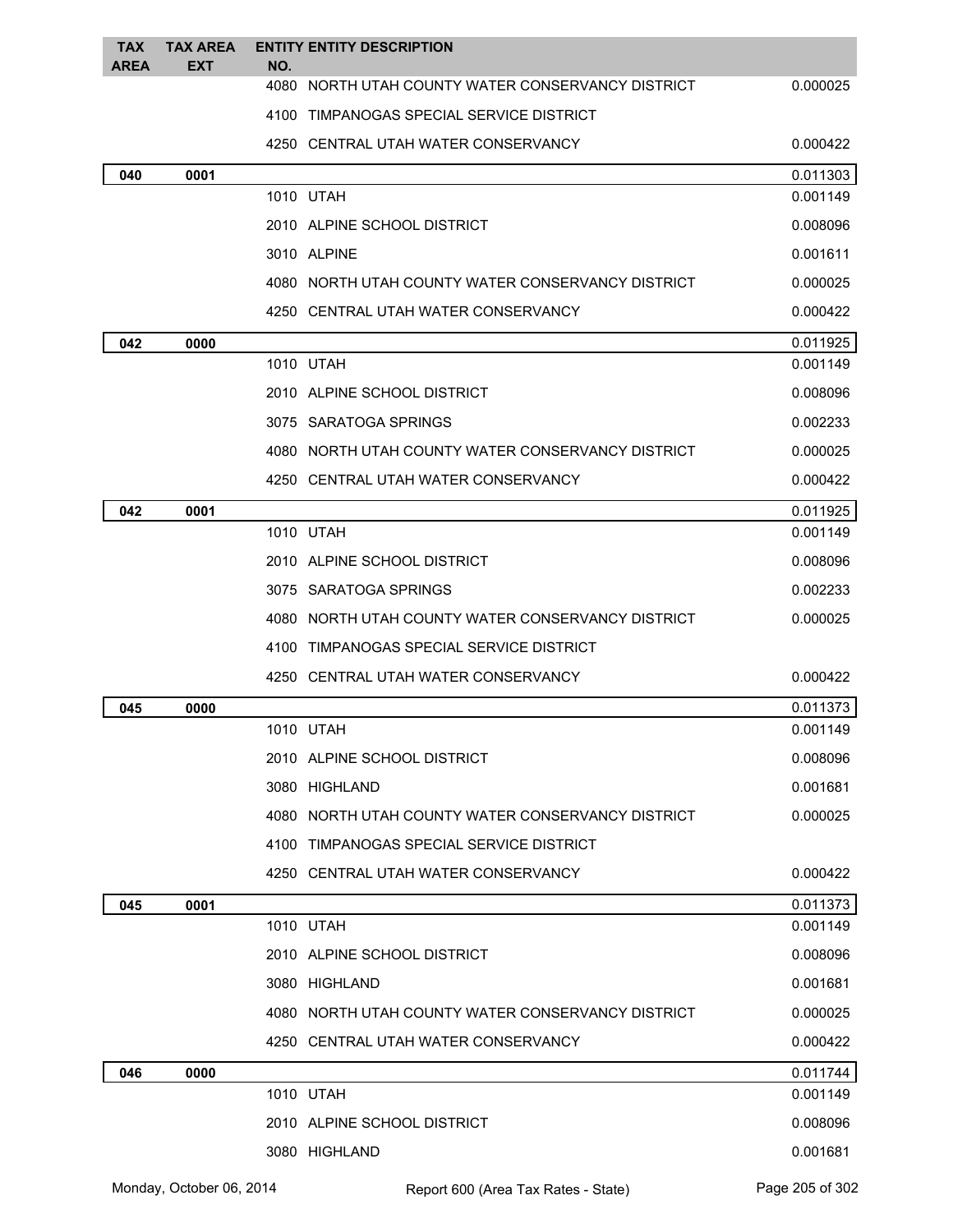| TAX AREA | TAX AREA EXT | ENTITY NO. | ENTITY DESCRIPTION | |
|---|---|---|---|---|
| | | 4080 | NORTH UTAH COUNTY WATER CONSERVANCY DISTRICT | 0.000025 |
| | | 4100 | TIMPANOGAS SPECIAL SERVICE DISTRICT | |
| | | 4250 | CENTRAL UTAH WATER CONSERVANCY | 0.000422 |
| **040** | **0001** | | | 0.011303 |
| | | 1010 | UTAH | 0.001149 |
| | | 2010 | ALPINE SCHOOL DISTRICT | 0.008096 |
| | | 3010 | ALPINE | 0.001611 |
| | | 4080 | NORTH UTAH COUNTY WATER CONSERVANCY DISTRICT | 0.000025 |
| | | 4250 | CENTRAL UTAH WATER CONSERVANCY | 0.000422 |
| **042** | **0000** | | | 0.011925 |
| | | 1010 | UTAH | 0.001149 |
| | | 2010 | ALPINE SCHOOL DISTRICT | 0.008096 |
| | | 3075 | SARATOGA SPRINGS | 0.002233 |
| | | 4080 | NORTH UTAH COUNTY WATER CONSERVANCY DISTRICT | 0.000025 |
| | | 4250 | CENTRAL UTAH WATER CONSERVANCY | 0.000422 |
| **042** | **0001** | | | 0.011925 |
| | | 1010 | UTAH | 0.001149 |
| | | 2010 | ALPINE SCHOOL DISTRICT | 0.008096 |
| | | 3075 | SARATOGA SPRINGS | 0.002233 |
| | | 4080 | NORTH UTAH COUNTY WATER CONSERVANCY DISTRICT | 0.000025 |
| | | 4100 | TIMPANOGAS SPECIAL SERVICE DISTRICT | |
| | | 4250 | CENTRAL UTAH WATER CONSERVANCY | 0.000422 |
| **045** | **0000** | | | 0.011373 |
| | | 1010 | UTAH | 0.001149 |
| | | 2010 | ALPINE SCHOOL DISTRICT | 0.008096 |
| | | 3080 | HIGHLAND | 0.001681 |
| | | 4080 | NORTH UTAH COUNTY WATER CONSERVANCY DISTRICT | 0.000025 |
| | | 4100 | TIMPANOGAS SPECIAL SERVICE DISTRICT | |
| | | 4250 | CENTRAL UTAH WATER CONSERVANCY | 0.000422 |
| **045** | **0001** | | | 0.011373 |
| | | 1010 | UTAH | 0.001149 |
| | | 2010 | ALPINE SCHOOL DISTRICT | 0.008096 |
| | | 3080 | HIGHLAND | 0.001681 |
| | | 4080 | NORTH UTAH COUNTY WATER CONSERVANCY DISTRICT | 0.000025 |
| | | 4250 | CENTRAL UTAH WATER CONSERVANCY | 0.000422 |
| **046** | **0000** | | | 0.011744 |
| | | 1010 | UTAH | 0.001149 |
| | | 2010 | ALPINE SCHOOL DISTRICT | 0.008096 |
| | | 3080 | HIGHLAND | 0.001681 |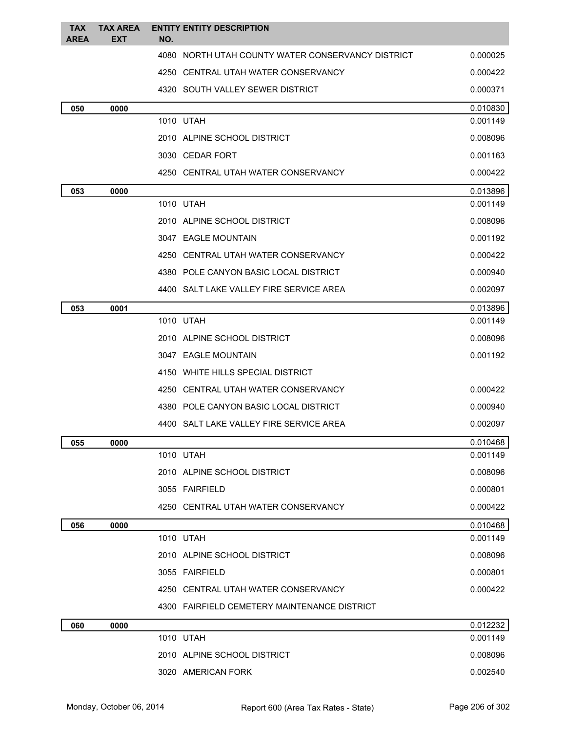| TAX AREA | TAX AREA EXT | ENTITY NO. | ENTITY DESCRIPTION | |
|---|---|---|---|---|
| | | 4080 | NORTH UTAH COUNTY WATER CONSERVANCY DISTRICT | 0.000025 |
| | | 4250 | CENTRAL UTAH WATER CONSERVANCY | 0.000422 |
| | | 4320 | SOUTH VALLEY SEWER DISTRICT | 0.000371 |
| **050** | **0000** | | | 0.010830 |
| | | 1010 | UTAH | 0.001149 |
| | | 2010 | ALPINE SCHOOL DISTRICT | 0.008096 |
| | | 3030 | CEDAR FORT | 0.001163 |
| | | 4250 | CENTRAL UTAH WATER CONSERVANCY | 0.000422 |
| **053** | **0000** | | | 0.013896 |
| | | 1010 | UTAH | 0.001149 |
| | | 2010 | ALPINE SCHOOL DISTRICT | 0.008096 |
| | | 3047 | EAGLE MOUNTAIN | 0.001192 |
| | | 4250 | CENTRAL UTAH WATER CONSERVANCY | 0.000422 |
| | | 4380 | POLE CANYON BASIC LOCAL DISTRICT | 0.000940 |
| | | 4400 | SALT LAKE VALLEY FIRE SERVICE AREA | 0.002097 |
| **053** | **0001** | | | 0.013896 |
| | | 1010 | UTAH | 0.001149 |
| | | 2010 | ALPINE SCHOOL DISTRICT | 0.008096 |
| | | 3047 | EAGLE MOUNTAIN | 0.001192 |
| | | 4150 | WHITE HILLS SPECIAL DISTRICT | |
| | | 4250 | CENTRAL UTAH WATER CONSERVANCY | 0.000422 |
| | | 4380 | POLE CANYON BASIC LOCAL DISTRICT | 0.000940 |
| | | 4400 | SALT LAKE VALLEY FIRE SERVICE AREA | 0.002097 |
| **055** | **0000** | | | 0.010468 |
| | | 1010 | UTAH | 0.001149 |
| | | 2010 | ALPINE SCHOOL DISTRICT | 0.008096 |
| | | 3055 | FAIRFIELD | 0.000801 |
| | | 4250 | CENTRAL UTAH WATER CONSERVANCY | 0.000422 |
| **056** | **0000** | | | 0.010468 |
| | | 1010 | UTAH | 0.001149 |
| | | 2010 | ALPINE SCHOOL DISTRICT | 0.008096 |
| | | 3055 | FAIRFIELD | 0.000801 |
| | | 4250 | CENTRAL UTAH WATER CONSERVANCY | 0.000422 |
| | | 4300 | FAIRFIELD CEMETERY MAINTENANCE DISTRICT | |
| **060** | **0000** | | | 0.012232 |
| | | 1010 | UTAH | 0.001149 |
| | | 2010 | ALPINE SCHOOL DISTRICT | 0.008096 |
| | | 3020 | AMERICAN FORK | 0.002540 |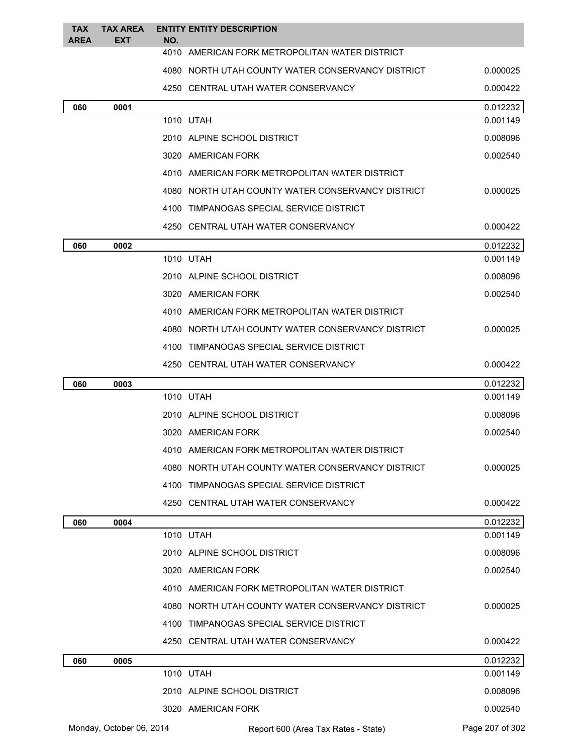| TAX AREA | TAX AREA EXT | ENTITY NO. | ENTITY DESCRIPTION | |
|---|---|---|---|---|
| | | 4010 | AMERICAN FORK METROPOLITAN WATER DISTRICT | |
| | | 4080 | NORTH UTAH COUNTY WATER CONSERVANCY DISTRICT | 0.000025 |
| | | 4250 | CENTRAL UTAH WATER CONSERVANCY | 0.000422 |
| **060** | **0001** | | | 0.012232 |
| | | 1010 | UTAH | 0.001149 |
| | | 2010 | ALPINE SCHOOL DISTRICT | 0.008096 |
| | | 3020 | AMERICAN FORK | 0.002540 |
| | | 4010 | AMERICAN FORK METROPOLITAN WATER DISTRICT | |
| | | 4080 | NORTH UTAH COUNTY WATER CONSERVANCY DISTRICT | 0.000025 |
| | | 4100 | TIMPANOGAS SPECIAL SERVICE DISTRICT | |
| | | 4250 | CENTRAL UTAH WATER CONSERVANCY | 0.000422 |
| **060** | **0002** | | | 0.012232 |
| | | 1010 | UTAH | 0.001149 |
| | | 2010 | ALPINE SCHOOL DISTRICT | 0.008096 |
| | | 3020 | AMERICAN FORK | 0.002540 |
| | | 4010 | AMERICAN FORK METROPOLITAN WATER DISTRICT | |
| | | 4080 | NORTH UTAH COUNTY WATER CONSERVANCY DISTRICT | 0.000025 |
| | | 4100 | TIMPANOGAS SPECIAL SERVICE DISTRICT | |
| | | 4250 | CENTRAL UTAH WATER CONSERVANCY | 0.000422 |
| **060** | **0003** | | | 0.012232 |
| | | 1010 | UTAH | 0.001149 |
| | | 2010 | ALPINE SCHOOL DISTRICT | 0.008096 |
| | | 3020 | AMERICAN FORK | 0.002540 |
| | | 4010 | AMERICAN FORK METROPOLITAN WATER DISTRICT | |
| | | 4080 | NORTH UTAH COUNTY WATER CONSERVANCY DISTRICT | 0.000025 |
| | | 4100 | TIMPANOGAS SPECIAL SERVICE DISTRICT | |
| | | 4250 | CENTRAL UTAH WATER CONSERVANCY | 0.000422 |
| **060** | **0004** | | | 0.012232 |
| | | 1010 | UTAH | 0.001149 |
| | | 2010 | ALPINE SCHOOL DISTRICT | 0.008096 |
| | | 3020 | AMERICAN FORK | 0.002540 |
| | | 4010 | AMERICAN FORK METROPOLITAN WATER DISTRICT | |
| | | 4080 | NORTH UTAH COUNTY WATER CONSERVANCY DISTRICT | 0.000025 |
| | | 4100 | TIMPANOGAS SPECIAL SERVICE DISTRICT | |
| | | 4250 | CENTRAL UTAH WATER CONSERVANCY | 0.000422 |
| **060** | **0005** | | | 0.012232 |
| | | 1010 | UTAH | 0.001149 |
| | | 2010 | ALPINE SCHOOL DISTRICT | 0.008096 |
| | | 3020 | AMERICAN FORK | 0.002540 |

Monday, October 06, 2014 — Report 600 (Area Tax Rates - State)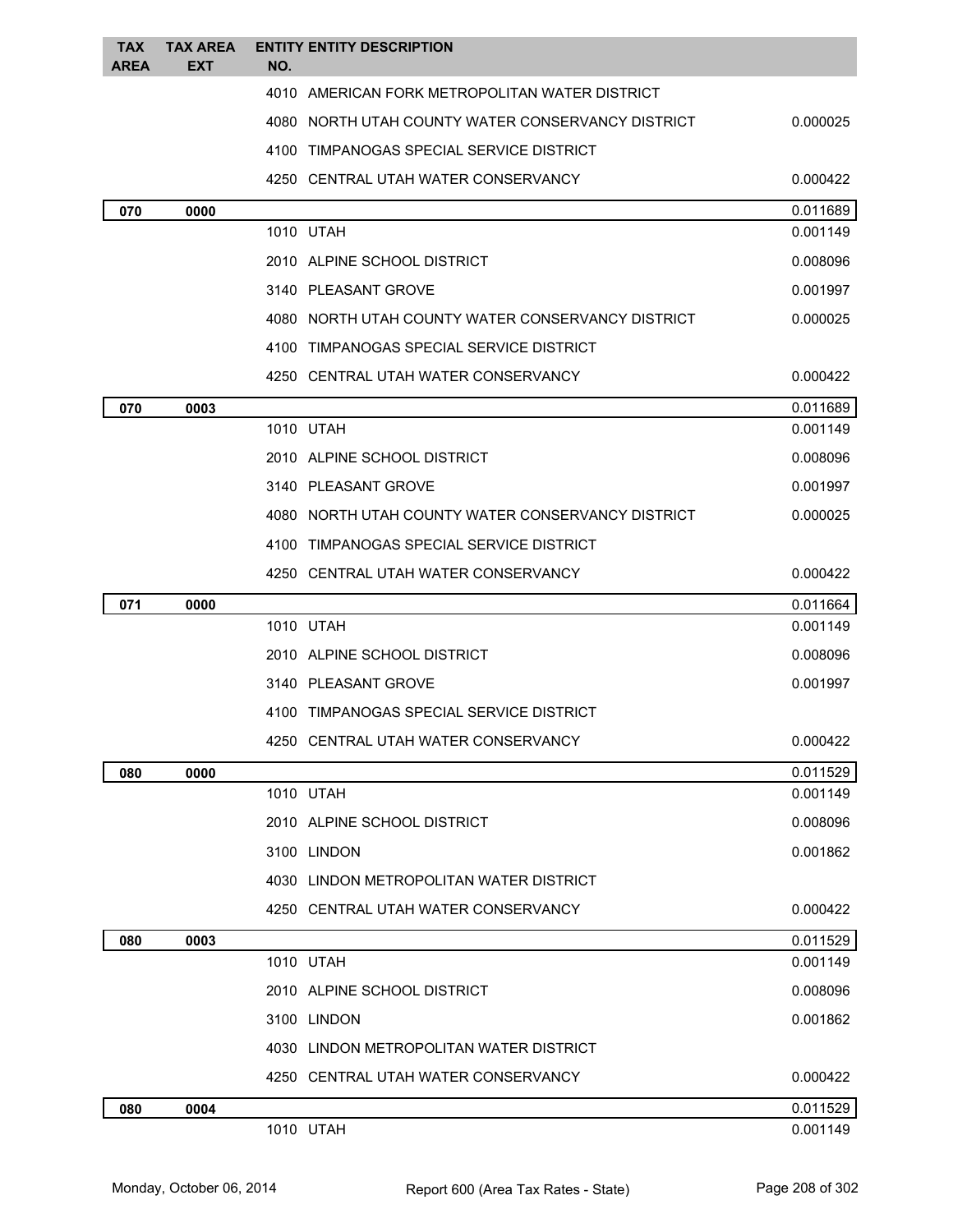| TAX AREA | TAX AREA EXT | ENTITY NO. | ENTITY DESCRIPTION | |
|---|---|---|---|---|
| | | 4010 | AMERICAN FORK METROPOLITAN WATER DISTRICT | |
| | | 4080 | NORTH UTAH COUNTY WATER CONSERVANCY DISTRICT | 0.000025 |
| | | 4100 | TIMPANOGAS SPECIAL SERVICE DISTRICT | |
| | | 4250 | CENTRAL UTAH WATER CONSERVANCY | 0.000422 |
| **070** | **0000** | | | 0.011689 |
| | | 1010 | UTAH | 0.001149 |
| | | 2010 | ALPINE SCHOOL DISTRICT | 0.008096 |
| | | 3140 | PLEASANT GROVE | 0.001997 |
| | | 4080 | NORTH UTAH COUNTY WATER CONSERVANCY DISTRICT | 0.000025 |
| | | 4100 | TIMPANOGAS SPECIAL SERVICE DISTRICT | |
| | | 4250 | CENTRAL UTAH WATER CONSERVANCY | 0.000422 |
| **070** | **0003** | | | 0.011689 |
| | | 1010 | UTAH | 0.001149 |
| | | 2010 | ALPINE SCHOOL DISTRICT | 0.008096 |
| | | 3140 | PLEASANT GROVE | 0.001997 |
| | | 4080 | NORTH UTAH COUNTY WATER CONSERVANCY DISTRICT | 0.000025 |
| | | 4100 | TIMPANOGAS SPECIAL SERVICE DISTRICT | |
| | | 4250 | CENTRAL UTAH WATER CONSERVANCY | 0.000422 |
| **071** | **0000** | | | 0.011664 |
| | | 1010 | UTAH | 0.001149 |
| | | 2010 | ALPINE SCHOOL DISTRICT | 0.008096 |
| | | 3140 | PLEASANT GROVE | 0.001997 |
| | | 4100 | TIMPANOGAS SPECIAL SERVICE DISTRICT | |
| | | 4250 | CENTRAL UTAH WATER CONSERVANCY | 0.000422 |
| **080** | **0000** | | | 0.011529 |
| | | 1010 | UTAH | 0.001149 |
| | | 2010 | ALPINE SCHOOL DISTRICT | 0.008096 |
| | | 3100 | LINDON | 0.001862 |
| | | 4030 | LINDON METROPOLITAN WATER DISTRICT | |
| | | 4250 | CENTRAL UTAH WATER CONSERVANCY | 0.000422 |
| **080** | **0003** | | | 0.011529 |
| | | 1010 | UTAH | 0.001149 |
| | | 2010 | ALPINE SCHOOL DISTRICT | 0.008096 |
| | | 3100 | LINDON | 0.001862 |
| | | 4030 | LINDON METROPOLITAN WATER DISTRICT | |
| | | 4250 | CENTRAL UTAH WATER CONSERVANCY | 0.000422 |
| **080** | **0004** | | | 0.011529 |
| | | 1010 | UTAH | 0.001149 |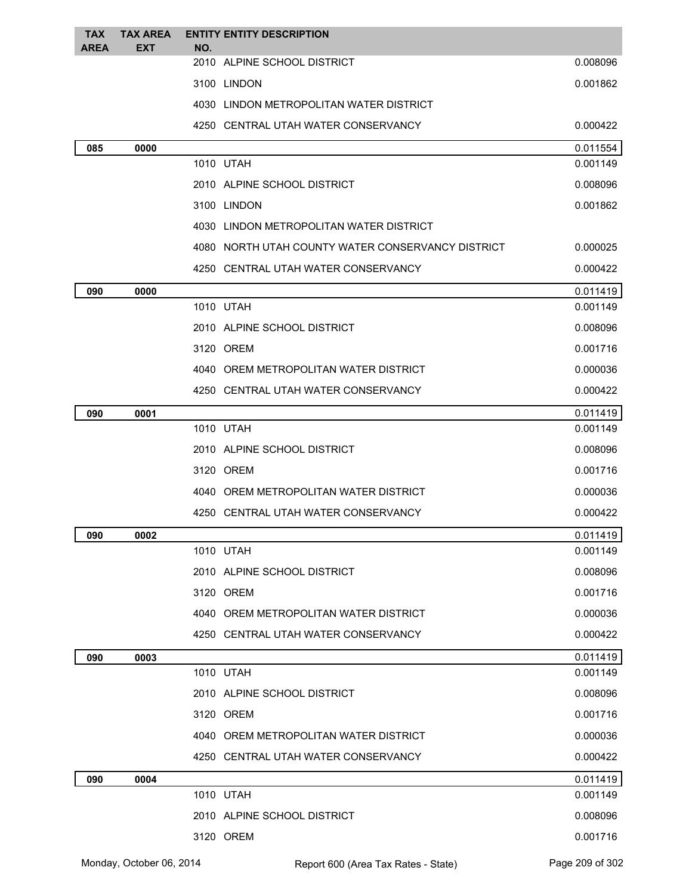| TAX AREA | TAX AREA EXT | ENTITY NO. | ENTITY DESCRIPTION | |
|---|---|---|---|---|
| | | 2010 | ALPINE SCHOOL DISTRICT | 0.008096 |
| | | 3100 | LINDON | 0.001862 |
| | | 4030 | LINDON METROPOLITAN WATER DISTRICT | |
| | | 4250 | CENTRAL UTAH WATER CONSERVANCY | 0.000422 |
| **085** | **0000** | | | 0.011554 |
| | | 1010 | UTAH | 0.001149 |
| | | 2010 | ALPINE SCHOOL DISTRICT | 0.008096 |
| | | 3100 | LINDON | 0.001862 |
| | | 4030 | LINDON METROPOLITAN WATER DISTRICT | |
| | | 4080 | NORTH UTAH COUNTY WATER CONSERVANCY DISTRICT | 0.000025 |
| | | 4250 | CENTRAL UTAH WATER CONSERVANCY | 0.000422 |
| **090** | **0000** | | | 0.011419 |
| | | 1010 | UTAH | 0.001149 |
| | | 2010 | ALPINE SCHOOL DISTRICT | 0.008096 |
| | | 3120 | OREM | 0.001716 |
| | | 4040 | OREM METROPOLITAN WATER DISTRICT | 0.000036 |
| | | 4250 | CENTRAL UTAH WATER CONSERVANCY | 0.000422 |
| **090** | **0001** | | | 0.011419 |
| | | 1010 | UTAH | 0.001149 |
| | | 2010 | ALPINE SCHOOL DISTRICT | 0.008096 |
| | | 3120 | OREM | 0.001716 |
| | | 4040 | OREM METROPOLITAN WATER DISTRICT | 0.000036 |
| | | 4250 | CENTRAL UTAH WATER CONSERVANCY | 0.000422 |
| **090** | **0002** | | | 0.011419 |
| | | 1010 | UTAH | 0.001149 |
| | | 2010 | ALPINE SCHOOL DISTRICT | 0.008096 |
| | | 3120 | OREM | 0.001716 |
| | | 4040 | OREM METROPOLITAN WATER DISTRICT | 0.000036 |
| | | 4250 | CENTRAL UTAH WATER CONSERVANCY | 0.000422 |
| **090** | **0003** | | | 0.011419 |
| | | 1010 | UTAH | 0.001149 |
| | | 2010 | ALPINE SCHOOL DISTRICT | 0.008096 |
| | | 3120 | OREM | 0.001716 |
| | | 4040 | OREM METROPOLITAN WATER DISTRICT | 0.000036 |
| | | 4250 | CENTRAL UTAH WATER CONSERVANCY | 0.000422 |
| **090** | **0004** | | | 0.011419 |
| | | 1010 | UTAH | 0.001149 |
| | | 2010 | ALPINE SCHOOL DISTRICT | 0.008096 |
| | | 3120 | OREM | 0.001716 |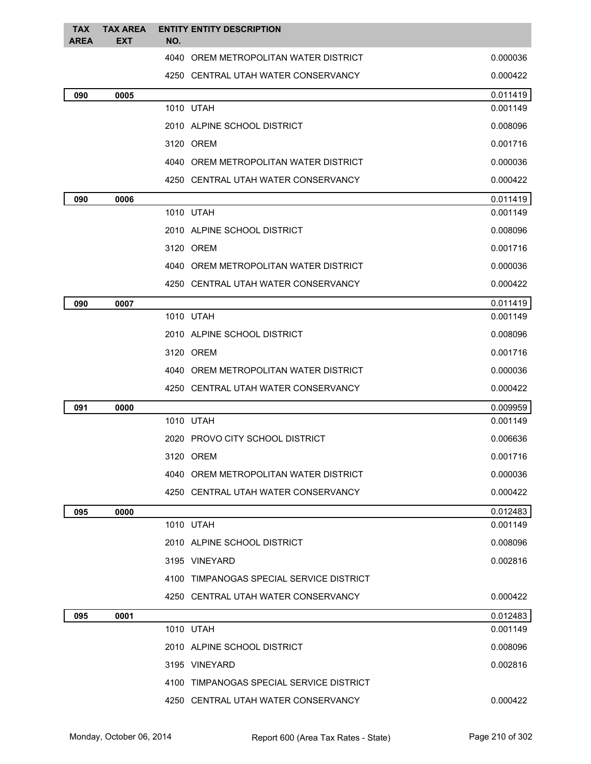| TAX AREA | TAX AREA EXT | ENTITY NO. | ENTITY DESCRIPTION | |
|---|---|---|---|---|
| | | 4040 | OREM METROPOLITAN WATER DISTRICT | 0.000036 |
| | | 4250 | CENTRAL UTAH WATER CONSERVANCY | 0.000422 |
| **090** | **0005** | | | 0.011419 |
| | | 1010 | UTAH | 0.001149 |
| | | 2010 | ALPINE SCHOOL DISTRICT | 0.008096 |
| | | 3120 | OREM | 0.001716 |
| | | 4040 | OREM METROPOLITAN WATER DISTRICT | 0.000036 |
| | | 4250 | CENTRAL UTAH WATER CONSERVANCY | 0.000422 |
| **090** | **0006** | | | 0.011419 |
| | | 1010 | UTAH | 0.001149 |
| | | 2010 | ALPINE SCHOOL DISTRICT | 0.008096 |
| | | 3120 | OREM | 0.001716 |
| | | 4040 | OREM METROPOLITAN WATER DISTRICT | 0.000036 |
| | | 4250 | CENTRAL UTAH WATER CONSERVANCY | 0.000422 |
| **090** | **0007** | | | 0.011419 |
| | | 1010 | UTAH | 0.001149 |
| | | 2010 | ALPINE SCHOOL DISTRICT | 0.008096 |
| | | 3120 | OREM | 0.001716 |
| | | 4040 | OREM METROPOLITAN WATER DISTRICT | 0.000036 |
| | | 4250 | CENTRAL UTAH WATER CONSERVANCY | 0.000422 |
| **091** | **0000** | | | 0.009959 |
| | | 1010 | UTAH | 0.001149 |
| | | 2020 | PROVO CITY SCHOOL DISTRICT | 0.006636 |
| | | 3120 | OREM | 0.001716 |
| | | 4040 | OREM METROPOLITAN WATER DISTRICT | 0.000036 |
| | | 4250 | CENTRAL UTAH WATER CONSERVANCY | 0.000422 |
| **095** | **0000** | | | 0.012483 |
| | | 1010 | UTAH | 0.001149 |
| | | 2010 | ALPINE SCHOOL DISTRICT | 0.008096 |
| | | 3195 | VINEYARD | 0.002816 |
| | | 4100 | TIMPANOGAS SPECIAL SERVICE DISTRICT | |
| | | 4250 | CENTRAL UTAH WATER CONSERVANCY | 0.000422 |
| **095** | **0001** | | | 0.012483 |
| | | 1010 | UTAH | 0.001149 |
| | | 2010 | ALPINE SCHOOL DISTRICT | 0.008096 |
| | | 3195 | VINEYARD | 0.002816 |
| | | 4100 | TIMPANOGAS SPECIAL SERVICE DISTRICT | |
| | | 4250 | CENTRAL UTAH WATER CONSERVANCY | 0.000422 |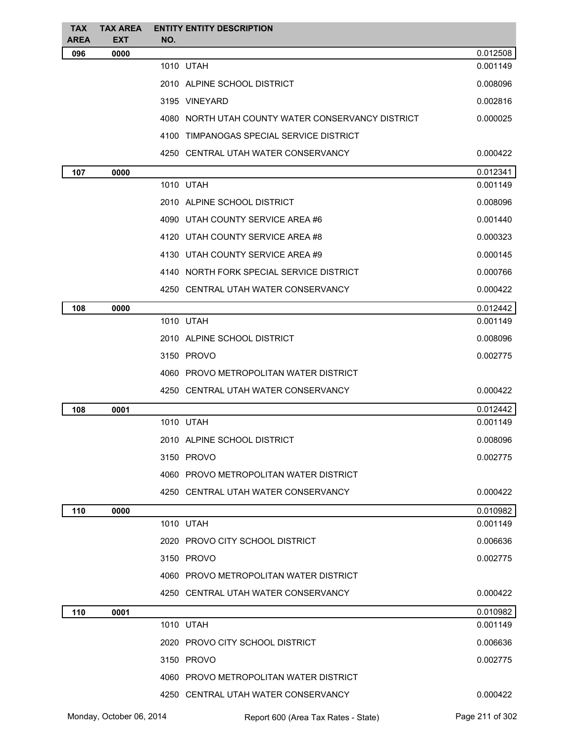| TAX AREA | TAX AREA EXT | ENTITY NO. | ENTITY DESCRIPTION | |
|---|---|---|---|---|
| **096** | **0000** | | | 0.012508 |
| | | 1010 | UTAH | 0.001149 |
| | | 2010 | ALPINE SCHOOL DISTRICT | 0.008096 |
| | | 3195 | VINEYARD | 0.002816 |
| | | 4080 | NORTH UTAH COUNTY WATER CONSERVANCY DISTRICT | 0.000025 |
| | | 4100 | TIMPANOGAS SPECIAL SERVICE DISTRICT | |
| | | 4250 | CENTRAL UTAH WATER CONSERVANCY | 0.000422 |
| **107** | **0000** | | | 0.012341 |
| | | 1010 | UTAH | 0.001149 |
| | | 2010 | ALPINE SCHOOL DISTRICT | 0.008096 |
| | | 4090 | UTAH COUNTY SERVICE AREA #6 | 0.001440 |
| | | 4120 | UTAH COUNTY SERVICE AREA #8 | 0.000323 |
| | | 4130 | UTAH COUNTY SERVICE AREA #9 | 0.000145 |
| | | 4140 | NORTH FORK SPECIAL SERVICE DISTRICT | 0.000766 |
| | | 4250 | CENTRAL UTAH WATER CONSERVANCY | 0.000422 |
| **108** | **0000** | | | 0.012442 |
| | | 1010 | UTAH | 0.001149 |
| | | 2010 | ALPINE SCHOOL DISTRICT | 0.008096 |
| | | 3150 | PROVO | 0.002775 |
| | | 4060 | PROVO METROPOLITAN WATER DISTRICT | |
| | | 4250 | CENTRAL UTAH WATER CONSERVANCY | 0.000422 |
| **108** | **0001** | | | 0.012442 |
| | | 1010 | UTAH | 0.001149 |
| | | 2010 | ALPINE SCHOOL DISTRICT | 0.008096 |
| | | 3150 | PROVO | 0.002775 |
| | | 4060 | PROVO METROPOLITAN WATER DISTRICT | |
| | | 4250 | CENTRAL UTAH WATER CONSERVANCY | 0.000422 |
| **110** | **0000** | | | 0.010982 |
| | | 1010 | UTAH | 0.001149 |
| | | 2020 | PROVO CITY SCHOOL DISTRICT | 0.006636 |
| | | 3150 | PROVO | 0.002775 |
| | | 4060 | PROVO METROPOLITAN WATER DISTRICT | |
| | | 4250 | CENTRAL UTAH WATER CONSERVANCY | 0.000422 |
| **110** | **0001** | | | 0.010982 |
| | | 1010 | UTAH | 0.001149 |
| | | 2020 | PROVO CITY SCHOOL DISTRICT | 0.006636 |
| | | 3150 | PROVO | 0.002775 |
| | | 4060 | PROVO METROPOLITAN WATER DISTRICT | |
| | | 4250 | CENTRAL UTAH WATER CONSERVANCY | 0.000422 |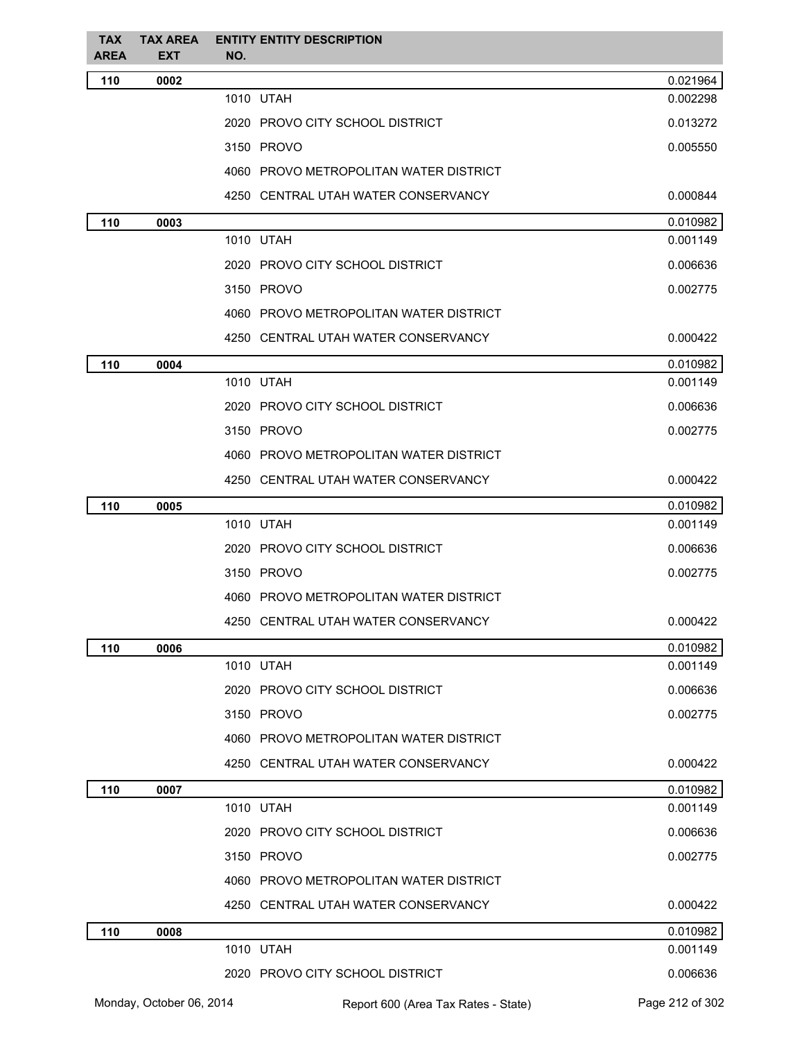| TAX AREA | TAX AREA EXT | ENTITY NO. | ENTITY DESCRIPTION | |
|---|---|---|---|---|
| **110** | **0002** | | | 0.021964 |
| | | 1010 | UTAH | 0.002298 |
| | | 2020 | PROVO CITY SCHOOL DISTRICT | 0.013272 |
| | | 3150 | PROVO | 0.005550 |
| | | 4060 | PROVO METROPOLITAN WATER DISTRICT | |
| | | 4250 | CENTRAL UTAH WATER CONSERVANCY | 0.000844 |
| **110** | **0003** | | | 0.010982 |
| | | 1010 | UTAH | 0.001149 |
| | | 2020 | PROVO CITY SCHOOL DISTRICT | 0.006636 |
| | | 3150 | PROVO | 0.002775 |
| | | 4060 | PROVO METROPOLITAN WATER DISTRICT | |
| | | 4250 | CENTRAL UTAH WATER CONSERVANCY | 0.000422 |
| **110** | **0004** | | | 0.010982 |
| | | 1010 | UTAH | 0.001149 |
| | | 2020 | PROVO CITY SCHOOL DISTRICT | 0.006636 |
| | | 3150 | PROVO | 0.002775 |
| | | 4060 | PROVO METROPOLITAN WATER DISTRICT | |
| | | 4250 | CENTRAL UTAH WATER CONSERVANCY | 0.000422 |
| **110** | **0005** | | | 0.010982 |
| | | 1010 | UTAH | 0.001149 |
| | | 2020 | PROVO CITY SCHOOL DISTRICT | 0.006636 |
| | | 3150 | PROVO | 0.002775 |
| | | 4060 | PROVO METROPOLITAN WATER DISTRICT | |
| | | 4250 | CENTRAL UTAH WATER CONSERVANCY | 0.000422 |
| **110** | **0006** | | | 0.010982 |
| | | 1010 | UTAH | 0.001149 |
| | | 2020 | PROVO CITY SCHOOL DISTRICT | 0.006636 |
| | | 3150 | PROVO | 0.002775 |
| | | 4060 | PROVO METROPOLITAN WATER DISTRICT | |
| | | 4250 | CENTRAL UTAH WATER CONSERVANCY | 0.000422 |
| **110** | **0007** | | | 0.010982 |
| | | 1010 | UTAH | 0.001149 |
| | | 2020 | PROVO CITY SCHOOL DISTRICT | 0.006636 |
| | | 3150 | PROVO | 0.002775 |
| | | 4060 | PROVO METROPOLITAN WATER DISTRICT | |
| | | 4250 | CENTRAL UTAH WATER CONSERVANCY | 0.000422 |
| **110** | **0008** | | | 0.010982 |
| | | 1010 | UTAH | 0.001149 |
| | | 2020 | PROVO CITY SCHOOL DISTRICT | 0.006636 |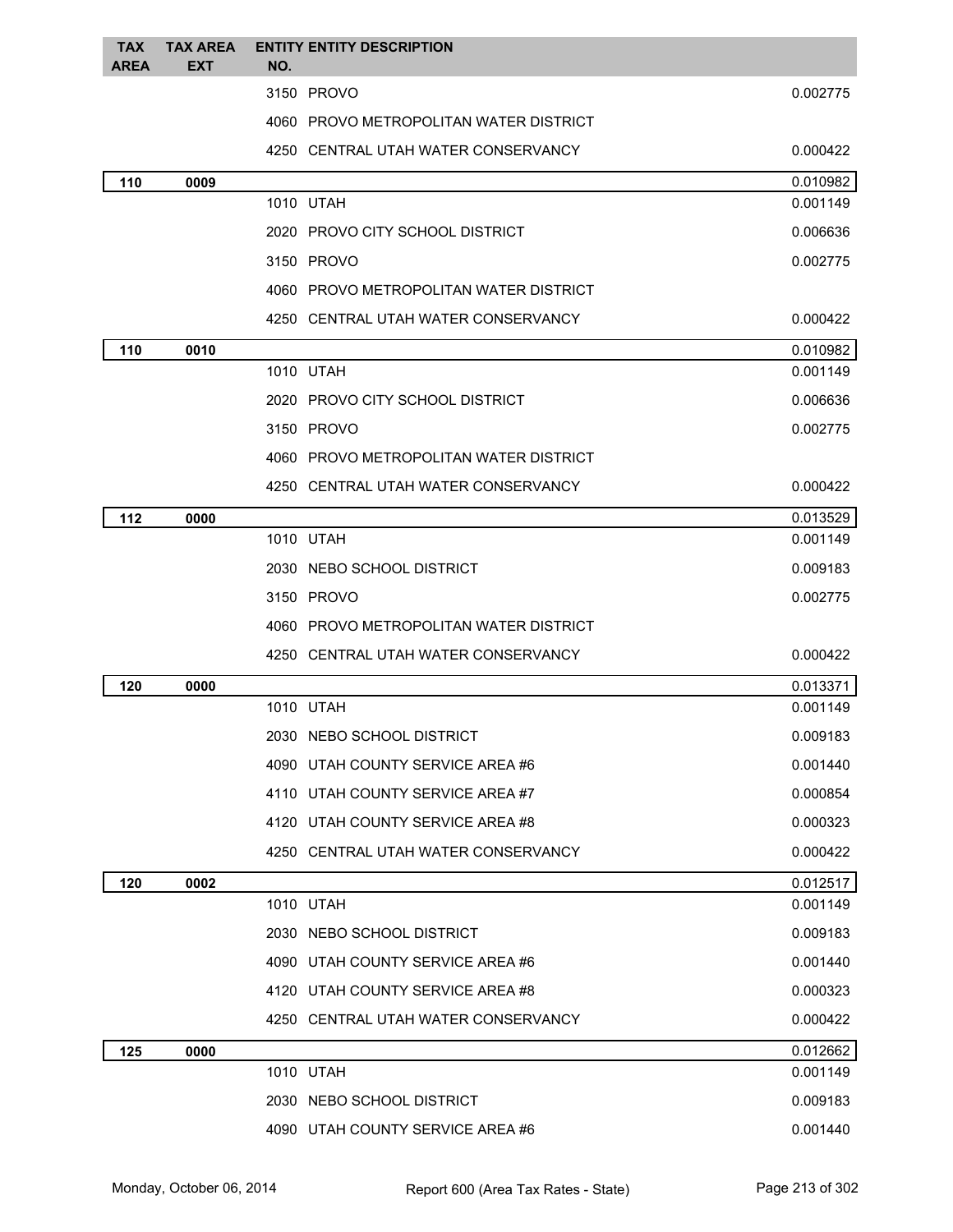| TAX AREA | TAX AREA EXT | ENTITY NO. | ENTITY DESCRIPTION | |
|---|---|---|---|---|
| | | 3150 | PROVO | 0.002775 |
| | | 4060 | PROVO METROPOLITAN WATER DISTRICT | |
| | | 4250 | CENTRAL UTAH WATER CONSERVANCY | 0.000422 |
| **110** | **0009** | | | 0.010982 |
| | | 1010 | UTAH | 0.001149 |
| | | 2020 | PROVO CITY SCHOOL DISTRICT | 0.006636 |
| | | 3150 | PROVO | 0.002775 |
| | | 4060 | PROVO METROPOLITAN WATER DISTRICT | |
| | | 4250 | CENTRAL UTAH WATER CONSERVANCY | 0.000422 |
| **110** | **0010** | | | 0.010982 |
| | | 1010 | UTAH | 0.001149 |
| | | 2020 | PROVO CITY SCHOOL DISTRICT | 0.006636 |
| | | 3150 | PROVO | 0.002775 |
| | | 4060 | PROVO METROPOLITAN WATER DISTRICT | |
| | | 4250 | CENTRAL UTAH WATER CONSERVANCY | 0.000422 |
| **112** | **0000** | | | 0.013529 |
| | | 1010 | UTAH | 0.001149 |
| | | 2030 | NEBO SCHOOL DISTRICT | 0.009183 |
| | | 3150 | PROVO | 0.002775 |
| | | 4060 | PROVO METROPOLITAN WATER DISTRICT | |
| | | 4250 | CENTRAL UTAH WATER CONSERVANCY | 0.000422 |
| **120** | **0000** | | | 0.013371 |
| | | 1010 | UTAH | 0.001149 |
| | | 2030 | NEBO SCHOOL DISTRICT | 0.009183 |
| | | 4090 | UTAH COUNTY SERVICE AREA #6 | 0.001440 |
| | | 4110 | UTAH COUNTY SERVICE AREA #7 | 0.000854 |
| | | 4120 | UTAH COUNTY SERVICE AREA #8 | 0.000323 |
| | | 4250 | CENTRAL UTAH WATER CONSERVANCY | 0.000422 |
| **120** | **0002** | | | 0.012517 |
| | | 1010 | UTAH | 0.001149 |
| | | 2030 | NEBO SCHOOL DISTRICT | 0.009183 |
| | | 4090 | UTAH COUNTY SERVICE AREA #6 | 0.001440 |
| | | 4120 | UTAH COUNTY SERVICE AREA #8 | 0.000323 |
| | | 4250 | CENTRAL UTAH WATER CONSERVANCY | 0.000422 |
| **125** | **0000** | | | 0.012662 |
| | | 1010 | UTAH | 0.001149 |
| | | 2030 | NEBO SCHOOL DISTRICT | 0.009183 |
| | | 4090 | UTAH COUNTY SERVICE AREA #6 | 0.001440 |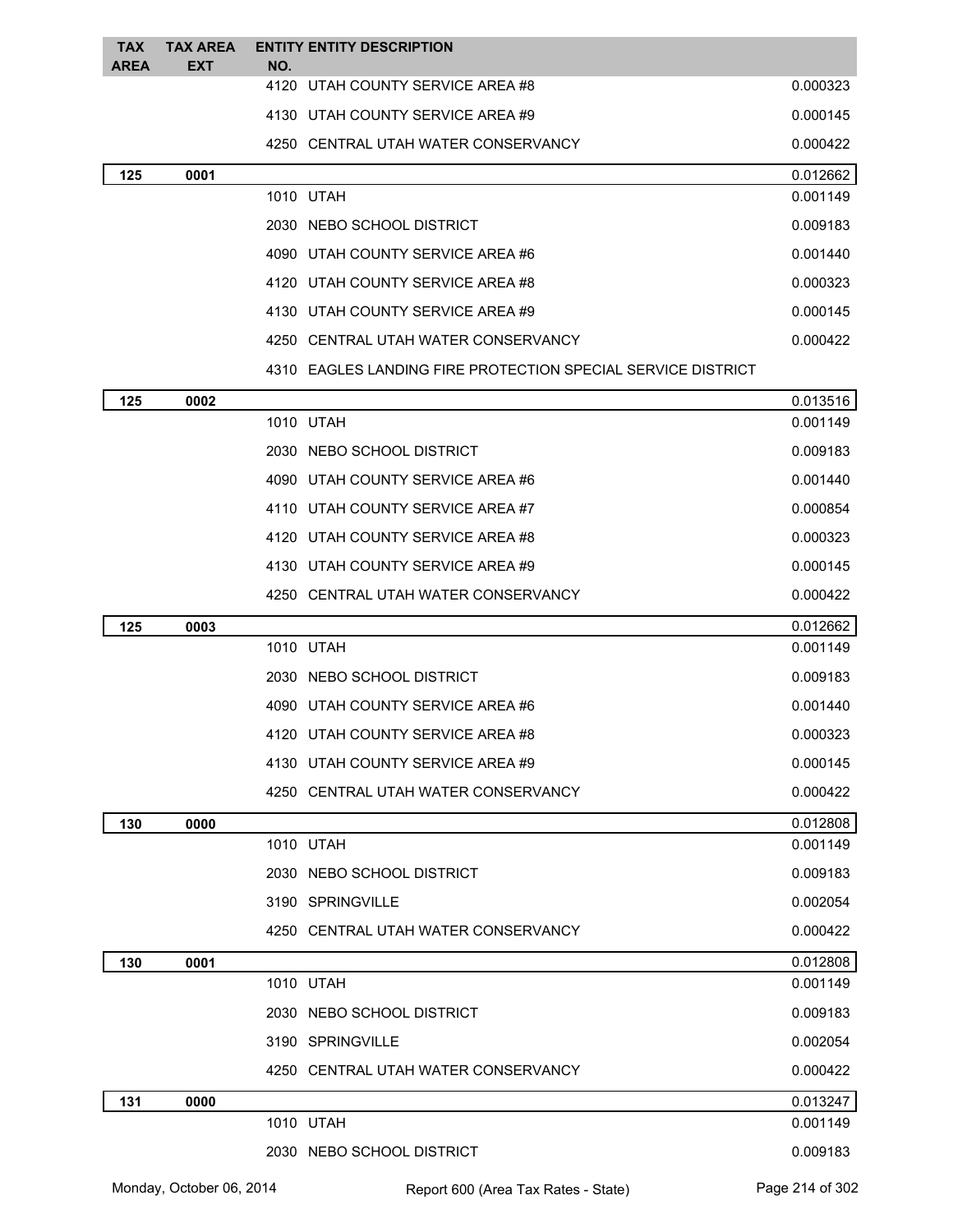| TAX AREA | TAX AREA EXT | ENTITY NO. | ENTITY DESCRIPTION | |
|---|---|---|---|---|
| | | 4120 | UTAH COUNTY SERVICE AREA #8 | 0.000323 |
| | | 4130 | UTAH COUNTY SERVICE AREA #9 | 0.000145 |
| | | 4250 | CENTRAL UTAH WATER CONSERVANCY | 0.000422 |
| **125** | **0001** | | | 0.012662 |
| | | 1010 | UTAH | 0.001149 |
| | | 2030 | NEBO SCHOOL DISTRICT | 0.009183 |
| | | 4090 | UTAH COUNTY SERVICE AREA #6 | 0.001440 |
| | | 4120 | UTAH COUNTY SERVICE AREA #8 | 0.000323 |
| | | 4130 | UTAH COUNTY SERVICE AREA #9 | 0.000145 |
| | | 4250 | CENTRAL UTAH WATER CONSERVANCY | 0.000422 |
| | | 4310 | EAGLES LANDING FIRE PROTECTION SPECIAL SERVICE DISTRICT | |
| **125** | **0002** | | | 0.013516 |
| | | 1010 | UTAH | 0.001149 |
| | | 2030 | NEBO SCHOOL DISTRICT | 0.009183 |
| | | 4090 | UTAH COUNTY SERVICE AREA #6 | 0.001440 |
| | | 4110 | UTAH COUNTY SERVICE AREA #7 | 0.000854 |
| | | 4120 | UTAH COUNTY SERVICE AREA #8 | 0.000323 |
| | | 4130 | UTAH COUNTY SERVICE AREA #9 | 0.000145 |
| | | 4250 | CENTRAL UTAH WATER CONSERVANCY | 0.000422 |
| **125** | **0003** | | | 0.012662 |
| | | 1010 | UTAH | 0.001149 |
| | | 2030 | NEBO SCHOOL DISTRICT | 0.009183 |
| | | 4090 | UTAH COUNTY SERVICE AREA #6 | 0.001440 |
| | | 4120 | UTAH COUNTY SERVICE AREA #8 | 0.000323 |
| | | 4130 | UTAH COUNTY SERVICE AREA #9 | 0.000145 |
| | | 4250 | CENTRAL UTAH WATER CONSERVANCY | 0.000422 |
| **130** | **0000** | | | 0.012808 |
| | | 1010 | UTAH | 0.001149 |
| | | 2030 | NEBO SCHOOL DISTRICT | 0.009183 |
| | | 3190 | SPRINGVILLE | 0.002054 |
| | | 4250 | CENTRAL UTAH WATER CONSERVANCY | 0.000422 |
| **130** | **0001** | | | 0.012808 |
| | | 1010 | UTAH | 0.001149 |
| | | 2030 | NEBO SCHOOL DISTRICT | 0.009183 |
| | | 3190 | SPRINGVILLE | 0.002054 |
| | | 4250 | CENTRAL UTAH WATER CONSERVANCY | 0.000422 |
| **131** | **0000** | | | 0.013247 |
| | | 1010 | UTAH | 0.001149 |
| | | 2030 | NEBO SCHOOL DISTRICT | 0.009183 |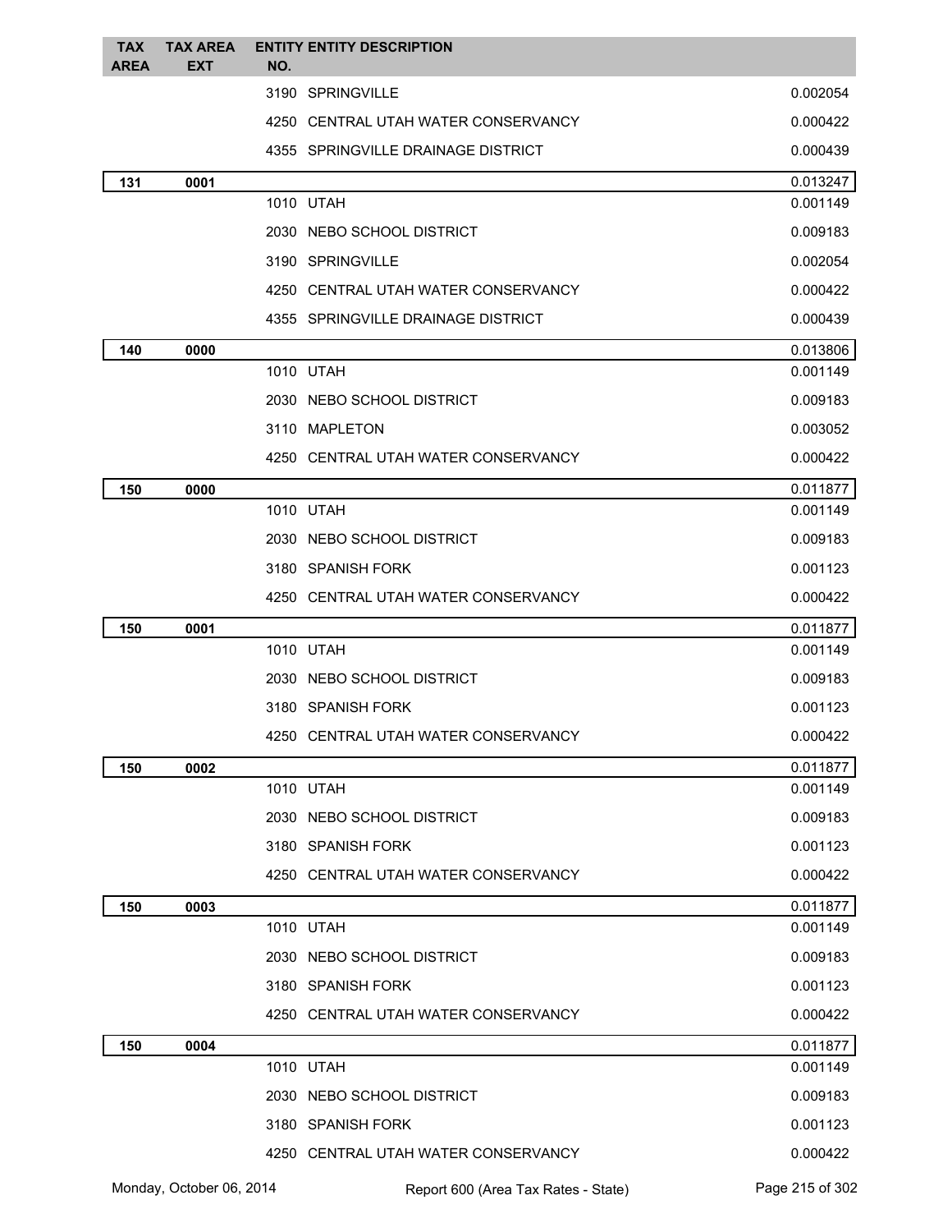| TAX AREA | TAX AREA EXT | ENTITY NO. | ENTITY DESCRIPTION | |
|---|---|---|---|---|
| | | 3190 | SPRINGVILLE | 0.002054 |
| | | 4250 | CENTRAL UTAH WATER CONSERVANCY | 0.000422 |
| | | 4355 | SPRINGVILLE DRAINAGE DISTRICT | 0.000439 |
| **131** | **0001** | | | 0.013247 |
| | | 1010 | UTAH | 0.001149 |
| | | 2030 | NEBO SCHOOL DISTRICT | 0.009183 |
| | | 3190 | SPRINGVILLE | 0.002054 |
| | | 4250 | CENTRAL UTAH WATER CONSERVANCY | 0.000422 |
| | | 4355 | SPRINGVILLE DRAINAGE DISTRICT | 0.000439 |
| **140** | **0000** | | | 0.013806 |
| | | 1010 | UTAH | 0.001149 |
| | | 2030 | NEBO SCHOOL DISTRICT | 0.009183 |
| | | 3110 | MAPLETON | 0.003052 |
| | | 4250 | CENTRAL UTAH WATER CONSERVANCY | 0.000422 |
| **150** | **0000** | | | 0.011877 |
| | | 1010 | UTAH | 0.001149 |
| | | 2030 | NEBO SCHOOL DISTRICT | 0.009183 |
| | | 3180 | SPANISH FORK | 0.001123 |
| | | 4250 | CENTRAL UTAH WATER CONSERVANCY | 0.000422 |
| **150** | **0001** | | | 0.011877 |
| | | 1010 | UTAH | 0.001149 |
| | | 2030 | NEBO SCHOOL DISTRICT | 0.009183 |
| | | 3180 | SPANISH FORK | 0.001123 |
| | | 4250 | CENTRAL UTAH WATER CONSERVANCY | 0.000422 |
| **150** | **0002** | | | 0.011877 |
| | | 1010 | UTAH | 0.001149 |
| | | 2030 | NEBO SCHOOL DISTRICT | 0.009183 |
| | | 3180 | SPANISH FORK | 0.001123 |
| | | 4250 | CENTRAL UTAH WATER CONSERVANCY | 0.000422 |
| **150** | **0003** | | | 0.011877 |
| | | 1010 | UTAH | 0.001149 |
| | | 2030 | NEBO SCHOOL DISTRICT | 0.009183 |
| | | 3180 | SPANISH FORK | 0.001123 |
| | | 4250 | CENTRAL UTAH WATER CONSERVANCY | 0.000422 |
| **150** | **0004** | | | 0.011877 |
| | | 1010 | UTAH | 0.001149 |
| | | 2030 | NEBO SCHOOL DISTRICT | 0.009183 |
| | | 3180 | SPANISH FORK | 0.001123 |
| | | 4250 | CENTRAL UTAH WATER CONSERVANCY | 0.000422 |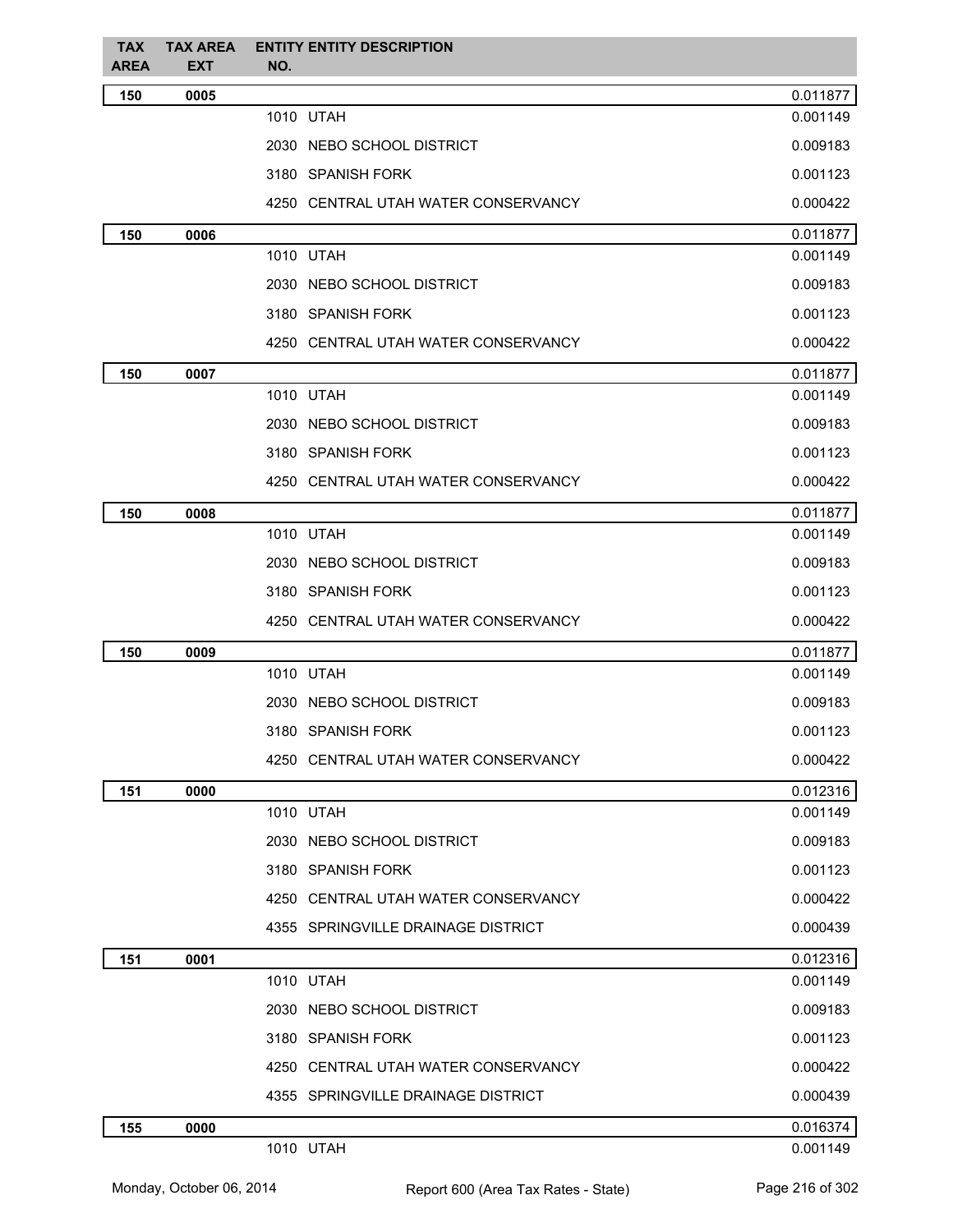| TAX AREA | TAX AREA EXT | ENTITY NO. | ENTITY DESCRIPTION | |
|---|---|---|---|---|
| **150** | **0005** | | | 0.011877 |
| | | 1010 | UTAH | 0.001149 |
| | | 2030 | NEBO SCHOOL DISTRICT | 0.009183 |
| | | 3180 | SPANISH FORK | 0.001123 |
| | | 4250 | CENTRAL UTAH WATER CONSERVANCY | 0.000422 |
| **150** | **0006** | | | 0.011877 |
| | | 1010 | UTAH | 0.001149 |
| | | 2030 | NEBO SCHOOL DISTRICT | 0.009183 |
| | | 3180 | SPANISH FORK | 0.001123 |
| | | 4250 | CENTRAL UTAH WATER CONSERVANCY | 0.000422 |
| **150** | **0007** | | | 0.011877 |
| | | 1010 | UTAH | 0.001149 |
| | | 2030 | NEBO SCHOOL DISTRICT | 0.009183 |
| | | 3180 | SPANISH FORK | 0.001123 |
| | | 4250 | CENTRAL UTAH WATER CONSERVANCY | 0.000422 |
| **150** | **0008** | | | 0.011877 |
| | | 1010 | UTAH | 0.001149 |
| | | 2030 | NEBO SCHOOL DISTRICT | 0.009183 |
| | | 3180 | SPANISH FORK | 0.001123 |
| | | 4250 | CENTRAL UTAH WATER CONSERVANCY | 0.000422 |
| **150** | **0009** | | | 0.011877 |
| | | 1010 | UTAH | 0.001149 |
| | | 2030 | NEBO SCHOOL DISTRICT | 0.009183 |
| | | 3180 | SPANISH FORK | 0.001123 |
| | | 4250 | CENTRAL UTAH WATER CONSERVANCY | 0.000422 |
| **151** | **0000** | | | 0.012316 |
| | | 1010 | UTAH | 0.001149 |
| | | 2030 | NEBO SCHOOL DISTRICT | 0.009183 |
| | | 3180 | SPANISH FORK | 0.001123 |
| | | 4250 | CENTRAL UTAH WATER CONSERVANCY | 0.000422 |
| | | 4355 | SPRINGVILLE DRAINAGE DISTRICT | 0.000439 |
| **151** | **0001** | | | 0.012316 |
| | | 1010 | UTAH | 0.001149 |
| | | 2030 | NEBO SCHOOL DISTRICT | 0.009183 |
| | | 3180 | SPANISH FORK | 0.001123 |
| | | 4250 | CENTRAL UTAH WATER CONSERVANCY | 0.000422 |
| | | 4355 | SPRINGVILLE DRAINAGE DISTRICT | 0.000439 |
| **155** | **0000** | | | 0.016374 |
| | | 1010 | UTAH | 0.001149 |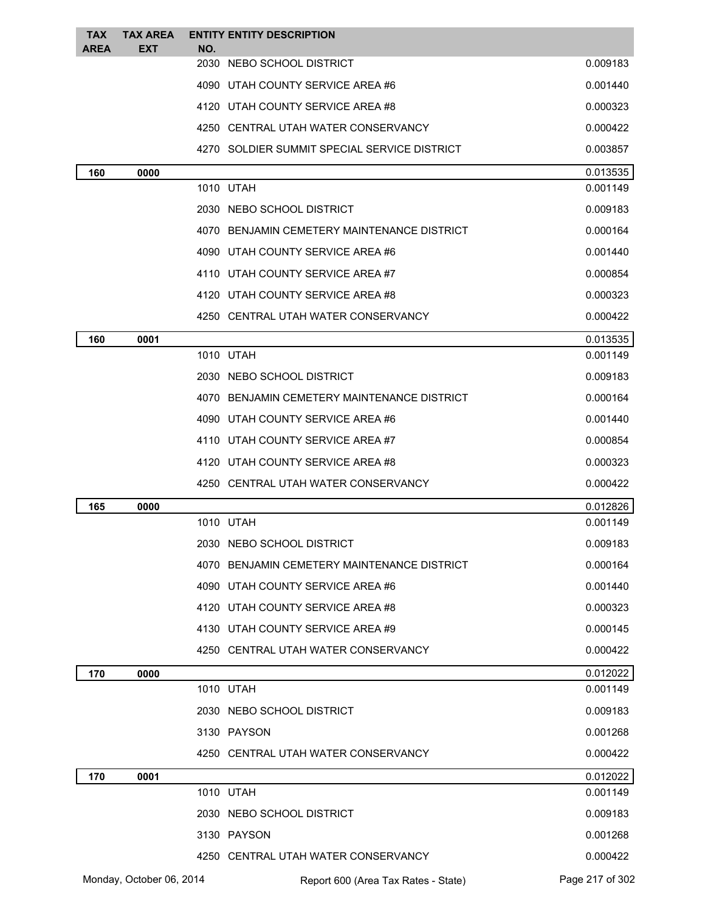| TAX AREA | TAX AREA EXT | ENTITY NO. | ENTITY DESCRIPTION | |
|---|---|---|---|---|
| | | 2030 | NEBO SCHOOL DISTRICT | 0.009183 |
| | | 4090 | UTAH COUNTY SERVICE AREA #6 | 0.001440 |
| | | 4120 | UTAH COUNTY SERVICE AREA #8 | 0.000323 |
| | | 4250 | CENTRAL UTAH WATER CONSERVANCY | 0.000422 |
| | | 4270 | SOLDIER SUMMIT SPECIAL SERVICE DISTRICT | 0.003857 |
| **160** | **0000** | | | 0.013535 |
| | | 1010 | UTAH | 0.001149 |
| | | 2030 | NEBO SCHOOL DISTRICT | 0.009183 |
| | | 4070 | BENJAMIN CEMETERY MAINTENANCE DISTRICT | 0.000164 |
| | | 4090 | UTAH COUNTY SERVICE AREA #6 | 0.001440 |
| | | 4110 | UTAH COUNTY SERVICE AREA #7 | 0.000854 |
| | | 4120 | UTAH COUNTY SERVICE AREA #8 | 0.000323 |
| | | 4250 | CENTRAL UTAH WATER CONSERVANCY | 0.000422 |
| **160** | **0001** | | | 0.013535 |
| | | 1010 | UTAH | 0.001149 |
| | | 2030 | NEBO SCHOOL DISTRICT | 0.009183 |
| | | 4070 | BENJAMIN CEMETERY MAINTENANCE DISTRICT | 0.000164 |
| | | 4090 | UTAH COUNTY SERVICE AREA #6 | 0.001440 |
| | | 4110 | UTAH COUNTY SERVICE AREA #7 | 0.000854 |
| | | 4120 | UTAH COUNTY SERVICE AREA #8 | 0.000323 |
| | | 4250 | CENTRAL UTAH WATER CONSERVANCY | 0.000422 |
| **165** | **0000** | | | 0.012826 |
| | | 1010 | UTAH | 0.001149 |
| | | 2030 | NEBO SCHOOL DISTRICT | 0.009183 |
| | | 4070 | BENJAMIN CEMETERY MAINTENANCE DISTRICT | 0.000164 |
| | | 4090 | UTAH COUNTY SERVICE AREA #6 | 0.001440 |
| | | 4120 | UTAH COUNTY SERVICE AREA #8 | 0.000323 |
| | | 4130 | UTAH COUNTY SERVICE AREA #9 | 0.000145 |
| | | 4250 | CENTRAL UTAH WATER CONSERVANCY | 0.000422 |
| **170** | **0000** | | | 0.012022 |
| | | 1010 | UTAH | 0.001149 |
| | | 2030 | NEBO SCHOOL DISTRICT | 0.009183 |
| | | 3130 | PAYSON | 0.001268 |
| | | 4250 | CENTRAL UTAH WATER CONSERVANCY | 0.000422 |
| **170** | **0001** | | | 0.012022 |
| | | 1010 | UTAH | 0.001149 |
| | | 2030 | NEBO SCHOOL DISTRICT | 0.009183 |
| | | 3130 | PAYSON | 0.001268 |
| | | 4250 | CENTRAL UTAH WATER CONSERVANCY | 0.000422 |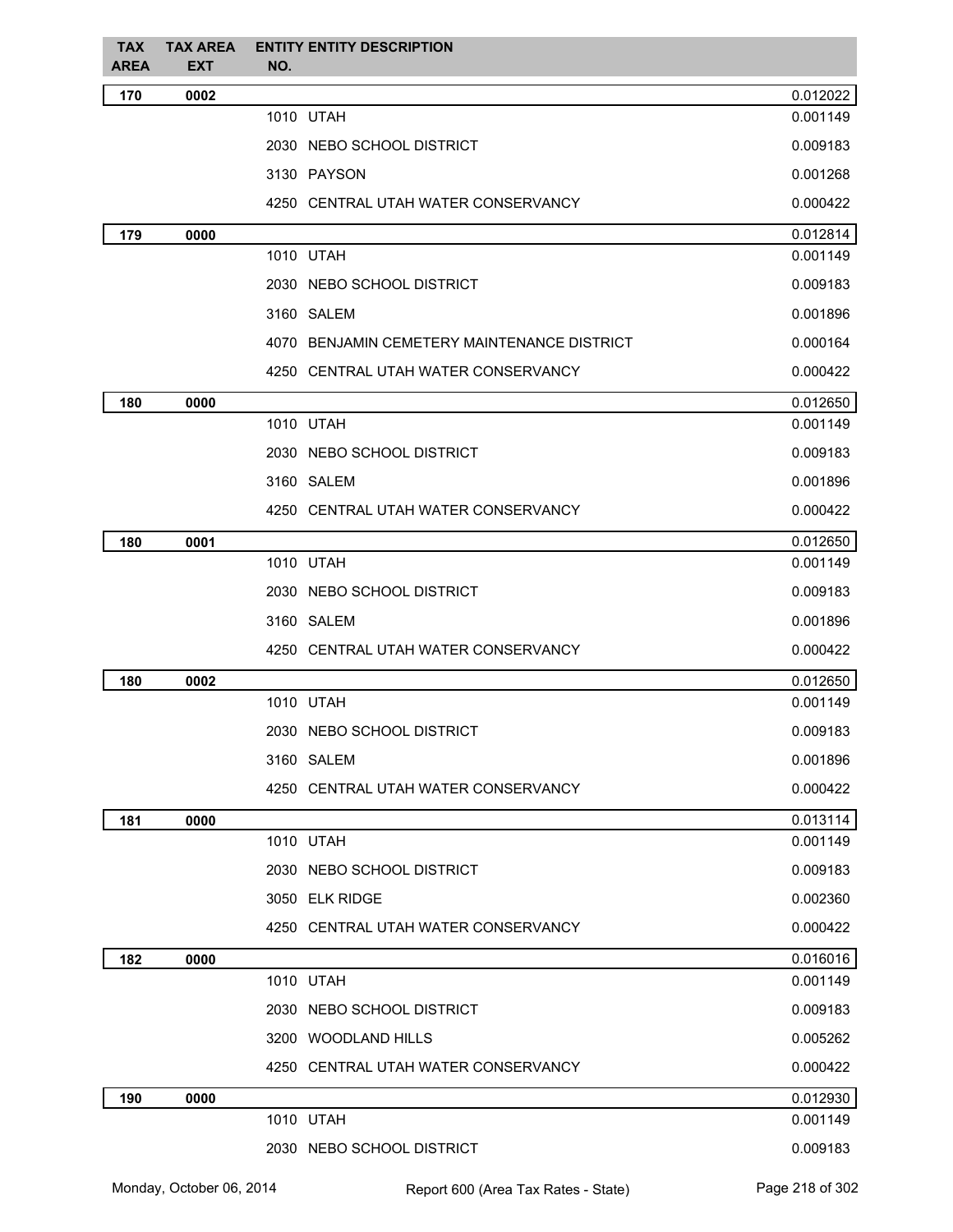| TAX AREA | TAX AREA EXT | ENTITY NO. | ENTITY DESCRIPTION | |
|---|---|---|---|---|
| **170** | **0002** | | | 0.012022 |
| | | 1010 | UTAH | 0.001149 |
| | | 2030 | NEBO SCHOOL DISTRICT | 0.009183 |
| | | 3130 | PAYSON | 0.001268 |
| | | 4250 | CENTRAL UTAH WATER CONSERVANCY | 0.000422 |
| **179** | **0000** | | | 0.012814 |
| | | 1010 | UTAH | 0.001149 |
| | | 2030 | NEBO SCHOOL DISTRICT | 0.009183 |
| | | 3160 | SALEM | 0.001896 |
| | | 4070 | BENJAMIN CEMETERY MAINTENANCE DISTRICT | 0.000164 |
| | | 4250 | CENTRAL UTAH WATER CONSERVANCY | 0.000422 |
| **180** | **0000** | | | 0.012650 |
| | | 1010 | UTAH | 0.001149 |
| | | 2030 | NEBO SCHOOL DISTRICT | 0.009183 |
| | | 3160 | SALEM | 0.001896 |
| | | 4250 | CENTRAL UTAH WATER CONSERVANCY | 0.000422 |
| **180** | **0001** | | | 0.012650 |
| | | 1010 | UTAH | 0.001149 |
| | | 2030 | NEBO SCHOOL DISTRICT | 0.009183 |
| | | 3160 | SALEM | 0.001896 |
| | | 4250 | CENTRAL UTAH WATER CONSERVANCY | 0.000422 |
| **180** | **0002** | | | 0.012650 |
| | | 1010 | UTAH | 0.001149 |
| | | 2030 | NEBO SCHOOL DISTRICT | 0.009183 |
| | | 3160 | SALEM | 0.001896 |
| | | 4250 | CENTRAL UTAH WATER CONSERVANCY | 0.000422 |
| **181** | **0000** | | | 0.013114 |
| | | 1010 | UTAH | 0.001149 |
| | | 2030 | NEBO SCHOOL DISTRICT | 0.009183 |
| | | 3050 | ELK RIDGE | 0.002360 |
| | | 4250 | CENTRAL UTAH WATER CONSERVANCY | 0.000422 |
| **182** | **0000** | | | 0.016016 |
| | | 1010 | UTAH | 0.001149 |
| | | 2030 | NEBO SCHOOL DISTRICT | 0.009183 |
| | | 3200 | WOODLAND HILLS | 0.005262 |
| | | 4250 | CENTRAL UTAH WATER CONSERVANCY | 0.000422 |
| **190** | **0000** | | | 0.012930 |
| | | 1010 | UTAH | 0.001149 |
| | | 2030 | NEBO SCHOOL DISTRICT | 0.009183 |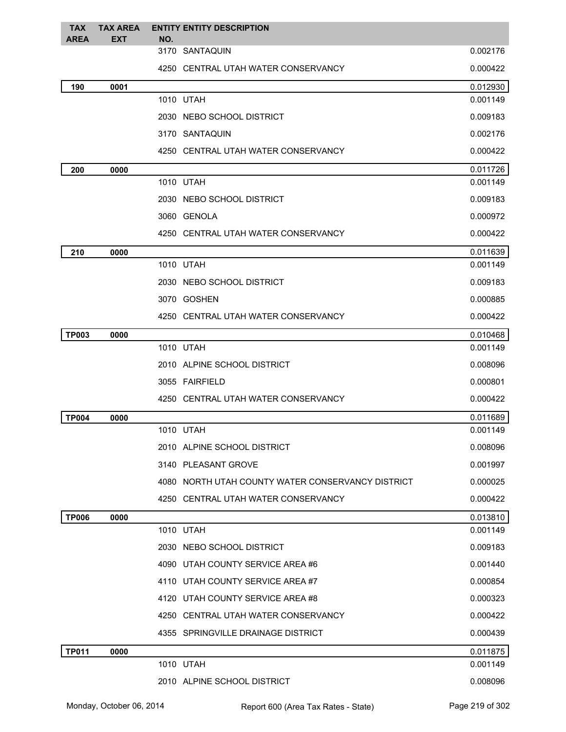| TAX AREA | TAX AREA EXT | ENTITY NO. | ENTITY DESCRIPTION | |
|---|---|---|---|---|
| | | 3170 | SANTAQUIN | 0.002176 |
| | | 4250 | CENTRAL UTAH WATER CONSERVANCY | 0.000422 |
| **190** | **0001** | | | 0.012930 |
| | | 1010 | UTAH | 0.001149 |
| | | 2030 | NEBO SCHOOL DISTRICT | 0.009183 |
| | | 3170 | SANTAQUIN | 0.002176 |
| | | 4250 | CENTRAL UTAH WATER CONSERVANCY | 0.000422 |
| **200** | **0000** | | | 0.011726 |
| | | 1010 | UTAH | 0.001149 |
| | | 2030 | NEBO SCHOOL DISTRICT | 0.009183 |
| | | 3060 | GENOLA | 0.000972 |
| | | 4250 | CENTRAL UTAH WATER CONSERVANCY | 0.000422 |
| **210** | **0000** | | | 0.011639 |
| | | 1010 | UTAH | 0.001149 |
| | | 2030 | NEBO SCHOOL DISTRICT | 0.009183 |
| | | 3070 | GOSHEN | 0.000885 |
| | | 4250 | CENTRAL UTAH WATER CONSERVANCY | 0.000422 |
| **TP003** | **0000** | | | 0.010468 |
| | | 1010 | UTAH | 0.001149 |
| | | 2010 | ALPINE SCHOOL DISTRICT | 0.008096 |
| | | 3055 | FAIRFIELD | 0.000801 |
| | | 4250 | CENTRAL UTAH WATER CONSERVANCY | 0.000422 |
| **TP004** | **0000** | | | 0.011689 |
| | | 1010 | UTAH | 0.001149 |
| | | 2010 | ALPINE SCHOOL DISTRICT | 0.008096 |
| | | 3140 | PLEASANT GROVE | 0.001997 |
| | | 4080 | NORTH UTAH COUNTY WATER CONSERVANCY DISTRICT | 0.000025 |
| | | 4250 | CENTRAL UTAH WATER CONSERVANCY | 0.000422 |
| **TP006** | **0000** | | | 0.013810 |
| | | 1010 | UTAH | 0.001149 |
| | | 2030 | NEBO SCHOOL DISTRICT | 0.009183 |
| | | 4090 | UTAH COUNTY SERVICE AREA #6 | 0.001440 |
| | | 4110 | UTAH COUNTY SERVICE AREA #7 | 0.000854 |
| | | 4120 | UTAH COUNTY SERVICE AREA #8 | 0.000323 |
| | | 4250 | CENTRAL UTAH WATER CONSERVANCY | 0.000422 |
| | | 4355 | SPRINGVILLE DRAINAGE DISTRICT | 0.000439 |
| **TP011** | **0000** | | | 0.011875 |
| | | 1010 | UTAH | 0.001149 |
| | | 2010 | ALPINE SCHOOL DISTRICT | 0.008096 |

Monday, October 06, 2014 — Report 600 (Area Tax Rates - State)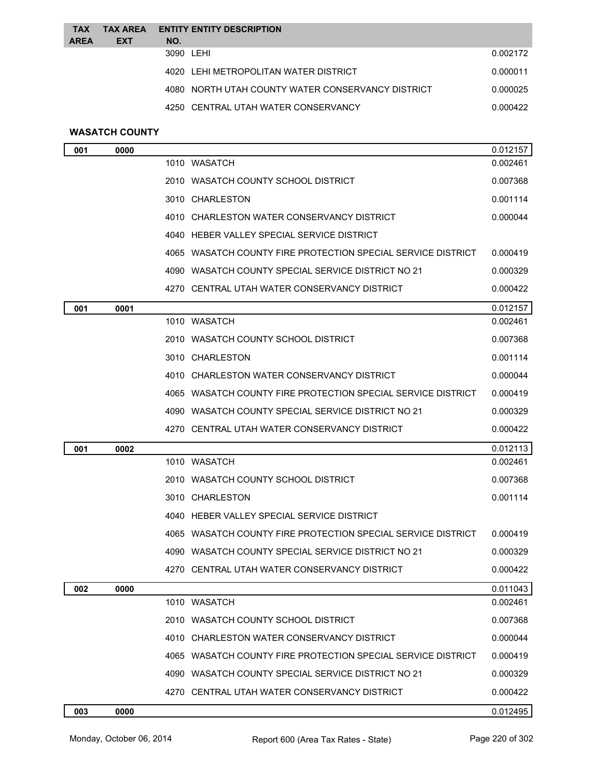| TAX AREA | TAX AREA EXT | ENTITY NO. | ENTITY DESCRIPTION | |
|---|---|---|---|---|
| | | 3090 | LEHI | 0.002172 |
| | | 4020 | LEHI METROPOLITAN WATER DISTRICT | 0.000011 |
| | | 4080 | NORTH UTAH COUNTY WATER CONSERVANCY DISTRICT | 0.000025 |
| | | 4250 | CENTRAL UTAH WATER CONSERVANCY | 0.000422 |

**WASATCH COUNTY**

| TAX AREA | TAX AREA EXT | ENTITY NO. | ENTITY DESCRIPTION | |
|---|---|---|---|---|
| **001** | **0000** | | | 0.012157 |
| | | 1010 | WASATCH | 0.002461 |
| | | 2010 | WASATCH COUNTY SCHOOL DISTRICT | 0.007368 |
| | | 3010 | CHARLESTON | 0.001114 |
| | | 4010 | CHARLESTON WATER CONSERVANCY DISTRICT | 0.000044 |
| | | 4040 | HEBER VALLEY SPECIAL SERVICE DISTRICT | |
| | | 4065 | WASATCH COUNTY FIRE PROTECTION SPECIAL SERVICE DISTRICT | 0.000419 |
| | | 4090 | WASATCH COUNTY SPECIAL SERVICE DISTRICT NO 21 | 0.000329 |
| | | 4270 | CENTRAL UTAH WATER CONSERVANCY DISTRICT | 0.000422 |
| **001** | **0001** | | | 0.012157 |
| | | 1010 | WASATCH | 0.002461 |
| | | 2010 | WASATCH COUNTY SCHOOL DISTRICT | 0.007368 |
| | | 3010 | CHARLESTON | 0.001114 |
| | | 4010 | CHARLESTON WATER CONSERVANCY DISTRICT | 0.000044 |
| | | 4065 | WASATCH COUNTY FIRE PROTECTION SPECIAL SERVICE DISTRICT | 0.000419 |
| | | 4090 | WASATCH COUNTY SPECIAL SERVICE DISTRICT NO 21 | 0.000329 |
| | | 4270 | CENTRAL UTAH WATER CONSERVANCY DISTRICT | 0.000422 |
| **001** | **0002** | | | 0.012113 |
| | | 1010 | WASATCH | 0.002461 |
| | | 2010 | WASATCH COUNTY SCHOOL DISTRICT | 0.007368 |
| | | 3010 | CHARLESTON | 0.001114 |
| | | 4040 | HEBER VALLEY SPECIAL SERVICE DISTRICT | |
| | | 4065 | WASATCH COUNTY FIRE PROTECTION SPECIAL SERVICE DISTRICT | 0.000419 |
| | | 4090 | WASATCH COUNTY SPECIAL SERVICE DISTRICT NO 21 | 0.000329 |
| | | 4270 | CENTRAL UTAH WATER CONSERVANCY DISTRICT | 0.000422 |
| **002** | **0000** | | | 0.011043 |
| | | 1010 | WASATCH | 0.002461 |
| | | 2010 | WASATCH COUNTY SCHOOL DISTRICT | 0.007368 |
| | | 4010 | CHARLESTON WATER CONSERVANCY DISTRICT | 0.000044 |
| | | 4065 | WASATCH COUNTY FIRE PROTECTION SPECIAL SERVICE DISTRICT | 0.000419 |
| | | 4090 | WASATCH COUNTY SPECIAL SERVICE DISTRICT NO 21 | 0.000329 |
| | | 4270 | CENTRAL UTAH WATER CONSERVANCY DISTRICT | 0.000422 |
| **003** | **0000** | | | 0.012495 |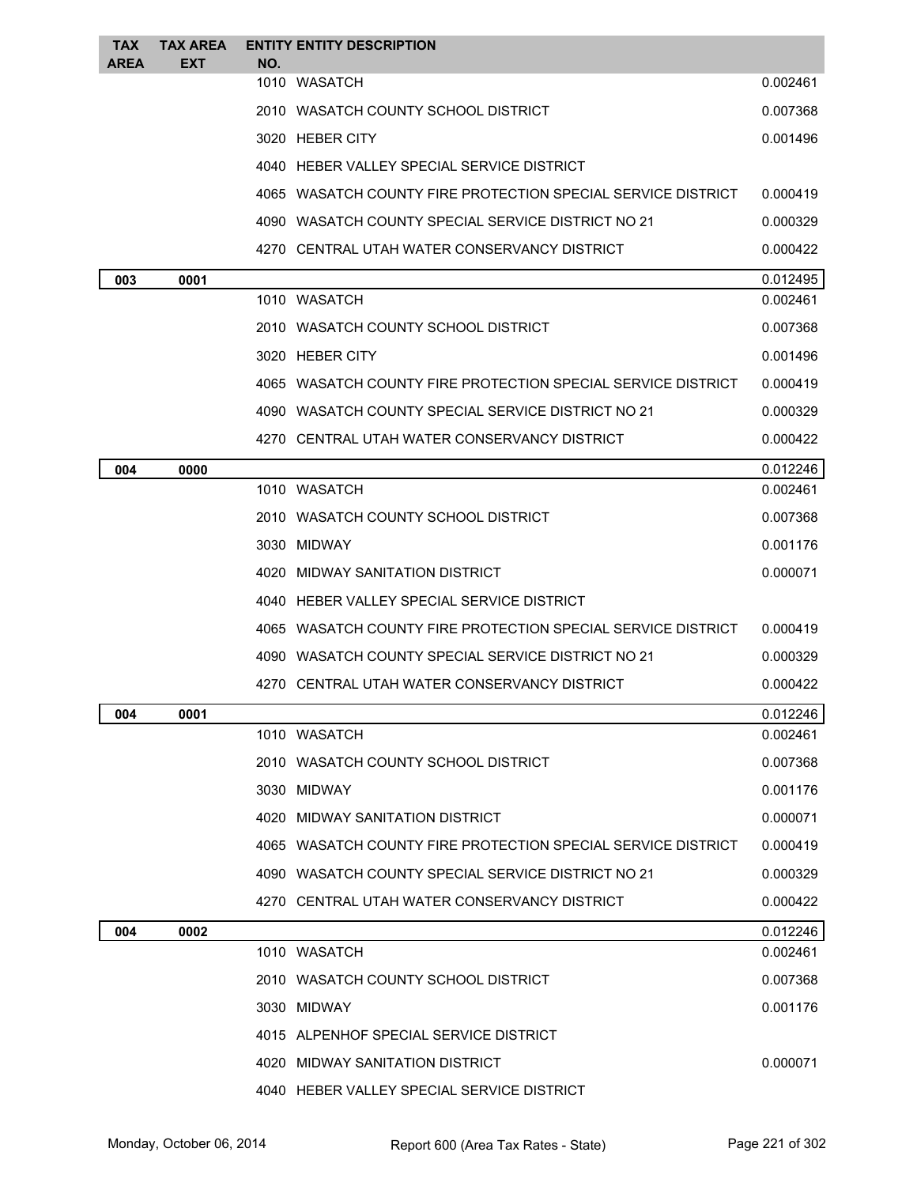| TAX AREA | TAX AREA EXT | ENTITY NO. | ENTITY DESCRIPTION | |
|---|---|---|---|---|
| | | 1010 | WASATCH | 0.002461 |
| | | 2010 | WASATCH COUNTY SCHOOL DISTRICT | 0.007368 |
| | | 3020 | HEBER CITY | 0.001496 |
| | | 4040 | HEBER VALLEY SPECIAL SERVICE DISTRICT | |
| | | 4065 | WASATCH COUNTY FIRE PROTECTION SPECIAL SERVICE DISTRICT | 0.000419 |
| | | 4090 | WASATCH COUNTY SPECIAL SERVICE DISTRICT NO 21 | 0.000329 |
| | | 4270 | CENTRAL UTAH WATER CONSERVANCY DISTRICT | 0.000422 |
| **003** | **0001** | | | 0.012495 |
| | | 1010 | WASATCH | 0.002461 |
| | | 2010 | WASATCH COUNTY SCHOOL DISTRICT | 0.007368 |
| | | 3020 | HEBER CITY | 0.001496 |
| | | 4065 | WASATCH COUNTY FIRE PROTECTION SPECIAL SERVICE DISTRICT | 0.000419 |
| | | 4090 | WASATCH COUNTY SPECIAL SERVICE DISTRICT NO 21 | 0.000329 |
| | | 4270 | CENTRAL UTAH WATER CONSERVANCY DISTRICT | 0.000422 |
| **004** | **0000** | | | 0.012246 |
| | | 1010 | WASATCH | 0.002461 |
| | | 2010 | WASATCH COUNTY SCHOOL DISTRICT | 0.007368 |
| | | 3030 | MIDWAY | 0.001176 |
| | | 4020 | MIDWAY SANITATION DISTRICT | 0.000071 |
| | | 4040 | HEBER VALLEY SPECIAL SERVICE DISTRICT | |
| | | 4065 | WASATCH COUNTY FIRE PROTECTION SPECIAL SERVICE DISTRICT | 0.000419 |
| | | 4090 | WASATCH COUNTY SPECIAL SERVICE DISTRICT NO 21 | 0.000329 |
| | | 4270 | CENTRAL UTAH WATER CONSERVANCY DISTRICT | 0.000422 |
| **004** | **0001** | | | 0.012246 |
| | | 1010 | WASATCH | 0.002461 |
| | | 2010 | WASATCH COUNTY SCHOOL DISTRICT | 0.007368 |
| | | 3030 | MIDWAY | 0.001176 |
| | | 4020 | MIDWAY SANITATION DISTRICT | 0.000071 |
| | | 4065 | WASATCH COUNTY FIRE PROTECTION SPECIAL SERVICE DISTRICT | 0.000419 |
| | | 4090 | WASATCH COUNTY SPECIAL SERVICE DISTRICT NO 21 | 0.000329 |
| | | 4270 | CENTRAL UTAH WATER CONSERVANCY DISTRICT | 0.000422 |
| **004** | **0002** | | | 0.012246 |
| | | 1010 | WASATCH | 0.002461 |
| | | 2010 | WASATCH COUNTY SCHOOL DISTRICT | 0.007368 |
| | | 3030 | MIDWAY | 0.001176 |
| | | 4015 | ALPENHOF SPECIAL SERVICE DISTRICT | |
| | | 4020 | MIDWAY SANITATION DISTRICT | 0.000071 |
| | | 4040 | HEBER VALLEY SPECIAL SERVICE DISTRICT | |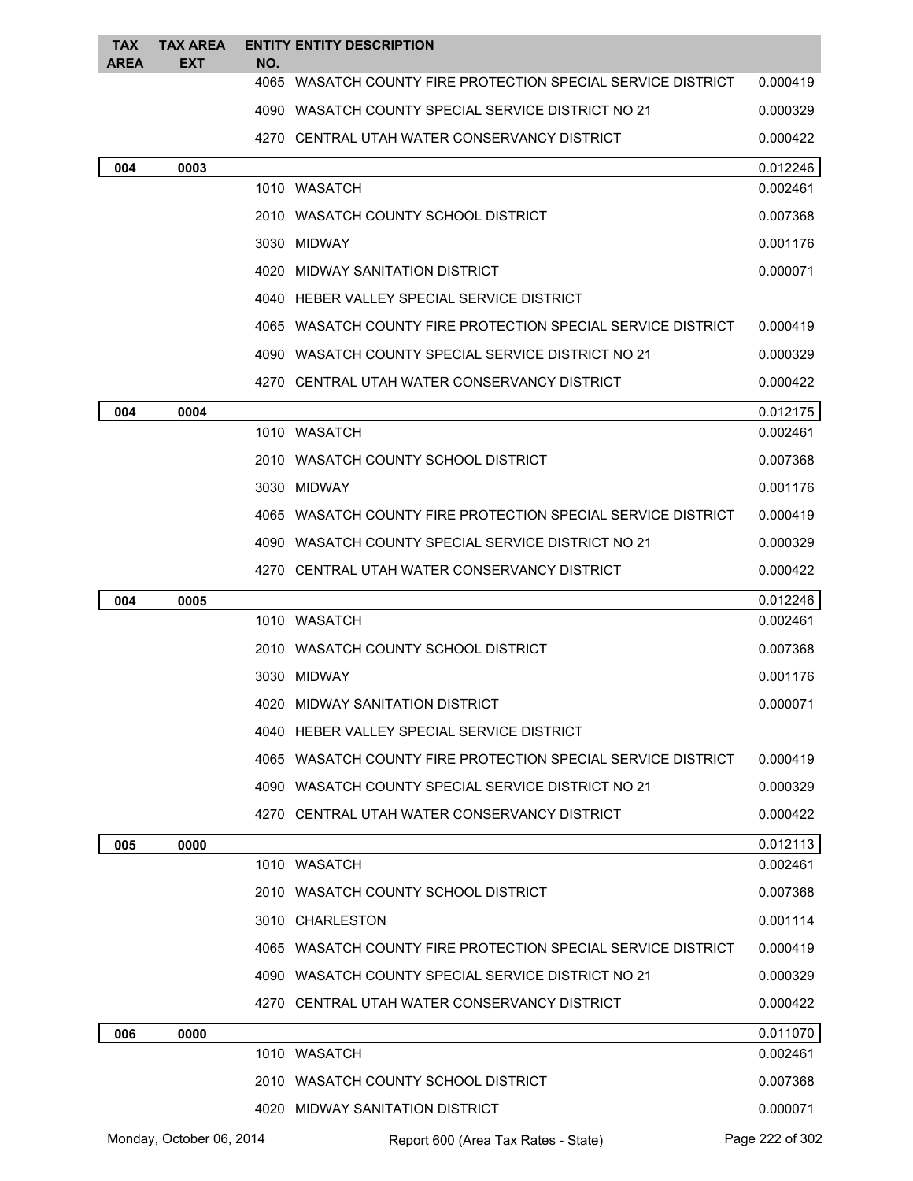| TAX AREA | TAX AREA EXT | ENTITY NO. | ENTITY DESCRIPTION | |
|---|---|---|---|---|
| | | 4065 | WASATCH COUNTY FIRE PROTECTION SPECIAL SERVICE DISTRICT | 0.000419 |
| | | 4090 | WASATCH COUNTY SPECIAL SERVICE DISTRICT NO 21 | 0.000329 |
| | | 4270 | CENTRAL UTAH WATER CONSERVANCY DISTRICT | 0.000422 |
| **004** | **0003** | | | 0.012246 |
| | | 1010 | WASATCH | 0.002461 |
| | | 2010 | WASATCH COUNTY SCHOOL DISTRICT | 0.007368 |
| | | 3030 | MIDWAY | 0.001176 |
| | | 4020 | MIDWAY SANITATION DISTRICT | 0.000071 |
| | | 4040 | HEBER VALLEY SPECIAL SERVICE DISTRICT | |
| | | 4065 | WASATCH COUNTY FIRE PROTECTION SPECIAL SERVICE DISTRICT | 0.000419 |
| | | 4090 | WASATCH COUNTY SPECIAL SERVICE DISTRICT NO 21 | 0.000329 |
| | | 4270 | CENTRAL UTAH WATER CONSERVANCY DISTRICT | 0.000422 |
| **004** | **0004** | | | 0.012175 |
| | | 1010 | WASATCH | 0.002461 |
| | | 2010 | WASATCH COUNTY SCHOOL DISTRICT | 0.007368 |
| | | 3030 | MIDWAY | 0.001176 |
| | | 4065 | WASATCH COUNTY FIRE PROTECTION SPECIAL SERVICE DISTRICT | 0.000419 |
| | | 4090 | WASATCH COUNTY SPECIAL SERVICE DISTRICT NO 21 | 0.000329 |
| | | 4270 | CENTRAL UTAH WATER CONSERVANCY DISTRICT | 0.000422 |
| **004** | **0005** | | | 0.012246 |
| | | 1010 | WASATCH | 0.002461 |
| | | 2010 | WASATCH COUNTY SCHOOL DISTRICT | 0.007368 |
| | | 3030 | MIDWAY | 0.001176 |
| | | 4020 | MIDWAY SANITATION DISTRICT | 0.000071 |
| | | 4040 | HEBER VALLEY SPECIAL SERVICE DISTRICT | |
| | | 4065 | WASATCH COUNTY FIRE PROTECTION SPECIAL SERVICE DISTRICT | 0.000419 |
| | | 4090 | WASATCH COUNTY SPECIAL SERVICE DISTRICT NO 21 | 0.000329 |
| | | 4270 | CENTRAL UTAH WATER CONSERVANCY DISTRICT | 0.000422 |
| **005** | **0000** | | | 0.012113 |
| | | 1010 | WASATCH | 0.002461 |
| | | 2010 | WASATCH COUNTY SCHOOL DISTRICT | 0.007368 |
| | | 3010 | CHARLESTON | 0.001114 |
| | | 4065 | WASATCH COUNTY FIRE PROTECTION SPECIAL SERVICE DISTRICT | 0.000419 |
| | | 4090 | WASATCH COUNTY SPECIAL SERVICE DISTRICT NO 21 | 0.000329 |
| | | 4270 | CENTRAL UTAH WATER CONSERVANCY DISTRICT | 0.000422 |
| **006** | **0000** | | | 0.011070 |
| | | 1010 | WASATCH | 0.002461 |
| | | 2010 | WASATCH COUNTY SCHOOL DISTRICT | 0.007368 |
| | | 4020 | MIDWAY SANITATION DISTRICT | 0.000071 |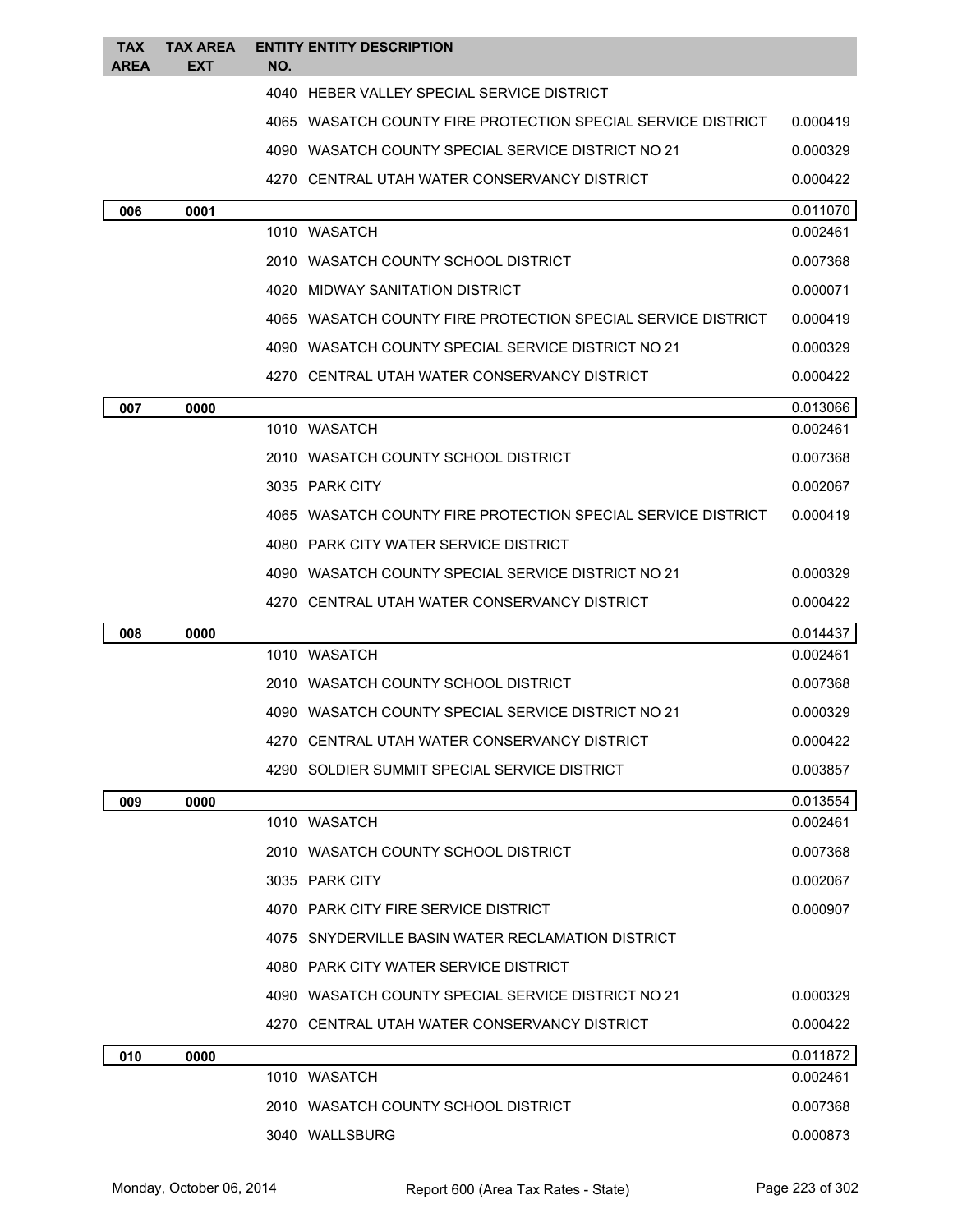| TAX AREA | TAX AREA EXT | ENTITY NO. | ENTITY DESCRIPTION | |
|---|---|---|---|---|
| | | 4040 | HEBER VALLEY SPECIAL SERVICE DISTRICT | |
| | | 4065 | WASATCH COUNTY FIRE PROTECTION SPECIAL SERVICE DISTRICT | 0.000419 |
| | | 4090 | WASATCH COUNTY SPECIAL SERVICE DISTRICT NO 21 | 0.000329 |
| | | 4270 | CENTRAL UTAH WATER CONSERVANCY DISTRICT | 0.000422 |
| 006 | 0001 | | | 0.011070 |
| | | 1010 | WASATCH | 0.002461 |
| | | 2010 | WASATCH COUNTY SCHOOL DISTRICT | 0.007368 |
| | | 4020 | MIDWAY SANITATION DISTRICT | 0.000071 |
| | | 4065 | WASATCH COUNTY FIRE PROTECTION SPECIAL SERVICE DISTRICT | 0.000419 |
| | | 4090 | WASATCH COUNTY SPECIAL SERVICE DISTRICT NO 21 | 0.000329 |
| | | 4270 | CENTRAL UTAH WATER CONSERVANCY DISTRICT | 0.000422 |
| 007 | 0000 | | | 0.013066 |
| | | 1010 | WASATCH | 0.002461 |
| | | 2010 | WASATCH COUNTY SCHOOL DISTRICT | 0.007368 |
| | | 3035 | PARK CITY | 0.002067 |
| | | 4065 | WASATCH COUNTY FIRE PROTECTION SPECIAL SERVICE DISTRICT | 0.000419 |
| | | 4080 | PARK CITY WATER SERVICE DISTRICT | |
| | | 4090 | WASATCH COUNTY SPECIAL SERVICE DISTRICT NO 21 | 0.000329 |
| | | 4270 | CENTRAL UTAH WATER CONSERVANCY DISTRICT | 0.000422 |
| 008 | 0000 | | | 0.014437 |
| | | 1010 | WASATCH | 0.002461 |
| | | 2010 | WASATCH COUNTY SCHOOL DISTRICT | 0.007368 |
| | | 4090 | WASATCH COUNTY SPECIAL SERVICE DISTRICT NO 21 | 0.000329 |
| | | 4270 | CENTRAL UTAH WATER CONSERVANCY DISTRICT | 0.000422 |
| | | 4290 | SOLDIER SUMMIT SPECIAL SERVICE DISTRICT | 0.003857 |
| 009 | 0000 | | | 0.013554 |
| | | 1010 | WASATCH | 0.002461 |
| | | 2010 | WASATCH COUNTY SCHOOL DISTRICT | 0.007368 |
| | | 3035 | PARK CITY | 0.002067 |
| | | 4070 | PARK CITY FIRE SERVICE DISTRICT | 0.000907 |
| | | 4075 | SNYDERVILLE BASIN WATER RECLAMATION DISTRICT | |
| | | 4080 | PARK CITY WATER SERVICE DISTRICT | |
| | | 4090 | WASATCH COUNTY SPECIAL SERVICE DISTRICT NO 21 | 0.000329 |
| | | 4270 | CENTRAL UTAH WATER CONSERVANCY DISTRICT | 0.000422 |
| 010 | 0000 | | | 0.011872 |
| | | 1010 | WASATCH | 0.002461 |
| | | 2010 | WASATCH COUNTY SCHOOL DISTRICT | 0.007368 |
| | | 3040 | WALLSBURG | 0.000873 |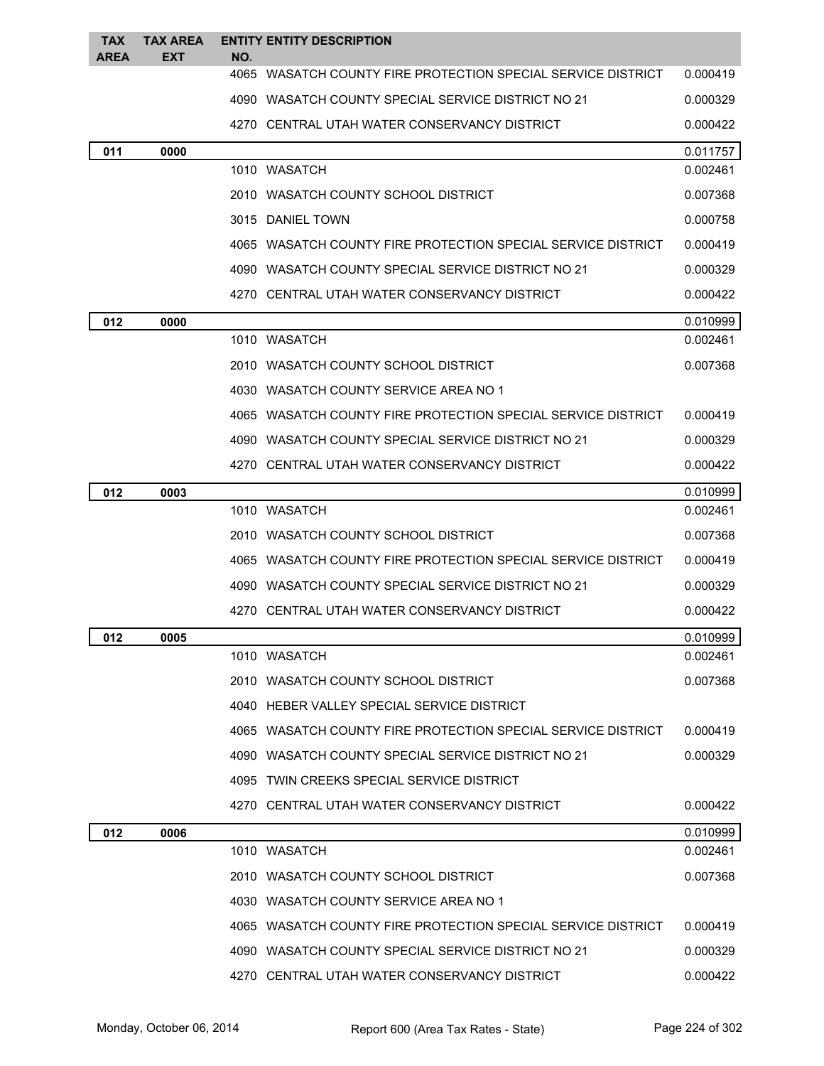| TAX AREA | TAX AREA EXT | ENTITY NO. | ENTITY DESCRIPTION | |
|---|---|---|---|---|
| | | 4065 | WASATCH COUNTY FIRE PROTECTION SPECIAL SERVICE DISTRICT | 0.000419 |
| | | 4090 | WASATCH COUNTY SPECIAL SERVICE DISTRICT NO 21 | 0.000329 |
| | | 4270 | CENTRAL UTAH WATER CONSERVANCY DISTRICT | 0.000422 |
| **011** | **0000** | | | 0.011757 |
| | | 1010 | WASATCH | 0.002461 |
| | | 2010 | WASATCH COUNTY SCHOOL DISTRICT | 0.007368 |
| | | 3015 | DANIEL TOWN | 0.000758 |
| | | 4065 | WASATCH COUNTY FIRE PROTECTION SPECIAL SERVICE DISTRICT | 0.000419 |
| | | 4090 | WASATCH COUNTY SPECIAL SERVICE DISTRICT NO 21 | 0.000329 |
| | | 4270 | CENTRAL UTAH WATER CONSERVANCY DISTRICT | 0.000422 |
| **012** | **0000** | | | 0.010999 |
| | | 1010 | WASATCH | 0.002461 |
| | | 2010 | WASATCH COUNTY SCHOOL DISTRICT | 0.007368 |
| | | 4030 | WASATCH COUNTY SERVICE AREA NO 1 | |
| | | 4065 | WASATCH COUNTY FIRE PROTECTION SPECIAL SERVICE DISTRICT | 0.000419 |
| | | 4090 | WASATCH COUNTY SPECIAL SERVICE DISTRICT NO 21 | 0.000329 |
| | | 4270 | CENTRAL UTAH WATER CONSERVANCY DISTRICT | 0.000422 |
| **012** | **0003** | | | 0.010999 |
| | | 1010 | WASATCH | 0.002461 |
| | | 2010 | WASATCH COUNTY SCHOOL DISTRICT | 0.007368 |
| | | 4065 | WASATCH COUNTY FIRE PROTECTION SPECIAL SERVICE DISTRICT | 0.000419 |
| | | 4090 | WASATCH COUNTY SPECIAL SERVICE DISTRICT NO 21 | 0.000329 |
| | | 4270 | CENTRAL UTAH WATER CONSERVANCY DISTRICT | 0.000422 |
| **012** | **0005** | | | 0.010999 |
| | | 1010 | WASATCH | 0.002461 |
| | | 2010 | WASATCH COUNTY SCHOOL DISTRICT | 0.007368 |
| | | 4040 | HEBER VALLEY SPECIAL SERVICE DISTRICT | |
| | | 4065 | WASATCH COUNTY FIRE PROTECTION SPECIAL SERVICE DISTRICT | 0.000419 |
| | | 4090 | WASATCH COUNTY SPECIAL SERVICE DISTRICT NO 21 | 0.000329 |
| | | 4095 | TWIN CREEKS SPECIAL SERVICE DISTRICT | |
| | | 4270 | CENTRAL UTAH WATER CONSERVANCY DISTRICT | 0.000422 |
| **012** | **0006** | | | 0.010999 |
| | | 1010 | WASATCH | 0.002461 |
| | | 2010 | WASATCH COUNTY SCHOOL DISTRICT | 0.007368 |
| | | 4030 | WASATCH COUNTY SERVICE AREA NO 1 | |
| | | 4065 | WASATCH COUNTY FIRE PROTECTION SPECIAL SERVICE DISTRICT | 0.000419 |
| | | 4090 | WASATCH COUNTY SPECIAL SERVICE DISTRICT NO 21 | 0.000329 |
| | | 4270 | CENTRAL UTAH WATER CONSERVANCY DISTRICT | 0.000422 |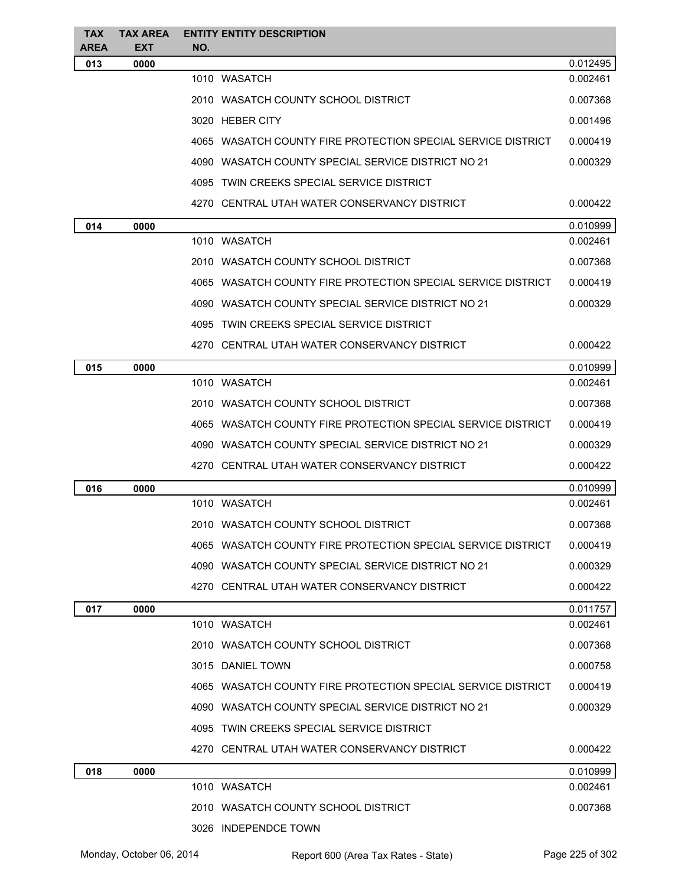| TAX AREA | TAX AREA EXT | ENTITY NO. | ENTITY DESCRIPTION | |
|---|---|---|---|---|
| **013** | **0000** | | | 0.012495 |
| | | 1010 | WASATCH | 0.002461 |
| | | 2010 | WASATCH COUNTY SCHOOL DISTRICT | 0.007368 |
| | | 3020 | HEBER CITY | 0.001496 |
| | | 4065 | WASATCH COUNTY FIRE PROTECTION SPECIAL SERVICE DISTRICT | 0.000419 |
| | | 4090 | WASATCH COUNTY SPECIAL SERVICE DISTRICT NO 21 | 0.000329 |
| | | 4095 | TWIN CREEKS SPECIAL SERVICE DISTRICT | |
| | | 4270 | CENTRAL UTAH WATER CONSERVANCY DISTRICT | 0.000422 |
| **014** | **0000** | | | 0.010999 |
| | | 1010 | WASATCH | 0.002461 |
| | | 2010 | WASATCH COUNTY SCHOOL DISTRICT | 0.007368 |
| | | 4065 | WASATCH COUNTY FIRE PROTECTION SPECIAL SERVICE DISTRICT | 0.000419 |
| | | 4090 | WASATCH COUNTY SPECIAL SERVICE DISTRICT NO 21 | 0.000329 |
| | | 4095 | TWIN CREEKS SPECIAL SERVICE DISTRICT | |
| | | 4270 | CENTRAL UTAH WATER CONSERVANCY DISTRICT | 0.000422 |
| **015** | **0000** | | | 0.010999 |
| | | 1010 | WASATCH | 0.002461 |
| | | 2010 | WASATCH COUNTY SCHOOL DISTRICT | 0.007368 |
| | | 4065 | WASATCH COUNTY FIRE PROTECTION SPECIAL SERVICE DISTRICT | 0.000419 |
| | | 4090 | WASATCH COUNTY SPECIAL SERVICE DISTRICT NO 21 | 0.000329 |
| | | 4270 | CENTRAL UTAH WATER CONSERVANCY DISTRICT | 0.000422 |
| **016** | **0000** | | | 0.010999 |
| | | 1010 | WASATCH | 0.002461 |
| | | 2010 | WASATCH COUNTY SCHOOL DISTRICT | 0.007368 |
| | | 4065 | WASATCH COUNTY FIRE PROTECTION SPECIAL SERVICE DISTRICT | 0.000419 |
| | | 4090 | WASATCH COUNTY SPECIAL SERVICE DISTRICT NO 21 | 0.000329 |
| | | 4270 | CENTRAL UTAH WATER CONSERVANCY DISTRICT | 0.000422 |
| **017** | **0000** | | | 0.011757 |
| | | 1010 | WASATCH | 0.002461 |
| | | 2010 | WASATCH COUNTY SCHOOL DISTRICT | 0.007368 |
| | | 3015 | DANIEL TOWN | 0.000758 |
| | | 4065 | WASATCH COUNTY FIRE PROTECTION SPECIAL SERVICE DISTRICT | 0.000419 |
| | | 4090 | WASATCH COUNTY SPECIAL SERVICE DISTRICT NO 21 | 0.000329 |
| | | 4095 | TWIN CREEKS SPECIAL SERVICE DISTRICT | |
| | | 4270 | CENTRAL UTAH WATER CONSERVANCY DISTRICT | 0.000422 |
| **018** | **0000** | | | 0.010999 |
| | | 1010 | WASATCH | 0.002461 |
| | | 2010 | WASATCH COUNTY SCHOOL DISTRICT | 0.007368 |
| | | 3026 | INDEPENDCE TOWN | |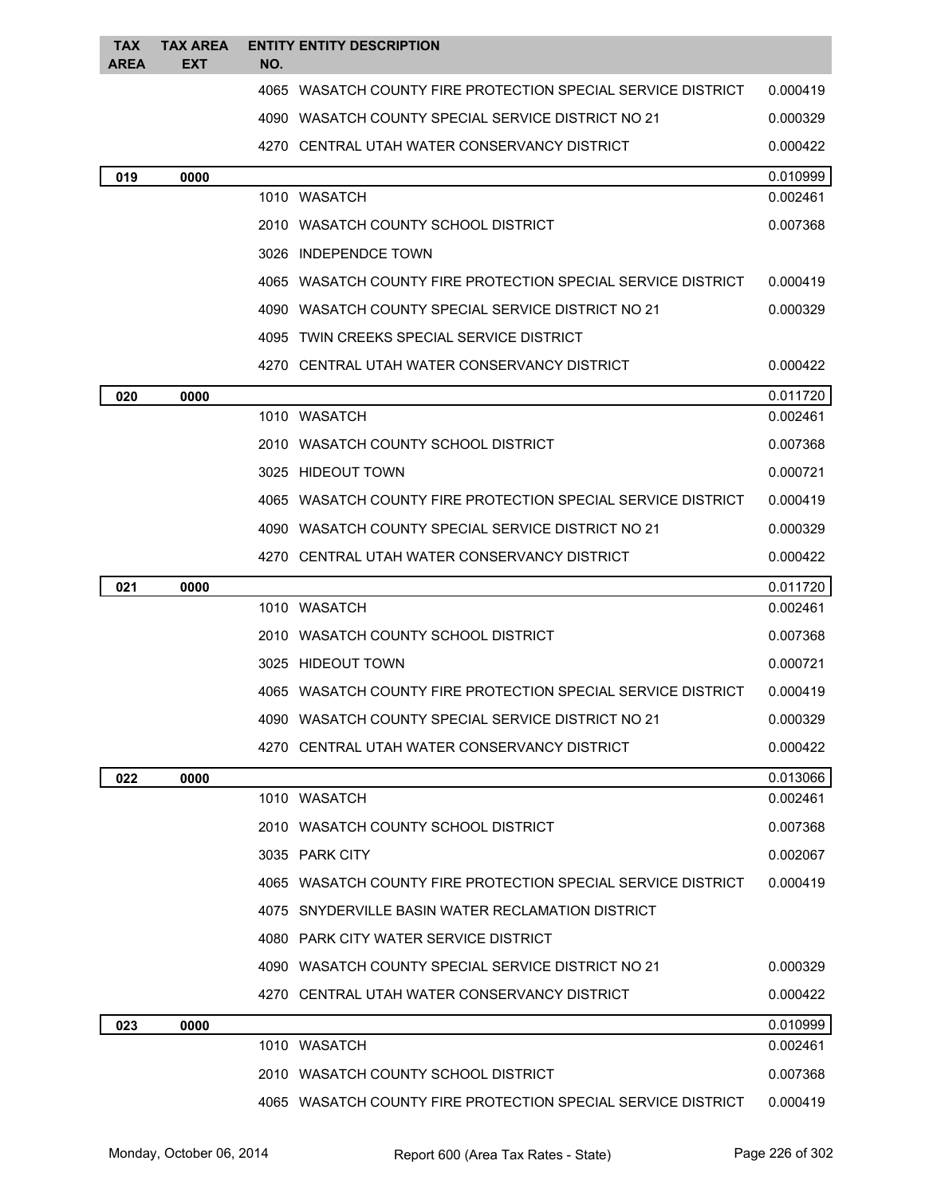| TAX AREA | TAX AREA EXT | ENTITY NO. | ENTITY DESCRIPTION | |
|---|---|---|---|---|
| | | 4065 | WASATCH COUNTY FIRE PROTECTION SPECIAL SERVICE DISTRICT | 0.000419 |
| | | 4090 | WASATCH COUNTY SPECIAL SERVICE DISTRICT NO 21 | 0.000329 |
| | | 4270 | CENTRAL UTAH WATER CONSERVANCY DISTRICT | 0.000422 |
| **019** | **0000** | | | 0.010999 |
| | | 1010 | WASATCH | 0.002461 |
| | | 2010 | WASATCH COUNTY SCHOOL DISTRICT | 0.007368 |
| | | 3026 | INDEPENDCE TOWN | |
| | | 4065 | WASATCH COUNTY FIRE PROTECTION SPECIAL SERVICE DISTRICT | 0.000419 |
| | | 4090 | WASATCH COUNTY SPECIAL SERVICE DISTRICT NO 21 | 0.000329 |
| | | 4095 | TWIN CREEKS SPECIAL SERVICE DISTRICT | |
| | | 4270 | CENTRAL UTAH WATER CONSERVANCY DISTRICT | 0.000422 |
| **020** | **0000** | | | 0.011720 |
| | | 1010 | WASATCH | 0.002461 |
| | | 2010 | WASATCH COUNTY SCHOOL DISTRICT | 0.007368 |
| | | 3025 | HIDEOUT TOWN | 0.000721 |
| | | 4065 | WASATCH COUNTY FIRE PROTECTION SPECIAL SERVICE DISTRICT | 0.000419 |
| | | 4090 | WASATCH COUNTY SPECIAL SERVICE DISTRICT NO 21 | 0.000329 |
| | | 4270 | CENTRAL UTAH WATER CONSERVANCY DISTRICT | 0.000422 |
| **021** | **0000** | | | 0.011720 |
| | | 1010 | WASATCH | 0.002461 |
| | | 2010 | WASATCH COUNTY SCHOOL DISTRICT | 0.007368 |
| | | 3025 | HIDEOUT TOWN | 0.000721 |
| | | 4065 | WASATCH COUNTY FIRE PROTECTION SPECIAL SERVICE DISTRICT | 0.000419 |
| | | 4090 | WASATCH COUNTY SPECIAL SERVICE DISTRICT NO 21 | 0.000329 |
| | | 4270 | CENTRAL UTAH WATER CONSERVANCY DISTRICT | 0.000422 |
| **022** | **0000** | | | 0.013066 |
| | | 1010 | WASATCH | 0.002461 |
| | | 2010 | WASATCH COUNTY SCHOOL DISTRICT | 0.007368 |
| | | 3035 | PARK CITY | 0.002067 |
| | | 4065 | WASATCH COUNTY FIRE PROTECTION SPECIAL SERVICE DISTRICT | 0.000419 |
| | | 4075 | SNYDERVILLE BASIN WATER RECLAMATION DISTRICT | |
| | | 4080 | PARK CITY WATER SERVICE DISTRICT | |
| | | 4090 | WASATCH COUNTY SPECIAL SERVICE DISTRICT NO 21 | 0.000329 |
| | | 4270 | CENTRAL UTAH WATER CONSERVANCY DISTRICT | 0.000422 |
| **023** | **0000** | | | 0.010999 |
| | | 1010 | WASATCH | 0.002461 |
| | | 2010 | WASATCH COUNTY SCHOOL DISTRICT | 0.007368 |
| | | 4065 | WASATCH COUNTY FIRE PROTECTION SPECIAL SERVICE DISTRICT | 0.000419 |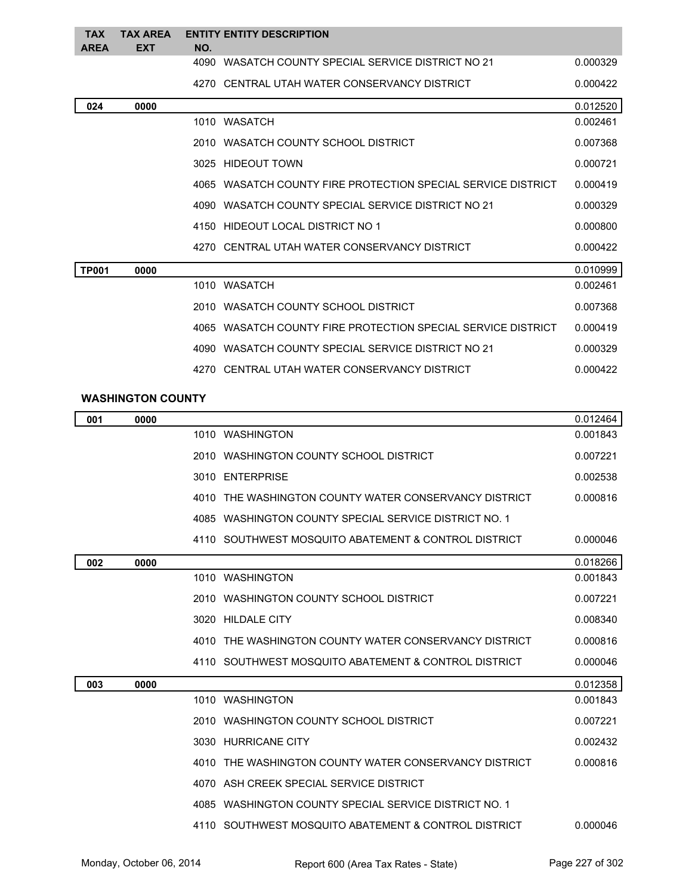| TAX AREA | TAX AREA EXT | ENTITY NO. | ENTITY DESCRIPTION | |
|---|---|---|---|---|
| | | 4090 | WASATCH COUNTY SPECIAL SERVICE DISTRICT NO 21 | 0.000329 |
| | | 4270 | CENTRAL UTAH WATER CONSERVANCY DISTRICT | 0.000422 |
| **024** | **0000** | | | 0.012520 |
| | | 1010 | WASATCH | 0.002461 |
| | | 2010 | WASATCH COUNTY SCHOOL DISTRICT | 0.007368 |
| | | 3025 | HIDEOUT TOWN | 0.000721 |
| | | 4065 | WASATCH COUNTY FIRE PROTECTION SPECIAL SERVICE DISTRICT | 0.000419 |
| | | 4090 | WASATCH COUNTY SPECIAL SERVICE DISTRICT NO 21 | 0.000329 |
| | | 4150 | HIDEOUT LOCAL DISTRICT NO 1 | 0.000800 |
| | | 4270 | CENTRAL UTAH WATER CONSERVANCY DISTRICT | 0.000422 |
| **TP001** | **0000** | | | 0.010999 |
| | | 1010 | WASATCH | 0.002461 |
| | | 2010 | WASATCH COUNTY SCHOOL DISTRICT | 0.007368 |
| | | 4065 | WASATCH COUNTY FIRE PROTECTION SPECIAL SERVICE DISTRICT | 0.000419 |
| | | 4090 | WASATCH COUNTY SPECIAL SERVICE DISTRICT NO 21 | 0.000329 |
| | | 4270 | CENTRAL UTAH WATER CONSERVANCY DISTRICT | 0.000422 |

### WASHINGTON COUNTY

| TAX AREA | TAX AREA EXT | ENTITY NO. | ENTITY DESCRIPTION | |
|---|---|---|---|---|
| **001** | **0000** | | | 0.012464 |
| | | 1010 | WASHINGTON | 0.001843 |
| | | 2010 | WASHINGTON COUNTY SCHOOL DISTRICT | 0.007221 |
| | | 3010 | ENTERPRISE | 0.002538 |
| | | 4010 | THE WASHINGTON COUNTY WATER CONSERVANCY DISTRICT | 0.000816 |
| | | 4085 | WASHINGTON COUNTY SPECIAL SERVICE DISTRICT NO. 1 | |
| | | 4110 | SOUTHWEST MOSQUITO ABATEMENT & CONTROL DISTRICT | 0.000046 |
| **002** | **0000** | | | 0.018266 |
| | | 1010 | WASHINGTON | 0.001843 |
| | | 2010 | WASHINGTON COUNTY SCHOOL DISTRICT | 0.007221 |
| | | 3020 | HILDALE CITY | 0.008340 |
| | | 4010 | THE WASHINGTON COUNTY WATER CONSERVANCY DISTRICT | 0.000816 |
| | | 4110 | SOUTHWEST MOSQUITO ABATEMENT & CONTROL DISTRICT | 0.000046 |
| **003** | **0000** | | | 0.012358 |
| | | 1010 | WASHINGTON | 0.001843 |
| | | 2010 | WASHINGTON COUNTY SCHOOL DISTRICT | 0.007221 |
| | | 3030 | HURRICANE CITY | 0.002432 |
| | | 4010 | THE WASHINGTON COUNTY WATER CONSERVANCY DISTRICT | 0.000816 |
| | | 4070 | ASH CREEK SPECIAL SERVICE DISTRICT | |
| | | 4085 | WASHINGTON COUNTY SPECIAL SERVICE DISTRICT NO. 1 | |
| | | 4110 | SOUTHWEST MOSQUITO ABATEMENT & CONTROL DISTRICT | 0.000046 |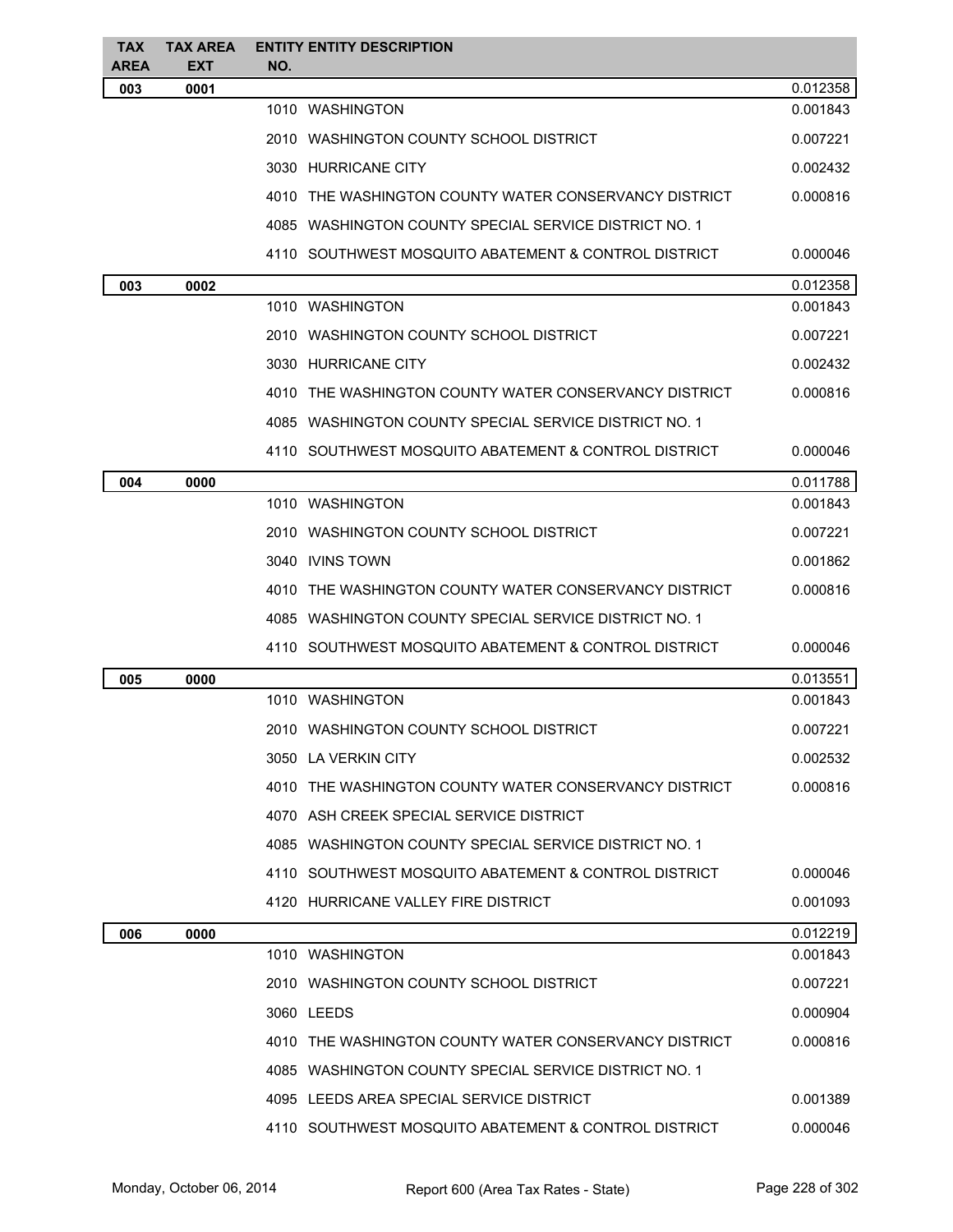| TAX AREA | TAX AREA EXT | ENTITY NO. | ENTITY DESCRIPTION | |
|---|---|---|---|---|
| 003 | 0001 | | | 0.012358 |
| | | 1010 | WASHINGTON | 0.001843 |
| | | 2010 | WASHINGTON COUNTY SCHOOL DISTRICT | 0.007221 |
| | | 3030 | HURRICANE CITY | 0.002432 |
| | | 4010 | THE WASHINGTON COUNTY WATER CONSERVANCY DISTRICT | 0.000816 |
| | | 4085 | WASHINGTON COUNTY SPECIAL SERVICE DISTRICT NO. 1 | |
| | | 4110 | SOUTHWEST MOSQUITO ABATEMENT & CONTROL DISTRICT | 0.000046 |
| 003 | 0002 | | | 0.012358 |
| | | 1010 | WASHINGTON | 0.001843 |
| | | 2010 | WASHINGTON COUNTY SCHOOL DISTRICT | 0.007221 |
| | | 3030 | HURRICANE CITY | 0.002432 |
| | | 4010 | THE WASHINGTON COUNTY WATER CONSERVANCY DISTRICT | 0.000816 |
| | | 4085 | WASHINGTON COUNTY SPECIAL SERVICE DISTRICT NO. 1 | |
| | | 4110 | SOUTHWEST MOSQUITO ABATEMENT & CONTROL DISTRICT | 0.000046 |
| 004 | 0000 | | | 0.011788 |
| | | 1010 | WASHINGTON | 0.001843 |
| | | 2010 | WASHINGTON COUNTY SCHOOL DISTRICT | 0.007221 |
| | | 3040 | IVINS TOWN | 0.001862 |
| | | 4010 | THE WASHINGTON COUNTY WATER CONSERVANCY DISTRICT | 0.000816 |
| | | 4085 | WASHINGTON COUNTY SPECIAL SERVICE DISTRICT NO. 1 | |
| | | 4110 | SOUTHWEST MOSQUITO ABATEMENT & CONTROL DISTRICT | 0.000046 |
| 005 | 0000 | | | 0.013551 |
| | | 1010 | WASHINGTON | 0.001843 |
| | | 2010 | WASHINGTON COUNTY SCHOOL DISTRICT | 0.007221 |
| | | 3050 | LA VERKIN CITY | 0.002532 |
| | | 4010 | THE WASHINGTON COUNTY WATER CONSERVANCY DISTRICT | 0.000816 |
| | | 4070 | ASH CREEK SPECIAL SERVICE DISTRICT | |
| | | 4085 | WASHINGTON COUNTY SPECIAL SERVICE DISTRICT NO. 1 | |
| | | 4110 | SOUTHWEST MOSQUITO ABATEMENT & CONTROL DISTRICT | 0.000046 |
| | | 4120 | HURRICANE VALLEY FIRE DISTRICT | 0.001093 |
| 006 | 0000 | | | 0.012219 |
| | | 1010 | WASHINGTON | 0.001843 |
| | | 2010 | WASHINGTON COUNTY SCHOOL DISTRICT | 0.007221 |
| | | 3060 | LEEDS | 0.000904 |
| | | 4010 | THE WASHINGTON COUNTY WATER CONSERVANCY DISTRICT | 0.000816 |
| | | 4085 | WASHINGTON COUNTY SPECIAL SERVICE DISTRICT NO. 1 | |
| | | 4095 | LEEDS AREA SPECIAL SERVICE DISTRICT | 0.001389 |
| | | 4110 | SOUTHWEST MOSQUITO ABATEMENT & CONTROL DISTRICT | 0.000046 |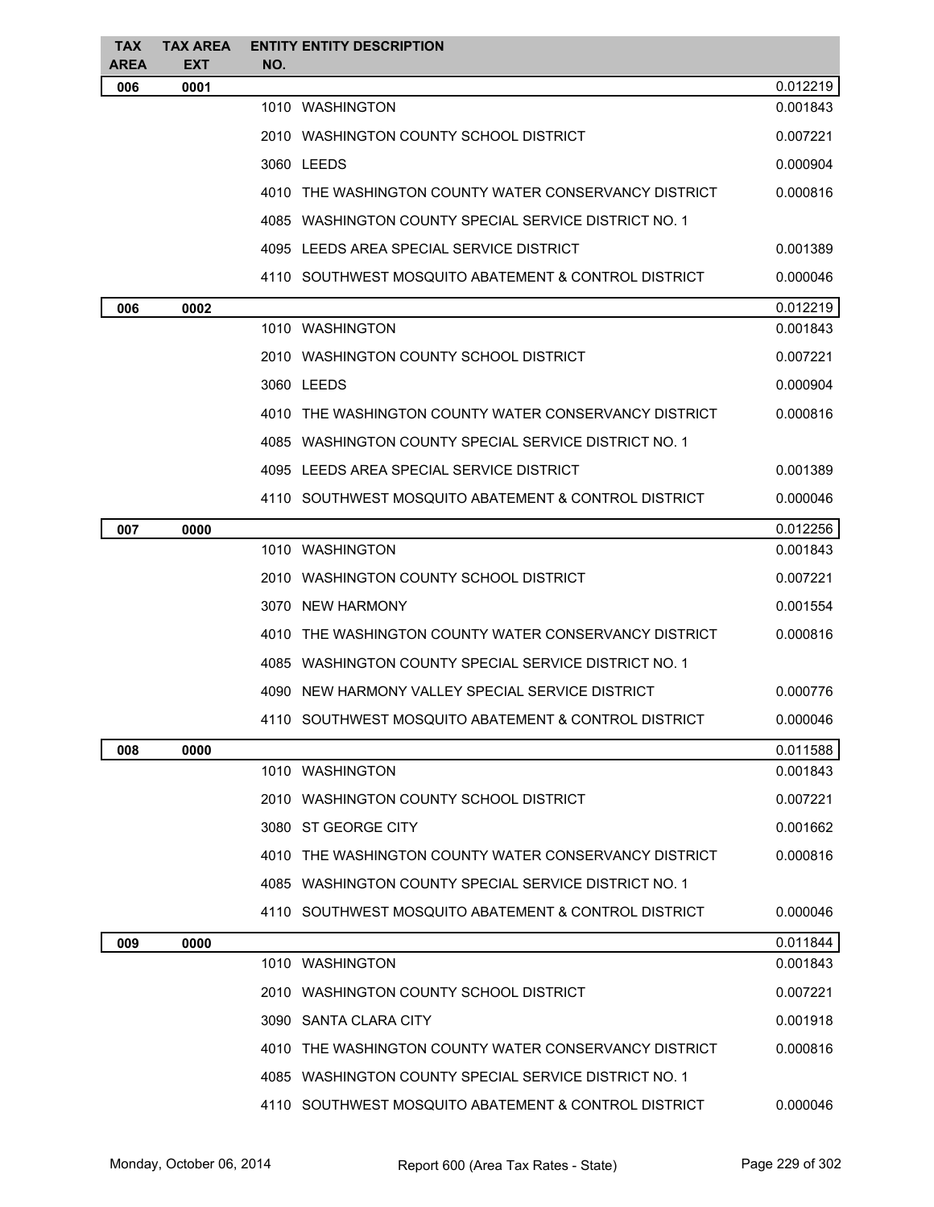| TAX AREA | TAX AREA EXT | ENTITY NO. | ENTITY DESCRIPTION | |
|---|---|---|---|---|
| 006 | 0001 | | | 0.012219 |
| | | 1010 | WASHINGTON | 0.001843 |
| | | 2010 | WASHINGTON COUNTY SCHOOL DISTRICT | 0.007221 |
| | | 3060 | LEEDS | 0.000904 |
| | | 4010 | THE WASHINGTON COUNTY WATER CONSERVANCY DISTRICT | 0.000816 |
| | | 4085 | WASHINGTON COUNTY SPECIAL SERVICE DISTRICT NO. 1 | |
| | | 4095 | LEEDS AREA SPECIAL SERVICE DISTRICT | 0.001389 |
| | | 4110 | SOUTHWEST MOSQUITO ABATEMENT & CONTROL DISTRICT | 0.000046 |
| 006 | 0002 | | | 0.012219 |
| | | 1010 | WASHINGTON | 0.001843 |
| | | 2010 | WASHINGTON COUNTY SCHOOL DISTRICT | 0.007221 |
| | | 3060 | LEEDS | 0.000904 |
| | | 4010 | THE WASHINGTON COUNTY WATER CONSERVANCY DISTRICT | 0.000816 |
| | | 4085 | WASHINGTON COUNTY SPECIAL SERVICE DISTRICT NO. 1 | |
| | | 4095 | LEEDS AREA SPECIAL SERVICE DISTRICT | 0.001389 |
| | | 4110 | SOUTHWEST MOSQUITO ABATEMENT & CONTROL DISTRICT | 0.000046 |
| 007 | 0000 | | | 0.012256 |
| | | 1010 | WASHINGTON | 0.001843 |
| | | 2010 | WASHINGTON COUNTY SCHOOL DISTRICT | 0.007221 |
| | | 3070 | NEW HARMONY | 0.001554 |
| | | 4010 | THE WASHINGTON COUNTY WATER CONSERVANCY DISTRICT | 0.000816 |
| | | 4085 | WASHINGTON COUNTY SPECIAL SERVICE DISTRICT NO. 1 | |
| | | 4090 | NEW HARMONY VALLEY SPECIAL SERVICE DISTRICT | 0.000776 |
| | | 4110 | SOUTHWEST MOSQUITO ABATEMENT & CONTROL DISTRICT | 0.000046 |
| 008 | 0000 | | | 0.011588 |
| | | 1010 | WASHINGTON | 0.001843 |
| | | 2010 | WASHINGTON COUNTY SCHOOL DISTRICT | 0.007221 |
| | | 3080 | ST GEORGE CITY | 0.001662 |
| | | 4010 | THE WASHINGTON COUNTY WATER CONSERVANCY DISTRICT | 0.000816 |
| | | 4085 | WASHINGTON COUNTY SPECIAL SERVICE DISTRICT NO. 1 | |
| | | 4110 | SOUTHWEST MOSQUITO ABATEMENT & CONTROL DISTRICT | 0.000046 |
| 009 | 0000 | | | 0.011844 |
| | | 1010 | WASHINGTON | 0.001843 |
| | | 2010 | WASHINGTON COUNTY SCHOOL DISTRICT | 0.007221 |
| | | 3090 | SANTA CLARA CITY | 0.001918 |
| | | 4010 | THE WASHINGTON COUNTY WATER CONSERVANCY DISTRICT | 0.000816 |
| | | 4085 | WASHINGTON COUNTY SPECIAL SERVICE DISTRICT NO. 1 | |
| | | 4110 | SOUTHWEST MOSQUITO ABATEMENT & CONTROL DISTRICT | 0.000046 |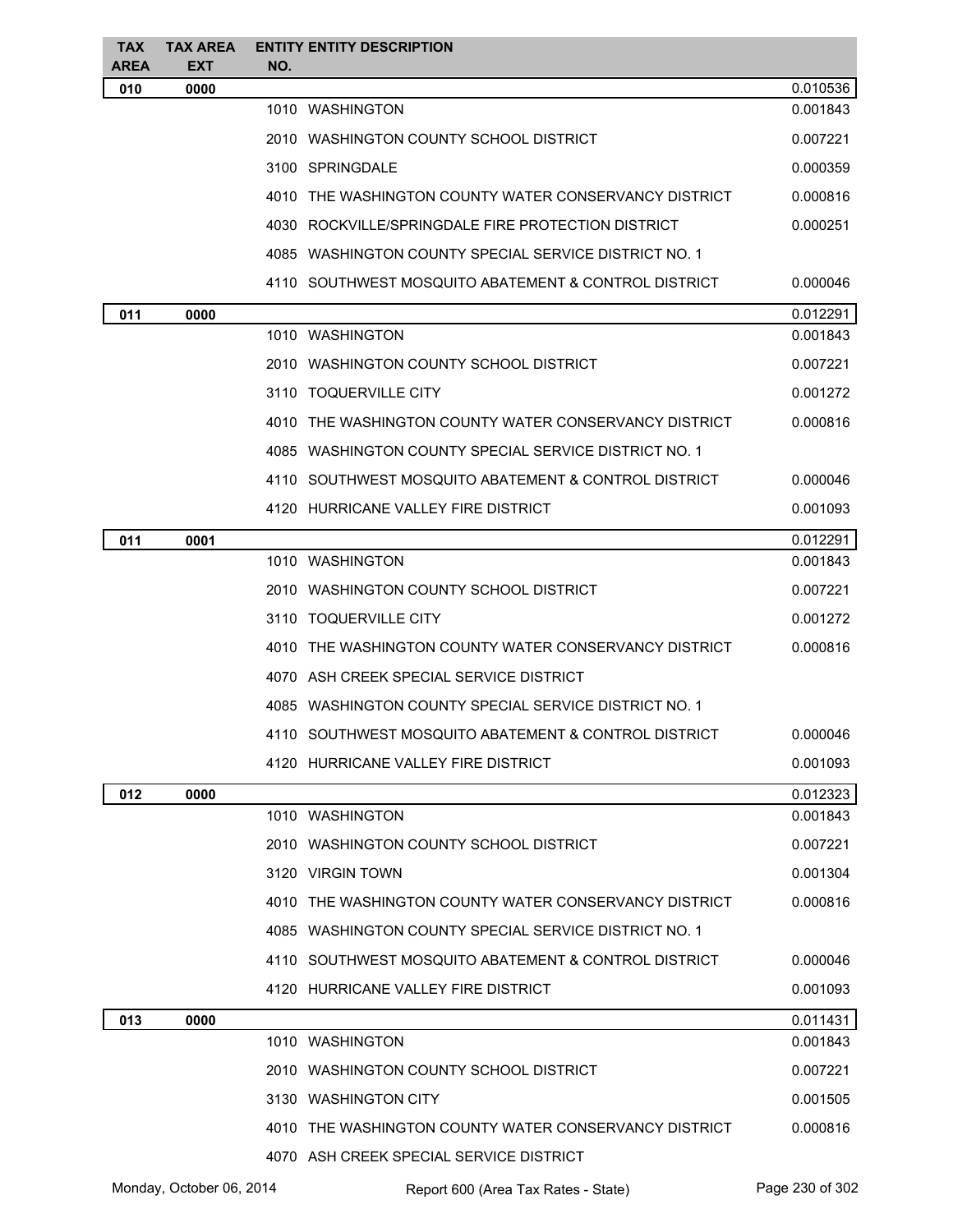| TAX AREA | TAX AREA EXT | ENTITY NO. | ENTITY DESCRIPTION | |
|---|---|---|---|---|
| 010 | 0000 | | | 0.010536 |
| | | 1010 | WASHINGTON | 0.001843 |
| | | 2010 | WASHINGTON COUNTY SCHOOL DISTRICT | 0.007221 |
| | | 3100 | SPRINGDALE | 0.000359 |
| | | 4010 | THE WASHINGTON COUNTY WATER CONSERVANCY DISTRICT | 0.000816 |
| | | 4030 | ROCKVILLE/SPRINGDALE FIRE PROTECTION DISTRICT | 0.000251 |
| | | 4085 | WASHINGTON COUNTY SPECIAL SERVICE DISTRICT NO. 1 | |
| | | 4110 | SOUTHWEST MOSQUITO ABATEMENT & CONTROL DISTRICT | 0.000046 |
| 011 | 0000 | | | 0.012291 |
| | | 1010 | WASHINGTON | 0.001843 |
| | | 2010 | WASHINGTON COUNTY SCHOOL DISTRICT | 0.007221 |
| | | 3110 | TOQUERVILLE CITY | 0.001272 |
| | | 4010 | THE WASHINGTON COUNTY WATER CONSERVANCY DISTRICT | 0.000816 |
| | | 4085 | WASHINGTON COUNTY SPECIAL SERVICE DISTRICT NO. 1 | |
| | | 4110 | SOUTHWEST MOSQUITO ABATEMENT & CONTROL DISTRICT | 0.000046 |
| | | 4120 | HURRICANE VALLEY FIRE DISTRICT | 0.001093 |
| 011 | 0001 | | | 0.012291 |
| | | 1010 | WASHINGTON | 0.001843 |
| | | 2010 | WASHINGTON COUNTY SCHOOL DISTRICT | 0.007221 |
| | | 3110 | TOQUERVILLE CITY | 0.001272 |
| | | 4010 | THE WASHINGTON COUNTY WATER CONSERVANCY DISTRICT | 0.000816 |
| | | 4070 | ASH CREEK SPECIAL SERVICE DISTRICT | |
| | | 4085 | WASHINGTON COUNTY SPECIAL SERVICE DISTRICT NO. 1 | |
| | | 4110 | SOUTHWEST MOSQUITO ABATEMENT & CONTROL DISTRICT | 0.000046 |
| | | 4120 | HURRICANE VALLEY FIRE DISTRICT | 0.001093 |
| 012 | 0000 | | | 0.012323 |
| | | 1010 | WASHINGTON | 0.001843 |
| | | 2010 | WASHINGTON COUNTY SCHOOL DISTRICT | 0.007221 |
| | | 3120 | VIRGIN TOWN | 0.001304 |
| | | 4010 | THE WASHINGTON COUNTY WATER CONSERVANCY DISTRICT | 0.000816 |
| | | 4085 | WASHINGTON COUNTY SPECIAL SERVICE DISTRICT NO. 1 | |
| | | 4110 | SOUTHWEST MOSQUITO ABATEMENT & CONTROL DISTRICT | 0.000046 |
| | | 4120 | HURRICANE VALLEY FIRE DISTRICT | 0.001093 |
| 013 | 0000 | | | 0.011431 |
| | | 1010 | WASHINGTON | 0.001843 |
| | | 2010 | WASHINGTON COUNTY SCHOOL DISTRICT | 0.007221 |
| | | 3130 | WASHINGTON CITY | 0.001505 |
| | | 4010 | THE WASHINGTON COUNTY WATER CONSERVANCY DISTRICT | 0.000816 |
| | | 4070 | ASH CREEK SPECIAL SERVICE DISTRICT | |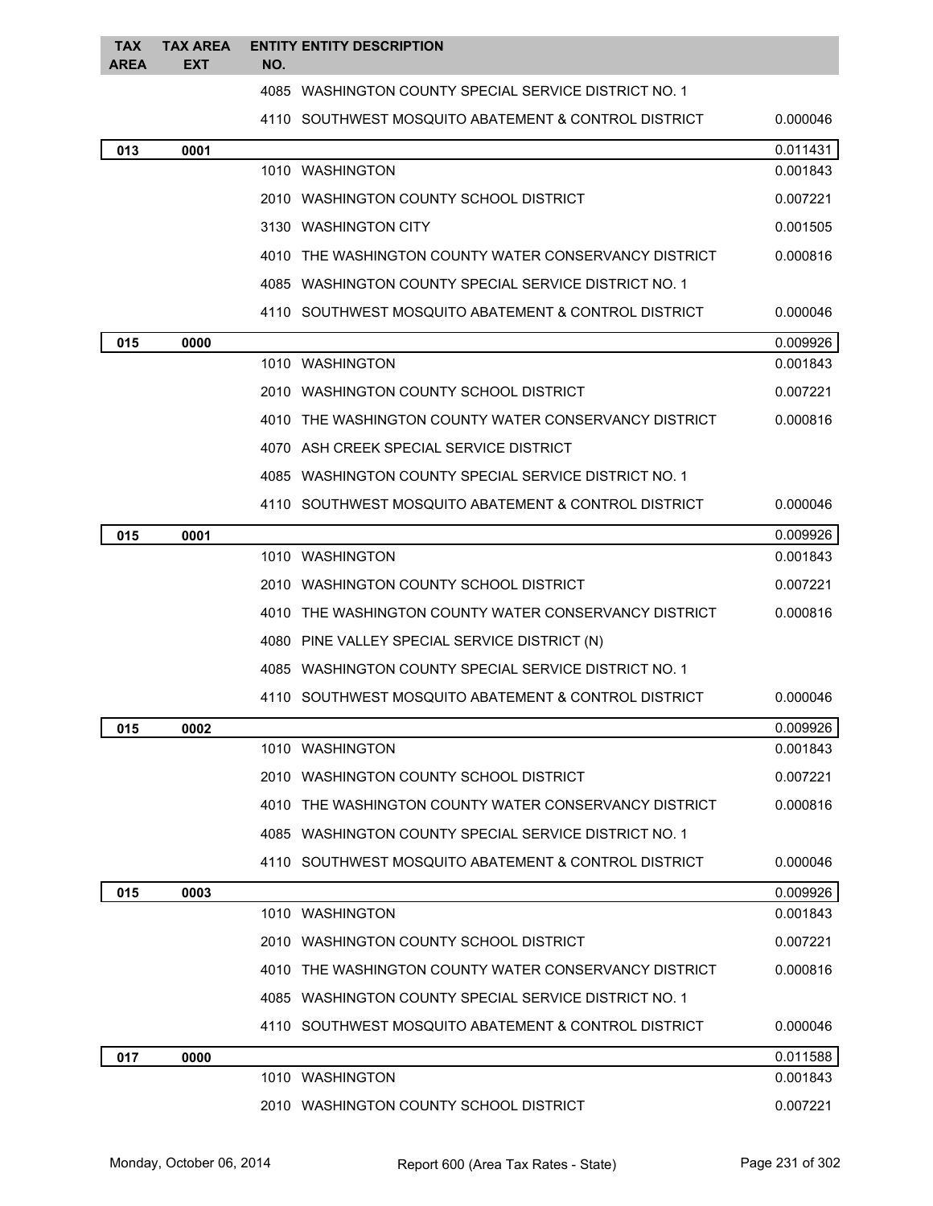| TAX AREA | TAX AREA EXT | ENTITY NO. | ENTITY DESCRIPTION | |
|---|---|---|---|---|
| | | 4085 | WASHINGTON COUNTY SPECIAL SERVICE DISTRICT NO. 1 | |
| | | 4110 | SOUTHWEST MOSQUITO ABATEMENT & CONTROL DISTRICT | 0.000046 |
| 013 | 0001 | | | 0.011431 |
| | | 1010 | WASHINGTON | 0.001843 |
| | | 2010 | WASHINGTON COUNTY SCHOOL DISTRICT | 0.007221 |
| | | 3130 | WASHINGTON CITY | 0.001505 |
| | | 4010 | THE WASHINGTON COUNTY WATER CONSERVANCY DISTRICT | 0.000816 |
| | | 4085 | WASHINGTON COUNTY SPECIAL SERVICE DISTRICT NO. 1 | |
| | | 4110 | SOUTHWEST MOSQUITO ABATEMENT & CONTROL DISTRICT | 0.000046 |
| 015 | 0000 | | | 0.009926 |
| | | 1010 | WASHINGTON | 0.001843 |
| | | 2010 | WASHINGTON COUNTY SCHOOL DISTRICT | 0.007221 |
| | | 4010 | THE WASHINGTON COUNTY WATER CONSERVANCY DISTRICT | 0.000816 |
| | | 4070 | ASH CREEK SPECIAL SERVICE DISTRICT | |
| | | 4085 | WASHINGTON COUNTY SPECIAL SERVICE DISTRICT NO. 1 | |
| | | 4110 | SOUTHWEST MOSQUITO ABATEMENT & CONTROL DISTRICT | 0.000046 |
| 015 | 0001 | | | 0.009926 |
| | | 1010 | WASHINGTON | 0.001843 |
| | | 2010 | WASHINGTON COUNTY SCHOOL DISTRICT | 0.007221 |
| | | 4010 | THE WASHINGTON COUNTY WATER CONSERVANCY DISTRICT | 0.000816 |
| | | 4080 | PINE VALLEY SPECIAL SERVICE DISTRICT (N) | |
| | | 4085 | WASHINGTON COUNTY SPECIAL SERVICE DISTRICT NO. 1 | |
| | | 4110 | SOUTHWEST MOSQUITO ABATEMENT & CONTROL DISTRICT | 0.000046 |
| 015 | 0002 | | | 0.009926 |
| | | 1010 | WASHINGTON | 0.001843 |
| | | 2010 | WASHINGTON COUNTY SCHOOL DISTRICT | 0.007221 |
| | | 4010 | THE WASHINGTON COUNTY WATER CONSERVANCY DISTRICT | 0.000816 |
| | | 4085 | WASHINGTON COUNTY SPECIAL SERVICE DISTRICT NO. 1 | |
| | | 4110 | SOUTHWEST MOSQUITO ABATEMENT & CONTROL DISTRICT | 0.000046 |
| 015 | 0003 | | | 0.009926 |
| | | 1010 | WASHINGTON | 0.001843 |
| | | 2010 | WASHINGTON COUNTY SCHOOL DISTRICT | 0.007221 |
| | | 4010 | THE WASHINGTON COUNTY WATER CONSERVANCY DISTRICT | 0.000816 |
| | | 4085 | WASHINGTON COUNTY SPECIAL SERVICE DISTRICT NO. 1 | |
| | | 4110 | SOUTHWEST MOSQUITO ABATEMENT & CONTROL DISTRICT | 0.000046 |
| 017 | 0000 | | | 0.011588 |
| | | 1010 | WASHINGTON | 0.001843 |
| | | 2010 | WASHINGTON COUNTY SCHOOL DISTRICT | 0.007221 |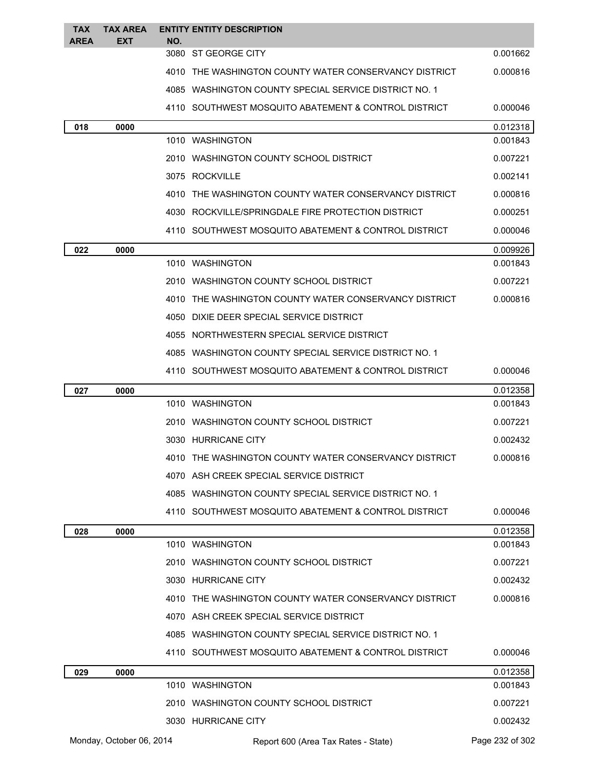| TAX AREA | TAX AREA EXT | ENTITY NO. | ENTITY DESCRIPTION | |
|---|---|---|---|---|
| | | 3080 | ST GEORGE CITY | 0.001662 |
| | | 4010 | THE WASHINGTON COUNTY WATER CONSERVANCY DISTRICT | 0.000816 |
| | | 4085 | WASHINGTON COUNTY SPECIAL SERVICE DISTRICT NO. 1 | |
| | | 4110 | SOUTHWEST MOSQUITO ABATEMENT & CONTROL DISTRICT | 0.000046 |
| **018** | **0000** | | | 0.012318 |
| | | 1010 | WASHINGTON | 0.001843 |
| | | 2010 | WASHINGTON COUNTY SCHOOL DISTRICT | 0.007221 |
| | | 3075 | ROCKVILLE | 0.002141 |
| | | 4010 | THE WASHINGTON COUNTY WATER CONSERVANCY DISTRICT | 0.000816 |
| | | 4030 | ROCKVILLE/SPRINGDALE FIRE PROTECTION DISTRICT | 0.000251 |
| | | 4110 | SOUTHWEST MOSQUITO ABATEMENT & CONTROL DISTRICT | 0.000046 |
| **022** | **0000** | | | 0.009926 |
| | | 1010 | WASHINGTON | 0.001843 |
| | | 2010 | WASHINGTON COUNTY SCHOOL DISTRICT | 0.007221 |
| | | 4010 | THE WASHINGTON COUNTY WATER CONSERVANCY DISTRICT | 0.000816 |
| | | 4050 | DIXIE DEER SPECIAL SERVICE DISTRICT | |
| | | 4055 | NORTHWESTERN SPECIAL SERVICE DISTRICT | |
| | | 4085 | WASHINGTON COUNTY SPECIAL SERVICE DISTRICT NO. 1 | |
| | | 4110 | SOUTHWEST MOSQUITO ABATEMENT & CONTROL DISTRICT | 0.000046 |
| **027** | **0000** | | | 0.012358 |
| | | 1010 | WASHINGTON | 0.001843 |
| | | 2010 | WASHINGTON COUNTY SCHOOL DISTRICT | 0.007221 |
| | | 3030 | HURRICANE CITY | 0.002432 |
| | | 4010 | THE WASHINGTON COUNTY WATER CONSERVANCY DISTRICT | 0.000816 |
| | | 4070 | ASH CREEK SPECIAL SERVICE DISTRICT | |
| | | 4085 | WASHINGTON COUNTY SPECIAL SERVICE DISTRICT NO. 1 | |
| | | 4110 | SOUTHWEST MOSQUITO ABATEMENT & CONTROL DISTRICT | 0.000046 |
| **028** | **0000** | | | 0.012358 |
| | | 1010 | WASHINGTON | 0.001843 |
| | | 2010 | WASHINGTON COUNTY SCHOOL DISTRICT | 0.007221 |
| | | 3030 | HURRICANE CITY | 0.002432 |
| | | 4010 | THE WASHINGTON COUNTY WATER CONSERVANCY DISTRICT | 0.000816 |
| | | 4070 | ASH CREEK SPECIAL SERVICE DISTRICT | |
| | | 4085 | WASHINGTON COUNTY SPECIAL SERVICE DISTRICT NO. 1 | |
| | | 4110 | SOUTHWEST MOSQUITO ABATEMENT & CONTROL DISTRICT | 0.000046 |
| **029** | **0000** | | | 0.012358 |
| | | 1010 | WASHINGTON | 0.001843 |
| | | 2010 | WASHINGTON COUNTY SCHOOL DISTRICT | 0.007221 |
| | | 3030 | HURRICANE CITY | 0.002432 |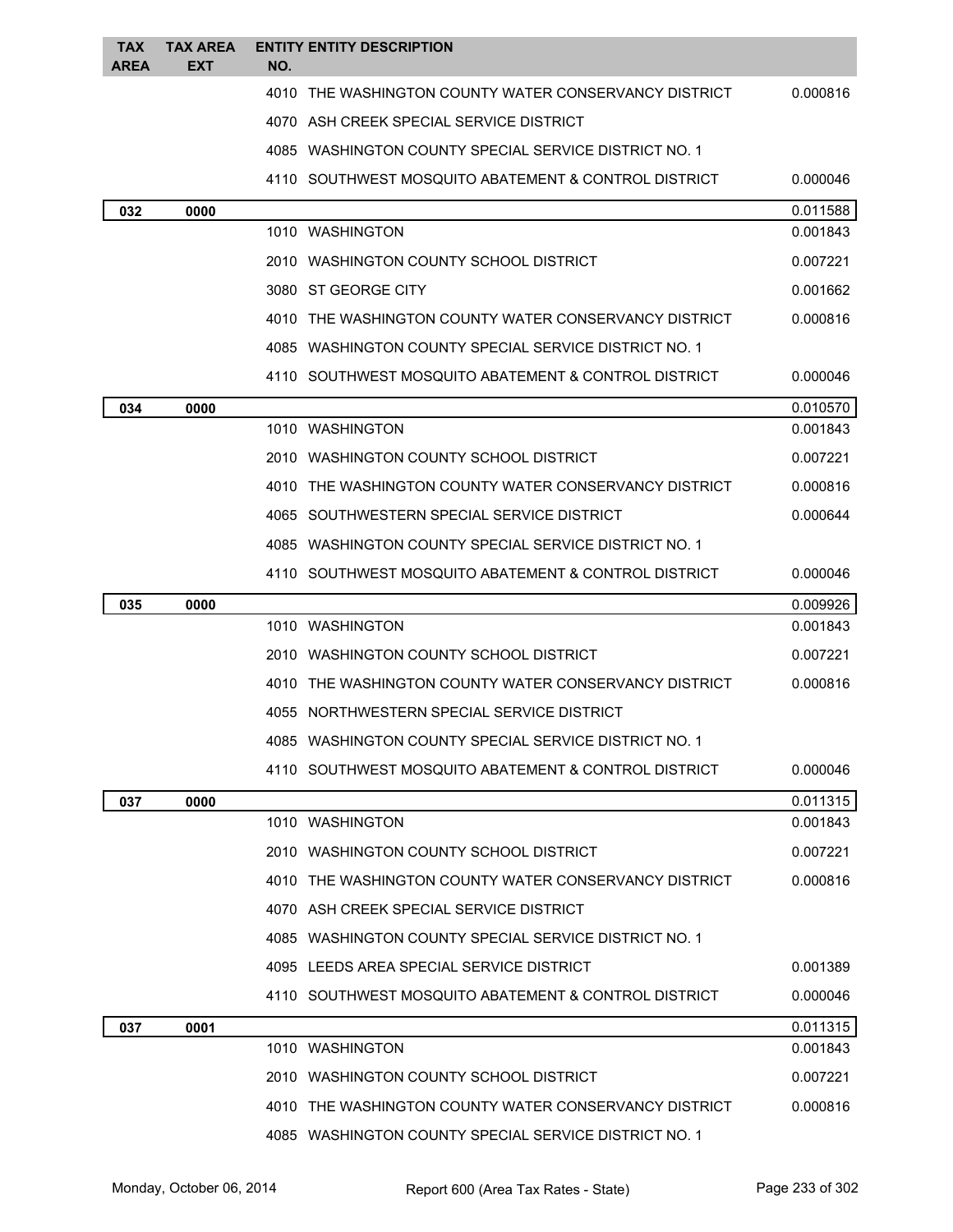| TAX AREA | TAX AREA EXT | ENTITY NO. | ENTITY DESCRIPTION | |
|---|---|---|---|---|
| | | 4010 | THE WASHINGTON COUNTY WATER CONSERVANCY DISTRICT | 0.000816 |
| | | 4070 | ASH CREEK SPECIAL SERVICE DISTRICT | |
| | | 4085 | WASHINGTON COUNTY SPECIAL SERVICE DISTRICT NO. 1 | |
| | | 4110 | SOUTHWEST MOSQUITO ABATEMENT & CONTROL DISTRICT | 0.000046 |
| **032** | **0000** | | | 0.011588 |
| | | 1010 | WASHINGTON | 0.001843 |
| | | 2010 | WASHINGTON COUNTY SCHOOL DISTRICT | 0.007221 |
| | | 3080 | ST GEORGE CITY | 0.001662 |
| | | 4010 | THE WASHINGTON COUNTY WATER CONSERVANCY DISTRICT | 0.000816 |
| | | 4085 | WASHINGTON COUNTY SPECIAL SERVICE DISTRICT NO. 1 | |
| | | 4110 | SOUTHWEST MOSQUITO ABATEMENT & CONTROL DISTRICT | 0.000046 |
| **034** | **0000** | | | 0.010570 |
| | | 1010 | WASHINGTON | 0.001843 |
| | | 2010 | WASHINGTON COUNTY SCHOOL DISTRICT | 0.007221 |
| | | 4010 | THE WASHINGTON COUNTY WATER CONSERVANCY DISTRICT | 0.000816 |
| | | 4065 | SOUTHWESTERN SPECIAL SERVICE DISTRICT | 0.000644 |
| | | 4085 | WASHINGTON COUNTY SPECIAL SERVICE DISTRICT NO. 1 | |
| | | 4110 | SOUTHWEST MOSQUITO ABATEMENT & CONTROL DISTRICT | 0.000046 |
| **035** | **0000** | | | 0.009926 |
| | | 1010 | WASHINGTON | 0.001843 |
| | | 2010 | WASHINGTON COUNTY SCHOOL DISTRICT | 0.007221 |
| | | 4010 | THE WASHINGTON COUNTY WATER CONSERVANCY DISTRICT | 0.000816 |
| | | 4055 | NORTHWESTERN SPECIAL SERVICE DISTRICT | |
| | | 4085 | WASHINGTON COUNTY SPECIAL SERVICE DISTRICT NO. 1 | |
| | | 4110 | SOUTHWEST MOSQUITO ABATEMENT & CONTROL DISTRICT | 0.000046 |
| **037** | **0000** | | | 0.011315 |
| | | 1010 | WASHINGTON | 0.001843 |
| | | 2010 | WASHINGTON COUNTY SCHOOL DISTRICT | 0.007221 |
| | | 4010 | THE WASHINGTON COUNTY WATER CONSERVANCY DISTRICT | 0.000816 |
| | | 4070 | ASH CREEK SPECIAL SERVICE DISTRICT | |
| | | 4085 | WASHINGTON COUNTY SPECIAL SERVICE DISTRICT NO. 1 | |
| | | 4095 | LEEDS AREA SPECIAL SERVICE DISTRICT | 0.001389 |
| | | 4110 | SOUTHWEST MOSQUITO ABATEMENT & CONTROL DISTRICT | 0.000046 |
| **037** | **0001** | | | 0.011315 |
| | | 1010 | WASHINGTON | 0.001843 |
| | | 2010 | WASHINGTON COUNTY SCHOOL DISTRICT | 0.007221 |
| | | 4010 | THE WASHINGTON COUNTY WATER CONSERVANCY DISTRICT | 0.000816 |
| | | 4085 | WASHINGTON COUNTY SPECIAL SERVICE DISTRICT NO. 1 | |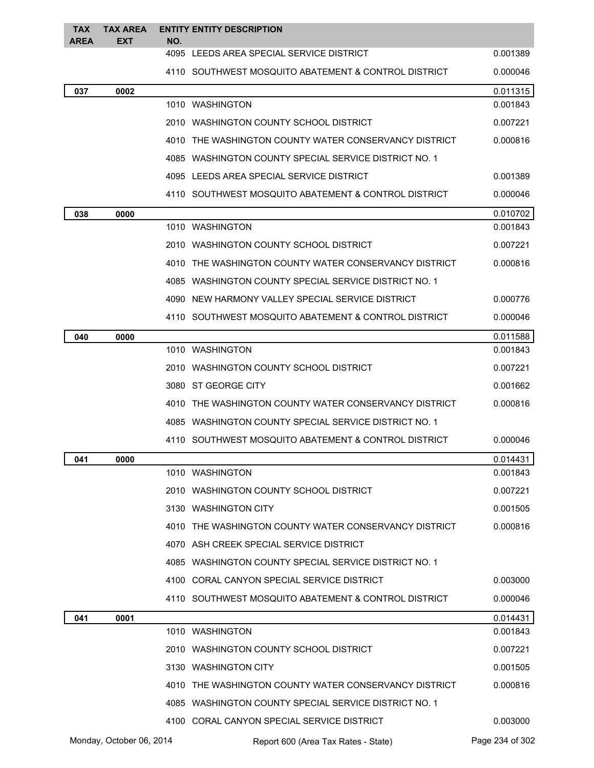| TAX AREA | TAX AREA EXT | ENTITY NO. | ENTITY DESCRIPTION | |
|---|---|---|---|---|
| | | 4095 | LEEDS AREA SPECIAL SERVICE DISTRICT | 0.001389 |
| | | 4110 | SOUTHWEST MOSQUITO ABATEMENT & CONTROL DISTRICT | 0.000046 |
| 037 | 0002 | | | 0.011315 |
| | | 1010 | WASHINGTON | 0.001843 |
| | | 2010 | WASHINGTON COUNTY SCHOOL DISTRICT | 0.007221 |
| | | 4010 | THE WASHINGTON COUNTY WATER CONSERVANCY DISTRICT | 0.000816 |
| | | 4085 | WASHINGTON COUNTY SPECIAL SERVICE DISTRICT NO. 1 | |
| | | 4095 | LEEDS AREA SPECIAL SERVICE DISTRICT | 0.001389 |
| | | 4110 | SOUTHWEST MOSQUITO ABATEMENT & CONTROL DISTRICT | 0.000046 |
| 038 | 0000 | | | 0.010702 |
| | | 1010 | WASHINGTON | 0.001843 |
| | | 2010 | WASHINGTON COUNTY SCHOOL DISTRICT | 0.007221 |
| | | 4010 | THE WASHINGTON COUNTY WATER CONSERVANCY DISTRICT | 0.000816 |
| | | 4085 | WASHINGTON COUNTY SPECIAL SERVICE DISTRICT NO. 1 | |
| | | 4090 | NEW HARMONY VALLEY SPECIAL SERVICE DISTRICT | 0.000776 |
| | | 4110 | SOUTHWEST MOSQUITO ABATEMENT & CONTROL DISTRICT | 0.000046 |
| 040 | 0000 | | | 0.011588 |
| | | 1010 | WASHINGTON | 0.001843 |
| | | 2010 | WASHINGTON COUNTY SCHOOL DISTRICT | 0.007221 |
| | | 3080 | ST GEORGE CITY | 0.001662 |
| | | 4010 | THE WASHINGTON COUNTY WATER CONSERVANCY DISTRICT | 0.000816 |
| | | 4085 | WASHINGTON COUNTY SPECIAL SERVICE DISTRICT NO. 1 | |
| | | 4110 | SOUTHWEST MOSQUITO ABATEMENT & CONTROL DISTRICT | 0.000046 |
| 041 | 0000 | | | 0.014431 |
| | | 1010 | WASHINGTON | 0.001843 |
| | | 2010 | WASHINGTON COUNTY SCHOOL DISTRICT | 0.007221 |
| | | 3130 | WASHINGTON CITY | 0.001505 |
| | | 4010 | THE WASHINGTON COUNTY WATER CONSERVANCY DISTRICT | 0.000816 |
| | | 4070 | ASH CREEK SPECIAL SERVICE DISTRICT | |
| | | 4085 | WASHINGTON COUNTY SPECIAL SERVICE DISTRICT NO. 1 | |
| | | 4100 | CORAL CANYON SPECIAL SERVICE DISTRICT | 0.003000 |
| | | 4110 | SOUTHWEST MOSQUITO ABATEMENT & CONTROL DISTRICT | 0.000046 |
| 041 | 0001 | | | 0.014431 |
| | | 1010 | WASHINGTON | 0.001843 |
| | | 2010 | WASHINGTON COUNTY SCHOOL DISTRICT | 0.007221 |
| | | 3130 | WASHINGTON CITY | 0.001505 |
| | | 4010 | THE WASHINGTON COUNTY WATER CONSERVANCY DISTRICT | 0.000816 |
| | | 4085 | WASHINGTON COUNTY SPECIAL SERVICE DISTRICT NO. 1 | |
| | | 4100 | CORAL CANYON SPECIAL SERVICE DISTRICT | 0.003000 |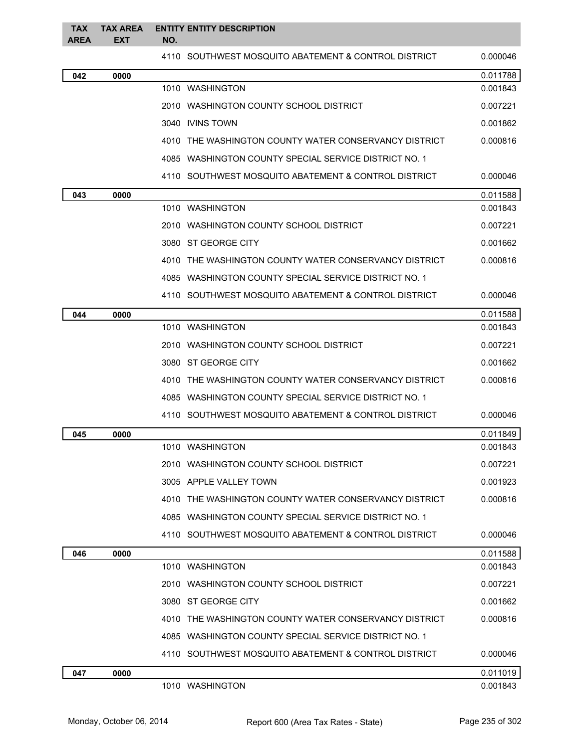| TAX AREA | TAX AREA EXT | ENTITY NO. | ENTITY DESCRIPTION | |
|---|---|---|---|---|
| | | 4110 | SOUTHWEST MOSQUITO ABATEMENT & CONTROL DISTRICT | 0.000046 |
| 042 | 0000 | | | 0.011788 |
| | | 1010 | WASHINGTON | 0.001843 |
| | | 2010 | WASHINGTON COUNTY SCHOOL DISTRICT | 0.007221 |
| | | 3040 | IVINS TOWN | 0.001862 |
| | | 4010 | THE WASHINGTON COUNTY WATER CONSERVANCY DISTRICT | 0.000816 |
| | | 4085 | WASHINGTON COUNTY SPECIAL SERVICE DISTRICT NO. 1 | |
| | | 4110 | SOUTHWEST MOSQUITO ABATEMENT & CONTROL DISTRICT | 0.000046 |
| 043 | 0000 | | | 0.011588 |
| | | 1010 | WASHINGTON | 0.001843 |
| | | 2010 | WASHINGTON COUNTY SCHOOL DISTRICT | 0.007221 |
| | | 3080 | ST GEORGE CITY | 0.001662 |
| | | 4010 | THE WASHINGTON COUNTY WATER CONSERVANCY DISTRICT | 0.000816 |
| | | 4085 | WASHINGTON COUNTY SPECIAL SERVICE DISTRICT NO. 1 | |
| | | 4110 | SOUTHWEST MOSQUITO ABATEMENT & CONTROL DISTRICT | 0.000046 |
| 044 | 0000 | | | 0.011588 |
| | | 1010 | WASHINGTON | 0.001843 |
| | | 2010 | WASHINGTON COUNTY SCHOOL DISTRICT | 0.007221 |
| | | 3080 | ST GEORGE CITY | 0.001662 |
| | | 4010 | THE WASHINGTON COUNTY WATER CONSERVANCY DISTRICT | 0.000816 |
| | | 4085 | WASHINGTON COUNTY SPECIAL SERVICE DISTRICT NO. 1 | |
| | | 4110 | SOUTHWEST MOSQUITO ABATEMENT & CONTROL DISTRICT | 0.000046 |
| 045 | 0000 | | | 0.011849 |
| | | 1010 | WASHINGTON | 0.001843 |
| | | 2010 | WASHINGTON COUNTY SCHOOL DISTRICT | 0.007221 |
| | | 3005 | APPLE VALLEY TOWN | 0.001923 |
| | | 4010 | THE WASHINGTON COUNTY WATER CONSERVANCY DISTRICT | 0.000816 |
| | | 4085 | WASHINGTON COUNTY SPECIAL SERVICE DISTRICT NO. 1 | |
| | | 4110 | SOUTHWEST MOSQUITO ABATEMENT & CONTROL DISTRICT | 0.000046 |
| 046 | 0000 | | | 0.011588 |
| | | 1010 | WASHINGTON | 0.001843 |
| | | 2010 | WASHINGTON COUNTY SCHOOL DISTRICT | 0.007221 |
| | | 3080 | ST GEORGE CITY | 0.001662 |
| | | 4010 | THE WASHINGTON COUNTY WATER CONSERVANCY DISTRICT | 0.000816 |
| | | 4085 | WASHINGTON COUNTY SPECIAL SERVICE DISTRICT NO. 1 | |
| | | 4110 | SOUTHWEST MOSQUITO ABATEMENT & CONTROL DISTRICT | 0.000046 |
| 047 | 0000 | | | 0.011019 |
| | | 1010 | WASHINGTON | 0.001843 |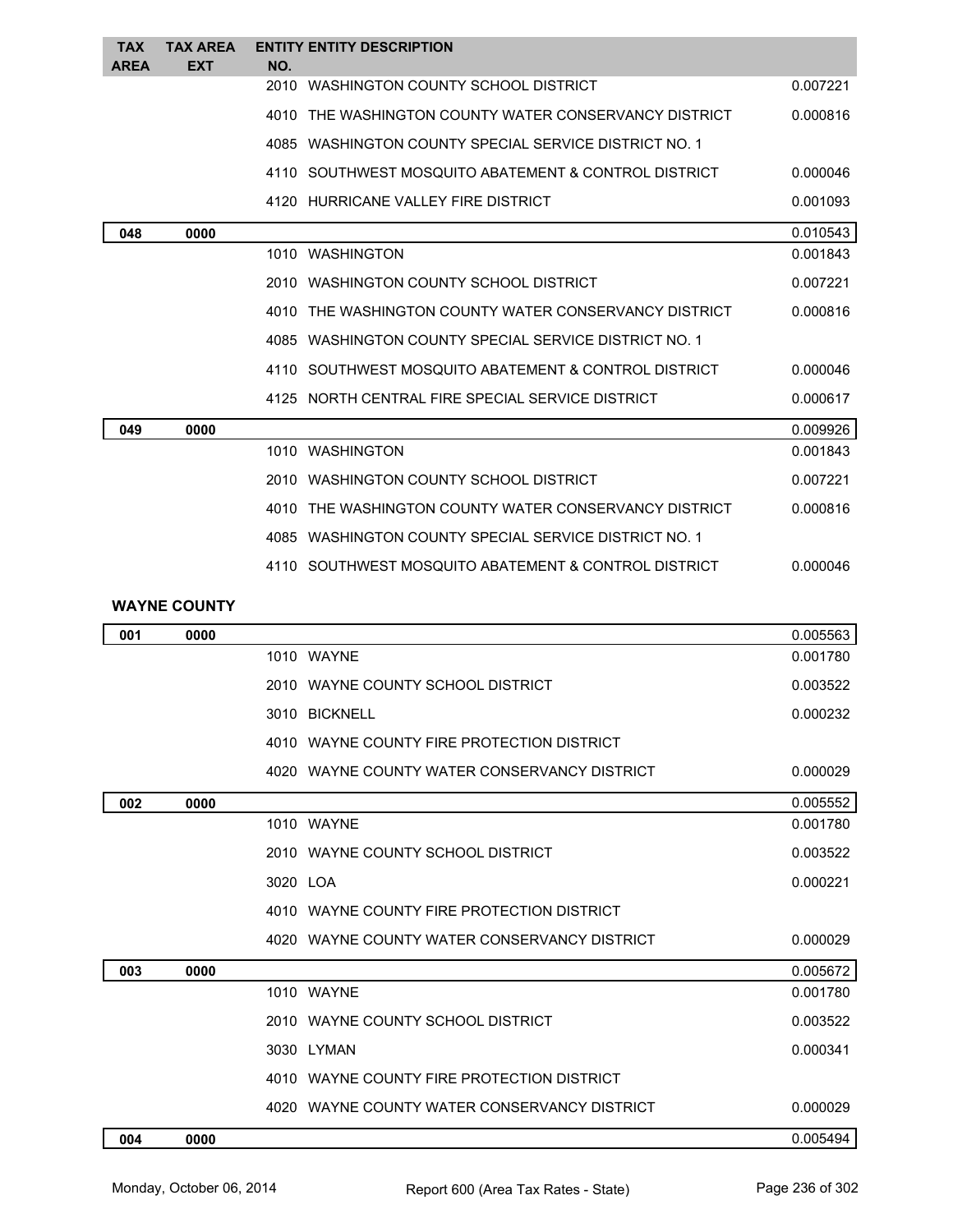| TAX AREA | TAX AREA EXT | ENTITY NO. | ENTITY DESCRIPTION | |
|---|---|---|---|---|
| | | 2010 | WASHINGTON COUNTY SCHOOL DISTRICT | 0.007221 |
| | | 4010 | THE WASHINGTON COUNTY WATER CONSERVANCY DISTRICT | 0.000816 |
| | | 4085 | WASHINGTON COUNTY SPECIAL SERVICE DISTRICT NO. 1 | |
| | | 4110 | SOUTHWEST MOSQUITO ABATEMENT & CONTROL DISTRICT | 0.000046 |
| | | 4120 | HURRICANE VALLEY FIRE DISTRICT | 0.001093 |
| **048** | **0000** | | | 0.010543 |
| | | 1010 | WASHINGTON | 0.001843 |
| | | 2010 | WASHINGTON COUNTY SCHOOL DISTRICT | 0.007221 |
| | | 4010 | THE WASHINGTON COUNTY WATER CONSERVANCY DISTRICT | 0.000816 |
| | | 4085 | WASHINGTON COUNTY SPECIAL SERVICE DISTRICT NO. 1 | |
| | | 4110 | SOUTHWEST MOSQUITO ABATEMENT & CONTROL DISTRICT | 0.000046 |
| | | 4125 | NORTH CENTRAL FIRE SPECIAL SERVICE DISTRICT | 0.000617 |
| **049** | **0000** | | | 0.009926 |
| | | 1010 | WASHINGTON | 0.001843 |
| | | 2010 | WASHINGTON COUNTY SCHOOL DISTRICT | 0.007221 |
| | | 4010 | THE WASHINGTON COUNTY WATER CONSERVANCY DISTRICT | 0.000816 |
| | | 4085 | WASHINGTON COUNTY SPECIAL SERVICE DISTRICT NO. 1 | |
| | | 4110 | SOUTHWEST MOSQUITO ABATEMENT & CONTROL DISTRICT | 0.000046 |

**WAYNE COUNTY**

| TAX AREA | TAX AREA EXT | ENTITY NO. | ENTITY DESCRIPTION | |
|---|---|---|---|---|
| **001** | **0000** | | | 0.005563 |
| | | 1010 | WAYNE | 0.001780 |
| | | 2010 | WAYNE COUNTY SCHOOL DISTRICT | 0.003522 |
| | | 3010 | BICKNELL | 0.000232 |
| | | 4010 | WAYNE COUNTY FIRE PROTECTION DISTRICT | |
| | | 4020 | WAYNE COUNTY WATER CONSERVANCY DISTRICT | 0.000029 |
| **002** | **0000** | | | 0.005552 |
| | | 1010 | WAYNE | 0.001780 |
| | | 2010 | WAYNE COUNTY SCHOOL DISTRICT | 0.003522 |
| | | 3020 | LOA | 0.000221 |
| | | 4010 | WAYNE COUNTY FIRE PROTECTION DISTRICT | |
| | | 4020 | WAYNE COUNTY WATER CONSERVANCY DISTRICT | 0.000029 |
| **003** | **0000** | | | 0.005672 |
| | | 1010 | WAYNE | 0.001780 |
| | | 2010 | WAYNE COUNTY SCHOOL DISTRICT | 0.003522 |
| | | 3030 | LYMAN | 0.000341 |
| | | 4010 | WAYNE COUNTY FIRE PROTECTION DISTRICT | |
| | | 4020 | WAYNE COUNTY WATER CONSERVANCY DISTRICT | 0.000029 |
| **004** | **0000** | | | 0.005494 |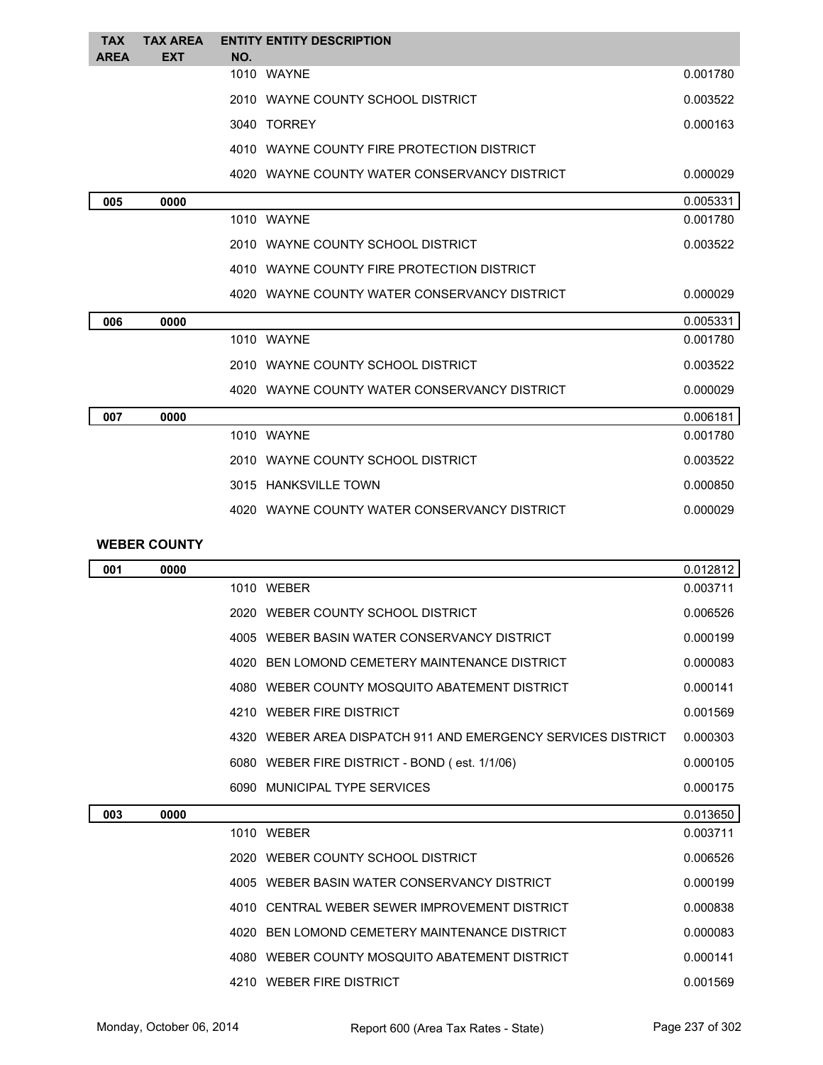| TAX AREA | TAX AREA EXT | ENTITY NO. | ENTITY DESCRIPTION | |
|---|---|---|---|---|
| | | 1010 | WAYNE | 0.001780 |
| | | 2010 | WAYNE COUNTY SCHOOL DISTRICT | 0.003522 |
| | | 3040 | TORREY | 0.000163 |
| | | 4010 | WAYNE COUNTY FIRE PROTECTION DISTRICT | |
| | | 4020 | WAYNE COUNTY WATER CONSERVANCY DISTRICT | 0.000029 |
| 005 | 0000 | | | 0.005331 |
| | | 1010 | WAYNE | 0.001780 |
| | | 2010 | WAYNE COUNTY SCHOOL DISTRICT | 0.003522 |
| | | 4010 | WAYNE COUNTY FIRE PROTECTION DISTRICT | |
| | | 4020 | WAYNE COUNTY WATER CONSERVANCY DISTRICT | 0.000029 |
| 006 | 0000 | | | 0.005331 |
| | | 1010 | WAYNE | 0.001780 |
| | | 2010 | WAYNE COUNTY SCHOOL DISTRICT | 0.003522 |
| | | 4020 | WAYNE COUNTY WATER CONSERVANCY DISTRICT | 0.000029 |
| 007 | 0000 | | | 0.006181 |
| | | 1010 | WAYNE | 0.001780 |
| | | 2010 | WAYNE COUNTY SCHOOL DISTRICT | 0.003522 |
| | | 3015 | HANKSVILLE TOWN | 0.000850 |
| | | 4020 | WAYNE COUNTY WATER CONSERVANCY DISTRICT | 0.000029 |

**WEBER COUNTY**

| TAX AREA | TAX AREA EXT | ENTITY NO. | ENTITY DESCRIPTION | |
|---|---|---|---|---|
| 001 | 0000 | | | 0.012812 |
| | | 1010 | WEBER | 0.003711 |
| | | 2020 | WEBER COUNTY SCHOOL DISTRICT | 0.006526 |
| | | 4005 | WEBER BASIN WATER CONSERVANCY DISTRICT | 0.000199 |
| | | 4020 | BEN LOMOND CEMETERY MAINTENANCE DISTRICT | 0.000083 |
| | | 4080 | WEBER COUNTY MOSQUITO ABATEMENT DISTRICT | 0.000141 |
| | | 4210 | WEBER FIRE DISTRICT | 0.001569 |
| | | 4320 | WEBER AREA DISPATCH 911 AND EMERGENCY SERVICES DISTRICT | 0.000303 |
| | | 6080 | WEBER FIRE DISTRICT - BOND ( est. 1/1/06) | 0.000105 |
| | | 6090 | MUNICIPAL TYPE SERVICES | 0.000175 |
| 003 | 0000 | | | 0.013650 |
| | | 1010 | WEBER | 0.003711 |
| | | 2020 | WEBER COUNTY SCHOOL DISTRICT | 0.006526 |
| | | 4005 | WEBER BASIN WATER CONSERVANCY DISTRICT | 0.000199 |
| | | 4010 | CENTRAL WEBER SEWER IMPROVEMENT DISTRICT | 0.000838 |
| | | 4020 | BEN LOMOND CEMETERY MAINTENANCE DISTRICT | 0.000083 |
| | | 4080 | WEBER COUNTY MOSQUITO ABATEMENT DISTRICT | 0.000141 |
| | | 4210 | WEBER FIRE DISTRICT | 0.001569 |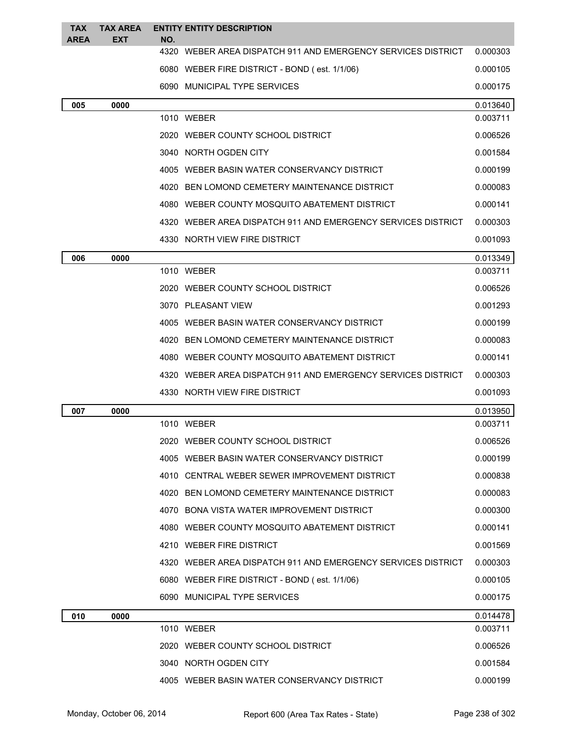| TAX AREA | TAX AREA EXT | ENTITY NO. | ENTITY DESCRIPTION | |
|---|---|---|---|---|
| | | 4320 | WEBER AREA DISPATCH 911 AND EMERGENCY SERVICES DISTRICT | 0.000303 |
| | | 6080 | WEBER FIRE DISTRICT - BOND ( est. 1/1/06) | 0.000105 |
| | | 6090 | MUNICIPAL TYPE SERVICES | 0.000175 |
| **005** | **0000** | | | 0.013640 |
| | | 1010 | WEBER | 0.003711 |
| | | 2020 | WEBER COUNTY SCHOOL DISTRICT | 0.006526 |
| | | 3040 | NORTH OGDEN CITY | 0.001584 |
| | | 4005 | WEBER BASIN WATER CONSERVANCY DISTRICT | 0.000199 |
| | | 4020 | BEN LOMOND CEMETERY MAINTENANCE DISTRICT | 0.000083 |
| | | 4080 | WEBER COUNTY MOSQUITO ABATEMENT DISTRICT | 0.000141 |
| | | 4320 | WEBER AREA DISPATCH 911 AND EMERGENCY SERVICES DISTRICT | 0.000303 |
| | | 4330 | NORTH VIEW FIRE DISTRICT | 0.001093 |
| **006** | **0000** | | | 0.013349 |
| | | 1010 | WEBER | 0.003711 |
| | | 2020 | WEBER COUNTY SCHOOL DISTRICT | 0.006526 |
| | | 3070 | PLEASANT VIEW | 0.001293 |
| | | 4005 | WEBER BASIN WATER CONSERVANCY DISTRICT | 0.000199 |
| | | 4020 | BEN LOMOND CEMETERY MAINTENANCE DISTRICT | 0.000083 |
| | | 4080 | WEBER COUNTY MOSQUITO ABATEMENT DISTRICT | 0.000141 |
| | | 4320 | WEBER AREA DISPATCH 911 AND EMERGENCY SERVICES DISTRICT | 0.000303 |
| | | 4330 | NORTH VIEW FIRE DISTRICT | 0.001093 |
| **007** | **0000** | | | 0.013950 |
| | | 1010 | WEBER | 0.003711 |
| | | 2020 | WEBER COUNTY SCHOOL DISTRICT | 0.006526 |
| | | 4005 | WEBER BASIN WATER CONSERVANCY DISTRICT | 0.000199 |
| | | 4010 | CENTRAL WEBER SEWER IMPROVEMENT DISTRICT | 0.000838 |
| | | 4020 | BEN LOMOND CEMETERY MAINTENANCE DISTRICT | 0.000083 |
| | | 4070 | BONA VISTA WATER IMPROVEMENT DISTRICT | 0.000300 |
| | | 4080 | WEBER COUNTY MOSQUITO ABATEMENT DISTRICT | 0.000141 |
| | | 4210 | WEBER FIRE DISTRICT | 0.001569 |
| | | 4320 | WEBER AREA DISPATCH 911 AND EMERGENCY SERVICES DISTRICT | 0.000303 |
| | | 6080 | WEBER FIRE DISTRICT - BOND ( est. 1/1/06) | 0.000105 |
| | | 6090 | MUNICIPAL TYPE SERVICES | 0.000175 |
| **010** | **0000** | | | 0.014478 |
| | | 1010 | WEBER | 0.003711 |
| | | 2020 | WEBER COUNTY SCHOOL DISTRICT | 0.006526 |
| | | 3040 | NORTH OGDEN CITY | 0.001584 |
| | | 4005 | WEBER BASIN WATER CONSERVANCY DISTRICT | 0.000199 |

Monday, October 06, 2014 Report 600 (Area Tax Rates - State)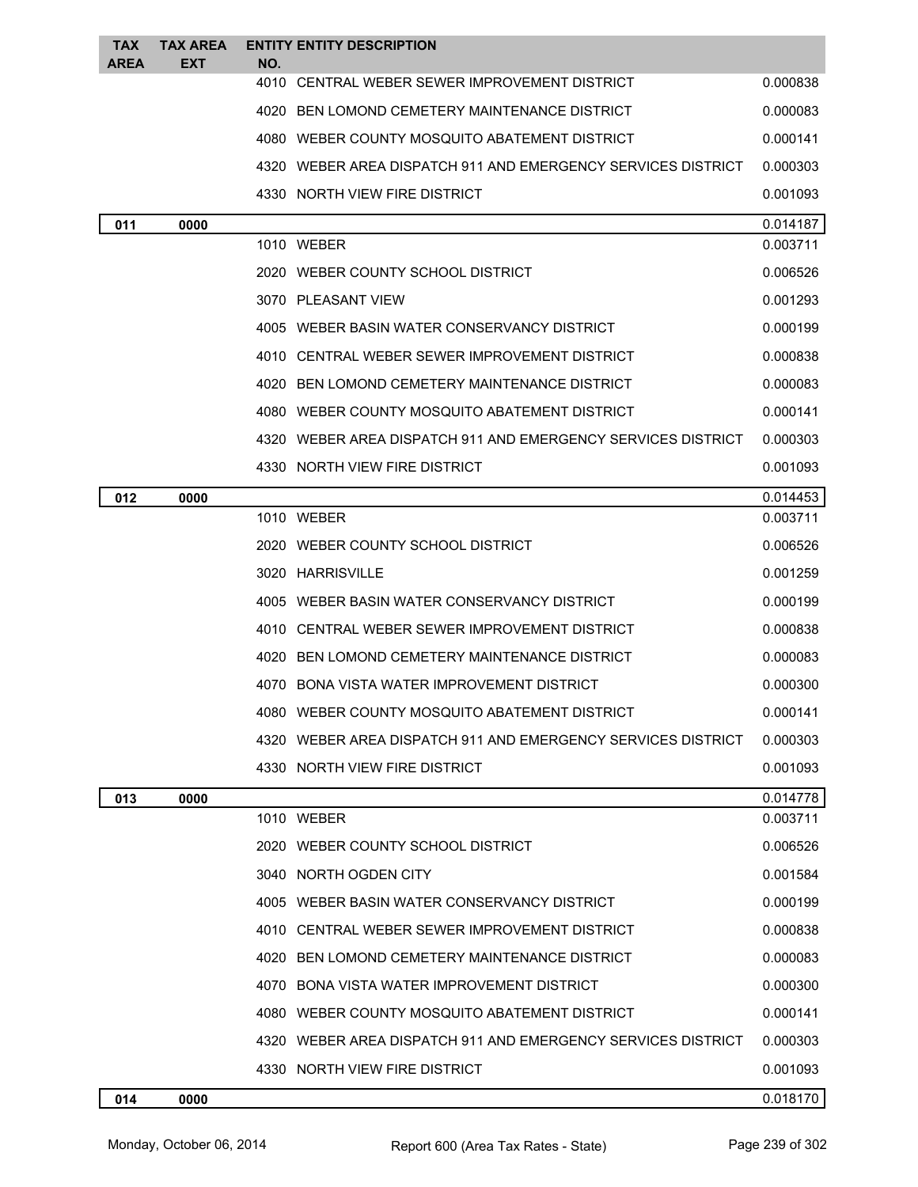| TAX AREA | TAX AREA EXT | ENTITY NO. | ENTITY DESCRIPTION | |
|---|---|---|---|---|
| | | 4010 | CENTRAL WEBER SEWER IMPROVEMENT DISTRICT | 0.000838 |
| | | 4020 | BEN LOMOND CEMETERY MAINTENANCE DISTRICT | 0.000083 |
| | | 4080 | WEBER COUNTY MOSQUITO ABATEMENT DISTRICT | 0.000141 |
| | | 4320 | WEBER AREA DISPATCH 911 AND EMERGENCY SERVICES DISTRICT | 0.000303 |
| | | 4330 | NORTH VIEW FIRE DISTRICT | 0.001093 |
| **011** | **0000** | | | 0.014187 |
| | | 1010 | WEBER | 0.003711 |
| | | 2020 | WEBER COUNTY SCHOOL DISTRICT | 0.006526 |
| | | 3070 | PLEASANT VIEW | 0.001293 |
| | | 4005 | WEBER BASIN WATER CONSERVANCY DISTRICT | 0.000199 |
| | | 4010 | CENTRAL WEBER SEWER IMPROVEMENT DISTRICT | 0.000838 |
| | | 4020 | BEN LOMOND CEMETERY MAINTENANCE DISTRICT | 0.000083 |
| | | 4080 | WEBER COUNTY MOSQUITO ABATEMENT DISTRICT | 0.000141 |
| | | 4320 | WEBER AREA DISPATCH 911 AND EMERGENCY SERVICES DISTRICT | 0.000303 |
| | | 4330 | NORTH VIEW FIRE DISTRICT | 0.001093 |
| **012** | **0000** | | | 0.014453 |
| | | 1010 | WEBER | 0.003711 |
| | | 2020 | WEBER COUNTY SCHOOL DISTRICT | 0.006526 |
| | | 3020 | HARRISVILLE | 0.001259 |
| | | 4005 | WEBER BASIN WATER CONSERVANCY DISTRICT | 0.000199 |
| | | 4010 | CENTRAL WEBER SEWER IMPROVEMENT DISTRICT | 0.000838 |
| | | 4020 | BEN LOMOND CEMETERY MAINTENANCE DISTRICT | 0.000083 |
| | | 4070 | BONA VISTA WATER IMPROVEMENT DISTRICT | 0.000300 |
| | | 4080 | WEBER COUNTY MOSQUITO ABATEMENT DISTRICT | 0.000141 |
| | | 4320 | WEBER AREA DISPATCH 911 AND EMERGENCY SERVICES DISTRICT | 0.000303 |
| | | 4330 | NORTH VIEW FIRE DISTRICT | 0.001093 |
| **013** | **0000** | | | 0.014778 |
| | | 1010 | WEBER | 0.003711 |
| | | 2020 | WEBER COUNTY SCHOOL DISTRICT | 0.006526 |
| | | 3040 | NORTH OGDEN CITY | 0.001584 |
| | | 4005 | WEBER BASIN WATER CONSERVANCY DISTRICT | 0.000199 |
| | | 4010 | CENTRAL WEBER SEWER IMPROVEMENT DISTRICT | 0.000838 |
| | | 4020 | BEN LOMOND CEMETERY MAINTENANCE DISTRICT | 0.000083 |
| | | 4070 | BONA VISTA WATER IMPROVEMENT DISTRICT | 0.000300 |
| | | 4080 | WEBER COUNTY MOSQUITO ABATEMENT DISTRICT | 0.000141 |
| | | 4320 | WEBER AREA DISPATCH 911 AND EMERGENCY SERVICES DISTRICT | 0.000303 |
| | | 4330 | NORTH VIEW FIRE DISTRICT | 0.001093 |
| **014** | **0000** | | | 0.018170 |

Monday, October 06, 2014 — Report 600 (Area Tax Rates - State)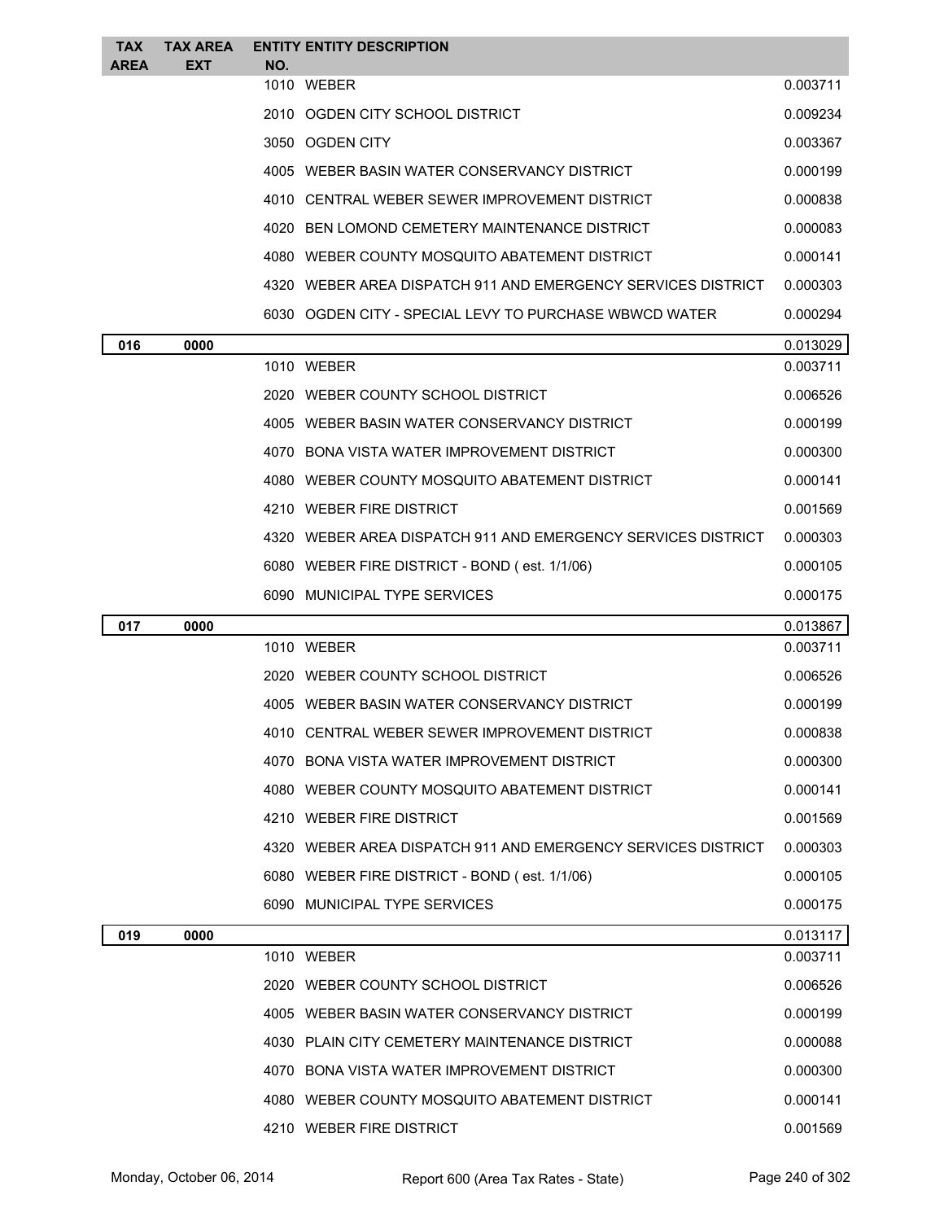| TAX AREA | TAX AREA EXT | ENTITY NO. | ENTITY DESCRIPTION | |
|---|---|---|---|---|
| | | 1010 | WEBER | 0.003711 |
| | | 2010 | OGDEN CITY SCHOOL DISTRICT | 0.009234 |
| | | 3050 | OGDEN CITY | 0.003367 |
| | | 4005 | WEBER BASIN WATER CONSERVANCY DISTRICT | 0.000199 |
| | | 4010 | CENTRAL WEBER SEWER IMPROVEMENT DISTRICT | 0.000838 |
| | | 4020 | BEN LOMOND CEMETERY MAINTENANCE DISTRICT | 0.000083 |
| | | 4080 | WEBER COUNTY MOSQUITO ABATEMENT DISTRICT | 0.000141 |
| | | 4320 | WEBER AREA DISPATCH 911 AND EMERGENCY SERVICES DISTRICT | 0.000303 |
| | | 6030 | OGDEN CITY - SPECIAL LEVY TO PURCHASE WBWCD WATER | 0.000294 |
| 016 | 0000 | | | 0.013029 |
| | | 1010 | WEBER | 0.003711 |
| | | 2020 | WEBER COUNTY SCHOOL DISTRICT | 0.006526 |
| | | 4005 | WEBER BASIN WATER CONSERVANCY DISTRICT | 0.000199 |
| | | 4070 | BONA VISTA WATER IMPROVEMENT DISTRICT | 0.000300 |
| | | 4080 | WEBER COUNTY MOSQUITO ABATEMENT DISTRICT | 0.000141 |
| | | 4210 | WEBER FIRE DISTRICT | 0.001569 |
| | | 4320 | WEBER AREA DISPATCH 911 AND EMERGENCY SERVICES DISTRICT | 0.000303 |
| | | 6080 | WEBER FIRE DISTRICT - BOND ( est. 1/1/06) | 0.000105 |
| | | 6090 | MUNICIPAL TYPE SERVICES | 0.000175 |
| 017 | 0000 | | | 0.013867 |
| | | 1010 | WEBER | 0.003711 |
| | | 2020 | WEBER COUNTY SCHOOL DISTRICT | 0.006526 |
| | | 4005 | WEBER BASIN WATER CONSERVANCY DISTRICT | 0.000199 |
| | | 4010 | CENTRAL WEBER SEWER IMPROVEMENT DISTRICT | 0.000838 |
| | | 4070 | BONA VISTA WATER IMPROVEMENT DISTRICT | 0.000300 |
| | | 4080 | WEBER COUNTY MOSQUITO ABATEMENT DISTRICT | 0.000141 |
| | | 4210 | WEBER FIRE DISTRICT | 0.001569 |
| | | 4320 | WEBER AREA DISPATCH 911 AND EMERGENCY SERVICES DISTRICT | 0.000303 |
| | | 6080 | WEBER FIRE DISTRICT - BOND ( est. 1/1/06) | 0.000105 |
| | | 6090 | MUNICIPAL TYPE SERVICES | 0.000175 |
| 019 | 0000 | | | 0.013117 |
| | | 1010 | WEBER | 0.003711 |
| | | 2020 | WEBER COUNTY SCHOOL DISTRICT | 0.006526 |
| | | 4005 | WEBER BASIN WATER CONSERVANCY DISTRICT | 0.000199 |
| | | 4030 | PLAIN CITY CEMETERY MAINTENANCE DISTRICT | 0.000088 |
| | | 4070 | BONA VISTA WATER IMPROVEMENT DISTRICT | 0.000300 |
| | | 4080 | WEBER COUNTY MOSQUITO ABATEMENT DISTRICT | 0.000141 |
| | | 4210 | WEBER FIRE DISTRICT | 0.001569 |

Monday, October 06, 2014 Report 600 (Area Tax Rates - State)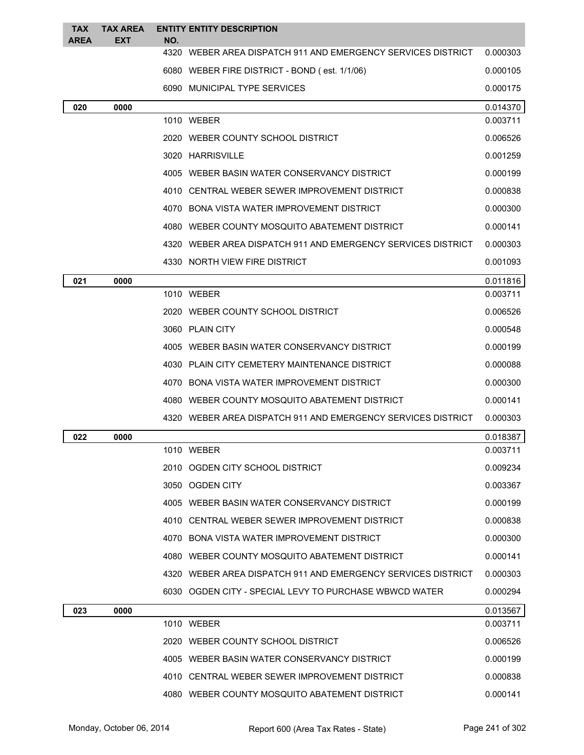| TAX AREA | TAX AREA EXT | ENTITY NO. | ENTITY DESCRIPTION | |
|---|---|---|---|---|
| | | 4320 | WEBER AREA DISPATCH 911 AND EMERGENCY SERVICES DISTRICT | 0.000303 |
| | | 6080 | WEBER FIRE DISTRICT - BOND ( est. 1/1/06) | 0.000105 |
| | | 6090 | MUNICIPAL TYPE SERVICES | 0.000175 |
| **020** | **0000** | | | 0.014370 |
| | | 1010 | WEBER | 0.003711 |
| | | 2020 | WEBER COUNTY SCHOOL DISTRICT | 0.006526 |
| | | 3020 | HARRISVILLE | 0.001259 |
| | | 4005 | WEBER BASIN WATER CONSERVANCY DISTRICT | 0.000199 |
| | | 4010 | CENTRAL WEBER SEWER IMPROVEMENT DISTRICT | 0.000838 |
| | | 4070 | BONA VISTA WATER IMPROVEMENT DISTRICT | 0.000300 |
| | | 4080 | WEBER COUNTY MOSQUITO ABATEMENT DISTRICT | 0.000141 |
| | | 4320 | WEBER AREA DISPATCH 911 AND EMERGENCY SERVICES DISTRICT | 0.000303 |
| | | 4330 | NORTH VIEW FIRE DISTRICT | 0.001093 |
| **021** | **0000** | | | 0.011816 |
| | | 1010 | WEBER | 0.003711 |
| | | 2020 | WEBER COUNTY SCHOOL DISTRICT | 0.006526 |
| | | 3060 | PLAIN CITY | 0.000548 |
| | | 4005 | WEBER BASIN WATER CONSERVANCY DISTRICT | 0.000199 |
| | | 4030 | PLAIN CITY CEMETERY MAINTENANCE DISTRICT | 0.000088 |
| | | 4070 | BONA VISTA WATER IMPROVEMENT DISTRICT | 0.000300 |
| | | 4080 | WEBER COUNTY MOSQUITO ABATEMENT DISTRICT | 0.000141 |
| | | 4320 | WEBER AREA DISPATCH 911 AND EMERGENCY SERVICES DISTRICT | 0.000303 |
| **022** | **0000** | | | 0.018387 |
| | | 1010 | WEBER | 0.003711 |
| | | 2010 | OGDEN CITY SCHOOL DISTRICT | 0.009234 |
| | | 3050 | OGDEN CITY | 0.003367 |
| | | 4005 | WEBER BASIN WATER CONSERVANCY DISTRICT | 0.000199 |
| | | 4010 | CENTRAL WEBER SEWER IMPROVEMENT DISTRICT | 0.000838 |
| | | 4070 | BONA VISTA WATER IMPROVEMENT DISTRICT | 0.000300 |
| | | 4080 | WEBER COUNTY MOSQUITO ABATEMENT DISTRICT | 0.000141 |
| | | 4320 | WEBER AREA DISPATCH 911 AND EMERGENCY SERVICES DISTRICT | 0.000303 |
| | | 6030 | OGDEN CITY - SPECIAL LEVY TO PURCHASE WBWCD WATER | 0.000294 |
| **023** | **0000** | | | 0.013567 |
| | | 1010 | WEBER | 0.003711 |
| | | 2020 | WEBER COUNTY SCHOOL DISTRICT | 0.006526 |
| | | 4005 | WEBER BASIN WATER CONSERVANCY DISTRICT | 0.000199 |
| | | 4010 | CENTRAL WEBER SEWER IMPROVEMENT DISTRICT | 0.000838 |
| | | 4080 | WEBER COUNTY MOSQUITO ABATEMENT DISTRICT | 0.000141 |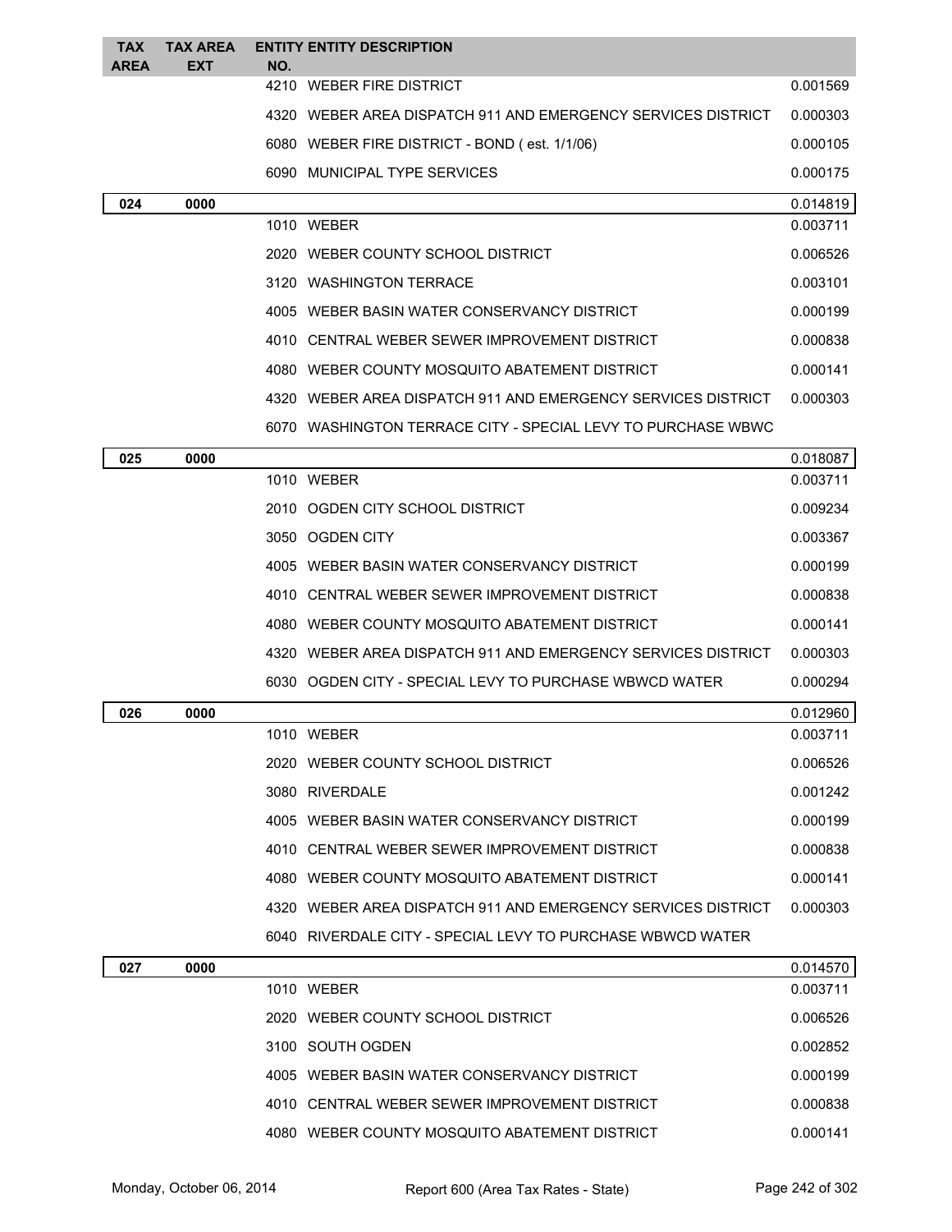| TAX AREA | TAX AREA EXT | ENTITY NO. | ENTITY DESCRIPTION | |
|---|---|---|---|---|
| | | 4210 | WEBER FIRE DISTRICT | 0.001569 |
| | | 4320 | WEBER AREA DISPATCH 911 AND EMERGENCY SERVICES DISTRICT | 0.000303 |
| | | 6080 | WEBER FIRE DISTRICT - BOND ( est. 1/1/06) | 0.000105 |
| | | 6090 | MUNICIPAL TYPE SERVICES | 0.000175 |
| 024 | 0000 | | | 0.014819 |
| | | 1010 | WEBER | 0.003711 |
| | | 2020 | WEBER COUNTY SCHOOL DISTRICT | 0.006526 |
| | | 3120 | WASHINGTON TERRACE | 0.003101 |
| | | 4005 | WEBER BASIN WATER CONSERVANCY DISTRICT | 0.000199 |
| | | 4010 | CENTRAL WEBER SEWER IMPROVEMENT DISTRICT | 0.000838 |
| | | 4080 | WEBER COUNTY MOSQUITO ABATEMENT DISTRICT | 0.000141 |
| | | 4320 | WEBER AREA DISPATCH 911 AND EMERGENCY SERVICES DISTRICT | 0.000303 |
| | | 6070 | WASHINGTON TERRACE CITY - SPECIAL LEVY TO PURCHASE WBWC | |
| 025 | 0000 | | | 0.018087 |
| | | 1010 | WEBER | 0.003711 |
| | | 2010 | OGDEN CITY SCHOOL DISTRICT | 0.009234 |
| | | 3050 | OGDEN CITY | 0.003367 |
| | | 4005 | WEBER BASIN WATER CONSERVANCY DISTRICT | 0.000199 |
| | | 4010 | CENTRAL WEBER SEWER IMPROVEMENT DISTRICT | 0.000838 |
| | | 4080 | WEBER COUNTY MOSQUITO ABATEMENT DISTRICT | 0.000141 |
| | | 4320 | WEBER AREA DISPATCH 911 AND EMERGENCY SERVICES DISTRICT | 0.000303 |
| | | 6030 | OGDEN CITY - SPECIAL LEVY TO PURCHASE WBWCD WATER | 0.000294 |
| 026 | 0000 | | | 0.012960 |
| | | 1010 | WEBER | 0.003711 |
| | | 2020 | WEBER COUNTY SCHOOL DISTRICT | 0.006526 |
| | | 3080 | RIVERDALE | 0.001242 |
| | | 4005 | WEBER BASIN WATER CONSERVANCY DISTRICT | 0.000199 |
| | | 4010 | CENTRAL WEBER SEWER IMPROVEMENT DISTRICT | 0.000838 |
| | | 4080 | WEBER COUNTY MOSQUITO ABATEMENT DISTRICT | 0.000141 |
| | | 4320 | WEBER AREA DISPATCH 911 AND EMERGENCY SERVICES DISTRICT | 0.000303 |
| | | 6040 | RIVERDALE CITY - SPECIAL LEVY TO PURCHASE WBWCD WATER | |
| 027 | 0000 | | | 0.014570 |
| | | 1010 | WEBER | 0.003711 |
| | | 2020 | WEBER COUNTY SCHOOL DISTRICT | 0.006526 |
| | | 3100 | SOUTH OGDEN | 0.002852 |
| | | 4005 | WEBER BASIN WATER CONSERVANCY DISTRICT | 0.000199 |
| | | 4010 | CENTRAL WEBER SEWER IMPROVEMENT DISTRICT | 0.000838 |
| | | 4080 | WEBER COUNTY MOSQUITO ABATEMENT DISTRICT | 0.000141 |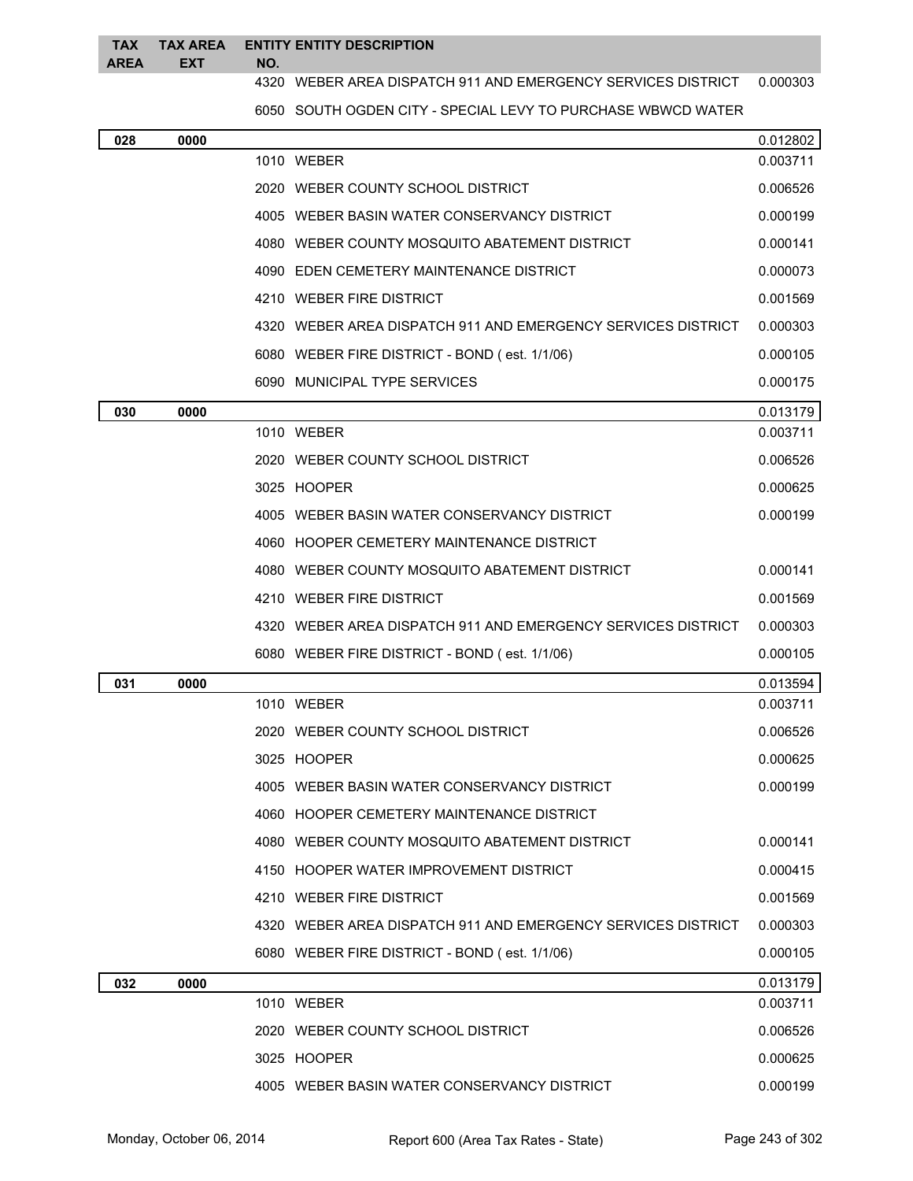| TAX AREA | TAX AREA EXT | ENTITY NO. | ENTITY DESCRIPTION | |
|---|---|---|---|---|
| | | 4320 | WEBER AREA DISPATCH 911 AND EMERGENCY SERVICES DISTRICT | 0.000303 |
| | | 6050 | SOUTH OGDEN CITY - SPECIAL LEVY TO PURCHASE WBWCD WATER | |
| **028** | **0000** | | | 0.012802 |
| | | 1010 | WEBER | 0.003711 |
| | | 2020 | WEBER COUNTY SCHOOL DISTRICT | 0.006526 |
| | | 4005 | WEBER BASIN WATER CONSERVANCY DISTRICT | 0.000199 |
| | | 4080 | WEBER COUNTY MOSQUITO ABATEMENT DISTRICT | 0.000141 |
| | | 4090 | EDEN CEMETERY MAINTENANCE DISTRICT | 0.000073 |
| | | 4210 | WEBER FIRE DISTRICT | 0.001569 |
| | | 4320 | WEBER AREA DISPATCH 911 AND EMERGENCY SERVICES DISTRICT | 0.000303 |
| | | 6080 | WEBER FIRE DISTRICT - BOND ( est. 1/1/06) | 0.000105 |
| | | 6090 | MUNICIPAL TYPE SERVICES | 0.000175 |
| **030** | **0000** | | | 0.013179 |
| | | 1010 | WEBER | 0.003711 |
| | | 2020 | WEBER COUNTY SCHOOL DISTRICT | 0.006526 |
| | | 3025 | HOOPER | 0.000625 |
| | | 4005 | WEBER BASIN WATER CONSERVANCY DISTRICT | 0.000199 |
| | | 4060 | HOOPER CEMETERY MAINTENANCE DISTRICT | |
| | | 4080 | WEBER COUNTY MOSQUITO ABATEMENT DISTRICT | 0.000141 |
| | | 4210 | WEBER FIRE DISTRICT | 0.001569 |
| | | 4320 | WEBER AREA DISPATCH 911 AND EMERGENCY SERVICES DISTRICT | 0.000303 |
| | | 6080 | WEBER FIRE DISTRICT - BOND ( est. 1/1/06) | 0.000105 |
| **031** | **0000** | | | 0.013594 |
| | | 1010 | WEBER | 0.003711 |
| | | 2020 | WEBER COUNTY SCHOOL DISTRICT | 0.006526 |
| | | 3025 | HOOPER | 0.000625 |
| | | 4005 | WEBER BASIN WATER CONSERVANCY DISTRICT | 0.000199 |
| | | 4060 | HOOPER CEMETERY MAINTENANCE DISTRICT | |
| | | 4080 | WEBER COUNTY MOSQUITO ABATEMENT DISTRICT | 0.000141 |
| | | 4150 | HOOPER WATER IMPROVEMENT DISTRICT | 0.000415 |
| | | 4210 | WEBER FIRE DISTRICT | 0.001569 |
| | | 4320 | WEBER AREA DISPATCH 911 AND EMERGENCY SERVICES DISTRICT | 0.000303 |
| | | 6080 | WEBER FIRE DISTRICT - BOND ( est. 1/1/06) | 0.000105 |
| **032** | **0000** | | | 0.013179 |
| | | 1010 | WEBER | 0.003711 |
| | | 2020 | WEBER COUNTY SCHOOL DISTRICT | 0.006526 |
| | | 3025 | HOOPER | 0.000625 |
| | | 4005 | WEBER BASIN WATER CONSERVANCY DISTRICT | 0.000199 |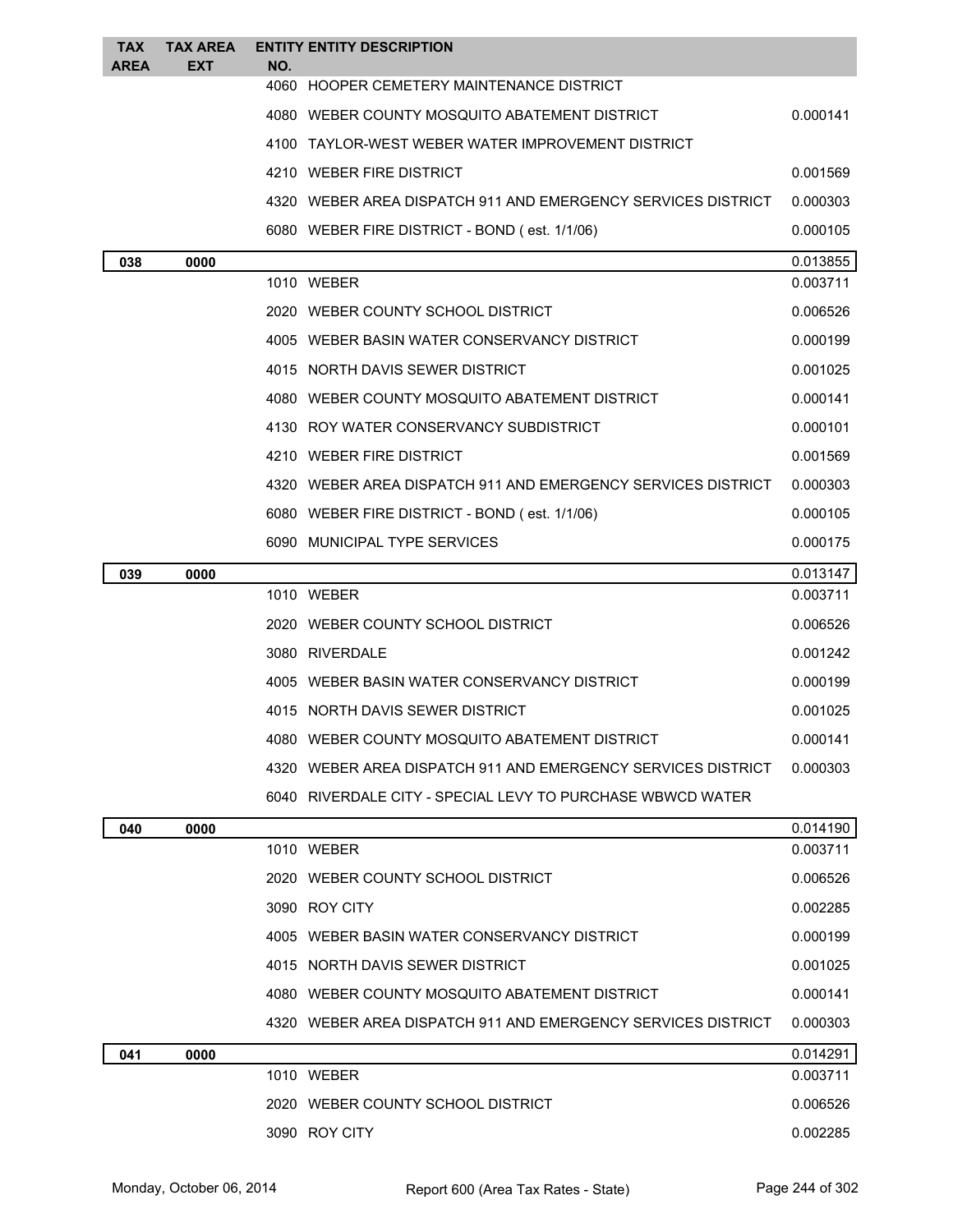| TAX AREA | TAX AREA EXT | ENTITY NO. | ENTITY DESCRIPTION | |
|---|---|---|---|---|
| | | 4060 | HOOPER CEMETERY MAINTENANCE DISTRICT | |
| | | 4080 | WEBER COUNTY MOSQUITO ABATEMENT DISTRICT | 0.000141 |
| | | 4100 | TAYLOR-WEST WEBER WATER IMPROVEMENT DISTRICT | |
| | | 4210 | WEBER FIRE DISTRICT | 0.001569 |
| | | 4320 | WEBER AREA DISPATCH 911 AND EMERGENCY SERVICES DISTRICT | 0.000303 |
| | | 6080 | WEBER FIRE DISTRICT - BOND ( est. 1/1/06) | 0.000105 |
| **038** | **0000** | | | 0.013855 |
| | | 1010 | WEBER | 0.003711 |
| | | 2020 | WEBER COUNTY SCHOOL DISTRICT | 0.006526 |
| | | 4005 | WEBER BASIN WATER CONSERVANCY DISTRICT | 0.000199 |
| | | 4015 | NORTH DAVIS SEWER DISTRICT | 0.001025 |
| | | 4080 | WEBER COUNTY MOSQUITO ABATEMENT DISTRICT | 0.000141 |
| | | 4130 | ROY WATER CONSERVANCY SUBDISTRICT | 0.000101 |
| | | 4210 | WEBER FIRE DISTRICT | 0.001569 |
| | | 4320 | WEBER AREA DISPATCH 911 AND EMERGENCY SERVICES DISTRICT | 0.000303 |
| | | 6080 | WEBER FIRE DISTRICT - BOND ( est. 1/1/06) | 0.000105 |
| | | 6090 | MUNICIPAL TYPE SERVICES | 0.000175 |
| **039** | **0000** | | | 0.013147 |
| | | 1010 | WEBER | 0.003711 |
| | | 2020 | WEBER COUNTY SCHOOL DISTRICT | 0.006526 |
| | | 3080 | RIVERDALE | 0.001242 |
| | | 4005 | WEBER BASIN WATER CONSERVANCY DISTRICT | 0.000199 |
| | | 4015 | NORTH DAVIS SEWER DISTRICT | 0.001025 |
| | | 4080 | WEBER COUNTY MOSQUITO ABATEMENT DISTRICT | 0.000141 |
| | | 4320 | WEBER AREA DISPATCH 911 AND EMERGENCY SERVICES DISTRICT | 0.000303 |
| | | 6040 | RIVERDALE CITY - SPECIAL LEVY TO PURCHASE WBWCD WATER | |
| **040** | **0000** | | | 0.014190 |
| | | 1010 | WEBER | 0.003711 |
| | | 2020 | WEBER COUNTY SCHOOL DISTRICT | 0.006526 |
| | | 3090 | ROY CITY | 0.002285 |
| | | 4005 | WEBER BASIN WATER CONSERVANCY DISTRICT | 0.000199 |
| | | 4015 | NORTH DAVIS SEWER DISTRICT | 0.001025 |
| | | 4080 | WEBER COUNTY MOSQUITO ABATEMENT DISTRICT | 0.000141 |
| | | 4320 | WEBER AREA DISPATCH 911 AND EMERGENCY SERVICES DISTRICT | 0.000303 |
| **041** | **0000** | | | 0.014291 |
| | | 1010 | WEBER | 0.003711 |
| | | 2020 | WEBER COUNTY SCHOOL DISTRICT | 0.006526 |
| | | 3090 | ROY CITY | 0.002285 |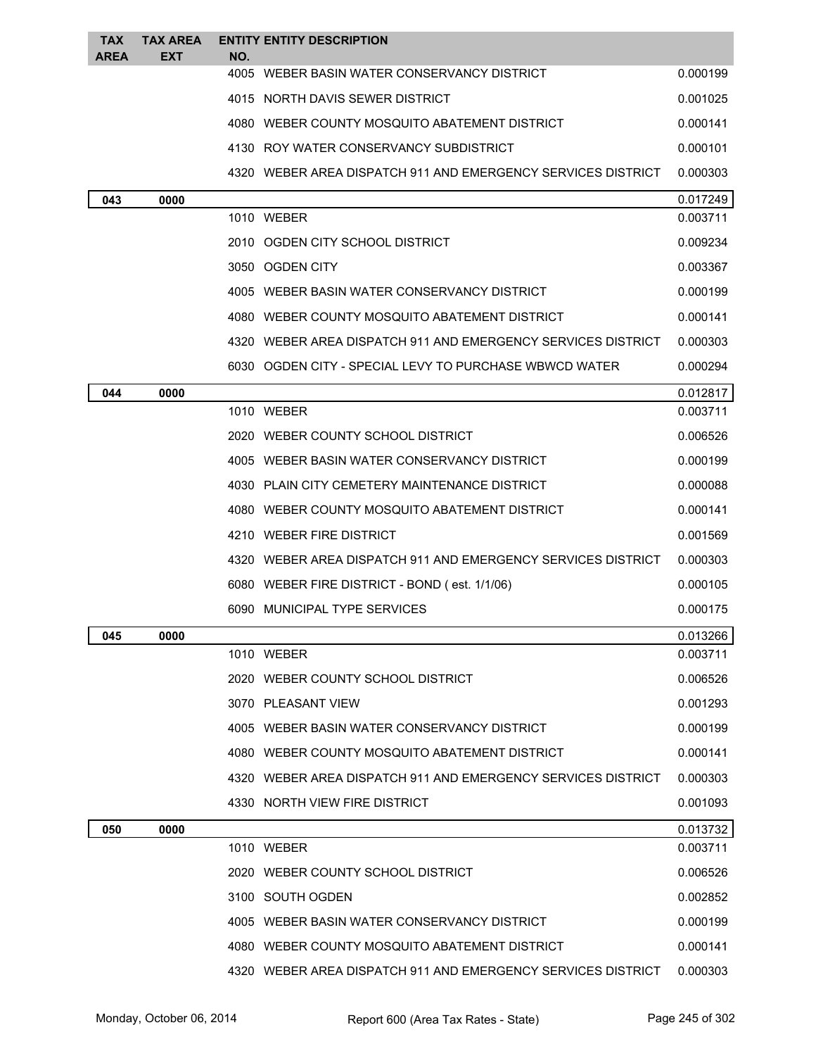| TAX AREA | TAX AREA EXT | ENTITY NO. | ENTITY DESCRIPTION | |
|---|---|---|---|---|
| | | 4005 | WEBER BASIN WATER CONSERVANCY DISTRICT | 0.000199 |
| | | 4015 | NORTH DAVIS SEWER DISTRICT | 0.001025 |
| | | 4080 | WEBER COUNTY MOSQUITO ABATEMENT DISTRICT | 0.000141 |
| | | 4130 | ROY WATER CONSERVANCY SUBDISTRICT | 0.000101 |
| | | 4320 | WEBER AREA DISPATCH 911 AND EMERGENCY SERVICES DISTRICT | 0.000303 |
| **043** | **0000** | | | 0.017249 |
| | | 1010 | WEBER | 0.003711 |
| | | 2010 | OGDEN CITY SCHOOL DISTRICT | 0.009234 |
| | | 3050 | OGDEN CITY | 0.003367 |
| | | 4005 | WEBER BASIN WATER CONSERVANCY DISTRICT | 0.000199 |
| | | 4080 | WEBER COUNTY MOSQUITO ABATEMENT DISTRICT | 0.000141 |
| | | 4320 | WEBER AREA DISPATCH 911 AND EMERGENCY SERVICES DISTRICT | 0.000303 |
| | | 6030 | OGDEN CITY - SPECIAL LEVY TO PURCHASE WBWCD WATER | 0.000294 |
| **044** | **0000** | | | 0.012817 |
| | | 1010 | WEBER | 0.003711 |
| | | 2020 | WEBER COUNTY SCHOOL DISTRICT | 0.006526 |
| | | 4005 | WEBER BASIN WATER CONSERVANCY DISTRICT | 0.000199 |
| | | 4030 | PLAIN CITY CEMETERY MAINTENANCE DISTRICT | 0.000088 |
| | | 4080 | WEBER COUNTY MOSQUITO ABATEMENT DISTRICT | 0.000141 |
| | | 4210 | WEBER FIRE DISTRICT | 0.001569 |
| | | 4320 | WEBER AREA DISPATCH 911 AND EMERGENCY SERVICES DISTRICT | 0.000303 |
| | | 6080 | WEBER FIRE DISTRICT - BOND ( est. 1/1/06) | 0.000105 |
| | | 6090 | MUNICIPAL TYPE SERVICES | 0.000175 |
| **045** | **0000** | | | 0.013266 |
| | | 1010 | WEBER | 0.003711 |
| | | 2020 | WEBER COUNTY SCHOOL DISTRICT | 0.006526 |
| | | 3070 | PLEASANT VIEW | 0.001293 |
| | | 4005 | WEBER BASIN WATER CONSERVANCY DISTRICT | 0.000199 |
| | | 4080 | WEBER COUNTY MOSQUITO ABATEMENT DISTRICT | 0.000141 |
| | | 4320 | WEBER AREA DISPATCH 911 AND EMERGENCY SERVICES DISTRICT | 0.000303 |
| | | 4330 | NORTH VIEW FIRE DISTRICT | 0.001093 |
| **050** | **0000** | | | 0.013732 |
| | | 1010 | WEBER | 0.003711 |
| | | 2020 | WEBER COUNTY SCHOOL DISTRICT | 0.006526 |
| | | 3100 | SOUTH OGDEN | 0.002852 |
| | | 4005 | WEBER BASIN WATER CONSERVANCY DISTRICT | 0.000199 |
| | | 4080 | WEBER COUNTY MOSQUITO ABATEMENT DISTRICT | 0.000141 |
| | | 4320 | WEBER AREA DISPATCH 911 AND EMERGENCY SERVICES DISTRICT | 0.000303 |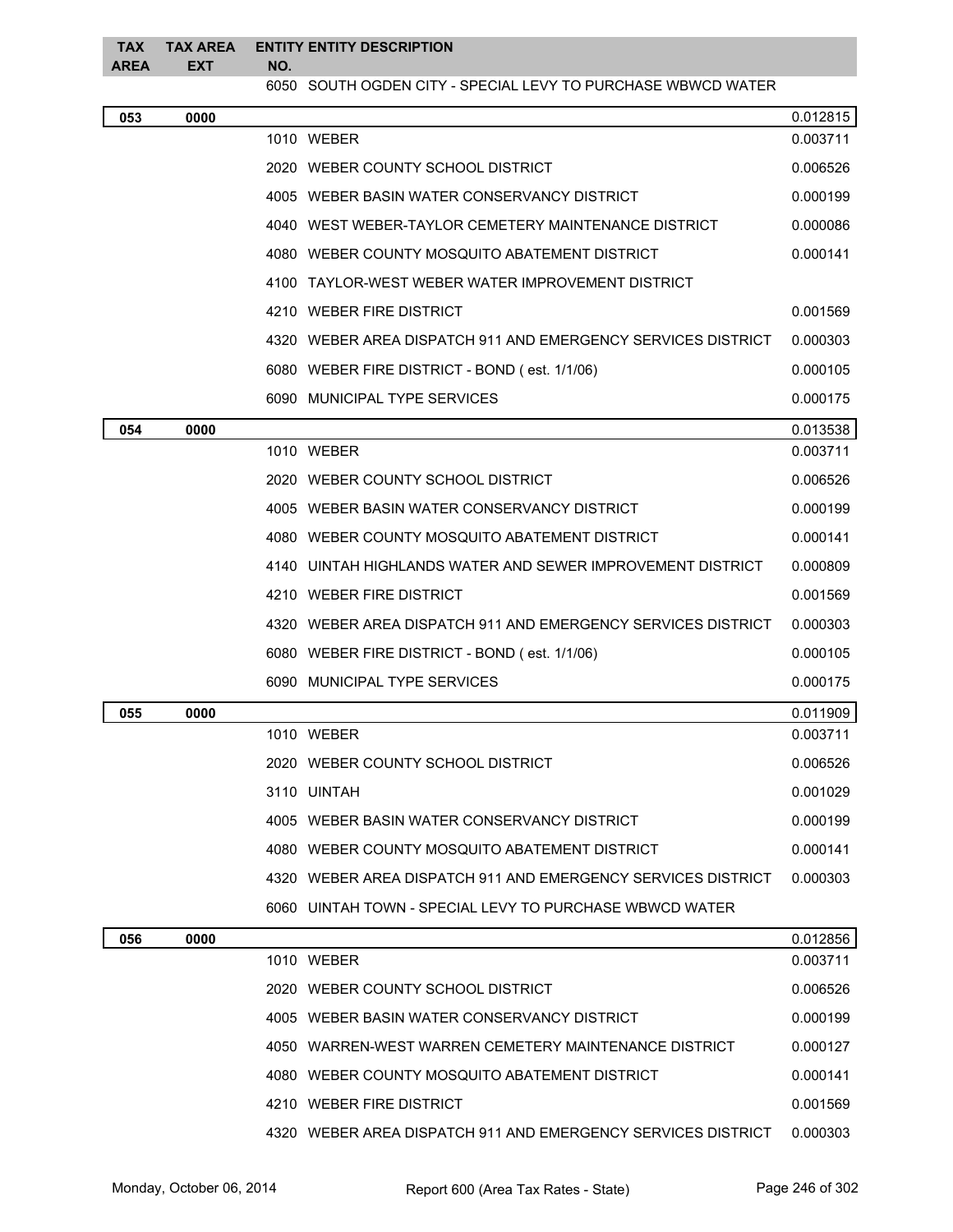| TAX AREA | TAX AREA EXT | ENTITY NO. | ENTITY DESCRIPTION | |
|---|---|---|---|---|
| | | 6050 | SOUTH OGDEN CITY - SPECIAL LEVY TO PURCHASE WBWCD WATER | |
| 053 | 0000 | | | 0.012815 |
| | | 1010 | WEBER | 0.003711 |
| | | 2020 | WEBER COUNTY SCHOOL DISTRICT | 0.006526 |
| | | 4005 | WEBER BASIN WATER CONSERVANCY DISTRICT | 0.000199 |
| | | 4040 | WEST WEBER-TAYLOR CEMETERY MAINTENANCE DISTRICT | 0.000086 |
| | | 4080 | WEBER COUNTY MOSQUITO ABATEMENT DISTRICT | 0.000141 |
| | | 4100 | TAYLOR-WEST WEBER WATER IMPROVEMENT DISTRICT | |
| | | 4210 | WEBER FIRE DISTRICT | 0.001569 |
| | | 4320 | WEBER AREA DISPATCH 911 AND EMERGENCY SERVICES DISTRICT | 0.000303 |
| | | 6080 | WEBER FIRE DISTRICT - BOND ( est. 1/1/06) | 0.000105 |
| | | 6090 | MUNICIPAL TYPE SERVICES | 0.000175 |
| 054 | 0000 | | | 0.013538 |
| | | 1010 | WEBER | 0.003711 |
| | | 2020 | WEBER COUNTY SCHOOL DISTRICT | 0.006526 |
| | | 4005 | WEBER BASIN WATER CONSERVANCY DISTRICT | 0.000199 |
| | | 4080 | WEBER COUNTY MOSQUITO ABATEMENT DISTRICT | 0.000141 |
| | | 4140 | UINTAH HIGHLANDS WATER AND SEWER IMPROVEMENT DISTRICT | 0.000809 |
| | | 4210 | WEBER FIRE DISTRICT | 0.001569 |
| | | 4320 | WEBER AREA DISPATCH 911 AND EMERGENCY SERVICES DISTRICT | 0.000303 |
| | | 6080 | WEBER FIRE DISTRICT - BOND ( est. 1/1/06) | 0.000105 |
| | | 6090 | MUNICIPAL TYPE SERVICES | 0.000175 |
| 055 | 0000 | | | 0.011909 |
| | | 1010 | WEBER | 0.003711 |
| | | 2020 | WEBER COUNTY SCHOOL DISTRICT | 0.006526 |
| | | 3110 | UINTAH | 0.001029 |
| | | 4005 | WEBER BASIN WATER CONSERVANCY DISTRICT | 0.000199 |
| | | 4080 | WEBER COUNTY MOSQUITO ABATEMENT DISTRICT | 0.000141 |
| | | 4320 | WEBER AREA DISPATCH 911 AND EMERGENCY SERVICES DISTRICT | 0.000303 |
| | | 6060 | UINTAH TOWN - SPECIAL LEVY TO PURCHASE WBWCD WATER | |
| 056 | 0000 | | | 0.012856 |
| | | 1010 | WEBER | 0.003711 |
| | | 2020 | WEBER COUNTY SCHOOL DISTRICT | 0.006526 |
| | | 4005 | WEBER BASIN WATER CONSERVANCY DISTRICT | 0.000199 |
| | | 4050 | WARREN-WEST WARREN CEMETERY MAINTENANCE DISTRICT | 0.000127 |
| | | 4080 | WEBER COUNTY MOSQUITO ABATEMENT DISTRICT | 0.000141 |
| | | 4210 | WEBER FIRE DISTRICT | 0.001569 |
| | | 4320 | WEBER AREA DISPATCH 911 AND EMERGENCY SERVICES DISTRICT | 0.000303 |

Monday, October 06, 2014 Report 600 (Area Tax Rates - State)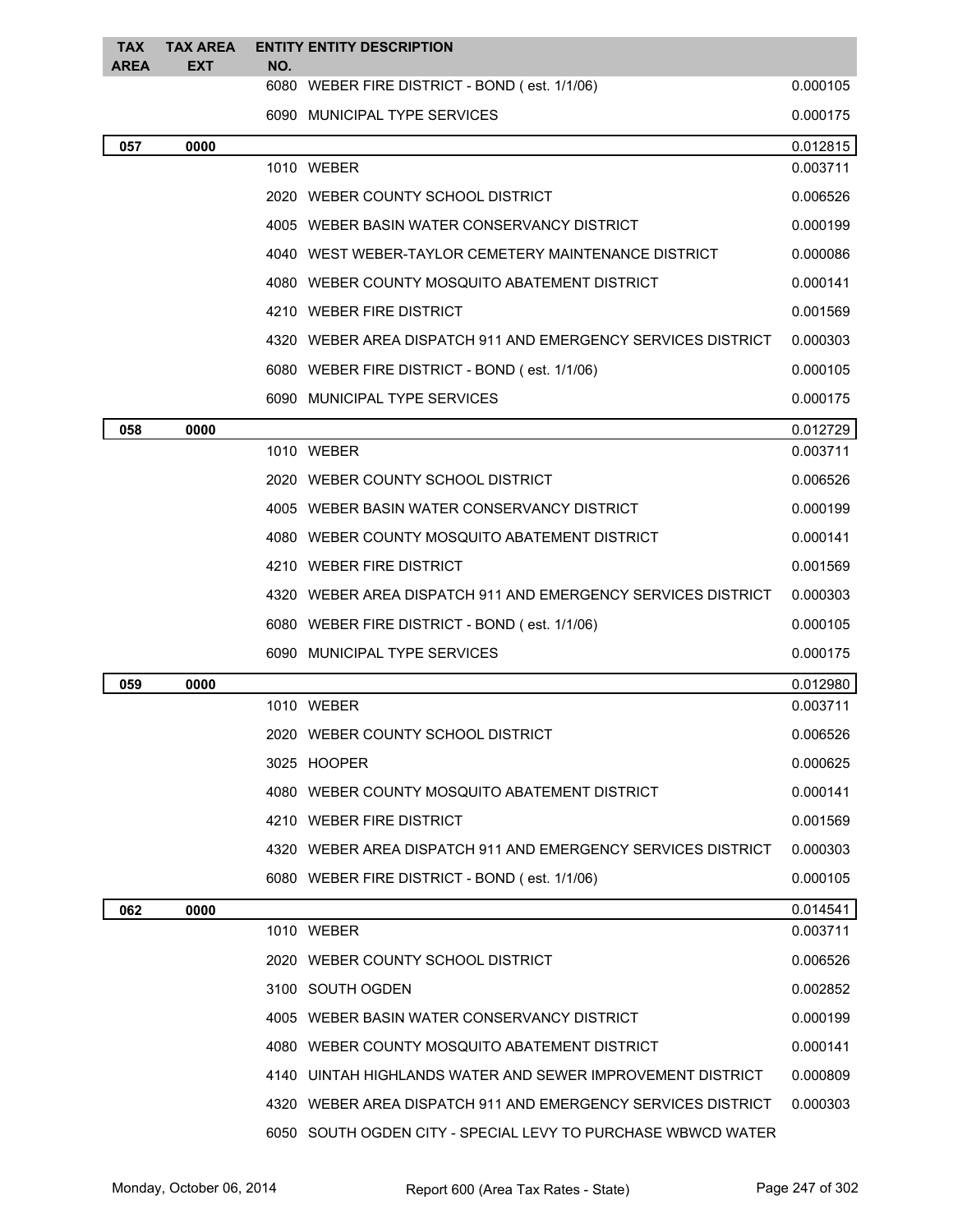| TAX AREA | TAX AREA EXT | ENTITY NO. | ENTITY DESCRIPTION | |
|---|---|---|---|---|
| | | 6080 | WEBER FIRE DISTRICT - BOND ( est. 1/1/06) | 0.000105 |
| | | 6090 | MUNICIPAL TYPE SERVICES | 0.000175 |
| **057** | **0000** | | | 0.012815 |
| | | 1010 | WEBER | 0.003711 |
| | | 2020 | WEBER COUNTY SCHOOL DISTRICT | 0.006526 |
| | | 4005 | WEBER BASIN WATER CONSERVANCY DISTRICT | 0.000199 |
| | | 4040 | WEST WEBER-TAYLOR CEMETERY MAINTENANCE DISTRICT | 0.000086 |
| | | 4080 | WEBER COUNTY MOSQUITO ABATEMENT DISTRICT | 0.000141 |
| | | 4210 | WEBER FIRE DISTRICT | 0.001569 |
| | | 4320 | WEBER AREA DISPATCH 911 AND EMERGENCY SERVICES DISTRICT | 0.000303 |
| | | 6080 | WEBER FIRE DISTRICT - BOND ( est. 1/1/06) | 0.000105 |
| | | 6090 | MUNICIPAL TYPE SERVICES | 0.000175 |
| **058** | **0000** | | | 0.012729 |
| | | 1010 | WEBER | 0.003711 |
| | | 2020 | WEBER COUNTY SCHOOL DISTRICT | 0.006526 |
| | | 4005 | WEBER BASIN WATER CONSERVANCY DISTRICT | 0.000199 |
| | | 4080 | WEBER COUNTY MOSQUITO ABATEMENT DISTRICT | 0.000141 |
| | | 4210 | WEBER FIRE DISTRICT | 0.001569 |
| | | 4320 | WEBER AREA DISPATCH 911 AND EMERGENCY SERVICES DISTRICT | 0.000303 |
| | | 6080 | WEBER FIRE DISTRICT - BOND ( est. 1/1/06) | 0.000105 |
| | | 6090 | MUNICIPAL TYPE SERVICES | 0.000175 |
| **059** | **0000** | | | 0.012980 |
| | | 1010 | WEBER | 0.003711 |
| | | 2020 | WEBER COUNTY SCHOOL DISTRICT | 0.006526 |
| | | 3025 | HOOPER | 0.000625 |
| | | 4080 | WEBER COUNTY MOSQUITO ABATEMENT DISTRICT | 0.000141 |
| | | 4210 | WEBER FIRE DISTRICT | 0.001569 |
| | | 4320 | WEBER AREA DISPATCH 911 AND EMERGENCY SERVICES DISTRICT | 0.000303 |
| | | 6080 | WEBER FIRE DISTRICT - BOND ( est. 1/1/06) | 0.000105 |
| **062** | **0000** | | | 0.014541 |
| | | 1010 | WEBER | 0.003711 |
| | | 2020 | WEBER COUNTY SCHOOL DISTRICT | 0.006526 |
| | | 3100 | SOUTH OGDEN | 0.002852 |
| | | 4005 | WEBER BASIN WATER CONSERVANCY DISTRICT | 0.000199 |
| | | 4080 | WEBER COUNTY MOSQUITO ABATEMENT DISTRICT | 0.000141 |
| | | 4140 | UINTAH HIGHLANDS WATER AND SEWER IMPROVEMENT DISTRICT | 0.000809 |
| | | 4320 | WEBER AREA DISPATCH 911 AND EMERGENCY SERVICES DISTRICT | 0.000303 |
| | | 6050 | SOUTH OGDEN CITY - SPECIAL LEVY TO PURCHASE WBWCD WATER | |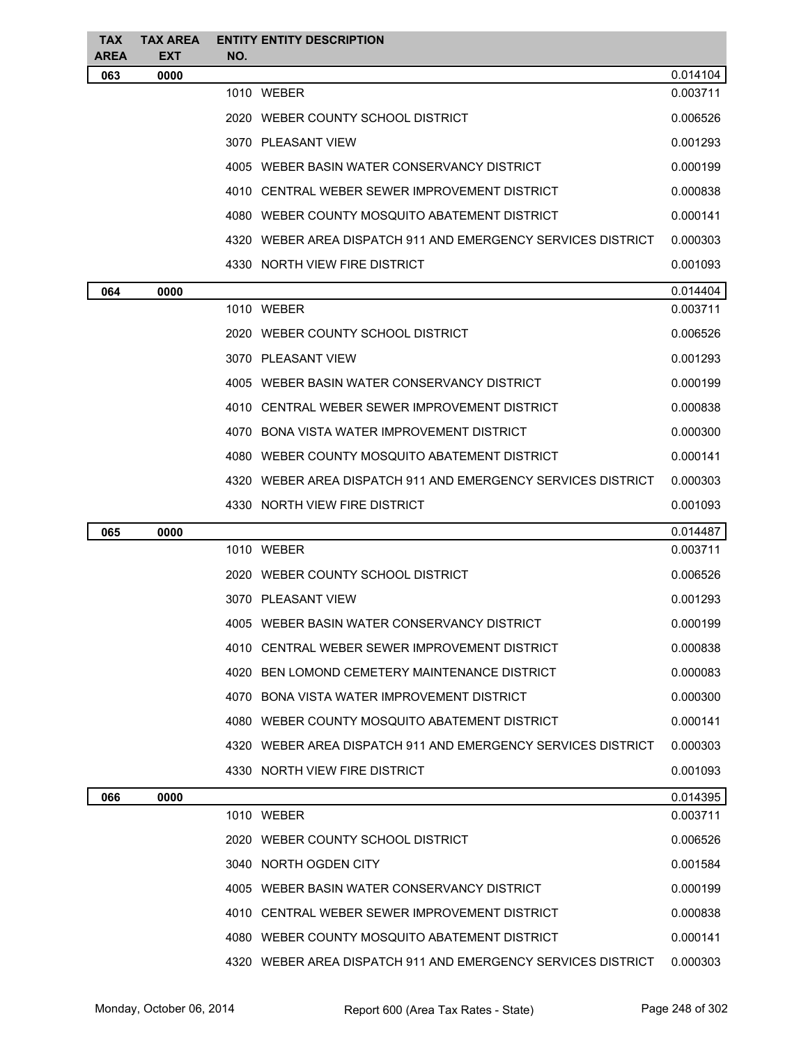| TAX AREA | TAX AREA EXT | ENTITY NO. | ENTITY DESCRIPTION | |
|---|---|---|---|---|
| **063** | **0000** | | | 0.014104 |
| | | 1010 | WEBER | 0.003711 |
| | | 2020 | WEBER COUNTY SCHOOL DISTRICT | 0.006526 |
| | | 3070 | PLEASANT VIEW | 0.001293 |
| | | 4005 | WEBER BASIN WATER CONSERVANCY DISTRICT | 0.000199 |
| | | 4010 | CENTRAL WEBER SEWER IMPROVEMENT DISTRICT | 0.000838 |
| | | 4080 | WEBER COUNTY MOSQUITO ABATEMENT DISTRICT | 0.000141 |
| | | 4320 | WEBER AREA DISPATCH 911 AND EMERGENCY SERVICES DISTRICT | 0.000303 |
| | | 4330 | NORTH VIEW FIRE DISTRICT | 0.001093 |
| **064** | **0000** | | | 0.014404 |
| | | 1010 | WEBER | 0.003711 |
| | | 2020 | WEBER COUNTY SCHOOL DISTRICT | 0.006526 |
| | | 3070 | PLEASANT VIEW | 0.001293 |
| | | 4005 | WEBER BASIN WATER CONSERVANCY DISTRICT | 0.000199 |
| | | 4010 | CENTRAL WEBER SEWER IMPROVEMENT DISTRICT | 0.000838 |
| | | 4070 | BONA VISTA WATER IMPROVEMENT DISTRICT | 0.000300 |
| | | 4080 | WEBER COUNTY MOSQUITO ABATEMENT DISTRICT | 0.000141 |
| | | 4320 | WEBER AREA DISPATCH 911 AND EMERGENCY SERVICES DISTRICT | 0.000303 |
| | | 4330 | NORTH VIEW FIRE DISTRICT | 0.001093 |
| **065** | **0000** | | | 0.014487 |
| | | 1010 | WEBER | 0.003711 |
| | | 2020 | WEBER COUNTY SCHOOL DISTRICT | 0.006526 |
| | | 3070 | PLEASANT VIEW | 0.001293 |
| | | 4005 | WEBER BASIN WATER CONSERVANCY DISTRICT | 0.000199 |
| | | 4010 | CENTRAL WEBER SEWER IMPROVEMENT DISTRICT | 0.000838 |
| | | 4020 | BEN LOMOND CEMETERY MAINTENANCE DISTRICT | 0.000083 |
| | | 4070 | BONA VISTA WATER IMPROVEMENT DISTRICT | 0.000300 |
| | | 4080 | WEBER COUNTY MOSQUITO ABATEMENT DISTRICT | 0.000141 |
| | | 4320 | WEBER AREA DISPATCH 911 AND EMERGENCY SERVICES DISTRICT | 0.000303 |
| | | 4330 | NORTH VIEW FIRE DISTRICT | 0.001093 |
| **066** | **0000** | | | 0.014395 |
| | | 1010 | WEBER | 0.003711 |
| | | 2020 | WEBER COUNTY SCHOOL DISTRICT | 0.006526 |
| | | 3040 | NORTH OGDEN CITY | 0.001584 |
| | | 4005 | WEBER BASIN WATER CONSERVANCY DISTRICT | 0.000199 |
| | | 4010 | CENTRAL WEBER SEWER IMPROVEMENT DISTRICT | 0.000838 |
| | | 4080 | WEBER COUNTY MOSQUITO ABATEMENT DISTRICT | 0.000141 |
| | | 4320 | WEBER AREA DISPATCH 911 AND EMERGENCY SERVICES DISTRICT | 0.000303 |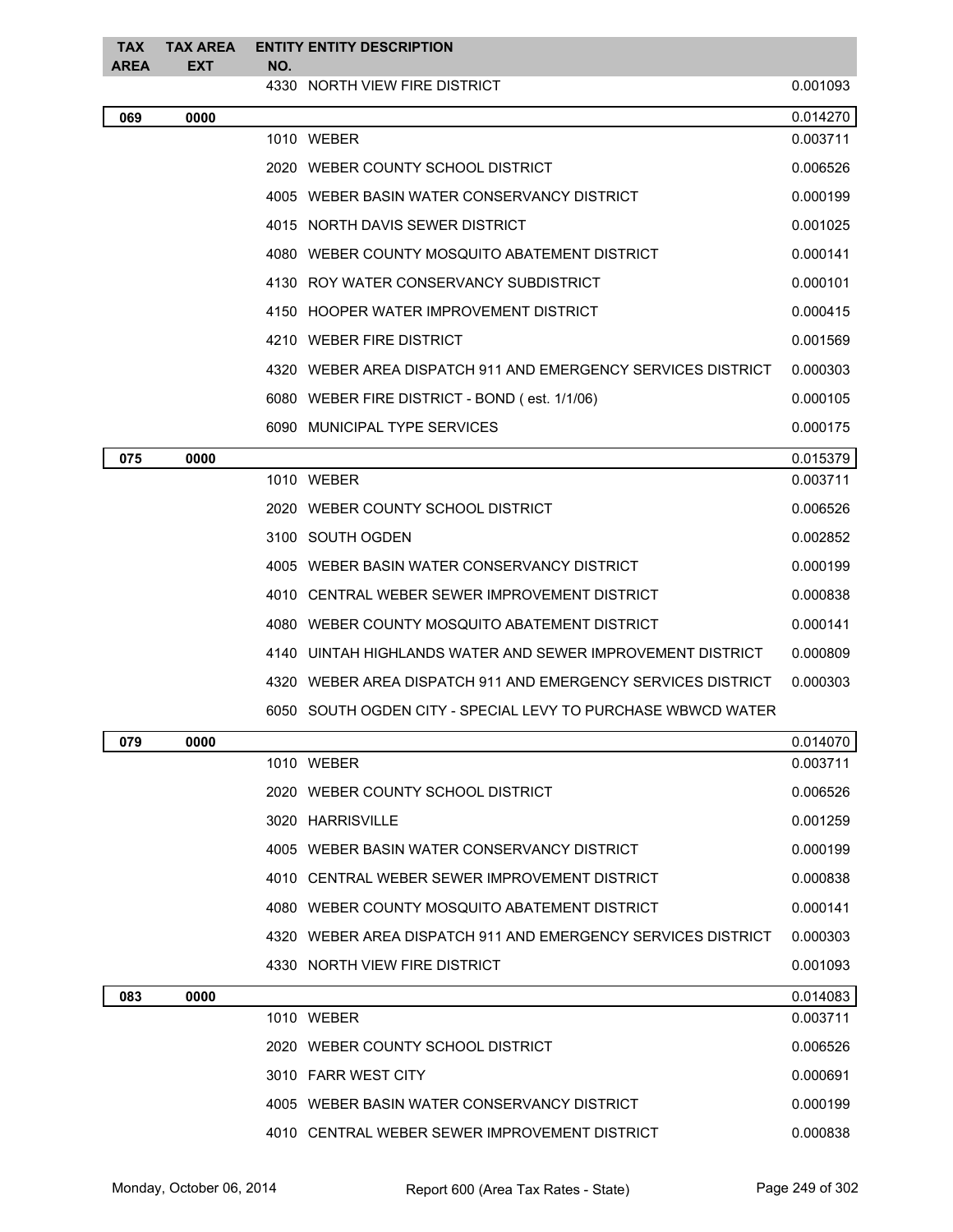| TAX AREA | TAX AREA EXT | ENTITY NO. | ENTITY DESCRIPTION | |
|---|---|---|---|---|
| | | 4330 | NORTH VIEW FIRE DISTRICT | 0.001093 |
| **069** | **0000** | | | 0.014270 |
| | | 1010 | WEBER | 0.003711 |
| | | 2020 | WEBER COUNTY SCHOOL DISTRICT | 0.006526 |
| | | 4005 | WEBER BASIN WATER CONSERVANCY DISTRICT | 0.000199 |
| | | 4015 | NORTH DAVIS SEWER DISTRICT | 0.001025 |
| | | 4080 | WEBER COUNTY MOSQUITO ABATEMENT DISTRICT | 0.000141 |
| | | 4130 | ROY WATER CONSERVANCY SUBDISTRICT | 0.000101 |
| | | 4150 | HOOPER WATER IMPROVEMENT DISTRICT | 0.000415 |
| | | 4210 | WEBER FIRE DISTRICT | 0.001569 |
| | | 4320 | WEBER AREA DISPATCH 911 AND EMERGENCY SERVICES DISTRICT | 0.000303 |
| | | 6080 | WEBER FIRE DISTRICT - BOND ( est. 1/1/06) | 0.000105 |
| | | 6090 | MUNICIPAL TYPE SERVICES | 0.000175 |
| **075** | **0000** | | | 0.015379 |
| | | 1010 | WEBER | 0.003711 |
| | | 2020 | WEBER COUNTY SCHOOL DISTRICT | 0.006526 |
| | | 3100 | SOUTH OGDEN | 0.002852 |
| | | 4005 | WEBER BASIN WATER CONSERVANCY DISTRICT | 0.000199 |
| | | 4010 | CENTRAL WEBER SEWER IMPROVEMENT DISTRICT | 0.000838 |
| | | 4080 | WEBER COUNTY MOSQUITO ABATEMENT DISTRICT | 0.000141 |
| | | 4140 | UINTAH HIGHLANDS WATER AND SEWER IMPROVEMENT DISTRICT | 0.000809 |
| | | 4320 | WEBER AREA DISPATCH 911 AND EMERGENCY SERVICES DISTRICT | 0.000303 |
| | | 6050 | SOUTH OGDEN CITY - SPECIAL LEVY TO PURCHASE WBWCD WATER | |
| **079** | **0000** | | | 0.014070 |
| | | 1010 | WEBER | 0.003711 |
| | | 2020 | WEBER COUNTY SCHOOL DISTRICT | 0.006526 |
| | | 3020 | HARRISVILLE | 0.001259 |
| | | 4005 | WEBER BASIN WATER CONSERVANCY DISTRICT | 0.000199 |
| | | 4010 | CENTRAL WEBER SEWER IMPROVEMENT DISTRICT | 0.000838 |
| | | 4080 | WEBER COUNTY MOSQUITO ABATEMENT DISTRICT | 0.000141 |
| | | 4320 | WEBER AREA DISPATCH 911 AND EMERGENCY SERVICES DISTRICT | 0.000303 |
| | | 4330 | NORTH VIEW FIRE DISTRICT | 0.001093 |
| **083** | **0000** | | | 0.014083 |
| | | 1010 | WEBER | 0.003711 |
| | | 2020 | WEBER COUNTY SCHOOL DISTRICT | 0.006526 |
| | | 3010 | FARR WEST CITY | 0.000691 |
| | | 4005 | WEBER BASIN WATER CONSERVANCY DISTRICT | 0.000199 |
| | | 4010 | CENTRAL WEBER SEWER IMPROVEMENT DISTRICT | 0.000838 |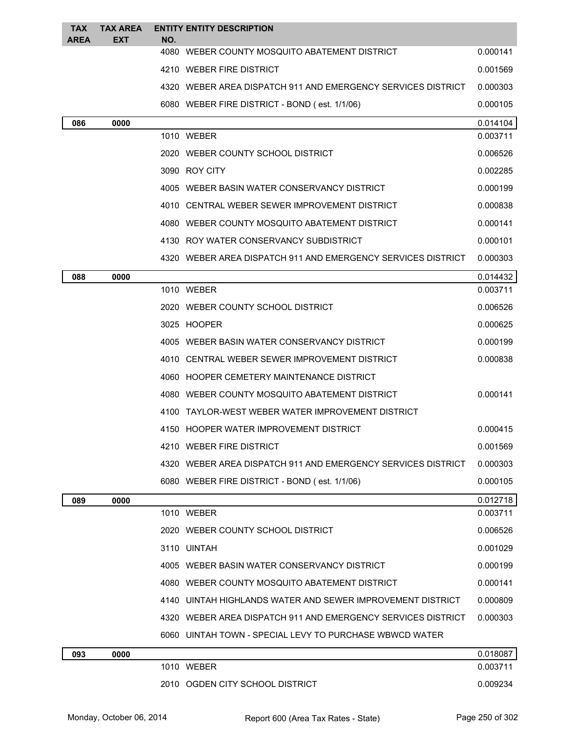| TAX AREA | TAX AREA EXT | ENTITY NO. | ENTITY DESCRIPTION | |
|---|---|---|---|---|
| | | 4080 | WEBER COUNTY MOSQUITO ABATEMENT DISTRICT | 0.000141 |
| | | 4210 | WEBER FIRE DISTRICT | 0.001569 |
| | | 4320 | WEBER AREA DISPATCH 911 AND EMERGENCY SERVICES DISTRICT | 0.000303 |
| | | 6080 | WEBER FIRE DISTRICT - BOND ( est. 1/1/06) | 0.000105 |
| **086** | **0000** | | | 0.014104 |
| | | 1010 | WEBER | 0.003711 |
| | | 2020 | WEBER COUNTY SCHOOL DISTRICT | 0.006526 |
| | | 3090 | ROY CITY | 0.002285 |
| | | 4005 | WEBER BASIN WATER CONSERVANCY DISTRICT | 0.000199 |
| | | 4010 | CENTRAL WEBER SEWER IMPROVEMENT DISTRICT | 0.000838 |
| | | 4080 | WEBER COUNTY MOSQUITO ABATEMENT DISTRICT | 0.000141 |
| | | 4130 | ROY WATER CONSERVANCY SUBDISTRICT | 0.000101 |
| | | 4320 | WEBER AREA DISPATCH 911 AND EMERGENCY SERVICES DISTRICT | 0.000303 |
| **088** | **0000** | | | 0.014432 |
| | | 1010 | WEBER | 0.003711 |
| | | 2020 | WEBER COUNTY SCHOOL DISTRICT | 0.006526 |
| | | 3025 | HOOPER | 0.000625 |
| | | 4005 | WEBER BASIN WATER CONSERVANCY DISTRICT | 0.000199 |
| | | 4010 | CENTRAL WEBER SEWER IMPROVEMENT DISTRICT | 0.000838 |
| | | 4060 | HOOPER CEMETERY MAINTENANCE DISTRICT | |
| | | 4080 | WEBER COUNTY MOSQUITO ABATEMENT DISTRICT | 0.000141 |
| | | 4100 | TAYLOR-WEST WEBER WATER IMPROVEMENT DISTRICT | |
| | | 4150 | HOOPER WATER IMPROVEMENT DISTRICT | 0.000415 |
| | | 4210 | WEBER FIRE DISTRICT | 0.001569 |
| | | 4320 | WEBER AREA DISPATCH 911 AND EMERGENCY SERVICES DISTRICT | 0.000303 |
| | | 6080 | WEBER FIRE DISTRICT - BOND ( est. 1/1/06) | 0.000105 |
| **089** | **0000** | | | 0.012718 |
| | | 1010 | WEBER | 0.003711 |
| | | 2020 | WEBER COUNTY SCHOOL DISTRICT | 0.006526 |
| | | 3110 | UINTAH | 0.001029 |
| | | 4005 | WEBER BASIN WATER CONSERVANCY DISTRICT | 0.000199 |
| | | 4080 | WEBER COUNTY MOSQUITO ABATEMENT DISTRICT | 0.000141 |
| | | 4140 | UINTAH HIGHLANDS WATER AND SEWER IMPROVEMENT DISTRICT | 0.000809 |
| | | 4320 | WEBER AREA DISPATCH 911 AND EMERGENCY SERVICES DISTRICT | 0.000303 |
| | | 6060 | UINTAH TOWN - SPECIAL LEVY TO PURCHASE WBWCD WATER | |
| **093** | **0000** | | | 0.018087 |
| | | 1010 | WEBER | 0.003711 |
| | | 2010 | OGDEN CITY SCHOOL DISTRICT | 0.009234 |

Monday, October 06, 2014 Report 600 (Area Tax Rates - State)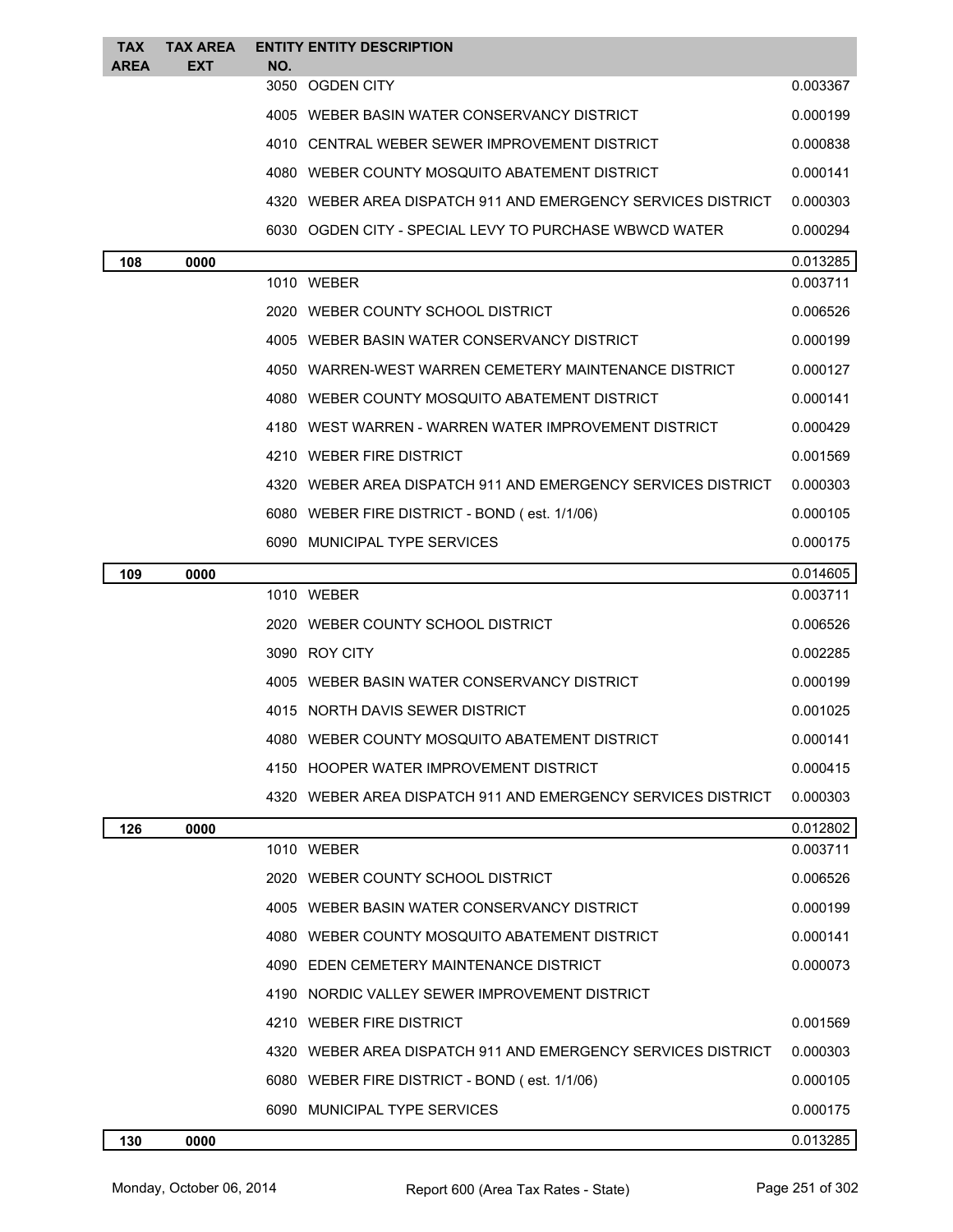| TAX AREA | TAX AREA EXT | ENTITY NO. | ENTITY DESCRIPTION | |
|---|---|---|---|---|
| | | 3050 | OGDEN CITY | 0.003367 |
| | | 4005 | WEBER BASIN WATER CONSERVANCY DISTRICT | 0.000199 |
| | | 4010 | CENTRAL WEBER SEWER IMPROVEMENT DISTRICT | 0.000838 |
| | | 4080 | WEBER COUNTY MOSQUITO ABATEMENT DISTRICT | 0.000141 |
| | | 4320 | WEBER AREA DISPATCH 911 AND EMERGENCY SERVICES DISTRICT | 0.000303 |
| | | 6030 | OGDEN CITY - SPECIAL LEVY TO PURCHASE WBWCD WATER | 0.000294 |
| **108** | **0000** | | | 0.013285 |
| | | 1010 | WEBER | 0.003711 |
| | | 2020 | WEBER COUNTY SCHOOL DISTRICT | 0.006526 |
| | | 4005 | WEBER BASIN WATER CONSERVANCY DISTRICT | 0.000199 |
| | | 4050 | WARREN-WEST WARREN CEMETERY MAINTENANCE DISTRICT | 0.000127 |
| | | 4080 | WEBER COUNTY MOSQUITO ABATEMENT DISTRICT | 0.000141 |
| | | 4180 | WEST WARREN - WARREN WATER IMPROVEMENT DISTRICT | 0.000429 |
| | | 4210 | WEBER FIRE DISTRICT | 0.001569 |
| | | 4320 | WEBER AREA DISPATCH 911 AND EMERGENCY SERVICES DISTRICT | 0.000303 |
| | | 6080 | WEBER FIRE DISTRICT - BOND ( est. 1/1/06) | 0.000105 |
| | | 6090 | MUNICIPAL TYPE SERVICES | 0.000175 |
| **109** | **0000** | | | 0.014605 |
| | | 1010 | WEBER | 0.003711 |
| | | 2020 | WEBER COUNTY SCHOOL DISTRICT | 0.006526 |
| | | 3090 | ROY CITY | 0.002285 |
| | | 4005 | WEBER BASIN WATER CONSERVANCY DISTRICT | 0.000199 |
| | | 4015 | NORTH DAVIS SEWER DISTRICT | 0.001025 |
| | | 4080 | WEBER COUNTY MOSQUITO ABATEMENT DISTRICT | 0.000141 |
| | | 4150 | HOOPER WATER IMPROVEMENT DISTRICT | 0.000415 |
| | | 4320 | WEBER AREA DISPATCH 911 AND EMERGENCY SERVICES DISTRICT | 0.000303 |
| **126** | **0000** | | | 0.012802 |
| | | 1010 | WEBER | 0.003711 |
| | | 2020 | WEBER COUNTY SCHOOL DISTRICT | 0.006526 |
| | | 4005 | WEBER BASIN WATER CONSERVANCY DISTRICT | 0.000199 |
| | | 4080 | WEBER COUNTY MOSQUITO ABATEMENT DISTRICT | 0.000141 |
| | | 4090 | EDEN CEMETERY MAINTENANCE DISTRICT | 0.000073 |
| | | 4190 | NORDIC VALLEY SEWER IMPROVEMENT DISTRICT | |
| | | 4210 | WEBER FIRE DISTRICT | 0.001569 |
| | | 4320 | WEBER AREA DISPATCH 911 AND EMERGENCY SERVICES DISTRICT | 0.000303 |
| | | 6080 | WEBER FIRE DISTRICT - BOND ( est. 1/1/06) | 0.000105 |
| | | 6090 | MUNICIPAL TYPE SERVICES | 0.000175 |
| **130** | **0000** | | | 0.013285 |

Monday, October 06, 2014 Report 600 (Area Tax Rates - State)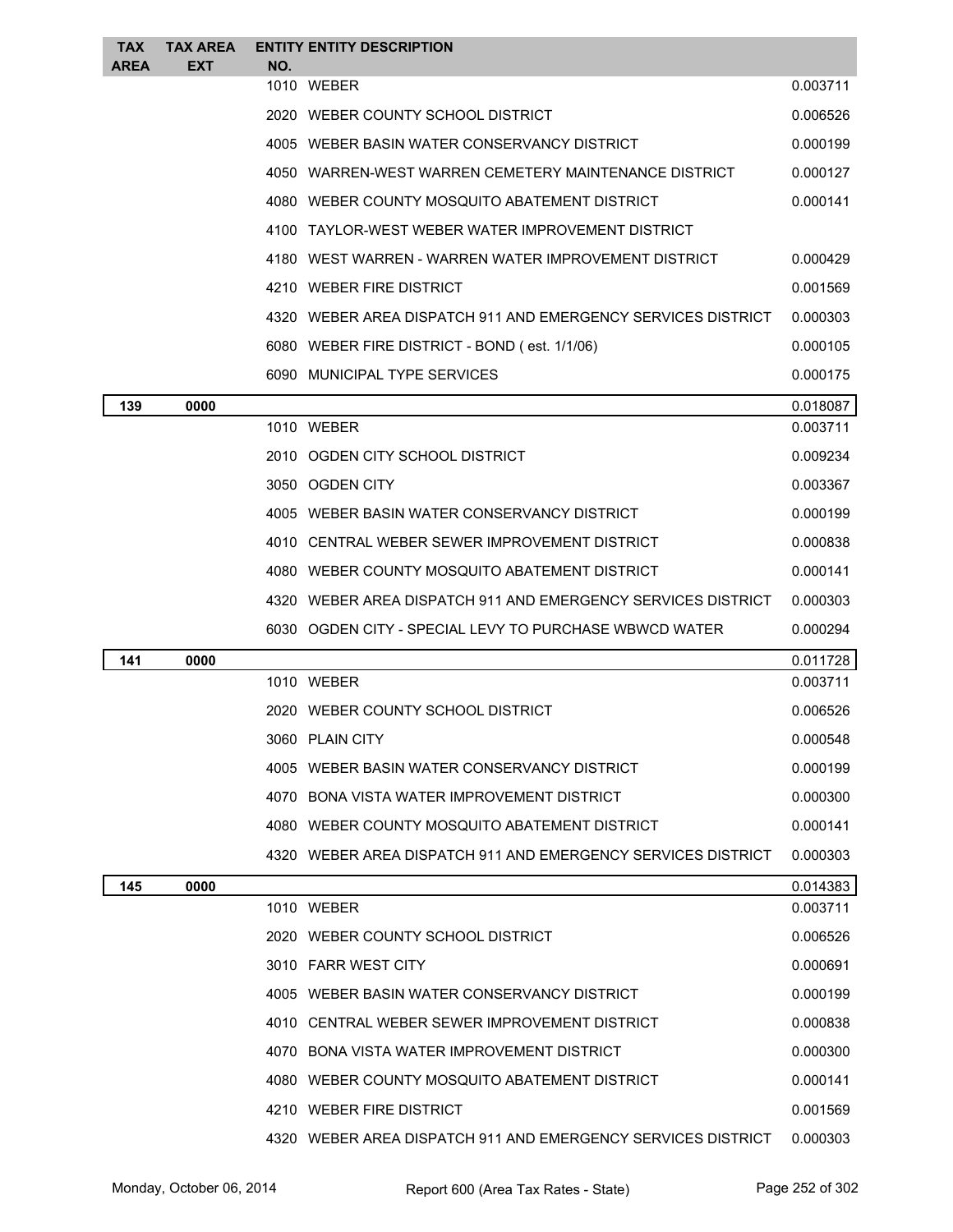| TAX AREA | TAX AREA EXT | ENTITY NO. | ENTITY DESCRIPTION | |
|---|---|---|---|---|
| | | 1010 | WEBER | 0.003711 |
| | | 2020 | WEBER COUNTY SCHOOL DISTRICT | 0.006526 |
| | | 4005 | WEBER BASIN WATER CONSERVANCY DISTRICT | 0.000199 |
| | | 4050 | WARREN-WEST WARREN CEMETERY MAINTENANCE DISTRICT | 0.000127 |
| | | 4080 | WEBER COUNTY MOSQUITO ABATEMENT DISTRICT | 0.000141 |
| | | 4100 | TAYLOR-WEST WEBER WATER IMPROVEMENT DISTRICT | |
| | | 4180 | WEST WARREN - WARREN WATER IMPROVEMENT DISTRICT | 0.000429 |
| | | 4210 | WEBER FIRE DISTRICT | 0.001569 |
| | | 4320 | WEBER AREA DISPATCH 911 AND EMERGENCY SERVICES DISTRICT | 0.000303 |
| | | 6080 | WEBER FIRE DISTRICT - BOND ( est. 1/1/06) | 0.000105 |
| | | 6090 | MUNICIPAL TYPE SERVICES | 0.000175 |
| **139** | **0000** | | | 0.018087 |
| | | 1010 | WEBER | 0.003711 |
| | | 2010 | OGDEN CITY SCHOOL DISTRICT | 0.009234 |
| | | 3050 | OGDEN CITY | 0.003367 |
| | | 4005 | WEBER BASIN WATER CONSERVANCY DISTRICT | 0.000199 |
| | | 4010 | CENTRAL WEBER SEWER IMPROVEMENT DISTRICT | 0.000838 |
| | | 4080 | WEBER COUNTY MOSQUITO ABATEMENT DISTRICT | 0.000141 |
| | | 4320 | WEBER AREA DISPATCH 911 AND EMERGENCY SERVICES DISTRICT | 0.000303 |
| | | 6030 | OGDEN CITY - SPECIAL LEVY TO PURCHASE WBWCD WATER | 0.000294 |
| **141** | **0000** | | | 0.011728 |
| | | 1010 | WEBER | 0.003711 |
| | | 2020 | WEBER COUNTY SCHOOL DISTRICT | 0.006526 |
| | | 3060 | PLAIN CITY | 0.000548 |
| | | 4005 | WEBER BASIN WATER CONSERVANCY DISTRICT | 0.000199 |
| | | 4070 | BONA VISTA WATER IMPROVEMENT DISTRICT | 0.000300 |
| | | 4080 | WEBER COUNTY MOSQUITO ABATEMENT DISTRICT | 0.000141 |
| | | 4320 | WEBER AREA DISPATCH 911 AND EMERGENCY SERVICES DISTRICT | 0.000303 |
| **145** | **0000** | | | 0.014383 |
| | | 1010 | WEBER | 0.003711 |
| | | 2020 | WEBER COUNTY SCHOOL DISTRICT | 0.006526 |
| | | 3010 | FARR WEST CITY | 0.000691 |
| | | 4005 | WEBER BASIN WATER CONSERVANCY DISTRICT | 0.000199 |
| | | 4010 | CENTRAL WEBER SEWER IMPROVEMENT DISTRICT | 0.000838 |
| | | 4070 | BONA VISTA WATER IMPROVEMENT DISTRICT | 0.000300 |
| | | 4080 | WEBER COUNTY MOSQUITO ABATEMENT DISTRICT | 0.000141 |
| | | 4210 | WEBER FIRE DISTRICT | 0.001569 |
| | | 4320 | WEBER AREA DISPATCH 911 AND EMERGENCY SERVICES DISTRICT | 0.000303 |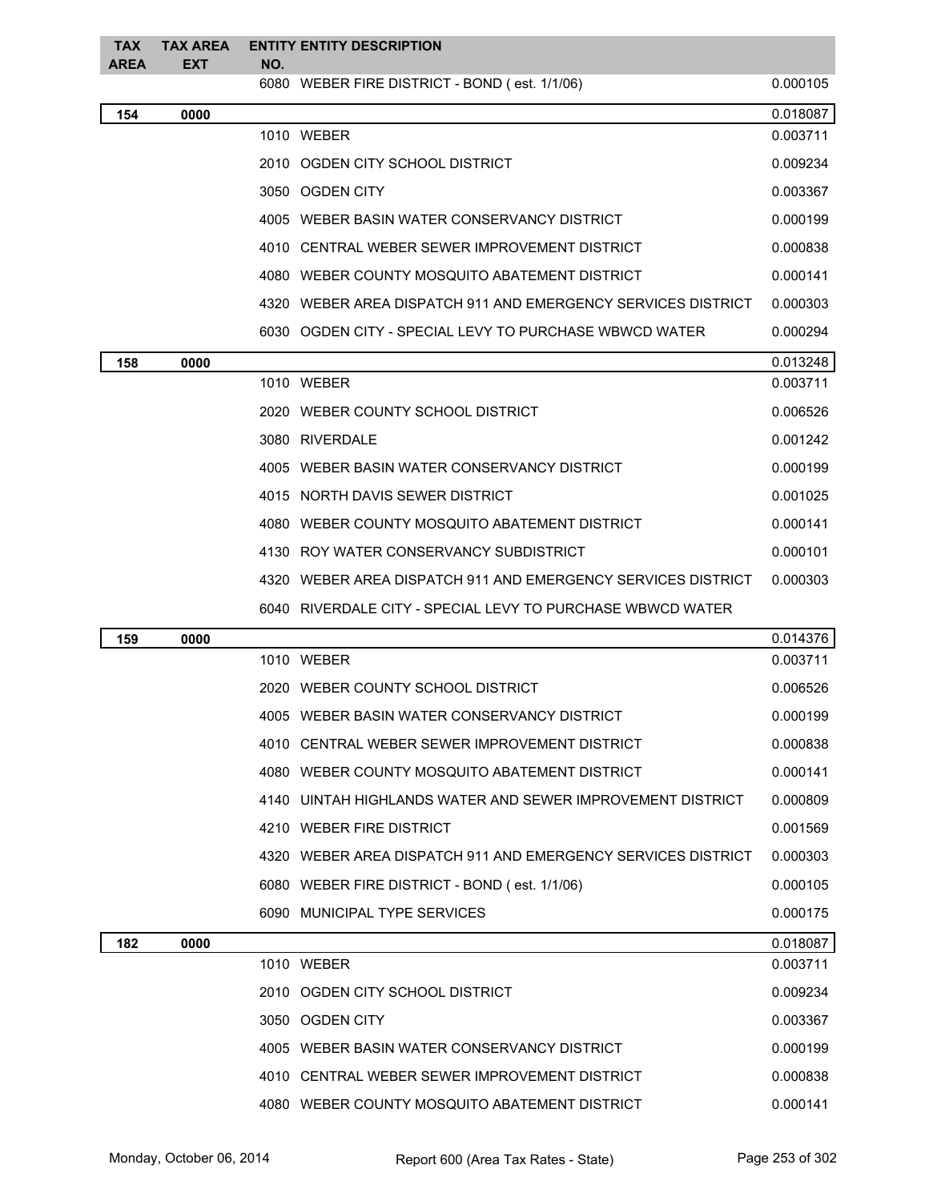| TAX AREA | TAX AREA EXT | ENTITY NO. | ENTITY DESCRIPTION | |
|---|---|---|---|---|
| | | 6080 | WEBER FIRE DISTRICT - BOND ( est. 1/1/06) | 0.000105 |
| **154** | **0000** | | | 0.018087 |
| | | 1010 | WEBER | 0.003711 |
| | | 2010 | OGDEN CITY SCHOOL DISTRICT | 0.009234 |
| | | 3050 | OGDEN CITY | 0.003367 |
| | | 4005 | WEBER BASIN WATER CONSERVANCY DISTRICT | 0.000199 |
| | | 4010 | CENTRAL WEBER SEWER IMPROVEMENT DISTRICT | 0.000838 |
| | | 4080 | WEBER COUNTY MOSQUITO ABATEMENT DISTRICT | 0.000141 |
| | | 4320 | WEBER AREA DISPATCH 911 AND EMERGENCY SERVICES DISTRICT | 0.000303 |
| | | 6030 | OGDEN CITY - SPECIAL LEVY TO PURCHASE WBWCD WATER | 0.000294 |
| **158** | **0000** | | | 0.013248 |
| | | 1010 | WEBER | 0.003711 |
| | | 2020 | WEBER COUNTY SCHOOL DISTRICT | 0.006526 |
| | | 3080 | RIVERDALE | 0.001242 |
| | | 4005 | WEBER BASIN WATER CONSERVANCY DISTRICT | 0.000199 |
| | | 4015 | NORTH DAVIS SEWER DISTRICT | 0.001025 |
| | | 4080 | WEBER COUNTY MOSQUITO ABATEMENT DISTRICT | 0.000141 |
| | | 4130 | ROY WATER CONSERVANCY SUBDISTRICT | 0.000101 |
| | | 4320 | WEBER AREA DISPATCH 911 AND EMERGENCY SERVICES DISTRICT | 0.000303 |
| | | 6040 | RIVERDALE CITY - SPECIAL LEVY TO PURCHASE WBWCD WATER | |
| **159** | **0000** | | | 0.014376 |
| | | 1010 | WEBER | 0.003711 |
| | | 2020 | WEBER COUNTY SCHOOL DISTRICT | 0.006526 |
| | | 4005 | WEBER BASIN WATER CONSERVANCY DISTRICT | 0.000199 |
| | | 4010 | CENTRAL WEBER SEWER IMPROVEMENT DISTRICT | 0.000838 |
| | | 4080 | WEBER COUNTY MOSQUITO ABATEMENT DISTRICT | 0.000141 |
| | | 4140 | UINTAH HIGHLANDS WATER AND SEWER IMPROVEMENT DISTRICT | 0.000809 |
| | | 4210 | WEBER FIRE DISTRICT | 0.001569 |
| | | 4320 | WEBER AREA DISPATCH 911 AND EMERGENCY SERVICES DISTRICT | 0.000303 |
| | | 6080 | WEBER FIRE DISTRICT - BOND ( est. 1/1/06) | 0.000105 |
| | | 6090 | MUNICIPAL TYPE SERVICES | 0.000175 |
| **182** | **0000** | | | 0.018087 |
| | | 1010 | WEBER | 0.003711 |
| | | 2010 | OGDEN CITY SCHOOL DISTRICT | 0.009234 |
| | | 3050 | OGDEN CITY | 0.003367 |
| | | 4005 | WEBER BASIN WATER CONSERVANCY DISTRICT | 0.000199 |
| | | 4010 | CENTRAL WEBER SEWER IMPROVEMENT DISTRICT | 0.000838 |
| | | 4080 | WEBER COUNTY MOSQUITO ABATEMENT DISTRICT | 0.000141 |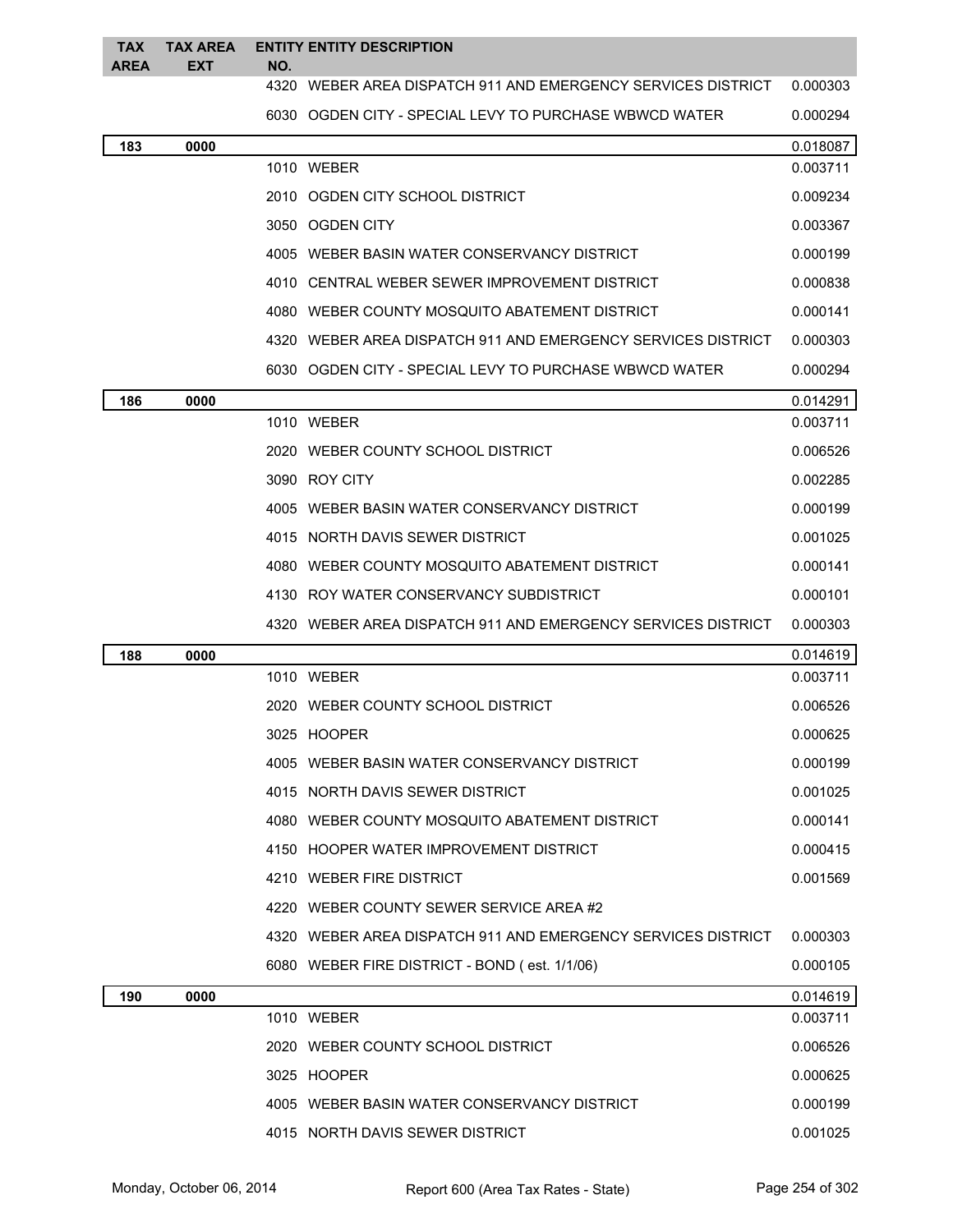| TAX AREA | TAX AREA EXT | ENTITY NO. | ENTITY DESCRIPTION | |
|---|---|---|---|---|
| | | 4320 | WEBER AREA DISPATCH 911 AND EMERGENCY SERVICES DISTRICT | 0.000303 |
| | | 6030 | OGDEN CITY - SPECIAL LEVY TO PURCHASE WBWCD WATER | 0.000294 |
| **183** | **0000** | | | 0.018087 |
| | | 1010 | WEBER | 0.003711 |
| | | 2010 | OGDEN CITY SCHOOL DISTRICT | 0.009234 |
| | | 3050 | OGDEN CITY | 0.003367 |
| | | 4005 | WEBER BASIN WATER CONSERVANCY DISTRICT | 0.000199 |
| | | 4010 | CENTRAL WEBER SEWER IMPROVEMENT DISTRICT | 0.000838 |
| | | 4080 | WEBER COUNTY MOSQUITO ABATEMENT DISTRICT | 0.000141 |
| | | 4320 | WEBER AREA DISPATCH 911 AND EMERGENCY SERVICES DISTRICT | 0.000303 |
| | | 6030 | OGDEN CITY - SPECIAL LEVY TO PURCHASE WBWCD WATER | 0.000294 |
| **186** | **0000** | | | 0.014291 |
| | | 1010 | WEBER | 0.003711 |
| | | 2020 | WEBER COUNTY SCHOOL DISTRICT | 0.006526 |
| | | 3090 | ROY CITY | 0.002285 |
| | | 4005 | WEBER BASIN WATER CONSERVANCY DISTRICT | 0.000199 |
| | | 4015 | NORTH DAVIS SEWER DISTRICT | 0.001025 |
| | | 4080 | WEBER COUNTY MOSQUITO ABATEMENT DISTRICT | 0.000141 |
| | | 4130 | ROY WATER CONSERVANCY SUBDISTRICT | 0.000101 |
| | | 4320 | WEBER AREA DISPATCH 911 AND EMERGENCY SERVICES DISTRICT | 0.000303 |
| **188** | **0000** | | | 0.014619 |
| | | 1010 | WEBER | 0.003711 |
| | | 2020 | WEBER COUNTY SCHOOL DISTRICT | 0.006526 |
| | | 3025 | HOOPER | 0.000625 |
| | | 4005 | WEBER BASIN WATER CONSERVANCY DISTRICT | 0.000199 |
| | | 4015 | NORTH DAVIS SEWER DISTRICT | 0.001025 |
| | | 4080 | WEBER COUNTY MOSQUITO ABATEMENT DISTRICT | 0.000141 |
| | | 4150 | HOOPER WATER IMPROVEMENT DISTRICT | 0.000415 |
| | | 4210 | WEBER FIRE DISTRICT | 0.001569 |
| | | 4220 | WEBER COUNTY SEWER SERVICE AREA #2 | |
| | | 4320 | WEBER AREA DISPATCH 911 AND EMERGENCY SERVICES DISTRICT | 0.000303 |
| | | 6080 | WEBER FIRE DISTRICT - BOND ( est. 1/1/06) | 0.000105 |
| **190** | **0000** | | | 0.014619 |
| | | 1010 | WEBER | 0.003711 |
| | | 2020 | WEBER COUNTY SCHOOL DISTRICT | 0.006526 |
| | | 3025 | HOOPER | 0.000625 |
| | | 4005 | WEBER BASIN WATER CONSERVANCY DISTRICT | 0.000199 |
| | | 4015 | NORTH DAVIS SEWER DISTRICT | 0.001025 |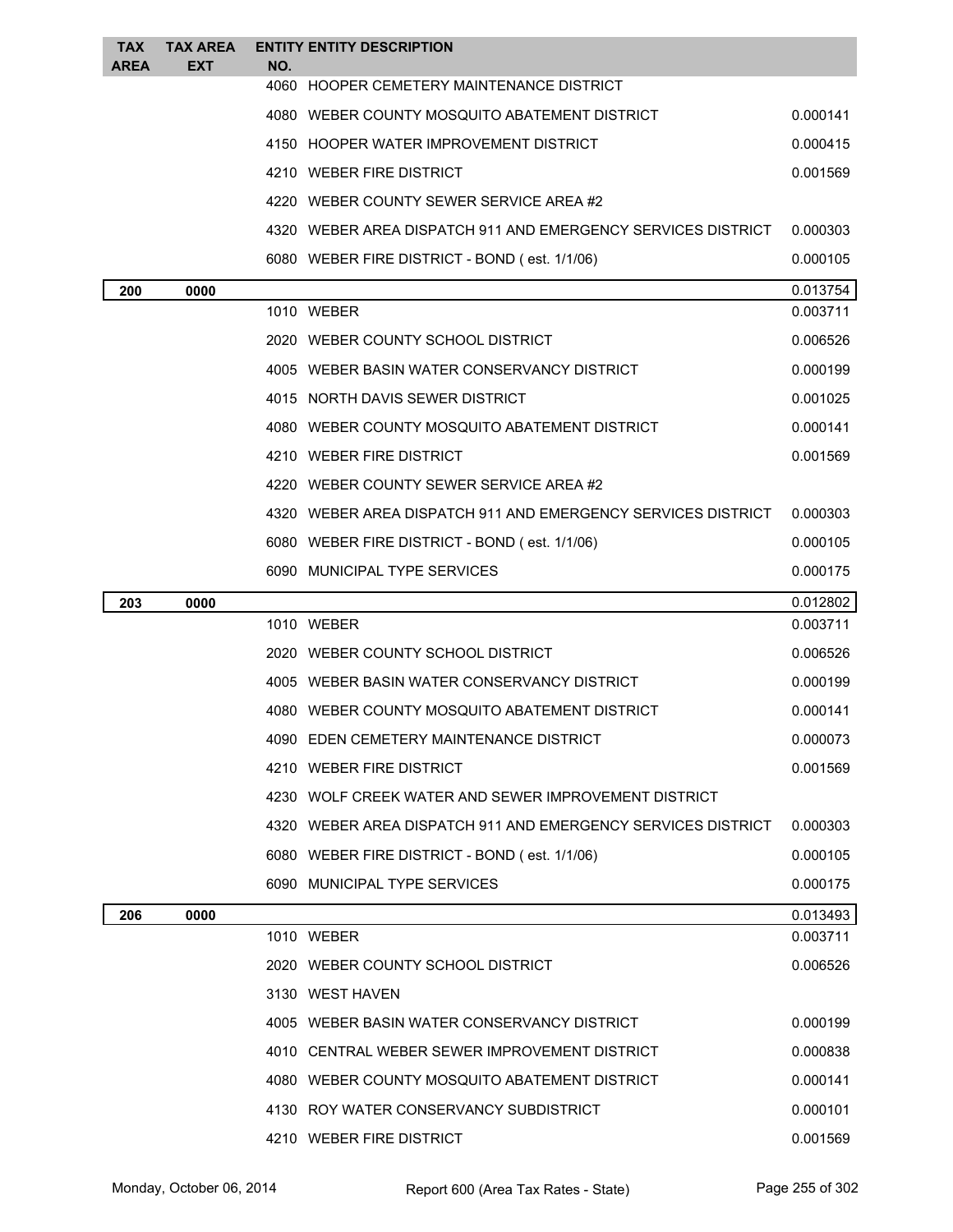| TAX AREA | TAX AREA EXT | ENTITY NO. | ENTITY DESCRIPTION | |
|---|---|---|---|---|
| | | 4060 | HOOPER CEMETERY MAINTENANCE DISTRICT | |
| | | 4080 | WEBER COUNTY MOSQUITO ABATEMENT DISTRICT | 0.000141 |
| | | 4150 | HOOPER WATER IMPROVEMENT DISTRICT | 0.000415 |
| | | 4210 | WEBER FIRE DISTRICT | 0.001569 |
| | | 4220 | WEBER COUNTY SEWER SERVICE AREA #2 | |
| | | 4320 | WEBER AREA DISPATCH 911 AND EMERGENCY SERVICES DISTRICT | 0.000303 |
| | | 6080 | WEBER FIRE DISTRICT - BOND ( est. 1/1/06) | 0.000105 |
| **200** | **0000** | | | 0.013754 |
| | | 1010 | WEBER | 0.003711 |
| | | 2020 | WEBER COUNTY SCHOOL DISTRICT | 0.006526 |
| | | 4005 | WEBER BASIN WATER CONSERVANCY DISTRICT | 0.000199 |
| | | 4015 | NORTH DAVIS SEWER DISTRICT | 0.001025 |
| | | 4080 | WEBER COUNTY MOSQUITO ABATEMENT DISTRICT | 0.000141 |
| | | 4210 | WEBER FIRE DISTRICT | 0.001569 |
| | | 4220 | WEBER COUNTY SEWER SERVICE AREA #2 | |
| | | 4320 | WEBER AREA DISPATCH 911 AND EMERGENCY SERVICES DISTRICT | 0.000303 |
| | | 6080 | WEBER FIRE DISTRICT - BOND ( est. 1/1/06) | 0.000105 |
| | | 6090 | MUNICIPAL TYPE SERVICES | 0.000175 |
| **203** | **0000** | | | 0.012802 |
| | | 1010 | WEBER | 0.003711 |
| | | 2020 | WEBER COUNTY SCHOOL DISTRICT | 0.006526 |
| | | 4005 | WEBER BASIN WATER CONSERVANCY DISTRICT | 0.000199 |
| | | 4080 | WEBER COUNTY MOSQUITO ABATEMENT DISTRICT | 0.000141 |
| | | 4090 | EDEN CEMETERY MAINTENANCE DISTRICT | 0.000073 |
| | | 4210 | WEBER FIRE DISTRICT | 0.001569 |
| | | 4230 | WOLF CREEK WATER AND SEWER IMPROVEMENT DISTRICT | |
| | | 4320 | WEBER AREA DISPATCH 911 AND EMERGENCY SERVICES DISTRICT | 0.000303 |
| | | 6080 | WEBER FIRE DISTRICT - BOND ( est. 1/1/06) | 0.000105 |
| | | 6090 | MUNICIPAL TYPE SERVICES | 0.000175 |
| **206** | **0000** | | | 0.013493 |
| | | 1010 | WEBER | 0.003711 |
| | | 2020 | WEBER COUNTY SCHOOL DISTRICT | 0.006526 |
| | | 3130 | WEST HAVEN | |
| | | 4005 | WEBER BASIN WATER CONSERVANCY DISTRICT | 0.000199 |
| | | 4010 | CENTRAL WEBER SEWER IMPROVEMENT DISTRICT | 0.000838 |
| | | 4080 | WEBER COUNTY MOSQUITO ABATEMENT DISTRICT | 0.000141 |
| | | 4130 | ROY WATER CONSERVANCY SUBDISTRICT | 0.000101 |
| | | 4210 | WEBER FIRE DISTRICT | 0.001569 |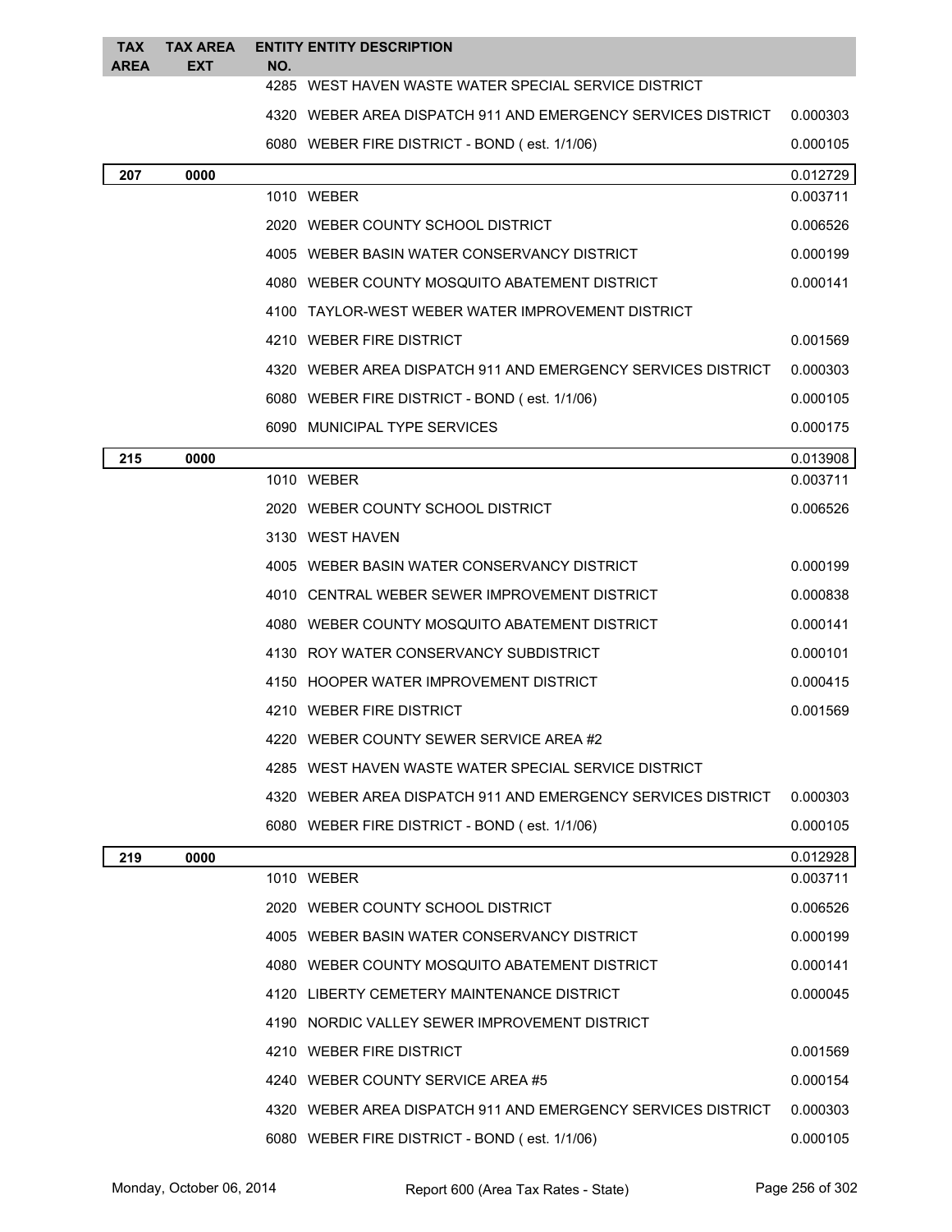| TAX AREA | TAX AREA EXT | ENTITY NO. | ENTITY DESCRIPTION | |
|---|---|---|---|---|
| | | 4285 | WEST HAVEN WASTE WATER SPECIAL SERVICE DISTRICT | |
| | | 4320 | WEBER AREA DISPATCH 911 AND EMERGENCY SERVICES DISTRICT | 0.000303 |
| | | 6080 | WEBER FIRE DISTRICT - BOND ( est. 1/1/06) | 0.000105 |
| **207** | **0000** | | | 0.012729 |
| | | 1010 | WEBER | 0.003711 |
| | | 2020 | WEBER COUNTY SCHOOL DISTRICT | 0.006526 |
| | | 4005 | WEBER BASIN WATER CONSERVANCY DISTRICT | 0.000199 |
| | | 4080 | WEBER COUNTY MOSQUITO ABATEMENT DISTRICT | 0.000141 |
| | | 4100 | TAYLOR-WEST WEBER WATER IMPROVEMENT DISTRICT | |
| | | 4210 | WEBER FIRE DISTRICT | 0.001569 |
| | | 4320 | WEBER AREA DISPATCH 911 AND EMERGENCY SERVICES DISTRICT | 0.000303 |
| | | 6080 | WEBER FIRE DISTRICT - BOND ( est. 1/1/06) | 0.000105 |
| | | 6090 | MUNICIPAL TYPE SERVICES | 0.000175 |
| **215** | **0000** | | | 0.013908 |
| | | 1010 | WEBER | 0.003711 |
| | | 2020 | WEBER COUNTY SCHOOL DISTRICT | 0.006526 |
| | | 3130 | WEST HAVEN | |
| | | 4005 | WEBER BASIN WATER CONSERVANCY DISTRICT | 0.000199 |
| | | 4010 | CENTRAL WEBER SEWER IMPROVEMENT DISTRICT | 0.000838 |
| | | 4080 | WEBER COUNTY MOSQUITO ABATEMENT DISTRICT | 0.000141 |
| | | 4130 | ROY WATER CONSERVANCY SUBDISTRICT | 0.000101 |
| | | 4150 | HOOPER WATER IMPROVEMENT DISTRICT | 0.000415 |
| | | 4210 | WEBER FIRE DISTRICT | 0.001569 |
| | | 4220 | WEBER COUNTY SEWER SERVICE AREA #2 | |
| | | 4285 | WEST HAVEN WASTE WATER SPECIAL SERVICE DISTRICT | |
| | | 4320 | WEBER AREA DISPATCH 911 AND EMERGENCY SERVICES DISTRICT | 0.000303 |
| | | 6080 | WEBER FIRE DISTRICT - BOND ( est. 1/1/06) | 0.000105 |
| **219** | **0000** | | | 0.012928 |
| | | 1010 | WEBER | 0.003711 |
| | | 2020 | WEBER COUNTY SCHOOL DISTRICT | 0.006526 |
| | | 4005 | WEBER BASIN WATER CONSERVANCY DISTRICT | 0.000199 |
| | | 4080 | WEBER COUNTY MOSQUITO ABATEMENT DISTRICT | 0.000141 |
| | | 4120 | LIBERTY CEMETERY MAINTENANCE DISTRICT | 0.000045 |
| | | 4190 | NORDIC VALLEY SEWER IMPROVEMENT DISTRICT | |
| | | 4210 | WEBER FIRE DISTRICT | 0.001569 |
| | | 4240 | WEBER COUNTY SERVICE AREA #5 | 0.000154 |
| | | 4320 | WEBER AREA DISPATCH 911 AND EMERGENCY SERVICES DISTRICT | 0.000303 |
| | | 6080 | WEBER FIRE DISTRICT - BOND ( est. 1/1/06) | 0.000105 |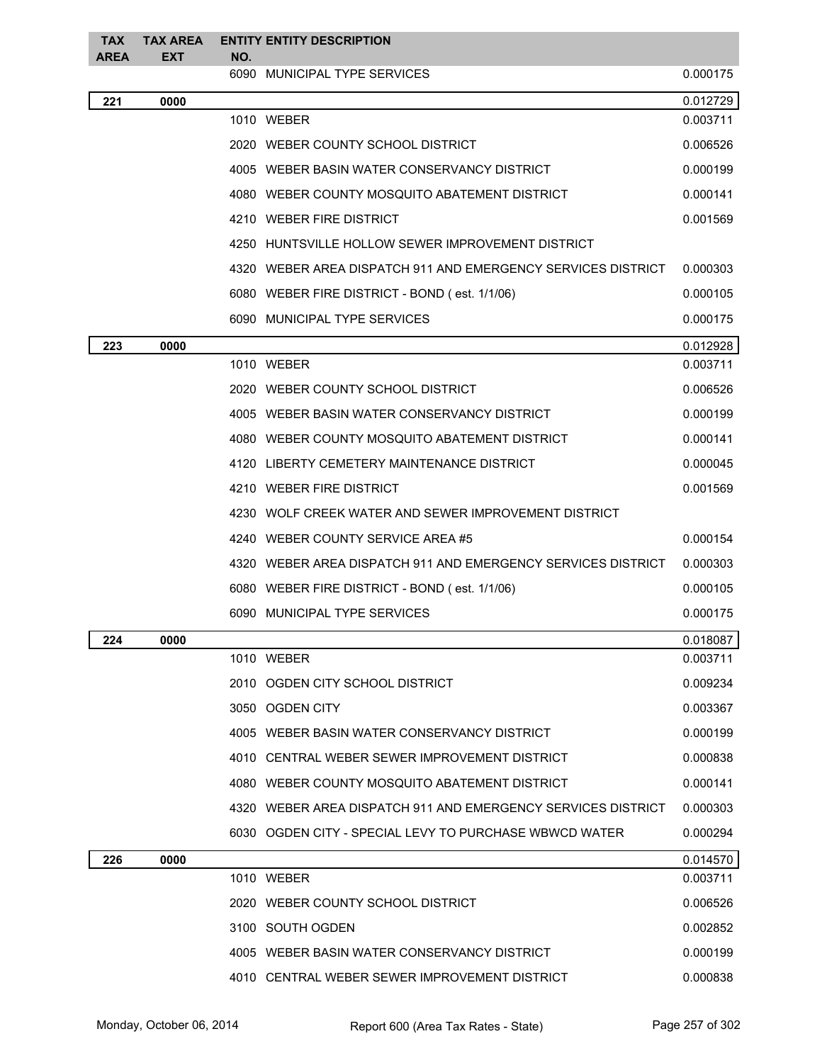| TAX AREA | TAX AREA EXT | ENTITY NO. | ENTITY DESCRIPTION | |
|---|---|---|---|---|
| | | 6090 | MUNICIPAL TYPE SERVICES | 0.000175 |
| **221** | **0000** | | | 0.012729 |
| | | 1010 | WEBER | 0.003711 |
| | | 2020 | WEBER COUNTY SCHOOL DISTRICT | 0.006526 |
| | | 4005 | WEBER BASIN WATER CONSERVANCY DISTRICT | 0.000199 |
| | | 4080 | WEBER COUNTY MOSQUITO ABATEMENT DISTRICT | 0.000141 |
| | | 4210 | WEBER FIRE DISTRICT | 0.001569 |
| | | 4250 | HUNTSVILLE HOLLOW SEWER IMPROVEMENT DISTRICT | |
| | | 4320 | WEBER AREA DISPATCH 911 AND EMERGENCY SERVICES DISTRICT | 0.000303 |
| | | 6080 | WEBER FIRE DISTRICT - BOND ( est. 1/1/06) | 0.000105 |
| | | 6090 | MUNICIPAL TYPE SERVICES | 0.000175 |
| **223** | **0000** | | | 0.012928 |
| | | 1010 | WEBER | 0.003711 |
| | | 2020 | WEBER COUNTY SCHOOL DISTRICT | 0.006526 |
| | | 4005 | WEBER BASIN WATER CONSERVANCY DISTRICT | 0.000199 |
| | | 4080 | WEBER COUNTY MOSQUITO ABATEMENT DISTRICT | 0.000141 |
| | | 4120 | LIBERTY CEMETERY MAINTENANCE DISTRICT | 0.000045 |
| | | 4210 | WEBER FIRE DISTRICT | 0.001569 |
| | | 4230 | WOLF CREEK WATER AND SEWER IMPROVEMENT DISTRICT | |
| | | 4240 | WEBER COUNTY SERVICE AREA #5 | 0.000154 |
| | | 4320 | WEBER AREA DISPATCH 911 AND EMERGENCY SERVICES DISTRICT | 0.000303 |
| | | 6080 | WEBER FIRE DISTRICT - BOND ( est. 1/1/06) | 0.000105 |
| | | 6090 | MUNICIPAL TYPE SERVICES | 0.000175 |
| **224** | **0000** | | | 0.018087 |
| | | 1010 | WEBER | 0.003711 |
| | | 2010 | OGDEN CITY SCHOOL DISTRICT | 0.009234 |
| | | 3050 | OGDEN CITY | 0.003367 |
| | | 4005 | WEBER BASIN WATER CONSERVANCY DISTRICT | 0.000199 |
| | | 4010 | CENTRAL WEBER SEWER IMPROVEMENT DISTRICT | 0.000838 |
| | | 4080 | WEBER COUNTY MOSQUITO ABATEMENT DISTRICT | 0.000141 |
| | | 4320 | WEBER AREA DISPATCH 911 AND EMERGENCY SERVICES DISTRICT | 0.000303 |
| | | 6030 | OGDEN CITY - SPECIAL LEVY TO PURCHASE WBWCD WATER | 0.000294 |
| **226** | **0000** | | | 0.014570 |
| | | 1010 | WEBER | 0.003711 |
| | | 2020 | WEBER COUNTY SCHOOL DISTRICT | 0.006526 |
| | | 3100 | SOUTH OGDEN | 0.002852 |
| | | 4005 | WEBER BASIN WATER CONSERVANCY DISTRICT | 0.000199 |
| | | 4010 | CENTRAL WEBER SEWER IMPROVEMENT DISTRICT | 0.000838 |

Monday, October 06, 2014 — Report 600 (Area Tax Rates - State)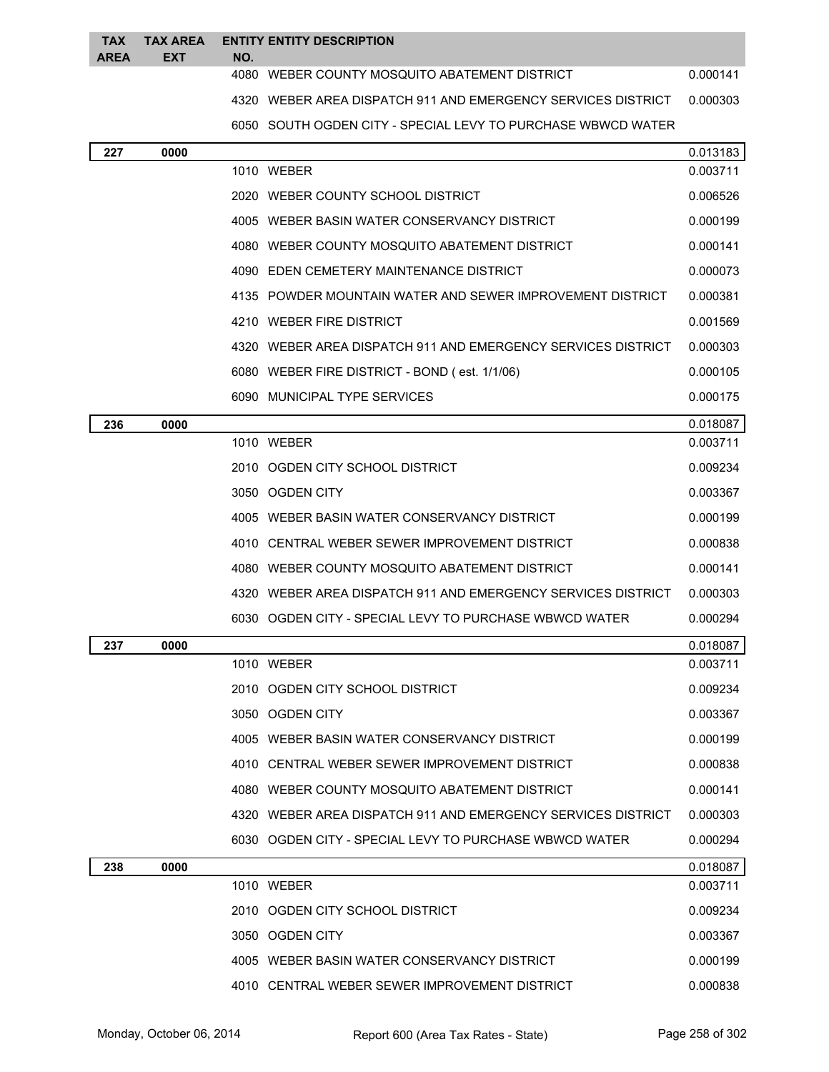| TAX AREA | TAX AREA EXT | ENTITY NO. | ENTITY DESCRIPTION | |
|---|---|---|---|---|
| | | 4080 | WEBER COUNTY MOSQUITO ABATEMENT DISTRICT | 0.000141 |
| | | 4320 | WEBER AREA DISPATCH 911 AND EMERGENCY SERVICES DISTRICT | 0.000303 |
| | | 6050 | SOUTH OGDEN CITY - SPECIAL LEVY TO PURCHASE WBWCD WATER | |
| **227** | **0000** | | | 0.013183 |
| | | 1010 | WEBER | 0.003711 |
| | | 2020 | WEBER COUNTY SCHOOL DISTRICT | 0.006526 |
| | | 4005 | WEBER BASIN WATER CONSERVANCY DISTRICT | 0.000199 |
| | | 4080 | WEBER COUNTY MOSQUITO ABATEMENT DISTRICT | 0.000141 |
| | | 4090 | EDEN CEMETERY MAINTENANCE DISTRICT | 0.000073 |
| | | 4135 | POWDER MOUNTAIN WATER AND SEWER IMPROVEMENT DISTRICT | 0.000381 |
| | | 4210 | WEBER FIRE DISTRICT | 0.001569 |
| | | 4320 | WEBER AREA DISPATCH 911 AND EMERGENCY SERVICES DISTRICT | 0.000303 |
| | | 6080 | WEBER FIRE DISTRICT - BOND ( est. 1/1/06) | 0.000105 |
| | | 6090 | MUNICIPAL TYPE SERVICES | 0.000175 |
| **236** | **0000** | | | 0.018087 |
| | | 1010 | WEBER | 0.003711 |
| | | 2010 | OGDEN CITY SCHOOL DISTRICT | 0.009234 |
| | | 3050 | OGDEN CITY | 0.003367 |
| | | 4005 | WEBER BASIN WATER CONSERVANCY DISTRICT | 0.000199 |
| | | 4010 | CENTRAL WEBER SEWER IMPROVEMENT DISTRICT | 0.000838 |
| | | 4080 | WEBER COUNTY MOSQUITO ABATEMENT DISTRICT | 0.000141 |
| | | 4320 | WEBER AREA DISPATCH 911 AND EMERGENCY SERVICES DISTRICT | 0.000303 |
| | | 6030 | OGDEN CITY - SPECIAL LEVY TO PURCHASE WBWCD WATER | 0.000294 |
| **237** | **0000** | | | 0.018087 |
| | | 1010 | WEBER | 0.003711 |
| | | 2010 | OGDEN CITY SCHOOL DISTRICT | 0.009234 |
| | | 3050 | OGDEN CITY | 0.003367 |
| | | 4005 | WEBER BASIN WATER CONSERVANCY DISTRICT | 0.000199 |
| | | 4010 | CENTRAL WEBER SEWER IMPROVEMENT DISTRICT | 0.000838 |
| | | 4080 | WEBER COUNTY MOSQUITO ABATEMENT DISTRICT | 0.000141 |
| | | 4320 | WEBER AREA DISPATCH 911 AND EMERGENCY SERVICES DISTRICT | 0.000303 |
| | | 6030 | OGDEN CITY - SPECIAL LEVY TO PURCHASE WBWCD WATER | 0.000294 |
| **238** | **0000** | | | 0.018087 |
| | | 1010 | WEBER | 0.003711 |
| | | 2010 | OGDEN CITY SCHOOL DISTRICT | 0.009234 |
| | | 3050 | OGDEN CITY | 0.003367 |
| | | 4005 | WEBER BASIN WATER CONSERVANCY DISTRICT | 0.000199 |
| | | 4010 | CENTRAL WEBER SEWER IMPROVEMENT DISTRICT | 0.000838 |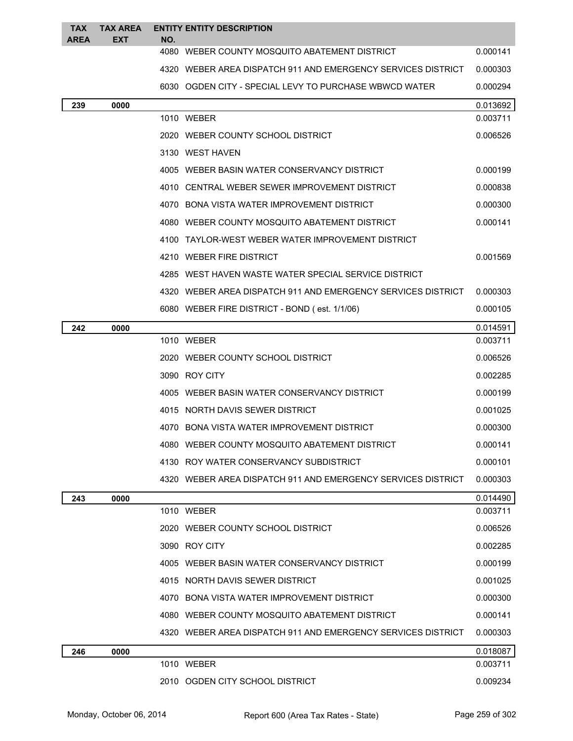| TAX AREA | TAX AREA EXT | ENTITY NO. | ENTITY DESCRIPTION | |
|---|---|---|---|---|
| | | 4080 | WEBER COUNTY MOSQUITO ABATEMENT DISTRICT | 0.000141 |
| | | 4320 | WEBER AREA DISPATCH 911 AND EMERGENCY SERVICES DISTRICT | 0.000303 |
| | | 6030 | OGDEN CITY - SPECIAL LEVY TO PURCHASE WBWCD WATER | 0.000294 |
| **239** | **0000** | | | 0.013692 |
| | | 1010 | WEBER | 0.003711 |
| | | 2020 | WEBER COUNTY SCHOOL DISTRICT | 0.006526 |
| | | 3130 | WEST HAVEN | |
| | | 4005 | WEBER BASIN WATER CONSERVANCY DISTRICT | 0.000199 |
| | | 4010 | CENTRAL WEBER SEWER IMPROVEMENT DISTRICT | 0.000838 |
| | | 4070 | BONA VISTA WATER IMPROVEMENT DISTRICT | 0.000300 |
| | | 4080 | WEBER COUNTY MOSQUITO ABATEMENT DISTRICT | 0.000141 |
| | | 4100 | TAYLOR-WEST WEBER WATER IMPROVEMENT DISTRICT | |
| | | 4210 | WEBER FIRE DISTRICT | 0.001569 |
| | | 4285 | WEST HAVEN WASTE WATER SPECIAL SERVICE DISTRICT | |
| | | 4320 | WEBER AREA DISPATCH 911 AND EMERGENCY SERVICES DISTRICT | 0.000303 |
| | | 6080 | WEBER FIRE DISTRICT - BOND ( est. 1/1/06) | 0.000105 |
| **242** | **0000** | | | 0.014591 |
| | | 1010 | WEBER | 0.003711 |
| | | 2020 | WEBER COUNTY SCHOOL DISTRICT | 0.006526 |
| | | 3090 | ROY CITY | 0.002285 |
| | | 4005 | WEBER BASIN WATER CONSERVANCY DISTRICT | 0.000199 |
| | | 4015 | NORTH DAVIS SEWER DISTRICT | 0.001025 |
| | | 4070 | BONA VISTA WATER IMPROVEMENT DISTRICT | 0.000300 |
| | | 4080 | WEBER COUNTY MOSQUITO ABATEMENT DISTRICT | 0.000141 |
| | | 4130 | ROY WATER CONSERVANCY SUBDISTRICT | 0.000101 |
| | | 4320 | WEBER AREA DISPATCH 911 AND EMERGENCY SERVICES DISTRICT | 0.000303 |
| **243** | **0000** | | | 0.014490 |
| | | 1010 | WEBER | 0.003711 |
| | | 2020 | WEBER COUNTY SCHOOL DISTRICT | 0.006526 |
| | | 3090 | ROY CITY | 0.002285 |
| | | 4005 | WEBER BASIN WATER CONSERVANCY DISTRICT | 0.000199 |
| | | 4015 | NORTH DAVIS SEWER DISTRICT | 0.001025 |
| | | 4070 | BONA VISTA WATER IMPROVEMENT DISTRICT | 0.000300 |
| | | 4080 | WEBER COUNTY MOSQUITO ABATEMENT DISTRICT | 0.000141 |
| | | 4320 | WEBER AREA DISPATCH 911 AND EMERGENCY SERVICES DISTRICT | 0.000303 |
| **246** | **0000** | | | 0.018087 |
| | | 1010 | WEBER | 0.003711 |
| | | 2010 | OGDEN CITY SCHOOL DISTRICT | 0.009234 |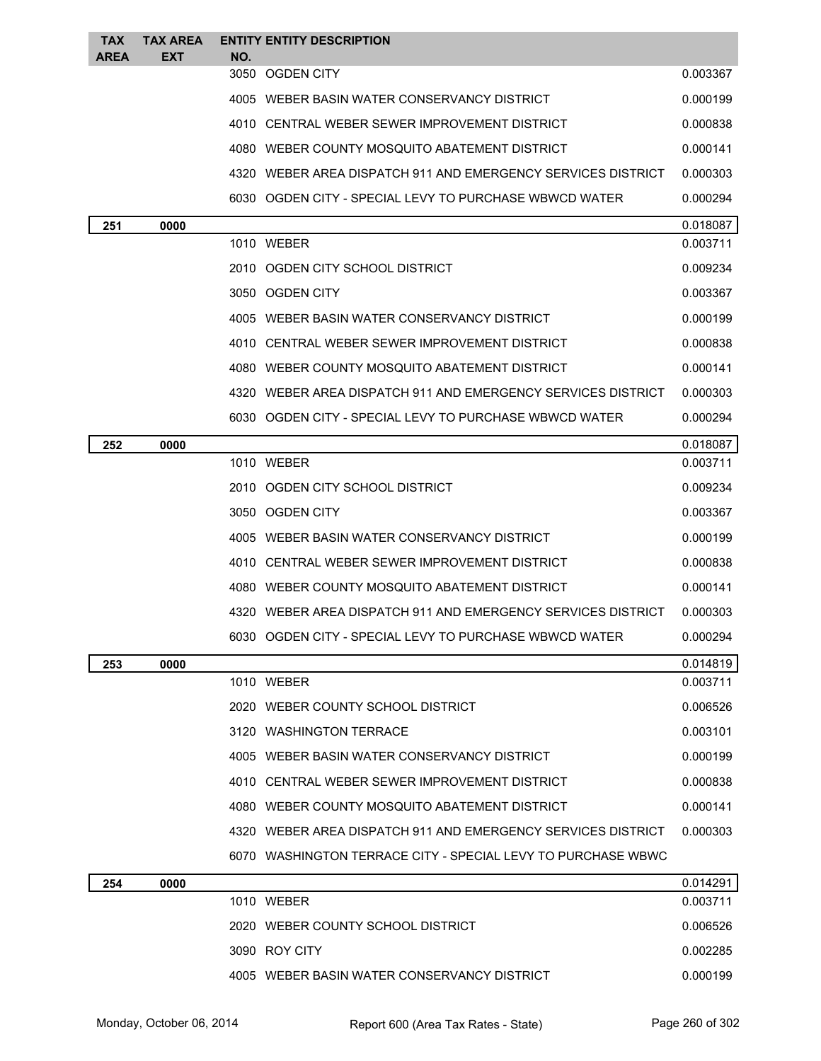| TAX AREA | TAX AREA EXT | ENTITY NO. | ENTITY DESCRIPTION | |
|---|---|---|---|---|
| | | 3050 | OGDEN CITY | 0.003367 |
| | | 4005 | WEBER BASIN WATER CONSERVANCY DISTRICT | 0.000199 |
| | | 4010 | CENTRAL WEBER SEWER IMPROVEMENT DISTRICT | 0.000838 |
| | | 4080 | WEBER COUNTY MOSQUITO ABATEMENT DISTRICT | 0.000141 |
| | | 4320 | WEBER AREA DISPATCH 911 AND EMERGENCY SERVICES DISTRICT | 0.000303 |
| | | 6030 | OGDEN CITY - SPECIAL LEVY TO PURCHASE WBWCD WATER | 0.000294 |
| **251** | **0000** | | | 0.018087 |
| | | 1010 | WEBER | 0.003711 |
| | | 2010 | OGDEN CITY SCHOOL DISTRICT | 0.009234 |
| | | 3050 | OGDEN CITY | 0.003367 |
| | | 4005 | WEBER BASIN WATER CONSERVANCY DISTRICT | 0.000199 |
| | | 4010 | CENTRAL WEBER SEWER IMPROVEMENT DISTRICT | 0.000838 |
| | | 4080 | WEBER COUNTY MOSQUITO ABATEMENT DISTRICT | 0.000141 |
| | | 4320 | WEBER AREA DISPATCH 911 AND EMERGENCY SERVICES DISTRICT | 0.000303 |
| | | 6030 | OGDEN CITY - SPECIAL LEVY TO PURCHASE WBWCD WATER | 0.000294 |
| **252** | **0000** | | | 0.018087 |
| | | 1010 | WEBER | 0.003711 |
| | | 2010 | OGDEN CITY SCHOOL DISTRICT | 0.009234 |
| | | 3050 | OGDEN CITY | 0.003367 |
| | | 4005 | WEBER BASIN WATER CONSERVANCY DISTRICT | 0.000199 |
| | | 4010 | CENTRAL WEBER SEWER IMPROVEMENT DISTRICT | 0.000838 |
| | | 4080 | WEBER COUNTY MOSQUITO ABATEMENT DISTRICT | 0.000141 |
| | | 4320 | WEBER AREA DISPATCH 911 AND EMERGENCY SERVICES DISTRICT | 0.000303 |
| | | 6030 | OGDEN CITY - SPECIAL LEVY TO PURCHASE WBWCD WATER | 0.000294 |
| **253** | **0000** | | | 0.014819 |
| | | 1010 | WEBER | 0.003711 |
| | | 2020 | WEBER COUNTY SCHOOL DISTRICT | 0.006526 |
| | | 3120 | WASHINGTON TERRACE | 0.003101 |
| | | 4005 | WEBER BASIN WATER CONSERVANCY DISTRICT | 0.000199 |
| | | 4010 | CENTRAL WEBER SEWER IMPROVEMENT DISTRICT | 0.000838 |
| | | 4080 | WEBER COUNTY MOSQUITO ABATEMENT DISTRICT | 0.000141 |
| | | 4320 | WEBER AREA DISPATCH 911 AND EMERGENCY SERVICES DISTRICT | 0.000303 |
| | | 6070 | WASHINGTON TERRACE CITY - SPECIAL LEVY TO PURCHASE WBWC | |
| **254** | **0000** | | | 0.014291 |
| | | 1010 | WEBER | 0.003711 |
| | | 2020 | WEBER COUNTY SCHOOL DISTRICT | 0.006526 |
| | | 3090 | ROY CITY | 0.002285 |
| | | 4005 | WEBER BASIN WATER CONSERVANCY DISTRICT | 0.000199 |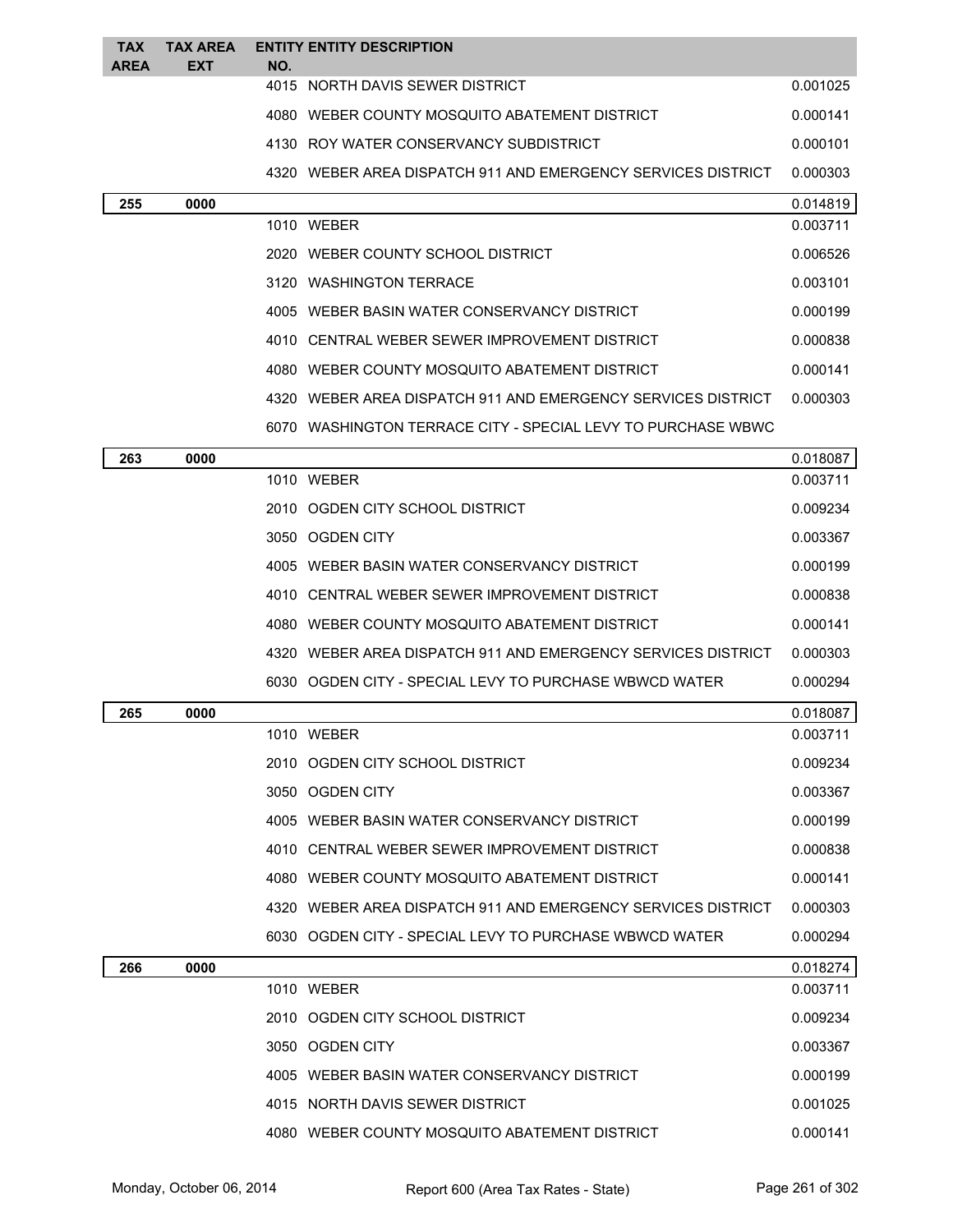| TAX AREA | TAX AREA EXT | ENTITY NO. | ENTITY DESCRIPTION | |
|---|---|---|---|---|
| | | 4015 | NORTH DAVIS SEWER DISTRICT | 0.001025 |
| | | 4080 | WEBER COUNTY MOSQUITO ABATEMENT DISTRICT | 0.000141 |
| | | 4130 | ROY WATER CONSERVANCY SUBDISTRICT | 0.000101 |
| | | 4320 | WEBER AREA DISPATCH 911 AND EMERGENCY SERVICES DISTRICT | 0.000303 |
| **255** | **0000** | | | 0.014819 |
| | | 1010 | WEBER | 0.003711 |
| | | 2020 | WEBER COUNTY SCHOOL DISTRICT | 0.006526 |
| | | 3120 | WASHINGTON TERRACE | 0.003101 |
| | | 4005 | WEBER BASIN WATER CONSERVANCY DISTRICT | 0.000199 |
| | | 4010 | CENTRAL WEBER SEWER IMPROVEMENT DISTRICT | 0.000838 |
| | | 4080 | WEBER COUNTY MOSQUITO ABATEMENT DISTRICT | 0.000141 |
| | | 4320 | WEBER AREA DISPATCH 911 AND EMERGENCY SERVICES DISTRICT | 0.000303 |
| | | 6070 | WASHINGTON TERRACE CITY - SPECIAL LEVY TO PURCHASE WBWC | |
| **263** | **0000** | | | 0.018087 |
| | | 1010 | WEBER | 0.003711 |
| | | 2010 | OGDEN CITY SCHOOL DISTRICT | 0.009234 |
| | | 3050 | OGDEN CITY | 0.003367 |
| | | 4005 | WEBER BASIN WATER CONSERVANCY DISTRICT | 0.000199 |
| | | 4010 | CENTRAL WEBER SEWER IMPROVEMENT DISTRICT | 0.000838 |
| | | 4080 | WEBER COUNTY MOSQUITO ABATEMENT DISTRICT | 0.000141 |
| | | 4320 | WEBER AREA DISPATCH 911 AND EMERGENCY SERVICES DISTRICT | 0.000303 |
| | | 6030 | OGDEN CITY - SPECIAL LEVY TO PURCHASE WBWCD WATER | 0.000294 |
| **265** | **0000** | | | 0.018087 |
| | | 1010 | WEBER | 0.003711 |
| | | 2010 | OGDEN CITY SCHOOL DISTRICT | 0.009234 |
| | | 3050 | OGDEN CITY | 0.003367 |
| | | 4005 | WEBER BASIN WATER CONSERVANCY DISTRICT | 0.000199 |
| | | 4010 | CENTRAL WEBER SEWER IMPROVEMENT DISTRICT | 0.000838 |
| | | 4080 | WEBER COUNTY MOSQUITO ABATEMENT DISTRICT | 0.000141 |
| | | 4320 | WEBER AREA DISPATCH 911 AND EMERGENCY SERVICES DISTRICT | 0.000303 |
| | | 6030 | OGDEN CITY - SPECIAL LEVY TO PURCHASE WBWCD WATER | 0.000294 |
| **266** | **0000** | | | 0.018274 |
| | | 1010 | WEBER | 0.003711 |
| | | 2010 | OGDEN CITY SCHOOL DISTRICT | 0.009234 |
| | | 3050 | OGDEN CITY | 0.003367 |
| | | 4005 | WEBER BASIN WATER CONSERVANCY DISTRICT | 0.000199 |
| | | 4015 | NORTH DAVIS SEWER DISTRICT | 0.001025 |
| | | 4080 | WEBER COUNTY MOSQUITO ABATEMENT DISTRICT | 0.000141 |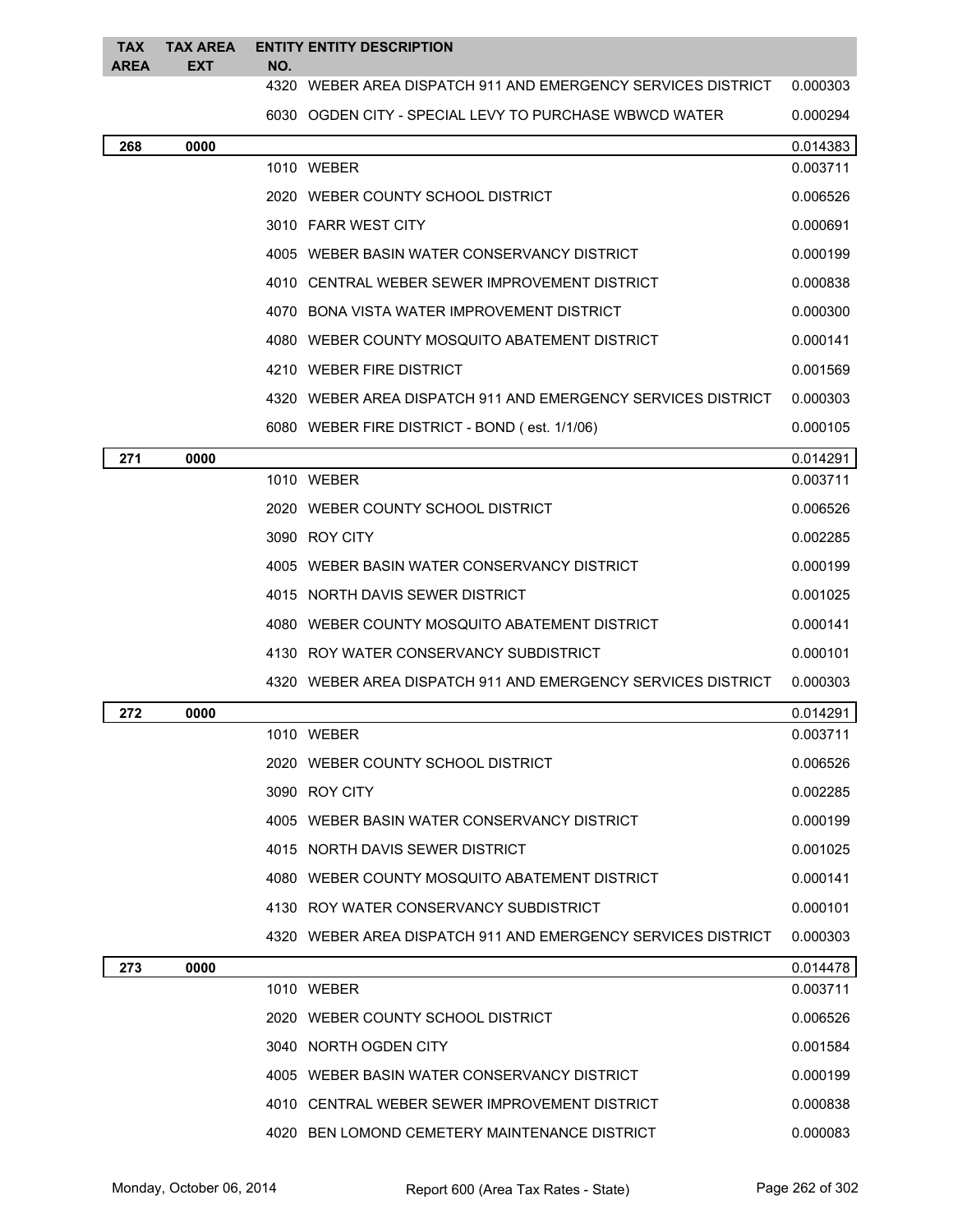| TAX AREA | TAX AREA EXT | ENTITY NO. | ENTITY DESCRIPTION | |
|---|---|---|---|---|
| | | 4320 | WEBER AREA DISPATCH 911 AND EMERGENCY SERVICES DISTRICT | 0.000303 |
| | | 6030 | OGDEN CITY - SPECIAL LEVY TO PURCHASE WBWCD WATER | 0.000294 |
| **268** | **0000** | | | 0.014383 |
| | | 1010 | WEBER | 0.003711 |
| | | 2020 | WEBER COUNTY SCHOOL DISTRICT | 0.006526 |
| | | 3010 | FARR WEST CITY | 0.000691 |
| | | 4005 | WEBER BASIN WATER CONSERVANCY DISTRICT | 0.000199 |
| | | 4010 | CENTRAL WEBER SEWER IMPROVEMENT DISTRICT | 0.000838 |
| | | 4070 | BONA VISTA WATER IMPROVEMENT DISTRICT | 0.000300 |
| | | 4080 | WEBER COUNTY MOSQUITO ABATEMENT DISTRICT | 0.000141 |
| | | 4210 | WEBER FIRE DISTRICT | 0.001569 |
| | | 4320 | WEBER AREA DISPATCH 911 AND EMERGENCY SERVICES DISTRICT | 0.000303 |
| | | 6080 | WEBER FIRE DISTRICT - BOND ( est. 1/1/06) | 0.000105 |
| **271** | **0000** | | | 0.014291 |
| | | 1010 | WEBER | 0.003711 |
| | | 2020 | WEBER COUNTY SCHOOL DISTRICT | 0.006526 |
| | | 3090 | ROY CITY | 0.002285 |
| | | 4005 | WEBER BASIN WATER CONSERVANCY DISTRICT | 0.000199 |
| | | 4015 | NORTH DAVIS SEWER DISTRICT | 0.001025 |
| | | 4080 | WEBER COUNTY MOSQUITO ABATEMENT DISTRICT | 0.000141 |
| | | 4130 | ROY WATER CONSERVANCY SUBDISTRICT | 0.000101 |
| | | 4320 | WEBER AREA DISPATCH 911 AND EMERGENCY SERVICES DISTRICT | 0.000303 |
| **272** | **0000** | | | 0.014291 |
| | | 1010 | WEBER | 0.003711 |
| | | 2020 | WEBER COUNTY SCHOOL DISTRICT | 0.006526 |
| | | 3090 | ROY CITY | 0.002285 |
| | | 4005 | WEBER BASIN WATER CONSERVANCY DISTRICT | 0.000199 |
| | | 4015 | NORTH DAVIS SEWER DISTRICT | 0.001025 |
| | | 4080 | WEBER COUNTY MOSQUITO ABATEMENT DISTRICT | 0.000141 |
| | | 4130 | ROY WATER CONSERVANCY SUBDISTRICT | 0.000101 |
| | | 4320 | WEBER AREA DISPATCH 911 AND EMERGENCY SERVICES DISTRICT | 0.000303 |
| **273** | **0000** | | | 0.014478 |
| | | 1010 | WEBER | 0.003711 |
| | | 2020 | WEBER COUNTY SCHOOL DISTRICT | 0.006526 |
| | | 3040 | NORTH OGDEN CITY | 0.001584 |
| | | 4005 | WEBER BASIN WATER CONSERVANCY DISTRICT | 0.000199 |
| | | 4010 | CENTRAL WEBER SEWER IMPROVEMENT DISTRICT | 0.000838 |
| | | 4020 | BEN LOMOND CEMETERY MAINTENANCE DISTRICT | 0.000083 |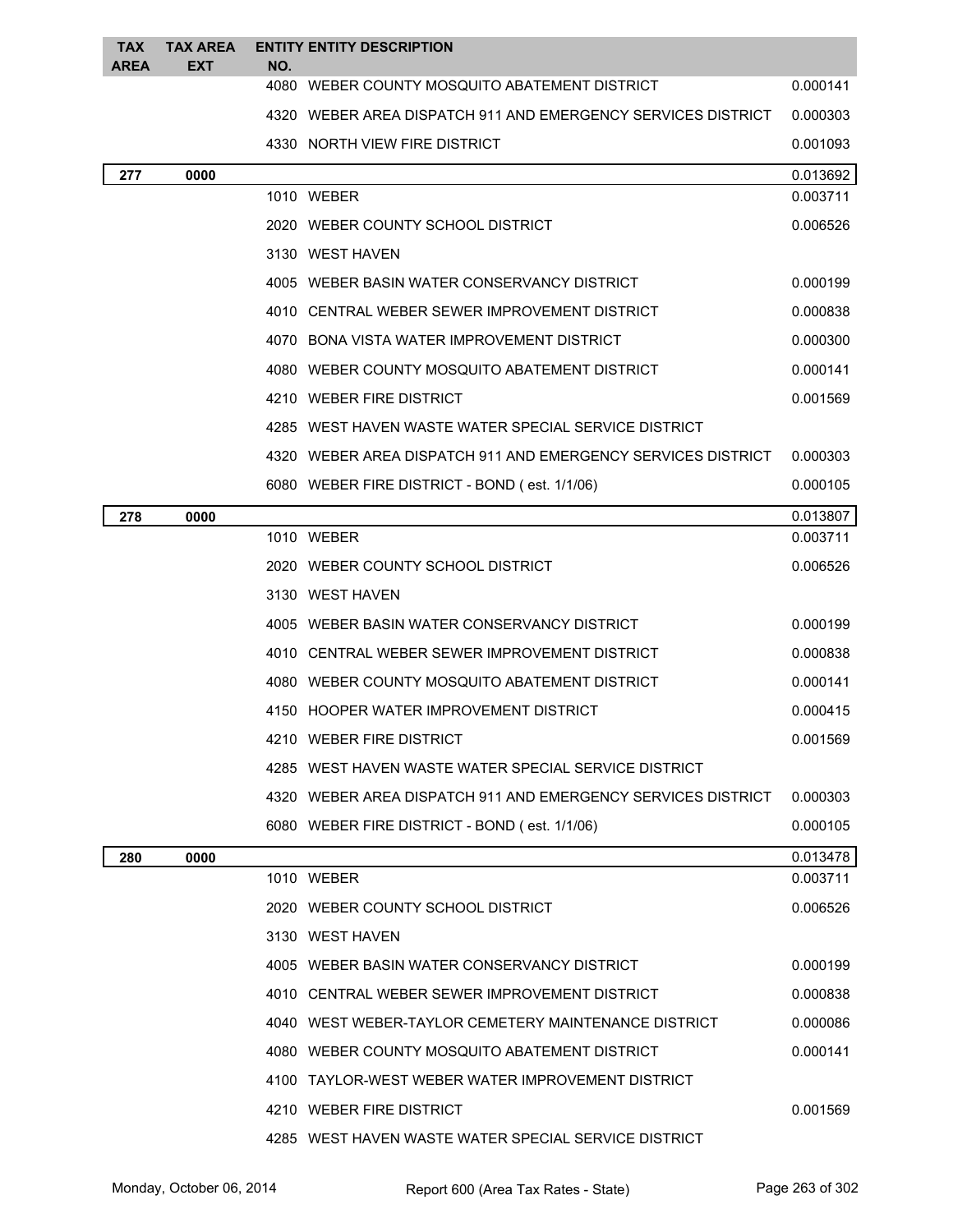| TAX AREA | TAX AREA EXT | ENTITY NO. | ENTITY DESCRIPTION | |
|---|---|---|---|---|
| | | 4080 | WEBER COUNTY MOSQUITO ABATEMENT DISTRICT | 0.000141 |
| | | 4320 | WEBER AREA DISPATCH 911 AND EMERGENCY SERVICES DISTRICT | 0.000303 |
| | | 4330 | NORTH VIEW FIRE DISTRICT | 0.001093 |
| **277** | **0000** | | | 0.013692 |
| | | 1010 | WEBER | 0.003711 |
| | | 2020 | WEBER COUNTY SCHOOL DISTRICT | 0.006526 |
| | | 3130 | WEST HAVEN | |
| | | 4005 | WEBER BASIN WATER CONSERVANCY DISTRICT | 0.000199 |
| | | 4010 | CENTRAL WEBER SEWER IMPROVEMENT DISTRICT | 0.000838 |
| | | 4070 | BONA VISTA WATER IMPROVEMENT DISTRICT | 0.000300 |
| | | 4080 | WEBER COUNTY MOSQUITO ABATEMENT DISTRICT | 0.000141 |
| | | 4210 | WEBER FIRE DISTRICT | 0.001569 |
| | | 4285 | WEST HAVEN WASTE WATER SPECIAL SERVICE DISTRICT | |
| | | 4320 | WEBER AREA DISPATCH 911 AND EMERGENCY SERVICES DISTRICT | 0.000303 |
| | | 6080 | WEBER FIRE DISTRICT - BOND ( est. 1/1/06) | 0.000105 |
| **278** | **0000** | | | 0.013807 |
| | | 1010 | WEBER | 0.003711 |
| | | 2020 | WEBER COUNTY SCHOOL DISTRICT | 0.006526 |
| | | 3130 | WEST HAVEN | |
| | | 4005 | WEBER BASIN WATER CONSERVANCY DISTRICT | 0.000199 |
| | | 4010 | CENTRAL WEBER SEWER IMPROVEMENT DISTRICT | 0.000838 |
| | | 4080 | WEBER COUNTY MOSQUITO ABATEMENT DISTRICT | 0.000141 |
| | | 4150 | HOOPER WATER IMPROVEMENT DISTRICT | 0.000415 |
| | | 4210 | WEBER FIRE DISTRICT | 0.001569 |
| | | 4285 | WEST HAVEN WASTE WATER SPECIAL SERVICE DISTRICT | |
| | | 4320 | WEBER AREA DISPATCH 911 AND EMERGENCY SERVICES DISTRICT | 0.000303 |
| | | 6080 | WEBER FIRE DISTRICT - BOND ( est. 1/1/06) | 0.000105 |
| **280** | **0000** | | | 0.013478 |
| | | 1010 | WEBER | 0.003711 |
| | | 2020 | WEBER COUNTY SCHOOL DISTRICT | 0.006526 |
| | | 3130 | WEST HAVEN | |
| | | 4005 | WEBER BASIN WATER CONSERVANCY DISTRICT | 0.000199 |
| | | 4010 | CENTRAL WEBER SEWER IMPROVEMENT DISTRICT | 0.000838 |
| | | 4040 | WEST WEBER-TAYLOR CEMETERY MAINTENANCE DISTRICT | 0.000086 |
| | | 4080 | WEBER COUNTY MOSQUITO ABATEMENT DISTRICT | 0.000141 |
| | | 4100 | TAYLOR-WEST WEBER WATER IMPROVEMENT DISTRICT | |
| | | 4210 | WEBER FIRE DISTRICT | 0.001569 |
| | | 4285 | WEST HAVEN WASTE WATER SPECIAL SERVICE DISTRICT | |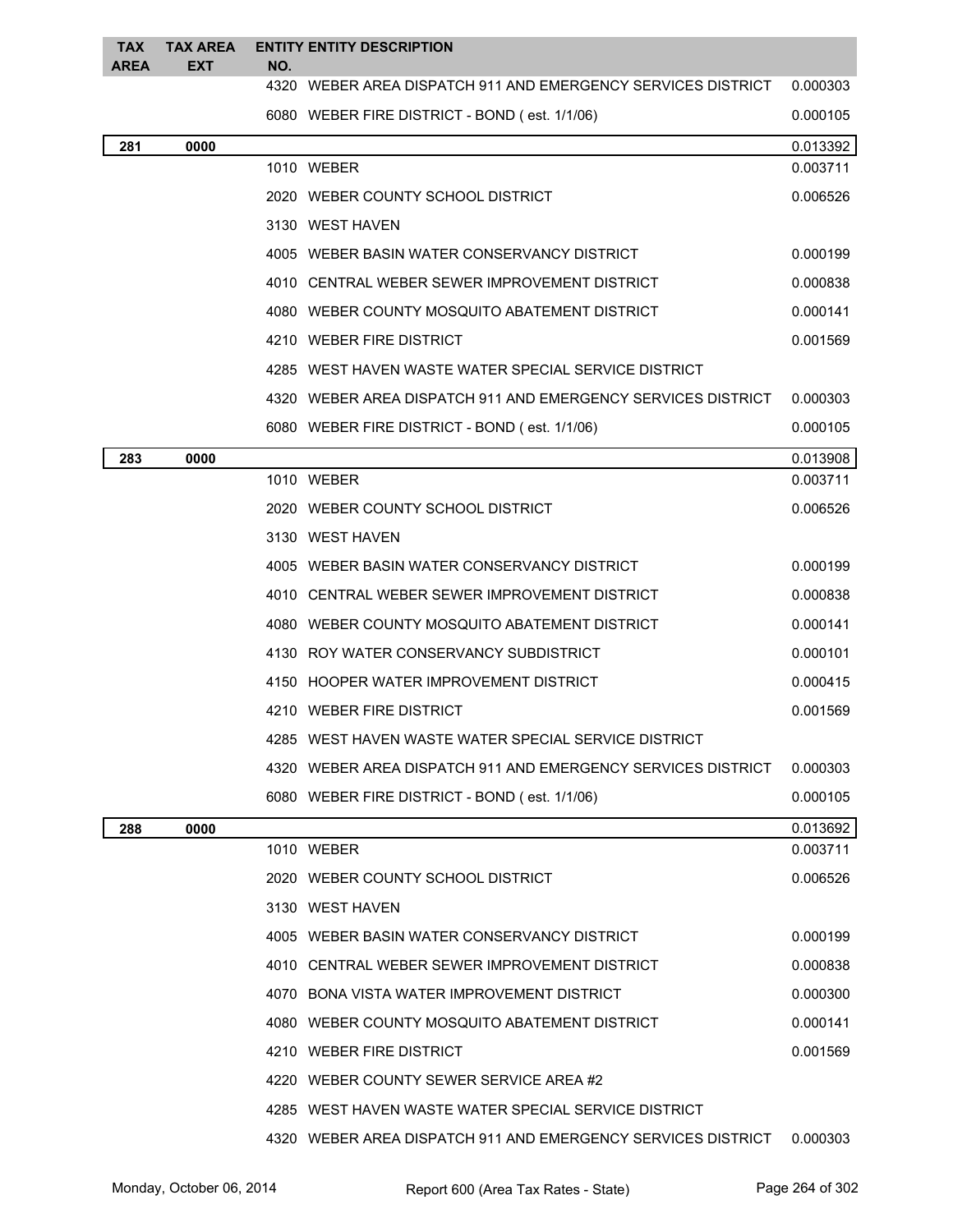| TAX AREA | TAX AREA EXT | ENTITY NO. | ENTITY DESCRIPTION | |
|---|---|---|---|---|
| | | 4320 | WEBER AREA DISPATCH 911 AND EMERGENCY SERVICES DISTRICT | 0.000303 |
| | | 6080 | WEBER FIRE DISTRICT - BOND ( est. 1/1/06) | 0.000105 |
| **281** | **0000** | | | 0.013392 |
| | | 1010 | WEBER | 0.003711 |
| | | 2020 | WEBER COUNTY SCHOOL DISTRICT | 0.006526 |
| | | 3130 | WEST HAVEN | |
| | | 4005 | WEBER BASIN WATER CONSERVANCY DISTRICT | 0.000199 |
| | | 4010 | CENTRAL WEBER SEWER IMPROVEMENT DISTRICT | 0.000838 |
| | | 4080 | WEBER COUNTY MOSQUITO ABATEMENT DISTRICT | 0.000141 |
| | | 4210 | WEBER FIRE DISTRICT | 0.001569 |
| | | 4285 | WEST HAVEN WASTE WATER SPECIAL SERVICE DISTRICT | |
| | | 4320 | WEBER AREA DISPATCH 911 AND EMERGENCY SERVICES DISTRICT | 0.000303 |
| | | 6080 | WEBER FIRE DISTRICT - BOND ( est. 1/1/06) | 0.000105 |
| **283** | **0000** | | | 0.013908 |
| | | 1010 | WEBER | 0.003711 |
| | | 2020 | WEBER COUNTY SCHOOL DISTRICT | 0.006526 |
| | | 3130 | WEST HAVEN | |
| | | 4005 | WEBER BASIN WATER CONSERVANCY DISTRICT | 0.000199 |
| | | 4010 | CENTRAL WEBER SEWER IMPROVEMENT DISTRICT | 0.000838 |
| | | 4080 | WEBER COUNTY MOSQUITO ABATEMENT DISTRICT | 0.000141 |
| | | 4130 | ROY WATER CONSERVANCY SUBDISTRICT | 0.000101 |
| | | 4150 | HOOPER WATER IMPROVEMENT DISTRICT | 0.000415 |
| | | 4210 | WEBER FIRE DISTRICT | 0.001569 |
| | | 4285 | WEST HAVEN WASTE WATER SPECIAL SERVICE DISTRICT | |
| | | 4320 | WEBER AREA DISPATCH 911 AND EMERGENCY SERVICES DISTRICT | 0.000303 |
| | | 6080 | WEBER FIRE DISTRICT - BOND ( est. 1/1/06) | 0.000105 |
| **288** | **0000** | | | 0.013692 |
| | | 1010 | WEBER | 0.003711 |
| | | 2020 | WEBER COUNTY SCHOOL DISTRICT | 0.006526 |
| | | 3130 | WEST HAVEN | |
| | | 4005 | WEBER BASIN WATER CONSERVANCY DISTRICT | 0.000199 |
| | | 4010 | CENTRAL WEBER SEWER IMPROVEMENT DISTRICT | 0.000838 |
| | | 4070 | BONA VISTA WATER IMPROVEMENT DISTRICT | 0.000300 |
| | | 4080 | WEBER COUNTY MOSQUITO ABATEMENT DISTRICT | 0.000141 |
| | | 4210 | WEBER FIRE DISTRICT | 0.001569 |
| | | 4220 | WEBER COUNTY SEWER SERVICE AREA #2 | |
| | | 4285 | WEST HAVEN WASTE WATER SPECIAL SERVICE DISTRICT | |
| | | 4320 | WEBER AREA DISPATCH 911 AND EMERGENCY SERVICES DISTRICT | 0.000303 |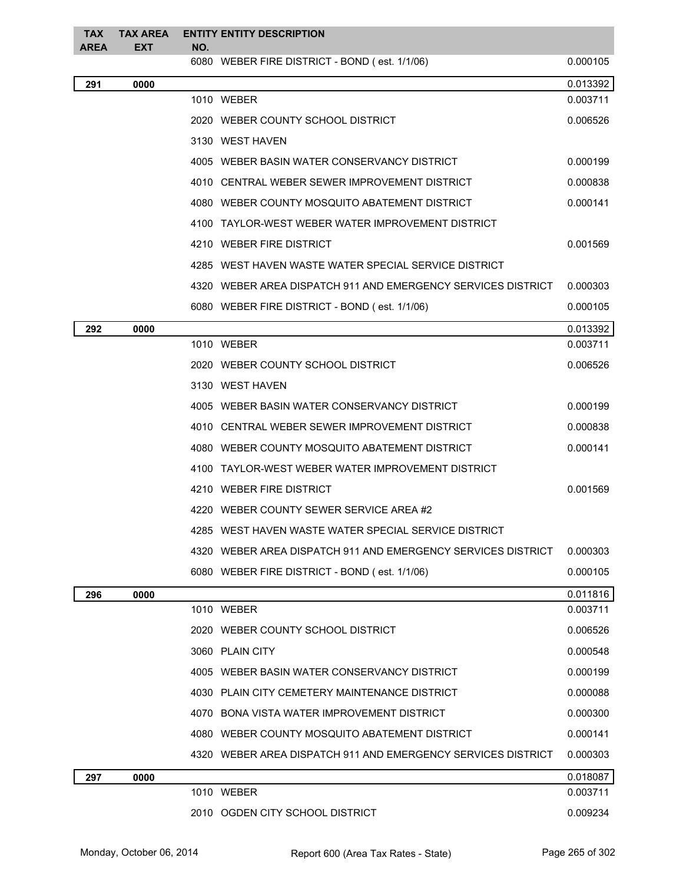| TAX AREA | TAX AREA EXT | ENTITY NO. | ENTITY DESCRIPTION | |
|---|---|---|---|---|
| | | 6080 | WEBER FIRE DISTRICT - BOND ( est. 1/1/06) | 0.000105 |
| **291** | **0000** | | | 0.013392 |
| | | 1010 | WEBER | 0.003711 |
| | | 2020 | WEBER COUNTY SCHOOL DISTRICT | 0.006526 |
| | | 3130 | WEST HAVEN | |
| | | 4005 | WEBER BASIN WATER CONSERVANCY DISTRICT | 0.000199 |
| | | 4010 | CENTRAL WEBER SEWER IMPROVEMENT DISTRICT | 0.000838 |
| | | 4080 | WEBER COUNTY MOSQUITO ABATEMENT DISTRICT | 0.000141 |
| | | 4100 | TAYLOR-WEST WEBER WATER IMPROVEMENT DISTRICT | |
| | | 4210 | WEBER FIRE DISTRICT | 0.001569 |
| | | 4285 | WEST HAVEN WASTE WATER SPECIAL SERVICE DISTRICT | |
| | | 4320 | WEBER AREA DISPATCH 911 AND EMERGENCY SERVICES DISTRICT | 0.000303 |
| | | 6080 | WEBER FIRE DISTRICT - BOND ( est. 1/1/06) | 0.000105 |
| **292** | **0000** | | | 0.013392 |
| | | 1010 | WEBER | 0.003711 |
| | | 2020 | WEBER COUNTY SCHOOL DISTRICT | 0.006526 |
| | | 3130 | WEST HAVEN | |
| | | 4005 | WEBER BASIN WATER CONSERVANCY DISTRICT | 0.000199 |
| | | 4010 | CENTRAL WEBER SEWER IMPROVEMENT DISTRICT | 0.000838 |
| | | 4080 | WEBER COUNTY MOSQUITO ABATEMENT DISTRICT | 0.000141 |
| | | 4100 | TAYLOR-WEST WEBER WATER IMPROVEMENT DISTRICT | |
| | | 4210 | WEBER FIRE DISTRICT | 0.001569 |
| | | 4220 | WEBER COUNTY SEWER SERVICE AREA #2 | |
| | | 4285 | WEST HAVEN WASTE WATER SPECIAL SERVICE DISTRICT | |
| | | 4320 | WEBER AREA DISPATCH 911 AND EMERGENCY SERVICES DISTRICT | 0.000303 |
| | | 6080 | WEBER FIRE DISTRICT - BOND ( est. 1/1/06) | 0.000105 |
| **296** | **0000** | | | 0.011816 |
| | | 1010 | WEBER | 0.003711 |
| | | 2020 | WEBER COUNTY SCHOOL DISTRICT | 0.006526 |
| | | 3060 | PLAIN CITY | 0.000548 |
| | | 4005 | WEBER BASIN WATER CONSERVANCY DISTRICT | 0.000199 |
| | | 4030 | PLAIN CITY CEMETERY MAINTENANCE DISTRICT | 0.000088 |
| | | 4070 | BONA VISTA WATER IMPROVEMENT DISTRICT | 0.000300 |
| | | 4080 | WEBER COUNTY MOSQUITO ABATEMENT DISTRICT | 0.000141 |
| | | 4320 | WEBER AREA DISPATCH 911 AND EMERGENCY SERVICES DISTRICT | 0.000303 |
| **297** | **0000** | | | 0.018087 |
| | | 1010 | WEBER | 0.003711 |
| | | 2010 | OGDEN CITY SCHOOL DISTRICT | 0.009234 |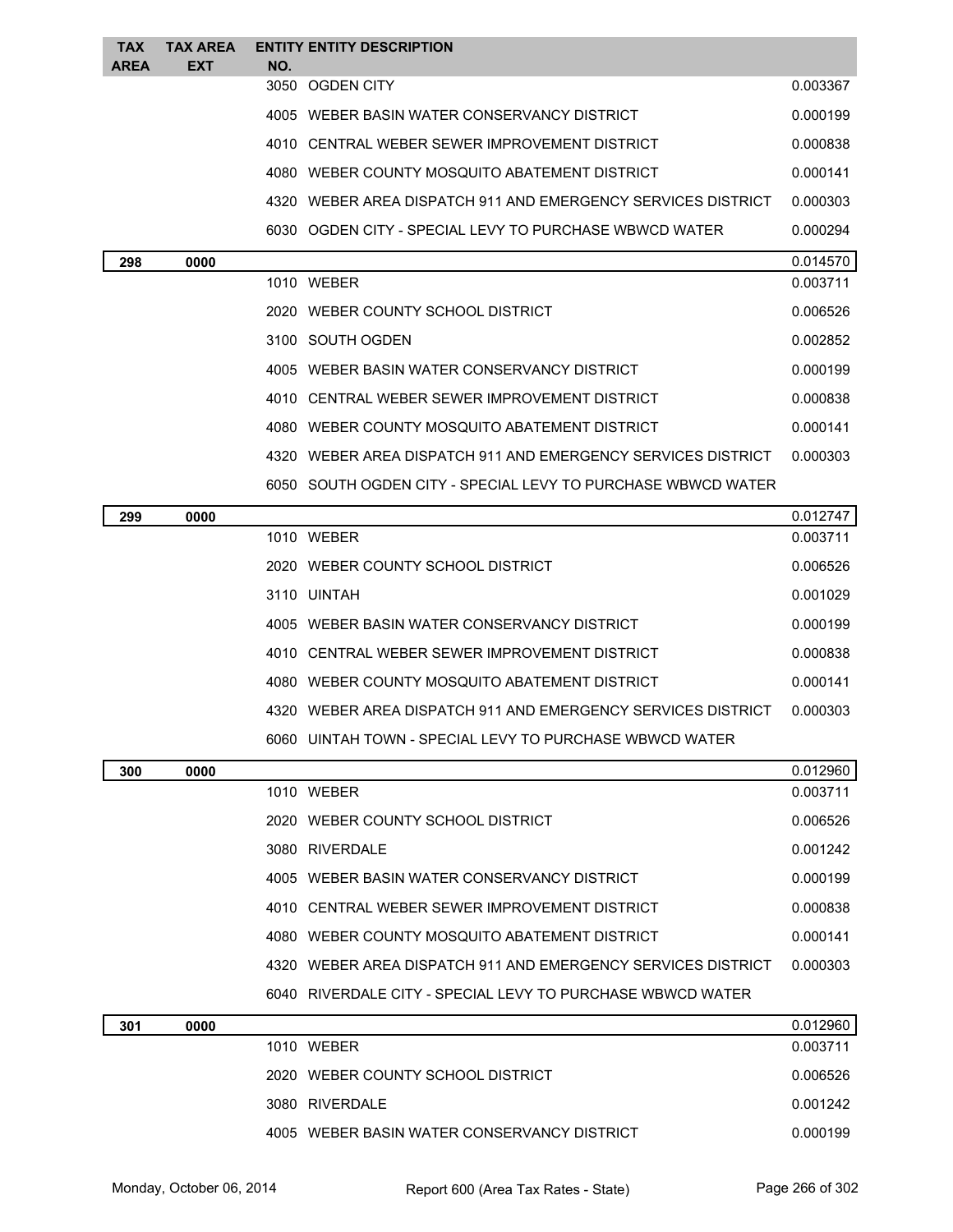| TAX AREA | TAX AREA EXT | ENTITY NO. | ENTITY DESCRIPTION | |
|---|---|---|---|---|
| | | 3050 | OGDEN CITY | 0.003367 |
| | | 4005 | WEBER BASIN WATER CONSERVANCY DISTRICT | 0.000199 |
| | | 4010 | CENTRAL WEBER SEWER IMPROVEMENT DISTRICT | 0.000838 |
| | | 4080 | WEBER COUNTY MOSQUITO ABATEMENT DISTRICT | 0.000141 |
| | | 4320 | WEBER AREA DISPATCH 911 AND EMERGENCY SERVICES DISTRICT | 0.000303 |
| | | 6030 | OGDEN CITY - SPECIAL LEVY TO PURCHASE WBWCD WATER | 0.000294 |
| **298** | **0000** | | | 0.014570 |
| | | 1010 | WEBER | 0.003711 |
| | | 2020 | WEBER COUNTY SCHOOL DISTRICT | 0.006526 |
| | | 3100 | SOUTH OGDEN | 0.002852 |
| | | 4005 | WEBER BASIN WATER CONSERVANCY DISTRICT | 0.000199 |
| | | 4010 | CENTRAL WEBER SEWER IMPROVEMENT DISTRICT | 0.000838 |
| | | 4080 | WEBER COUNTY MOSQUITO ABATEMENT DISTRICT | 0.000141 |
| | | 4320 | WEBER AREA DISPATCH 911 AND EMERGENCY SERVICES DISTRICT | 0.000303 |
| | | 6050 | SOUTH OGDEN CITY - SPECIAL LEVY TO PURCHASE WBWCD WATER | |
| **299** | **0000** | | | 0.012747 |
| | | 1010 | WEBER | 0.003711 |
| | | 2020 | WEBER COUNTY SCHOOL DISTRICT | 0.006526 |
| | | 3110 | UINTAH | 0.001029 |
| | | 4005 | WEBER BASIN WATER CONSERVANCY DISTRICT | 0.000199 |
| | | 4010 | CENTRAL WEBER SEWER IMPROVEMENT DISTRICT | 0.000838 |
| | | 4080 | WEBER COUNTY MOSQUITO ABATEMENT DISTRICT | 0.000141 |
| | | 4320 | WEBER AREA DISPATCH 911 AND EMERGENCY SERVICES DISTRICT | 0.000303 |
| | | 6060 | UINTAH TOWN - SPECIAL LEVY TO PURCHASE WBWCD WATER | |
| **300** | **0000** | | | 0.012960 |
| | | 1010 | WEBER | 0.003711 |
| | | 2020 | WEBER COUNTY SCHOOL DISTRICT | 0.006526 |
| | | 3080 | RIVERDALE | 0.001242 |
| | | 4005 | WEBER BASIN WATER CONSERVANCY DISTRICT | 0.000199 |
| | | 4010 | CENTRAL WEBER SEWER IMPROVEMENT DISTRICT | 0.000838 |
| | | 4080 | WEBER COUNTY MOSQUITO ABATEMENT DISTRICT | 0.000141 |
| | | 4320 | WEBER AREA DISPATCH 911 AND EMERGENCY SERVICES DISTRICT | 0.000303 |
| | | 6040 | RIVERDALE CITY - SPECIAL LEVY TO PURCHASE WBWCD WATER | |
| **301** | **0000** | | | 0.012960 |
| | | 1010 | WEBER | 0.003711 |
| | | 2020 | WEBER COUNTY SCHOOL DISTRICT | 0.006526 |
| | | 3080 | RIVERDALE | 0.001242 |
| | | 4005 | WEBER BASIN WATER CONSERVANCY DISTRICT | 0.000199 |

Monday, October 06, 2014 — Report 600 (Area Tax Rates - State)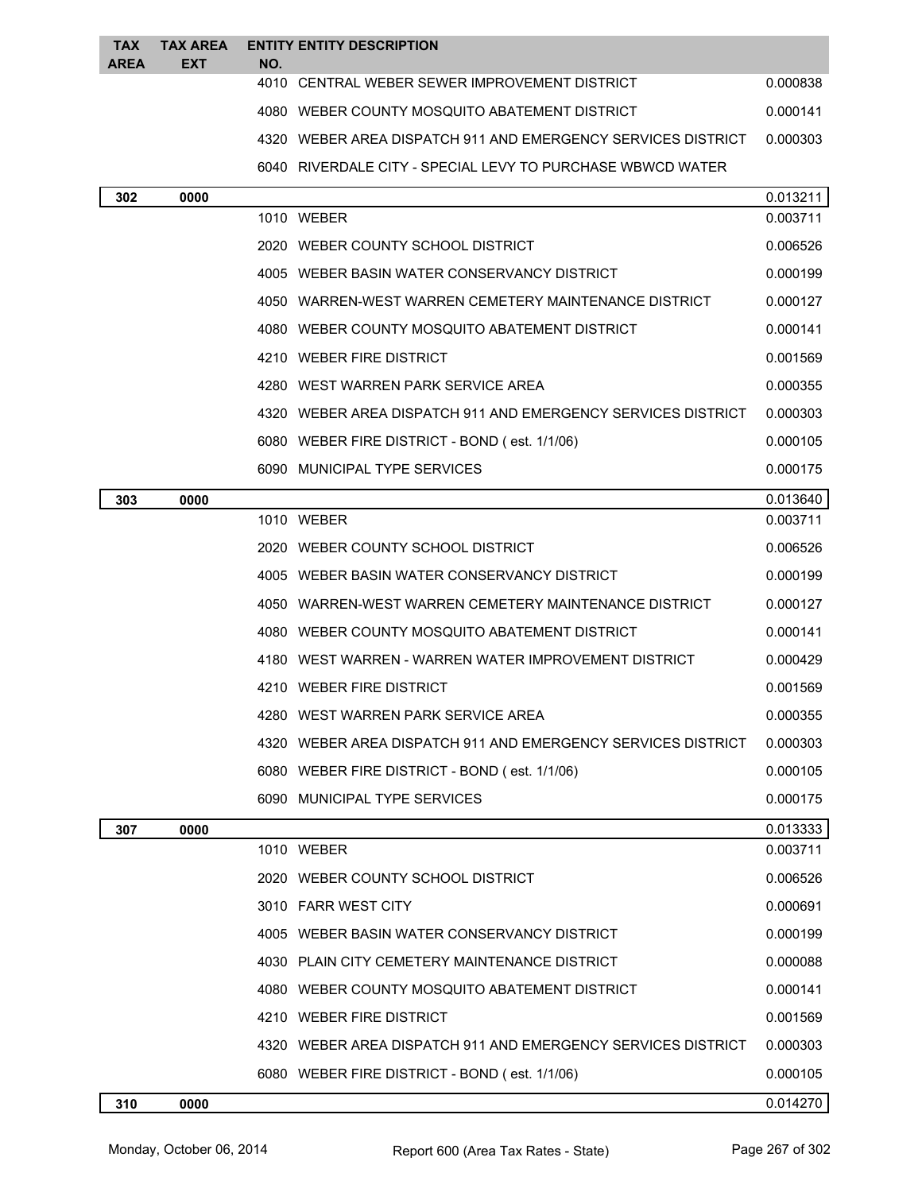| TAX AREA | TAX AREA EXT | ENTITY NO. | ENTITY DESCRIPTION | |
|---|---|---|---|---|
| | | 4010 | CENTRAL WEBER SEWER IMPROVEMENT DISTRICT | 0.000838 |
| | | 4080 | WEBER COUNTY MOSQUITO ABATEMENT DISTRICT | 0.000141 |
| | | 4320 | WEBER AREA DISPATCH 911 AND EMERGENCY SERVICES DISTRICT | 0.000303 |
| | | 6040 | RIVERDALE CITY - SPECIAL LEVY TO PURCHASE WBWCD WATER | |
| **302** | **0000** | | | 0.013211 |
| | | 1010 | WEBER | 0.003711 |
| | | 2020 | WEBER COUNTY SCHOOL DISTRICT | 0.006526 |
| | | 4005 | WEBER BASIN WATER CONSERVANCY DISTRICT | 0.000199 |
| | | 4050 | WARREN-WEST WARREN CEMETERY MAINTENANCE DISTRICT | 0.000127 |
| | | 4080 | WEBER COUNTY MOSQUITO ABATEMENT DISTRICT | 0.000141 |
| | | 4210 | WEBER FIRE DISTRICT | 0.001569 |
| | | 4280 | WEST WARREN PARK SERVICE AREA | 0.000355 |
| | | 4320 | WEBER AREA DISPATCH 911 AND EMERGENCY SERVICES DISTRICT | 0.000303 |
| | | 6080 | WEBER FIRE DISTRICT - BOND ( est. 1/1/06) | 0.000105 |
| | | 6090 | MUNICIPAL TYPE SERVICES | 0.000175 |
| **303** | **0000** | | | 0.013640 |
| | | 1010 | WEBER | 0.003711 |
| | | 2020 | WEBER COUNTY SCHOOL DISTRICT | 0.006526 |
| | | 4005 | WEBER BASIN WATER CONSERVANCY DISTRICT | 0.000199 |
| | | 4050 | WARREN-WEST WARREN CEMETERY MAINTENANCE DISTRICT | 0.000127 |
| | | 4080 | WEBER COUNTY MOSQUITO ABATEMENT DISTRICT | 0.000141 |
| | | 4180 | WEST WARREN - WARREN WATER IMPROVEMENT DISTRICT | 0.000429 |
| | | 4210 | WEBER FIRE DISTRICT | 0.001569 |
| | | 4280 | WEST WARREN PARK SERVICE AREA | 0.000355 |
| | | 4320 | WEBER AREA DISPATCH 911 AND EMERGENCY SERVICES DISTRICT | 0.000303 |
| | | 6080 | WEBER FIRE DISTRICT - BOND ( est. 1/1/06) | 0.000105 |
| | | 6090 | MUNICIPAL TYPE SERVICES | 0.000175 |
| **307** | **0000** | | | 0.013333 |
| | | 1010 | WEBER | 0.003711 |
| | | 2020 | WEBER COUNTY SCHOOL DISTRICT | 0.006526 |
| | | 3010 | FARR WEST CITY | 0.000691 |
| | | 4005 | WEBER BASIN WATER CONSERVANCY DISTRICT | 0.000199 |
| | | 4030 | PLAIN CITY CEMETERY MAINTENANCE DISTRICT | 0.000088 |
| | | 4080 | WEBER COUNTY MOSQUITO ABATEMENT DISTRICT | 0.000141 |
| | | 4210 | WEBER FIRE DISTRICT | 0.001569 |
| | | 4320 | WEBER AREA DISPATCH 911 AND EMERGENCY SERVICES DISTRICT | 0.000303 |
| | | 6080 | WEBER FIRE DISTRICT - BOND ( est. 1/1/06) | 0.000105 |
| **310** | **0000** | | | 0.014270 |

Monday, October 06, 2014 Report 600 (Area Tax Rates - State)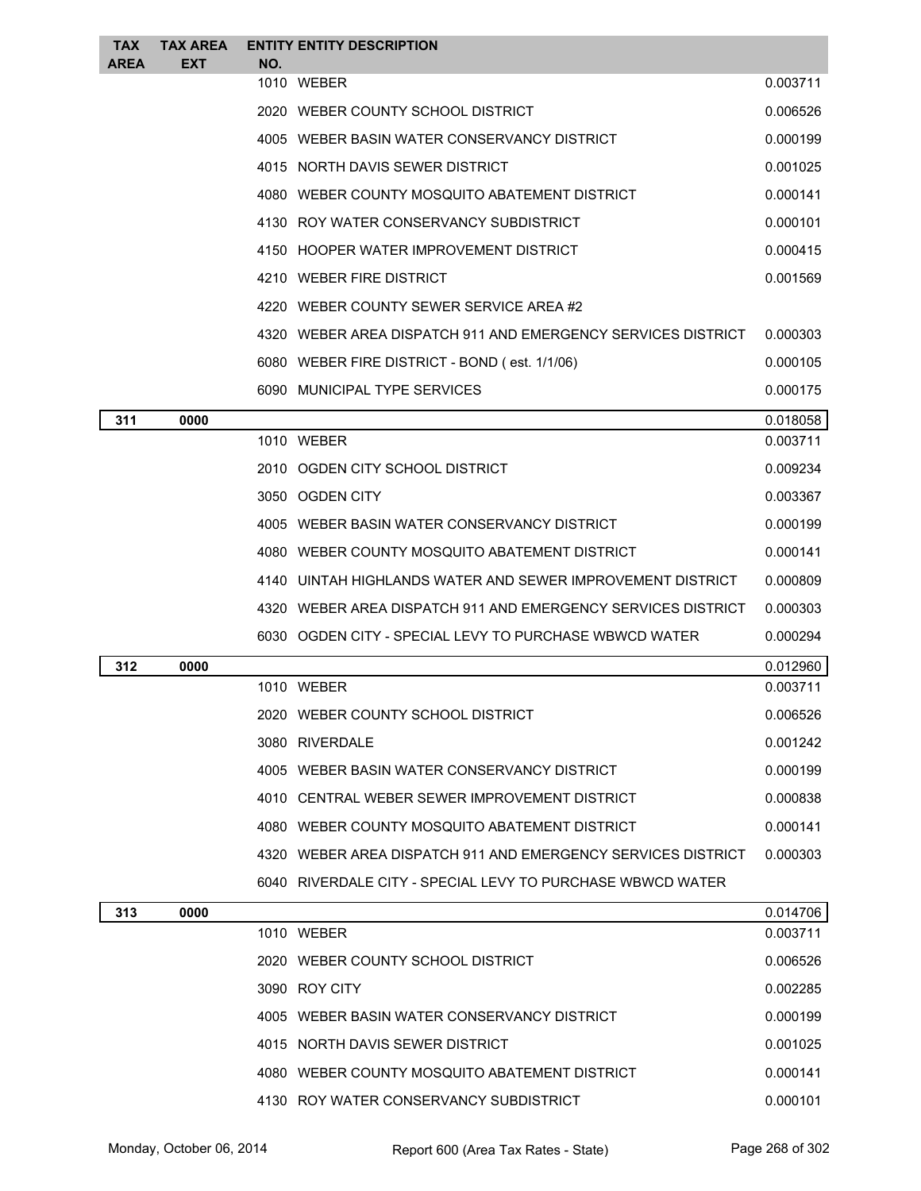| TAX AREA | TAX AREA EXT | ENTITY NO. | ENTITY DESCRIPTION | |
|---|---|---|---|---|
| | | 1010 | WEBER | 0.003711 |
| | | 2020 | WEBER COUNTY SCHOOL DISTRICT | 0.006526 |
| | | 4005 | WEBER BASIN WATER CONSERVANCY DISTRICT | 0.000199 |
| | | 4015 | NORTH DAVIS SEWER DISTRICT | 0.001025 |
| | | 4080 | WEBER COUNTY MOSQUITO ABATEMENT DISTRICT | 0.000141 |
| | | 4130 | ROY WATER CONSERVANCY SUBDISTRICT | 0.000101 |
| | | 4150 | HOOPER WATER IMPROVEMENT DISTRICT | 0.000415 |
| | | 4210 | WEBER FIRE DISTRICT | 0.001569 |
| | | 4220 | WEBER COUNTY SEWER SERVICE AREA #2 | |
| | | 4320 | WEBER AREA DISPATCH 911 AND EMERGENCY SERVICES DISTRICT | 0.000303 |
| | | 6080 | WEBER FIRE DISTRICT - BOND ( est. 1/1/06) | 0.000105 |
| | | 6090 | MUNICIPAL TYPE SERVICES | 0.000175 |
| **311** | **0000** | | | 0.018058 |
| | | 1010 | WEBER | 0.003711 |
| | | 2010 | OGDEN CITY SCHOOL DISTRICT | 0.009234 |
| | | 3050 | OGDEN CITY | 0.003367 |
| | | 4005 | WEBER BASIN WATER CONSERVANCY DISTRICT | 0.000199 |
| | | 4080 | WEBER COUNTY MOSQUITO ABATEMENT DISTRICT | 0.000141 |
| | | 4140 | UINTAH HIGHLANDS WATER AND SEWER IMPROVEMENT DISTRICT | 0.000809 |
| | | 4320 | WEBER AREA DISPATCH 911 AND EMERGENCY SERVICES DISTRICT | 0.000303 |
| | | 6030 | OGDEN CITY - SPECIAL LEVY TO PURCHASE WBWCD WATER | 0.000294 |
| **312** | **0000** | | | 0.012960 |
| | | 1010 | WEBER | 0.003711 |
| | | 2020 | WEBER COUNTY SCHOOL DISTRICT | 0.006526 |
| | | 3080 | RIVERDALE | 0.001242 |
| | | 4005 | WEBER BASIN WATER CONSERVANCY DISTRICT | 0.000199 |
| | | 4010 | CENTRAL WEBER SEWER IMPROVEMENT DISTRICT | 0.000838 |
| | | 4080 | WEBER COUNTY MOSQUITO ABATEMENT DISTRICT | 0.000141 |
| | | 4320 | WEBER AREA DISPATCH 911 AND EMERGENCY SERVICES DISTRICT | 0.000303 |
| | | 6040 | RIVERDALE CITY - SPECIAL LEVY TO PURCHASE WBWCD WATER | |
| **313** | **0000** | | | 0.014706 |
| | | 1010 | WEBER | 0.003711 |
| | | 2020 | WEBER COUNTY SCHOOL DISTRICT | 0.006526 |
| | | 3090 | ROY CITY | 0.002285 |
| | | 4005 | WEBER BASIN WATER CONSERVANCY DISTRICT | 0.000199 |
| | | 4015 | NORTH DAVIS SEWER DISTRICT | 0.001025 |
| | | 4080 | WEBER COUNTY MOSQUITO ABATEMENT DISTRICT | 0.000141 |
| | | 4130 | ROY WATER CONSERVANCY SUBDISTRICT | 0.000101 |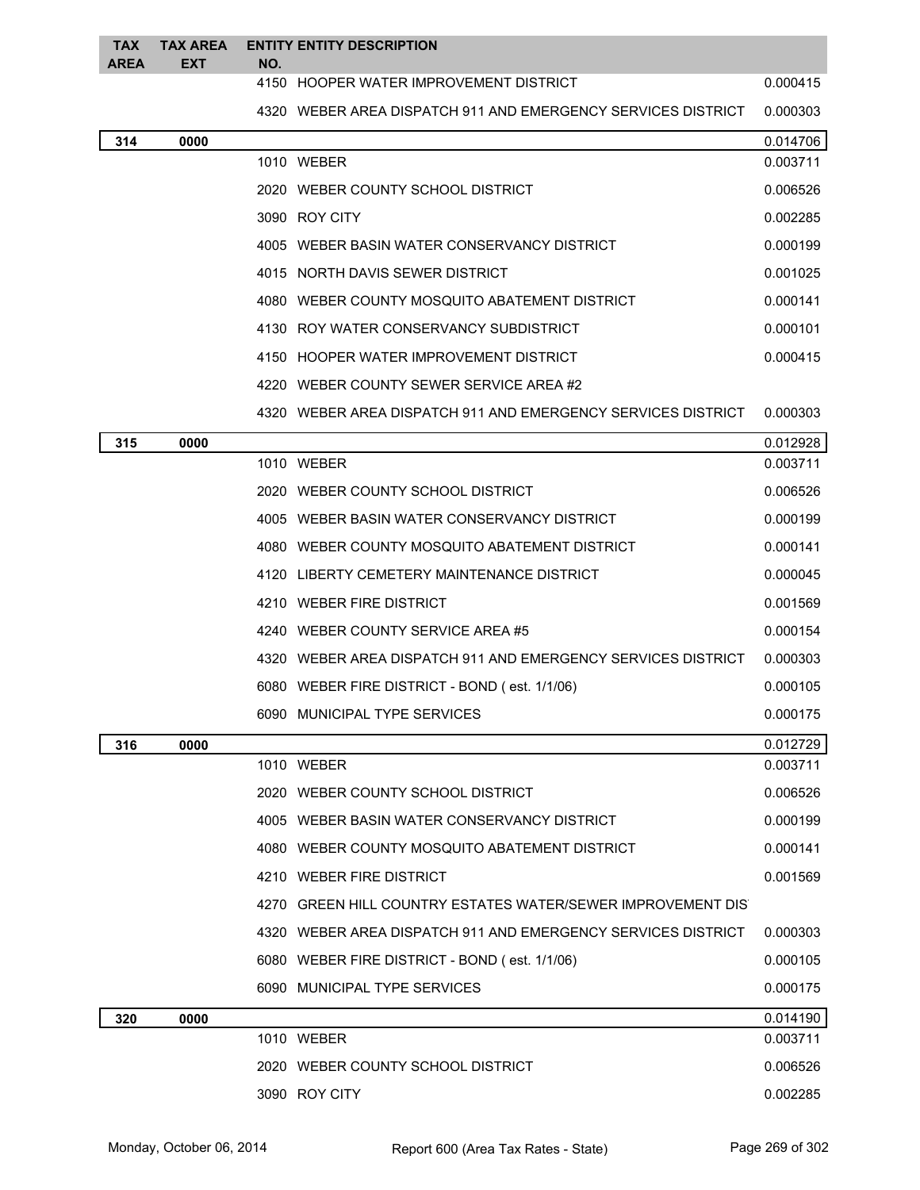| TAX AREA | TAX AREA EXT | ENTITY NO. | ENTITY DESCRIPTION | |
|---|---|---|---|---|
| | | 4150 | HOOPER WATER IMPROVEMENT DISTRICT | 0.000415 |
| | | 4320 | WEBER AREA DISPATCH 911 AND EMERGENCY SERVICES DISTRICT | 0.000303 |
| **314** | **0000** | | | 0.014706 |
| | | 1010 | WEBER | 0.003711 |
| | | 2020 | WEBER COUNTY SCHOOL DISTRICT | 0.006526 |
| | | 3090 | ROY CITY | 0.002285 |
| | | 4005 | WEBER BASIN WATER CONSERVANCY DISTRICT | 0.000199 |
| | | 4015 | NORTH DAVIS SEWER DISTRICT | 0.001025 |
| | | 4080 | WEBER COUNTY MOSQUITO ABATEMENT DISTRICT | 0.000141 |
| | | 4130 | ROY WATER CONSERVANCY SUBDISTRICT | 0.000101 |
| | | 4150 | HOOPER WATER IMPROVEMENT DISTRICT | 0.000415 |
| | | 4220 | WEBER COUNTY SEWER SERVICE AREA #2 | |
| | | 4320 | WEBER AREA DISPATCH 911 AND EMERGENCY SERVICES DISTRICT | 0.000303 |
| **315** | **0000** | | | 0.012928 |
| | | 1010 | WEBER | 0.003711 |
| | | 2020 | WEBER COUNTY SCHOOL DISTRICT | 0.006526 |
| | | 4005 | WEBER BASIN WATER CONSERVANCY DISTRICT | 0.000199 |
| | | 4080 | WEBER COUNTY MOSQUITO ABATEMENT DISTRICT | 0.000141 |
| | | 4120 | LIBERTY CEMETERY MAINTENANCE DISTRICT | 0.000045 |
| | | 4210 | WEBER FIRE DISTRICT | 0.001569 |
| | | 4240 | WEBER COUNTY SERVICE AREA #5 | 0.000154 |
| | | 4320 | WEBER AREA DISPATCH 911 AND EMERGENCY SERVICES DISTRICT | 0.000303 |
| | | 6080 | WEBER FIRE DISTRICT - BOND ( est. 1/1/06) | 0.000105 |
| | | 6090 | MUNICIPAL TYPE SERVICES | 0.000175 |
| **316** | **0000** | | | 0.012729 |
| | | 1010 | WEBER | 0.003711 |
| | | 2020 | WEBER COUNTY SCHOOL DISTRICT | 0.006526 |
| | | 4005 | WEBER BASIN WATER CONSERVANCY DISTRICT | 0.000199 |
| | | 4080 | WEBER COUNTY MOSQUITO ABATEMENT DISTRICT | 0.000141 |
| | | 4210 | WEBER FIRE DISTRICT | 0.001569 |
| | | 4270 | GREEN HILL COUNTRY ESTATES WATER/SEWER IMPROVEMENT DIS | |
| | | 4320 | WEBER AREA DISPATCH 911 AND EMERGENCY SERVICES DISTRICT | 0.000303 |
| | | 6080 | WEBER FIRE DISTRICT - BOND ( est. 1/1/06) | 0.000105 |
| | | 6090 | MUNICIPAL TYPE SERVICES | 0.000175 |
| **320** | **0000** | | | 0.014190 |
| | | 1010 | WEBER | 0.003711 |
| | | 2020 | WEBER COUNTY SCHOOL DISTRICT | 0.006526 |
| | | 3090 | ROY CITY | 0.002285 |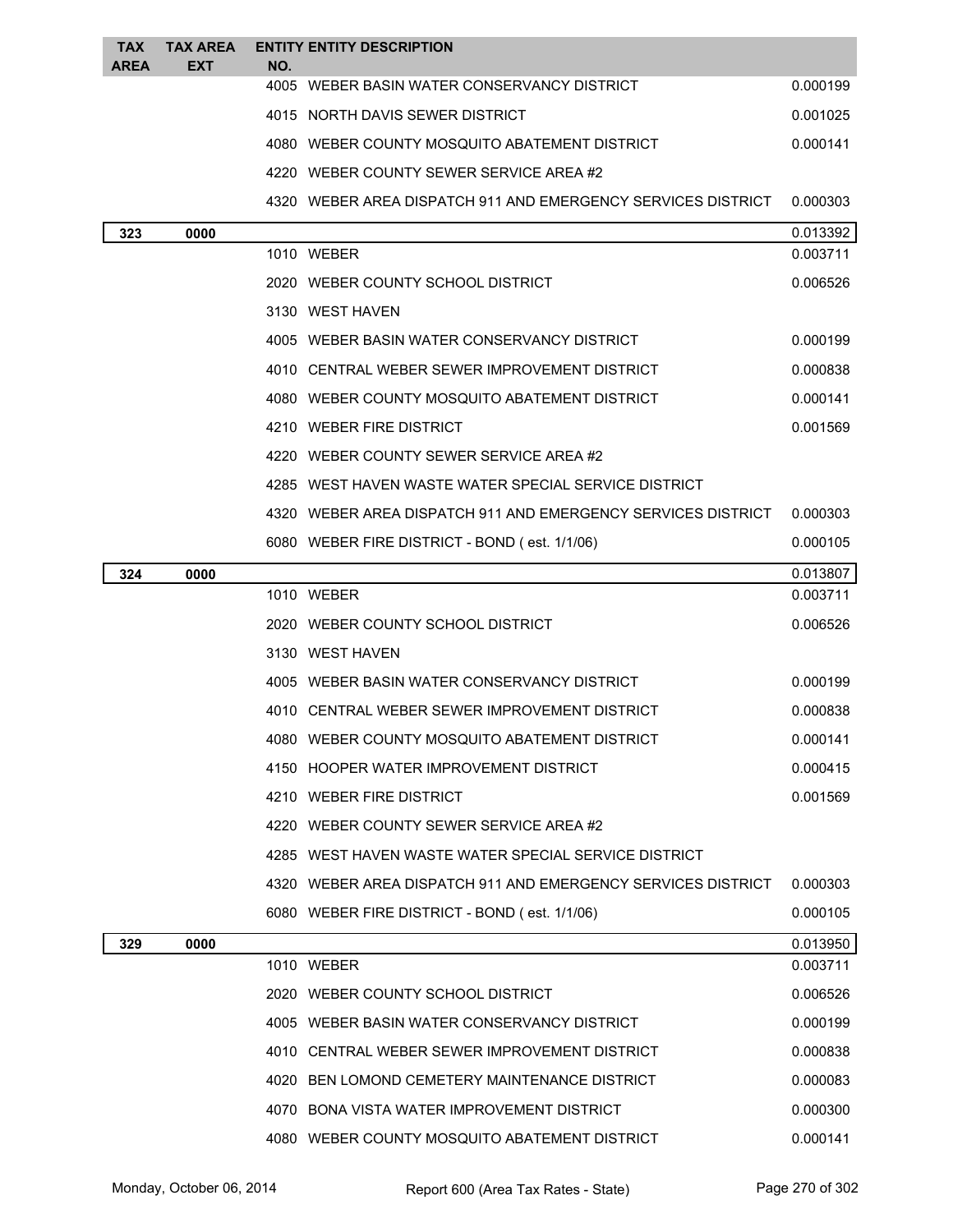| TAX AREA | TAX AREA EXT | ENTITY NO. | ENTITY DESCRIPTION | |
|---|---|---|---|---|
| | | 4005 | WEBER BASIN WATER CONSERVANCY DISTRICT | 0.000199 |
| | | 4015 | NORTH DAVIS SEWER DISTRICT | 0.001025 |
| | | 4080 | WEBER COUNTY MOSQUITO ABATEMENT DISTRICT | 0.000141 |
| | | 4220 | WEBER COUNTY SEWER SERVICE AREA #2 | |
| | | 4320 | WEBER AREA DISPATCH 911 AND EMERGENCY SERVICES DISTRICT | 0.000303 |
| **323** | **0000** | | | 0.013392 |
| | | 1010 | WEBER | 0.003711 |
| | | 2020 | WEBER COUNTY SCHOOL DISTRICT | 0.006526 |
| | | 3130 | WEST HAVEN | |
| | | 4005 | WEBER BASIN WATER CONSERVANCY DISTRICT | 0.000199 |
| | | 4010 | CENTRAL WEBER SEWER IMPROVEMENT DISTRICT | 0.000838 |
| | | 4080 | WEBER COUNTY MOSQUITO ABATEMENT DISTRICT | 0.000141 |
| | | 4210 | WEBER FIRE DISTRICT | 0.001569 |
| | | 4220 | WEBER COUNTY SEWER SERVICE AREA #2 | |
| | | 4285 | WEST HAVEN WASTE WATER SPECIAL SERVICE DISTRICT | |
| | | 4320 | WEBER AREA DISPATCH 911 AND EMERGENCY SERVICES DISTRICT | 0.000303 |
| | | 6080 | WEBER FIRE DISTRICT - BOND ( est. 1/1/06) | 0.000105 |
| **324** | **0000** | | | 0.013807 |
| | | 1010 | WEBER | 0.003711 |
| | | 2020 | WEBER COUNTY SCHOOL DISTRICT | 0.006526 |
| | | 3130 | WEST HAVEN | |
| | | 4005 | WEBER BASIN WATER CONSERVANCY DISTRICT | 0.000199 |
| | | 4010 | CENTRAL WEBER SEWER IMPROVEMENT DISTRICT | 0.000838 |
| | | 4080 | WEBER COUNTY MOSQUITO ABATEMENT DISTRICT | 0.000141 |
| | | 4150 | HOOPER WATER IMPROVEMENT DISTRICT | 0.000415 |
| | | 4210 | WEBER FIRE DISTRICT | 0.001569 |
| | | 4220 | WEBER COUNTY SEWER SERVICE AREA #2 | |
| | | 4285 | WEST HAVEN WASTE WATER SPECIAL SERVICE DISTRICT | |
| | | 4320 | WEBER AREA DISPATCH 911 AND EMERGENCY SERVICES DISTRICT | 0.000303 |
| | | 6080 | WEBER FIRE DISTRICT - BOND ( est. 1/1/06) | 0.000105 |
| **329** | **0000** | | | 0.013950 |
| | | 1010 | WEBER | 0.003711 |
| | | 2020 | WEBER COUNTY SCHOOL DISTRICT | 0.006526 |
| | | 4005 | WEBER BASIN WATER CONSERVANCY DISTRICT | 0.000199 |
| | | 4010 | CENTRAL WEBER SEWER IMPROVEMENT DISTRICT | 0.000838 |
| | | 4020 | BEN LOMOND CEMETERY MAINTENANCE DISTRICT | 0.000083 |
| | | 4070 | BONA VISTA WATER IMPROVEMENT DISTRICT | 0.000300 |
| | | 4080 | WEBER COUNTY MOSQUITO ABATEMENT DISTRICT | 0.000141 |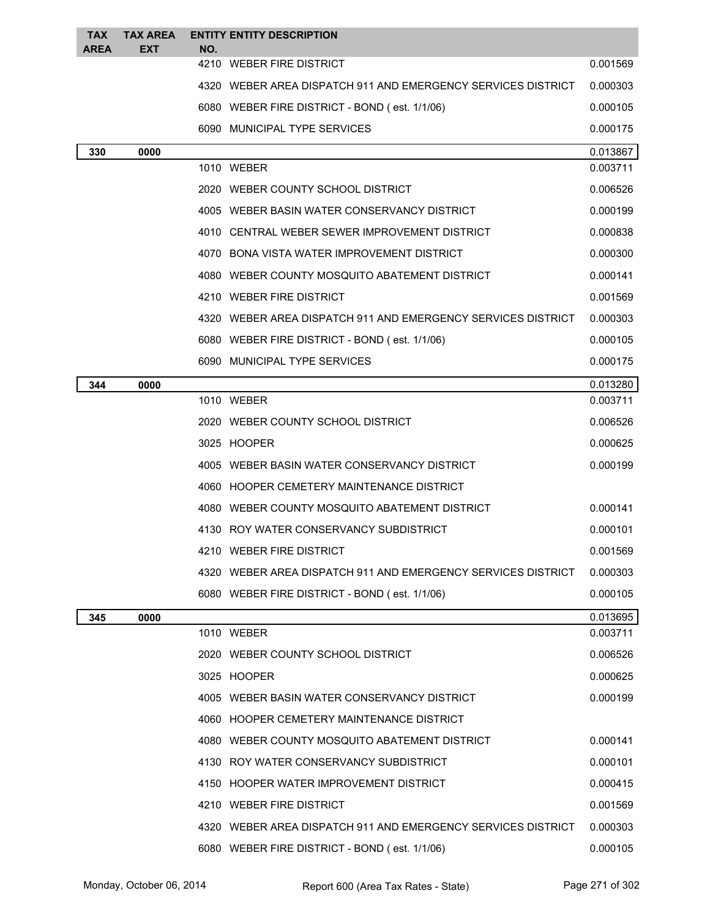| TAX AREA | TAX AREA EXT | ENTITY NO. | ENTITY DESCRIPTION | |
|---|---|---|---|---|
| | | 4210 | WEBER FIRE DISTRICT | 0.001569 |
| | | 4320 | WEBER AREA DISPATCH 911 AND EMERGENCY SERVICES DISTRICT | 0.000303 |
| | | 6080 | WEBER FIRE DISTRICT - BOND ( est. 1/1/06) | 0.000105 |
| | | 6090 | MUNICIPAL TYPE SERVICES | 0.000175 |
| **330** | **0000** | | | 0.013867 |
| | | 1010 | WEBER | 0.003711 |
| | | 2020 | WEBER COUNTY SCHOOL DISTRICT | 0.006526 |
| | | 4005 | WEBER BASIN WATER CONSERVANCY DISTRICT | 0.000199 |
| | | 4010 | CENTRAL WEBER SEWER IMPROVEMENT DISTRICT | 0.000838 |
| | | 4070 | BONA VISTA WATER IMPROVEMENT DISTRICT | 0.000300 |
| | | 4080 | WEBER COUNTY MOSQUITO ABATEMENT DISTRICT | 0.000141 |
| | | 4210 | WEBER FIRE DISTRICT | 0.001569 |
| | | 4320 | WEBER AREA DISPATCH 911 AND EMERGENCY SERVICES DISTRICT | 0.000303 |
| | | 6080 | WEBER FIRE DISTRICT - BOND ( est. 1/1/06) | 0.000105 |
| | | 6090 | MUNICIPAL TYPE SERVICES | 0.000175 |
| **344** | **0000** | | | 0.013280 |
| | | 1010 | WEBER | 0.003711 |
| | | 2020 | WEBER COUNTY SCHOOL DISTRICT | 0.006526 |
| | | 3025 | HOOPER | 0.000625 |
| | | 4005 | WEBER BASIN WATER CONSERVANCY DISTRICT | 0.000199 |
| | | 4060 | HOOPER CEMETERY MAINTENANCE DISTRICT | |
| | | 4080 | WEBER COUNTY MOSQUITO ABATEMENT DISTRICT | 0.000141 |
| | | 4130 | ROY WATER CONSERVANCY SUBDISTRICT | 0.000101 |
| | | 4210 | WEBER FIRE DISTRICT | 0.001569 |
| | | 4320 | WEBER AREA DISPATCH 911 AND EMERGENCY SERVICES DISTRICT | 0.000303 |
| | | 6080 | WEBER FIRE DISTRICT - BOND ( est. 1/1/06) | 0.000105 |
| **345** | **0000** | | | 0.013695 |
| | | 1010 | WEBER | 0.003711 |
| | | 2020 | WEBER COUNTY SCHOOL DISTRICT | 0.006526 |
| | | 3025 | HOOPER | 0.000625 |
| | | 4005 | WEBER BASIN WATER CONSERVANCY DISTRICT | 0.000199 |
| | | 4060 | HOOPER CEMETERY MAINTENANCE DISTRICT | |
| | | 4080 | WEBER COUNTY MOSQUITO ABATEMENT DISTRICT | 0.000141 |
| | | 4130 | ROY WATER CONSERVANCY SUBDISTRICT | 0.000101 |
| | | 4150 | HOOPER WATER IMPROVEMENT DISTRICT | 0.000415 |
| | | 4210 | WEBER FIRE DISTRICT | 0.001569 |
| | | 4320 | WEBER AREA DISPATCH 911 AND EMERGENCY SERVICES DISTRICT | 0.000303 |
| | | 6080 | WEBER FIRE DISTRICT - BOND ( est. 1/1/06) | 0.000105 |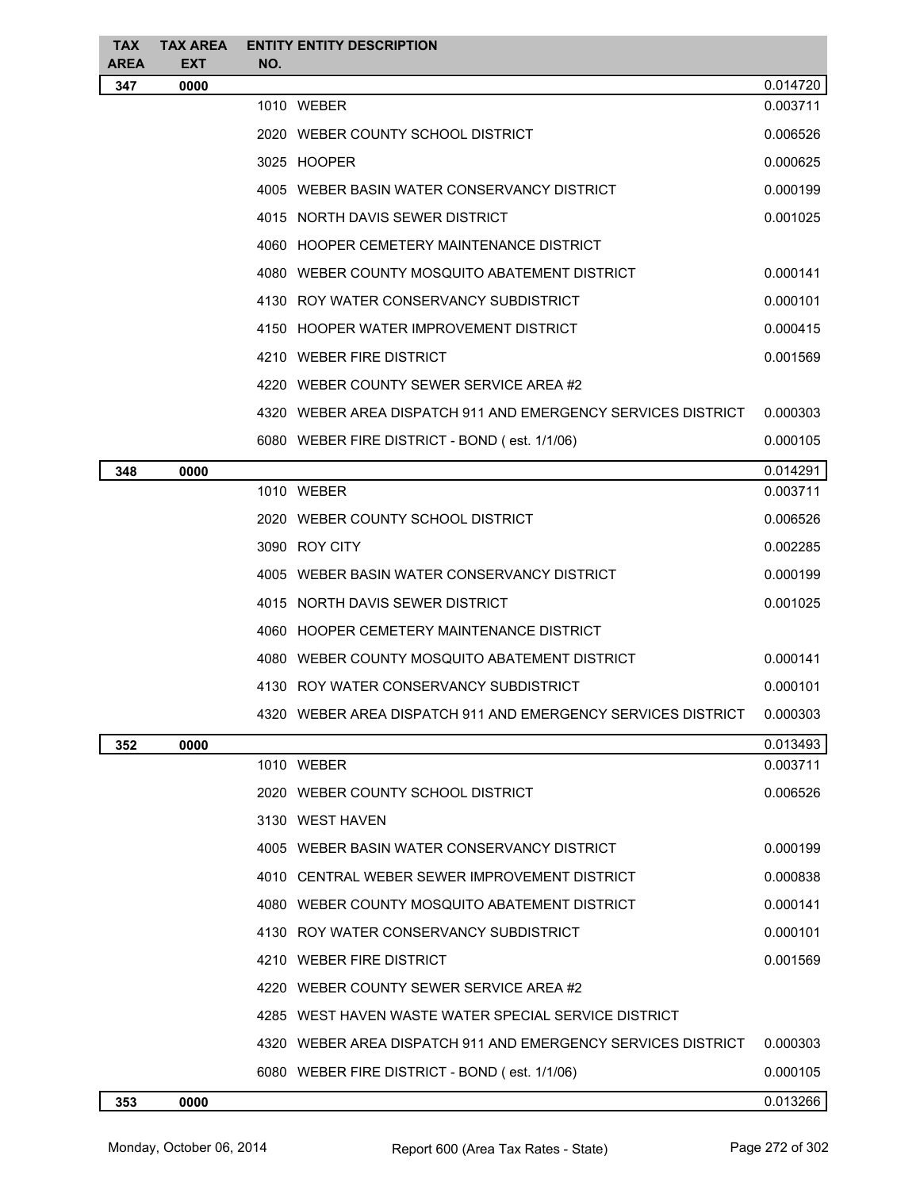| TAX AREA | TAX AREA EXT | ENTITY NO. | ENTITY DESCRIPTION | |
|---|---|---|---|---|
| **347** | **0000** | | | 0.014720 |
| | | 1010 | WEBER | 0.003711 |
| | | 2020 | WEBER COUNTY SCHOOL DISTRICT | 0.006526 |
| | | 3025 | HOOPER | 0.000625 |
| | | 4005 | WEBER BASIN WATER CONSERVANCY DISTRICT | 0.000199 |
| | | 4015 | NORTH DAVIS SEWER DISTRICT | 0.001025 |
| | | 4060 | HOOPER CEMETERY MAINTENANCE DISTRICT | |
| | | 4080 | WEBER COUNTY MOSQUITO ABATEMENT DISTRICT | 0.000141 |
| | | 4130 | ROY WATER CONSERVANCY SUBDISTRICT | 0.000101 |
| | | 4150 | HOOPER WATER IMPROVEMENT DISTRICT | 0.000415 |
| | | 4210 | WEBER FIRE DISTRICT | 0.001569 |
| | | 4220 | WEBER COUNTY SEWER SERVICE AREA #2 | |
| | | 4320 | WEBER AREA DISPATCH 911 AND EMERGENCY SERVICES DISTRICT | 0.000303 |
| | | 6080 | WEBER FIRE DISTRICT - BOND ( est. 1/1/06) | 0.000105 |
| **348** | **0000** | | | 0.014291 |
| | | 1010 | WEBER | 0.003711 |
| | | 2020 | WEBER COUNTY SCHOOL DISTRICT | 0.006526 |
| | | 3090 | ROY CITY | 0.002285 |
| | | 4005 | WEBER BASIN WATER CONSERVANCY DISTRICT | 0.000199 |
| | | 4015 | NORTH DAVIS SEWER DISTRICT | 0.001025 |
| | | 4060 | HOOPER CEMETERY MAINTENANCE DISTRICT | |
| | | 4080 | WEBER COUNTY MOSQUITO ABATEMENT DISTRICT | 0.000141 |
| | | 4130 | ROY WATER CONSERVANCY SUBDISTRICT | 0.000101 |
| | | 4320 | WEBER AREA DISPATCH 911 AND EMERGENCY SERVICES DISTRICT | 0.000303 |
| **352** | **0000** | | | 0.013493 |
| | | 1010 | WEBER | 0.003711 |
| | | 2020 | WEBER COUNTY SCHOOL DISTRICT | 0.006526 |
| | | 3130 | WEST HAVEN | |
| | | 4005 | WEBER BASIN WATER CONSERVANCY DISTRICT | 0.000199 |
| | | 4010 | CENTRAL WEBER SEWER IMPROVEMENT DISTRICT | 0.000838 |
| | | 4080 | WEBER COUNTY MOSQUITO ABATEMENT DISTRICT | 0.000141 |
| | | 4130 | ROY WATER CONSERVANCY SUBDISTRICT | 0.000101 |
| | | 4210 | WEBER FIRE DISTRICT | 0.001569 |
| | | 4220 | WEBER COUNTY SEWER SERVICE AREA #2 | |
| | | 4285 | WEST HAVEN WASTE WATER SPECIAL SERVICE DISTRICT | |
| | | 4320 | WEBER AREA DISPATCH 911 AND EMERGENCY SERVICES DISTRICT | 0.000303 |
| | | 6080 | WEBER FIRE DISTRICT - BOND ( est. 1/1/06) | 0.000105 |
| **353** | **0000** | | | 0.013266 |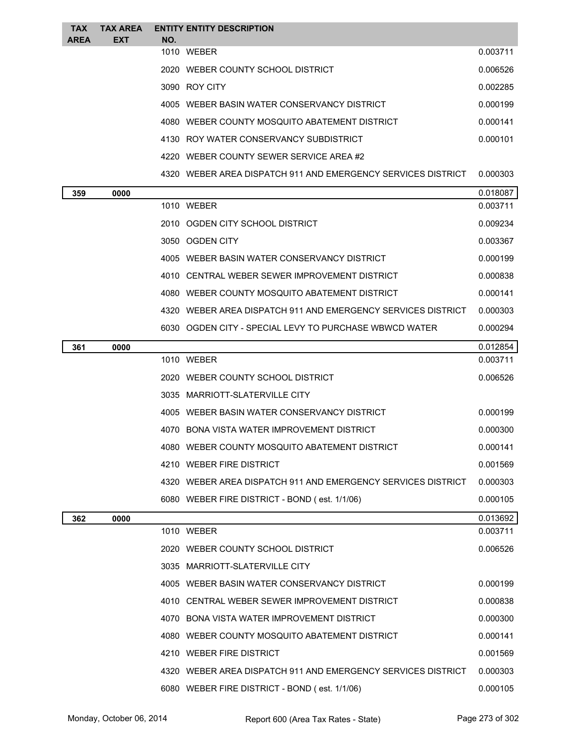| TAX AREA | TAX AREA EXT | ENTITY NO. | ENTITY DESCRIPTION | |
|---|---|---|---|---|
| | | 1010 | WEBER | 0.003711 |
| | | 2020 | WEBER COUNTY SCHOOL DISTRICT | 0.006526 |
| | | 3090 | ROY CITY | 0.002285 |
| | | 4005 | WEBER BASIN WATER CONSERVANCY DISTRICT | 0.000199 |
| | | 4080 | WEBER COUNTY MOSQUITO ABATEMENT DISTRICT | 0.000141 |
| | | 4130 | ROY WATER CONSERVANCY SUBDISTRICT | 0.000101 |
| | | 4220 | WEBER COUNTY SEWER SERVICE AREA #2 | |
| | | 4320 | WEBER AREA DISPATCH 911 AND EMERGENCY SERVICES DISTRICT | 0.000303 |
| **359** | **0000** | | | **0.018087** |
| | | 1010 | WEBER | 0.003711 |
| | | 2010 | OGDEN CITY SCHOOL DISTRICT | 0.009234 |
| | | 3050 | OGDEN CITY | 0.003367 |
| | | 4005 | WEBER BASIN WATER CONSERVANCY DISTRICT | 0.000199 |
| | | 4010 | CENTRAL WEBER SEWER IMPROVEMENT DISTRICT | 0.000838 |
| | | 4080 | WEBER COUNTY MOSQUITO ABATEMENT DISTRICT | 0.000141 |
| | | 4320 | WEBER AREA DISPATCH 911 AND EMERGENCY SERVICES DISTRICT | 0.000303 |
| | | 6030 | OGDEN CITY - SPECIAL LEVY TO PURCHASE WBWCD WATER | 0.000294 |
| **361** | **0000** | | | **0.012854** |
| | | 1010 | WEBER | 0.003711 |
| | | 2020 | WEBER COUNTY SCHOOL DISTRICT | 0.006526 |
| | | 3035 | MARRIOTT-SLATERVILLE CITY | |
| | | 4005 | WEBER BASIN WATER CONSERVANCY DISTRICT | 0.000199 |
| | | 4070 | BONA VISTA WATER IMPROVEMENT DISTRICT | 0.000300 |
| | | 4080 | WEBER COUNTY MOSQUITO ABATEMENT DISTRICT | 0.000141 |
| | | 4210 | WEBER FIRE DISTRICT | 0.001569 |
| | | 4320 | WEBER AREA DISPATCH 911 AND EMERGENCY SERVICES DISTRICT | 0.000303 |
| | | 6080 | WEBER FIRE DISTRICT - BOND ( est. 1/1/06) | 0.000105 |
| **362** | **0000** | | | **0.013692** |
| | | 1010 | WEBER | 0.003711 |
| | | 2020 | WEBER COUNTY SCHOOL DISTRICT | 0.006526 |
| | | 3035 | MARRIOTT-SLATERVILLE CITY | |
| | | 4005 | WEBER BASIN WATER CONSERVANCY DISTRICT | 0.000199 |
| | | 4010 | CENTRAL WEBER SEWER IMPROVEMENT DISTRICT | 0.000838 |
| | | 4070 | BONA VISTA WATER IMPROVEMENT DISTRICT | 0.000300 |
| | | 4080 | WEBER COUNTY MOSQUITO ABATEMENT DISTRICT | 0.000141 |
| | | 4210 | WEBER FIRE DISTRICT | 0.001569 |
| | | 4320 | WEBER AREA DISPATCH 911 AND EMERGENCY SERVICES DISTRICT | 0.000303 |
| | | 6080 | WEBER FIRE DISTRICT - BOND ( est. 1/1/06) | 0.000105 |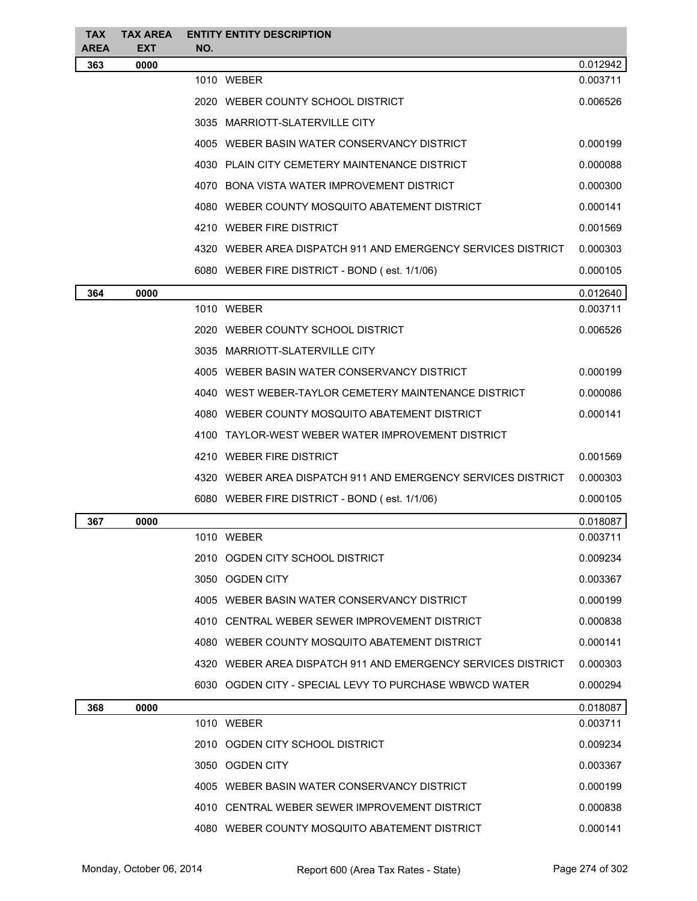| TAX AREA | TAX AREA EXT | ENTITY NO. | ENTITY DESCRIPTION | |
|---|---|---|---|---|
| **363** | **0000** | | | 0.012942 |
| | | 1010 | WEBER | 0.003711 |
| | | 2020 | WEBER COUNTY SCHOOL DISTRICT | 0.006526 |
| | | 3035 | MARRIOTT-SLATERVILLE CITY | |
| | | 4005 | WEBER BASIN WATER CONSERVANCY DISTRICT | 0.000199 |
| | | 4030 | PLAIN CITY CEMETERY MAINTENANCE DISTRICT | 0.000088 |
| | | 4070 | BONA VISTA WATER IMPROVEMENT DISTRICT | 0.000300 |
| | | 4080 | WEBER COUNTY MOSQUITO ABATEMENT DISTRICT | 0.000141 |
| | | 4210 | WEBER FIRE DISTRICT | 0.001569 |
| | | 4320 | WEBER AREA DISPATCH 911 AND EMERGENCY SERVICES DISTRICT | 0.000303 |
| | | 6080 | WEBER FIRE DISTRICT - BOND ( est. 1/1/06) | 0.000105 |
| **364** | **0000** | | | 0.012640 |
| | | 1010 | WEBER | 0.003711 |
| | | 2020 | WEBER COUNTY SCHOOL DISTRICT | 0.006526 |
| | | 3035 | MARRIOTT-SLATERVILLE CITY | |
| | | 4005 | WEBER BASIN WATER CONSERVANCY DISTRICT | 0.000199 |
| | | 4040 | WEST WEBER-TAYLOR CEMETERY MAINTENANCE DISTRICT | 0.000086 |
| | | 4080 | WEBER COUNTY MOSQUITO ABATEMENT DISTRICT | 0.000141 |
| | | 4100 | TAYLOR-WEST WEBER WATER IMPROVEMENT DISTRICT | |
| | | 4210 | WEBER FIRE DISTRICT | 0.001569 |
| | | 4320 | WEBER AREA DISPATCH 911 AND EMERGENCY SERVICES DISTRICT | 0.000303 |
| | | 6080 | WEBER FIRE DISTRICT - BOND ( est. 1/1/06) | 0.000105 |
| **367** | **0000** | | | 0.018087 |
| | | 1010 | WEBER | 0.003711 |
| | | 2010 | OGDEN CITY SCHOOL DISTRICT | 0.009234 |
| | | 3050 | OGDEN CITY | 0.003367 |
| | | 4005 | WEBER BASIN WATER CONSERVANCY DISTRICT | 0.000199 |
| | | 4010 | CENTRAL WEBER SEWER IMPROVEMENT DISTRICT | 0.000838 |
| | | 4080 | WEBER COUNTY MOSQUITO ABATEMENT DISTRICT | 0.000141 |
| | | 4320 | WEBER AREA DISPATCH 911 AND EMERGENCY SERVICES DISTRICT | 0.000303 |
| | | 6030 | OGDEN CITY - SPECIAL LEVY TO PURCHASE WBWCD WATER | 0.000294 |
| **368** | **0000** | | | 0.018087 |
| | | 1010 | WEBER | 0.003711 |
| | | 2010 | OGDEN CITY SCHOOL DISTRICT | 0.009234 |
| | | 3050 | OGDEN CITY | 0.003367 |
| | | 4005 | WEBER BASIN WATER CONSERVANCY DISTRICT | 0.000199 |
| | | 4010 | CENTRAL WEBER SEWER IMPROVEMENT DISTRICT | 0.000838 |
| | | 4080 | WEBER COUNTY MOSQUITO ABATEMENT DISTRICT | 0.000141 |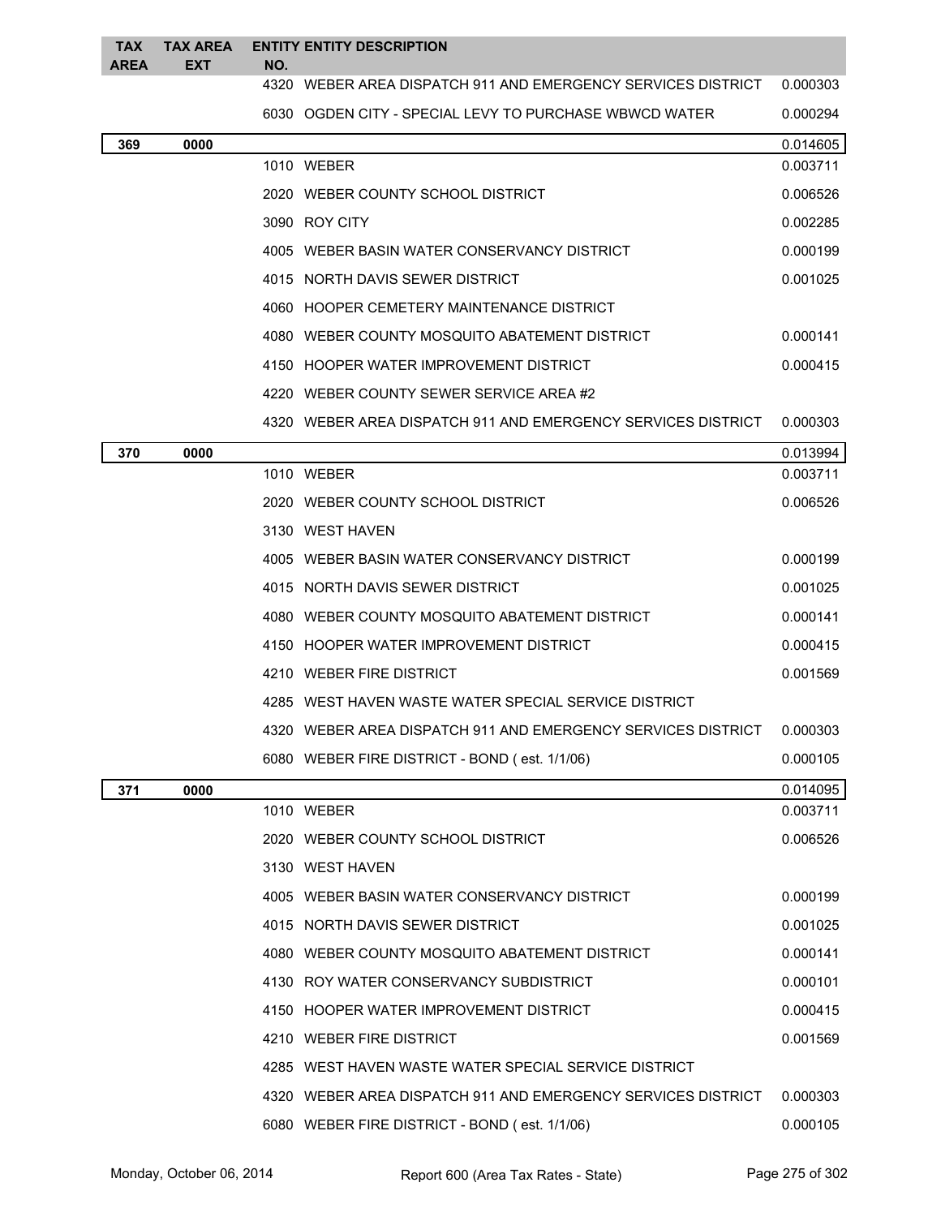| TAX AREA | TAX AREA EXT | ENTITY NO. | ENTITY DESCRIPTION | |
|---|---|---|---|---|
| | | 4320 | WEBER AREA DISPATCH 911 AND EMERGENCY SERVICES DISTRICT | 0.000303 |
| | | 6030 | OGDEN CITY - SPECIAL LEVY TO PURCHASE WBWCD WATER | 0.000294 |
| **369** | **0000** | | | 0.014605 |
| | | 1010 | WEBER | 0.003711 |
| | | 2020 | WEBER COUNTY SCHOOL DISTRICT | 0.006526 |
| | | 3090 | ROY CITY | 0.002285 |
| | | 4005 | WEBER BASIN WATER CONSERVANCY DISTRICT | 0.000199 |
| | | 4015 | NORTH DAVIS SEWER DISTRICT | 0.001025 |
| | | 4060 | HOOPER CEMETERY MAINTENANCE DISTRICT | |
| | | 4080 | WEBER COUNTY MOSQUITO ABATEMENT DISTRICT | 0.000141 |
| | | 4150 | HOOPER WATER IMPROVEMENT DISTRICT | 0.000415 |
| | | 4220 | WEBER COUNTY SEWER SERVICE AREA #2 | |
| | | 4320 | WEBER AREA DISPATCH 911 AND EMERGENCY SERVICES DISTRICT | 0.000303 |
| **370** | **0000** | | | 0.013994 |
| | | 1010 | WEBER | 0.003711 |
| | | 2020 | WEBER COUNTY SCHOOL DISTRICT | 0.006526 |
| | | 3130 | WEST HAVEN | |
| | | 4005 | WEBER BASIN WATER CONSERVANCY DISTRICT | 0.000199 |
| | | 4015 | NORTH DAVIS SEWER DISTRICT | 0.001025 |
| | | 4080 | WEBER COUNTY MOSQUITO ABATEMENT DISTRICT | 0.000141 |
| | | 4150 | HOOPER WATER IMPROVEMENT DISTRICT | 0.000415 |
| | | 4210 | WEBER FIRE DISTRICT | 0.001569 |
| | | 4285 | WEST HAVEN WASTE WATER SPECIAL SERVICE DISTRICT | |
| | | 4320 | WEBER AREA DISPATCH 911 AND EMERGENCY SERVICES DISTRICT | 0.000303 |
| | | 6080 | WEBER FIRE DISTRICT - BOND ( est. 1/1/06) | 0.000105 |
| **371** | **0000** | | | 0.014095 |
| | | 1010 | WEBER | 0.003711 |
| | | 2020 | WEBER COUNTY SCHOOL DISTRICT | 0.006526 |
| | | 3130 | WEST HAVEN | |
| | | 4005 | WEBER BASIN WATER CONSERVANCY DISTRICT | 0.000199 |
| | | 4015 | NORTH DAVIS SEWER DISTRICT | 0.001025 |
| | | 4080 | WEBER COUNTY MOSQUITO ABATEMENT DISTRICT | 0.000141 |
| | | 4130 | ROY WATER CONSERVANCY SUBDISTRICT | 0.000101 |
| | | 4150 | HOOPER WATER IMPROVEMENT DISTRICT | 0.000415 |
| | | 4210 | WEBER FIRE DISTRICT | 0.001569 |
| | | 4285 | WEST HAVEN WASTE WATER SPECIAL SERVICE DISTRICT | |
| | | 4320 | WEBER AREA DISPATCH 911 AND EMERGENCY SERVICES DISTRICT | 0.000303 |
| | | 6080 | WEBER FIRE DISTRICT - BOND ( est. 1/1/06) | 0.000105 |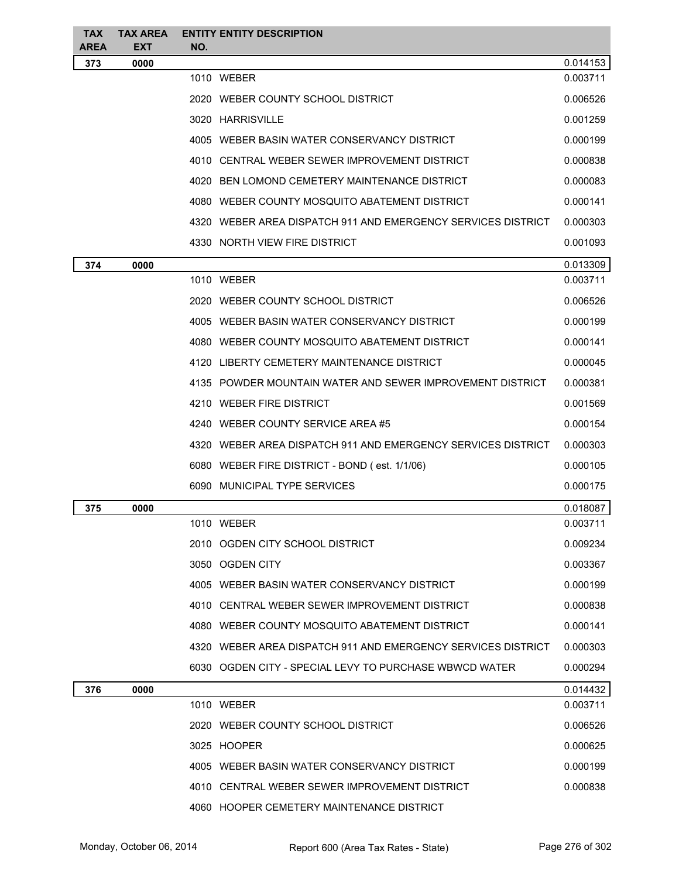| TAX AREA | TAX AREA EXT | ENTITY NO. | ENTITY DESCRIPTION | |
|---|---|---|---|---|
| **373** | **0000** | | | 0.014153 |
| | | 1010 | WEBER | 0.003711 |
| | | 2020 | WEBER COUNTY SCHOOL DISTRICT | 0.006526 |
| | | 3020 | HARRISVILLE | 0.001259 |
| | | 4005 | WEBER BASIN WATER CONSERVANCY DISTRICT | 0.000199 |
| | | 4010 | CENTRAL WEBER SEWER IMPROVEMENT DISTRICT | 0.000838 |
| | | 4020 | BEN LOMOND CEMETERY MAINTENANCE DISTRICT | 0.000083 |
| | | 4080 | WEBER COUNTY MOSQUITO ABATEMENT DISTRICT | 0.000141 |
| | | 4320 | WEBER AREA DISPATCH 911 AND EMERGENCY SERVICES DISTRICT | 0.000303 |
| | | 4330 | NORTH VIEW FIRE DISTRICT | 0.001093 |
| **374** | **0000** | | | 0.013309 |
| | | 1010 | WEBER | 0.003711 |
| | | 2020 | WEBER COUNTY SCHOOL DISTRICT | 0.006526 |
| | | 4005 | WEBER BASIN WATER CONSERVANCY DISTRICT | 0.000199 |
| | | 4080 | WEBER COUNTY MOSQUITO ABATEMENT DISTRICT | 0.000141 |
| | | 4120 | LIBERTY CEMETERY MAINTENANCE DISTRICT | 0.000045 |
| | | 4135 | POWDER MOUNTAIN WATER AND SEWER IMPROVEMENT DISTRICT | 0.000381 |
| | | 4210 | WEBER FIRE DISTRICT | 0.001569 |
| | | 4240 | WEBER COUNTY SERVICE AREA #5 | 0.000154 |
| | | 4320 | WEBER AREA DISPATCH 911 AND EMERGENCY SERVICES DISTRICT | 0.000303 |
| | | 6080 | WEBER FIRE DISTRICT - BOND ( est. 1/1/06) | 0.000105 |
| | | 6090 | MUNICIPAL TYPE SERVICES | 0.000175 |
| **375** | **0000** | | | 0.018087 |
| | | 1010 | WEBER | 0.003711 |
| | | 2010 | OGDEN CITY SCHOOL DISTRICT | 0.009234 |
| | | 3050 | OGDEN CITY | 0.003367 |
| | | 4005 | WEBER BASIN WATER CONSERVANCY DISTRICT | 0.000199 |
| | | 4010 | CENTRAL WEBER SEWER IMPROVEMENT DISTRICT | 0.000838 |
| | | 4080 | WEBER COUNTY MOSQUITO ABATEMENT DISTRICT | 0.000141 |
| | | 4320 | WEBER AREA DISPATCH 911 AND EMERGENCY SERVICES DISTRICT | 0.000303 |
| | | 6030 | OGDEN CITY - SPECIAL LEVY TO PURCHASE WBWCD WATER | 0.000294 |
| **376** | **0000** | | | 0.014432 |
| | | 1010 | WEBER | 0.003711 |
| | | 2020 | WEBER COUNTY SCHOOL DISTRICT | 0.006526 |
| | | 3025 | HOOPER | 0.000625 |
| | | 4005 | WEBER BASIN WATER CONSERVANCY DISTRICT | 0.000199 |
| | | 4010 | CENTRAL WEBER SEWER IMPROVEMENT DISTRICT | 0.000838 |
| | | 4060 | HOOPER CEMETERY MAINTENANCE DISTRICT | |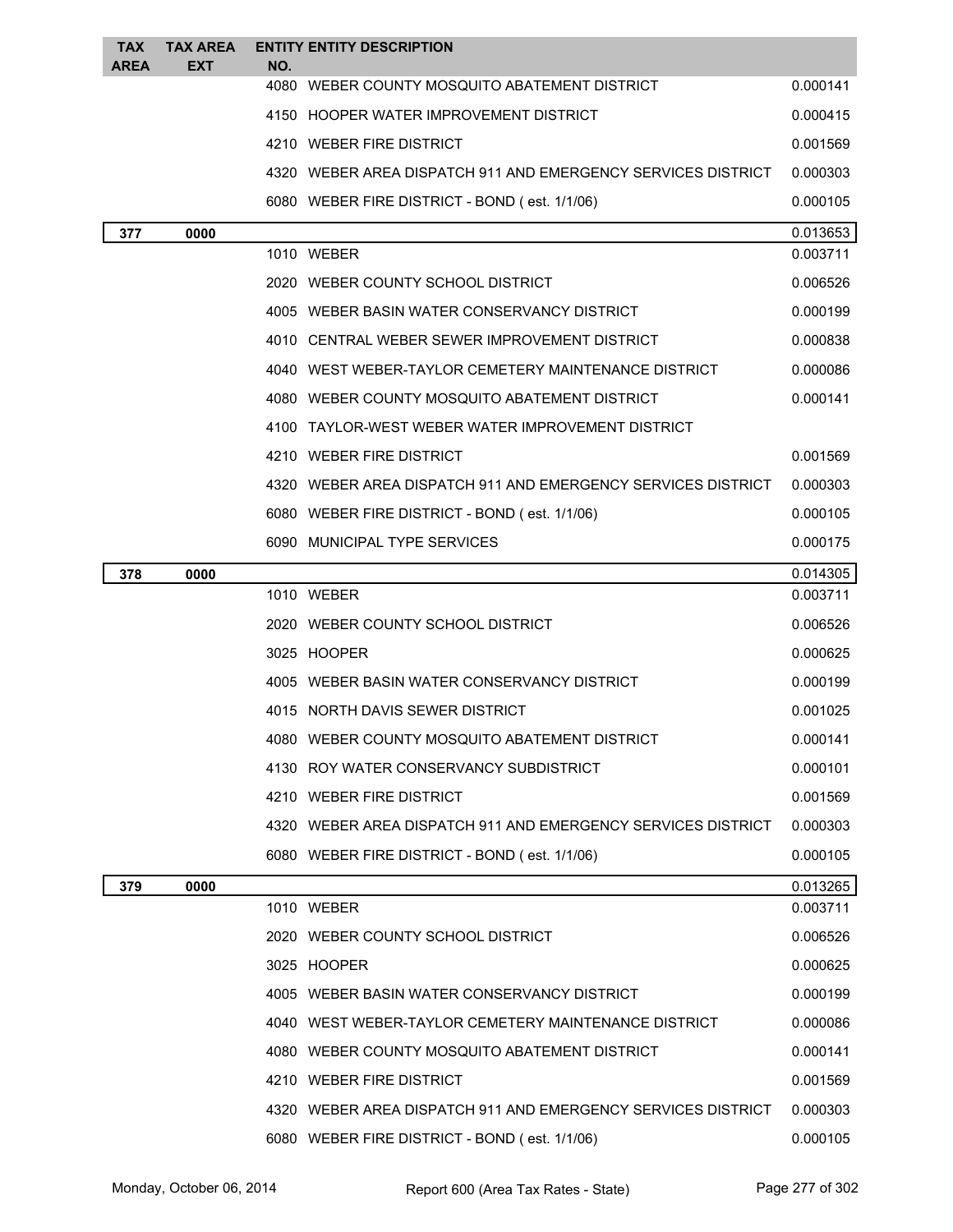| TAX AREA | TAX AREA EXT | ENTITY NO. | ENTITY DESCRIPTION | |
|---|---|---|---|---|
| | | 4080 | WEBER COUNTY MOSQUITO ABATEMENT DISTRICT | 0.000141 |
| | | 4150 | HOOPER WATER IMPROVEMENT DISTRICT | 0.000415 |
| | | 4210 | WEBER FIRE DISTRICT | 0.001569 |
| | | 4320 | WEBER AREA DISPATCH 911 AND EMERGENCY SERVICES DISTRICT | 0.000303 |
| | | 6080 | WEBER FIRE DISTRICT - BOND ( est. 1/1/06) | 0.000105 |
| **377** | **0000** | | | 0.013653 |
| | | 1010 | WEBER | 0.003711 |
| | | 2020 | WEBER COUNTY SCHOOL DISTRICT | 0.006526 |
| | | 4005 | WEBER BASIN WATER CONSERVANCY DISTRICT | 0.000199 |
| | | 4010 | CENTRAL WEBER SEWER IMPROVEMENT DISTRICT | 0.000838 |
| | | 4040 | WEST WEBER-TAYLOR CEMETERY MAINTENANCE DISTRICT | 0.000086 |
| | | 4080 | WEBER COUNTY MOSQUITO ABATEMENT DISTRICT | 0.000141 |
| | | 4100 | TAYLOR-WEST WEBER WATER IMPROVEMENT DISTRICT | |
| | | 4210 | WEBER FIRE DISTRICT | 0.001569 |
| | | 4320 | WEBER AREA DISPATCH 911 AND EMERGENCY SERVICES DISTRICT | 0.000303 |
| | | 6080 | WEBER FIRE DISTRICT - BOND ( est. 1/1/06) | 0.000105 |
| | | 6090 | MUNICIPAL TYPE SERVICES | 0.000175 |
| **378** | **0000** | | | 0.014305 |
| | | 1010 | WEBER | 0.003711 |
| | | 2020 | WEBER COUNTY SCHOOL DISTRICT | 0.006526 |
| | | 3025 | HOOPER | 0.000625 |
| | | 4005 | WEBER BASIN WATER CONSERVANCY DISTRICT | 0.000199 |
| | | 4015 | NORTH DAVIS SEWER DISTRICT | 0.001025 |
| | | 4080 | WEBER COUNTY MOSQUITO ABATEMENT DISTRICT | 0.000141 |
| | | 4130 | ROY WATER CONSERVANCY SUBDISTRICT | 0.000101 |
| | | 4210 | WEBER FIRE DISTRICT | 0.001569 |
| | | 4320 | WEBER AREA DISPATCH 911 AND EMERGENCY SERVICES DISTRICT | 0.000303 |
| | | 6080 | WEBER FIRE DISTRICT - BOND ( est. 1/1/06) | 0.000105 |
| **379** | **0000** | | | 0.013265 |
| | | 1010 | WEBER | 0.003711 |
| | | 2020 | WEBER COUNTY SCHOOL DISTRICT | 0.006526 |
| | | 3025 | HOOPER | 0.000625 |
| | | 4005 | WEBER BASIN WATER CONSERVANCY DISTRICT | 0.000199 |
| | | 4040 | WEST WEBER-TAYLOR CEMETERY MAINTENANCE DISTRICT | 0.000086 |
| | | 4080 | WEBER COUNTY MOSQUITO ABATEMENT DISTRICT | 0.000141 |
| | | 4210 | WEBER FIRE DISTRICT | 0.001569 |
| | | 4320 | WEBER AREA DISPATCH 911 AND EMERGENCY SERVICES DISTRICT | 0.000303 |
| | | 6080 | WEBER FIRE DISTRICT - BOND ( est. 1/1/06) | 0.000105 |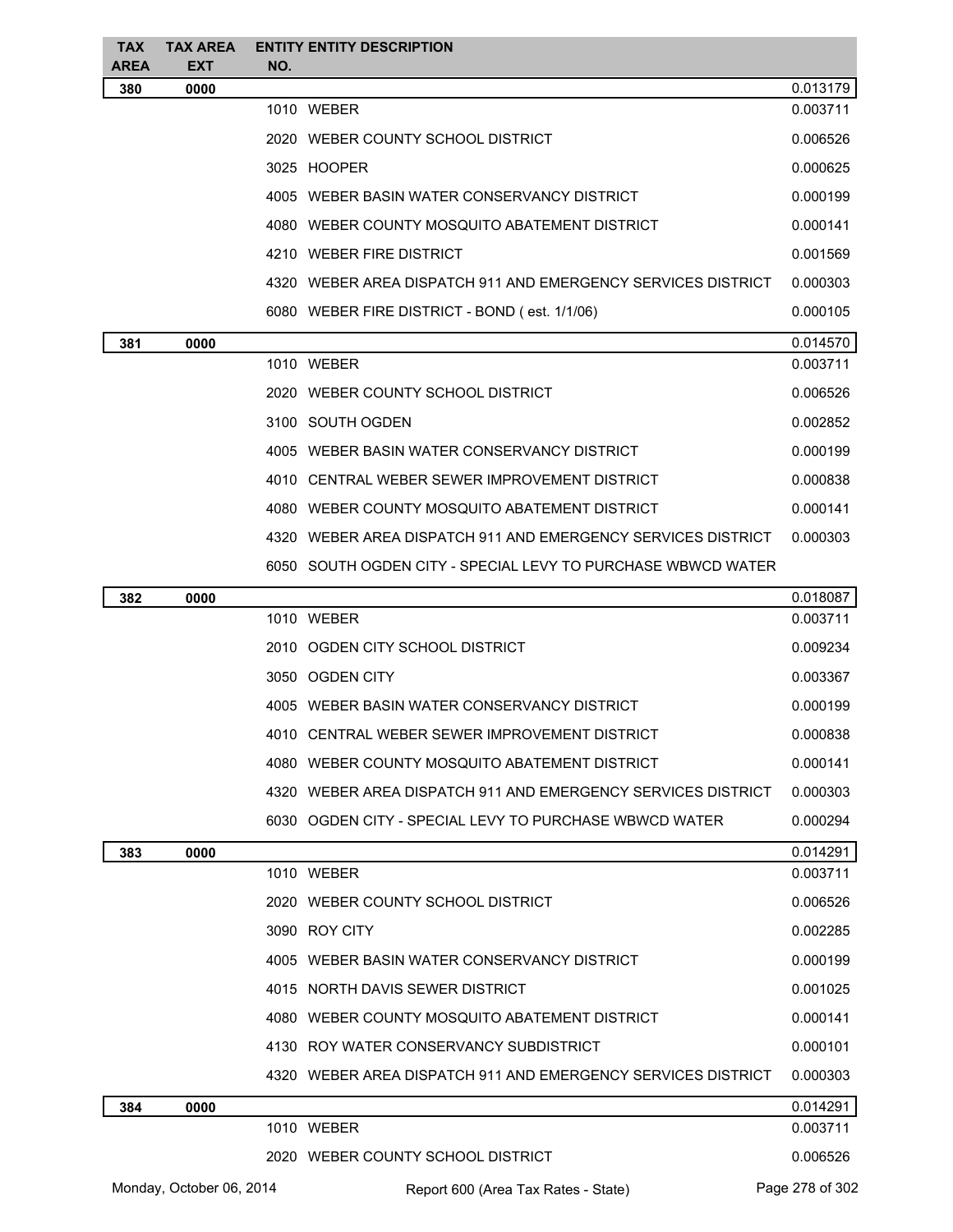| TAX AREA | TAX AREA EXT | ENTITY NO. | ENTITY DESCRIPTION | |
|---|---|---|---|---|
| 380 | 0000 | | | 0.013179 |
| | | 1010 | WEBER | 0.003711 |
| | | 2020 | WEBER COUNTY SCHOOL DISTRICT | 0.006526 |
| | | 3025 | HOOPER | 0.000625 |
| | | 4005 | WEBER BASIN WATER CONSERVANCY DISTRICT | 0.000199 |
| | | 4080 | WEBER COUNTY MOSQUITO ABATEMENT DISTRICT | 0.000141 |
| | | 4210 | WEBER FIRE DISTRICT | 0.001569 |
| | | 4320 | WEBER AREA DISPATCH 911 AND EMERGENCY SERVICES DISTRICT | 0.000303 |
| | | 6080 | WEBER FIRE DISTRICT - BOND ( est. 1/1/06) | 0.000105 |
| 381 | 0000 | | | 0.014570 |
| | | 1010 | WEBER | 0.003711 |
| | | 2020 | WEBER COUNTY SCHOOL DISTRICT | 0.006526 |
| | | 3100 | SOUTH OGDEN | 0.002852 |
| | | 4005 | WEBER BASIN WATER CONSERVANCY DISTRICT | 0.000199 |
| | | 4010 | CENTRAL WEBER SEWER IMPROVEMENT DISTRICT | 0.000838 |
| | | 4080 | WEBER COUNTY MOSQUITO ABATEMENT DISTRICT | 0.000141 |
| | | 4320 | WEBER AREA DISPATCH 911 AND EMERGENCY SERVICES DISTRICT | 0.000303 |
| | | 6050 | SOUTH OGDEN CITY - SPECIAL LEVY TO PURCHASE WBWCD WATER | |
| 382 | 0000 | | | 0.018087 |
| | | 1010 | WEBER | 0.003711 |
| | | 2010 | OGDEN CITY SCHOOL DISTRICT | 0.009234 |
| | | 3050 | OGDEN CITY | 0.003367 |
| | | 4005 | WEBER BASIN WATER CONSERVANCY DISTRICT | 0.000199 |
| | | 4010 | CENTRAL WEBER SEWER IMPROVEMENT DISTRICT | 0.000838 |
| | | 4080 | WEBER COUNTY MOSQUITO ABATEMENT DISTRICT | 0.000141 |
| | | 4320 | WEBER AREA DISPATCH 911 AND EMERGENCY SERVICES DISTRICT | 0.000303 |
| | | 6030 | OGDEN CITY - SPECIAL LEVY TO PURCHASE WBWCD WATER | 0.000294 |
| 383 | 0000 | | | 0.014291 |
| | | 1010 | WEBER | 0.003711 |
| | | 2020 | WEBER COUNTY SCHOOL DISTRICT | 0.006526 |
| | | 3090 | ROY CITY | 0.002285 |
| | | 4005 | WEBER BASIN WATER CONSERVANCY DISTRICT | 0.000199 |
| | | 4015 | NORTH DAVIS SEWER DISTRICT | 0.001025 |
| | | 4080 | WEBER COUNTY MOSQUITO ABATEMENT DISTRICT | 0.000141 |
| | | 4130 | ROY WATER CONSERVANCY SUBDISTRICT | 0.000101 |
| | | 4320 | WEBER AREA DISPATCH 911 AND EMERGENCY SERVICES DISTRICT | 0.000303 |
| 384 | 0000 | | | 0.014291 |
| | | 1010 | WEBER | 0.003711 |
| | | 2020 | WEBER COUNTY SCHOOL DISTRICT | 0.006526 |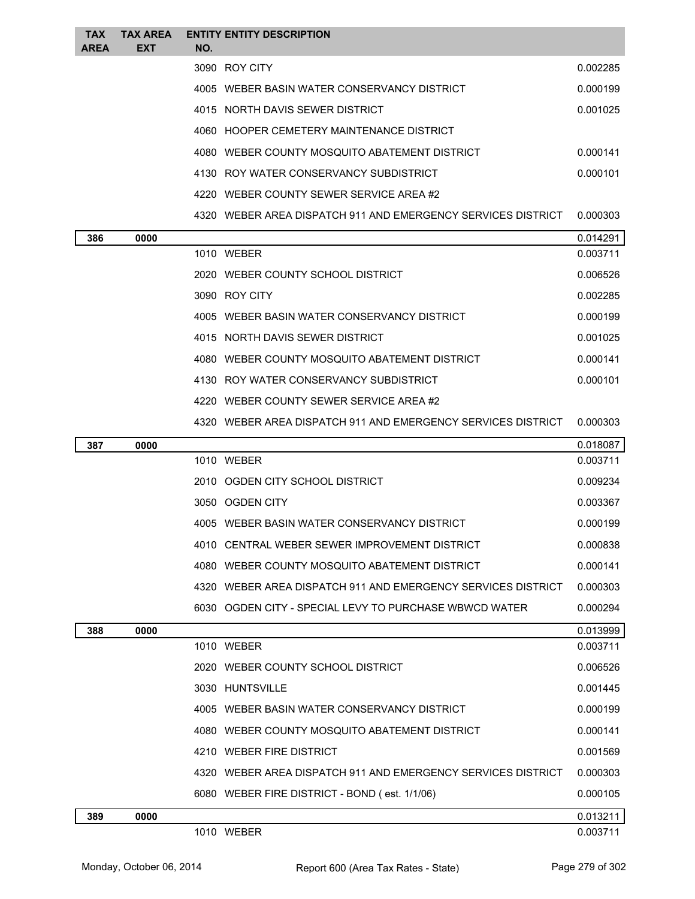| TAX AREA | TAX AREA EXT | ENTITY NO. | ENTITY DESCRIPTION | |
|---|---|---|---|---|
| | | 3090 | ROY CITY | 0.002285 |
| | | 4005 | WEBER BASIN WATER CONSERVANCY DISTRICT | 0.000199 |
| | | 4015 | NORTH DAVIS SEWER DISTRICT | 0.001025 |
| | | 4060 | HOOPER CEMETERY MAINTENANCE DISTRICT | |
| | | 4080 | WEBER COUNTY MOSQUITO ABATEMENT DISTRICT | 0.000141 |
| | | 4130 | ROY WATER CONSERVANCY SUBDISTRICT | 0.000101 |
| | | 4220 | WEBER COUNTY SEWER SERVICE AREA #2 | |
| | | 4320 | WEBER AREA DISPATCH 911 AND EMERGENCY SERVICES DISTRICT | 0.000303 |
| **386** | **0000** | | | 0.014291 |
| | | 1010 | WEBER | 0.003711 |
| | | 2020 | WEBER COUNTY SCHOOL DISTRICT | 0.006526 |
| | | 3090 | ROY CITY | 0.002285 |
| | | 4005 | WEBER BASIN WATER CONSERVANCY DISTRICT | 0.000199 |
| | | 4015 | NORTH DAVIS SEWER DISTRICT | 0.001025 |
| | | 4080 | WEBER COUNTY MOSQUITO ABATEMENT DISTRICT | 0.000141 |
| | | 4130 | ROY WATER CONSERVANCY SUBDISTRICT | 0.000101 |
| | | 4220 | WEBER COUNTY SEWER SERVICE AREA #2 | |
| | | 4320 | WEBER AREA DISPATCH 911 AND EMERGENCY SERVICES DISTRICT | 0.000303 |
| **387** | **0000** | | | 0.018087 |
| | | 1010 | WEBER | 0.003711 |
| | | 2010 | OGDEN CITY SCHOOL DISTRICT | 0.009234 |
| | | 3050 | OGDEN CITY | 0.003367 |
| | | 4005 | WEBER BASIN WATER CONSERVANCY DISTRICT | 0.000199 |
| | | 4010 | CENTRAL WEBER SEWER IMPROVEMENT DISTRICT | 0.000838 |
| | | 4080 | WEBER COUNTY MOSQUITO ABATEMENT DISTRICT | 0.000141 |
| | | 4320 | WEBER AREA DISPATCH 911 AND EMERGENCY SERVICES DISTRICT | 0.000303 |
| | | 6030 | OGDEN CITY - SPECIAL LEVY TO PURCHASE WBWCD WATER | 0.000294 |
| **388** | **0000** | | | 0.013999 |
| | | 1010 | WEBER | 0.003711 |
| | | 2020 | WEBER COUNTY SCHOOL DISTRICT | 0.006526 |
| | | 3030 | HUNTSVILLE | 0.001445 |
| | | 4005 | WEBER BASIN WATER CONSERVANCY DISTRICT | 0.000199 |
| | | 4080 | WEBER COUNTY MOSQUITO ABATEMENT DISTRICT | 0.000141 |
| | | 4210 | WEBER FIRE DISTRICT | 0.001569 |
| | | 4320 | WEBER AREA DISPATCH 911 AND EMERGENCY SERVICES DISTRICT | 0.000303 |
| | | 6080 | WEBER FIRE DISTRICT - BOND ( est. 1/1/06) | 0.000105 |
| **389** | **0000** | | | 0.013211 |
| | | 1010 | WEBER | 0.003711 |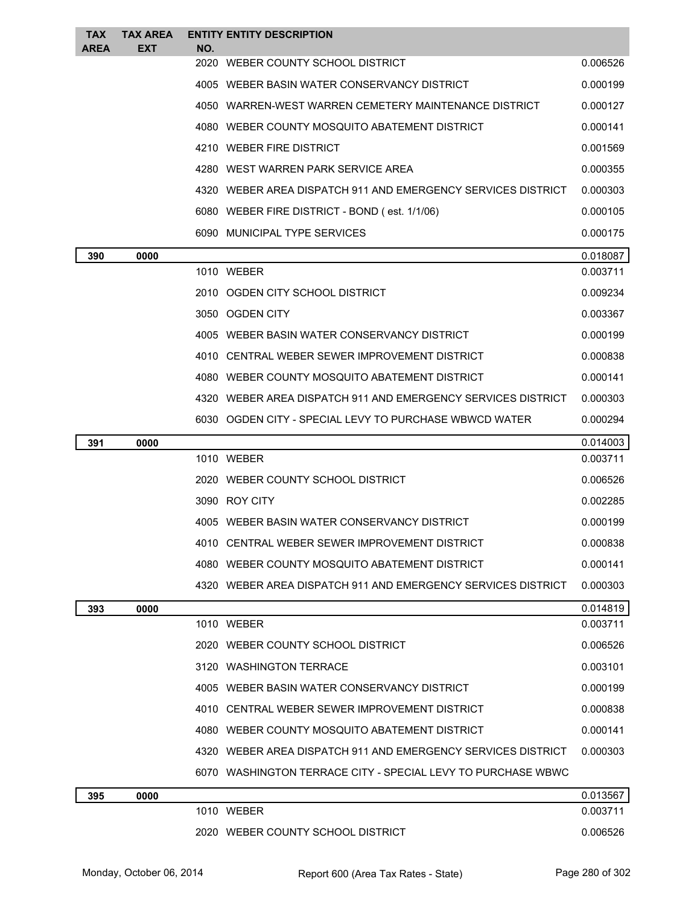| TAX AREA | TAX AREA EXT | ENTITY NO. | ENTITY DESCRIPTION | |
|---|---|---|---|---|
| | | 2020 | WEBER COUNTY SCHOOL DISTRICT | 0.006526 |
| | | 4005 | WEBER BASIN WATER CONSERVANCY DISTRICT | 0.000199 |
| | | 4050 | WARREN-WEST WARREN CEMETERY MAINTENANCE DISTRICT | 0.000127 |
| | | 4080 | WEBER COUNTY MOSQUITO ABATEMENT DISTRICT | 0.000141 |
| | | 4210 | WEBER FIRE DISTRICT | 0.001569 |
| | | 4280 | WEST WARREN PARK SERVICE AREA | 0.000355 |
| | | 4320 | WEBER AREA DISPATCH 911 AND EMERGENCY SERVICES DISTRICT | 0.000303 |
| | | 6080 | WEBER FIRE DISTRICT - BOND ( est. 1/1/06) | 0.000105 |
| | | 6090 | MUNICIPAL TYPE SERVICES | 0.000175 |
| **390** | **0000** | | | 0.018087 |
| | | 1010 | WEBER | 0.003711 |
| | | 2010 | OGDEN CITY SCHOOL DISTRICT | 0.009234 |
| | | 3050 | OGDEN CITY | 0.003367 |
| | | 4005 | WEBER BASIN WATER CONSERVANCY DISTRICT | 0.000199 |
| | | 4010 | CENTRAL WEBER SEWER IMPROVEMENT DISTRICT | 0.000838 |
| | | 4080 | WEBER COUNTY MOSQUITO ABATEMENT DISTRICT | 0.000141 |
| | | 4320 | WEBER AREA DISPATCH 911 AND EMERGENCY SERVICES DISTRICT | 0.000303 |
| | | 6030 | OGDEN CITY - SPECIAL LEVY TO PURCHASE WBWCD WATER | 0.000294 |
| **391** | **0000** | | | 0.014003 |
| | | 1010 | WEBER | 0.003711 |
| | | 2020 | WEBER COUNTY SCHOOL DISTRICT | 0.006526 |
| | | 3090 | ROY CITY | 0.002285 |
| | | 4005 | WEBER BASIN WATER CONSERVANCY DISTRICT | 0.000199 |
| | | 4010 | CENTRAL WEBER SEWER IMPROVEMENT DISTRICT | 0.000838 |
| | | 4080 | WEBER COUNTY MOSQUITO ABATEMENT DISTRICT | 0.000141 |
| | | 4320 | WEBER AREA DISPATCH 911 AND EMERGENCY SERVICES DISTRICT | 0.000303 |
| **393** | **0000** | | | 0.014819 |
| | | 1010 | WEBER | 0.003711 |
| | | 2020 | WEBER COUNTY SCHOOL DISTRICT | 0.006526 |
| | | 3120 | WASHINGTON TERRACE | 0.003101 |
| | | 4005 | WEBER BASIN WATER CONSERVANCY DISTRICT | 0.000199 |
| | | 4010 | CENTRAL WEBER SEWER IMPROVEMENT DISTRICT | 0.000838 |
| | | 4080 | WEBER COUNTY MOSQUITO ABATEMENT DISTRICT | 0.000141 |
| | | 4320 | WEBER AREA DISPATCH 911 AND EMERGENCY SERVICES DISTRICT | 0.000303 |
| | | 6070 | WASHINGTON TERRACE CITY - SPECIAL LEVY TO PURCHASE WBWC | |
| **395** | **0000** | | | 0.013567 |
| | | 1010 | WEBER | 0.003711 |
| | | 2020 | WEBER COUNTY SCHOOL DISTRICT | 0.006526 |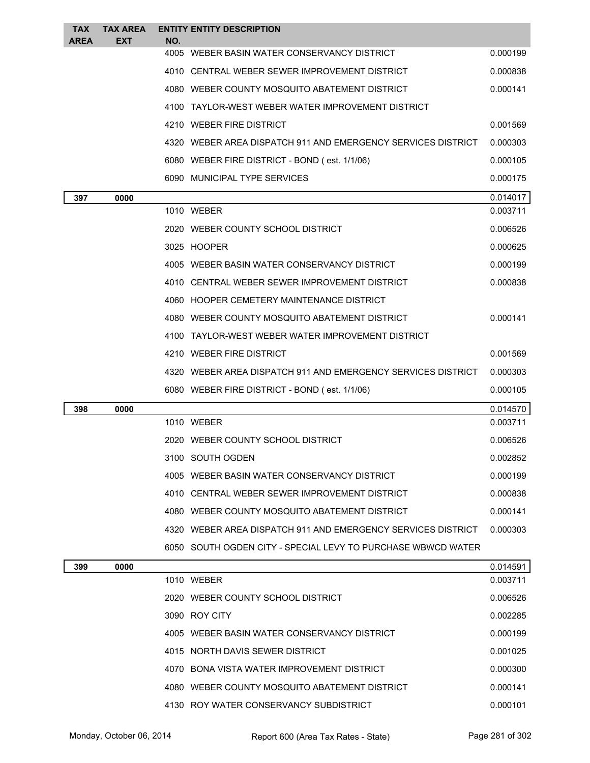| TAX AREA | TAX AREA EXT | ENTITY NO. | ENTITY DESCRIPTION | |
|---|---|---|---|---|
| | | 4005 | WEBER BASIN WATER CONSERVANCY DISTRICT | 0.000199 |
| | | 4010 | CENTRAL WEBER SEWER IMPROVEMENT DISTRICT | 0.000838 |
| | | 4080 | WEBER COUNTY MOSQUITO ABATEMENT DISTRICT | 0.000141 |
| | | 4100 | TAYLOR-WEST WEBER WATER IMPROVEMENT DISTRICT | |
| | | 4210 | WEBER FIRE DISTRICT | 0.001569 |
| | | 4320 | WEBER AREA DISPATCH 911 AND EMERGENCY SERVICES DISTRICT | 0.000303 |
| | | 6080 | WEBER FIRE DISTRICT - BOND ( est. 1/1/06) | 0.000105 |
| | | 6090 | MUNICIPAL TYPE SERVICES | 0.000175 |
| **397** | **0000** | | | 0.014017 |
| | | 1010 | WEBER | 0.003711 |
| | | 2020 | WEBER COUNTY SCHOOL DISTRICT | 0.006526 |
| | | 3025 | HOOPER | 0.000625 |
| | | 4005 | WEBER BASIN WATER CONSERVANCY DISTRICT | 0.000199 |
| | | 4010 | CENTRAL WEBER SEWER IMPROVEMENT DISTRICT | 0.000838 |
| | | 4060 | HOOPER CEMETERY MAINTENANCE DISTRICT | |
| | | 4080 | WEBER COUNTY MOSQUITO ABATEMENT DISTRICT | 0.000141 |
| | | 4100 | TAYLOR-WEST WEBER WATER IMPROVEMENT DISTRICT | |
| | | 4210 | WEBER FIRE DISTRICT | 0.001569 |
| | | 4320 | WEBER AREA DISPATCH 911 AND EMERGENCY SERVICES DISTRICT | 0.000303 |
| | | 6080 | WEBER FIRE DISTRICT - BOND ( est. 1/1/06) | 0.000105 |
| **398** | **0000** | | | 0.014570 |
| | | 1010 | WEBER | 0.003711 |
| | | 2020 | WEBER COUNTY SCHOOL DISTRICT | 0.006526 |
| | | 3100 | SOUTH OGDEN | 0.002852 |
| | | 4005 | WEBER BASIN WATER CONSERVANCY DISTRICT | 0.000199 |
| | | 4010 | CENTRAL WEBER SEWER IMPROVEMENT DISTRICT | 0.000838 |
| | | 4080 | WEBER COUNTY MOSQUITO ABATEMENT DISTRICT | 0.000141 |
| | | 4320 | WEBER AREA DISPATCH 911 AND EMERGENCY SERVICES DISTRICT | 0.000303 |
| | | 6050 | SOUTH OGDEN CITY - SPECIAL LEVY TO PURCHASE WBWCD WATER | |
| **399** | **0000** | | | 0.014591 |
| | | 1010 | WEBER | 0.003711 |
| | | 2020 | WEBER COUNTY SCHOOL DISTRICT | 0.006526 |
| | | 3090 | ROY CITY | 0.002285 |
| | | 4005 | WEBER BASIN WATER CONSERVANCY DISTRICT | 0.000199 |
| | | 4015 | NORTH DAVIS SEWER DISTRICT | 0.001025 |
| | | 4070 | BONA VISTA WATER IMPROVEMENT DISTRICT | 0.000300 |
| | | 4080 | WEBER COUNTY MOSQUITO ABATEMENT DISTRICT | 0.000141 |
| | | 4130 | ROY WATER CONSERVANCY SUBDISTRICT | 0.000101 |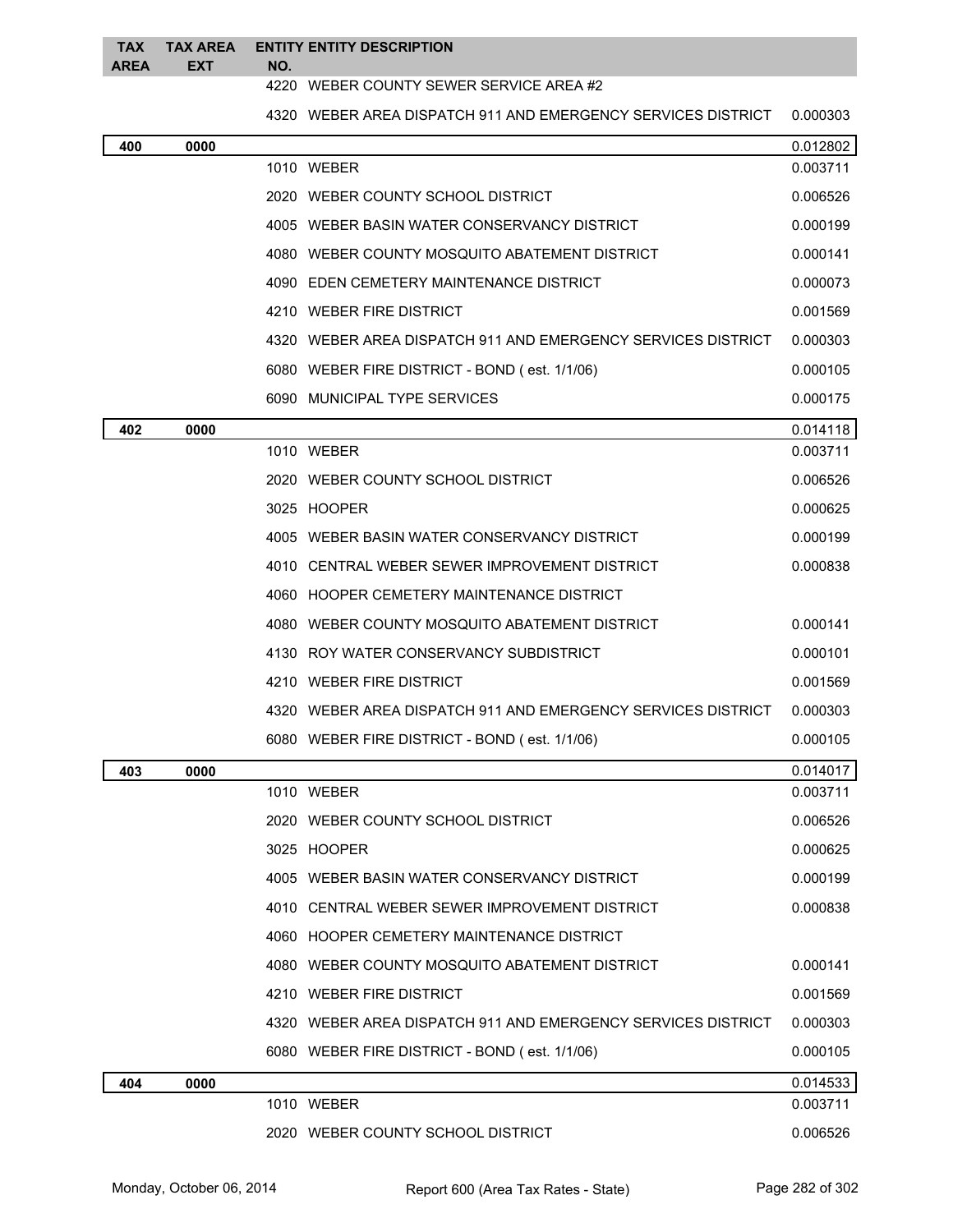| TAX AREA | TAX AREA EXT | ENTITY NO. | ENTITY DESCRIPTION | |
|---|---|---|---|---|
| | | 4220 | WEBER COUNTY SEWER SERVICE AREA #2 | |
| | | 4320 | WEBER AREA DISPATCH 911 AND EMERGENCY SERVICES DISTRICT | 0.000303 |
| **400** | **0000** | | | 0.012802 |
| | | 1010 | WEBER | 0.003711 |
| | | 2020 | WEBER COUNTY SCHOOL DISTRICT | 0.006526 |
| | | 4005 | WEBER BASIN WATER CONSERVANCY DISTRICT | 0.000199 |
| | | 4080 | WEBER COUNTY MOSQUITO ABATEMENT DISTRICT | 0.000141 |
| | | 4090 | EDEN CEMETERY MAINTENANCE DISTRICT | 0.000073 |
| | | 4210 | WEBER FIRE DISTRICT | 0.001569 |
| | | 4320 | WEBER AREA DISPATCH 911 AND EMERGENCY SERVICES DISTRICT | 0.000303 |
| | | 6080 | WEBER FIRE DISTRICT - BOND ( est. 1/1/06) | 0.000105 |
| | | 6090 | MUNICIPAL TYPE SERVICES | 0.000175 |
| **402** | **0000** | | | 0.014118 |
| | | 1010 | WEBER | 0.003711 |
| | | 2020 | WEBER COUNTY SCHOOL DISTRICT | 0.006526 |
| | | 3025 | HOOPER | 0.000625 |
| | | 4005 | WEBER BASIN WATER CONSERVANCY DISTRICT | 0.000199 |
| | | 4010 | CENTRAL WEBER SEWER IMPROVEMENT DISTRICT | 0.000838 |
| | | 4060 | HOOPER CEMETERY MAINTENANCE DISTRICT | |
| | | 4080 | WEBER COUNTY MOSQUITO ABATEMENT DISTRICT | 0.000141 |
| | | 4130 | ROY WATER CONSERVANCY SUBDISTRICT | 0.000101 |
| | | 4210 | WEBER FIRE DISTRICT | 0.001569 |
| | | 4320 | WEBER AREA DISPATCH 911 AND EMERGENCY SERVICES DISTRICT | 0.000303 |
| | | 6080 | WEBER FIRE DISTRICT - BOND ( est. 1/1/06) | 0.000105 |
| **403** | **0000** | | | 0.014017 |
| | | 1010 | WEBER | 0.003711 |
| | | 2020 | WEBER COUNTY SCHOOL DISTRICT | 0.006526 |
| | | 3025 | HOOPER | 0.000625 |
| | | 4005 | WEBER BASIN WATER CONSERVANCY DISTRICT | 0.000199 |
| | | 4010 | CENTRAL WEBER SEWER IMPROVEMENT DISTRICT | 0.000838 |
| | | 4060 | HOOPER CEMETERY MAINTENANCE DISTRICT | |
| | | 4080 | WEBER COUNTY MOSQUITO ABATEMENT DISTRICT | 0.000141 |
| | | 4210 | WEBER FIRE DISTRICT | 0.001569 |
| | | 4320 | WEBER AREA DISPATCH 911 AND EMERGENCY SERVICES DISTRICT | 0.000303 |
| | | 6080 | WEBER FIRE DISTRICT - BOND ( est. 1/1/06) | 0.000105 |
| **404** | **0000** | | | 0.014533 |
| | | 1010 | WEBER | 0.003711 |
| | | 2020 | WEBER COUNTY SCHOOL DISTRICT | 0.006526 |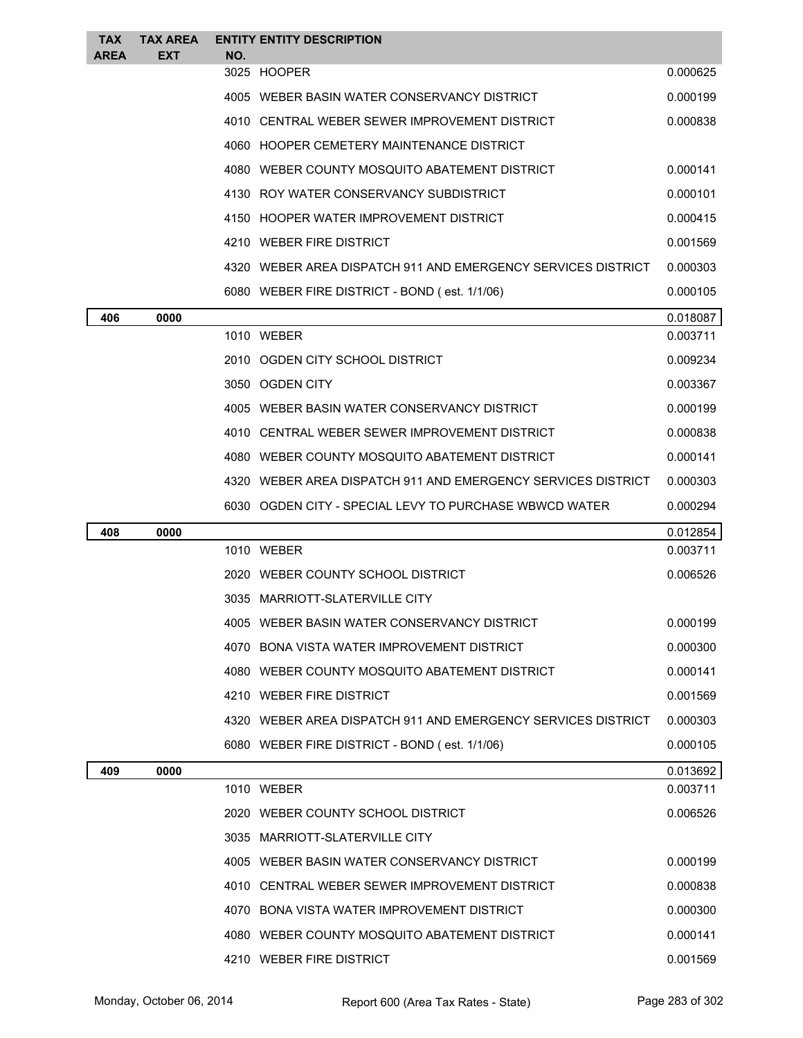| TAX AREA | TAX AREA EXT | ENTITY NO. | ENTITY DESCRIPTION | |
|---|---|---|---|---|
| | | 3025 | HOOPER | 0.000625 |
| | | 4005 | WEBER BASIN WATER CONSERVANCY DISTRICT | 0.000199 |
| | | 4010 | CENTRAL WEBER SEWER IMPROVEMENT DISTRICT | 0.000838 |
| | | 4060 | HOOPER CEMETERY MAINTENANCE DISTRICT | |
| | | 4080 | WEBER COUNTY MOSQUITO ABATEMENT DISTRICT | 0.000141 |
| | | 4130 | ROY WATER CONSERVANCY SUBDISTRICT | 0.000101 |
| | | 4150 | HOOPER WATER IMPROVEMENT DISTRICT | 0.000415 |
| | | 4210 | WEBER FIRE DISTRICT | 0.001569 |
| | | 4320 | WEBER AREA DISPATCH 911 AND EMERGENCY SERVICES DISTRICT | 0.000303 |
| | | 6080 | WEBER FIRE DISTRICT - BOND ( est. 1/1/06) | 0.000105 |
| **406** | **0000** | | | 0.018087 |
| | | 1010 | WEBER | 0.003711 |
| | | 2010 | OGDEN CITY SCHOOL DISTRICT | 0.009234 |
| | | 3050 | OGDEN CITY | 0.003367 |
| | | 4005 | WEBER BASIN WATER CONSERVANCY DISTRICT | 0.000199 |
| | | 4010 | CENTRAL WEBER SEWER IMPROVEMENT DISTRICT | 0.000838 |
| | | 4080 | WEBER COUNTY MOSQUITO ABATEMENT DISTRICT | 0.000141 |
| | | 4320 | WEBER AREA DISPATCH 911 AND EMERGENCY SERVICES DISTRICT | 0.000303 |
| | | 6030 | OGDEN CITY - SPECIAL LEVY TO PURCHASE WBWCD WATER | 0.000294 |
| **408** | **0000** | | | 0.012854 |
| | | 1010 | WEBER | 0.003711 |
| | | 2020 | WEBER COUNTY SCHOOL DISTRICT | 0.006526 |
| | | 3035 | MARRIOTT-SLATERVILLE CITY | |
| | | 4005 | WEBER BASIN WATER CONSERVANCY DISTRICT | 0.000199 |
| | | 4070 | BONA VISTA WATER IMPROVEMENT DISTRICT | 0.000300 |
| | | 4080 | WEBER COUNTY MOSQUITO ABATEMENT DISTRICT | 0.000141 |
| | | 4210 | WEBER FIRE DISTRICT | 0.001569 |
| | | 4320 | WEBER AREA DISPATCH 911 AND EMERGENCY SERVICES DISTRICT | 0.000303 |
| | | 6080 | WEBER FIRE DISTRICT - BOND ( est. 1/1/06) | 0.000105 |
| **409** | **0000** | | | 0.013692 |
| | | 1010 | WEBER | 0.003711 |
| | | 2020 | WEBER COUNTY SCHOOL DISTRICT | 0.006526 |
| | | 3035 | MARRIOTT-SLATERVILLE CITY | |
| | | 4005 | WEBER BASIN WATER CONSERVANCY DISTRICT | 0.000199 |
| | | 4010 | CENTRAL WEBER SEWER IMPROVEMENT DISTRICT | 0.000838 |
| | | 4070 | BONA VISTA WATER IMPROVEMENT DISTRICT | 0.000300 |
| | | 4080 | WEBER COUNTY MOSQUITO ABATEMENT DISTRICT | 0.000141 |
| | | 4210 | WEBER FIRE DISTRICT | 0.001569 |

Monday, October 06, 2014 — Report 600 (Area Tax Rates - State)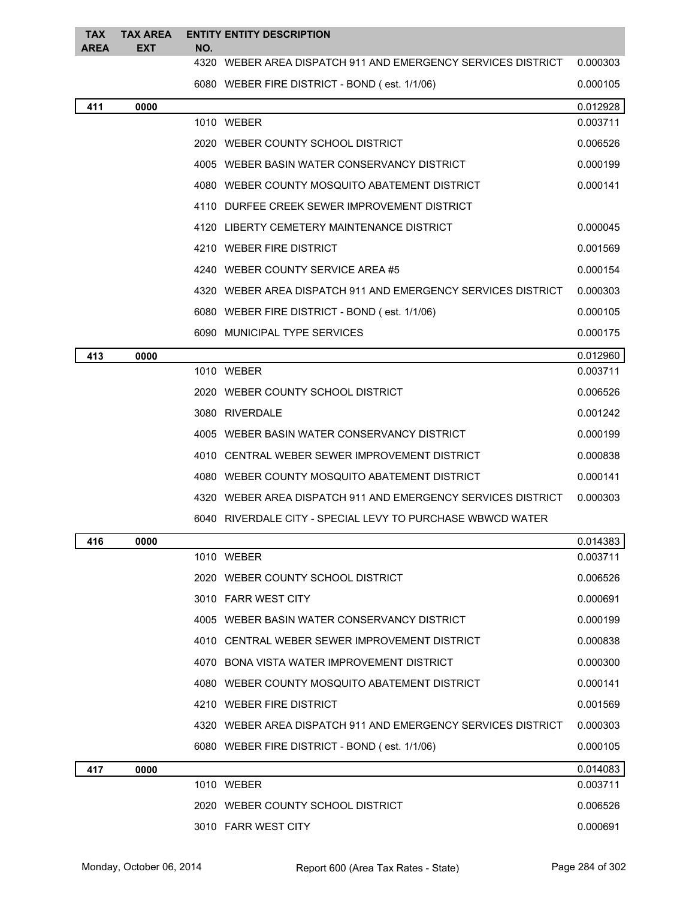| TAX AREA | TAX AREA EXT | ENTITY NO. | ENTITY DESCRIPTION | |
|---|---|---|---|---|
| | | 4320 | WEBER AREA DISPATCH 911 AND EMERGENCY SERVICES DISTRICT | 0.000303 |
| | | 6080 | WEBER FIRE DISTRICT - BOND ( est. 1/1/06) | 0.000105 |
| **411** | **0000** | | | 0.012928 |
| | | 1010 | WEBER | 0.003711 |
| | | 2020 | WEBER COUNTY SCHOOL DISTRICT | 0.006526 |
| | | 4005 | WEBER BASIN WATER CONSERVANCY DISTRICT | 0.000199 |
| | | 4080 | WEBER COUNTY MOSQUITO ABATEMENT DISTRICT | 0.000141 |
| | | 4110 | DURFEE CREEK SEWER IMPROVEMENT DISTRICT | |
| | | 4120 | LIBERTY CEMETERY MAINTENANCE DISTRICT | 0.000045 |
| | | 4210 | WEBER FIRE DISTRICT | 0.001569 |
| | | 4240 | WEBER COUNTY SERVICE AREA #5 | 0.000154 |
| | | 4320 | WEBER AREA DISPATCH 911 AND EMERGENCY SERVICES DISTRICT | 0.000303 |
| | | 6080 | WEBER FIRE DISTRICT - BOND ( est. 1/1/06) | 0.000105 |
| | | 6090 | MUNICIPAL TYPE SERVICES | 0.000175 |
| **413** | **0000** | | | 0.012960 |
| | | 1010 | WEBER | 0.003711 |
| | | 2020 | WEBER COUNTY SCHOOL DISTRICT | 0.006526 |
| | | 3080 | RIVERDALE | 0.001242 |
| | | 4005 | WEBER BASIN WATER CONSERVANCY DISTRICT | 0.000199 |
| | | 4010 | CENTRAL WEBER SEWER IMPROVEMENT DISTRICT | 0.000838 |
| | | 4080 | WEBER COUNTY MOSQUITO ABATEMENT DISTRICT | 0.000141 |
| | | 4320 | WEBER AREA DISPATCH 911 AND EMERGENCY SERVICES DISTRICT | 0.000303 |
| | | 6040 | RIVERDALE CITY - SPECIAL LEVY TO PURCHASE WBWCD WATER | |
| **416** | **0000** | | | 0.014383 |
| | | 1010 | WEBER | 0.003711 |
| | | 2020 | WEBER COUNTY SCHOOL DISTRICT | 0.006526 |
| | | 3010 | FARR WEST CITY | 0.000691 |
| | | 4005 | WEBER BASIN WATER CONSERVANCY DISTRICT | 0.000199 |
| | | 4010 | CENTRAL WEBER SEWER IMPROVEMENT DISTRICT | 0.000838 |
| | | 4070 | BONA VISTA WATER IMPROVEMENT DISTRICT | 0.000300 |
| | | 4080 | WEBER COUNTY MOSQUITO ABATEMENT DISTRICT | 0.000141 |
| | | 4210 | WEBER FIRE DISTRICT | 0.001569 |
| | | 4320 | WEBER AREA DISPATCH 911 AND EMERGENCY SERVICES DISTRICT | 0.000303 |
| | | 6080 | WEBER FIRE DISTRICT - BOND ( est. 1/1/06) | 0.000105 |
| **417** | **0000** | | | 0.014083 |
| | | 1010 | WEBER | 0.003711 |
| | | 2020 | WEBER COUNTY SCHOOL DISTRICT | 0.006526 |
| | | 3010 | FARR WEST CITY | 0.000691 |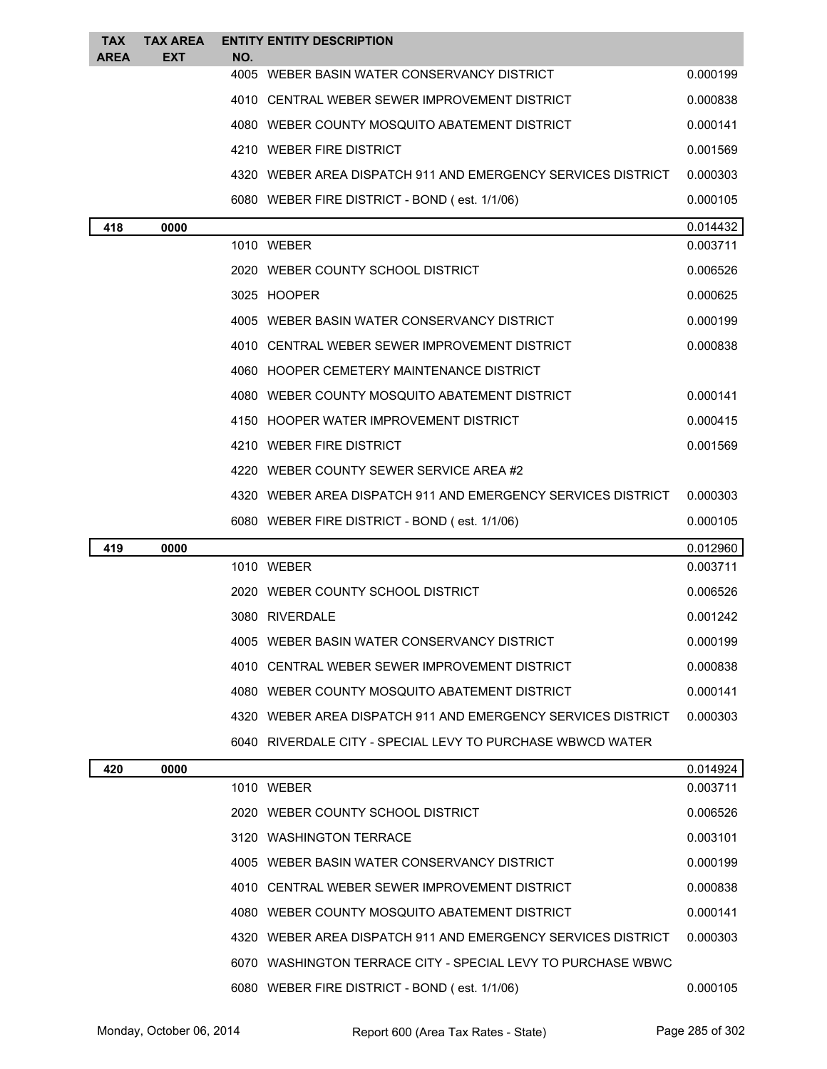| TAX AREA | TAX AREA EXT | ENTITY NO. | ENTITY DESCRIPTION | |
|---|---|---|---|---|
| | | 4005 | WEBER BASIN WATER CONSERVANCY DISTRICT | 0.000199 |
| | | 4010 | CENTRAL WEBER SEWER IMPROVEMENT DISTRICT | 0.000838 |
| | | 4080 | WEBER COUNTY MOSQUITO ABATEMENT DISTRICT | 0.000141 |
| | | 4210 | WEBER FIRE DISTRICT | 0.001569 |
| | | 4320 | WEBER AREA DISPATCH 911 AND EMERGENCY SERVICES DISTRICT | 0.000303 |
| | | 6080 | WEBER FIRE DISTRICT - BOND ( est. 1/1/06) | 0.000105 |
| **418** | **0000** | | | 0.014432 |
| | | 1010 | WEBER | 0.003711 |
| | | 2020 | WEBER COUNTY SCHOOL DISTRICT | 0.006526 |
| | | 3025 | HOOPER | 0.000625 |
| | | 4005 | WEBER BASIN WATER CONSERVANCY DISTRICT | 0.000199 |
| | | 4010 | CENTRAL WEBER SEWER IMPROVEMENT DISTRICT | 0.000838 |
| | | 4060 | HOOPER CEMETERY MAINTENANCE DISTRICT | |
| | | 4080 | WEBER COUNTY MOSQUITO ABATEMENT DISTRICT | 0.000141 |
| | | 4150 | HOOPER WATER IMPROVEMENT DISTRICT | 0.000415 |
| | | 4210 | WEBER FIRE DISTRICT | 0.001569 |
| | | 4220 | WEBER COUNTY SEWER SERVICE AREA #2 | |
| | | 4320 | WEBER AREA DISPATCH 911 AND EMERGENCY SERVICES DISTRICT | 0.000303 |
| | | 6080 | WEBER FIRE DISTRICT - BOND ( est. 1/1/06) | 0.000105 |
| **419** | **0000** | | | 0.012960 |
| | | 1010 | WEBER | 0.003711 |
| | | 2020 | WEBER COUNTY SCHOOL DISTRICT | 0.006526 |
| | | 3080 | RIVERDALE | 0.001242 |
| | | 4005 | WEBER BASIN WATER CONSERVANCY DISTRICT | 0.000199 |
| | | 4010 | CENTRAL WEBER SEWER IMPROVEMENT DISTRICT | 0.000838 |
| | | 4080 | WEBER COUNTY MOSQUITO ABATEMENT DISTRICT | 0.000141 |
| | | 4320 | WEBER AREA DISPATCH 911 AND EMERGENCY SERVICES DISTRICT | 0.000303 |
| | | 6040 | RIVERDALE CITY - SPECIAL LEVY TO PURCHASE WBWCD WATER | |
| **420** | **0000** | | | 0.014924 |
| | | 1010 | WEBER | 0.003711 |
| | | 2020 | WEBER COUNTY SCHOOL DISTRICT | 0.006526 |
| | | 3120 | WASHINGTON TERRACE | 0.003101 |
| | | 4005 | WEBER BASIN WATER CONSERVANCY DISTRICT | 0.000199 |
| | | 4010 | CENTRAL WEBER SEWER IMPROVEMENT DISTRICT | 0.000838 |
| | | 4080 | WEBER COUNTY MOSQUITO ABATEMENT DISTRICT | 0.000141 |
| | | 4320 | WEBER AREA DISPATCH 911 AND EMERGENCY SERVICES DISTRICT | 0.000303 |
| | | 6070 | WASHINGTON TERRACE CITY - SPECIAL LEVY TO PURCHASE WBWC | |
| | | 6080 | WEBER FIRE DISTRICT - BOND ( est. 1/1/06) | 0.000105 |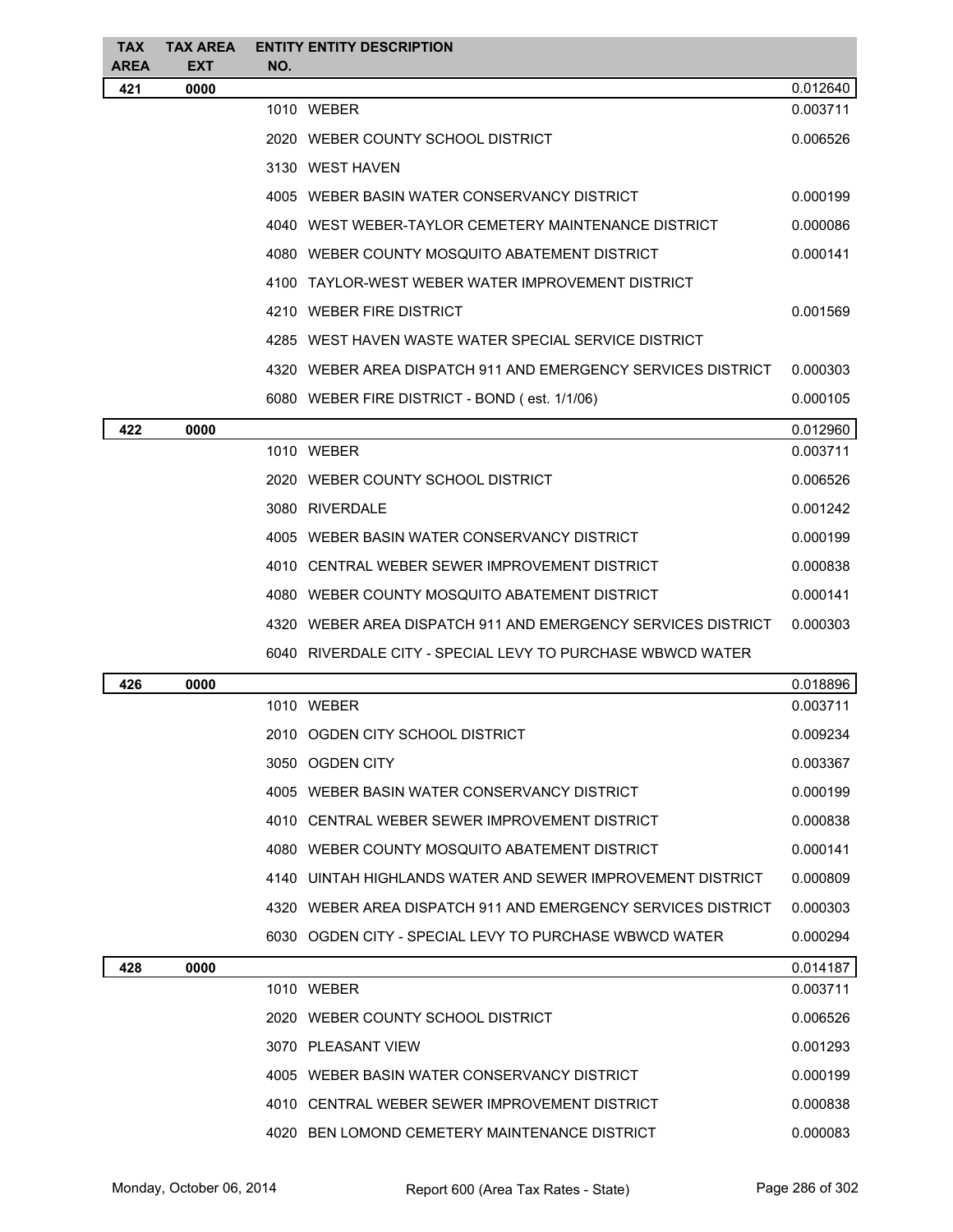| TAX AREA | TAX AREA EXT | ENTITY NO. | ENTITY DESCRIPTION | |
|---|---|---|---|---|
| **421** | **0000** | | | 0.012640 |
| | | 1010 | WEBER | 0.003711 |
| | | 2020 | WEBER COUNTY SCHOOL DISTRICT | 0.006526 |
| | | 3130 | WEST HAVEN | |
| | | 4005 | WEBER BASIN WATER CONSERVANCY DISTRICT | 0.000199 |
| | | 4040 | WEST WEBER-TAYLOR CEMETERY MAINTENANCE DISTRICT | 0.000086 |
| | | 4080 | WEBER COUNTY MOSQUITO ABATEMENT DISTRICT | 0.000141 |
| | | 4100 | TAYLOR-WEST WEBER WATER IMPROVEMENT DISTRICT | |
| | | 4210 | WEBER FIRE DISTRICT | 0.001569 |
| | | 4285 | WEST HAVEN WASTE WATER SPECIAL SERVICE DISTRICT | |
| | | 4320 | WEBER AREA DISPATCH 911 AND EMERGENCY SERVICES DISTRICT | 0.000303 |
| | | 6080 | WEBER FIRE DISTRICT - BOND ( est. 1/1/06) | 0.000105 |
| **422** | **0000** | | | 0.012960 |
| | | 1010 | WEBER | 0.003711 |
| | | 2020 | WEBER COUNTY SCHOOL DISTRICT | 0.006526 |
| | | 3080 | RIVERDALE | 0.001242 |
| | | 4005 | WEBER BASIN WATER CONSERVANCY DISTRICT | 0.000199 |
| | | 4010 | CENTRAL WEBER SEWER IMPROVEMENT DISTRICT | 0.000838 |
| | | 4080 | WEBER COUNTY MOSQUITO ABATEMENT DISTRICT | 0.000141 |
| | | 4320 | WEBER AREA DISPATCH 911 AND EMERGENCY SERVICES DISTRICT | 0.000303 |
| | | 6040 | RIVERDALE CITY - SPECIAL LEVY TO PURCHASE WBWCD WATER | |
| **426** | **0000** | | | 0.018896 |
| | | 1010 | WEBER | 0.003711 |
| | | 2010 | OGDEN CITY SCHOOL DISTRICT | 0.009234 |
| | | 3050 | OGDEN CITY | 0.003367 |
| | | 4005 | WEBER BASIN WATER CONSERVANCY DISTRICT | 0.000199 |
| | | 4010 | CENTRAL WEBER SEWER IMPROVEMENT DISTRICT | 0.000838 |
| | | 4080 | WEBER COUNTY MOSQUITO ABATEMENT DISTRICT | 0.000141 |
| | | 4140 | UINTAH HIGHLANDS WATER AND SEWER IMPROVEMENT DISTRICT | 0.000809 |
| | | 4320 | WEBER AREA DISPATCH 911 AND EMERGENCY SERVICES DISTRICT | 0.000303 |
| | | 6030 | OGDEN CITY - SPECIAL LEVY TO PURCHASE WBWCD WATER | 0.000294 |
| **428** | **0000** | | | 0.014187 |
| | | 1010 | WEBER | 0.003711 |
| | | 2020 | WEBER COUNTY SCHOOL DISTRICT | 0.006526 |
| | | 3070 | PLEASANT VIEW | 0.001293 |
| | | 4005 | WEBER BASIN WATER CONSERVANCY DISTRICT | 0.000199 |
| | | 4010 | CENTRAL WEBER SEWER IMPROVEMENT DISTRICT | 0.000838 |
| | | 4020 | BEN LOMOND CEMETERY MAINTENANCE DISTRICT | 0.000083 |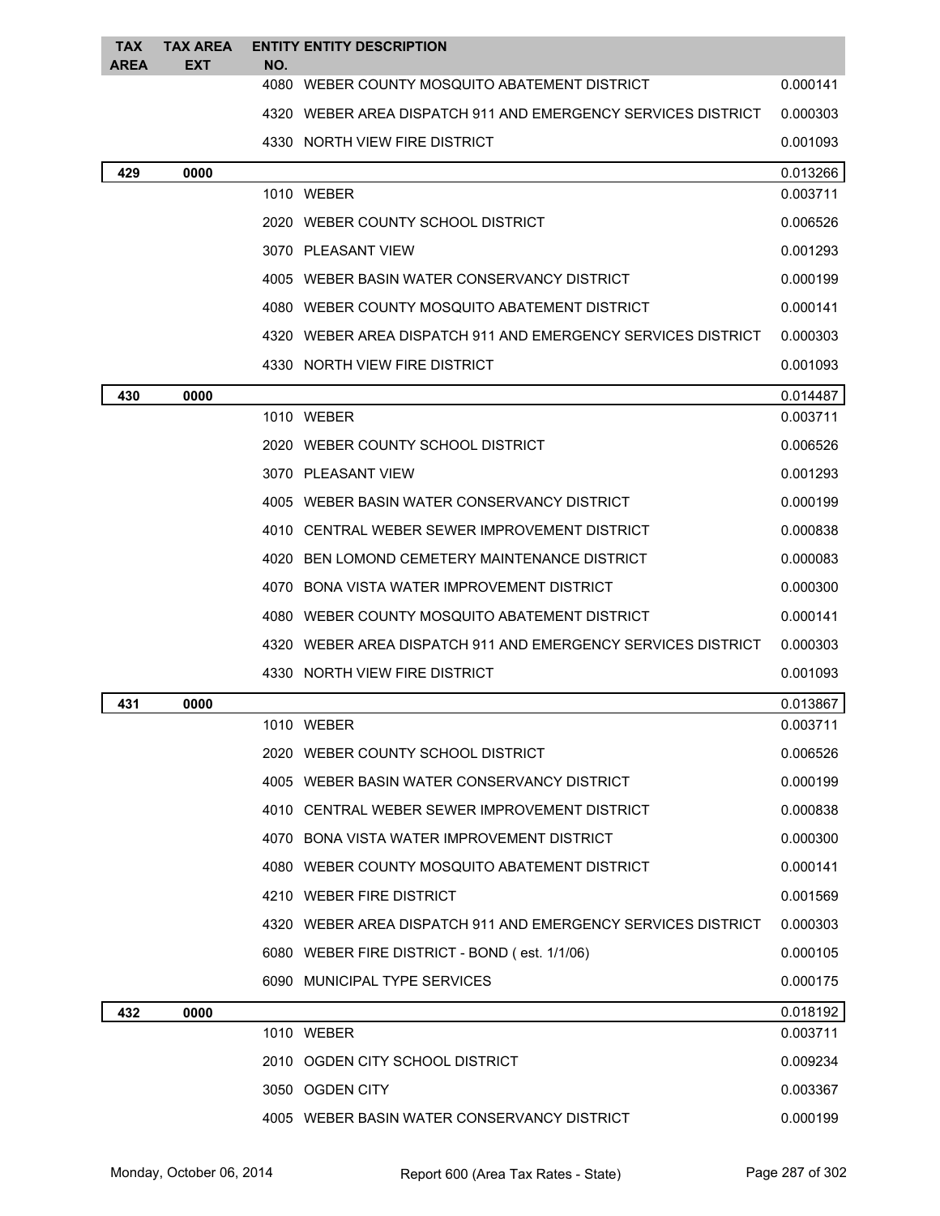| TAX AREA | TAX AREA EXT | ENTITY NO. | ENTITY DESCRIPTION | |
|---|---|---|---|---|
| | | 4080 | WEBER COUNTY MOSQUITO ABATEMENT DISTRICT | 0.000141 |
| | | 4320 | WEBER AREA DISPATCH 911 AND EMERGENCY SERVICES DISTRICT | 0.000303 |
| | | 4330 | NORTH VIEW FIRE DISTRICT | 0.001093 |
| **429** | **0000** | | | 0.013266 |
| | | 1010 | WEBER | 0.003711 |
| | | 2020 | WEBER COUNTY SCHOOL DISTRICT | 0.006526 |
| | | 3070 | PLEASANT VIEW | 0.001293 |
| | | 4005 | WEBER BASIN WATER CONSERVANCY DISTRICT | 0.000199 |
| | | 4080 | WEBER COUNTY MOSQUITO ABATEMENT DISTRICT | 0.000141 |
| | | 4320 | WEBER AREA DISPATCH 911 AND EMERGENCY SERVICES DISTRICT | 0.000303 |
| | | 4330 | NORTH VIEW FIRE DISTRICT | 0.001093 |
| **430** | **0000** | | | 0.014487 |
| | | 1010 | WEBER | 0.003711 |
| | | 2020 | WEBER COUNTY SCHOOL DISTRICT | 0.006526 |
| | | 3070 | PLEASANT VIEW | 0.001293 |
| | | 4005 | WEBER BASIN WATER CONSERVANCY DISTRICT | 0.000199 |
| | | 4010 | CENTRAL WEBER SEWER IMPROVEMENT DISTRICT | 0.000838 |
| | | 4020 | BEN LOMOND CEMETERY MAINTENANCE DISTRICT | 0.000083 |
| | | 4070 | BONA VISTA WATER IMPROVEMENT DISTRICT | 0.000300 |
| | | 4080 | WEBER COUNTY MOSQUITO ABATEMENT DISTRICT | 0.000141 |
| | | 4320 | WEBER AREA DISPATCH 911 AND EMERGENCY SERVICES DISTRICT | 0.000303 |
| | | 4330 | NORTH VIEW FIRE DISTRICT | 0.001093 |
| **431** | **0000** | | | 0.013867 |
| | | 1010 | WEBER | 0.003711 |
| | | 2020 | WEBER COUNTY SCHOOL DISTRICT | 0.006526 |
| | | 4005 | WEBER BASIN WATER CONSERVANCY DISTRICT | 0.000199 |
| | | 4010 | CENTRAL WEBER SEWER IMPROVEMENT DISTRICT | 0.000838 |
| | | 4070 | BONA VISTA WATER IMPROVEMENT DISTRICT | 0.000300 |
| | | 4080 | WEBER COUNTY MOSQUITO ABATEMENT DISTRICT | 0.000141 |
| | | 4210 | WEBER FIRE DISTRICT | 0.001569 |
| | | 4320 | WEBER AREA DISPATCH 911 AND EMERGENCY SERVICES DISTRICT | 0.000303 |
| | | 6080 | WEBER FIRE DISTRICT - BOND ( est. 1/1/06) | 0.000105 |
| | | 6090 | MUNICIPAL TYPE SERVICES | 0.000175 |
| **432** | **0000** | | | 0.018192 |
| | | 1010 | WEBER | 0.003711 |
| | | 2010 | OGDEN CITY SCHOOL DISTRICT | 0.009234 |
| | | 3050 | OGDEN CITY | 0.003367 |
| | | 4005 | WEBER BASIN WATER CONSERVANCY DISTRICT | 0.000199 |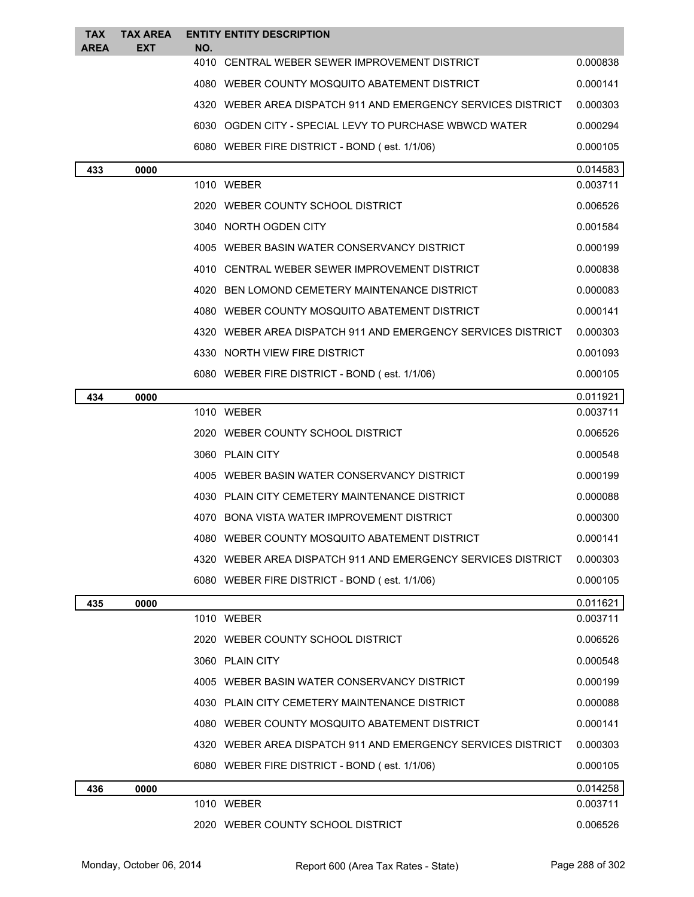| TAX AREA | TAX AREA EXT | ENTITY NO. | ENTITY DESCRIPTION | |
|---|---|---|---|---|
| | | 4010 | CENTRAL WEBER SEWER IMPROVEMENT DISTRICT | 0.000838 |
| | | 4080 | WEBER COUNTY MOSQUITO ABATEMENT DISTRICT | 0.000141 |
| | | 4320 | WEBER AREA DISPATCH 911 AND EMERGENCY SERVICES DISTRICT | 0.000303 |
| | | 6030 | OGDEN CITY - SPECIAL LEVY TO PURCHASE WBWCD WATER | 0.000294 |
| | | 6080 | WEBER FIRE DISTRICT - BOND ( est. 1/1/06) | 0.000105 |
| **433** | **0000** | | | 0.014583 |
| | | 1010 | WEBER | 0.003711 |
| | | 2020 | WEBER COUNTY SCHOOL DISTRICT | 0.006526 |
| | | 3040 | NORTH OGDEN CITY | 0.001584 |
| | | 4005 | WEBER BASIN WATER CONSERVANCY DISTRICT | 0.000199 |
| | | 4010 | CENTRAL WEBER SEWER IMPROVEMENT DISTRICT | 0.000838 |
| | | 4020 | BEN LOMOND CEMETERY MAINTENANCE DISTRICT | 0.000083 |
| | | 4080 | WEBER COUNTY MOSQUITO ABATEMENT DISTRICT | 0.000141 |
| | | 4320 | WEBER AREA DISPATCH 911 AND EMERGENCY SERVICES DISTRICT | 0.000303 |
| | | 4330 | NORTH VIEW FIRE DISTRICT | 0.001093 |
| | | 6080 | WEBER FIRE DISTRICT - BOND ( est. 1/1/06) | 0.000105 |
| **434** | **0000** | | | 0.011921 |
| | | 1010 | WEBER | 0.003711 |
| | | 2020 | WEBER COUNTY SCHOOL DISTRICT | 0.006526 |
| | | 3060 | PLAIN CITY | 0.000548 |
| | | 4005 | WEBER BASIN WATER CONSERVANCY DISTRICT | 0.000199 |
| | | 4030 | PLAIN CITY CEMETERY MAINTENANCE DISTRICT | 0.000088 |
| | | 4070 | BONA VISTA WATER IMPROVEMENT DISTRICT | 0.000300 |
| | | 4080 | WEBER COUNTY MOSQUITO ABATEMENT DISTRICT | 0.000141 |
| | | 4320 | WEBER AREA DISPATCH 911 AND EMERGENCY SERVICES DISTRICT | 0.000303 |
| | | 6080 | WEBER FIRE DISTRICT - BOND ( est. 1/1/06) | 0.000105 |
| **435** | **0000** | | | 0.011621 |
| | | 1010 | WEBER | 0.003711 |
| | | 2020 | WEBER COUNTY SCHOOL DISTRICT | 0.006526 |
| | | 3060 | PLAIN CITY | 0.000548 |
| | | 4005 | WEBER BASIN WATER CONSERVANCY DISTRICT | 0.000199 |
| | | 4030 | PLAIN CITY CEMETERY MAINTENANCE DISTRICT | 0.000088 |
| | | 4080 | WEBER COUNTY MOSQUITO ABATEMENT DISTRICT | 0.000141 |
| | | 4320 | WEBER AREA DISPATCH 911 AND EMERGENCY SERVICES DISTRICT | 0.000303 |
| | | 6080 | WEBER FIRE DISTRICT - BOND ( est. 1/1/06) | 0.000105 |
| **436** | **0000** | | | 0.014258 |
| | | 1010 | WEBER | 0.003711 |
| | | 2020 | WEBER COUNTY SCHOOL DISTRICT | 0.006526 |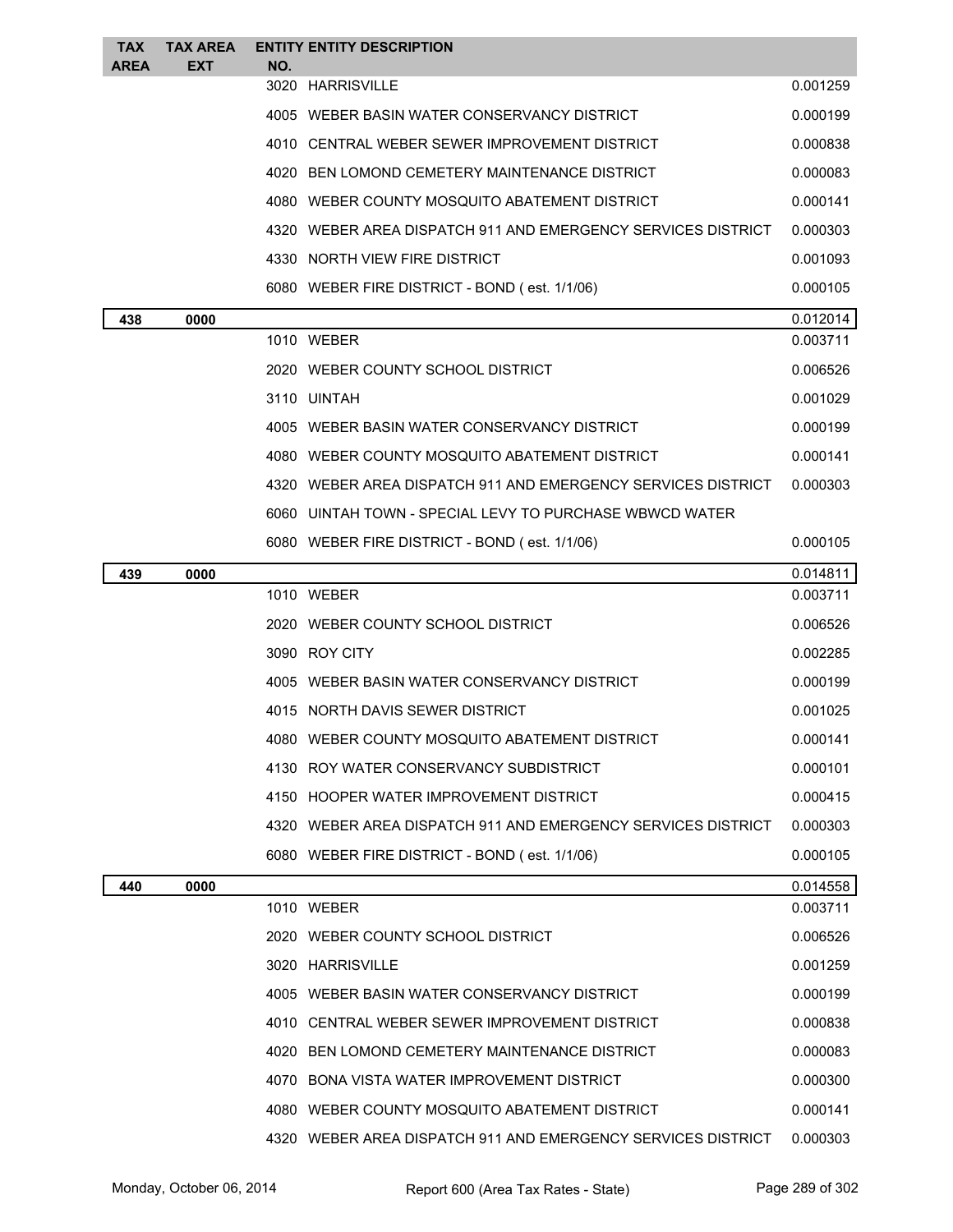| TAX AREA | TAX AREA EXT | ENTITY NO. | ENTITY DESCRIPTION | |
|---|---|---|---|---|
| | | 3020 | HARRISVILLE | 0.001259 |
| | | 4005 | WEBER BASIN WATER CONSERVANCY DISTRICT | 0.000199 |
| | | 4010 | CENTRAL WEBER SEWER IMPROVEMENT DISTRICT | 0.000838 |
| | | 4020 | BEN LOMOND CEMETERY MAINTENANCE DISTRICT | 0.000083 |
| | | 4080 | WEBER COUNTY MOSQUITO ABATEMENT DISTRICT | 0.000141 |
| | | 4320 | WEBER AREA DISPATCH 911 AND EMERGENCY SERVICES DISTRICT | 0.000303 |
| | | 4330 | NORTH VIEW FIRE DISTRICT | 0.001093 |
| | | 6080 | WEBER FIRE DISTRICT - BOND ( est. 1/1/06) | 0.000105 |
| **438** | **0000** | | | 0.012014 |
| | | 1010 | WEBER | 0.003711 |
| | | 2020 | WEBER COUNTY SCHOOL DISTRICT | 0.006526 |
| | | 3110 | UINTAH | 0.001029 |
| | | 4005 | WEBER BASIN WATER CONSERVANCY DISTRICT | 0.000199 |
| | | 4080 | WEBER COUNTY MOSQUITO ABATEMENT DISTRICT | 0.000141 |
| | | 4320 | WEBER AREA DISPATCH 911 AND EMERGENCY SERVICES DISTRICT | 0.000303 |
| | | 6060 | UINTAH TOWN - SPECIAL LEVY TO PURCHASE WBWCD WATER | |
| | | 6080 | WEBER FIRE DISTRICT - BOND ( est. 1/1/06) | 0.000105 |
| **439** | **0000** | | | 0.014811 |
| | | 1010 | WEBER | 0.003711 |
| | | 2020 | WEBER COUNTY SCHOOL DISTRICT | 0.006526 |
| | | 3090 | ROY CITY | 0.002285 |
| | | 4005 | WEBER BASIN WATER CONSERVANCY DISTRICT | 0.000199 |
| | | 4015 | NORTH DAVIS SEWER DISTRICT | 0.001025 |
| | | 4080 | WEBER COUNTY MOSQUITO ABATEMENT DISTRICT | 0.000141 |
| | | 4130 | ROY WATER CONSERVANCY SUBDISTRICT | 0.000101 |
| | | 4150 | HOOPER WATER IMPROVEMENT DISTRICT | 0.000415 |
| | | 4320 | WEBER AREA DISPATCH 911 AND EMERGENCY SERVICES DISTRICT | 0.000303 |
| | | 6080 | WEBER FIRE DISTRICT - BOND ( est. 1/1/06) | 0.000105 |
| **440** | **0000** | | | 0.014558 |
| | | 1010 | WEBER | 0.003711 |
| | | 2020 | WEBER COUNTY SCHOOL DISTRICT | 0.006526 |
| | | 3020 | HARRISVILLE | 0.001259 |
| | | 4005 | WEBER BASIN WATER CONSERVANCY DISTRICT | 0.000199 |
| | | 4010 | CENTRAL WEBER SEWER IMPROVEMENT DISTRICT | 0.000838 |
| | | 4020 | BEN LOMOND CEMETERY MAINTENANCE DISTRICT | 0.000083 |
| | | 4070 | BONA VISTA WATER IMPROVEMENT DISTRICT | 0.000300 |
| | | 4080 | WEBER COUNTY MOSQUITO ABATEMENT DISTRICT | 0.000141 |
| | | 4320 | WEBER AREA DISPATCH 911 AND EMERGENCY SERVICES DISTRICT | 0.000303 |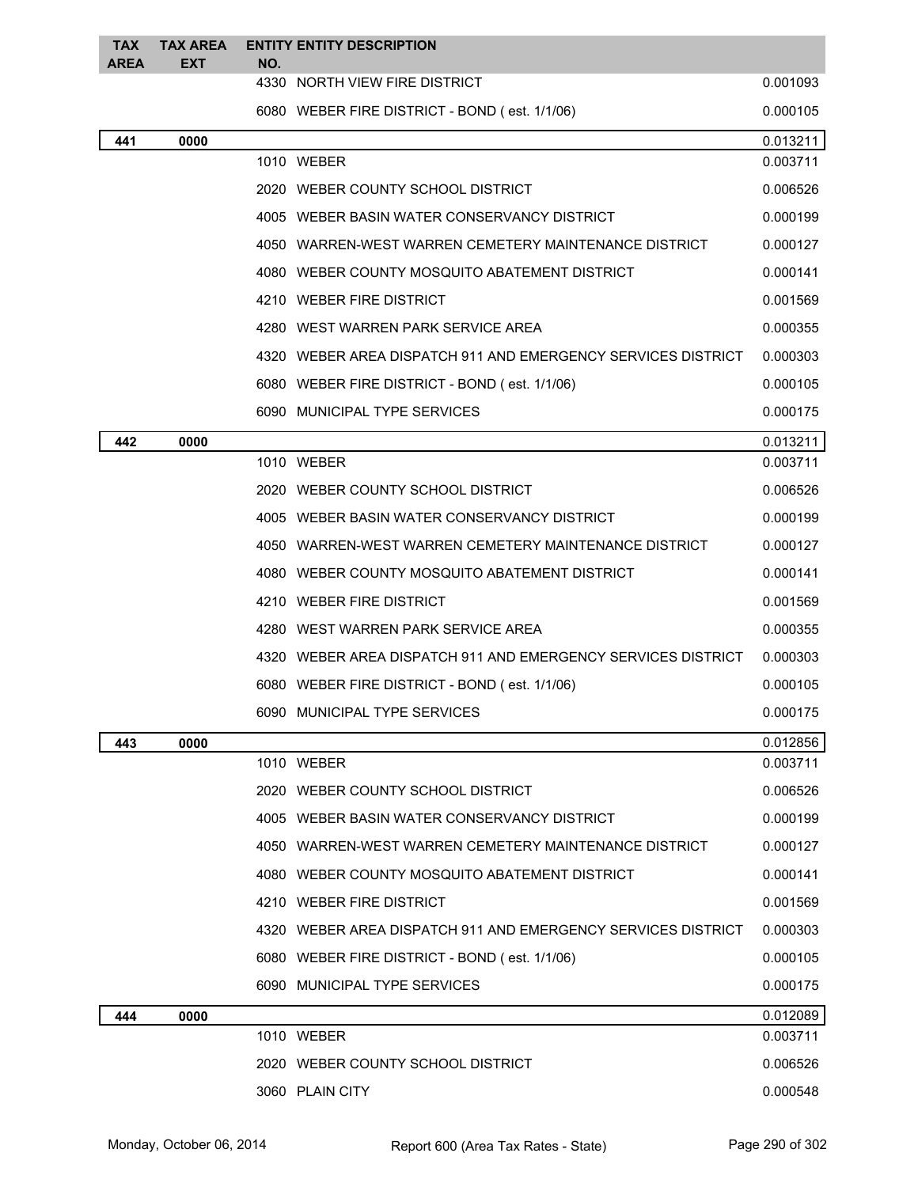| TAX AREA | TAX AREA EXT | ENTITY NO. | ENTITY DESCRIPTION | |
|---|---|---|---|---|
| | | 4330 | NORTH VIEW FIRE DISTRICT | 0.001093 |
| | | 6080 | WEBER FIRE DISTRICT - BOND ( est. 1/1/06) | 0.000105 |
| **441** | **0000** | | | 0.013211 |
| | | 1010 | WEBER | 0.003711 |
| | | 2020 | WEBER COUNTY SCHOOL DISTRICT | 0.006526 |
| | | 4005 | WEBER BASIN WATER CONSERVANCY DISTRICT | 0.000199 |
| | | 4050 | WARREN-WEST WARREN CEMETERY MAINTENANCE DISTRICT | 0.000127 |
| | | 4080 | WEBER COUNTY MOSQUITO ABATEMENT DISTRICT | 0.000141 |
| | | 4210 | WEBER FIRE DISTRICT | 0.001569 |
| | | 4280 | WEST WARREN PARK SERVICE AREA | 0.000355 |
| | | 4320 | WEBER AREA DISPATCH 911 AND EMERGENCY SERVICES DISTRICT | 0.000303 |
| | | 6080 | WEBER FIRE DISTRICT - BOND ( est. 1/1/06) | 0.000105 |
| | | 6090 | MUNICIPAL TYPE SERVICES | 0.000175 |
| **442** | **0000** | | | 0.013211 |
| | | 1010 | WEBER | 0.003711 |
| | | 2020 | WEBER COUNTY SCHOOL DISTRICT | 0.006526 |
| | | 4005 | WEBER BASIN WATER CONSERVANCY DISTRICT | 0.000199 |
| | | 4050 | WARREN-WEST WARREN CEMETERY MAINTENANCE DISTRICT | 0.000127 |
| | | 4080 | WEBER COUNTY MOSQUITO ABATEMENT DISTRICT | 0.000141 |
| | | 4210 | WEBER FIRE DISTRICT | 0.001569 |
| | | 4280 | WEST WARREN PARK SERVICE AREA | 0.000355 |
| | | 4320 | WEBER AREA DISPATCH 911 AND EMERGENCY SERVICES DISTRICT | 0.000303 |
| | | 6080 | WEBER FIRE DISTRICT - BOND ( est. 1/1/06) | 0.000105 |
| | | 6090 | MUNICIPAL TYPE SERVICES | 0.000175 |
| **443** | **0000** | | | 0.012856 |
| | | 1010 | WEBER | 0.003711 |
| | | 2020 | WEBER COUNTY SCHOOL DISTRICT | 0.006526 |
| | | 4005 | WEBER BASIN WATER CONSERVANCY DISTRICT | 0.000199 |
| | | 4050 | WARREN-WEST WARREN CEMETERY MAINTENANCE DISTRICT | 0.000127 |
| | | 4080 | WEBER COUNTY MOSQUITO ABATEMENT DISTRICT | 0.000141 |
| | | 4210 | WEBER FIRE DISTRICT | 0.001569 |
| | | 4320 | WEBER AREA DISPATCH 911 AND EMERGENCY SERVICES DISTRICT | 0.000303 |
| | | 6080 | WEBER FIRE DISTRICT - BOND ( est. 1/1/06) | 0.000105 |
| | | 6090 | MUNICIPAL TYPE SERVICES | 0.000175 |
| **444** | **0000** | | | 0.012089 |
| | | 1010 | WEBER | 0.003711 |
| | | 2020 | WEBER COUNTY SCHOOL DISTRICT | 0.006526 |
| | | 3060 | PLAIN CITY | 0.000548 |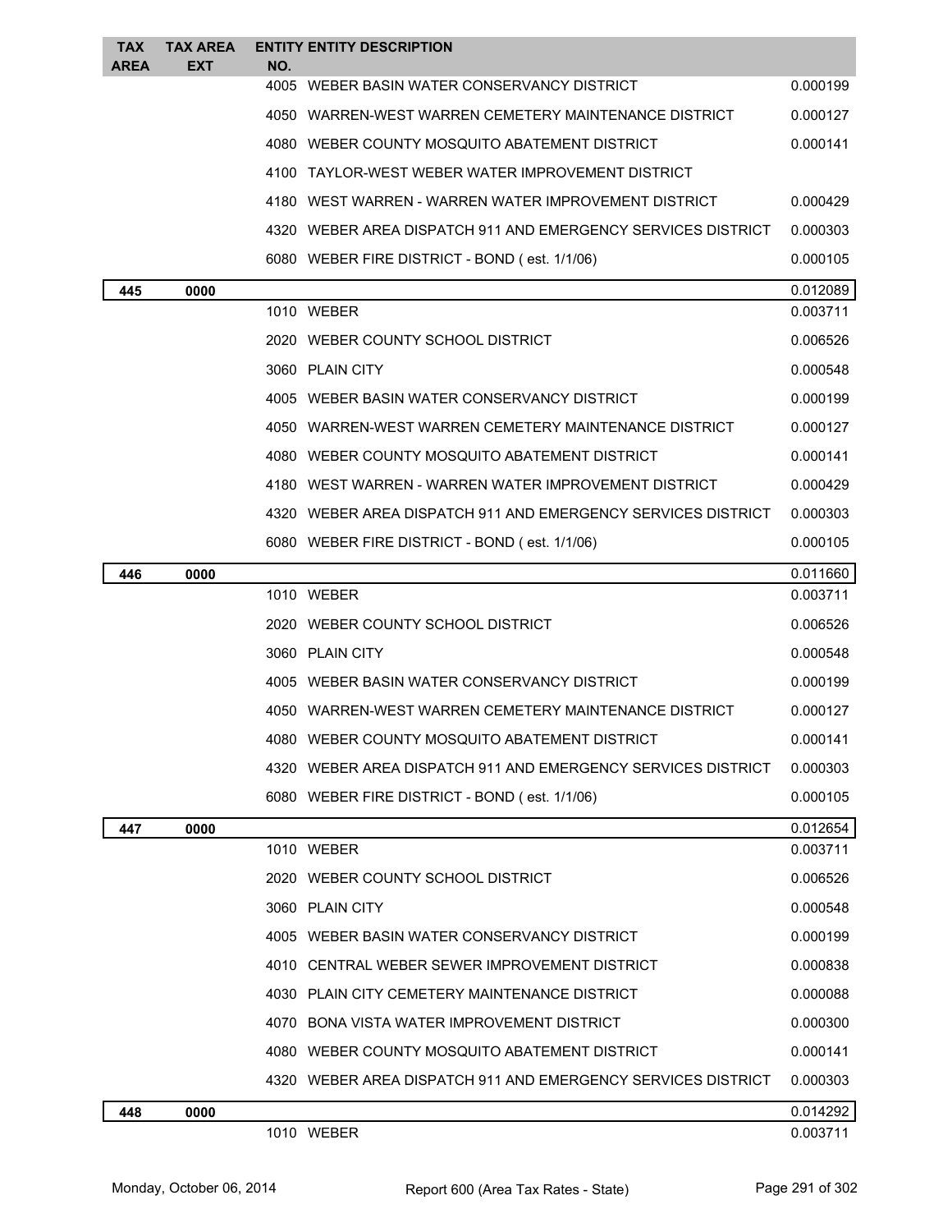| TAX AREA | TAX AREA EXT | ENTITY NO. | ENTITY DESCRIPTION | |
|---|---|---|---|---|
| | | 4005 | WEBER BASIN WATER CONSERVANCY DISTRICT | 0.000199 |
| | | 4050 | WARREN-WEST WARREN CEMETERY MAINTENANCE DISTRICT | 0.000127 |
| | | 4080 | WEBER COUNTY MOSQUITO ABATEMENT DISTRICT | 0.000141 |
| | | 4100 | TAYLOR-WEST WEBER WATER IMPROVEMENT DISTRICT | |
| | | 4180 | WEST WARREN - WARREN WATER IMPROVEMENT DISTRICT | 0.000429 |
| | | 4320 | WEBER AREA DISPATCH 911 AND EMERGENCY SERVICES DISTRICT | 0.000303 |
| | | 6080 | WEBER FIRE DISTRICT - BOND ( est. 1/1/06) | 0.000105 |
| **445** | **0000** | | | 0.012089 |
| | | 1010 | WEBER | 0.003711 |
| | | 2020 | WEBER COUNTY SCHOOL DISTRICT | 0.006526 |
| | | 3060 | PLAIN CITY | 0.000548 |
| | | 4005 | WEBER BASIN WATER CONSERVANCY DISTRICT | 0.000199 |
| | | 4050 | WARREN-WEST WARREN CEMETERY MAINTENANCE DISTRICT | 0.000127 |
| | | 4080 | WEBER COUNTY MOSQUITO ABATEMENT DISTRICT | 0.000141 |
| | | 4180 | WEST WARREN - WARREN WATER IMPROVEMENT DISTRICT | 0.000429 |
| | | 4320 | WEBER AREA DISPATCH 911 AND EMERGENCY SERVICES DISTRICT | 0.000303 |
| | | 6080 | WEBER FIRE DISTRICT - BOND ( est. 1/1/06) | 0.000105 |
| **446** | **0000** | | | 0.011660 |
| | | 1010 | WEBER | 0.003711 |
| | | 2020 | WEBER COUNTY SCHOOL DISTRICT | 0.006526 |
| | | 3060 | PLAIN CITY | 0.000548 |
| | | 4005 | WEBER BASIN WATER CONSERVANCY DISTRICT | 0.000199 |
| | | 4050 | WARREN-WEST WARREN CEMETERY MAINTENANCE DISTRICT | 0.000127 |
| | | 4080 | WEBER COUNTY MOSQUITO ABATEMENT DISTRICT | 0.000141 |
| | | 4320 | WEBER AREA DISPATCH 911 AND EMERGENCY SERVICES DISTRICT | 0.000303 |
| | | 6080 | WEBER FIRE DISTRICT - BOND ( est. 1/1/06) | 0.000105 |
| **447** | **0000** | | | 0.012654 |
| | | 1010 | WEBER | 0.003711 |
| | | 2020 | WEBER COUNTY SCHOOL DISTRICT | 0.006526 |
| | | 3060 | PLAIN CITY | 0.000548 |
| | | 4005 | WEBER BASIN WATER CONSERVANCY DISTRICT | 0.000199 |
| | | 4010 | CENTRAL WEBER SEWER IMPROVEMENT DISTRICT | 0.000838 |
| | | 4030 | PLAIN CITY CEMETERY MAINTENANCE DISTRICT | 0.000088 |
| | | 4070 | BONA VISTA WATER IMPROVEMENT DISTRICT | 0.000300 |
| | | 4080 | WEBER COUNTY MOSQUITO ABATEMENT DISTRICT | 0.000141 |
| | | 4320 | WEBER AREA DISPATCH 911 AND EMERGENCY SERVICES DISTRICT | 0.000303 |
| **448** | **0000** | | | 0.014292 |
| | | 1010 | WEBER | 0.003711 |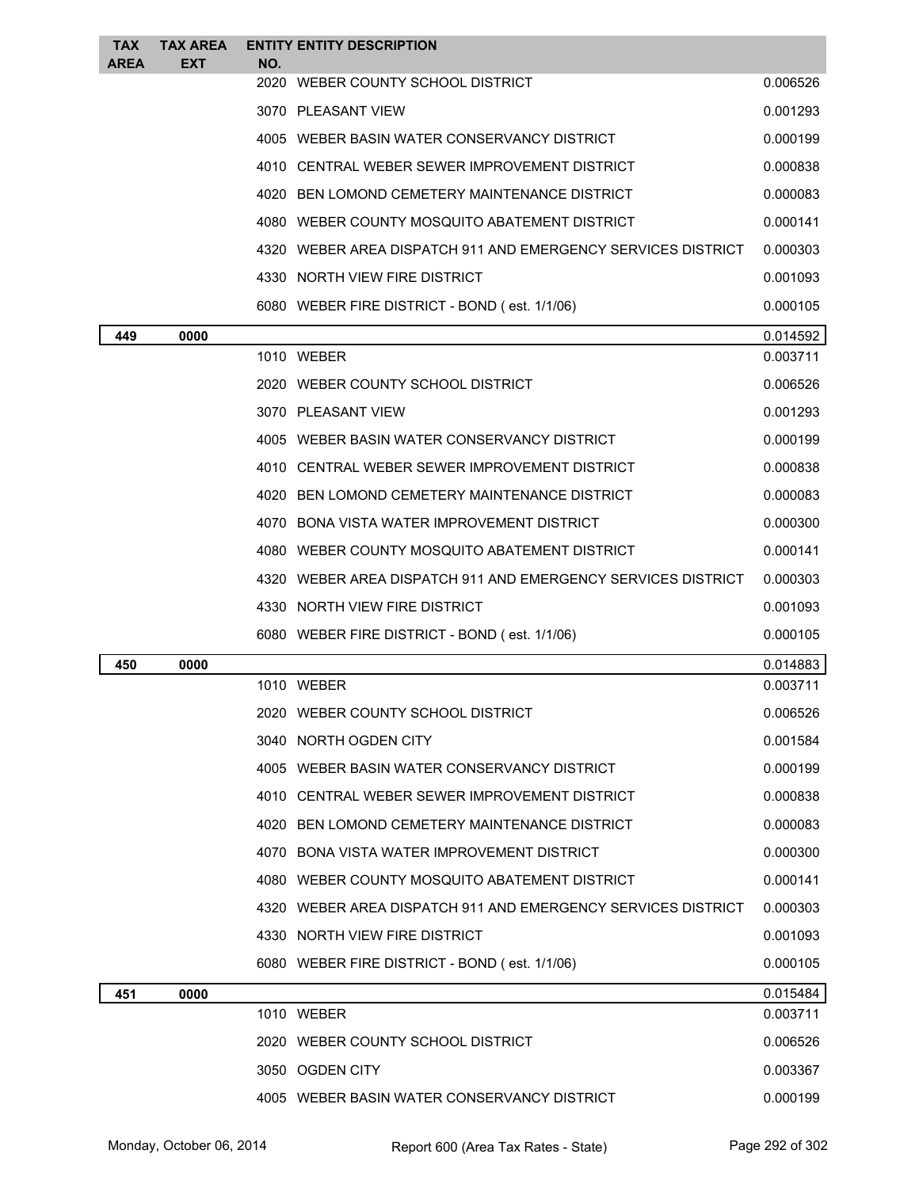| TAX AREA | TAX AREA EXT | ENTITY NO. | ENTITY DESCRIPTION | |
|---|---|---|---|---|
| | | 2020 | WEBER COUNTY SCHOOL DISTRICT | 0.006526 |
| | | 3070 | PLEASANT VIEW | 0.001293 |
| | | 4005 | WEBER BASIN WATER CONSERVANCY DISTRICT | 0.000199 |
| | | 4010 | CENTRAL WEBER SEWER IMPROVEMENT DISTRICT | 0.000838 |
| | | 4020 | BEN LOMOND CEMETERY MAINTENANCE DISTRICT | 0.000083 |
| | | 4080 | WEBER COUNTY MOSQUITO ABATEMENT DISTRICT | 0.000141 |
| | | 4320 | WEBER AREA DISPATCH 911 AND EMERGENCY SERVICES DISTRICT | 0.000303 |
| | | 4330 | NORTH VIEW FIRE DISTRICT | 0.001093 |
| | | 6080 | WEBER FIRE DISTRICT - BOND ( est. 1/1/06) | 0.000105 |
| **449** | **0000** | | | 0.014592 |
| | | 1010 | WEBER | 0.003711 |
| | | 2020 | WEBER COUNTY SCHOOL DISTRICT | 0.006526 |
| | | 3070 | PLEASANT VIEW | 0.001293 |
| | | 4005 | WEBER BASIN WATER CONSERVANCY DISTRICT | 0.000199 |
| | | 4010 | CENTRAL WEBER SEWER IMPROVEMENT DISTRICT | 0.000838 |
| | | 4020 | BEN LOMOND CEMETERY MAINTENANCE DISTRICT | 0.000083 |
| | | 4070 | BONA VISTA WATER IMPROVEMENT DISTRICT | 0.000300 |
| | | 4080 | WEBER COUNTY MOSQUITO ABATEMENT DISTRICT | 0.000141 |
| | | 4320 | WEBER AREA DISPATCH 911 AND EMERGENCY SERVICES DISTRICT | 0.000303 |
| | | 4330 | NORTH VIEW FIRE DISTRICT | 0.001093 |
| | | 6080 | WEBER FIRE DISTRICT - BOND ( est. 1/1/06) | 0.000105 |
| **450** | **0000** | | | 0.014883 |
| | | 1010 | WEBER | 0.003711 |
| | | 2020 | WEBER COUNTY SCHOOL DISTRICT | 0.006526 |
| | | 3040 | NORTH OGDEN CITY | 0.001584 |
| | | 4005 | WEBER BASIN WATER CONSERVANCY DISTRICT | 0.000199 |
| | | 4010 | CENTRAL WEBER SEWER IMPROVEMENT DISTRICT | 0.000838 |
| | | 4020 | BEN LOMOND CEMETERY MAINTENANCE DISTRICT | 0.000083 |
| | | 4070 | BONA VISTA WATER IMPROVEMENT DISTRICT | 0.000300 |
| | | 4080 | WEBER COUNTY MOSQUITO ABATEMENT DISTRICT | 0.000141 |
| | | 4320 | WEBER AREA DISPATCH 911 AND EMERGENCY SERVICES DISTRICT | 0.000303 |
| | | 4330 | NORTH VIEW FIRE DISTRICT | 0.001093 |
| | | 6080 | WEBER FIRE DISTRICT - BOND ( est. 1/1/06) | 0.000105 |
| **451** | **0000** | | | 0.015484 |
| | | 1010 | WEBER | 0.003711 |
| | | 2020 | WEBER COUNTY SCHOOL DISTRICT | 0.006526 |
| | | 3050 | OGDEN CITY | 0.003367 |
| | | 4005 | WEBER BASIN WATER CONSERVANCY DISTRICT | 0.000199 |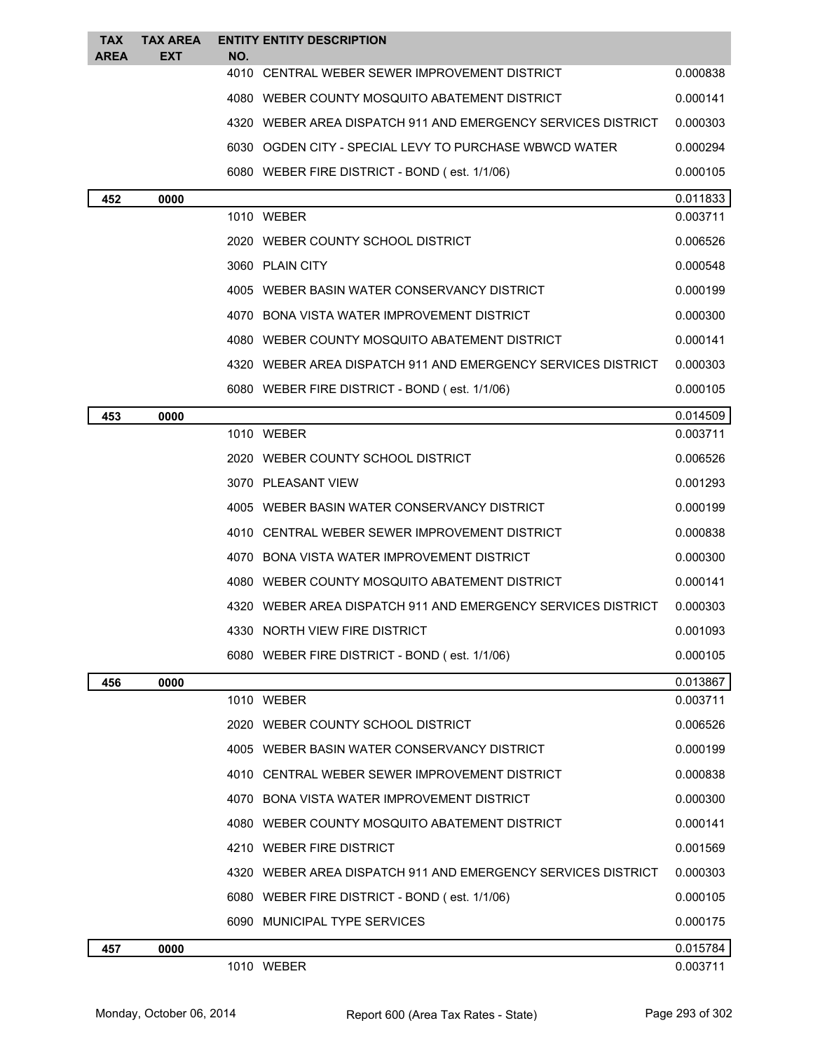| TAX AREA | TAX AREA EXT | ENTITY NO. | ENTITY DESCRIPTION | |
|---|---|---|---|---|
| | | 4010 | CENTRAL WEBER SEWER IMPROVEMENT DISTRICT | 0.000838 |
| | | 4080 | WEBER COUNTY MOSQUITO ABATEMENT DISTRICT | 0.000141 |
| | | 4320 | WEBER AREA DISPATCH 911 AND EMERGENCY SERVICES DISTRICT | 0.000303 |
| | | 6030 | OGDEN CITY - SPECIAL LEVY TO PURCHASE WBWCD WATER | 0.000294 |
| | | 6080 | WEBER FIRE DISTRICT - BOND ( est. 1/1/06) | 0.000105 |
| **452** | **0000** | | | 0.011833 |
| | | 1010 | WEBER | 0.003711 |
| | | 2020 | WEBER COUNTY SCHOOL DISTRICT | 0.006526 |
| | | 3060 | PLAIN CITY | 0.000548 |
| | | 4005 | WEBER BASIN WATER CONSERVANCY DISTRICT | 0.000199 |
| | | 4070 | BONA VISTA WATER IMPROVEMENT DISTRICT | 0.000300 |
| | | 4080 | WEBER COUNTY MOSQUITO ABATEMENT DISTRICT | 0.000141 |
| | | 4320 | WEBER AREA DISPATCH 911 AND EMERGENCY SERVICES DISTRICT | 0.000303 |
| | | 6080 | WEBER FIRE DISTRICT - BOND ( est. 1/1/06) | 0.000105 |
| **453** | **0000** | | | 0.014509 |
| | | 1010 | WEBER | 0.003711 |
| | | 2020 | WEBER COUNTY SCHOOL DISTRICT | 0.006526 |
| | | 3070 | PLEASANT VIEW | 0.001293 |
| | | 4005 | WEBER BASIN WATER CONSERVANCY DISTRICT | 0.000199 |
| | | 4010 | CENTRAL WEBER SEWER IMPROVEMENT DISTRICT | 0.000838 |
| | | 4070 | BONA VISTA WATER IMPROVEMENT DISTRICT | 0.000300 |
| | | 4080 | WEBER COUNTY MOSQUITO ABATEMENT DISTRICT | 0.000141 |
| | | 4320 | WEBER AREA DISPATCH 911 AND EMERGENCY SERVICES DISTRICT | 0.000303 |
| | | 4330 | NORTH VIEW FIRE DISTRICT | 0.001093 |
| | | 6080 | WEBER FIRE DISTRICT - BOND ( est. 1/1/06) | 0.000105 |
| **456** | **0000** | | | 0.013867 |
| | | 1010 | WEBER | 0.003711 |
| | | 2020 | WEBER COUNTY SCHOOL DISTRICT | 0.006526 |
| | | 4005 | WEBER BASIN WATER CONSERVANCY DISTRICT | 0.000199 |
| | | 4010 | CENTRAL WEBER SEWER IMPROVEMENT DISTRICT | 0.000838 |
| | | 4070 | BONA VISTA WATER IMPROVEMENT DISTRICT | 0.000300 |
| | | 4080 | WEBER COUNTY MOSQUITO ABATEMENT DISTRICT | 0.000141 |
| | | 4210 | WEBER FIRE DISTRICT | 0.001569 |
| | | 4320 | WEBER AREA DISPATCH 911 AND EMERGENCY SERVICES DISTRICT | 0.000303 |
| | | 6080 | WEBER FIRE DISTRICT - BOND ( est. 1/1/06) | 0.000105 |
| | | 6090 | MUNICIPAL TYPE SERVICES | 0.000175 |
| **457** | **0000** | | | 0.015784 |
| | | 1010 | WEBER | 0.003711 |

Monday, October 06, 2014 Report 600 (Area Tax Rates - State)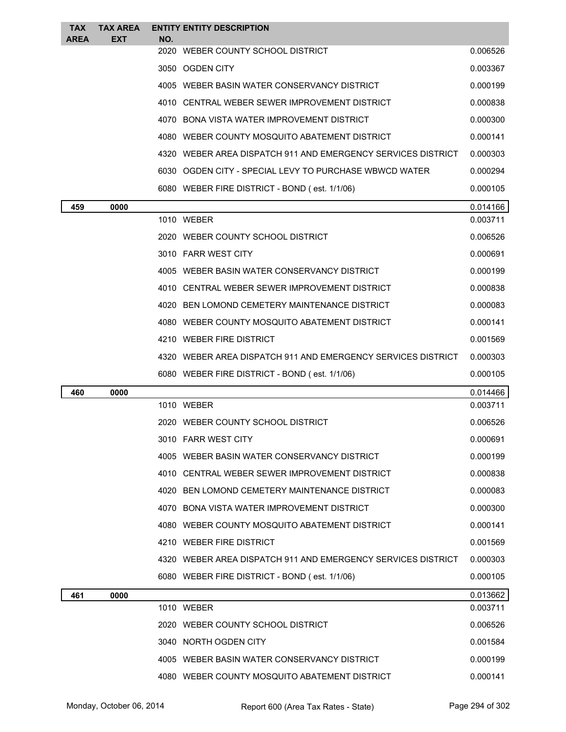| TAX AREA | TAX AREA EXT | ENTITY NO. | ENTITY DESCRIPTION | |
|---|---|---|---|---|
| | | 2020 | WEBER COUNTY SCHOOL DISTRICT | 0.006526 |
| | | 3050 | OGDEN CITY | 0.003367 |
| | | 4005 | WEBER BASIN WATER CONSERVANCY DISTRICT | 0.000199 |
| | | 4010 | CENTRAL WEBER SEWER IMPROVEMENT DISTRICT | 0.000838 |
| | | 4070 | BONA VISTA WATER IMPROVEMENT DISTRICT | 0.000300 |
| | | 4080 | WEBER COUNTY MOSQUITO ABATEMENT DISTRICT | 0.000141 |
| | | 4320 | WEBER AREA DISPATCH 911 AND EMERGENCY SERVICES DISTRICT | 0.000303 |
| | | 6030 | OGDEN CITY - SPECIAL LEVY TO PURCHASE WBWCD WATER | 0.000294 |
| | | 6080 | WEBER FIRE DISTRICT - BOND ( est. 1/1/06) | 0.000105 |
| **459** | **0000** | | | 0.014166 |
| | | 1010 | WEBER | 0.003711 |
| | | 2020 | WEBER COUNTY SCHOOL DISTRICT | 0.006526 |
| | | 3010 | FARR WEST CITY | 0.000691 |
| | | 4005 | WEBER BASIN WATER CONSERVANCY DISTRICT | 0.000199 |
| | | 4010 | CENTRAL WEBER SEWER IMPROVEMENT DISTRICT | 0.000838 |
| | | 4020 | BEN LOMOND CEMETERY MAINTENANCE DISTRICT | 0.000083 |
| | | 4080 | WEBER COUNTY MOSQUITO ABATEMENT DISTRICT | 0.000141 |
| | | 4210 | WEBER FIRE DISTRICT | 0.001569 |
| | | 4320 | WEBER AREA DISPATCH 911 AND EMERGENCY SERVICES DISTRICT | 0.000303 |
| | | 6080 | WEBER FIRE DISTRICT - BOND ( est. 1/1/06) | 0.000105 |
| **460** | **0000** | | | 0.014466 |
| | | 1010 | WEBER | 0.003711 |
| | | 2020 | WEBER COUNTY SCHOOL DISTRICT | 0.006526 |
| | | 3010 | FARR WEST CITY | 0.000691 |
| | | 4005 | WEBER BASIN WATER CONSERVANCY DISTRICT | 0.000199 |
| | | 4010 | CENTRAL WEBER SEWER IMPROVEMENT DISTRICT | 0.000838 |
| | | 4020 | BEN LOMOND CEMETERY MAINTENANCE DISTRICT | 0.000083 |
| | | 4070 | BONA VISTA WATER IMPROVEMENT DISTRICT | 0.000300 |
| | | 4080 | WEBER COUNTY MOSQUITO ABATEMENT DISTRICT | 0.000141 |
| | | 4210 | WEBER FIRE DISTRICT | 0.001569 |
| | | 4320 | WEBER AREA DISPATCH 911 AND EMERGENCY SERVICES DISTRICT | 0.000303 |
| | | 6080 | WEBER FIRE DISTRICT - BOND ( est. 1/1/06) | 0.000105 |
| **461** | **0000** | | | 0.013662 |
| | | 1010 | WEBER | 0.003711 |
| | | 2020 | WEBER COUNTY SCHOOL DISTRICT | 0.006526 |
| | | 3040 | NORTH OGDEN CITY | 0.001584 |
| | | 4005 | WEBER BASIN WATER CONSERVANCY DISTRICT | 0.000199 |
| | | 4080 | WEBER COUNTY MOSQUITO ABATEMENT DISTRICT | 0.000141 |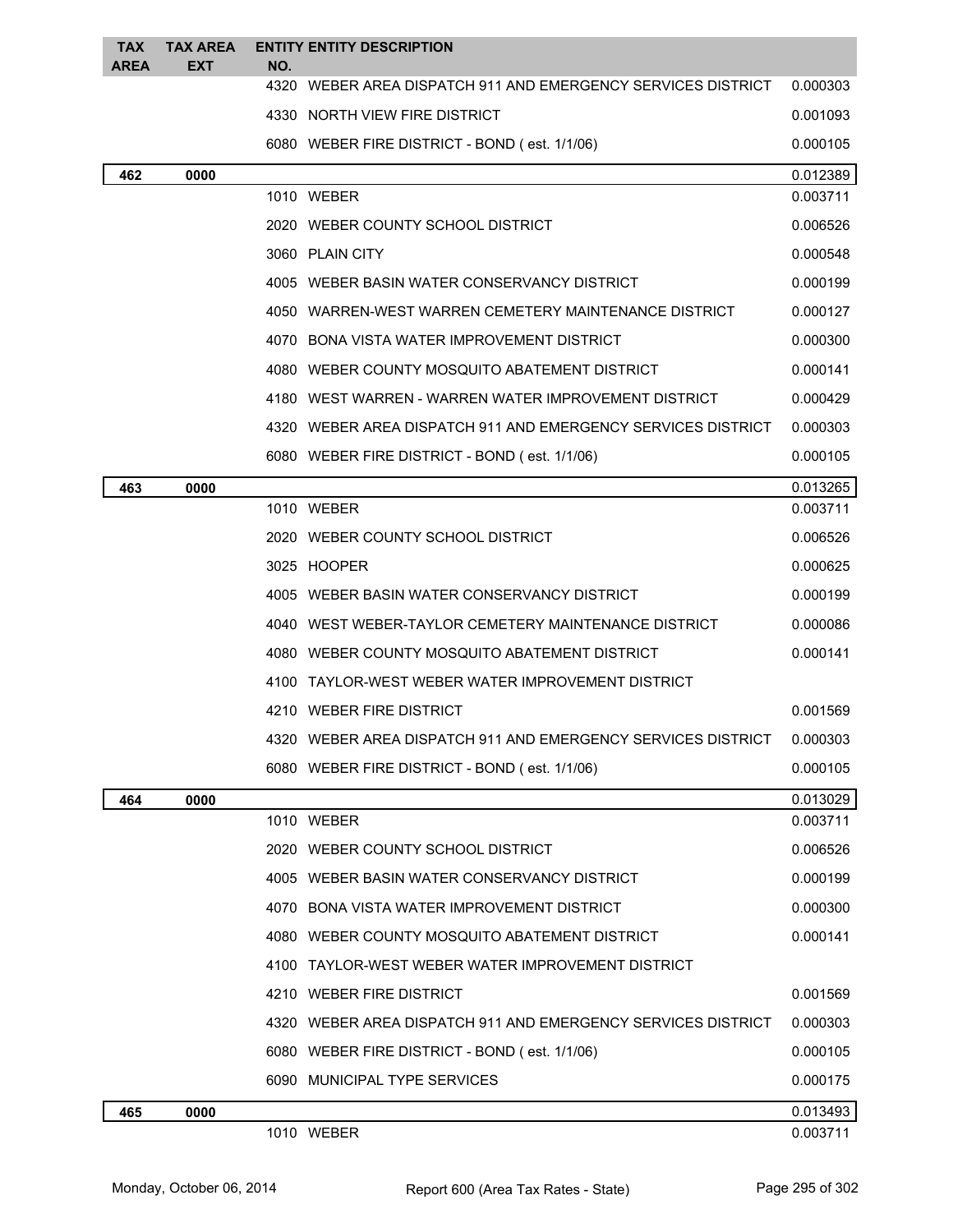| TAX AREA | TAX AREA EXT | ENTITY NO. | ENTITY DESCRIPTION | |
|---|---|---|---|---|
| | | 4320 | WEBER AREA DISPATCH 911 AND EMERGENCY SERVICES DISTRICT | 0.000303 |
| | | 4330 | NORTH VIEW FIRE DISTRICT | 0.001093 |
| | | 6080 | WEBER FIRE DISTRICT - BOND ( est. 1/1/06) | 0.000105 |
| **462** | **0000** | | | 0.012389 |
| | | 1010 | WEBER | 0.003711 |
| | | 2020 | WEBER COUNTY SCHOOL DISTRICT | 0.006526 |
| | | 3060 | PLAIN CITY | 0.000548 |
| | | 4005 | WEBER BASIN WATER CONSERVANCY DISTRICT | 0.000199 |
| | | 4050 | WARREN-WEST WARREN CEMETERY MAINTENANCE DISTRICT | 0.000127 |
| | | 4070 | BONA VISTA WATER IMPROVEMENT DISTRICT | 0.000300 |
| | | 4080 | WEBER COUNTY MOSQUITO ABATEMENT DISTRICT | 0.000141 |
| | | 4180 | WEST WARREN - WARREN WATER IMPROVEMENT DISTRICT | 0.000429 |
| | | 4320 | WEBER AREA DISPATCH 911 AND EMERGENCY SERVICES DISTRICT | 0.000303 |
| | | 6080 | WEBER FIRE DISTRICT - BOND ( est. 1/1/06) | 0.000105 |
| **463** | **0000** | | | 0.013265 |
| | | 1010 | WEBER | 0.003711 |
| | | 2020 | WEBER COUNTY SCHOOL DISTRICT | 0.006526 |
| | | 3025 | HOOPER | 0.000625 |
| | | 4005 | WEBER BASIN WATER CONSERVANCY DISTRICT | 0.000199 |
| | | 4040 | WEST WEBER-TAYLOR CEMETERY MAINTENANCE DISTRICT | 0.000086 |
| | | 4080 | WEBER COUNTY MOSQUITO ABATEMENT DISTRICT | 0.000141 |
| | | 4100 | TAYLOR-WEST WEBER WATER IMPROVEMENT DISTRICT | |
| | | 4210 | WEBER FIRE DISTRICT | 0.001569 |
| | | 4320 | WEBER AREA DISPATCH 911 AND EMERGENCY SERVICES DISTRICT | 0.000303 |
| | | 6080 | WEBER FIRE DISTRICT - BOND ( est. 1/1/06) | 0.000105 |
| **464** | **0000** | | | 0.013029 |
| | | 1010 | WEBER | 0.003711 |
| | | 2020 | WEBER COUNTY SCHOOL DISTRICT | 0.006526 |
| | | 4005 | WEBER BASIN WATER CONSERVANCY DISTRICT | 0.000199 |
| | | 4070 | BONA VISTA WATER IMPROVEMENT DISTRICT | 0.000300 |
| | | 4080 | WEBER COUNTY MOSQUITO ABATEMENT DISTRICT | 0.000141 |
| | | 4100 | TAYLOR-WEST WEBER WATER IMPROVEMENT DISTRICT | |
| | | 4210 | WEBER FIRE DISTRICT | 0.001569 |
| | | 4320 | WEBER AREA DISPATCH 911 AND EMERGENCY SERVICES DISTRICT | 0.000303 |
| | | 6080 | WEBER FIRE DISTRICT - BOND ( est. 1/1/06) | 0.000105 |
| | | 6090 | MUNICIPAL TYPE SERVICES | 0.000175 |
| **465** | **0000** | | | 0.013493 |
| | | 1010 | WEBER | 0.003711 |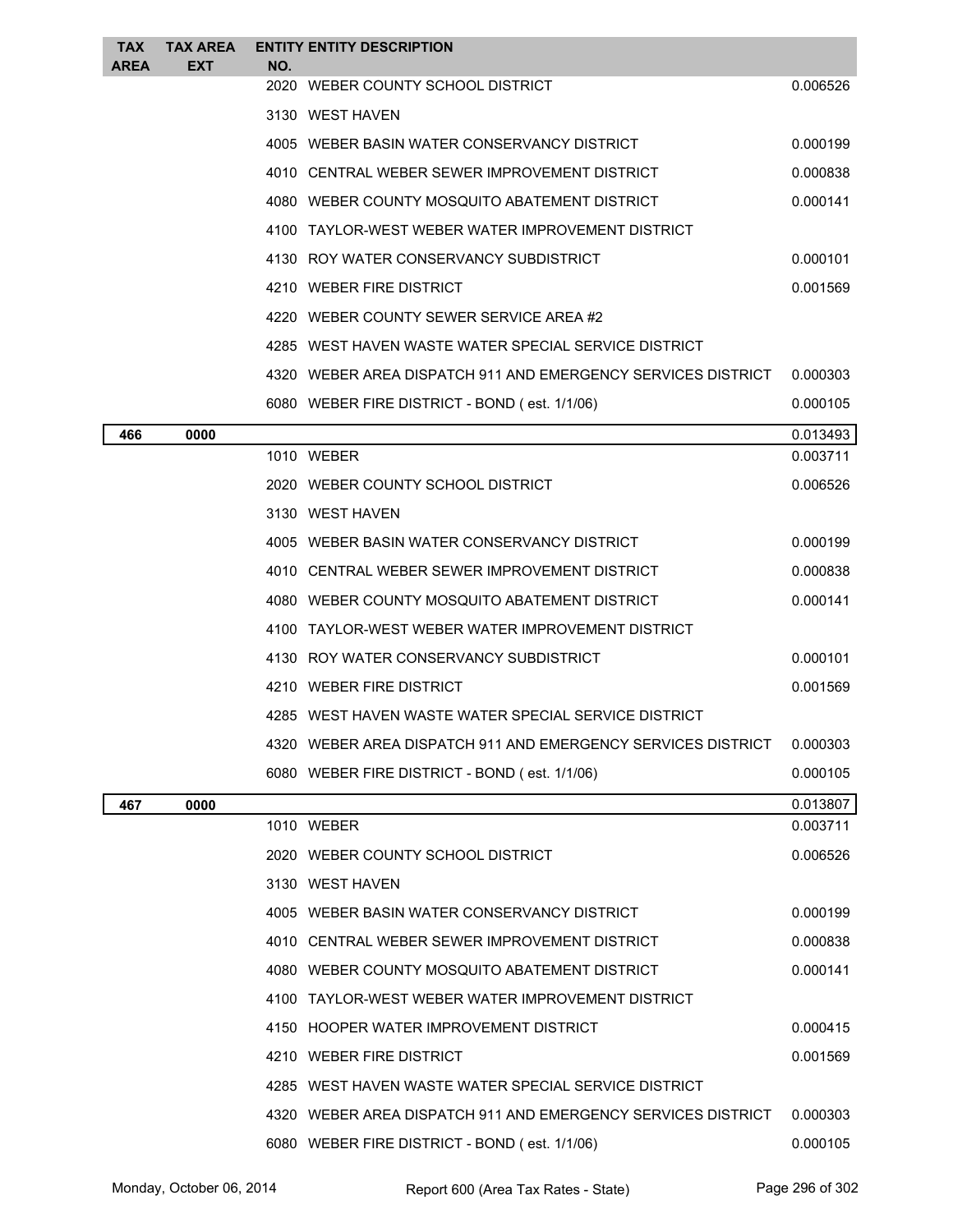| TAX AREA | TAX AREA EXT | ENTITY NO. | ENTITY DESCRIPTION | |
|---|---|---|---|---|
| | | 2020 | WEBER COUNTY SCHOOL DISTRICT | 0.006526 |
| | | 3130 | WEST HAVEN | |
| | | 4005 | WEBER BASIN WATER CONSERVANCY DISTRICT | 0.000199 |
| | | 4010 | CENTRAL WEBER SEWER IMPROVEMENT DISTRICT | 0.000838 |
| | | 4080 | WEBER COUNTY MOSQUITO ABATEMENT DISTRICT | 0.000141 |
| | | 4100 | TAYLOR-WEST WEBER WATER IMPROVEMENT DISTRICT | |
| | | 4130 | ROY WATER CONSERVANCY SUBDISTRICT | 0.000101 |
| | | 4210 | WEBER FIRE DISTRICT | 0.001569 |
| | | 4220 | WEBER COUNTY SEWER SERVICE AREA #2 | |
| | | 4285 | WEST HAVEN WASTE WATER SPECIAL SERVICE DISTRICT | |
| | | 4320 | WEBER AREA DISPATCH 911 AND EMERGENCY SERVICES DISTRICT | 0.000303 |
| | | 6080 | WEBER FIRE DISTRICT - BOND ( est. 1/1/06) | 0.000105 |
| **466** | **0000** | | | 0.013493 |
| | | 1010 | WEBER | 0.003711 |
| | | 2020 | WEBER COUNTY SCHOOL DISTRICT | 0.006526 |
| | | 3130 | WEST HAVEN | |
| | | 4005 | WEBER BASIN WATER CONSERVANCY DISTRICT | 0.000199 |
| | | 4010 | CENTRAL WEBER SEWER IMPROVEMENT DISTRICT | 0.000838 |
| | | 4080 | WEBER COUNTY MOSQUITO ABATEMENT DISTRICT | 0.000141 |
| | | 4100 | TAYLOR-WEST WEBER WATER IMPROVEMENT DISTRICT | |
| | | 4130 | ROY WATER CONSERVANCY SUBDISTRICT | 0.000101 |
| | | 4210 | WEBER FIRE DISTRICT | 0.001569 |
| | | 4285 | WEST HAVEN WASTE WATER SPECIAL SERVICE DISTRICT | |
| | | 4320 | WEBER AREA DISPATCH 911 AND EMERGENCY SERVICES DISTRICT | 0.000303 |
| | | 6080 | WEBER FIRE DISTRICT - BOND ( est. 1/1/06) | 0.000105 |
| **467** | **0000** | | | 0.013807 |
| | | 1010 | WEBER | 0.003711 |
| | | 2020 | WEBER COUNTY SCHOOL DISTRICT | 0.006526 |
| | | 3130 | WEST HAVEN | |
| | | 4005 | WEBER BASIN WATER CONSERVANCY DISTRICT | 0.000199 |
| | | 4010 | CENTRAL WEBER SEWER IMPROVEMENT DISTRICT | 0.000838 |
| | | 4080 | WEBER COUNTY MOSQUITO ABATEMENT DISTRICT | 0.000141 |
| | | 4100 | TAYLOR-WEST WEBER WATER IMPROVEMENT DISTRICT | |
| | | 4150 | HOOPER WATER IMPROVEMENT DISTRICT | 0.000415 |
| | | 4210 | WEBER FIRE DISTRICT | 0.001569 |
| | | 4285 | WEST HAVEN WASTE WATER SPECIAL SERVICE DISTRICT | |
| | | 4320 | WEBER AREA DISPATCH 911 AND EMERGENCY SERVICES DISTRICT | 0.000303 |
| | | 6080 | WEBER FIRE DISTRICT - BOND ( est. 1/1/06) | 0.000105 |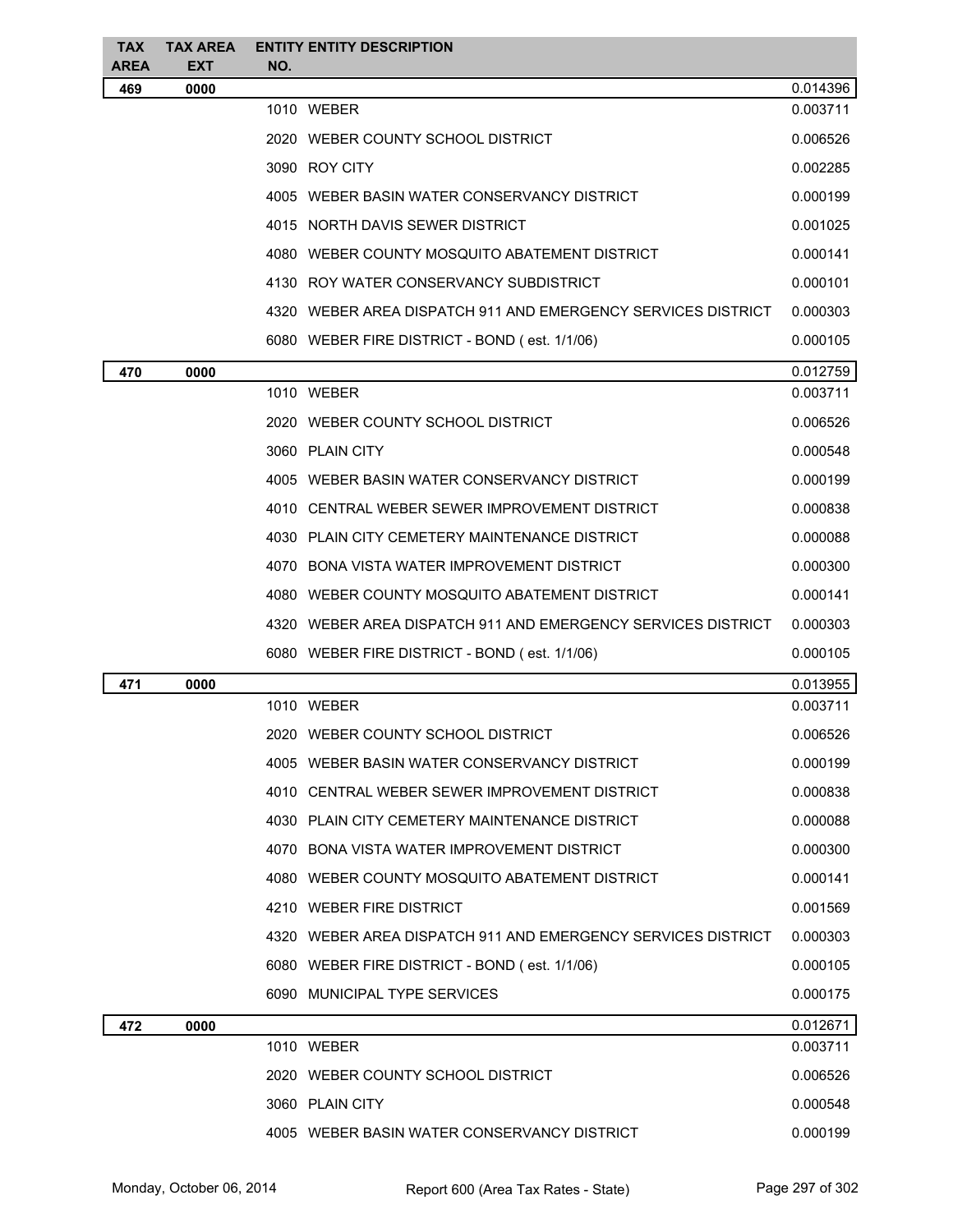| TAX AREA | TAX AREA EXT | ENTITY NO. | ENTITY DESCRIPTION | |
|---|---|---|---|---|
| 469 | 0000 | | | 0.014396 |
| | | 1010 | WEBER | 0.003711 |
| | | 2020 | WEBER COUNTY SCHOOL DISTRICT | 0.006526 |
| | | 3090 | ROY CITY | 0.002285 |
| | | 4005 | WEBER BASIN WATER CONSERVANCY DISTRICT | 0.000199 |
| | | 4015 | NORTH DAVIS SEWER DISTRICT | 0.001025 |
| | | 4080 | WEBER COUNTY MOSQUITO ABATEMENT DISTRICT | 0.000141 |
| | | 4130 | ROY WATER CONSERVANCY SUBDISTRICT | 0.000101 |
| | | 4320 | WEBER AREA DISPATCH 911 AND EMERGENCY SERVICES DISTRICT | 0.000303 |
| | | 6080 | WEBER FIRE DISTRICT - BOND ( est. 1/1/06) | 0.000105 |
| 470 | 0000 | | | 0.012759 |
| | | 1010 | WEBER | 0.003711 |
| | | 2020 | WEBER COUNTY SCHOOL DISTRICT | 0.006526 |
| | | 3060 | PLAIN CITY | 0.000548 |
| | | 4005 | WEBER BASIN WATER CONSERVANCY DISTRICT | 0.000199 |
| | | 4010 | CENTRAL WEBER SEWER IMPROVEMENT DISTRICT | 0.000838 |
| | | 4030 | PLAIN CITY CEMETERY MAINTENANCE DISTRICT | 0.000088 |
| | | 4070 | BONA VISTA WATER IMPROVEMENT DISTRICT | 0.000300 |
| | | 4080 | WEBER COUNTY MOSQUITO ABATEMENT DISTRICT | 0.000141 |
| | | 4320 | WEBER AREA DISPATCH 911 AND EMERGENCY SERVICES DISTRICT | 0.000303 |
| | | 6080 | WEBER FIRE DISTRICT - BOND ( est. 1/1/06) | 0.000105 |
| 471 | 0000 | | | 0.013955 |
| | | 1010 | WEBER | 0.003711 |
| | | 2020 | WEBER COUNTY SCHOOL DISTRICT | 0.006526 |
| | | 4005 | WEBER BASIN WATER CONSERVANCY DISTRICT | 0.000199 |
| | | 4010 | CENTRAL WEBER SEWER IMPROVEMENT DISTRICT | 0.000838 |
| | | 4030 | PLAIN CITY CEMETERY MAINTENANCE DISTRICT | 0.000088 |
| | | 4070 | BONA VISTA WATER IMPROVEMENT DISTRICT | 0.000300 |
| | | 4080 | WEBER COUNTY MOSQUITO ABATEMENT DISTRICT | 0.000141 |
| | | 4210 | WEBER FIRE DISTRICT | 0.001569 |
| | | 4320 | WEBER AREA DISPATCH 911 AND EMERGENCY SERVICES DISTRICT | 0.000303 |
| | | 6080 | WEBER FIRE DISTRICT - BOND ( est. 1/1/06) | 0.000105 |
| | | 6090 | MUNICIPAL TYPE SERVICES | 0.000175 |
| 472 | 0000 | | | 0.012671 |
| | | 1010 | WEBER | 0.003711 |
| | | 2020 | WEBER COUNTY SCHOOL DISTRICT | 0.006526 |
| | | 3060 | PLAIN CITY | 0.000548 |
| | | 4005 | WEBER BASIN WATER CONSERVANCY DISTRICT | 0.000199 |

Monday, October 06, 2014 Report 600 (Area Tax Rates - State)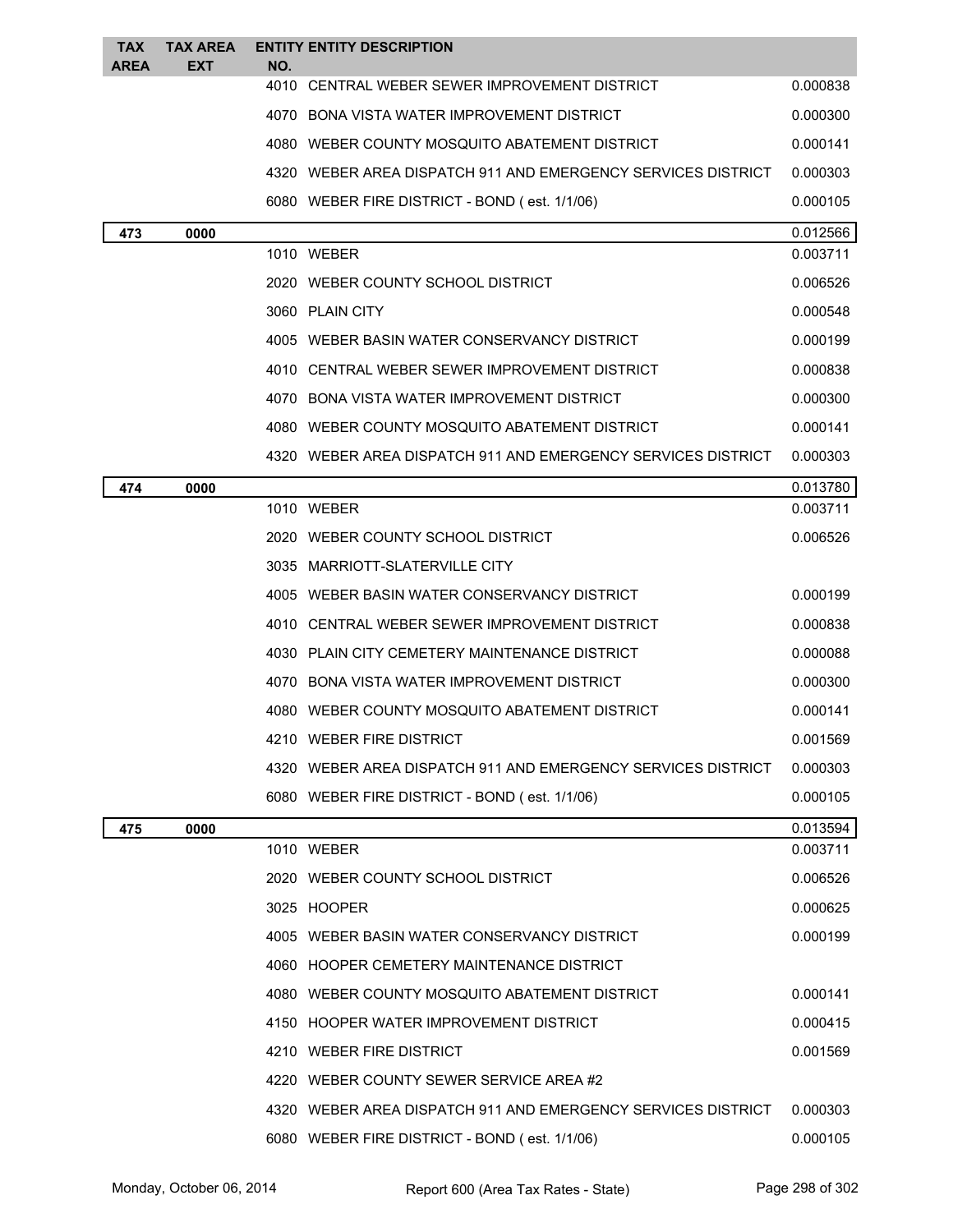| TAX AREA | TAX AREA EXT | ENTITY NO. | ENTITY DESCRIPTION | |
|---|---|---|---|---|
| | | 4010 | CENTRAL WEBER SEWER IMPROVEMENT DISTRICT | 0.000838 |
| | | 4070 | BONA VISTA WATER IMPROVEMENT DISTRICT | 0.000300 |
| | | 4080 | WEBER COUNTY MOSQUITO ABATEMENT DISTRICT | 0.000141 |
| | | 4320 | WEBER AREA DISPATCH 911 AND EMERGENCY SERVICES DISTRICT | 0.000303 |
| | | 6080 | WEBER FIRE DISTRICT - BOND ( est. 1/1/06) | 0.000105 |
| **473** | **0000** | | | 0.012566 |
| | | 1010 | WEBER | 0.003711 |
| | | 2020 | WEBER COUNTY SCHOOL DISTRICT | 0.006526 |
| | | 3060 | PLAIN CITY | 0.000548 |
| | | 4005 | WEBER BASIN WATER CONSERVANCY DISTRICT | 0.000199 |
| | | 4010 | CENTRAL WEBER SEWER IMPROVEMENT DISTRICT | 0.000838 |
| | | 4070 | BONA VISTA WATER IMPROVEMENT DISTRICT | 0.000300 |
| | | 4080 | WEBER COUNTY MOSQUITO ABATEMENT DISTRICT | 0.000141 |
| | | 4320 | WEBER AREA DISPATCH 911 AND EMERGENCY SERVICES DISTRICT | 0.000303 |
| **474** | **0000** | | | 0.013780 |
| | | 1010 | WEBER | 0.003711 |
| | | 2020 | WEBER COUNTY SCHOOL DISTRICT | 0.006526 |
| | | 3035 | MARRIOTT-SLATERVILLE CITY | |
| | | 4005 | WEBER BASIN WATER CONSERVANCY DISTRICT | 0.000199 |
| | | 4010 | CENTRAL WEBER SEWER IMPROVEMENT DISTRICT | 0.000838 |
| | | 4030 | PLAIN CITY CEMETERY MAINTENANCE DISTRICT | 0.000088 |
| | | 4070 | BONA VISTA WATER IMPROVEMENT DISTRICT | 0.000300 |
| | | 4080 | WEBER COUNTY MOSQUITO ABATEMENT DISTRICT | 0.000141 |
| | | 4210 | WEBER FIRE DISTRICT | 0.001569 |
| | | 4320 | WEBER AREA DISPATCH 911 AND EMERGENCY SERVICES DISTRICT | 0.000303 |
| | | 6080 | WEBER FIRE DISTRICT - BOND ( est. 1/1/06) | 0.000105 |
| **475** | **0000** | | | 0.013594 |
| | | 1010 | WEBER | 0.003711 |
| | | 2020 | WEBER COUNTY SCHOOL DISTRICT | 0.006526 |
| | | 3025 | HOOPER | 0.000625 |
| | | 4005 | WEBER BASIN WATER CONSERVANCY DISTRICT | 0.000199 |
| | | 4060 | HOOPER CEMETERY MAINTENANCE DISTRICT | |
| | | 4080 | WEBER COUNTY MOSQUITO ABATEMENT DISTRICT | 0.000141 |
| | | 4150 | HOOPER WATER IMPROVEMENT DISTRICT | 0.000415 |
| | | 4210 | WEBER FIRE DISTRICT | 0.001569 |
| | | 4220 | WEBER COUNTY SEWER SERVICE AREA #2 | |
| | | 4320 | WEBER AREA DISPATCH 911 AND EMERGENCY SERVICES DISTRICT | 0.000303 |
| | | 6080 | WEBER FIRE DISTRICT - BOND ( est. 1/1/06) | 0.000105 |

Monday, October 06, 2014 Report 600 (Area Tax Rates - State)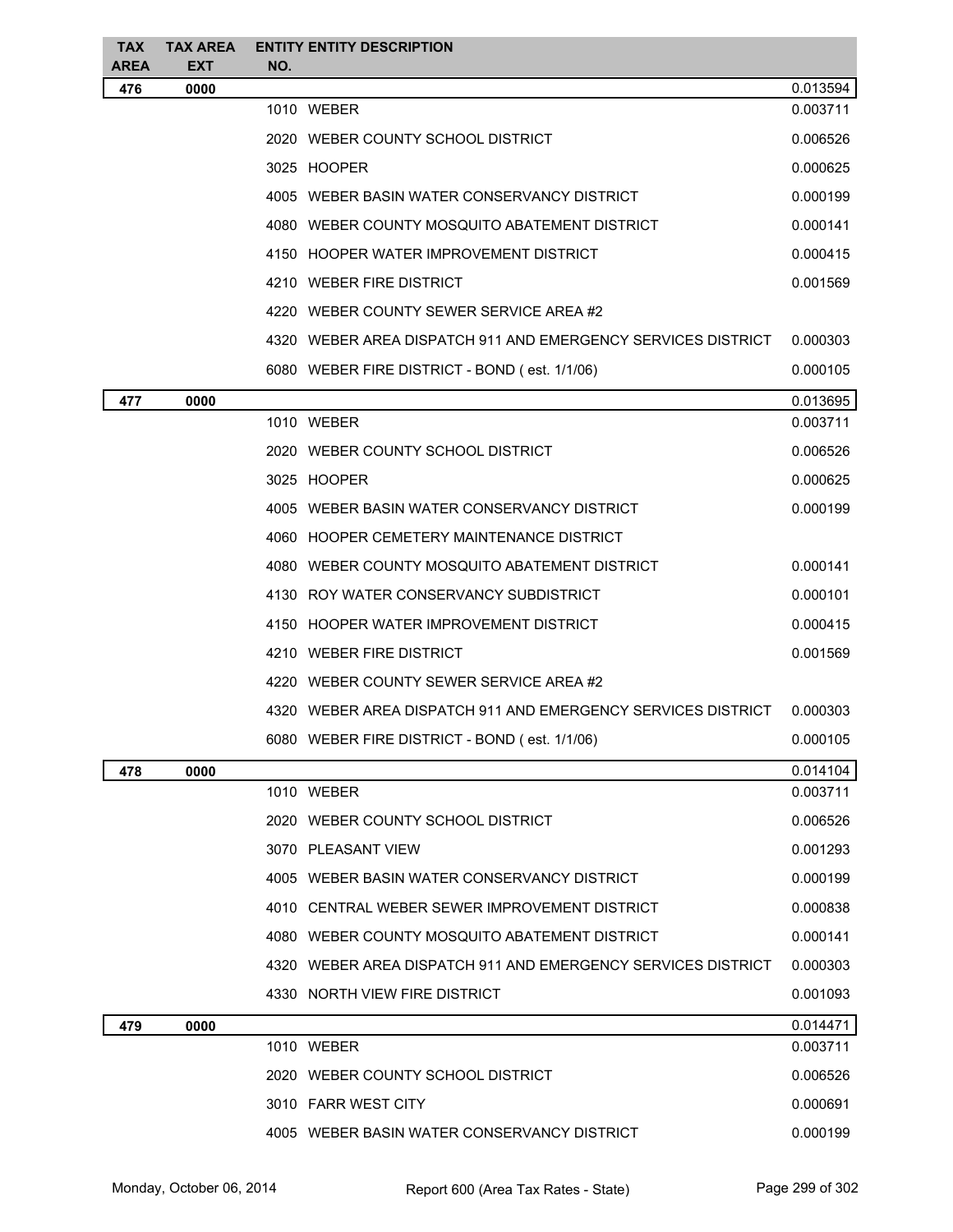| TAX AREA | TAX AREA EXT | ENTITY NO. | ENTITY DESCRIPTION | |
|---|---|---|---|---|
| 476 | 0000 | | | 0.013594 |
| | | 1010 | WEBER | 0.003711 |
| | | 2020 | WEBER COUNTY SCHOOL DISTRICT | 0.006526 |
| | | 3025 | HOOPER | 0.000625 |
| | | 4005 | WEBER BASIN WATER CONSERVANCY DISTRICT | 0.000199 |
| | | 4080 | WEBER COUNTY MOSQUITO ABATEMENT DISTRICT | 0.000141 |
| | | 4150 | HOOPER WATER IMPROVEMENT DISTRICT | 0.000415 |
| | | 4210 | WEBER FIRE DISTRICT | 0.001569 |
| | | 4220 | WEBER COUNTY SEWER SERVICE AREA #2 | |
| | | 4320 | WEBER AREA DISPATCH 911 AND EMERGENCY SERVICES DISTRICT | 0.000303 |
| | | 6080 | WEBER FIRE DISTRICT - BOND ( est. 1/1/06) | 0.000105 |
| 477 | 0000 | | | 0.013695 |
| | | 1010 | WEBER | 0.003711 |
| | | 2020 | WEBER COUNTY SCHOOL DISTRICT | 0.006526 |
| | | 3025 | HOOPER | 0.000625 |
| | | 4005 | WEBER BASIN WATER CONSERVANCY DISTRICT | 0.000199 |
| | | 4060 | HOOPER CEMETERY MAINTENANCE DISTRICT | |
| | | 4080 | WEBER COUNTY MOSQUITO ABATEMENT DISTRICT | 0.000141 |
| | | 4130 | ROY WATER CONSERVANCY SUBDISTRICT | 0.000101 |
| | | 4150 | HOOPER WATER IMPROVEMENT DISTRICT | 0.000415 |
| | | 4210 | WEBER FIRE DISTRICT | 0.001569 |
| | | 4220 | WEBER COUNTY SEWER SERVICE AREA #2 | |
| | | 4320 | WEBER AREA DISPATCH 911 AND EMERGENCY SERVICES DISTRICT | 0.000303 |
| | | 6080 | WEBER FIRE DISTRICT - BOND ( est. 1/1/06) | 0.000105 |
| 478 | 0000 | | | 0.014104 |
| | | 1010 | WEBER | 0.003711 |
| | | 2020 | WEBER COUNTY SCHOOL DISTRICT | 0.006526 |
| | | 3070 | PLEASANT VIEW | 0.001293 |
| | | 4005 | WEBER BASIN WATER CONSERVANCY DISTRICT | 0.000199 |
| | | 4010 | CENTRAL WEBER SEWER IMPROVEMENT DISTRICT | 0.000838 |
| | | 4080 | WEBER COUNTY MOSQUITO ABATEMENT DISTRICT | 0.000141 |
| | | 4320 | WEBER AREA DISPATCH 911 AND EMERGENCY SERVICES DISTRICT | 0.000303 |
| | | 4330 | NORTH VIEW FIRE DISTRICT | 0.001093 |
| 479 | 0000 | | | 0.014471 |
| | | 1010 | WEBER | 0.003711 |
| | | 2020 | WEBER COUNTY SCHOOL DISTRICT | 0.006526 |
| | | 3010 | FARR WEST CITY | 0.000691 |
| | | 4005 | WEBER BASIN WATER CONSERVANCY DISTRICT | 0.000199 |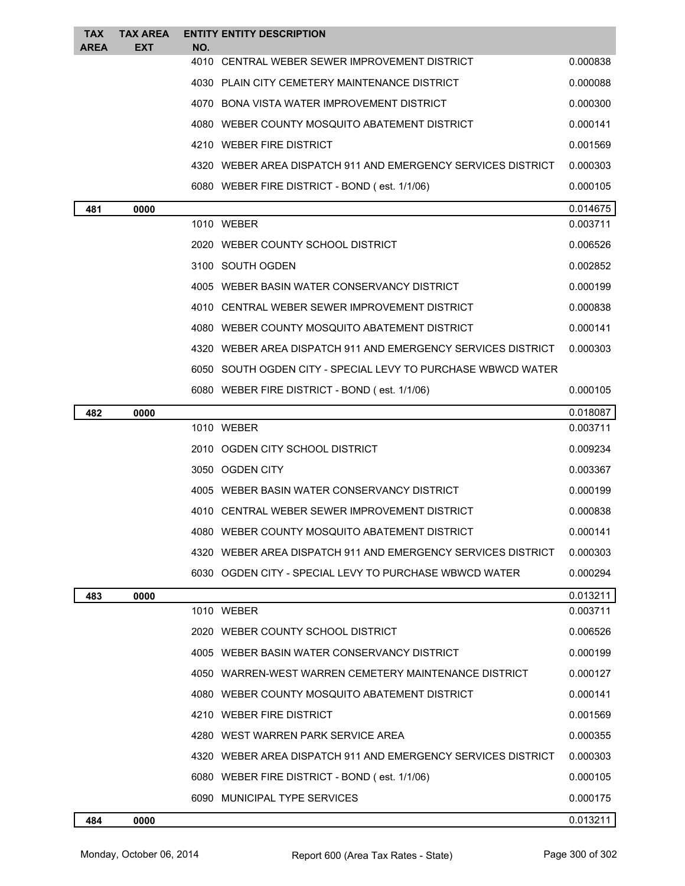| TAX AREA | TAX AREA EXT | ENTITY NO. | ENTITY DESCRIPTION | |
|---|---|---|---|---|
| | | 4010 | CENTRAL WEBER SEWER IMPROVEMENT DISTRICT | 0.000838 |
| | | 4030 | PLAIN CITY CEMETERY MAINTENANCE DISTRICT | 0.000088 |
| | | 4070 | BONA VISTA WATER IMPROVEMENT DISTRICT | 0.000300 |
| | | 4080 | WEBER COUNTY MOSQUITO ABATEMENT DISTRICT | 0.000141 |
| | | 4210 | WEBER FIRE DISTRICT | 0.001569 |
| | | 4320 | WEBER AREA DISPATCH 911 AND EMERGENCY SERVICES DISTRICT | 0.000303 |
| | | 6080 | WEBER FIRE DISTRICT - BOND ( est. 1/1/06) | 0.000105 |
| **481** | **0000** | | | 0.014675 |
| | | 1010 | WEBER | 0.003711 |
| | | 2020 | WEBER COUNTY SCHOOL DISTRICT | 0.006526 |
| | | 3100 | SOUTH OGDEN | 0.002852 |
| | | 4005 | WEBER BASIN WATER CONSERVANCY DISTRICT | 0.000199 |
| | | 4010 | CENTRAL WEBER SEWER IMPROVEMENT DISTRICT | 0.000838 |
| | | 4080 | WEBER COUNTY MOSQUITO ABATEMENT DISTRICT | 0.000141 |
| | | 4320 | WEBER AREA DISPATCH 911 AND EMERGENCY SERVICES DISTRICT | 0.000303 |
| | | 6050 | SOUTH OGDEN CITY - SPECIAL LEVY TO PURCHASE WBWCD WATER | |
| | | 6080 | WEBER FIRE DISTRICT - BOND ( est. 1/1/06) | 0.000105 |
| **482** | **0000** | | | 0.018087 |
| | | 1010 | WEBER | 0.003711 |
| | | 2010 | OGDEN CITY SCHOOL DISTRICT | 0.009234 |
| | | 3050 | OGDEN CITY | 0.003367 |
| | | 4005 | WEBER BASIN WATER CONSERVANCY DISTRICT | 0.000199 |
| | | 4010 | CENTRAL WEBER SEWER IMPROVEMENT DISTRICT | 0.000838 |
| | | 4080 | WEBER COUNTY MOSQUITO ABATEMENT DISTRICT | 0.000141 |
| | | 4320 | WEBER AREA DISPATCH 911 AND EMERGENCY SERVICES DISTRICT | 0.000303 |
| | | 6030 | OGDEN CITY - SPECIAL LEVY TO PURCHASE WBWCD WATER | 0.000294 |
| **483** | **0000** | | | 0.013211 |
| | | 1010 | WEBER | 0.003711 |
| | | 2020 | WEBER COUNTY SCHOOL DISTRICT | 0.006526 |
| | | 4005 | WEBER BASIN WATER CONSERVANCY DISTRICT | 0.000199 |
| | | 4050 | WARREN-WEST WARREN CEMETERY MAINTENANCE DISTRICT | 0.000127 |
| | | 4080 | WEBER COUNTY MOSQUITO ABATEMENT DISTRICT | 0.000141 |
| | | 4210 | WEBER FIRE DISTRICT | 0.001569 |
| | | 4280 | WEST WARREN PARK SERVICE AREA | 0.000355 |
| | | 4320 | WEBER AREA DISPATCH 911 AND EMERGENCY SERVICES DISTRICT | 0.000303 |
| | | 6080 | WEBER FIRE DISTRICT - BOND ( est. 1/1/06) | 0.000105 |
| | | 6090 | MUNICIPAL TYPE SERVICES | 0.000175 |
| **484** | **0000** | | | 0.013211 |

Monday, October 06, 2014 — Report 600 (Area Tax Rates - State)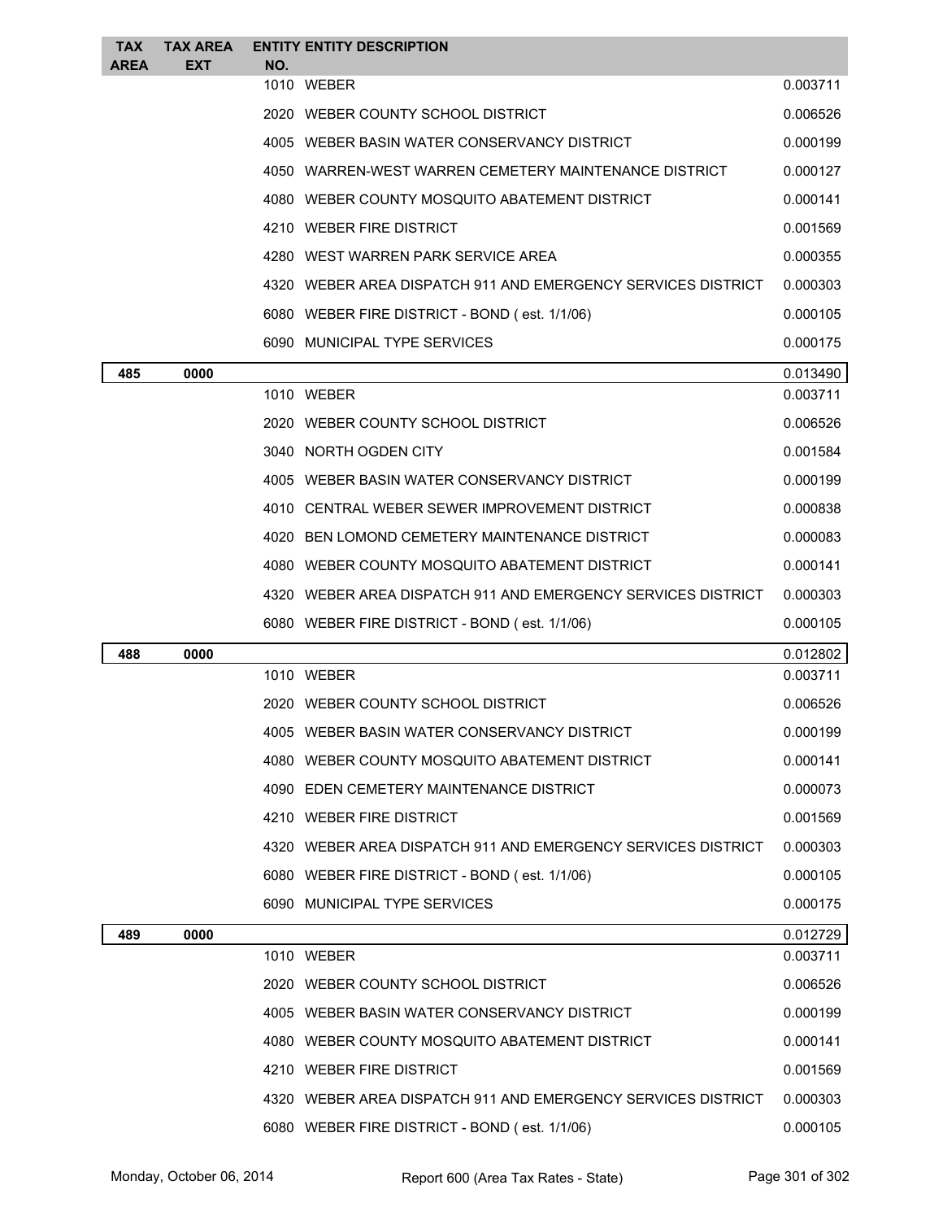| TAX AREA | TAX AREA EXT | ENTITY NO. | ENTITY DESCRIPTION | |
|---|---|---|---|---|
| | | 1010 | WEBER | 0.003711 |
| | | 2020 | WEBER COUNTY SCHOOL DISTRICT | 0.006526 |
| | | 4005 | WEBER BASIN WATER CONSERVANCY DISTRICT | 0.000199 |
| | | 4050 | WARREN-WEST WARREN CEMETERY MAINTENANCE DISTRICT | 0.000127 |
| | | 4080 | WEBER COUNTY MOSQUITO ABATEMENT DISTRICT | 0.000141 |
| | | 4210 | WEBER FIRE DISTRICT | 0.001569 |
| | | 4280 | WEST WARREN PARK SERVICE AREA | 0.000355 |
| | | 4320 | WEBER AREA DISPATCH 911 AND EMERGENCY SERVICES DISTRICT | 0.000303 |
| | | 6080 | WEBER FIRE DISTRICT - BOND ( est. 1/1/06) | 0.000105 |
| | | 6090 | MUNICIPAL TYPE SERVICES | 0.000175 |
| **485** | **0000** | | | 0.013490 |
| | | 1010 | WEBER | 0.003711 |
| | | 2020 | WEBER COUNTY SCHOOL DISTRICT | 0.006526 |
| | | 3040 | NORTH OGDEN CITY | 0.001584 |
| | | 4005 | WEBER BASIN WATER CONSERVANCY DISTRICT | 0.000199 |
| | | 4010 | CENTRAL WEBER SEWER IMPROVEMENT DISTRICT | 0.000838 |
| | | 4020 | BEN LOMOND CEMETERY MAINTENANCE DISTRICT | 0.000083 |
| | | 4080 | WEBER COUNTY MOSQUITO ABATEMENT DISTRICT | 0.000141 |
| | | 4320 | WEBER AREA DISPATCH 911 AND EMERGENCY SERVICES DISTRICT | 0.000303 |
| | | 6080 | WEBER FIRE DISTRICT - BOND ( est. 1/1/06) | 0.000105 |
| **488** | **0000** | | | 0.012802 |
| | | 1010 | WEBER | 0.003711 |
| | | 2020 | WEBER COUNTY SCHOOL DISTRICT | 0.006526 |
| | | 4005 | WEBER BASIN WATER CONSERVANCY DISTRICT | 0.000199 |
| | | 4080 | WEBER COUNTY MOSQUITO ABATEMENT DISTRICT | 0.000141 |
| | | 4090 | EDEN CEMETERY MAINTENANCE DISTRICT | 0.000073 |
| | | 4210 | WEBER FIRE DISTRICT | 0.001569 |
| | | 4320 | WEBER AREA DISPATCH 911 AND EMERGENCY SERVICES DISTRICT | 0.000303 |
| | | 6080 | WEBER FIRE DISTRICT - BOND ( est. 1/1/06) | 0.000105 |
| | | 6090 | MUNICIPAL TYPE SERVICES | 0.000175 |
| **489** | **0000** | | | 0.012729 |
| | | 1010 | WEBER | 0.003711 |
| | | 2020 | WEBER COUNTY SCHOOL DISTRICT | 0.006526 |
| | | 4005 | WEBER BASIN WATER CONSERVANCY DISTRICT | 0.000199 |
| | | 4080 | WEBER COUNTY MOSQUITO ABATEMENT DISTRICT | 0.000141 |
| | | 4210 | WEBER FIRE DISTRICT | 0.001569 |
| | | 4320 | WEBER AREA DISPATCH 911 AND EMERGENCY SERVICES DISTRICT | 0.000303 |
| | | 6080 | WEBER FIRE DISTRICT - BOND ( est. 1/1/06) | 0.000105 |

Monday, October 06, 2014 Report 600 (Area Tax Rates - State)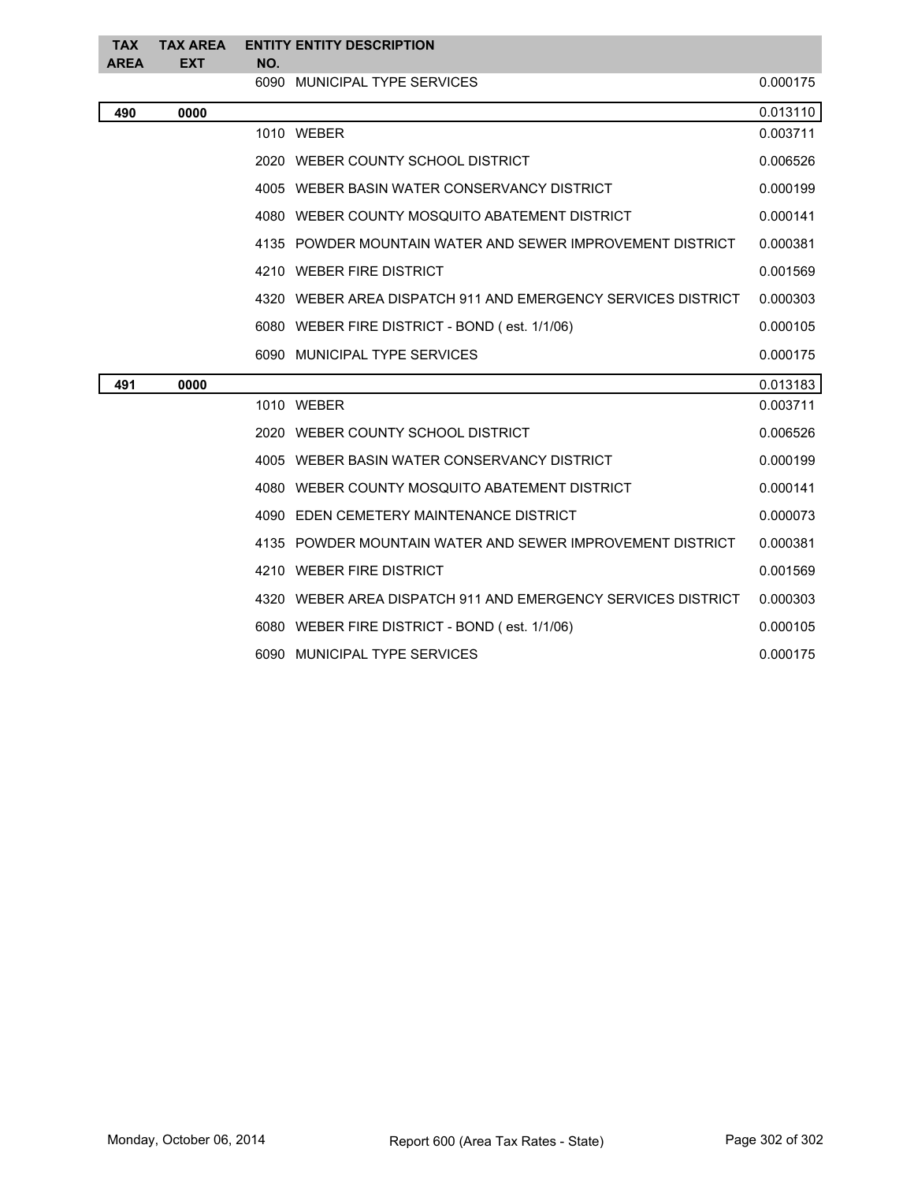| TAX AREA | TAX AREA EXT | ENTITY NO. | ENTITY DESCRIPTION | |
|---|---|---|---|---|
| | | 6090 | MUNICIPAL TYPE SERVICES | 0.000175 |
| **490** | **0000** | | | 0.013110 |
| | | 1010 | WEBER | 0.003711 |
| | | 2020 | WEBER COUNTY SCHOOL DISTRICT | 0.006526 |
| | | 4005 | WEBER BASIN WATER CONSERVANCY DISTRICT | 0.000199 |
| | | 4080 | WEBER COUNTY MOSQUITO ABATEMENT DISTRICT | 0.000141 |
| | | 4135 | POWDER MOUNTAIN WATER AND SEWER IMPROVEMENT DISTRICT | 0.000381 |
| | | 4210 | WEBER FIRE DISTRICT | 0.001569 |
| | | 4320 | WEBER AREA DISPATCH 911 AND EMERGENCY SERVICES DISTRICT | 0.000303 |
| | | 6080 | WEBER FIRE DISTRICT - BOND ( est. 1/1/06) | 0.000105 |
| | | 6090 | MUNICIPAL TYPE SERVICES | 0.000175 |
| **491** | **0000** | | | 0.013183 |
| | | 1010 | WEBER | 0.003711 |
| | | 2020 | WEBER COUNTY SCHOOL DISTRICT | 0.006526 |
| | | 4005 | WEBER BASIN WATER CONSERVANCY DISTRICT | 0.000199 |
| | | 4080 | WEBER COUNTY MOSQUITO ABATEMENT DISTRICT | 0.000141 |
| | | 4090 | EDEN CEMETERY MAINTENANCE DISTRICT | 0.000073 |
| | | 4135 | POWDER MOUNTAIN WATER AND SEWER IMPROVEMENT DISTRICT | 0.000381 |
| | | 4210 | WEBER FIRE DISTRICT | 0.001569 |
| | | 4320 | WEBER AREA DISPATCH 911 AND EMERGENCY SERVICES DISTRICT | 0.000303 |
| | | 6080 | WEBER FIRE DISTRICT - BOND ( est. 1/1/06) | 0.000105 |
| | | 6090 | MUNICIPAL TYPE SERVICES | 0.000175 |